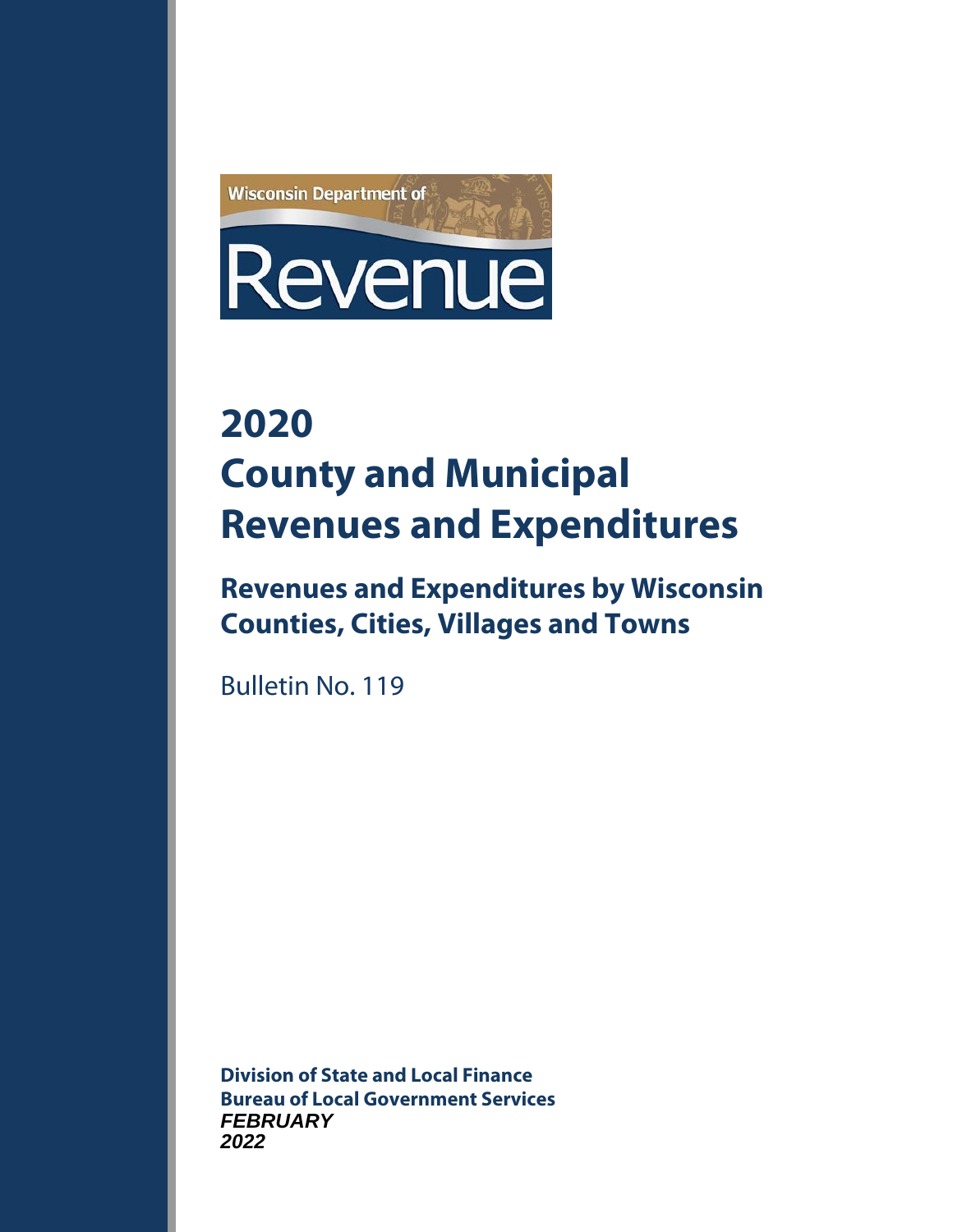Wisconsin Department of

Revenue

# 2020
# County and Municipal Revenues and Expenditures

## Revenues and Expenditures by Wisconsin Counties, Cities, Villages and Towns

Bulletin No. 119

**Division of State and Local Finance**
**Bureau of Local Government Services**
***FEBRUARY 2022***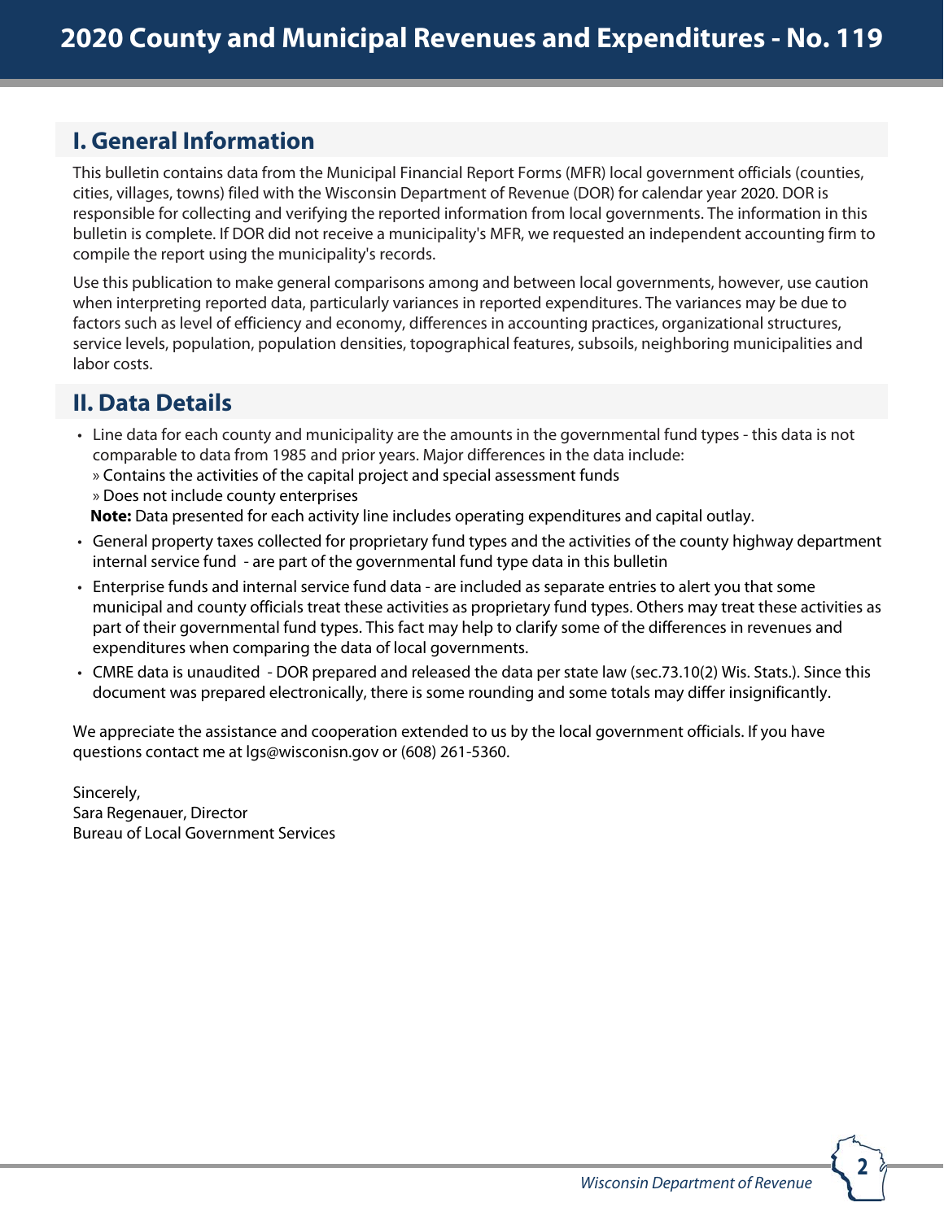# 2020 County and Municipal Revenues and Expenditures - No. 119

## I. General Information

This bulletin contains data from the Municipal Financial Report Forms (MFR) local government officials (counties, cities, villages, towns) filed with the Wisconsin Department of Revenue (DOR) for calendar year 2020. DOR is responsible for collecting and verifying the reported information from local governments. The information in this bulletin is complete. If DOR did not receive a municipality's MFR, we requested an independent accounting firm to compile the report using the municipality's records.

Use this publication to make general comparisons among and between local governments, however, use caution when interpreting reported data, particularly variances in reported expenditures. The variances may be due to factors such as level of efficiency and economy, differences in accounting practices, organizational structures, service levels, population, population densities, topographical features, subsoils, neighboring municipalities and labor costs.

## II. Data Details

- Line data for each county and municipality are the amounts in the governmental fund types - this data is not comparable to data from 1985 and prior years. Major differences in the data include:
  - » Contains the activities of the capital project and special assessment funds
  - » Does not include county enterprises

  **Note:** Data presented for each activity line includes operating expenditures and capital outlay.
- General property taxes collected for proprietary fund types and the activities of the county highway department internal service fund - are part of the governmental fund type data in this bulletin
- Enterprise funds and internal service fund data - are included as separate entries to alert you that some municipal and county officials treat these activities as proprietary fund types. Others may treat these activities as part of their governmental fund types. This fact may help to clarify some of the differences in revenues and expenditures when comparing the data of local governments.
- CMRE data is unaudited - DOR prepared and released the data per state law (sec.73.10(2) Wis. Stats.). Since this document was prepared electronically, there is some rounding and some totals may differ insignificantly.

We appreciate the assistance and cooperation extended to us by the local government officials. If you have questions contact me at lgs@wisconisn.gov or (608) 261-5360.

Sincerely,
Sara Regenauer, Director
Bureau of Local Government Services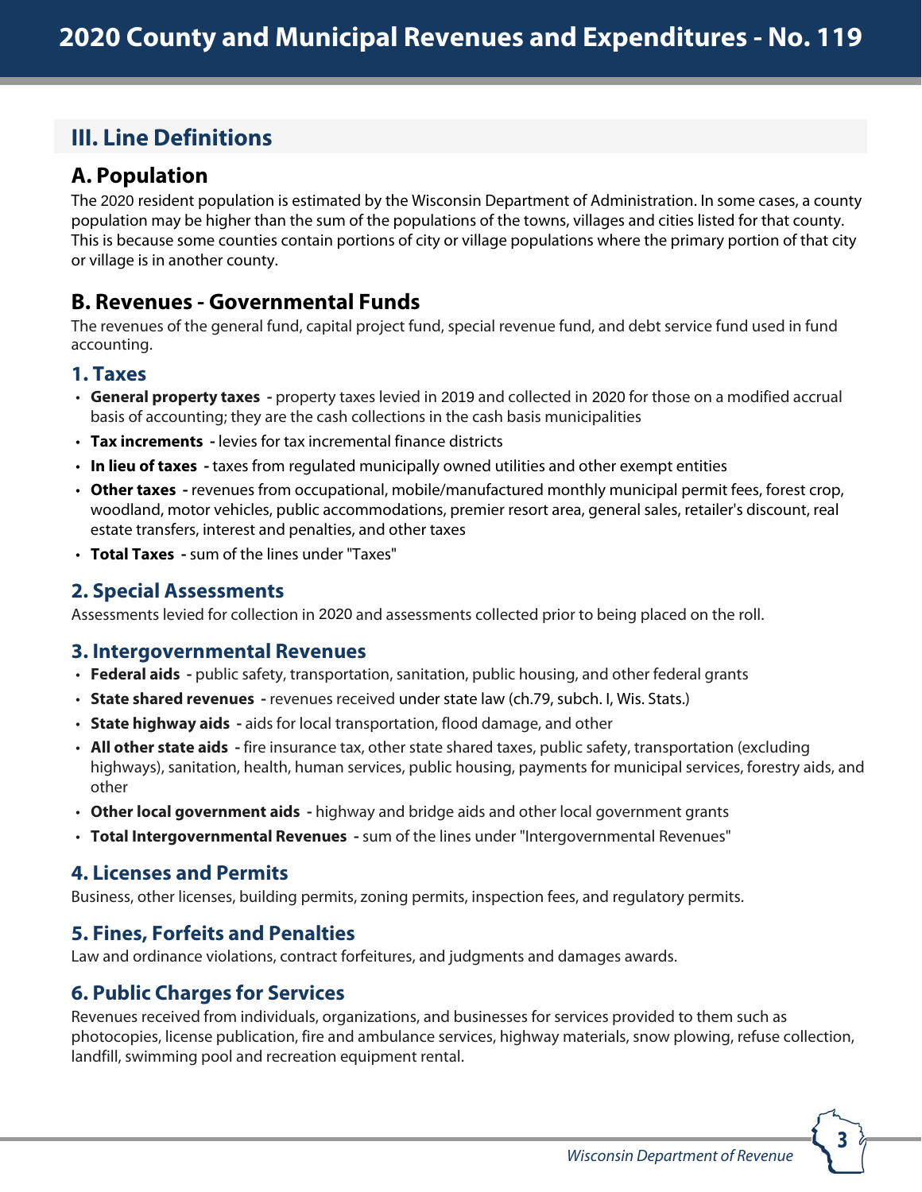# III. Line Definitions

## A. Population

The 2020 resident population is estimated by the Wisconsin Department of Administration. In some cases, a county population may be higher than the sum of the populations of the towns, villages and cities listed for that county. This is because some counties contain portions of city or village populations where the primary portion of that city or village is in another county.

## B. Revenues - Governmental Funds

The revenues of the general fund, capital project fund, special revenue fund, and debt service fund used in fund accounting.

### 1. Taxes

- **General property taxes** - property taxes levied in 2019 and collected in 2020 for those on a modified accrual basis of accounting; they are the cash collections in the cash basis municipalities
- **Tax increments** - levies for tax incremental finance districts
- **In lieu of taxes** - taxes from regulated municipally owned utilities and other exempt entities
- **Other taxes** - revenues from occupational, mobile/manufactured monthly municipal permit fees, forest crop, woodland, motor vehicles, public accommodations, premier resort area, general sales, retailer's discount, real estate transfers, interest and penalties, and other taxes
- **Total Taxes** - sum of the lines under "Taxes"

### 2. Special Assessments

Assessments levied for collection in 2020 and assessments collected prior to being placed on the roll.

### 3. Intergovernmental Revenues

- **Federal aids** - public safety, transportation, sanitation, public housing, and other federal grants
- **State shared revenues** - revenues received under state law (ch.79, subch. I, Wis. Stats.)
- **State highway aids** - aids for local transportation, flood damage, and other
- **All other state aids** - fire insurance tax, other state shared taxes, public safety, transportation (excluding highways), sanitation, health, human services, public housing, payments for municipal services, forestry aids, and other
- **Other local government aids** - highway and bridge aids and other local government grants
- **Total Intergovernmental Revenues** - sum of the lines under "Intergovernmental Revenues"

### 4. Licenses and Permits

Business, other licenses, building permits, zoning permits, inspection fees, and regulatory permits.

### 5. Fines, Forfeits and Penalties

Law and ordinance violations, contract forfeitures, and judgments and damages awards.

### 6. Public Charges for Services

Revenues received from individuals, organizations, and businesses for services provided to them such as photocopies, license publication, fire and ambulance services, highway materials, snow plowing, refuse collection, landfill, swimming pool and recreation equipment rental.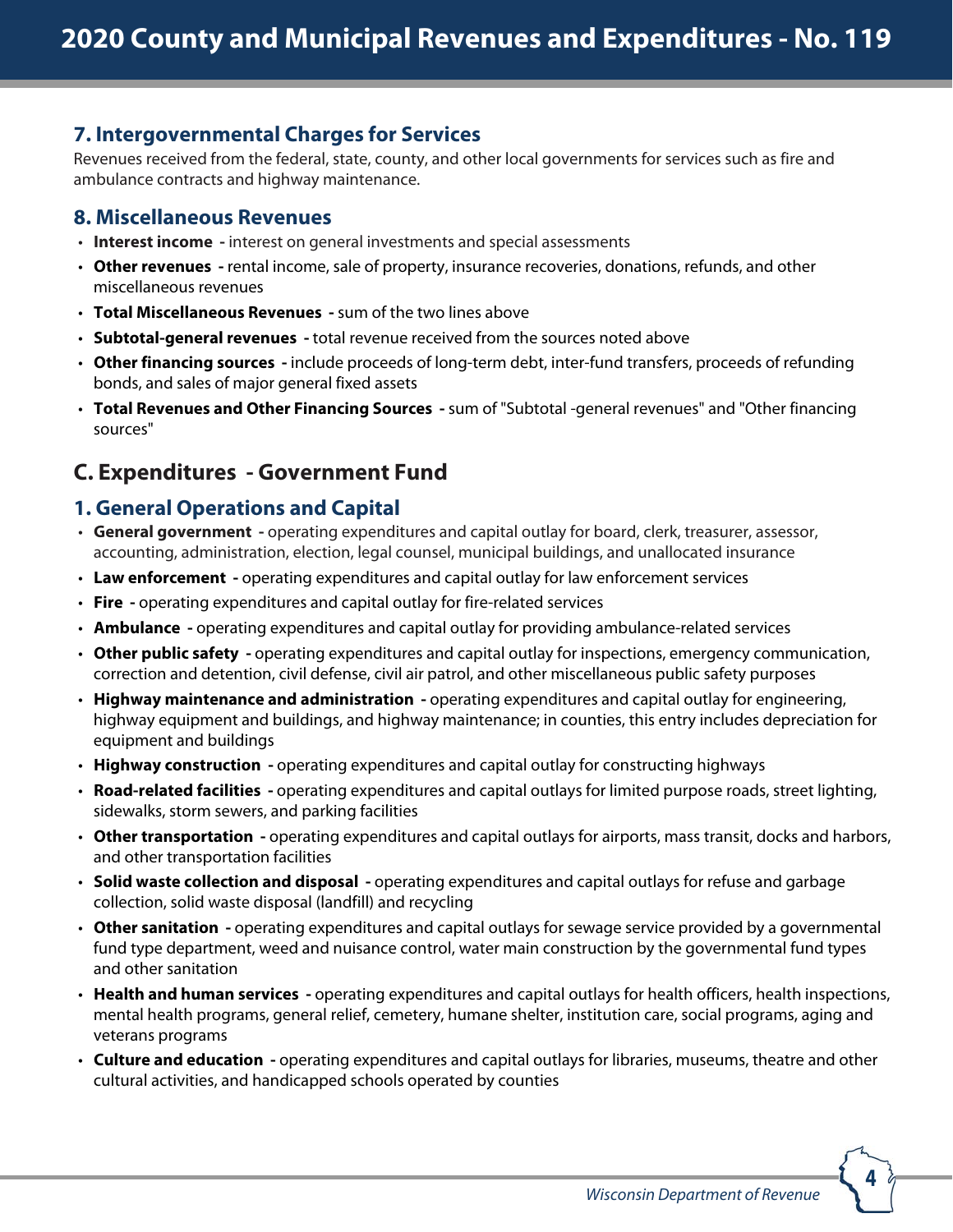### 7. Intergovernmental Charges for Services

Revenues received from the federal, state, county, and other local governments for services such as fire and ambulance contracts and highway maintenance.

### 8. Miscellaneous Revenues

- **Interest income** - interest on general investments and special assessments
- **Other revenues** - rental income, sale of property, insurance recoveries, donations, refunds, and other miscellaneous revenues
- **Total Miscellaneous Revenues** - sum of the two lines above
- **Subtotal-general revenues** - total revenue received from the sources noted above
- **Other financing sources** - include proceeds of long-term debt, inter-fund transfers, proceeds of refunding bonds, and sales of major general fixed assets
- **Total Revenues and Other Financing Sources** - sum of "Subtotal -general revenues" and "Other financing sources"

## C. Expenditures - Government Fund

### 1. General Operations and Capital

- **General government** - operating expenditures and capital outlay for board, clerk, treasurer, assessor, accounting, administration, election, legal counsel, municipal buildings, and unallocated insurance
- **Law enforcement** - operating expenditures and capital outlay for law enforcement services
- **Fire** - operating expenditures and capital outlay for fire-related services
- **Ambulance** - operating expenditures and capital outlay for providing ambulance-related services
- **Other public safety** - operating expenditures and capital outlay for inspections, emergency communication, correction and detention, civil defense, civil air patrol, and other miscellaneous public safety purposes
- **Highway maintenance and administration** - operating expenditures and capital outlay for engineering, highway equipment and buildings, and highway maintenance; in counties, this entry includes depreciation for equipment and buildings
- **Highway construction** - operating expenditures and capital outlay for constructing highways
- **Road-related facilities** - operating expenditures and capital outlays for limited purpose roads, street lighting, sidewalks, storm sewers, and parking facilities
- **Other transportation** - operating expenditures and capital outlays for airports, mass transit, docks and harbors, and other transportation facilities
- **Solid waste collection and disposal** - operating expenditures and capital outlays for refuse and garbage collection, solid waste disposal (landfill) and recycling
- **Other sanitation** - operating expenditures and capital outlays for sewage service provided by a governmental fund type department, weed and nuisance control, water main construction by the governmental fund types and other sanitation
- **Health and human services** - operating expenditures and capital outlays for health officers, health inspections, mental health programs, general relief, cemetery, humane shelter, institution care, social programs, aging and veterans programs
- **Culture and education** - operating expenditures and capital outlays for libraries, museums, theatre and other cultural activities, and handicapped schools operated by counties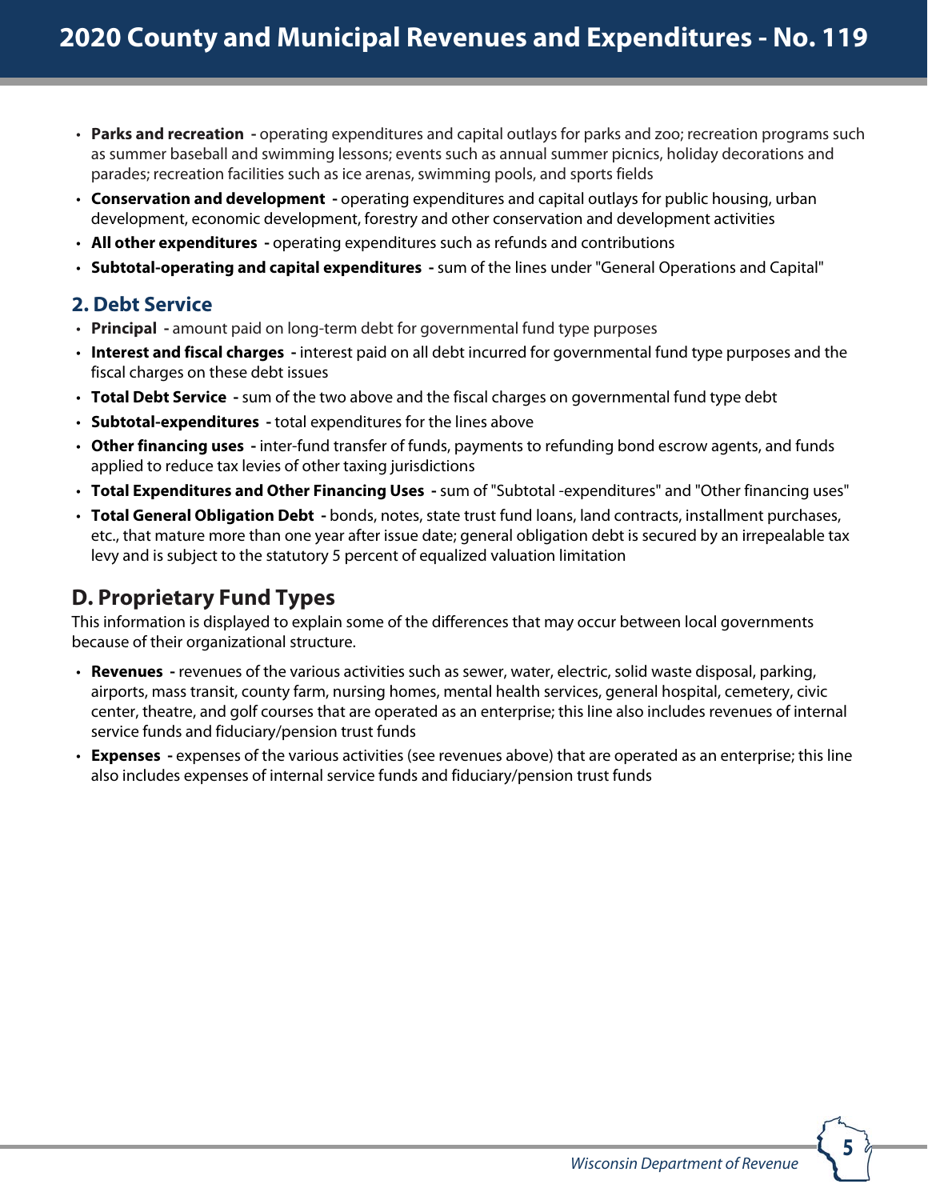- **Parks and recreation -** operating expenditures and capital outlays for parks and zoo; recreation programs such as summer baseball and swimming lessons; events such as annual summer picnics, holiday decorations and parades; recreation facilities such as ice arenas, swimming pools, and sports fields
- **Conservation and development -** operating expenditures and capital outlays for public housing, urban development, economic development, forestry and other conservation and development activities
- **All other expenditures -** operating expenditures such as refunds and contributions
- **Subtotal-operating and capital expenditures -** sum of the lines under "General Operations and Capital"

### 2. Debt Service

- **Principal -** amount paid on long-term debt for governmental fund type purposes
- **Interest and fiscal charges -** interest paid on all debt incurred for governmental fund type purposes and the fiscal charges on these debt issues
- **Total Debt Service -** sum of the two above and the fiscal charges on governmental fund type debt
- **Subtotal-expenditures -** total expenditures for the lines above
- **Other financing uses -** inter-fund transfer of funds, payments to refunding bond escrow agents, and funds applied to reduce tax levies of other taxing jurisdictions
- **Total Expenditures and Other Financing Uses -** sum of "Subtotal -expenditures" and "Other financing uses"
- **Total General Obligation Debt -** bonds, notes, state trust fund loans, land contracts, installment purchases, etc., that mature more than one year after issue date; general obligation debt is secured by an irrepealable tax levy and is subject to the statutory 5 percent of equalized valuation limitation

## D. Proprietary Fund Types

This information is displayed to explain some of the differences that may occur between local governments because of their organizational structure.

- **Revenues -** revenues of the various activities such as sewer, water, electric, solid waste disposal, parking, airports, mass transit, county farm, nursing homes, mental health services, general hospital, cemetery, civic center, theatre, and golf courses that are operated as an enterprise; this line also includes revenues of internal service funds and fiduciary/pension trust funds
- **Expenses -** expenses of the various activities (see revenues above) that are operated as an enterprise; this line also includes expenses of internal service funds and fiduciary/pension trust funds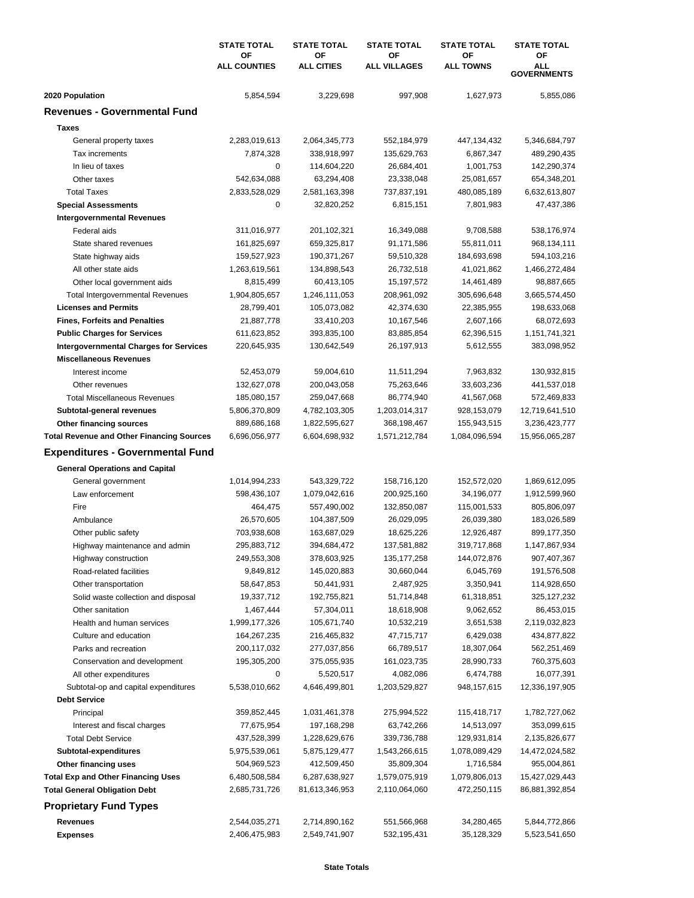| | STATE TOTAL OF ALL COUNTIES | STATE TOTAL OF ALL CITIES | STATE TOTAL OF ALL VILLAGES | STATE TOTAL OF ALL TOWNS | STATE TOTAL OF ALL GOVERNMENTS |
|---|---|---|---|---|---|
| **2020 Population** | 5,854,594 | 3,229,698 | 997,908 | 1,627,973 | 5,855,086 |
| **Revenues - Governmental Fund** | | | | | |
| **Taxes** | | | | | |
| General property taxes | 2,283,019,613 | 2,064,345,773 | 552,184,979 | 447,134,432 | 5,346,684,797 |
| Tax increments | 7,874,328 | 338,918,997 | 135,629,763 | 6,867,347 | 489,290,435 |
| In lieu of taxes | 0 | 114,604,220 | 26,684,401 | 1,001,753 | 142,290,374 |
| Other taxes | 542,634,088 | 63,294,408 | 23,338,048 | 25,081,657 | 654,348,201 |
| Total Taxes | 2,833,528,029 | 2,581,163,398 | 737,837,191 | 480,085,189 | 6,632,613,807 |
| **Special Assessments** | 0 | 32,820,252 | 6,815,151 | 7,801,983 | 47,437,386 |
| **Intergovernmental Revenues** | | | | | |
| Federal aids | 311,016,977 | 201,102,321 | 16,349,088 | 9,708,588 | 538,176,974 |
| State shared revenues | 161,825,697 | 659,325,817 | 91,171,586 | 55,811,011 | 968,134,111 |
| State highway aids | 159,527,923 | 190,371,267 | 59,510,328 | 184,693,698 | 594,103,216 |
| All other state aids | 1,263,619,561 | 134,898,543 | 26,732,518 | 41,021,862 | 1,466,272,484 |
| Other local government aids | 8,815,499 | 60,413,105 | 15,197,572 | 14,461,489 | 98,887,665 |
| Total Intergovernmental Revenues | 1,904,805,657 | 1,246,111,053 | 208,961,092 | 305,696,648 | 3,665,574,450 |
| **Licenses and Permits** | 28,799,401 | 105,073,082 | 42,374,630 | 22,385,955 | 198,633,068 |
| **Fines, Forfeits and Penalties** | 21,887,778 | 33,410,203 | 10,167,546 | 2,607,166 | 68,072,693 |
| **Public Charges for Services** | 611,623,852 | 393,835,100 | 83,885,854 | 62,396,515 | 1,151,741,321 |
| **Intergovernmental Charges for Services** | 220,645,935 | 130,642,549 | 26,197,913 | 5,612,555 | 383,098,952 |
| **Miscellaneous Revenues** | | | | | |
| Interest income | 52,453,079 | 59,004,610 | 11,511,294 | 7,963,832 | 130,932,815 |
| Other revenues | 132,627,078 | 200,043,058 | 75,263,646 | 33,603,236 | 441,537,018 |
| Total Miscellaneous Revenues | 185,080,157 | 259,047,668 | 86,774,940 | 41,567,068 | 572,469,833 |
| **Subtotal-general revenues** | 5,806,370,809 | 4,782,103,305 | 1,203,014,317 | 928,153,079 | 12,719,641,510 |
| **Other financing sources** | 889,686,168 | 1,822,595,627 | 368,198,467 | 155,943,515 | 3,236,423,777 |
| **Total Revenue and Other Financing Sources** | 6,696,056,977 | 6,604,698,932 | 1,571,212,784 | 1,084,096,594 | 15,956,065,287 |
| **Expenditures - Governmental Fund** | | | | | |
| **General Operations and Capital** | | | | | |
| General government | 1,014,994,233 | 543,329,722 | 158,716,120 | 152,572,020 | 1,869,612,095 |
| Law enforcement | 598,436,107 | 1,079,042,616 | 200,925,160 | 34,196,077 | 1,912,599,960 |
| Fire | 464,475 | 557,490,002 | 132,850,087 | 115,001,533 | 805,806,097 |
| Ambulance | 26,570,605 | 104,387,509 | 26,029,095 | 26,039,380 | 183,026,589 |
| Other public safety | 703,938,608 | 163,687,029 | 18,625,226 | 12,926,487 | 899,177,350 |
| Highway maintenance and admin | 295,883,712 | 394,684,472 | 137,581,882 | 319,717,868 | 1,147,867,934 |
| Highway construction | 249,553,308 | 378,603,925 | 135,177,258 | 144,072,876 | 907,407,367 |
| Road-related facilities | 9,849,812 | 145,020,883 | 30,660,044 | 6,045,769 | 191,576,508 |
| Other transportation | 58,647,853 | 50,441,931 | 2,487,925 | 3,350,941 | 114,928,650 |
| Solid waste collection and disposal | 19,337,712 | 192,755,821 | 51,714,848 | 61,318,851 | 325,127,232 |
| Other sanitation | 1,467,444 | 57,304,011 | 18,618,908 | 9,062,652 | 86,453,015 |
| Health and human services | 1,999,177,326 | 105,671,740 | 10,532,219 | 3,651,538 | 2,119,032,823 |
| Culture and education | 164,267,235 | 216,465,832 | 47,715,717 | 6,429,038 | 434,877,822 |
| Parks and recreation | 200,117,032 | 277,037,856 | 66,789,517 | 18,307,064 | 562,251,469 |
| Conservation and development | 195,305,200 | 375,055,935 | 161,023,735 | 28,990,733 | 760,375,603 |
| All other expenditures | 0 | 5,520,517 | 4,082,086 | 6,474,788 | 16,077,391 |
| Subtotal-op and capital expenditures | 5,538,010,662 | 4,646,499,801 | 1,203,529,827 | 948,157,615 | 12,336,197,905 |
| **Debt Service** | | | | | |
| Principal | 359,852,445 | 1,031,461,378 | 275,994,522 | 115,418,717 | 1,782,727,062 |
| Interest and fiscal charges | 77,675,954 | 197,168,298 | 63,742,266 | 14,513,097 | 353,099,615 |
| Total Debt Service | 437,528,399 | 1,228,629,676 | 339,736,788 | 129,931,814 | 2,135,826,677 |
| **Subtotal-expenditures** | 5,975,539,061 | 5,875,129,477 | 1,543,266,615 | 1,078,089,429 | 14,472,024,582 |
| **Other financing uses** | 504,969,523 | 412,509,450 | 35,809,304 | 1,716,584 | 955,004,861 |
| **Total Exp and Other Financing Uses** | 6,480,508,584 | 6,287,638,927 | 1,579,075,919 | 1,079,806,013 | 15,427,029,443 |
| **Total General Obligation Debt** | 2,685,731,726 | 81,613,346,953 | 2,110,064,060 | 472,250,115 | 86,881,392,854 |
| **Proprietary Fund Types** | | | | | |
| **Revenues** | 2,544,035,271 | 2,714,890,162 | 551,566,968 | 34,280,465 | 5,844,772,866 |
| **Expenses** | 2,406,475,983 | 2,549,741,907 | 532,195,431 | 35,128,329 | 5,523,541,650 |

**State Totals**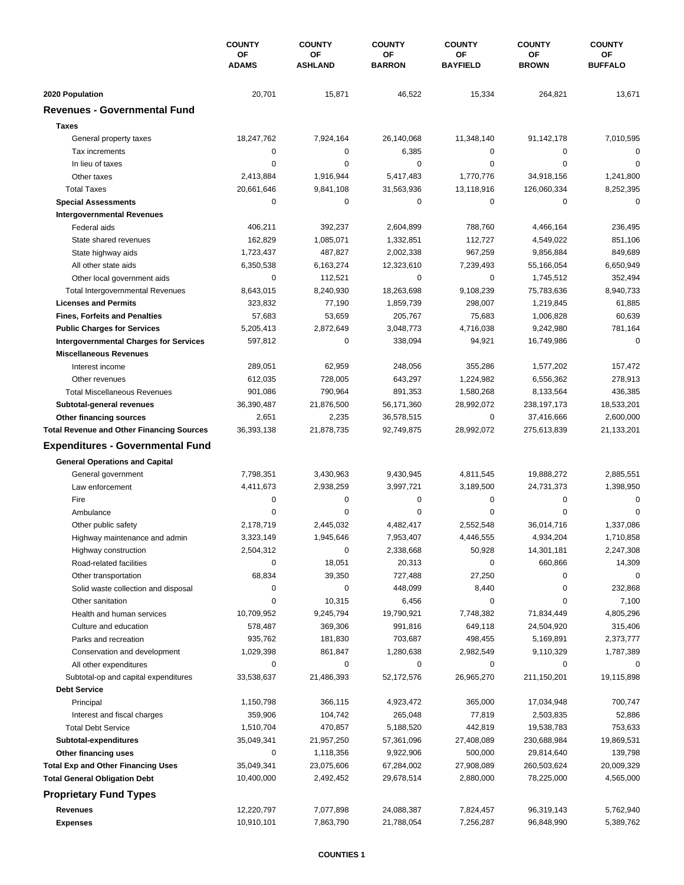| | COUNTY OF ADAMS | COUNTY OF ASHLAND | COUNTY OF BARRON | COUNTY OF BAYFIELD | COUNTY OF BROWN | COUNTY OF BUFFALO |
|---|---|---|---|---|---|---|
| **2020 Population** | 20,701 | 15,871 | 46,522 | 15,334 | 264,821 | 13,671 |
| **Revenues - Governmental Fund** | | | | | | |
| **Taxes** | | | | | | |
| General property taxes | 18,247,762 | 7,924,164 | 26,140,068 | 11,348,140 | 91,142,178 | 7,010,595 |
| Tax increments | 0 | 0 | 6,385 | 0 | 0 | 0 |
| In lieu of taxes | 0 | 0 | 0 | 0 | 0 | 0 |
| Other taxes | 2,413,884 | 1,916,944 | 5,417,483 | 1,770,776 | 34,918,156 | 1,241,800 |
| Total Taxes | 20,661,646 | 9,841,108 | 31,563,936 | 13,118,916 | 126,060,334 | 8,252,395 |
| **Special Assessments** | 0 | 0 | 0 | 0 | 0 | 0 |
| **Intergovernmental Revenues** | | | | | | |
| Federal aids | 406,211 | 392,237 | 2,604,899 | 788,760 | 4,466,164 | 236,495 |
| State shared revenues | 162,829 | 1,085,071 | 1,332,851 | 112,727 | 4,549,022 | 851,106 |
| State highway aids | 1,723,437 | 487,827 | 2,002,338 | 967,259 | 9,856,884 | 849,689 |
| All other state aids | 6,350,538 | 6,163,274 | 12,323,610 | 7,239,493 | 55,166,054 | 6,650,949 |
| Other local government aids | 0 | 112,521 | 0 | 0 | 1,745,512 | 352,494 |
| Total Intergovernmental Revenues | 8,643,015 | 8,240,930 | 18,263,698 | 9,108,239 | 75,783,636 | 8,940,733 |
| **Licenses and Permits** | 323,832 | 77,190 | 1,859,739 | 298,007 | 1,219,845 | 61,885 |
| **Fines, Forfeits and Penalties** | 57,683 | 53,659 | 205,767 | 75,683 | 1,006,828 | 60,639 |
| **Public Charges for Services** | 5,205,413 | 2,872,649 | 3,048,773 | 4,716,038 | 9,242,980 | 781,164 |
| **Intergovernmental Charges for Services** | 597,812 | 0 | 338,094 | 94,921 | 16,749,986 | 0 |
| **Miscellaneous Revenues** | | | | | | |
| Interest income | 289,051 | 62,959 | 248,056 | 355,286 | 1,577,202 | 157,472 |
| Other revenues | 612,035 | 728,005 | 643,297 | 1,224,982 | 6,556,362 | 278,913 |
| Total Miscellaneous Revenues | 901,086 | 790,964 | 891,353 | 1,580,268 | 8,133,564 | 436,385 |
| **Subtotal-general revenues** | 36,390,487 | 21,876,500 | 56,171,360 | 28,992,072 | 238,197,173 | 18,533,201 |
| **Other financing sources** | 2,651 | 2,235 | 36,578,515 | 0 | 37,416,666 | 2,600,000 |
| **Total Revenue and Other Financing Sources** | 36,393,138 | 21,878,735 | 92,749,875 | 28,992,072 | 275,613,839 | 21,133,201 |
| **Expenditures - Governmental Fund** | | | | | | |
| **General Operations and Capital** | | | | | | |
| General government | 7,798,351 | 3,430,963 | 9,430,945 | 4,811,545 | 19,888,272 | 2,885,551 |
| Law enforcement | 4,411,673 | 2,938,259 | 3,997,721 | 3,189,500 | 24,731,373 | 1,398,950 |
| Fire | 0 | 0 | 0 | 0 | 0 | 0 |
| Ambulance | 0 | 0 | 0 | 0 | 0 | 0 |
| Other public safety | 2,178,719 | 2,445,032 | 4,482,417 | 2,552,548 | 36,014,716 | 1,337,086 |
| Highway maintenance and admin | 3,323,149 | 1,945,646 | 7,953,407 | 4,446,555 | 4,934,204 | 1,710,858 |
| Highway construction | 2,504,312 | 0 | 2,338,668 | 50,928 | 14,301,181 | 2,247,308 |
| Road-related facilities | 0 | 18,051 | 20,313 | 0 | 660,866 | 14,309 |
| Other transportation | 68,834 | 39,350 | 727,488 | 27,250 | 0 | 0 |
| Solid waste collection and disposal | 0 | 0 | 448,099 | 8,440 | 0 | 232,868 |
| Other sanitation | 0 | 10,315 | 6,456 | 0 | 0 | 7,100 |
| Health and human services | 10,709,952 | 9,245,794 | 19,790,921 | 7,748,382 | 71,834,449 | 4,805,296 |
| Culture and education | 578,487 | 369,306 | 991,816 | 649,118 | 24,504,920 | 315,406 |
| Parks and recreation | 935,762 | 181,830 | 703,687 | 498,455 | 5,169,891 | 2,373,777 |
| Conservation and development | 1,029,398 | 861,847 | 1,280,638 | 2,982,549 | 9,110,329 | 1,787,389 |
| All other expenditures | 0 | 0 | 0 | 0 | 0 | 0 |
| Subtotal-op and capital expenditures | 33,538,637 | 21,486,393 | 52,172,576 | 26,965,270 | 211,150,201 | 19,115,898 |
| **Debt Service** | | | | | | |
| Principal | 1,150,798 | 366,115 | 4,923,472 | 365,000 | 17,034,948 | 700,747 |
| Interest and fiscal charges | 359,906 | 104,742 | 265,048 | 77,819 | 2,503,835 | 52,886 |
| Total Debt Service | 1,510,704 | 470,857 | 5,188,520 | 442,819 | 19,538,783 | 753,633 |
| **Subtotal-expenditures** | 35,049,341 | 21,957,250 | 57,361,096 | 27,408,089 | 230,688,984 | 19,869,531 |
| **Other financing uses** | 0 | 1,118,356 | 9,922,906 | 500,000 | 29,814,640 | 139,798 |
| **Total Exp and Other Financing Uses** | 35,049,341 | 23,075,606 | 67,284,002 | 27,908,089 | 260,503,624 | 20,009,329 |
| **Total General Obligation Debt** | 10,400,000 | 2,492,452 | 29,678,514 | 2,880,000 | 78,225,000 | 4,565,000 |
| **Proprietary Fund Types** | | | | | | |
| **Revenues** | 12,220,797 | 7,077,898 | 24,088,387 | 7,824,457 | 96,319,143 | 5,762,940 |
| **Expenses** | 10,910,101 | 7,863,790 | 21,788,054 | 7,256,287 | 96,848,990 | 5,389,762 |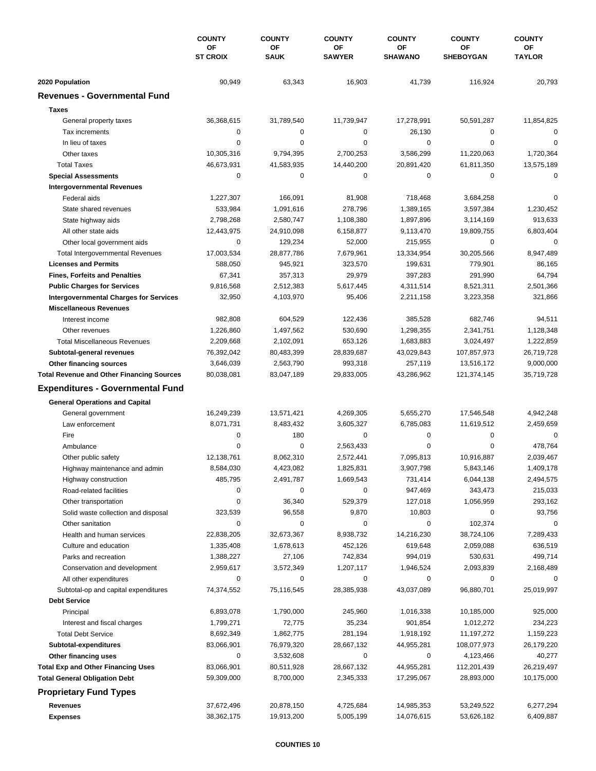| | COUNTY OF ST CROIX | COUNTY OF SAUK | COUNTY OF SAWYER | COUNTY OF SHAWANO | COUNTY OF SHEBOYGAN | COUNTY OF TAYLOR |
|---|---|---|---|---|---|---|
| **2020 Population** | 90,949 | 63,343 | 16,903 | 41,739 | 116,924 | 20,793 |
| **Revenues - Governmental Fund** | | | | | | |
| **Taxes** | | | | | | |
| General property taxes | 36,368,615 | 31,789,540 | 11,739,947 | 17,278,991 | 50,591,287 | 11,854,825 |
| Tax increments | 0 | 0 | 0 | 26,130 | 0 | 0 |
| In lieu of taxes | 0 | 0 | 0 | 0 | 0 | 0 |
| Other taxes | 10,305,316 | 9,794,395 | 2,700,253 | 3,586,299 | 11,220,063 | 1,720,364 |
| Total Taxes | 46,673,931 | 41,583,935 | 14,440,200 | 20,891,420 | 61,811,350 | 13,575,189 |
| **Special Assessments** | 0 | 0 | 0 | 0 | 0 | 0 |
| **Intergovernmental Revenues** | | | | | | |
| Federal aids | 1,227,307 | 166,091 | 81,908 | 718,468 | 3,684,258 | 0 |
| State shared revenues | 533,984 | 1,091,616 | 278,796 | 1,389,165 | 3,597,384 | 1,230,452 |
| State highway aids | 2,798,268 | 2,580,747 | 1,108,380 | 1,897,896 | 3,114,169 | 913,633 |
| All other state aids | 12,443,975 | 24,910,098 | 6,158,877 | 9,113,470 | 19,809,755 | 6,803,404 |
| Other local government aids | 0 | 129,234 | 52,000 | 215,955 | 0 | 0 |
| Total Intergovernmental Revenues | 17,003,534 | 28,877,786 | 7,679,961 | 13,334,954 | 30,205,566 | 8,947,489 |
| **Licenses and Permits** | 588,050 | 945,921 | 323,570 | 199,631 | 779,901 | 86,165 |
| **Fines, Forfeits and Penalties** | 67,341 | 357,313 | 29,979 | 397,283 | 291,990 | 64,794 |
| **Public Charges for Services** | 9,816,568 | 2,512,383 | 5,617,445 | 4,311,514 | 8,521,311 | 2,501,366 |
| **Intergovernmental Charges for Services** | 32,950 | 4,103,970 | 95,406 | 2,211,158 | 3,223,358 | 321,866 |
| **Miscellaneous Revenues** | | | | | | |
| Interest income | 982,808 | 604,529 | 122,436 | 385,528 | 682,746 | 94,511 |
| Other revenues | 1,226,860 | 1,497,562 | 530,690 | 1,298,355 | 2,341,751 | 1,128,348 |
| Total Miscellaneous Revenues | 2,209,668 | 2,102,091 | 653,126 | 1,683,883 | 3,024,497 | 1,222,859 |
| **Subtotal-general revenues** | 76,392,042 | 80,483,399 | 28,839,687 | 43,029,843 | 107,857,973 | 26,719,728 |
| **Other financing sources** | 3,646,039 | 2,563,790 | 993,318 | 257,119 | 13,516,172 | 9,000,000 |
| **Total Revenue and Other Financing Sources** | 80,038,081 | 83,047,189 | 29,833,005 | 43,286,962 | 121,374,145 | 35,719,728 |
| **Expenditures - Governmental Fund** | | | | | | |
| **General Operations and Capital** | | | | | | |
| General government | 16,249,239 | 13,571,421 | 4,269,305 | 5,655,270 | 17,546,548 | 4,942,248 |
| Law enforcement | 8,071,731 | 8,483,432 | 3,605,327 | 6,785,083 | 11,619,512 | 2,459,659 |
| Fire | 0 | 180 | 0 | 0 | 0 | 0 |
| Ambulance | 0 | 0 | 2,563,433 | 0 | 0 | 478,764 |
| Other public safety | 12,138,761 | 8,062,310 | 2,572,441 | 7,095,813 | 10,916,887 | 2,039,467 |
| Highway maintenance and admin | 8,584,030 | 4,423,082 | 1,825,831 | 3,907,798 | 5,843,146 | 1,409,178 |
| Highway construction | 485,795 | 2,491,787 | 1,669,543 | 731,414 | 6,044,138 | 2,494,575 |
| Road-related facilities | 0 | 0 | 0 | 947,469 | 343,473 | 215,033 |
| Other transportation | 0 | 36,340 | 529,379 | 127,018 | 1,056,959 | 293,162 |
| Solid waste collection and disposal | 323,539 | 96,558 | 9,870 | 10,803 | 0 | 93,756 |
| Other sanitation | 0 | 0 | 0 | 0 | 102,374 | 0 |
| Health and human services | 22,838,205 | 32,673,367 | 8,938,732 | 14,216,230 | 38,724,106 | 7,289,433 |
| Culture and education | 1,335,408 | 1,678,613 | 452,126 | 619,648 | 2,059,088 | 636,519 |
| Parks and recreation | 1,388,227 | 27,106 | 742,834 | 994,019 | 530,631 | 499,714 |
| Conservation and development | 2,959,617 | 3,572,349 | 1,207,117 | 1,946,524 | 2,093,839 | 2,168,489 |
| All other expenditures | 0 | 0 | 0 | 0 | 0 | 0 |
| Subtotal-op and capital expenditures | 74,374,552 | 75,116,545 | 28,385,938 | 43,037,089 | 96,880,701 | 25,019,997 |
| **Debt Service** | | | | | | |
| Principal | 6,893,078 | 1,790,000 | 245,960 | 1,016,338 | 10,185,000 | 925,000 |
| Interest and fiscal charges | 1,799,271 | 72,775 | 35,234 | 901,854 | 1,012,272 | 234,223 |
| Total Debt Service | 8,692,349 | 1,862,775 | 281,194 | 1,918,192 | 11,197,272 | 1,159,223 |
| **Subtotal-expenditures** | 83,066,901 | 76,979,320 | 28,667,132 | 44,955,281 | 108,077,973 | 26,179,220 |
| **Other financing uses** | 0 | 3,532,608 | 0 | 0 | 4,123,466 | 40,277 |
| **Total Exp and Other Financing Uses** | 83,066,901 | 80,511,928 | 28,667,132 | 44,955,281 | 112,201,439 | 26,219,497 |
| **Total General Obligation Debt** | 59,309,000 | 8,700,000 | 2,345,333 | 17,295,067 | 28,893,000 | 10,175,000 |
| **Proprietary Fund Types** | | | | | | |
| **Revenues** | 37,672,496 | 20,878,150 | 4,725,684 | 14,985,353 | 53,249,522 | 6,277,294 |
| **Expenses** | 38,362,175 | 19,913,200 | 5,005,199 | 14,076,615 | 53,626,182 | 6,409,887 |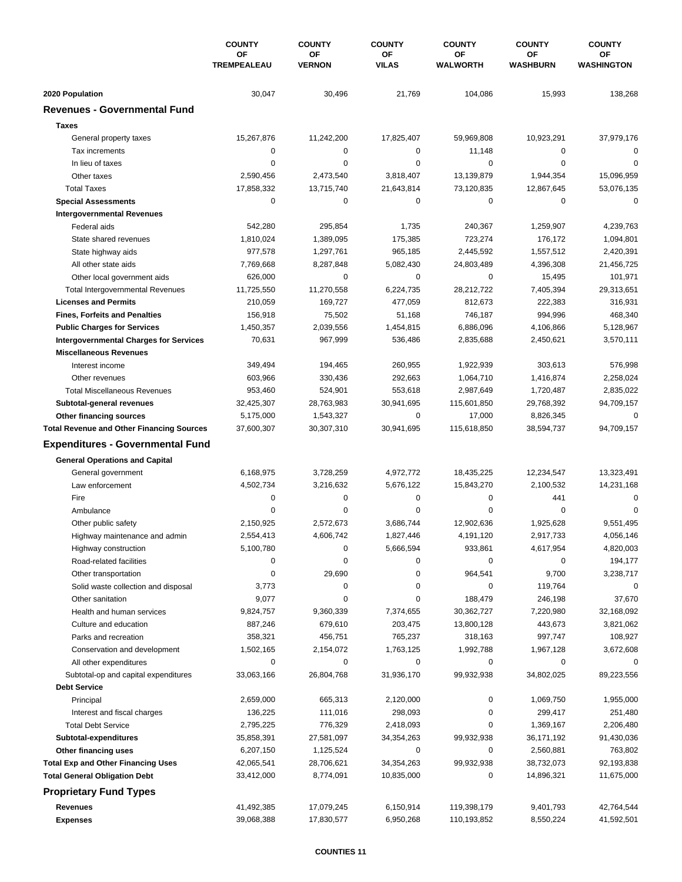| | COUNTY OF TREMPEALEAU | COUNTY OF VERNON | COUNTY OF VILAS | COUNTY OF WALWORTH | COUNTY OF WASHBURN | COUNTY OF WASHINGTON |
|---|---|---|---|---|---|---|
| **2020 Population** | 30,047 | 30,496 | 21,769 | 104,086 | 15,993 | 138,268 |
| **Revenues - Governmental Fund** | | | | | | |
| **Taxes** | | | | | | |
| General property taxes | 15,267,876 | 11,242,200 | 17,825,407 | 59,969,808 | 10,923,291 | 37,979,176 |
| Tax increments | 0 | 0 | 0 | 11,148 | 0 | 0 |
| In lieu of taxes | 0 | 0 | 0 | 0 | 0 | 0 |
| Other taxes | 2,590,456 | 2,473,540 | 3,818,407 | 13,139,879 | 1,944,354 | 15,096,959 |
| Total Taxes | 17,858,332 | 13,715,740 | 21,643,814 | 73,120,835 | 12,867,645 | 53,076,135 |
| **Special Assessments** | 0 | 0 | 0 | 0 | 0 | 0 |
| **Intergovernmental Revenues** | | | | | | |
| Federal aids | 542,280 | 295,854 | 1,735 | 240,367 | 1,259,907 | 4,239,763 |
| State shared revenues | 1,810,024 | 1,389,095 | 175,385 | 723,274 | 176,172 | 1,094,801 |
| State highway aids | 977,578 | 1,297,761 | 965,185 | 2,445,592 | 1,557,512 | 2,420,391 |
| All other state aids | 7,769,668 | 8,287,848 | 5,082,430 | 24,803,489 | 4,396,308 | 21,456,725 |
| Other local government aids | 626,000 | 0 | 0 | 0 | 15,495 | 101,971 |
| Total Intergovernmental Revenues | 11,725,550 | 11,270,558 | 6,224,735 | 28,212,722 | 7,405,394 | 29,313,651 |
| **Licenses and Permits** | 210,059 | 169,727 | 477,059 | 812,673 | 222,383 | 316,931 |
| **Fines, Forfeits and Penalties** | 156,918 | 75,502 | 51,168 | 746,187 | 994,996 | 468,340 |
| **Public Charges for Services** | 1,450,357 | 2,039,556 | 1,454,815 | 6,886,096 | 4,106,866 | 5,128,967 |
| **Intergovernmental Charges for Services** | 70,631 | 967,999 | 536,486 | 2,835,688 | 2,450,621 | 3,570,111 |
| **Miscellaneous Revenues** | | | | | | |
| Interest income | 349,494 | 194,465 | 260,955 | 1,922,939 | 303,613 | 576,998 |
| Other revenues | 603,966 | 330,436 | 292,663 | 1,064,710 | 1,416,874 | 2,258,024 |
| Total Miscellaneous Revenues | 953,460 | 524,901 | 553,618 | 2,987,649 | 1,720,487 | 2,835,022 |
| **Subtotal-general revenues** | 32,425,307 | 28,763,983 | 30,941,695 | 115,601,850 | 29,768,392 | 94,709,157 |
| **Other financing sources** | 5,175,000 | 1,543,327 | 0 | 17,000 | 8,826,345 | 0 |
| **Total Revenue and Other Financing Sources** | 37,600,307 | 30,307,310 | 30,941,695 | 115,618,850 | 38,594,737 | 94,709,157 |
| **Expenditures - Governmental Fund** | | | | | | |
| **General Operations and Capital** | | | | | | |
| General government | 6,168,975 | 3,728,259 | 4,972,772 | 18,435,225 | 12,234,547 | 13,323,491 |
| Law enforcement | 4,502,734 | 3,216,632 | 5,676,122 | 15,843,270 | 2,100,532 | 14,231,168 |
| Fire | 0 | 0 | 0 | 0 | 441 | 0 |
| Ambulance | 0 | 0 | 0 | 0 | 0 | 0 |
| Other public safety | 2,150,925 | 2,572,673 | 3,686,744 | 12,902,636 | 1,925,628 | 9,551,495 |
| Highway maintenance and admin | 2,554,413 | 4,606,742 | 1,827,446 | 4,191,120 | 2,917,733 | 4,056,146 |
| Highway construction | 5,100,780 | 0 | 5,666,594 | 933,861 | 4,617,954 | 4,820,003 |
| Road-related facilities | 0 | 0 | 0 | 0 | 0 | 194,177 |
| Other transportation | 0 | 29,690 | 0 | 964,541 | 9,700 | 3,238,717 |
| Solid waste collection and disposal | 3,773 | 0 | 0 | 0 | 119,764 | 0 |
| Other sanitation | 9,077 | 0 | 0 | 188,479 | 246,198 | 37,670 |
| Health and human services | 9,824,757 | 9,360,339 | 7,374,655 | 30,362,727 | 7,220,980 | 32,168,092 |
| Culture and education | 887,246 | 679,610 | 203,475 | 13,800,128 | 443,673 | 3,821,062 |
| Parks and recreation | 358,321 | 456,751 | 765,237 | 318,163 | 997,747 | 108,927 |
| Conservation and development | 1,502,165 | 2,154,072 | 1,763,125 | 1,992,788 | 1,967,128 | 3,672,608 |
| All other expenditures | 0 | 0 | 0 | 0 | 0 | 0 |
| Subtotal-op and capital expenditures | 33,063,166 | 26,804,768 | 31,936,170 | 99,932,938 | 34,802,025 | 89,223,556 |
| **Debt Service** | | | | | | |
| Principal | 2,659,000 | 665,313 | 2,120,000 | 0 | 1,069,750 | 1,955,000 |
| Interest and fiscal charges | 136,225 | 111,016 | 298,093 | 0 | 299,417 | 251,480 |
| Total Debt Service | 2,795,225 | 776,329 | 2,418,093 | 0 | 1,369,167 | 2,206,480 |
| **Subtotal-expenditures** | 35,858,391 | 27,581,097 | 34,354,263 | 99,932,938 | 36,171,192 | 91,430,036 |
| **Other financing uses** | 6,207,150 | 1,125,524 | 0 | 0 | 2,560,881 | 763,802 |
| **Total Exp and Other Financing Uses** | 42,065,541 | 28,706,621 | 34,354,263 | 99,932,938 | 38,732,073 | 92,193,838 |
| **Total General Obligation Debt** | 33,412,000 | 8,774,091 | 10,835,000 | 0 | 14,896,321 | 11,675,000 |
| **Proprietary Fund Types** | | | | | | |
| **Revenues** | 41,492,385 | 17,079,245 | 6,150,914 | 119,398,179 | 9,401,793 | 42,764,544 |
| **Expenses** | 39,068,388 | 17,830,577 | 6,950,268 | 110,193,852 | 8,550,224 | 41,592,501 |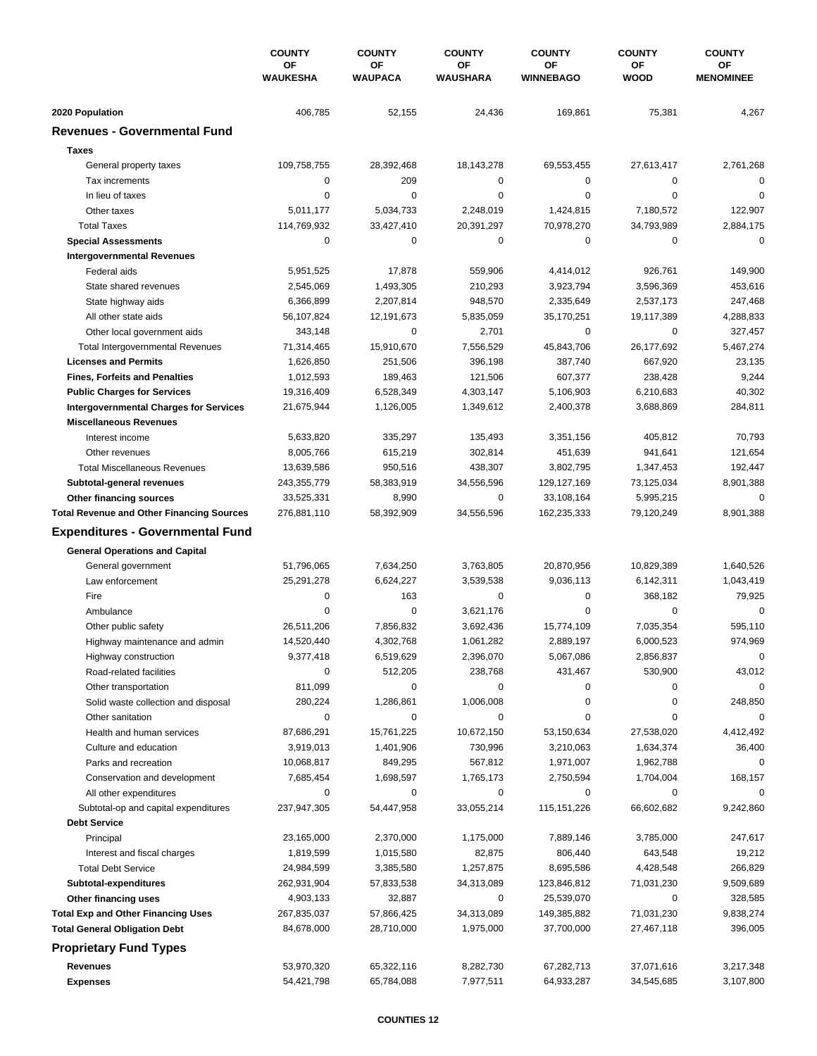| | COUNTY OF WAUKESHA | COUNTY OF WAUPACA | COUNTY OF WAUSHARA | COUNTY OF WINNEBAGO | COUNTY OF WOOD | COUNTY OF MENOMINEE |
|---|---|---|---|---|---|---|
| **2020 Population** | 406,785 | 52,155 | 24,436 | 169,861 | 75,381 | 4,267 |
| **Revenues - Governmental Fund** | | | | | | |
| **Taxes** | | | | | | |
| General property taxes | 109,758,755 | 28,392,468 | 18,143,278 | 69,553,455 | 27,613,417 | 2,761,268 |
| Tax increments | 0 | 209 | 0 | 0 | 0 | 0 |
| In lieu of taxes | 0 | 0 | 0 | 0 | 0 | 0 |
| Other taxes | 5,011,177 | 5,034,733 | 2,248,019 | 1,424,815 | 7,180,572 | 122,907 |
| Total Taxes | 114,769,932 | 33,427,410 | 20,391,297 | 70,978,270 | 34,793,989 | 2,884,175 |
| **Special Assessments** | 0 | 0 | 0 | 0 | 0 | 0 |
| **Intergovernmental Revenues** | | | | | | |
| Federal aids | 5,951,525 | 17,878 | 559,906 | 4,414,012 | 926,761 | 149,900 |
| State shared revenues | 2,545,069 | 1,493,305 | 210,293 | 3,923,794 | 3,596,369 | 453,616 |
| State highway aids | 6,366,899 | 2,207,814 | 948,570 | 2,335,649 | 2,537,173 | 247,468 |
| All other state aids | 56,107,824 | 12,191,673 | 5,835,059 | 35,170,251 | 19,117,389 | 4,288,833 |
| Other local government aids | 343,148 | 0 | 2,701 | 0 | 0 | 327,457 |
| Total Intergovernmental Revenues | 71,314,465 | 15,910,670 | 7,556,529 | 45,843,706 | 26,177,692 | 5,467,274 |
| **Licenses and Permits** | 1,626,850 | 251,506 | 396,198 | 387,740 | 667,920 | 23,135 |
| **Fines, Forfeits and Penalties** | 1,012,593 | 189,463 | 121,506 | 607,377 | 238,428 | 9,244 |
| **Public Charges for Services** | 19,316,409 | 6,528,349 | 4,303,147 | 5,106,903 | 6,210,683 | 40,302 |
| **Intergovernmental Charges for Services** | 21,675,944 | 1,126,005 | 1,349,612 | 2,400,378 | 3,688,869 | 284,811 |
| **Miscellaneous Revenues** | | | | | | |
| Interest income | 5,633,820 | 335,297 | 135,493 | 3,351,156 | 405,812 | 70,793 |
| Other revenues | 8,005,766 | 615,219 | 302,814 | 451,639 | 941,641 | 121,654 |
| Total Miscellaneous Revenues | 13,639,586 | 950,516 | 438,307 | 3,802,795 | 1,347,453 | 192,447 |
| **Subtotal-general revenues** | 243,355,779 | 58,383,919 | 34,556,596 | 129,127,169 | 73,125,034 | 8,901,388 |
| **Other financing sources** | 33,525,331 | 8,990 | 0 | 33,108,164 | 5,995,215 | 0 |
| **Total Revenue and Other Financing Sources** | 276,881,110 | 58,392,909 | 34,556,596 | 162,235,333 | 79,120,249 | 8,901,388 |
| **Expenditures - Governmental Fund** | | | | | | |
| **General Operations and Capital** | | | | | | |
| General government | 51,796,065 | 7,634,250 | 3,763,805 | 20,870,956 | 10,829,389 | 1,640,526 |
| Law enforcement | 25,291,278 | 6,624,227 | 3,539,538 | 9,036,113 | 6,142,311 | 1,043,419 |
| Fire | 0 | 163 | 0 | 0 | 368,182 | 79,925 |
| Ambulance | 0 | 0 | 3,621,176 | 0 | 0 | 0 |
| Other public safety | 26,511,206 | 7,856,832 | 3,692,436 | 15,774,109 | 7,035,354 | 595,110 |
| Highway maintenance and admin | 14,520,440 | 4,302,768 | 1,061,282 | 2,889,197 | 6,000,523 | 974,969 |
| Highway construction | 9,377,418 | 6,519,629 | 2,396,070 | 5,067,086 | 2,856,837 | 0 |
| Road-related facilities | 0 | 512,205 | 238,768 | 431,467 | 530,900 | 43,012 |
| Other transportation | 811,099 | 0 | 0 | 0 | 0 | 0 |
| Solid waste collection and disposal | 280,224 | 1,286,861 | 1,006,008 | 0 | 0 | 248,850 |
| Other sanitation | 0 | 0 | 0 | 0 | 0 | 0 |
| Health and human services | 87,686,291 | 15,761,225 | 10,672,150 | 53,150,634 | 27,538,020 | 4,412,492 |
| Culture and education | 3,919,013 | 1,401,906 | 730,996 | 3,210,063 | 1,634,374 | 36,400 |
| Parks and recreation | 10,068,817 | 849,295 | 567,812 | 1,971,007 | 1,962,788 | 0 |
| Conservation and development | 7,685,454 | 1,698,597 | 1,765,173 | 2,750,594 | 1,704,004 | 168,157 |
| All other expenditures | 0 | 0 | 0 | 0 | 0 | 0 |
| Subtotal-op and capital expenditures | 237,947,305 | 54,447,958 | 33,055,214 | 115,151,226 | 66,602,682 | 9,242,860 |
| **Debt Service** | | | | | | |
| Principal | 23,165,000 | 2,370,000 | 1,175,000 | 7,889,146 | 3,785,000 | 247,617 |
| Interest and fiscal charges | 1,819,599 | 1,015,580 | 82,875 | 806,440 | 643,548 | 19,212 |
| Total Debt Service | 24,984,599 | 3,385,580 | 1,257,875 | 8,695,586 | 4,428,548 | 266,829 |
| **Subtotal-expenditures** | 262,931,904 | 57,833,538 | 34,313,089 | 123,846,812 | 71,031,230 | 9,509,689 |
| **Other financing uses** | 4,903,133 | 32,887 | 0 | 25,539,070 | 0 | 328,585 |
| **Total Exp and Other Financing Uses** | 267,835,037 | 57,866,425 | 34,313,089 | 149,385,882 | 71,031,230 | 9,838,274 |
| **Total General Obligation Debt** | 84,678,000 | 28,710,000 | 1,975,000 | 37,700,000 | 27,467,118 | 396,005 |
| **Proprietary Fund Types** | | | | | | |
| **Revenues** | 53,970,320 | 65,322,116 | 8,282,730 | 67,282,713 | 37,071,616 | 3,217,348 |
| **Expenses** | 54,421,798 | 65,784,088 | 7,977,511 | 64,933,287 | 34,545,685 | 3,107,800 |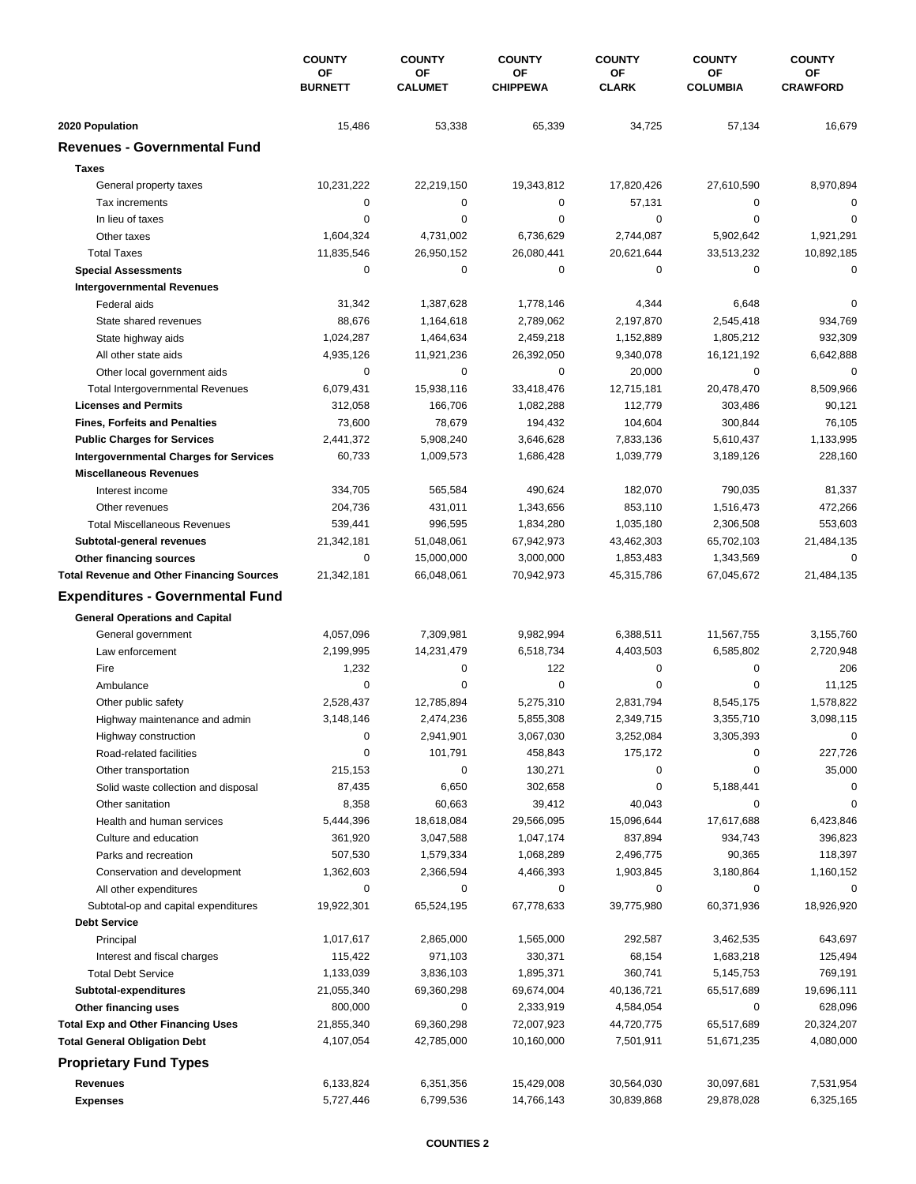| | COUNTY OF BURNETT | COUNTY OF CALUMET | COUNTY OF CHIPPEWA | COUNTY OF CLARK | COUNTY OF COLUMBIA | COUNTY OF CRAWFORD |
|---|---|---|---|---|---|---|
| **2020 Population** | 15,486 | 53,338 | 65,339 | 34,725 | 57,134 | 16,679 |
| **Revenues - Governmental Fund** | | | | | | |
| **Taxes** | | | | | | |
| General property taxes | 10,231,222 | 22,219,150 | 19,343,812 | 17,820,426 | 27,610,590 | 8,970,894 |
| Tax increments | 0 | 0 | 0 | 57,131 | 0 | 0 |
| In lieu of taxes | 0 | 0 | 0 | 0 | 0 | 0 |
| Other taxes | 1,604,324 | 4,731,002 | 6,736,629 | 2,744,087 | 5,902,642 | 1,921,291 |
| Total Taxes | 11,835,546 | 26,950,152 | 26,080,441 | 20,621,644 | 33,513,232 | 10,892,185 |
| **Special Assessments** | 0 | 0 | 0 | 0 | 0 | 0 |
| **Intergovernmental Revenues** | | | | | | |
| Federal aids | 31,342 | 1,387,628 | 1,778,146 | 4,344 | 6,648 | 0 |
| State shared revenues | 88,676 | 1,164,618 | 2,789,062 | 2,197,870 | 2,545,418 | 934,769 |
| State highway aids | 1,024,287 | 1,464,634 | 2,459,218 | 1,152,889 | 1,805,212 | 932,309 |
| All other state aids | 4,935,126 | 11,921,236 | 26,392,050 | 9,340,078 | 16,121,192 | 6,642,888 |
| Other local government aids | 0 | 0 | 0 | 20,000 | 0 | 0 |
| Total Intergovernmental Revenues | 6,079,431 | 15,938,116 | 33,418,476 | 12,715,181 | 20,478,470 | 8,509,966 |
| **Licenses and Permits** | 312,058 | 166,706 | 1,082,288 | 112,779 | 303,486 | 90,121 |
| **Fines, Forfeits and Penalties** | 73,600 | 78,679 | 194,432 | 104,604 | 300,844 | 76,105 |
| **Public Charges for Services** | 2,441,372 | 5,908,240 | 3,646,628 | 7,833,136 | 5,610,437 | 1,133,995 |
| **Intergovernmental Charges for Services** | 60,733 | 1,009,573 | 1,686,428 | 1,039,779 | 3,189,126 | 228,160 |
| **Miscellaneous Revenues** | | | | | | |
| Interest income | 334,705 | 565,584 | 490,624 | 182,070 | 790,035 | 81,337 |
| Other revenues | 204,736 | 431,011 | 1,343,656 | 853,110 | 1,516,473 | 472,266 |
| Total Miscellaneous Revenues | 539,441 | 996,595 | 1,834,280 | 1,035,180 | 2,306,508 | 553,603 |
| **Subtotal-general revenues** | 21,342,181 | 51,048,061 | 67,942,973 | 43,462,303 | 65,702,103 | 21,484,135 |
| **Other financing sources** | 0 | 15,000,000 | 3,000,000 | 1,853,483 | 1,343,569 | 0 |
| **Total Revenue and Other Financing Sources** | 21,342,181 | 66,048,061 | 70,942,973 | 45,315,786 | 67,045,672 | 21,484,135 |
| **Expenditures - Governmental Fund** | | | | | | |
| **General Operations and Capital** | | | | | | |
| General government | 4,057,096 | 7,309,981 | 9,982,994 | 6,388,511 | 11,567,755 | 3,155,760 |
| Law enforcement | 2,199,995 | 14,231,479 | 6,518,734 | 4,403,503 | 6,585,802 | 2,720,948 |
| Fire | 1,232 | 0 | 122 | 0 | 0 | 206 |
| Ambulance | 0 | 0 | 0 | 0 | 0 | 11,125 |
| Other public safety | 2,528,437 | 12,785,894 | 5,275,310 | 2,831,794 | 8,545,175 | 1,578,822 |
| Highway maintenance and admin | 3,148,146 | 2,474,236 | 5,855,308 | 2,349,715 | 3,355,710 | 3,098,115 |
| Highway construction | 0 | 2,941,901 | 3,067,030 | 3,252,084 | 3,305,393 | 0 |
| Road-related facilities | 0 | 101,791 | 458,843 | 175,172 | 0 | 227,726 |
| Other transportation | 215,153 | 0 | 130,271 | 0 | 0 | 35,000 |
| Solid waste collection and disposal | 87,435 | 6,650 | 302,658 | 0 | 5,188,441 | 0 |
| Other sanitation | 8,358 | 60,663 | 39,412 | 40,043 | 0 | 0 |
| Health and human services | 5,444,396 | 18,618,084 | 29,566,095 | 15,096,644 | 17,617,688 | 6,423,846 |
| Culture and education | 361,920 | 3,047,588 | 1,047,174 | 837,894 | 934,743 | 396,823 |
| Parks and recreation | 507,530 | 1,579,334 | 1,068,289 | 2,496,775 | 90,365 | 118,397 |
| Conservation and development | 1,362,603 | 2,366,594 | 4,466,393 | 1,903,845 | 3,180,864 | 1,160,152 |
| All other expenditures | 0 | 0 | 0 | 0 | 0 | 0 |
| Subtotal-op and capital expenditures | 19,922,301 | 65,524,195 | 67,778,633 | 39,775,980 | 60,371,936 | 18,926,920 |
| **Debt Service** | | | | | | |
| Principal | 1,017,617 | 2,865,000 | 1,565,000 | 292,587 | 3,462,535 | 643,697 |
| Interest and fiscal charges | 115,422 | 971,103 | 330,371 | 68,154 | 1,683,218 | 125,494 |
| Total Debt Service | 1,133,039 | 3,836,103 | 1,895,371 | 360,741 | 5,145,753 | 769,191 |
| **Subtotal-expenditures** | 21,055,340 | 69,360,298 | 69,674,004 | 40,136,721 | 65,517,689 | 19,696,111 |
| **Other financing uses** | 800,000 | 0 | 2,333,919 | 4,584,054 | 0 | 628,096 |
| **Total Exp and Other Financing Uses** | 21,855,340 | 69,360,298 | 72,007,923 | 44,720,775 | 65,517,689 | 20,324,207 |
| **Total General Obligation Debt** | 4,107,054 | 42,785,000 | 10,160,000 | 7,501,911 | 51,671,235 | 4,080,000 |
| **Proprietary Fund Types** | | | | | | |
| **Revenues** | 6,133,824 | 6,351,356 | 15,429,008 | 30,564,030 | 30,097,681 | 7,531,954 |
| **Expenses** | 5,727,446 | 6,799,536 | 14,766,143 | 30,839,868 | 29,878,028 | 6,325,165 |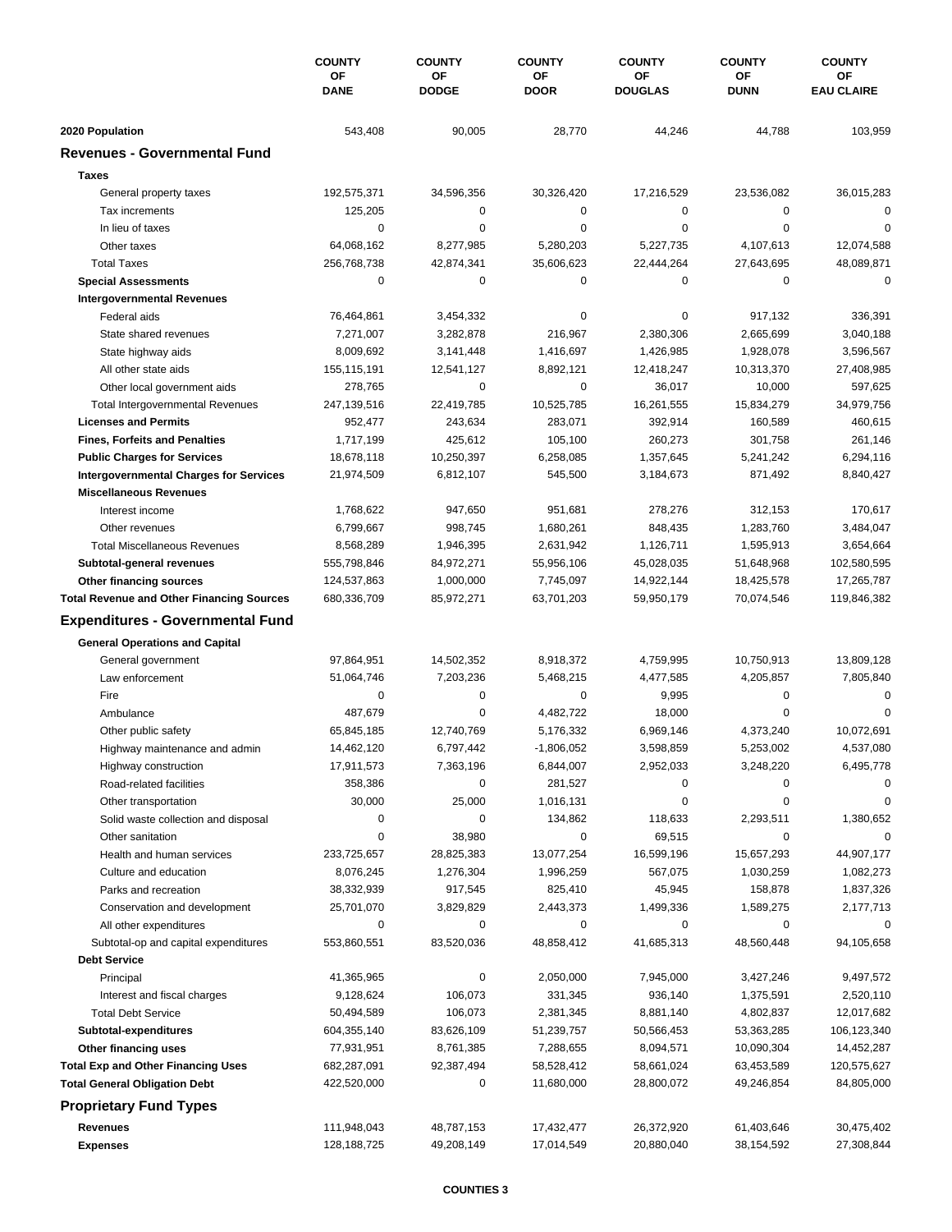| | COUNTY OF DANE | COUNTY OF DODGE | COUNTY OF DOOR | COUNTY OF DOUGLAS | COUNTY OF DUNN | COUNTY OF EAU CLAIRE |
|---|---|---|---|---|---|---|
| **2020 Population** | 543,408 | 90,005 | 28,770 | 44,246 | 44,788 | 103,959 |
| **Revenues - Governmental Fund** | | | | | | |
| **Taxes** | | | | | | |
| General property taxes | 192,575,371 | 34,596,356 | 30,326,420 | 17,216,529 | 23,536,082 | 36,015,283 |
| Tax increments | 125,205 | 0 | 0 | 0 | 0 | 0 |
| In lieu of taxes | 0 | 0 | 0 | 0 | 0 | 0 |
| Other taxes | 64,068,162 | 8,277,985 | 5,280,203 | 5,227,735 | 4,107,613 | 12,074,588 |
| Total Taxes | 256,768,738 | 42,874,341 | 35,606,623 | 22,444,264 | 27,643,695 | 48,089,871 |
| **Special Assessments** | 0 | 0 | 0 | 0 | 0 | 0 |
| **Intergovernmental Revenues** | | | | | | |
| Federal aids | 76,464,861 | 3,454,332 | 0 | 0 | 917,132 | 336,391 |
| State shared revenues | 7,271,007 | 3,282,878 | 216,967 | 2,380,306 | 2,665,699 | 3,040,188 |
| State highway aids | 8,009,692 | 3,141,448 | 1,416,697 | 1,426,985 | 1,928,078 | 3,596,567 |
| All other state aids | 155,115,191 | 12,541,127 | 8,892,121 | 12,418,247 | 10,313,370 | 27,408,985 |
| Other local government aids | 278,765 | 0 | 0 | 36,017 | 10,000 | 597,625 |
| Total Intergovernmental Revenues | 247,139,516 | 22,419,785 | 10,525,785 | 16,261,555 | 15,834,279 | 34,979,756 |
| **Licenses and Permits** | 952,477 | 243,634 | 283,071 | 392,914 | 160,589 | 460,615 |
| **Fines, Forfeits and Penalties** | 1,717,199 | 425,612 | 105,100 | 260,273 | 301,758 | 261,146 |
| **Public Charges for Services** | 18,678,118 | 10,250,397 | 6,258,085 | 1,357,645 | 5,241,242 | 6,294,116 |
| **Intergovernmental Charges for Services** | 21,974,509 | 6,812,107 | 545,500 | 3,184,673 | 871,492 | 8,840,427 |
| **Miscellaneous Revenues** | | | | | | |
| Interest income | 1,768,622 | 947,650 | 951,681 | 278,276 | 312,153 | 170,617 |
| Other revenues | 6,799,667 | 998,745 | 1,680,261 | 848,435 | 1,283,760 | 3,484,047 |
| Total Miscellaneous Revenues | 8,568,289 | 1,946,395 | 2,631,942 | 1,126,711 | 1,595,913 | 3,654,664 |
| **Subtotal-general revenues** | 555,798,846 | 84,972,271 | 55,956,106 | 45,028,035 | 51,648,968 | 102,580,595 |
| **Other financing sources** | 124,537,863 | 1,000,000 | 7,745,097 | 14,922,144 | 18,425,578 | 17,265,787 |
| **Total Revenue and Other Financing Sources** | 680,336,709 | 85,972,271 | 63,701,203 | 59,950,179 | 70,074,546 | 119,846,382 |
| **Expenditures - Governmental Fund** | | | | | | |
| **General Operations and Capital** | | | | | | |
| General government | 97,864,951 | 14,502,352 | 8,918,372 | 4,759,995 | 10,750,913 | 13,809,128 |
| Law enforcement | 51,064,746 | 7,203,236 | 5,468,215 | 4,477,585 | 4,205,857 | 7,805,840 |
| Fire | 0 | 0 | 0 | 9,995 | 0 | 0 |
| Ambulance | 487,679 | 0 | 4,482,722 | 18,000 | 0 | 0 |
| Other public safety | 65,845,185 | 12,740,769 | 5,176,332 | 6,969,146 | 4,373,240 | 10,072,691 |
| Highway maintenance and admin | 14,462,120 | 6,797,442 | -1,806,052 | 3,598,859 | 5,253,002 | 4,537,080 |
| Highway construction | 17,911,573 | 7,363,196 | 6,844,007 | 2,952,033 | 3,248,220 | 6,495,778 |
| Road-related facilities | 358,386 | 0 | 281,527 | 0 | 0 | 0 |
| Other transportation | 30,000 | 25,000 | 1,016,131 | 0 | 0 | 0 |
| Solid waste collection and disposal | 0 | 0 | 134,862 | 118,633 | 2,293,511 | 1,380,652 |
| Other sanitation | 0 | 38,980 | 0 | 69,515 | 0 | 0 |
| Health and human services | 233,725,657 | 28,825,383 | 13,077,254 | 16,599,196 | 15,657,293 | 44,907,177 |
| Culture and education | 8,076,245 | 1,276,304 | 1,996,259 | 567,075 | 1,030,259 | 1,082,273 |
| Parks and recreation | 38,332,939 | 917,545 | 825,410 | 45,945 | 158,878 | 1,837,326 |
| Conservation and development | 25,701,070 | 3,829,829 | 2,443,373 | 1,499,336 | 1,589,275 | 2,177,713 |
| All other expenditures | 0 | 0 | 0 | 0 | 0 | 0 |
| Subtotal-op and capital expenditures | 553,860,551 | 83,520,036 | 48,858,412 | 41,685,313 | 48,560,448 | 94,105,658 |
| **Debt Service** | | | | | | |
| Principal | 41,365,965 | 0 | 2,050,000 | 7,945,000 | 3,427,246 | 9,497,572 |
| Interest and fiscal charges | 9,128,624 | 106,073 | 331,345 | 936,140 | 1,375,591 | 2,520,110 |
| Total Debt Service | 50,494,589 | 106,073 | 2,381,345 | 8,881,140 | 4,802,837 | 12,017,682 |
| **Subtotal-expenditures** | 604,355,140 | 83,626,109 | 51,239,757 | 50,566,453 | 53,363,285 | 106,123,340 |
| **Other financing uses** | 77,931,951 | 8,761,385 | 7,288,655 | 8,094,571 | 10,090,304 | 14,452,287 |
| **Total Exp and Other Financing Uses** | 682,287,091 | 92,387,494 | 58,528,412 | 58,661,024 | 63,453,589 | 120,575,627 |
| **Total General Obligation Debt** | 422,520,000 | 0 | 11,680,000 | 28,800,072 | 49,246,854 | 84,805,000 |
| **Proprietary Fund Types** | | | | | | |
| **Revenues** | 111,948,043 | 48,787,153 | 17,432,477 | 26,372,920 | 61,403,646 | 30,475,402 |
| **Expenses** | 128,188,725 | 49,208,149 | 17,014,549 | 20,880,040 | 38,154,592 | 27,308,844 |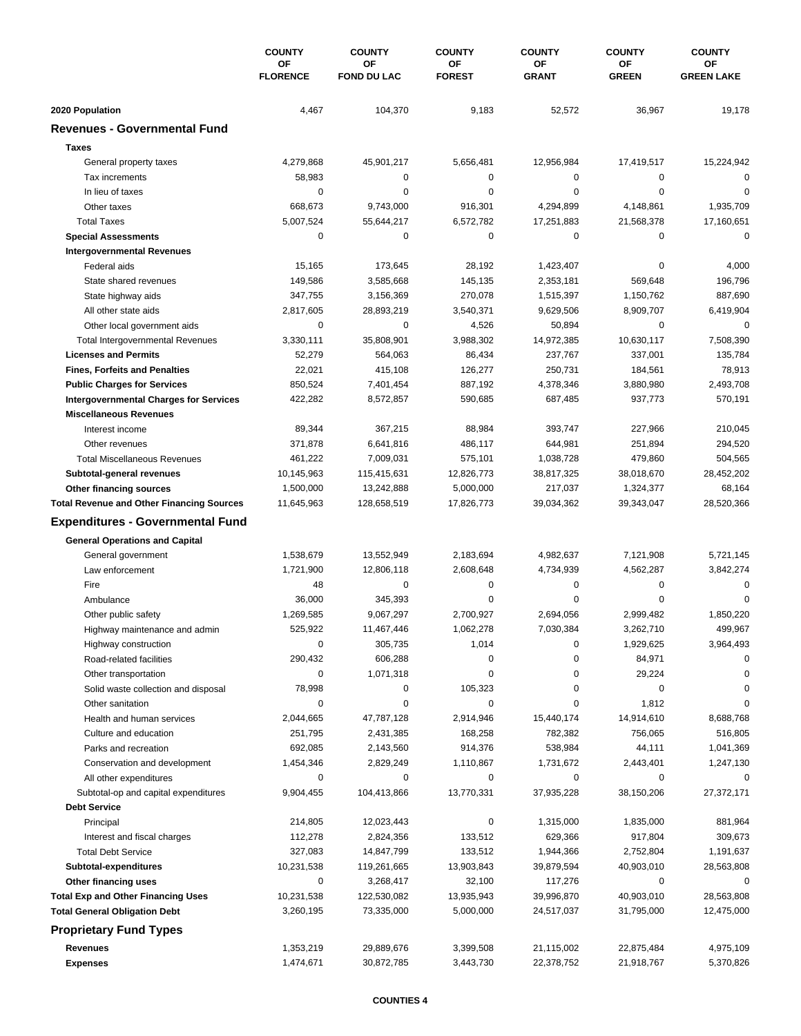| | COUNTY OF FLORENCE | COUNTY OF FOND DU LAC | COUNTY OF FOREST | COUNTY OF GRANT | COUNTY OF GREEN | COUNTY OF GREEN LAKE |
|---|---|---|---|---|---|---|
| **2020 Population** | 4,467 | 104,370 | 9,183 | 52,572 | 36,967 | 19,178 |
| **Revenues - Governmental Fund** | | | | | | |
| **Taxes** | | | | | | |
| General property taxes | 4,279,868 | 45,901,217 | 5,656,481 | 12,956,984 | 17,419,517 | 15,224,942 |
| Tax increments | 58,983 | 0 | 0 | 0 | 0 | 0 |
| In lieu of taxes | 0 | 0 | 0 | 0 | 0 | 0 |
| Other taxes | 668,673 | 9,743,000 | 916,301 | 4,294,899 | 4,148,861 | 1,935,709 |
| Total Taxes | 5,007,524 | 55,644,217 | 6,572,782 | 17,251,883 | 21,568,378 | 17,160,651 |
| **Special Assessments** | 0 | 0 | 0 | 0 | 0 | 0 |
| **Intergovernmental Revenues** | | | | | | |
| Federal aids | 15,165 | 173,645 | 28,192 | 1,423,407 | 0 | 4,000 |
| State shared revenues | 149,586 | 3,585,668 | 145,135 | 2,353,181 | 569,648 | 196,796 |
| State highway aids | 347,755 | 3,156,369 | 270,078 | 1,515,397 | 1,150,762 | 887,690 |
| All other state aids | 2,817,605 | 28,893,219 | 3,540,371 | 9,629,506 | 8,909,707 | 6,419,904 |
| Other local government aids | 0 | 0 | 4,526 | 50,894 | 0 | 0 |
| Total Intergovernmental Revenues | 3,330,111 | 35,808,901 | 3,988,302 | 14,972,385 | 10,630,117 | 7,508,390 |
| **Licenses and Permits** | 52,279 | 564,063 | 86,434 | 237,767 | 337,001 | 135,784 |
| **Fines, Forfeits and Penalties** | 22,021 | 415,108 | 126,277 | 250,731 | 184,561 | 78,913 |
| **Public Charges for Services** | 850,524 | 7,401,454 | 887,192 | 4,378,346 | 3,880,980 | 2,493,708 |
| **Intergovernmental Charges for Services** | 422,282 | 8,572,857 | 590,685 | 687,485 | 937,773 | 570,191 |
| **Miscellaneous Revenues** | | | | | | |
| Interest income | 89,344 | 367,215 | 88,984 | 393,747 | 227,966 | 210,045 |
| Other revenues | 371,878 | 6,641,816 | 486,117 | 644,981 | 251,894 | 294,520 |
| Total Miscellaneous Revenues | 461,222 | 7,009,031 | 575,101 | 1,038,728 | 479,860 | 504,565 |
| **Subtotal-general revenues** | 10,145,963 | 115,415,631 | 12,826,773 | 38,817,325 | 38,018,670 | 28,452,202 |
| **Other financing sources** | 1,500,000 | 13,242,888 | 5,000,000 | 217,037 | 1,324,377 | 68,164 |
| **Total Revenue and Other Financing Sources** | 11,645,963 | 128,658,519 | 17,826,773 | 39,034,362 | 39,343,047 | 28,520,366 |
| **Expenditures - Governmental Fund** | | | | | | |
| **General Operations and Capital** | | | | | | |
| General government | 1,538,679 | 13,552,949 | 2,183,694 | 4,982,637 | 7,121,908 | 5,721,145 |
| Law enforcement | 1,721,900 | 12,806,118 | 2,608,648 | 4,734,939 | 4,562,287 | 3,842,274 |
| Fire | 48 | 0 | 0 | 0 | 0 | 0 |
| Ambulance | 36,000 | 345,393 | 0 | 0 | 0 | 0 |
| Other public safety | 1,269,585 | 9,067,297 | 2,700,927 | 2,694,056 | 2,999,482 | 1,850,220 |
| Highway maintenance and admin | 525,922 | 11,467,446 | 1,062,278 | 7,030,384 | 3,262,710 | 499,967 |
| Highway construction | 0 | 305,735 | 1,014 | 0 | 1,929,625 | 3,964,493 |
| Road-related facilities | 290,432 | 606,288 | 0 | 0 | 84,971 | 0 |
| Other transportation | 0 | 1,071,318 | 0 | 0 | 29,224 | 0 |
| Solid waste collection and disposal | 78,998 | 0 | 105,323 | 0 | 0 | 0 |
| Other sanitation | 0 | 0 | 0 | 0 | 1,812 | 0 |
| Health and human services | 2,044,665 | 47,787,128 | 2,914,946 | 15,440,174 | 14,914,610 | 8,688,768 |
| Culture and education | 251,795 | 2,431,385 | 168,258 | 782,382 | 756,065 | 516,805 |
| Parks and recreation | 692,085 | 2,143,560 | 914,376 | 538,984 | 44,111 | 1,041,369 |
| Conservation and development | 1,454,346 | 2,829,249 | 1,110,867 | 1,731,672 | 2,443,401 | 1,247,130 |
| All other expenditures | 0 | 0 | 0 | 0 | 0 | 0 |
| Subtotal-op and capital expenditures | 9,904,455 | 104,413,866 | 13,770,331 | 37,935,228 | 38,150,206 | 27,372,171 |
| **Debt Service** | | | | | | |
| Principal | 214,805 | 12,023,443 | 0 | 1,315,000 | 1,835,000 | 881,964 |
| Interest and fiscal charges | 112,278 | 2,824,356 | 133,512 | 629,366 | 917,804 | 309,673 |
| Total Debt Service | 327,083 | 14,847,799 | 133,512 | 1,944,366 | 2,752,804 | 1,191,637 |
| **Subtotal-expenditures** | 10,231,538 | 119,261,665 | 13,903,843 | 39,879,594 | 40,903,010 | 28,563,808 |
| **Other financing uses** | 0 | 3,268,417 | 32,100 | 117,276 | 0 | 0 |
| **Total Exp and Other Financing Uses** | 10,231,538 | 122,530,082 | 13,935,943 | 39,996,870 | 40,903,010 | 28,563,808 |
| **Total General Obligation Debt** | 3,260,195 | 73,335,000 | 5,000,000 | 24,517,037 | 31,795,000 | 12,475,000 |
| **Proprietary Fund Types** | | | | | | |
| **Revenues** | 1,353,219 | 29,889,676 | 3,399,508 | 21,115,002 | 22,875,484 | 4,975,109 |
| **Expenses** | 1,474,671 | 30,872,785 | 3,443,730 | 22,378,752 | 21,918,767 | 5,370,826 |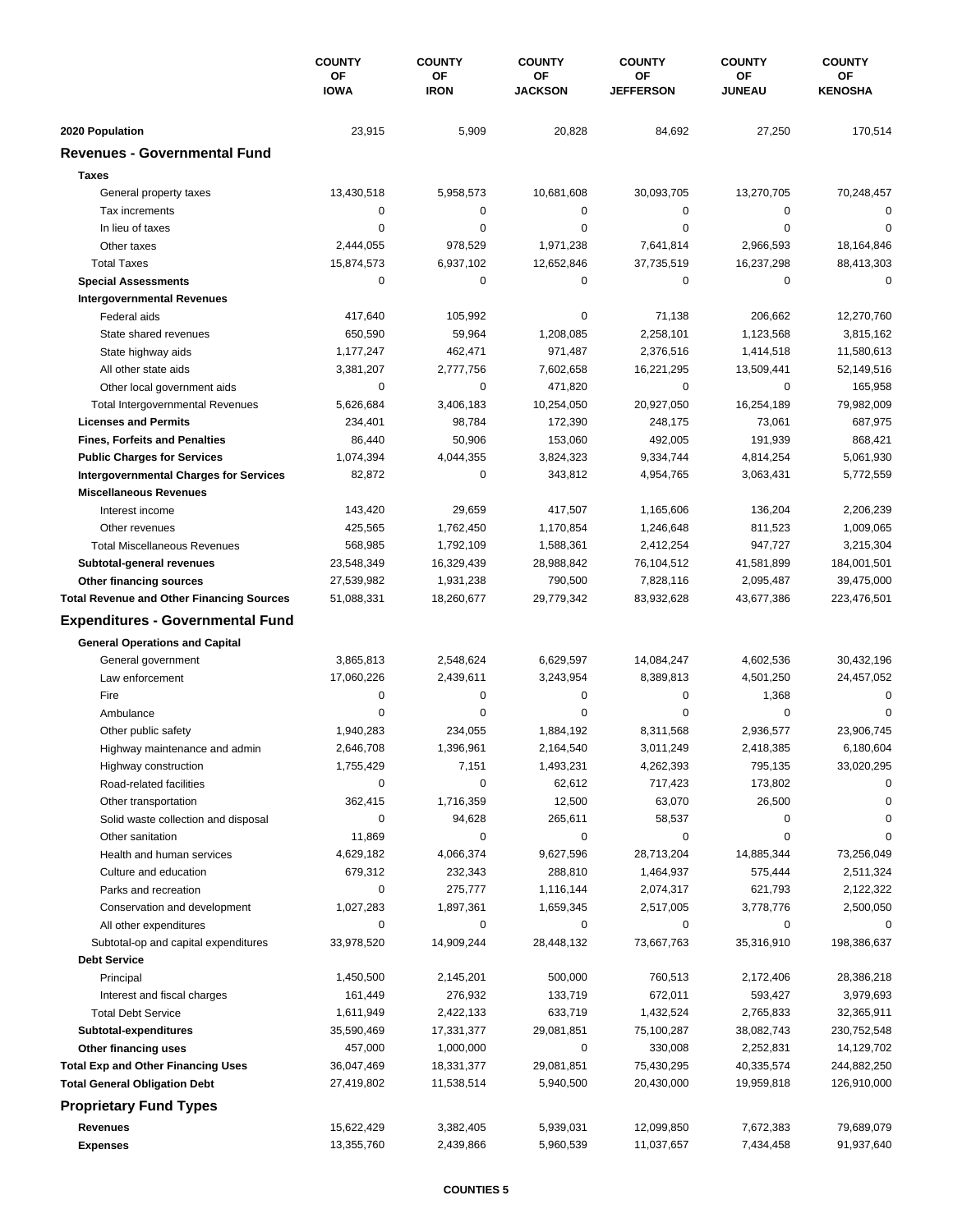| | COUNTY OF IOWA | COUNTY OF IRON | COUNTY OF JACKSON | COUNTY OF JEFFERSON | COUNTY OF JUNEAU | COUNTY OF KENOSHA |
|---|---|---|---|---|---|---|
| **2020 Population** | 23,915 | 5,909 | 20,828 | 84,692 | 27,250 | 170,514 |
| **Revenues - Governmental Fund** | | | | | | |
| **Taxes** | | | | | | |
| General property taxes | 13,430,518 | 5,958,573 | 10,681,608 | 30,093,705 | 13,270,705 | 70,248,457 |
| Tax increments | 0 | 0 | 0 | 0 | 0 | 0 |
| In lieu of taxes | 0 | 0 | 0 | 0 | 0 | 0 |
| Other taxes | 2,444,055 | 978,529 | 1,971,238 | 7,641,814 | 2,966,593 | 18,164,846 |
| Total Taxes | 15,874,573 | 6,937,102 | 12,652,846 | 37,735,519 | 16,237,298 | 88,413,303 |
| **Special Assessments** | 0 | 0 | 0 | 0 | 0 | 0 |
| **Intergovernmental Revenues** | | | | | | |
| Federal aids | 417,640 | 105,992 | 0 | 71,138 | 206,662 | 12,270,760 |
| State shared revenues | 650,590 | 59,964 | 1,208,085 | 2,258,101 | 1,123,568 | 3,815,162 |
| State highway aids | 1,177,247 | 462,471 | 971,487 | 2,376,516 | 1,414,518 | 11,580,613 |
| All other state aids | 3,381,207 | 2,777,756 | 7,602,658 | 16,221,295 | 13,509,441 | 52,149,516 |
| Other local government aids | 0 | 0 | 471,820 | 0 | 0 | 165,958 |
| Total Intergovernmental Revenues | 5,626,684 | 3,406,183 | 10,254,050 | 20,927,050 | 16,254,189 | 79,982,009 |
| **Licenses and Permits** | 234,401 | 98,784 | 172,390 | 248,175 | 73,061 | 687,975 |
| **Fines, Forfeits and Penalties** | 86,440 | 50,906 | 153,060 | 492,005 | 191,939 | 868,421 |
| **Public Charges for Services** | 1,074,394 | 4,044,355 | 3,824,323 | 9,334,744 | 4,814,254 | 5,061,930 |
| **Intergovernmental Charges for Services** | 82,872 | 0 | 343,812 | 4,954,765 | 3,063,431 | 5,772,559 |
| **Miscellaneous Revenues** | | | | | | |
| Interest income | 143,420 | 29,659 | 417,507 | 1,165,606 | 136,204 | 2,206,239 |
| Other revenues | 425,565 | 1,762,450 | 1,170,854 | 1,246,648 | 811,523 | 1,009,065 |
| Total Miscellaneous Revenues | 568,985 | 1,792,109 | 1,588,361 | 2,412,254 | 947,727 | 3,215,304 |
| **Subtotal-general revenues** | 23,548,349 | 16,329,439 | 28,988,842 | 76,104,512 | 41,581,899 | 184,001,501 |
| **Other financing sources** | 27,539,982 | 1,931,238 | 790,500 | 7,828,116 | 2,095,487 | 39,475,000 |
| **Total Revenue and Other Financing Sources** | 51,088,331 | 18,260,677 | 29,779,342 | 83,932,628 | 43,677,386 | 223,476,501 |
| **Expenditures - Governmental Fund** | | | | | | |
| **General Operations and Capital** | | | | | | |
| General government | 3,865,813 | 2,548,624 | 6,629,597 | 14,084,247 | 4,602,536 | 30,432,196 |
| Law enforcement | 17,060,226 | 2,439,611 | 3,243,954 | 8,389,813 | 4,501,250 | 24,457,052 |
| Fire | 0 | 0 | 0 | 0 | 1,368 | 0 |
| Ambulance | 0 | 0 | 0 | 0 | 0 | 0 |
| Other public safety | 1,940,283 | 234,055 | 1,884,192 | 8,311,568 | 2,936,577 | 23,906,745 |
| Highway maintenance and admin | 2,646,708 | 1,396,961 | 2,164,540 | 3,011,249 | 2,418,385 | 6,180,604 |
| Highway construction | 1,755,429 | 7,151 | 1,493,231 | 4,262,393 | 795,135 | 33,020,295 |
| Road-related facilities | 0 | 0 | 62,612 | 717,423 | 173,802 | 0 |
| Other transportation | 362,415 | 1,716,359 | 12,500 | 63,070 | 26,500 | 0 |
| Solid waste collection and disposal | 0 | 94,628 | 265,611 | 58,537 | 0 | 0 |
| Other sanitation | 11,869 | 0 | 0 | 0 | 0 | 0 |
| Health and human services | 4,629,182 | 4,066,374 | 9,627,596 | 28,713,204 | 14,885,344 | 73,256,049 |
| Culture and education | 679,312 | 232,343 | 288,810 | 1,464,937 | 575,444 | 2,511,324 |
| Parks and recreation | 0 | 275,777 | 1,116,144 | 2,074,317 | 621,793 | 2,122,322 |
| Conservation and development | 1,027,283 | 1,897,361 | 1,659,345 | 2,517,005 | 3,778,776 | 2,500,050 |
| All other expenditures | 0 | 0 | 0 | 0 | 0 | 0 |
| Subtotal-op and capital expenditures | 33,978,520 | 14,909,244 | 28,448,132 | 73,667,763 | 35,316,910 | 198,386,637 |
| **Debt Service** | | | | | | |
| Principal | 1,450,500 | 2,145,201 | 500,000 | 760,513 | 2,172,406 | 28,386,218 |
| Interest and fiscal charges | 161,449 | 276,932 | 133,719 | 672,011 | 593,427 | 3,979,693 |
| Total Debt Service | 1,611,949 | 2,422,133 | 633,719 | 1,432,524 | 2,765,833 | 32,365,911 |
| **Subtotal-expenditures** | 35,590,469 | 17,331,377 | 29,081,851 | 75,100,287 | 38,082,743 | 230,752,548 |
| **Other financing uses** | 457,000 | 1,000,000 | 0 | 330,008 | 2,252,831 | 14,129,702 |
| **Total Exp and Other Financing Uses** | 36,047,469 | 18,331,377 | 29,081,851 | 75,430,295 | 40,335,574 | 244,882,250 |
| **Total General Obligation Debt** | 27,419,802 | 11,538,514 | 5,940,500 | 20,430,000 | 19,959,818 | 126,910,000 |
| **Proprietary Fund Types** | | | | | | |
| **Revenues** | 15,622,429 | 3,382,405 | 5,939,031 | 12,099,850 | 7,672,383 | 79,689,079 |
| **Expenses** | 13,355,760 | 2,439,866 | 5,960,539 | 11,037,657 | 7,434,458 | 91,937,640 |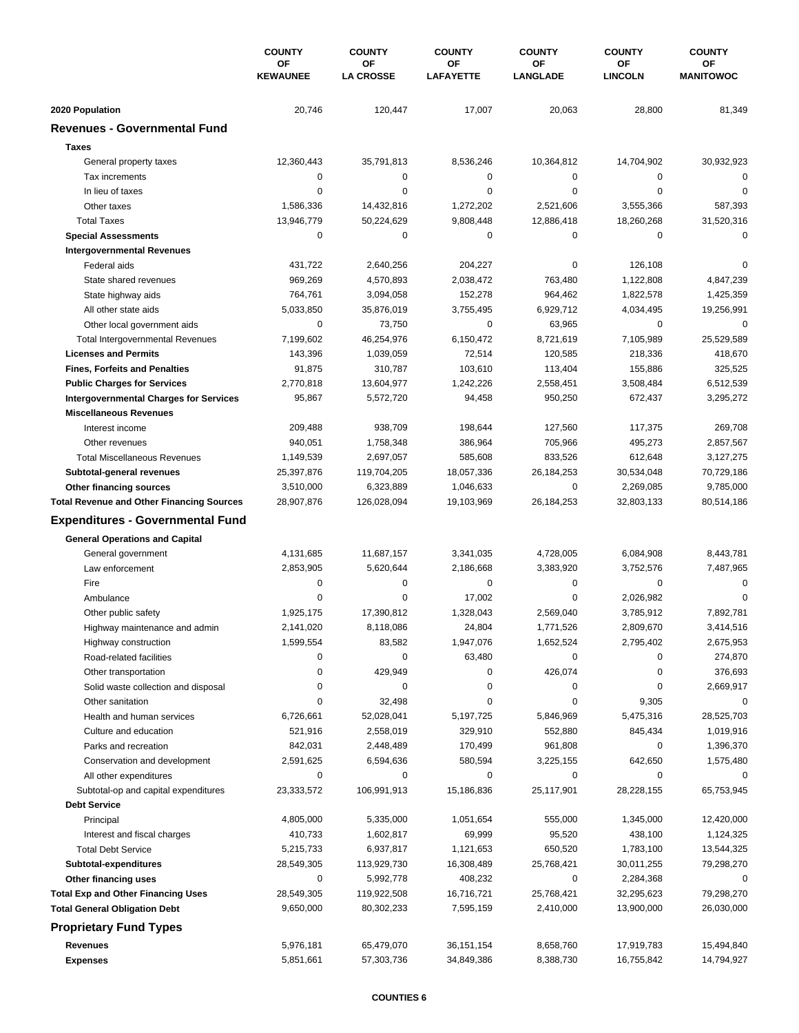| | COUNTY OF KEWAUNEE | COUNTY OF LA CROSSE | COUNTY OF LAFAYETTE | COUNTY OF LANGLADE | COUNTY OF LINCOLN | COUNTY OF MANITOWOC |
|---|---|---|---|---|---|---|
| **2020 Population** | 20,746 | 120,447 | 17,007 | 20,063 | 28,800 | 81,349 |
| **Revenues - Governmental Fund** | | | | | | |
| **Taxes** | | | | | | |
| General property taxes | 12,360,443 | 35,791,813 | 8,536,246 | 10,364,812 | 14,704,902 | 30,932,923 |
| Tax increments | 0 | 0 | 0 | 0 | 0 | 0 |
| In lieu of taxes | 0 | 0 | 0 | 0 | 0 | 0 |
| Other taxes | 1,586,336 | 14,432,816 | 1,272,202 | 2,521,606 | 3,555,366 | 587,393 |
| Total Taxes | 13,946,779 | 50,224,629 | 9,808,448 | 12,886,418 | 18,260,268 | 31,520,316 |
| **Special Assessments** | 0 | 0 | 0 | 0 | 0 | 0 |
| **Intergovernmental Revenues** | | | | | | |
| Federal aids | 431,722 | 2,640,256 | 204,227 | 0 | 126,108 | 0 |
| State shared revenues | 969,269 | 4,570,893 | 2,038,472 | 763,480 | 1,122,808 | 4,847,239 |
| State highway aids | 764,761 | 3,094,058 | 152,278 | 964,462 | 1,822,578 | 1,425,359 |
| All other state aids | 5,033,850 | 35,876,019 | 3,755,495 | 6,929,712 | 4,034,495 | 19,256,991 |
| Other local government aids | 0 | 73,750 | 0 | 63,965 | 0 | 0 |
| Total Intergovernmental Revenues | 7,199,602 | 46,254,976 | 6,150,472 | 8,721,619 | 7,105,989 | 25,529,589 |
| **Licenses and Permits** | 143,396 | 1,039,059 | 72,514 | 120,585 | 218,336 | 418,670 |
| **Fines, Forfeits and Penalties** | 91,875 | 310,787 | 103,610 | 113,404 | 155,886 | 325,525 |
| **Public Charges for Services** | 2,770,818 | 13,604,977 | 1,242,226 | 2,558,451 | 3,508,484 | 6,512,539 |
| **Intergovernmental Charges for Services** | 95,867 | 5,572,720 | 94,458 | 950,250 | 672,437 | 3,295,272 |
| **Miscellaneous Revenues** | | | | | | |
| Interest income | 209,488 | 938,709 | 198,644 | 127,560 | 117,375 | 269,708 |
| Other revenues | 940,051 | 1,758,348 | 386,964 | 705,966 | 495,273 | 2,857,567 |
| Total Miscellaneous Revenues | 1,149,539 | 2,697,057 | 585,608 | 833,526 | 612,648 | 3,127,275 |
| **Subtotal-general revenues** | 25,397,876 | 119,704,205 | 18,057,336 | 26,184,253 | 30,534,048 | 70,729,186 |
| **Other financing sources** | 3,510,000 | 6,323,889 | 1,046,633 | 0 | 2,269,085 | 9,785,000 |
| **Total Revenue and Other Financing Sources** | 28,907,876 | 126,028,094 | 19,103,969 | 26,184,253 | 32,803,133 | 80,514,186 |
| **Expenditures - Governmental Fund** | | | | | | |
| **General Operations and Capital** | | | | | | |
| General government | 4,131,685 | 11,687,157 | 3,341,035 | 4,728,005 | 6,084,908 | 8,443,781 |
| Law enforcement | 2,853,905 | 5,620,644 | 2,186,668 | 3,383,920 | 3,752,576 | 7,487,965 |
| Fire | 0 | 0 | 0 | 0 | 0 | 0 |
| Ambulance | 0 | 0 | 17,002 | 0 | 2,026,982 | 0 |
| Other public safety | 1,925,175 | 17,390,812 | 1,328,043 | 2,569,040 | 3,785,912 | 7,892,781 |
| Highway maintenance and admin | 2,141,020 | 8,118,086 | 24,804 | 1,771,526 | 2,809,670 | 3,414,516 |
| Highway construction | 1,599,554 | 83,582 | 1,947,076 | 1,652,524 | 2,795,402 | 2,675,953 |
| Road-related facilities | 0 | 0 | 63,480 | 0 | 0 | 274,870 |
| Other transportation | 0 | 429,949 | 0 | 426,074 | 0 | 376,693 |
| Solid waste collection and disposal | 0 | 0 | 0 | 0 | 0 | 2,669,917 |
| Other sanitation | 0 | 32,498 | 0 | 0 | 9,305 | 0 |
| Health and human services | 6,726,661 | 52,028,041 | 5,197,725 | 5,846,969 | 5,475,316 | 28,525,703 |
| Culture and education | 521,916 | 2,558,019 | 329,910 | 552,880 | 845,434 | 1,019,916 |
| Parks and recreation | 842,031 | 2,448,489 | 170,499 | 961,808 | 0 | 1,396,370 |
| Conservation and development | 2,591,625 | 6,594,636 | 580,594 | 3,225,155 | 642,650 | 1,575,480 |
| All other expenditures | 0 | 0 | 0 | 0 | 0 | 0 |
| Subtotal-op and capital expenditures | 23,333,572 | 106,991,913 | 15,186,836 | 25,117,901 | 28,228,155 | 65,753,945 |
| **Debt Service** | | | | | | |
| Principal | 4,805,000 | 5,335,000 | 1,051,654 | 555,000 | 1,345,000 | 12,420,000 |
| Interest and fiscal charges | 410,733 | 1,602,817 | 69,999 | 95,520 | 438,100 | 1,124,325 |
| Total Debt Service | 5,215,733 | 6,937,817 | 1,121,653 | 650,520 | 1,783,100 | 13,544,325 |
| **Subtotal-expenditures** | 28,549,305 | 113,929,730 | 16,308,489 | 25,768,421 | 30,011,255 | 79,298,270 |
| **Other financing uses** | 0 | 5,992,778 | 408,232 | 0 | 2,284,368 | 0 |
| **Total Exp and Other Financing Uses** | 28,549,305 | 119,922,508 | 16,716,721 | 25,768,421 | 32,295,623 | 79,298,270 |
| **Total General Obligation Debt** | 9,650,000 | 80,302,233 | 7,595,159 | 2,410,000 | 13,900,000 | 26,030,000 |
| **Proprietary Fund Types** | | | | | | |
| **Revenues** | 5,976,181 | 65,479,070 | 36,151,154 | 8,658,760 | 17,919,783 | 15,494,840 |
| **Expenses** | 5,851,661 | 57,303,736 | 34,849,386 | 8,388,730 | 16,755,842 | 14,794,927 |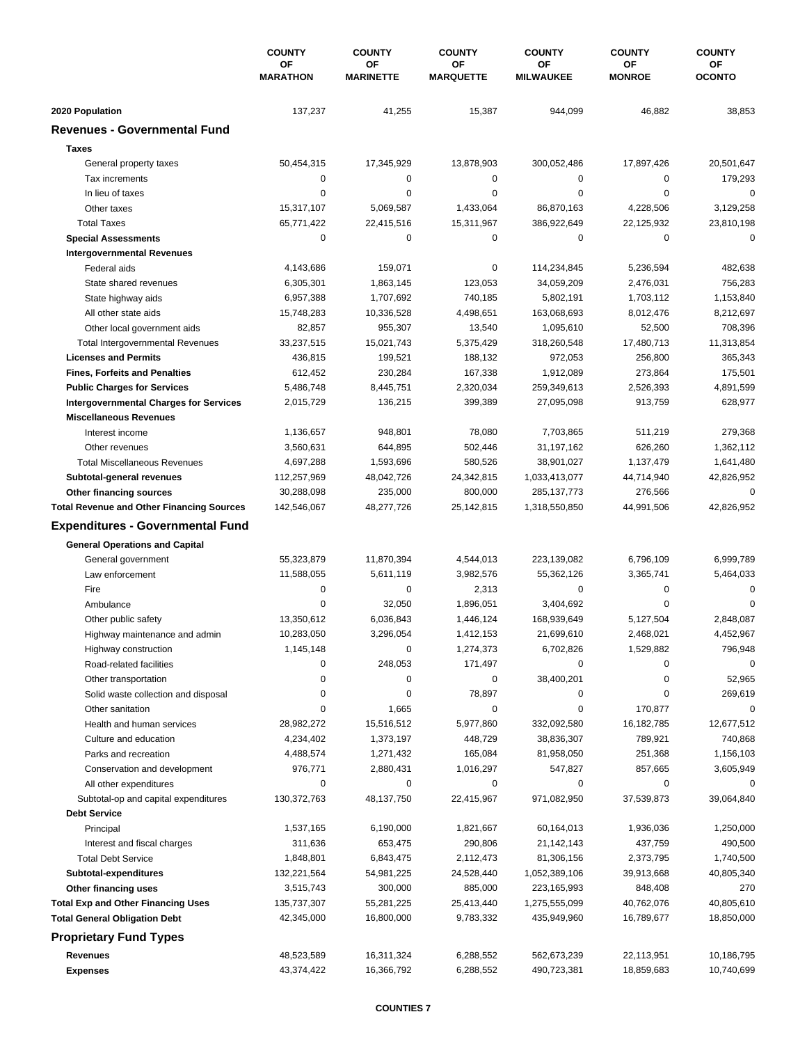| | COUNTY OF MARATHON | COUNTY OF MARINETTE | COUNTY OF MARQUETTE | COUNTY OF MILWAUKEE | COUNTY OF MONROE | COUNTY OF OCONTO |
|---|---|---|---|---|---|---|
| **2020 Population** | 137,237 | 41,255 | 15,387 | 944,099 | 46,882 | 38,853 |
| **Revenues - Governmental Fund** | | | | | | |
| **Taxes** | | | | | | |
| General property taxes | 50,454,315 | 17,345,929 | 13,878,903 | 300,052,486 | 17,897,426 | 20,501,647 |
| Tax increments | 0 | 0 | 0 | 0 | 0 | 179,293 |
| In lieu of taxes | 0 | 0 | 0 | 0 | 0 | 0 |
| Other taxes | 15,317,107 | 5,069,587 | 1,433,064 | 86,870,163 | 4,228,506 | 3,129,258 |
| Total Taxes | 65,771,422 | 22,415,516 | 15,311,967 | 386,922,649 | 22,125,932 | 23,810,198 |
| **Special Assessments** | 0 | 0 | 0 | 0 | 0 | 0 |
| **Intergovernmental Revenues** | | | | | | |
| Federal aids | 4,143,686 | 159,071 | 0 | 114,234,845 | 5,236,594 | 482,638 |
| State shared revenues | 6,305,301 | 1,863,145 | 123,053 | 34,059,209 | 2,476,031 | 756,283 |
| State highway aids | 6,957,388 | 1,707,692 | 740,185 | 5,802,191 | 1,703,112 | 1,153,840 |
| All other state aids | 15,748,283 | 10,336,528 | 4,498,651 | 163,068,693 | 8,012,476 | 8,212,697 |
| Other local government aids | 82,857 | 955,307 | 13,540 | 1,095,610 | 52,500 | 708,396 |
| Total Intergovernmental Revenues | 33,237,515 | 15,021,743 | 5,375,429 | 318,260,548 | 17,480,713 | 11,313,854 |
| **Licenses and Permits** | 436,815 | 199,521 | 188,132 | 972,053 | 256,800 | 365,343 |
| **Fines, Forfeits and Penalties** | 612,452 | 230,284 | 167,338 | 1,912,089 | 273,864 | 175,501 |
| **Public Charges for Services** | 5,486,748 | 8,445,751 | 2,320,034 | 259,349,613 | 2,526,393 | 4,891,599 |
| **Intergovernmental Charges for Services** | 2,015,729 | 136,215 | 399,389 | 27,095,098 | 913,759 | 628,977 |
| **Miscellaneous Revenues** | | | | | | |
| Interest income | 1,136,657 | 948,801 | 78,080 | 7,703,865 | 511,219 | 279,368 |
| Other revenues | 3,560,631 | 644,895 | 502,446 | 31,197,162 | 626,260 | 1,362,112 |
| Total Miscellaneous Revenues | 4,697,288 | 1,593,696 | 580,526 | 38,901,027 | 1,137,479 | 1,641,480 |
| **Subtotal-general revenues** | 112,257,969 | 48,042,726 | 24,342,815 | 1,033,413,077 | 44,714,940 | 42,826,952 |
| **Other financing sources** | 30,288,098 | 235,000 | 800,000 | 285,137,773 | 276,566 | 0 |
| **Total Revenue and Other Financing Sources** | 142,546,067 | 48,277,726 | 25,142,815 | 1,318,550,850 | 44,991,506 | 42,826,952 |
| **Expenditures - Governmental Fund** | | | | | | |
| **General Operations and Capital** | | | | | | |
| General government | 55,323,879 | 11,870,394 | 4,544,013 | 223,139,082 | 6,796,109 | 6,999,789 |
| Law enforcement | 11,588,055 | 5,611,119 | 3,982,576 | 55,362,126 | 3,365,741 | 5,464,033 |
| Fire | 0 | 0 | 2,313 | 0 | 0 | 0 |
| Ambulance | 0 | 32,050 | 1,896,051 | 3,404,692 | 0 | 0 |
| Other public safety | 13,350,612 | 6,036,843 | 1,446,124 | 168,939,649 | 5,127,504 | 2,848,087 |
| Highway maintenance and admin | 10,283,050 | 3,296,054 | 1,412,153 | 21,699,610 | 2,468,021 | 4,452,967 |
| Highway construction | 1,145,148 | 0 | 1,274,373 | 6,702,826 | 1,529,882 | 796,948 |
| Road-related facilities | 0 | 248,053 | 171,497 | 0 | 0 | 0 |
| Other transportation | 0 | 0 | 0 | 38,400,201 | 0 | 52,965 |
| Solid waste collection and disposal | 0 | 0 | 78,897 | 0 | 0 | 269,619 |
| Other sanitation | 0 | 1,665 | 0 | 0 | 170,877 | 0 |
| Health and human services | 28,982,272 | 15,516,512 | 5,977,860 | 332,092,580 | 16,182,785 | 12,677,512 |
| Culture and education | 4,234,402 | 1,373,197 | 448,729 | 38,836,307 | 789,921 | 740,868 |
| Parks and recreation | 4,488,574 | 1,271,432 | 165,084 | 81,958,050 | 251,368 | 1,156,103 |
| Conservation and development | 976,771 | 2,880,431 | 1,016,297 | 547,827 | 857,665 | 3,605,949 |
| All other expenditures | 0 | 0 | 0 | 0 | 0 | 0 |
| Subtotal-op and capital expenditures | 130,372,763 | 48,137,750 | 22,415,967 | 971,082,950 | 37,539,873 | 39,064,840 |
| **Debt Service** | | | | | | |
| Principal | 1,537,165 | 6,190,000 | 1,821,667 | 60,164,013 | 1,936,036 | 1,250,000 |
| Interest and fiscal charges | 311,636 | 653,475 | 290,806 | 21,142,143 | 437,759 | 490,500 |
| Total Debt Service | 1,848,801 | 6,843,475 | 2,112,473 | 81,306,156 | 2,373,795 | 1,740,500 |
| **Subtotal-expenditures** | 132,221,564 | 54,981,225 | 24,528,440 | 1,052,389,106 | 39,913,668 | 40,805,340 |
| **Other financing uses** | 3,515,743 | 300,000 | 885,000 | 223,165,993 | 848,408 | 270 |
| **Total Exp and Other Financing Uses** | 135,737,307 | 55,281,225 | 25,413,440 | 1,275,555,099 | 40,762,076 | 40,805,610 |
| **Total General Obligation Debt** | 42,345,000 | 16,800,000 | 9,783,332 | 435,949,960 | 16,789,677 | 18,850,000 |
| **Proprietary Fund Types** | | | | | | |
| **Revenues** | 48,523,589 | 16,311,324 | 6,288,552 | 562,673,239 | 22,113,951 | 10,186,795 |
| **Expenses** | 43,374,422 | 16,366,792 | 6,288,552 | 490,723,381 | 18,859,683 | 10,740,699 |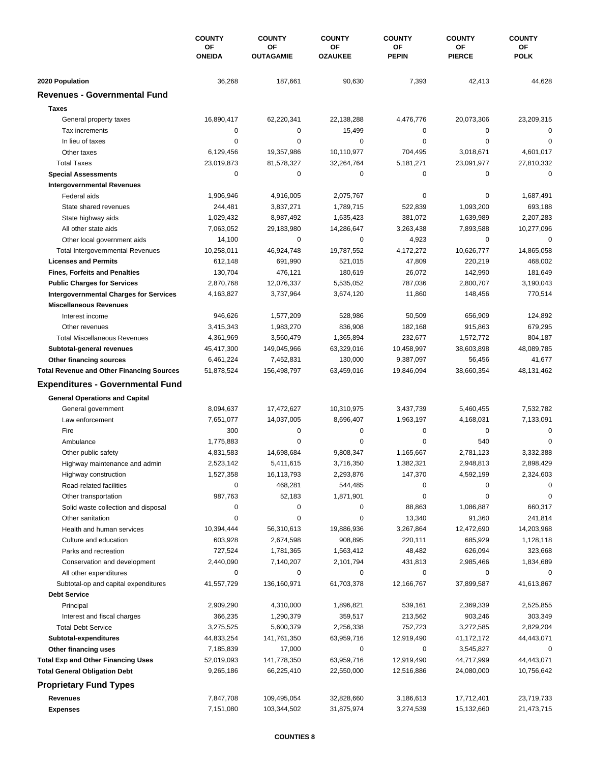| | COUNTY OF ONEIDA | COUNTY OF OUTAGAMIE | COUNTY OF OZAUKEE | COUNTY OF PEPIN | COUNTY OF PIERCE | COUNTY OF POLK |
|---|---|---|---|---|---|---|
| **2020 Population** | 36,268 | 187,661 | 90,630 | 7,393 | 42,413 | 44,628 |
| **Revenues - Governmental Fund** | | | | | | |
| **Taxes** | | | | | | |
| General property taxes | 16,890,417 | 62,220,341 | 22,138,288 | 4,476,776 | 20,073,306 | 23,209,315 |
| Tax increments | 0 | 0 | 15,499 | 0 | 0 | 0 |
| In lieu of taxes | 0 | 0 | 0 | 0 | 0 | 0 |
| Other taxes | 6,129,456 | 19,357,986 | 10,110,977 | 704,495 | 3,018,671 | 4,601,017 |
| Total Taxes | 23,019,873 | 81,578,327 | 32,264,764 | 5,181,271 | 23,091,977 | 27,810,332 |
| **Special Assessments** | 0 | 0 | 0 | 0 | 0 | 0 |
| **Intergovernmental Revenues** | | | | | | |
| Federal aids | 1,906,946 | 4,916,005 | 2,075,767 | 0 | 0 | 1,687,491 |
| State shared revenues | 244,481 | 3,837,271 | 1,789,715 | 522,839 | 1,093,200 | 693,188 |
| State highway aids | 1,029,432 | 8,987,492 | 1,635,423 | 381,072 | 1,639,989 | 2,207,283 |
| All other state aids | 7,063,052 | 29,183,980 | 14,286,647 | 3,263,438 | 7,893,588 | 10,277,096 |
| Other local government aids | 14,100 | 0 | 0 | 4,923 | 0 | 0 |
| Total Intergovernmental Revenues | 10,258,011 | 46,924,748 | 19,787,552 | 4,172,272 | 10,626,777 | 14,865,058 |
| **Licenses and Permits** | 612,148 | 691,990 | 521,015 | 47,809 | 220,219 | 468,002 |
| **Fines, Forfeits and Penalties** | 130,704 | 476,121 | 180,619 | 26,072 | 142,990 | 181,649 |
| **Public Charges for Services** | 2,870,768 | 12,076,337 | 5,535,052 | 787,036 | 2,800,707 | 3,190,043 |
| **Intergovernmental Charges for Services** | 4,163,827 | 3,737,964 | 3,674,120 | 11,860 | 148,456 | 770,514 |
| **Miscellaneous Revenues** | | | | | | |
| Interest income | 946,626 | 1,577,209 | 528,986 | 50,509 | 656,909 | 124,892 |
| Other revenues | 3,415,343 | 1,983,270 | 836,908 | 182,168 | 915,863 | 679,295 |
| Total Miscellaneous Revenues | 4,361,969 | 3,560,479 | 1,365,894 | 232,677 | 1,572,772 | 804,187 |
| **Subtotal-general revenues** | 45,417,300 | 149,045,966 | 63,329,016 | 10,458,997 | 38,603,898 | 48,089,785 |
| **Other financing sources** | 6,461,224 | 7,452,831 | 130,000 | 9,387,097 | 56,456 | 41,677 |
| **Total Revenue and Other Financing Sources** | 51,878,524 | 156,498,797 | 63,459,016 | 19,846,094 | 38,660,354 | 48,131,462 |
| **Expenditures - Governmental Fund** | | | | | | |
| **General Operations and Capital** | | | | | | |
| General government | 8,094,637 | 17,472,627 | 10,310,975 | 3,437,739 | 5,460,455 | 7,532,782 |
| Law enforcement | 7,651,077 | 14,037,005 | 8,696,407 | 1,963,197 | 4,168,031 | 7,133,091 |
| Fire | 300 | 0 | 0 | 0 | 0 | 0 |
| Ambulance | 1,775,883 | 0 | 0 | 0 | 540 | 0 |
| Other public safety | 4,831,583 | 14,698,684 | 9,808,347 | 1,165,667 | 2,781,123 | 3,332,388 |
| Highway maintenance and admin | 2,523,142 | 5,411,615 | 3,716,350 | 1,382,321 | 2,948,813 | 2,898,429 |
| Highway construction | 1,527,358 | 16,113,793 | 2,293,876 | 147,370 | 4,592,199 | 2,324,603 |
| Road-related facilities | 0 | 468,281 | 544,485 | 0 | 0 | 0 |
| Other transportation | 987,763 | 52,183 | 1,871,901 | 0 | 0 | 0 |
| Solid waste collection and disposal | 0 | 0 | 0 | 88,863 | 1,086,887 | 660,317 |
| Other sanitation | 0 | 0 | 0 | 13,340 | 91,360 | 241,814 |
| Health and human services | 10,394,444 | 56,310,613 | 19,886,936 | 3,267,864 | 12,472,690 | 14,203,968 |
| Culture and education | 603,928 | 2,674,598 | 908,895 | 220,111 | 685,929 | 1,128,118 |
| Parks and recreation | 727,524 | 1,781,365 | 1,563,412 | 48,482 | 626,094 | 323,668 |
| Conservation and development | 2,440,090 | 7,140,207 | 2,101,794 | 431,813 | 2,985,466 | 1,834,689 |
| All other expenditures | 0 | 0 | 0 | 0 | 0 | 0 |
| Subtotal-op and capital expenditures | 41,557,729 | 136,160,971 | 61,703,378 | 12,166,767 | 37,899,587 | 41,613,867 |
| **Debt Service** | | | | | | |
| Principal | 2,909,290 | 4,310,000 | 1,896,821 | 539,161 | 2,369,339 | 2,525,855 |
| Interest and fiscal charges | 366,235 | 1,290,379 | 359,517 | 213,562 | 903,246 | 303,349 |
| Total Debt Service | 3,275,525 | 5,600,379 | 2,256,338 | 752,723 | 3,272,585 | 2,829,204 |
| **Subtotal-expenditures** | 44,833,254 | 141,761,350 | 63,959,716 | 12,919,490 | 41,172,172 | 44,443,071 |
| **Other financing uses** | 7,185,839 | 17,000 | 0 | 0 | 3,545,827 | 0 |
| **Total Exp and Other Financing Uses** | 52,019,093 | 141,778,350 | 63,959,716 | 12,919,490 | 44,717,999 | 44,443,071 |
| **Total General Obligation Debt** | 9,265,186 | 66,225,410 | 22,550,000 | 12,516,886 | 24,080,000 | 10,756,642 |
| **Proprietary Fund Types** | | | | | | |
| **Revenues** | 7,847,708 | 109,495,054 | 32,828,660 | 3,186,613 | 17,712,401 | 23,719,733 |
| **Expenses** | 7,151,080 | 103,344,502 | 31,875,974 | 3,274,539 | 15,132,660 | 21,473,715 |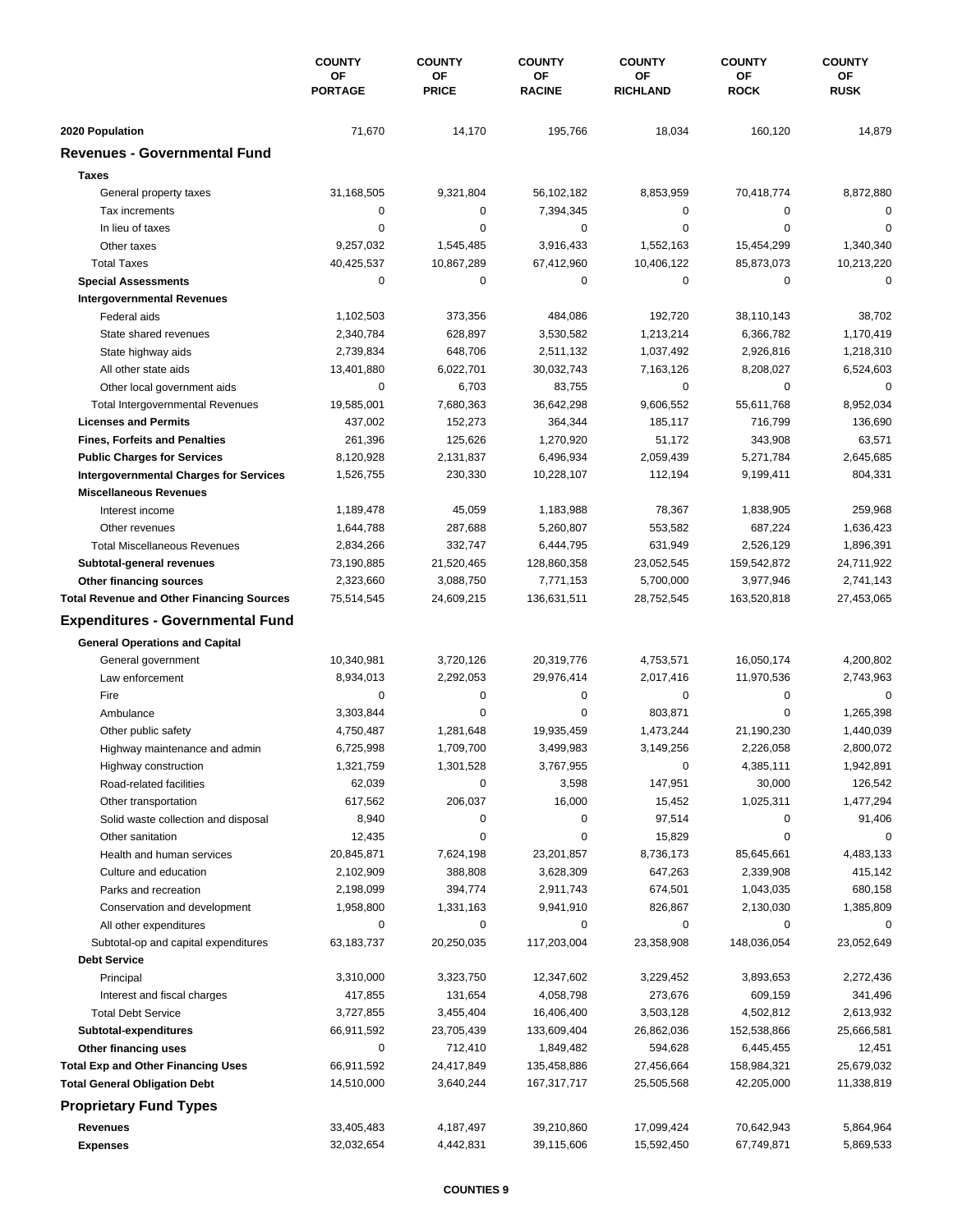| | COUNTY OF PORTAGE | COUNTY OF PRICE | COUNTY OF RACINE | COUNTY OF RICHLAND | COUNTY OF ROCK | COUNTY OF RUSK |
|---|---|---|---|---|---|---|
| **2020 Population** | 71,670 | 14,170 | 195,766 | 18,034 | 160,120 | 14,879 |
| **Revenues - Governmental Fund** | | | | | | |
| **Taxes** | | | | | | |
| General property taxes | 31,168,505 | 9,321,804 | 56,102,182 | 8,853,959 | 70,418,774 | 8,872,880 |
| Tax increments | 0 | 0 | 7,394,345 | 0 | 0 | 0 |
| In lieu of taxes | 0 | 0 | 0 | 0 | 0 | 0 |
| Other taxes | 9,257,032 | 1,545,485 | 3,916,433 | 1,552,163 | 15,454,299 | 1,340,340 |
| Total Taxes | 40,425,537 | 10,867,289 | 67,412,960 | 10,406,122 | 85,873,073 | 10,213,220 |
| **Special Assessments** | 0 | 0 | 0 | 0 | 0 | 0 |
| **Intergovernmental Revenues** | | | | | | |
| Federal aids | 1,102,503 | 373,356 | 484,086 | 192,720 | 38,110,143 | 38,702 |
| State shared revenues | 2,340,784 | 628,897 | 3,530,582 | 1,213,214 | 6,366,782 | 1,170,419 |
| State highway aids | 2,739,834 | 648,706 | 2,511,132 | 1,037,492 | 2,926,816 | 1,218,310 |
| All other state aids | 13,401,880 | 6,022,701 | 30,032,743 | 7,163,126 | 8,208,027 | 6,524,603 |
| Other local government aids | 0 | 6,703 | 83,755 | 0 | 0 | 0 |
| Total Intergovernmental Revenues | 19,585,001 | 7,680,363 | 36,642,298 | 9,606,552 | 55,611,768 | 8,952,034 |
| **Licenses and Permits** | 437,002 | 152,273 | 364,344 | 185,117 | 716,799 | 136,690 |
| **Fines, Forfeits and Penalties** | 261,396 | 125,626 | 1,270,920 | 51,172 | 343,908 | 63,571 |
| **Public Charges for Services** | 8,120,928 | 2,131,837 | 6,496,934 | 2,059,439 | 5,271,784 | 2,645,685 |
| **Intergovernmental Charges for Services** | 1,526,755 | 230,330 | 10,228,107 | 112,194 | 9,199,411 | 804,331 |
| **Miscellaneous Revenues** | | | | | | |
| Interest income | 1,189,478 | 45,059 | 1,183,988 | 78,367 | 1,838,905 | 259,968 |
| Other revenues | 1,644,788 | 287,688 | 5,260,807 | 553,582 | 687,224 | 1,636,423 |
| Total Miscellaneous Revenues | 2,834,266 | 332,747 | 6,444,795 | 631,949 | 2,526,129 | 1,896,391 |
| **Subtotal-general revenues** | 73,190,885 | 21,520,465 | 128,860,358 | 23,052,545 | 159,542,872 | 24,711,922 |
| **Other financing sources** | 2,323,660 | 3,088,750 | 7,771,153 | 5,700,000 | 3,977,946 | 2,741,143 |
| **Total Revenue and Other Financing Sources** | 75,514,545 | 24,609,215 | 136,631,511 | 28,752,545 | 163,520,818 | 27,453,065 |
| **Expenditures - Governmental Fund** | | | | | | |
| **General Operations and Capital** | | | | | | |
| General government | 10,340,981 | 3,720,126 | 20,319,776 | 4,753,571 | 16,050,174 | 4,200,802 |
| Law enforcement | 8,934,013 | 2,292,053 | 29,976,414 | 2,017,416 | 11,970,536 | 2,743,963 |
| Fire | 0 | 0 | 0 | 0 | 0 | 0 |
| Ambulance | 3,303,844 | 0 | 0 | 803,871 | 0 | 1,265,398 |
| Other public safety | 4,750,487 | 1,281,648 | 19,935,459 | 1,473,244 | 21,190,230 | 1,440,039 |
| Highway maintenance and admin | 6,725,998 | 1,709,700 | 3,499,983 | 3,149,256 | 2,226,058 | 2,800,072 |
| Highway construction | 1,321,759 | 1,301,528 | 3,767,955 | 0 | 4,385,111 | 1,942,891 |
| Road-related facilities | 62,039 | 0 | 3,598 | 147,951 | 30,000 | 126,542 |
| Other transportation | 617,562 | 206,037 | 16,000 | 15,452 | 1,025,311 | 1,477,294 |
| Solid waste collection and disposal | 8,940 | 0 | 0 | 97,514 | 0 | 91,406 |
| Other sanitation | 12,435 | 0 | 0 | 15,829 | 0 | 0 |
| Health and human services | 20,845,871 | 7,624,198 | 23,201,857 | 8,736,173 | 85,645,661 | 4,483,133 |
| Culture and education | 2,102,909 | 388,808 | 3,628,309 | 647,263 | 2,339,908 | 415,142 |
| Parks and recreation | 2,198,099 | 394,774 | 2,911,743 | 674,501 | 1,043,035 | 680,158 |
| Conservation and development | 1,958,800 | 1,331,163 | 9,941,910 | 826,867 | 2,130,030 | 1,385,809 |
| All other expenditures | 0 | 0 | 0 | 0 | 0 | 0 |
| Subtotal-op and capital expenditures | 63,183,737 | 20,250,035 | 117,203,004 | 23,358,908 | 148,036,054 | 23,052,649 |
| **Debt Service** | | | | | | |
| Principal | 3,310,000 | 3,323,750 | 12,347,602 | 3,229,452 | 3,893,653 | 2,272,436 |
| Interest and fiscal charges | 417,855 | 131,654 | 4,058,798 | 273,676 | 609,159 | 341,496 |
| Total Debt Service | 3,727,855 | 3,455,404 | 16,406,400 | 3,503,128 | 4,502,812 | 2,613,932 |
| **Subtotal-expenditures** | 66,911,592 | 23,705,439 | 133,609,404 | 26,862,036 | 152,538,866 | 25,666,581 |
| **Other financing uses** | 0 | 712,410 | 1,849,482 | 594,628 | 6,445,455 | 12,451 |
| **Total Exp and Other Financing Uses** | 66,911,592 | 24,417,849 | 135,458,886 | 27,456,664 | 158,984,321 | 25,679,032 |
| **Total General Obligation Debt** | 14,510,000 | 3,640,244 | 167,317,717 | 25,505,568 | 42,205,000 | 11,338,819 |
| **Proprietary Fund Types** | | | | | | |
| **Revenues** | 33,405,483 | 4,187,497 | 39,210,860 | 17,099,424 | 70,642,943 | 5,864,964 |
| **Expenses** | 32,032,654 | 4,442,831 | 39,115,606 | 15,592,450 | 67,749,871 | 5,869,533 |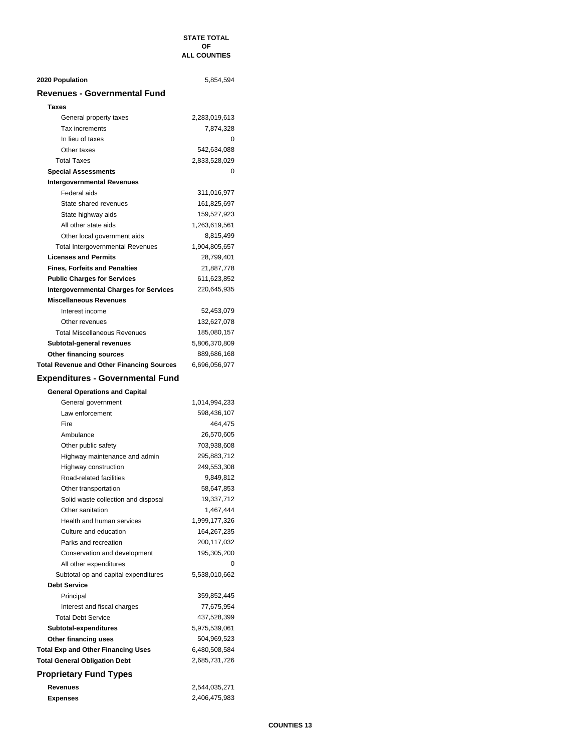| | STATE TOTAL OF ALL COUNTIES |
|---|---|
| **2020 Population** | 5,854,594 |
| **Revenues - Governmental Fund** | |
| **Taxes** | |
| General property taxes | 2,283,019,613 |
| Tax increments | 7,874,328 |
| In lieu of taxes | 0 |
| Other taxes | 542,634,088 |
| Total Taxes | 2,833,528,029 |
| **Special Assessments** | 0 |
| **Intergovernmental Revenues** | |
| Federal aids | 311,016,977 |
| State shared revenues | 161,825,697 |
| State highway aids | 159,527,923 |
| All other state aids | 1,263,619,561 |
| Other local government aids | 8,815,499 |
| Total Intergovernmental Revenues | 1,904,805,657 |
| **Licenses and Permits** | 28,799,401 |
| **Fines, Forfeits and Penalties** | 21,887,778 |
| **Public Charges for Services** | 611,623,852 |
| **Intergovernmental Charges for Services** | 220,645,935 |
| **Miscellaneous Revenues** | |
| Interest income | 52,453,079 |
| Other revenues | 132,627,078 |
| Total Miscellaneous Revenues | 185,080,157 |
| **Subtotal-general revenues** | 5,806,370,809 |
| **Other financing sources** | 889,686,168 |
| **Total Revenue and Other Financing Sources** | 6,696,056,977 |
| **Expenditures - Governmental Fund** | |
| **General Operations and Capital** | |
| General government | 1,014,994,233 |
| Law enforcement | 598,436,107 |
| Fire | 464,475 |
| Ambulance | 26,570,605 |
| Other public safety | 703,938,608 |
| Highway maintenance and admin | 295,883,712 |
| Highway construction | 249,553,308 |
| Road-related facilities | 9,849,812 |
| Other transportation | 58,647,853 |
| Solid waste collection and disposal | 19,337,712 |
| Other sanitation | 1,467,444 |
| Health and human services | 1,999,177,326 |
| Culture and education | 164,267,235 |
| Parks and recreation | 200,117,032 |
| Conservation and development | 195,305,200 |
| All other expenditures | 0 |
| Subtotal-op and capital expenditures | 5,538,010,662 |
| **Debt Service** | |
| Principal | 359,852,445 |
| Interest and fiscal charges | 77,675,954 |
| Total Debt Service | 437,528,399 |
| **Subtotal-expenditures** | 5,975,539,061 |
| **Other financing uses** | 504,969,523 |
| **Total Exp and Other Financing Uses** | 6,480,508,584 |
| **Total General Obligation Debt** | 2,685,731,726 |
| **Proprietary Fund Types** | |
| **Revenues** | 2,544,035,271 |
| **Expenses** | 2,406,475,983 |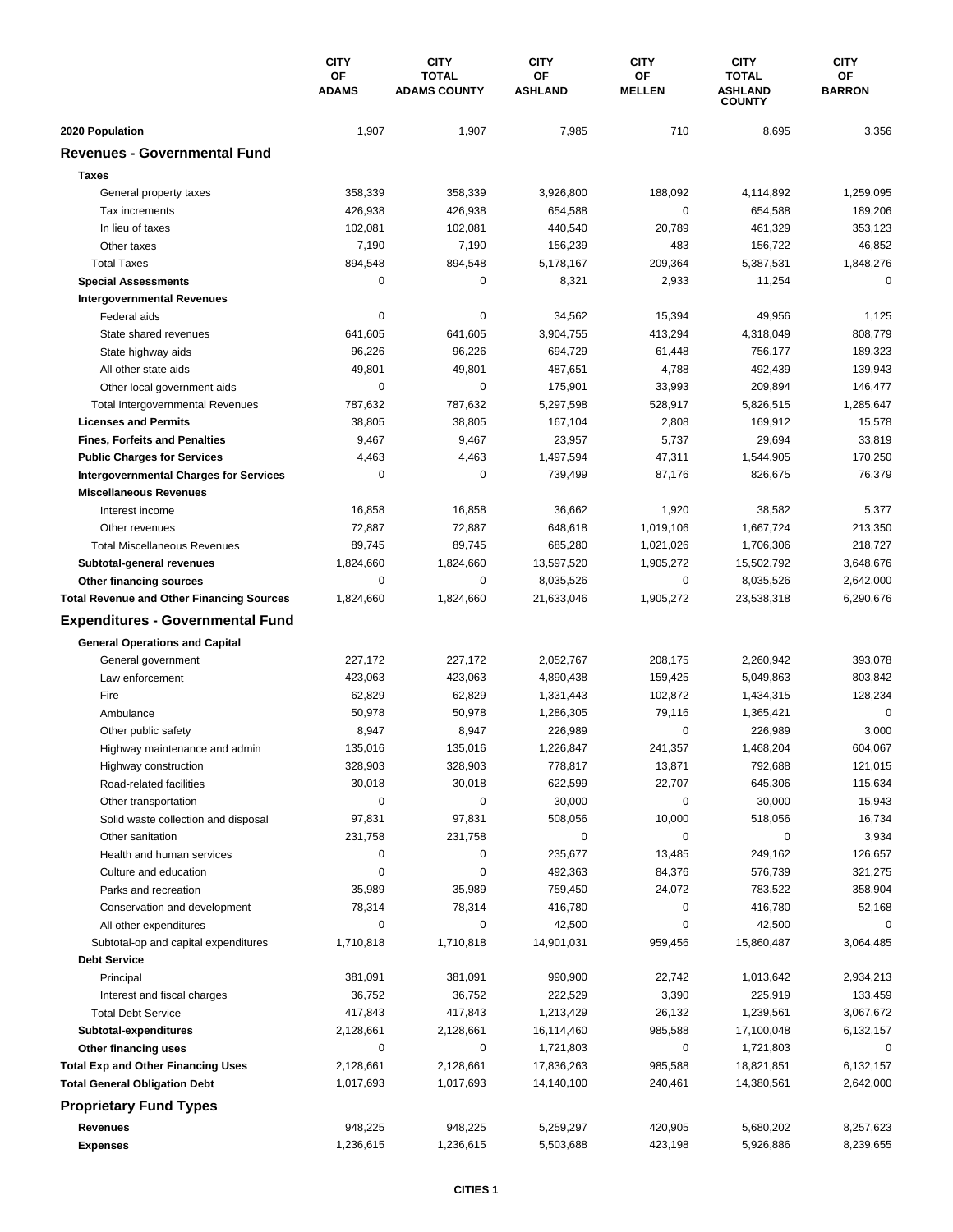| | CITY OF ADAMS | CITY TOTAL ADAMS COUNTY | CITY OF ASHLAND | CITY OF MELLEN | CITY TOTAL ASHLAND COUNTY | CITY OF BARRON |
|---|---|---|---|---|---|---|
| **2020 Population** | 1,907 | 1,907 | 7,985 | 710 | 8,695 | 3,356 |
| **Revenues - Governmental Fund** | | | | | | |
| **Taxes** | | | | | | |
| General property taxes | 358,339 | 358,339 | 3,926,800 | 188,092 | 4,114,892 | 1,259,095 |
| Tax increments | 426,938 | 426,938 | 654,588 | 0 | 654,588 | 189,206 |
| In lieu of taxes | 102,081 | 102,081 | 440,540 | 20,789 | 461,329 | 353,123 |
| Other taxes | 7,190 | 7,190 | 156,239 | 483 | 156,722 | 46,852 |
| Total Taxes | 894,548 | 894,548 | 5,178,167 | 209,364 | 5,387,531 | 1,848,276 |
| **Special Assessments** | 0 | 0 | 8,321 | 2,933 | 11,254 | 0 |
| **Intergovernmental Revenues** | | | | | | |
| Federal aids | 0 | 0 | 34,562 | 15,394 | 49,956 | 1,125 |
| State shared revenues | 641,605 | 641,605 | 3,904,755 | 413,294 | 4,318,049 | 808,779 |
| State highway aids | 96,226 | 96,226 | 694,729 | 61,448 | 756,177 | 189,323 |
| All other state aids | 49,801 | 49,801 | 487,651 | 4,788 | 492,439 | 139,943 |
| Other local government aids | 0 | 0 | 175,901 | 33,993 | 209,894 | 146,477 |
| Total Intergovernmental Revenues | 787,632 | 787,632 | 5,297,598 | 528,917 | 5,826,515 | 1,285,647 |
| **Licenses and Permits** | 38,805 | 38,805 | 167,104 | 2,808 | 169,912 | 15,578 |
| **Fines, Forfeits and Penalties** | 9,467 | 9,467 | 23,957 | 5,737 | 29,694 | 33,819 |
| **Public Charges for Services** | 4,463 | 4,463 | 1,497,594 | 47,311 | 1,544,905 | 170,250 |
| **Intergovernmental Charges for Services** | 0 | 0 | 739,499 | 87,176 | 826,675 | 76,379 |
| **Miscellaneous Revenues** | | | | | | |
| Interest income | 16,858 | 16,858 | 36,662 | 1,920 | 38,582 | 5,377 |
| Other revenues | 72,887 | 72,887 | 648,618 | 1,019,106 | 1,667,724 | 213,350 |
| Total Miscellaneous Revenues | 89,745 | 89,745 | 685,280 | 1,021,026 | 1,706,306 | 218,727 |
| **Subtotal-general revenues** | 1,824,660 | 1,824,660 | 13,597,520 | 1,905,272 | 15,502,792 | 3,648,676 |
| **Other financing sources** | 0 | 0 | 8,035,526 | 0 | 8,035,526 | 2,642,000 |
| **Total Revenue and Other Financing Sources** | 1,824,660 | 1,824,660 | 21,633,046 | 1,905,272 | 23,538,318 | 6,290,676 |
| **Expenditures - Governmental Fund** | | | | | | |
| **General Operations and Capital** | | | | | | |
| General government | 227,172 | 227,172 | 2,052,767 | 208,175 | 2,260,942 | 393,078 |
| Law enforcement | 423,063 | 423,063 | 4,890,438 | 159,425 | 5,049,863 | 803,842 |
| Fire | 62,829 | 62,829 | 1,331,443 | 102,872 | 1,434,315 | 128,234 |
| Ambulance | 50,978 | 50,978 | 1,286,305 | 79,116 | 1,365,421 | 0 |
| Other public safety | 8,947 | 8,947 | 226,989 | 0 | 226,989 | 3,000 |
| Highway maintenance and admin | 135,016 | 135,016 | 1,226,847 | 241,357 | 1,468,204 | 604,067 |
| Highway construction | 328,903 | 328,903 | 778,817 | 13,871 | 792,688 | 121,015 |
| Road-related facilities | 30,018 | 30,018 | 622,599 | 22,707 | 645,306 | 115,634 |
| Other transportation | 0 | 0 | 30,000 | 0 | 30,000 | 15,943 |
| Solid waste collection and disposal | 97,831 | 97,831 | 508,056 | 10,000 | 518,056 | 16,734 |
| Other sanitation | 231,758 | 231,758 | 0 | 0 | 0 | 3,934 |
| Health and human services | 0 | 0 | 235,677 | 13,485 | 249,162 | 126,657 |
| Culture and education | 0 | 0 | 492,363 | 84,376 | 576,739 | 321,275 |
| Parks and recreation | 35,989 | 35,989 | 759,450 | 24,072 | 783,522 | 358,904 |
| Conservation and development | 78,314 | 78,314 | 416,780 | 0 | 416,780 | 52,168 |
| All other expenditures | 0 | 0 | 42,500 | 0 | 42,500 | 0 |
| Subtotal-op and capital expenditures | 1,710,818 | 1,710,818 | 14,901,031 | 959,456 | 15,860,487 | 3,064,485 |
| **Debt Service** | | | | | | |
| Principal | 381,091 | 381,091 | 990,900 | 22,742 | 1,013,642 | 2,934,213 |
| Interest and fiscal charges | 36,752 | 36,752 | 222,529 | 3,390 | 225,919 | 133,459 |
| Total Debt Service | 417,843 | 417,843 | 1,213,429 | 26,132 | 1,239,561 | 3,067,672 |
| **Subtotal-expenditures** | 2,128,661 | 2,128,661 | 16,114,460 | 985,588 | 17,100,048 | 6,132,157 |
| **Other financing uses** | 0 | 0 | 1,721,803 | 0 | 1,721,803 | 0 |
| **Total Exp and Other Financing Uses** | 2,128,661 | 2,128,661 | 17,836,263 | 985,588 | 18,821,851 | 6,132,157 |
| **Total General Obligation Debt** | 1,017,693 | 1,017,693 | 14,140,100 | 240,461 | 14,380,561 | 2,642,000 |
| **Proprietary Fund Types** | | | | | | |
| **Revenues** | 948,225 | 948,225 | 5,259,297 | 420,905 | 5,680,202 | 8,257,623 |
| **Expenses** | 1,236,615 | 1,236,615 | 5,503,688 | 423,198 | 5,926,886 | 8,239,655 |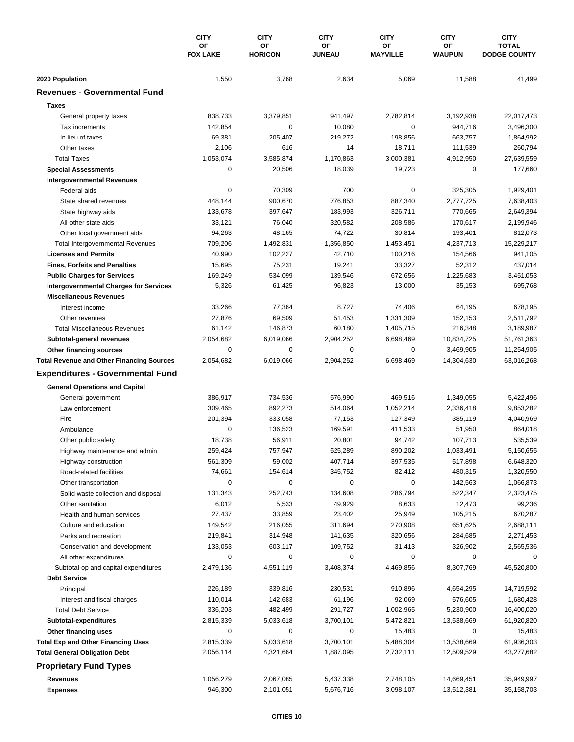| | CITY OF FOX LAKE | CITY OF HORICON | CITY OF JUNEAU | CITY OF MAYVILLE | CITY OF WAUPUN | CITY TOTAL DODGE COUNTY |
|---|---|---|---|---|---|---|
| **2020 Population** | 1,550 | 3,768 | 2,634 | 5,069 | 11,588 | 41,499 |
| **Revenues - Governmental Fund** | | | | | | |
| **Taxes** | | | | | | |
| General property taxes | 838,733 | 3,379,851 | 941,497 | 2,782,814 | 3,192,938 | 22,017,473 |
| Tax increments | 142,854 | 0 | 10,080 | 0 | 944,716 | 3,496,300 |
| In lieu of taxes | 69,381 | 205,407 | 219,272 | 198,856 | 663,757 | 1,864,992 |
| Other taxes | 2,106 | 616 | 14 | 18,711 | 111,539 | 260,794 |
| Total Taxes | 1,053,074 | 3,585,874 | 1,170,863 | 3,000,381 | 4,912,950 | 27,639,559 |
| **Special Assessments** | 0 | 20,506 | 18,039 | 19,723 | 0 | 177,660 |
| **Intergovernmental Revenues** | | | | | | |
| Federal aids | 0 | 70,309 | 700 | 0 | 325,305 | 1,929,401 |
| State shared revenues | 448,144 | 900,670 | 776,853 | 887,340 | 2,777,725 | 7,638,403 |
| State highway aids | 133,678 | 397,647 | 183,993 | 326,711 | 770,665 | 2,649,394 |
| All other state aids | 33,121 | 76,040 | 320,582 | 208,586 | 170,617 | 2,199,946 |
| Other local government aids | 94,263 | 48,165 | 74,722 | 30,814 | 193,401 | 812,073 |
| Total Intergovernmental Revenues | 709,206 | 1,492,831 | 1,356,850 | 1,453,451 | 4,237,713 | 15,229,217 |
| **Licenses and Permits** | 40,990 | 102,227 | 42,710 | 100,216 | 154,566 | 941,105 |
| **Fines, Forfeits and Penalties** | 15,695 | 75,231 | 19,241 | 33,327 | 52,312 | 437,014 |
| **Public Charges for Services** | 169,249 | 534,099 | 139,546 | 672,656 | 1,225,683 | 3,451,053 |
| **Intergovernmental Charges for Services** | 5,326 | 61,425 | 96,823 | 13,000 | 35,153 | 695,768 |
| **Miscellaneous Revenues** | | | | | | |
| Interest income | 33,266 | 77,364 | 8,727 | 74,406 | 64,195 | 678,195 |
| Other revenues | 27,876 | 69,509 | 51,453 | 1,331,309 | 152,153 | 2,511,792 |
| Total Miscellaneous Revenues | 61,142 | 146,873 | 60,180 | 1,405,715 | 216,348 | 3,189,987 |
| **Subtotal-general revenues** | 2,054,682 | 6,019,066 | 2,904,252 | 6,698,469 | 10,834,725 | 51,761,363 |
| **Other financing sources** | 0 | 0 | 0 | 0 | 3,469,905 | 11,254,905 |
| **Total Revenue and Other Financing Sources** | 2,054,682 | 6,019,066 | 2,904,252 | 6,698,469 | 14,304,630 | 63,016,268 |
| **Expenditures - Governmental Fund** | | | | | | |
| **General Operations and Capital** | | | | | | |
| General government | 386,917 | 734,536 | 576,990 | 469,516 | 1,349,055 | 5,422,496 |
| Law enforcement | 309,465 | 892,273 | 514,064 | 1,052,214 | 2,336,418 | 9,853,282 |
| Fire | 201,394 | 333,058 | 77,153 | 127,349 | 385,119 | 4,040,969 |
| Ambulance | 0 | 136,523 | 169,591 | 411,533 | 51,950 | 864,018 |
| Other public safety | 18,738 | 56,911 | 20,801 | 94,742 | 107,713 | 535,539 |
| Highway maintenance and admin | 259,424 | 757,947 | 525,289 | 890,202 | 1,033,491 | 5,150,655 |
| Highway construction | 561,309 | 59,002 | 407,714 | 397,535 | 517,898 | 6,648,320 |
| Road-related facilities | 74,661 | 154,614 | 345,752 | 82,412 | 480,315 | 1,320,550 |
| Other transportation | 0 | 0 | 0 | 0 | 142,563 | 1,066,873 |
| Solid waste collection and disposal | 131,343 | 252,743 | 134,608 | 286,794 | 522,347 | 2,323,475 |
| Other sanitation | 6,012 | 5,533 | 49,929 | 8,633 | 12,473 | 99,236 |
| Health and human services | 27,437 | 33,859 | 23,402 | 25,949 | 105,215 | 670,287 |
| Culture and education | 149,542 | 216,055 | 311,694 | 270,908 | 651,625 | 2,688,111 |
| Parks and recreation | 219,841 | 314,948 | 141,635 | 320,656 | 284,685 | 2,271,453 |
| Conservation and development | 133,053 | 603,117 | 109,752 | 31,413 | 326,902 | 2,565,536 |
| All other expenditures | 0 | 0 | 0 | 0 | 0 | 0 |
| Subtotal-op and capital expenditures | 2,479,136 | 4,551,119 | 3,408,374 | 4,469,856 | 8,307,769 | 45,520,800 |
| **Debt Service** | | | | | | |
| Principal | 226,189 | 339,816 | 230,531 | 910,896 | 4,654,295 | 14,719,592 |
| Interest and fiscal charges | 110,014 | 142,683 | 61,196 | 92,069 | 576,605 | 1,680,428 |
| Total Debt Service | 336,203 | 482,499 | 291,727 | 1,002,965 | 5,230,900 | 16,400,020 |
| **Subtotal-expenditures** | 2,815,339 | 5,033,618 | 3,700,101 | 5,472,821 | 13,538,669 | 61,920,820 |
| **Other financing uses** | 0 | 0 | 0 | 15,483 | 0 | 15,483 |
| **Total Exp and Other Financing Uses** | 2,815,339 | 5,033,618 | 3,700,101 | 5,488,304 | 13,538,669 | 61,936,303 |
| **Total General Obligation Debt** | 2,056,114 | 4,321,664 | 1,887,095 | 2,732,111 | 12,509,529 | 43,277,682 |
| **Proprietary Fund Types** | | | | | | |
| **Revenues** | 1,056,279 | 2,067,085 | 5,437,338 | 2,748,105 | 14,669,451 | 35,949,997 |
| **Expenses** | 946,300 | 2,101,051 | 5,676,716 | 3,098,107 | 13,512,381 | 35,158,703 |

CITIES 10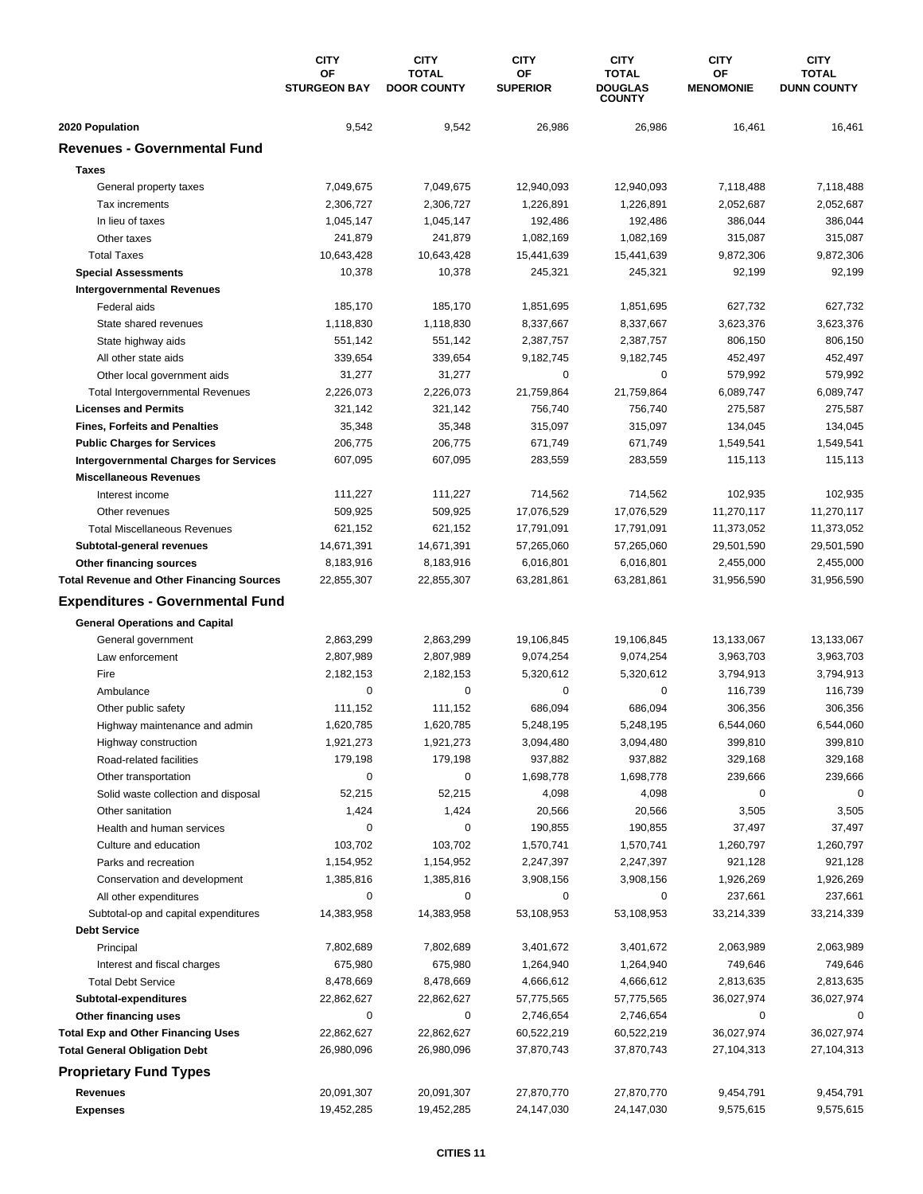| | CITY OF STURGEON BAY | CITY TOTAL DOOR COUNTY | CITY OF SUPERIOR | CITY TOTAL DOUGLAS COUNTY | CITY OF MENOMONIE | CITY TOTAL DUNN COUNTY |
|---|---|---|---|---|---|---|
| **2020 Population** | 9,542 | 9,542 | 26,986 | 26,986 | 16,461 | 16,461 |
| **Revenues - Governmental Fund** | | | | | | |
| **Taxes** | | | | | | |
| General property taxes | 7,049,675 | 7,049,675 | 12,940,093 | 12,940,093 | 7,118,488 | 7,118,488 |
| Tax increments | 2,306,727 | 2,306,727 | 1,226,891 | 1,226,891 | 2,052,687 | 2,052,687 |
| In lieu of taxes | 1,045,147 | 1,045,147 | 192,486 | 192,486 | 386,044 | 386,044 |
| Other taxes | 241,879 | 241,879 | 1,082,169 | 1,082,169 | 315,087 | 315,087 |
| Total Taxes | 10,643,428 | 10,643,428 | 15,441,639 | 15,441,639 | 9,872,306 | 9,872,306 |
| **Special Assessments** | 10,378 | 10,378 | 245,321 | 245,321 | 92,199 | 92,199 |
| **Intergovernmental Revenues** | | | | | | |
| Federal aids | 185,170 | 185,170 | 1,851,695 | 1,851,695 | 627,732 | 627,732 |
| State shared revenues | 1,118,830 | 1,118,830 | 8,337,667 | 8,337,667 | 3,623,376 | 3,623,376 |
| State highway aids | 551,142 | 551,142 | 2,387,757 | 2,387,757 | 806,150 | 806,150 |
| All other state aids | 339,654 | 339,654 | 9,182,745 | 9,182,745 | 452,497 | 452,497 |
| Other local government aids | 31,277 | 31,277 | 0 | 0 | 579,992 | 579,992 |
| Total Intergovernmental Revenues | 2,226,073 | 2,226,073 | 21,759,864 | 21,759,864 | 6,089,747 | 6,089,747 |
| **Licenses and Permits** | 321,142 | 321,142 | 756,740 | 756,740 | 275,587 | 275,587 |
| **Fines, Forfeits and Penalties** | 35,348 | 35,348 | 315,097 | 315,097 | 134,045 | 134,045 |
| **Public Charges for Services** | 206,775 | 206,775 | 671,749 | 671,749 | 1,549,541 | 1,549,541 |
| **Intergovernmental Charges for Services** | 607,095 | 607,095 | 283,559 | 283,559 | 115,113 | 115,113 |
| **Miscellaneous Revenues** | | | | | | |
| Interest income | 111,227 | 111,227 | 714,562 | 714,562 | 102,935 | 102,935 |
| Other revenues | 509,925 | 509,925 | 17,076,529 | 17,076,529 | 11,270,117 | 11,270,117 |
| Total Miscellaneous Revenues | 621,152 | 621,152 | 17,791,091 | 17,791,091 | 11,373,052 | 11,373,052 |
| **Subtotal-general revenues** | 14,671,391 | 14,671,391 | 57,265,060 | 57,265,060 | 29,501,590 | 29,501,590 |
| **Other financing sources** | 8,183,916 | 8,183,916 | 6,016,801 | 6,016,801 | 2,455,000 | 2,455,000 |
| **Total Revenue and Other Financing Sources** | 22,855,307 | 22,855,307 | 63,281,861 | 63,281,861 | 31,956,590 | 31,956,590 |
| **Expenditures - Governmental Fund** | | | | | | |
| **General Operations and Capital** | | | | | | |
| General government | 2,863,299 | 2,863,299 | 19,106,845 | 19,106,845 | 13,133,067 | 13,133,067 |
| Law enforcement | 2,807,989 | 2,807,989 | 9,074,254 | 9,074,254 | 3,963,703 | 3,963,703 |
| Fire | 2,182,153 | 2,182,153 | 5,320,612 | 5,320,612 | 3,794,913 | 3,794,913 |
| Ambulance | 0 | 0 | 0 | 0 | 116,739 | 116,739 |
| Other public safety | 111,152 | 111,152 | 686,094 | 686,094 | 306,356 | 306,356 |
| Highway maintenance and admin | 1,620,785 | 1,620,785 | 5,248,195 | 5,248,195 | 6,544,060 | 6,544,060 |
| Highway construction | 1,921,273 | 1,921,273 | 3,094,480 | 3,094,480 | 399,810 | 399,810 |
| Road-related facilities | 179,198 | 179,198 | 937,882 | 937,882 | 329,168 | 329,168 |
| Other transportation | 0 | 0 | 1,698,778 | 1,698,778 | 239,666 | 239,666 |
| Solid waste collection and disposal | 52,215 | 52,215 | 4,098 | 4,098 | 0 | 0 |
| Other sanitation | 1,424 | 1,424 | 20,566 | 20,566 | 3,505 | 3,505 |
| Health and human services | 0 | 0 | 190,855 | 190,855 | 37,497 | 37,497 |
| Culture and education | 103,702 | 103,702 | 1,570,741 | 1,570,741 | 1,260,797 | 1,260,797 |
| Parks and recreation | 1,154,952 | 1,154,952 | 2,247,397 | 2,247,397 | 921,128 | 921,128 |
| Conservation and development | 1,385,816 | 1,385,816 | 3,908,156 | 3,908,156 | 1,926,269 | 1,926,269 |
| All other expenditures | 0 | 0 | 0 | 0 | 237,661 | 237,661 |
| Subtotal-op and capital expenditures | 14,383,958 | 14,383,958 | 53,108,953 | 53,108,953 | 33,214,339 | 33,214,339 |
| **Debt Service** | | | | | | |
| Principal | 7,802,689 | 7,802,689 | 3,401,672 | 3,401,672 | 2,063,989 | 2,063,989 |
| Interest and fiscal charges | 675,980 | 675,980 | 1,264,940 | 1,264,940 | 749,646 | 749,646 |
| Total Debt Service | 8,478,669 | 8,478,669 | 4,666,612 | 4,666,612 | 2,813,635 | 2,813,635 |
| **Subtotal-expenditures** | 22,862,627 | 22,862,627 | 57,775,565 | 57,775,565 | 36,027,974 | 36,027,974 |
| **Other financing uses** | 0 | 0 | 2,746,654 | 2,746,654 | 0 | 0 |
| **Total Exp and Other Financing Uses** | 22,862,627 | 22,862,627 | 60,522,219 | 60,522,219 | 36,027,974 | 36,027,974 |
| **Total General Obligation Debt** | 26,980,096 | 26,980,096 | 37,870,743 | 37,870,743 | 27,104,313 | 27,104,313 |
| **Proprietary Fund Types** | | | | | | |
| **Revenues** | 20,091,307 | 20,091,307 | 27,870,770 | 27,870,770 | 9,454,791 | 9,454,791 |
| **Expenses** | 19,452,285 | 19,452,285 | 24,147,030 | 24,147,030 | 9,575,615 | 9,575,615 |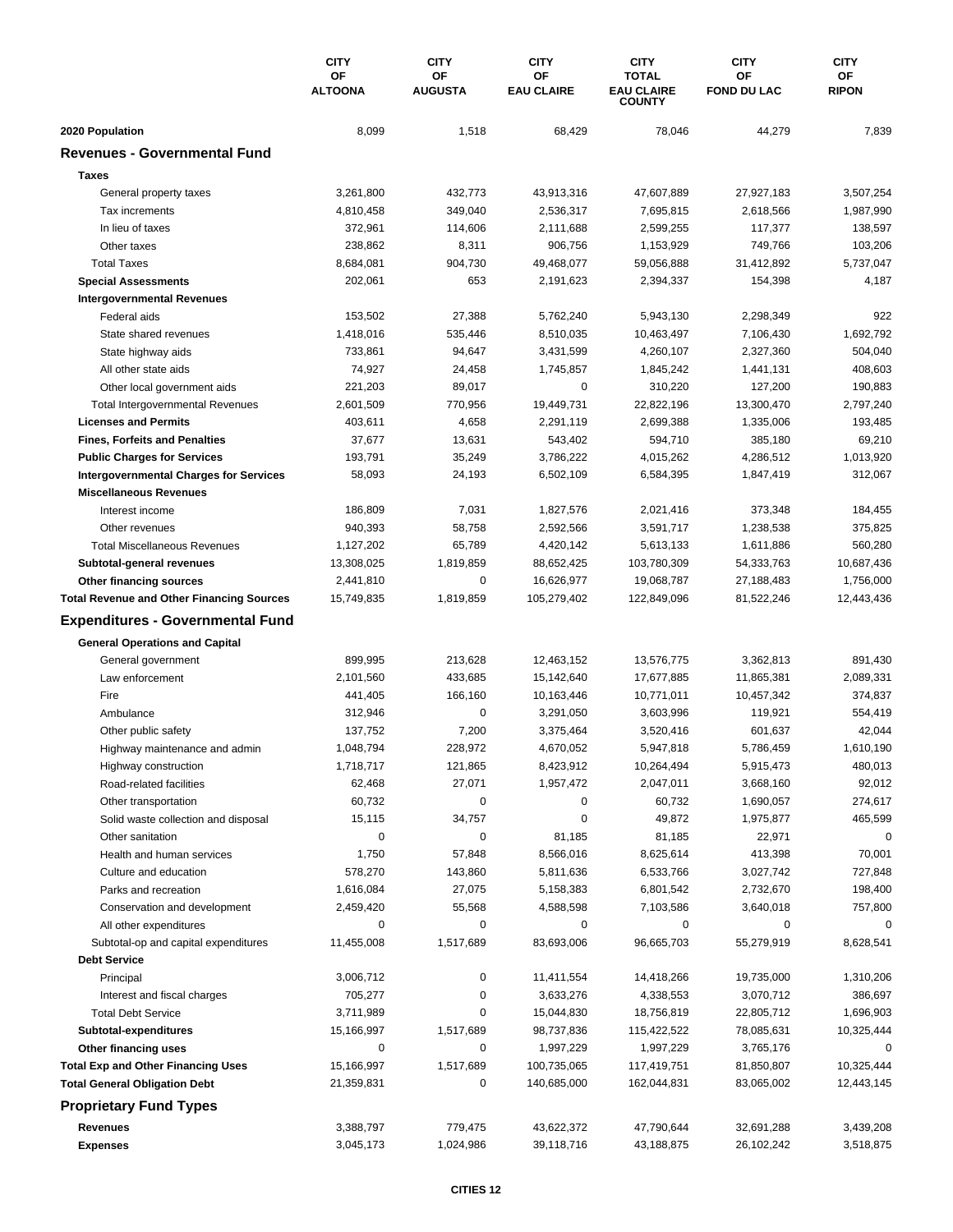| | CITY OF ALTOONA | CITY OF AUGUSTA | CITY OF EAU CLAIRE | CITY TOTAL EAU CLAIRE COUNTY | CITY OF FOND DU LAC | CITY OF RIPON |
|---|---|---|---|---|---|---|
| **2020 Population** | 8,099 | 1,518 | 68,429 | 78,046 | 44,279 | 7,839 |
| **Revenues - Governmental Fund** | | | | | | |
| **Taxes** | | | | | | |
| General property taxes | 3,261,800 | 432,773 | 43,913,316 | 47,607,889 | 27,927,183 | 3,507,254 |
| Tax increments | 4,810,458 | 349,040 | 2,536,317 | 7,695,815 | 2,618,566 | 1,987,990 |
| In lieu of taxes | 372,961 | 114,606 | 2,111,688 | 2,599,255 | 117,377 | 138,597 |
| Other taxes | 238,862 | 8,311 | 906,756 | 1,153,929 | 749,766 | 103,206 |
| Total Taxes | 8,684,081 | 904,730 | 49,468,077 | 59,056,888 | 31,412,892 | 5,737,047 |
| **Special Assessments** | 202,061 | 653 | 2,191,623 | 2,394,337 | 154,398 | 4,187 |
| **Intergovernmental Revenues** | | | | | | |
| Federal aids | 153,502 | 27,388 | 5,762,240 | 5,943,130 | 2,298,349 | 922 |
| State shared revenues | 1,418,016 | 535,446 | 8,510,035 | 10,463,497 | 7,106,430 | 1,692,792 |
| State highway aids | 733,861 | 94,647 | 3,431,599 | 4,260,107 | 2,327,360 | 504,040 |
| All other state aids | 74,927 | 24,458 | 1,745,857 | 1,845,242 | 1,441,131 | 408,603 |
| Other local government aids | 221,203 | 89,017 | 0 | 310,220 | 127,200 | 190,883 |
| Total Intergovernmental Revenues | 2,601,509 | 770,956 | 19,449,731 | 22,822,196 | 13,300,470 | 2,797,240 |
| **Licenses and Permits** | 403,611 | 4,658 | 2,291,119 | 2,699,388 | 1,335,006 | 193,485 |
| **Fines, Forfeits and Penalties** | 37,677 | 13,631 | 543,402 | 594,710 | 385,180 | 69,210 |
| **Public Charges for Services** | 193,791 | 35,249 | 3,786,222 | 4,015,262 | 4,286,512 | 1,013,920 |
| **Intergovernmental Charges for Services** | 58,093 | 24,193 | 6,502,109 | 6,584,395 | 1,847,419 | 312,067 |
| **Miscellaneous Revenues** | | | | | | |
| Interest income | 186,809 | 7,031 | 1,827,576 | 2,021,416 | 373,348 | 184,455 |
| Other revenues | 940,393 | 58,758 | 2,592,566 | 3,591,717 | 1,238,538 | 375,825 |
| Total Miscellaneous Revenues | 1,127,202 | 65,789 | 4,420,142 | 5,613,133 | 1,611,886 | 560,280 |
| **Subtotal-general revenues** | 13,308,025 | 1,819,859 | 88,652,425 | 103,780,309 | 54,333,763 | 10,687,436 |
| **Other financing sources** | 2,441,810 | 0 | 16,626,977 | 19,068,787 | 27,188,483 | 1,756,000 |
| **Total Revenue and Other Financing Sources** | 15,749,835 | 1,819,859 | 105,279,402 | 122,849,096 | 81,522,246 | 12,443,436 |
| **Expenditures - Governmental Fund** | | | | | | |
| **General Operations and Capital** | | | | | | |
| General government | 899,995 | 213,628 | 12,463,152 | 13,576,775 | 3,362,813 | 891,430 |
| Law enforcement | 2,101,560 | 433,685 | 15,142,640 | 17,677,885 | 11,865,381 | 2,089,331 |
| Fire | 441,405 | 166,160 | 10,163,446 | 10,771,011 | 10,457,342 | 374,837 |
| Ambulance | 312,946 | 0 | 3,291,050 | 3,603,996 | 119,921 | 554,419 |
| Other public safety | 137,752 | 7,200 | 3,375,464 | 3,520,416 | 601,637 | 42,044 |
| Highway maintenance and admin | 1,048,794 | 228,972 | 4,670,052 | 5,947,818 | 5,786,459 | 1,610,190 |
| Highway construction | 1,718,717 | 121,865 | 8,423,912 | 10,264,494 | 5,915,473 | 480,013 |
| Road-related facilities | 62,468 | 27,071 | 1,957,472 | 2,047,011 | 3,668,160 | 92,012 |
| Other transportation | 60,732 | 0 | 0 | 60,732 | 1,690,057 | 274,617 |
| Solid waste collection and disposal | 15,115 | 34,757 | 0 | 49,872 | 1,975,877 | 465,599 |
| Other sanitation | 0 | 0 | 81,185 | 81,185 | 22,971 | 0 |
| Health and human services | 1,750 | 57,848 | 8,566,016 | 8,625,614 | 413,398 | 70,001 |
| Culture and education | 578,270 | 143,860 | 5,811,636 | 6,533,766 | 3,027,742 | 727,848 |
| Parks and recreation | 1,616,084 | 27,075 | 5,158,383 | 6,801,542 | 2,732,670 | 198,400 |
| Conservation and development | 2,459,420 | 55,568 | 4,588,598 | 7,103,586 | 3,640,018 | 757,800 |
| All other expenditures | 0 | 0 | 0 | 0 | 0 | 0 |
| Subtotal-op and capital expenditures | 11,455,008 | 1,517,689 | 83,693,006 | 96,665,703 | 55,279,919 | 8,628,541 |
| **Debt Service** | | | | | | |
| Principal | 3,006,712 | 0 | 11,411,554 | 14,418,266 | 19,735,000 | 1,310,206 |
| Interest and fiscal charges | 705,277 | 0 | 3,633,276 | 4,338,553 | 3,070,712 | 386,697 |
| Total Debt Service | 3,711,989 | 0 | 15,044,830 | 18,756,819 | 22,805,712 | 1,696,903 |
| **Subtotal-expenditures** | 15,166,997 | 1,517,689 | 98,737,836 | 115,422,522 | 78,085,631 | 10,325,444 |
| **Other financing uses** | 0 | 0 | 1,997,229 | 1,997,229 | 3,765,176 | 0 |
| **Total Exp and Other Financing Uses** | 15,166,997 | 1,517,689 | 100,735,065 | 117,419,751 | 81,850,807 | 10,325,444 |
| **Total General Obligation Debt** | 21,359,831 | 0 | 140,685,000 | 162,044,831 | 83,065,002 | 12,443,145 |
| **Proprietary Fund Types** | | | | | | |
| **Revenues** | 3,388,797 | 779,475 | 43,622,372 | 47,790,644 | 32,691,288 | 3,439,208 |
| **Expenses** | 3,045,173 | 1,024,986 | 39,118,716 | 43,188,875 | 26,102,242 | 3,518,875 |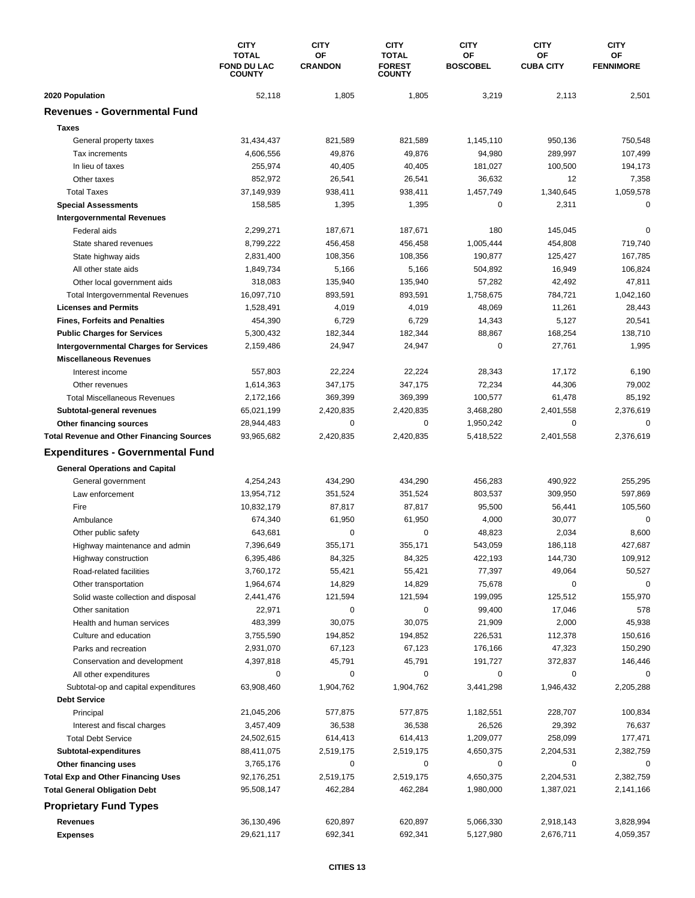| | CITY TOTAL FOND DU LAC COUNTY | CITY OF CRANDON | CITY TOTAL FOREST COUNTY | CITY OF BOSCOBEL | CITY OF CUBA CITY | CITY OF FENNIMORE |
|---|---|---|---|---|---|---|
| **2020 Population** | 52,118 | 1,805 | 1,805 | 3,219 | 2,113 | 2,501 |
| **Revenues - Governmental Fund** | | | | | | |
| **Taxes** | | | | | | |
| General property taxes | 31,434,437 | 821,589 | 821,589 | 1,145,110 | 950,136 | 750,548 |
| Tax increments | 4,606,556 | 49,876 | 49,876 | 94,980 | 289,997 | 107,499 |
| In lieu of taxes | 255,974 | 40,405 | 40,405 | 181,027 | 100,500 | 194,173 |
| Other taxes | 852,972 | 26,541 | 26,541 | 36,632 | 12 | 7,358 |
| Total Taxes | 37,149,939 | 938,411 | 938,411 | 1,457,749 | 1,340,645 | 1,059,578 |
| **Special Assessments** | 158,585 | 1,395 | 1,395 | 0 | 2,311 | 0 |
| **Intergovernmental Revenues** | | | | | | |
| Federal aids | 2,299,271 | 187,671 | 187,671 | 180 | 145,045 | 0 |
| State shared revenues | 8,799,222 | 456,458 | 456,458 | 1,005,444 | 454,808 | 719,740 |
| State highway aids | 2,831,400 | 108,356 | 108,356 | 190,877 | 125,427 | 167,785 |
| All other state aids | 1,849,734 | 5,166 | 5,166 | 504,892 | 16,949 | 106,824 |
| Other local government aids | 318,083 | 135,940 | 135,940 | 57,282 | 42,492 | 47,811 |
| Total Intergovernmental Revenues | 16,097,710 | 893,591 | 893,591 | 1,758,675 | 784,721 | 1,042,160 |
| **Licenses and Permits** | 1,528,491 | 4,019 | 4,019 | 48,069 | 11,261 | 28,443 |
| **Fines, Forfeits and Penalties** | 454,390 | 6,729 | 6,729 | 14,343 | 5,127 | 20,541 |
| **Public Charges for Services** | 5,300,432 | 182,344 | 182,344 | 88,867 | 168,254 | 138,710 |
| **Intergovernmental Charges for Services** | 2,159,486 | 24,947 | 24,947 | 0 | 27,761 | 1,995 |
| **Miscellaneous Revenues** | | | | | | |
| Interest income | 557,803 | 22,224 | 22,224 | 28,343 | 17,172 | 6,190 |
| Other revenues | 1,614,363 | 347,175 | 347,175 | 72,234 | 44,306 | 79,002 |
| Total Miscellaneous Revenues | 2,172,166 | 369,399 | 369,399 | 100,577 | 61,478 | 85,192 |
| **Subtotal-general revenues** | 65,021,199 | 2,420,835 | 2,420,835 | 3,468,280 | 2,401,558 | 2,376,619 |
| **Other financing sources** | 28,944,483 | 0 | 0 | 1,950,242 | 0 | 0 |
| **Total Revenue and Other Financing Sources** | 93,965,682 | 2,420,835 | 2,420,835 | 5,418,522 | 2,401,558 | 2,376,619 |
| **Expenditures - Governmental Fund** | | | | | | |
| **General Operations and Capital** | | | | | | |
| General government | 4,254,243 | 434,290 | 434,290 | 456,283 | 490,922 | 255,295 |
| Law enforcement | 13,954,712 | 351,524 | 351,524 | 803,537 | 309,950 | 597,869 |
| Fire | 10,832,179 | 87,817 | 87,817 | 95,500 | 56,441 | 105,560 |
| Ambulance | 674,340 | 61,950 | 61,950 | 4,000 | 30,077 | 0 |
| Other public safety | 643,681 | 0 | 0 | 48,823 | 2,034 | 8,600 |
| Highway maintenance and admin | 7,396,649 | 355,171 | 355,171 | 543,059 | 186,118 | 427,687 |
| Highway construction | 6,395,486 | 84,325 | 84,325 | 422,193 | 144,730 | 109,912 |
| Road-related facilities | 3,760,172 | 55,421 | 55,421 | 77,397 | 49,064 | 50,527 |
| Other transportation | 1,964,674 | 14,829 | 14,829 | 75,678 | 0 | 0 |
| Solid waste collection and disposal | 2,441,476 | 121,594 | 121,594 | 199,095 | 125,512 | 155,970 |
| Other sanitation | 22,971 | 0 | 0 | 99,400 | 17,046 | 578 |
| Health and human services | 483,399 | 30,075 | 30,075 | 21,909 | 2,000 | 45,938 |
| Culture and education | 3,755,590 | 194,852 | 194,852 | 226,531 | 112,378 | 150,616 |
| Parks and recreation | 2,931,070 | 67,123 | 67,123 | 176,166 | 47,323 | 150,290 |
| Conservation and development | 4,397,818 | 45,791 | 45,791 | 191,727 | 372,837 | 146,446 |
| All other expenditures | 0 | 0 | 0 | 0 | 0 | 0 |
| Subtotal-op and capital expenditures | 63,908,460 | 1,904,762 | 1,904,762 | 3,441,298 | 1,946,432 | 2,205,288 |
| **Debt Service** | | | | | | |
| Principal | 21,045,206 | 577,875 | 577,875 | 1,182,551 | 228,707 | 100,834 |
| Interest and fiscal charges | 3,457,409 | 36,538 | 36,538 | 26,526 | 29,392 | 76,637 |
| Total Debt Service | 24,502,615 | 614,413 | 614,413 | 1,209,077 | 258,099 | 177,471 |
| **Subtotal-expenditures** | 88,411,075 | 2,519,175 | 2,519,175 | 4,650,375 | 2,204,531 | 2,382,759 |
| **Other financing uses** | 3,765,176 | 0 | 0 | 0 | 0 | 0 |
| **Total Exp and Other Financing Uses** | 92,176,251 | 2,519,175 | 2,519,175 | 4,650,375 | 2,204,531 | 2,382,759 |
| **Total General Obligation Debt** | 95,508,147 | 462,284 | 462,284 | 1,980,000 | 1,387,021 | 2,141,166 |
| **Proprietary Fund Types** | | | | | | |
| **Revenues** | 36,130,496 | 620,897 | 620,897 | 5,066,330 | 2,918,143 | 3,828,994 |
| **Expenses** | 29,621,117 | 692,341 | 692,341 | 5,127,980 | 2,676,711 | 4,059,357 |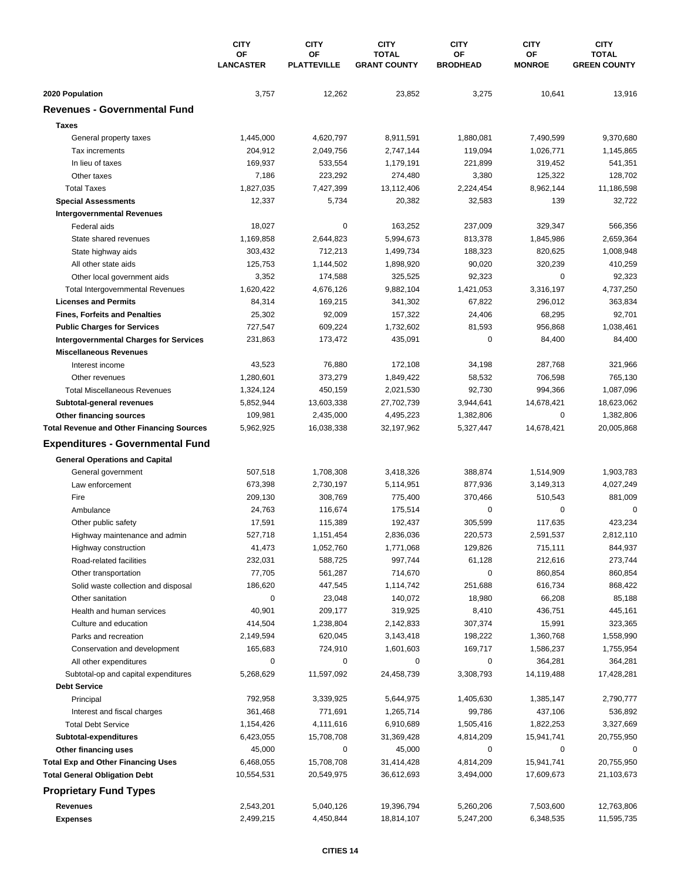| | CITY OF LANCASTER | CITY OF PLATTEVILLE | CITY TOTAL GRANT COUNTY | CITY OF BRODHEAD | CITY OF MONROE | CITY TOTAL GREEN COUNTY |
|---|---|---|---|---|---|---|
| **2020 Population** | 3,757 | 12,262 | 23,852 | 3,275 | 10,641 | 13,916 |
| **Revenues - Governmental Fund** | | | | | | |
| **Taxes** | | | | | | |
| General property taxes | 1,445,000 | 4,620,797 | 8,911,591 | 1,880,081 | 7,490,599 | 9,370,680 |
| Tax increments | 204,912 | 2,049,756 | 2,747,144 | 119,094 | 1,026,771 | 1,145,865 |
| In lieu of taxes | 169,937 | 533,554 | 1,179,191 | 221,899 | 319,452 | 541,351 |
| Other taxes | 7,186 | 223,292 | 274,480 | 3,380 | 125,322 | 128,702 |
| Total Taxes | 1,827,035 | 7,427,399 | 13,112,406 | 2,224,454 | 8,962,144 | 11,186,598 |
| **Special Assessments** | 12,337 | 5,734 | 20,382 | 32,583 | 139 | 32,722 |
| **Intergovernmental Revenues** | | | | | | |
| Federal aids | 18,027 | 0 | 163,252 | 237,009 | 329,347 | 566,356 |
| State shared revenues | 1,169,858 | 2,644,823 | 5,994,673 | 813,378 | 1,845,986 | 2,659,364 |
| State highway aids | 303,432 | 712,213 | 1,499,734 | 188,323 | 820,625 | 1,008,948 |
| All other state aids | 125,753 | 1,144,502 | 1,898,920 | 90,020 | 320,239 | 410,259 |
| Other local government aids | 3,352 | 174,588 | 325,525 | 92,323 | 0 | 92,323 |
| Total Intergovernmental Revenues | 1,620,422 | 4,676,126 | 9,882,104 | 1,421,053 | 3,316,197 | 4,737,250 |
| **Licenses and Permits** | 84,314 | 169,215 | 341,302 | 67,822 | 296,012 | 363,834 |
| **Fines, Forfeits and Penalties** | 25,302 | 92,009 | 157,322 | 24,406 | 68,295 | 92,701 |
| **Public Charges for Services** | 727,547 | 609,224 | 1,732,602 | 81,593 | 956,868 | 1,038,461 |
| **Intergovernmental Charges for Services** | 231,863 | 173,472 | 435,091 | 0 | 84,400 | 84,400 |
| **Miscellaneous Revenues** | | | | | | |
| Interest income | 43,523 | 76,880 | 172,108 | 34,198 | 287,768 | 321,966 |
| Other revenues | 1,280,601 | 373,279 | 1,849,422 | 58,532 | 706,598 | 765,130 |
| Total Miscellaneous Revenues | 1,324,124 | 450,159 | 2,021,530 | 92,730 | 994,366 | 1,087,096 |
| **Subtotal-general revenues** | 5,852,944 | 13,603,338 | 27,702,739 | 3,944,641 | 14,678,421 | 18,623,062 |
| **Other financing sources** | 109,981 | 2,435,000 | 4,495,223 | 1,382,806 | 0 | 1,382,806 |
| **Total Revenue and Other Financing Sources** | 5,962,925 | 16,038,338 | 32,197,962 | 5,327,447 | 14,678,421 | 20,005,868 |
| **Expenditures - Governmental Fund** | | | | | | |
| **General Operations and Capital** | | | | | | |
| General government | 507,518 | 1,708,308 | 3,418,326 | 388,874 | 1,514,909 | 1,903,783 |
| Law enforcement | 673,398 | 2,730,197 | 5,114,951 | 877,936 | 3,149,313 | 4,027,249 |
| Fire | 209,130 | 308,769 | 775,400 | 370,466 | 510,543 | 881,009 |
| Ambulance | 24,763 | 116,674 | 175,514 | 0 | 0 | 0 |
| Other public safety | 17,591 | 115,389 | 192,437 | 305,599 | 117,635 | 423,234 |
| Highway maintenance and admin | 527,718 | 1,151,454 | 2,836,036 | 220,573 | 2,591,537 | 2,812,110 |
| Highway construction | 41,473 | 1,052,760 | 1,771,068 | 129,826 | 715,111 | 844,937 |
| Road-related facilities | 232,031 | 588,725 | 997,744 | 61,128 | 212,616 | 273,744 |
| Other transportation | 77,705 | 561,287 | 714,670 | 0 | 860,854 | 860,854 |
| Solid waste collection and disposal | 186,620 | 447,545 | 1,114,742 | 251,688 | 616,734 | 868,422 |
| Other sanitation | 0 | 23,048 | 140,072 | 18,980 | 66,208 | 85,188 |
| Health and human services | 40,901 | 209,177 | 319,925 | 8,410 | 436,751 | 445,161 |
| Culture and education | 414,504 | 1,238,804 | 2,142,833 | 307,374 | 15,991 | 323,365 |
| Parks and recreation | 2,149,594 | 620,045 | 3,143,418 | 198,222 | 1,360,768 | 1,558,990 |
| Conservation and development | 165,683 | 724,910 | 1,601,603 | 169,717 | 1,586,237 | 1,755,954 |
| All other expenditures | 0 | 0 | 0 | 0 | 364,281 | 364,281 |
| Subtotal-op and capital expenditures | 5,268,629 | 11,597,092 | 24,458,739 | 3,308,793 | 14,119,488 | 17,428,281 |
| **Debt Service** | | | | | | |
| Principal | 792,958 | 3,339,925 | 5,644,975 | 1,405,630 | 1,385,147 | 2,790,777 |
| Interest and fiscal charges | 361,468 | 771,691 | 1,265,714 | 99,786 | 437,106 | 536,892 |
| Total Debt Service | 1,154,426 | 4,111,616 | 6,910,689 | 1,505,416 | 1,822,253 | 3,327,669 |
| **Subtotal-expenditures** | 6,423,055 | 15,708,708 | 31,369,428 | 4,814,209 | 15,941,741 | 20,755,950 |
| **Other financing uses** | 45,000 | 0 | 45,000 | 0 | 0 | 0 |
| **Total Exp and Other Financing Uses** | 6,468,055 | 15,708,708 | 31,414,428 | 4,814,209 | 15,941,741 | 20,755,950 |
| **Total General Obligation Debt** | 10,554,531 | 20,549,975 | 36,612,693 | 3,494,000 | 17,609,673 | 21,103,673 |
| **Proprietary Fund Types** | | | | | | |
| **Revenues** | 2,543,201 | 5,040,126 | 19,396,794 | 5,260,206 | 7,503,600 | 12,763,806 |
| **Expenses** | 2,499,215 | 4,450,844 | 18,814,107 | 5,247,200 | 6,348,535 | 11,595,735 |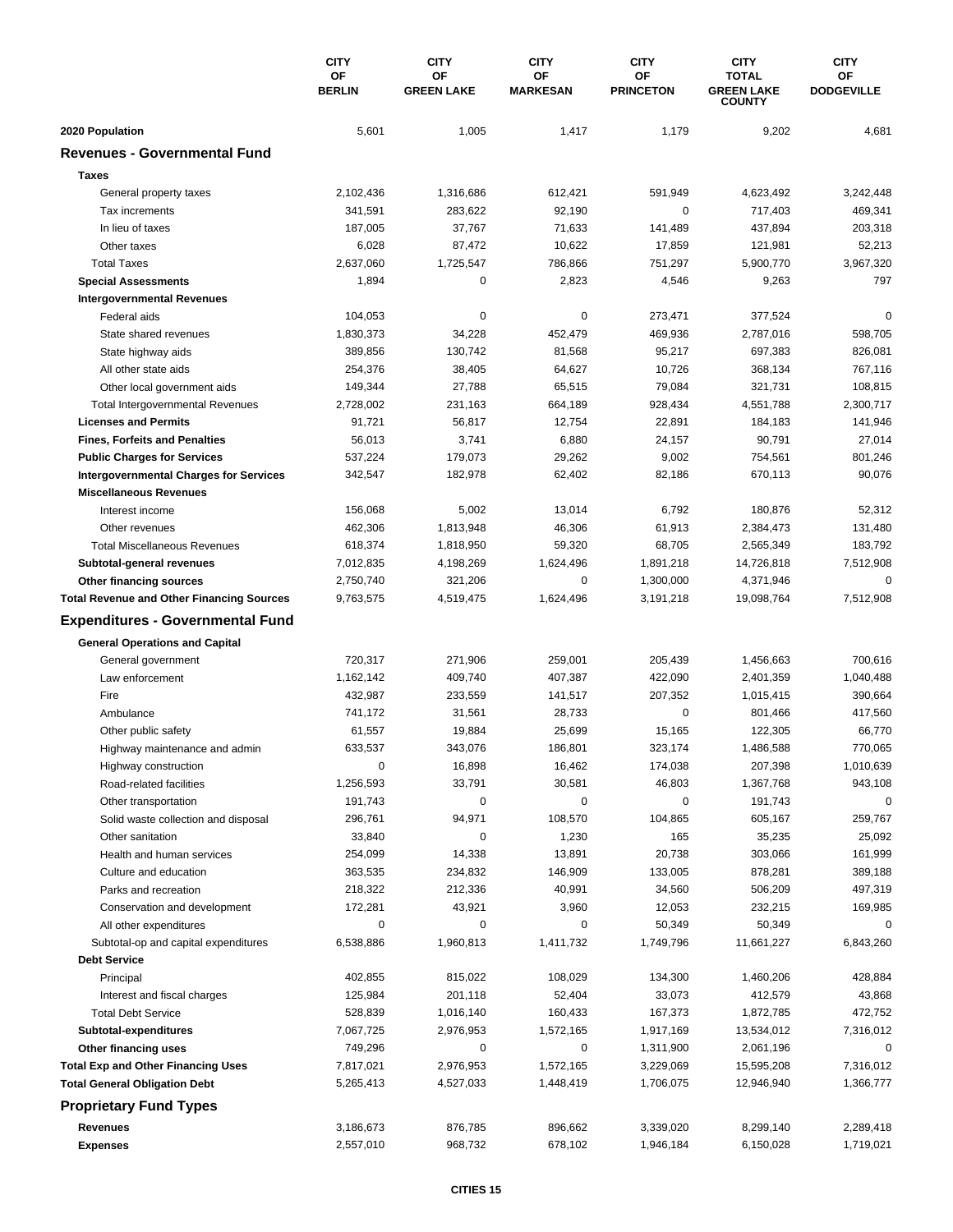| | CITY OF BERLIN | CITY OF GREEN LAKE | CITY OF MARKESAN | CITY OF PRINCETON | CITY TOTAL GREEN LAKE COUNTY | CITY OF DODGEVILLE |
|---|---|---|---|---|---|---|
| **2020 Population** | 5,601 | 1,005 | 1,417 | 1,179 | 9,202 | 4,681 |
| **Revenues - Governmental Fund** | | | | | | |
| **Taxes** | | | | | | |
| General property taxes | 2,102,436 | 1,316,686 | 612,421 | 591,949 | 4,623,492 | 3,242,448 |
| Tax increments | 341,591 | 283,622 | 92,190 | 0 | 717,403 | 469,341 |
| In lieu of taxes | 187,005 | 37,767 | 71,633 | 141,489 | 437,894 | 203,318 |
| Other taxes | 6,028 | 87,472 | 10,622 | 17,859 | 121,981 | 52,213 |
| Total Taxes | 2,637,060 | 1,725,547 | 786,866 | 751,297 | 5,900,770 | 3,967,320 |
| **Special Assessments** | 1,894 | 0 | 2,823 | 4,546 | 9,263 | 797 |
| **Intergovernmental Revenues** | | | | | | |
| Federal aids | 104,053 | 0 | 0 | 273,471 | 377,524 | 0 |
| State shared revenues | 1,830,373 | 34,228 | 452,479 | 469,936 | 2,787,016 | 598,705 |
| State highway aids | 389,856 | 130,742 | 81,568 | 95,217 | 697,383 | 826,081 |
| All other state aids | 254,376 | 38,405 | 64,627 | 10,726 | 368,134 | 767,116 |
| Other local government aids | 149,344 | 27,788 | 65,515 | 79,084 | 321,731 | 108,815 |
| Total Intergovernmental Revenues | 2,728,002 | 231,163 | 664,189 | 928,434 | 4,551,788 | 2,300,717 |
| **Licenses and Permits** | 91,721 | 56,817 | 12,754 | 22,891 | 184,183 | 141,946 |
| **Fines, Forfeits and Penalties** | 56,013 | 3,741 | 6,880 | 24,157 | 90,791 | 27,014 |
| **Public Charges for Services** | 537,224 | 179,073 | 29,262 | 9,002 | 754,561 | 801,246 |
| **Intergovernmental Charges for Services** | 342,547 | 182,978 | 62,402 | 82,186 | 670,113 | 90,076 |
| **Miscellaneous Revenues** | | | | | | |
| Interest income | 156,068 | 5,002 | 13,014 | 6,792 | 180,876 | 52,312 |
| Other revenues | 462,306 | 1,813,948 | 46,306 | 61,913 | 2,384,473 | 131,480 |
| Total Miscellaneous Revenues | 618,374 | 1,818,950 | 59,320 | 68,705 | 2,565,349 | 183,792 |
| **Subtotal-general revenues** | 7,012,835 | 4,198,269 | 1,624,496 | 1,891,218 | 14,726,818 | 7,512,908 |
| **Other financing sources** | 2,750,740 | 321,206 | 0 | 1,300,000 | 4,371,946 | 0 |
| **Total Revenue and Other Financing Sources** | 9,763,575 | 4,519,475 | 1,624,496 | 3,191,218 | 19,098,764 | 7,512,908 |
| **Expenditures - Governmental Fund** | | | | | | |
| **General Operations and Capital** | | | | | | |
| General government | 720,317 | 271,906 | 259,001 | 205,439 | 1,456,663 | 700,616 |
| Law enforcement | 1,162,142 | 409,740 | 407,387 | 422,090 | 2,401,359 | 1,040,488 |
| Fire | 432,987 | 233,559 | 141,517 | 207,352 | 1,015,415 | 390,664 |
| Ambulance | 741,172 | 31,561 | 28,733 | 0 | 801,466 | 417,560 |
| Other public safety | 61,557 | 19,884 | 25,699 | 15,165 | 122,305 | 66,770 |
| Highway maintenance and admin | 633,537 | 343,076 | 186,801 | 323,174 | 1,486,588 | 770,065 |
| Highway construction | 0 | 16,898 | 16,462 | 174,038 | 207,398 | 1,010,639 |
| Road-related facilities | 1,256,593 | 33,791 | 30,581 | 46,803 | 1,367,768 | 943,108 |
| Other transportation | 191,743 | 0 | 0 | 0 | 191,743 | 0 |
| Solid waste collection and disposal | 296,761 | 94,971 | 108,570 | 104,865 | 605,167 | 259,767 |
| Other sanitation | 33,840 | 0 | 1,230 | 165 | 35,235 | 25,092 |
| Health and human services | 254,099 | 14,338 | 13,891 | 20,738 | 303,066 | 161,999 |
| Culture and education | 363,535 | 234,832 | 146,909 | 133,005 | 878,281 | 389,188 |
| Parks and recreation | 218,322 | 212,336 | 40,991 | 34,560 | 506,209 | 497,319 |
| Conservation and development | 172,281 | 43,921 | 3,960 | 12,053 | 232,215 | 169,985 |
| All other expenditures | 0 | 0 | 0 | 50,349 | 50,349 | 0 |
| Subtotal-op and capital expenditures | 6,538,886 | 1,960,813 | 1,411,732 | 1,749,796 | 11,661,227 | 6,843,260 |
| **Debt Service** | | | | | | |
| Principal | 402,855 | 815,022 | 108,029 | 134,300 | 1,460,206 | 428,884 |
| Interest and fiscal charges | 125,984 | 201,118 | 52,404 | 33,073 | 412,579 | 43,868 |
| Total Debt Service | 528,839 | 1,016,140 | 160,433 | 167,373 | 1,872,785 | 472,752 |
| **Subtotal-expenditures** | 7,067,725 | 2,976,953 | 1,572,165 | 1,917,169 | 13,534,012 | 7,316,012 |
| **Other financing uses** | 749,296 | 0 | 0 | 1,311,900 | 2,061,196 | 0 |
| **Total Exp and Other Financing Uses** | 7,817,021 | 2,976,953 | 1,572,165 | 3,229,069 | 15,595,208 | 7,316,012 |
| **Total General Obligation Debt** | 5,265,413 | 4,527,033 | 1,448,419 | 1,706,075 | 12,946,940 | 1,366,777 |
| **Proprietary Fund Types** | | | | | | |
| **Revenues** | 3,186,673 | 876,785 | 896,662 | 3,339,020 | 8,299,140 | 2,289,418 |
| **Expenses** | 2,557,010 | 968,732 | 678,102 | 1,946,184 | 6,150,028 | 1,719,021 |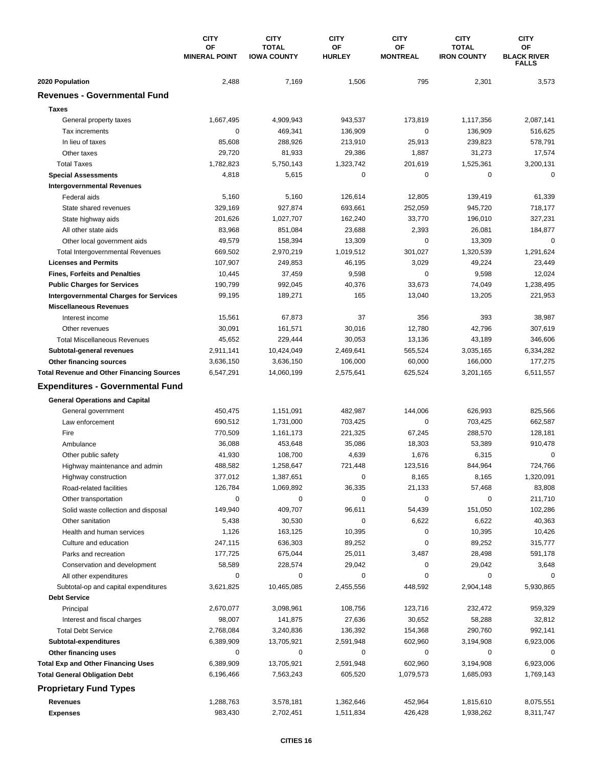| | CITY OF MINERAL POINT | CITY TOTAL IOWA COUNTY | CITY OF HURLEY | CITY OF MONTREAL | CITY TOTAL IRON COUNTY | CITY OF BLACK RIVER FALLS |
|---|---|---|---|---|---|---|
| **2020 Population** | 2,488 | 7,169 | 1,506 | 795 | 2,301 | 3,573 |
| **Revenues - Governmental Fund** | | | | | | |
| **Taxes** | | | | | | |
| General property taxes | 1,667,495 | 4,909,943 | 943,537 | 173,819 | 1,117,356 | 2,087,141 |
| Tax increments | 0 | 469,341 | 136,909 | 0 | 136,909 | 516,625 |
| In lieu of taxes | 85,608 | 288,926 | 213,910 | 25,913 | 239,823 | 578,791 |
| Other taxes | 29,720 | 81,933 | 29,386 | 1,887 | 31,273 | 17,574 |
| Total Taxes | 1,782,823 | 5,750,143 | 1,323,742 | 201,619 | 1,525,361 | 3,200,131 |
| **Special Assessments** | 4,818 | 5,615 | 0 | 0 | 0 | 0 |
| **Intergovernmental Revenues** | | | | | | |
| Federal aids | 5,160 | 5,160 | 126,614 | 12,805 | 139,419 | 61,339 |
| State shared revenues | 329,169 | 927,874 | 693,661 | 252,059 | 945,720 | 718,177 |
| State highway aids | 201,626 | 1,027,707 | 162,240 | 33,770 | 196,010 | 327,231 |
| All other state aids | 83,968 | 851,084 | 23,688 | 2,393 | 26,081 | 184,877 |
| Other local government aids | 49,579 | 158,394 | 13,309 | 0 | 13,309 | 0 |
| Total Intergovernmental Revenues | 669,502 | 2,970,219 | 1,019,512 | 301,027 | 1,320,539 | 1,291,624 |
| **Licenses and Permits** | 107,907 | 249,853 | 46,195 | 3,029 | 49,224 | 23,449 |
| **Fines, Forfeits and Penalties** | 10,445 | 37,459 | 9,598 | 0 | 9,598 | 12,024 |
| **Public Charges for Services** | 190,799 | 992,045 | 40,376 | 33,673 | 74,049 | 1,238,495 |
| **Intergovernmental Charges for Services** | 99,195 | 189,271 | 165 | 13,040 | 13,205 | 221,953 |
| **Miscellaneous Revenues** | | | | | | |
| Interest income | 15,561 | 67,873 | 37 | 356 | 393 | 38,987 |
| Other revenues | 30,091 | 161,571 | 30,016 | 12,780 | 42,796 | 307,619 |
| Total Miscellaneous Revenues | 45,652 | 229,444 | 30,053 | 13,136 | 43,189 | 346,606 |
| **Subtotal-general revenues** | 2,911,141 | 10,424,049 | 2,469,641 | 565,524 | 3,035,165 | 6,334,282 |
| **Other financing sources** | 3,636,150 | 3,636,150 | 106,000 | 60,000 | 166,000 | 177,275 |
| **Total Revenue and Other Financing Sources** | 6,547,291 | 14,060,199 | 2,575,641 | 625,524 | 3,201,165 | 6,511,557 |
| **Expenditures - Governmental Fund** | | | | | | |
| **General Operations and Capital** | | | | | | |
| General government | 450,475 | 1,151,091 | 482,987 | 144,006 | 626,993 | 825,566 |
| Law enforcement | 690,512 | 1,731,000 | 703,425 | 0 | 703,425 | 662,587 |
| Fire | 770,509 | 1,161,173 | 221,325 | 67,245 | 288,570 | 128,181 |
| Ambulance | 36,088 | 453,648 | 35,086 | 18,303 | 53,389 | 910,478 |
| Other public safety | 41,930 | 108,700 | 4,639 | 1,676 | 6,315 | 0 |
| Highway maintenance and admin | 488,582 | 1,258,647 | 721,448 | 123,516 | 844,964 | 724,766 |
| Highway construction | 377,012 | 1,387,651 | 0 | 8,165 | 8,165 | 1,320,091 |
| Road-related facilities | 126,784 | 1,069,892 | 36,335 | 21,133 | 57,468 | 83,808 |
| Other transportation | 0 | 0 | 0 | 0 | 0 | 211,710 |
| Solid waste collection and disposal | 149,940 | 409,707 | 96,611 | 54,439 | 151,050 | 102,286 |
| Other sanitation | 5,438 | 30,530 | 0 | 6,622 | 6,622 | 40,363 |
| Health and human services | 1,126 | 163,125 | 10,395 | 0 | 10,395 | 10,426 |
| Culture and education | 247,115 | 636,303 | 89,252 | 0 | 89,252 | 315,777 |
| Parks and recreation | 177,725 | 675,044 | 25,011 | 3,487 | 28,498 | 591,178 |
| Conservation and development | 58,589 | 228,574 | 29,042 | 0 | 29,042 | 3,648 |
| All other expenditures | 0 | 0 | 0 | 0 | 0 | 0 |
| Subtotal-op and capital expenditures | 3,621,825 | 10,465,085 | 2,455,556 | 448,592 | 2,904,148 | 5,930,865 |
| **Debt Service** | | | | | | |
| Principal | 2,670,077 | 3,098,961 | 108,756 | 123,716 | 232,472 | 959,329 |
| Interest and fiscal charges | 98,007 | 141,875 | 27,636 | 30,652 | 58,288 | 32,812 |
| Total Debt Service | 2,768,084 | 3,240,836 | 136,392 | 154,368 | 290,760 | 992,141 |
| **Subtotal-expenditures** | 6,389,909 | 13,705,921 | 2,591,948 | 602,960 | 3,194,908 | 6,923,006 |
| **Other financing uses** | 0 | 0 | 0 | 0 | 0 | 0 |
| **Total Exp and Other Financing Uses** | 6,389,909 | 13,705,921 | 2,591,948 | 602,960 | 3,194,908 | 6,923,006 |
| **Total General Obligation Debt** | 6,196,466 | 7,563,243 | 605,520 | 1,079,573 | 1,685,093 | 1,769,143 |
| **Proprietary Fund Types** | | | | | | |
| **Revenues** | 1,288,763 | 3,578,181 | 1,362,646 | 452,964 | 1,815,610 | 8,075,551 |
| **Expenses** | 983,430 | 2,702,451 | 1,511,834 | 426,428 | 1,938,262 | 8,311,747 |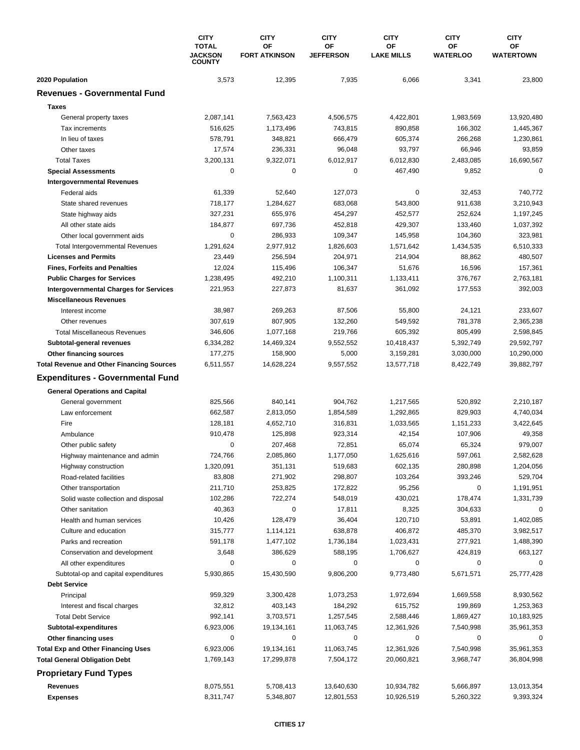| | CITY TOTAL JACKSON COUNTY | CITY OF FORT ATKINSON | CITY OF JEFFERSON | CITY OF LAKE MILLS | CITY OF WATERLOO | CITY OF WATERTOWN |
|---|---|---|---|---|---|---|
| **2020 Population** | 3,573 | 12,395 | 7,935 | 6,066 | 3,341 | 23,800 |
| **Revenues - Governmental Fund** | | | | | | |
| **Taxes** | | | | | | |
| General property taxes | 2,087,141 | 7,563,423 | 4,506,575 | 4,422,801 | 1,983,569 | 13,920,480 |
| Tax increments | 516,625 | 1,173,496 | 743,815 | 890,858 | 166,302 | 1,445,367 |
| In lieu of taxes | 578,791 | 348,821 | 666,479 | 605,374 | 266,268 | 1,230,861 |
| Other taxes | 17,574 | 236,331 | 96,048 | 93,797 | 66,946 | 93,859 |
| Total Taxes | 3,200,131 | 9,322,071 | 6,012,917 | 6,012,830 | 2,483,085 | 16,690,567 |
| **Special Assessments** | 0 | 0 | 0 | 467,490 | 9,852 | 0 |
| **Intergovernmental Revenues** | | | | | | |
| Federal aids | 61,339 | 52,640 | 127,073 | 0 | 32,453 | 740,772 |
| State shared revenues | 718,177 | 1,284,627 | 683,068 | 543,800 | 911,638 | 3,210,943 |
| State highway aids | 327,231 | 655,976 | 454,297 | 452,577 | 252,624 | 1,197,245 |
| All other state aids | 184,877 | 697,736 | 452,818 | 429,307 | 133,460 | 1,037,392 |
| Other local government aids | 0 | 286,933 | 109,347 | 145,958 | 104,360 | 323,981 |
| Total Intergovernmental Revenues | 1,291,624 | 2,977,912 | 1,826,603 | 1,571,642 | 1,434,535 | 6,510,333 |
| **Licenses and Permits** | 23,449 | 256,594 | 204,971 | 214,904 | 88,862 | 480,507 |
| **Fines, Forfeits and Penalties** | 12,024 | 115,496 | 106,347 | 51,676 | 16,596 | 157,361 |
| **Public Charges for Services** | 1,238,495 | 492,210 | 1,100,311 | 1,133,411 | 376,767 | 2,763,181 |
| **Intergovernmental Charges for Services** | 221,953 | 227,873 | 81,637 | 361,092 | 177,553 | 392,003 |
| **Miscellaneous Revenues** | | | | | | |
| Interest income | 38,987 | 269,263 | 87,506 | 55,800 | 24,121 | 233,607 |
| Other revenues | 307,619 | 807,905 | 132,260 | 549,592 | 781,378 | 2,365,238 |
| Total Miscellaneous Revenues | 346,606 | 1,077,168 | 219,766 | 605,392 | 805,499 | 2,598,845 |
| **Subtotal-general revenues** | 6,334,282 | 14,469,324 | 9,552,552 | 10,418,437 | 5,392,749 | 29,592,797 |
| **Other financing sources** | 177,275 | 158,900 | 5,000 | 3,159,281 | 3,030,000 | 10,290,000 |
| **Total Revenue and Other Financing Sources** | 6,511,557 | 14,628,224 | 9,557,552 | 13,577,718 | 8,422,749 | 39,882,797 |
| **Expenditures - Governmental Fund** | | | | | | |
| **General Operations and Capital** | | | | | | |
| General government | 825,566 | 840,141 | 904,762 | 1,217,565 | 520,892 | 2,210,187 |
| Law enforcement | 662,587 | 2,813,050 | 1,854,589 | 1,292,865 | 829,903 | 4,740,034 |
| Fire | 128,181 | 4,652,710 | 316,831 | 1,033,565 | 1,151,233 | 3,422,645 |
| Ambulance | 910,478 | 125,898 | 923,314 | 42,154 | 107,906 | 49,358 |
| Other public safety | 0 | 207,468 | 72,851 | 65,074 | 65,324 | 979,007 |
| Highway maintenance and admin | 724,766 | 2,085,860 | 1,177,050 | 1,625,616 | 597,061 | 2,582,628 |
| Highway construction | 1,320,091 | 351,131 | 519,683 | 602,135 | 280,898 | 1,204,056 |
| Road-related facilities | 83,808 | 271,902 | 298,807 | 103,264 | 393,246 | 529,704 |
| Other transportation | 211,710 | 253,825 | 172,822 | 95,256 | 0 | 1,191,951 |
| Solid waste collection and disposal | 102,286 | 722,274 | 548,019 | 430,021 | 178,474 | 1,331,739 |
| Other sanitation | 40,363 | 0 | 17,811 | 8,325 | 304,633 | 0 |
| Health and human services | 10,426 | 128,479 | 36,404 | 120,710 | 53,891 | 1,402,085 |
| Culture and education | 315,777 | 1,114,121 | 638,878 | 406,872 | 485,370 | 3,982,517 |
| Parks and recreation | 591,178 | 1,477,102 | 1,736,184 | 1,023,431 | 277,921 | 1,488,390 |
| Conservation and development | 3,648 | 386,629 | 588,195 | 1,706,627 | 424,819 | 663,127 |
| All other expenditures | 0 | 0 | 0 | 0 | 0 | 0 |
| Subtotal-op and capital expenditures | 5,930,865 | 15,430,590 | 9,806,200 | 9,773,480 | 5,671,571 | 25,777,428 |
| **Debt Service** | | | | | | |
| Principal | 959,329 | 3,300,428 | 1,073,253 | 1,972,694 | 1,669,558 | 8,930,562 |
| Interest and fiscal charges | 32,812 | 403,143 | 184,292 | 615,752 | 199,869 | 1,253,363 |
| Total Debt Service | 992,141 | 3,703,571 | 1,257,545 | 2,588,446 | 1,869,427 | 10,183,925 |
| **Subtotal-expenditures** | 6,923,006 | 19,134,161 | 11,063,745 | 12,361,926 | 7,540,998 | 35,961,353 |
| **Other financing uses** | 0 | 0 | 0 | 0 | 0 | 0 |
| **Total Exp and Other Financing Uses** | 6,923,006 | 19,134,161 | 11,063,745 | 12,361,926 | 7,540,998 | 35,961,353 |
| **Total General Obligation Debt** | 1,769,143 | 17,299,878 | 7,504,172 | 20,060,821 | 3,968,747 | 36,804,998 |
| **Proprietary Fund Types** | | | | | | |
| **Revenues** | 8,075,551 | 5,708,413 | 13,640,630 | 10,934,782 | 5,666,897 | 13,013,354 |
| **Expenses** | 8,311,747 | 5,348,807 | 12,801,553 | 10,926,519 | 5,260,322 | 9,393,324 |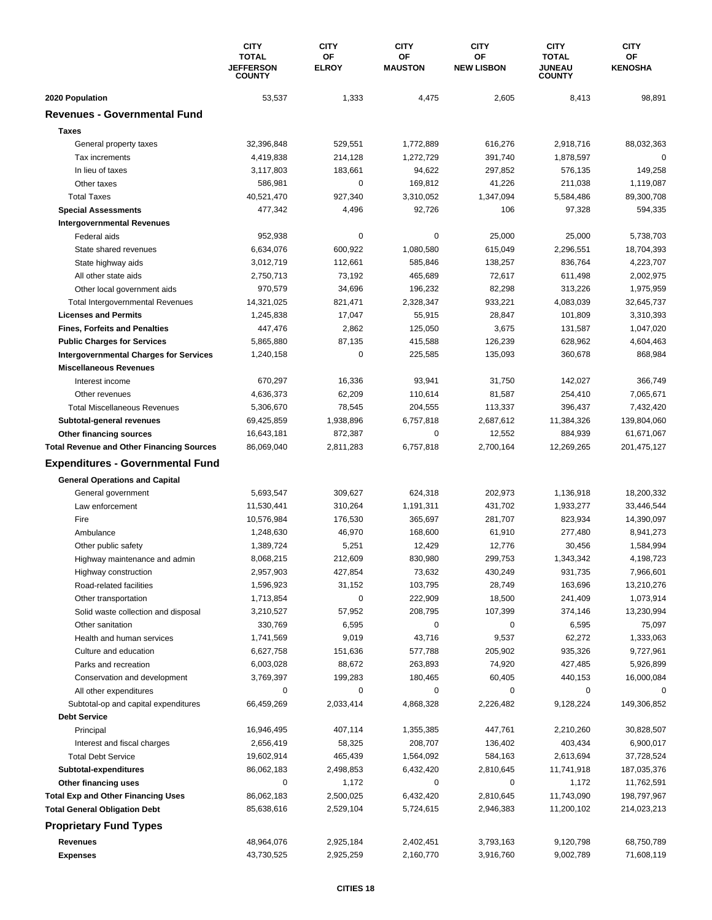| | CITY TOTAL JEFFERSON COUNTY | CITY OF ELROY | CITY OF MAUSTON | CITY OF NEW LISBON | CITY TOTAL JUNEAU COUNTY | CITY OF KENOSHA |
|---|---|---|---|---|---|---|
| **2020 Population** | 53,537 | 1,333 | 4,475 | 2,605 | 8,413 | 98,891 |
| **Revenues - Governmental Fund** | | | | | | |
| **Taxes** | | | | | | |
| General property taxes | 32,396,848 | 529,551 | 1,772,889 | 616,276 | 2,918,716 | 88,032,363 |
| Tax increments | 4,419,838 | 214,128 | 1,272,729 | 391,740 | 1,878,597 | 0 |
| In lieu of taxes | 3,117,803 | 183,661 | 94,622 | 297,852 | 576,135 | 149,258 |
| Other taxes | 586,981 | 0 | 169,812 | 41,226 | 211,038 | 1,119,087 |
| Total Taxes | 40,521,470 | 927,340 | 3,310,052 | 1,347,094 | 5,584,486 | 89,300,708 |
| **Special Assessments** | 477,342 | 4,496 | 92,726 | 106 | 97,328 | 594,335 |
| **Intergovernmental Revenues** | | | | | | |
| Federal aids | 952,938 | 0 | 0 | 25,000 | 25,000 | 5,738,703 |
| State shared revenues | 6,634,076 | 600,922 | 1,080,580 | 615,049 | 2,296,551 | 18,704,393 |
| State highway aids | 3,012,719 | 112,661 | 585,846 | 138,257 | 836,764 | 4,223,707 |
| All other state aids | 2,750,713 | 73,192 | 465,689 | 72,617 | 611,498 | 2,002,975 |
| Other local government aids | 970,579 | 34,696 | 196,232 | 82,298 | 313,226 | 1,975,959 |
| Total Intergovernmental Revenues | 14,321,025 | 821,471 | 2,328,347 | 933,221 | 4,083,039 | 32,645,737 |
| **Licenses and Permits** | 1,245,838 | 17,047 | 55,915 | 28,847 | 101,809 | 3,310,393 |
| **Fines, Forfeits and Penalties** | 447,476 | 2,862 | 125,050 | 3,675 | 131,587 | 1,047,020 |
| **Public Charges for Services** | 5,865,880 | 87,135 | 415,588 | 126,239 | 628,962 | 4,604,463 |
| **Intergovernmental Charges for Services** | 1,240,158 | 0 | 225,585 | 135,093 | 360,678 | 868,984 |
| **Miscellaneous Revenues** | | | | | | |
| Interest income | 670,297 | 16,336 | 93,941 | 31,750 | 142,027 | 366,749 |
| Other revenues | 4,636,373 | 62,209 | 110,614 | 81,587 | 254,410 | 7,065,671 |
| Total Miscellaneous Revenues | 5,306,670 | 78,545 | 204,555 | 113,337 | 396,437 | 7,432,420 |
| **Subtotal-general revenues** | 69,425,859 | 1,938,896 | 6,757,818 | 2,687,612 | 11,384,326 | 139,804,060 |
| **Other financing sources** | 16,643,181 | 872,387 | 0 | 12,552 | 884,939 | 61,671,067 |
| **Total Revenue and Other Financing Sources** | 86,069,040 | 2,811,283 | 6,757,818 | 2,700,164 | 12,269,265 | 201,475,127 |
| **Expenditures - Governmental Fund** | | | | | | |
| **General Operations and Capital** | | | | | | |
| General government | 5,693,547 | 309,627 | 624,318 | 202,973 | 1,136,918 | 18,200,332 |
| Law enforcement | 11,530,441 | 310,264 | 1,191,311 | 431,702 | 1,933,277 | 33,446,544 |
| Fire | 10,576,984 | 176,530 | 365,697 | 281,707 | 823,934 | 14,390,097 |
| Ambulance | 1,248,630 | 46,970 | 168,600 | 61,910 | 277,480 | 8,941,273 |
| Other public safety | 1,389,724 | 5,251 | 12,429 | 12,776 | 30,456 | 1,584,994 |
| Highway maintenance and admin | 8,068,215 | 212,609 | 830,980 | 299,753 | 1,343,342 | 4,198,723 |
| Highway construction | 2,957,903 | 427,854 | 73,632 | 430,249 | 931,735 | 7,966,601 |
| Road-related facilities | 1,596,923 | 31,152 | 103,795 | 28,749 | 163,696 | 13,210,276 |
| Other transportation | 1,713,854 | 0 | 222,909 | 18,500 | 241,409 | 1,073,914 |
| Solid waste collection and disposal | 3,210,527 | 57,952 | 208,795 | 107,399 | 374,146 | 13,230,994 |
| Other sanitation | 330,769 | 6,595 | 0 | 0 | 6,595 | 75,097 |
| Health and human services | 1,741,569 | 9,019 | 43,716 | 9,537 | 62,272 | 1,333,063 |
| Culture and education | 6,627,758 | 151,636 | 577,788 | 205,902 | 935,326 | 9,727,961 |
| Parks and recreation | 6,003,028 | 88,672 | 263,893 | 74,920 | 427,485 | 5,926,899 |
| Conservation and development | 3,769,397 | 199,283 | 180,465 | 60,405 | 440,153 | 16,000,084 |
| All other expenditures | 0 | 0 | 0 | 0 | 0 | 0 |
| Subtotal-op and capital expenditures | 66,459,269 | 2,033,414 | 4,868,328 | 2,226,482 | 9,128,224 | 149,306,852 |
| **Debt Service** | | | | | | |
| Principal | 16,946,495 | 407,114 | 1,355,385 | 447,761 | 2,210,260 | 30,828,507 |
| Interest and fiscal charges | 2,656,419 | 58,325 | 208,707 | 136,402 | 403,434 | 6,900,017 |
| Total Debt Service | 19,602,914 | 465,439 | 1,564,092 | 584,163 | 2,613,694 | 37,728,524 |
| **Subtotal-expenditures** | 86,062,183 | 2,498,853 | 6,432,420 | 2,810,645 | 11,741,918 | 187,035,376 |
| **Other financing uses** | 0 | 1,172 | 0 | 0 | 1,172 | 11,762,591 |
| **Total Exp and Other Financing Uses** | 86,062,183 | 2,500,025 | 6,432,420 | 2,810,645 | 11,743,090 | 198,797,967 |
| **Total General Obligation Debt** | 85,638,616 | 2,529,104 | 5,724,615 | 2,946,383 | 11,200,102 | 214,023,213 |
| **Proprietary Fund Types** | | | | | | |
| **Revenues** | 48,964,076 | 2,925,184 | 2,402,451 | 3,793,163 | 9,120,798 | 68,750,789 |
| **Expenses** | 43,730,525 | 2,925,259 | 2,160,770 | 3,916,760 | 9,002,789 | 71,608,119 |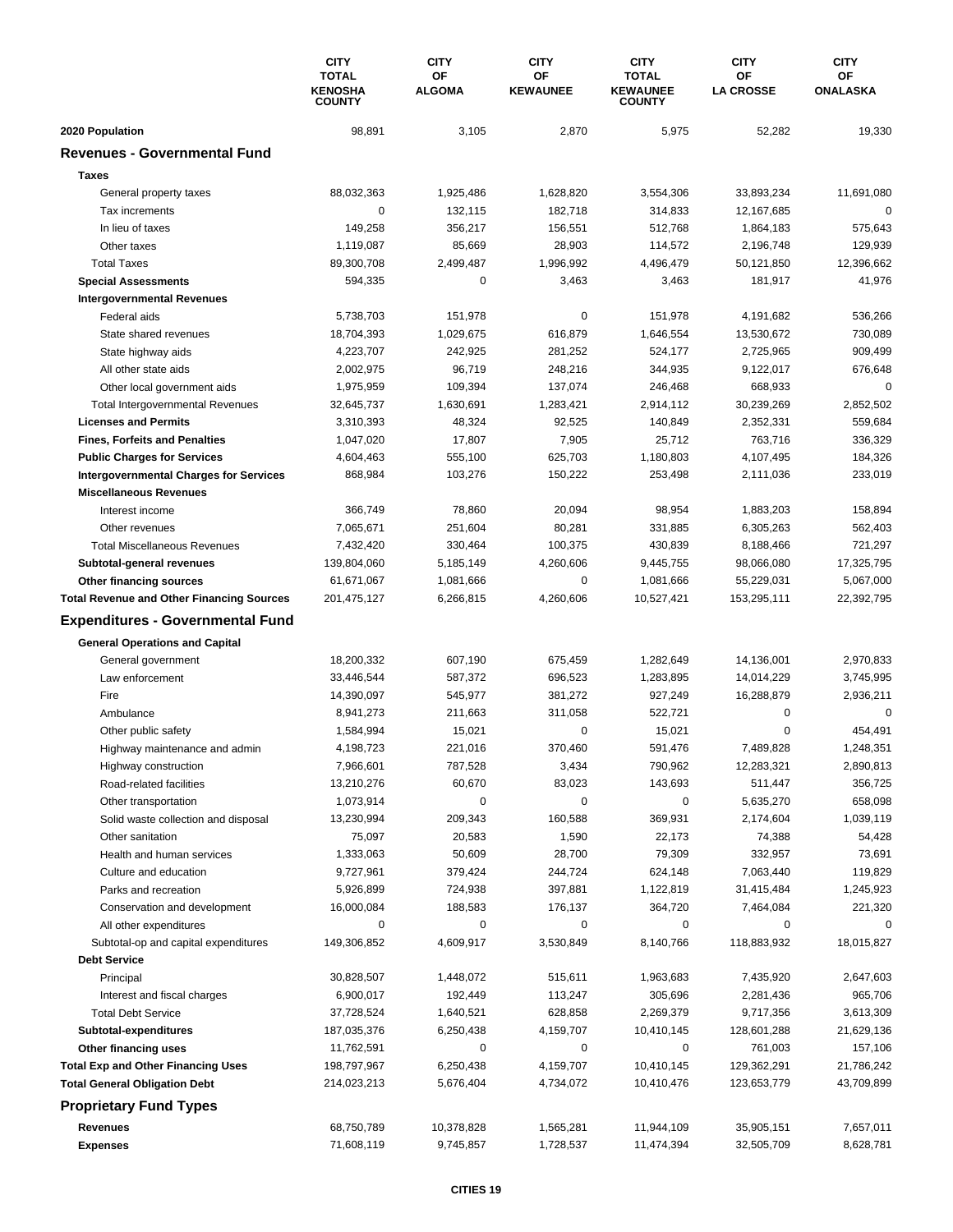| | CITY TOTAL KENOSHA COUNTY | CITY OF ALGOMA | CITY OF KEWAUNEE | CITY TOTAL KEWAUNEE COUNTY | CITY OF LA CROSSE | CITY OF ONALASKA |
|---|---|---|---|---|---|---|
| **2020 Population** | 98,891 | 3,105 | 2,870 | 5,975 | 52,282 | 19,330 |
| **Revenues - Governmental Fund** | | | | | | |
| **Taxes** | | | | | | |
| General property taxes | 88,032,363 | 1,925,486 | 1,628,820 | 3,554,306 | 33,893,234 | 11,691,080 |
| Tax increments | 0 | 132,115 | 182,718 | 314,833 | 12,167,685 | 0 |
| In lieu of taxes | 149,258 | 356,217 | 156,551 | 512,768 | 1,864,183 | 575,643 |
| Other taxes | 1,119,087 | 85,669 | 28,903 | 114,572 | 2,196,748 | 129,939 |
| Total Taxes | 89,300,708 | 2,499,487 | 1,996,992 | 4,496,479 | 50,121,850 | 12,396,662 |
| **Special Assessments** | 594,335 | 0 | 3,463 | 3,463 | 181,917 | 41,976 |
| **Intergovernmental Revenues** | | | | | | |
| Federal aids | 5,738,703 | 151,978 | 0 | 151,978 | 4,191,682 | 536,266 |
| State shared revenues | 18,704,393 | 1,029,675 | 616,879 | 1,646,554 | 13,530,672 | 730,089 |
| State highway aids | 4,223,707 | 242,925 | 281,252 | 524,177 | 2,725,965 | 909,499 |
| All other state aids | 2,002,975 | 96,719 | 248,216 | 344,935 | 9,122,017 | 676,648 |
| Other local government aids | 1,975,959 | 109,394 | 137,074 | 246,468 | 668,933 | 0 |
| Total Intergovernmental Revenues | 32,645,737 | 1,630,691 | 1,283,421 | 2,914,112 | 30,239,269 | 2,852,502 |
| **Licenses and Permits** | 3,310,393 | 48,324 | 92,525 | 140,849 | 2,352,331 | 559,684 |
| **Fines, Forfeits and Penalties** | 1,047,020 | 17,807 | 7,905 | 25,712 | 763,716 | 336,329 |
| **Public Charges for Services** | 4,604,463 | 555,100 | 625,703 | 1,180,803 | 4,107,495 | 184,326 |
| **Intergovernmental Charges for Services** | 868,984 | 103,276 | 150,222 | 253,498 | 2,111,036 | 233,019 |
| **Miscellaneous Revenues** | | | | | | |
| Interest income | 366,749 | 78,860 | 20,094 | 98,954 | 1,883,203 | 158,894 |
| Other revenues | 7,065,671 | 251,604 | 80,281 | 331,885 | 6,305,263 | 562,403 |
| Total Miscellaneous Revenues | 7,432,420 | 330,464 | 100,375 | 430,839 | 8,188,466 | 721,297 |
| **Subtotal-general revenues** | 139,804,060 | 5,185,149 | 4,260,606 | 9,445,755 | 98,066,080 | 17,325,795 |
| **Other financing sources** | 61,671,067 | 1,081,666 | 0 | 1,081,666 | 55,229,031 | 5,067,000 |
| **Total Revenue and Other Financing Sources** | 201,475,127 | 6,266,815 | 4,260,606 | 10,527,421 | 153,295,111 | 22,392,795 |
| **Expenditures - Governmental Fund** | | | | | | |
| **General Operations and Capital** | | | | | | |
| General government | 18,200,332 | 607,190 | 675,459 | 1,282,649 | 14,136,001 | 2,970,833 |
| Law enforcement | 33,446,544 | 587,372 | 696,523 | 1,283,895 | 14,014,229 | 3,745,995 |
| Fire | 14,390,097 | 545,977 | 381,272 | 927,249 | 16,288,879 | 2,936,211 |
| Ambulance | 8,941,273 | 211,663 | 311,058 | 522,721 | 0 | 0 |
| Other public safety | 1,584,994 | 15,021 | 0 | 15,021 | 0 | 454,491 |
| Highway maintenance and admin | 4,198,723 | 221,016 | 370,460 | 591,476 | 7,489,828 | 1,248,351 |
| Highway construction | 7,966,601 | 787,528 | 3,434 | 790,962 | 12,283,321 | 2,890,813 |
| Road-related facilities | 13,210,276 | 60,670 | 83,023 | 143,693 | 511,447 | 356,725 |
| Other transportation | 1,073,914 | 0 | 0 | 0 | 5,635,270 | 658,098 |
| Solid waste collection and disposal | 13,230,994 | 209,343 | 160,588 | 369,931 | 2,174,604 | 1,039,119 |
| Other sanitation | 75,097 | 20,583 | 1,590 | 22,173 | 74,388 | 54,428 |
| Health and human services | 1,333,063 | 50,609 | 28,700 | 79,309 | 332,957 | 73,691 |
| Culture and education | 9,727,961 | 379,424 | 244,724 | 624,148 | 7,063,440 | 119,829 |
| Parks and recreation | 5,926,899 | 724,938 | 397,881 | 1,122,819 | 31,415,484 | 1,245,923 |
| Conservation and development | 16,000,084 | 188,583 | 176,137 | 364,720 | 7,464,084 | 221,320 |
| All other expenditures | 0 | 0 | 0 | 0 | 0 | 0 |
| Subtotal-op and capital expenditures | 149,306,852 | 4,609,917 | 3,530,849 | 8,140,766 | 118,883,932 | 18,015,827 |
| **Debt Service** | | | | | | |
| Principal | 30,828,507 | 1,448,072 | 515,611 | 1,963,683 | 7,435,920 | 2,647,603 |
| Interest and fiscal charges | 6,900,017 | 192,449 | 113,247 | 305,696 | 2,281,436 | 965,706 |
| Total Debt Service | 37,728,524 | 1,640,521 | 628,858 | 2,269,379 | 9,717,356 | 3,613,309 |
| **Subtotal-expenditures** | 187,035,376 | 6,250,438 | 4,159,707 | 10,410,145 | 128,601,288 | 21,629,136 |
| **Other financing uses** | 11,762,591 | 0 | 0 | 0 | 761,003 | 157,106 |
| **Total Exp and Other Financing Uses** | 198,797,967 | 6,250,438 | 4,159,707 | 10,410,145 | 129,362,291 | 21,786,242 |
| **Total General Obligation Debt** | 214,023,213 | 5,676,404 | 4,734,072 | 10,410,476 | 123,653,779 | 43,709,899 |
| **Proprietary Fund Types** | | | | | | |
| **Revenues** | 68,750,789 | 10,378,828 | 1,565,281 | 11,944,109 | 35,905,151 | 7,657,011 |
| **Expenses** | 71,608,119 | 9,745,857 | 1,728,537 | 11,474,394 | 32,505,709 | 8,628,781 |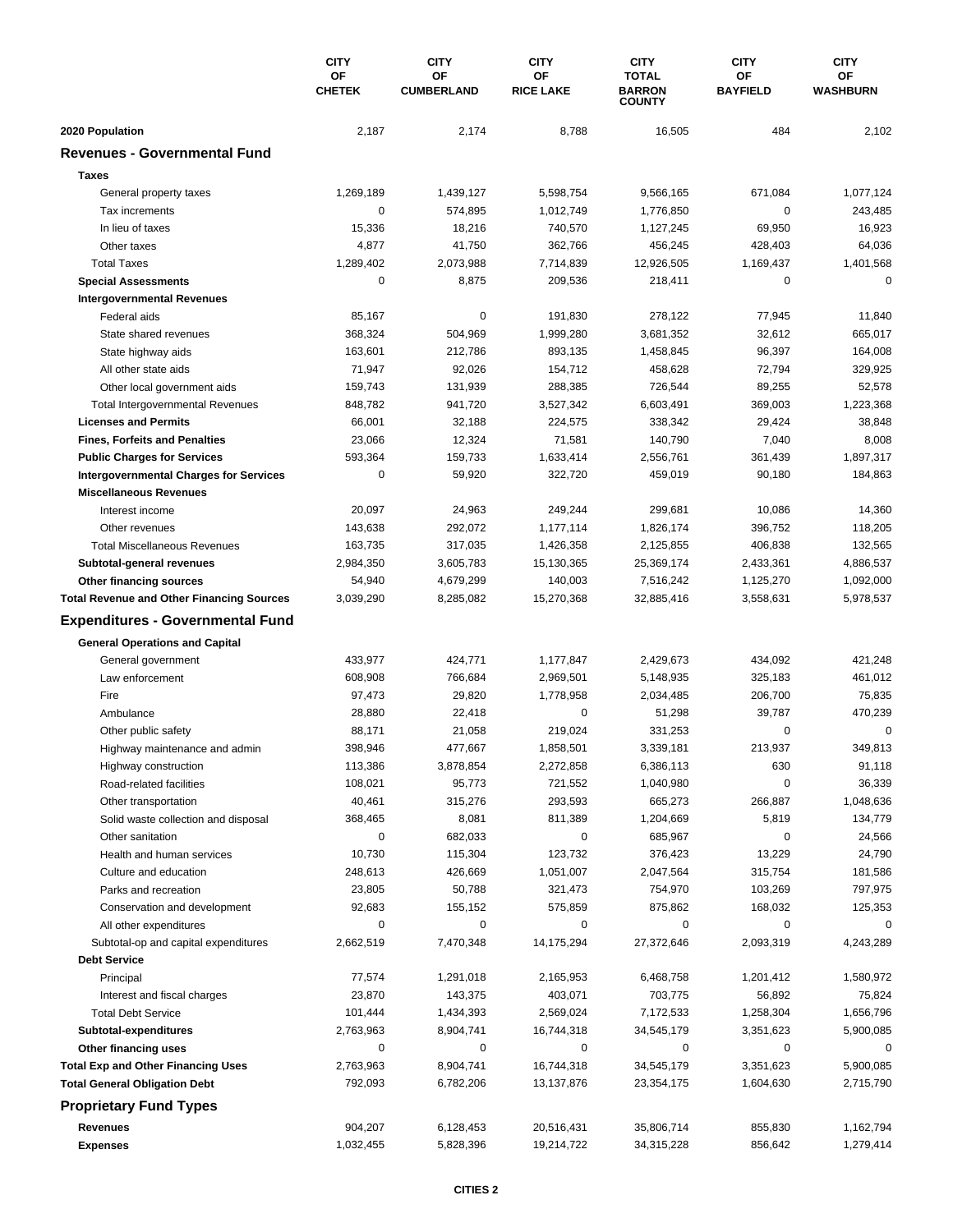| | CITY OF CHETEK | CITY OF CUMBERLAND | CITY OF RICE LAKE | CITY TOTAL BARRON COUNTY | CITY OF BAYFIELD | CITY OF WASHBURN |
|---|---|---|---|---|---|---|
| **2020 Population** | 2,187 | 2,174 | 8,788 | 16,505 | 484 | 2,102 |
| **Revenues - Governmental Fund** | | | | | | |
| **Taxes** | | | | | | |
| General property taxes | 1,269,189 | 1,439,127 | 5,598,754 | 9,566,165 | 671,084 | 1,077,124 |
| Tax increments | 0 | 574,895 | 1,012,749 | 1,776,850 | 0 | 243,485 |
| In lieu of taxes | 15,336 | 18,216 | 740,570 | 1,127,245 | 69,950 | 16,923 |
| Other taxes | 4,877 | 41,750 | 362,766 | 456,245 | 428,403 | 64,036 |
| Total Taxes | 1,289,402 | 2,073,988 | 7,714,839 | 12,926,505 | 1,169,437 | 1,401,568 |
| **Special Assessments** | 0 | 8,875 | 209,536 | 218,411 | 0 | 0 |
| **Intergovernmental Revenues** | | | | | | |
| Federal aids | 85,167 | 0 | 191,830 | 278,122 | 77,945 | 11,840 |
| State shared revenues | 368,324 | 504,969 | 1,999,280 | 3,681,352 | 32,612 | 665,017 |
| State highway aids | 163,601 | 212,786 | 893,135 | 1,458,845 | 96,397 | 164,008 |
| All other state aids | 71,947 | 92,026 | 154,712 | 458,628 | 72,794 | 329,925 |
| Other local government aids | 159,743 | 131,939 | 288,385 | 726,544 | 89,255 | 52,578 |
| Total Intergovernmental Revenues | 848,782 | 941,720 | 3,527,342 | 6,603,491 | 369,003 | 1,223,368 |
| **Licenses and Permits** | 66,001 | 32,188 | 224,575 | 338,342 | 29,424 | 38,848 |
| **Fines, Forfeits and Penalties** | 23,066 | 12,324 | 71,581 | 140,790 | 7,040 | 8,008 |
| **Public Charges for Services** | 593,364 | 159,733 | 1,633,414 | 2,556,761 | 361,439 | 1,897,317 |
| **Intergovernmental Charges for Services** | 0 | 59,920 | 322,720 | 459,019 | 90,180 | 184,863 |
| **Miscellaneous Revenues** | | | | | | |
| Interest income | 20,097 | 24,963 | 249,244 | 299,681 | 10,086 | 14,360 |
| Other revenues | 143,638 | 292,072 | 1,177,114 | 1,826,174 | 396,752 | 118,205 |
| Total Miscellaneous Revenues | 163,735 | 317,035 | 1,426,358 | 2,125,855 | 406,838 | 132,565 |
| **Subtotal-general revenues** | 2,984,350 | 3,605,783 | 15,130,365 | 25,369,174 | 2,433,361 | 4,886,537 |
| **Other financing sources** | 54,940 | 4,679,299 | 140,003 | 7,516,242 | 1,125,270 | 1,092,000 |
| **Total Revenue and Other Financing Sources** | 3,039,290 | 8,285,082 | 15,270,368 | 32,885,416 | 3,558,631 | 5,978,537 |
| **Expenditures - Governmental Fund** | | | | | | |
| **General Operations and Capital** | | | | | | |
| General government | 433,977 | 424,771 | 1,177,847 | 2,429,673 | 434,092 | 421,248 |
| Law enforcement | 608,908 | 766,684 | 2,969,501 | 5,148,935 | 325,183 | 461,012 |
| Fire | 97,473 | 29,820 | 1,778,958 | 2,034,485 | 206,700 | 75,835 |
| Ambulance | 28,880 | 22,418 | 0 | 51,298 | 39,787 | 470,239 |
| Other public safety | 88,171 | 21,058 | 219,024 | 331,253 | 0 | 0 |
| Highway maintenance and admin | 398,946 | 477,667 | 1,858,501 | 3,339,181 | 213,937 | 349,813 |
| Highway construction | 113,386 | 3,878,854 | 2,272,858 | 6,386,113 | 630 | 91,118 |
| Road-related facilities | 108,021 | 95,773 | 721,552 | 1,040,980 | 0 | 36,339 |
| Other transportation | 40,461 | 315,276 | 293,593 | 665,273 | 266,887 | 1,048,636 |
| Solid waste collection and disposal | 368,465 | 8,081 | 811,389 | 1,204,669 | 5,819 | 134,779 |
| Other sanitation | 0 | 682,033 | 0 | 685,967 | 0 | 24,566 |
| Health and human services | 10,730 | 115,304 | 123,732 | 376,423 | 13,229 | 24,790 |
| Culture and education | 248,613 | 426,669 | 1,051,007 | 2,047,564 | 315,754 | 181,586 |
| Parks and recreation | 23,805 | 50,788 | 321,473 | 754,970 | 103,269 | 797,975 |
| Conservation and development | 92,683 | 155,152 | 575,859 | 875,862 | 168,032 | 125,353 |
| All other expenditures | 0 | 0 | 0 | 0 | 0 | 0 |
| Subtotal-op and capital expenditures | 2,662,519 | 7,470,348 | 14,175,294 | 27,372,646 | 2,093,319 | 4,243,289 |
| **Debt Service** | | | | | | |
| Principal | 77,574 | 1,291,018 | 2,165,953 | 6,468,758 | 1,201,412 | 1,580,972 |
| Interest and fiscal charges | 23,870 | 143,375 | 403,071 | 703,775 | 56,892 | 75,824 |
| Total Debt Service | 101,444 | 1,434,393 | 2,569,024 | 7,172,533 | 1,258,304 | 1,656,796 |
| **Subtotal-expenditures** | 2,763,963 | 8,904,741 | 16,744,318 | 34,545,179 | 3,351,623 | 5,900,085 |
| **Other financing uses** | 0 | 0 | 0 | 0 | 0 | 0 |
| **Total Exp and Other Financing Uses** | 2,763,963 | 8,904,741 | 16,744,318 | 34,545,179 | 3,351,623 | 5,900,085 |
| **Total General Obligation Debt** | 792,093 | 6,782,206 | 13,137,876 | 23,354,175 | 1,604,630 | 2,715,790 |
| **Proprietary Fund Types** | | | | | | |
| **Revenues** | 904,207 | 6,128,453 | 20,516,431 | 35,806,714 | 855,830 | 1,162,794 |
| **Expenses** | 1,032,455 | 5,828,396 | 19,214,722 | 34,315,228 | 856,642 | 1,279,414 |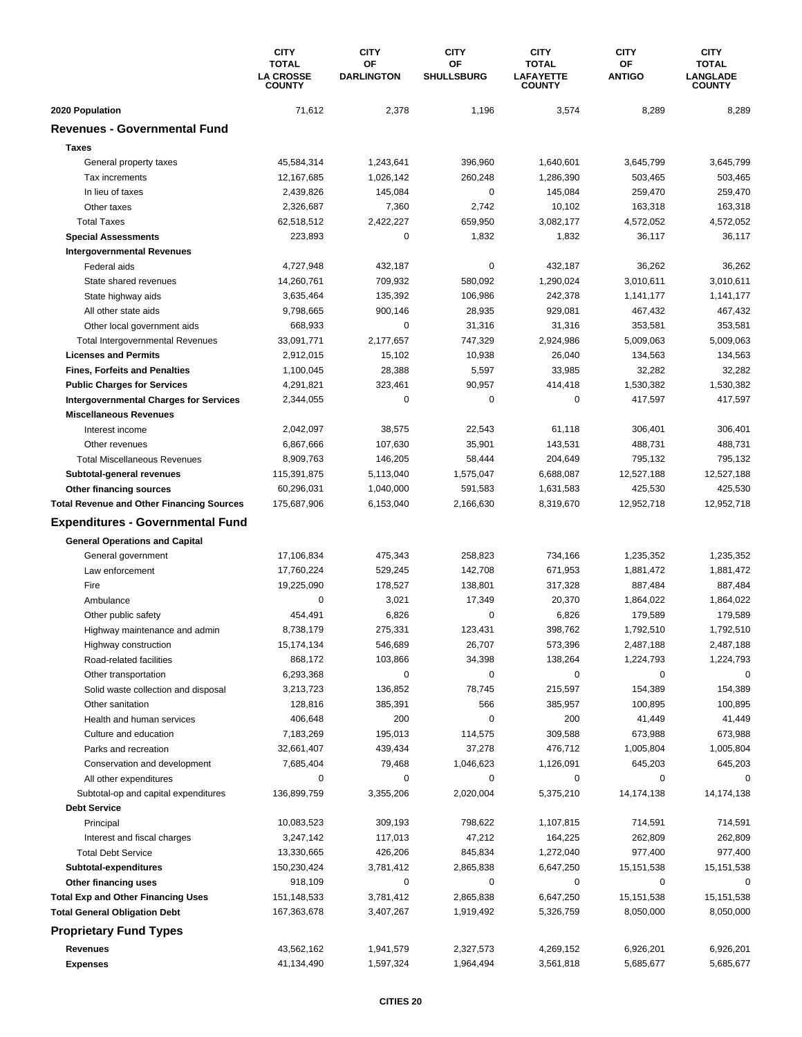| | CITY TOTAL LA CROSSE COUNTY | CITY OF DARLINGTON | CITY OF SHULLSBURG | CITY TOTAL LAFAYETTE COUNTY | CITY OF ANTIGO | CITY TOTAL LANGLADE COUNTY |
|---|---|---|---|---|---|---|
| **2020 Population** | 71,612 | 2,378 | 1,196 | 3,574 | 8,289 | 8,289 |
| **Revenues - Governmental Fund** | | | | | | |
| **Taxes** | | | | | | |
| General property taxes | 45,584,314 | 1,243,641 | 396,960 | 1,640,601 | 3,645,799 | 3,645,799 |
| Tax increments | 12,167,685 | 1,026,142 | 260,248 | 1,286,390 | 503,465 | 503,465 |
| In lieu of taxes | 2,439,826 | 145,084 | 0 | 145,084 | 259,470 | 259,470 |
| Other taxes | 2,326,687 | 7,360 | 2,742 | 10,102 | 163,318 | 163,318 |
| Total Taxes | 62,518,512 | 2,422,227 | 659,950 | 3,082,177 | 4,572,052 | 4,572,052 |
| **Special Assessments** | 223,893 | 0 | 1,832 | 1,832 | 36,117 | 36,117 |
| **Intergovernmental Revenues** | | | | | | |
| Federal aids | 4,727,948 | 432,187 | 0 | 432,187 | 36,262 | 36,262 |
| State shared revenues | 14,260,761 | 709,932 | 580,092 | 1,290,024 | 3,010,611 | 3,010,611 |
| State highway aids | 3,635,464 | 135,392 | 106,986 | 242,378 | 1,141,177 | 1,141,177 |
| All other state aids | 9,798,665 | 900,146 | 28,935 | 929,081 | 467,432 | 467,432 |
| Other local government aids | 668,933 | 0 | 31,316 | 31,316 | 353,581 | 353,581 |
| Total Intergovernmental Revenues | 33,091,771 | 2,177,657 | 747,329 | 2,924,986 | 5,009,063 | 5,009,063 |
| **Licenses and Permits** | 2,912,015 | 15,102 | 10,938 | 26,040 | 134,563 | 134,563 |
| **Fines, Forfeits and Penalties** | 1,100,045 | 28,388 | 5,597 | 33,985 | 32,282 | 32,282 |
| **Public Charges for Services** | 4,291,821 | 323,461 | 90,957 | 414,418 | 1,530,382 | 1,530,382 |
| **Intergovernmental Charges for Services** | 2,344,055 | 0 | 0 | 0 | 417,597 | 417,597 |
| **Miscellaneous Revenues** | | | | | | |
| Interest income | 2,042,097 | 38,575 | 22,543 | 61,118 | 306,401 | 306,401 |
| Other revenues | 6,867,666 | 107,630 | 35,901 | 143,531 | 488,731 | 488,731 |
| Total Miscellaneous Revenues | 8,909,763 | 146,205 | 58,444 | 204,649 | 795,132 | 795,132 |
| **Subtotal-general revenues** | 115,391,875 | 5,113,040 | 1,575,047 | 6,688,087 | 12,527,188 | 12,527,188 |
| **Other financing sources** | 60,296,031 | 1,040,000 | 591,583 | 1,631,583 | 425,530 | 425,530 |
| **Total Revenue and Other Financing Sources** | 175,687,906 | 6,153,040 | 2,166,630 | 8,319,670 | 12,952,718 | 12,952,718 |
| **Expenditures - Governmental Fund** | | | | | | |
| **General Operations and Capital** | | | | | | |
| General government | 17,106,834 | 475,343 | 258,823 | 734,166 | 1,235,352 | 1,235,352 |
| Law enforcement | 17,760,224 | 529,245 | 142,708 | 671,953 | 1,881,472 | 1,881,472 |
| Fire | 19,225,090 | 178,527 | 138,801 | 317,328 | 887,484 | 887,484 |
| Ambulance | 0 | 3,021 | 17,349 | 20,370 | 1,864,022 | 1,864,022 |
| Other public safety | 454,491 | 6,826 | 0 | 6,826 | 179,589 | 179,589 |
| Highway maintenance and admin | 8,738,179 | 275,331 | 123,431 | 398,762 | 1,792,510 | 1,792,510 |
| Highway construction | 15,174,134 | 546,689 | 26,707 | 573,396 | 2,487,188 | 2,487,188 |
| Road-related facilities | 868,172 | 103,866 | 34,398 | 138,264 | 1,224,793 | 1,224,793 |
| Other transportation | 6,293,368 | 0 | 0 | 0 | 0 | 0 |
| Solid waste collection and disposal | 3,213,723 | 136,852 | 78,745 | 215,597 | 154,389 | 154,389 |
| Other sanitation | 128,816 | 385,391 | 566 | 385,957 | 100,895 | 100,895 |
| Health and human services | 406,648 | 200 | 0 | 200 | 41,449 | 41,449 |
| Culture and education | 7,183,269 | 195,013 | 114,575 | 309,588 | 673,988 | 673,988 |
| Parks and recreation | 32,661,407 | 439,434 | 37,278 | 476,712 | 1,005,804 | 1,005,804 |
| Conservation and development | 7,685,404 | 79,468 | 1,046,623 | 1,126,091 | 645,203 | 645,203 |
| All other expenditures | 0 | 0 | 0 | 0 | 0 | 0 |
| Subtotal-op and capital expenditures | 136,899,759 | 3,355,206 | 2,020,004 | 5,375,210 | 14,174,138 | 14,174,138 |
| **Debt Service** | | | | | | |
| Principal | 10,083,523 | 309,193 | 798,622 | 1,107,815 | 714,591 | 714,591 |
| Interest and fiscal charges | 3,247,142 | 117,013 | 47,212 | 164,225 | 262,809 | 262,809 |
| Total Debt Service | 13,330,665 | 426,206 | 845,834 | 1,272,040 | 977,400 | 977,400 |
| **Subtotal-expenditures** | 150,230,424 | 3,781,412 | 2,865,838 | 6,647,250 | 15,151,538 | 15,151,538 |
| **Other financing uses** | 918,109 | 0 | 0 | 0 | 0 | 0 |
| **Total Exp and Other Financing Uses** | 151,148,533 | 3,781,412 | 2,865,838 | 6,647,250 | 15,151,538 | 15,151,538 |
| **Total General Obligation Debt** | 167,363,678 | 3,407,267 | 1,919,492 | 5,326,759 | 8,050,000 | 8,050,000 |
| **Proprietary Fund Types** | | | | | | |
| **Revenues** | 43,562,162 | 1,941,579 | 2,327,573 | 4,269,152 | 6,926,201 | 6,926,201 |
| **Expenses** | 41,134,490 | 1,597,324 | 1,964,494 | 3,561,818 | 5,685,677 | 5,685,677 |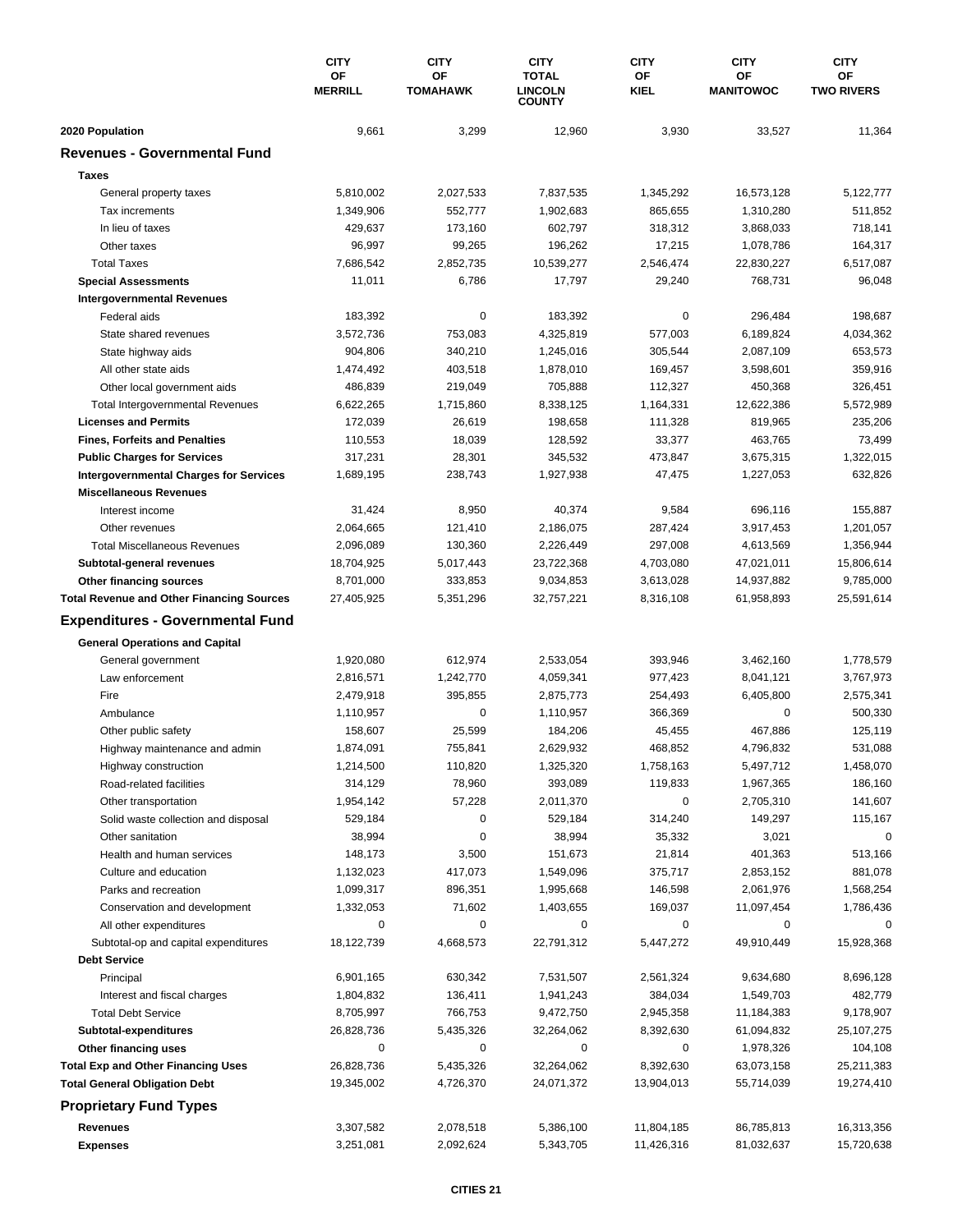| | CITY OF MERRILL | CITY OF TOMAHAWK | CITY TOTAL LINCOLN COUNTY | CITY OF KIEL | CITY OF MANITOWOC | CITY OF TWO RIVERS |
|---|---|---|---|---|---|---|
| **2020 Population** | 9,661 | 3,299 | 12,960 | 3,930 | 33,527 | 11,364 |
| **Revenues - Governmental Fund** | | | | | | |
| **Taxes** | | | | | | |
| General property taxes | 5,810,002 | 2,027,533 | 7,837,535 | 1,345,292 | 16,573,128 | 5,122,777 |
| Tax increments | 1,349,906 | 552,777 | 1,902,683 | 865,655 | 1,310,280 | 511,852 |
| In lieu of taxes | 429,637 | 173,160 | 602,797 | 318,312 | 3,868,033 | 718,141 |
| Other taxes | 96,997 | 99,265 | 196,262 | 17,215 | 1,078,786 | 164,317 |
| Total Taxes | 7,686,542 | 2,852,735 | 10,539,277 | 2,546,474 | 22,830,227 | 6,517,087 |
| **Special Assessments** | 11,011 | 6,786 | 17,797 | 29,240 | 768,731 | 96,048 |
| **Intergovernmental Revenues** | | | | | | |
| Federal aids | 183,392 | 0 | 183,392 | 0 | 296,484 | 198,687 |
| State shared revenues | 3,572,736 | 753,083 | 4,325,819 | 577,003 | 6,189,824 | 4,034,362 |
| State highway aids | 904,806 | 340,210 | 1,245,016 | 305,544 | 2,087,109 | 653,573 |
| All other state aids | 1,474,492 | 403,518 | 1,878,010 | 169,457 | 3,598,601 | 359,916 |
| Other local government aids | 486,839 | 219,049 | 705,888 | 112,327 | 450,368 | 326,451 |
| Total Intergovernmental Revenues | 6,622,265 | 1,715,860 | 8,338,125 | 1,164,331 | 12,622,386 | 5,572,989 |
| **Licenses and Permits** | 172,039 | 26,619 | 198,658 | 111,328 | 819,965 | 235,206 |
| **Fines, Forfeits and Penalties** | 110,553 | 18,039 | 128,592 | 33,377 | 463,765 | 73,499 |
| **Public Charges for Services** | 317,231 | 28,301 | 345,532 | 473,847 | 3,675,315 | 1,322,015 |
| **Intergovernmental Charges for Services** | 1,689,195 | 238,743 | 1,927,938 | 47,475 | 1,227,053 | 632,826 |
| **Miscellaneous Revenues** | | | | | | |
| Interest income | 31,424 | 8,950 | 40,374 | 9,584 | 696,116 | 155,887 |
| Other revenues | 2,064,665 | 121,410 | 2,186,075 | 287,424 | 3,917,453 | 1,201,057 |
| Total Miscellaneous Revenues | 2,096,089 | 130,360 | 2,226,449 | 297,008 | 4,613,569 | 1,356,944 |
| **Subtotal-general revenues** | 18,704,925 | 5,017,443 | 23,722,368 | 4,703,080 | 47,021,011 | 15,806,614 |
| **Other financing sources** | 8,701,000 | 333,853 | 9,034,853 | 3,613,028 | 14,937,882 | 9,785,000 |
| **Total Revenue and Other Financing Sources** | 27,405,925 | 5,351,296 | 32,757,221 | 8,316,108 | 61,958,893 | 25,591,614 |
| **Expenditures - Governmental Fund** | | | | | | |
| **General Operations and Capital** | | | | | | |
| General government | 1,920,080 | 612,974 | 2,533,054 | 393,946 | 3,462,160 | 1,778,579 |
| Law enforcement | 2,816,571 | 1,242,770 | 4,059,341 | 977,423 | 8,041,121 | 3,767,973 |
| Fire | 2,479,918 | 395,855 | 2,875,773 | 254,493 | 6,405,800 | 2,575,341 |
| Ambulance | 1,110,957 | 0 | 1,110,957 | 366,369 | 0 | 500,330 |
| Other public safety | 158,607 | 25,599 | 184,206 | 45,455 | 467,886 | 125,119 |
| Highway maintenance and admin | 1,874,091 | 755,841 | 2,629,932 | 468,852 | 4,796,832 | 531,088 |
| Highway construction | 1,214,500 | 110,820 | 1,325,320 | 1,758,163 | 5,497,712 | 1,458,070 |
| Road-related facilities | 314,129 | 78,960 | 393,089 | 119,833 | 1,967,365 | 186,160 |
| Other transportation | 1,954,142 | 57,228 | 2,011,370 | 0 | 2,705,310 | 141,607 |
| Solid waste collection and disposal | 529,184 | 0 | 529,184 | 314,240 | 149,297 | 115,167 |
| Other sanitation | 38,994 | 0 | 38,994 | 35,332 | 3,021 | 0 |
| Health and human services | 148,173 | 3,500 | 151,673 | 21,814 | 401,363 | 513,166 |
| Culture and education | 1,132,023 | 417,073 | 1,549,096 | 375,717 | 2,853,152 | 881,078 |
| Parks and recreation | 1,099,317 | 896,351 | 1,995,668 | 146,598 | 2,061,976 | 1,568,254 |
| Conservation and development | 1,332,053 | 71,602 | 1,403,655 | 169,037 | 11,097,454 | 1,786,436 |
| All other expenditures | 0 | 0 | 0 | 0 | 0 | 0 |
| Subtotal-op and capital expenditures | 18,122,739 | 4,668,573 | 22,791,312 | 5,447,272 | 49,910,449 | 15,928,368 |
| **Debt Service** | | | | | | |
| Principal | 6,901,165 | 630,342 | 7,531,507 | 2,561,324 | 9,634,680 | 8,696,128 |
| Interest and fiscal charges | 1,804,832 | 136,411 | 1,941,243 | 384,034 | 1,549,703 | 482,779 |
| Total Debt Service | 8,705,997 | 766,753 | 9,472,750 | 2,945,358 | 11,184,383 | 9,178,907 |
| **Subtotal-expenditures** | 26,828,736 | 5,435,326 | 32,264,062 | 8,392,630 | 61,094,832 | 25,107,275 |
| **Other financing uses** | 0 | 0 | 0 | 0 | 1,978,326 | 104,108 |
| **Total Exp and Other Financing Uses** | 26,828,736 | 5,435,326 | 32,264,062 | 8,392,630 | 63,073,158 | 25,211,383 |
| **Total General Obligation Debt** | 19,345,002 | 4,726,370 | 24,071,372 | 13,904,013 | 55,714,039 | 19,274,410 |
| **Proprietary Fund Types** | | | | | | |
| **Revenues** | 3,307,582 | 2,078,518 | 5,386,100 | 11,804,185 | 86,785,813 | 16,313,356 |
| **Expenses** | 3,251,081 | 2,092,624 | 5,343,705 | 11,426,316 | 81,032,637 | 15,720,638 |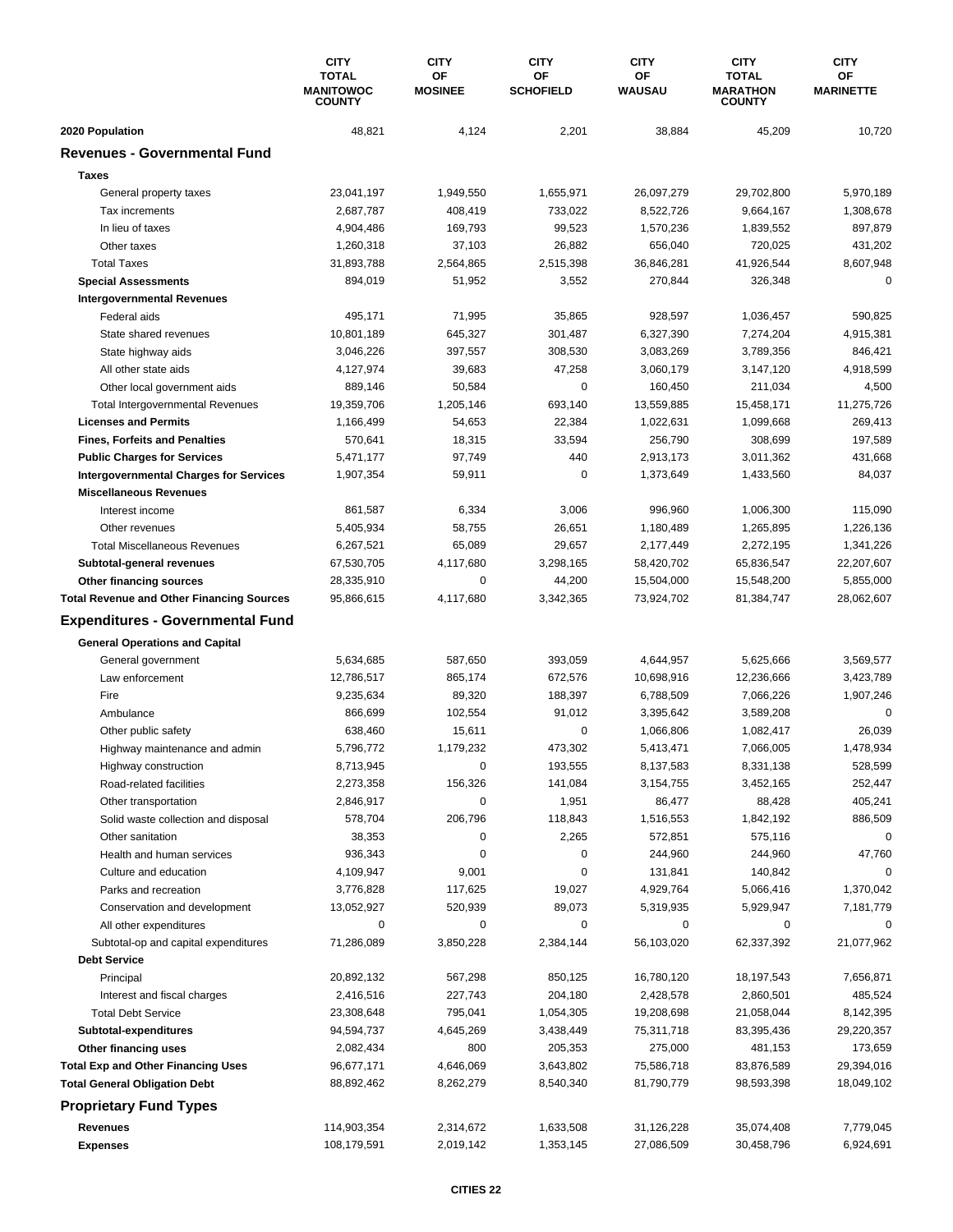| | CITY TOTAL MANITOWOC COUNTY | CITY OF MOSINEE | CITY OF SCHOFIELD | CITY OF WAUSAU | CITY TOTAL MARATHON COUNTY | CITY OF MARINETTE |
|---|---|---|---|---|---|---|
| **2020 Population** | 48,821 | 4,124 | 2,201 | 38,884 | 45,209 | 10,720 |
| **Revenues - Governmental Fund** | | | | | | |
| **Taxes** | | | | | | |
| General property taxes | 23,041,197 | 1,949,550 | 1,655,971 | 26,097,279 | 29,702,800 | 5,970,189 |
| Tax increments | 2,687,787 | 408,419 | 733,022 | 8,522,726 | 9,664,167 | 1,308,678 |
| In lieu of taxes | 4,904,486 | 169,793 | 99,523 | 1,570,236 | 1,839,552 | 897,879 |
| Other taxes | 1,260,318 | 37,103 | 26,882 | 656,040 | 720,025 | 431,202 |
| Total Taxes | 31,893,788 | 2,564,865 | 2,515,398 | 36,846,281 | 41,926,544 | 8,607,948 |
| **Special Assessments** | 894,019 | 51,952 | 3,552 | 270,844 | 326,348 | 0 |
| **Intergovernmental Revenues** | | | | | | |
| Federal aids | 495,171 | 71,995 | 35,865 | 928,597 | 1,036,457 | 590,825 |
| State shared revenues | 10,801,189 | 645,327 | 301,487 | 6,327,390 | 7,274,204 | 4,915,381 |
| State highway aids | 3,046,226 | 397,557 | 308,530 | 3,083,269 | 3,789,356 | 846,421 |
| All other state aids | 4,127,974 | 39,683 | 47,258 | 3,060,179 | 3,147,120 | 4,918,599 |
| Other local government aids | 889,146 | 50,584 | 0 | 160,450 | 211,034 | 4,500 |
| Total Intergovernmental Revenues | 19,359,706 | 1,205,146 | 693,140 | 13,559,885 | 15,458,171 | 11,275,726 |
| **Licenses and Permits** | 1,166,499 | 54,653 | 22,384 | 1,022,631 | 1,099,668 | 269,413 |
| **Fines, Forfeits and Penalties** | 570,641 | 18,315 | 33,594 | 256,790 | 308,699 | 197,589 |
| **Public Charges for Services** | 5,471,177 | 97,749 | 440 | 2,913,173 | 3,011,362 | 431,668 |
| **Intergovernmental Charges for Services** | 1,907,354 | 59,911 | 0 | 1,373,649 | 1,433,560 | 84,037 |
| **Miscellaneous Revenues** | | | | | | |
| Interest income | 861,587 | 6,334 | 3,006 | 996,960 | 1,006,300 | 115,090 |
| Other revenues | 5,405,934 | 58,755 | 26,651 | 1,180,489 | 1,265,895 | 1,226,136 |
| Total Miscellaneous Revenues | 6,267,521 | 65,089 | 29,657 | 2,177,449 | 2,272,195 | 1,341,226 |
| **Subtotal-general revenues** | 67,530,705 | 4,117,680 | 3,298,165 | 58,420,702 | 65,836,547 | 22,207,607 |
| **Other financing sources** | 28,335,910 | 0 | 44,200 | 15,504,000 | 15,548,200 | 5,855,000 |
| **Total Revenue and Other Financing Sources** | 95,866,615 | 4,117,680 | 3,342,365 | 73,924,702 | 81,384,747 | 28,062,607 |
| **Expenditures - Governmental Fund** | | | | | | |
| **General Operations and Capital** | | | | | | |
| General government | 5,634,685 | 587,650 | 393,059 | 4,644,957 | 5,625,666 | 3,569,577 |
| Law enforcement | 12,786,517 | 865,174 | 672,576 | 10,698,916 | 12,236,666 | 3,423,789 |
| Fire | 9,235,634 | 89,320 | 188,397 | 6,788,509 | 7,066,226 | 1,907,246 |
| Ambulance | 866,699 | 102,554 | 91,012 | 3,395,642 | 3,589,208 | 0 |
| Other public safety | 638,460 | 15,611 | 0 | 1,066,806 | 1,082,417 | 26,039 |
| Highway maintenance and admin | 5,796,772 | 1,179,232 | 473,302 | 5,413,471 | 7,066,005 | 1,478,934 |
| Highway construction | 8,713,945 | 0 | 193,555 | 8,137,583 | 8,331,138 | 528,599 |
| Road-related facilities | 2,273,358 | 156,326 | 141,084 | 3,154,755 | 3,452,165 | 252,447 |
| Other transportation | 2,846,917 | 0 | 1,951 | 86,477 | 88,428 | 405,241 |
| Solid waste collection and disposal | 578,704 | 206,796 | 118,843 | 1,516,553 | 1,842,192 | 886,509 |
| Other sanitation | 38,353 | 0 | 2,265 | 572,851 | 575,116 | 0 |
| Health and human services | 936,343 | 0 | 0 | 244,960 | 244,960 | 47,760 |
| Culture and education | 4,109,947 | 9,001 | 0 | 131,841 | 140,842 | 0 |
| Parks and recreation | 3,776,828 | 117,625 | 19,027 | 4,929,764 | 5,066,416 | 1,370,042 |
| Conservation and development | 13,052,927 | 520,939 | 89,073 | 5,319,935 | 5,929,947 | 7,181,779 |
| All other expenditures | 0 | 0 | 0 | 0 | 0 | 0 |
| Subtotal-op and capital expenditures | 71,286,089 | 3,850,228 | 2,384,144 | 56,103,020 | 62,337,392 | 21,077,962 |
| **Debt Service** | | | | | | |
| Principal | 20,892,132 | 567,298 | 850,125 | 16,780,120 | 18,197,543 | 7,656,871 |
| Interest and fiscal charges | 2,416,516 | 227,743 | 204,180 | 2,428,578 | 2,860,501 | 485,524 |
| Total Debt Service | 23,308,648 | 795,041 | 1,054,305 | 19,208,698 | 21,058,044 | 8,142,395 |
| **Subtotal-expenditures** | 94,594,737 | 4,645,269 | 3,438,449 | 75,311,718 | 83,395,436 | 29,220,357 |
| **Other financing uses** | 2,082,434 | 800 | 205,353 | 275,000 | 481,153 | 173,659 |
| **Total Exp and Other Financing Uses** | 96,677,171 | 4,646,069 | 3,643,802 | 75,586,718 | 83,876,589 | 29,394,016 |
| **Total General Obligation Debt** | 88,892,462 | 8,262,279 | 8,540,340 | 81,790,779 | 98,593,398 | 18,049,102 |
| **Proprietary Fund Types** | | | | | | |
| **Revenues** | 114,903,354 | 2,314,672 | 1,633,508 | 31,126,228 | 35,074,408 | 7,779,045 |
| **Expenses** | 108,179,591 | 2,019,142 | 1,353,145 | 27,086,509 | 30,458,796 | 6,924,691 |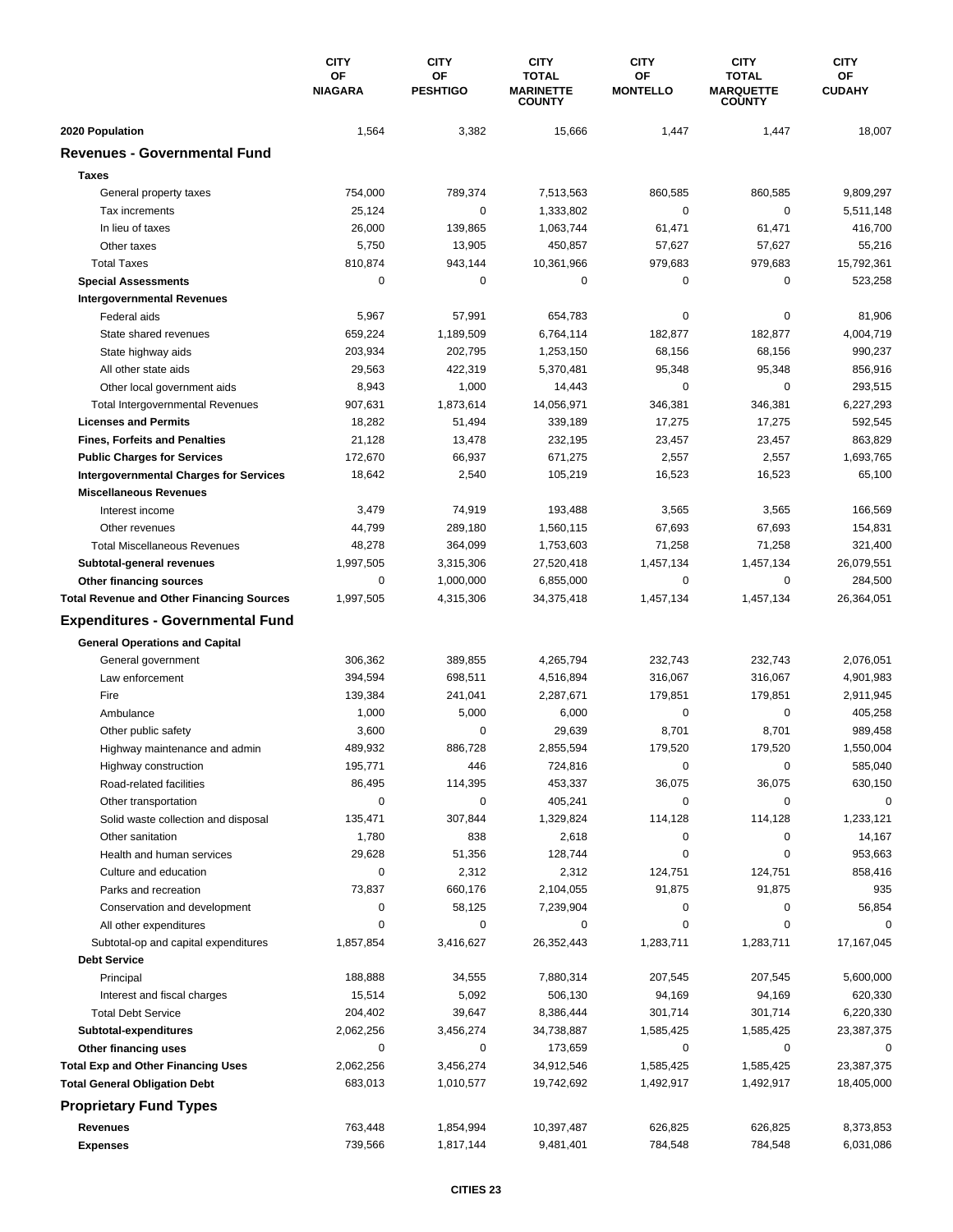| | CITY OF NIAGARA | CITY OF PESHTIGO | CITY TOTAL MARINETTE COUNTY | CITY OF MONTELLO | CITY TOTAL MARQUETTE COUNTY | CITY OF CUDAHY |
|---|---|---|---|---|---|---|
| **2020 Population** | 1,564 | 3,382 | 15,666 | 1,447 | 1,447 | 18,007 |
| **Revenues - Governmental Fund** | | | | | | |
| **Taxes** | | | | | | |
| General property taxes | 754,000 | 789,374 | 7,513,563 | 860,585 | 860,585 | 9,809,297 |
| Tax increments | 25,124 | 0 | 1,333,802 | 0 | 0 | 5,511,148 |
| In lieu of taxes | 26,000 | 139,865 | 1,063,744 | 61,471 | 61,471 | 416,700 |
| Other taxes | 5,750 | 13,905 | 450,857 | 57,627 | 57,627 | 55,216 |
| Total Taxes | 810,874 | 943,144 | 10,361,966 | 979,683 | 979,683 | 15,792,361 |
| **Special Assessments** | 0 | 0 | 0 | 0 | 0 | 523,258 |
| **Intergovernmental Revenues** | | | | | | |
| Federal aids | 5,967 | 57,991 | 654,783 | 0 | 0 | 81,906 |
| State shared revenues | 659,224 | 1,189,509 | 6,764,114 | 182,877 | 182,877 | 4,004,719 |
| State highway aids | 203,934 | 202,795 | 1,253,150 | 68,156 | 68,156 | 990,237 |
| All other state aids | 29,563 | 422,319 | 5,370,481 | 95,348 | 95,348 | 856,916 |
| Other local government aids | 8,943 | 1,000 | 14,443 | 0 | 0 | 293,515 |
| Total Intergovernmental Revenues | 907,631 | 1,873,614 | 14,056,971 | 346,381 | 346,381 | 6,227,293 |
| **Licenses and Permits** | 18,282 | 51,494 | 339,189 | 17,275 | 17,275 | 592,545 |
| **Fines, Forfeits and Penalties** | 21,128 | 13,478 | 232,195 | 23,457 | 23,457 | 863,829 |
| **Public Charges for Services** | 172,670 | 66,937 | 671,275 | 2,557 | 2,557 | 1,693,765 |
| **Intergovernmental Charges for Services** | 18,642 | 2,540 | 105,219 | 16,523 | 16,523 | 65,100 |
| **Miscellaneous Revenues** | | | | | | |
| Interest income | 3,479 | 74,919 | 193,488 | 3,565 | 3,565 | 166,569 |
| Other revenues | 44,799 | 289,180 | 1,560,115 | 67,693 | 67,693 | 154,831 |
| Total Miscellaneous Revenues | 48,278 | 364,099 | 1,753,603 | 71,258 | 71,258 | 321,400 |
| **Subtotal-general revenues** | 1,997,505 | 3,315,306 | 27,520,418 | 1,457,134 | 1,457,134 | 26,079,551 |
| **Other financing sources** | 0 | 1,000,000 | 6,855,000 | 0 | 0 | 284,500 |
| **Total Revenue and Other Financing Sources** | 1,997,505 | 4,315,306 | 34,375,418 | 1,457,134 | 1,457,134 | 26,364,051 |
| **Expenditures - Governmental Fund** | | | | | | |
| **General Operations and Capital** | | | | | | |
| General government | 306,362 | 389,855 | 4,265,794 | 232,743 | 232,743 | 2,076,051 |
| Law enforcement | 394,594 | 698,511 | 4,516,894 | 316,067 | 316,067 | 4,901,983 |
| Fire | 139,384 | 241,041 | 2,287,671 | 179,851 | 179,851 | 2,911,945 |
| Ambulance | 1,000 | 5,000 | 6,000 | 0 | 0 | 405,258 |
| Other public safety | 3,600 | 0 | 29,639 | 8,701 | 8,701 | 989,458 |
| Highway maintenance and admin | 489,932 | 886,728 | 2,855,594 | 179,520 | 179,520 | 1,550,004 |
| Highway construction | 195,771 | 446 | 724,816 | 0 | 0 | 585,040 |
| Road-related facilities | 86,495 | 114,395 | 453,337 | 36,075 | 36,075 | 630,150 |
| Other transportation | 0 | 0 | 405,241 | 0 | 0 | 0 |
| Solid waste collection and disposal | 135,471 | 307,844 | 1,329,824 | 114,128 | 114,128 | 1,233,121 |
| Other sanitation | 1,780 | 838 | 2,618 | 0 | 0 | 14,167 |
| Health and human services | 29,628 | 51,356 | 128,744 | 0 | 0 | 953,663 |
| Culture and education | 0 | 2,312 | 2,312 | 124,751 | 124,751 | 858,416 |
| Parks and recreation | 73,837 | 660,176 | 2,104,055 | 91,875 | 91,875 | 935 |
| Conservation and development | 0 | 58,125 | 7,239,904 | 0 | 0 | 56,854 |
| All other expenditures | 0 | 0 | 0 | 0 | 0 | 0 |
| Subtotal-op and capital expenditures | 1,857,854 | 3,416,627 | 26,352,443 | 1,283,711 | 1,283,711 | 17,167,045 |
| **Debt Service** | | | | | | |
| Principal | 188,888 | 34,555 | 7,880,314 | 207,545 | 207,545 | 5,600,000 |
| Interest and fiscal charges | 15,514 | 5,092 | 506,130 | 94,169 | 94,169 | 620,330 |
| Total Debt Service | 204,402 | 39,647 | 8,386,444 | 301,714 | 301,714 | 6,220,330 |
| **Subtotal-expenditures** | 2,062,256 | 3,456,274 | 34,738,887 | 1,585,425 | 1,585,425 | 23,387,375 |
| **Other financing uses** | 0 | 0 | 173,659 | 0 | 0 | 0 |
| **Total Exp and Other Financing Uses** | 2,062,256 | 3,456,274 | 34,912,546 | 1,585,425 | 1,585,425 | 23,387,375 |
| **Total General Obligation Debt** | 683,013 | 1,010,577 | 19,742,692 | 1,492,917 | 1,492,917 | 18,405,000 |
| **Proprietary Fund Types** | | | | | | |
| **Revenues** | 763,448 | 1,854,994 | 10,397,487 | 626,825 | 626,825 | 8,373,853 |
| **Expenses** | 739,566 | 1,817,144 | 9,481,401 | 784,548 | 784,548 | 6,031,086 |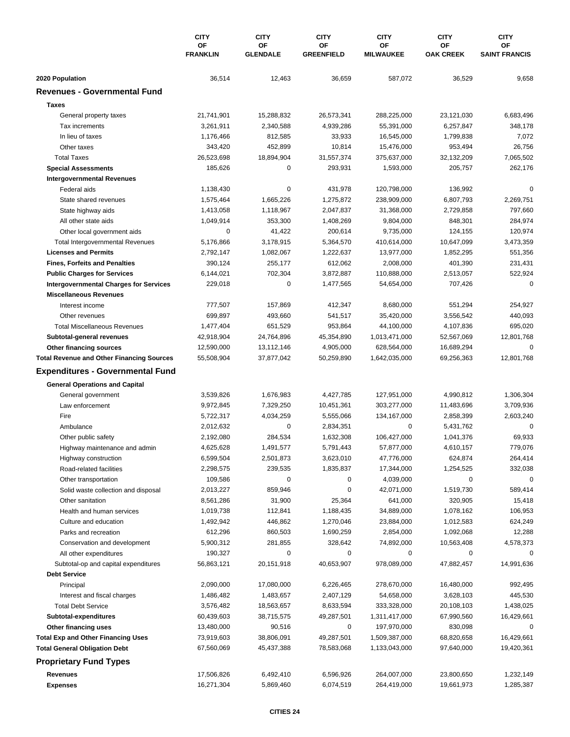| | CITY OF FRANKLIN | CITY OF GLENDALE | CITY OF GREENFIELD | CITY OF MILWAUKEE | CITY OF OAK CREEK | CITY OF SAINT FRANCIS |
|---|---|---|---|---|---|---|
| **2020 Population** | 36,514 | 12,463 | 36,659 | 587,072 | 36,529 | 9,658 |
| **Revenues - Governmental Fund** | | | | | | |
| **Taxes** | | | | | | |
| General property taxes | 21,741,901 | 15,288,832 | 26,573,341 | 288,225,000 | 23,121,030 | 6,683,496 |
| Tax increments | 3,261,911 | 2,340,588 | 4,939,286 | 55,391,000 | 6,257,847 | 348,178 |
| In lieu of taxes | 1,176,466 | 812,585 | 33,933 | 16,545,000 | 1,799,838 | 7,072 |
| Other taxes | 343,420 | 452,899 | 10,814 | 15,476,000 | 953,494 | 26,756 |
| Total Taxes | 26,523,698 | 18,894,904 | 31,557,374 | 375,637,000 | 32,132,209 | 7,065,502 |
| **Special Assessments** | 185,626 | 0 | 293,931 | 1,593,000 | 205,757 | 262,176 |
| **Intergovernmental Revenues** | | | | | | |
| Federal aids | 1,138,430 | 0 | 431,978 | 120,798,000 | 136,992 | 0 |
| State shared revenues | 1,575,464 | 1,665,226 | 1,275,872 | 238,909,000 | 6,807,793 | 2,269,751 |
| State highway aids | 1,413,058 | 1,118,967 | 2,047,837 | 31,368,000 | 2,729,858 | 797,660 |
| All other state aids | 1,049,914 | 353,300 | 1,408,269 | 9,804,000 | 848,301 | 284,974 |
| Other local government aids | 0 | 41,422 | 200,614 | 9,735,000 | 124,155 | 120,974 |
| Total Intergovernmental Revenues | 5,176,866 | 3,178,915 | 5,364,570 | 410,614,000 | 10,647,099 | 3,473,359 |
| **Licenses and Permits** | 2,792,147 | 1,082,067 | 1,222,637 | 13,977,000 | 1,852,295 | 551,356 |
| **Fines, Forfeits and Penalties** | 390,124 | 255,177 | 612,062 | 2,008,000 | 401,390 | 231,431 |
| **Public Charges for Services** | 6,144,021 | 702,304 | 3,872,887 | 110,888,000 | 2,513,057 | 522,924 |
| **Intergovernmental Charges for Services** | 229,018 | 0 | 1,477,565 | 54,654,000 | 707,426 | 0 |
| **Miscellaneous Revenues** | | | | | | |
| Interest income | 777,507 | 157,869 | 412,347 | 8,680,000 | 551,294 | 254,927 |
| Other revenues | 699,897 | 493,660 | 541,517 | 35,420,000 | 3,556,542 | 440,093 |
| Total Miscellaneous Revenues | 1,477,404 | 651,529 | 953,864 | 44,100,000 | 4,107,836 | 695,020 |
| **Subtotal-general revenues** | 42,918,904 | 24,764,896 | 45,354,890 | 1,013,471,000 | 52,567,069 | 12,801,768 |
| **Other financing sources** | 12,590,000 | 13,112,146 | 4,905,000 | 628,564,000 | 16,689,294 | 0 |
| **Total Revenue and Other Financing Sources** | 55,508,904 | 37,877,042 | 50,259,890 | 1,642,035,000 | 69,256,363 | 12,801,768 |
| **Expenditures - Governmental Fund** | | | | | | |
| **General Operations and Capital** | | | | | | |
| General government | 3,539,826 | 1,676,983 | 4,427,785 | 127,951,000 | 4,990,812 | 1,306,304 |
| Law enforcement | 9,972,845 | 7,329,250 | 10,451,361 | 303,277,000 | 11,483,696 | 3,709,936 |
| Fire | 5,722,317 | 4,034,259 | 5,555,066 | 134,167,000 | 2,858,399 | 2,603,240 |
| Ambulance | 2,012,632 | 0 | 2,834,351 | 0 | 5,431,762 | 0 |
| Other public safety | 2,192,080 | 284,534 | 1,632,308 | 106,427,000 | 1,041,376 | 69,933 |
| Highway maintenance and admin | 4,625,628 | 1,491,577 | 5,791,443 | 57,877,000 | 4,610,157 | 779,076 |
| Highway construction | 6,599,504 | 2,501,873 | 3,623,010 | 47,776,000 | 624,874 | 264,414 |
| Road-related facilities | 2,298,575 | 239,535 | 1,835,837 | 17,344,000 | 1,254,525 | 332,038 |
| Other transportation | 109,586 | 0 | 0 | 4,039,000 | 0 | 0 |
| Solid waste collection and disposal | 2,013,227 | 859,946 | 0 | 42,071,000 | 1,519,730 | 589,414 |
| Other sanitation | 8,561,286 | 31,900 | 25,364 | 641,000 | 320,905 | 15,418 |
| Health and human services | 1,019,738 | 112,841 | 1,188,435 | 34,889,000 | 1,078,162 | 106,953 |
| Culture and education | 1,492,942 | 446,862 | 1,270,046 | 23,884,000 | 1,012,583 | 624,249 |
| Parks and recreation | 612,296 | 860,503 | 1,690,259 | 2,854,000 | 1,092,068 | 12,288 |
| Conservation and development | 5,900,312 | 281,855 | 328,642 | 74,892,000 | 10,563,408 | 4,578,373 |
| All other expenditures | 190,327 | 0 | 0 | 0 | 0 | 0 |
| Subtotal-op and capital expenditures | 56,863,121 | 20,151,918 | 40,653,907 | 978,089,000 | 47,882,457 | 14,991,636 |
| **Debt Service** | | | | | | |
| Principal | 2,090,000 | 17,080,000 | 6,226,465 | 278,670,000 | 16,480,000 | 992,495 |
| Interest and fiscal charges | 1,486,482 | 1,483,657 | 2,407,129 | 54,658,000 | 3,628,103 | 445,530 |
| Total Debt Service | 3,576,482 | 18,563,657 | 8,633,594 | 333,328,000 | 20,108,103 | 1,438,025 |
| **Subtotal-expenditures** | 60,439,603 | 38,715,575 | 49,287,501 | 1,311,417,000 | 67,990,560 | 16,429,661 |
| **Other financing uses** | 13,480,000 | 90,516 | 0 | 197,970,000 | 830,098 | 0 |
| **Total Exp and Other Financing Uses** | 73,919,603 | 38,806,091 | 49,287,501 | 1,509,387,000 | 68,820,658 | 16,429,661 |
| **Total General Obligation Debt** | 67,560,069 | 45,437,388 | 78,583,068 | 1,133,043,000 | 97,640,000 | 19,420,361 |
| **Proprietary Fund Types** | | | | | | |
| **Revenues** | 17,506,826 | 6,492,410 | 6,596,926 | 264,007,000 | 23,800,650 | 1,232,149 |
| **Expenses** | 16,271,304 | 5,869,460 | 6,074,519 | 264,419,000 | 19,661,973 | 1,285,387 |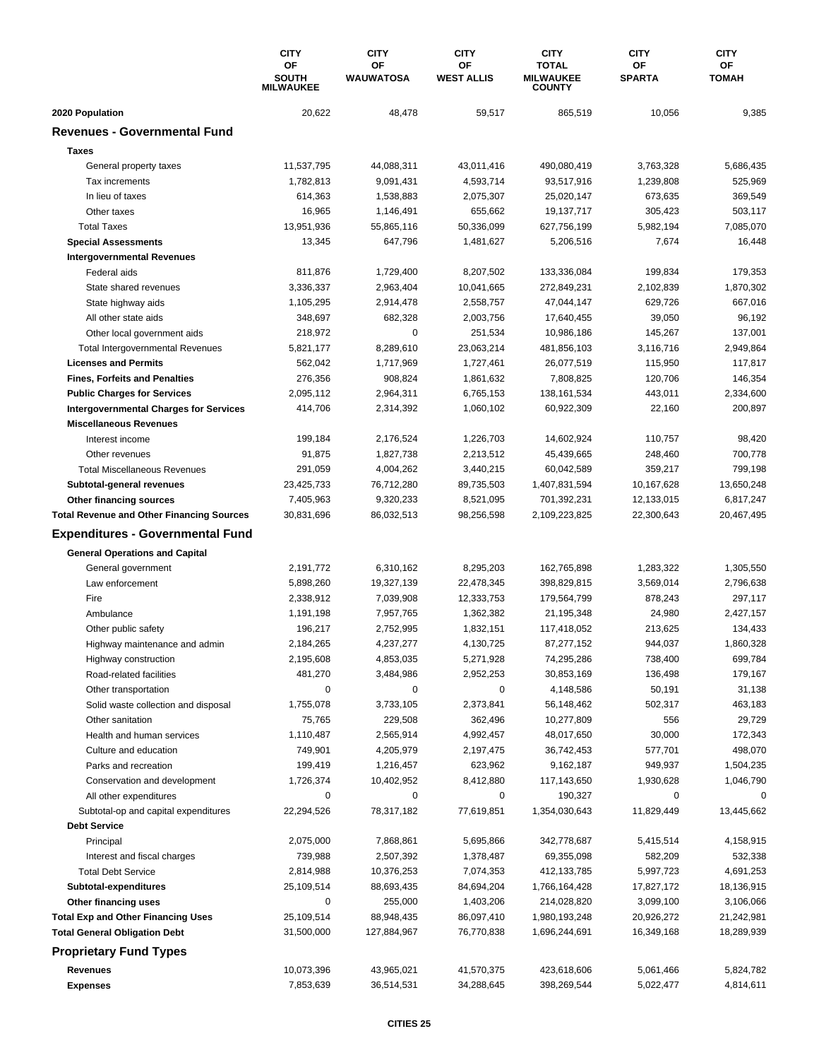| | CITY OF SOUTH MILWAUKEE | CITY OF WAUWATOSA | CITY OF WEST ALLIS | CITY TOTAL MILWAUKEE COUNTY | CITY OF SPARTA | CITY OF TOMAH |
|---|---|---|---|---|---|---|
| **2020 Population** | 20,622 | 48,478 | 59,517 | 865,519 | 10,056 | 9,385 |
| **Revenues - Governmental Fund** | | | | | | |
| **Taxes** | | | | | | |
| General property taxes | 11,537,795 | 44,088,311 | 43,011,416 | 490,080,419 | 3,763,328 | 5,686,435 |
| Tax increments | 1,782,813 | 9,091,431 | 4,593,714 | 93,517,916 | 1,239,808 | 525,969 |
| In lieu of taxes | 614,363 | 1,538,883 | 2,075,307 | 25,020,147 | 673,635 | 369,549 |
| Other taxes | 16,965 | 1,146,491 | 655,662 | 19,137,717 | 305,423 | 503,117 |
| Total Taxes | 13,951,936 | 55,865,116 | 50,336,099 | 627,756,199 | 5,982,194 | 7,085,070 |
| **Special Assessments** | 13,345 | 647,796 | 1,481,627 | 5,206,516 | 7,674 | 16,448 |
| **Intergovernmental Revenues** | | | | | | |
| Federal aids | 811,876 | 1,729,400 | 8,207,502 | 133,336,084 | 199,834 | 179,353 |
| State shared revenues | 3,336,337 | 2,963,404 | 10,041,665 | 272,849,231 | 2,102,839 | 1,870,302 |
| State highway aids | 1,105,295 | 2,914,478 | 2,558,757 | 47,044,147 | 629,726 | 667,016 |
| All other state aids | 348,697 | 682,328 | 2,003,756 | 17,640,455 | 39,050 | 96,192 |
| Other local government aids | 218,972 | 0 | 251,534 | 10,986,186 | 145,267 | 137,001 |
| Total Intergovernmental Revenues | 5,821,177 | 8,289,610 | 23,063,214 | 481,856,103 | 3,116,716 | 2,949,864 |
| **Licenses and Permits** | 562,042 | 1,717,969 | 1,727,461 | 26,077,519 | 115,950 | 117,817 |
| **Fines, Forfeits and Penalties** | 276,356 | 908,824 | 1,861,632 | 7,808,825 | 120,706 | 146,354 |
| **Public Charges for Services** | 2,095,112 | 2,964,311 | 6,765,153 | 138,161,534 | 443,011 | 2,334,600 |
| **Intergovernmental Charges for Services** | 414,706 | 2,314,392 | 1,060,102 | 60,922,309 | 22,160 | 200,897 |
| **Miscellaneous Revenues** | | | | | | |
| Interest income | 199,184 | 2,176,524 | 1,226,703 | 14,602,924 | 110,757 | 98,420 |
| Other revenues | 91,875 | 1,827,738 | 2,213,512 | 45,439,665 | 248,460 | 700,778 |
| Total Miscellaneous Revenues | 291,059 | 4,004,262 | 3,440,215 | 60,042,589 | 359,217 | 799,198 |
| **Subtotal-general revenues** | 23,425,733 | 76,712,280 | 89,735,503 | 1,407,831,594 | 10,167,628 | 13,650,248 |
| **Other financing sources** | 7,405,963 | 9,320,233 | 8,521,095 | 701,392,231 | 12,133,015 | 6,817,247 |
| **Total Revenue and Other Financing Sources** | 30,831,696 | 86,032,513 | 98,256,598 | 2,109,223,825 | 22,300,643 | 20,467,495 |
| **Expenditures - Governmental Fund** | | | | | | |
| **General Operations and Capital** | | | | | | |
| General government | 2,191,772 | 6,310,162 | 8,295,203 | 162,765,898 | 1,283,322 | 1,305,550 |
| Law enforcement | 5,898,260 | 19,327,139 | 22,478,345 | 398,829,815 | 3,569,014 | 2,796,638 |
| Fire | 2,338,912 | 7,039,908 | 12,333,753 | 179,564,799 | 878,243 | 297,117 |
| Ambulance | 1,191,198 | 7,957,765 | 1,362,382 | 21,195,348 | 24,980 | 2,427,157 |
| Other public safety | 196,217 | 2,752,995 | 1,832,151 | 117,418,052 | 213,625 | 134,433 |
| Highway maintenance and admin | 2,184,265 | 4,237,277 | 4,130,725 | 87,277,152 | 944,037 | 1,860,328 |
| Highway construction | 2,195,608 | 4,853,035 | 5,271,928 | 74,295,286 | 738,400 | 699,784 |
| Road-related facilities | 481,270 | 3,484,986 | 2,952,253 | 30,853,169 | 136,498 | 179,167 |
| Other transportation | 0 | 0 | 0 | 4,148,586 | 50,191 | 31,138 |
| Solid waste collection and disposal | 1,755,078 | 3,733,105 | 2,373,841 | 56,148,462 | 502,317 | 463,183 |
| Other sanitation | 75,765 | 229,508 | 362,496 | 10,277,809 | 556 | 29,729 |
| Health and human services | 1,110,487 | 2,565,914 | 4,992,457 | 48,017,650 | 30,000 | 172,343 |
| Culture and education | 749,901 | 4,205,979 | 2,197,475 | 36,742,453 | 577,701 | 498,070 |
| Parks and recreation | 199,419 | 1,216,457 | 623,962 | 9,162,187 | 949,937 | 1,504,235 |
| Conservation and development | 1,726,374 | 10,402,952 | 8,412,880 | 117,143,650 | 1,930,628 | 1,046,790 |
| All other expenditures | 0 | 0 | 0 | 190,327 | 0 | 0 |
| Subtotal-op and capital expenditures | 22,294,526 | 78,317,182 | 77,619,851 | 1,354,030,643 | 11,829,449 | 13,445,662 |
| **Debt Service** | | | | | | |
| Principal | 2,075,000 | 7,868,861 | 5,695,866 | 342,778,687 | 5,415,514 | 4,158,915 |
| Interest and fiscal charges | 739,988 | 2,507,392 | 1,378,487 | 69,355,098 | 582,209 | 532,338 |
| Total Debt Service | 2,814,988 | 10,376,253 | 7,074,353 | 412,133,785 | 5,997,723 | 4,691,253 |
| **Subtotal-expenditures** | 25,109,514 | 88,693,435 | 84,694,204 | 1,766,164,428 | 17,827,172 | 18,136,915 |
| **Other financing uses** | 0 | 255,000 | 1,403,206 | 214,028,820 | 3,099,100 | 3,106,066 |
| **Total Exp and Other Financing Uses** | 25,109,514 | 88,948,435 | 86,097,410 | 1,980,193,248 | 20,926,272 | 21,242,981 |
| **Total General Obligation Debt** | 31,500,000 | 127,884,967 | 76,770,838 | 1,696,244,691 | 16,349,168 | 18,289,939 |
| **Proprietary Fund Types** | | | | | | |
| **Revenues** | 10,073,396 | 43,965,021 | 41,570,375 | 423,618,606 | 5,061,466 | 5,824,782 |
| **Expenses** | 7,853,639 | 36,514,531 | 34,288,645 | 398,269,544 | 5,022,477 | 4,814,611 |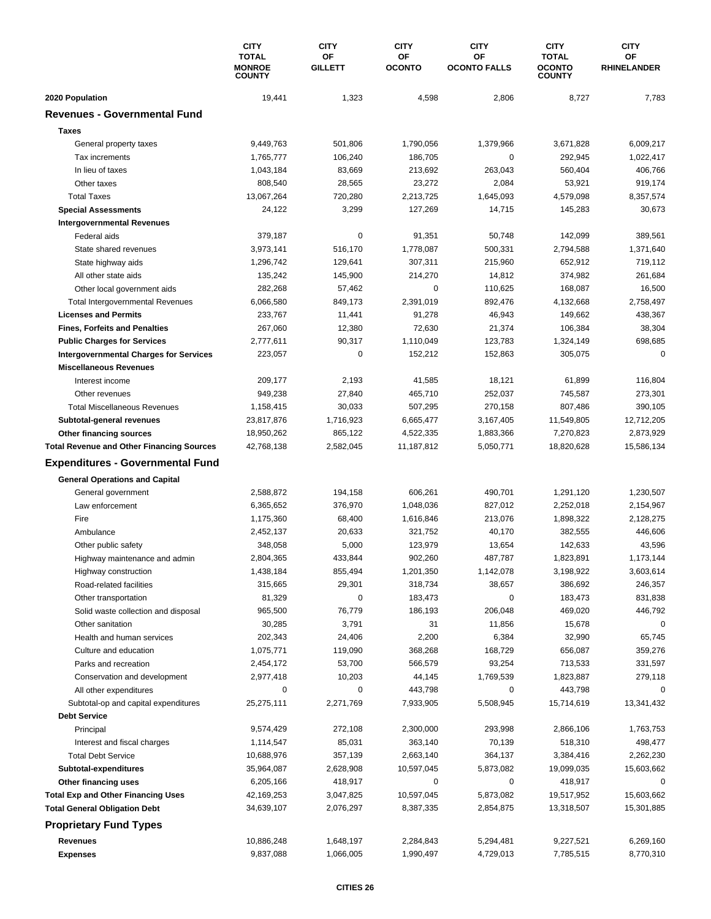| | CITY TOTAL MONROE COUNTY | CITY OF GILLETT | CITY OF OCONTO | CITY OF OCONTO FALLS | CITY TOTAL OCONTO COUNTY | CITY OF RHINELANDER |
|---|---|---|---|---|---|---|
| **2020 Population** | 19,441 | 1,323 | 4,598 | 2,806 | 8,727 | 7,783 |
| **Revenues - Governmental Fund** | | | | | | |
| **Taxes** | | | | | | |
| General property taxes | 9,449,763 | 501,806 | 1,790,056 | 1,379,966 | 3,671,828 | 6,009,217 |
| Tax increments | 1,765,777 | 106,240 | 186,705 | 0 | 292,945 | 1,022,417 |
| In lieu of taxes | 1,043,184 | 83,669 | 213,692 | 263,043 | 560,404 | 406,766 |
| Other taxes | 808,540 | 28,565 | 23,272 | 2,084 | 53,921 | 919,174 |
| Total Taxes | 13,067,264 | 720,280 | 2,213,725 | 1,645,093 | 4,579,098 | 8,357,574 |
| **Special Assessments** | 24,122 | 3,299 | 127,269 | 14,715 | 145,283 | 30,673 |
| **Intergovernmental Revenues** | | | | | | |
| Federal aids | 379,187 | 0 | 91,351 | 50,748 | 142,099 | 389,561 |
| State shared revenues | 3,973,141 | 516,170 | 1,778,087 | 500,331 | 2,794,588 | 1,371,640 |
| State highway aids | 1,296,742 | 129,641 | 307,311 | 215,960 | 652,912 | 719,112 |
| All other state aids | 135,242 | 145,900 | 214,270 | 14,812 | 374,982 | 261,684 |
| Other local government aids | 282,268 | 57,462 | 0 | 110,625 | 168,087 | 16,500 |
| Total Intergovernmental Revenues | 6,066,580 | 849,173 | 2,391,019 | 892,476 | 4,132,668 | 2,758,497 |
| **Licenses and Permits** | 233,767 | 11,441 | 91,278 | 46,943 | 149,662 | 438,367 |
| **Fines, Forfeits and Penalties** | 267,060 | 12,380 | 72,630 | 21,374 | 106,384 | 38,304 |
| **Public Charges for Services** | 2,777,611 | 90,317 | 1,110,049 | 123,783 | 1,324,149 | 698,685 |
| **Intergovernmental Charges for Services** | 223,057 | 0 | 152,212 | 152,863 | 305,075 | 0 |
| **Miscellaneous Revenues** | | | | | | |
| Interest income | 209,177 | 2,193 | 41,585 | 18,121 | 61,899 | 116,804 |
| Other revenues | 949,238 | 27,840 | 465,710 | 252,037 | 745,587 | 273,301 |
| Total Miscellaneous Revenues | 1,158,415 | 30,033 | 507,295 | 270,158 | 807,486 | 390,105 |
| **Subtotal-general revenues** | 23,817,876 | 1,716,923 | 6,665,477 | 3,167,405 | 11,549,805 | 12,712,205 |
| **Other financing sources** | 18,950,262 | 865,122 | 4,522,335 | 1,883,366 | 7,270,823 | 2,873,929 |
| **Total Revenue and Other Financing Sources** | 42,768,138 | 2,582,045 | 11,187,812 | 5,050,771 | 18,820,628 | 15,586,134 |
| **Expenditures - Governmental Fund** | | | | | | |
| **General Operations and Capital** | | | | | | |
| General government | 2,588,872 | 194,158 | 606,261 | 490,701 | 1,291,120 | 1,230,507 |
| Law enforcement | 6,365,652 | 376,970 | 1,048,036 | 827,012 | 2,252,018 | 2,154,967 |
| Fire | 1,175,360 | 68,400 | 1,616,846 | 213,076 | 1,898,322 | 2,128,275 |
| Ambulance | 2,452,137 | 20,633 | 321,752 | 40,170 | 382,555 | 446,606 |
| Other public safety | 348,058 | 5,000 | 123,979 | 13,654 | 142,633 | 43,596 |
| Highway maintenance and admin | 2,804,365 | 433,844 | 902,260 | 487,787 | 1,823,891 | 1,173,144 |
| Highway construction | 1,438,184 | 855,494 | 1,201,350 | 1,142,078 | 3,198,922 | 3,603,614 |
| Road-related facilities | 315,665 | 29,301 | 318,734 | 38,657 | 386,692 | 246,357 |
| Other transportation | 81,329 | 0 | 183,473 | 0 | 183,473 | 831,838 |
| Solid waste collection and disposal | 965,500 | 76,779 | 186,193 | 206,048 | 469,020 | 446,792 |
| Other sanitation | 30,285 | 3,791 | 31 | 11,856 | 15,678 | 0 |
| Health and human services | 202,343 | 24,406 | 2,200 | 6,384 | 32,990 | 65,745 |
| Culture and education | 1,075,771 | 119,090 | 368,268 | 168,729 | 656,087 | 359,276 |
| Parks and recreation | 2,454,172 | 53,700 | 566,579 | 93,254 | 713,533 | 331,597 |
| Conservation and development | 2,977,418 | 10,203 | 44,145 | 1,769,539 | 1,823,887 | 279,118 |
| All other expenditures | 0 | 0 | 443,798 | 0 | 443,798 | 0 |
| Subtotal-op and capital expenditures | 25,275,111 | 2,271,769 | 7,933,905 | 5,508,945 | 15,714,619 | 13,341,432 |
| **Debt Service** | | | | | | |
| Principal | 9,574,429 | 272,108 | 2,300,000 | 293,998 | 2,866,106 | 1,763,753 |
| Interest and fiscal charges | 1,114,547 | 85,031 | 363,140 | 70,139 | 518,310 | 498,477 |
| Total Debt Service | 10,688,976 | 357,139 | 2,663,140 | 364,137 | 3,384,416 | 2,262,230 |
| **Subtotal-expenditures** | 35,964,087 | 2,628,908 | 10,597,045 | 5,873,082 | 19,099,035 | 15,603,662 |
| **Other financing uses** | 6,205,166 | 418,917 | 0 | 0 | 418,917 | 0 |
| **Total Exp and Other Financing Uses** | 42,169,253 | 3,047,825 | 10,597,045 | 5,873,082 | 19,517,952 | 15,603,662 |
| **Total General Obligation Debt** | 34,639,107 | 2,076,297 | 8,387,335 | 2,854,875 | 13,318,507 | 15,301,885 |
| **Proprietary Fund Types** | | | | | | |
| **Revenues** | 10,886,248 | 1,648,197 | 2,284,843 | 5,294,481 | 9,227,521 | 6,269,160 |
| **Expenses** | 9,837,088 | 1,066,005 | 1,990,497 | 4,729,013 | 7,785,515 | 8,770,310 |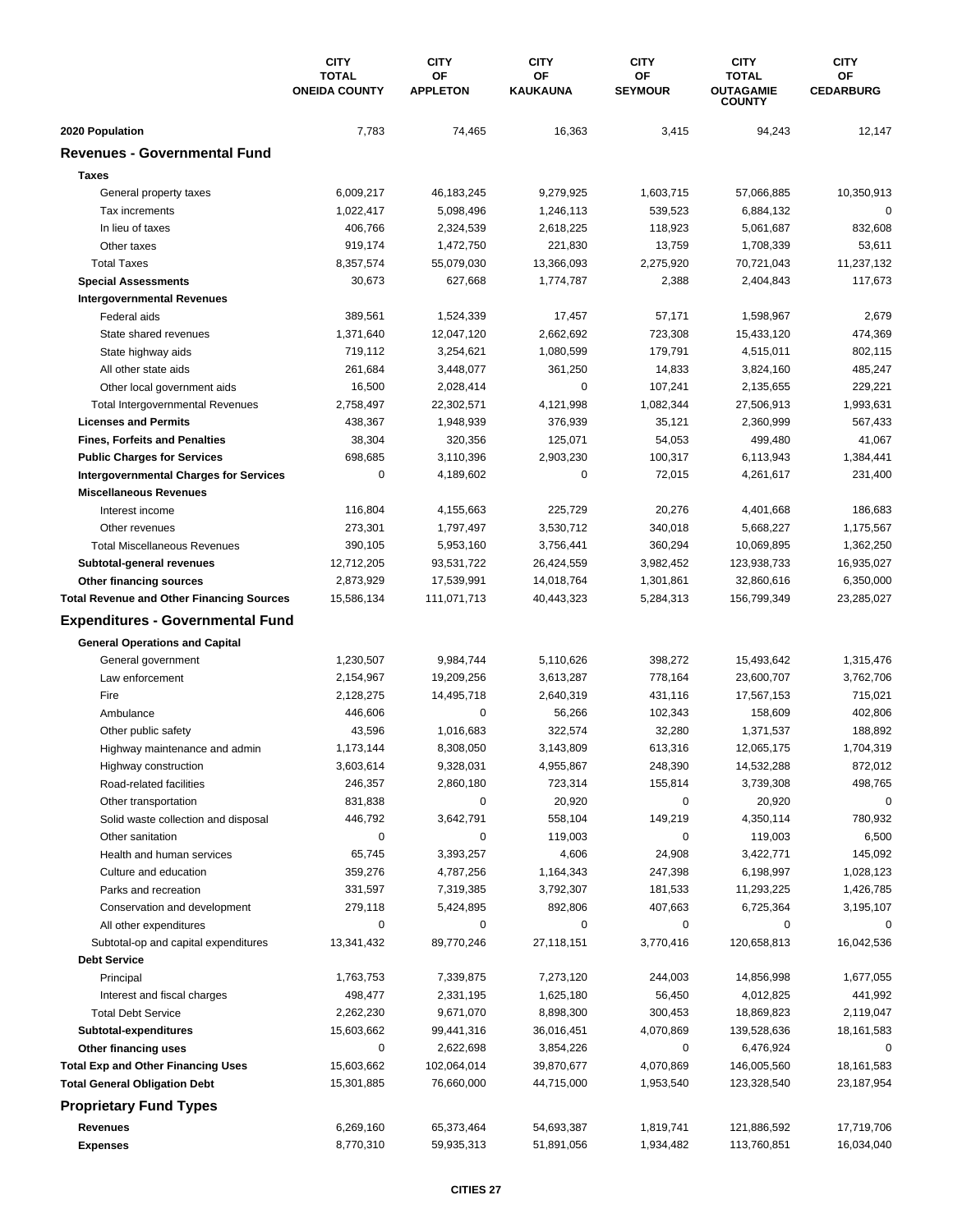| | CITY TOTAL ONEIDA COUNTY | CITY OF APPLETON | CITY OF KAUKAUNA | CITY OF SEYMOUR | CITY TOTAL OUTAGAMIE COUNTY | CITY OF CEDARBURG |
|---|---|---|---|---|---|---|
| **2020 Population** | 7,783 | 74,465 | 16,363 | 3,415 | 94,243 | 12,147 |
| **Revenues - Governmental Fund** | | | | | | |
| **Taxes** | | | | | | |
| General property taxes | 6,009,217 | 46,183,245 | 9,279,925 | 1,603,715 | 57,066,885 | 10,350,913 |
| Tax increments | 1,022,417 | 5,098,496 | 1,246,113 | 539,523 | 6,884,132 | 0 |
| In lieu of taxes | 406,766 | 2,324,539 | 2,618,225 | 118,923 | 5,061,687 | 832,608 |
| Other taxes | 919,174 | 1,472,750 | 221,830 | 13,759 | 1,708,339 | 53,611 |
| Total Taxes | 8,357,574 | 55,079,030 | 13,366,093 | 2,275,920 | 70,721,043 | 11,237,132 |
| **Special Assessments** | 30,673 | 627,668 | 1,774,787 | 2,388 | 2,404,843 | 117,673 |
| **Intergovernmental Revenues** | | | | | | |
| Federal aids | 389,561 | 1,524,339 | 17,457 | 57,171 | 1,598,967 | 2,679 |
| State shared revenues | 1,371,640 | 12,047,120 | 2,662,692 | 723,308 | 15,433,120 | 474,369 |
| State highway aids | 719,112 | 3,254,621 | 1,080,599 | 179,791 | 4,515,011 | 802,115 |
| All other state aids | 261,684 | 3,448,077 | 361,250 | 14,833 | 3,824,160 | 485,247 |
| Other local government aids | 16,500 | 2,028,414 | 0 | 107,241 | 2,135,655 | 229,221 |
| Total Intergovernmental Revenues | 2,758,497 | 22,302,571 | 4,121,998 | 1,082,344 | 27,506,913 | 1,993,631 |
| **Licenses and Permits** | 438,367 | 1,948,939 | 376,939 | 35,121 | 2,360,999 | 567,433 |
| **Fines, Forfeits and Penalties** | 38,304 | 320,356 | 125,071 | 54,053 | 499,480 | 41,067 |
| **Public Charges for Services** | 698,685 | 3,110,396 | 2,903,230 | 100,317 | 6,113,943 | 1,384,441 |
| **Intergovernmental Charges for Services** | 0 | 4,189,602 | 0 | 72,015 | 4,261,617 | 231,400 |
| **Miscellaneous Revenues** | | | | | | |
| Interest income | 116,804 | 4,155,663 | 225,729 | 20,276 | 4,401,668 | 186,683 |
| Other revenues | 273,301 | 1,797,497 | 3,530,712 | 340,018 | 5,668,227 | 1,175,567 |
| Total Miscellaneous Revenues | 390,105 | 5,953,160 | 3,756,441 | 360,294 | 10,069,895 | 1,362,250 |
| **Subtotal-general revenues** | 12,712,205 | 93,531,722 | 26,424,559 | 3,982,452 | 123,938,733 | 16,935,027 |
| **Other financing sources** | 2,873,929 | 17,539,991 | 14,018,764 | 1,301,861 | 32,860,616 | 6,350,000 |
| **Total Revenue and Other Financing Sources** | 15,586,134 | 111,071,713 | 40,443,323 | 5,284,313 | 156,799,349 | 23,285,027 |
| **Expenditures - Governmental Fund** | | | | | | |
| **General Operations and Capital** | | | | | | |
| General government | 1,230,507 | 9,984,744 | 5,110,626 | 398,272 | 15,493,642 | 1,315,476 |
| Law enforcement | 2,154,967 | 19,209,256 | 3,613,287 | 778,164 | 23,600,707 | 3,762,706 |
| Fire | 2,128,275 | 14,495,718 | 2,640,319 | 431,116 | 17,567,153 | 715,021 |
| Ambulance | 446,606 | 0 | 56,266 | 102,343 | 158,609 | 402,806 |
| Other public safety | 43,596 | 1,016,683 | 322,574 | 32,280 | 1,371,537 | 188,892 |
| Highway maintenance and admin | 1,173,144 | 8,308,050 | 3,143,809 | 613,316 | 12,065,175 | 1,704,319 |
| Highway construction | 3,603,614 | 9,328,031 | 4,955,867 | 248,390 | 14,532,288 | 872,012 |
| Road-related facilities | 246,357 | 2,860,180 | 723,314 | 155,814 | 3,739,308 | 498,765 |
| Other transportation | 831,838 | 0 | 20,920 | 0 | 20,920 | 0 |
| Solid waste collection and disposal | 446,792 | 3,642,791 | 558,104 | 149,219 | 4,350,114 | 780,932 |
| Other sanitation | 0 | 0 | 119,003 | 0 | 119,003 | 6,500 |
| Health and human services | 65,745 | 3,393,257 | 4,606 | 24,908 | 3,422,771 | 145,092 |
| Culture and education | 359,276 | 4,787,256 | 1,164,343 | 247,398 | 6,198,997 | 1,028,123 |
| Parks and recreation | 331,597 | 7,319,385 | 3,792,307 | 181,533 | 11,293,225 | 1,426,785 |
| Conservation and development | 279,118 | 5,424,895 | 892,806 | 407,663 | 6,725,364 | 3,195,107 |
| All other expenditures | 0 | 0 | 0 | 0 | 0 | 0 |
| Subtotal-op and capital expenditures | 13,341,432 | 89,770,246 | 27,118,151 | 3,770,416 | 120,658,813 | 16,042,536 |
| **Debt Service** | | | | | | |
| Principal | 1,763,753 | 7,339,875 | 7,273,120 | 244,003 | 14,856,998 | 1,677,055 |
| Interest and fiscal charges | 498,477 | 2,331,195 | 1,625,180 | 56,450 | 4,012,825 | 441,992 |
| Total Debt Service | 2,262,230 | 9,671,070 | 8,898,300 | 300,453 | 18,869,823 | 2,119,047 |
| **Subtotal-expenditures** | 15,603,662 | 99,441,316 | 36,016,451 | 4,070,869 | 139,528,636 | 18,161,583 |
| **Other financing uses** | 0 | 2,622,698 | 3,854,226 | 0 | 6,476,924 | 0 |
| **Total Exp and Other Financing Uses** | 15,603,662 | 102,064,014 | 39,870,677 | 4,070,869 | 146,005,560 | 18,161,583 |
| **Total General Obligation Debt** | 15,301,885 | 76,660,000 | 44,715,000 | 1,953,540 | 123,328,540 | 23,187,954 |
| **Proprietary Fund Types** | | | | | | |
| **Revenues** | 6,269,160 | 65,373,464 | 54,693,387 | 1,819,741 | 121,886,592 | 17,719,706 |
| **Expenses** | 8,770,310 | 59,935,313 | 51,891,056 | 1,934,482 | 113,760,851 | 16,034,040 |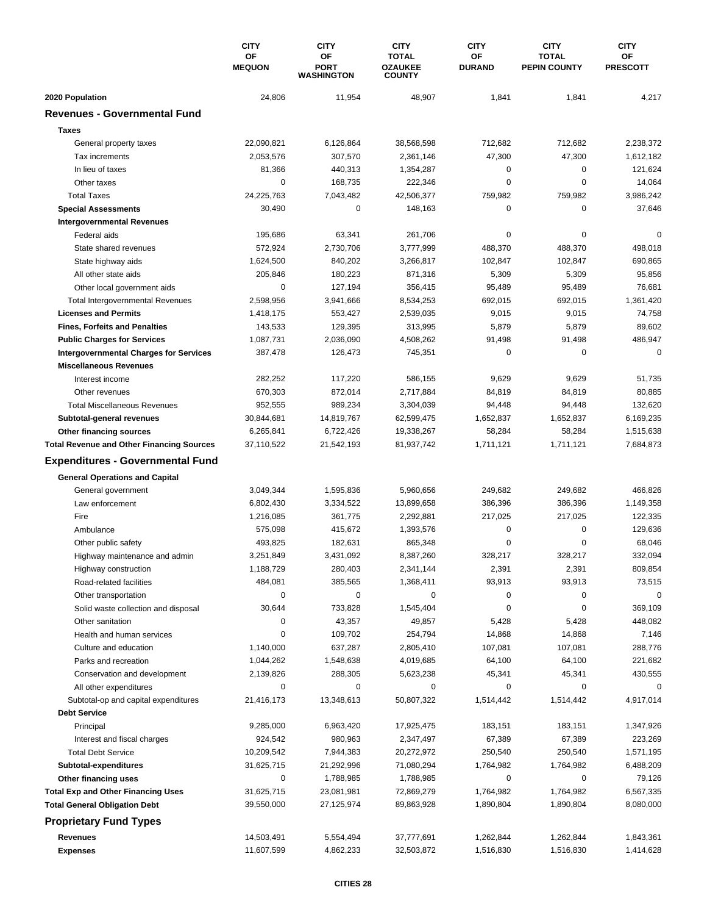| | CITY OF MEQUON | CITY OF PORT WASHINGTON | CITY TOTAL OZAUKEE COUNTY | CITY OF DURAND | CITY TOTAL PEPIN COUNTY | CITY OF PRESCOTT |
|---|---|---|---|---|---|---|
| **2020 Population** | 24,806 | 11,954 | 48,907 | 1,841 | 1,841 | 4,217 |
| **Revenues - Governmental Fund** | | | | | | |
| **Taxes** | | | | | | |
| General property taxes | 22,090,821 | 6,126,864 | 38,568,598 | 712,682 | 712,682 | 2,238,372 |
| Tax increments | 2,053,576 | 307,570 | 2,361,146 | 47,300 | 47,300 | 1,612,182 |
| In lieu of taxes | 81,366 | 440,313 | 1,354,287 | 0 | 0 | 121,624 |
| Other taxes | 0 | 168,735 | 222,346 | 0 | 0 | 14,064 |
| Total Taxes | 24,225,763 | 7,043,482 | 42,506,377 | 759,982 | 759,982 | 3,986,242 |
| **Special Assessments** | 30,490 | 0 | 148,163 | 0 | 0 | 37,646 |
| **Intergovernmental Revenues** | | | | | | |
| Federal aids | 195,686 | 63,341 | 261,706 | 0 | 0 | 0 |
| State shared revenues | 572,924 | 2,730,706 | 3,777,999 | 488,370 | 488,370 | 498,018 |
| State highway aids | 1,624,500 | 840,202 | 3,266,817 | 102,847 | 102,847 | 690,865 |
| All other state aids | 205,846 | 180,223 | 871,316 | 5,309 | 5,309 | 95,856 |
| Other local government aids | 0 | 127,194 | 356,415 | 95,489 | 95,489 | 76,681 |
| Total Intergovernmental Revenues | 2,598,956 | 3,941,666 | 8,534,253 | 692,015 | 692,015 | 1,361,420 |
| **Licenses and Permits** | 1,418,175 | 553,427 | 2,539,035 | 9,015 | 9,015 | 74,758 |
| **Fines, Forfeits and Penalties** | 143,533 | 129,395 | 313,995 | 5,879 | 5,879 | 89,602 |
| **Public Charges for Services** | 1,087,731 | 2,036,090 | 4,508,262 | 91,498 | 91,498 | 486,947 |
| **Intergovernmental Charges for Services** | 387,478 | 126,473 | 745,351 | 0 | 0 | 0 |
| **Miscellaneous Revenues** | | | | | | |
| Interest income | 282,252 | 117,220 | 586,155 | 9,629 | 9,629 | 51,735 |
| Other revenues | 670,303 | 872,014 | 2,717,884 | 84,819 | 84,819 | 80,885 |
| Total Miscellaneous Revenues | 952,555 | 989,234 | 3,304,039 | 94,448 | 94,448 | 132,620 |
| **Subtotal-general revenues** | 30,844,681 | 14,819,767 | 62,599,475 | 1,652,837 | 1,652,837 | 6,169,235 |
| **Other financing sources** | 6,265,841 | 6,722,426 | 19,338,267 | 58,284 | 58,284 | 1,515,638 |
| **Total Revenue and Other Financing Sources** | 37,110,522 | 21,542,193 | 81,937,742 | 1,711,121 | 1,711,121 | 7,684,873 |
| **Expenditures - Governmental Fund** | | | | | | |
| **General Operations and Capital** | | | | | | |
| General government | 3,049,344 | 1,595,836 | 5,960,656 | 249,682 | 249,682 | 466,826 |
| Law enforcement | 6,802,430 | 3,334,522 | 13,899,658 | 386,396 | 386,396 | 1,149,358 |
| Fire | 1,216,085 | 361,775 | 2,292,881 | 217,025 | 217,025 | 122,335 |
| Ambulance | 575,098 | 415,672 | 1,393,576 | 0 | 0 | 129,636 |
| Other public safety | 493,825 | 182,631 | 865,348 | 0 | 0 | 68,046 |
| Highway maintenance and admin | 3,251,849 | 3,431,092 | 8,387,260 | 328,217 | 328,217 | 332,094 |
| Highway construction | 1,188,729 | 280,403 | 2,341,144 | 2,391 | 2,391 | 809,854 |
| Road-related facilities | 484,081 | 385,565 | 1,368,411 | 93,913 | 93,913 | 73,515 |
| Other transportation | 0 | 0 | 0 | 0 | 0 | 0 |
| Solid waste collection and disposal | 30,644 | 733,828 | 1,545,404 | 0 | 0 | 369,109 |
| Other sanitation | 0 | 43,357 | 49,857 | 5,428 | 5,428 | 448,082 |
| Health and human services | 0 | 109,702 | 254,794 | 14,868 | 14,868 | 7,146 |
| Culture and education | 1,140,000 | 637,287 | 2,805,410 | 107,081 | 107,081 | 288,776 |
| Parks and recreation | 1,044,262 | 1,548,638 | 4,019,685 | 64,100 | 64,100 | 221,682 |
| Conservation and development | 2,139,826 | 288,305 | 5,623,238 | 45,341 | 45,341 | 430,555 |
| All other expenditures | 0 | 0 | 0 | 0 | 0 | 0 |
| Subtotal-op and capital expenditures | 21,416,173 | 13,348,613 | 50,807,322 | 1,514,442 | 1,514,442 | 4,917,014 |
| **Debt Service** | | | | | | |
| Principal | 9,285,000 | 6,963,420 | 17,925,475 | 183,151 | 183,151 | 1,347,926 |
| Interest and fiscal charges | 924,542 | 980,963 | 2,347,497 | 67,389 | 67,389 | 223,269 |
| Total Debt Service | 10,209,542 | 7,944,383 | 20,272,972 | 250,540 | 250,540 | 1,571,195 |
| **Subtotal-expenditures** | 31,625,715 | 21,292,996 | 71,080,294 | 1,764,982 | 1,764,982 | 6,488,209 |
| **Other financing uses** | 0 | 1,788,985 | 1,788,985 | 0 | 0 | 79,126 |
| **Total Exp and Other Financing Uses** | 31,625,715 | 23,081,981 | 72,869,279 | 1,764,982 | 1,764,982 | 6,567,335 |
| **Total General Obligation Debt** | 39,550,000 | 27,125,974 | 89,863,928 | 1,890,804 | 1,890,804 | 8,080,000 |
| **Proprietary Fund Types** | | | | | | |
| **Revenues** | 14,503,491 | 5,554,494 | 37,777,691 | 1,262,844 | 1,262,844 | 1,843,361 |
| **Expenses** | 11,607,599 | 4,862,233 | 32,503,872 | 1,516,830 | 1,516,830 | 1,414,628 |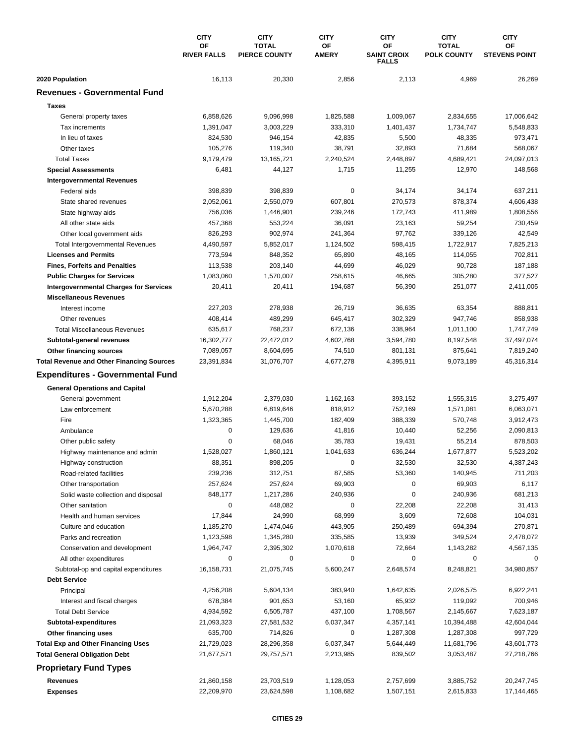| | CITY OF RIVER FALLS | CITY TOTAL PIERCE COUNTY | CITY OF AMERY | CITY OF SAINT CROIX FALLS | CITY TOTAL POLK COUNTY | CITY OF STEVENS POINT |
|---|---|---|---|---|---|---|
| **2020 Population** | 16,113 | 20,330 | 2,856 | 2,113 | 4,969 | 26,269 |
| **Revenues - Governmental Fund** | | | | | | |
| **Taxes** | | | | | | |
| General property taxes | 6,858,626 | 9,096,998 | 1,825,588 | 1,009,067 | 2,834,655 | 17,006,642 |
| Tax increments | 1,391,047 | 3,003,229 | 333,310 | 1,401,437 | 1,734,747 | 5,548,833 |
| In lieu of taxes | 824,530 | 946,154 | 42,835 | 5,500 | 48,335 | 973,471 |
| Other taxes | 105,276 | 119,340 | 38,791 | 32,893 | 71,684 | 568,067 |
| Total Taxes | 9,179,479 | 13,165,721 | 2,240,524 | 2,448,897 | 4,689,421 | 24,097,013 |
| **Special Assessments** | 6,481 | 44,127 | 1,715 | 11,255 | 12,970 | 148,568 |
| **Intergovernmental Revenues** | | | | | | |
| Federal aids | 398,839 | 398,839 | 0 | 34,174 | 34,174 | 637,211 |
| State shared revenues | 2,052,061 | 2,550,079 | 607,801 | 270,573 | 878,374 | 4,606,438 |
| State highway aids | 756,036 | 1,446,901 | 239,246 | 172,743 | 411,989 | 1,808,556 |
| All other state aids | 457,368 | 553,224 | 36,091 | 23,163 | 59,254 | 730,459 |
| Other local government aids | 826,293 | 902,974 | 241,364 | 97,762 | 339,126 | 42,549 |
| Total Intergovernmental Revenues | 4,490,597 | 5,852,017 | 1,124,502 | 598,415 | 1,722,917 | 7,825,213 |
| **Licenses and Permits** | 773,594 | 848,352 | 65,890 | 48,165 | 114,055 | 702,811 |
| **Fines, Forfeits and Penalties** | 113,538 | 203,140 | 44,699 | 46,029 | 90,728 | 187,188 |
| **Public Charges for Services** | 1,083,060 | 1,570,007 | 258,615 | 46,665 | 305,280 | 377,527 |
| **Intergovernmental Charges for Services** | 20,411 | 20,411 | 194,687 | 56,390 | 251,077 | 2,411,005 |
| **Miscellaneous Revenues** | | | | | | |
| Interest income | 227,203 | 278,938 | 26,719 | 36,635 | 63,354 | 888,811 |
| Other revenues | 408,414 | 489,299 | 645,417 | 302,329 | 947,746 | 858,938 |
| Total Miscellaneous Revenues | 635,617 | 768,237 | 672,136 | 338,964 | 1,011,100 | 1,747,749 |
| **Subtotal-general revenues** | 16,302,777 | 22,472,012 | 4,602,768 | 3,594,780 | 8,197,548 | 37,497,074 |
| **Other financing sources** | 7,089,057 | 8,604,695 | 74,510 | 801,131 | 875,641 | 7,819,240 |
| **Total Revenue and Other Financing Sources** | 23,391,834 | 31,076,707 | 4,677,278 | 4,395,911 | 9,073,189 | 45,316,314 |
| **Expenditures - Governmental Fund** | | | | | | |
| **General Operations and Capital** | | | | | | |
| General government | 1,912,204 | 2,379,030 | 1,162,163 | 393,152 | 1,555,315 | 3,275,497 |
| Law enforcement | 5,670,288 | 6,819,646 | 818,912 | 752,169 | 1,571,081 | 6,063,071 |
| Fire | 1,323,365 | 1,445,700 | 182,409 | 388,339 | 570,748 | 3,912,473 |
| Ambulance | 0 | 129,636 | 41,816 | 10,440 | 52,256 | 2,090,813 |
| Other public safety | 0 | 68,046 | 35,783 | 19,431 | 55,214 | 878,503 |
| Highway maintenance and admin | 1,528,027 | 1,860,121 | 1,041,633 | 636,244 | 1,677,877 | 5,523,202 |
| Highway construction | 88,351 | 898,205 | 0 | 32,530 | 32,530 | 4,387,243 |
| Road-related facilities | 239,236 | 312,751 | 87,585 | 53,360 | 140,945 | 711,203 |
| Other transportation | 257,624 | 257,624 | 69,903 | 0 | 69,903 | 6,117 |
| Solid waste collection and disposal | 848,177 | 1,217,286 | 240,936 | 0 | 240,936 | 681,213 |
| Other sanitation | 0 | 448,082 | 0 | 22,208 | 22,208 | 31,413 |
| Health and human services | 17,844 | 24,990 | 68,999 | 3,609 | 72,608 | 104,031 |
| Culture and education | 1,185,270 | 1,474,046 | 443,905 | 250,489 | 694,394 | 270,871 |
| Parks and recreation | 1,123,598 | 1,345,280 | 335,585 | 13,939 | 349,524 | 2,478,072 |
| Conservation and development | 1,964,747 | 2,395,302 | 1,070,618 | 72,664 | 1,143,282 | 4,567,135 |
| All other expenditures | 0 | 0 | 0 | 0 | 0 | 0 |
| Subtotal-op and capital expenditures | 16,158,731 | 21,075,745 | 5,600,247 | 2,648,574 | 8,248,821 | 34,980,857 |
| **Debt Service** | | | | | | |
| Principal | 4,256,208 | 5,604,134 | 383,940 | 1,642,635 | 2,026,575 | 6,922,241 |
| Interest and fiscal charges | 678,384 | 901,653 | 53,160 | 65,932 | 119,092 | 700,946 |
| Total Debt Service | 4,934,592 | 6,505,787 | 437,100 | 1,708,567 | 2,145,667 | 7,623,187 |
| **Subtotal-expenditures** | 21,093,323 | 27,581,532 | 6,037,347 | 4,357,141 | 10,394,488 | 42,604,044 |
| **Other financing uses** | 635,700 | 714,826 | 0 | 1,287,308 | 1,287,308 | 997,729 |
| **Total Exp and Other Financing Uses** | 21,729,023 | 28,296,358 | 6,037,347 | 5,644,449 | 11,681,796 | 43,601,773 |
| **Total General Obligation Debt** | 21,677,571 | 29,757,571 | 2,213,985 | 839,502 | 3,053,487 | 27,218,766 |
| **Proprietary Fund Types** | | | | | | |
| **Revenues** | 21,860,158 | 23,703,519 | 1,128,053 | 2,757,699 | 3,885,752 | 20,247,745 |
| **Expenses** | 22,209,970 | 23,624,598 | 1,108,682 | 1,507,151 | 2,615,833 | 17,144,465 |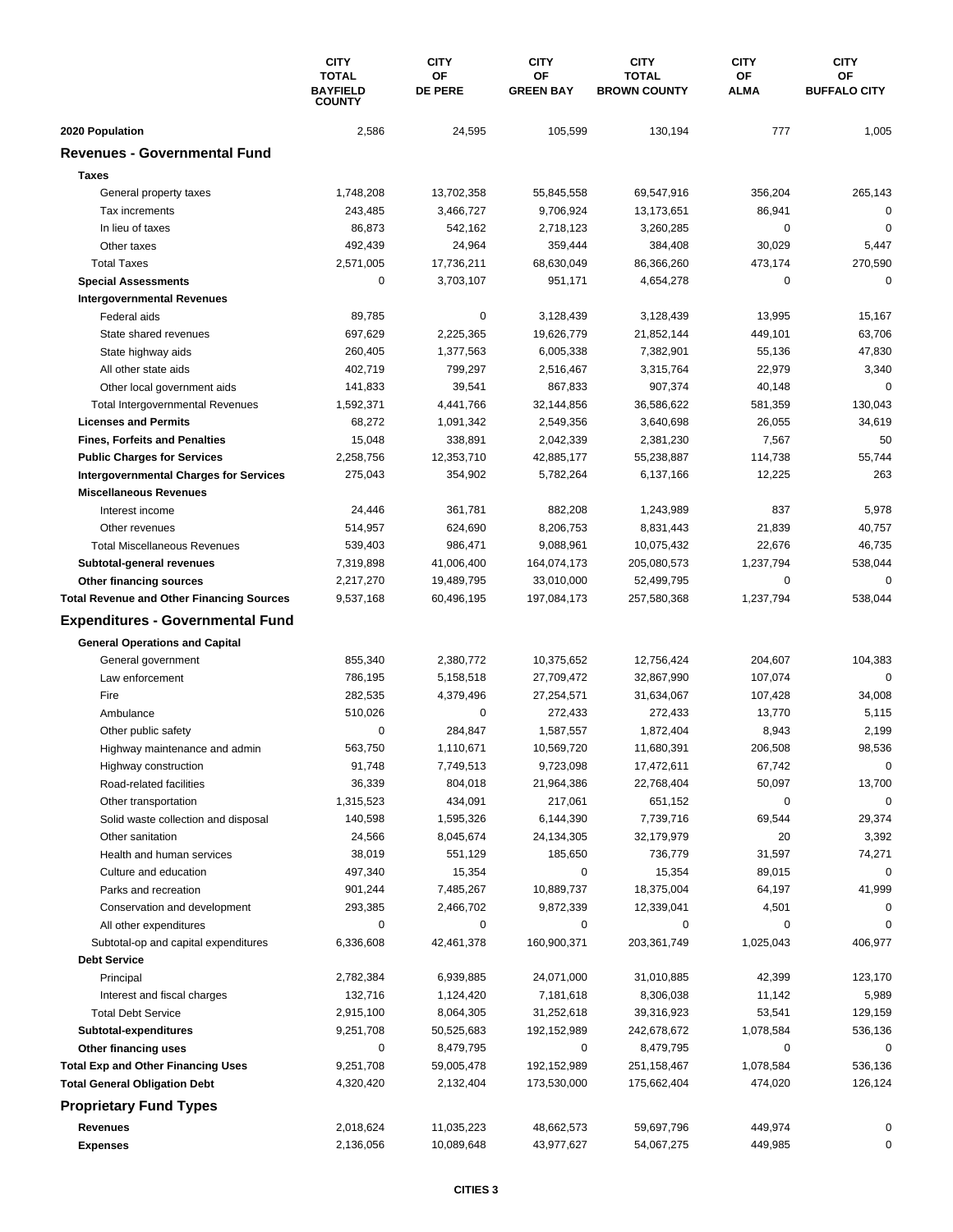| | CITY TOTAL BAYFIELD COUNTY | CITY OF DE PERE | CITY OF GREEN BAY | CITY TOTAL BROWN COUNTY | CITY OF ALMA | CITY OF BUFFALO CITY |
|---|---|---|---|---|---|---|
| **2020 Population** | 2,586 | 24,595 | 105,599 | 130,194 | 777 | 1,005 |
| **Revenues - Governmental Fund** | | | | | | |
| **Taxes** | | | | | | |
| General property taxes | 1,748,208 | 13,702,358 | 55,845,558 | 69,547,916 | 356,204 | 265,143 |
| Tax increments | 243,485 | 3,466,727 | 9,706,924 | 13,173,651 | 86,941 | 0 |
| In lieu of taxes | 86,873 | 542,162 | 2,718,123 | 3,260,285 | 0 | 0 |
| Other taxes | 492,439 | 24,964 | 359,444 | 384,408 | 30,029 | 5,447 |
| Total Taxes | 2,571,005 | 17,736,211 | 68,630,049 | 86,366,260 | 473,174 | 270,590 |
| **Special Assessments** | 0 | 3,703,107 | 951,171 | 4,654,278 | 0 | 0 |
| **Intergovernmental Revenues** | | | | | | |
| Federal aids | 89,785 | 0 | 3,128,439 | 3,128,439 | 13,995 | 15,167 |
| State shared revenues | 697,629 | 2,225,365 | 19,626,779 | 21,852,144 | 449,101 | 63,706 |
| State highway aids | 260,405 | 1,377,563 | 6,005,338 | 7,382,901 | 55,136 | 47,830 |
| All other state aids | 402,719 | 799,297 | 2,516,467 | 3,315,764 | 22,979 | 3,340 |
| Other local government aids | 141,833 | 39,541 | 867,833 | 907,374 | 40,148 | 0 |
| Total Intergovernmental Revenues | 1,592,371 | 4,441,766 | 32,144,856 | 36,586,622 | 581,359 | 130,043 |
| **Licenses and Permits** | 68,272 | 1,091,342 | 2,549,356 | 3,640,698 | 26,055 | 34,619 |
| **Fines, Forfeits and Penalties** | 15,048 | 338,891 | 2,042,339 | 2,381,230 | 7,567 | 50 |
| **Public Charges for Services** | 2,258,756 | 12,353,710 | 42,885,177 | 55,238,887 | 114,738 | 55,744 |
| **Intergovernmental Charges for Services** | 275,043 | 354,902 | 5,782,264 | 6,137,166 | 12,225 | 263 |
| **Miscellaneous Revenues** | | | | | | |
| Interest income | 24,446 | 361,781 | 882,208 | 1,243,989 | 837 | 5,978 |
| Other revenues | 514,957 | 624,690 | 8,206,753 | 8,831,443 | 21,839 | 40,757 |
| Total Miscellaneous Revenues | 539,403 | 986,471 | 9,088,961 | 10,075,432 | 22,676 | 46,735 |
| **Subtotal-general revenues** | 7,319,898 | 41,006,400 | 164,074,173 | 205,080,573 | 1,237,794 | 538,044 |
| **Other financing sources** | 2,217,270 | 19,489,795 | 33,010,000 | 52,499,795 | 0 | 0 |
| **Total Revenue and Other Financing Sources** | 9,537,168 | 60,496,195 | 197,084,173 | 257,580,368 | 1,237,794 | 538,044 |
| **Expenditures - Governmental Fund** | | | | | | |
| **General Operations and Capital** | | | | | | |
| General government | 855,340 | 2,380,772 | 10,375,652 | 12,756,424 | 204,607 | 104,383 |
| Law enforcement | 786,195 | 5,158,518 | 27,709,472 | 32,867,990 | 107,074 | 0 |
| Fire | 282,535 | 4,379,496 | 27,254,571 | 31,634,067 | 107,428 | 34,008 |
| Ambulance | 510,026 | 0 | 272,433 | 272,433 | 13,770 | 5,115 |
| Other public safety | 0 | 284,847 | 1,587,557 | 1,872,404 | 8,943 | 2,199 |
| Highway maintenance and admin | 563,750 | 1,110,671 | 10,569,720 | 11,680,391 | 206,508 | 98,536 |
| Highway construction | 91,748 | 7,749,513 | 9,723,098 | 17,472,611 | 67,742 | 0 |
| Road-related facilities | 36,339 | 804,018 | 21,964,386 | 22,768,404 | 50,097 | 13,700 |
| Other transportation | 1,315,523 | 434,091 | 217,061 | 651,152 | 0 | 0 |
| Solid waste collection and disposal | 140,598 | 1,595,326 | 6,144,390 | 7,739,716 | 69,544 | 29,374 |
| Other sanitation | 24,566 | 8,045,674 | 24,134,305 | 32,179,979 | 20 | 3,392 |
| Health and human services | 38,019 | 551,129 | 185,650 | 736,779 | 31,597 | 74,271 |
| Culture and education | 497,340 | 15,354 | 0 | 15,354 | 89,015 | 0 |
| Parks and recreation | 901,244 | 7,485,267 | 10,889,737 | 18,375,004 | 64,197 | 41,999 |
| Conservation and development | 293,385 | 2,466,702 | 9,872,339 | 12,339,041 | 4,501 | 0 |
| All other expenditures | 0 | 0 | 0 | 0 | 0 | 0 |
| Subtotal-op and capital expenditures | 6,336,608 | 42,461,378 | 160,900,371 | 203,361,749 | 1,025,043 | 406,977 |
| **Debt Service** | | | | | | |
| Principal | 2,782,384 | 6,939,885 | 24,071,000 | 31,010,885 | 42,399 | 123,170 |
| Interest and fiscal charges | 132,716 | 1,124,420 | 7,181,618 | 8,306,038 | 11,142 | 5,989 |
| Total Debt Service | 2,915,100 | 8,064,305 | 31,252,618 | 39,316,923 | 53,541 | 129,159 |
| **Subtotal-expenditures** | 9,251,708 | 50,525,683 | 192,152,989 | 242,678,672 | 1,078,584 | 536,136 |
| **Other financing uses** | 0 | 8,479,795 | 0 | 8,479,795 | 0 | 0 |
| **Total Exp and Other Financing Uses** | 9,251,708 | 59,005,478 | 192,152,989 | 251,158,467 | 1,078,584 | 536,136 |
| **Total General Obligation Debt** | 4,320,420 | 2,132,404 | 173,530,000 | 175,662,404 | 474,020 | 126,124 |
| **Proprietary Fund Types** | | | | | | |
| **Revenues** | 2,018,624 | 11,035,223 | 48,662,573 | 59,697,796 | 449,974 | 0 |
| **Expenses** | 2,136,056 | 10,089,648 | 43,977,627 | 54,067,275 | 449,985 | 0 |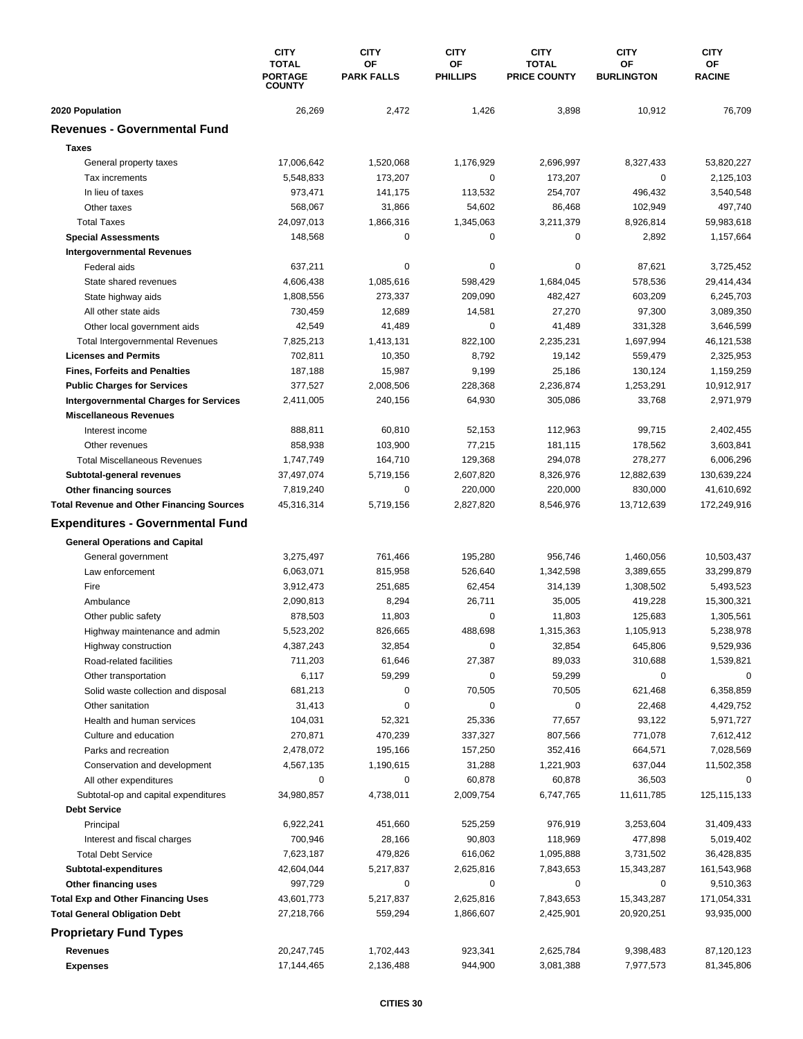| | CITY TOTAL PORTAGE COUNTY | CITY OF PARK FALLS | CITY OF PHILLIPS | CITY TOTAL PRICE COUNTY | CITY OF BURLINGTON | CITY OF RACINE |
|---|---|---|---|---|---|---|
| **2020 Population** | 26,269 | 2,472 | 1,426 | 3,898 | 10,912 | 76,709 |
| **Revenues - Governmental Fund** | | | | | | |
| **Taxes** | | | | | | |
| General property taxes | 17,006,642 | 1,520,068 | 1,176,929 | 2,696,997 | 8,327,433 | 53,820,227 |
| Tax increments | 5,548,833 | 173,207 | 0 | 173,207 | 0 | 2,125,103 |
| In lieu of taxes | 973,471 | 141,175 | 113,532 | 254,707 | 496,432 | 3,540,548 |
| Other taxes | 568,067 | 31,866 | 54,602 | 86,468 | 102,949 | 497,740 |
| Total Taxes | 24,097,013 | 1,866,316 | 1,345,063 | 3,211,379 | 8,926,814 | 59,983,618 |
| **Special Assessments** | 148,568 | 0 | 0 | 0 | 2,892 | 1,157,664 |
| **Intergovernmental Revenues** | | | | | | |
| Federal aids | 637,211 | 0 | 0 | 0 | 87,621 | 3,725,452 |
| State shared revenues | 4,606,438 | 1,085,616 | 598,429 | 1,684,045 | 578,536 | 29,414,434 |
| State highway aids | 1,808,556 | 273,337 | 209,090 | 482,427 | 603,209 | 6,245,703 |
| All other state aids | 730,459 | 12,689 | 14,581 | 27,270 | 97,300 | 3,089,350 |
| Other local government aids | 42,549 | 41,489 | 0 | 41,489 | 331,328 | 3,646,599 |
| Total Intergovernmental Revenues | 7,825,213 | 1,413,131 | 822,100 | 2,235,231 | 1,697,994 | 46,121,538 |
| **Licenses and Permits** | 702,811 | 10,350 | 8,792 | 19,142 | 559,479 | 2,325,953 |
| **Fines, Forfeits and Penalties** | 187,188 | 15,987 | 9,199 | 25,186 | 130,124 | 1,159,259 |
| **Public Charges for Services** | 377,527 | 2,008,506 | 228,368 | 2,236,874 | 1,253,291 | 10,912,917 |
| **Intergovernmental Charges for Services** | 2,411,005 | 240,156 | 64,930 | 305,086 | 33,768 | 2,971,979 |
| **Miscellaneous Revenues** | | | | | | |
| Interest income | 888,811 | 60,810 | 52,153 | 112,963 | 99,715 | 2,402,455 |
| Other revenues | 858,938 | 103,900 | 77,215 | 181,115 | 178,562 | 3,603,841 |
| Total Miscellaneous Revenues | 1,747,749 | 164,710 | 129,368 | 294,078 | 278,277 | 6,006,296 |
| **Subtotal-general revenues** | 37,497,074 | 5,719,156 | 2,607,820 | 8,326,976 | 12,882,639 | 130,639,224 |
| **Other financing sources** | 7,819,240 | 0 | 220,000 | 220,000 | 830,000 | 41,610,692 |
| **Total Revenue and Other Financing Sources** | 45,316,314 | 5,719,156 | 2,827,820 | 8,546,976 | 13,712,639 | 172,249,916 |
| **Expenditures - Governmental Fund** | | | | | | |
| **General Operations and Capital** | | | | | | |
| General government | 3,275,497 | 761,466 | 195,280 | 956,746 | 1,460,056 | 10,503,437 |
| Law enforcement | 6,063,071 | 815,958 | 526,640 | 1,342,598 | 3,389,655 | 33,299,879 |
| Fire | 3,912,473 | 251,685 | 62,454 | 314,139 | 1,308,502 | 5,493,523 |
| Ambulance | 2,090,813 | 8,294 | 26,711 | 35,005 | 419,228 | 15,300,321 |
| Other public safety | 878,503 | 11,803 | 0 | 11,803 | 125,683 | 1,305,561 |
| Highway maintenance and admin | 5,523,202 | 826,665 | 488,698 | 1,315,363 | 1,105,913 | 5,238,978 |
| Highway construction | 4,387,243 | 32,854 | 0 | 32,854 | 645,806 | 9,529,936 |
| Road-related facilities | 711,203 | 61,646 | 27,387 | 89,033 | 310,688 | 1,539,821 |
| Other transportation | 6,117 | 59,299 | 0 | 59,299 | 0 | 0 |
| Solid waste collection and disposal | 681,213 | 0 | 70,505 | 70,505 | 621,468 | 6,358,859 |
| Other sanitation | 31,413 | 0 | 0 | 0 | 22,468 | 4,429,752 |
| Health and human services | 104,031 | 52,321 | 25,336 | 77,657 | 93,122 | 5,971,727 |
| Culture and education | 270,871 | 470,239 | 337,327 | 807,566 | 771,078 | 7,612,412 |
| Parks and recreation | 2,478,072 | 195,166 | 157,250 | 352,416 | 664,571 | 7,028,569 |
| Conservation and development | 4,567,135 | 1,190,615 | 31,288 | 1,221,903 | 637,044 | 11,502,358 |
| All other expenditures | 0 | 0 | 60,878 | 60,878 | 36,503 | 0 |
| Subtotal-op and capital expenditures | 34,980,857 | 4,738,011 | 2,009,754 | 6,747,765 | 11,611,785 | 125,115,133 |
| **Debt Service** | | | | | | |
| Principal | 6,922,241 | 451,660 | 525,259 | 976,919 | 3,253,604 | 31,409,433 |
| Interest and fiscal charges | 700,946 | 28,166 | 90,803 | 118,969 | 477,898 | 5,019,402 |
| Total Debt Service | 7,623,187 | 479,826 | 616,062 | 1,095,888 | 3,731,502 | 36,428,835 |
| **Subtotal-expenditures** | 42,604,044 | 5,217,837 | 2,625,816 | 7,843,653 | 15,343,287 | 161,543,968 |
| **Other financing uses** | 997,729 | 0 | 0 | 0 | 0 | 9,510,363 |
| **Total Exp and Other Financing Uses** | 43,601,773 | 5,217,837 | 2,625,816 | 7,843,653 | 15,343,287 | 171,054,331 |
| **Total General Obligation Debt** | 27,218,766 | 559,294 | 1,866,607 | 2,425,901 | 20,920,251 | 93,935,000 |
| **Proprietary Fund Types** | | | | | | |
| **Revenues** | 20,247,745 | 1,702,443 | 923,341 | 2,625,784 | 9,398,483 | 87,120,123 |
| **Expenses** | 17,144,465 | 2,136,488 | 944,900 | 3,081,388 | 7,977,573 | 81,345,806 |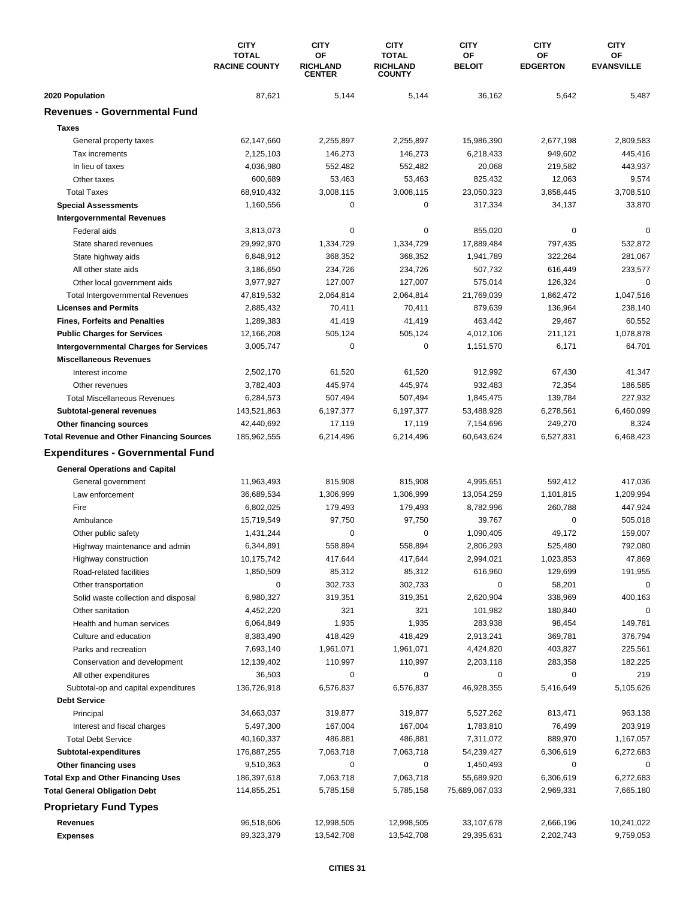| | CITY TOTAL RACINE COUNTY | CITY OF RICHLAND CENTER | CITY TOTAL RICHLAND COUNTY | CITY OF BELOIT | CITY OF EDGERTON | CITY OF EVANSVILLE |
|---|---|---|---|---|---|---|
| **2020 Population** | 87,621 | 5,144 | 5,144 | 36,162 | 5,642 | 5,487 |
| **Revenues - Governmental Fund** | | | | | | |
| **Taxes** | | | | | | |
| General property taxes | 62,147,660 | 2,255,897 | 2,255,897 | 15,986,390 | 2,677,198 | 2,809,583 |
| Tax increments | 2,125,103 | 146,273 | 146,273 | 6,218,433 | 949,602 | 445,416 |
| In lieu of taxes | 4,036,980 | 552,482 | 552,482 | 20,068 | 219,582 | 443,937 |
| Other taxes | 600,689 | 53,463 | 53,463 | 825,432 | 12,063 | 9,574 |
| Total Taxes | 68,910,432 | 3,008,115 | 3,008,115 | 23,050,323 | 3,858,445 | 3,708,510 |
| **Special Assessments** | 1,160,556 | 0 | 0 | 317,334 | 34,137 | 33,870 |
| **Intergovernmental Revenues** | | | | | | |
| Federal aids | 3,813,073 | 0 | 0 | 855,020 | 0 | 0 |
| State shared revenues | 29,992,970 | 1,334,729 | 1,334,729 | 17,889,484 | 797,435 | 532,872 |
| State highway aids | 6,848,912 | 368,352 | 368,352 | 1,941,789 | 322,264 | 281,067 |
| All other state aids | 3,186,650 | 234,726 | 234,726 | 507,732 | 616,449 | 233,577 |
| Other local government aids | 3,977,927 | 127,007 | 127,007 | 575,014 | 126,324 | 0 |
| Total Intergovernmental Revenues | 47,819,532 | 2,064,814 | 2,064,814 | 21,769,039 | 1,862,472 | 1,047,516 |
| **Licenses and Permits** | 2,885,432 | 70,411 | 70,411 | 879,639 | 136,964 | 238,140 |
| **Fines, Forfeits and Penalties** | 1,289,383 | 41,419 | 41,419 | 463,442 | 29,467 | 60,552 |
| **Public Charges for Services** | 12,166,208 | 505,124 | 505,124 | 4,012,106 | 211,121 | 1,078,878 |
| **Intergovernmental Charges for Services** | 3,005,747 | 0 | 0 | 1,151,570 | 6,171 | 64,701 |
| **Miscellaneous Revenues** | | | | | | |
| Interest income | 2,502,170 | 61,520 | 61,520 | 912,992 | 67,430 | 41,347 |
| Other revenues | 3,782,403 | 445,974 | 445,974 | 932,483 | 72,354 | 186,585 |
| Total Miscellaneous Revenues | 6,284,573 | 507,494 | 507,494 | 1,845,475 | 139,784 | 227,932 |
| **Subtotal-general revenues** | 143,521,863 | 6,197,377 | 6,197,377 | 53,488,928 | 6,278,561 | 6,460,099 |
| **Other financing sources** | 42,440,692 | 17,119 | 17,119 | 7,154,696 | 249,270 | 8,324 |
| **Total Revenue and Other Financing Sources** | 185,962,555 | 6,214,496 | 6,214,496 | 60,643,624 | 6,527,831 | 6,468,423 |
| **Expenditures - Governmental Fund** | | | | | | |
| **General Operations and Capital** | | | | | | |
| General government | 11,963,493 | 815,908 | 815,908 | 4,995,651 | 592,412 | 417,036 |
| Law enforcement | 36,689,534 | 1,306,999 | 1,306,999 | 13,054,259 | 1,101,815 | 1,209,994 |
| Fire | 6,802,025 | 179,493 | 179,493 | 8,782,996 | 260,788 | 447,924 |
| Ambulance | 15,719,549 | 97,750 | 97,750 | 39,767 | 0 | 505,018 |
| Other public safety | 1,431,244 | 0 | 0 | 1,090,405 | 49,172 | 159,007 |
| Highway maintenance and admin | 6,344,891 | 558,894 | 558,894 | 2,806,293 | 525,480 | 792,080 |
| Highway construction | 10,175,742 | 417,644 | 417,644 | 2,994,021 | 1,023,853 | 47,869 |
| Road-related facilities | 1,850,509 | 85,312 | 85,312 | 616,960 | 129,699 | 191,955 |
| Other transportation | 0 | 302,733 | 302,733 | 0 | 58,201 | 0 |
| Solid waste collection and disposal | 6,980,327 | 319,351 | 319,351 | 2,620,904 | 338,969 | 400,163 |
| Other sanitation | 4,452,220 | 321 | 321 | 101,982 | 180,840 | 0 |
| Health and human services | 6,064,849 | 1,935 | 1,935 | 283,938 | 98,454 | 149,781 |
| Culture and education | 8,383,490 | 418,429 | 418,429 | 2,913,241 | 369,781 | 376,794 |
| Parks and recreation | 7,693,140 | 1,961,071 | 1,961,071 | 4,424,820 | 403,827 | 225,561 |
| Conservation and development | 12,139,402 | 110,997 | 110,997 | 2,203,118 | 283,358 | 182,225 |
| All other expenditures | 36,503 | 0 | 0 | 0 | 0 | 219 |
| Subtotal-op and capital expenditures | 136,726,918 | 6,576,837 | 6,576,837 | 46,928,355 | 5,416,649 | 5,105,626 |
| **Debt Service** | | | | | | |
| Principal | 34,663,037 | 319,877 | 319,877 | 5,527,262 | 813,471 | 963,138 |
| Interest and fiscal charges | 5,497,300 | 167,004 | 167,004 | 1,783,810 | 76,499 | 203,919 |
| Total Debt Service | 40,160,337 | 486,881 | 486,881 | 7,311,072 | 889,970 | 1,167,057 |
| **Subtotal-expenditures** | 176,887,255 | 7,063,718 | 7,063,718 | 54,239,427 | 6,306,619 | 6,272,683 |
| **Other financing uses** | 9,510,363 | 0 | 0 | 1,450,493 | 0 | 0 |
| **Total Exp and Other Financing Uses** | 186,397,618 | 7,063,718 | 7,063,718 | 55,689,920 | 6,306,619 | 6,272,683 |
| **Total General Obligation Debt** | 114,855,251 | 5,785,158 | 5,785,158 | 75,689,067,033 | 2,969,331 | 7,665,180 |
| **Proprietary Fund Types** | | | | | | |
| **Revenues** | 96,518,606 | 12,998,505 | 12,998,505 | 33,107,678 | 2,666,196 | 10,241,022 |
| **Expenses** | 89,323,379 | 13,542,708 | 13,542,708 | 29,395,631 | 2,202,743 | 9,759,053 |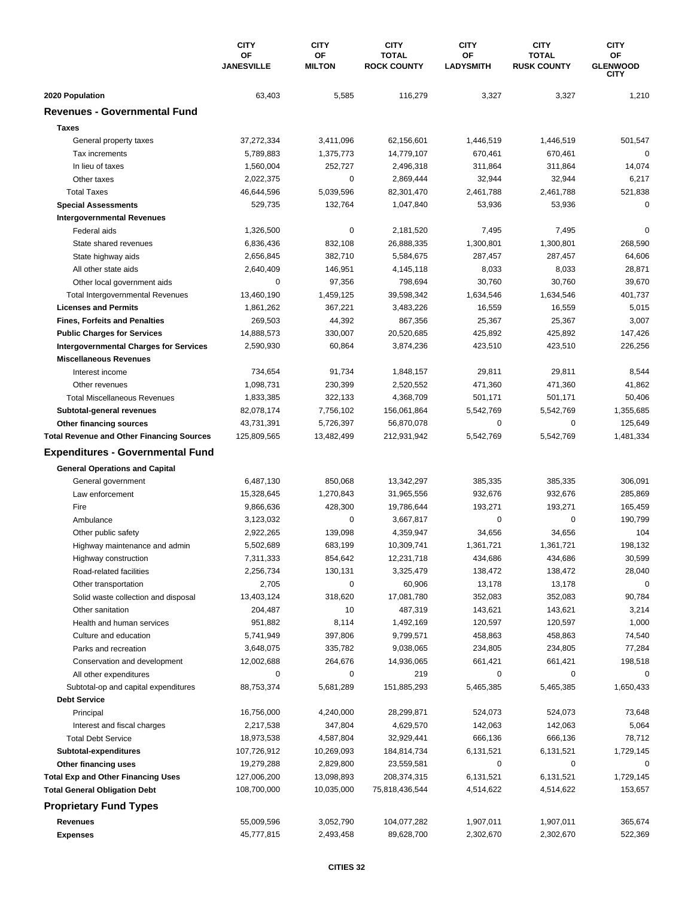| | CITY OF JANESVILLE | CITY OF MILTON | CITY TOTAL ROCK COUNTY | CITY OF LADYSMITH | CITY TOTAL RUSK COUNTY | CITY OF GLENWOOD CITY |
|---|---|---|---|---|---|---|
| **2020 Population** | 63,403 | 5,585 | 116,279 | 3,327 | 3,327 | 1,210 |
| **Revenues - Governmental Fund** | | | | | | |
| **Taxes** | | | | | | |
| General property taxes | 37,272,334 | 3,411,096 | 62,156,601 | 1,446,519 | 1,446,519 | 501,547 |
| Tax increments | 5,789,883 | 1,375,773 | 14,779,107 | 670,461 | 670,461 | 0 |
| In lieu of taxes | 1,560,004 | 252,727 | 2,496,318 | 311,864 | 311,864 | 14,074 |
| Other taxes | 2,022,375 | 0 | 2,869,444 | 32,944 | 32,944 | 6,217 |
| Total Taxes | 46,644,596 | 5,039,596 | 82,301,470 | 2,461,788 | 2,461,788 | 521,838 |
| **Special Assessments** | 529,735 | 132,764 | 1,047,840 | 53,936 | 53,936 | 0 |
| **Intergovernmental Revenues** | | | | | | |
| Federal aids | 1,326,500 | 0 | 2,181,520 | 7,495 | 7,495 | 0 |
| State shared revenues | 6,836,436 | 832,108 | 26,888,335 | 1,300,801 | 1,300,801 | 268,590 |
| State highway aids | 2,656,845 | 382,710 | 5,584,675 | 287,457 | 287,457 | 64,606 |
| All other state aids | 2,640,409 | 146,951 | 4,145,118 | 8,033 | 8,033 | 28,871 |
| Other local government aids | 0 | 97,356 | 798,694 | 30,760 | 30,760 | 39,670 |
| Total Intergovernmental Revenues | 13,460,190 | 1,459,125 | 39,598,342 | 1,634,546 | 1,634,546 | 401,737 |
| **Licenses and Permits** | 1,861,262 | 367,221 | 3,483,226 | 16,559 | 16,559 | 5,015 |
| **Fines, Forfeits and Penalties** | 269,503 | 44,392 | 867,356 | 25,367 | 25,367 | 3,007 |
| **Public Charges for Services** | 14,888,573 | 330,007 | 20,520,685 | 425,892 | 425,892 | 147,426 |
| **Intergovernmental Charges for Services** | 2,590,930 | 60,864 | 3,874,236 | 423,510 | 423,510 | 226,256 |
| **Miscellaneous Revenues** | | | | | | |
| Interest income | 734,654 | 91,734 | 1,848,157 | 29,811 | 29,811 | 8,544 |
| Other revenues | 1,098,731 | 230,399 | 2,520,552 | 471,360 | 471,360 | 41,862 |
| Total Miscellaneous Revenues | 1,833,385 | 322,133 | 4,368,709 | 501,171 | 501,171 | 50,406 |
| **Subtotal-general revenues** | 82,078,174 | 7,756,102 | 156,061,864 | 5,542,769 | 5,542,769 | 1,355,685 |
| **Other financing sources** | 43,731,391 | 5,726,397 | 56,870,078 | 0 | 0 | 125,649 |
| **Total Revenue and Other Financing Sources** | 125,809,565 | 13,482,499 | 212,931,942 | 5,542,769 | 5,542,769 | 1,481,334 |
| **Expenditures - Governmental Fund** | | | | | | |
| **General Operations and Capital** | | | | | | |
| General government | 6,487,130 | 850,068 | 13,342,297 | 385,335 | 385,335 | 306,091 |
| Law enforcement | 15,328,645 | 1,270,843 | 31,965,556 | 932,676 | 932,676 | 285,869 |
| Fire | 9,866,636 | 428,300 | 19,786,644 | 193,271 | 193,271 | 165,459 |
| Ambulance | 3,123,032 | 0 | 3,667,817 | 0 | 0 | 190,799 |
| Other public safety | 2,922,265 | 139,098 | 4,359,947 | 34,656 | 34,656 | 104 |
| Highway maintenance and admin | 5,502,689 | 683,199 | 10,309,741 | 1,361,721 | 1,361,721 | 198,132 |
| Highway construction | 7,311,333 | 854,642 | 12,231,718 | 434,686 | 434,686 | 30,599 |
| Road-related facilities | 2,256,734 | 130,131 | 3,325,479 | 138,472 | 138,472 | 28,040 |
| Other transportation | 2,705 | 0 | 60,906 | 13,178 | 13,178 | 0 |
| Solid waste collection and disposal | 13,403,124 | 318,620 | 17,081,780 | 352,083 | 352,083 | 90,784 |
| Other sanitation | 204,487 | 10 | 487,319 | 143,621 | 143,621 | 3,214 |
| Health and human services | 951,882 | 8,114 | 1,492,169 | 120,597 | 120,597 | 1,000 |
| Culture and education | 5,741,949 | 397,806 | 9,799,571 | 458,863 | 458,863 | 74,540 |
| Parks and recreation | 3,648,075 | 335,782 | 9,038,065 | 234,805 | 234,805 | 77,284 |
| Conservation and development | 12,002,688 | 264,676 | 14,936,065 | 661,421 | 661,421 | 198,518 |
| All other expenditures | 0 | 0 | 219 | 0 | 0 | 0 |
| Subtotal-op and capital expenditures | 88,753,374 | 5,681,289 | 151,885,293 | 5,465,385 | 5,465,385 | 1,650,433 |
| **Debt Service** | | | | | | |
| Principal | 16,756,000 | 4,240,000 | 28,299,871 | 524,073 | 524,073 | 73,648 |
| Interest and fiscal charges | 2,217,538 | 347,804 | 4,629,570 | 142,063 | 142,063 | 5,064 |
| Total Debt Service | 18,973,538 | 4,587,804 | 32,929,441 | 666,136 | 666,136 | 78,712 |
| **Subtotal-expenditures** | 107,726,912 | 10,269,093 | 184,814,734 | 6,131,521 | 6,131,521 | 1,729,145 |
| **Other financing uses** | 19,279,288 | 2,829,800 | 23,559,581 | 0 | 0 | 0 |
| **Total Exp and Other Financing Uses** | 127,006,200 | 13,098,893 | 208,374,315 | 6,131,521 | 6,131,521 | 1,729,145 |
| **Total General Obligation Debt** | 108,700,000 | 10,035,000 | 75,818,436,544 | 4,514,622 | 4,514,622 | 153,657 |
| **Proprietary Fund Types** | | | | | | |
| **Revenues** | 55,009,596 | 3,052,790 | 104,077,282 | 1,907,011 | 1,907,011 | 365,674 |
| **Expenses** | 45,777,815 | 2,493,458 | 89,628,700 | 2,302,670 | 2,302,670 | 522,369 |

CITIES 32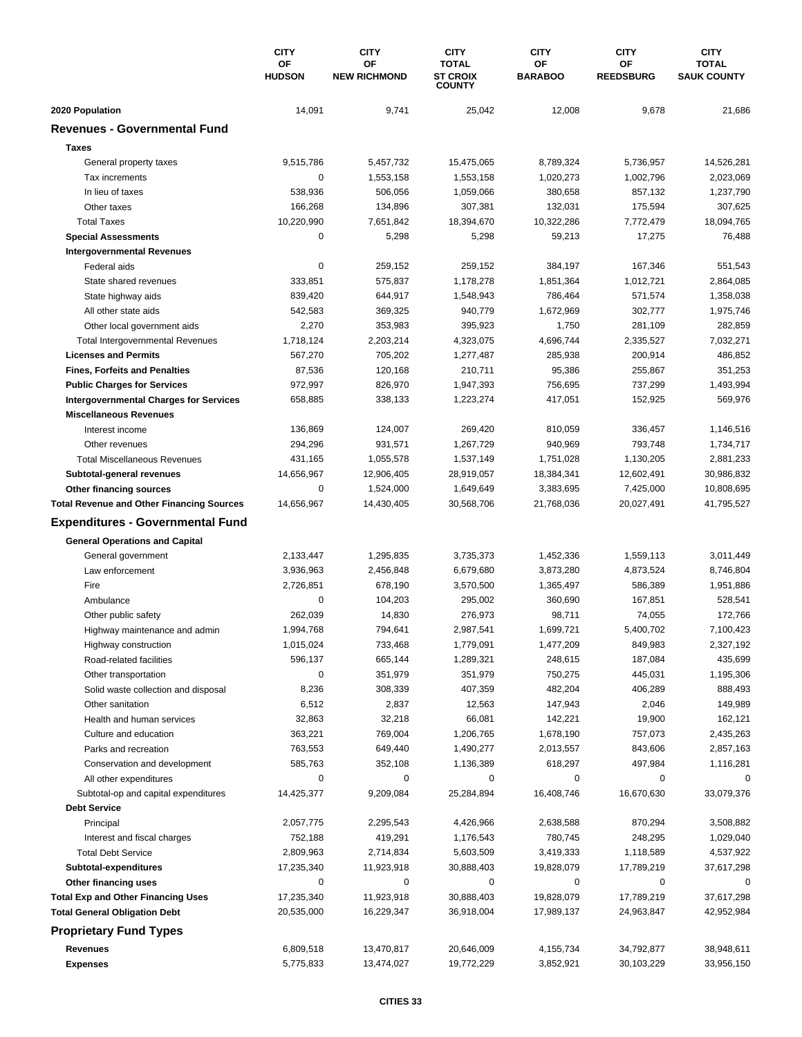| | CITY OF HUDSON | CITY OF NEW RICHMOND | CITY TOTAL ST CROIX COUNTY | CITY OF BARABOO | CITY OF REEDSBURG | CITY TOTAL SAUK COUNTY |
|---|---|---|---|---|---|---|
| **2020 Population** | 14,091 | 9,741 | 25,042 | 12,008 | 9,678 | 21,686 |
| **Revenues - Governmental Fund** | | | | | | |
| **Taxes** | | | | | | |
| General property taxes | 9,515,786 | 5,457,732 | 15,475,065 | 8,789,324 | 5,736,957 | 14,526,281 |
| Tax increments | 0 | 1,553,158 | 1,553,158 | 1,020,273 | 1,002,796 | 2,023,069 |
| In lieu of taxes | 538,936 | 506,056 | 1,059,066 | 380,658 | 857,132 | 1,237,790 |
| Other taxes | 166,268 | 134,896 | 307,381 | 132,031 | 175,594 | 307,625 |
| Total Taxes | 10,220,990 | 7,651,842 | 18,394,670 | 10,322,286 | 7,772,479 | 18,094,765 |
| **Special Assessments** | 0 | 5,298 | 5,298 | 59,213 | 17,275 | 76,488 |
| **Intergovernmental Revenues** | | | | | | |
| Federal aids | 0 | 259,152 | 259,152 | 384,197 | 167,346 | 551,543 |
| State shared revenues | 333,851 | 575,837 | 1,178,278 | 1,851,364 | 1,012,721 | 2,864,085 |
| State highway aids | 839,420 | 644,917 | 1,548,943 | 786,464 | 571,574 | 1,358,038 |
| All other state aids | 542,583 | 369,325 | 940,779 | 1,672,969 | 302,777 | 1,975,746 |
| Other local government aids | 2,270 | 353,983 | 395,923 | 1,750 | 281,109 | 282,859 |
| Total Intergovernmental Revenues | 1,718,124 | 2,203,214 | 4,323,075 | 4,696,744 | 2,335,527 | 7,032,271 |
| **Licenses and Permits** | 567,270 | 705,202 | 1,277,487 | 285,938 | 200,914 | 486,852 |
| **Fines, Forfeits and Penalties** | 87,536 | 120,168 | 210,711 | 95,386 | 255,867 | 351,253 |
| **Public Charges for Services** | 972,997 | 826,970 | 1,947,393 | 756,695 | 737,299 | 1,493,994 |
| **Intergovernmental Charges for Services** | 658,885 | 338,133 | 1,223,274 | 417,051 | 152,925 | 569,976 |
| **Miscellaneous Revenues** | | | | | | |
| Interest income | 136,869 | 124,007 | 269,420 | 810,059 | 336,457 | 1,146,516 |
| Other revenues | 294,296 | 931,571 | 1,267,729 | 940,969 | 793,748 | 1,734,717 |
| Total Miscellaneous Revenues | 431,165 | 1,055,578 | 1,537,149 | 1,751,028 | 1,130,205 | 2,881,233 |
| **Subtotal-general revenues** | 14,656,967 | 12,906,405 | 28,919,057 | 18,384,341 | 12,602,491 | 30,986,832 |
| **Other financing sources** | 0 | 1,524,000 | 1,649,649 | 3,383,695 | 7,425,000 | 10,808,695 |
| **Total Revenue and Other Financing Sources** | 14,656,967 | 14,430,405 | 30,568,706 | 21,768,036 | 20,027,491 | 41,795,527 |
| **Expenditures - Governmental Fund** | | | | | | |
| **General Operations and Capital** | | | | | | |
| General government | 2,133,447 | 1,295,835 | 3,735,373 | 1,452,336 | 1,559,113 | 3,011,449 |
| Law enforcement | 3,936,963 | 2,456,848 | 6,679,680 | 3,873,280 | 4,873,524 | 8,746,804 |
| Fire | 2,726,851 | 678,190 | 3,570,500 | 1,365,497 | 586,389 | 1,951,886 |
| Ambulance | 0 | 104,203 | 295,002 | 360,690 | 167,851 | 528,541 |
| Other public safety | 262,039 | 14,830 | 276,973 | 98,711 | 74,055 | 172,766 |
| Highway maintenance and admin | 1,994,768 | 794,641 | 2,987,541 | 1,699,721 | 5,400,702 | 7,100,423 |
| Highway construction | 1,015,024 | 733,468 | 1,779,091 | 1,477,209 | 849,983 | 2,327,192 |
| Road-related facilities | 596,137 | 665,144 | 1,289,321 | 248,615 | 187,084 | 435,699 |
| Other transportation | 0 | 351,979 | 351,979 | 750,275 | 445,031 | 1,195,306 |
| Solid waste collection and disposal | 8,236 | 308,339 | 407,359 | 482,204 | 406,289 | 888,493 |
| Other sanitation | 6,512 | 2,837 | 12,563 | 147,943 | 2,046 | 149,989 |
| Health and human services | 32,863 | 32,218 | 66,081 | 142,221 | 19,900 | 162,121 |
| Culture and education | 363,221 | 769,004 | 1,206,765 | 1,678,190 | 757,073 | 2,435,263 |
| Parks and recreation | 763,553 | 649,440 | 1,490,277 | 2,013,557 | 843,606 | 2,857,163 |
| Conservation and development | 585,763 | 352,108 | 1,136,389 | 618,297 | 497,984 | 1,116,281 |
| All other expenditures | 0 | 0 | 0 | 0 | 0 | 0 |
| Subtotal-op and capital expenditures | 14,425,377 | 9,209,084 | 25,284,894 | 16,408,746 | 16,670,630 | 33,079,376 |
| **Debt Service** | | | | | | |
| Principal | 2,057,775 | 2,295,543 | 4,426,966 | 2,638,588 | 870,294 | 3,508,882 |
| Interest and fiscal charges | 752,188 | 419,291 | 1,176,543 | 780,745 | 248,295 | 1,029,040 |
| Total Debt Service | 2,809,963 | 2,714,834 | 5,603,509 | 3,419,333 | 1,118,589 | 4,537,922 |
| **Subtotal-expenditures** | 17,235,340 | 11,923,918 | 30,888,403 | 19,828,079 | 17,789,219 | 37,617,298 |
| **Other financing uses** | 0 | 0 | 0 | 0 | 0 | 0 |
| **Total Exp and Other Financing Uses** | 17,235,340 | 11,923,918 | 30,888,403 | 19,828,079 | 17,789,219 | 37,617,298 |
| **Total General Obligation Debt** | 20,535,000 | 16,229,347 | 36,918,004 | 17,989,137 | 24,963,847 | 42,952,984 |
| **Proprietary Fund Types** | | | | | | |
| **Revenues** | 6,809,518 | 13,470,817 | 20,646,009 | 4,155,734 | 34,792,877 | 38,948,611 |
| **Expenses** | 5,775,833 | 13,474,027 | 19,772,229 | 3,852,921 | 30,103,229 | 33,956,150 |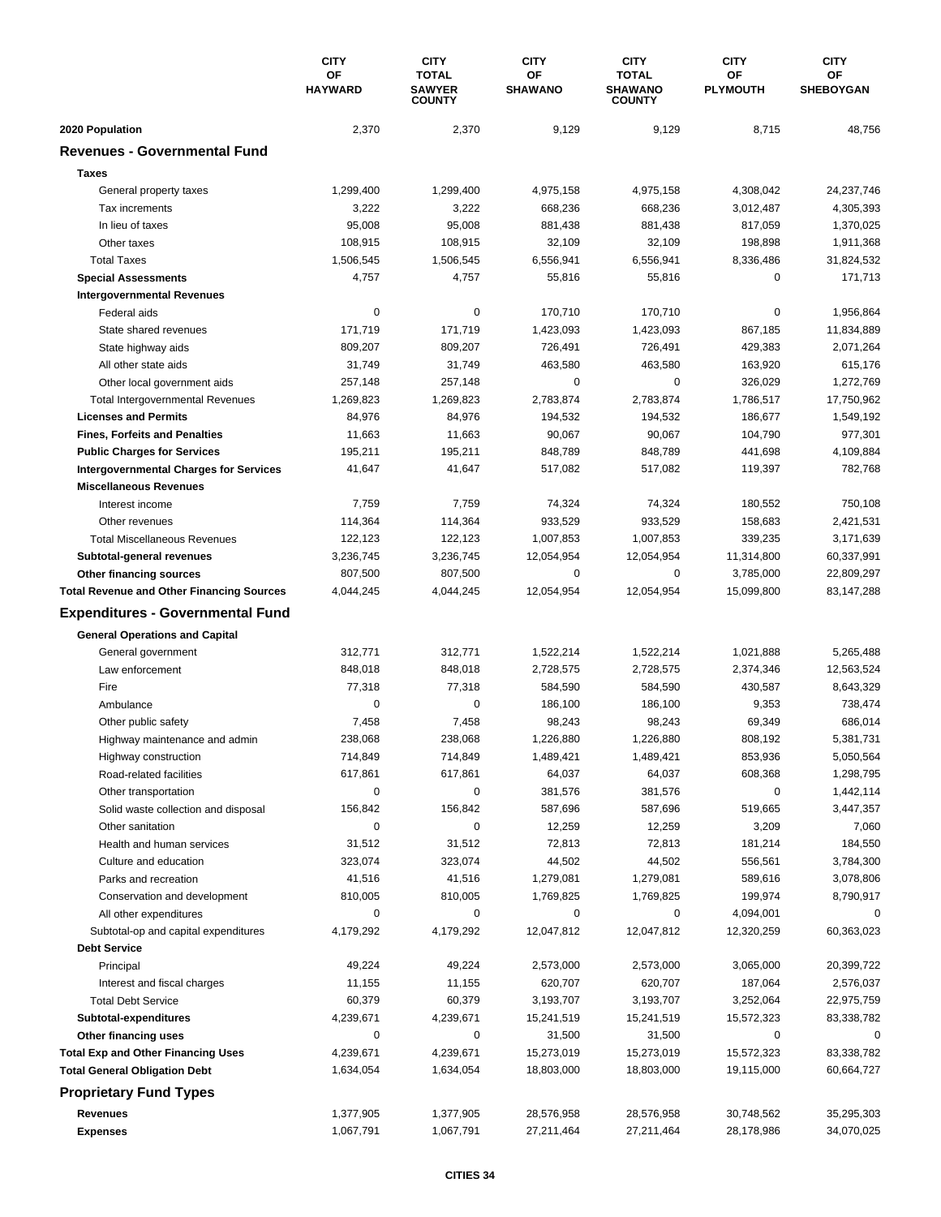| | CITY OF HAYWARD | CITY TOTAL SAWYER COUNTY | CITY OF SHAWANO | CITY TOTAL SHAWANO COUNTY | CITY OF PLYMOUTH | CITY OF SHEBOYGAN |
|---|---|---|---|---|---|---|
| **2020 Population** | 2,370 | 2,370 | 9,129 | 9,129 | 8,715 | 48,756 |
| **Revenues - Governmental Fund** | | | | | | |
| **Taxes** | | | | | | |
| General property taxes | 1,299,400 | 1,299,400 | 4,975,158 | 4,975,158 | 4,308,042 | 24,237,746 |
| Tax increments | 3,222 | 3,222 | 668,236 | 668,236 | 3,012,487 | 4,305,393 |
| In lieu of taxes | 95,008 | 95,008 | 881,438 | 881,438 | 817,059 | 1,370,025 |
| Other taxes | 108,915 | 108,915 | 32,109 | 32,109 | 198,898 | 1,911,368 |
| Total Taxes | 1,506,545 | 1,506,545 | 6,556,941 | 6,556,941 | 8,336,486 | 31,824,532 |
| **Special Assessments** | 4,757 | 4,757 | 55,816 | 55,816 | 0 | 171,713 |
| **Intergovernmental Revenues** | | | | | | |
| Federal aids | 0 | 0 | 170,710 | 170,710 | 0 | 1,956,864 |
| State shared revenues | 171,719 | 171,719 | 1,423,093 | 1,423,093 | 867,185 | 11,834,889 |
| State highway aids | 809,207 | 809,207 | 726,491 | 726,491 | 429,383 | 2,071,264 |
| All other state aids | 31,749 | 31,749 | 463,580 | 463,580 | 163,920 | 615,176 |
| Other local government aids | 257,148 | 257,148 | 0 | 0 | 326,029 | 1,272,769 |
| Total Intergovernmental Revenues | 1,269,823 | 1,269,823 | 2,783,874 | 2,783,874 | 1,786,517 | 17,750,962 |
| **Licenses and Permits** | 84,976 | 84,976 | 194,532 | 194,532 | 186,677 | 1,549,192 |
| **Fines, Forfeits and Penalties** | 11,663 | 11,663 | 90,067 | 90,067 | 104,790 | 977,301 |
| **Public Charges for Services** | 195,211 | 195,211 | 848,789 | 848,789 | 441,698 | 4,109,884 |
| **Intergovernmental Charges for Services** | 41,647 | 41,647 | 517,082 | 517,082 | 119,397 | 782,768 |
| **Miscellaneous Revenues** | | | | | | |
| Interest income | 7,759 | 7,759 | 74,324 | 74,324 | 180,552 | 750,108 |
| Other revenues | 114,364 | 114,364 | 933,529 | 933,529 | 158,683 | 2,421,531 |
| Total Miscellaneous Revenues | 122,123 | 122,123 | 1,007,853 | 1,007,853 | 339,235 | 3,171,639 |
| **Subtotal-general revenues** | 3,236,745 | 3,236,745 | 12,054,954 | 12,054,954 | 11,314,800 | 60,337,991 |
| **Other financing sources** | 807,500 | 807,500 | 0 | 0 | 3,785,000 | 22,809,297 |
| **Total Revenue and Other Financing Sources** | 4,044,245 | 4,044,245 | 12,054,954 | 12,054,954 | 15,099,800 | 83,147,288 |
| **Expenditures - Governmental Fund** | | | | | | |
| **General Operations and Capital** | | | | | | |
| General government | 312,771 | 312,771 | 1,522,214 | 1,522,214 | 1,021,888 | 5,265,488 |
| Law enforcement | 848,018 | 848,018 | 2,728,575 | 2,728,575 | 2,374,346 | 12,563,524 |
| Fire | 77,318 | 77,318 | 584,590 | 584,590 | 430,587 | 8,643,329 |
| Ambulance | 0 | 0 | 186,100 | 186,100 | 9,353 | 738,474 |
| Other public safety | 7,458 | 7,458 | 98,243 | 98,243 | 69,349 | 686,014 |
| Highway maintenance and admin | 238,068 | 238,068 | 1,226,880 | 1,226,880 | 808,192 | 5,381,731 |
| Highway construction | 714,849 | 714,849 | 1,489,421 | 1,489,421 | 853,936 | 5,050,564 |
| Road-related facilities | 617,861 | 617,861 | 64,037 | 64,037 | 608,368 | 1,298,795 |
| Other transportation | 0 | 0 | 381,576 | 381,576 | 0 | 1,442,114 |
| Solid waste collection and disposal | 156,842 | 156,842 | 587,696 | 587,696 | 519,665 | 3,447,357 |
| Other sanitation | 0 | 0 | 12,259 | 12,259 | 3,209 | 7,060 |
| Health and human services | 31,512 | 31,512 | 72,813 | 72,813 | 181,214 | 184,550 |
| Culture and education | 323,074 | 323,074 | 44,502 | 44,502 | 556,561 | 3,784,300 |
| Parks and recreation | 41,516 | 41,516 | 1,279,081 | 1,279,081 | 589,616 | 3,078,806 |
| Conservation and development | 810,005 | 810,005 | 1,769,825 | 1,769,825 | 199,974 | 8,790,917 |
| All other expenditures | 0 | 0 | 0 | 0 | 4,094,001 | 0 |
| Subtotal-op and capital expenditures | 4,179,292 | 4,179,292 | 12,047,812 | 12,047,812 | 12,320,259 | 60,363,023 |
| **Debt Service** | | | | | | |
| Principal | 49,224 | 49,224 | 2,573,000 | 2,573,000 | 3,065,000 | 20,399,722 |
| Interest and fiscal charges | 11,155 | 11,155 | 620,707 | 620,707 | 187,064 | 2,576,037 |
| Total Debt Service | 60,379 | 60,379 | 3,193,707 | 3,193,707 | 3,252,064 | 22,975,759 |
| **Subtotal-expenditures** | 4,239,671 | 4,239,671 | 15,241,519 | 15,241,519 | 15,572,323 | 83,338,782 |
| **Other financing uses** | 0 | 0 | 31,500 | 31,500 | 0 | 0 |
| **Total Exp and Other Financing Uses** | 4,239,671 | 4,239,671 | 15,273,019 | 15,273,019 | 15,572,323 | 83,338,782 |
| **Total General Obligation Debt** | 1,634,054 | 1,634,054 | 18,803,000 | 18,803,000 | 19,115,000 | 60,664,727 |
| **Proprietary Fund Types** | | | | | | |
| **Revenues** | 1,377,905 | 1,377,905 | 28,576,958 | 28,576,958 | 30,748,562 | 35,295,303 |
| **Expenses** | 1,067,791 | 1,067,791 | 27,211,464 | 27,211,464 | 28,178,986 | 34,070,025 |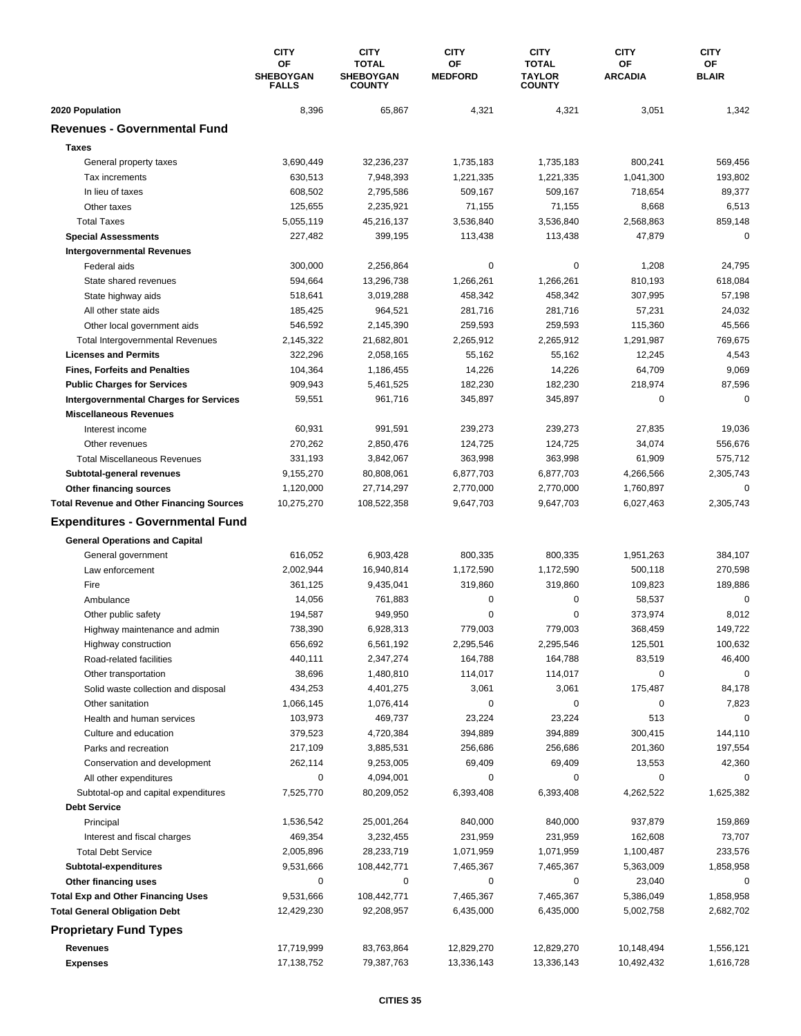| | CITY OF SHEBOYGAN FALLS | CITY TOTAL SHEBOYGAN COUNTY | CITY OF MEDFORD | CITY TOTAL TAYLOR COUNTY | CITY OF ARCADIA | CITY OF BLAIR |
|---|---|---|---|---|---|---|
| **2020 Population** | 8,396 | 65,867 | 4,321 | 4,321 | 3,051 | 1,342 |
| **Revenues - Governmental Fund** | | | | | | |
| **Taxes** | | | | | | |
| General property taxes | 3,690,449 | 32,236,237 | 1,735,183 | 1,735,183 | 800,241 | 569,456 |
| Tax increments | 630,513 | 7,948,393 | 1,221,335 | 1,221,335 | 1,041,300 | 193,802 |
| In lieu of taxes | 608,502 | 2,795,586 | 509,167 | 509,167 | 718,654 | 89,377 |
| Other taxes | 125,655 | 2,235,921 | 71,155 | 71,155 | 8,668 | 6,513 |
| Total Taxes | 5,055,119 | 45,216,137 | 3,536,840 | 3,536,840 | 2,568,863 | 859,148 |
| **Special Assessments** | 227,482 | 399,195 | 113,438 | 113,438 | 47,879 | 0 |
| **Intergovernmental Revenues** | | | | | | |
| Federal aids | 300,000 | 2,256,864 | 0 | 0 | 1,208 | 24,795 |
| State shared revenues | 594,664 | 13,296,738 | 1,266,261 | 1,266,261 | 810,193 | 618,084 |
| State highway aids | 518,641 | 3,019,288 | 458,342 | 458,342 | 307,995 | 57,198 |
| All other state aids | 185,425 | 964,521 | 281,716 | 281,716 | 57,231 | 24,032 |
| Other local government aids | 546,592 | 2,145,390 | 259,593 | 259,593 | 115,360 | 45,566 |
| Total Intergovernmental Revenues | 2,145,322 | 21,682,801 | 2,265,912 | 2,265,912 | 1,291,987 | 769,675 |
| **Licenses and Permits** | 322,296 | 2,058,165 | 55,162 | 55,162 | 12,245 | 4,543 |
| **Fines, Forfeits and Penalties** | 104,364 | 1,186,455 | 14,226 | 14,226 | 64,709 | 9,069 |
| **Public Charges for Services** | 909,943 | 5,461,525 | 182,230 | 182,230 | 218,974 | 87,596 |
| **Intergovernmental Charges for Services** | 59,551 | 961,716 | 345,897 | 345,897 | 0 | 0 |
| **Miscellaneous Revenues** | | | | | | |
| Interest income | 60,931 | 991,591 | 239,273 | 239,273 | 27,835 | 19,036 |
| Other revenues | 270,262 | 2,850,476 | 124,725 | 124,725 | 34,074 | 556,676 |
| Total Miscellaneous Revenues | 331,193 | 3,842,067 | 363,998 | 363,998 | 61,909 | 575,712 |
| **Subtotal-general revenues** | 9,155,270 | 80,808,061 | 6,877,703 | 6,877,703 | 4,266,566 | 2,305,743 |
| **Other financing sources** | 1,120,000 | 27,714,297 | 2,770,000 | 2,770,000 | 1,760,897 | 0 |
| **Total Revenue and Other Financing Sources** | 10,275,270 | 108,522,358 | 9,647,703 | 9,647,703 | 6,027,463 | 2,305,743 |
| **Expenditures - Governmental Fund** | | | | | | |
| **General Operations and Capital** | | | | | | |
| General government | 616,052 | 6,903,428 | 800,335 | 800,335 | 1,951,263 | 384,107 |
| Law enforcement | 2,002,944 | 16,940,814 | 1,172,590 | 1,172,590 | 500,118 | 270,598 |
| Fire | 361,125 | 9,435,041 | 319,860 | 319,860 | 109,823 | 189,886 |
| Ambulance | 14,056 | 761,883 | 0 | 0 | 58,537 | 0 |
| Other public safety | 194,587 | 949,950 | 0 | 0 | 373,974 | 8,012 |
| Highway maintenance and admin | 738,390 | 6,928,313 | 779,003 | 779,003 | 368,459 | 149,722 |
| Highway construction | 656,692 | 6,561,192 | 2,295,546 | 2,295,546 | 125,501 | 100,632 |
| Road-related facilities | 440,111 | 2,347,274 | 164,788 | 164,788 | 83,519 | 46,400 |
| Other transportation | 38,696 | 1,480,810 | 114,017 | 114,017 | 0 | 0 |
| Solid waste collection and disposal | 434,253 | 4,401,275 | 3,061 | 3,061 | 175,487 | 84,178 |
| Other sanitation | 1,066,145 | 1,076,414 | 0 | 0 | 0 | 7,823 |
| Health and human services | 103,973 | 469,737 | 23,224 | 23,224 | 513 | 0 |
| Culture and education | 379,523 | 4,720,384 | 394,889 | 394,889 | 300,415 | 144,110 |
| Parks and recreation | 217,109 | 3,885,531 | 256,686 | 256,686 | 201,360 | 197,554 |
| Conservation and development | 262,114 | 9,253,005 | 69,409 | 69,409 | 13,553 | 42,360 |
| All other expenditures | 0 | 4,094,001 | 0 | 0 | 0 | 0 |
| Subtotal-op and capital expenditures | 7,525,770 | 80,209,052 | 6,393,408 | 6,393,408 | 4,262,522 | 1,625,382 |
| **Debt Service** | | | | | | |
| Principal | 1,536,542 | 25,001,264 | 840,000 | 840,000 | 937,879 | 159,869 |
| Interest and fiscal charges | 469,354 | 3,232,455 | 231,959 | 231,959 | 162,608 | 73,707 |
| Total Debt Service | 2,005,896 | 28,233,719 | 1,071,959 | 1,071,959 | 1,100,487 | 233,576 |
| **Subtotal-expenditures** | 9,531,666 | 108,442,771 | 7,465,367 | 7,465,367 | 5,363,009 | 1,858,958 |
| **Other financing uses** | 0 | 0 | 0 | 0 | 23,040 | 0 |
| **Total Exp and Other Financing Uses** | 9,531,666 | 108,442,771 | 7,465,367 | 7,465,367 | 5,386,049 | 1,858,958 |
| **Total General Obligation Debt** | 12,429,230 | 92,208,957 | 6,435,000 | 6,435,000 | 5,002,758 | 2,682,702 |
| **Proprietary Fund Types** | | | | | | |
| **Revenues** | 17,719,999 | 83,763,864 | 12,829,270 | 12,829,270 | 10,148,494 | 1,556,121 |
| **Expenses** | 17,138,752 | 79,387,763 | 13,336,143 | 13,336,143 | 10,492,432 | 1,616,728 |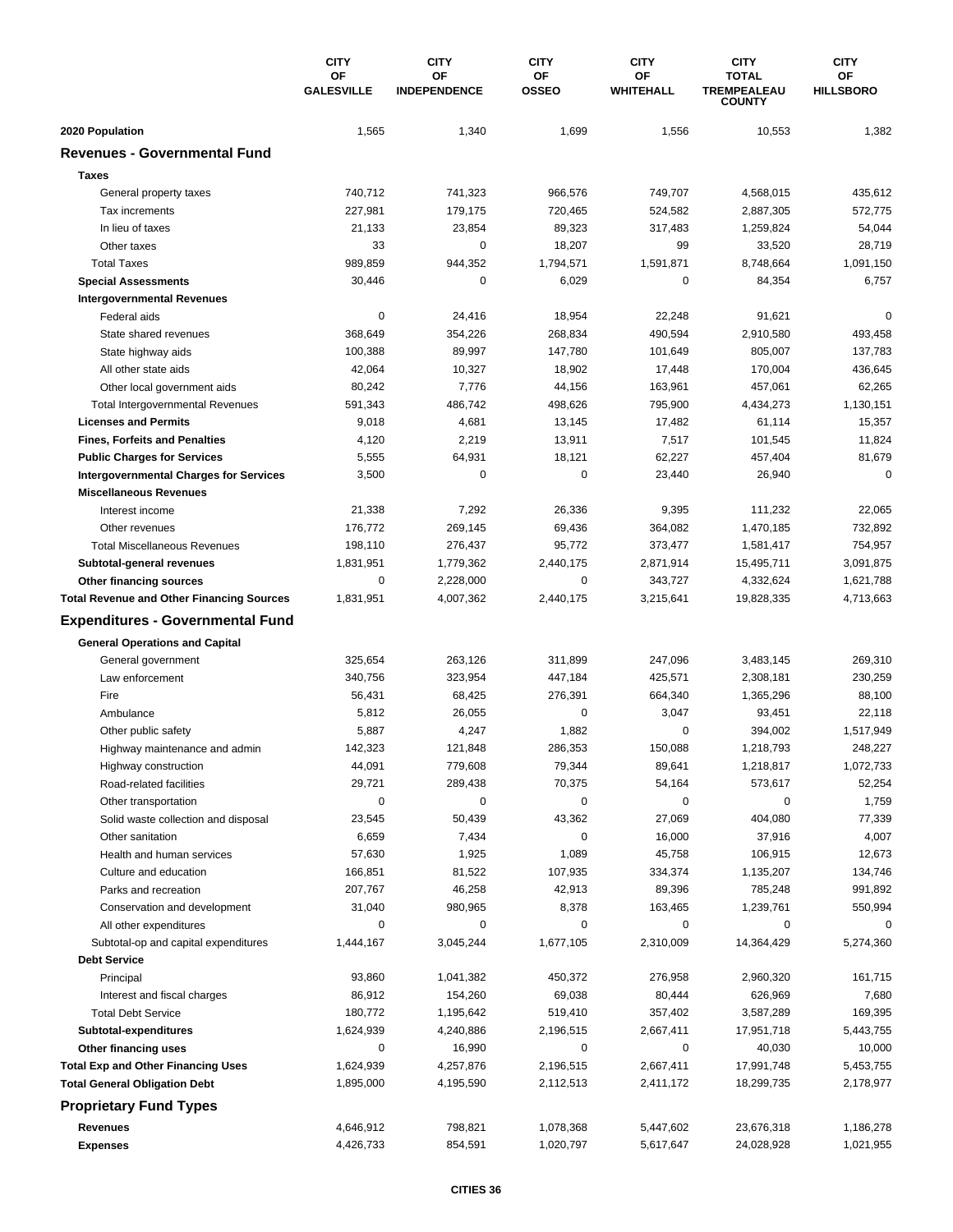| | CITY OF GALESVILLE | CITY OF INDEPENDENCE | CITY OF OSSEO | CITY OF WHITEHALL | CITY TOTAL TREMPEALEAU COUNTY | CITY OF HILLSBORO |
|---|---|---|---|---|---|---|
| **2020 Population** | 1,565 | 1,340 | 1,699 | 1,556 | 10,553 | 1,382 |
| **Revenues - Governmental Fund** | | | | | | |
| **Taxes** | | | | | | |
| General property taxes | 740,712 | 741,323 | 966,576 | 749,707 | 4,568,015 | 435,612 |
| Tax increments | 227,981 | 179,175 | 720,465 | 524,582 | 2,887,305 | 572,775 |
| In lieu of taxes | 21,133 | 23,854 | 89,323 | 317,483 | 1,259,824 | 54,044 |
| Other taxes | 33 | 0 | 18,207 | 99 | 33,520 | 28,719 |
| Total Taxes | 989,859 | 944,352 | 1,794,571 | 1,591,871 | 8,748,664 | 1,091,150 |
| **Special Assessments** | 30,446 | 0 | 6,029 | 0 | 84,354 | 6,757 |
| **Intergovernmental Revenues** | | | | | | |
| Federal aids | 0 | 24,416 | 18,954 | 22,248 | 91,621 | 0 |
| State shared revenues | 368,649 | 354,226 | 268,834 | 490,594 | 2,910,580 | 493,458 |
| State highway aids | 100,388 | 89,997 | 147,780 | 101,649 | 805,007 | 137,783 |
| All other state aids | 42,064 | 10,327 | 18,902 | 17,448 | 170,004 | 436,645 |
| Other local government aids | 80,242 | 7,776 | 44,156 | 163,961 | 457,061 | 62,265 |
| Total Intergovernmental Revenues | 591,343 | 486,742 | 498,626 | 795,900 | 4,434,273 | 1,130,151 |
| **Licenses and Permits** | 9,018 | 4,681 | 13,145 | 17,482 | 61,114 | 15,357 |
| **Fines, Forfeits and Penalties** | 4,120 | 2,219 | 13,911 | 7,517 | 101,545 | 11,824 |
| **Public Charges for Services** | 5,555 | 64,931 | 18,121 | 62,227 | 457,404 | 81,679 |
| **Intergovernmental Charges for Services** | 3,500 | 0 | 0 | 23,440 | 26,940 | 0 |
| **Miscellaneous Revenues** | | | | | | |
| Interest income | 21,338 | 7,292 | 26,336 | 9,395 | 111,232 | 22,065 |
| Other revenues | 176,772 | 269,145 | 69,436 | 364,082 | 1,470,185 | 732,892 |
| Total Miscellaneous Revenues | 198,110 | 276,437 | 95,772 | 373,477 | 1,581,417 | 754,957 |
| **Subtotal-general revenues** | 1,831,951 | 1,779,362 | 2,440,175 | 2,871,914 | 15,495,711 | 3,091,875 |
| **Other financing sources** | 0 | 2,228,000 | 0 | 343,727 | 4,332,624 | 1,621,788 |
| **Total Revenue and Other Financing Sources** | 1,831,951 | 4,007,362 | 2,440,175 | 3,215,641 | 19,828,335 | 4,713,663 |
| **Expenditures - Governmental Fund** | | | | | | |
| **General Operations and Capital** | | | | | | |
| General government | 325,654 | 263,126 | 311,899 | 247,096 | 3,483,145 | 269,310 |
| Law enforcement | 340,756 | 323,954 | 447,184 | 425,571 | 2,308,181 | 230,259 |
| Fire | 56,431 | 68,425 | 276,391 | 664,340 | 1,365,296 | 88,100 |
| Ambulance | 5,812 | 26,055 | 0 | 3,047 | 93,451 | 22,118 |
| Other public safety | 5,887 | 4,247 | 1,882 | 0 | 394,002 | 1,517,949 |
| Highway maintenance and admin | 142,323 | 121,848 | 286,353 | 150,088 | 1,218,793 | 248,227 |
| Highway construction | 44,091 | 779,608 | 79,344 | 89,641 | 1,218,817 | 1,072,733 |
| Road-related facilities | 29,721 | 289,438 | 70,375 | 54,164 | 573,617 | 52,254 |
| Other transportation | 0 | 0 | 0 | 0 | 0 | 1,759 |
| Solid waste collection and disposal | 23,545 | 50,439 | 43,362 | 27,069 | 404,080 | 77,339 |
| Other sanitation | 6,659 | 7,434 | 0 | 16,000 | 37,916 | 4,007 |
| Health and human services | 57,630 | 1,925 | 1,089 | 45,758 | 106,915 | 12,673 |
| Culture and education | 166,851 | 81,522 | 107,935 | 334,374 | 1,135,207 | 134,746 |
| Parks and recreation | 207,767 | 46,258 | 42,913 | 89,396 | 785,248 | 991,892 |
| Conservation and development | 31,040 | 980,965 | 8,378 | 163,465 | 1,239,761 | 550,994 |
| All other expenditures | 0 | 0 | 0 | 0 | 0 | 0 |
| Subtotal-op and capital expenditures | 1,444,167 | 3,045,244 | 1,677,105 | 2,310,009 | 14,364,429 | 5,274,360 |
| **Debt Service** | | | | | | |
| Principal | 93,860 | 1,041,382 | 450,372 | 276,958 | 2,960,320 | 161,715 |
| Interest and fiscal charges | 86,912 | 154,260 | 69,038 | 80,444 | 626,969 | 7,680 |
| Total Debt Service | 180,772 | 1,195,642 | 519,410 | 357,402 | 3,587,289 | 169,395 |
| **Subtotal-expenditures** | 1,624,939 | 4,240,886 | 2,196,515 | 2,667,411 | 17,951,718 | 5,443,755 |
| **Other financing uses** | 0 | 16,990 | 0 | 0 | 40,030 | 10,000 |
| **Total Exp and Other Financing Uses** | 1,624,939 | 4,257,876 | 2,196,515 | 2,667,411 | 17,991,748 | 5,453,755 |
| **Total General Obligation Debt** | 1,895,000 | 4,195,590 | 2,112,513 | 2,411,172 | 18,299,735 | 2,178,977 |
| **Proprietary Fund Types** | | | | | | |
| **Revenues** | 4,646,912 | 798,821 | 1,078,368 | 5,447,602 | 23,676,318 | 1,186,278 |
| **Expenses** | 4,426,733 | 854,591 | 1,020,797 | 5,617,647 | 24,028,928 | 1,021,955 |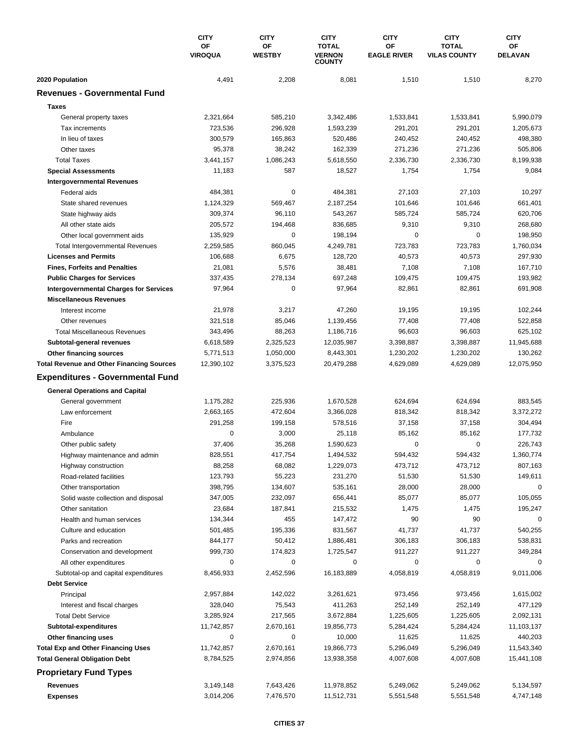| | CITY OF VIROQUA | CITY OF WESTBY | CITY TOTAL VERNON COUNTY | CITY OF EAGLE RIVER | CITY TOTAL VILAS COUNTY | CITY OF DELAVAN |
|---|---|---|---|---|---|---|
| **2020 Population** | 4,491 | 2,208 | 8,081 | 1,510 | 1,510 | 8,270 |
| **Revenues - Governmental Fund** | | | | | | |
| **Taxes** | | | | | | |
| General property taxes | 2,321,664 | 585,210 | 3,342,486 | 1,533,841 | 1,533,841 | 5,990,079 |
| Tax increments | 723,536 | 296,928 | 1,593,239 | 291,201 | 291,201 | 1,205,673 |
| In lieu of taxes | 300,579 | 165,863 | 520,486 | 240,452 | 240,452 | 498,380 |
| Other taxes | 95,378 | 38,242 | 162,339 | 271,236 | 271,236 | 505,806 |
| Total Taxes | 3,441,157 | 1,086,243 | 5,618,550 | 2,336,730 | 2,336,730 | 8,199,938 |
| **Special Assessments** | 11,183 | 587 | 18,527 | 1,754 | 1,754 | 9,084 |
| **Intergovernmental Revenues** | | | | | | |
| Federal aids | 484,381 | 0 | 484,381 | 27,103 | 27,103 | 10,297 |
| State shared revenues | 1,124,329 | 569,467 | 2,187,254 | 101,646 | 101,646 | 661,401 |
| State highway aids | 309,374 | 96,110 | 543,267 | 585,724 | 585,724 | 620,706 |
| All other state aids | 205,572 | 194,468 | 836,685 | 9,310 | 9,310 | 268,680 |
| Other local government aids | 135,929 | 0 | 198,194 | 0 | 0 | 198,950 |
| Total Intergovernmental Revenues | 2,259,585 | 860,045 | 4,249,781 | 723,783 | 723,783 | 1,760,034 |
| **Licenses and Permits** | 106,688 | 6,675 | 128,720 | 40,573 | 40,573 | 297,930 |
| **Fines, Forfeits and Penalties** | 21,081 | 5,576 | 38,481 | 7,108 | 7,108 | 167,710 |
| **Public Charges for Services** | 337,435 | 278,134 | 697,248 | 109,475 | 109,475 | 193,982 |
| **Intergovernmental Charges for Services** | 97,964 | 0 | 97,964 | 82,861 | 82,861 | 691,908 |
| **Miscellaneous Revenues** | | | | | | |
| Interest income | 21,978 | 3,217 | 47,260 | 19,195 | 19,195 | 102,244 |
| Other revenues | 321,518 | 85,046 | 1,139,456 | 77,408 | 77,408 | 522,858 |
| Total Miscellaneous Revenues | 343,496 | 88,263 | 1,186,716 | 96,603 | 96,603 | 625,102 |
| **Subtotal-general revenues** | 6,618,589 | 2,325,523 | 12,035,987 | 3,398,887 | 3,398,887 | 11,945,688 |
| **Other financing sources** | 5,771,513 | 1,050,000 | 8,443,301 | 1,230,202 | 1,230,202 | 130,262 |
| **Total Revenue and Other Financing Sources** | 12,390,102 | 3,375,523 | 20,479,288 | 4,629,089 | 4,629,089 | 12,075,950 |
| **Expenditures - Governmental Fund** | | | | | | |
| **General Operations and Capital** | | | | | | |
| General government | 1,175,282 | 225,936 | 1,670,528 | 624,694 | 624,694 | 883,545 |
| Law enforcement | 2,663,165 | 472,604 | 3,366,028 | 818,342 | 818,342 | 3,372,272 |
| Fire | 291,258 | 199,158 | 578,516 | 37,158 | 37,158 | 304,494 |
| Ambulance | 0 | 3,000 | 25,118 | 85,162 | 85,162 | 177,732 |
| Other public safety | 37,406 | 35,268 | 1,590,623 | 0 | 0 | 226,743 |
| Highway maintenance and admin | 828,551 | 417,754 | 1,494,532 | 594,432 | 594,432 | 1,360,774 |
| Highway construction | 88,258 | 68,082 | 1,229,073 | 473,712 | 473,712 | 807,163 |
| Road-related facilities | 123,793 | 55,223 | 231,270 | 51,530 | 51,530 | 149,611 |
| Other transportation | 398,795 | 134,607 | 535,161 | 28,000 | 28,000 | 0 |
| Solid waste collection and disposal | 347,005 | 232,097 | 656,441 | 85,077 | 85,077 | 105,055 |
| Other sanitation | 23,684 | 187,841 | 215,532 | 1,475 | 1,475 | 195,247 |
| Health and human services | 134,344 | 455 | 147,472 | 90 | 90 | 0 |
| Culture and education | 501,485 | 195,336 | 831,567 | 41,737 | 41,737 | 540,255 |
| Parks and recreation | 844,177 | 50,412 | 1,886,481 | 306,183 | 306,183 | 538,831 |
| Conservation and development | 999,730 | 174,823 | 1,725,547 | 911,227 | 911,227 | 349,284 |
| All other expenditures | 0 | 0 | 0 | 0 | 0 | 0 |
| Subtotal-op and capital expenditures | 8,456,933 | 2,452,596 | 16,183,889 | 4,058,819 | 4,058,819 | 9,011,006 |
| **Debt Service** | | | | | | |
| Principal | 2,957,884 | 142,022 | 3,261,621 | 973,456 | 973,456 | 1,615,002 |
| Interest and fiscal charges | 328,040 | 75,543 | 411,263 | 252,149 | 252,149 | 477,129 |
| Total Debt Service | 3,285,924 | 217,565 | 3,672,884 | 1,225,605 | 1,225,605 | 2,092,131 |
| **Subtotal-expenditures** | 11,742,857 | 2,670,161 | 19,856,773 | 5,284,424 | 5,284,424 | 11,103,137 |
| **Other financing uses** | 0 | 0 | 10,000 | 11,625 | 11,625 | 440,203 |
| **Total Exp and Other Financing Uses** | 11,742,857 | 2,670,161 | 19,866,773 | 5,296,049 | 5,296,049 | 11,543,340 |
| **Total General Obligation Debt** | 8,784,525 | 2,974,856 | 13,938,358 | 4,007,608 | 4,007,608 | 15,441,108 |
| **Proprietary Fund Types** | | | | | | |
| **Revenues** | 3,149,148 | 7,643,426 | 11,978,852 | 5,249,062 | 5,249,062 | 5,134,597 |
| **Expenses** | 3,014,206 | 7,476,570 | 11,512,731 | 5,551,548 | 5,551,548 | 4,747,148 |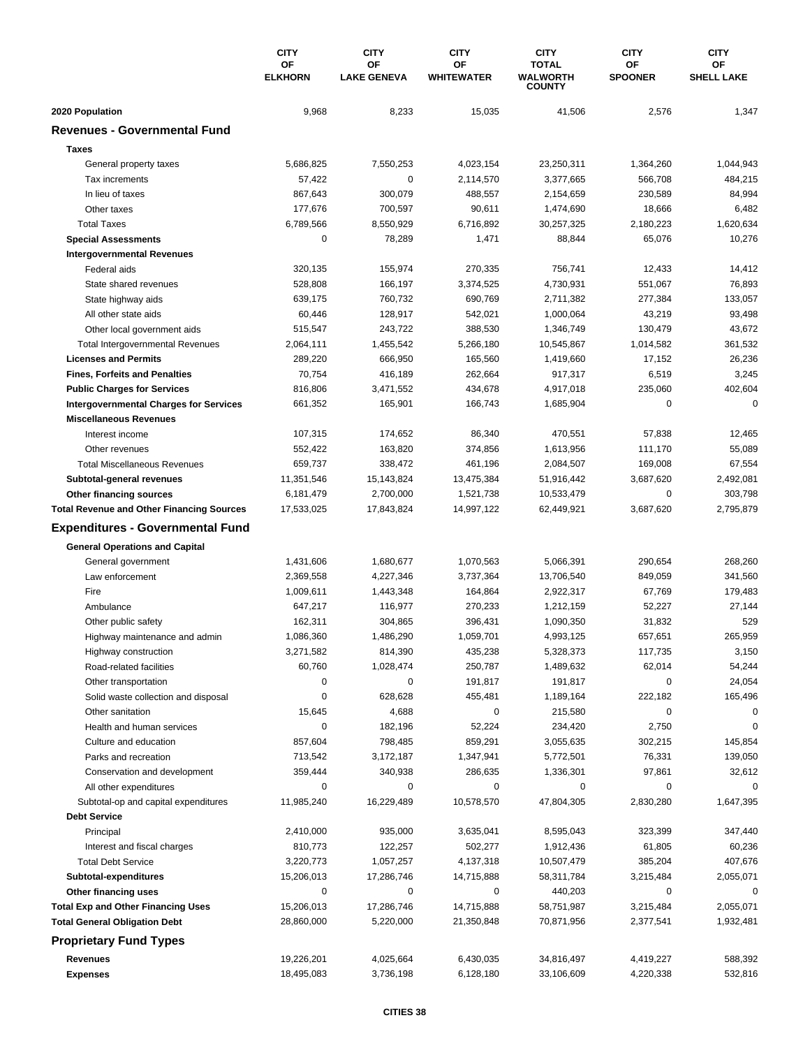| | CITY OF ELKHORN | CITY OF LAKE GENEVA | CITY OF WHITEWATER | CITY TOTAL WALWORTH COUNTY | CITY OF SPOONER | CITY OF SHELL LAKE |
|---|---|---|---|---|---|---|
| **2020 Population** | 9,968 | 8,233 | 15,035 | 41,506 | 2,576 | 1,347 |
| **Revenues - Governmental Fund** | | | | | | |
| **Taxes** | | | | | | |
| General property taxes | 5,686,825 | 7,550,253 | 4,023,154 | 23,250,311 | 1,364,260 | 1,044,943 |
| Tax increments | 57,422 | 0 | 2,114,570 | 3,377,665 | 566,708 | 484,215 |
| In lieu of taxes | 867,643 | 300,079 | 488,557 | 2,154,659 | 230,589 | 84,994 |
| Other taxes | 177,676 | 700,597 | 90,611 | 1,474,690 | 18,666 | 6,482 |
| Total Taxes | 6,789,566 | 8,550,929 | 6,716,892 | 30,257,325 | 2,180,223 | 1,620,634 |
| **Special Assessments** | 0 | 78,289 | 1,471 | 88,844 | 65,076 | 10,276 |
| **Intergovernmental Revenues** | | | | | | |
| Federal aids | 320,135 | 155,974 | 270,335 | 756,741 | 12,433 | 14,412 |
| State shared revenues | 528,808 | 166,197 | 3,374,525 | 4,730,931 | 551,067 | 76,893 |
| State highway aids | 639,175 | 760,732 | 690,769 | 2,711,382 | 277,384 | 133,057 |
| All other state aids | 60,446 | 128,917 | 542,021 | 1,000,064 | 43,219 | 93,498 |
| Other local government aids | 515,547 | 243,722 | 388,530 | 1,346,749 | 130,479 | 43,672 |
| Total Intergovernmental Revenues | 2,064,111 | 1,455,542 | 5,266,180 | 10,545,867 | 1,014,582 | 361,532 |
| **Licenses and Permits** | 289,220 | 666,950 | 165,560 | 1,419,660 | 17,152 | 26,236 |
| **Fines, Forfeits and Penalties** | 70,754 | 416,189 | 262,664 | 917,317 | 6,519 | 3,245 |
| **Public Charges for Services** | 816,806 | 3,471,552 | 434,678 | 4,917,018 | 235,060 | 402,604 |
| **Intergovernmental Charges for Services** | 661,352 | 165,901 | 166,743 | 1,685,904 | 0 | 0 |
| **Miscellaneous Revenues** | | | | | | |
| Interest income | 107,315 | 174,652 | 86,340 | 470,551 | 57,838 | 12,465 |
| Other revenues | 552,422 | 163,820 | 374,856 | 1,613,956 | 111,170 | 55,089 |
| Total Miscellaneous Revenues | 659,737 | 338,472 | 461,196 | 2,084,507 | 169,008 | 67,554 |
| **Subtotal-general revenues** | 11,351,546 | 15,143,824 | 13,475,384 | 51,916,442 | 3,687,620 | 2,492,081 |
| **Other financing sources** | 6,181,479 | 2,700,000 | 1,521,738 | 10,533,479 | 0 | 303,798 |
| **Total Revenue and Other Financing Sources** | 17,533,025 | 17,843,824 | 14,997,122 | 62,449,921 | 3,687,620 | 2,795,879 |
| **Expenditures - Governmental Fund** | | | | | | |
| **General Operations and Capital** | | | | | | |
| General government | 1,431,606 | 1,680,677 | 1,070,563 | 5,066,391 | 290,654 | 268,260 |
| Law enforcement | 2,369,558 | 4,227,346 | 3,737,364 | 13,706,540 | 849,059 | 341,560 |
| Fire | 1,009,611 | 1,443,348 | 164,864 | 2,922,317 | 67,769 | 179,483 |
| Ambulance | 647,217 | 116,977 | 270,233 | 1,212,159 | 52,227 | 27,144 |
| Other public safety | 162,311 | 304,865 | 396,431 | 1,090,350 | 31,832 | 529 |
| Highway maintenance and admin | 1,086,360 | 1,486,290 | 1,059,701 | 4,993,125 | 657,651 | 265,959 |
| Highway construction | 3,271,582 | 814,390 | 435,238 | 5,328,373 | 117,735 | 3,150 |
| Road-related facilities | 60,760 | 1,028,474 | 250,787 | 1,489,632 | 62,014 | 54,244 |
| Other transportation | 0 | 0 | 191,817 | 191,817 | 0 | 24,054 |
| Solid waste collection and disposal | 0 | 628,628 | 455,481 | 1,189,164 | 222,182 | 165,496 |
| Other sanitation | 15,645 | 4,688 | 0 | 215,580 | 0 | 0 |
| Health and human services | 0 | 182,196 | 52,224 | 234,420 | 2,750 | 0 |
| Culture and education | 857,604 | 798,485 | 859,291 | 3,055,635 | 302,215 | 145,854 |
| Parks and recreation | 713,542 | 3,172,187 | 1,347,941 | 5,772,501 | 76,331 | 139,050 |
| Conservation and development | 359,444 | 340,938 | 286,635 | 1,336,301 | 97,861 | 32,612 |
| All other expenditures | 0 | 0 | 0 | 0 | 0 | 0 |
| Subtotal-op and capital expenditures | 11,985,240 | 16,229,489 | 10,578,570 | 47,804,305 | 2,830,280 | 1,647,395 |
| **Debt Service** | | | | | | |
| Principal | 2,410,000 | 935,000 | 3,635,041 | 8,595,043 | 323,399 | 347,440 |
| Interest and fiscal charges | 810,773 | 122,257 | 502,277 | 1,912,436 | 61,805 | 60,236 |
| Total Debt Service | 3,220,773 | 1,057,257 | 4,137,318 | 10,507,479 | 385,204 | 407,676 |
| **Subtotal-expenditures** | 15,206,013 | 17,286,746 | 14,715,888 | 58,311,784 | 3,215,484 | 2,055,071 |
| **Other financing uses** | 0 | 0 | 0 | 440,203 | 0 | 0 |
| **Total Exp and Other Financing Uses** | 15,206,013 | 17,286,746 | 14,715,888 | 58,751,987 | 3,215,484 | 2,055,071 |
| **Total General Obligation Debt** | 28,860,000 | 5,220,000 | 21,350,848 | 70,871,956 | 2,377,541 | 1,932,481 |
| **Proprietary Fund Types** | | | | | | |
| **Revenues** | 19,226,201 | 4,025,664 | 6,430,035 | 34,816,497 | 4,419,227 | 588,392 |
| **Expenses** | 18,495,083 | 3,736,198 | 6,128,180 | 33,106,609 | 4,220,338 | 532,816 |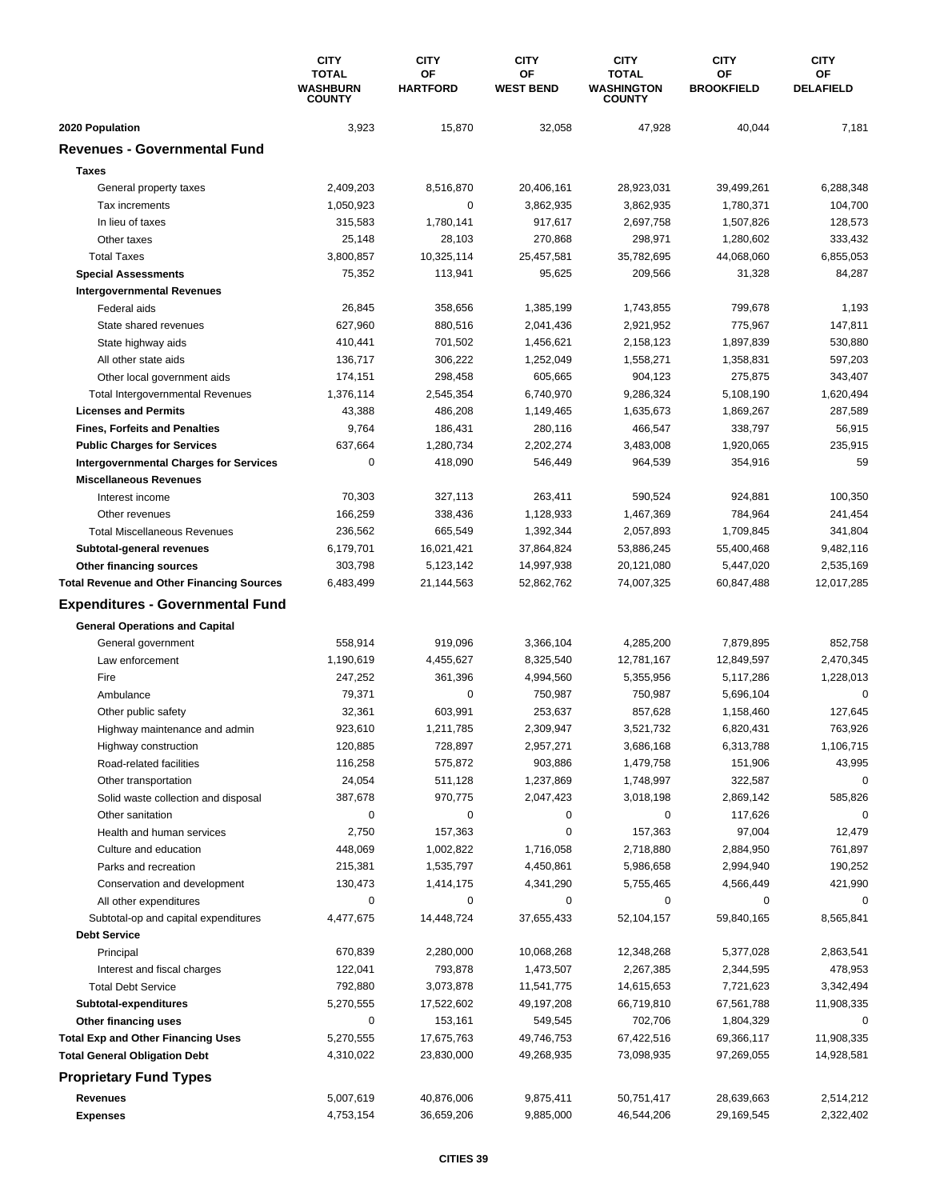| | CITY TOTAL WASHBURN COUNTY | CITY OF HARTFORD | CITY OF WEST BEND | CITY TOTAL WASHINGTON COUNTY | CITY OF BROOKFIELD | CITY OF DELAFIELD |
|---|---|---|---|---|---|---|
| **2020 Population** | 3,923 | 15,870 | 32,058 | 47,928 | 40,044 | 7,181 |
| **Revenues - Governmental Fund** | | | | | | |
| **Taxes** | | | | | | |
| General property taxes | 2,409,203 | 8,516,870 | 20,406,161 | 28,923,031 | 39,499,261 | 6,288,348 |
| Tax increments | 1,050,923 | 0 | 3,862,935 | 3,862,935 | 1,780,371 | 104,700 |
| In lieu of taxes | 315,583 | 1,780,141 | 917,617 | 2,697,758 | 1,507,826 | 128,573 |
| Other taxes | 25,148 | 28,103 | 270,868 | 298,971 | 1,280,602 | 333,432 |
| Total Taxes | 3,800,857 | 10,325,114 | 25,457,581 | 35,782,695 | 44,068,060 | 6,855,053 |
| **Special Assessments** | 75,352 | 113,941 | 95,625 | 209,566 | 31,328 | 84,287 |
| **Intergovernmental Revenues** | | | | | | |
| Federal aids | 26,845 | 358,656 | 1,385,199 | 1,743,855 | 799,678 | 1,193 |
| State shared revenues | 627,960 | 880,516 | 2,041,436 | 2,921,952 | 775,967 | 147,811 |
| State highway aids | 410,441 | 701,502 | 1,456,621 | 2,158,123 | 1,897,839 | 530,880 |
| All other state aids | 136,717 | 306,222 | 1,252,049 | 1,558,271 | 1,358,831 | 597,203 |
| Other local government aids | 174,151 | 298,458 | 605,665 | 904,123 | 275,875 | 343,407 |
| Total Intergovernmental Revenues | 1,376,114 | 2,545,354 | 6,740,970 | 9,286,324 | 5,108,190 | 1,620,494 |
| **Licenses and Permits** | 43,388 | 486,208 | 1,149,465 | 1,635,673 | 1,869,267 | 287,589 |
| **Fines, Forfeits and Penalties** | 9,764 | 186,431 | 280,116 | 466,547 | 338,797 | 56,915 |
| **Public Charges for Services** | 637,664 | 1,280,734 | 2,202,274 | 3,483,008 | 1,920,065 | 235,915 |
| **Intergovernmental Charges for Services** | 0 | 418,090 | 546,449 | 964,539 | 354,916 | 59 |
| **Miscellaneous Revenues** | | | | | | |
| Interest income | 70,303 | 327,113 | 263,411 | 590,524 | 924,881 | 100,350 |
| Other revenues | 166,259 | 338,436 | 1,128,933 | 1,467,369 | 784,964 | 241,454 |
| Total Miscellaneous Revenues | 236,562 | 665,549 | 1,392,344 | 2,057,893 | 1,709,845 | 341,804 |
| **Subtotal-general revenues** | 6,179,701 | 16,021,421 | 37,864,824 | 53,886,245 | 55,400,468 | 9,482,116 |
| **Other financing sources** | 303,798 | 5,123,142 | 14,997,938 | 20,121,080 | 5,447,020 | 2,535,169 |
| **Total Revenue and Other Financing Sources** | 6,483,499 | 21,144,563 | 52,862,762 | 74,007,325 | 60,847,488 | 12,017,285 |
| **Expenditures - Governmental Fund** | | | | | | |
| **General Operations and Capital** | | | | | | |
| General government | 558,914 | 919,096 | 3,366,104 | 4,285,200 | 7,879,895 | 852,758 |
| Law enforcement | 1,190,619 | 4,455,627 | 8,325,540 | 12,781,167 | 12,849,597 | 2,470,345 |
| Fire | 247,252 | 361,396 | 4,994,560 | 5,355,956 | 5,117,286 | 1,228,013 |
| Ambulance | 79,371 | 0 | 750,987 | 750,987 | 5,696,104 | 0 |
| Other public safety | 32,361 | 603,991 | 253,637 | 857,628 | 1,158,460 | 127,645 |
| Highway maintenance and admin | 923,610 | 1,211,785 | 2,309,947 | 3,521,732 | 6,820,431 | 763,926 |
| Highway construction | 120,885 | 728,897 | 2,957,271 | 3,686,168 | 6,313,788 | 1,106,715 |
| Road-related facilities | 116,258 | 575,872 | 903,886 | 1,479,758 | 151,906 | 43,995 |
| Other transportation | 24,054 | 511,128 | 1,237,869 | 1,748,997 | 322,587 | 0 |
| Solid waste collection and disposal | 387,678 | 970,775 | 2,047,423 | 3,018,198 | 2,869,142 | 585,826 |
| Other sanitation | 0 | 0 | 0 | 0 | 117,626 | 0 |
| Health and human services | 2,750 | 157,363 | 0 | 157,363 | 97,004 | 12,479 |
| Culture and education | 448,069 | 1,002,822 | 1,716,058 | 2,718,880 | 2,884,950 | 761,897 |
| Parks and recreation | 215,381 | 1,535,797 | 4,450,861 | 5,986,658 | 2,994,940 | 190,252 |
| Conservation and development | 130,473 | 1,414,175 | 4,341,290 | 5,755,465 | 4,566,449 | 421,990 |
| All other expenditures | 0 | 0 | 0 | 0 | 0 | 0 |
| Subtotal-op and capital expenditures | 4,477,675 | 14,448,724 | 37,655,433 | 52,104,157 | 59,840,165 | 8,565,841 |
| **Debt Service** | | | | | | |
| Principal | 670,839 | 2,280,000 | 10,068,268 | 12,348,268 | 5,377,028 | 2,863,541 |
| Interest and fiscal charges | 122,041 | 793,878 | 1,473,507 | 2,267,385 | 2,344,595 | 478,953 |
| Total Debt Service | 792,880 | 3,073,878 | 11,541,775 | 14,615,653 | 7,721,623 | 3,342,494 |
| **Subtotal-expenditures** | 5,270,555 | 17,522,602 | 49,197,208 | 66,719,810 | 67,561,788 | 11,908,335 |
| **Other financing uses** | 0 | 153,161 | 549,545 | 702,706 | 1,804,329 | 0 |
| **Total Exp and Other Financing Uses** | 5,270,555 | 17,675,763 | 49,746,753 | 67,422,516 | 69,366,117 | 11,908,335 |
| **Total General Obligation Debt** | 4,310,022 | 23,830,000 | 49,268,935 | 73,098,935 | 97,269,055 | 14,928,581 |
| **Proprietary Fund Types** | | | | | | |
| **Revenues** | 5,007,619 | 40,876,006 | 9,875,411 | 50,751,417 | 28,639,663 | 2,514,212 |
| **Expenses** | 4,753,154 | 36,659,206 | 9,885,000 | 46,544,206 | 29,169,545 | 2,322,402 |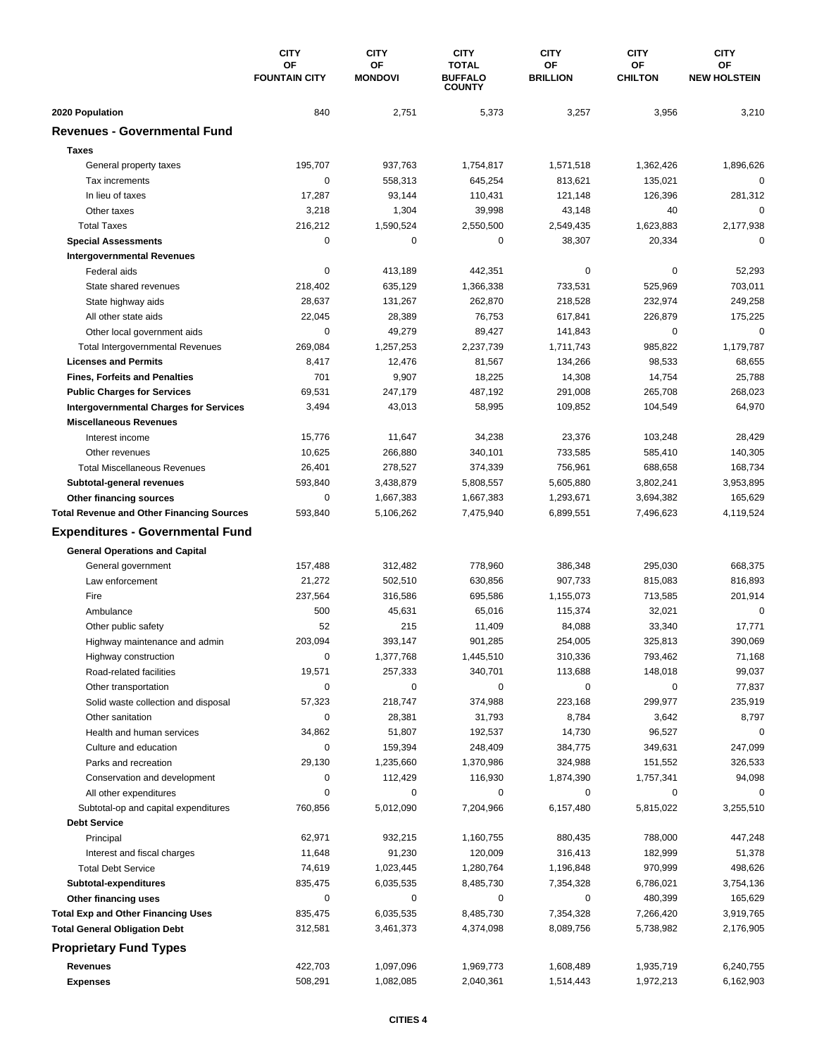| | CITY OF FOUNTAIN CITY | CITY OF MONDOVI | CITY TOTAL BUFFALO COUNTY | CITY OF BRILLION | CITY OF CHILTON | CITY OF NEW HOLSTEIN |
|---|---|---|---|---|---|---|
| **2020 Population** | 840 | 2,751 | 5,373 | 3,257 | 3,956 | 3,210 |
| **Revenues - Governmental Fund** | | | | | | |
| **Taxes** | | | | | | |
| General property taxes | 195,707 | 937,763 | 1,754,817 | 1,571,518 | 1,362,426 | 1,896,626 |
| Tax increments | 0 | 558,313 | 645,254 | 813,621 | 135,021 | 0 |
| In lieu of taxes | 17,287 | 93,144 | 110,431 | 121,148 | 126,396 | 281,312 |
| Other taxes | 3,218 | 1,304 | 39,998 | 43,148 | 40 | 0 |
| Total Taxes | 216,212 | 1,590,524 | 2,550,500 | 2,549,435 | 1,623,883 | 2,177,938 |
| **Special Assessments** | 0 | 0 | 0 | 38,307 | 20,334 | 0 |
| **Intergovernmental Revenues** | | | | | | |
| Federal aids | 0 | 413,189 | 442,351 | 0 | 0 | 52,293 |
| State shared revenues | 218,402 | 635,129 | 1,366,338 | 733,531 | 525,969 | 703,011 |
| State highway aids | 28,637 | 131,267 | 262,870 | 218,528 | 232,974 | 249,258 |
| All other state aids | 22,045 | 28,389 | 76,753 | 617,841 | 226,879 | 175,225 |
| Other local government aids | 0 | 49,279 | 89,427 | 141,843 | 0 | 0 |
| Total Intergovernmental Revenues | 269,084 | 1,257,253 | 2,237,739 | 1,711,743 | 985,822 | 1,179,787 |
| **Licenses and Permits** | 8,417 | 12,476 | 81,567 | 134,266 | 98,533 | 68,655 |
| **Fines, Forfeits and Penalties** | 701 | 9,907 | 18,225 | 14,308 | 14,754 | 25,788 |
| **Public Charges for Services** | 69,531 | 247,179 | 487,192 | 291,008 | 265,708 | 268,023 |
| **Intergovernmental Charges for Services** | 3,494 | 43,013 | 58,995 | 109,852 | 104,549 | 64,970 |
| **Miscellaneous Revenues** | | | | | | |
| Interest income | 15,776 | 11,647 | 34,238 | 23,376 | 103,248 | 28,429 |
| Other revenues | 10,625 | 266,880 | 340,101 | 733,585 | 585,410 | 140,305 |
| Total Miscellaneous Revenues | 26,401 | 278,527 | 374,339 | 756,961 | 688,658 | 168,734 |
| **Subtotal-general revenues** | 593,840 | 3,438,879 | 5,808,557 | 5,605,880 | 3,802,241 | 3,953,895 |
| **Other financing sources** | 0 | 1,667,383 | 1,667,383 | 1,293,671 | 3,694,382 | 165,629 |
| **Total Revenue and Other Financing Sources** | 593,840 | 5,106,262 | 7,475,940 | 6,899,551 | 7,496,623 | 4,119,524 |
| **Expenditures - Governmental Fund** | | | | | | |
| **General Operations and Capital** | | | | | | |
| General government | 157,488 | 312,482 | 778,960 | 386,348 | 295,030 | 668,375 |
| Law enforcement | 21,272 | 502,510 | 630,856 | 907,733 | 815,083 | 816,893 |
| Fire | 237,564 | 316,586 | 695,586 | 1,155,073 | 713,585 | 201,914 |
| Ambulance | 500 | 45,631 | 65,016 | 115,374 | 32,021 | 0 |
| Other public safety | 52 | 215 | 11,409 | 84,088 | 33,340 | 17,771 |
| Highway maintenance and admin | 203,094 | 393,147 | 901,285 | 254,005 | 325,813 | 390,069 |
| Highway construction | 0 | 1,377,768 | 1,445,510 | 310,336 | 793,462 | 71,168 |
| Road-related facilities | 19,571 | 257,333 | 340,701 | 113,688 | 148,018 | 99,037 |
| Other transportation | 0 | 0 | 0 | 0 | 0 | 77,837 |
| Solid waste collection and disposal | 57,323 | 218,747 | 374,988 | 223,168 | 299,977 | 235,919 |
| Other sanitation | 0 | 28,381 | 31,793 | 8,784 | 3,642 | 8,797 |
| Health and human services | 34,862 | 51,807 | 192,537 | 14,730 | 96,527 | 0 |
| Culture and education | 0 | 159,394 | 248,409 | 384,775 | 349,631 | 247,099 |
| Parks and recreation | 29,130 | 1,235,660 | 1,370,986 | 324,988 | 151,552 | 326,533 |
| Conservation and development | 0 | 112,429 | 116,930 | 1,874,390 | 1,757,341 | 94,098 |
| All other expenditures | 0 | 0 | 0 | 0 | 0 | 0 |
| Subtotal-op and capital expenditures | 760,856 | 5,012,090 | 7,204,966 | 6,157,480 | 5,815,022 | 3,255,510 |
| **Debt Service** | | | | | | |
| Principal | 62,971 | 932,215 | 1,160,755 | 880,435 | 788,000 | 447,248 |
| Interest and fiscal charges | 11,648 | 91,230 | 120,009 | 316,413 | 182,999 | 51,378 |
| Total Debt Service | 74,619 | 1,023,445 | 1,280,764 | 1,196,848 | 970,999 | 498,626 |
| **Subtotal-expenditures** | 835,475 | 6,035,535 | 8,485,730 | 7,354,328 | 6,786,021 | 3,754,136 |
| **Other financing uses** | 0 | 0 | 0 | 0 | 480,399 | 165,629 |
| **Total Exp and Other Financing Uses** | 835,475 | 6,035,535 | 8,485,730 | 7,354,328 | 7,266,420 | 3,919,765 |
| **Total General Obligation Debt** | 312,581 | 3,461,373 | 4,374,098 | 8,089,756 | 5,738,982 | 2,176,905 |
| **Proprietary Fund Types** | | | | | | |
| **Revenues** | 422,703 | 1,097,096 | 1,969,773 | 1,608,489 | 1,935,719 | 6,240,755 |
| **Expenses** | 508,291 | 1,082,085 | 2,040,361 | 1,514,443 | 1,972,213 | 6,162,903 |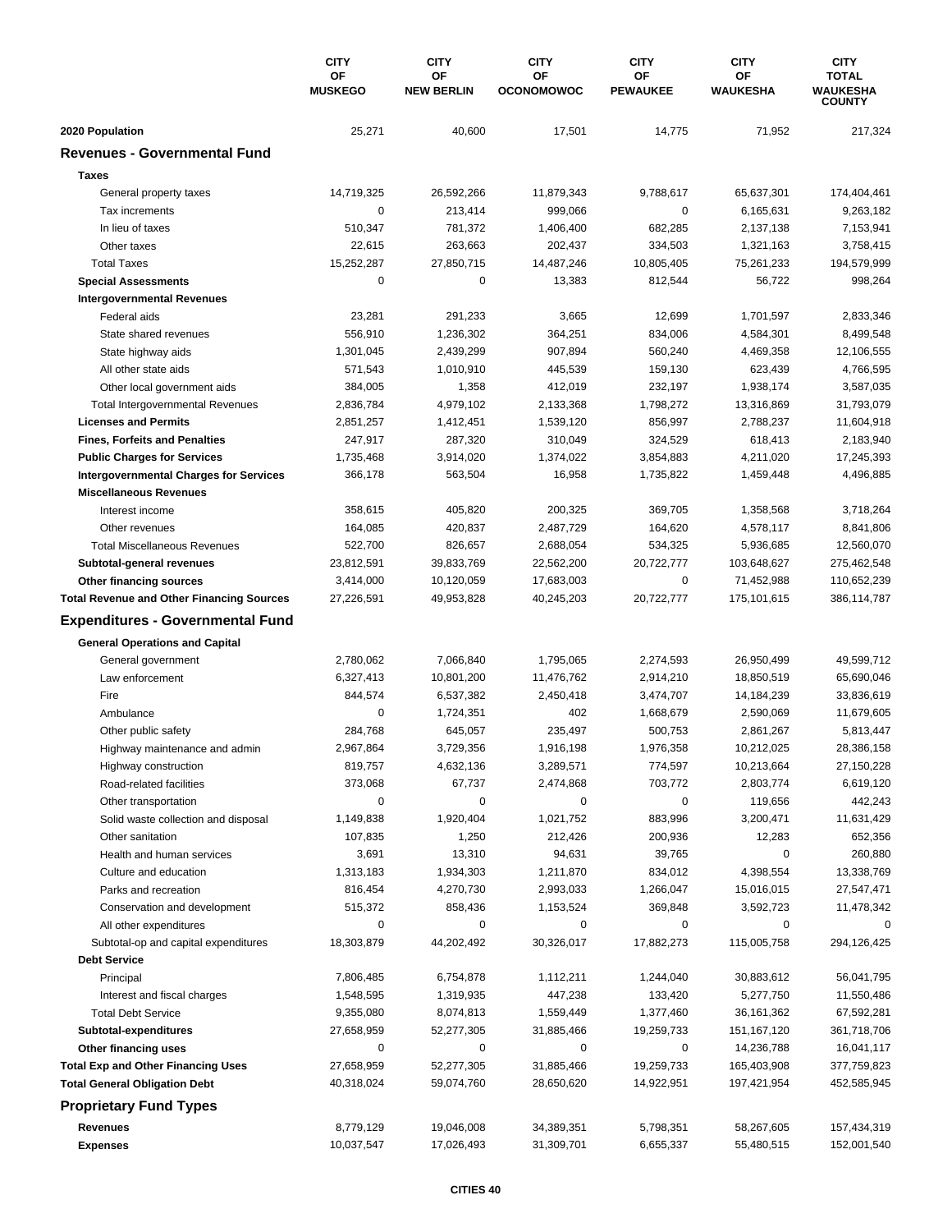| | CITY OF MUSKEGO | CITY OF NEW BERLIN | CITY OF OCONOMOWOC | CITY OF PEWAUKEE | CITY OF WAUKESHA | CITY TOTAL WAUKESHA COUNTY |
|---|---|---|---|---|---|---|
| **2020 Population** | 25,271 | 40,600 | 17,501 | 14,775 | 71,952 | 217,324 |
| **Revenues - Governmental Fund** | | | | | | |
| **Taxes** | | | | | | |
| General property taxes | 14,719,325 | 26,592,266 | 11,879,343 | 9,788,617 | 65,637,301 | 174,404,461 |
| Tax increments | 0 | 213,414 | 999,066 | 0 | 6,165,631 | 9,263,182 |
| In lieu of taxes | 510,347 | 781,372 | 1,406,400 | 682,285 | 2,137,138 | 7,153,941 |
| Other taxes | 22,615 | 263,663 | 202,437 | 334,503 | 1,321,163 | 3,758,415 |
| Total Taxes | 15,252,287 | 27,850,715 | 14,487,246 | 10,805,405 | 75,261,233 | 194,579,999 |
| **Special Assessments** | 0 | 0 | 13,383 | 812,544 | 56,722 | 998,264 |
| **Intergovernmental Revenues** | | | | | | |
| Federal aids | 23,281 | 291,233 | 3,665 | 12,699 | 1,701,597 | 2,833,346 |
| State shared revenues | 556,910 | 1,236,302 | 364,251 | 834,006 | 4,584,301 | 8,499,548 |
| State highway aids | 1,301,045 | 2,439,299 | 907,894 | 560,240 | 4,469,358 | 12,106,555 |
| All other state aids | 571,543 | 1,010,910 | 445,539 | 159,130 | 623,439 | 4,766,595 |
| Other local government aids | 384,005 | 1,358 | 412,019 | 232,197 | 1,938,174 | 3,587,035 |
| Total Intergovernmental Revenues | 2,836,784 | 4,979,102 | 2,133,368 | 1,798,272 | 13,316,869 | 31,793,079 |
| **Licenses and Permits** | 2,851,257 | 1,412,451 | 1,539,120 | 856,997 | 2,788,237 | 11,604,918 |
| **Fines, Forfeits and Penalties** | 247,917 | 287,320 | 310,049 | 324,529 | 618,413 | 2,183,940 |
| **Public Charges for Services** | 1,735,468 | 3,914,020 | 1,374,022 | 3,854,883 | 4,211,020 | 17,245,393 |
| **Intergovernmental Charges for Services** | 366,178 | 563,504 | 16,958 | 1,735,822 | 1,459,448 | 4,496,885 |
| **Miscellaneous Revenues** | | | | | | |
| Interest income | 358,615 | 405,820 | 200,325 | 369,705 | 1,358,568 | 3,718,264 |
| Other revenues | 164,085 | 420,837 | 2,487,729 | 164,620 | 4,578,117 | 8,841,806 |
| Total Miscellaneous Revenues | 522,700 | 826,657 | 2,688,054 | 534,325 | 5,936,685 | 12,560,070 |
| **Subtotal-general revenues** | 23,812,591 | 39,833,769 | 22,562,200 | 20,722,777 | 103,648,627 | 275,462,548 |
| **Other financing sources** | 3,414,000 | 10,120,059 | 17,683,003 | 0 | 71,452,988 | 110,652,239 |
| **Total Revenue and Other Financing Sources** | 27,226,591 | 49,953,828 | 40,245,203 | 20,722,777 | 175,101,615 | 386,114,787 |
| **Expenditures - Governmental Fund** | | | | | | |
| **General Operations and Capital** | | | | | | |
| General government | 2,780,062 | 7,066,840 | 1,795,065 | 2,274,593 | 26,950,499 | 49,599,712 |
| Law enforcement | 6,327,413 | 10,801,200 | 11,476,762 | 2,914,210 | 18,850,519 | 65,690,046 |
| Fire | 844,574 | 6,537,382 | 2,450,418 | 3,474,707 | 14,184,239 | 33,836,619 |
| Ambulance | 0 | 1,724,351 | 402 | 1,668,679 | 2,590,069 | 11,679,605 |
| Other public safety | 284,768 | 645,057 | 235,497 | 500,753 | 2,861,267 | 5,813,447 |
| Highway maintenance and admin | 2,967,864 | 3,729,356 | 1,916,198 | 1,976,358 | 10,212,025 | 28,386,158 |
| Highway construction | 819,757 | 4,632,136 | 3,289,571 | 774,597 | 10,213,664 | 27,150,228 |
| Road-related facilities | 373,068 | 67,737 | 2,474,868 | 703,772 | 2,803,774 | 6,619,120 |
| Other transportation | 0 | 0 | 0 | 0 | 119,656 | 442,243 |
| Solid waste collection and disposal | 1,149,838 | 1,920,404 | 1,021,752 | 883,996 | 3,200,471 | 11,631,429 |
| Other sanitation | 107,835 | 1,250 | 212,426 | 200,936 | 12,283 | 652,356 |
| Health and human services | 3,691 | 13,310 | 94,631 | 39,765 | 0 | 260,880 |
| Culture and education | 1,313,183 | 1,934,303 | 1,211,870 | 834,012 | 4,398,554 | 13,338,769 |
| Parks and recreation | 816,454 | 4,270,730 | 2,993,033 | 1,266,047 | 15,016,015 | 27,547,471 |
| Conservation and development | 515,372 | 858,436 | 1,153,524 | 369,848 | 3,592,723 | 11,478,342 |
| All other expenditures | 0 | 0 | 0 | 0 | 0 | 0 |
| Subtotal-op and capital expenditures | 18,303,879 | 44,202,492 | 30,326,017 | 17,882,273 | 115,005,758 | 294,126,425 |
| **Debt Service** | | | | | | |
| Principal | 7,806,485 | 6,754,878 | 1,112,211 | 1,244,040 | 30,883,612 | 56,041,795 |
| Interest and fiscal charges | 1,548,595 | 1,319,935 | 447,238 | 133,420 | 5,277,750 | 11,550,486 |
| Total Debt Service | 9,355,080 | 8,074,813 | 1,559,449 | 1,377,460 | 36,161,362 | 67,592,281 |
| **Subtotal-expenditures** | 27,658,959 | 52,277,305 | 31,885,466 | 19,259,733 | 151,167,120 | 361,718,706 |
| **Other financing uses** | 0 | 0 | 0 | 0 | 14,236,788 | 16,041,117 |
| **Total Exp and Other Financing Uses** | 27,658,959 | 52,277,305 | 31,885,466 | 19,259,733 | 165,403,908 | 377,759,823 |
| **Total General Obligation Debt** | 40,318,024 | 59,074,760 | 28,650,620 | 14,922,951 | 197,421,954 | 452,585,945 |
| **Proprietary Fund Types** | | | | | | |
| **Revenues** | 8,779,129 | 19,046,008 | 34,389,351 | 5,798,351 | 58,267,605 | 157,434,319 |
| **Expenses** | 10,037,547 | 17,026,493 | 31,309,701 | 6,655,337 | 55,480,515 | 152,001,540 |

CITIES 40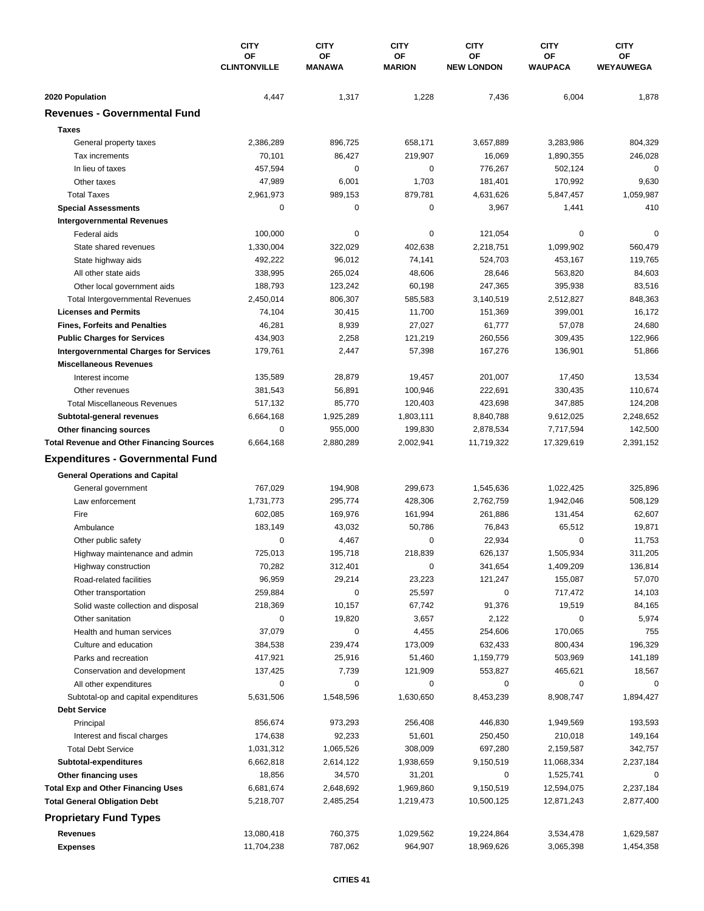| | CITY OF CLINTONVILLE | CITY OF MANAWA | CITY OF MARION | CITY OF NEW LONDON | CITY OF WAUPACA | CITY OF WEYAUWEGA |
|---|---|---|---|---|---|---|
| **2020 Population** | 4,447 | 1,317 | 1,228 | 7,436 | 6,004 | 1,878 |
| **Revenues - Governmental Fund** | | | | | | |
| **Taxes** | | | | | | |
| General property taxes | 2,386,289 | 896,725 | 658,171 | 3,657,889 | 3,283,986 | 804,329 |
| Tax increments | 70,101 | 86,427 | 219,907 | 16,069 | 1,890,355 | 246,028 |
| In lieu of taxes | 457,594 | 0 | 0 | 776,267 | 502,124 | 0 |
| Other taxes | 47,989 | 6,001 | 1,703 | 181,401 | 170,992 | 9,630 |
| Total Taxes | 2,961,973 | 989,153 | 879,781 | 4,631,626 | 5,847,457 | 1,059,987 |
| **Special Assessments** | 0 | 0 | 0 | 3,967 | 1,441 | 410 |
| **Intergovernmental Revenues** | | | | | | |
| Federal aids | 100,000 | 0 | 0 | 121,054 | 0 | 0 |
| State shared revenues | 1,330,004 | 322,029 | 402,638 | 2,218,751 | 1,099,902 | 560,479 |
| State highway aids | 492,222 | 96,012 | 74,141 | 524,703 | 453,167 | 119,765 |
| All other state aids | 338,995 | 265,024 | 48,606 | 28,646 | 563,820 | 84,603 |
| Other local government aids | 188,793 | 123,242 | 60,198 | 247,365 | 395,938 | 83,516 |
| Total Intergovernmental Revenues | 2,450,014 | 806,307 | 585,583 | 3,140,519 | 2,512,827 | 848,363 |
| **Licenses and Permits** | 74,104 | 30,415 | 11,700 | 151,369 | 399,001 | 16,172 |
| **Fines, Forfeits and Penalties** | 46,281 | 8,939 | 27,027 | 61,777 | 57,078 | 24,680 |
| **Public Charges for Services** | 434,903 | 2,258 | 121,219 | 260,556 | 309,435 | 122,966 |
| **Intergovernmental Charges for Services** | 179,761 | 2,447 | 57,398 | 167,276 | 136,901 | 51,866 |
| **Miscellaneous Revenues** | | | | | | |
| Interest income | 135,589 | 28,879 | 19,457 | 201,007 | 17,450 | 13,534 |
| Other revenues | 381,543 | 56,891 | 100,946 | 222,691 | 330,435 | 110,674 |
| Total Miscellaneous Revenues | 517,132 | 85,770 | 120,403 | 423,698 | 347,885 | 124,208 |
| **Subtotal-general revenues** | 6,664,168 | 1,925,289 | 1,803,111 | 8,840,788 | 9,612,025 | 2,248,652 |
| **Other financing sources** | 0 | 955,000 | 199,830 | 2,878,534 | 7,717,594 | 142,500 |
| **Total Revenue and Other Financing Sources** | 6,664,168 | 2,880,289 | 2,002,941 | 11,719,322 | 17,329,619 | 2,391,152 |
| **Expenditures - Governmental Fund** | | | | | | |
| **General Operations and Capital** | | | | | | |
| General government | 767,029 | 194,908 | 299,673 | 1,545,636 | 1,022,425 | 325,896 |
| Law enforcement | 1,731,773 | 295,774 | 428,306 | 2,762,759 | 1,942,046 | 508,129 |
| Fire | 602,085 | 169,976 | 161,994 | 261,886 | 131,454 | 62,607 |
| Ambulance | 183,149 | 43,032 | 50,786 | 76,843 | 65,512 | 19,871 |
| Other public safety | 0 | 4,467 | 0 | 22,934 | 0 | 11,753 |
| Highway maintenance and admin | 725,013 | 195,718 | 218,839 | 626,137 | 1,505,934 | 311,205 |
| Highway construction | 70,282 | 312,401 | 0 | 341,654 | 1,409,209 | 136,814 |
| Road-related facilities | 96,959 | 29,214 | 23,223 | 121,247 | 155,087 | 57,070 |
| Other transportation | 259,884 | 0 | 25,597 | 0 | 717,472 | 14,103 |
| Solid waste collection and disposal | 218,369 | 10,157 | 67,742 | 91,376 | 19,519 | 84,165 |
| Other sanitation | 0 | 19,820 | 3,657 | 2,122 | 0 | 5,974 |
| Health and human services | 37,079 | 0 | 4,455 | 254,606 | 170,065 | 755 |
| Culture and education | 384,538 | 239,474 | 173,009 | 632,433 | 800,434 | 196,329 |
| Parks and recreation | 417,921 | 25,916 | 51,460 | 1,159,779 | 503,969 | 141,189 |
| Conservation and development | 137,425 | 7,739 | 121,909 | 553,827 | 465,621 | 18,567 |
| All other expenditures | 0 | 0 | 0 | 0 | 0 | 0 |
| Subtotal-op and capital expenditures | 5,631,506 | 1,548,596 | 1,630,650 | 8,453,239 | 8,908,747 | 1,894,427 |
| **Debt Service** | | | | | | |
| Principal | 856,674 | 973,293 | 256,408 | 446,830 | 1,949,569 | 193,593 |
| Interest and fiscal charges | 174,638 | 92,233 | 51,601 | 250,450 | 210,018 | 149,164 |
| Total Debt Service | 1,031,312 | 1,065,526 | 308,009 | 697,280 | 2,159,587 | 342,757 |
| **Subtotal-expenditures** | 6,662,818 | 2,614,122 | 1,938,659 | 9,150,519 | 11,068,334 | 2,237,184 |
| **Other financing uses** | 18,856 | 34,570 | 31,201 | 0 | 1,525,741 | 0 |
| **Total Exp and Other Financing Uses** | 6,681,674 | 2,648,692 | 1,969,860 | 9,150,519 | 12,594,075 | 2,237,184 |
| **Total General Obligation Debt** | 5,218,707 | 2,485,254 | 1,219,473 | 10,500,125 | 12,871,243 | 2,877,400 |
| **Proprietary Fund Types** | | | | | | |
| **Revenues** | 13,080,418 | 760,375 | 1,029,562 | 19,224,864 | 3,534,478 | 1,629,587 |
| **Expenses** | 11,704,238 | 787,062 | 964,907 | 18,969,626 | 3,065,398 | 1,454,358 |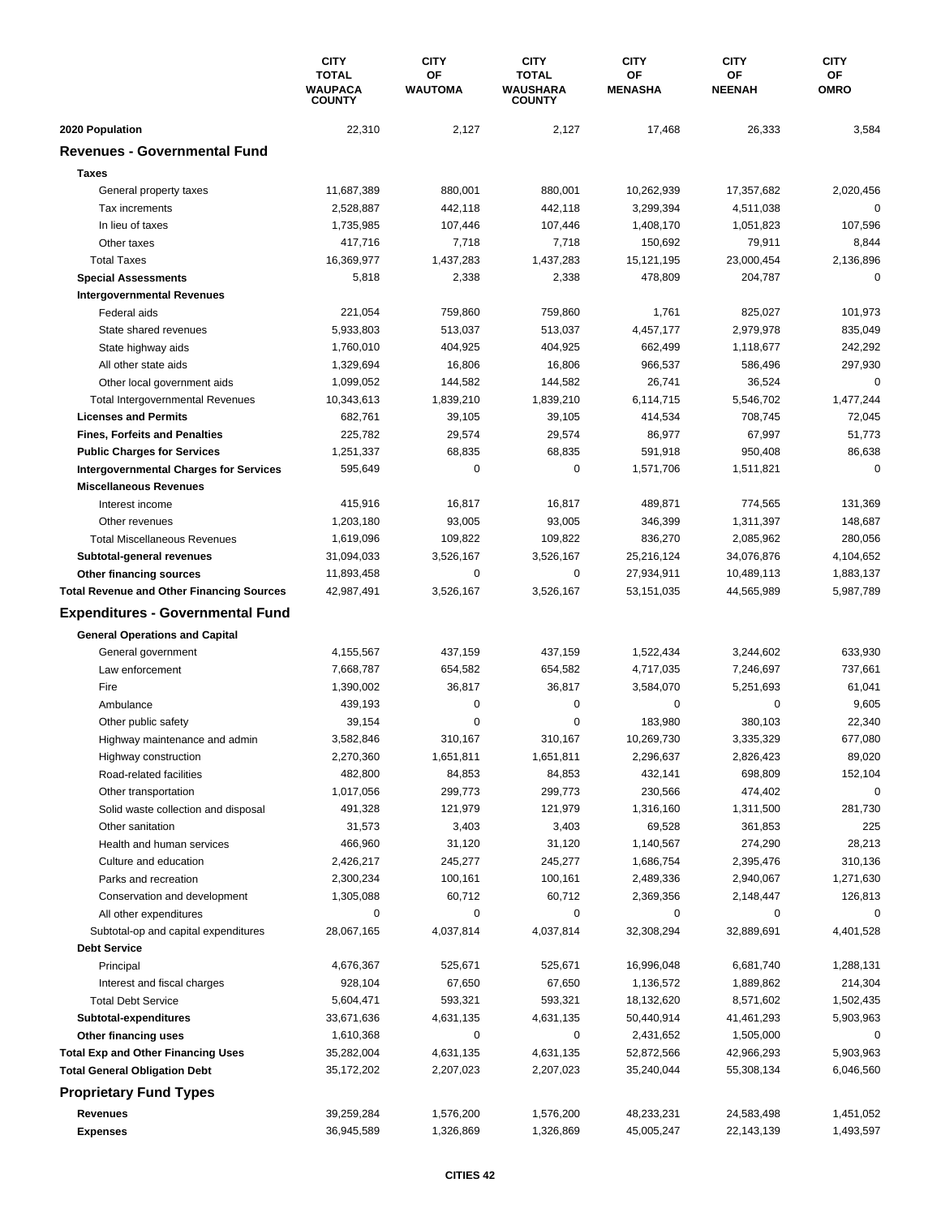| | CITY TOTAL WAUPACA COUNTY | CITY OF WAUTOMA | CITY TOTAL WAUSHARA COUNTY | CITY OF MENASHA | CITY OF NEENAH | CITY OF OMRO |
|---|---|---|---|---|---|---|
| **2020 Population** | 22,310 | 2,127 | 2,127 | 17,468 | 26,333 | 3,584 |
| **Revenues - Governmental Fund** | | | | | | |
| **Taxes** | | | | | | |
| General property taxes | 11,687,389 | 880,001 | 880,001 | 10,262,939 | 17,357,682 | 2,020,456 |
| Tax increments | 2,528,887 | 442,118 | 442,118 | 3,299,394 | 4,511,038 | 0 |
| In lieu of taxes | 1,735,985 | 107,446 | 107,446 | 1,408,170 | 1,051,823 | 107,596 |
| Other taxes | 417,716 | 7,718 | 7,718 | 150,692 | 79,911 | 8,844 |
| Total Taxes | 16,369,977 | 1,437,283 | 1,437,283 | 15,121,195 | 23,000,454 | 2,136,896 |
| **Special Assessments** | 5,818 | 2,338 | 2,338 | 478,809 | 204,787 | 0 |
| **Intergovernmental Revenues** | | | | | | |
| Federal aids | 221,054 | 759,860 | 759,860 | 1,761 | 825,027 | 101,973 |
| State shared revenues | 5,933,803 | 513,037 | 513,037 | 4,457,177 | 2,979,978 | 835,049 |
| State highway aids | 1,760,010 | 404,925 | 404,925 | 662,499 | 1,118,677 | 242,292 |
| All other state aids | 1,329,694 | 16,806 | 16,806 | 966,537 | 586,496 | 297,930 |
| Other local government aids | 1,099,052 | 144,582 | 144,582 | 26,741 | 36,524 | 0 |
| Total Intergovernmental Revenues | 10,343,613 | 1,839,210 | 1,839,210 | 6,114,715 | 5,546,702 | 1,477,244 |
| **Licenses and Permits** | 682,761 | 39,105 | 39,105 | 414,534 | 708,745 | 72,045 |
| **Fines, Forfeits and Penalties** | 225,782 | 29,574 | 29,574 | 86,977 | 67,997 | 51,773 |
| **Public Charges for Services** | 1,251,337 | 68,835 | 68,835 | 591,918 | 950,408 | 86,638 |
| **Intergovernmental Charges for Services** | 595,649 | 0 | 0 | 1,571,706 | 1,511,821 | 0 |
| **Miscellaneous Revenues** | | | | | | |
| Interest income | 415,916 | 16,817 | 16,817 | 489,871 | 774,565 | 131,369 |
| Other revenues | 1,203,180 | 93,005 | 93,005 | 346,399 | 1,311,397 | 148,687 |
| Total Miscellaneous Revenues | 1,619,096 | 109,822 | 109,822 | 836,270 | 2,085,962 | 280,056 |
| **Subtotal-general revenues** | 31,094,033 | 3,526,167 | 3,526,167 | 25,216,124 | 34,076,876 | 4,104,652 |
| **Other financing sources** | 11,893,458 | 0 | 0 | 27,934,911 | 10,489,113 | 1,883,137 |
| **Total Revenue and Other Financing Sources** | 42,987,491 | 3,526,167 | 3,526,167 | 53,151,035 | 44,565,989 | 5,987,789 |
| **Expenditures - Governmental Fund** | | | | | | |
| **General Operations and Capital** | | | | | | |
| General government | 4,155,567 | 437,159 | 437,159 | 1,522,434 | 3,244,602 | 633,930 |
| Law enforcement | 7,668,787 | 654,582 | 654,582 | 4,717,035 | 7,246,697 | 737,661 |
| Fire | 1,390,002 | 36,817 | 36,817 | 3,584,070 | 5,251,693 | 61,041 |
| Ambulance | 439,193 | 0 | 0 | 0 | 0 | 9,605 |
| Other public safety | 39,154 | 0 | 0 | 183,980 | 380,103 | 22,340 |
| Highway maintenance and admin | 3,582,846 | 310,167 | 310,167 | 10,269,730 | 3,335,329 | 677,080 |
| Highway construction | 2,270,360 | 1,651,811 | 1,651,811 | 2,296,637 | 2,826,423 | 89,020 |
| Road-related facilities | 482,800 | 84,853 | 84,853 | 432,141 | 698,809 | 152,104 |
| Other transportation | 1,017,056 | 299,773 | 299,773 | 230,566 | 474,402 | 0 |
| Solid waste collection and disposal | 491,328 | 121,979 | 121,979 | 1,316,160 | 1,311,500 | 281,730 |
| Other sanitation | 31,573 | 3,403 | 3,403 | 69,528 | 361,853 | 225 |
| Health and human services | 466,960 | 31,120 | 31,120 | 1,140,567 | 274,290 | 28,213 |
| Culture and education | 2,426,217 | 245,277 | 245,277 | 1,686,754 | 2,395,476 | 310,136 |
| Parks and recreation | 2,300,234 | 100,161 | 100,161 | 2,489,336 | 2,940,067 | 1,271,630 |
| Conservation and development | 1,305,088 | 60,712 | 60,712 | 2,369,356 | 2,148,447 | 126,813 |
| All other expenditures | 0 | 0 | 0 | 0 | 0 | 0 |
| Subtotal-op and capital expenditures | 28,067,165 | 4,037,814 | 4,037,814 | 32,308,294 | 32,889,691 | 4,401,528 |
| **Debt Service** | | | | | | |
| Principal | 4,676,367 | 525,671 | 525,671 | 16,996,048 | 6,681,740 | 1,288,131 |
| Interest and fiscal charges | 928,104 | 67,650 | 67,650 | 1,136,572 | 1,889,862 | 214,304 |
| Total Debt Service | 5,604,471 | 593,321 | 593,321 | 18,132,620 | 8,571,602 | 1,502,435 |
| **Subtotal-expenditures** | 33,671,636 | 4,631,135 | 4,631,135 | 50,440,914 | 41,461,293 | 5,903,963 |
| **Other financing uses** | 1,610,368 | 0 | 0 | 2,431,652 | 1,505,000 | 0 |
| **Total Exp and Other Financing Uses** | 35,282,004 | 4,631,135 | 4,631,135 | 52,872,566 | 42,966,293 | 5,903,963 |
| **Total General Obligation Debt** | 35,172,202 | 2,207,023 | 2,207,023 | 35,240,044 | 55,308,134 | 6,046,560 |
| **Proprietary Fund Types** | | | | | | |
| **Revenues** | 39,259,284 | 1,576,200 | 1,576,200 | 48,233,231 | 24,583,498 | 1,451,052 |
| **Expenses** | 36,945,589 | 1,326,869 | 1,326,869 | 45,005,247 | 22,143,139 | 1,493,597 |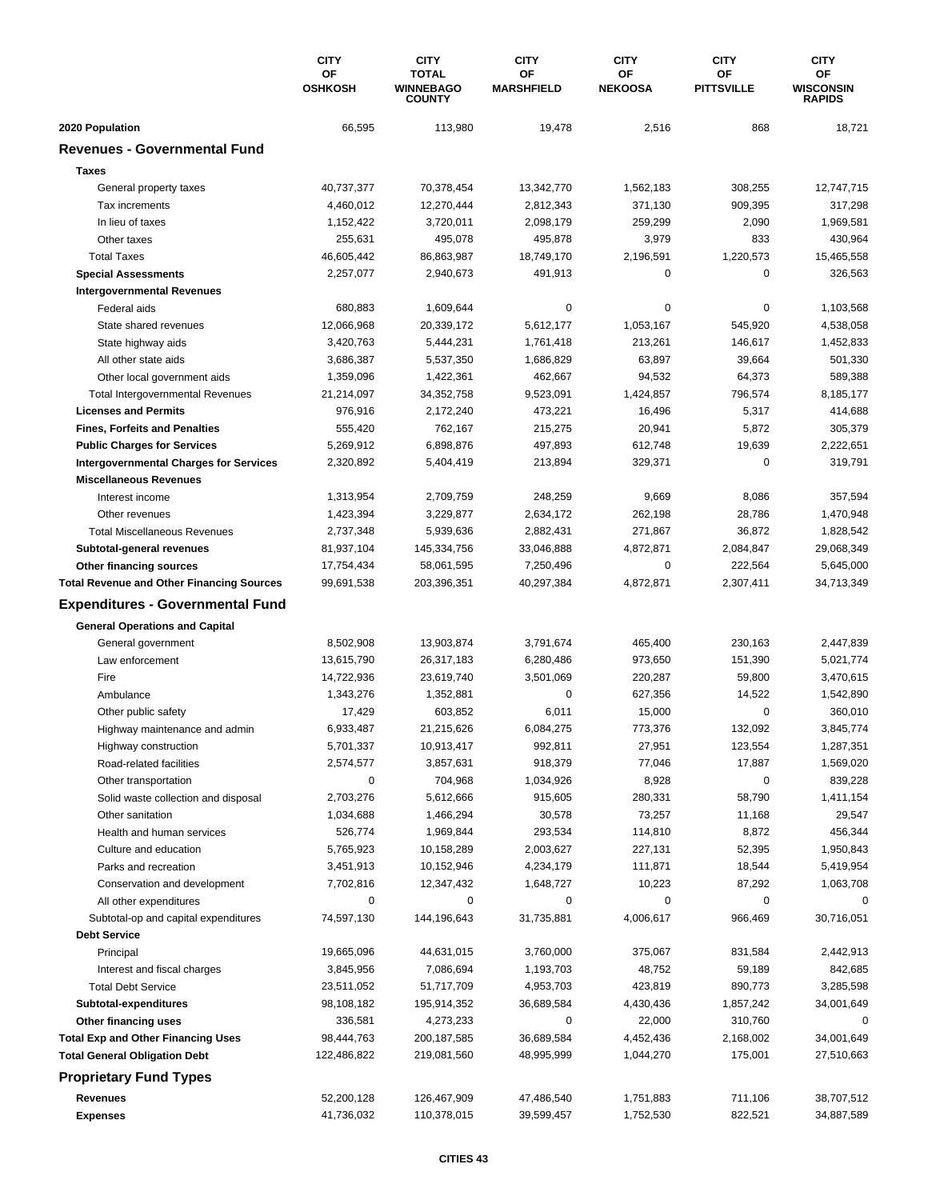| | CITY OF OSHKOSH | CITY TOTAL WINNEBAGO COUNTY | CITY OF MARSHFIELD | CITY OF NEKOOSA | CITY OF PITTSVILLE | CITY OF WISCONSIN RAPIDS |
|---|---|---|---|---|---|---|
| **2020 Population** | 66,595 | 113,980 | 19,478 | 2,516 | 868 | 18,721 |
| **Revenues - Governmental Fund** | | | | | | |
| **Taxes** | | | | | | |
| General property taxes | 40,737,377 | 70,378,454 | 13,342,770 | 1,562,183 | 308,255 | 12,747,715 |
| Tax increments | 4,460,012 | 12,270,444 | 2,812,343 | 371,130 | 909,395 | 317,298 |
| In lieu of taxes | 1,152,422 | 3,720,011 | 2,098,179 | 259,299 | 2,090 | 1,969,581 |
| Other taxes | 255,631 | 495,078 | 495,878 | 3,979 | 833 | 430,964 |
| Total Taxes | 46,605,442 | 86,863,987 | 18,749,170 | 2,196,591 | 1,220,573 | 15,465,558 |
| **Special Assessments** | 2,257,077 | 2,940,673 | 491,913 | 0 | 0 | 326,563 |
| **Intergovernmental Revenues** | | | | | | |
| Federal aids | 680,883 | 1,609,644 | 0 | 0 | 0 | 1,103,568 |
| State shared revenues | 12,066,968 | 20,339,172 | 5,612,177 | 1,053,167 | 545,920 | 4,538,058 |
| State highway aids | 3,420,763 | 5,444,231 | 1,761,418 | 213,261 | 146,617 | 1,452,833 |
| All other state aids | 3,686,387 | 5,537,350 | 1,686,829 | 63,897 | 39,664 | 501,330 |
| Other local government aids | 1,359,096 | 1,422,361 | 462,667 | 94,532 | 64,373 | 589,388 |
| Total Intergovernmental Revenues | 21,214,097 | 34,352,758 | 9,523,091 | 1,424,857 | 796,574 | 8,185,177 |
| **Licenses and Permits** | 976,916 | 2,172,240 | 473,221 | 16,496 | 5,317 | 414,688 |
| **Fines, Forfeits and Penalties** | 555,420 | 762,167 | 215,275 | 20,941 | 5,872 | 305,379 |
| **Public Charges for Services** | 5,269,912 | 6,898,876 | 497,893 | 612,748 | 19,639 | 2,222,651 |
| **Intergovernmental Charges for Services** | 2,320,892 | 5,404,419 | 213,894 | 329,371 | 0 | 319,791 |
| **Miscellaneous Revenues** | | | | | | |
| Interest income | 1,313,954 | 2,709,759 | 248,259 | 9,669 | 8,086 | 357,594 |
| Other revenues | 1,423,394 | 3,229,877 | 2,634,172 | 262,198 | 28,786 | 1,470,948 |
| Total Miscellaneous Revenues | 2,737,348 | 5,939,636 | 2,882,431 | 271,867 | 36,872 | 1,828,542 |
| **Subtotal-general revenues** | 81,937,104 | 145,334,756 | 33,046,888 | 4,872,871 | 2,084,847 | 29,068,349 |
| **Other financing sources** | 17,754,434 | 58,061,595 | 7,250,496 | 0 | 222,564 | 5,645,000 |
| **Total Revenue and Other Financing Sources** | 99,691,538 | 203,396,351 | 40,297,384 | 4,872,871 | 2,307,411 | 34,713,349 |
| **Expenditures - Governmental Fund** | | | | | | |
| **General Operations and Capital** | | | | | | |
| General government | 8,502,908 | 13,903,874 | 3,791,674 | 465,400 | 230,163 | 2,447,839 |
| Law enforcement | 13,615,790 | 26,317,183 | 6,280,486 | 973,650 | 151,390 | 5,021,774 |
| Fire | 14,722,936 | 23,619,740 | 3,501,069 | 220,287 | 59,800 | 3,470,615 |
| Ambulance | 1,343,276 | 1,352,881 | 0 | 627,356 | 14,522 | 1,542,890 |
| Other public safety | 17,429 | 603,852 | 6,011 | 15,000 | 0 | 360,010 |
| Highway maintenance and admin | 6,933,487 | 21,215,626 | 6,084,275 | 773,376 | 132,092 | 3,845,774 |
| Highway construction | 5,701,337 | 10,913,417 | 992,811 | 27,951 | 123,554 | 1,287,351 |
| Road-related facilities | 2,574,577 | 3,857,631 | 918,379 | 77,046 | 17,887 | 1,569,020 |
| Other transportation | 0 | 704,968 | 1,034,926 | 8,928 | 0 | 839,228 |
| Solid waste collection and disposal | 2,703,276 | 5,612,666 | 915,605 | 280,331 | 58,790 | 1,411,154 |
| Other sanitation | 1,034,688 | 1,466,294 | 30,578 | 73,257 | 11,168 | 29,547 |
| Health and human services | 526,774 | 1,969,844 | 293,534 | 114,810 | 8,872 | 456,344 |
| Culture and education | 5,765,923 | 10,158,289 | 2,003,627 | 227,131 | 52,395 | 1,950,843 |
| Parks and recreation | 3,451,913 | 10,152,946 | 4,234,179 | 111,871 | 18,544 | 5,419,954 |
| Conservation and development | 7,702,816 | 12,347,432 | 1,648,727 | 10,223 | 87,292 | 1,063,708 |
| All other expenditures | 0 | 0 | 0 | 0 | 0 | 0 |
| Subtotal-op and capital expenditures | 74,597,130 | 144,196,643 | 31,735,881 | 4,006,617 | 966,469 | 30,716,051 |
| **Debt Service** | | | | | | |
| Principal | 19,665,096 | 44,631,015 | 3,760,000 | 375,067 | 831,584 | 2,442,913 |
| Interest and fiscal charges | 3,845,956 | 7,086,694 | 1,193,703 | 48,752 | 59,189 | 842,685 |
| Total Debt Service | 23,511,052 | 51,717,709 | 4,953,703 | 423,819 | 890,773 | 3,285,598 |
| **Subtotal-expenditures** | 98,108,182 | 195,914,352 | 36,689,584 | 4,430,436 | 1,857,242 | 34,001,649 |
| **Other financing uses** | 336,581 | 4,273,233 | 0 | 22,000 | 310,760 | 0 |
| **Total Exp and Other Financing Uses** | 98,444,763 | 200,187,585 | 36,689,584 | 4,452,436 | 2,168,002 | 34,001,649 |
| **Total General Obligation Debt** | 122,486,822 | 219,081,560 | 48,995,999 | 1,044,270 | 175,001 | 27,510,663 |
| **Proprietary Fund Types** | | | | | | |
| **Revenues** | 52,200,128 | 126,467,909 | 47,486,540 | 1,751,883 | 711,106 | 38,707,512 |
| **Expenses** | 41,736,032 | 110,378,015 | 39,599,457 | 1,752,530 | 822,521 | 34,887,589 |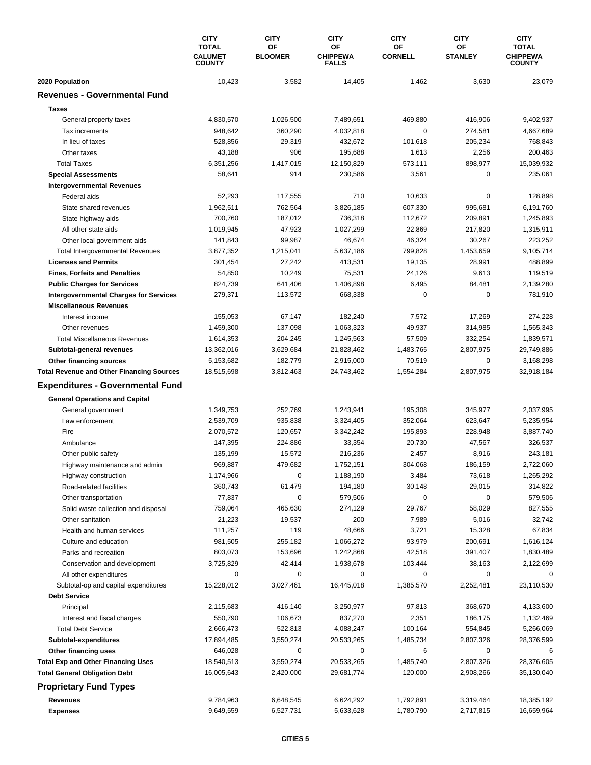| | CITY TOTAL CALUMET COUNTY | CITY OF BLOOMER | CITY OF CHIPPEWA FALLS | CITY OF CORNELL | CITY OF STANLEY | CITY TOTAL CHIPPEWA COUNTY |
|---|---|---|---|---|---|---|
| **2020 Population** | 10,423 | 3,582 | 14,405 | 1,462 | 3,630 | 23,079 |
| **Revenues - Governmental Fund** | | | | | | |
| **Taxes** | | | | | | |
| General property taxes | 4,830,570 | 1,026,500 | 7,489,651 | 469,880 | 416,906 | 9,402,937 |
| Tax increments | 948,642 | 360,290 | 4,032,818 | 0 | 274,581 | 4,667,689 |
| In lieu of taxes | 528,856 | 29,319 | 432,672 | 101,618 | 205,234 | 768,843 |
| Other taxes | 43,188 | 906 | 195,688 | 1,613 | 2,256 | 200,463 |
| Total Taxes | 6,351,256 | 1,417,015 | 12,150,829 | 573,111 | 898,977 | 15,039,932 |
| **Special Assessments** | 58,641 | 914 | 230,586 | 3,561 | 0 | 235,061 |
| **Intergovernmental Revenues** | | | | | | |
| Federal aids | 52,293 | 117,555 | 710 | 10,633 | 0 | 128,898 |
| State shared revenues | 1,962,511 | 762,564 | 3,826,185 | 607,330 | 995,681 | 6,191,760 |
| State highway aids | 700,760 | 187,012 | 736,318 | 112,672 | 209,891 | 1,245,893 |
| All other state aids | 1,019,945 | 47,923 | 1,027,299 | 22,869 | 217,820 | 1,315,911 |
| Other local government aids | 141,843 | 99,987 | 46,674 | 46,324 | 30,267 | 223,252 |
| Total Intergovernmental Revenues | 3,877,352 | 1,215,041 | 5,637,186 | 799,828 | 1,453,659 | 9,105,714 |
| **Licenses and Permits** | 301,454 | 27,242 | 413,531 | 19,135 | 28,991 | 488,899 |
| **Fines, Forfeits and Penalties** | 54,850 | 10,249 | 75,531 | 24,126 | 9,613 | 119,519 |
| **Public Charges for Services** | 824,739 | 641,406 | 1,406,898 | 6,495 | 84,481 | 2,139,280 |
| **Intergovernmental Charges for Services** | 279,371 | 113,572 | 668,338 | 0 | 0 | 781,910 |
| **Miscellaneous Revenues** | | | | | | |
| Interest income | 155,053 | 67,147 | 182,240 | 7,572 | 17,269 | 274,228 |
| Other revenues | 1,459,300 | 137,098 | 1,063,323 | 49,937 | 314,985 | 1,565,343 |
| Total Miscellaneous Revenues | 1,614,353 | 204,245 | 1,245,563 | 57,509 | 332,254 | 1,839,571 |
| **Subtotal-general revenues** | 13,362,016 | 3,629,684 | 21,828,462 | 1,483,765 | 2,807,975 | 29,749,886 |
| **Other financing sources** | 5,153,682 | 182,779 | 2,915,000 | 70,519 | 0 | 3,168,298 |
| **Total Revenue and Other Financing Sources** | 18,515,698 | 3,812,463 | 24,743,462 | 1,554,284 | 2,807,975 | 32,918,184 |
| **Expenditures - Governmental Fund** | | | | | | |
| **General Operations and Capital** | | | | | | |
| General government | 1,349,753 | 252,769 | 1,243,941 | 195,308 | 345,977 | 2,037,995 |
| Law enforcement | 2,539,709 | 935,838 | 3,324,405 | 352,064 | 623,647 | 5,235,954 |
| Fire | 2,070,572 | 120,657 | 3,342,242 | 195,893 | 228,948 | 3,887,740 |
| Ambulance | 147,395 | 224,886 | 33,354 | 20,730 | 47,567 | 326,537 |
| Other public safety | 135,199 | 15,572 | 216,236 | 2,457 | 8,916 | 243,181 |
| Highway maintenance and admin | 969,887 | 479,682 | 1,752,151 | 304,068 | 186,159 | 2,722,060 |
| Highway construction | 1,174,966 | 0 | 1,188,190 | 3,484 | 73,618 | 1,265,292 |
| Road-related facilities | 360,743 | 61,479 | 194,180 | 30,148 | 29,015 | 314,822 |
| Other transportation | 77,837 | 0 | 579,506 | 0 | 0 | 579,506 |
| Solid waste collection and disposal | 759,064 | 465,630 | 274,129 | 29,767 | 58,029 | 827,555 |
| Other sanitation | 21,223 | 19,537 | 200 | 7,989 | 5,016 | 32,742 |
| Health and human services | 111,257 | 119 | 48,666 | 3,721 | 15,328 | 67,834 |
| Culture and education | 981,505 | 255,182 | 1,066,272 | 93,979 | 200,691 | 1,616,124 |
| Parks and recreation | 803,073 | 153,696 | 1,242,868 | 42,518 | 391,407 | 1,830,489 |
| Conservation and development | 3,725,829 | 42,414 | 1,938,678 | 103,444 | 38,163 | 2,122,699 |
| All other expenditures | 0 | 0 | 0 | 0 | 0 | 0 |
| Subtotal-op and capital expenditures | 15,228,012 | 3,027,461 | 16,445,018 | 1,385,570 | 2,252,481 | 23,110,530 |
| **Debt Service** | | | | | | |
| Principal | 2,115,683 | 416,140 | 3,250,977 | 97,813 | 368,670 | 4,133,600 |
| Interest and fiscal charges | 550,790 | 106,673 | 837,270 | 2,351 | 186,175 | 1,132,469 |
| Total Debt Service | 2,666,473 | 522,813 | 4,088,247 | 100,164 | 554,845 | 5,266,069 |
| **Subtotal-expenditures** | 17,894,485 | 3,550,274 | 20,533,265 | 1,485,734 | 2,807,326 | 28,376,599 |
| **Other financing uses** | 646,028 | 0 | 0 | 6 | 0 | 6 |
| **Total Exp and Other Financing Uses** | 18,540,513 | 3,550,274 | 20,533,265 | 1,485,740 | 2,807,326 | 28,376,605 |
| **Total General Obligation Debt** | 16,005,643 | 2,420,000 | 29,681,774 | 120,000 | 2,908,266 | 35,130,040 |
| **Proprietary Fund Types** | | | | | | |
| **Revenues** | 9,784,963 | 6,648,545 | 6,624,292 | 1,792,891 | 3,319,464 | 18,385,192 |
| **Expenses** | 9,649,559 | 6,527,731 | 5,633,628 | 1,780,790 | 2,717,815 | 16,659,964 |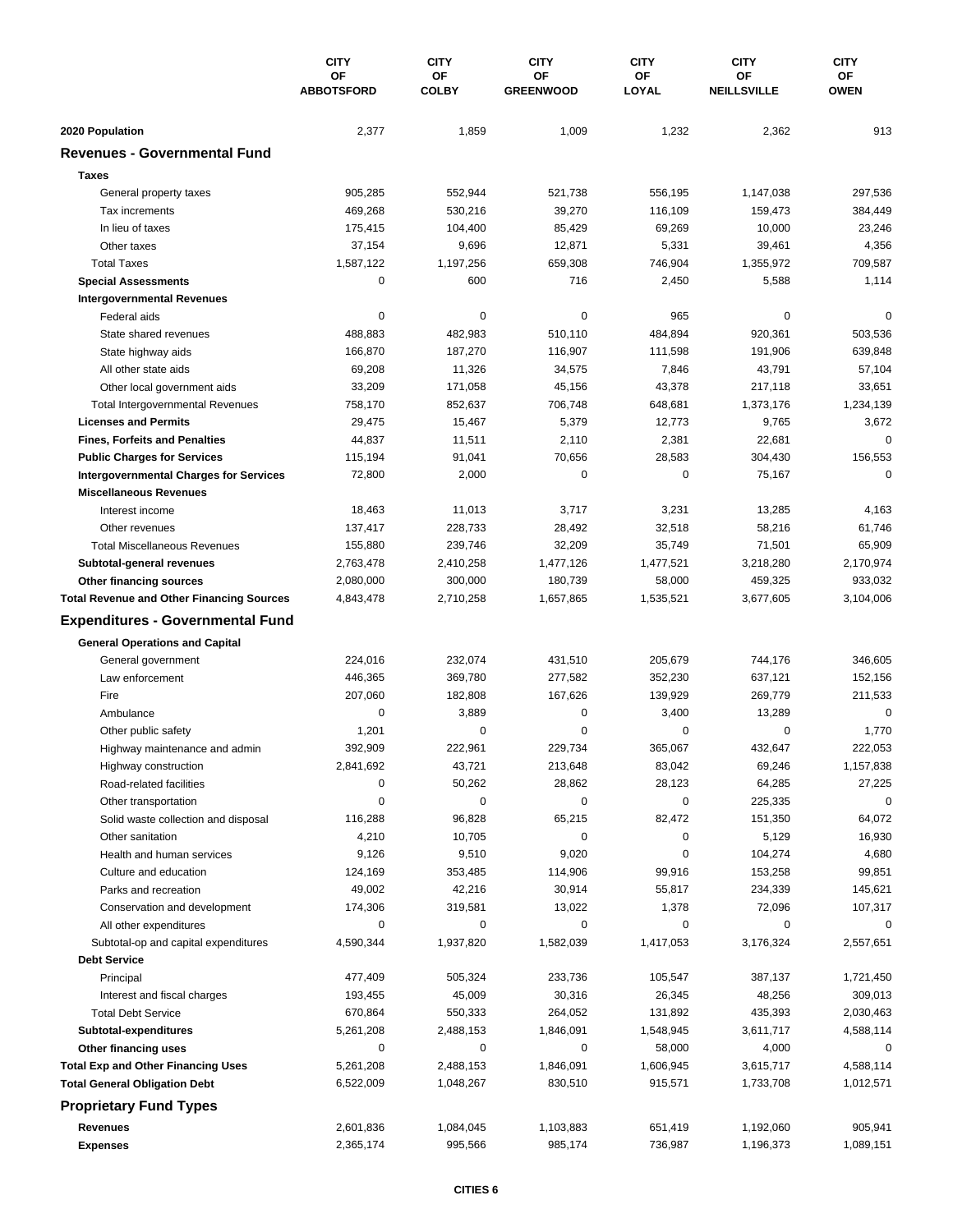| | CITY OF ABBOTSFORD | CITY OF COLBY | CITY OF GREENWOOD | CITY OF LOYAL | CITY OF NEILLSVILLE | CITY OF OWEN |
|---|---|---|---|---|---|---|
| **2020 Population** | 2,377 | 1,859 | 1,009 | 1,232 | 2,362 | 913 |
| **Revenues - Governmental Fund** | | | | | | |
| **Taxes** | | | | | | |
| General property taxes | 905,285 | 552,944 | 521,738 | 556,195 | 1,147,038 | 297,536 |
| Tax increments | 469,268 | 530,216 | 39,270 | 116,109 | 159,473 | 384,449 |
| In lieu of taxes | 175,415 | 104,400 | 85,429 | 69,269 | 10,000 | 23,246 |
| Other taxes | 37,154 | 9,696 | 12,871 | 5,331 | 39,461 | 4,356 |
| Total Taxes | 1,587,122 | 1,197,256 | 659,308 | 746,904 | 1,355,972 | 709,587 |
| **Special Assessments** | 0 | 600 | 716 | 2,450 | 5,588 | 1,114 |
| **Intergovernmental Revenues** | | | | | | |
| Federal aids | 0 | 0 | 0 | 965 | 0 | 0 |
| State shared revenues | 488,883 | 482,983 | 510,110 | 484,894 | 920,361 | 503,536 |
| State highway aids | 166,870 | 187,270 | 116,907 | 111,598 | 191,906 | 639,848 |
| All other state aids | 69,208 | 11,326 | 34,575 | 7,846 | 43,791 | 57,104 |
| Other local government aids | 33,209 | 171,058 | 45,156 | 43,378 | 217,118 | 33,651 |
| Total Intergovernmental Revenues | 758,170 | 852,637 | 706,748 | 648,681 | 1,373,176 | 1,234,139 |
| **Licenses and Permits** | 29,475 | 15,467 | 5,379 | 12,773 | 9,765 | 3,672 |
| **Fines, Forfeits and Penalties** | 44,837 | 11,511 | 2,110 | 2,381 | 22,681 | 0 |
| **Public Charges for Services** | 115,194 | 91,041 | 70,656 | 28,583 | 304,430 | 156,553 |
| **Intergovernmental Charges for Services** | 72,800 | 2,000 | 0 | 0 | 75,167 | 0 |
| **Miscellaneous Revenues** | | | | | | |
| Interest income | 18,463 | 11,013 | 3,717 | 3,231 | 13,285 | 4,163 |
| Other revenues | 137,417 | 228,733 | 28,492 | 32,518 | 58,216 | 61,746 |
| Total Miscellaneous Revenues | 155,880 | 239,746 | 32,209 | 35,749 | 71,501 | 65,909 |
| **Subtotal-general revenues** | 2,763,478 | 2,410,258 | 1,477,126 | 1,477,521 | 3,218,280 | 2,170,974 |
| **Other financing sources** | 2,080,000 | 300,000 | 180,739 | 58,000 | 459,325 | 933,032 |
| **Total Revenue and Other Financing Sources** | 4,843,478 | 2,710,258 | 1,657,865 | 1,535,521 | 3,677,605 | 3,104,006 |
| **Expenditures - Governmental Fund** | | | | | | |
| **General Operations and Capital** | | | | | | |
| General government | 224,016 | 232,074 | 431,510 | 205,679 | 744,176 | 346,605 |
| Law enforcement | 446,365 | 369,780 | 277,582 | 352,230 | 637,121 | 152,156 |
| Fire | 207,060 | 182,808 | 167,626 | 139,929 | 269,779 | 211,533 |
| Ambulance | 0 | 3,889 | 0 | 3,400 | 13,289 | 0 |
| Other public safety | 1,201 | 0 | 0 | 0 | 0 | 1,770 |
| Highway maintenance and admin | 392,909 | 222,961 | 229,734 | 365,067 | 432,647 | 222,053 |
| Highway construction | 2,841,692 | 43,721 | 213,648 | 83,042 | 69,246 | 1,157,838 |
| Road-related facilities | 0 | 50,262 | 28,862 | 28,123 | 64,285 | 27,225 |
| Other transportation | 0 | 0 | 0 | 0 | 225,335 | 0 |
| Solid waste collection and disposal | 116,288 | 96,828 | 65,215 | 82,472 | 151,350 | 64,072 |
| Other sanitation | 4,210 | 10,705 | 0 | 0 | 5,129 | 16,930 |
| Health and human services | 9,126 | 9,510 | 9,020 | 0 | 104,274 | 4,680 |
| Culture and education | 124,169 | 353,485 | 114,906 | 99,916 | 153,258 | 99,851 |
| Parks and recreation | 49,002 | 42,216 | 30,914 | 55,817 | 234,339 | 145,621 |
| Conservation and development | 174,306 | 319,581 | 13,022 | 1,378 | 72,096 | 107,317 |
| All other expenditures | 0 | 0 | 0 | 0 | 0 | 0 |
| Subtotal-op and capital expenditures | 4,590,344 | 1,937,820 | 1,582,039 | 1,417,053 | 3,176,324 | 2,557,651 |
| **Debt Service** | | | | | | |
| Principal | 477,409 | 505,324 | 233,736 | 105,547 | 387,137 | 1,721,450 |
| Interest and fiscal charges | 193,455 | 45,009 | 30,316 | 26,345 | 48,256 | 309,013 |
| Total Debt Service | 670,864 | 550,333 | 264,052 | 131,892 | 435,393 | 2,030,463 |
| **Subtotal-expenditures** | 5,261,208 | 2,488,153 | 1,846,091 | 1,548,945 | 3,611,717 | 4,588,114 |
| **Other financing uses** | 0 | 0 | 0 | 58,000 | 4,000 | 0 |
| **Total Exp and Other Financing Uses** | 5,261,208 | 2,488,153 | 1,846,091 | 1,606,945 | 3,615,717 | 4,588,114 |
| **Total General Obligation Debt** | 6,522,009 | 1,048,267 | 830,510 | 915,571 | 1,733,708 | 1,012,571 |
| **Proprietary Fund Types** | | | | | | |
| **Revenues** | 2,601,836 | 1,084,045 | 1,103,883 | 651,419 | 1,192,060 | 905,941 |
| **Expenses** | 2,365,174 | 995,566 | 985,174 | 736,987 | 1,196,373 | 1,089,151 |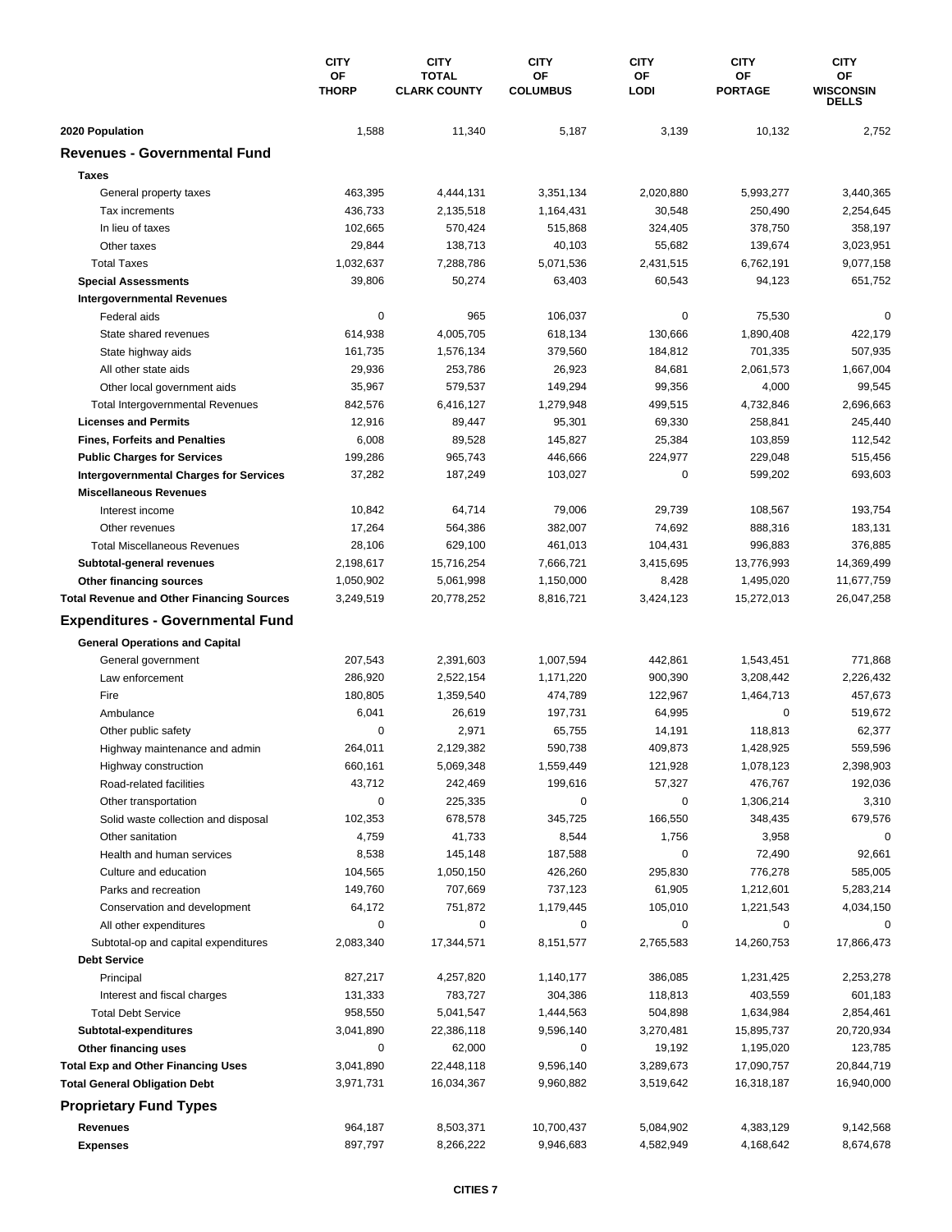| | CITY OF THORP | CITY TOTAL CLARK COUNTY | CITY OF COLUMBUS | CITY OF LODI | CITY OF PORTAGE | CITY OF WISCONSIN DELLS |
|---|---|---|---|---|---|---|
| **2020 Population** | 1,588 | 11,340 | 5,187 | 3,139 | 10,132 | 2,752 |
| **Revenues - Governmental Fund** | | | | | | |
| **Taxes** | | | | | | |
| General property taxes | 463,395 | 4,444,131 | 3,351,134 | 2,020,880 | 5,993,277 | 3,440,365 |
| Tax increments | 436,733 | 2,135,518 | 1,164,431 | 30,548 | 250,490 | 2,254,645 |
| In lieu of taxes | 102,665 | 570,424 | 515,868 | 324,405 | 378,750 | 358,197 |
| Other taxes | 29,844 | 138,713 | 40,103 | 55,682 | 139,674 | 3,023,951 |
| Total Taxes | 1,032,637 | 7,288,786 | 5,071,536 | 2,431,515 | 6,762,191 | 9,077,158 |
| **Special Assessments** | 39,806 | 50,274 | 63,403 | 60,543 | 94,123 | 651,752 |
| **Intergovernmental Revenues** | | | | | | |
| Federal aids | 0 | 965 | 106,037 | 0 | 75,530 | 0 |
| State shared revenues | 614,938 | 4,005,705 | 618,134 | 130,666 | 1,890,408 | 422,179 |
| State highway aids | 161,735 | 1,576,134 | 379,560 | 184,812 | 701,335 | 507,935 |
| All other state aids | 29,936 | 253,786 | 26,923 | 84,681 | 2,061,573 | 1,667,004 |
| Other local government aids | 35,967 | 579,537 | 149,294 | 99,356 | 4,000 | 99,545 |
| Total Intergovernmental Revenues | 842,576 | 6,416,127 | 1,279,948 | 499,515 | 4,732,846 | 2,696,663 |
| **Licenses and Permits** | 12,916 | 89,447 | 95,301 | 69,330 | 258,841 | 245,440 |
| **Fines, Forfeits and Penalties** | 6,008 | 89,528 | 145,827 | 25,384 | 103,859 | 112,542 |
| **Public Charges for Services** | 199,286 | 965,743 | 446,666 | 224,977 | 229,048 | 515,456 |
| **Intergovernmental Charges for Services** | 37,282 | 187,249 | 103,027 | 0 | 599,202 | 693,603 |
| **Miscellaneous Revenues** | | | | | | |
| Interest income | 10,842 | 64,714 | 79,006 | 29,739 | 108,567 | 193,754 |
| Other revenues | 17,264 | 564,386 | 382,007 | 74,692 | 888,316 | 183,131 |
| Total Miscellaneous Revenues | 28,106 | 629,100 | 461,013 | 104,431 | 996,883 | 376,885 |
| **Subtotal-general revenues** | 2,198,617 | 15,716,254 | 7,666,721 | 3,415,695 | 13,776,993 | 14,369,499 |
| **Other financing sources** | 1,050,902 | 5,061,998 | 1,150,000 | 8,428 | 1,495,020 | 11,677,759 |
| **Total Revenue and Other Financing Sources** | 3,249,519 | 20,778,252 | 8,816,721 | 3,424,123 | 15,272,013 | 26,047,258 |
| **Expenditures - Governmental Fund** | | | | | | |
| **General Operations and Capital** | | | | | | |
| General government | 207,543 | 2,391,603 | 1,007,594 | 442,861 | 1,543,451 | 771,868 |
| Law enforcement | 286,920 | 2,522,154 | 1,171,220 | 900,390 | 3,208,442 | 2,226,432 |
| Fire | 180,805 | 1,359,540 | 474,789 | 122,967 | 1,464,713 | 457,673 |
| Ambulance | 6,041 | 26,619 | 197,731 | 64,995 | 0 | 519,672 |
| Other public safety | 0 | 2,971 | 65,755 | 14,191 | 118,813 | 62,377 |
| Highway maintenance and admin | 264,011 | 2,129,382 | 590,738 | 409,873 | 1,428,925 | 559,596 |
| Highway construction | 660,161 | 5,069,348 | 1,559,449 | 121,928 | 1,078,123 | 2,398,903 |
| Road-related facilities | 43,712 | 242,469 | 199,616 | 57,327 | 476,767 | 192,036 |
| Other transportation | 0 | 225,335 | 0 | 0 | 1,306,214 | 3,310 |
| Solid waste collection and disposal | 102,353 | 678,578 | 345,725 | 166,550 | 348,435 | 679,576 |
| Other sanitation | 4,759 | 41,733 | 8,544 | 1,756 | 3,958 | 0 |
| Health and human services | 8,538 | 145,148 | 187,588 | 0 | 72,490 | 92,661 |
| Culture and education | 104,565 | 1,050,150 | 426,260 | 295,830 | 776,278 | 585,005 |
| Parks and recreation | 149,760 | 707,669 | 737,123 | 61,905 | 1,212,601 | 5,283,214 |
| Conservation and development | 64,172 | 751,872 | 1,179,445 | 105,010 | 1,221,543 | 4,034,150 |
| All other expenditures | 0 | 0 | 0 | 0 | 0 | 0 |
| Subtotal-op and capital expenditures | 2,083,340 | 17,344,571 | 8,151,577 | 2,765,583 | 14,260,753 | 17,866,473 |
| **Debt Service** | | | | | | |
| Principal | 827,217 | 4,257,820 | 1,140,177 | 386,085 | 1,231,425 | 2,253,278 |
| Interest and fiscal charges | 131,333 | 783,727 | 304,386 | 118,813 | 403,559 | 601,183 |
| Total Debt Service | 958,550 | 5,041,547 | 1,444,563 | 504,898 | 1,634,984 | 2,854,461 |
| **Subtotal-expenditures** | 3,041,890 | 22,386,118 | 9,596,140 | 3,270,481 | 15,895,737 | 20,720,934 |
| **Other financing uses** | 0 | 62,000 | 0 | 19,192 | 1,195,020 | 123,785 |
| **Total Exp and Other Financing Uses** | 3,041,890 | 22,448,118 | 9,596,140 | 3,289,673 | 17,090,757 | 20,844,719 |
| **Total General Obligation Debt** | 3,971,731 | 16,034,367 | 9,960,882 | 3,519,642 | 16,318,187 | 16,940,000 |
| **Proprietary Fund Types** | | | | | | |
| **Revenues** | 964,187 | 8,503,371 | 10,700,437 | 5,084,902 | 4,383,129 | 9,142,568 |
| **Expenses** | 897,797 | 8,266,222 | 9,946,683 | 4,582,949 | 4,168,642 | 8,674,678 |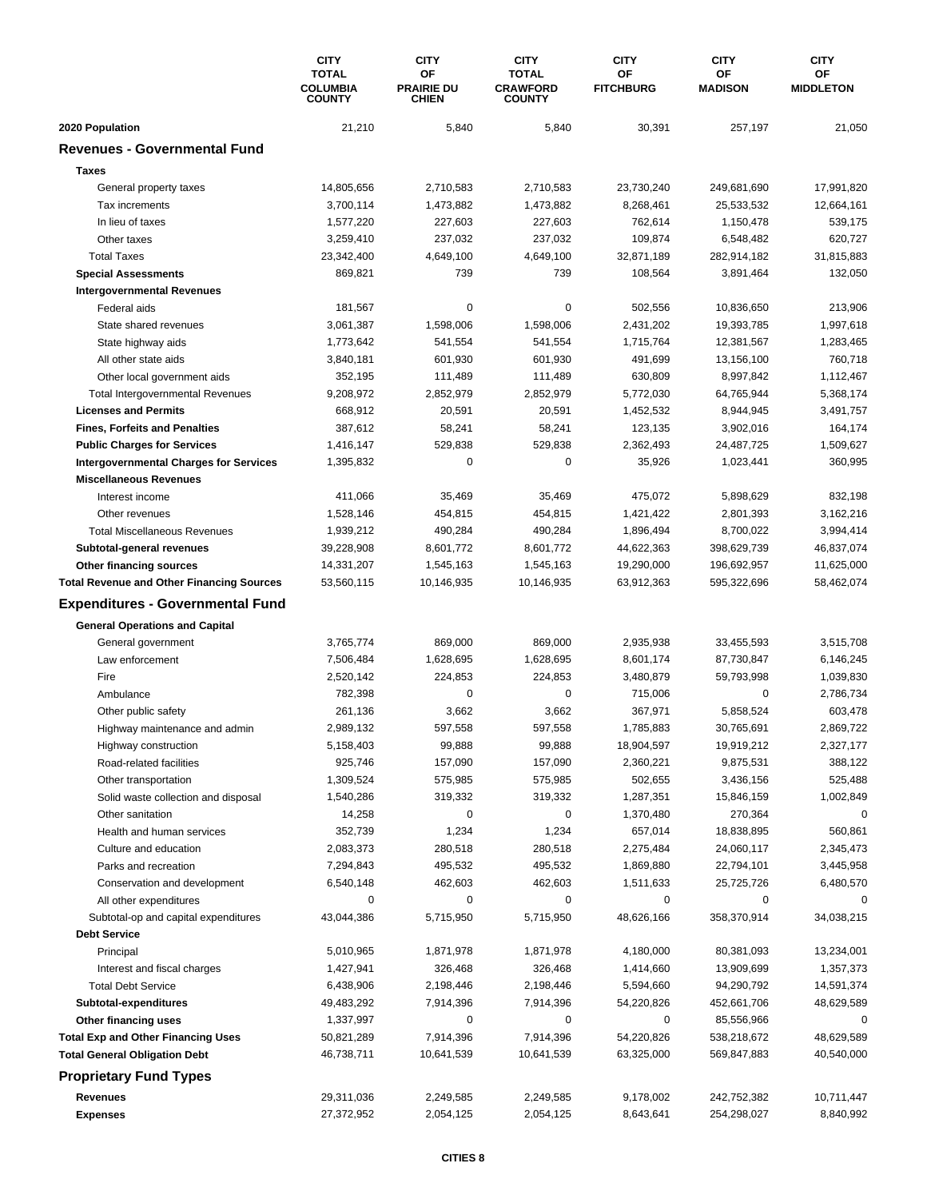| | CITY TOTAL COLUMBIA COUNTY | CITY OF PRAIRIE DU CHIEN | CITY TOTAL CRAWFORD COUNTY | CITY OF FITCHBURG | CITY OF MADISON | CITY OF MIDDLETON |
|---|---|---|---|---|---|---|
| **2020 Population** | 21,210 | 5,840 | 5,840 | 30,391 | 257,197 | 21,050 |
| **Revenues - Governmental Fund** | | | | | | |
| **Taxes** | | | | | | |
| General property taxes | 14,805,656 | 2,710,583 | 2,710,583 | 23,730,240 | 249,681,690 | 17,991,820 |
| Tax increments | 3,700,114 | 1,473,882 | 1,473,882 | 8,268,461 | 25,533,532 | 12,664,161 |
| In lieu of taxes | 1,577,220 | 227,603 | 227,603 | 762,614 | 1,150,478 | 539,175 |
| Other taxes | 3,259,410 | 237,032 | 237,032 | 109,874 | 6,548,482 | 620,727 |
| Total Taxes | 23,342,400 | 4,649,100 | 4,649,100 | 32,871,189 | 282,914,182 | 31,815,883 |
| **Special Assessments** | 869,821 | 739 | 739 | 108,564 | 3,891,464 | 132,050 |
| **Intergovernmental Revenues** | | | | | | |
| Federal aids | 181,567 | 0 | 0 | 502,556 | 10,836,650 | 213,906 |
| State shared revenues | 3,061,387 | 1,598,006 | 1,598,006 | 2,431,202 | 19,393,785 | 1,997,618 |
| State highway aids | 1,773,642 | 541,554 | 541,554 | 1,715,764 | 12,381,567 | 1,283,465 |
| All other state aids | 3,840,181 | 601,930 | 601,930 | 491,699 | 13,156,100 | 760,718 |
| Other local government aids | 352,195 | 111,489 | 111,489 | 630,809 | 8,997,842 | 1,112,467 |
| Total Intergovernmental Revenues | 9,208,972 | 2,852,979 | 2,852,979 | 5,772,030 | 64,765,944 | 5,368,174 |
| **Licenses and Permits** | 668,912 | 20,591 | 20,591 | 1,452,532 | 8,944,945 | 3,491,757 |
| **Fines, Forfeits and Penalties** | 387,612 | 58,241 | 58,241 | 123,135 | 3,902,016 | 164,174 |
| **Public Charges for Services** | 1,416,147 | 529,838 | 529,838 | 2,362,493 | 24,487,725 | 1,509,627 |
| **Intergovernmental Charges for Services** | 1,395,832 | 0 | 0 | 35,926 | 1,023,441 | 360,995 |
| **Miscellaneous Revenues** | | | | | | |
| Interest income | 411,066 | 35,469 | 35,469 | 475,072 | 5,898,629 | 832,198 |
| Other revenues | 1,528,146 | 454,815 | 454,815 | 1,421,422 | 2,801,393 | 3,162,216 |
| Total Miscellaneous Revenues | 1,939,212 | 490,284 | 490,284 | 1,896,494 | 8,700,022 | 3,994,414 |
| **Subtotal-general revenues** | 39,228,908 | 8,601,772 | 8,601,772 | 44,622,363 | 398,629,739 | 46,837,074 |
| **Other financing sources** | 14,331,207 | 1,545,163 | 1,545,163 | 19,290,000 | 196,692,957 | 11,625,000 |
| **Total Revenue and Other Financing Sources** | 53,560,115 | 10,146,935 | 10,146,935 | 63,912,363 | 595,322,696 | 58,462,074 |
| **Expenditures - Governmental Fund** | | | | | | |
| **General Operations and Capital** | | | | | | |
| General government | 3,765,774 | 869,000 | 869,000 | 2,935,938 | 33,455,593 | 3,515,708 |
| Law enforcement | 7,506,484 | 1,628,695 | 1,628,695 | 8,601,174 | 87,730,847 | 6,146,245 |
| Fire | 2,520,142 | 224,853 | 224,853 | 3,480,879 | 59,793,998 | 1,039,830 |
| Ambulance | 782,398 | 0 | 0 | 715,006 | 0 | 2,786,734 |
| Other public safety | 261,136 | 3,662 | 3,662 | 367,971 | 5,858,524 | 603,478 |
| Highway maintenance and admin | 2,989,132 | 597,558 | 597,558 | 1,785,883 | 30,765,691 | 2,869,722 |
| Highway construction | 5,158,403 | 99,888 | 99,888 | 18,904,597 | 19,919,212 | 2,327,177 |
| Road-related facilities | 925,746 | 157,090 | 157,090 | 2,360,221 | 9,875,531 | 388,122 |
| Other transportation | 1,309,524 | 575,985 | 575,985 | 502,655 | 3,436,156 | 525,488 |
| Solid waste collection and disposal | 1,540,286 | 319,332 | 319,332 | 1,287,351 | 15,846,159 | 1,002,849 |
| Other sanitation | 14,258 | 0 | 0 | 1,370,480 | 270,364 | 0 |
| Health and human services | 352,739 | 1,234 | 1,234 | 657,014 | 18,838,895 | 560,861 |
| Culture and education | 2,083,373 | 280,518 | 280,518 | 2,275,484 | 24,060,117 | 2,345,473 |
| Parks and recreation | 7,294,843 | 495,532 | 495,532 | 1,869,880 | 22,794,101 | 3,445,958 |
| Conservation and development | 6,540,148 | 462,603 | 462,603 | 1,511,633 | 25,725,726 | 6,480,570 |
| All other expenditures | 0 | 0 | 0 | 0 | 0 | 0 |
| Subtotal-op and capital expenditures | 43,044,386 | 5,715,950 | 5,715,950 | 48,626,166 | 358,370,914 | 34,038,215 |
| **Debt Service** | | | | | | |
| Principal | 5,010,965 | 1,871,978 | 1,871,978 | 4,180,000 | 80,381,093 | 13,234,001 |
| Interest and fiscal charges | 1,427,941 | 326,468 | 326,468 | 1,414,660 | 13,909,699 | 1,357,373 |
| Total Debt Service | 6,438,906 | 2,198,446 | 2,198,446 | 5,594,660 | 94,290,792 | 14,591,374 |
| **Subtotal-expenditures** | 49,483,292 | 7,914,396 | 7,914,396 | 54,220,826 | 452,661,706 | 48,629,589 |
| **Other financing uses** | 1,337,997 | 0 | 0 | 0 | 85,556,966 | 0 |
| **Total Exp and Other Financing Uses** | 50,821,289 | 7,914,396 | 7,914,396 | 54,220,826 | 538,218,672 | 48,629,589 |
| **Total General Obligation Debt** | 46,738,711 | 10,641,539 | 10,641,539 | 63,325,000 | 569,847,883 | 40,540,000 |
| **Proprietary Fund Types** | | | | | | |
| **Revenues** | 29,311,036 | 2,249,585 | 2,249,585 | 9,178,002 | 242,752,382 | 10,711,447 |
| **Expenses** | 27,372,952 | 2,054,125 | 2,054,125 | 8,643,641 | 254,298,027 | 8,840,992 |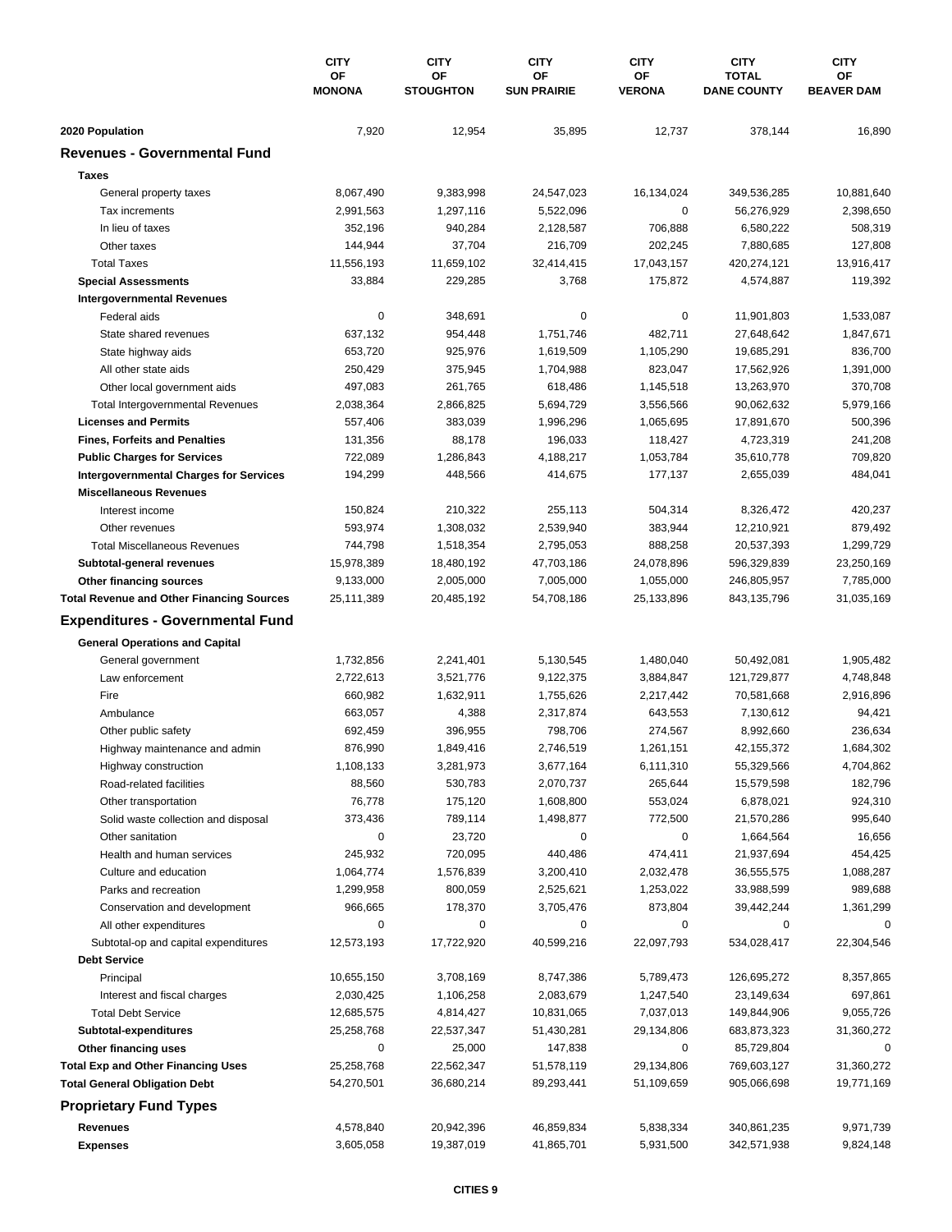| | CITY OF MONONA | CITY OF STOUGHTON | CITY OF SUN PRAIRIE | CITY OF VERONA | CITY TOTAL DANE COUNTY | CITY OF BEAVER DAM |
|---|---|---|---|---|---|---|
| **2020 Population** | 7,920 | 12,954 | 35,895 | 12,737 | 378,144 | 16,890 |
| **Revenues - Governmental Fund** | | | | | | |
| **Taxes** | | | | | | |
| General property taxes | 8,067,490 | 9,383,998 | 24,547,023 | 16,134,024 | 349,536,285 | 10,881,640 |
| Tax increments | 2,991,563 | 1,297,116 | 5,522,096 | 0 | 56,276,929 | 2,398,650 |
| In lieu of taxes | 352,196 | 940,284 | 2,128,587 | 706,888 | 6,580,222 | 508,319 |
| Other taxes | 144,944 | 37,704 | 216,709 | 202,245 | 7,880,685 | 127,808 |
| Total Taxes | 11,556,193 | 11,659,102 | 32,414,415 | 17,043,157 | 420,274,121 | 13,916,417 |
| **Special Assessments** | 33,884 | 229,285 | 3,768 | 175,872 | 4,574,887 | 119,392 |
| **Intergovernmental Revenues** | | | | | | |
| Federal aids | 0 | 348,691 | 0 | 0 | 11,901,803 | 1,533,087 |
| State shared revenues | 637,132 | 954,448 | 1,751,746 | 482,711 | 27,648,642 | 1,847,671 |
| State highway aids | 653,720 | 925,976 | 1,619,509 | 1,105,290 | 19,685,291 | 836,700 |
| All other state aids | 250,429 | 375,945 | 1,704,988 | 823,047 | 17,562,926 | 1,391,000 |
| Other local government aids | 497,083 | 261,765 | 618,486 | 1,145,518 | 13,263,970 | 370,708 |
| Total Intergovernmental Revenues | 2,038,364 | 2,866,825 | 5,694,729 | 3,556,566 | 90,062,632 | 5,979,166 |
| **Licenses and Permits** | 557,406 | 383,039 | 1,996,296 | 1,065,695 | 17,891,670 | 500,396 |
| **Fines, Forfeits and Penalties** | 131,356 | 88,178 | 196,033 | 118,427 | 4,723,319 | 241,208 |
| **Public Charges for Services** | 722,089 | 1,286,843 | 4,188,217 | 1,053,784 | 35,610,778 | 709,820 |
| **Intergovernmental Charges for Services** | 194,299 | 448,566 | 414,675 | 177,137 | 2,655,039 | 484,041 |
| **Miscellaneous Revenues** | | | | | | |
| Interest income | 150,824 | 210,322 | 255,113 | 504,314 | 8,326,472 | 420,237 |
| Other revenues | 593,974 | 1,308,032 | 2,539,940 | 383,944 | 12,210,921 | 879,492 |
| Total Miscellaneous Revenues | 744,798 | 1,518,354 | 2,795,053 | 888,258 | 20,537,393 | 1,299,729 |
| **Subtotal-general revenues** | 15,978,389 | 18,480,192 | 47,703,186 | 24,078,896 | 596,329,839 | 23,250,169 |
| **Other financing sources** | 9,133,000 | 2,005,000 | 7,005,000 | 1,055,000 | 246,805,957 | 7,785,000 |
| **Total Revenue and Other Financing Sources** | 25,111,389 | 20,485,192 | 54,708,186 | 25,133,896 | 843,135,796 | 31,035,169 |
| **Expenditures - Governmental Fund** | | | | | | |
| **General Operations and Capital** | | | | | | |
| General government | 1,732,856 | 2,241,401 | 5,130,545 | 1,480,040 | 50,492,081 | 1,905,482 |
| Law enforcement | 2,722,613 | 3,521,776 | 9,122,375 | 3,884,847 | 121,729,877 | 4,748,848 |
| Fire | 660,982 | 1,632,911 | 1,755,626 | 2,217,442 | 70,581,668 | 2,916,896 |
| Ambulance | 663,057 | 4,388 | 2,317,874 | 643,553 | 7,130,612 | 94,421 |
| Other public safety | 692,459 | 396,955 | 798,706 | 274,567 | 8,992,660 | 236,634 |
| Highway maintenance and admin | 876,990 | 1,849,416 | 2,746,519 | 1,261,151 | 42,155,372 | 1,684,302 |
| Highway construction | 1,108,133 | 3,281,973 | 3,677,164 | 6,111,310 | 55,329,566 | 4,704,862 |
| Road-related facilities | 88,560 | 530,783 | 2,070,737 | 265,644 | 15,579,598 | 182,796 |
| Other transportation | 76,778 | 175,120 | 1,608,800 | 553,024 | 6,878,021 | 924,310 |
| Solid waste collection and disposal | 373,436 | 789,114 | 1,498,877 | 772,500 | 21,570,286 | 995,640 |
| Other sanitation | 0 | 23,720 | 0 | 0 | 1,664,564 | 16,656 |
| Health and human services | 245,932 | 720,095 | 440,486 | 474,411 | 21,937,694 | 454,425 |
| Culture and education | 1,064,774 | 1,576,839 | 3,200,410 | 2,032,478 | 36,555,575 | 1,088,287 |
| Parks and recreation | 1,299,958 | 800,059 | 2,525,621 | 1,253,022 | 33,988,599 | 989,688 |
| Conservation and development | 966,665 | 178,370 | 3,705,476 | 873,804 | 39,442,244 | 1,361,299 |
| All other expenditures | 0 | 0 | 0 | 0 | 0 | 0 |
| Subtotal-op and capital expenditures | 12,573,193 | 17,722,920 | 40,599,216 | 22,097,793 | 534,028,417 | 22,304,546 |
| **Debt Service** | | | | | | |
| Principal | 10,655,150 | 3,708,169 | 8,747,386 | 5,789,473 | 126,695,272 | 8,357,865 |
| Interest and fiscal charges | 2,030,425 | 1,106,258 | 2,083,679 | 1,247,540 | 23,149,634 | 697,861 |
| Total Debt Service | 12,685,575 | 4,814,427 | 10,831,065 | 7,037,013 | 149,844,906 | 9,055,726 |
| **Subtotal-expenditures** | 25,258,768 | 22,537,347 | 51,430,281 | 29,134,806 | 683,873,323 | 31,360,272 |
| **Other financing uses** | 0 | 25,000 | 147,838 | 0 | 85,729,804 | 0 |
| **Total Exp and Other Financing Uses** | 25,258,768 | 22,562,347 | 51,578,119 | 29,134,806 | 769,603,127 | 31,360,272 |
| **Total General Obligation Debt** | 54,270,501 | 36,680,214 | 89,293,441 | 51,109,659 | 905,066,698 | 19,771,169 |
| **Proprietary Fund Types** | | | | | | |
| **Revenues** | 4,578,840 | 20,942,396 | 46,859,834 | 5,838,334 | 340,861,235 | 9,971,739 |
| **Expenses** | 3,605,058 | 19,387,019 | 41,865,701 | 5,931,500 | 342,571,938 | 9,824,148 |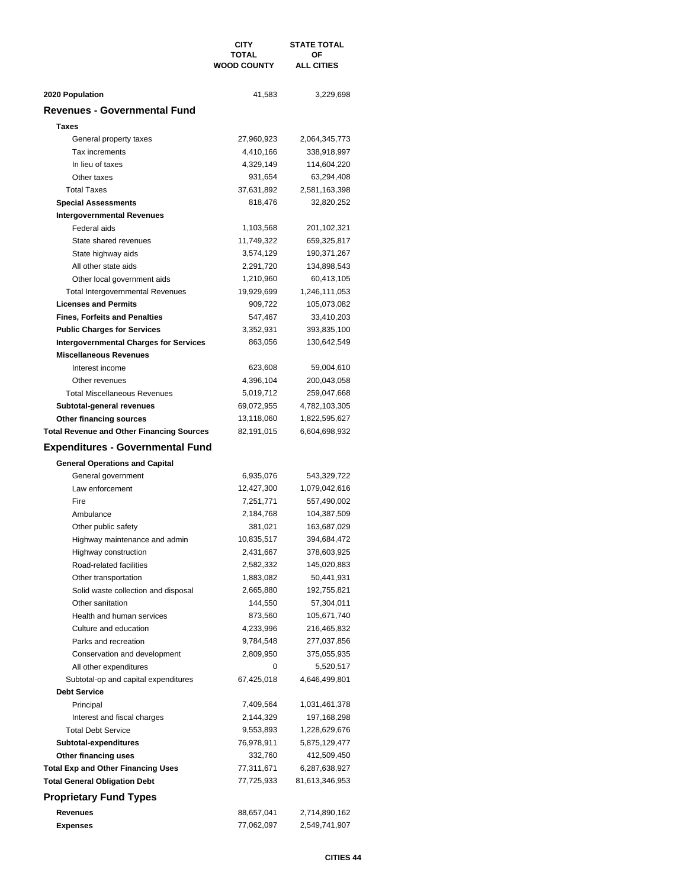| | CITY TOTAL WOOD COUNTY | STATE TOTAL OF ALL CITIES |
|---|---|---|
| **2020 Population** | 41,583 | 3,229,698 |
| **Revenues - Governmental Fund** | | |
| **Taxes** | | |
| General property taxes | 27,960,923 | 2,064,345,773 |
| Tax increments | 4,410,166 | 338,918,997 |
| In lieu of taxes | 4,329,149 | 114,604,220 |
| Other taxes | 931,654 | 63,294,408 |
| Total Taxes | 37,631,892 | 2,581,163,398 |
| **Special Assessments** | 818,476 | 32,820,252 |
| **Intergovernmental Revenues** | | |
| Federal aids | 1,103,568 | 201,102,321 |
| State shared revenues | 11,749,322 | 659,325,817 |
| State highway aids | 3,574,129 | 190,371,267 |
| All other state aids | 2,291,720 | 134,898,543 |
| Other local government aids | 1,210,960 | 60,413,105 |
| Total Intergovernmental Revenues | 19,929,699 | 1,246,111,053 |
| **Licenses and Permits** | 909,722 | 105,073,082 |
| **Fines, Forfeits and Penalties** | 547,467 | 33,410,203 |
| **Public Charges for Services** | 3,352,931 | 393,835,100 |
| **Intergovernmental Charges for Services** | 863,056 | 130,642,549 |
| **Miscellaneous Revenues** | | |
| Interest income | 623,608 | 59,004,610 |
| Other revenues | 4,396,104 | 200,043,058 |
| Total Miscellaneous Revenues | 5,019,712 | 259,047,668 |
| **Subtotal-general revenues** | 69,072,955 | 4,782,103,305 |
| **Other financing sources** | 13,118,060 | 1,822,595,627 |
| **Total Revenue and Other Financing Sources** | 82,191,015 | 6,604,698,932 |
| **Expenditures - Governmental Fund** | | |
| **General Operations and Capital** | | |
| General government | 6,935,076 | 543,329,722 |
| Law enforcement | 12,427,300 | 1,079,042,616 |
| Fire | 7,251,771 | 557,490,002 |
| Ambulance | 2,184,768 | 104,387,509 |
| Other public safety | 381,021 | 163,687,029 |
| Highway maintenance and admin | 10,835,517 | 394,684,472 |
| Highway construction | 2,431,667 | 378,603,925 |
| Road-related facilities | 2,582,332 | 145,020,883 |
| Other transportation | 1,883,082 | 50,441,931 |
| Solid waste collection and disposal | 2,665,880 | 192,755,821 |
| Other sanitation | 144,550 | 57,304,011 |
| Health and human services | 873,560 | 105,671,740 |
| Culture and education | 4,233,996 | 216,465,832 |
| Parks and recreation | 9,784,548 | 277,037,856 |
| Conservation and development | 2,809,950 | 375,055,935 |
| All other expenditures | 0 | 5,520,517 |
| Subtotal-op and capital expenditures | 67,425,018 | 4,646,499,801 |
| **Debt Service** | | |
| Principal | 7,409,564 | 1,031,461,378 |
| Interest and fiscal charges | 2,144,329 | 197,168,298 |
| Total Debt Service | 9,553,893 | 1,228,629,676 |
| **Subtotal-expenditures** | 76,978,911 | 5,875,129,477 |
| **Other financing uses** | 332,760 | 412,509,450 |
| **Total Exp and Other Financing Uses** | 77,311,671 | 6,287,638,927 |
| **Total General Obligation Debt** | 77,725,933 | 81,613,346,953 |
| **Proprietary Fund Types** | | |
| **Revenues** | 88,657,041 | 2,714,890,162 |
| **Expenses** | 77,062,097 | 2,549,741,907 |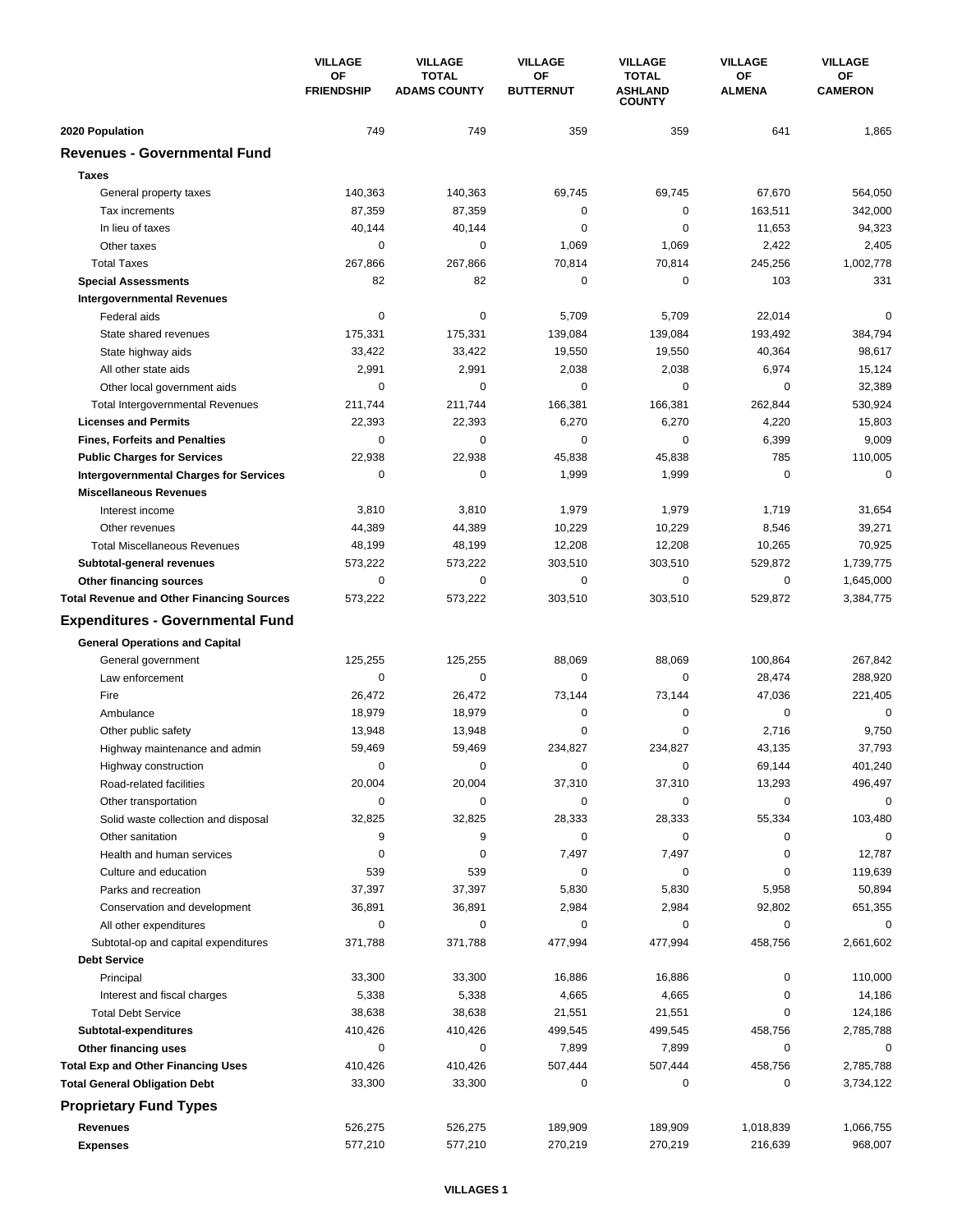| | VILLAGE OF FRIENDSHIP | VILLAGE TOTAL ADAMS COUNTY | VILLAGE OF BUTTERNUT | VILLAGE TOTAL ASHLAND COUNTY | VILLAGE OF ALMENA | VILLAGE OF CAMERON |
|---|---|---|---|---|---|---|
| **2020 Population** | 749 | 749 | 359 | 359 | 641 | 1,865 |
| **Revenues - Governmental Fund** | | | | | | |
| **Taxes** | | | | | | |
| General property taxes | 140,363 | 140,363 | 69,745 | 69,745 | 67,670 | 564,050 |
| Tax increments | 87,359 | 87,359 | 0 | 0 | 163,511 | 342,000 |
| In lieu of taxes | 40,144 | 40,144 | 0 | 0 | 11,653 | 94,323 |
| Other taxes | 0 | 0 | 1,069 | 1,069 | 2,422 | 2,405 |
| Total Taxes | 267,866 | 267,866 | 70,814 | 70,814 | 245,256 | 1,002,778 |
| **Special Assessments** | 82 | 82 | 0 | 0 | 103 | 331 |
| **Intergovernmental Revenues** | | | | | | |
| Federal aids | 0 | 0 | 5,709 | 5,709 | 22,014 | 0 |
| State shared revenues | 175,331 | 175,331 | 139,084 | 139,084 | 193,492 | 384,794 |
| State highway aids | 33,422 | 33,422 | 19,550 | 19,550 | 40,364 | 98,617 |
| All other state aids | 2,991 | 2,991 | 2,038 | 2,038 | 6,974 | 15,124 |
| Other local government aids | 0 | 0 | 0 | 0 | 0 | 32,389 |
| Total Intergovernmental Revenues | 211,744 | 211,744 | 166,381 | 166,381 | 262,844 | 530,924 |
| **Licenses and Permits** | 22,393 | 22,393 | 6,270 | 6,270 | 4,220 | 15,803 |
| **Fines, Forfeits and Penalties** | 0 | 0 | 0 | 0 | 6,399 | 9,009 |
| **Public Charges for Services** | 22,938 | 22,938 | 45,838 | 45,838 | 785 | 110,005 |
| **Intergovernmental Charges for Services** | 0 | 0 | 1,999 | 1,999 | 0 | 0 |
| **Miscellaneous Revenues** | | | | | | |
| Interest income | 3,810 | 3,810 | 1,979 | 1,979 | 1,719 | 31,654 |
| Other revenues | 44,389 | 44,389 | 10,229 | 10,229 | 8,546 | 39,271 |
| Total Miscellaneous Revenues | 48,199 | 48,199 | 12,208 | 12,208 | 10,265 | 70,925 |
| **Subtotal-general revenues** | 573,222 | 573,222 | 303,510 | 303,510 | 529,872 | 1,739,775 |
| **Other financing sources** | 0 | 0 | 0 | 0 | 0 | 1,645,000 |
| **Total Revenue and Other Financing Sources** | 573,222 | 573,222 | 303,510 | 303,510 | 529,872 | 3,384,775 |
| **Expenditures - Governmental Fund** | | | | | | |
| **General Operations and Capital** | | | | | | |
| General government | 125,255 | 125,255 | 88,069 | 88,069 | 100,864 | 267,842 |
| Law enforcement | 0 | 0 | 0 | 0 | 28,474 | 288,920 |
| Fire | 26,472 | 26,472 | 73,144 | 73,144 | 47,036 | 221,405 |
| Ambulance | 18,979 | 18,979 | 0 | 0 | 0 | 0 |
| Other public safety | 13,948 | 13,948 | 0 | 0 | 2,716 | 9,750 |
| Highway maintenance and admin | 59,469 | 59,469 | 234,827 | 234,827 | 43,135 | 37,793 |
| Highway construction | 0 | 0 | 0 | 0 | 69,144 | 401,240 |
| Road-related facilities | 20,004 | 20,004 | 37,310 | 37,310 | 13,293 | 496,497 |
| Other transportation | 0 | 0 | 0 | 0 | 0 | 0 |
| Solid waste collection and disposal | 32,825 | 32,825 | 28,333 | 28,333 | 55,334 | 103,480 |
| Other sanitation | 9 | 9 | 0 | 0 | 0 | 0 |
| Health and human services | 0 | 0 | 7,497 | 7,497 | 0 | 12,787 |
| Culture and education | 539 | 539 | 0 | 0 | 0 | 119,639 |
| Parks and recreation | 37,397 | 37,397 | 5,830 | 5,830 | 5,958 | 50,894 |
| Conservation and development | 36,891 | 36,891 | 2,984 | 2,984 | 92,802 | 651,355 |
| All other expenditures | 0 | 0 | 0 | 0 | 0 | 0 |
| Subtotal-op and capital expenditures | 371,788 | 371,788 | 477,994 | 477,994 | 458,756 | 2,661,602 |
| **Debt Service** | | | | | | |
| Principal | 33,300 | 33,300 | 16,886 | 16,886 | 0 | 110,000 |
| Interest and fiscal charges | 5,338 | 5,338 | 4,665 | 4,665 | 0 | 14,186 |
| Total Debt Service | 38,638 | 38,638 | 21,551 | 21,551 | 0 | 124,186 |
| **Subtotal-expenditures** | 410,426 | 410,426 | 499,545 | 499,545 | 458,756 | 2,785,788 |
| **Other financing uses** | 0 | 0 | 7,899 | 7,899 | 0 | 0 |
| **Total Exp and Other Financing Uses** | 410,426 | 410,426 | 507,444 | 507,444 | 458,756 | 2,785,788 |
| **Total General Obligation Debt** | 33,300 | 33,300 | 0 | 0 | 0 | 3,734,122 |
| **Proprietary Fund Types** | | | | | | |
| **Revenues** | 526,275 | 526,275 | 189,909 | 189,909 | 1,018,839 | 1,066,755 |
| **Expenses** | 577,210 | 577,210 | 270,219 | 270,219 | 216,639 | 968,007 |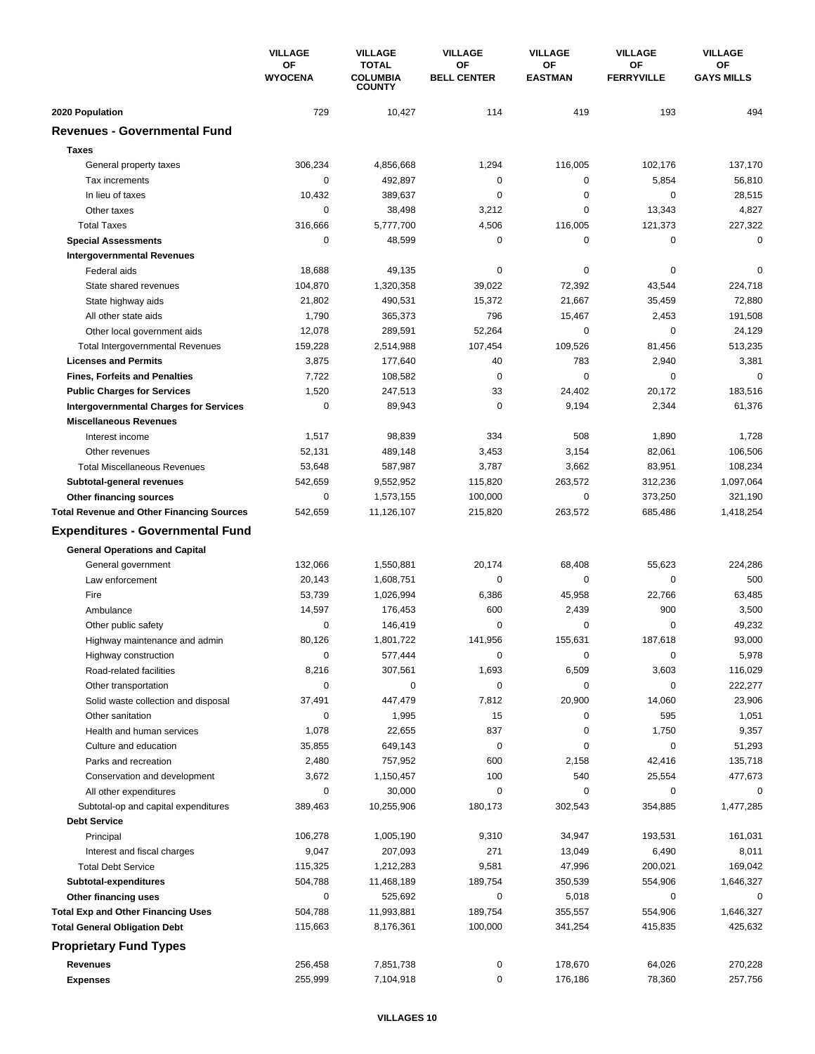| | VILLAGE OF WYOCENA | VILLAGE TOTAL COLUMBIA COUNTY | VILLAGE OF BELL CENTER | VILLAGE OF EASTMAN | VILLAGE OF FERRYVILLE | VILLAGE OF GAYS MILLS |
|---|---|---|---|---|---|---|
| **2020 Population** | 729 | 10,427 | 114 | 419 | 193 | 494 |
| **Revenues - Governmental Fund** | | | | | | |
| **Taxes** | | | | | | |
| General property taxes | 306,234 | 4,856,668 | 1,294 | 116,005 | 102,176 | 137,170 |
| Tax increments | 0 | 492,897 | 0 | 0 | 5,854 | 56,810 |
| In lieu of taxes | 10,432 | 389,637 | 0 | 0 | 0 | 28,515 |
| Other taxes | 0 | 38,498 | 3,212 | 0 | 13,343 | 4,827 |
| Total Taxes | 316,666 | 5,777,700 | 4,506 | 116,005 | 121,373 | 227,322 |
| **Special Assessments** | 0 | 48,599 | 0 | 0 | 0 | 0 |
| **Intergovernmental Revenues** | | | | | | |
| Federal aids | 18,688 | 49,135 | 0 | 0 | 0 | 0 |
| State shared revenues | 104,870 | 1,320,358 | 39,022 | 72,392 | 43,544 | 224,718 |
| State highway aids | 21,802 | 490,531 | 15,372 | 21,667 | 35,459 | 72,880 |
| All other state aids | 1,790 | 365,373 | 796 | 15,467 | 2,453 | 191,508 |
| Other local government aids | 12,078 | 289,591 | 52,264 | 0 | 0 | 24,129 |
| Total Intergovernmental Revenues | 159,228 | 2,514,988 | 107,454 | 109,526 | 81,456 | 513,235 |
| **Licenses and Permits** | 3,875 | 177,640 | 40 | 783 | 2,940 | 3,381 |
| **Fines, Forfeits and Penalties** | 7,722 | 108,582 | 0 | 0 | 0 | 0 |
| **Public Charges for Services** | 1,520 | 247,513 | 33 | 24,402 | 20,172 | 183,516 |
| **Intergovernmental Charges for Services** | 0 | 89,943 | 0 | 9,194 | 2,344 | 61,376 |
| **Miscellaneous Revenues** | | | | | | |
| Interest income | 1,517 | 98,839 | 334 | 508 | 1,890 | 1,728 |
| Other revenues | 52,131 | 489,148 | 3,453 | 3,154 | 82,061 | 106,506 |
| Total Miscellaneous Revenues | 53,648 | 587,987 | 3,787 | 3,662 | 83,951 | 108,234 |
| **Subtotal-general revenues** | 542,659 | 9,552,952 | 115,820 | 263,572 | 312,236 | 1,097,064 |
| **Other financing sources** | 0 | 1,573,155 | 100,000 | 0 | 373,250 | 321,190 |
| **Total Revenue and Other Financing Sources** | 542,659 | 11,126,107 | 215,820 | 263,572 | 685,486 | 1,418,254 |
| **Expenditures - Governmental Fund** | | | | | | |
| **General Operations and Capital** | | | | | | |
| General government | 132,066 | 1,550,881 | 20,174 | 68,408 | 55,623 | 224,286 |
| Law enforcement | 20,143 | 1,608,751 | 0 | 0 | 0 | 500 |
| Fire | 53,739 | 1,026,994 | 6,386 | 45,958 | 22,766 | 63,485 |
| Ambulance | 14,597 | 176,453 | 600 | 2,439 | 900 | 3,500 |
| Other public safety | 0 | 146,419 | 0 | 0 | 0 | 49,232 |
| Highway maintenance and admin | 80,126 | 1,801,722 | 141,956 | 155,631 | 187,618 | 93,000 |
| Highway construction | 0 | 577,444 | 0 | 0 | 0 | 5,978 |
| Road-related facilities | 8,216 | 307,561 | 1,693 | 6,509 | 3,603 | 116,029 |
| Other transportation | 0 | 0 | 0 | 0 | 0 | 222,277 |
| Solid waste collection and disposal | 37,491 | 447,479 | 7,812 | 20,900 | 14,060 | 23,906 |
| Other sanitation | 0 | 1,995 | 15 | 0 | 595 | 1,051 |
| Health and human services | 1,078 | 22,655 | 837 | 0 | 1,750 | 9,357 |
| Culture and education | 35,855 | 649,143 | 0 | 0 | 0 | 51,293 |
| Parks and recreation | 2,480 | 757,952 | 600 | 2,158 | 42,416 | 135,718 |
| Conservation and development | 3,672 | 1,150,457 | 100 | 540 | 25,554 | 477,673 |
| All other expenditures | 0 | 30,000 | 0 | 0 | 0 | 0 |
| Subtotal-op and capital expenditures | 389,463 | 10,255,906 | 180,173 | 302,543 | 354,885 | 1,477,285 |
| **Debt Service** | | | | | | |
| Principal | 106,278 | 1,005,190 | 9,310 | 34,947 | 193,531 | 161,031 |
| Interest and fiscal charges | 9,047 | 207,093 | 271 | 13,049 | 6,490 | 8,011 |
| Total Debt Service | 115,325 | 1,212,283 | 9,581 | 47,996 | 200,021 | 169,042 |
| **Subtotal-expenditures** | 504,788 | 11,468,189 | 189,754 | 350,539 | 554,906 | 1,646,327 |
| **Other financing uses** | 0 | 525,692 | 0 | 5,018 | 0 | 0 |
| **Total Exp and Other Financing Uses** | 504,788 | 11,993,881 | 189,754 | 355,557 | 554,906 | 1,646,327 |
| **Total General Obligation Debt** | 115,663 | 8,176,361 | 100,000 | 341,254 | 415,835 | 425,632 |
| **Proprietary Fund Types** | | | | | | |
| **Revenues** | 256,458 | 7,851,738 | 0 | 178,670 | 64,026 | 270,228 |
| **Expenses** | 255,999 | 7,104,918 | 0 | 176,186 | 78,360 | 257,756 |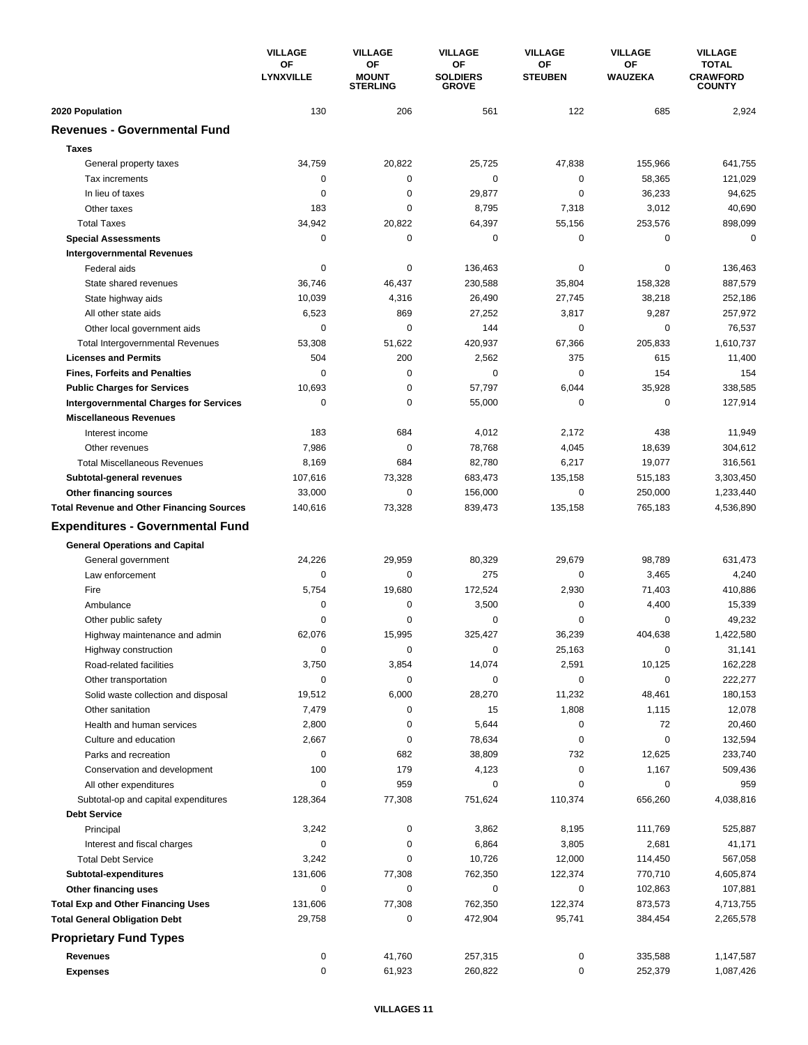| | VILLAGE OF LYNXVILLE | VILLAGE OF MOUNT STERLING | VILLAGE OF SOLDIERS GROVE | VILLAGE OF STEUBEN | VILLAGE OF WAUZEKA | VILLAGE TOTAL CRAWFORD COUNTY |
|---|---|---|---|---|---|---|
| **2020 Population** | 130 | 206 | 561 | 122 | 685 | 2,924 |
| **Revenues - Governmental Fund** | | | | | | |
| **Taxes** | | | | | | |
| General property taxes | 34,759 | 20,822 | 25,725 | 47,838 | 155,966 | 641,755 |
| Tax increments | 0 | 0 | 0 | 0 | 58,365 | 121,029 |
| In lieu of taxes | 0 | 0 | 29,877 | 0 | 36,233 | 94,625 |
| Other taxes | 183 | 0 | 8,795 | 7,318 | 3,012 | 40,690 |
| Total Taxes | 34,942 | 20,822 | 64,397 | 55,156 | 253,576 | 898,099 |
| **Special Assessments** | 0 | 0 | 0 | 0 | 0 | 0 |
| **Intergovernmental Revenues** | | | | | | |
| Federal aids | 0 | 0 | 136,463 | 0 | 0 | 136,463 |
| State shared revenues | 36,746 | 46,437 | 230,588 | 35,804 | 158,328 | 887,579 |
| State highway aids | 10,039 | 4,316 | 26,490 | 27,745 | 38,218 | 252,186 |
| All other state aids | 6,523 | 869 | 27,252 | 3,817 | 9,287 | 257,972 |
| Other local government aids | 0 | 0 | 144 | 0 | 0 | 76,537 |
| Total Intergovernmental Revenues | 53,308 | 51,622 | 420,937 | 67,366 | 205,833 | 1,610,737 |
| **Licenses and Permits** | 504 | 200 | 2,562 | 375 | 615 | 11,400 |
| **Fines, Forfeits and Penalties** | 0 | 0 | 0 | 0 | 154 | 154 |
| **Public Charges for Services** | 10,693 | 0 | 57,797 | 6,044 | 35,928 | 338,585 |
| **Intergovernmental Charges for Services** | 0 | 0 | 55,000 | 0 | 0 | 127,914 |
| **Miscellaneous Revenues** | | | | | | |
| Interest income | 183 | 684 | 4,012 | 2,172 | 438 | 11,949 |
| Other revenues | 7,986 | 0 | 78,768 | 4,045 | 18,639 | 304,612 |
| Total Miscellaneous Revenues | 8,169 | 684 | 82,780 | 6,217 | 19,077 | 316,561 |
| **Subtotal-general revenues** | 107,616 | 73,328 | 683,473 | 135,158 | 515,183 | 3,303,450 |
| **Other financing sources** | 33,000 | 0 | 156,000 | 0 | 250,000 | 1,233,440 |
| **Total Revenue and Other Financing Sources** | 140,616 | 73,328 | 839,473 | 135,158 | 765,183 | 4,536,890 |
| **Expenditures - Governmental Fund** | | | | | | |
| **General Operations and Capital** | | | | | | |
| General government | 24,226 | 29,959 | 80,329 | 29,679 | 98,789 | 631,473 |
| Law enforcement | 0 | 0 | 275 | 0 | 3,465 | 4,240 |
| Fire | 5,754 | 19,680 | 172,524 | 2,930 | 71,403 | 410,886 |
| Ambulance | 0 | 0 | 3,500 | 0 | 4,400 | 15,339 |
| Other public safety | 0 | 0 | 0 | 0 | 0 | 49,232 |
| Highway maintenance and admin | 62,076 | 15,995 | 325,427 | 36,239 | 404,638 | 1,422,580 |
| Highway construction | 0 | 0 | 0 | 25,163 | 0 | 31,141 |
| Road-related facilities | 3,750 | 3,854 | 14,074 | 2,591 | 10,125 | 162,228 |
| Other transportation | 0 | 0 | 0 | 0 | 0 | 222,277 |
| Solid waste collection and disposal | 19,512 | 6,000 | 28,270 | 11,232 | 48,461 | 180,153 |
| Other sanitation | 7,479 | 0 | 15 | 1,808 | 1,115 | 12,078 |
| Health and human services | 2,800 | 0 | 5,644 | 0 | 72 | 20,460 |
| Culture and education | 2,667 | 0 | 78,634 | 0 | 0 | 132,594 |
| Parks and recreation | 0 | 682 | 38,809 | 732 | 12,625 | 233,740 |
| Conservation and development | 100 | 179 | 4,123 | 0 | 1,167 | 509,436 |
| All other expenditures | 0 | 959 | 0 | 0 | 0 | 959 |
| Subtotal-op and capital expenditures | 128,364 | 77,308 | 751,624 | 110,374 | 656,260 | 4,038,816 |
| **Debt Service** | | | | | | |
| Principal | 3,242 | 0 | 3,862 | 8,195 | 111,769 | 525,887 |
| Interest and fiscal charges | 0 | 0 | 6,864 | 3,805 | 2,681 | 41,171 |
| Total Debt Service | 3,242 | 0 | 10,726 | 12,000 | 114,450 | 567,058 |
| **Subtotal-expenditures** | 131,606 | 77,308 | 762,350 | 122,374 | 770,710 | 4,605,874 |
| **Other financing uses** | 0 | 0 | 0 | 0 | 102,863 | 107,881 |
| **Total Exp and Other Financing Uses** | 131,606 | 77,308 | 762,350 | 122,374 | 873,573 | 4,713,755 |
| **Total General Obligation Debt** | 29,758 | 0 | 472,904 | 95,741 | 384,454 | 2,265,578 |
| **Proprietary Fund Types** | | | | | | |
| **Revenues** | 0 | 41,760 | 257,315 | 0 | 335,588 | 1,147,587 |
| **Expenses** | 0 | 61,923 | 260,822 | 0 | 252,379 | 1,087,426 |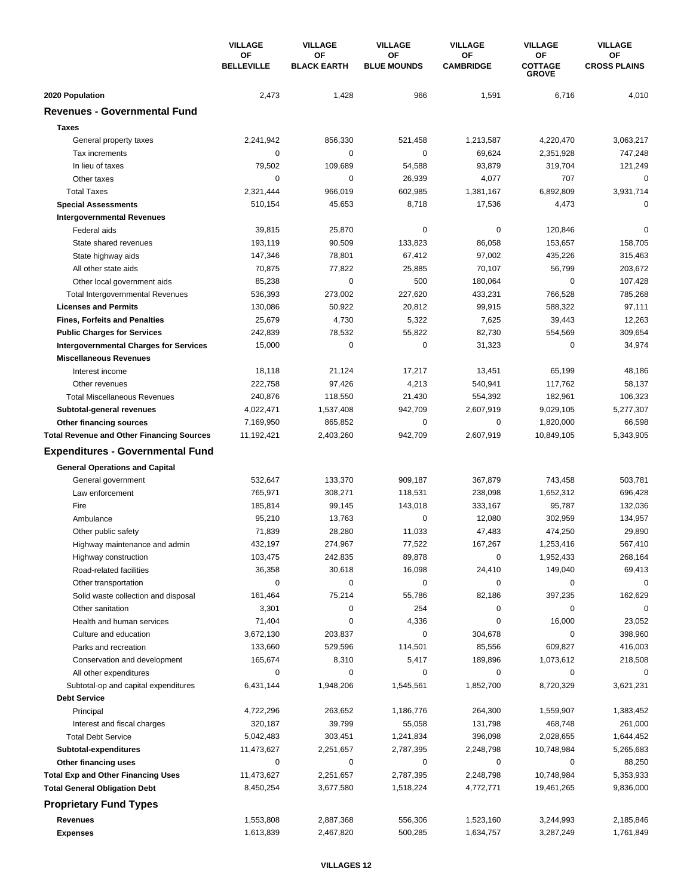| | VILLAGE OF BELLEVILLE | VILLAGE OF BLACK EARTH | VILLAGE OF BLUE MOUNDS | VILLAGE OF CAMBRIDGE | VILLAGE OF COTTAGE GROVE | VILLAGE OF CROSS PLAINS |
|---|---|---|---|---|---|---|
| **2020 Population** | 2,473 | 1,428 | 966 | 1,591 | 6,716 | 4,010 |
| **Revenues - Governmental Fund** | | | | | | |
| **Taxes** | | | | | | |
| General property taxes | 2,241,942 | 856,330 | 521,458 | 1,213,587 | 4,220,470 | 3,063,217 |
| Tax increments | 0 | 0 | 0 | 69,624 | 2,351,928 | 747,248 |
| In lieu of taxes | 79,502 | 109,689 | 54,588 | 93,879 | 319,704 | 121,249 |
| Other taxes | 0 | 0 | 26,939 | 4,077 | 707 | 0 |
| Total Taxes | 2,321,444 | 966,019 | 602,985 | 1,381,167 | 6,892,809 | 3,931,714 |
| **Special Assessments** | 510,154 | 45,653 | 8,718 | 17,536 | 4,473 | 0 |
| **Intergovernmental Revenues** | | | | | | |
| Federal aids | 39,815 | 25,870 | 0 | 0 | 120,846 | 0 |
| State shared revenues | 193,119 | 90,509 | 133,823 | 86,058 | 153,657 | 158,705 |
| State highway aids | 147,346 | 78,801 | 67,412 | 97,002 | 435,226 | 315,463 |
| All other state aids | 70,875 | 77,822 | 25,885 | 70,107 | 56,799 | 203,672 |
| Other local government aids | 85,238 | 0 | 500 | 180,064 | 0 | 107,428 |
| Total Intergovernmental Revenues | 536,393 | 273,002 | 227,620 | 433,231 | 766,528 | 785,268 |
| **Licenses and Permits** | 130,086 | 50,922 | 20,812 | 99,915 | 588,322 | 97,111 |
| **Fines, Forfeits and Penalties** | 25,679 | 4,730 | 5,322 | 7,625 | 39,443 | 12,263 |
| **Public Charges for Services** | 242,839 | 78,532 | 55,822 | 82,730 | 554,569 | 309,654 |
| **Intergovernmental Charges for Services** | 15,000 | 0 | 0 | 31,323 | 0 | 34,974 |
| **Miscellaneous Revenues** | | | | | | |
| Interest income | 18,118 | 21,124 | 17,217 | 13,451 | 65,199 | 48,186 |
| Other revenues | 222,758 | 97,426 | 4,213 | 540,941 | 117,762 | 58,137 |
| Total Miscellaneous Revenues | 240,876 | 118,550 | 21,430 | 554,392 | 182,961 | 106,323 |
| **Subtotal-general revenues** | 4,022,471 | 1,537,408 | 942,709 | 2,607,919 | 9,029,105 | 5,277,307 |
| **Other financing sources** | 7,169,950 | 865,852 | 0 | 0 | 1,820,000 | 66,598 |
| **Total Revenue and Other Financing Sources** | 11,192,421 | 2,403,260 | 942,709 | 2,607,919 | 10,849,105 | 5,343,905 |
| **Expenditures - Governmental Fund** | | | | | | |
| **General Operations and Capital** | | | | | | |
| General government | 532,647 | 133,370 | 909,187 | 367,879 | 743,458 | 503,781 |
| Law enforcement | 765,971 | 308,271 | 118,531 | 238,098 | 1,652,312 | 696,428 |
| Fire | 185,814 | 99,145 | 143,018 | 333,167 | 95,787 | 132,036 |
| Ambulance | 95,210 | 13,763 | 0 | 12,080 | 302,959 | 134,957 |
| Other public safety | 71,839 | 28,280 | 11,033 | 47,483 | 474,250 | 29,890 |
| Highway maintenance and admin | 432,197 | 274,967 | 77,522 | 167,267 | 1,253,416 | 567,410 |
| Highway construction | 103,475 | 242,835 | 89,878 | 0 | 1,952,433 | 268,164 |
| Road-related facilities | 36,358 | 30,618 | 16,098 | 24,410 | 149,040 | 69,413 |
| Other transportation | 0 | 0 | 0 | 0 | 0 | 0 |
| Solid waste collection and disposal | 161,464 | 75,214 | 55,786 | 82,186 | 397,235 | 162,629 |
| Other sanitation | 3,301 | 0 | 254 | 0 | 0 | 0 |
| Health and human services | 71,404 | 0 | 4,336 | 0 | 16,000 | 23,052 |
| Culture and education | 3,672,130 | 203,837 | 0 | 304,678 | 0 | 398,960 |
| Parks and recreation | 133,660 | 529,596 | 114,501 | 85,556 | 609,827 | 416,003 |
| Conservation and development | 165,674 | 8,310 | 5,417 | 189,896 | 1,073,612 | 218,508 |
| All other expenditures | 0 | 0 | 0 | 0 | 0 | 0 |
| Subtotal-op and capital expenditures | 6,431,144 | 1,948,206 | 1,545,561 | 1,852,700 | 8,720,329 | 3,621,231 |
| **Debt Service** | | | | | | |
| Principal | 4,722,296 | 263,652 | 1,186,776 | 264,300 | 1,559,907 | 1,383,452 |
| Interest and fiscal charges | 320,187 | 39,799 | 55,058 | 131,798 | 468,748 | 261,000 |
| Total Debt Service | 5,042,483 | 303,451 | 1,241,834 | 396,098 | 2,028,655 | 1,644,452 |
| **Subtotal-expenditures** | 11,473,627 | 2,251,657 | 2,787,395 | 2,248,798 | 10,748,984 | 5,265,683 |
| **Other financing uses** | 0 | 0 | 0 | 0 | 0 | 88,250 |
| **Total Exp and Other Financing Uses** | 11,473,627 | 2,251,657 | 2,787,395 | 2,248,798 | 10,748,984 | 5,353,933 |
| **Total General Obligation Debt** | 8,450,254 | 3,677,580 | 1,518,224 | 4,772,771 | 19,461,265 | 9,836,000 |
| **Proprietary Fund Types** | | | | | | |
| **Revenues** | 1,553,808 | 2,887,368 | 556,306 | 1,523,160 | 3,244,993 | 2,185,846 |
| **Expenses** | 1,613,839 | 2,467,820 | 500,285 | 1,634,757 | 3,287,249 | 1,761,849 |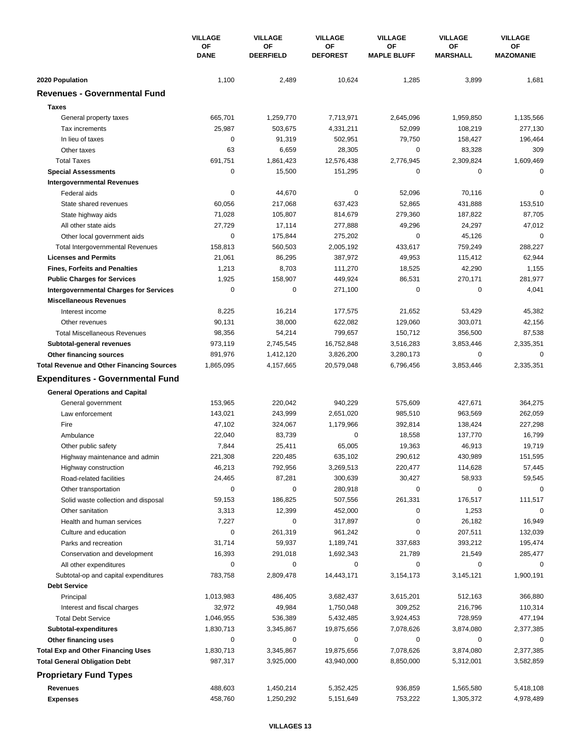| | VILLAGE OF DANE | VILLAGE OF DEERFIELD | VILLAGE OF DEFOREST | VILLAGE OF MAPLE BLUFF | VILLAGE OF MARSHALL | VILLAGE OF MAZOMANIE |
|---|---|---|---|---|---|---|
| **2020 Population** | 1,100 | 2,489 | 10,624 | 1,285 | 3,899 | 1,681 |
| **Revenues - Governmental Fund** | | | | | | |
| **Taxes** | | | | | | |
| General property taxes | 665,701 | 1,259,770 | 7,713,971 | 2,645,096 | 1,959,850 | 1,135,566 |
| Tax increments | 25,987 | 503,675 | 4,331,211 | 52,099 | 108,219 | 277,130 |
| In lieu of taxes | 0 | 91,319 | 502,951 | 79,750 | 158,427 | 196,464 |
| Other taxes | 63 | 6,659 | 28,305 | 0 | 83,328 | 309 |
| Total Taxes | 691,751 | 1,861,423 | 12,576,438 | 2,776,945 | 2,309,824 | 1,609,469 |
| **Special Assessments** | 0 | 15,500 | 151,295 | 0 | 0 | 0 |
| **Intergovernmental Revenues** | | | | | | |
| Federal aids | 0 | 44,670 | 0 | 52,096 | 70,116 | 0 |
| State shared revenues | 60,056 | 217,068 | 637,423 | 52,865 | 431,888 | 153,510 |
| State highway aids | 71,028 | 105,807 | 814,679 | 279,360 | 187,822 | 87,705 |
| All other state aids | 27,729 | 17,114 | 277,888 | 49,296 | 24,297 | 47,012 |
| Other local government aids | 0 | 175,844 | 275,202 | 0 | 45,126 | 0 |
| Total Intergovernmental Revenues | 158,813 | 560,503 | 2,005,192 | 433,617 | 759,249 | 288,227 |
| **Licenses and Permits** | 21,061 | 86,295 | 387,972 | 49,953 | 115,412 | 62,944 |
| **Fines, Forfeits and Penalties** | 1,213 | 8,703 | 111,270 | 18,525 | 42,290 | 1,155 |
| **Public Charges for Services** | 1,925 | 158,907 | 449,924 | 86,531 | 270,171 | 281,977 |
| **Intergovernmental Charges for Services** | 0 | 0 | 271,100 | 0 | 0 | 4,041 |
| **Miscellaneous Revenues** | | | | | | |
| Interest income | 8,225 | 16,214 | 177,575 | 21,652 | 53,429 | 45,382 |
| Other revenues | 90,131 | 38,000 | 622,082 | 129,060 | 303,071 | 42,156 |
| Total Miscellaneous Revenues | 98,356 | 54,214 | 799,657 | 150,712 | 356,500 | 87,538 |
| **Subtotal-general revenues** | 973,119 | 2,745,545 | 16,752,848 | 3,516,283 | 3,853,446 | 2,335,351 |
| **Other financing sources** | 891,976 | 1,412,120 | 3,826,200 | 3,280,173 | 0 | 0 |
| **Total Revenue and Other Financing Sources** | 1,865,095 | 4,157,665 | 20,579,048 | 6,796,456 | 3,853,446 | 2,335,351 |
| **Expenditures - Governmental Fund** | | | | | | |
| **General Operations and Capital** | | | | | | |
| General government | 153,965 | 220,042 | 940,229 | 575,609 | 427,671 | 364,275 |
| Law enforcement | 143,021 | 243,999 | 2,651,020 | 985,510 | 963,569 | 262,059 |
| Fire | 47,102 | 324,067 | 1,179,966 | 392,814 | 138,424 | 227,298 |
| Ambulance | 22,040 | 83,739 | 0 | 18,558 | 137,770 | 16,799 |
| Other public safety | 7,844 | 25,411 | 65,005 | 19,363 | 46,913 | 19,719 |
| Highway maintenance and admin | 221,308 | 220,485 | 635,102 | 290,612 | 430,989 | 151,595 |
| Highway construction | 46,213 | 792,956 | 3,269,513 | 220,477 | 114,628 | 57,445 |
| Road-related facilities | 24,465 | 87,281 | 300,639 | 30,427 | 58,933 | 59,545 |
| Other transportation | 0 | 0 | 280,918 | 0 | 0 | 0 |
| Solid waste collection and disposal | 59,153 | 186,825 | 507,556 | 261,331 | 176,517 | 111,517 |
| Other sanitation | 3,313 | 12,399 | 452,000 | 0 | 1,253 | 0 |
| Health and human services | 7,227 | 0 | 317,897 | 0 | 26,182 | 16,949 |
| Culture and education | 0 | 261,319 | 961,242 | 0 | 207,511 | 132,039 |
| Parks and recreation | 31,714 | 59,937 | 1,189,741 | 337,683 | 393,212 | 195,474 |
| Conservation and development | 16,393 | 291,018 | 1,692,343 | 21,789 | 21,549 | 285,477 |
| All other expenditures | 0 | 0 | 0 | 0 | 0 | 0 |
| Subtotal-op and capital expenditures | 783,758 | 2,809,478 | 14,443,171 | 3,154,173 | 3,145,121 | 1,900,191 |
| **Debt Service** | | | | | | |
| Principal | 1,013,983 | 486,405 | 3,682,437 | 3,615,201 | 512,163 | 366,880 |
| Interest and fiscal charges | 32,972 | 49,984 | 1,750,048 | 309,252 | 216,796 | 110,314 |
| Total Debt Service | 1,046,955 | 536,389 | 5,432,485 | 3,924,453 | 728,959 | 477,194 |
| **Subtotal-expenditures** | 1,830,713 | 3,345,867 | 19,875,656 | 7,078,626 | 3,874,080 | 2,377,385 |
| **Other financing uses** | 0 | 0 | 0 | 0 | 0 | 0 |
| **Total Exp and Other Financing Uses** | 1,830,713 | 3,345,867 | 19,875,656 | 7,078,626 | 3,874,080 | 2,377,385 |
| **Total General Obligation Debt** | 987,317 | 3,925,000 | 43,940,000 | 8,850,000 | 5,312,001 | 3,582,859 |
| **Proprietary Fund Types** | | | | | | |
| **Revenues** | 488,603 | 1,450,214 | 5,352,425 | 936,859 | 1,565,580 | 5,418,108 |
| **Expenses** | 458,760 | 1,250,292 | 5,151,649 | 753,222 | 1,305,372 | 4,978,489 |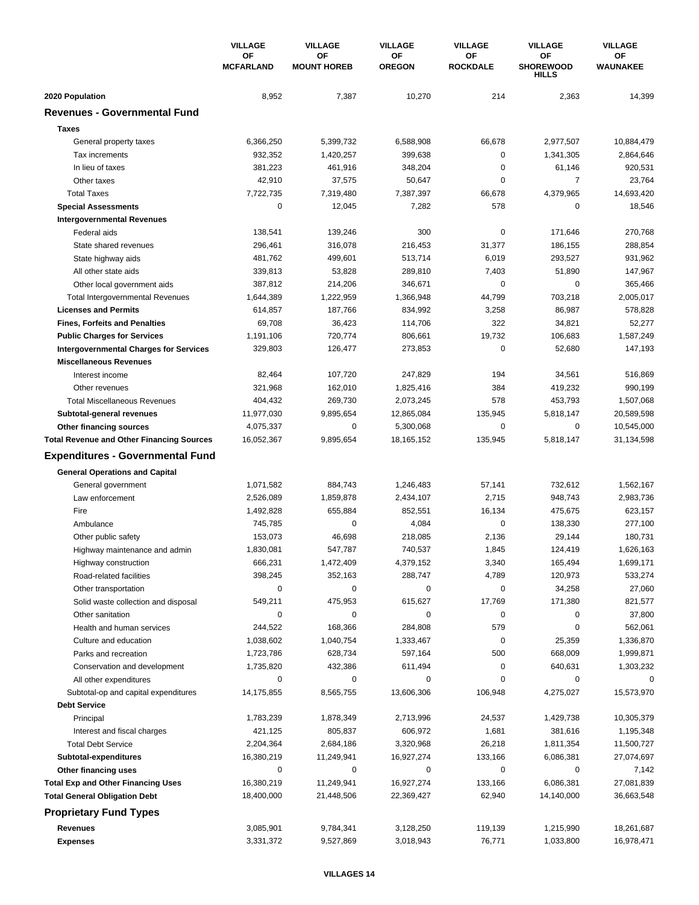| | VILLAGE OF MCFARLAND | VILLAGE OF MOUNT HOREB | VILLAGE OF OREGON | VILLAGE OF ROCKDALE | VILLAGE OF SHOREWOOD HILLS | VILLAGE OF WAUNAKEE |
|---|---|---|---|---|---|---|
| **2020 Population** | 8,952 | 7,387 | 10,270 | 214 | 2,363 | 14,399 |
| **Revenues - Governmental Fund** | | | | | | |
| **Taxes** | | | | | | |
| General property taxes | 6,366,250 | 5,399,732 | 6,588,908 | 66,678 | 2,977,507 | 10,884,479 |
| Tax increments | 932,352 | 1,420,257 | 399,638 | 0 | 1,341,305 | 2,864,646 |
| In lieu of taxes | 381,223 | 461,916 | 348,204 | 0 | 61,146 | 920,531 |
| Other taxes | 42,910 | 37,575 | 50,647 | 0 | 7 | 23,764 |
| Total Taxes | 7,722,735 | 7,319,480 | 7,387,397 | 66,678 | 4,379,965 | 14,693,420 |
| **Special Assessments** | 0 | 12,045 | 7,282 | 578 | 0 | 18,546 |
| **Intergovernmental Revenues** | | | | | | |
| Federal aids | 138,541 | 139,246 | 300 | 0 | 171,646 | 270,768 |
| State shared revenues | 296,461 | 316,078 | 216,453 | 31,377 | 186,155 | 288,854 |
| State highway aids | 481,762 | 499,601 | 513,714 | 6,019 | 293,527 | 931,962 |
| All other state aids | 339,813 | 53,828 | 289,810 | 7,403 | 51,890 | 147,967 |
| Other local government aids | 387,812 | 214,206 | 346,671 | 0 | 0 | 365,466 |
| Total Intergovernmental Revenues | 1,644,389 | 1,222,959 | 1,366,948 | 44,799 | 703,218 | 2,005,017 |
| **Licenses and Permits** | 614,857 | 187,766 | 834,992 | 3,258 | 86,987 | 578,828 |
| **Fines, Forfeits and Penalties** | 69,708 | 36,423 | 114,706 | 322 | 34,821 | 52,277 |
| **Public Charges for Services** | 1,191,106 | 720,774 | 806,661 | 19,732 | 106,683 | 1,587,249 |
| **Intergovernmental Charges for Services** | 329,803 | 126,477 | 273,853 | 0 | 52,680 | 147,193 |
| **Miscellaneous Revenues** | | | | | | |
| Interest income | 82,464 | 107,720 | 247,829 | 194 | 34,561 | 516,869 |
| Other revenues | 321,968 | 162,010 | 1,825,416 | 384 | 419,232 | 990,199 |
| Total Miscellaneous Revenues | 404,432 | 269,730 | 2,073,245 | 578 | 453,793 | 1,507,068 |
| **Subtotal-general revenues** | 11,977,030 | 9,895,654 | 12,865,084 | 135,945 | 5,818,147 | 20,589,598 |
| **Other financing sources** | 4,075,337 | 0 | 5,300,068 | 0 | 0 | 10,545,000 |
| **Total Revenue and Other Financing Sources** | 16,052,367 | 9,895,654 | 18,165,152 | 135,945 | 5,818,147 | 31,134,598 |
| **Expenditures - Governmental Fund** | | | | | | |
| **General Operations and Capital** | | | | | | |
| General government | 1,071,582 | 884,743 | 1,246,483 | 57,141 | 732,612 | 1,562,167 |
| Law enforcement | 2,526,089 | 1,859,878 | 2,434,107 | 2,715 | 948,743 | 2,983,736 |
| Fire | 1,492,828 | 655,884 | 852,551 | 16,134 | 475,675 | 623,157 |
| Ambulance | 745,785 | 0 | 4,084 | 0 | 138,330 | 277,100 |
| Other public safety | 153,073 | 46,698 | 218,085 | 2,136 | 29,144 | 180,731 |
| Highway maintenance and admin | 1,830,081 | 547,787 | 740,537 | 1,845 | 124,419 | 1,626,163 |
| Highway construction | 666,231 | 1,472,409 | 4,379,152 | 3,340 | 165,494 | 1,699,171 |
| Road-related facilities | 398,245 | 352,163 | 288,747 | 4,789 | 120,973 | 533,274 |
| Other transportation | 0 | 0 | 0 | 0 | 34,258 | 27,060 |
| Solid waste collection and disposal | 549,211 | 475,953 | 615,627 | 17,769 | 171,380 | 821,577 |
| Other sanitation | 0 | 0 | 0 | 0 | 0 | 37,800 |
| Health and human services | 244,522 | 168,366 | 284,808 | 579 | 0 | 562,061 |
| Culture and education | 1,038,602 | 1,040,754 | 1,333,467 | 0 | 25,359 | 1,336,870 |
| Parks and recreation | 1,723,786 | 628,734 | 597,164 | 500 | 668,009 | 1,999,871 |
| Conservation and development | 1,735,820 | 432,386 | 611,494 | 0 | 640,631 | 1,303,232 |
| All other expenditures | 0 | 0 | 0 | 0 | 0 | 0 |
| Subtotal-op and capital expenditures | 14,175,855 | 8,565,755 | 13,606,306 | 106,948 | 4,275,027 | 15,573,970 |
| **Debt Service** | | | | | | |
| Principal | 1,783,239 | 1,878,349 | 2,713,996 | 24,537 | 1,429,738 | 10,305,379 |
| Interest and fiscal charges | 421,125 | 805,837 | 606,972 | 1,681 | 381,616 | 1,195,348 |
| Total Debt Service | 2,204,364 | 2,684,186 | 3,320,968 | 26,218 | 1,811,354 | 11,500,727 |
| **Subtotal-expenditures** | 16,380,219 | 11,249,941 | 16,927,274 | 133,166 | 6,086,381 | 27,074,697 |
| **Other financing uses** | 0 | 0 | 0 | 0 | 0 | 7,142 |
| **Total Exp and Other Financing Uses** | 16,380,219 | 11,249,941 | 16,927,274 | 133,166 | 6,086,381 | 27,081,839 |
| **Total General Obligation Debt** | 18,400,000 | 21,448,506 | 22,369,427 | 62,940 | 14,140,000 | 36,663,548 |
| **Proprietary Fund Types** | | | | | | |
| **Revenues** | 3,085,901 | 9,784,341 | 3,128,250 | 119,139 | 1,215,990 | 18,261,687 |
| **Expenses** | 3,331,372 | 9,527,869 | 3,018,943 | 76,771 | 1,033,800 | 16,978,471 |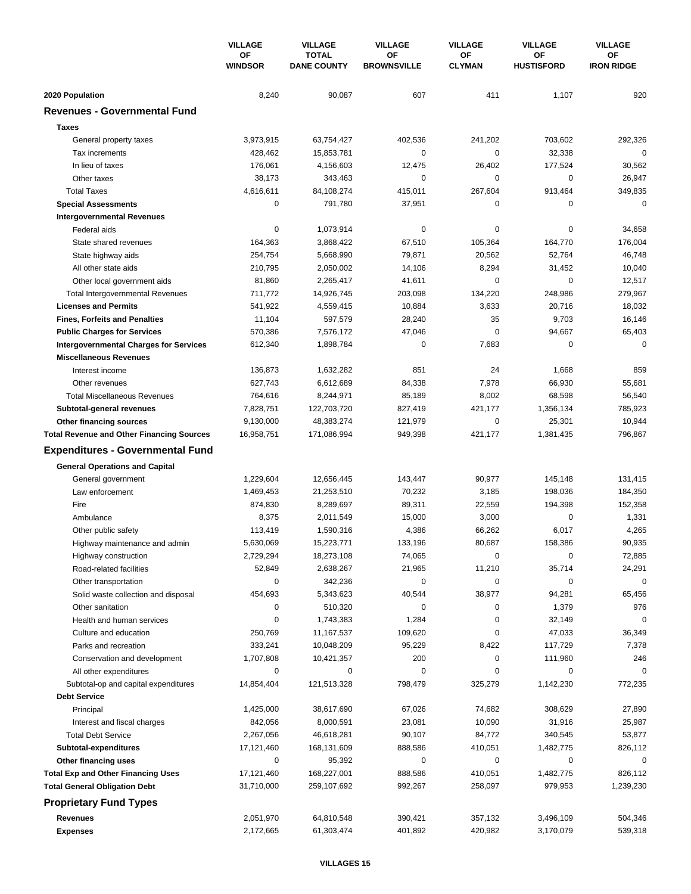|  | VILLAGE OF WINDSOR | VILLAGE TOTAL DANE COUNTY | VILLAGE OF BROWNSVILLE | VILLAGE OF CLYMAN | VILLAGE OF HUSTISFORD | VILLAGE OF IRON RIDGE |
|---|---|---|---|---|---|---|
| **2020 Population** | 8,240 | 90,087 | 607 | 411 | 1,107 | 920 |
| **Revenues - Governmental Fund** |  |  |  |  |  |  |
| **Taxes** |  |  |  |  |  |  |
| General property taxes | 3,973,915 | 63,754,427 | 402,536 | 241,202 | 703,602 | 292,326 |
| Tax increments | 428,462 | 15,853,781 | 0 | 0 | 32,338 | 0 |
| In lieu of taxes | 176,061 | 4,156,603 | 12,475 | 26,402 | 177,524 | 30,562 |
| Other taxes | 38,173 | 343,463 | 0 | 0 | 0 | 26,947 |
| Total Taxes | 4,616,611 | 84,108,274 | 415,011 | 267,604 | 913,464 | 349,835 |
| **Special Assessments** | 0 | 791,780 | 37,951 | 0 | 0 | 0 |
| **Intergovernmental Revenues** |  |  |  |  |  |  |
| Federal aids | 0 | 1,073,914 | 0 | 0 | 0 | 34,658 |
| State shared revenues | 164,363 | 3,868,422 | 67,510 | 105,364 | 164,770 | 176,004 |
| State highway aids | 254,754 | 5,668,990 | 79,871 | 20,562 | 52,764 | 46,748 |
| All other state aids | 210,795 | 2,050,002 | 14,106 | 8,294 | 31,452 | 10,040 |
| Other local government aids | 81,860 | 2,265,417 | 41,611 | 0 | 0 | 12,517 |
| Total Intergovernmental Revenues | 711,772 | 14,926,745 | 203,098 | 134,220 | 248,986 | 279,967 |
| **Licenses and Permits** | 541,922 | 4,559,415 | 10,884 | 3,633 | 20,716 | 18,032 |
| **Fines, Forfeits and Penalties** | 11,104 | 597,579 | 28,240 | 35 | 9,703 | 16,146 |
| **Public Charges for Services** | 570,386 | 7,576,172 | 47,046 | 0 | 94,667 | 65,403 |
| **Intergovernmental Charges for Services** | 612,340 | 1,898,784 | 0 | 7,683 | 0 | 0 |
| **Miscellaneous Revenues** |  |  |  |  |  |  |
| Interest income | 136,873 | 1,632,282 | 851 | 24 | 1,668 | 859 |
| Other revenues | 627,743 | 6,612,689 | 84,338 | 7,978 | 66,930 | 55,681 |
| Total Miscellaneous Revenues | 764,616 | 8,244,971 | 85,189 | 8,002 | 68,598 | 56,540 |
| **Subtotal-general revenues** | 7,828,751 | 122,703,720 | 827,419 | 421,177 | 1,356,134 | 785,923 |
| **Other financing sources** | 9,130,000 | 48,383,274 | 121,979 | 0 | 25,301 | 10,944 |
| **Total Revenue and Other Financing Sources** | 16,958,751 | 171,086,994 | 949,398 | 421,177 | 1,381,435 | 796,867 |
| **Expenditures - Governmental Fund** |  |  |  |  |  |  |
| **General Operations and Capital** |  |  |  |  |  |  |
| General government | 1,229,604 | 12,656,445 | 143,447 | 90,977 | 145,148 | 131,415 |
| Law enforcement | 1,469,453 | 21,253,510 | 70,232 | 3,185 | 198,036 | 184,350 |
| Fire | 874,830 | 8,289,697 | 89,311 | 22,559 | 194,398 | 152,358 |
| Ambulance | 8,375 | 2,011,549 | 15,000 | 3,000 | 0 | 1,331 |
| Other public safety | 113,419 | 1,590,316 | 4,386 | 66,262 | 6,017 | 4,265 |
| Highway maintenance and admin | 5,630,069 | 15,223,771 | 133,196 | 80,687 | 158,386 | 90,935 |
| Highway construction | 2,729,294 | 18,273,108 | 74,065 | 0 | 0 | 72,885 |
| Road-related facilities | 52,849 | 2,638,267 | 21,965 | 11,210 | 35,714 | 24,291 |
| Other transportation | 0 | 342,236 | 0 | 0 | 0 | 0 |
| Solid waste collection and disposal | 454,693 | 5,343,623 | 40,544 | 38,977 | 94,281 | 65,456 |
| Other sanitation | 0 | 510,320 | 0 | 0 | 1,379 | 976 |
| Health and human services | 0 | 1,743,383 | 1,284 | 0 | 32,149 | 0 |
| Culture and education | 250,769 | 11,167,537 | 109,620 | 0 | 47,033 | 36,349 |
| Parks and recreation | 333,241 | 10,048,209 | 95,229 | 8,422 | 117,729 | 7,378 |
| Conservation and development | 1,707,808 | 10,421,357 | 200 | 0 | 111,960 | 246 |
| All other expenditures | 0 | 0 | 0 | 0 | 0 | 0 |
| Subtotal-op and capital expenditures | 14,854,404 | 121,513,328 | 798,479 | 325,279 | 1,142,230 | 772,235 |
| **Debt Service** |  |  |  |  |  |  |
| Principal | 1,425,000 | 38,617,690 | 67,026 | 74,682 | 308,629 | 27,890 |
| Interest and fiscal charges | 842,056 | 8,000,591 | 23,081 | 10,090 | 31,916 | 25,987 |
| Total Debt Service | 2,267,056 | 46,618,281 | 90,107 | 84,772 | 340,545 | 53,877 |
| **Subtotal-expenditures** | 17,121,460 | 168,131,609 | 888,586 | 410,051 | 1,482,775 | 826,112 |
| **Other financing uses** | 0 | 95,392 | 0 | 0 | 0 | 0 |
| **Total Exp and Other Financing Uses** | 17,121,460 | 168,227,001 | 888,586 | 410,051 | 1,482,775 | 826,112 |
| **Total General Obligation Debt** | 31,710,000 | 259,107,692 | 992,267 | 258,097 | 979,953 | 1,239,230 |
| **Proprietary Fund Types** |  |  |  |  |  |  |
| **Revenues** | 2,051,970 | 64,810,548 | 390,421 | 357,132 | 3,496,109 | 504,346 |
| **Expenses** | 2,172,665 | 61,303,474 | 401,892 | 420,982 | 3,170,079 | 539,318 |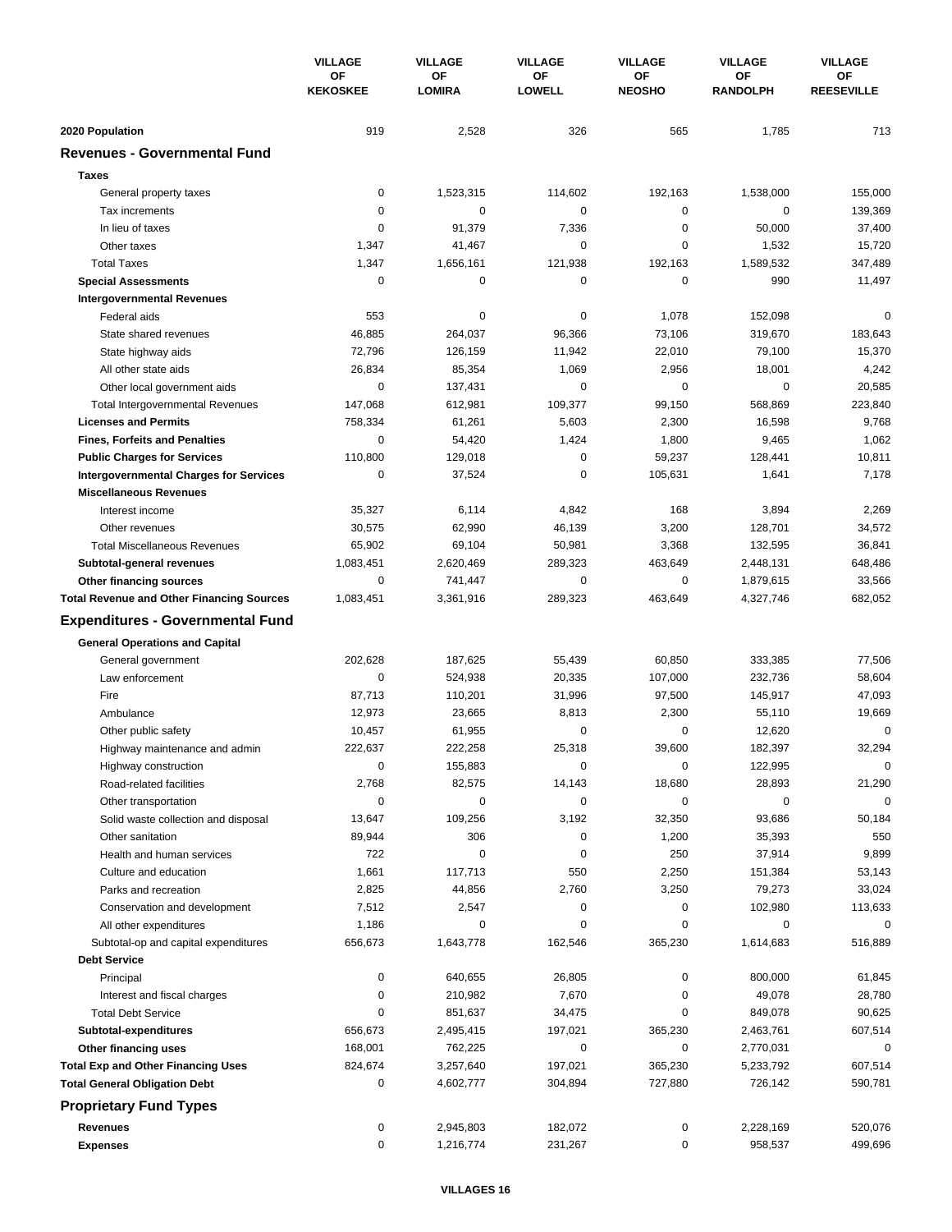| | VILLAGE OF KEKOSKEE | VILLAGE OF LOMIRA | VILLAGE OF LOWELL | VILLAGE OF NEOSHO | VILLAGE OF RANDOLPH | VILLAGE OF REESEVILLE |
|---|---|---|---|---|---|---|
| **2020 Population** | 919 | 2,528 | 326 | 565 | 1,785 | 713 |
| **Revenues - Governmental Fund** | | | | | | |
| **Taxes** | | | | | | |
| General property taxes | 0 | 1,523,315 | 114,602 | 192,163 | 1,538,000 | 155,000 |
| Tax increments | 0 | 0 | 0 | 0 | 0 | 139,369 |
| In lieu of taxes | 0 | 91,379 | 7,336 | 0 | 50,000 | 37,400 |
| Other taxes | 1,347 | 41,467 | 0 | 0 | 1,532 | 15,720 |
| Total Taxes | 1,347 | 1,656,161 | 121,938 | 192,163 | 1,589,532 | 347,489 |
| **Special Assessments** | 0 | 0 | 0 | 0 | 990 | 11,497 |
| **Intergovernmental Revenues** | | | | | | |
| Federal aids | 553 | 0 | 0 | 1,078 | 152,098 | 0 |
| State shared revenues | 46,885 | 264,037 | 96,366 | 73,106 | 319,670 | 183,643 |
| State highway aids | 72,796 | 126,159 | 11,942 | 22,010 | 79,100 | 15,370 |
| All other state aids | 26,834 | 85,354 | 1,069 | 2,956 | 18,001 | 4,242 |
| Other local government aids | 0 | 137,431 | 0 | 0 | 0 | 20,585 |
| Total Intergovernmental Revenues | 147,068 | 612,981 | 109,377 | 99,150 | 568,869 | 223,840 |
| **Licenses and Permits** | 758,334 | 61,261 | 5,603 | 2,300 | 16,598 | 9,768 |
| **Fines, Forfeits and Penalties** | 0 | 54,420 | 1,424 | 1,800 | 9,465 | 1,062 |
| **Public Charges for Services** | 110,800 | 129,018 | 0 | 59,237 | 128,441 | 10,811 |
| **Intergovernmental Charges for Services** | 0 | 37,524 | 0 | 105,631 | 1,641 | 7,178 |
| **Miscellaneous Revenues** | | | | | | |
| Interest income | 35,327 | 6,114 | 4,842 | 168 | 3,894 | 2,269 |
| Other revenues | 30,575 | 62,990 | 46,139 | 3,200 | 128,701 | 34,572 |
| Total Miscellaneous Revenues | 65,902 | 69,104 | 50,981 | 3,368 | 132,595 | 36,841 |
| **Subtotal-general revenues** | 1,083,451 | 2,620,469 | 289,323 | 463,649 | 2,448,131 | 648,486 |
| **Other financing sources** | 0 | 741,447 | 0 | 0 | 1,879,615 | 33,566 |
| **Total Revenue and Other Financing Sources** | 1,083,451 | 3,361,916 | 289,323 | 463,649 | 4,327,746 | 682,052 |
| **Expenditures - Governmental Fund** | | | | | | |
| **General Operations and Capital** | | | | | | |
| General government | 202,628 | 187,625 | 55,439 | 60,850 | 333,385 | 77,506 |
| Law enforcement | 0 | 524,938 | 20,335 | 107,000 | 232,736 | 58,604 |
| Fire | 87,713 | 110,201 | 31,996 | 97,500 | 145,917 | 47,093 |
| Ambulance | 12,973 | 23,665 | 8,813 | 2,300 | 55,110 | 19,669 |
| Other public safety | 10,457 | 61,955 | 0 | 0 | 12,620 | 0 |
| Highway maintenance and admin | 222,637 | 222,258 | 25,318 | 39,600 | 182,397 | 32,294 |
| Highway construction | 0 | 155,883 | 0 | 0 | 122,995 | 0 |
| Road-related facilities | 2,768 | 82,575 | 14,143 | 18,680 | 28,893 | 21,290 |
| Other transportation | 0 | 0 | 0 | 0 | 0 | 0 |
| Solid waste collection and disposal | 13,647 | 109,256 | 3,192 | 32,350 | 93,686 | 50,184 |
| Other sanitation | 89,944 | 306 | 0 | 1,200 | 35,393 | 550 |
| Health and human services | 722 | 0 | 0 | 250 | 37,914 | 9,899 |
| Culture and education | 1,661 | 117,713 | 550 | 2,250 | 151,384 | 53,143 |
| Parks and recreation | 2,825 | 44,856 | 2,760 | 3,250 | 79,273 | 33,024 |
| Conservation and development | 7,512 | 2,547 | 0 | 0 | 102,980 | 113,633 |
| All other expenditures | 1,186 | 0 | 0 | 0 | 0 | 0 |
| Subtotal-op and capital expenditures | 656,673 | 1,643,778 | 162,546 | 365,230 | 1,614,683 | 516,889 |
| **Debt Service** | | | | | | |
| Principal | 0 | 640,655 | 26,805 | 0 | 800,000 | 61,845 |
| Interest and fiscal charges | 0 | 210,982 | 7,670 | 0 | 49,078 | 28,780 |
| Total Debt Service | 0 | 851,637 | 34,475 | 0 | 849,078 | 90,625 |
| **Subtotal-expenditures** | 656,673 | 2,495,415 | 197,021 | 365,230 | 2,463,761 | 607,514 |
| **Other financing uses** | 168,001 | 762,225 | 0 | 0 | 2,770,031 | 0 |
| **Total Exp and Other Financing Uses** | 824,674 | 3,257,640 | 197,021 | 365,230 | 5,233,792 | 607,514 |
| **Total General Obligation Debt** | 0 | 4,602,777 | 304,894 | 727,880 | 726,142 | 590,781 |
| **Proprietary Fund Types** | | | | | | |
| **Revenues** | 0 | 2,945,803 | 182,072 | 0 | 2,228,169 | 520,076 |
| **Expenses** | 0 | 1,216,774 | 231,267 | 0 | 958,537 | 499,696 |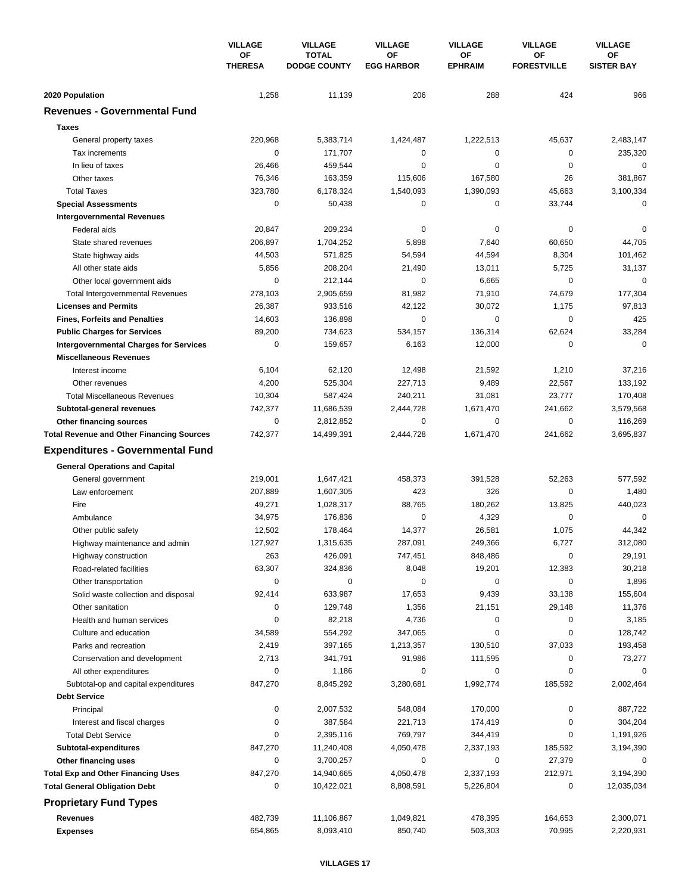| | VILLAGE OF THERESA | VILLAGE TOTAL DODGE COUNTY | VILLAGE OF EGG HARBOR | VILLAGE OF EPHRAIM | VILLAGE OF FORESTVILLE | VILLAGE OF SISTER BAY |
|---|---|---|---|---|---|---|
| **2020 Population** | 1,258 | 11,139 | 206 | 288 | 424 | 966 |
| **Revenues - Governmental Fund** | | | | | | |
| **Taxes** | | | | | | |
| General property taxes | 220,968 | 5,383,714 | 1,424,487 | 1,222,513 | 45,637 | 2,483,147 |
| Tax increments | 0 | 171,707 | 0 | 0 | 0 | 235,320 |
| In lieu of taxes | 26,466 | 459,544 | 0 | 0 | 0 | 0 |
| Other taxes | 76,346 | 163,359 | 115,606 | 167,580 | 26 | 381,867 |
| Total Taxes | 323,780 | 6,178,324 | 1,540,093 | 1,390,093 | 45,663 | 3,100,334 |
| **Special Assessments** | 0 | 50,438 | 0 | 0 | 33,744 | 0 |
| **Intergovernmental Revenues** | | | | | | |
| Federal aids | 20,847 | 209,234 | 0 | 0 | 0 | 0 |
| State shared revenues | 206,897 | 1,704,252 | 5,898 | 7,640 | 60,650 | 44,705 |
| State highway aids | 44,503 | 571,825 | 54,594 | 44,594 | 8,304 | 101,462 |
| All other state aids | 5,856 | 208,204 | 21,490 | 13,011 | 5,725 | 31,137 |
| Other local government aids | 0 | 212,144 | 0 | 6,665 | 0 | 0 |
| Total Intergovernmental Revenues | 278,103 | 2,905,659 | 81,982 | 71,910 | 74,679 | 177,304 |
| **Licenses and Permits** | 26,387 | 933,516 | 42,122 | 30,072 | 1,175 | 97,813 |
| **Fines, Forfeits and Penalties** | 14,603 | 136,898 | 0 | 0 | 0 | 425 |
| **Public Charges for Services** | 89,200 | 734,623 | 534,157 | 136,314 | 62,624 | 33,284 |
| **Intergovernmental Charges for Services** | 0 | 159,657 | 6,163 | 12,000 | 0 | 0 |
| **Miscellaneous Revenues** | | | | | | |
| Interest income | 6,104 | 62,120 | 12,498 | 21,592 | 1,210 | 37,216 |
| Other revenues | 4,200 | 525,304 | 227,713 | 9,489 | 22,567 | 133,192 |
| Total Miscellaneous Revenues | 10,304 | 587,424 | 240,211 | 31,081 | 23,777 | 170,408 |
| **Subtotal-general revenues** | 742,377 | 11,686,539 | 2,444,728 | 1,671,470 | 241,662 | 3,579,568 |
| **Other financing sources** | 0 | 2,812,852 | 0 | 0 | 0 | 116,269 |
| **Total Revenue and Other Financing Sources** | 742,377 | 14,499,391 | 2,444,728 | 1,671,470 | 241,662 | 3,695,837 |
| **Expenditures - Governmental Fund** | | | | | | |
| **General Operations and Capital** | | | | | | |
| General government | 219,001 | 1,647,421 | 458,373 | 391,528 | 52,263 | 577,592 |
| Law enforcement | 207,889 | 1,607,305 | 423 | 326 | 0 | 1,480 |
| Fire | 49,271 | 1,028,317 | 88,765 | 180,262 | 13,825 | 440,023 |
| Ambulance | 34,975 | 176,836 | 0 | 4,329 | 0 | 0 |
| Other public safety | 12,502 | 178,464 | 14,377 | 26,581 | 1,075 | 44,342 |
| Highway maintenance and admin | 127,927 | 1,315,635 | 287,091 | 249,366 | 6,727 | 312,080 |
| Highway construction | 263 | 426,091 | 747,451 | 848,486 | 0 | 29,191 |
| Road-related facilities | 63,307 | 324,836 | 8,048 | 19,201 | 12,383 | 30,218 |
| Other transportation | 0 | 0 | 0 | 0 | 0 | 1,896 |
| Solid waste collection and disposal | 92,414 | 633,987 | 17,653 | 9,439 | 33,138 | 155,604 |
| Other sanitation | 0 | 129,748 | 1,356 | 21,151 | 29,148 | 11,376 |
| Health and human services | 0 | 82,218 | 4,736 | 0 | 0 | 3,185 |
| Culture and education | 34,589 | 554,292 | 347,065 | 0 | 0 | 128,742 |
| Parks and recreation | 2,419 | 397,165 | 1,213,357 | 130,510 | 37,033 | 193,458 |
| Conservation and development | 2,713 | 341,791 | 91,986 | 111,595 | 0 | 73,277 |
| All other expenditures | 0 | 1,186 | 0 | 0 | 0 | 0 |
| Subtotal-op and capital expenditures | 847,270 | 8,845,292 | 3,280,681 | 1,992,774 | 185,592 | 2,002,464 |
| **Debt Service** | | | | | | |
| Principal | 0 | 2,007,532 | 548,084 | 170,000 | 0 | 887,722 |
| Interest and fiscal charges | 0 | 387,584 | 221,713 | 174,419 | 0 | 304,204 |
| Total Debt Service | 0 | 2,395,116 | 769,797 | 344,419 | 0 | 1,191,926 |
| **Subtotal-expenditures** | 847,270 | 11,240,408 | 4,050,478 | 2,337,193 | 185,592 | 3,194,390 |
| **Other financing uses** | 0 | 3,700,257 | 0 | 0 | 27,379 | 0 |
| **Total Exp and Other Financing Uses** | 847,270 | 14,940,665 | 4,050,478 | 2,337,193 | 212,971 | 3,194,390 |
| **Total General Obligation Debt** | 0 | 10,422,021 | 8,808,591 | 5,226,804 | 0 | 12,035,034 |
| **Proprietary Fund Types** | | | | | | |
| **Revenues** | 482,739 | 11,106,867 | 1,049,821 | 478,395 | 164,653 | 2,300,071 |
| **Expenses** | 654,865 | 8,093,410 | 850,740 | 503,303 | 70,995 | 2,220,931 |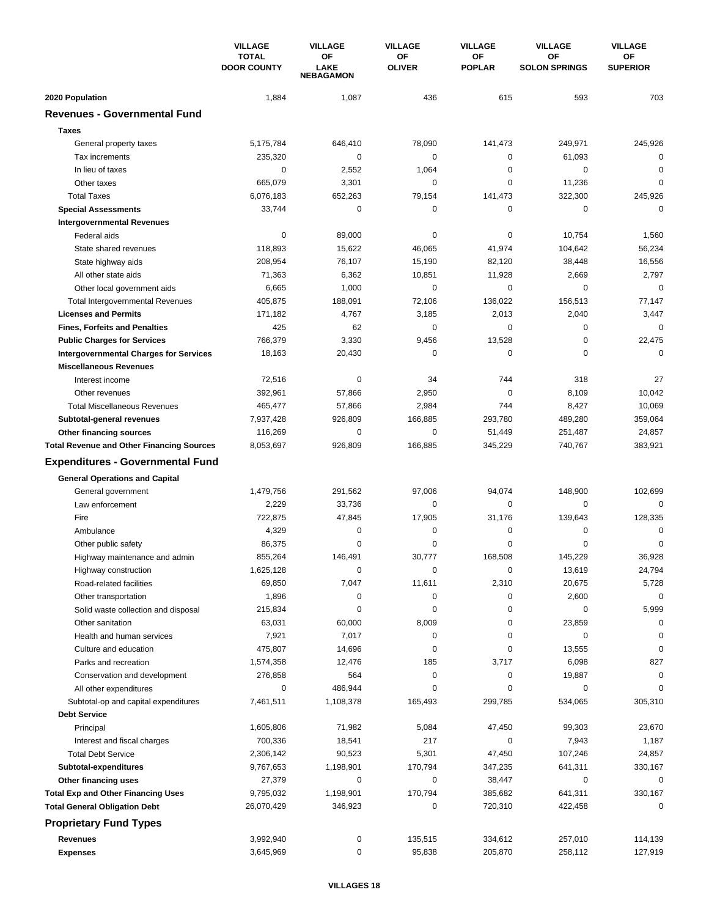| | VILLAGE TOTAL DOOR COUNTY | VILLAGE OF LAKE NEBAGAMON | VILLAGE OF OLIVER | VILLAGE OF POPLAR | VILLAGE OF SOLON SPRINGS | VILLAGE OF SUPERIOR |
|---|---|---|---|---|---|---|
| **2020 Population** | 1,884 | 1,087 | 436 | 615 | 593 | 703 |
| **Revenues - Governmental Fund** | | | | | | |
| **Taxes** | | | | | | |
| General property taxes | 5,175,784 | 646,410 | 78,090 | 141,473 | 249,971 | 245,926 |
| Tax increments | 235,320 | 0 | 0 | 0 | 61,093 | 0 |
| In lieu of taxes | 0 | 2,552 | 1,064 | 0 | 0 | 0 |
| Other taxes | 665,079 | 3,301 | 0 | 0 | 11,236 | 0 |
| Total Taxes | 6,076,183 | 652,263 | 79,154 | 141,473 | 322,300 | 245,926 |
| **Special Assessments** | 33,744 | 0 | 0 | 0 | 0 | 0 |
| **Intergovernmental Revenues** | | | | | | |
| Federal aids | 0 | 89,000 | 0 | 0 | 10,754 | 1,560 |
| State shared revenues | 118,893 | 15,622 | 46,065 | 41,974 | 104,642 | 56,234 |
| State highway aids | 208,954 | 76,107 | 15,190 | 82,120 | 38,448 | 16,556 |
| All other state aids | 71,363 | 6,362 | 10,851 | 11,928 | 2,669 | 2,797 |
| Other local government aids | 6,665 | 1,000 | 0 | 0 | 0 | 0 |
| Total Intergovernmental Revenues | 405,875 | 188,091 | 72,106 | 136,022 | 156,513 | 77,147 |
| **Licenses and Permits** | 171,182 | 4,767 | 3,185 | 2,013 | 2,040 | 3,447 |
| **Fines, Forfeits and Penalties** | 425 | 62 | 0 | 0 | 0 | 0 |
| **Public Charges for Services** | 766,379 | 3,330 | 9,456 | 13,528 | 0 | 22,475 |
| **Intergovernmental Charges for Services** | 18,163 | 20,430 | 0 | 0 | 0 | 0 |
| **Miscellaneous Revenues** | | | | | | |
| Interest income | 72,516 | 0 | 34 | 744 | 318 | 27 |
| Other revenues | 392,961 | 57,866 | 2,950 | 0 | 8,109 | 10,042 |
| Total Miscellaneous Revenues | 465,477 | 57,866 | 2,984 | 744 | 8,427 | 10,069 |
| **Subtotal-general revenues** | 7,937,428 | 926,809 | 166,885 | 293,780 | 489,280 | 359,064 |
| **Other financing sources** | 116,269 | 0 | 0 | 51,449 | 251,487 | 24,857 |
| **Total Revenue and Other Financing Sources** | 8,053,697 | 926,809 | 166,885 | 345,229 | 740,767 | 383,921 |
| **Expenditures - Governmental Fund** | | | | | | |
| **General Operations and Capital** | | | | | | |
| General government | 1,479,756 | 291,562 | 97,006 | 94,074 | 148,900 | 102,699 |
| Law enforcement | 2,229 | 33,736 | 0 | 0 | 0 | 0 |
| Fire | 722,875 | 47,845 | 17,905 | 31,176 | 139,643 | 128,335 |
| Ambulance | 4,329 | 0 | 0 | 0 | 0 | 0 |
| Other public safety | 86,375 | 0 | 0 | 0 | 0 | 0 |
| Highway maintenance and admin | 855,264 | 146,491 | 30,777 | 168,508 | 145,229 | 36,928 |
| Highway construction | 1,625,128 | 0 | 0 | 0 | 13,619 | 24,794 |
| Road-related facilities | 69,850 | 7,047 | 11,611 | 2,310 | 20,675 | 5,728 |
| Other transportation | 1,896 | 0 | 0 | 0 | 2,600 | 0 |
| Solid waste collection and disposal | 215,834 | 0 | 0 | 0 | 0 | 5,999 |
| Other sanitation | 63,031 | 60,000 | 8,009 | 0 | 23,859 | 0 |
| Health and human services | 7,921 | 7,017 | 0 | 0 | 0 | 0 |
| Culture and education | 475,807 | 14,696 | 0 | 0 | 13,555 | 0 |
| Parks and recreation | 1,574,358 | 12,476 | 185 | 3,717 | 6,098 | 827 |
| Conservation and development | 276,858 | 564 | 0 | 0 | 19,887 | 0 |
| All other expenditures | 0 | 486,944 | 0 | 0 | 0 | 0 |
| Subtotal-op and capital expenditures | 7,461,511 | 1,108,378 | 165,493 | 299,785 | 534,065 | 305,310 |
| **Debt Service** | | | | | | |
| Principal | 1,605,806 | 71,982 | 5,084 | 47,450 | 99,303 | 23,670 |
| Interest and fiscal charges | 700,336 | 18,541 | 217 | 0 | 7,943 | 1,187 |
| Total Debt Service | 2,306,142 | 90,523 | 5,301 | 47,450 | 107,246 | 24,857 |
| **Subtotal-expenditures** | 9,767,653 | 1,198,901 | 170,794 | 347,235 | 641,311 | 330,167 |
| **Other financing uses** | 27,379 | 0 | 0 | 38,447 | 0 | 0 |
| **Total Exp and Other Financing Uses** | 9,795,032 | 1,198,901 | 170,794 | 385,682 | 641,311 | 330,167 |
| **Total General Obligation Debt** | 26,070,429 | 346,923 | 0 | 720,310 | 422,458 | 0 |
| **Proprietary Fund Types** | | | | | | |
| **Revenues** | 3,992,940 | 0 | 135,515 | 334,612 | 257,010 | 114,139 |
| **Expenses** | 3,645,969 | 0 | 95,838 | 205,870 | 258,112 | 127,919 |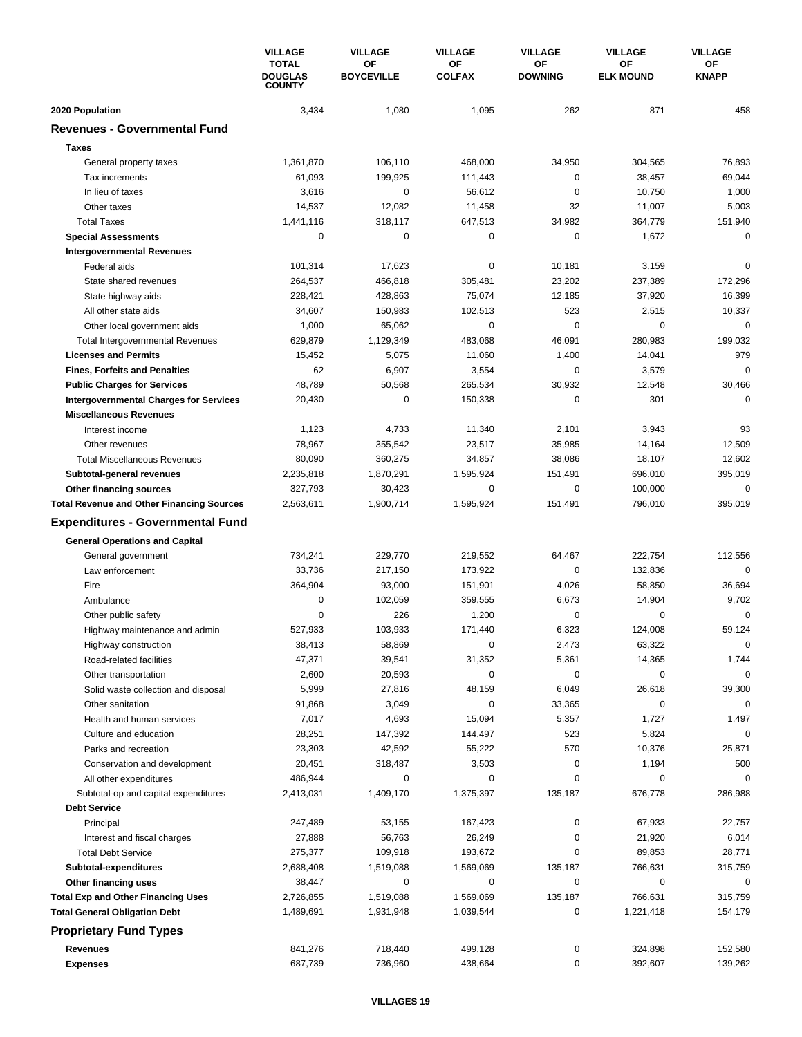| | VILLAGE TOTAL DOUGLAS COUNTY | VILLAGE OF BOYCEVILLE | VILLAGE OF COLFAX | VILLAGE OF DOWNING | VILLAGE OF ELK MOUND | VILLAGE OF KNAPP |
|---|---|---|---|---|---|---|
| **2020 Population** | 3,434 | 1,080 | 1,095 | 262 | 871 | 458 |
| **Revenues - Governmental Fund** | | | | | | |
| **Taxes** | | | | | | |
| General property taxes | 1,361,870 | 106,110 | 468,000 | 34,950 | 304,565 | 76,893 |
| Tax increments | 61,093 | 199,925 | 111,443 | 0 | 38,457 | 69,044 |
| In lieu of taxes | 3,616 | 0 | 56,612 | 0 | 10,750 | 1,000 |
| Other taxes | 14,537 | 12,082 | 11,458 | 32 | 11,007 | 5,003 |
| Total Taxes | 1,441,116 | 318,117 | 647,513 | 34,982 | 364,779 | 151,940 |
| **Special Assessments** | 0 | 0 | 0 | 0 | 1,672 | 0 |
| **Intergovernmental Revenues** | | | | | | |
| Federal aids | 101,314 | 17,623 | 0 | 10,181 | 3,159 | 0 |
| State shared revenues | 264,537 | 466,818 | 305,481 | 23,202 | 237,389 | 172,296 |
| State highway aids | 228,421 | 428,863 | 75,074 | 12,185 | 37,920 | 16,399 |
| All other state aids | 34,607 | 150,983 | 102,513 | 523 | 2,515 | 10,337 |
| Other local government aids | 1,000 | 65,062 | 0 | 0 | 0 | 0 |
| Total Intergovernmental Revenues | 629,879 | 1,129,349 | 483,068 | 46,091 | 280,983 | 199,032 |
| **Licenses and Permits** | 15,452 | 5,075 | 11,060 | 1,400 | 14,041 | 979 |
| **Fines, Forfeits and Penalties** | 62 | 6,907 | 3,554 | 0 | 3,579 | 0 |
| **Public Charges for Services** | 48,789 | 50,568 | 265,534 | 30,932 | 12,548 | 30,466 |
| **Intergovernmental Charges for Services** | 20,430 | 0 | 150,338 | 0 | 301 | 0 |
| **Miscellaneous Revenues** | | | | | | |
| Interest income | 1,123 | 4,733 | 11,340 | 2,101 | 3,943 | 93 |
| Other revenues | 78,967 | 355,542 | 23,517 | 35,985 | 14,164 | 12,509 |
| Total Miscellaneous Revenues | 80,090 | 360,275 | 34,857 | 38,086 | 18,107 | 12,602 |
| **Subtotal-general revenues** | 2,235,818 | 1,870,291 | 1,595,924 | 151,491 | 696,010 | 395,019 |
| **Other financing sources** | 327,793 | 30,423 | 0 | 0 | 100,000 | 0 |
| **Total Revenue and Other Financing Sources** | 2,563,611 | 1,900,714 | 1,595,924 | 151,491 | 796,010 | 395,019 |
| **Expenditures - Governmental Fund** | | | | | | |
| **General Operations and Capital** | | | | | | |
| General government | 734,241 | 229,770 | 219,552 | 64,467 | 222,754 | 112,556 |
| Law enforcement | 33,736 | 217,150 | 173,922 | 0 | 132,836 | 0 |
| Fire | 364,904 | 93,000 | 151,901 | 4,026 | 58,850 | 36,694 |
| Ambulance | 0 | 102,059 | 359,555 | 6,673 | 14,904 | 9,702 |
| Other public safety | 0 | 226 | 1,200 | 0 | 0 | 0 |
| Highway maintenance and admin | 527,933 | 103,933 | 171,440 | 6,323 | 124,008 | 59,124 |
| Highway construction | 38,413 | 58,869 | 0 | 2,473 | 63,322 | 0 |
| Road-related facilities | 47,371 | 39,541 | 31,352 | 5,361 | 14,365 | 1,744 |
| Other transportation | 2,600 | 20,593 | 0 | 0 | 0 | 0 |
| Solid waste collection and disposal | 5,999 | 27,816 | 48,159 | 6,049 | 26,618 | 39,300 |
| Other sanitation | 91,868 | 3,049 | 0 | 33,365 | 0 | 0 |
| Health and human services | 7,017 | 4,693 | 15,094 | 5,357 | 1,727 | 1,497 |
| Culture and education | 28,251 | 147,392 | 144,497 | 523 | 5,824 | 0 |
| Parks and recreation | 23,303 | 42,592 | 55,222 | 570 | 10,376 | 25,871 |
| Conservation and development | 20,451 | 318,487 | 3,503 | 0 | 1,194 | 500 |
| All other expenditures | 486,944 | 0 | 0 | 0 | 0 | 0 |
| Subtotal-op and capital expenditures | 2,413,031 | 1,409,170 | 1,375,397 | 135,187 | 676,778 | 286,988 |
| **Debt Service** | | | | | | |
| Principal | 247,489 | 53,155 | 167,423 | 0 | 67,933 | 22,757 |
| Interest and fiscal charges | 27,888 | 56,763 | 26,249 | 0 | 21,920 | 6,014 |
| Total Debt Service | 275,377 | 109,918 | 193,672 | 0 | 89,853 | 28,771 |
| **Subtotal-expenditures** | 2,688,408 | 1,519,088 | 1,569,069 | 135,187 | 766,631 | 315,759 |
| **Other financing uses** | 38,447 | 0 | 0 | 0 | 0 | 0 |
| **Total Exp and Other Financing Uses** | 2,726,855 | 1,519,088 | 1,569,069 | 135,187 | 766,631 | 315,759 |
| **Total General Obligation Debt** | 1,489,691 | 1,931,948 | 1,039,544 | 0 | 1,221,418 | 154,179 |
| **Proprietary Fund Types** | | | | | | |
| **Revenues** | 841,276 | 718,440 | 499,128 | 0 | 324,898 | 152,580 |
| **Expenses** | 687,739 | 736,960 | 438,664 | 0 | 392,607 | 139,262 |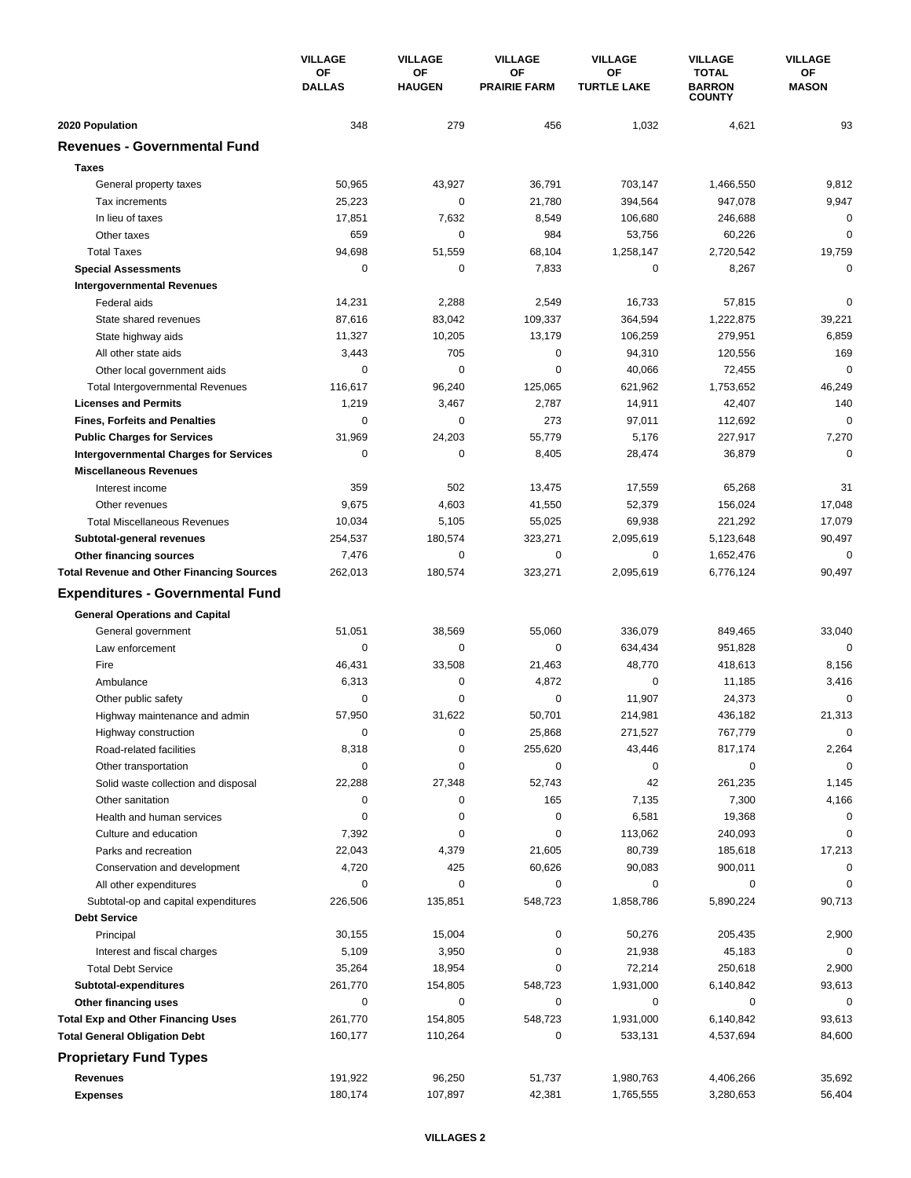| | VILLAGE OF DALLAS | VILLAGE OF HAUGEN | VILLAGE OF PRAIRIE FARM | VILLAGE OF TURTLE LAKE | VILLAGE TOTAL BARRON COUNTY | VILLAGE OF MASON |
|---|---|---|---|---|---|---|
| **2020 Population** | 348 | 279 | 456 | 1,032 | 4,621 | 93 |
| **Revenues - Governmental Fund** | | | | | | |
| **Taxes** | | | | | | |
| General property taxes | 50,965 | 43,927 | 36,791 | 703,147 | 1,466,550 | 9,812 |
| Tax increments | 25,223 | 0 | 21,780 | 394,564 | 947,078 | 9,947 |
| In lieu of taxes | 17,851 | 7,632 | 8,549 | 106,680 | 246,688 | 0 |
| Other taxes | 659 | 0 | 984 | 53,756 | 60,226 | 0 |
| Total Taxes | 94,698 | 51,559 | 68,104 | 1,258,147 | 2,720,542 | 19,759 |
| **Special Assessments** | 0 | 0 | 7,833 | 0 | 8,267 | 0 |
| **Intergovernmental Revenues** | | | | | | |
| Federal aids | 14,231 | 2,288 | 2,549 | 16,733 | 57,815 | 0 |
| State shared revenues | 87,616 | 83,042 | 109,337 | 364,594 | 1,222,875 | 39,221 |
| State highway aids | 11,327 | 10,205 | 13,179 | 106,259 | 279,951 | 6,859 |
| All other state aids | 3,443 | 705 | 0 | 94,310 | 120,556 | 169 |
| Other local government aids | 0 | 0 | 0 | 40,066 | 72,455 | 0 |
| Total Intergovernmental Revenues | 116,617 | 96,240 | 125,065 | 621,962 | 1,753,652 | 46,249 |
| **Licenses and Permits** | 1,219 | 3,467 | 2,787 | 14,911 | 42,407 | 140 |
| **Fines, Forfeits and Penalties** | 0 | 0 | 273 | 97,011 | 112,692 | 0 |
| **Public Charges for Services** | 31,969 | 24,203 | 55,779 | 5,176 | 227,917 | 7,270 |
| **Intergovernmental Charges for Services** | 0 | 0 | 8,405 | 28,474 | 36,879 | 0 |
| **Miscellaneous Revenues** | | | | | | |
| Interest income | 359 | 502 | 13,475 | 17,559 | 65,268 | 31 |
| Other revenues | 9,675 | 4,603 | 41,550 | 52,379 | 156,024 | 17,048 |
| Total Miscellaneous Revenues | 10,034 | 5,105 | 55,025 | 69,938 | 221,292 | 17,079 |
| **Subtotal-general revenues** | 254,537 | 180,574 | 323,271 | 2,095,619 | 5,123,648 | 90,497 |
| **Other financing sources** | 7,476 | 0 | 0 | 0 | 1,652,476 | 0 |
| **Total Revenue and Other Financing Sources** | 262,013 | 180,574 | 323,271 | 2,095,619 | 6,776,124 | 90,497 |
| **Expenditures - Governmental Fund** | | | | | | |
| **General Operations and Capital** | | | | | | |
| General government | 51,051 | 38,569 | 55,060 | 336,079 | 849,465 | 33,040 |
| Law enforcement | 0 | 0 | 0 | 634,434 | 951,828 | 0 |
| Fire | 46,431 | 33,508 | 21,463 | 48,770 | 418,613 | 8,156 |
| Ambulance | 6,313 | 0 | 4,872 | 0 | 11,185 | 3,416 |
| Other public safety | 0 | 0 | 0 | 11,907 | 24,373 | 0 |
| Highway maintenance and admin | 57,950 | 31,622 | 50,701 | 214,981 | 436,182 | 21,313 |
| Highway construction | 0 | 0 | 25,868 | 271,527 | 767,779 | 0 |
| Road-related facilities | 8,318 | 0 | 255,620 | 43,446 | 817,174 | 2,264 |
| Other transportation | 0 | 0 | 0 | 0 | 0 | 0 |
| Solid waste collection and disposal | 22,288 | 27,348 | 52,743 | 42 | 261,235 | 1,145 |
| Other sanitation | 0 | 0 | 165 | 7,135 | 7,300 | 4,166 |
| Health and human services | 0 | 0 | 0 | 6,581 | 19,368 | 0 |
| Culture and education | 7,392 | 0 | 0 | 113,062 | 240,093 | 0 |
| Parks and recreation | 22,043 | 4,379 | 21,605 | 80,739 | 185,618 | 17,213 |
| Conservation and development | 4,720 | 425 | 60,626 | 90,083 | 900,011 | 0 |
| All other expenditures | 0 | 0 | 0 | 0 | 0 | 0 |
| Subtotal-op and capital expenditures | 226,506 | 135,851 | 548,723 | 1,858,786 | 5,890,224 | 90,713 |
| **Debt Service** | | | | | | |
| Principal | 30,155 | 15,004 | 0 | 50,276 | 205,435 | 2,900 |
| Interest and fiscal charges | 5,109 | 3,950 | 0 | 21,938 | 45,183 | 0 |
| Total Debt Service | 35,264 | 18,954 | 0 | 72,214 | 250,618 | 2,900 |
| **Subtotal-expenditures** | 261,770 | 154,805 | 548,723 | 1,931,000 | 6,140,842 | 93,613 |
| **Other financing uses** | 0 | 0 | 0 | 0 | 0 | 0 |
| **Total Exp and Other Financing Uses** | 261,770 | 154,805 | 548,723 | 1,931,000 | 6,140,842 | 93,613 |
| **Total General Obligation Debt** | 160,177 | 110,264 | 0 | 533,131 | 4,537,694 | 84,600 |
| **Proprietary Fund Types** | | | | | | |
| **Revenues** | 191,922 | 96,250 | 51,737 | 1,980,763 | 4,406,266 | 35,692 |
| **Expenses** | 180,174 | 107,897 | 42,381 | 1,765,555 | 3,280,653 | 56,404 |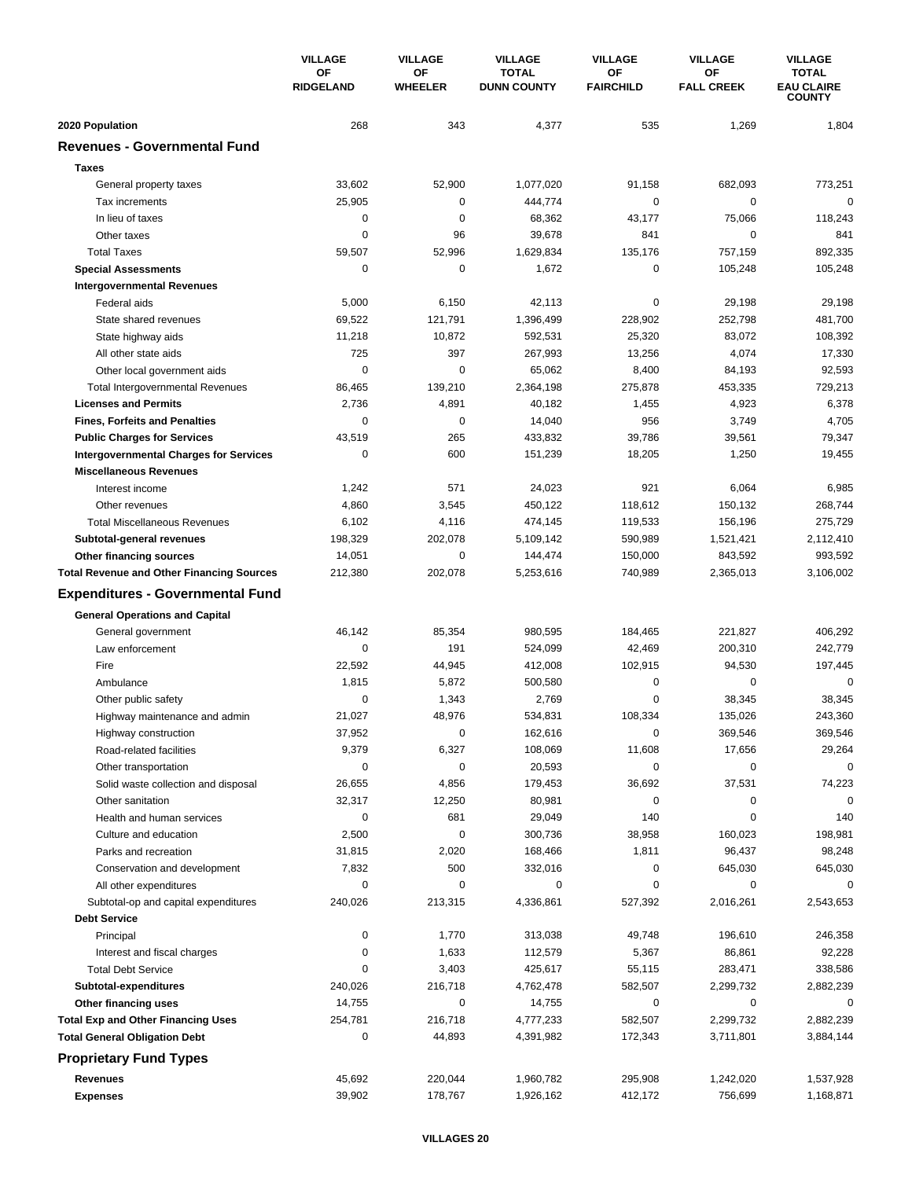| | VILLAGE OF RIDGELAND | VILLAGE OF WHEELER | VILLAGE TOTAL DUNN COUNTY | VILLAGE OF FAIRCHILD | VILLAGE OF FALL CREEK | VILLAGE TOTAL EAU CLAIRE COUNTY |
|---|---|---|---|---|---|---|
| **2020 Population** | 268 | 343 | 4,377 | 535 | 1,269 | 1,804 |
| **Revenues - Governmental Fund** | | | | | | |
| **Taxes** | | | | | | |
| General property taxes | 33,602 | 52,900 | 1,077,020 | 91,158 | 682,093 | 773,251 |
| Tax increments | 25,905 | 0 | 444,774 | 0 | 0 | 0 |
| In lieu of taxes | 0 | 0 | 68,362 | 43,177 | 75,066 | 118,243 |
| Other taxes | 0 | 96 | 39,678 | 841 | 0 | 841 |
| Total Taxes | 59,507 | 52,996 | 1,629,834 | 135,176 | 757,159 | 892,335 |
| **Special Assessments** | 0 | 0 | 1,672 | 0 | 105,248 | 105,248 |
| **Intergovernmental Revenues** | | | | | | |
| Federal aids | 5,000 | 6,150 | 42,113 | 0 | 29,198 | 29,198 |
| State shared revenues | 69,522 | 121,791 | 1,396,499 | 228,902 | 252,798 | 481,700 |
| State highway aids | 11,218 | 10,872 | 592,531 | 25,320 | 83,072 | 108,392 |
| All other state aids | 725 | 397 | 267,993 | 13,256 | 4,074 | 17,330 |
| Other local government aids | 0 | 0 | 65,062 | 8,400 | 84,193 | 92,593 |
| Total Intergovernmental Revenues | 86,465 | 139,210 | 2,364,198 | 275,878 | 453,335 | 729,213 |
| **Licenses and Permits** | 2,736 | 4,891 | 40,182 | 1,455 | 4,923 | 6,378 |
| **Fines, Forfeits and Penalties** | 0 | 0 | 14,040 | 956 | 3,749 | 4,705 |
| **Public Charges for Services** | 43,519 | 265 | 433,832 | 39,786 | 39,561 | 79,347 |
| **Intergovernmental Charges for Services** | 0 | 600 | 151,239 | 18,205 | 1,250 | 19,455 |
| **Miscellaneous Revenues** | | | | | | |
| Interest income | 1,242 | 571 | 24,023 | 921 | 6,064 | 6,985 |
| Other revenues | 4,860 | 3,545 | 450,122 | 118,612 | 150,132 | 268,744 |
| Total Miscellaneous Revenues | 6,102 | 4,116 | 474,145 | 119,533 | 156,196 | 275,729 |
| **Subtotal-general revenues** | 198,329 | 202,078 | 5,109,142 | 590,989 | 1,521,421 | 2,112,410 |
| **Other financing sources** | 14,051 | 0 | 144,474 | 150,000 | 843,592 | 993,592 |
| **Total Revenue and Other Financing Sources** | 212,380 | 202,078 | 5,253,616 | 740,989 | 2,365,013 | 3,106,002 |
| **Expenditures - Governmental Fund** | | | | | | |
| **General Operations and Capital** | | | | | | |
| General government | 46,142 | 85,354 | 980,595 | 184,465 | 221,827 | 406,292 |
| Law enforcement | 0 | 191 | 524,099 | 42,469 | 200,310 | 242,779 |
| Fire | 22,592 | 44,945 | 412,008 | 102,915 | 94,530 | 197,445 |
| Ambulance | 1,815 | 5,872 | 500,580 | 0 | 0 | 0 |
| Other public safety | 0 | 1,343 | 2,769 | 0 | 38,345 | 38,345 |
| Highway maintenance and admin | 21,027 | 48,976 | 534,831 | 108,334 | 135,026 | 243,360 |
| Highway construction | 37,952 | 0 | 162,616 | 0 | 369,546 | 369,546 |
| Road-related facilities | 9,379 | 6,327 | 108,069 | 11,608 | 17,656 | 29,264 |
| Other transportation | 0 | 0 | 20,593 | 0 | 0 | 0 |
| Solid waste collection and disposal | 26,655 | 4,856 | 179,453 | 36,692 | 37,531 | 74,223 |
| Other sanitation | 32,317 | 12,250 | 80,981 | 0 | 0 | 0 |
| Health and human services | 0 | 681 | 29,049 | 140 | 0 | 140 |
| Culture and education | 2,500 | 0 | 300,736 | 38,958 | 160,023 | 198,981 |
| Parks and recreation | 31,815 | 2,020 | 168,466 | 1,811 | 96,437 | 98,248 |
| Conservation and development | 7,832 | 500 | 332,016 | 0 | 645,030 | 645,030 |
| All other expenditures | 0 | 0 | 0 | 0 | 0 | 0 |
| Subtotal-op and capital expenditures | 240,026 | 213,315 | 4,336,861 | 527,392 | 2,016,261 | 2,543,653 |
| **Debt Service** | | | | | | |
| Principal | 0 | 1,770 | 313,038 | 49,748 | 196,610 | 246,358 |
| Interest and fiscal charges | 0 | 1,633 | 112,579 | 5,367 | 86,861 | 92,228 |
| Total Debt Service | 0 | 3,403 | 425,617 | 55,115 | 283,471 | 338,586 |
| **Subtotal-expenditures** | 240,026 | 216,718 | 4,762,478 | 582,507 | 2,299,732 | 2,882,239 |
| **Other financing uses** | 14,755 | 0 | 14,755 | 0 | 0 | 0 |
| **Total Exp and Other Financing Uses** | 254,781 | 216,718 | 4,777,233 | 582,507 | 2,299,732 | 2,882,239 |
| **Total General Obligation Debt** | 0 | 44,893 | 4,391,982 | 172,343 | 3,711,801 | 3,884,144 |
| **Proprietary Fund Types** | | | | | | |
| **Revenues** | 45,692 | 220,044 | 1,960,782 | 295,908 | 1,242,020 | 1,537,928 |
| **Expenses** | 39,902 | 178,767 | 1,926,162 | 412,172 | 756,699 | 1,168,871 |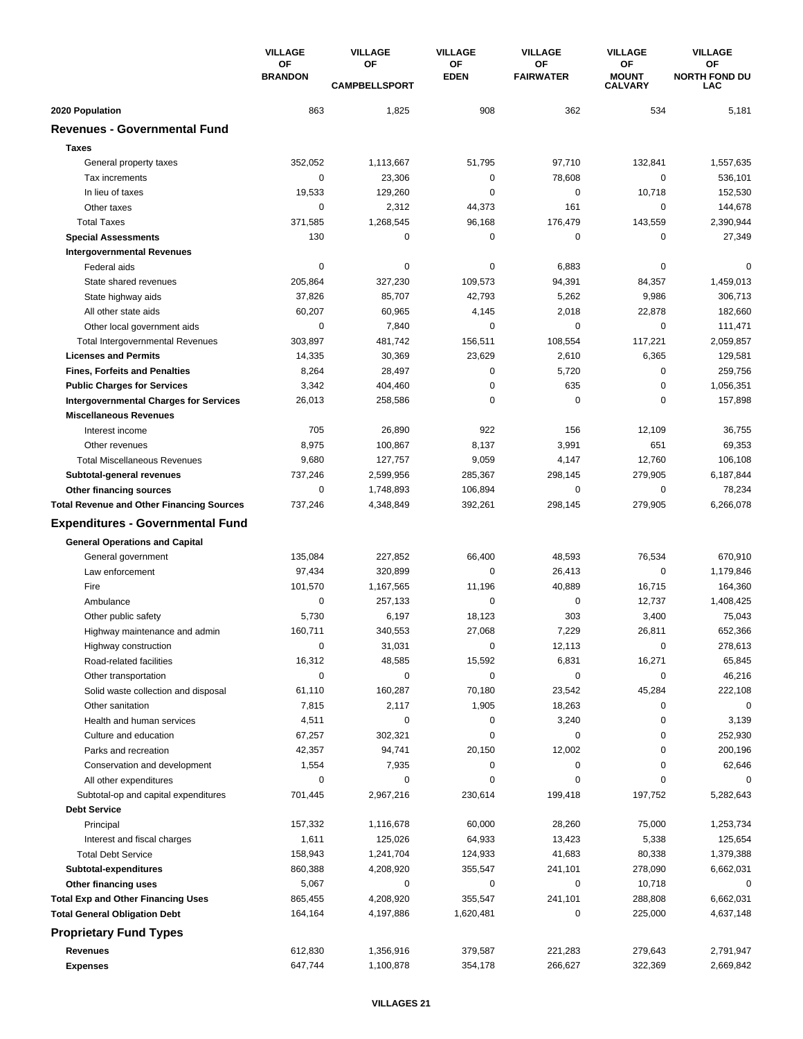| | VILLAGE OF BRANDON | VILLAGE OF CAMPBELLSPORT | VILLAGE OF EDEN | VILLAGE OF FAIRWATER | VILLAGE OF MOUNT CALVARY | VILLAGE OF NORTH FOND DU LAC |
|---|---|---|---|---|---|---|
| **2020 Population** | 863 | 1,825 | 908 | 362 | 534 | 5,181 |
| **Revenues - Governmental Fund** | | | | | | |
| **Taxes** | | | | | | |
| General property taxes | 352,052 | 1,113,667 | 51,795 | 97,710 | 132,841 | 1,557,635 |
| Tax increments | 0 | 23,306 | 0 | 78,608 | 0 | 536,101 |
| In lieu of taxes | 19,533 | 129,260 | 0 | 0 | 10,718 | 152,530 |
| Other taxes | 0 | 2,312 | 44,373 | 161 | 0 | 144,678 |
| Total Taxes | 371,585 | 1,268,545 | 96,168 | 176,479 | 143,559 | 2,390,944 |
| **Special Assessments** | 130 | 0 | 0 | 0 | 0 | 27,349 |
| **Intergovernmental Revenues** | | | | | | |
| Federal aids | 0 | 0 | 0 | 6,883 | 0 | 0 |
| State shared revenues | 205,864 | 327,230 | 109,573 | 94,391 | 84,357 | 1,459,013 |
| State highway aids | 37,826 | 85,707 | 42,793 | 5,262 | 9,986 | 306,713 |
| All other state aids | 60,207 | 60,965 | 4,145 | 2,018 | 22,878 | 182,660 |
| Other local government aids | 0 | 7,840 | 0 | 0 | 0 | 111,471 |
| Total Intergovernmental Revenues | 303,897 | 481,742 | 156,511 | 108,554 | 117,221 | 2,059,857 |
| **Licenses and Permits** | 14,335 | 30,369 | 23,629 | 2,610 | 6,365 | 129,581 |
| **Fines, Forfeits and Penalties** | 8,264 | 28,497 | 0 | 5,720 | 0 | 259,756 |
| **Public Charges for Services** | 3,342 | 404,460 | 0 | 635 | 0 | 1,056,351 |
| **Intergovernmental Charges for Services** | 26,013 | 258,586 | 0 | 0 | 0 | 157,898 |
| **Miscellaneous Revenues** | | | | | | |
| Interest income | 705 | 26,890 | 922 | 156 | 12,109 | 36,755 |
| Other revenues | 8,975 | 100,867 | 8,137 | 3,991 | 651 | 69,353 |
| Total Miscellaneous Revenues | 9,680 | 127,757 | 9,059 | 4,147 | 12,760 | 106,108 |
| **Subtotal-general revenues** | 737,246 | 2,599,956 | 285,367 | 298,145 | 279,905 | 6,187,844 |
| **Other financing sources** | 0 | 1,748,893 | 106,894 | 0 | 0 | 78,234 |
| **Total Revenue and Other Financing Sources** | 737,246 | 4,348,849 | 392,261 | 298,145 | 279,905 | 6,266,078 |
| **Expenditures - Governmental Fund** | | | | | | |
| **General Operations and Capital** | | | | | | |
| General government | 135,084 | 227,852 | 66,400 | 48,593 | 76,534 | 670,910 |
| Law enforcement | 97,434 | 320,899 | 0 | 26,413 | 0 | 1,179,846 |
| Fire | 101,570 | 1,167,565 | 11,196 | 40,889 | 16,715 | 164,360 |
| Ambulance | 0 | 257,133 | 0 | 0 | 12,737 | 1,408,425 |
| Other public safety | 5,730 | 6,197 | 18,123 | 303 | 3,400 | 75,043 |
| Highway maintenance and admin | 160,711 | 340,553 | 27,068 | 7,229 | 26,811 | 652,366 |
| Highway construction | 0 | 31,031 | 0 | 12,113 | 0 | 278,613 |
| Road-related facilities | 16,312 | 48,585 | 15,592 | 6,831 | 16,271 | 65,845 |
| Other transportation | 0 | 0 | 0 | 0 | 0 | 46,216 |
| Solid waste collection and disposal | 61,110 | 160,287 | 70,180 | 23,542 | 45,284 | 222,108 |
| Other sanitation | 7,815 | 2,117 | 1,905 | 18,263 | 0 | 0 |
| Health and human services | 4,511 | 0 | 0 | 3,240 | 0 | 3,139 |
| Culture and education | 67,257 | 302,321 | 0 | 0 | 0 | 252,930 |
| Parks and recreation | 42,357 | 94,741 | 20,150 | 12,002 | 0 | 200,196 |
| Conservation and development | 1,554 | 7,935 | 0 | 0 | 0 | 62,646 |
| All other expenditures | 0 | 0 | 0 | 0 | 0 | 0 |
| Subtotal-op and capital expenditures | 701,445 | 2,967,216 | 230,614 | 199,418 | 197,752 | 5,282,643 |
| **Debt Service** | | | | | | |
| Principal | 157,332 | 1,116,678 | 60,000 | 28,260 | 75,000 | 1,253,734 |
| Interest and fiscal charges | 1,611 | 125,026 | 64,933 | 13,423 | 5,338 | 125,654 |
| Total Debt Service | 158,943 | 1,241,704 | 124,933 | 41,683 | 80,338 | 1,379,388 |
| **Subtotal-expenditures** | 860,388 | 4,208,920 | 355,547 | 241,101 | 278,090 | 6,662,031 |
| **Other financing uses** | 5,067 | 0 | 0 | 0 | 10,718 | 0 |
| **Total Exp and Other Financing Uses** | 865,455 | 4,208,920 | 355,547 | 241,101 | 288,808 | 6,662,031 |
| **Total General Obligation Debt** | 164,164 | 4,197,886 | 1,620,481 | 0 | 225,000 | 4,637,148 |
| **Proprietary Fund Types** | | | | | | |
| **Revenues** | 612,830 | 1,356,916 | 379,587 | 221,283 | 279,643 | 2,791,947 |
| **Expenses** | 647,744 | 1,100,878 | 354,178 | 266,627 | 322,369 | 2,669,842 |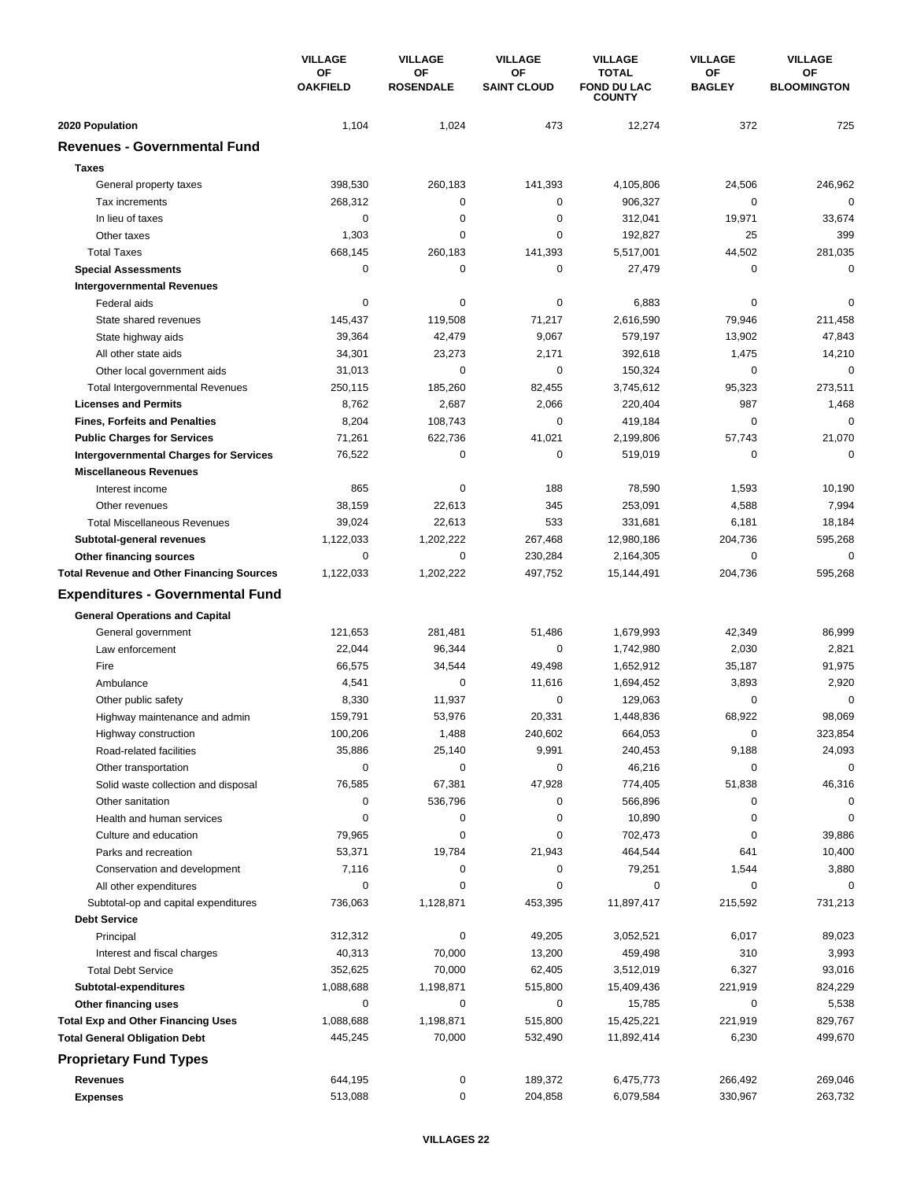| | VILLAGE OF OAKFIELD | VILLAGE OF ROSENDALE | VILLAGE OF SAINT CLOUD | VILLAGE TOTAL FOND DU LAC COUNTY | VILLAGE OF BAGLEY | VILLAGE OF BLOOMINGTON |
|---|---|---|---|---|---|---|
| **2020 Population** | 1,104 | 1,024 | 473 | 12,274 | 372 | 725 |
| **Revenues - Governmental Fund** | | | | | | |
| **Taxes** | | | | | | |
| General property taxes | 398,530 | 260,183 | 141,393 | 4,105,806 | 24,506 | 246,962 |
| Tax increments | 268,312 | 0 | 0 | 906,327 | 0 | 0 |
| In lieu of taxes | 0 | 0 | 0 | 312,041 | 19,971 | 33,674 |
| Other taxes | 1,303 | 0 | 0 | 192,827 | 25 | 399 |
| Total Taxes | 668,145 | 260,183 | 141,393 | 5,517,001 | 44,502 | 281,035 |
| **Special Assessments** | 0 | 0 | 0 | 27,479 | 0 | 0 |
| **Intergovernmental Revenues** | | | | | | |
| Federal aids | 0 | 0 | 0 | 6,883 | 0 | 0 |
| State shared revenues | 145,437 | 119,508 | 71,217 | 2,616,590 | 79,946 | 211,458 |
| State highway aids | 39,364 | 42,479 | 9,067 | 579,197 | 13,902 | 47,843 |
| All other state aids | 34,301 | 23,273 | 2,171 | 392,618 | 1,475 | 14,210 |
| Other local government aids | 31,013 | 0 | 0 | 150,324 | 0 | 0 |
| Total Intergovernmental Revenues | 250,115 | 185,260 | 82,455 | 3,745,612 | 95,323 | 273,511 |
| **Licenses and Permits** | 8,762 | 2,687 | 2,066 | 220,404 | 987 | 1,468 |
| **Fines, Forfeits and Penalties** | 8,204 | 108,743 | 0 | 419,184 | 0 | 0 |
| **Public Charges for Services** | 71,261 | 622,736 | 41,021 | 2,199,806 | 57,743 | 21,070 |
| **Intergovernmental Charges for Services** | 76,522 | 0 | 0 | 519,019 | 0 | 0 |
| **Miscellaneous Revenues** | | | | | | |
| Interest income | 865 | 0 | 188 | 78,590 | 1,593 | 10,190 |
| Other revenues | 38,159 | 22,613 | 345 | 253,091 | 4,588 | 7,994 |
| Total Miscellaneous Revenues | 39,024 | 22,613 | 533 | 331,681 | 6,181 | 18,184 |
| **Subtotal-general revenues** | 1,122,033 | 1,202,222 | 267,468 | 12,980,186 | 204,736 | 595,268 |
| **Other financing sources** | 0 | 0 | 230,284 | 2,164,305 | 0 | 0 |
| **Total Revenue and Other Financing Sources** | 1,122,033 | 1,202,222 | 497,752 | 15,144,491 | 204,736 | 595,268 |
| **Expenditures - Governmental Fund** | | | | | | |
| **General Operations and Capital** | | | | | | |
| General government | 121,653 | 281,481 | 51,486 | 1,679,993 | 42,349 | 86,999 |
| Law enforcement | 22,044 | 96,344 | 0 | 1,742,980 | 2,030 | 2,821 |
| Fire | 66,575 | 34,544 | 49,498 | 1,652,912 | 35,187 | 91,975 |
| Ambulance | 4,541 | 0 | 11,616 | 1,694,452 | 3,893 | 2,920 |
| Other public safety | 8,330 | 11,937 | 0 | 129,063 | 0 | 0 |
| Highway maintenance and admin | 159,791 | 53,976 | 20,331 | 1,448,836 | 68,922 | 98,069 |
| Highway construction | 100,206 | 1,488 | 240,602 | 664,053 | 0 | 323,854 |
| Road-related facilities | 35,886 | 25,140 | 9,991 | 240,453 | 9,188 | 24,093 |
| Other transportation | 0 | 0 | 0 | 46,216 | 0 | 0 |
| Solid waste collection and disposal | 76,585 | 67,381 | 47,928 | 774,405 | 51,838 | 46,316 |
| Other sanitation | 0 | 536,796 | 0 | 566,896 | 0 | 0 |
| Health and human services | 0 | 0 | 0 | 10,890 | 0 | 0 |
| Culture and education | 79,965 | 0 | 0 | 702,473 | 0 | 39,886 |
| Parks and recreation | 53,371 | 19,784 | 21,943 | 464,544 | 641 | 10,400 |
| Conservation and development | 7,116 | 0 | 0 | 79,251 | 1,544 | 3,880 |
| All other expenditures | 0 | 0 | 0 | 0 | 0 | 0 |
| Subtotal-op and capital expenditures | 736,063 | 1,128,871 | 453,395 | 11,897,417 | 215,592 | 731,213 |
| **Debt Service** | | | | | | |
| Principal | 312,312 | 0 | 49,205 | 3,052,521 | 6,017 | 89,023 |
| Interest and fiscal charges | 40,313 | 70,000 | 13,200 | 459,498 | 310 | 3,993 |
| Total Debt Service | 352,625 | 70,000 | 62,405 | 3,512,019 | 6,327 | 93,016 |
| **Subtotal-expenditures** | 1,088,688 | 1,198,871 | 515,800 | 15,409,436 | 221,919 | 824,229 |
| **Other financing uses** | 0 | 0 | 0 | 15,785 | 0 | 5,538 |
| **Total Exp and Other Financing Uses** | 1,088,688 | 1,198,871 | 515,800 | 15,425,221 | 221,919 | 829,767 |
| **Total General Obligation Debt** | 445,245 | 70,000 | 532,490 | 11,892,414 | 6,230 | 499,670 |
| **Proprietary Fund Types** | | | | | | |
| **Revenues** | 644,195 | 0 | 189,372 | 6,475,773 | 266,492 | 269,046 |
| **Expenses** | 513,088 | 0 | 204,858 | 6,079,584 | 330,967 | 263,732 |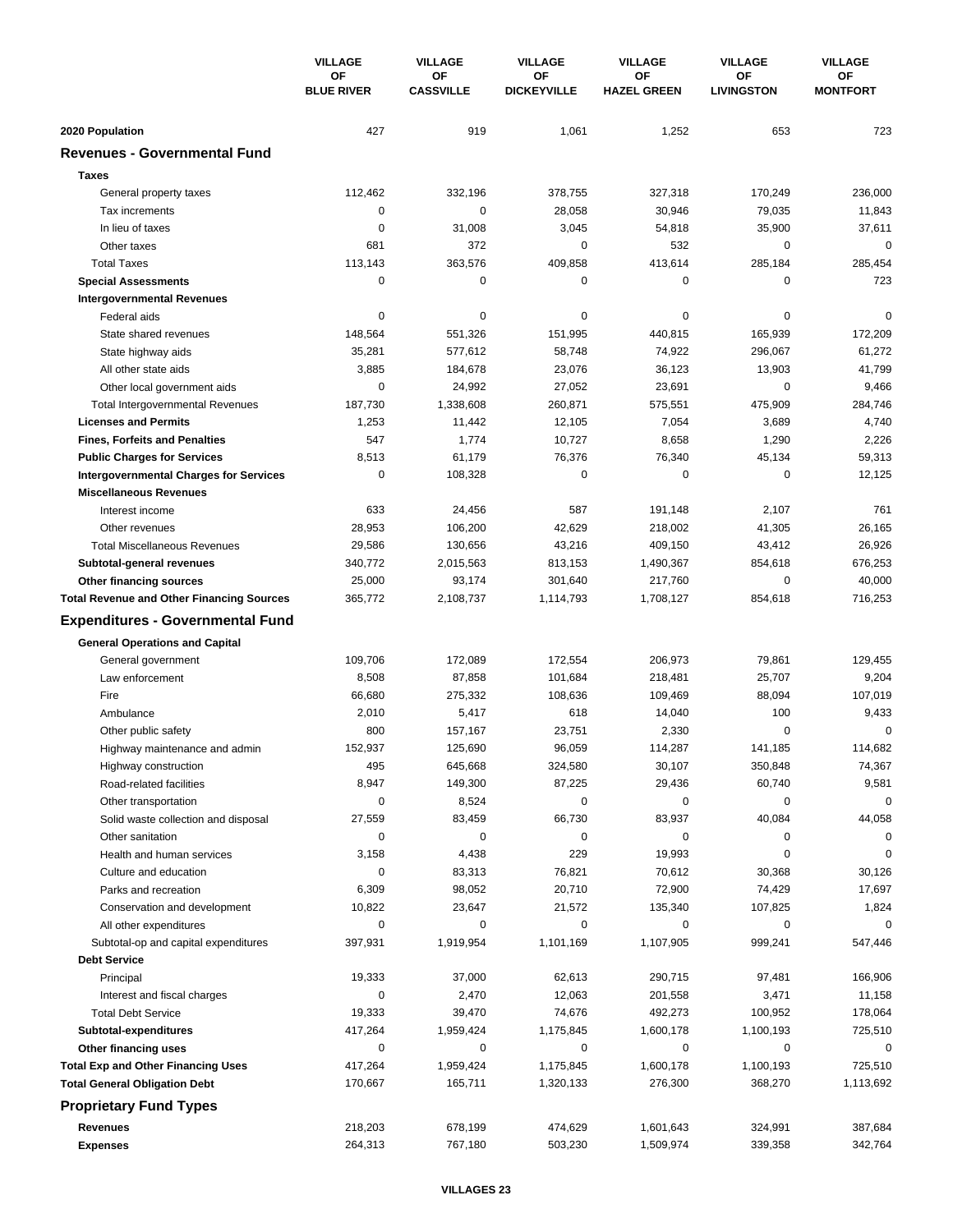| | VILLAGE OF BLUE RIVER | VILLAGE OF CASSVILLE | VILLAGE OF DICKEYVILLE | VILLAGE OF HAZEL GREEN | VILLAGE OF LIVINGSTON | VILLAGE OF MONTFORT |
|---|---|---|---|---|---|---|
| **2020 Population** | 427 | 919 | 1,061 | 1,252 | 653 | 723 |
| **Revenues - Governmental Fund** | | | | | | |
| **Taxes** | | | | | | |
| General property taxes | 112,462 | 332,196 | 378,755 | 327,318 | 170,249 | 236,000 |
| Tax increments | 0 | 0 | 28,058 | 30,946 | 79,035 | 11,843 |
| In lieu of taxes | 0 | 31,008 | 3,045 | 54,818 | 35,900 | 37,611 |
| Other taxes | 681 | 372 | 0 | 532 | 0 | 0 |
| Total Taxes | 113,143 | 363,576 | 409,858 | 413,614 | 285,184 | 285,454 |
| **Special Assessments** | 0 | 0 | 0 | 0 | 0 | 723 |
| **Intergovernmental Revenues** | | | | | | |
| Federal aids | 0 | 0 | 0 | 0 | 0 | 0 |
| State shared revenues | 148,564 | 551,326 | 151,995 | 440,815 | 165,939 | 172,209 |
| State highway aids | 35,281 | 577,612 | 58,748 | 74,922 | 296,067 | 61,272 |
| All other state aids | 3,885 | 184,678 | 23,076 | 36,123 | 13,903 | 41,799 |
| Other local government aids | 0 | 24,992 | 27,052 | 23,691 | 0 | 9,466 |
| Total Intergovernmental Revenues | 187,730 | 1,338,608 | 260,871 | 575,551 | 475,909 | 284,746 |
| **Licenses and Permits** | 1,253 | 11,442 | 12,105 | 7,054 | 3,689 | 4,740 |
| **Fines, Forfeits and Penalties** | 547 | 1,774 | 10,727 | 8,658 | 1,290 | 2,226 |
| **Public Charges for Services** | 8,513 | 61,179 | 76,376 | 76,340 | 45,134 | 59,313 |
| **Intergovernmental Charges for Services** | 0 | 108,328 | 0 | 0 | 0 | 12,125 |
| **Miscellaneous Revenues** | | | | | | |
| Interest income | 633 | 24,456 | 587 | 191,148 | 2,107 | 761 |
| Other revenues | 28,953 | 106,200 | 42,629 | 218,002 | 41,305 | 26,165 |
| Total Miscellaneous Revenues | 29,586 | 130,656 | 43,216 | 409,150 | 43,412 | 26,926 |
| **Subtotal-general revenues** | 340,772 | 2,015,563 | 813,153 | 1,490,367 | 854,618 | 676,253 |
| **Other financing sources** | 25,000 | 93,174 | 301,640 | 217,760 | 0 | 40,000 |
| **Total Revenue and Other Financing Sources** | 365,772 | 2,108,737 | 1,114,793 | 1,708,127 | 854,618 | 716,253 |
| **Expenditures - Governmental Fund** | | | | | | |
| **General Operations and Capital** | | | | | | |
| General government | 109,706 | 172,089 | 172,554 | 206,973 | 79,861 | 129,455 |
| Law enforcement | 8,508 | 87,858 | 101,684 | 218,481 | 25,707 | 9,204 |
| Fire | 66,680 | 275,332 | 108,636 | 109,469 | 88,094 | 107,019 |
| Ambulance | 2,010 | 5,417 | 618 | 14,040 | 100 | 9,433 |
| Other public safety | 800 | 157,167 | 23,751 | 2,330 | 0 | 0 |
| Highway maintenance and admin | 152,937 | 125,690 | 96,059 | 114,287 | 141,185 | 114,682 |
| Highway construction | 495 | 645,668 | 324,580 | 30,107 | 350,848 | 74,367 |
| Road-related facilities | 8,947 | 149,300 | 87,225 | 29,436 | 60,740 | 9,581 |
| Other transportation | 0 | 8,524 | 0 | 0 | 0 | 0 |
| Solid waste collection and disposal | 27,559 | 83,459 | 66,730 | 83,937 | 40,084 | 44,058 |
| Other sanitation | 0 | 0 | 0 | 0 | 0 | 0 |
| Health and human services | 3,158 | 4,438 | 229 | 19,993 | 0 | 0 |
| Culture and education | 0 | 83,313 | 76,821 | 70,612 | 30,368 | 30,126 |
| Parks and recreation | 6,309 | 98,052 | 20,710 | 72,900 | 74,429 | 17,697 |
| Conservation and development | 10,822 | 23,647 | 21,572 | 135,340 | 107,825 | 1,824 |
| All other expenditures | 0 | 0 | 0 | 0 | 0 | 0 |
| Subtotal-op and capital expenditures | 397,931 | 1,919,954 | 1,101,169 | 1,107,905 | 999,241 | 547,446 |
| **Debt Service** | | | | | | |
| Principal | 19,333 | 37,000 | 62,613 | 290,715 | 97,481 | 166,906 |
| Interest and fiscal charges | 0 | 2,470 | 12,063 | 201,558 | 3,471 | 11,158 |
| Total Debt Service | 19,333 | 39,470 | 74,676 | 492,273 | 100,952 | 178,064 |
| **Subtotal-expenditures** | 417,264 | 1,959,424 | 1,175,845 | 1,600,178 | 1,100,193 | 725,510 |
| **Other financing uses** | 0 | 0 | 0 | 0 | 0 | 0 |
| **Total Exp and Other Financing Uses** | 417,264 | 1,959,424 | 1,175,845 | 1,600,178 | 1,100,193 | 725,510 |
| **Total General Obligation Debt** | 170,667 | 165,711 | 1,320,133 | 276,300 | 368,270 | 1,113,692 |
| **Proprietary Fund Types** | | | | | | |
| **Revenues** | 218,203 | 678,199 | 474,629 | 1,601,643 | 324,991 | 387,684 |
| **Expenses** | 264,313 | 767,180 | 503,230 | 1,509,974 | 339,358 | 342,764 |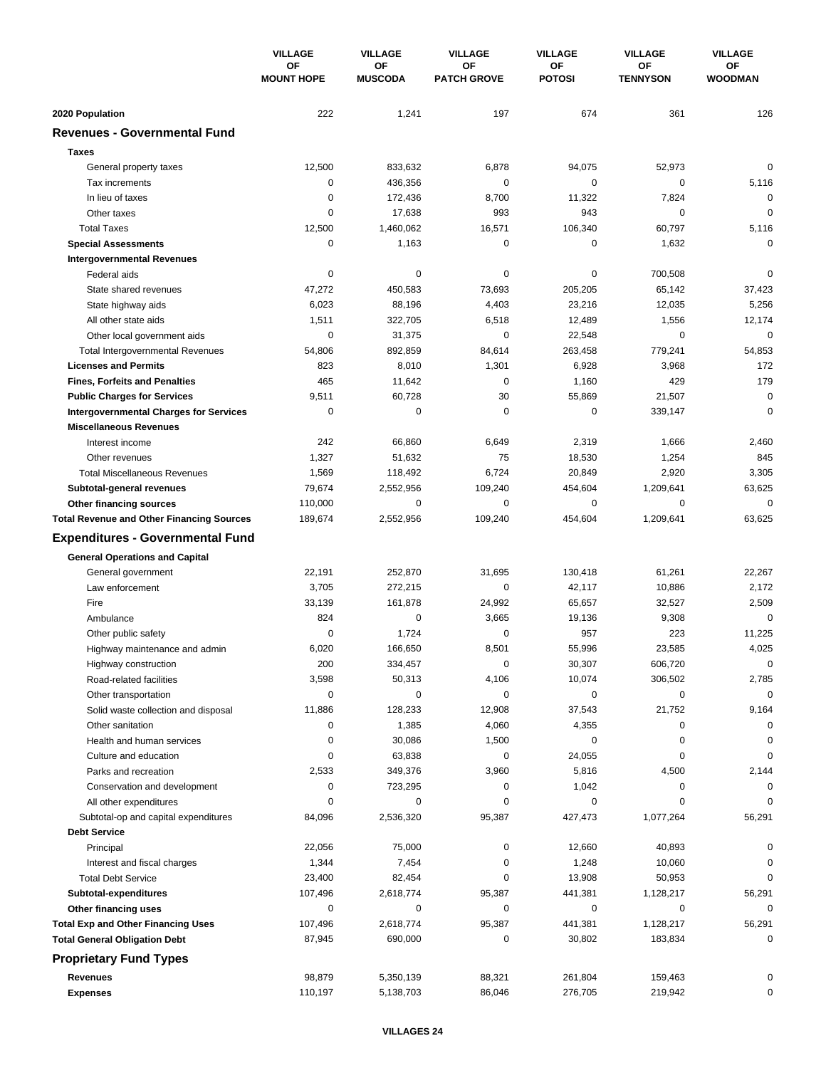| | VILLAGE OF MOUNT HOPE | VILLAGE OF MUSCODA | VILLAGE OF PATCH GROVE | VILLAGE OF POTOSI | VILLAGE OF TENNYSON | VILLAGE OF WOODMAN |
|---|---|---|---|---|---|---|
| **2020 Population** | 222 | 1,241 | 197 | 674 | 361 | 126 |
| **Revenues - Governmental Fund** | | | | | | |
| **Taxes** | | | | | | |
| General property taxes | 12,500 | 833,632 | 6,878 | 94,075 | 52,973 | 0 |
| Tax increments | 0 | 436,356 | 0 | 0 | 0 | 5,116 |
| In lieu of taxes | 0 | 172,436 | 8,700 | 11,322 | 7,824 | 0 |
| Other taxes | 0 | 17,638 | 993 | 943 | 0 | 0 |
| Total Taxes | 12,500 | 1,460,062 | 16,571 | 106,340 | 60,797 | 5,116 |
| **Special Assessments** | 0 | 1,163 | 0 | 0 | 1,632 | 0 |
| **Intergovernmental Revenues** | | | | | | |
| Federal aids | 0 | 0 | 0 | 0 | 700,508 | 0 |
| State shared revenues | 47,272 | 450,583 | 73,693 | 205,205 | 65,142 | 37,423 |
| State highway aids | 6,023 | 88,196 | 4,403 | 23,216 | 12,035 | 5,256 |
| All other state aids | 1,511 | 322,705 | 6,518 | 12,489 | 1,556 | 12,174 |
| Other local government aids | 0 | 31,375 | 0 | 22,548 | 0 | 0 |
| Total Intergovernmental Revenues | 54,806 | 892,859 | 84,614 | 263,458 | 779,241 | 54,853 |
| **Licenses and Permits** | 823 | 8,010 | 1,301 | 6,928 | 3,968 | 172 |
| **Fines, Forfeits and Penalties** | 465 | 11,642 | 0 | 1,160 | 429 | 179 |
| **Public Charges for Services** | 9,511 | 60,728 | 30 | 55,869 | 21,507 | 0 |
| **Intergovernmental Charges for Services** | 0 | 0 | 0 | 0 | 339,147 | 0 |
| **Miscellaneous Revenues** | | | | | | |
| Interest income | 242 | 66,860 | 6,649 | 2,319 | 1,666 | 2,460 |
| Other revenues | 1,327 | 51,632 | 75 | 18,530 | 1,254 | 845 |
| Total Miscellaneous Revenues | 1,569 | 118,492 | 6,724 | 20,849 | 2,920 | 3,305 |
| **Subtotal-general revenues** | 79,674 | 2,552,956 | 109,240 | 454,604 | 1,209,641 | 63,625 |
| **Other financing sources** | 110,000 | 0 | 0 | 0 | 0 | 0 |
| **Total Revenue and Other Financing Sources** | 189,674 | 2,552,956 | 109,240 | 454,604 | 1,209,641 | 63,625 |
| **Expenditures - Governmental Fund** | | | | | | |
| **General Operations and Capital** | | | | | | |
| General government | 22,191 | 252,870 | 31,695 | 130,418 | 61,261 | 22,267 |
| Law enforcement | 3,705 | 272,215 | 0 | 42,117 | 10,886 | 2,172 |
| Fire | 33,139 | 161,878 | 24,992 | 65,657 | 32,527 | 2,509 |
| Ambulance | 824 | 0 | 3,665 | 19,136 | 9,308 | 0 |
| Other public safety | 0 | 1,724 | 0 | 957 | 223 | 11,225 |
| Highway maintenance and admin | 6,020 | 166,650 | 8,501 | 55,996 | 23,585 | 4,025 |
| Highway construction | 200 | 334,457 | 0 | 30,307 | 606,720 | 0 |
| Road-related facilities | 3,598 | 50,313 | 4,106 | 10,074 | 306,502 | 2,785 |
| Other transportation | 0 | 0 | 0 | 0 | 0 | 0 |
| Solid waste collection and disposal | 11,886 | 128,233 | 12,908 | 37,543 | 21,752 | 9,164 |
| Other sanitation | 0 | 1,385 | 4,060 | 4,355 | 0 | 0 |
| Health and human services | 0 | 30,086 | 1,500 | 0 | 0 | 0 |
| Culture and education | 0 | 63,838 | 0 | 24,055 | 0 | 0 |
| Parks and recreation | 2,533 | 349,376 | 3,960 | 5,816 | 4,500 | 2,144 |
| Conservation and development | 0 | 723,295 | 0 | 1,042 | 0 | 0 |
| All other expenditures | 0 | 0 | 0 | 0 | 0 | 0 |
| Subtotal-op and capital expenditures | 84,096 | 2,536,320 | 95,387 | 427,473 | 1,077,264 | 56,291 |
| **Debt Service** | | | | | | |
| Principal | 22,056 | 75,000 | 0 | 12,660 | 40,893 | 0 |
| Interest and fiscal charges | 1,344 | 7,454 | 0 | 1,248 | 10,060 | 0 |
| Total Debt Service | 23,400 | 82,454 | 0 | 13,908 | 50,953 | 0 |
| **Subtotal-expenditures** | 107,496 | 2,618,774 | 95,387 | 441,381 | 1,128,217 | 56,291 |
| **Other financing uses** | 0 | 0 | 0 | 0 | 0 | 0 |
| **Total Exp and Other Financing Uses** | 107,496 | 2,618,774 | 95,387 | 441,381 | 1,128,217 | 56,291 |
| **Total General Obligation Debt** | 87,945 | 690,000 | 0 | 30,802 | 183,834 | 0 |
| **Proprietary Fund Types** | | | | | | |
| **Revenues** | 98,879 | 5,350,139 | 88,321 | 261,804 | 159,463 | 0 |
| **Expenses** | 110,197 | 5,138,703 | 86,046 | 276,705 | 219,942 | 0 |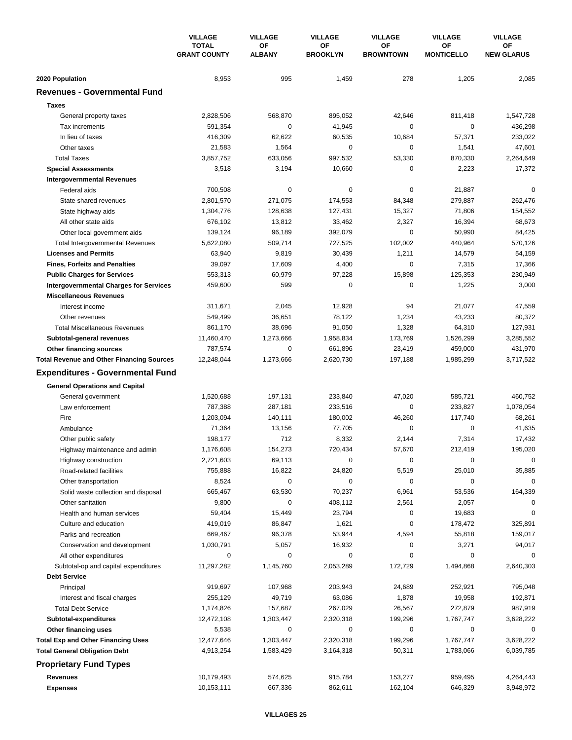| | VILLAGE TOTAL GRANT COUNTY | VILLAGE OF ALBANY | VILLAGE OF BROOKLYN | VILLAGE OF BROWNTOWN | VILLAGE OF MONTICELLO | VILLAGE OF NEW GLARUS |
|---|---|---|---|---|---|---|
| **2020 Population** | 8,953 | 995 | 1,459 | 278 | 1,205 | 2,085 |
| **Revenues - Governmental Fund** | | | | | | |
| **Taxes** | | | | | | |
| General property taxes | 2,828,506 | 568,870 | 895,052 | 42,646 | 811,418 | 1,547,728 |
| Tax increments | 591,354 | 0 | 41,945 | 0 | 0 | 436,298 |
| In lieu of taxes | 416,309 | 62,622 | 60,535 | 10,684 | 57,371 | 233,022 |
| Other taxes | 21,583 | 1,564 | 0 | 0 | 1,541 | 47,601 |
| Total Taxes | 3,857,752 | 633,056 | 997,532 | 53,330 | 870,330 | 2,264,649 |
| **Special Assessments** | 3,518 | 3,194 | 10,660 | 0 | 2,223 | 17,372 |
| **Intergovernmental Revenues** | | | | | | |
| Federal aids | 700,508 | 0 | 0 | 0 | 21,887 | 0 |
| State shared revenues | 2,801,570 | 271,075 | 174,553 | 84,348 | 279,887 | 262,476 |
| State highway aids | 1,304,776 | 128,638 | 127,431 | 15,327 | 71,806 | 154,552 |
| All other state aids | 676,102 | 13,812 | 33,462 | 2,327 | 16,394 | 68,673 |
| Other local government aids | 139,124 | 96,189 | 392,079 | 0 | 50,990 | 84,425 |
| Total Intergovernmental Revenues | 5,622,080 | 509,714 | 727,525 | 102,002 | 440,964 | 570,126 |
| **Licenses and Permits** | 63,940 | 9,819 | 30,439 | 1,211 | 14,579 | 54,159 |
| **Fines, Forfeits and Penalties** | 39,097 | 17,609 | 4,400 | 0 | 7,315 | 17,366 |
| **Public Charges for Services** | 553,313 | 60,979 | 97,228 | 15,898 | 125,353 | 230,949 |
| **Intergovernmental Charges for Services** | 459,600 | 599 | 0 | 0 | 1,225 | 3,000 |
| **Miscellaneous Revenues** | | | | | | |
| Interest income | 311,671 | 2,045 | 12,928 | 94 | 21,077 | 47,559 |
| Other revenues | 549,499 | 36,651 | 78,122 | 1,234 | 43,233 | 80,372 |
| Total Miscellaneous Revenues | 861,170 | 38,696 | 91,050 | 1,328 | 64,310 | 127,931 |
| **Subtotal-general revenues** | 11,460,470 | 1,273,666 | 1,958,834 | 173,769 | 1,526,299 | 3,285,552 |
| **Other financing sources** | 787,574 | 0 | 661,896 | 23,419 | 459,000 | 431,970 |
| **Total Revenue and Other Financing Sources** | 12,248,044 | 1,273,666 | 2,620,730 | 197,188 | 1,985,299 | 3,717,522 |
| **Expenditures - Governmental Fund** | | | | | | |
| **General Operations and Capital** | | | | | | |
| General government | 1,520,688 | 197,131 | 233,840 | 47,020 | 585,721 | 460,752 |
| Law enforcement | 787,388 | 287,181 | 233,516 | 0 | 233,827 | 1,078,054 |
| Fire | 1,203,094 | 140,111 | 180,002 | 46,260 | 117,740 | 68,261 |
| Ambulance | 71,364 | 13,156 | 77,705 | 0 | 0 | 41,635 |
| Other public safety | 198,177 | 712 | 8,332 | 2,144 | 7,314 | 17,432 |
| Highway maintenance and admin | 1,176,608 | 154,273 | 720,434 | 57,670 | 212,419 | 195,020 |
| Highway construction | 2,721,603 | 69,113 | 0 | 0 | 0 | 0 |
| Road-related facilities | 755,888 | 16,822 | 24,820 | 5,519 | 25,010 | 35,885 |
| Other transportation | 8,524 | 0 | 0 | 0 | 0 | 0 |
| Solid waste collection and disposal | 665,467 | 63,530 | 70,237 | 6,961 | 53,536 | 164,339 |
| Other sanitation | 9,800 | 0 | 408,112 | 2,561 | 2,057 | 0 |
| Health and human services | 59,404 | 15,449 | 23,794 | 0 | 19,683 | 0 |
| Culture and education | 419,019 | 86,847 | 1,621 | 0 | 178,472 | 325,891 |
| Parks and recreation | 669,467 | 96,378 | 53,944 | 4,594 | 55,818 | 159,017 |
| Conservation and development | 1,030,791 | 5,057 | 16,932 | 0 | 3,271 | 94,017 |
| All other expenditures | 0 | 0 | 0 | 0 | 0 | 0 |
| Subtotal-op and capital expenditures | 11,297,282 | 1,145,760 | 2,053,289 | 172,729 | 1,494,868 | 2,640,303 |
| **Debt Service** | | | | | | |
| Principal | 919,697 | 107,968 | 203,943 | 24,689 | 252,921 | 795,048 |
| Interest and fiscal charges | 255,129 | 49,719 | 63,086 | 1,878 | 19,958 | 192,871 |
| Total Debt Service | 1,174,826 | 157,687 | 267,029 | 26,567 | 272,879 | 987,919 |
| **Subtotal-expenditures** | 12,472,108 | 1,303,447 | 2,320,318 | 199,296 | 1,767,747 | 3,628,222 |
| **Other financing uses** | 5,538 | 0 | 0 | 0 | 0 | 0 |
| **Total Exp and Other Financing Uses** | 12,477,646 | 1,303,447 | 2,320,318 | 199,296 | 1,767,747 | 3,628,222 |
| **Total General Obligation Debt** | 4,913,254 | 1,583,429 | 3,164,318 | 50,311 | 1,783,066 | 6,039,785 |
| **Proprietary Fund Types** | | | | | | |
| **Revenues** | 10,179,493 | 574,625 | 915,784 | 153,277 | 959,495 | 4,264,443 |
| **Expenses** | 10,153,111 | 667,336 | 862,611 | 162,104 | 646,329 | 3,948,972 |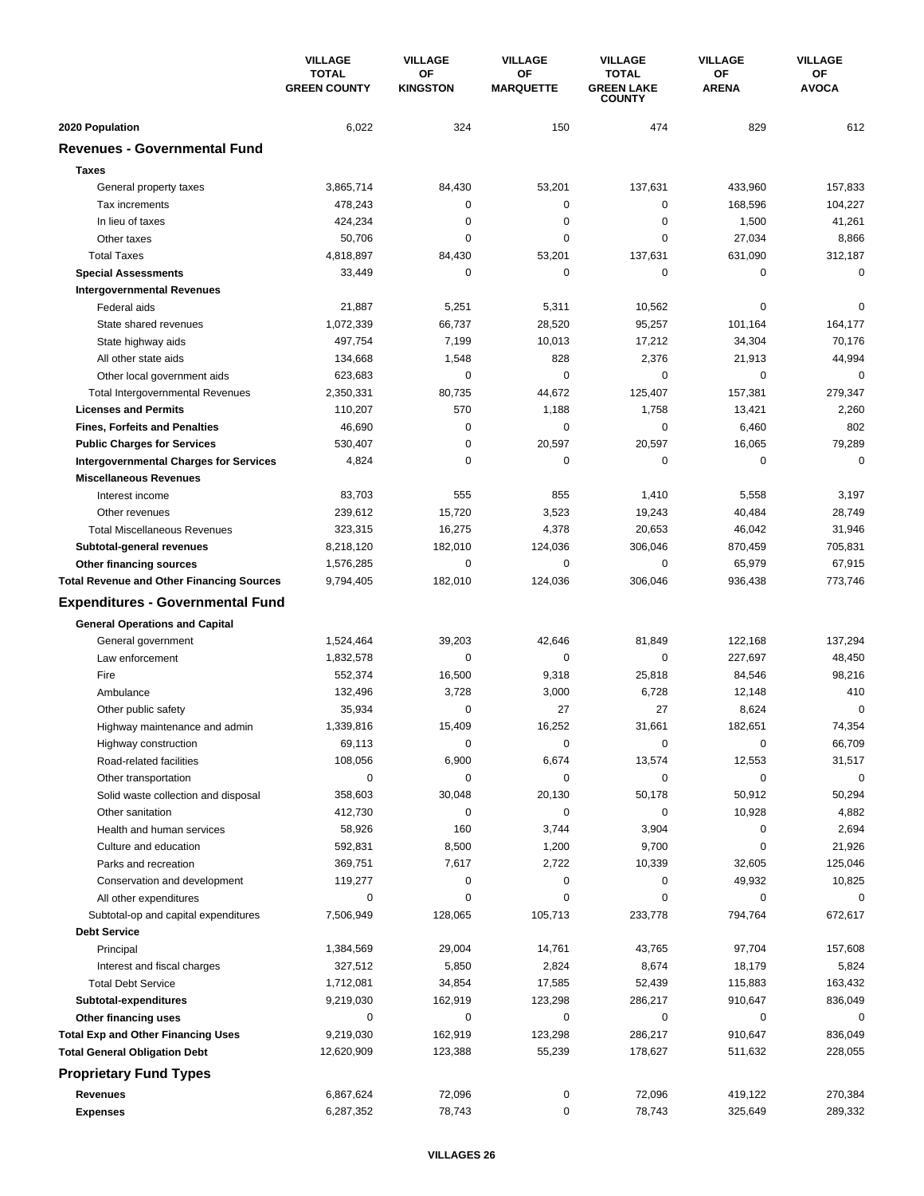| | VILLAGE TOTAL GREEN COUNTY | VILLAGE OF KINGSTON | VILLAGE OF MARQUETTE | VILLAGE TOTAL GREEN LAKE COUNTY | VILLAGE OF ARENA | VILLAGE OF AVOCA |
|---|---|---|---|---|---|---|
| **2020 Population** | 6,022 | 324 | 150 | 474 | 829 | 612 |
| **Revenues - Governmental Fund** | | | | | | |
| **Taxes** | | | | | | |
| General property taxes | 3,865,714 | 84,430 | 53,201 | 137,631 | 433,960 | 157,833 |
| Tax increments | 478,243 | 0 | 0 | 0 | 168,596 | 104,227 |
| In lieu of taxes | 424,234 | 0 | 0 | 0 | 1,500 | 41,261 |
| Other taxes | 50,706 | 0 | 0 | 0 | 27,034 | 8,866 |
| Total Taxes | 4,818,897 | 84,430 | 53,201 | 137,631 | 631,090 | 312,187 |
| **Special Assessments** | 33,449 | 0 | 0 | 0 | 0 | 0 |
| **Intergovernmental Revenues** | | | | | | |
| Federal aids | 21,887 | 5,251 | 5,311 | 10,562 | 0 | 0 |
| State shared revenues | 1,072,339 | 66,737 | 28,520 | 95,257 | 101,164 | 164,177 |
| State highway aids | 497,754 | 7,199 | 10,013 | 17,212 | 34,304 | 70,176 |
| All other state aids | 134,668 | 1,548 | 828 | 2,376 | 21,913 | 44,994 |
| Other local government aids | 623,683 | 0 | 0 | 0 | 0 | 0 |
| Total Intergovernmental Revenues | 2,350,331 | 80,735 | 44,672 | 125,407 | 157,381 | 279,347 |
| **Licenses and Permits** | 110,207 | 570 | 1,188 | 1,758 | 13,421 | 2,260 |
| **Fines, Forfeits and Penalties** | 46,690 | 0 | 0 | 0 | 6,460 | 802 |
| **Public Charges for Services** | 530,407 | 0 | 20,597 | 20,597 | 16,065 | 79,289 |
| **Intergovernmental Charges for Services** | 4,824 | 0 | 0 | 0 | 0 | 0 |
| **Miscellaneous Revenues** | | | | | | |
| Interest income | 83,703 | 555 | 855 | 1,410 | 5,558 | 3,197 |
| Other revenues | 239,612 | 15,720 | 3,523 | 19,243 | 40,484 | 28,749 |
| Total Miscellaneous Revenues | 323,315 | 16,275 | 4,378 | 20,653 | 46,042 | 31,946 |
| **Subtotal-general revenues** | 8,218,120 | 182,010 | 124,036 | 306,046 | 870,459 | 705,831 |
| **Other financing sources** | 1,576,285 | 0 | 0 | 0 | 65,979 | 67,915 |
| **Total Revenue and Other Financing Sources** | 9,794,405 | 182,010 | 124,036 | 306,046 | 936,438 | 773,746 |
| **Expenditures - Governmental Fund** | | | | | | |
| **General Operations and Capital** | | | | | | |
| General government | 1,524,464 | 39,203 | 42,646 | 81,849 | 122,168 | 137,294 |
| Law enforcement | 1,832,578 | 0 | 0 | 0 | 227,697 | 48,450 |
| Fire | 552,374 | 16,500 | 9,318 | 25,818 | 84,546 | 98,216 |
| Ambulance | 132,496 | 3,728 | 3,000 | 6,728 | 12,148 | 410 |
| Other public safety | 35,934 | 0 | 27 | 27 | 8,624 | 0 |
| Highway maintenance and admin | 1,339,816 | 15,409 | 16,252 | 31,661 | 182,651 | 74,354 |
| Highway construction | 69,113 | 0 | 0 | 0 | 0 | 66,709 |
| Road-related facilities | 108,056 | 6,900 | 6,674 | 13,574 | 12,553 | 31,517 |
| Other transportation | 0 | 0 | 0 | 0 | 0 | 0 |
| Solid waste collection and disposal | 358,603 | 30,048 | 20,130 | 50,178 | 50,912 | 50,294 |
| Other sanitation | 412,730 | 0 | 0 | 0 | 10,928 | 4,882 |
| Health and human services | 58,926 | 160 | 3,744 | 3,904 | 0 | 2,694 |
| Culture and education | 592,831 | 8,500 | 1,200 | 9,700 | 0 | 21,926 |
| Parks and recreation | 369,751 | 7,617 | 2,722 | 10,339 | 32,605 | 125,046 |
| Conservation and development | 119,277 | 0 | 0 | 0 | 49,932 | 10,825 |
| All other expenditures | 0 | 0 | 0 | 0 | 0 | 0 |
| Subtotal-op and capital expenditures | 7,506,949 | 128,065 | 105,713 | 233,778 | 794,764 | 672,617 |
| **Debt Service** | | | | | | |
| Principal | 1,384,569 | 29,004 | 14,761 | 43,765 | 97,704 | 157,608 |
| Interest and fiscal charges | 327,512 | 5,850 | 2,824 | 8,674 | 18,179 | 5,824 |
| Total Debt Service | 1,712,081 | 34,854 | 17,585 | 52,439 | 115,883 | 163,432 |
| **Subtotal-expenditures** | 9,219,030 | 162,919 | 123,298 | 286,217 | 910,647 | 836,049 |
| **Other financing uses** | 0 | 0 | 0 | 0 | 0 | 0 |
| **Total Exp and Other Financing Uses** | 9,219,030 | 162,919 | 123,298 | 286,217 | 910,647 | 836,049 |
| **Total General Obligation Debt** | 12,620,909 | 123,388 | 55,239 | 178,627 | 511,632 | 228,055 |
| **Proprietary Fund Types** | | | | | | |
| **Revenues** | 6,867,624 | 72,096 | 0 | 72,096 | 419,122 | 270,384 |
| **Expenses** | 6,287,352 | 78,743 | 0 | 78,743 | 325,649 | 289,332 |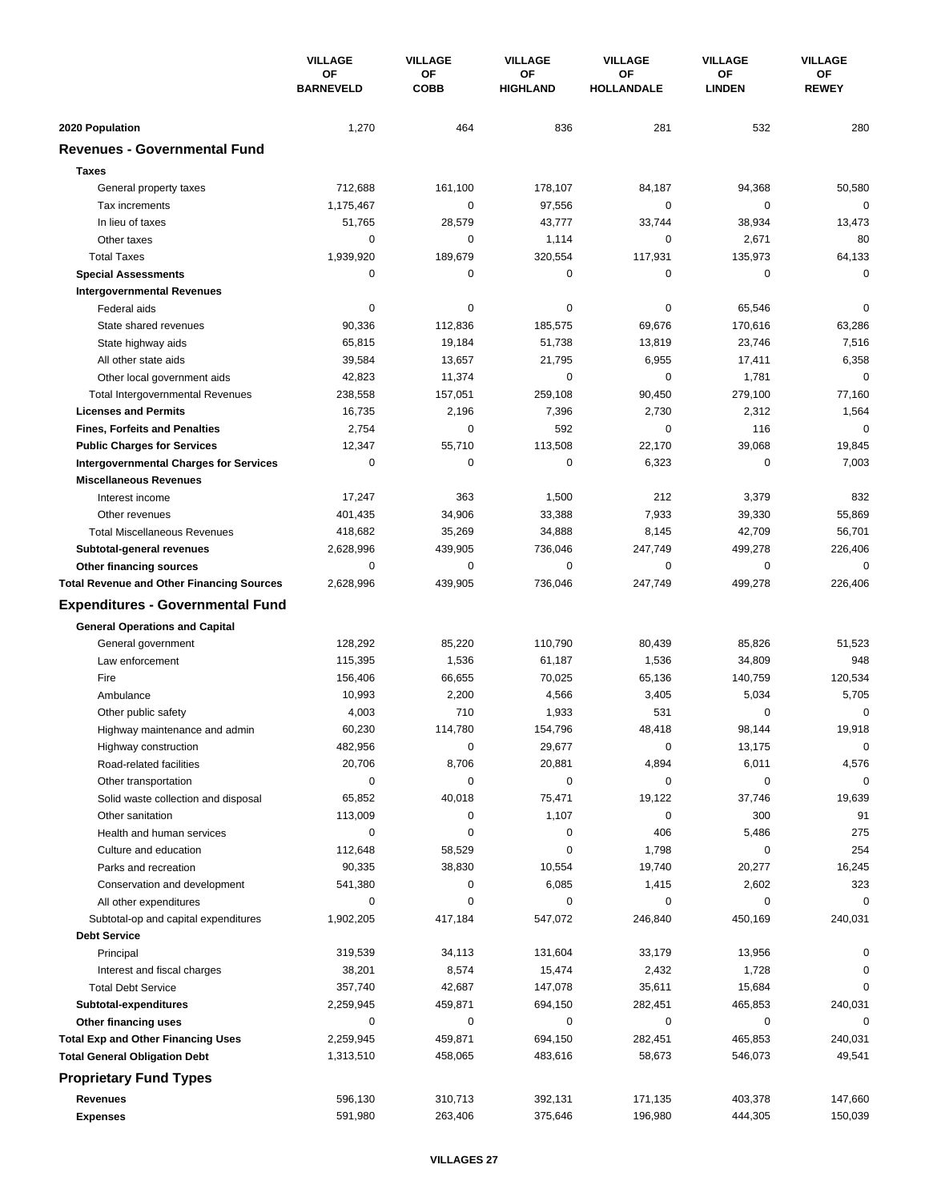| | VILLAGE OF BARNEVELD | VILLAGE OF COBB | VILLAGE OF HIGHLAND | VILLAGE OF HOLLANDALE | VILLAGE OF LINDEN | VILLAGE OF REWEY |
|---|---|---|---|---|---|---|
| **2020 Population** | 1,270 | 464 | 836 | 281 | 532 | 280 |
| **Revenues - Governmental Fund** | | | | | | |
| **Taxes** | | | | | | |
| General property taxes | 712,688 | 161,100 | 178,107 | 84,187 | 94,368 | 50,580 |
| Tax increments | 1,175,467 | 0 | 97,556 | 0 | 0 | 0 |
| In lieu of taxes | 51,765 | 28,579 | 43,777 | 33,744 | 38,934 | 13,473 |
| Other taxes | 0 | 0 | 1,114 | 0 | 2,671 | 80 |
| Total Taxes | 1,939,920 | 189,679 | 320,554 | 117,931 | 135,973 | 64,133 |
| **Special Assessments** | 0 | 0 | 0 | 0 | 0 | 0 |
| **Intergovernmental Revenues** | | | | | | |
| Federal aids | 0 | 0 | 0 | 0 | 65,546 | 0 |
| State shared revenues | 90,336 | 112,836 | 185,575 | 69,676 | 170,616 | 63,286 |
| State highway aids | 65,815 | 19,184 | 51,738 | 13,819 | 23,746 | 7,516 |
| All other state aids | 39,584 | 13,657 | 21,795 | 6,955 | 17,411 | 6,358 |
| Other local government aids | 42,823 | 11,374 | 0 | 0 | 1,781 | 0 |
| Total Intergovernmental Revenues | 238,558 | 157,051 | 259,108 | 90,450 | 279,100 | 77,160 |
| **Licenses and Permits** | 16,735 | 2,196 | 7,396 | 2,730 | 2,312 | 1,564 |
| **Fines, Forfeits and Penalties** | 2,754 | 0 | 592 | 0 | 116 | 0 |
| **Public Charges for Services** | 12,347 | 55,710 | 113,508 | 22,170 | 39,068 | 19,845 |
| **Intergovernmental Charges for Services** | 0 | 0 | 0 | 6,323 | 0 | 7,003 |
| **Miscellaneous Revenues** | | | | | | |
| Interest income | 17,247 | 363 | 1,500 | 212 | 3,379 | 832 |
| Other revenues | 401,435 | 34,906 | 33,388 | 7,933 | 39,330 | 55,869 |
| Total Miscellaneous Revenues | 418,682 | 35,269 | 34,888 | 8,145 | 42,709 | 56,701 |
| **Subtotal-general revenues** | 2,628,996 | 439,905 | 736,046 | 247,749 | 499,278 | 226,406 |
| **Other financing sources** | 0 | 0 | 0 | 0 | 0 | 0 |
| **Total Revenue and Other Financing Sources** | 2,628,996 | 439,905 | 736,046 | 247,749 | 499,278 | 226,406 |
| **Expenditures - Governmental Fund** | | | | | | |
| **General Operations and Capital** | | | | | | |
| General government | 128,292 | 85,220 | 110,790 | 80,439 | 85,826 | 51,523 |
| Law enforcement | 115,395 | 1,536 | 61,187 | 1,536 | 34,809 | 948 |
| Fire | 156,406 | 66,655 | 70,025 | 65,136 | 140,759 | 120,534 |
| Ambulance | 10,993 | 2,200 | 4,566 | 3,405 | 5,034 | 5,705 |
| Other public safety | 4,003 | 710 | 1,933 | 531 | 0 | 0 |
| Highway maintenance and admin | 60,230 | 114,780 | 154,796 | 48,418 | 98,144 | 19,918 |
| Highway construction | 482,956 | 0 | 29,677 | 0 | 13,175 | 0 |
| Road-related facilities | 20,706 | 8,706 | 20,881 | 4,894 | 6,011 | 4,576 |
| Other transportation | 0 | 0 | 0 | 0 | 0 | 0 |
| Solid waste collection and disposal | 65,852 | 40,018 | 75,471 | 19,122 | 37,746 | 19,639 |
| Other sanitation | 113,009 | 0 | 1,107 | 0 | 300 | 91 |
| Health and human services | 0 | 0 | 0 | 406 | 5,486 | 275 |
| Culture and education | 112,648 | 58,529 | 0 | 1,798 | 0 | 254 |
| Parks and recreation | 90,335 | 38,830 | 10,554 | 19,740 | 20,277 | 16,245 |
| Conservation and development | 541,380 | 0 | 6,085 | 1,415 | 2,602 | 323 |
| All other expenditures | 0 | 0 | 0 | 0 | 0 | 0 |
| Subtotal-op and capital expenditures | 1,902,205 | 417,184 | 547,072 | 246,840 | 450,169 | 240,031 |
| **Debt Service** | | | | | | |
| Principal | 319,539 | 34,113 | 131,604 | 33,179 | 13,956 | 0 |
| Interest and fiscal charges | 38,201 | 8,574 | 15,474 | 2,432 | 1,728 | 0 |
| Total Debt Service | 357,740 | 42,687 | 147,078 | 35,611 | 15,684 | 0 |
| **Subtotal-expenditures** | 2,259,945 | 459,871 | 694,150 | 282,451 | 465,853 | 240,031 |
| **Other financing uses** | 0 | 0 | 0 | 0 | 0 | 0 |
| **Total Exp and Other Financing Uses** | 2,259,945 | 459,871 | 694,150 | 282,451 | 465,853 | 240,031 |
| **Total General Obligation Debt** | 1,313,510 | 458,065 | 483,616 | 58,673 | 546,073 | 49,541 |
| **Proprietary Fund Types** | | | | | | |
| **Revenues** | 596,130 | 310,713 | 392,131 | 171,135 | 403,378 | 147,660 |
| **Expenses** | 591,980 | 263,406 | 375,646 | 196,980 | 444,305 | 150,039 |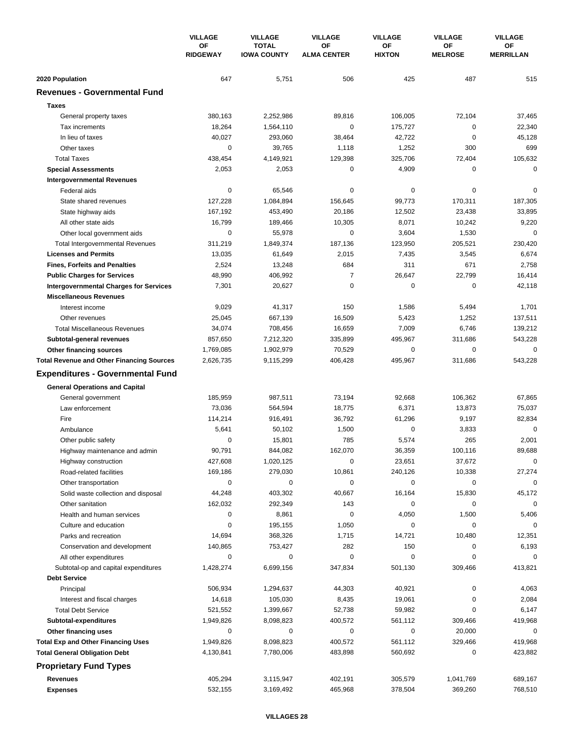| | VILLAGE OF RIDGEWAY | VILLAGE TOTAL IOWA COUNTY | VILLAGE OF ALMA CENTER | VILLAGE OF HIXTON | VILLAGE OF MELROSE | VILLAGE OF MERRILLAN |
|---|---|---|---|---|---|---|
| **2020 Population** | 647 | 5,751 | 506 | 425 | 487 | 515 |
| **Revenues - Governmental Fund** | | | | | | |
| **Taxes** | | | | | | |
| General property taxes | 380,163 | 2,252,986 | 89,816 | 106,005 | 72,104 | 37,465 |
| Tax increments | 18,264 | 1,564,110 | 0 | 175,727 | 0 | 22,340 |
| In lieu of taxes | 40,027 | 293,060 | 38,464 | 42,722 | 0 | 45,128 |
| Other taxes | 0 | 39,765 | 1,118 | 1,252 | 300 | 699 |
| Total Taxes | 438,454 | 4,149,921 | 129,398 | 325,706 | 72,404 | 105,632 |
| **Special Assessments** | 2,053 | 2,053 | 0 | 4,909 | 0 | 0 |
| **Intergovernmental Revenues** | | | | | | |
| Federal aids | 0 | 65,546 | 0 | 0 | 0 | 0 |
| State shared revenues | 127,228 | 1,084,894 | 156,645 | 99,773 | 170,311 | 187,305 |
| State highway aids | 167,192 | 453,490 | 20,186 | 12,502 | 23,438 | 33,895 |
| All other state aids | 16,799 | 189,466 | 10,305 | 8,071 | 10,242 | 9,220 |
| Other local government aids | 0 | 55,978 | 0 | 3,604 | 1,530 | 0 |
| Total Intergovernmental Revenues | 311,219 | 1,849,374 | 187,136 | 123,950 | 205,521 | 230,420 |
| **Licenses and Permits** | 13,035 | 61,649 | 2,015 | 7,435 | 3,545 | 6,674 |
| **Fines, Forfeits and Penalties** | 2,524 | 13,248 | 684 | 311 | 671 | 2,758 |
| **Public Charges for Services** | 48,990 | 406,992 | 7 | 26,647 | 22,799 | 16,414 |
| **Intergovernmental Charges for Services** | 7,301 | 20,627 | 0 | 0 | 0 | 42,118 |
| **Miscellaneous Revenues** | | | | | | |
| Interest income | 9,029 | 41,317 | 150 | 1,586 | 5,494 | 1,701 |
| Other revenues | 25,045 | 667,139 | 16,509 | 5,423 | 1,252 | 137,511 |
| Total Miscellaneous Revenues | 34,074 | 708,456 | 16,659 | 7,009 | 6,746 | 139,212 |
| **Subtotal-general revenues** | 857,650 | 7,212,320 | 335,899 | 495,967 | 311,686 | 543,228 |
| **Other financing sources** | 1,769,085 | 1,902,979 | 70,529 | 0 | 0 | 0 |
| **Total Revenue and Other Financing Sources** | 2,626,735 | 9,115,299 | 406,428 | 495,967 | 311,686 | 543,228 |
| **Expenditures - Governmental Fund** | | | | | | |
| **General Operations and Capital** | | | | | | |
| General government | 185,959 | 987,511 | 73,194 | 92,668 | 106,362 | 67,865 |
| Law enforcement | 73,036 | 564,594 | 18,775 | 6,371 | 13,873 | 75,037 |
| Fire | 114,214 | 916,491 | 36,792 | 61,296 | 9,197 | 82,834 |
| Ambulance | 5,641 | 50,102 | 1,500 | 0 | 3,833 | 0 |
| Other public safety | 0 | 15,801 | 785 | 5,574 | 265 | 2,001 |
| Highway maintenance and admin | 90,791 | 844,082 | 162,070 | 36,359 | 100,116 | 89,688 |
| Highway construction | 427,608 | 1,020,125 | 0 | 23,651 | 37,672 | 0 |
| Road-related facilities | 169,186 | 279,030 | 10,861 | 240,126 | 10,338 | 27,274 |
| Other transportation | 0 | 0 | 0 | 0 | 0 | 0 |
| Solid waste collection and disposal | 44,248 | 403,302 | 40,667 | 16,164 | 15,830 | 45,172 |
| Other sanitation | 162,032 | 292,349 | 143 | 0 | 0 | 0 |
| Health and human services | 0 | 8,861 | 0 | 4,050 | 1,500 | 5,406 |
| Culture and education | 0 | 195,155 | 1,050 | 0 | 0 | 0 |
| Parks and recreation | 14,694 | 368,326 | 1,715 | 14,721 | 10,480 | 12,351 |
| Conservation and development | 140,865 | 753,427 | 282 | 150 | 0 | 6,193 |
| All other expenditures | 0 | 0 | 0 | 0 | 0 | 0 |
| Subtotal-op and capital expenditures | 1,428,274 | 6,699,156 | 347,834 | 501,130 | 309,466 | 413,821 |
| **Debt Service** | | | | | | |
| Principal | 506,934 | 1,294,637 | 44,303 | 40,921 | 0 | 4,063 |
| Interest and fiscal charges | 14,618 | 105,030 | 8,435 | 19,061 | 0 | 2,084 |
| Total Debt Service | 521,552 | 1,399,667 | 52,738 | 59,982 | 0 | 6,147 |
| **Subtotal-expenditures** | 1,949,826 | 8,098,823 | 400,572 | 561,112 | 309,466 | 419,968 |
| **Other financing uses** | 0 | 0 | 0 | 0 | 20,000 | 0 |
| **Total Exp and Other Financing Uses** | 1,949,826 | 8,098,823 | 400,572 | 561,112 | 329,466 | 419,968 |
| **Total General Obligation Debt** | 4,130,841 | 7,780,006 | 483,898 | 560,692 | 0 | 423,882 |
| **Proprietary Fund Types** | | | | | | |
| **Revenues** | 405,294 | 3,115,947 | 402,191 | 305,579 | 1,041,769 | 689,167 |
| **Expenses** | 532,155 | 3,169,492 | 465,968 | 378,504 | 369,260 | 768,510 |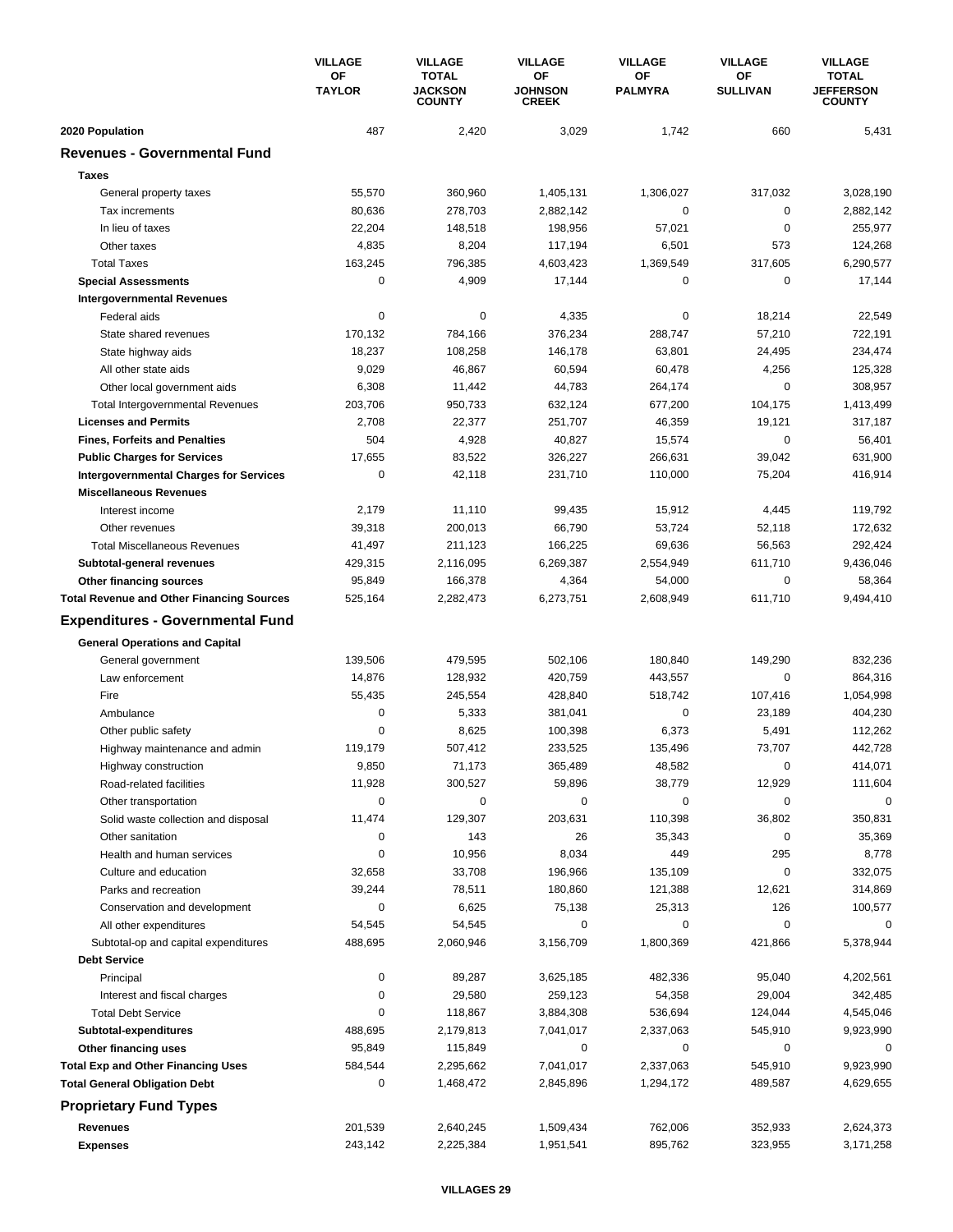| | VILLAGE OF TAYLOR | VILLAGE TOTAL JACKSON COUNTY | VILLAGE OF JOHNSON CREEK | VILLAGE OF PALMYRA | VILLAGE OF SULLIVAN | VILLAGE TOTAL JEFFERSON COUNTY |
|---|---|---|---|---|---|---|
| **2020 Population** | 487 | 2,420 | 3,029 | 1,742 | 660 | 5,431 |
| **Revenues - Governmental Fund** | | | | | | |
| **Taxes** | | | | | | |
| General property taxes | 55,570 | 360,960 | 1,405,131 | 1,306,027 | 317,032 | 3,028,190 |
| Tax increments | 80,636 | 278,703 | 2,882,142 | 0 | 0 | 2,882,142 |
| In lieu of taxes | 22,204 | 148,518 | 198,956 | 57,021 | 0 | 255,977 |
| Other taxes | 4,835 | 8,204 | 117,194 | 6,501 | 573 | 124,268 |
| Total Taxes | 163,245 | 796,385 | 4,603,423 | 1,369,549 | 317,605 | 6,290,577 |
| **Special Assessments** | 0 | 4,909 | 17,144 | 0 | 0 | 17,144 |
| **Intergovernmental Revenues** | | | | | | |
| Federal aids | 0 | 0 | 4,335 | 0 | 18,214 | 22,549 |
| State shared revenues | 170,132 | 784,166 | 376,234 | 288,747 | 57,210 | 722,191 |
| State highway aids | 18,237 | 108,258 | 146,178 | 63,801 | 24,495 | 234,474 |
| All other state aids | 9,029 | 46,867 | 60,594 | 60,478 | 4,256 | 125,328 |
| Other local government aids | 6,308 | 11,442 | 44,783 | 264,174 | 0 | 308,957 |
| Total Intergovernmental Revenues | 203,706 | 950,733 | 632,124 | 677,200 | 104,175 | 1,413,499 |
| **Licenses and Permits** | 2,708 | 22,377 | 251,707 | 46,359 | 19,121 | 317,187 |
| **Fines, Forfeits and Penalties** | 504 | 4,928 | 40,827 | 15,574 | 0 | 56,401 |
| **Public Charges for Services** | 17,655 | 83,522 | 326,227 | 266,631 | 39,042 | 631,900 |
| **Intergovernmental Charges for Services** | 0 | 42,118 | 231,710 | 110,000 | 75,204 | 416,914 |
| **Miscellaneous Revenues** | | | | | | |
| Interest income | 2,179 | 11,110 | 99,435 | 15,912 | 4,445 | 119,792 |
| Other revenues | 39,318 | 200,013 | 66,790 | 53,724 | 52,118 | 172,632 |
| Total Miscellaneous Revenues | 41,497 | 211,123 | 166,225 | 69,636 | 56,563 | 292,424 |
| **Subtotal-general revenues** | 429,315 | 2,116,095 | 6,269,387 | 2,554,949 | 611,710 | 9,436,046 |
| **Other financing sources** | 95,849 | 166,378 | 4,364 | 54,000 | 0 | 58,364 |
| **Total Revenue and Other Financing Sources** | 525,164 | 2,282,473 | 6,273,751 | 2,608,949 | 611,710 | 9,494,410 |
| **Expenditures - Governmental Fund** | | | | | | |
| **General Operations and Capital** | | | | | | |
| General government | 139,506 | 479,595 | 502,106 | 180,840 | 149,290 | 832,236 |
| Law enforcement | 14,876 | 128,932 | 420,759 | 443,557 | 0 | 864,316 |
| Fire | 55,435 | 245,554 | 428,840 | 518,742 | 107,416 | 1,054,998 |
| Ambulance | 0 | 5,333 | 381,041 | 0 | 23,189 | 404,230 |
| Other public safety | 0 | 8,625 | 100,398 | 6,373 | 5,491 | 112,262 |
| Highway maintenance and admin | 119,179 | 507,412 | 233,525 | 135,496 | 73,707 | 442,728 |
| Highway construction | 9,850 | 71,173 | 365,489 | 48,582 | 0 | 414,071 |
| Road-related facilities | 11,928 | 300,527 | 59,896 | 38,779 | 12,929 | 111,604 |
| Other transportation | 0 | 0 | 0 | 0 | 0 | 0 |
| Solid waste collection and disposal | 11,474 | 129,307 | 203,631 | 110,398 | 36,802 | 350,831 |
| Other sanitation | 0 | 143 | 26 | 35,343 | 0 | 35,369 |
| Health and human services | 0 | 10,956 | 8,034 | 449 | 295 | 8,778 |
| Culture and education | 32,658 | 33,708 | 196,966 | 135,109 | 0 | 332,075 |
| Parks and recreation | 39,244 | 78,511 | 180,860 | 121,388 | 12,621 | 314,869 |
| Conservation and development | 0 | 6,625 | 75,138 | 25,313 | 126 | 100,577 |
| All other expenditures | 54,545 | 54,545 | 0 | 0 | 0 | 0 |
| Subtotal-op and capital expenditures | 488,695 | 2,060,946 | 3,156,709 | 1,800,369 | 421,866 | 5,378,944 |
| **Debt Service** | | | | | | |
| Principal | 0 | 89,287 | 3,625,185 | 482,336 | 95,040 | 4,202,561 |
| Interest and fiscal charges | 0 | 29,580 | 259,123 | 54,358 | 29,004 | 342,485 |
| Total Debt Service | 0 | 118,867 | 3,884,308 | 536,694 | 124,044 | 4,545,046 |
| **Subtotal-expenditures** | 488,695 | 2,179,813 | 7,041,017 | 2,337,063 | 545,910 | 9,923,990 |
| **Other financing uses** | 95,849 | 115,849 | 0 | 0 | 0 | 0 |
| **Total Exp and Other Financing Uses** | 584,544 | 2,295,662 | 7,041,017 | 2,337,063 | 545,910 | 9,923,990 |
| **Total General Obligation Debt** | 0 | 1,468,472 | 2,845,896 | 1,294,172 | 489,587 | 4,629,655 |
| **Proprietary Fund Types** | | | | | | |
| **Revenues** | 201,539 | 2,640,245 | 1,509,434 | 762,006 | 352,933 | 2,624,373 |
| **Expenses** | 243,142 | 2,225,384 | 1,951,541 | 895,762 | 323,955 | 3,171,258 |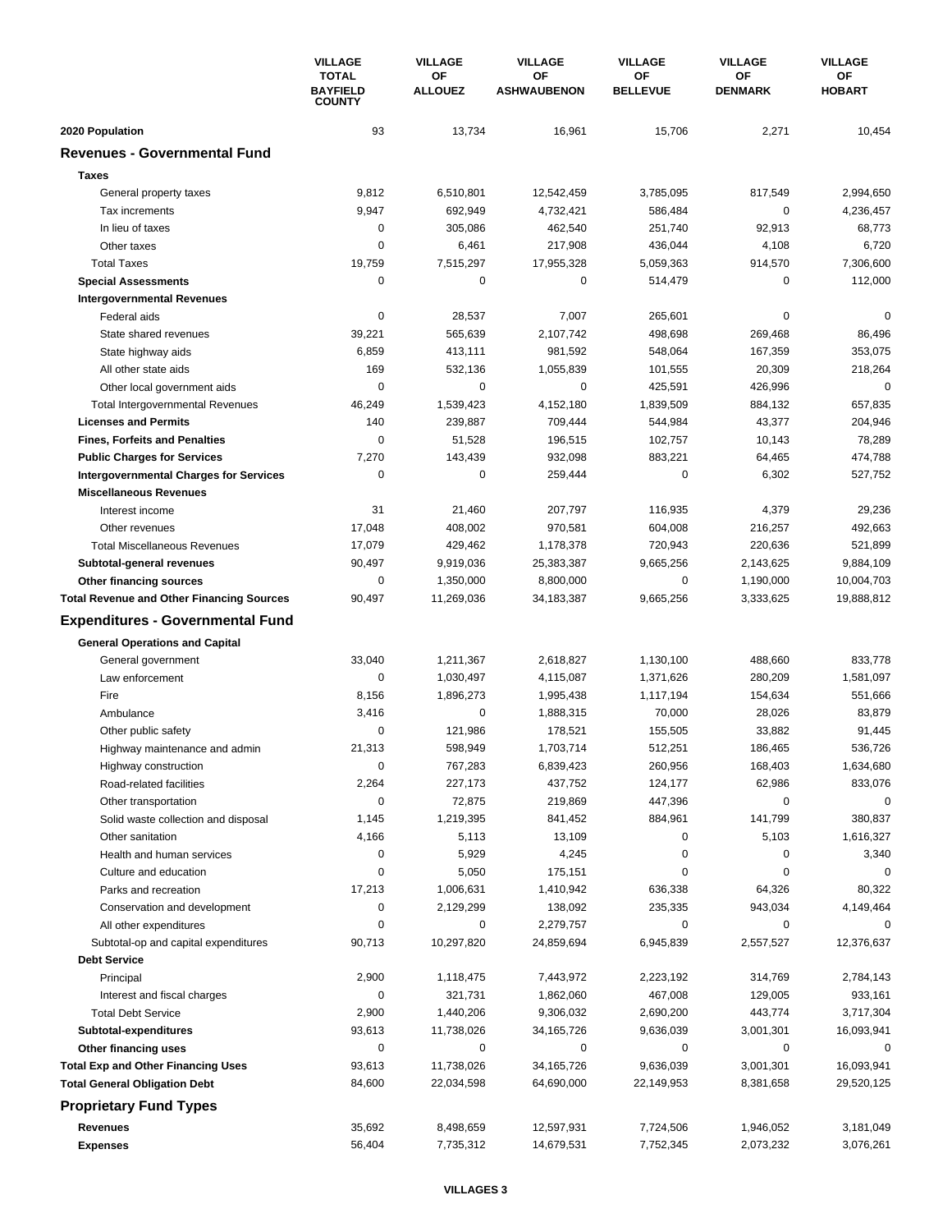| | VILLAGE TOTAL BAYFIELD COUNTY | VILLAGE OF ALLOUEZ | VILLAGE OF ASHWAUBENON | VILLAGE OF BELLEVUE | VILLAGE OF DENMARK | VILLAGE OF HOBART |
|---|---|---|---|---|---|---|
| **2020 Population** | 93 | 13,734 | 16,961 | 15,706 | 2,271 | 10,454 |
| **Revenues - Governmental Fund** | | | | | | |
| **Taxes** | | | | | | |
| General property taxes | 9,812 | 6,510,801 | 12,542,459 | 3,785,095 | 817,549 | 2,994,650 |
| Tax increments | 9,947 | 692,949 | 4,732,421 | 586,484 | 0 | 4,236,457 |
| In lieu of taxes | 0 | 305,086 | 462,540 | 251,740 | 92,913 | 68,773 |
| Other taxes | 0 | 6,461 | 217,908 | 436,044 | 4,108 | 6,720 |
| Total Taxes | 19,759 | 7,515,297 | 17,955,328 | 5,059,363 | 914,570 | 7,306,600 |
| **Special Assessments** | 0 | 0 | 0 | 514,479 | 0 | 112,000 |
| **Intergovernmental Revenues** | | | | | | |
| Federal aids | 0 | 28,537 | 7,007 | 265,601 | 0 | 0 |
| State shared revenues | 39,221 | 565,639 | 2,107,742 | 498,698 | 269,468 | 86,496 |
| State highway aids | 6,859 | 413,111 | 981,592 | 548,064 | 167,359 | 353,075 |
| All other state aids | 169 | 532,136 | 1,055,839 | 101,555 | 20,309 | 218,264 |
| Other local government aids | 0 | 0 | 0 | 425,591 | 426,996 | 0 |
| Total Intergovernmental Revenues | 46,249 | 1,539,423 | 4,152,180 | 1,839,509 | 884,132 | 657,835 |
| **Licenses and Permits** | 140 | 239,887 | 709,444 | 544,984 | 43,377 | 204,946 |
| **Fines, Forfeits and Penalties** | 0 | 51,528 | 196,515 | 102,757 | 10,143 | 78,289 |
| **Public Charges for Services** | 7,270 | 143,439 | 932,098 | 883,221 | 64,465 | 474,788 |
| **Intergovernmental Charges for Services** | 0 | 0 | 259,444 | 0 | 6,302 | 527,752 |
| **Miscellaneous Revenues** | | | | | | |
| Interest income | 31 | 21,460 | 207,797 | 116,935 | 4,379 | 29,236 |
| Other revenues | 17,048 | 408,002 | 970,581 | 604,008 | 216,257 | 492,663 |
| Total Miscellaneous Revenues | 17,079 | 429,462 | 1,178,378 | 720,943 | 220,636 | 521,899 |
| **Subtotal-general revenues** | 90,497 | 9,919,036 | 25,383,387 | 9,665,256 | 2,143,625 | 9,884,109 |
| **Other financing sources** | 0 | 1,350,000 | 8,800,000 | 0 | 1,190,000 | 10,004,703 |
| **Total Revenue and Other Financing Sources** | 90,497 | 11,269,036 | 34,183,387 | 9,665,256 | 3,333,625 | 19,888,812 |
| **Expenditures - Governmental Fund** | | | | | | |
| **General Operations and Capital** | | | | | | |
| General government | 33,040 | 1,211,367 | 2,618,827 | 1,130,100 | 488,660 | 833,778 |
| Law enforcement | 0 | 1,030,497 | 4,115,087 | 1,371,626 | 280,209 | 1,581,097 |
| Fire | 8,156 | 1,896,273 | 1,995,438 | 1,117,194 | 154,634 | 551,666 |
| Ambulance | 3,416 | 0 | 1,888,315 | 70,000 | 28,026 | 83,879 |
| Other public safety | 0 | 121,986 | 178,521 | 155,505 | 33,882 | 91,445 |
| Highway maintenance and admin | 21,313 | 598,949 | 1,703,714 | 512,251 | 186,465 | 536,726 |
| Highway construction | 0 | 767,283 | 6,839,423 | 260,956 | 168,403 | 1,634,680 |
| Road-related facilities | 2,264 | 227,173 | 437,752 | 124,177 | 62,986 | 833,076 |
| Other transportation | 0 | 72,875 | 219,869 | 447,396 | 0 | 0 |
| Solid waste collection and disposal | 1,145 | 1,219,395 | 841,452 | 884,961 | 141,799 | 380,837 |
| Other sanitation | 4,166 | 5,113 | 13,109 | 0 | 5,103 | 1,616,327 |
| Health and human services | 0 | 5,929 | 4,245 | 0 | 0 | 3,340 |
| Culture and education | 0 | 5,050 | 175,151 | 0 | 0 | 0 |
| Parks and recreation | 17,213 | 1,006,631 | 1,410,942 | 636,338 | 64,326 | 80,322 |
| Conservation and development | 0 | 2,129,299 | 138,092 | 235,335 | 943,034 | 4,149,464 |
| All other expenditures | 0 | 0 | 2,279,757 | 0 | 0 | 0 |
| Subtotal-op and capital expenditures | 90,713 | 10,297,820 | 24,859,694 | 6,945,839 | 2,557,527 | 12,376,637 |
| **Debt Service** | | | | | | |
| Principal | 2,900 | 1,118,475 | 7,443,972 | 2,223,192 | 314,769 | 2,784,143 |
| Interest and fiscal charges | 0 | 321,731 | 1,862,060 | 467,008 | 129,005 | 933,161 |
| Total Debt Service | 2,900 | 1,440,206 | 9,306,032 | 2,690,200 | 443,774 | 3,717,304 |
| **Subtotal-expenditures** | 93,613 | 11,738,026 | 34,165,726 | 9,636,039 | 3,001,301 | 16,093,941 |
| **Other financing uses** | 0 | 0 | 0 | 0 | 0 | 0 |
| **Total Exp and Other Financing Uses** | 93,613 | 11,738,026 | 34,165,726 | 9,636,039 | 3,001,301 | 16,093,941 |
| **Total General Obligation Debt** | 84,600 | 22,034,598 | 64,690,000 | 22,149,953 | 8,381,658 | 29,520,125 |
| **Proprietary Fund Types** | | | | | | |
| **Revenues** | 35,692 | 8,498,659 | 12,597,931 | 7,724,506 | 1,946,052 | 3,181,049 |
| **Expenses** | 56,404 | 7,735,312 | 14,679,531 | 7,752,345 | 2,073,232 | 3,076,261 |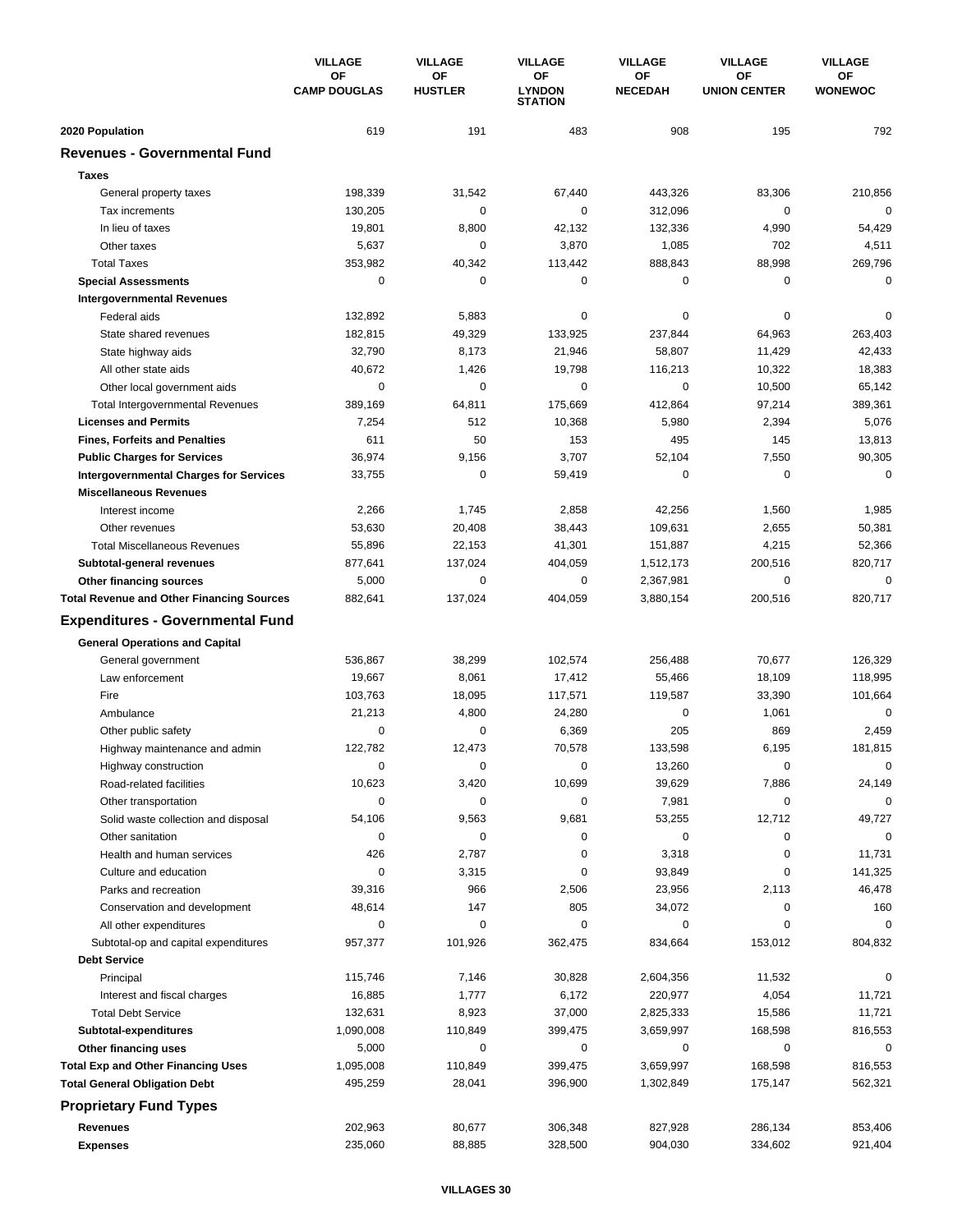| | VILLAGE OF CAMP DOUGLAS | VILLAGE OF HUSTLER | VILLAGE OF LYNDON STATION | VILLAGE OF NECEDAH | VILLAGE OF UNION CENTER | VILLAGE OF WONEWOC |
|---|---|---|---|---|---|---|
| **2020 Population** | 619 | 191 | 483 | 908 | 195 | 792 |
| **Revenues - Governmental Fund** | | | | | | |
| **Taxes** | | | | | | |
| General property taxes | 198,339 | 31,542 | 67,440 | 443,326 | 83,306 | 210,856 |
| Tax increments | 130,205 | 0 | 0 | 312,096 | 0 | 0 |
| In lieu of taxes | 19,801 | 8,800 | 42,132 | 132,336 | 4,990 | 54,429 |
| Other taxes | 5,637 | 0 | 3,870 | 1,085 | 702 | 4,511 |
| Total Taxes | 353,982 | 40,342 | 113,442 | 888,843 | 88,998 | 269,796 |
| **Special Assessments** | 0 | 0 | 0 | 0 | 0 | 0 |
| **Intergovernmental Revenues** | | | | | | |
| Federal aids | 132,892 | 5,883 | 0 | 0 | 0 | 0 |
| State shared revenues | 182,815 | 49,329 | 133,925 | 237,844 | 64,963 | 263,403 |
| State highway aids | 32,790 | 8,173 | 21,946 | 58,807 | 11,429 | 42,433 |
| All other state aids | 40,672 | 1,426 | 19,798 | 116,213 | 10,322 | 18,383 |
| Other local government aids | 0 | 0 | 0 | 0 | 10,500 | 65,142 |
| Total Intergovernmental Revenues | 389,169 | 64,811 | 175,669 | 412,864 | 97,214 | 389,361 |
| **Licenses and Permits** | 7,254 | 512 | 10,368 | 5,980 | 2,394 | 5,076 |
| **Fines, Forfeits and Penalties** | 611 | 50 | 153 | 495 | 145 | 13,813 |
| **Public Charges for Services** | 36,974 | 9,156 | 3,707 | 52,104 | 7,550 | 90,305 |
| **Intergovernmental Charges for Services** | 33,755 | 0 | 59,419 | 0 | 0 | 0 |
| **Miscellaneous Revenues** | | | | | | |
| Interest income | 2,266 | 1,745 | 2,858 | 42,256 | 1,560 | 1,985 |
| Other revenues | 53,630 | 20,408 | 38,443 | 109,631 | 2,655 | 50,381 |
| Total Miscellaneous Revenues | 55,896 | 22,153 | 41,301 | 151,887 | 4,215 | 52,366 |
| **Subtotal-general revenues** | 877,641 | 137,024 | 404,059 | 1,512,173 | 200,516 | 820,717 |
| **Other financing sources** | 5,000 | 0 | 0 | 2,367,981 | 0 | 0 |
| **Total Revenue and Other Financing Sources** | 882,641 | 137,024 | 404,059 | 3,880,154 | 200,516 | 820,717 |
| **Expenditures - Governmental Fund** | | | | | | |
| **General Operations and Capital** | | | | | | |
| General government | 536,867 | 38,299 | 102,574 | 256,488 | 70,677 | 126,329 |
| Law enforcement | 19,667 | 8,061 | 17,412 | 55,466 | 18,109 | 118,995 |
| Fire | 103,763 | 18,095 | 117,571 | 119,587 | 33,390 | 101,664 |
| Ambulance | 21,213 | 4,800 | 24,280 | 0 | 1,061 | 0 |
| Other public safety | 0 | 0 | 6,369 | 205 | 869 | 2,459 |
| Highway maintenance and admin | 122,782 | 12,473 | 70,578 | 133,598 | 6,195 | 181,815 |
| Highway construction | 0 | 0 | 0 | 13,260 | 0 | 0 |
| Road-related facilities | 10,623 | 3,420 | 10,699 | 39,629 | 7,886 | 24,149 |
| Other transportation | 0 | 0 | 0 | 7,981 | 0 | 0 |
| Solid waste collection and disposal | 54,106 | 9,563 | 9,681 | 53,255 | 12,712 | 49,727 |
| Other sanitation | 0 | 0 | 0 | 0 | 0 | 0 |
| Health and human services | 426 | 2,787 | 0 | 3,318 | 0 | 11,731 |
| Culture and education | 0 | 3,315 | 0 | 93,849 | 0 | 141,325 |
| Parks and recreation | 39,316 | 966 | 2,506 | 23,956 | 2,113 | 46,478 |
| Conservation and development | 48,614 | 147 | 805 | 34,072 | 0 | 160 |
| All other expenditures | 0 | 0 | 0 | 0 | 0 | 0 |
| Subtotal-op and capital expenditures | 957,377 | 101,926 | 362,475 | 834,664 | 153,012 | 804,832 |
| **Debt Service** | | | | | | |
| Principal | 115,746 | 7,146 | 30,828 | 2,604,356 | 11,532 | 0 |
| Interest and fiscal charges | 16,885 | 1,777 | 6,172 | 220,977 | 4,054 | 11,721 |
| Total Debt Service | 132,631 | 8,923 | 37,000 | 2,825,333 | 15,586 | 11,721 |
| **Subtotal-expenditures** | 1,090,008 | 110,849 | 399,475 | 3,659,997 | 168,598 | 816,553 |
| **Other financing uses** | 5,000 | 0 | 0 | 0 | 0 | 0 |
| **Total Exp and Other Financing Uses** | 1,095,008 | 110,849 | 399,475 | 3,659,997 | 168,598 | 816,553 |
| **Total General Obligation Debt** | 495,259 | 28,041 | 396,900 | 1,302,849 | 175,147 | 562,321 |
| **Proprietary Fund Types** | | | | | | |
| **Revenues** | 202,963 | 80,677 | 306,348 | 827,928 | 286,134 | 853,406 |
| **Expenses** | 235,060 | 88,885 | 328,500 | 904,030 | 334,602 | 921,404 |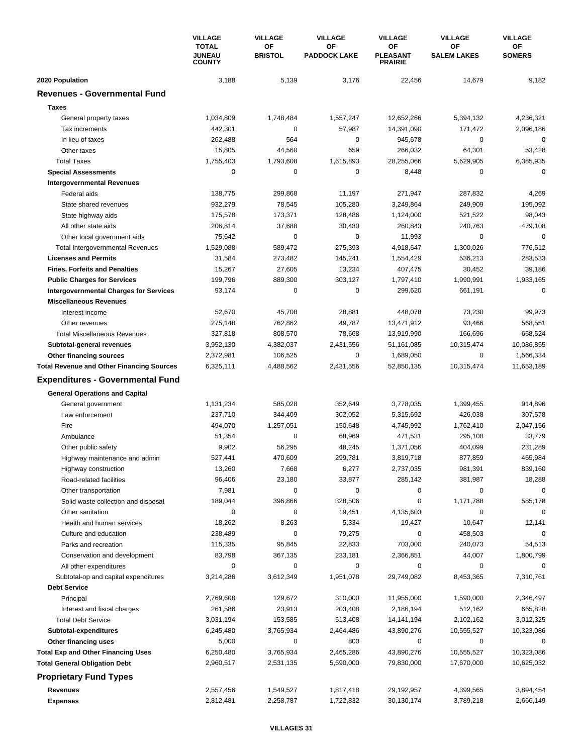| | VILLAGE TOTAL JUNEAU COUNTY | VILLAGE OF BRISTOL | VILLAGE OF PADDOCK LAKE | VILLAGE OF PLEASANT PRAIRIE | VILLAGE OF SALEM LAKES | VILLAGE OF SOMERS |
|---|---|---|---|---|---|---|
| **2020 Population** | 3,188 | 5,139 | 3,176 | 22,456 | 14,679 | 9,182 |
| **Revenues - Governmental Fund** | | | | | | |
| **Taxes** | | | | | | |
| General property taxes | 1,034,809 | 1,748,484 | 1,557,247 | 12,652,266 | 5,394,132 | 4,236,321 |
| Tax increments | 442,301 | 0 | 57,987 | 14,391,090 | 171,472 | 2,096,186 |
| In lieu of taxes | 262,488 | 564 | 0 | 945,678 | 0 | 0 |
| Other taxes | 15,805 | 44,560 | 659 | 266,032 | 64,301 | 53,428 |
| Total Taxes | 1,755,403 | 1,793,608 | 1,615,893 | 28,255,066 | 5,629,905 | 6,385,935 |
| **Special Assessments** | 0 | 0 | 0 | 8,448 | 0 | 0 |
| **Intergovernmental Revenues** | | | | | | |
| Federal aids | 138,775 | 299,868 | 11,197 | 271,947 | 287,832 | 4,269 |
| State shared revenues | 932,279 | 78,545 | 105,280 | 3,249,864 | 249,909 | 195,092 |
| State highway aids | 175,578 | 173,371 | 128,486 | 1,124,000 | 521,522 | 98,043 |
| All other state aids | 206,814 | 37,688 | 30,430 | 260,843 | 240,763 | 479,108 |
| Other local government aids | 75,642 | 0 | 0 | 11,993 | 0 | 0 |
| Total Intergovernmental Revenues | 1,529,088 | 589,472 | 275,393 | 4,918,647 | 1,300,026 | 776,512 |
| **Licenses and Permits** | 31,584 | 273,482 | 145,241 | 1,554,429 | 536,213 | 283,533 |
| **Fines, Forfeits and Penalties** | 15,267 | 27,605 | 13,234 | 407,475 | 30,452 | 39,186 |
| **Public Charges for Services** | 199,796 | 889,300 | 303,127 | 1,797,410 | 1,990,991 | 1,933,165 |
| **Intergovernmental Charges for Services** | 93,174 | 0 | 0 | 299,620 | 661,191 | 0 |
| **Miscellaneous Revenues** | | | | | | |
| Interest income | 52,670 | 45,708 | 28,881 | 448,078 | 73,230 | 99,973 |
| Other revenues | 275,148 | 762,862 | 49,787 | 13,471,912 | 93,466 | 568,551 |
| Total Miscellaneous Revenues | 327,818 | 808,570 | 78,668 | 13,919,990 | 166,696 | 668,524 |
| **Subtotal-general revenues** | 3,952,130 | 4,382,037 | 2,431,556 | 51,161,085 | 10,315,474 | 10,086,855 |
| **Other financing sources** | 2,372,981 | 106,525 | 0 | 1,689,050 | 0 | 1,566,334 |
| **Total Revenue and Other Financing Sources** | 6,325,111 | 4,488,562 | 2,431,556 | 52,850,135 | 10,315,474 | 11,653,189 |
| **Expenditures - Governmental Fund** | | | | | | |
| **General Operations and Capital** | | | | | | |
| General government | 1,131,234 | 585,028 | 352,649 | 3,778,035 | 1,399,455 | 914,896 |
| Law enforcement | 237,710 | 344,409 | 302,052 | 5,315,692 | 426,038 | 307,578 |
| Fire | 494,070 | 1,257,051 | 150,648 | 4,745,992 | 1,762,410 | 2,047,156 |
| Ambulance | 51,354 | 0 | 68,969 | 471,531 | 295,108 | 33,779 |
| Other public safety | 9,902 | 56,295 | 48,245 | 1,371,056 | 404,099 | 231,289 |
| Highway maintenance and admin | 527,441 | 470,609 | 299,781 | 3,819,718 | 877,859 | 465,984 |
| Highway construction | 13,260 | 7,668 | 6,277 | 2,737,035 | 981,391 | 839,160 |
| Road-related facilities | 96,406 | 23,180 | 33,877 | 285,142 | 381,987 | 18,288 |
| Other transportation | 7,981 | 0 | 0 | 0 | 0 | 0 |
| Solid waste collection and disposal | 189,044 | 396,866 | 328,506 | 0 | 1,171,788 | 585,178 |
| Other sanitation | 0 | 0 | 19,451 | 4,135,603 | 0 | 0 |
| Health and human services | 18,262 | 8,263 | 5,334 | 19,427 | 10,647 | 12,141 |
| Culture and education | 238,489 | 0 | 79,275 | 0 | 458,503 | 0 |
| Parks and recreation | 115,335 | 95,845 | 22,833 | 703,000 | 240,073 | 54,513 |
| Conservation and development | 83,798 | 367,135 | 233,181 | 2,366,851 | 44,007 | 1,800,799 |
| All other expenditures | 0 | 0 | 0 | 0 | 0 | 0 |
| Subtotal-op and capital expenditures | 3,214,286 | 3,612,349 | 1,951,078 | 29,749,082 | 8,453,365 | 7,310,761 |
| **Debt Service** | | | | | | |
| Principal | 2,769,608 | 129,672 | 310,000 | 11,955,000 | 1,590,000 | 2,346,497 |
| Interest and fiscal charges | 261,586 | 23,913 | 203,408 | 2,186,194 | 512,162 | 665,828 |
| Total Debt Service | 3,031,194 | 153,585 | 513,408 | 14,141,194 | 2,102,162 | 3,012,325 |
| **Subtotal-expenditures** | 6,245,480 | 3,765,934 | 2,464,486 | 43,890,276 | 10,555,527 | 10,323,086 |
| **Other financing uses** | 5,000 | 0 | 800 | 0 | 0 | 0 |
| **Total Exp and Other Financing Uses** | 6,250,480 | 3,765,934 | 2,465,286 | 43,890,276 | 10,555,527 | 10,323,086 |
| **Total General Obligation Debt** | 2,960,517 | 2,531,135 | 5,690,000 | 79,830,000 | 17,670,000 | 10,625,032 |
| **Proprietary Fund Types** | | | | | | |
| **Revenues** | 2,557,456 | 1,549,527 | 1,817,418 | 29,192,957 | 4,399,565 | 3,894,454 |
| **Expenses** | 2,812,481 | 2,258,787 | 1,722,832 | 30,130,174 | 3,789,218 | 2,666,149 |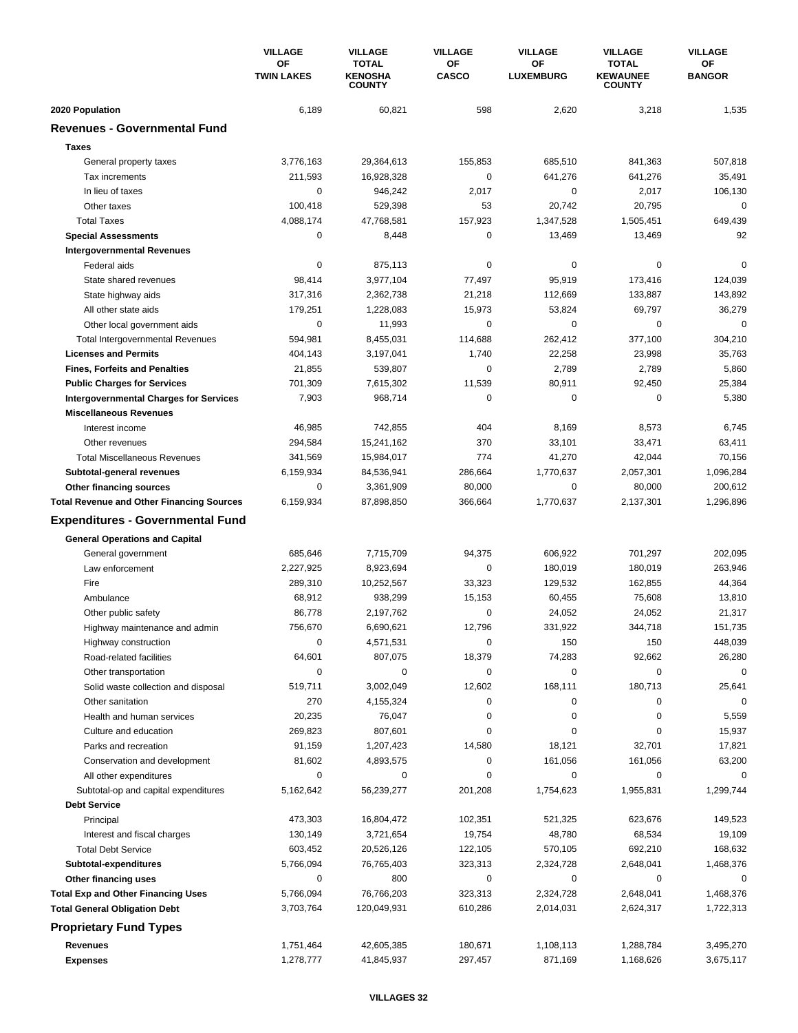| | VILLAGE OF TWIN LAKES | VILLAGE TOTAL KENOSHA COUNTY | VILLAGE OF CASCO | VILLAGE OF LUXEMBURG | VILLAGE TOTAL KEWAUNEE COUNTY | VILLAGE OF BANGOR |
|---|---|---|---|---|---|---|
| **2020 Population** | 6,189 | 60,821 | 598 | 2,620 | 3,218 | 1,535 |
| **Revenues - Governmental Fund** | | | | | | |
| **Taxes** | | | | | | |
| General property taxes | 3,776,163 | 29,364,613 | 155,853 | 685,510 | 841,363 | 507,818 |
| Tax increments | 211,593 | 16,928,328 | 0 | 641,276 | 641,276 | 35,491 |
| In lieu of taxes | 0 | 946,242 | 2,017 | 0 | 2,017 | 106,130 |
| Other taxes | 100,418 | 529,398 | 53 | 20,742 | 20,795 | 0 |
| Total Taxes | 4,088,174 | 47,768,581 | 157,923 | 1,347,528 | 1,505,451 | 649,439 |
| **Special Assessments** | 0 | 8,448 | 0 | 13,469 | 13,469 | 92 |
| **Intergovernmental Revenues** | | | | | | |
| Federal aids | 0 | 875,113 | 0 | 0 | 0 | 0 |
| State shared revenues | 98,414 | 3,977,104 | 77,497 | 95,919 | 173,416 | 124,039 |
| State highway aids | 317,316 | 2,362,738 | 21,218 | 112,669 | 133,887 | 143,892 |
| All other state aids | 179,251 | 1,228,083 | 15,973 | 53,824 | 69,797 | 36,279 |
| Other local government aids | 0 | 11,993 | 0 | 0 | 0 | 0 |
| Total Intergovernmental Revenues | 594,981 | 8,455,031 | 114,688 | 262,412 | 377,100 | 304,210 |
| **Licenses and Permits** | 404,143 | 3,197,041 | 1,740 | 22,258 | 23,998 | 35,763 |
| **Fines, Forfeits and Penalties** | 21,855 | 539,807 | 0 | 2,789 | 2,789 | 5,860 |
| **Public Charges for Services** | 701,309 | 7,615,302 | 11,539 | 80,911 | 92,450 | 25,384 |
| **Intergovernmental Charges for Services** | 7,903 | 968,714 | 0 | 0 | 0 | 5,380 |
| **Miscellaneous Revenues** | | | | | | |
| Interest income | 46,985 | 742,855 | 404 | 8,169 | 8,573 | 6,745 |
| Other revenues | 294,584 | 15,241,162 | 370 | 33,101 | 33,471 | 63,411 |
| Total Miscellaneous Revenues | 341,569 | 15,984,017 | 774 | 41,270 | 42,044 | 70,156 |
| **Subtotal-general revenues** | 6,159,934 | 84,536,941 | 286,664 | 1,770,637 | 2,057,301 | 1,096,284 |
| **Other financing sources** | 0 | 3,361,909 | 80,000 | 0 | 80,000 | 200,612 |
| **Total Revenue and Other Financing Sources** | 6,159,934 | 87,898,850 | 366,664 | 1,770,637 | 2,137,301 | 1,296,896 |
| **Expenditures - Governmental Fund** | | | | | | |
| **General Operations and Capital** | | | | | | |
| General government | 685,646 | 7,715,709 | 94,375 | 606,922 | 701,297 | 202,095 |
| Law enforcement | 2,227,925 | 8,923,694 | 0 | 180,019 | 180,019 | 263,946 |
| Fire | 289,310 | 10,252,567 | 33,323 | 129,532 | 162,855 | 44,364 |
| Ambulance | 68,912 | 938,299 | 15,153 | 60,455 | 75,608 | 13,810 |
| Other public safety | 86,778 | 2,197,762 | 0 | 24,052 | 24,052 | 21,317 |
| Highway maintenance and admin | 756,670 | 6,690,621 | 12,796 | 331,922 | 344,718 | 151,735 |
| Highway construction | 0 | 4,571,531 | 0 | 150 | 150 | 448,039 |
| Road-related facilities | 64,601 | 807,075 | 18,379 | 74,283 | 92,662 | 26,280 |
| Other transportation | 0 | 0 | 0 | 0 | 0 | 0 |
| Solid waste collection and disposal | 519,711 | 3,002,049 | 12,602 | 168,111 | 180,713 | 25,641 |
| Other sanitation | 270 | 4,155,324 | 0 | 0 | 0 | 0 |
| Health and human services | 20,235 | 76,047 | 0 | 0 | 0 | 5,559 |
| Culture and education | 269,823 | 807,601 | 0 | 0 | 0 | 15,937 |
| Parks and recreation | 91,159 | 1,207,423 | 14,580 | 18,121 | 32,701 | 17,821 |
| Conservation and development | 81,602 | 4,893,575 | 0 | 161,056 | 161,056 | 63,200 |
| All other expenditures | 0 | 0 | 0 | 0 | 0 | 0 |
| Subtotal-op and capital expenditures | 5,162,642 | 56,239,277 | 201,208 | 1,754,623 | 1,955,831 | 1,299,744 |
| **Debt Service** | | | | | | |
| Principal | 473,303 | 16,804,472 | 102,351 | 521,325 | 623,676 | 149,523 |
| Interest and fiscal charges | 130,149 | 3,721,654 | 19,754 | 48,780 | 68,534 | 19,109 |
| Total Debt Service | 603,452 | 20,526,126 | 122,105 | 570,105 | 692,210 | 168,632 |
| **Subtotal-expenditures** | 5,766,094 | 76,765,403 | 323,313 | 2,324,728 | 2,648,041 | 1,468,376 |
| **Other financing uses** | 0 | 800 | 0 | 0 | 0 | 0 |
| **Total Exp and Other Financing Uses** | 5,766,094 | 76,766,203 | 323,313 | 2,324,728 | 2,648,041 | 1,468,376 |
| **Total General Obligation Debt** | 3,703,764 | 120,049,931 | 610,286 | 2,014,031 | 2,624,317 | 1,722,313 |
| **Proprietary Fund Types** | | | | | | |
| **Revenues** | 1,751,464 | 42,605,385 | 180,671 | 1,108,113 | 1,288,784 | 3,495,270 |
| **Expenses** | 1,278,777 | 41,845,937 | 297,457 | 871,169 | 1,168,626 | 3,675,117 |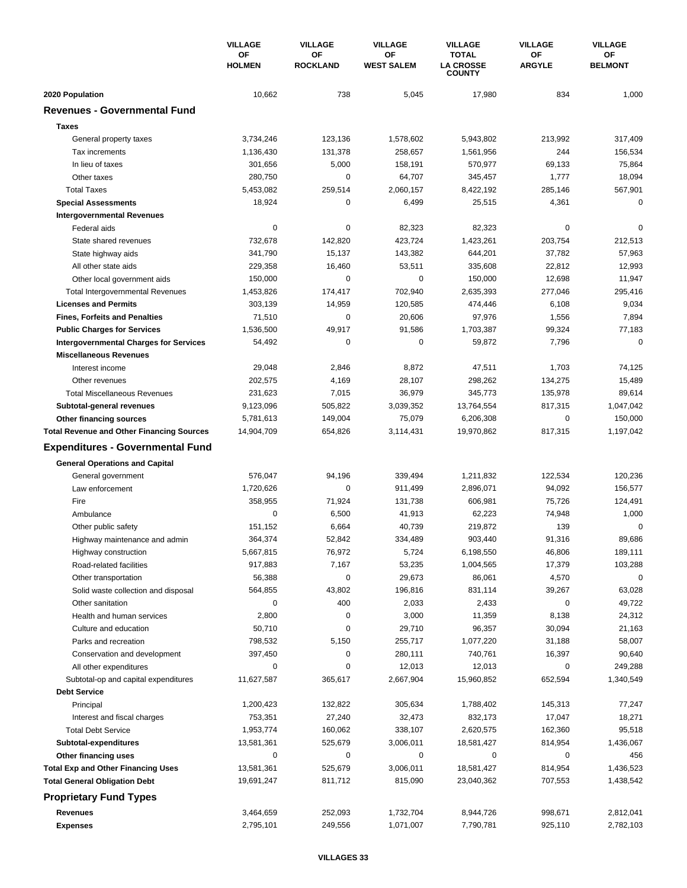| | VILLAGE OF HOLMEN | VILLAGE OF ROCKLAND | VILLAGE OF WEST SALEM | VILLAGE TOTAL LA CROSSE COUNTY | VILLAGE OF ARGYLE | VILLAGE OF BELMONT |
|---|---|---|---|---|---|---|
| **2020 Population** | 10,662 | 738 | 5,045 | 17,980 | 834 | 1,000 |
| **Revenues - Governmental Fund** | | | | | | |
| **Taxes** | | | | | | |
| General property taxes | 3,734,246 | 123,136 | 1,578,602 | 5,943,802 | 213,992 | 317,409 |
| Tax increments | 1,136,430 | 131,378 | 258,657 | 1,561,956 | 244 | 156,534 |
| In lieu of taxes | 301,656 | 5,000 | 158,191 | 570,977 | 69,133 | 75,864 |
| Other taxes | 280,750 | 0 | 64,707 | 345,457 | 1,777 | 18,094 |
| Total Taxes | 5,453,082 | 259,514 | 2,060,157 | 8,422,192 | 285,146 | 567,901 |
| **Special Assessments** | 18,924 | 0 | 6,499 | 25,515 | 4,361 | 0 |
| **Intergovernmental Revenues** | | | | | | |
| Federal aids | 0 | 0 | 82,323 | 82,323 | 0 | 0 |
| State shared revenues | 732,678 | 142,820 | 423,724 | 1,423,261 | 203,754 | 212,513 |
| State highway aids | 341,790 | 15,137 | 143,382 | 644,201 | 37,782 | 57,963 |
| All other state aids | 229,358 | 16,460 | 53,511 | 335,608 | 22,812 | 12,993 |
| Other local government aids | 150,000 | 0 | 0 | 150,000 | 12,698 | 11,947 |
| Total Intergovernmental Revenues | 1,453,826 | 174,417 | 702,940 | 2,635,393 | 277,046 | 295,416 |
| **Licenses and Permits** | 303,139 | 14,959 | 120,585 | 474,446 | 6,108 | 9,034 |
| **Fines, Forfeits and Penalties** | 71,510 | 0 | 20,606 | 97,976 | 1,556 | 7,894 |
| **Public Charges for Services** | 1,536,500 | 49,917 | 91,586 | 1,703,387 | 99,324 | 77,183 |
| **Intergovernmental Charges for Services** | 54,492 | 0 | 0 | 59,872 | 7,796 | 0 |
| **Miscellaneous Revenues** | | | | | | |
| Interest income | 29,048 | 2,846 | 8,872 | 47,511 | 1,703 | 74,125 |
| Other revenues | 202,575 | 4,169 | 28,107 | 298,262 | 134,275 | 15,489 |
| Total Miscellaneous Revenues | 231,623 | 7,015 | 36,979 | 345,773 | 135,978 | 89,614 |
| **Subtotal-general revenues** | 9,123,096 | 505,822 | 3,039,352 | 13,764,554 | 817,315 | 1,047,042 |
| **Other financing sources** | 5,781,613 | 149,004 | 75,079 | 6,206,308 | 0 | 150,000 |
| **Total Revenue and Other Financing Sources** | 14,904,709 | 654,826 | 3,114,431 | 19,970,862 | 817,315 | 1,197,042 |
| **Expenditures - Governmental Fund** | | | | | | |
| **General Operations and Capital** | | | | | | |
| General government | 576,047 | 94,196 | 339,494 | 1,211,832 | 122,534 | 120,236 |
| Law enforcement | 1,720,626 | 0 | 911,499 | 2,896,071 | 94,092 | 156,577 |
| Fire | 358,955 | 71,924 | 131,738 | 606,981 | 75,726 | 124,491 |
| Ambulance | 0 | 6,500 | 41,913 | 62,223 | 74,948 | 1,000 |
| Other public safety | 151,152 | 6,664 | 40,739 | 219,872 | 139 | 0 |
| Highway maintenance and admin | 364,374 | 52,842 | 334,489 | 903,440 | 91,316 | 89,686 |
| Highway construction | 5,667,815 | 76,972 | 5,724 | 6,198,550 | 46,806 | 189,111 |
| Road-related facilities | 917,883 | 7,167 | 53,235 | 1,004,565 | 17,379 | 103,288 |
| Other transportation | 56,388 | 0 | 29,673 | 86,061 | 4,570 | 0 |
| Solid waste collection and disposal | 564,855 | 43,802 | 196,816 | 831,114 | 39,267 | 63,028 |
| Other sanitation | 0 | 400 | 2,033 | 2,433 | 0 | 49,722 |
| Health and human services | 2,800 | 0 | 3,000 | 11,359 | 8,138 | 24,312 |
| Culture and education | 50,710 | 0 | 29,710 | 96,357 | 30,094 | 21,163 |
| Parks and recreation | 798,532 | 5,150 | 255,717 | 1,077,220 | 31,188 | 58,007 |
| Conservation and development | 397,450 | 0 | 280,111 | 740,761 | 16,397 | 90,640 |
| All other expenditures | 0 | 0 | 12,013 | 12,013 | 0 | 249,288 |
| Subtotal-op and capital expenditures | 11,627,587 | 365,617 | 2,667,904 | 15,960,852 | 652,594 | 1,340,549 |
| **Debt Service** | | | | | | |
| Principal | 1,200,423 | 132,822 | 305,634 | 1,788,402 | 145,313 | 77,247 |
| Interest and fiscal charges | 753,351 | 27,240 | 32,473 | 832,173 | 17,047 | 18,271 |
| Total Debt Service | 1,953,774 | 160,062 | 338,107 | 2,620,575 | 162,360 | 95,518 |
| **Subtotal-expenditures** | 13,581,361 | 525,679 | 3,006,011 | 18,581,427 | 814,954 | 1,436,067 |
| **Other financing uses** | 0 | 0 | 0 | 0 | 0 | 456 |
| **Total Exp and Other Financing Uses** | 13,581,361 | 525,679 | 3,006,011 | 18,581,427 | 814,954 | 1,436,523 |
| **Total General Obligation Debt** | 19,691,247 | 811,712 | 815,090 | 23,040,362 | 707,553 | 1,438,542 |
| **Proprietary Fund Types** | | | | | | |
| **Revenues** | 3,464,659 | 252,093 | 1,732,704 | 8,944,726 | 998,671 | 2,812,041 |
| **Expenses** | 2,795,101 | 249,556 | 1,071,007 | 7,790,781 | 925,110 | 2,782,103 |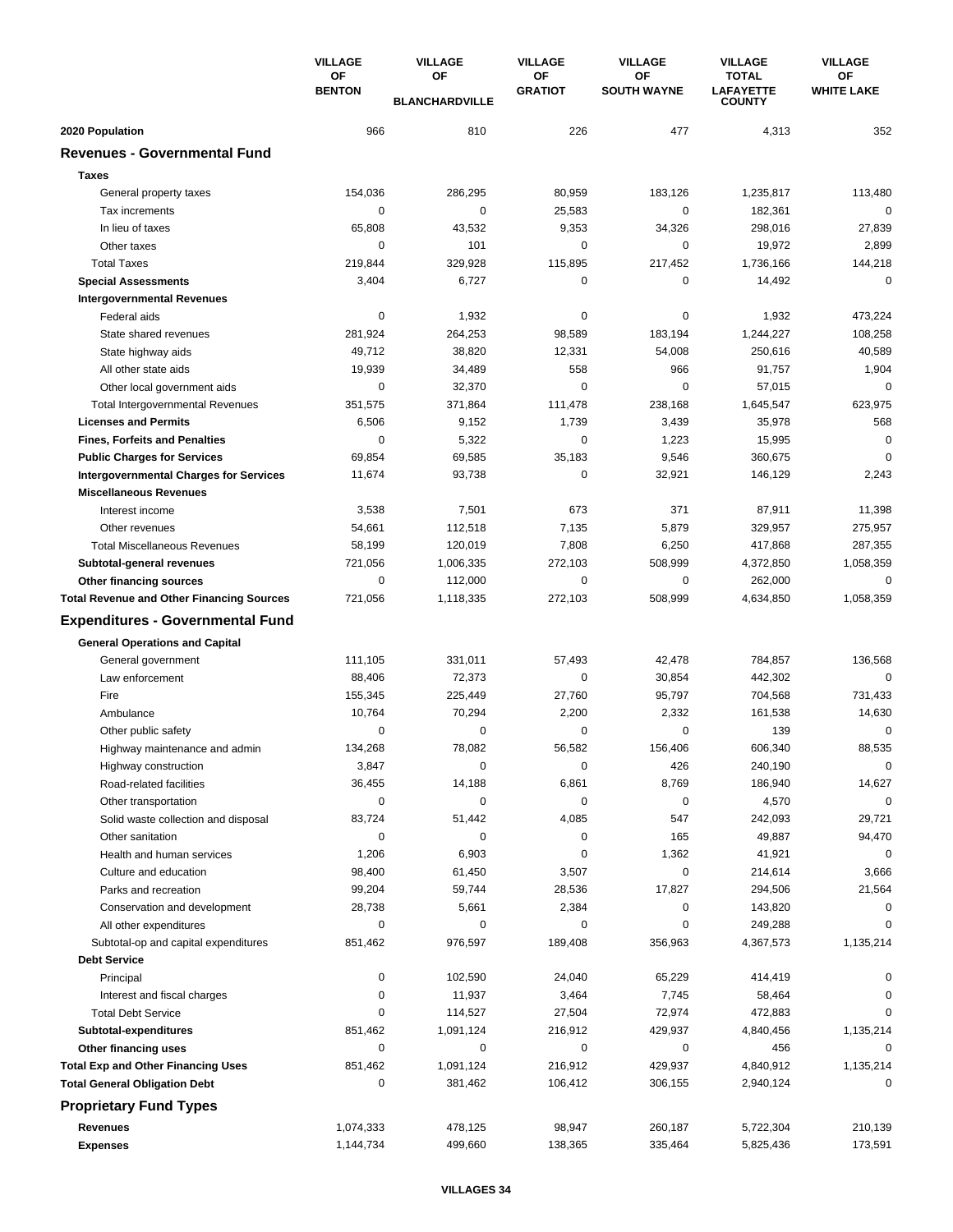| | VILLAGE OF BENTON | VILLAGE OF BLANCHARDVILLE | VILLAGE OF GRATIOT | VILLAGE OF SOUTH WAYNE | VILLAGE TOTAL LAFAYETTE COUNTY | VILLAGE OF WHITE LAKE |
|---|---|---|---|---|---|---|
| **2020 Population** | 966 | 810 | 226 | 477 | 4,313 | 352 |
| **Revenues - Governmental Fund** | | | | | | |
| **Taxes** | | | | | | |
| General property taxes | 154,036 | 286,295 | 80,959 | 183,126 | 1,235,817 | 113,480 |
| Tax increments | 0 | 0 | 25,583 | 0 | 182,361 | 0 |
| In lieu of taxes | 65,808 | 43,532 | 9,353 | 34,326 | 298,016 | 27,839 |
| Other taxes | 0 | 101 | 0 | 0 | 19,972 | 2,899 |
| Total Taxes | 219,844 | 329,928 | 115,895 | 217,452 | 1,736,166 | 144,218 |
| **Special Assessments** | 3,404 | 6,727 | 0 | 0 | 14,492 | 0 |
| **Intergovernmental Revenues** | | | | | | |
| Federal aids | 0 | 1,932 | 0 | 0 | 1,932 | 473,224 |
| State shared revenues | 281,924 | 264,253 | 98,589 | 183,194 | 1,244,227 | 108,258 |
| State highway aids | 49,712 | 38,820 | 12,331 | 54,008 | 250,616 | 40,589 |
| All other state aids | 19,939 | 34,489 | 558 | 966 | 91,757 | 1,904 |
| Other local government aids | 0 | 32,370 | 0 | 0 | 57,015 | 0 |
| Total Intergovernmental Revenues | 351,575 | 371,864 | 111,478 | 238,168 | 1,645,547 | 623,975 |
| **Licenses and Permits** | 6,506 | 9,152 | 1,739 | 3,439 | 35,978 | 568 |
| **Fines, Forfeits and Penalties** | 0 | 5,322 | 0 | 1,223 | 15,995 | 0 |
| **Public Charges for Services** | 69,854 | 69,585 | 35,183 | 9,546 | 360,675 | 0 |
| **Intergovernmental Charges for Services** | 11,674 | 93,738 | 0 | 32,921 | 146,129 | 2,243 |
| **Miscellaneous Revenues** | | | | | | |
| Interest income | 3,538 | 7,501 | 673 | 371 | 87,911 | 11,398 |
| Other revenues | 54,661 | 112,518 | 7,135 | 5,879 | 329,957 | 275,957 |
| Total Miscellaneous Revenues | 58,199 | 120,019 | 7,808 | 6,250 | 417,868 | 287,355 |
| **Subtotal-general revenues** | 721,056 | 1,006,335 | 272,103 | 508,999 | 4,372,850 | 1,058,359 |
| **Other financing sources** | 0 | 112,000 | 0 | 0 | 262,000 | 0 |
| **Total Revenue and Other Financing Sources** | 721,056 | 1,118,335 | 272,103 | 508,999 | 4,634,850 | 1,058,359 |
| **Expenditures - Governmental Fund** | | | | | | |
| **General Operations and Capital** | | | | | | |
| General government | 111,105 | 331,011 | 57,493 | 42,478 | 784,857 | 136,568 |
| Law enforcement | 88,406 | 72,373 | 0 | 30,854 | 442,302 | 0 |
| Fire | 155,345 | 225,449 | 27,760 | 95,797 | 704,568 | 731,433 |
| Ambulance | 10,764 | 70,294 | 2,200 | 2,332 | 161,538 | 14,630 |
| Other public safety | 0 | 0 | 0 | 0 | 139 | 0 |
| Highway maintenance and admin | 134,268 | 78,082 | 56,582 | 156,406 | 606,340 | 88,535 |
| Highway construction | 3,847 | 0 | 0 | 426 | 240,190 | 0 |
| Road-related facilities | 36,455 | 14,188 | 6,861 | 8,769 | 186,940 | 14,627 |
| Other transportation | 0 | 0 | 0 | 0 | 4,570 | 0 |
| Solid waste collection and disposal | 83,724 | 51,442 | 4,085 | 547 | 242,093 | 29,721 |
| Other sanitation | 0 | 0 | 0 | 165 | 49,887 | 94,470 |
| Health and human services | 1,206 | 6,903 | 0 | 1,362 | 41,921 | 0 |
| Culture and education | 98,400 | 61,450 | 3,507 | 0 | 214,614 | 3,666 |
| Parks and recreation | 99,204 | 59,744 | 28,536 | 17,827 | 294,506 | 21,564 |
| Conservation and development | 28,738 | 5,661 | 2,384 | 0 | 143,820 | 0 |
| All other expenditures | 0 | 0 | 0 | 0 | 249,288 | 0 |
| Subtotal-op and capital expenditures | 851,462 | 976,597 | 189,408 | 356,963 | 4,367,573 | 1,135,214 |
| **Debt Service** | | | | | | |
| Principal | 0 | 102,590 | 24,040 | 65,229 | 414,419 | 0 |
| Interest and fiscal charges | 0 | 11,937 | 3,464 | 7,745 | 58,464 | 0 |
| Total Debt Service | 0 | 114,527 | 27,504 | 72,974 | 472,883 | 0 |
| **Subtotal-expenditures** | 851,462 | 1,091,124 | 216,912 | 429,937 | 4,840,456 | 1,135,214 |
| **Other financing uses** | 0 | 0 | 0 | 0 | 456 | 0 |
| **Total Exp and Other Financing Uses** | 851,462 | 1,091,124 | 216,912 | 429,937 | 4,840,912 | 1,135,214 |
| **Total General Obligation Debt** | 0 | 381,462 | 106,412 | 306,155 | 2,940,124 | 0 |
| **Proprietary Fund Types** | | | | | | |
| **Revenues** | 1,074,333 | 478,125 | 98,947 | 260,187 | 5,722,304 | 210,139 |
| **Expenses** | 1,144,734 | 499,660 | 138,365 | 335,464 | 5,825,436 | 173,591 |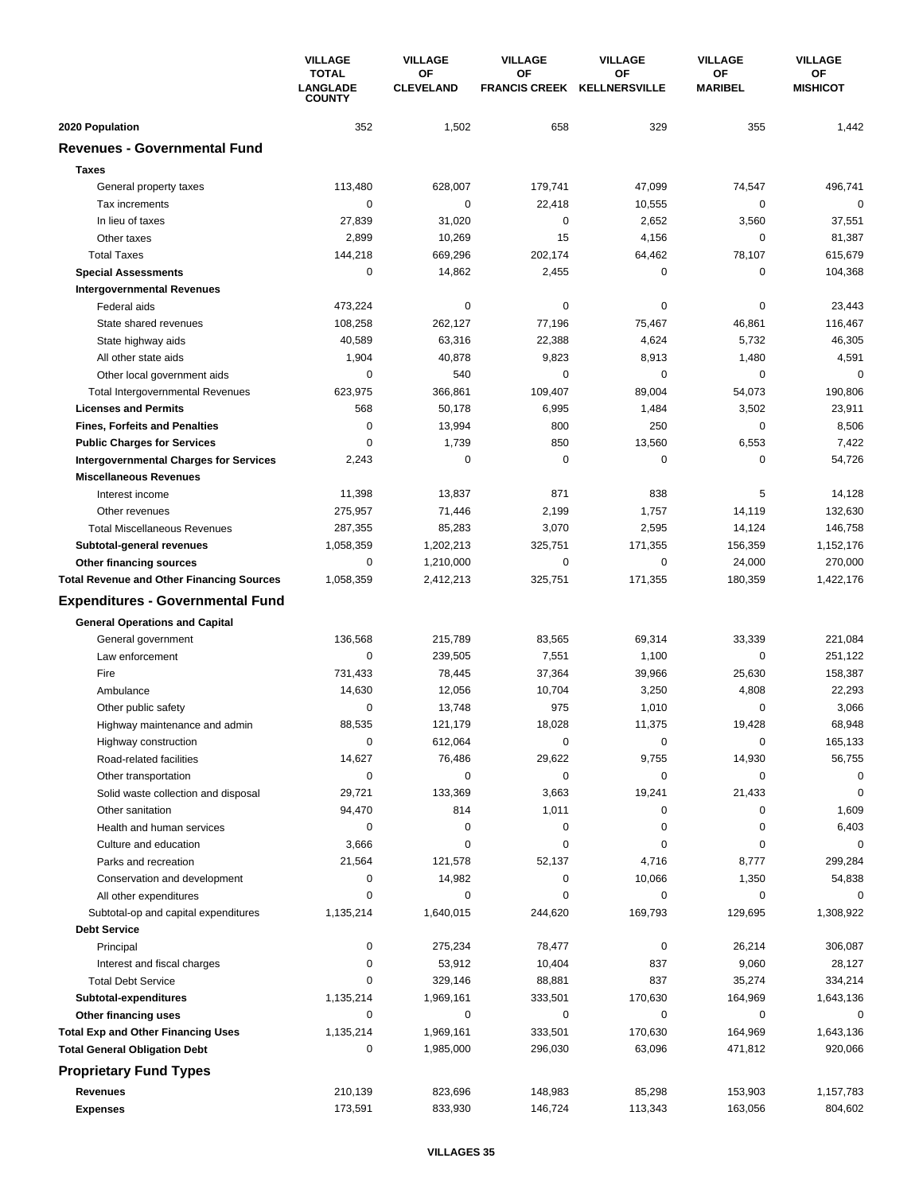| | VILLAGE TOTAL LANGLADE COUNTY | VILLAGE OF CLEVELAND | VILLAGE OF FRANCIS CREEK | VILLAGE OF KELLNERSVILLE | VILLAGE OF MARIBEL | VILLAGE OF MISHICOT |
|---|---|---|---|---|---|---|
| **2020 Population** | 352 | 1,502 | 658 | 329 | 355 | 1,442 |
| **Revenues - Governmental Fund** | | | | | | |
| **Taxes** | | | | | | |
| General property taxes | 113,480 | 628,007 | 179,741 | 47,099 | 74,547 | 496,741 |
| Tax increments | 0 | 0 | 22,418 | 10,555 | 0 | 0 |
| In lieu of taxes | 27,839 | 31,020 | 0 | 2,652 | 3,560 | 37,551 |
| Other taxes | 2,899 | 10,269 | 15 | 4,156 | 0 | 81,387 |
| Total Taxes | 144,218 | 669,296 | 202,174 | 64,462 | 78,107 | 615,679 |
| **Special Assessments** | 0 | 14,862 | 2,455 | 0 | 0 | 104,368 |
| **Intergovernmental Revenues** | | | | | | |
| Federal aids | 473,224 | 0 | 0 | 0 | 0 | 23,443 |
| State shared revenues | 108,258 | 262,127 | 77,196 | 75,467 | 46,861 | 116,467 |
| State highway aids | 40,589 | 63,316 | 22,388 | 4,624 | 5,732 | 46,305 |
| All other state aids | 1,904 | 40,878 | 9,823 | 8,913 | 1,480 | 4,591 |
| Other local government aids | 0 | 540 | 0 | 0 | 0 | 0 |
| Total Intergovernmental Revenues | 623,975 | 366,861 | 109,407 | 89,004 | 54,073 | 190,806 |
| **Licenses and Permits** | 568 | 50,178 | 6,995 | 1,484 | 3,502 | 23,911 |
| **Fines, Forfeits and Penalties** | 0 | 13,994 | 800 | 250 | 0 | 8,506 |
| **Public Charges for Services** | 0 | 1,739 | 850 | 13,560 | 6,553 | 7,422 |
| **Intergovernmental Charges for Services** | 2,243 | 0 | 0 | 0 | 0 | 54,726 |
| **Miscellaneous Revenues** | | | | | | |
| Interest income | 11,398 | 13,837 | 871 | 838 | 5 | 14,128 |
| Other revenues | 275,957 | 71,446 | 2,199 | 1,757 | 14,119 | 132,630 |
| Total Miscellaneous Revenues | 287,355 | 85,283 | 3,070 | 2,595 | 14,124 | 146,758 |
| **Subtotal-general revenues** | 1,058,359 | 1,202,213 | 325,751 | 171,355 | 156,359 | 1,152,176 |
| **Other financing sources** | 0 | 1,210,000 | 0 | 0 | 24,000 | 270,000 |
| **Total Revenue and Other Financing Sources** | 1,058,359 | 2,412,213 | 325,751 | 171,355 | 180,359 | 1,422,176 |
| **Expenditures - Governmental Fund** | | | | | | |
| **General Operations and Capital** | | | | | | |
| General government | 136,568 | 215,789 | 83,565 | 69,314 | 33,339 | 221,084 |
| Law enforcement | 0 | 239,505 | 7,551 | 1,100 | 0 | 251,122 |
| Fire | 731,433 | 78,445 | 37,364 | 39,966 | 25,630 | 158,387 |
| Ambulance | 14,630 | 12,056 | 10,704 | 3,250 | 4,808 | 22,293 |
| Other public safety | 0 | 13,748 | 975 | 1,010 | 0 | 3,066 |
| Highway maintenance and admin | 88,535 | 121,179 | 18,028 | 11,375 | 19,428 | 68,948 |
| Highway construction | 0 | 612,064 | 0 | 0 | 0 | 165,133 |
| Road-related facilities | 14,627 | 76,486 | 29,622 | 9,755 | 14,930 | 56,755 |
| Other transportation | 0 | 0 | 0 | 0 | 0 | 0 |
| Solid waste collection and disposal | 29,721 | 133,369 | 3,663 | 19,241 | 21,433 | 0 |
| Other sanitation | 94,470 | 814 | 1,011 | 0 | 0 | 1,609 |
| Health and human services | 0 | 0 | 0 | 0 | 0 | 6,403 |
| Culture and education | 3,666 | 0 | 0 | 0 | 0 | 0 |
| Parks and recreation | 21,564 | 121,578 | 52,137 | 4,716 | 8,777 | 299,284 |
| Conservation and development | 0 | 14,982 | 0 | 10,066 | 1,350 | 54,838 |
| All other expenditures | 0 | 0 | 0 | 0 | 0 | 0 |
| Subtotal-op and capital expenditures | 1,135,214 | 1,640,015 | 244,620 | 169,793 | 129,695 | 1,308,922 |
| **Debt Service** | | | | | | |
| Principal | 0 | 275,234 | 78,477 | 0 | 26,214 | 306,087 |
| Interest and fiscal charges | 0 | 53,912 | 10,404 | 837 | 9,060 | 28,127 |
| Total Debt Service | 0 | 329,146 | 88,881 | 837 | 35,274 | 334,214 |
| **Subtotal-expenditures** | 1,135,214 | 1,969,161 | 333,501 | 170,630 | 164,969 | 1,643,136 |
| **Other financing uses** | 0 | 0 | 0 | 0 | 0 | 0 |
| **Total Exp and Other Financing Uses** | 1,135,214 | 1,969,161 | 333,501 | 170,630 | 164,969 | 1,643,136 |
| **Total General Obligation Debt** | 0 | 1,985,000 | 296,030 | 63,096 | 471,812 | 920,066 |
| **Proprietary Fund Types** | | | | | | |
| **Revenues** | 210,139 | 823,696 | 148,983 | 85,298 | 153,903 | 1,157,783 |
| **Expenses** | 173,591 | 833,930 | 146,724 | 113,343 | 163,056 | 804,602 |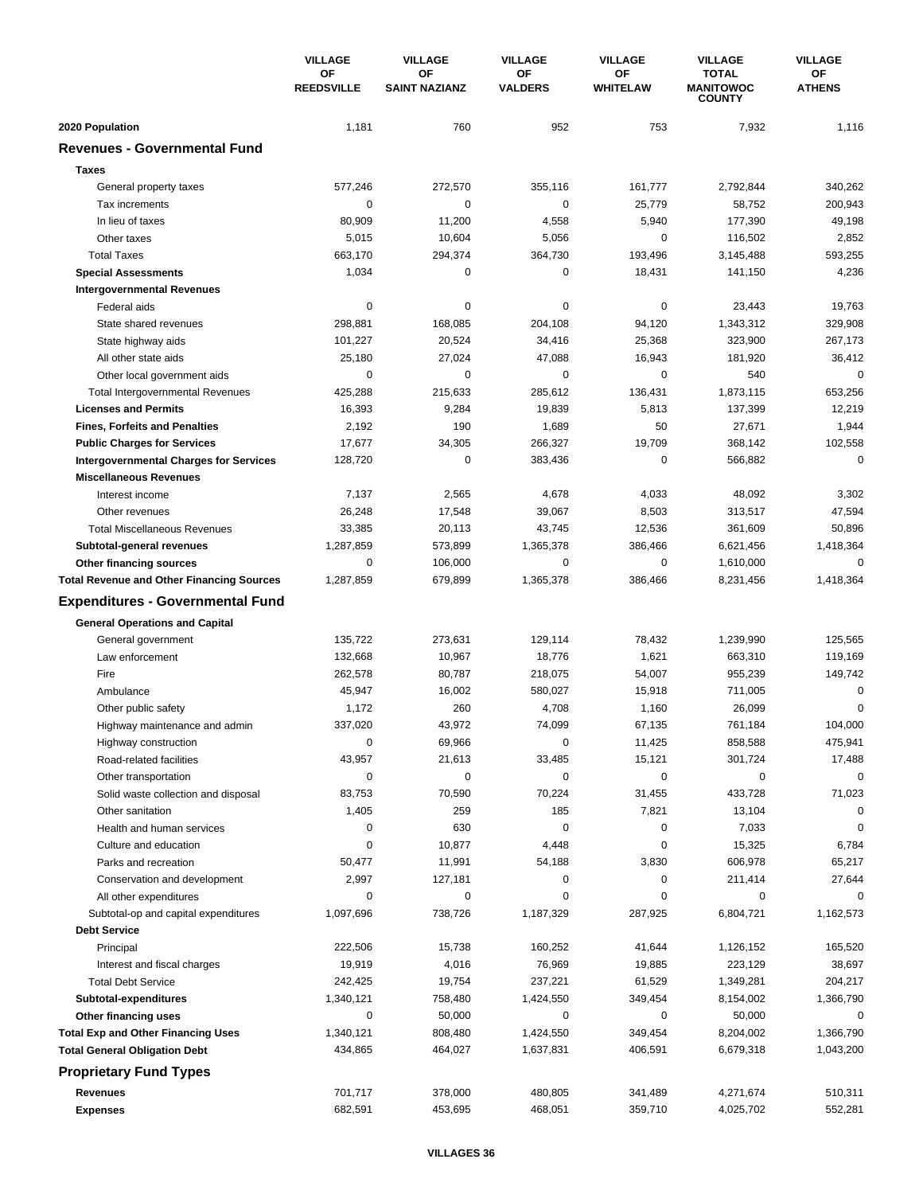| | VILLAGE OF REEDSVILLE | VILLAGE OF SAINT NAZIANZ | VILLAGE OF VALDERS | VILLAGE OF WHITELAW | VILLAGE TOTAL MANITOWOC COUNTY | VILLAGE OF ATHENS |
|---|---|---|---|---|---|---|
| **2020 Population** | 1,181 | 760 | 952 | 753 | 7,932 | 1,116 |
| **Revenues - Governmental Fund** | | | | | | |
| **Taxes** | | | | | | |
| General property taxes | 577,246 | 272,570 | 355,116 | 161,777 | 2,792,844 | 340,262 |
| Tax increments | 0 | 0 | 0 | 25,779 | 58,752 | 200,943 |
| In lieu of taxes | 80,909 | 11,200 | 4,558 | 5,940 | 177,390 | 49,198 |
| Other taxes | 5,015 | 10,604 | 5,056 | 0 | 116,502 | 2,852 |
| Total Taxes | 663,170 | 294,374 | 364,730 | 193,496 | 3,145,488 | 593,255 |
| **Special Assessments** | 1,034 | 0 | 0 | 18,431 | 141,150 | 4,236 |
| **Intergovernmental Revenues** | | | | | | |
| Federal aids | 0 | 0 | 0 | 0 | 23,443 | 19,763 |
| State shared revenues | 298,881 | 168,085 | 204,108 | 94,120 | 1,343,312 | 329,908 |
| State highway aids | 101,227 | 20,524 | 34,416 | 25,368 | 323,900 | 267,173 |
| All other state aids | 25,180 | 27,024 | 47,088 | 16,943 | 181,920 | 36,412 |
| Other local government aids | 0 | 0 | 0 | 0 | 540 | 0 |
| Total Intergovernmental Revenues | 425,288 | 215,633 | 285,612 | 136,431 | 1,873,115 | 653,256 |
| **Licenses and Permits** | 16,393 | 9,284 | 19,839 | 5,813 | 137,399 | 12,219 |
| **Fines, Forfeits and Penalties** | 2,192 | 190 | 1,689 | 50 | 27,671 | 1,944 |
| **Public Charges for Services** | 17,677 | 34,305 | 266,327 | 19,709 | 368,142 | 102,558 |
| **Intergovernmental Charges for Services** | 128,720 | 0 | 383,436 | 0 | 566,882 | 0 |
| **Miscellaneous Revenues** | | | | | | |
| Interest income | 7,137 | 2,565 | 4,678 | 4,033 | 48,092 | 3,302 |
| Other revenues | 26,248 | 17,548 | 39,067 | 8,503 | 313,517 | 47,594 |
| Total Miscellaneous Revenues | 33,385 | 20,113 | 43,745 | 12,536 | 361,609 | 50,896 |
| **Subtotal-general revenues** | 1,287,859 | 573,899 | 1,365,378 | 386,466 | 6,621,456 | 1,418,364 |
| **Other financing sources** | 0 | 106,000 | 0 | 0 | 1,610,000 | 0 |
| **Total Revenue and Other Financing Sources** | 1,287,859 | 679,899 | 1,365,378 | 386,466 | 8,231,456 | 1,418,364 |
| **Expenditures - Governmental Fund** | | | | | | |
| **General Operations and Capital** | | | | | | |
| General government | 135,722 | 273,631 | 129,114 | 78,432 | 1,239,990 | 125,565 |
| Law enforcement | 132,668 | 10,967 | 18,776 | 1,621 | 663,310 | 119,169 |
| Fire | 262,578 | 80,787 | 218,075 | 54,007 | 955,239 | 149,742 |
| Ambulance | 45,947 | 16,002 | 580,027 | 15,918 | 711,005 | 0 |
| Other public safety | 1,172 | 260 | 4,708 | 1,160 | 26,099 | 0 |
| Highway maintenance and admin | 337,020 | 43,972 | 74,099 | 67,135 | 761,184 | 104,000 |
| Highway construction | 0 | 69,966 | 0 | 11,425 | 858,588 | 475,941 |
| Road-related facilities | 43,957 | 21,613 | 33,485 | 15,121 | 301,724 | 17,488 |
| Other transportation | 0 | 0 | 0 | 0 | 0 | 0 |
| Solid waste collection and disposal | 83,753 | 70,590 | 70,224 | 31,455 | 433,728 | 71,023 |
| Other sanitation | 1,405 | 259 | 185 | 7,821 | 13,104 | 0 |
| Health and human services | 0 | 630 | 0 | 0 | 7,033 | 0 |
| Culture and education | 0 | 10,877 | 4,448 | 0 | 15,325 | 6,784 |
| Parks and recreation | 50,477 | 11,991 | 54,188 | 3,830 | 606,978 | 65,217 |
| Conservation and development | 2,997 | 127,181 | 0 | 0 | 211,414 | 27,644 |
| All other expenditures | 0 | 0 | 0 | 0 | 0 | 0 |
| Subtotal-op and capital expenditures | 1,097,696 | 738,726 | 1,187,329 | 287,925 | 6,804,721 | 1,162,573 |
| **Debt Service** | | | | | | |
| Principal | 222,506 | 15,738 | 160,252 | 41,644 | 1,126,152 | 165,520 |
| Interest and fiscal charges | 19,919 | 4,016 | 76,969 | 19,885 | 223,129 | 38,697 |
| Total Debt Service | 242,425 | 19,754 | 237,221 | 61,529 | 1,349,281 | 204,217 |
| **Subtotal-expenditures** | 1,340,121 | 758,480 | 1,424,550 | 349,454 | 8,154,002 | 1,366,790 |
| **Other financing uses** | 0 | 50,000 | 0 | 0 | 50,000 | 0 |
| **Total Exp and Other Financing Uses** | 1,340,121 | 808,480 | 1,424,550 | 349,454 | 8,204,002 | 1,366,790 |
| **Total General Obligation Debt** | 434,865 | 464,027 | 1,637,831 | 406,591 | 6,679,318 | 1,043,200 |
| **Proprietary Fund Types** | | | | | | |
| **Revenues** | 701,717 | 378,000 | 480,805 | 341,489 | 4,271,674 | 510,311 |
| **Expenses** | 682,591 | 453,695 | 468,051 | 359,710 | 4,025,702 | 552,281 |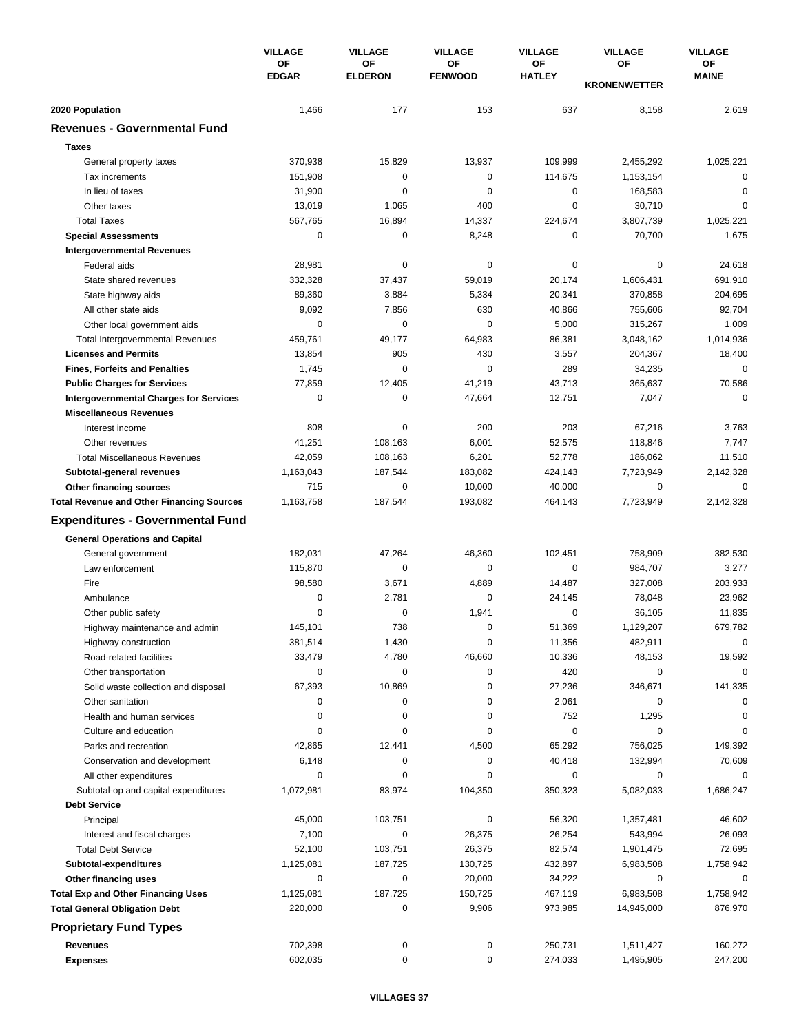| | VILLAGE OF EDGAR | VILLAGE OF ELDERON | VILLAGE OF FENWOOD | VILLAGE OF HATLEY | VILLAGE OF KRONENWETTER | VILLAGE OF MAINE |
|---|---|---|---|---|---|---|
| **2020 Population** | 1,466 | 177 | 153 | 637 | 8,158 | 2,619 |
| **Revenues - Governmental Fund** | | | | | | |
| **Taxes** | | | | | | |
| General property taxes | 370,938 | 15,829 | 13,937 | 109,999 | 2,455,292 | 1,025,221 |
| Tax increments | 151,908 | 0 | 0 | 114,675 | 1,153,154 | 0 |
| In lieu of taxes | 31,900 | 0 | 0 | 0 | 168,583 | 0 |
| Other taxes | 13,019 | 1,065 | 400 | 0 | 30,710 | 0 |
| Total Taxes | 567,765 | 16,894 | 14,337 | 224,674 | 3,807,739 | 1,025,221 |
| **Special Assessments** | 0 | 0 | 8,248 | 0 | 70,700 | 1,675 |
| **Intergovernmental Revenues** | | | | | | |
| Federal aids | 28,981 | 0 | 0 | 0 | 0 | 24,618 |
| State shared revenues | 332,328 | 37,437 | 59,019 | 20,174 | 1,606,431 | 691,910 |
| State highway aids | 89,360 | 3,884 | 5,334 | 20,341 | 370,858 | 204,695 |
| All other state aids | 9,092 | 7,856 | 630 | 40,866 | 755,606 | 92,704 |
| Other local government aids | 0 | 0 | 0 | 5,000 | 315,267 | 1,009 |
| Total Intergovernmental Revenues | 459,761 | 49,177 | 64,983 | 86,381 | 3,048,162 | 1,014,936 |
| **Licenses and Permits** | 13,854 | 905 | 430 | 3,557 | 204,367 | 18,400 |
| **Fines, Forfeits and Penalties** | 1,745 | 0 | 0 | 289 | 34,235 | 0 |
| **Public Charges for Services** | 77,859 | 12,405 | 41,219 | 43,713 | 365,637 | 70,586 |
| **Intergovernmental Charges for Services** | 0 | 0 | 47,664 | 12,751 | 7,047 | 0 |
| **Miscellaneous Revenues** | | | | | | |
| Interest income | 808 | 0 | 200 | 203 | 67,216 | 3,763 |
| Other revenues | 41,251 | 108,163 | 6,001 | 52,575 | 118,846 | 7,747 |
| Total Miscellaneous Revenues | 42,059 | 108,163 | 6,201 | 52,778 | 186,062 | 11,510 |
| **Subtotal-general revenues** | 1,163,043 | 187,544 | 183,082 | 424,143 | 7,723,949 | 2,142,328 |
| **Other financing sources** | 715 | 0 | 10,000 | 40,000 | 0 | 0 |
| **Total Revenue and Other Financing Sources** | 1,163,758 | 187,544 | 193,082 | 464,143 | 7,723,949 | 2,142,328 |
| **Expenditures - Governmental Fund** | | | | | | |
| **General Operations and Capital** | | | | | | |
| General government | 182,031 | 47,264 | 46,360 | 102,451 | 758,909 | 382,530 |
| Law enforcement | 115,870 | 0 | 0 | 0 | 984,707 | 3,277 |
| Fire | 98,580 | 3,671 | 4,889 | 14,487 | 327,008 | 203,933 |
| Ambulance | 0 | 2,781 | 0 | 24,145 | 78,048 | 23,962 |
| Other public safety | 0 | 0 | 1,941 | 0 | 36,105 | 11,835 |
| Highway maintenance and admin | 145,101 | 738 | 0 | 51,369 | 1,129,207 | 679,782 |
| Highway construction | 381,514 | 1,430 | 0 | 11,356 | 482,911 | 0 |
| Road-related facilities | 33,479 | 4,780 | 46,660 | 10,336 | 48,153 | 19,592 |
| Other transportation | 0 | 0 | 0 | 420 | 0 | 0 |
| Solid waste collection and disposal | 67,393 | 10,869 | 0 | 27,236 | 346,671 | 141,335 |
| Other sanitation | 0 | 0 | 0 | 2,061 | 0 | 0 |
| Health and human services | 0 | 0 | 0 | 752 | 1,295 | 0 |
| Culture and education | 0 | 0 | 0 | 0 | 0 | 0 |
| Parks and recreation | 42,865 | 12,441 | 4,500 | 65,292 | 756,025 | 149,392 |
| Conservation and development | 6,148 | 0 | 0 | 40,418 | 132,994 | 70,609 |
| All other expenditures | 0 | 0 | 0 | 0 | 0 | 0 |
| Subtotal-op and capital expenditures | 1,072,981 | 83,974 | 104,350 | 350,323 | 5,082,033 | 1,686,247 |
| **Debt Service** | | | | | | |
| Principal | 45,000 | 103,751 | 0 | 56,320 | 1,357,481 | 46,602 |
| Interest and fiscal charges | 7,100 | 0 | 26,375 | 26,254 | 543,994 | 26,093 |
| Total Debt Service | 52,100 | 103,751 | 26,375 | 82,574 | 1,901,475 | 72,695 |
| **Subtotal-expenditures** | 1,125,081 | 187,725 | 130,725 | 432,897 | 6,983,508 | 1,758,942 |
| **Other financing uses** | 0 | 0 | 20,000 | 34,222 | 0 | 0 |
| **Total Exp and Other Financing Uses** | 1,125,081 | 187,725 | 150,725 | 467,119 | 6,983,508 | 1,758,942 |
| **Total General Obligation Debt** | 220,000 | 0 | 9,906 | 973,985 | 14,945,000 | 876,970 |
| **Proprietary Fund Types** | | | | | | |
| **Revenues** | 702,398 | 0 | 0 | 250,731 | 1,511,427 | 160,272 |
| **Expenses** | 602,035 | 0 | 0 | 274,033 | 1,495,905 | 247,200 |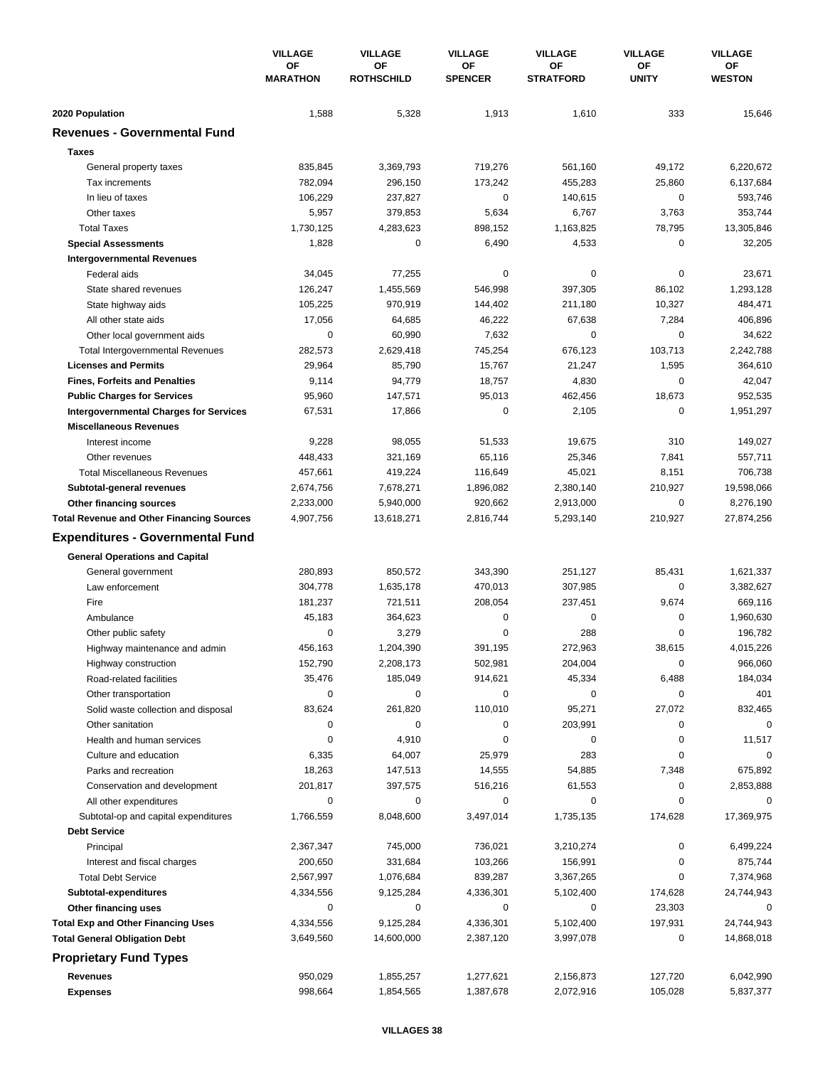| | VILLAGE OF MARATHON | VILLAGE OF ROTHSCHILD | VILLAGE OF SPENCER | VILLAGE OF STRATFORD | VILLAGE OF UNITY | VILLAGE OF WESTON |
|---|---|---|---|---|---|---|
| **2020 Population** | 1,588 | 5,328 | 1,913 | 1,610 | 333 | 15,646 |
| **Revenues - Governmental Fund** | | | | | | |
| **Taxes** | | | | | | |
| General property taxes | 835,845 | 3,369,793 | 719,276 | 561,160 | 49,172 | 6,220,672 |
| Tax increments | 782,094 | 296,150 | 173,242 | 455,283 | 25,860 | 6,137,684 |
| In lieu of taxes | 106,229 | 237,827 | 0 | 140,615 | 0 | 593,746 |
| Other taxes | 5,957 | 379,853 | 5,634 | 6,767 | 3,763 | 353,744 |
| Total Taxes | 1,730,125 | 4,283,623 | 898,152 | 1,163,825 | 78,795 | 13,305,846 |
| **Special Assessments** | 1,828 | 0 | 6,490 | 4,533 | 0 | 32,205 |
| **Intergovernmental Revenues** | | | | | | |
| Federal aids | 34,045 | 77,255 | 0 | 0 | 0 | 23,671 |
| State shared revenues | 126,247 | 1,455,569 | 546,998 | 397,305 | 86,102 | 1,293,128 |
| State highway aids | 105,225 | 970,919 | 144,402 | 211,180 | 10,327 | 484,471 |
| All other state aids | 17,056 | 64,685 | 46,222 | 67,638 | 7,284 | 406,896 |
| Other local government aids | 0 | 60,990 | 7,632 | 0 | 0 | 34,622 |
| Total Intergovernmental Revenues | 282,573 | 2,629,418 | 745,254 | 676,123 | 103,713 | 2,242,788 |
| **Licenses and Permits** | 29,964 | 85,790 | 15,767 | 21,247 | 1,595 | 364,610 |
| **Fines, Forfeits and Penalties** | 9,114 | 94,779 | 18,757 | 4,830 | 0 | 42,047 |
| **Public Charges for Services** | 95,960 | 147,571 | 95,013 | 462,456 | 18,673 | 952,535 |
| **Intergovernmental Charges for Services** | 67,531 | 17,866 | 0 | 2,105 | 0 | 1,951,297 |
| **Miscellaneous Revenues** | | | | | | |
| Interest income | 9,228 | 98,055 | 51,533 | 19,675 | 310 | 149,027 |
| Other revenues | 448,433 | 321,169 | 65,116 | 25,346 | 7,841 | 557,711 |
| Total Miscellaneous Revenues | 457,661 | 419,224 | 116,649 | 45,021 | 8,151 | 706,738 |
| **Subtotal-general revenues** | 2,674,756 | 7,678,271 | 1,896,082 | 2,380,140 | 210,927 | 19,598,066 |
| **Other financing sources** | 2,233,000 | 5,940,000 | 920,662 | 2,913,000 | 0 | 8,276,190 |
| **Total Revenue and Other Financing Sources** | 4,907,756 | 13,618,271 | 2,816,744 | 5,293,140 | 210,927 | 27,874,256 |
| **Expenditures - Governmental Fund** | | | | | | |
| **General Operations and Capital** | | | | | | |
| General government | 280,893 | 850,572 | 343,390 | 251,127 | 85,431 | 1,621,337 |
| Law enforcement | 304,778 | 1,635,178 | 470,013 | 307,985 | 0 | 3,382,627 |
| Fire | 181,237 | 721,511 | 208,054 | 237,451 | 9,674 | 669,116 |
| Ambulance | 45,183 | 364,623 | 0 | 0 | 0 | 1,960,630 |
| Other public safety | 0 | 3,279 | 0 | 288 | 0 | 196,782 |
| Highway maintenance and admin | 456,163 | 1,204,390 | 391,195 | 272,963 | 38,615 | 4,015,226 |
| Highway construction | 152,790 | 2,208,173 | 502,981 | 204,004 | 0 | 966,060 |
| Road-related facilities | 35,476 | 185,049 | 914,621 | 45,334 | 6,488 | 184,034 |
| Other transportation | 0 | 0 | 0 | 0 | 0 | 401 |
| Solid waste collection and disposal | 83,624 | 261,820 | 110,010 | 95,271 | 27,072 | 832,465 |
| Other sanitation | 0 | 0 | 0 | 203,991 | 0 | 0 |
| Health and human services | 0 | 4,910 | 0 | 0 | 0 | 11,517 |
| Culture and education | 6,335 | 64,007 | 25,979 | 283 | 0 | 0 |
| Parks and recreation | 18,263 | 147,513 | 14,555 | 54,885 | 7,348 | 675,892 |
| Conservation and development | 201,817 | 397,575 | 516,216 | 61,553 | 0 | 2,853,888 |
| All other expenditures | 0 | 0 | 0 | 0 | 0 | 0 |
| Subtotal-op and capital expenditures | 1,766,559 | 8,048,600 | 3,497,014 | 1,735,135 | 174,628 | 17,369,975 |
| **Debt Service** | | | | | | |
| Principal | 2,367,347 | 745,000 | 736,021 | 3,210,274 | 0 | 6,499,224 |
| Interest and fiscal charges | 200,650 | 331,684 | 103,266 | 156,991 | 0 | 875,744 |
| Total Debt Service | 2,567,997 | 1,076,684 | 839,287 | 3,367,265 | 0 | 7,374,968 |
| **Subtotal-expenditures** | 4,334,556 | 9,125,284 | 4,336,301 | 5,102,400 | 174,628 | 24,744,943 |
| **Other financing uses** | 0 | 0 | 0 | 0 | 23,303 | 0 |
| **Total Exp and Other Financing Uses** | 4,334,556 | 9,125,284 | 4,336,301 | 5,102,400 | 197,931 | 24,744,943 |
| **Total General Obligation Debt** | 3,649,560 | 14,600,000 | 2,387,120 | 3,997,078 | 0 | 14,868,018 |
| **Proprietary Fund Types** | | | | | | |
| **Revenues** | 950,029 | 1,855,257 | 1,277,621 | 2,156,873 | 127,720 | 6,042,990 |
| **Expenses** | 998,664 | 1,854,565 | 1,387,678 | 2,072,916 | 105,028 | 5,837,377 |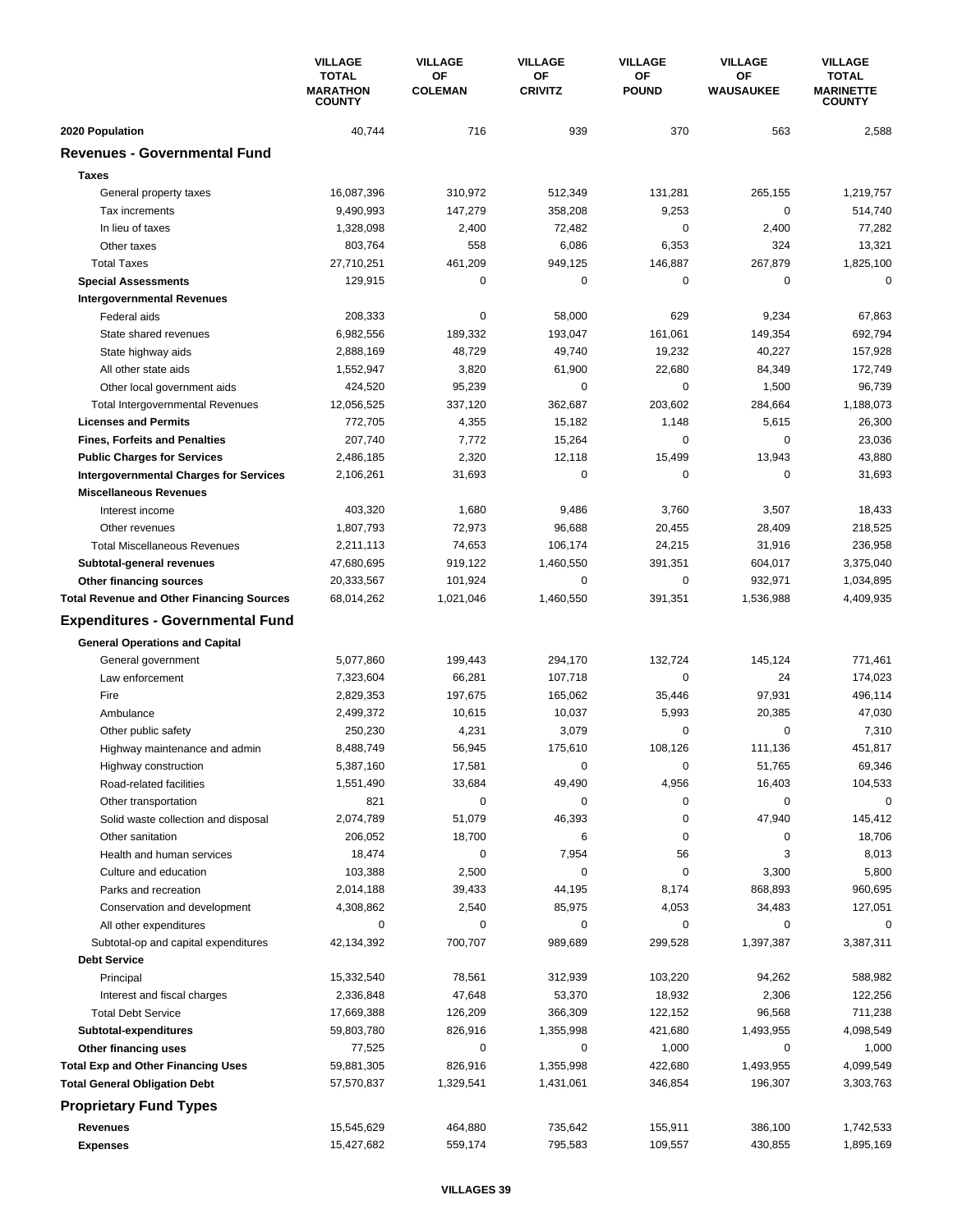| | VILLAGE TOTAL MARATHON COUNTY | VILLAGE OF COLEMAN | VILLAGE OF CRIVITZ | VILLAGE OF POUND | VILLAGE OF WAUSAUKEE | VILLAGE TOTAL MARINETTE COUNTY |
|---|---|---|---|---|---|---|
| **2020 Population** | 40,744 | 716 | 939 | 370 | 563 | 2,588 |
| **Revenues - Governmental Fund** | | | | | | |
| **Taxes** | | | | | | |
| General property taxes | 16,087,396 | 310,972 | 512,349 | 131,281 | 265,155 | 1,219,757 |
| Tax increments | 9,490,993 | 147,279 | 358,208 | 9,253 | 0 | 514,740 |
| In lieu of taxes | 1,328,098 | 2,400 | 72,482 | 0 | 2,400 | 77,282 |
| Other taxes | 803,764 | 558 | 6,086 | 6,353 | 324 | 13,321 |
| Total Taxes | 27,710,251 | 461,209 | 949,125 | 146,887 | 267,879 | 1,825,100 |
| **Special Assessments** | 129,915 | 0 | 0 | 0 | 0 | 0 |
| **Intergovernmental Revenues** | | | | | | |
| Federal aids | 208,333 | 0 | 58,000 | 629 | 9,234 | 67,863 |
| State shared revenues | 6,982,556 | 189,332 | 193,047 | 161,061 | 149,354 | 692,794 |
| State highway aids | 2,888,169 | 48,729 | 49,740 | 19,232 | 40,227 | 157,928 |
| All other state aids | 1,552,947 | 3,820 | 61,900 | 22,680 | 84,349 | 172,749 |
| Other local government aids | 424,520 | 95,239 | 0 | 0 | 1,500 | 96,739 |
| Total Intergovernmental Revenues | 12,056,525 | 337,120 | 362,687 | 203,602 | 284,664 | 1,188,073 |
| **Licenses and Permits** | 772,705 | 4,355 | 15,182 | 1,148 | 5,615 | 26,300 |
| **Fines, Forfeits and Penalties** | 207,740 | 7,772 | 15,264 | 0 | 0 | 23,036 |
| **Public Charges for Services** | 2,486,185 | 2,320 | 12,118 | 15,499 | 13,943 | 43,880 |
| **Intergovernmental Charges for Services** | 2,106,261 | 31,693 | 0 | 0 | 0 | 31,693 |
| **Miscellaneous Revenues** | | | | | | |
| Interest income | 403,320 | 1,680 | 9,486 | 3,760 | 3,507 | 18,433 |
| Other revenues | 1,807,793 | 72,973 | 96,688 | 20,455 | 28,409 | 218,525 |
| Total Miscellaneous Revenues | 2,211,113 | 74,653 | 106,174 | 24,215 | 31,916 | 236,958 |
| **Subtotal-general revenues** | 47,680,695 | 919,122 | 1,460,550 | 391,351 | 604,017 | 3,375,040 |
| **Other financing sources** | 20,333,567 | 101,924 | 0 | 0 | 932,971 | 1,034,895 |
| **Total Revenue and Other Financing Sources** | 68,014,262 | 1,021,046 | 1,460,550 | 391,351 | 1,536,988 | 4,409,935 |
| **Expenditures - Governmental Fund** | | | | | | |
| **General Operations and Capital** | | | | | | |
| General government | 5,077,860 | 199,443 | 294,170 | 132,724 | 145,124 | 771,461 |
| Law enforcement | 7,323,604 | 66,281 | 107,718 | 0 | 24 | 174,023 |
| Fire | 2,829,353 | 197,675 | 165,062 | 35,446 | 97,931 | 496,114 |
| Ambulance | 2,499,372 | 10,615 | 10,037 | 5,993 | 20,385 | 47,030 |
| Other public safety | 250,230 | 4,231 | 3,079 | 0 | 0 | 7,310 |
| Highway maintenance and admin | 8,488,749 | 56,945 | 175,610 | 108,126 | 111,136 | 451,817 |
| Highway construction | 5,387,160 | 17,581 | 0 | 0 | 51,765 | 69,346 |
| Road-related facilities | 1,551,490 | 33,684 | 49,490 | 4,956 | 16,403 | 104,533 |
| Other transportation | 821 | 0 | 0 | 0 | 0 | 0 |
| Solid waste collection and disposal | 2,074,789 | 51,079 | 46,393 | 0 | 47,940 | 145,412 |
| Other sanitation | 206,052 | 18,700 | 6 | 0 | 0 | 18,706 |
| Health and human services | 18,474 | 0 | 7,954 | 56 | 3 | 8,013 |
| Culture and education | 103,388 | 2,500 | 0 | 0 | 3,300 | 5,800 |
| Parks and recreation | 2,014,188 | 39,433 | 44,195 | 8,174 | 868,893 | 960,695 |
| Conservation and development | 4,308,862 | 2,540 | 85,975 | 4,053 | 34,483 | 127,051 |
| All other expenditures | 0 | 0 | 0 | 0 | 0 | 0 |
| Subtotal-op and capital expenditures | 42,134,392 | 700,707 | 989,689 | 299,528 | 1,397,387 | 3,387,311 |
| **Debt Service** | | | | | | |
| Principal | 15,332,540 | 78,561 | 312,939 | 103,220 | 94,262 | 588,982 |
| Interest and fiscal charges | 2,336,848 | 47,648 | 53,370 | 18,932 | 2,306 | 122,256 |
| Total Debt Service | 17,669,388 | 126,209 | 366,309 | 122,152 | 96,568 | 711,238 |
| **Subtotal-expenditures** | 59,803,780 | 826,916 | 1,355,998 | 421,680 | 1,493,955 | 4,098,549 |
| **Other financing uses** | 77,525 | 0 | 0 | 1,000 | 0 | 1,000 |
| **Total Exp and Other Financing Uses** | 59,881,305 | 826,916 | 1,355,998 | 422,680 | 1,493,955 | 4,099,549 |
| **Total General Obligation Debt** | 57,570,837 | 1,329,541 | 1,431,061 | 346,854 | 196,307 | 3,303,763 |
| **Proprietary Fund Types** | | | | | | |
| **Revenues** | 15,545,629 | 464,880 | 735,642 | 155,911 | 386,100 | 1,742,533 |
| **Expenses** | 15,427,682 | 559,174 | 795,583 | 109,557 | 430,855 | 1,895,169 |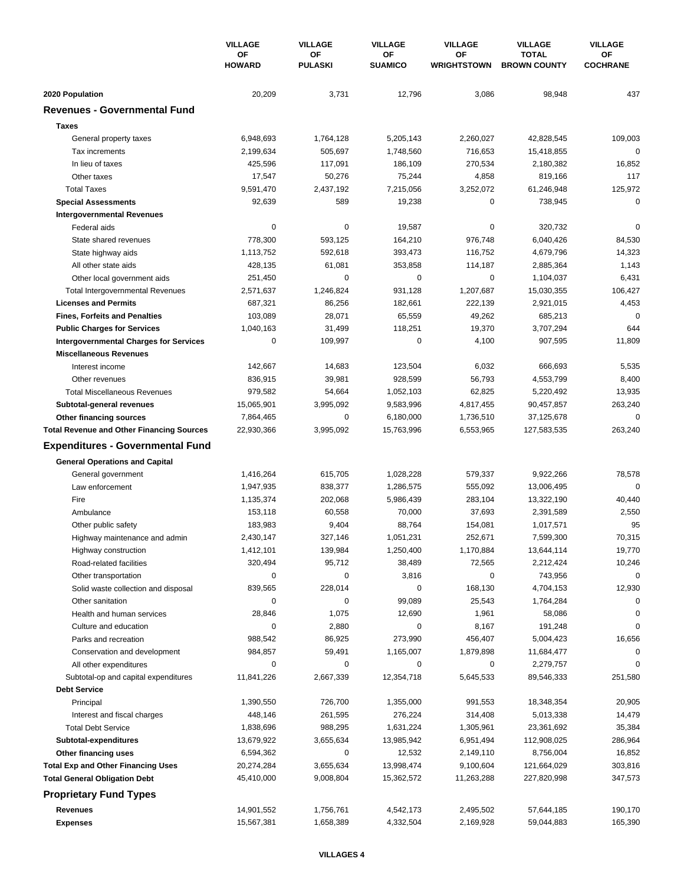| | VILLAGE OF HOWARD | VILLAGE OF PULASKI | VILLAGE OF SUAMICO | VILLAGE OF WRIGHTSTOWN | VILLAGE TOTAL BROWN COUNTY | VILLAGE OF COCHRANE |
|---|---|---|---|---|---|---|
| **2020 Population** | 20,209 | 3,731 | 12,796 | 3,086 | 98,948 | 437 |
| **Revenues - Governmental Fund** | | | | | | |
| **Taxes** | | | | | | |
| General property taxes | 6,948,693 | 1,764,128 | 5,205,143 | 2,260,027 | 42,828,545 | 109,003 |
| Tax increments | 2,199,634 | 505,697 | 1,748,560 | 716,653 | 15,418,855 | 0 |
| In lieu of taxes | 425,596 | 117,091 | 186,109 | 270,534 | 2,180,382 | 16,852 |
| Other taxes | 17,547 | 50,276 | 75,244 | 4,858 | 819,166 | 117 |
| Total Taxes | 9,591,470 | 2,437,192 | 7,215,056 | 3,252,072 | 61,246,948 | 125,972 |
| **Special Assessments** | 92,639 | 589 | 19,238 | 0 | 738,945 | 0 |
| **Intergovernmental Revenues** | | | | | | |
| Federal aids | 0 | 0 | 19,587 | 0 | 320,732 | 0 |
| State shared revenues | 778,300 | 593,125 | 164,210 | 976,748 | 6,040,426 | 84,530 |
| State highway aids | 1,113,752 | 592,618 | 393,473 | 116,752 | 4,679,796 | 14,323 |
| All other state aids | 428,135 | 61,081 | 353,858 | 114,187 | 2,885,364 | 1,143 |
| Other local government aids | 251,450 | 0 | 0 | 0 | 1,104,037 | 6,431 |
| Total Intergovernmental Revenues | 2,571,637 | 1,246,824 | 931,128 | 1,207,687 | 15,030,355 | 106,427 |
| **Licenses and Permits** | 687,321 | 86,256 | 182,661 | 222,139 | 2,921,015 | 4,453 |
| **Fines, Forfeits and Penalties** | 103,089 | 28,071 | 65,559 | 49,262 | 685,213 | 0 |
| **Public Charges for Services** | 1,040,163 | 31,499 | 118,251 | 19,370 | 3,707,294 | 644 |
| **Intergovernmental Charges for Services** | 0 | 109,997 | 0 | 4,100 | 907,595 | 11,809 |
| **Miscellaneous Revenues** | | | | | | |
| Interest income | 142,667 | 14,683 | 123,504 | 6,032 | 666,693 | 5,535 |
| Other revenues | 836,915 | 39,981 | 928,599 | 56,793 | 4,553,799 | 8,400 |
| Total Miscellaneous Revenues | 979,582 | 54,664 | 1,052,103 | 62,825 | 5,220,492 | 13,935 |
| **Subtotal-general revenues** | 15,065,901 | 3,995,092 | 9,583,996 | 4,817,455 | 90,457,857 | 263,240 |
| **Other financing sources** | 7,864,465 | 0 | 6,180,000 | 1,736,510 | 37,125,678 | 0 |
| **Total Revenue and Other Financing Sources** | 22,930,366 | 3,995,092 | 15,763,996 | 6,553,965 | 127,583,535 | 263,240 |
| **Expenditures - Governmental Fund** | | | | | | |
| **General Operations and Capital** | | | | | | |
| General government | 1,416,264 | 615,705 | 1,028,228 | 579,337 | 9,922,266 | 78,578 |
| Law enforcement | 1,947,935 | 838,377 | 1,286,575 | 555,092 | 13,006,495 | 0 |
| Fire | 1,135,374 | 202,068 | 5,986,439 | 283,104 | 13,322,190 | 40,440 |
| Ambulance | 153,118 | 60,558 | 70,000 | 37,693 | 2,391,589 | 2,550 |
| Other public safety | 183,983 | 9,404 | 88,764 | 154,081 | 1,017,571 | 95 |
| Highway maintenance and admin | 2,430,147 | 327,146 | 1,051,231 | 252,671 | 7,599,300 | 70,315 |
| Highway construction | 1,412,101 | 139,984 | 1,250,400 | 1,170,884 | 13,644,114 | 19,770 |
| Road-related facilities | 320,494 | 95,712 | 38,489 | 72,565 | 2,212,424 | 10,246 |
| Other transportation | 0 | 0 | 3,816 | 0 | 743,956 | 0 |
| Solid waste collection and disposal | 839,565 | 228,014 | 0 | 168,130 | 4,704,153 | 12,930 |
| Other sanitation | 0 | 0 | 99,089 | 25,543 | 1,764,284 | 0 |
| Health and human services | 28,846 | 1,075 | 12,690 | 1,961 | 58,086 | 0 |
| Culture and education | 0 | 2,880 | 0 | 8,167 | 191,248 | 0 |
| Parks and recreation | 988,542 | 86,925 | 273,990 | 456,407 | 5,004,423 | 16,656 |
| Conservation and development | 984,857 | 59,491 | 1,165,007 | 1,879,898 | 11,684,477 | 0 |
| All other expenditures | 0 | 0 | 0 | 0 | 2,279,757 | 0 |
| Subtotal-op and capital expenditures | 11,841,226 | 2,667,339 | 12,354,718 | 5,645,533 | 89,546,333 | 251,580 |
| **Debt Service** | | | | | | |
| Principal | 1,390,550 | 726,700 | 1,355,000 | 991,553 | 18,348,354 | 20,905 |
| Interest and fiscal charges | 448,146 | 261,595 | 276,224 | 314,408 | 5,013,338 | 14,479 |
| Total Debt Service | 1,838,696 | 988,295 | 1,631,224 | 1,305,961 | 23,361,692 | 35,384 |
| **Subtotal-expenditures** | 13,679,922 | 3,655,634 | 13,985,942 | 6,951,494 | 112,908,025 | 286,964 |
| **Other financing uses** | 6,594,362 | 0 | 12,532 | 2,149,110 | 8,756,004 | 16,852 |
| **Total Exp and Other Financing Uses** | 20,274,284 | 3,655,634 | 13,998,474 | 9,100,604 | 121,664,029 | 303,816 |
| **Total General Obligation Debt** | 45,410,000 | 9,008,804 | 15,362,572 | 11,263,288 | 227,820,998 | 347,573 |
| **Proprietary Fund Types** | | | | | | |
| **Revenues** | 14,901,552 | 1,756,761 | 4,542,173 | 2,495,502 | 57,644,185 | 190,170 |
| **Expenses** | 15,567,381 | 1,658,389 | 4,332,504 | 2,169,928 | 59,044,883 | 165,390 |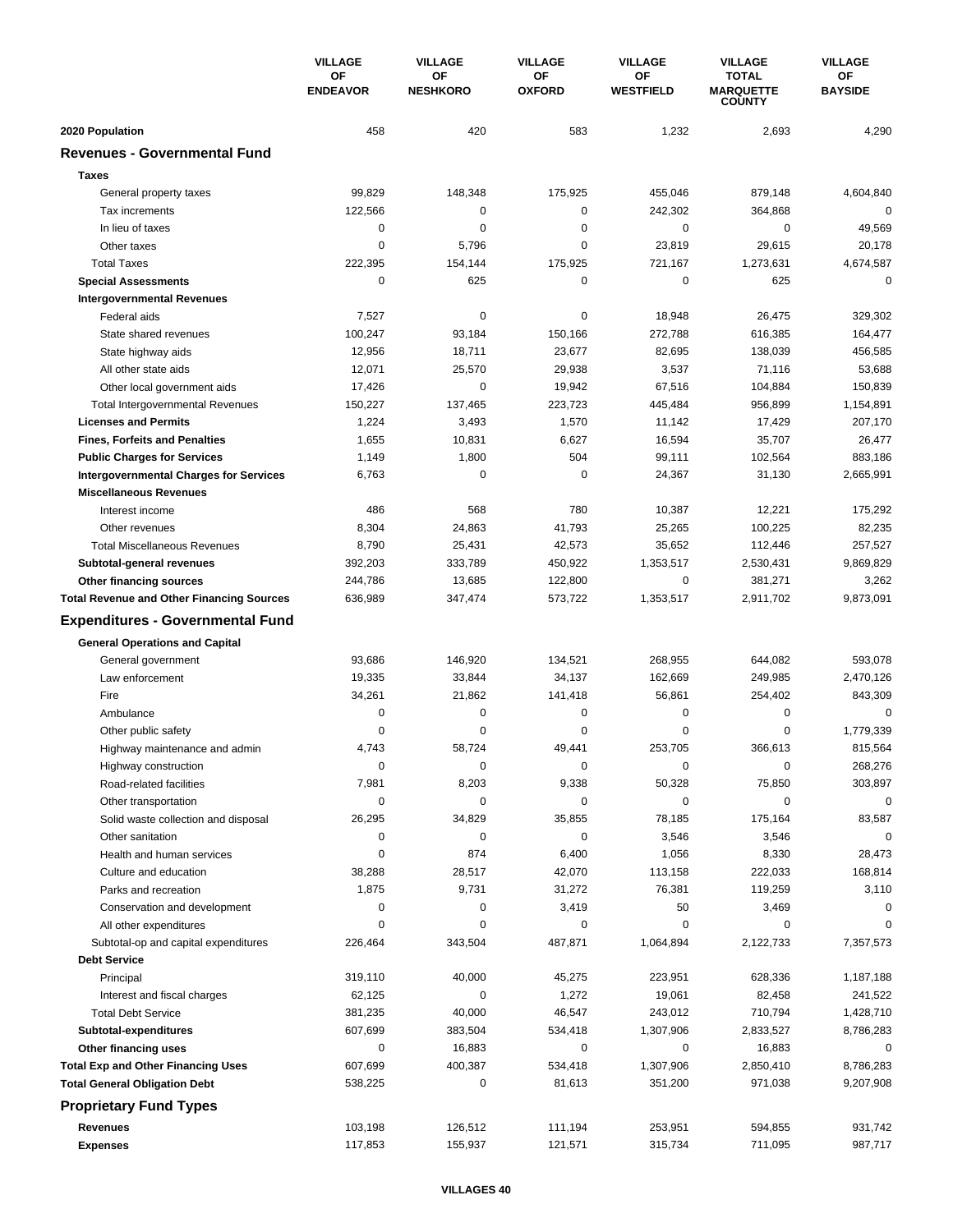| | VILLAGE OF ENDEAVOR | VILLAGE OF NESHKORO | VILLAGE OF OXFORD | VILLAGE OF WESTFIELD | VILLAGE TOTAL MARQUETTE COUNTY | VILLAGE OF BAYSIDE |
|---|---|---|---|---|---|---|
| **2020 Population** | 458 | 420 | 583 | 1,232 | 2,693 | 4,290 |
| **Revenues - Governmental Fund** | | | | | | |
| **Taxes** | | | | | | |
| General property taxes | 99,829 | 148,348 | 175,925 | 455,046 | 879,148 | 4,604,840 |
| Tax increments | 122,566 | 0 | 0 | 242,302 | 364,868 | 0 |
| In lieu of taxes | 0 | 0 | 0 | 0 | 0 | 49,569 |
| Other taxes | 0 | 5,796 | 0 | 23,819 | 29,615 | 20,178 |
| Total Taxes | 222,395 | 154,144 | 175,925 | 721,167 | 1,273,631 | 4,674,587 |
| **Special Assessments** | 0 | 625 | 0 | 0 | 625 | 0 |
| **Intergovernmental Revenues** | | | | | | |
| Federal aids | 7,527 | 0 | 0 | 18,948 | 26,475 | 329,302 |
| State shared revenues | 100,247 | 93,184 | 150,166 | 272,788 | 616,385 | 164,477 |
| State highway aids | 12,956 | 18,711 | 23,677 | 82,695 | 138,039 | 456,585 |
| All other state aids | 12,071 | 25,570 | 29,938 | 3,537 | 71,116 | 53,688 |
| Other local government aids | 17,426 | 0 | 19,942 | 67,516 | 104,884 | 150,839 |
| Total Intergovernmental Revenues | 150,227 | 137,465 | 223,723 | 445,484 | 956,899 | 1,154,891 |
| **Licenses and Permits** | 1,224 | 3,493 | 1,570 | 11,142 | 17,429 | 207,170 |
| **Fines, Forfeits and Penalties** | 1,655 | 10,831 | 6,627 | 16,594 | 35,707 | 26,477 |
| **Public Charges for Services** | 1,149 | 1,800 | 504 | 99,111 | 102,564 | 883,186 |
| **Intergovernmental Charges for Services** | 6,763 | 0 | 0 | 24,367 | 31,130 | 2,665,991 |
| **Miscellaneous Revenues** | | | | | | |
| Interest income | 486 | 568 | 780 | 10,387 | 12,221 | 175,292 |
| Other revenues | 8,304 | 24,863 | 41,793 | 25,265 | 100,225 | 82,235 |
| Total Miscellaneous Revenues | 8,790 | 25,431 | 42,573 | 35,652 | 112,446 | 257,527 |
| **Subtotal-general revenues** | 392,203 | 333,789 | 450,922 | 1,353,517 | 2,530,431 | 9,869,829 |
| **Other financing sources** | 244,786 | 13,685 | 122,800 | 0 | 381,271 | 3,262 |
| **Total Revenue and Other Financing Sources** | 636,989 | 347,474 | 573,722 | 1,353,517 | 2,911,702 | 9,873,091 |
| **Expenditures - Governmental Fund** | | | | | | |
| **General Operations and Capital** | | | | | | |
| General government | 93,686 | 146,920 | 134,521 | 268,955 | 644,082 | 593,078 |
| Law enforcement | 19,335 | 33,844 | 34,137 | 162,669 | 249,985 | 2,470,126 |
| Fire | 34,261 | 21,862 | 141,418 | 56,861 | 254,402 | 843,309 |
| Ambulance | 0 | 0 | 0 | 0 | 0 | 0 |
| Other public safety | 0 | 0 | 0 | 0 | 0 | 1,779,339 |
| Highway maintenance and admin | 4,743 | 58,724 | 49,441 | 253,705 | 366,613 | 815,564 |
| Highway construction | 0 | 0 | 0 | 0 | 0 | 268,276 |
| Road-related facilities | 7,981 | 8,203 | 9,338 | 50,328 | 75,850 | 303,897 |
| Other transportation | 0 | 0 | 0 | 0 | 0 | 0 |
| Solid waste collection and disposal | 26,295 | 34,829 | 35,855 | 78,185 | 175,164 | 83,587 |
| Other sanitation | 0 | 0 | 0 | 3,546 | 3,546 | 0 |
| Health and human services | 0 | 874 | 6,400 | 1,056 | 8,330 | 28,473 |
| Culture and education | 38,288 | 28,517 | 42,070 | 113,158 | 222,033 | 168,814 |
| Parks and recreation | 1,875 | 9,731 | 31,272 | 76,381 | 119,259 | 3,110 |
| Conservation and development | 0 | 0 | 3,419 | 50 | 3,469 | 0 |
| All other expenditures | 0 | 0 | 0 | 0 | 0 | 0 |
| Subtotal-op and capital expenditures | 226,464 | 343,504 | 487,871 | 1,064,894 | 2,122,733 | 7,357,573 |
| **Debt Service** | | | | | | |
| Principal | 319,110 | 40,000 | 45,275 | 223,951 | 628,336 | 1,187,188 |
| Interest and fiscal charges | 62,125 | 0 | 1,272 | 19,061 | 82,458 | 241,522 |
| Total Debt Service | 381,235 | 40,000 | 46,547 | 243,012 | 710,794 | 1,428,710 |
| **Subtotal-expenditures** | 607,699 | 383,504 | 534,418 | 1,307,906 | 2,833,527 | 8,786,283 |
| **Other financing uses** | 0 | 16,883 | 0 | 0 | 16,883 | 0 |
| **Total Exp and Other Financing Uses** | 607,699 | 400,387 | 534,418 | 1,307,906 | 2,850,410 | 8,786,283 |
| **Total General Obligation Debt** | 538,225 | 0 | 81,613 | 351,200 | 971,038 | 9,207,908 |
| **Proprietary Fund Types** | | | | | | |
| **Revenues** | 103,198 | 126,512 | 111,194 | 253,951 | 594,855 | 931,742 |
| **Expenses** | 117,853 | 155,937 | 121,571 | 315,734 | 711,095 | 987,717 |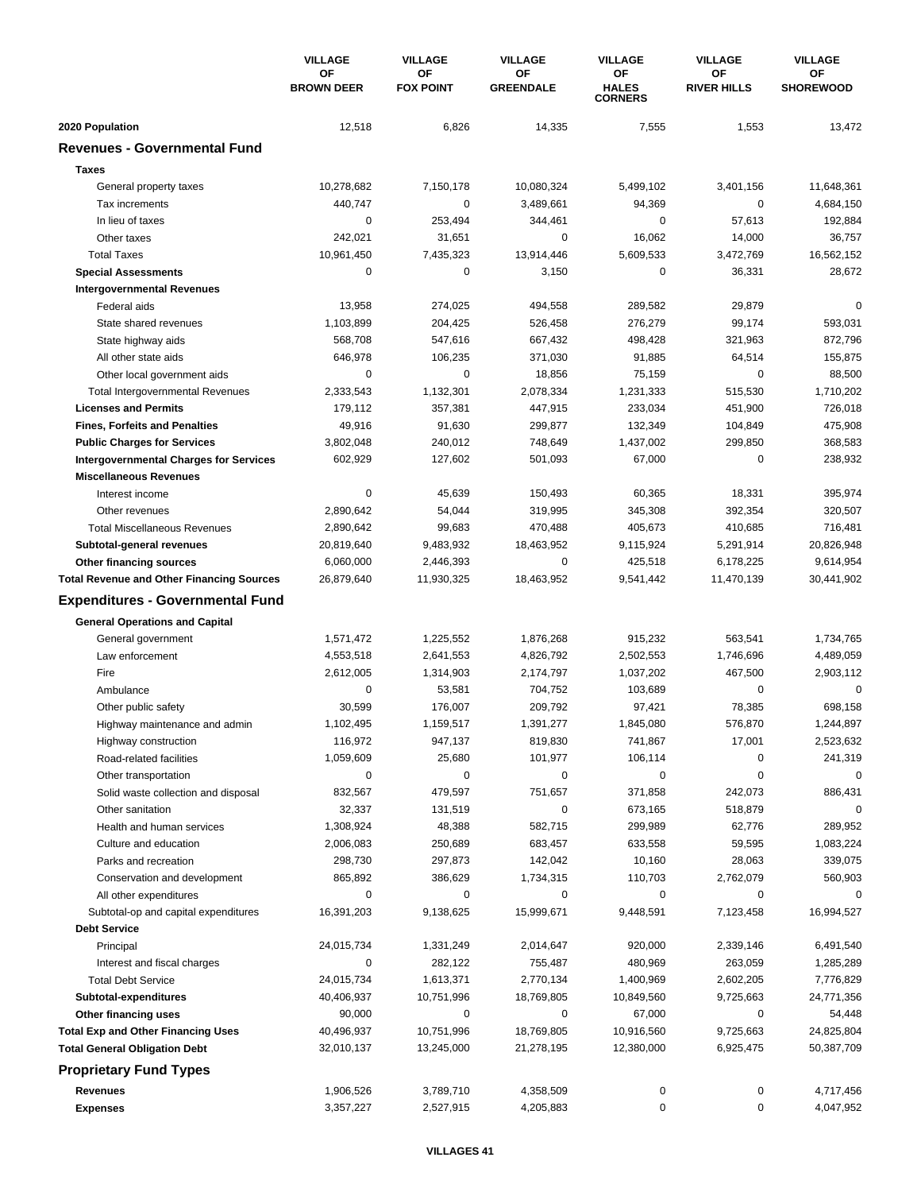| | VILLAGE OF BROWN DEER | VILLAGE OF FOX POINT | VILLAGE OF GREENDALE | VILLAGE OF HALES CORNERS | VILLAGE OF RIVER HILLS | VILLAGE OF SHOREWOOD |
|---|---|---|---|---|---|---|
| **2020 Population** | 12,518 | 6,826 | 14,335 | 7,555 | 1,553 | 13,472 |
| **Revenues - Governmental Fund** | | | | | | |
| **Taxes** | | | | | | |
| General property taxes | 10,278,682 | 7,150,178 | 10,080,324 | 5,499,102 | 3,401,156 | 11,648,361 |
| Tax increments | 440,747 | 0 | 3,489,661 | 94,369 | 0 | 4,684,150 |
| In lieu of taxes | 0 | 253,494 | 344,461 | 0 | 57,613 | 192,884 |
| Other taxes | 242,021 | 31,651 | 0 | 16,062 | 14,000 | 36,757 |
| Total Taxes | 10,961,450 | 7,435,323 | 13,914,446 | 5,609,533 | 3,472,769 | 16,562,152 |
| **Special Assessments** | 0 | 0 | 3,150 | 0 | 36,331 | 28,672 |
| **Intergovernmental Revenues** | | | | | | |
| Federal aids | 13,958 | 274,025 | 494,558 | 289,582 | 29,879 | 0 |
| State shared revenues | 1,103,899 | 204,425 | 526,458 | 276,279 | 99,174 | 593,031 |
| State highway aids | 568,708 | 547,616 | 667,432 | 498,428 | 321,963 | 872,796 |
| All other state aids | 646,978 | 106,235 | 371,030 | 91,885 | 64,514 | 155,875 |
| Other local government aids | 0 | 0 | 18,856 | 75,159 | 0 | 88,500 |
| Total Intergovernmental Revenues | 2,333,543 | 1,132,301 | 2,078,334 | 1,231,333 | 515,530 | 1,710,202 |
| **Licenses and Permits** | 179,112 | 357,381 | 447,915 | 233,034 | 451,900 | 726,018 |
| **Fines, Forfeits and Penalties** | 49,916 | 91,630 | 299,877 | 132,349 | 104,849 | 475,908 |
| **Public Charges for Services** | 3,802,048 | 240,012 | 748,649 | 1,437,002 | 299,850 | 368,583 |
| **Intergovernmental Charges for Services** | 602,929 | 127,602 | 501,093 | 67,000 | 0 | 238,932 |
| **Miscellaneous Revenues** | | | | | | |
| Interest income | 0 | 45,639 | 150,493 | 60,365 | 18,331 | 395,974 |
| Other revenues | 2,890,642 | 54,044 | 319,995 | 345,308 | 392,354 | 320,507 |
| Total Miscellaneous Revenues | 2,890,642 | 99,683 | 470,488 | 405,673 | 410,685 | 716,481 |
| **Subtotal-general revenues** | 20,819,640 | 9,483,932 | 18,463,952 | 9,115,924 | 5,291,914 | 20,826,948 |
| **Other financing sources** | 6,060,000 | 2,446,393 | 0 | 425,518 | 6,178,225 | 9,614,954 |
| **Total Revenue and Other Financing Sources** | 26,879,640 | 11,930,325 | 18,463,952 | 9,541,442 | 11,470,139 | 30,441,902 |
| **Expenditures - Governmental Fund** | | | | | | |
| **General Operations and Capital** | | | | | | |
| General government | 1,571,472 | 1,225,552 | 1,876,268 | 915,232 | 563,541 | 1,734,765 |
| Law enforcement | 4,553,518 | 2,641,553 | 4,826,792 | 2,502,553 | 1,746,696 | 4,489,059 |
| Fire | 2,612,005 | 1,314,903 | 2,174,797 | 1,037,202 | 467,500 | 2,903,112 |
| Ambulance | 0 | 53,581 | 704,752 | 103,689 | 0 | 0 |
| Other public safety | 30,599 | 176,007 | 209,792 | 97,421 | 78,385 | 698,158 |
| Highway maintenance and admin | 1,102,495 | 1,159,517 | 1,391,277 | 1,845,080 | 576,870 | 1,244,897 |
| Highway construction | 116,972 | 947,137 | 819,830 | 741,867 | 17,001 | 2,523,632 |
| Road-related facilities | 1,059,609 | 25,680 | 101,977 | 106,114 | 0 | 241,319 |
| Other transportation | 0 | 0 | 0 | 0 | 0 | 0 |
| Solid waste collection and disposal | 832,567 | 479,597 | 751,657 | 371,858 | 242,073 | 886,431 |
| Other sanitation | 32,337 | 131,519 | 0 | 673,165 | 518,879 | 0 |
| Health and human services | 1,308,924 | 48,388 | 582,715 | 299,989 | 62,776 | 289,952 |
| Culture and education | 2,006,083 | 250,689 | 683,457 | 633,558 | 59,595 | 1,083,224 |
| Parks and recreation | 298,730 | 297,873 | 142,042 | 10,160 | 28,063 | 339,075 |
| Conservation and development | 865,892 | 386,629 | 1,734,315 | 110,703 | 2,762,079 | 560,903 |
| All other expenditures | 0 | 0 | 0 | 0 | 0 | 0 |
| Subtotal-op and capital expenditures | 16,391,203 | 9,138,625 | 15,999,671 | 9,448,591 | 7,123,458 | 16,994,527 |
| **Debt Service** | | | | | | |
| Principal | 24,015,734 | 1,331,249 | 2,014,647 | 920,000 | 2,339,146 | 6,491,540 |
| Interest and fiscal charges | 0 | 282,122 | 755,487 | 480,969 | 263,059 | 1,285,289 |
| Total Debt Service | 24,015,734 | 1,613,371 | 2,770,134 | 1,400,969 | 2,602,205 | 7,776,829 |
| **Subtotal-expenditures** | 40,406,937 | 10,751,996 | 18,769,805 | 10,849,560 | 9,725,663 | 24,771,356 |
| **Other financing uses** | 90,000 | 0 | 0 | 67,000 | 0 | 54,448 |
| **Total Exp and Other Financing Uses** | 40,496,937 | 10,751,996 | 18,769,805 | 10,916,560 | 9,725,663 | 24,825,804 |
| **Total General Obligation Debt** | 32,010,137 | 13,245,000 | 21,278,195 | 12,380,000 | 6,925,475 | 50,387,709 |
| **Proprietary Fund Types** | | | | | | |
| **Revenues** | 1,906,526 | 3,789,710 | 4,358,509 | 0 | 0 | 4,717,456 |
| **Expenses** | 3,357,227 | 2,527,915 | 4,205,883 | 0 | 0 | 4,047,952 |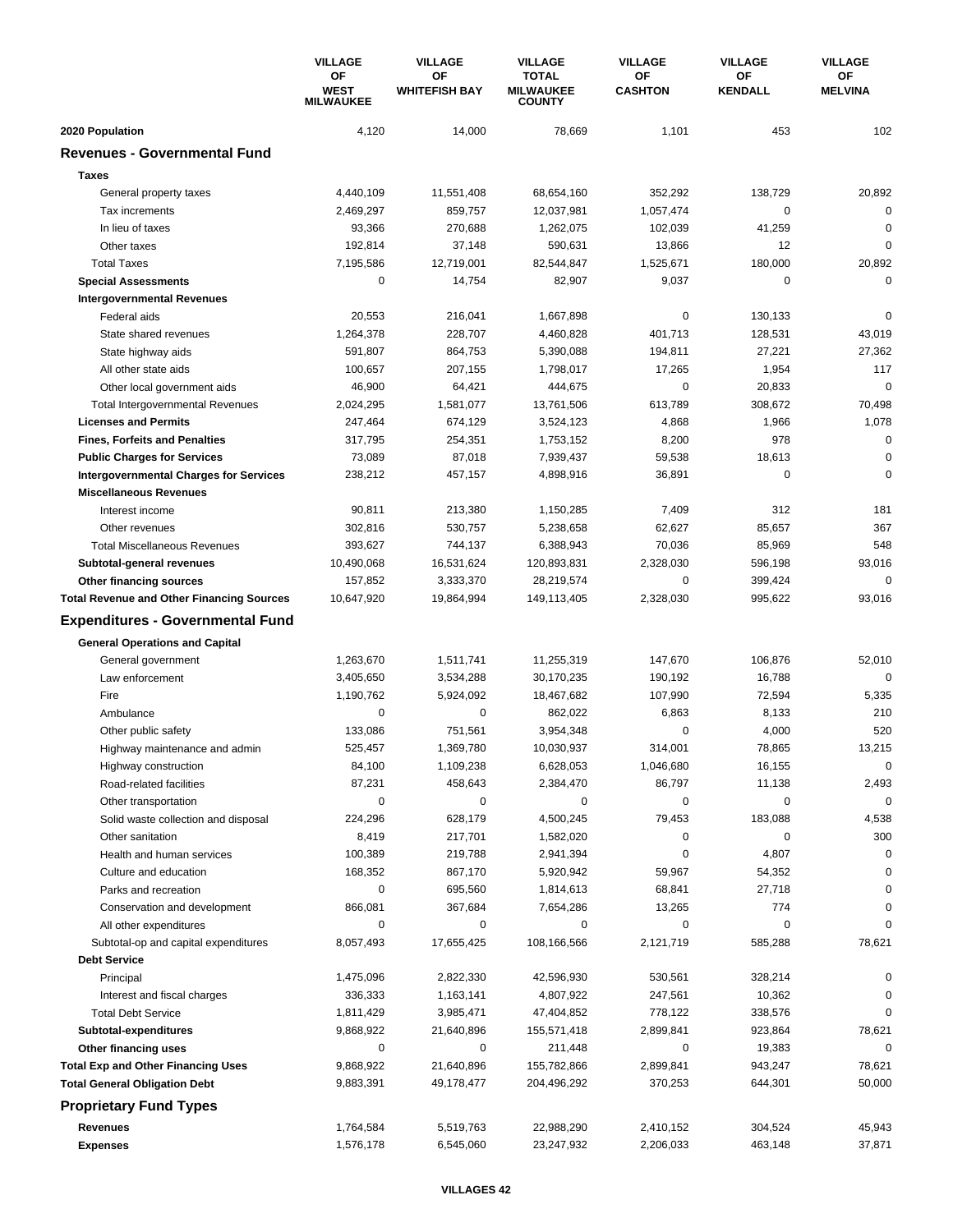| | VILLAGE OF WEST MILWAUKEE | VILLAGE OF WHITEFISH BAY | VILLAGE TOTAL MILWAUKEE COUNTY | VILLAGE OF CASHTON | VILLAGE OF KENDALL | VILLAGE OF MELVINA |
|---|---|---|---|---|---|---|
| **2020 Population** | 4,120 | 14,000 | 78,669 | 1,101 | 453 | 102 |
| **Revenues - Governmental Fund** | | | | | | |
| **Taxes** | | | | | | |
| General property taxes | 4,440,109 | 11,551,408 | 68,654,160 | 352,292 | 138,729 | 20,892 |
| Tax increments | 2,469,297 | 859,757 | 12,037,981 | 1,057,474 | 0 | 0 |
| In lieu of taxes | 93,366 | 270,688 | 1,262,075 | 102,039 | 41,259 | 0 |
| Other taxes | 192,814 | 37,148 | 590,631 | 13,866 | 12 | 0 |
| Total Taxes | 7,195,586 | 12,719,001 | 82,544,847 | 1,525,671 | 180,000 | 20,892 |
| **Special Assessments** | 0 | 14,754 | 82,907 | 9,037 | 0 | 0 |
| **Intergovernmental Revenues** | | | | | | |
| Federal aids | 20,553 | 216,041 | 1,667,898 | 0 | 130,133 | 0 |
| State shared revenues | 1,264,378 | 228,707 | 4,460,828 | 401,713 | 128,531 | 43,019 |
| State highway aids | 591,807 | 864,753 | 5,390,088 | 194,811 | 27,221 | 27,362 |
| All other state aids | 100,657 | 207,155 | 1,798,017 | 17,265 | 1,954 | 117 |
| Other local government aids | 46,900 | 64,421 | 444,675 | 0 | 20,833 | 0 |
| Total Intergovernmental Revenues | 2,024,295 | 1,581,077 | 13,761,506 | 613,789 | 308,672 | 70,498 |
| **Licenses and Permits** | 247,464 | 674,129 | 3,524,123 | 4,868 | 1,966 | 1,078 |
| **Fines, Forfeits and Penalties** | 317,795 | 254,351 | 1,753,152 | 8,200 | 978 | 0 |
| **Public Charges for Services** | 73,089 | 87,018 | 7,939,437 | 59,538 | 18,613 | 0 |
| **Intergovernmental Charges for Services** | 238,212 | 457,157 | 4,898,916 | 36,891 | 0 | 0 |
| **Miscellaneous Revenues** | | | | | | |
| Interest income | 90,811 | 213,380 | 1,150,285 | 7,409 | 312 | 181 |
| Other revenues | 302,816 | 530,757 | 5,238,658 | 62,627 | 85,657 | 367 |
| Total Miscellaneous Revenues | 393,627 | 744,137 | 6,388,943 | 70,036 | 85,969 | 548 |
| **Subtotal-general revenues** | 10,490,068 | 16,531,624 | 120,893,831 | 2,328,030 | 596,198 | 93,016 |
| **Other financing sources** | 157,852 | 3,333,370 | 28,219,574 | 0 | 399,424 | 0 |
| **Total Revenue and Other Financing Sources** | 10,647,920 | 19,864,994 | 149,113,405 | 2,328,030 | 995,622 | 93,016 |
| **Expenditures - Governmental Fund** | | | | | | |
| **General Operations and Capital** | | | | | | |
| General government | 1,263,670 | 1,511,741 | 11,255,319 | 147,670 | 106,876 | 52,010 |
| Law enforcement | 3,405,650 | 3,534,288 | 30,170,235 | 190,192 | 16,788 | 0 |
| Fire | 1,190,762 | 5,924,092 | 18,467,682 | 107,990 | 72,594 | 5,335 |
| Ambulance | 0 | 0 | 862,022 | 6,863 | 8,133 | 210 |
| Other public safety | 133,086 | 751,561 | 3,954,348 | 0 | 4,000 | 520 |
| Highway maintenance and admin | 525,457 | 1,369,780 | 10,030,937 | 314,001 | 78,865 | 13,215 |
| Highway construction | 84,100 | 1,109,238 | 6,628,053 | 1,046,680 | 16,155 | 0 |
| Road-related facilities | 87,231 | 458,643 | 2,384,470 | 86,797 | 11,138 | 2,493 |
| Other transportation | 0 | 0 | 0 | 0 | 0 | 0 |
| Solid waste collection and disposal | 224,296 | 628,179 | 4,500,245 | 79,453 | 183,088 | 4,538 |
| Other sanitation | 8,419 | 217,701 | 1,582,020 | 0 | 0 | 300 |
| Health and human services | 100,389 | 219,788 | 2,941,394 | 0 | 4,807 | 0 |
| Culture and education | 168,352 | 867,170 | 5,920,942 | 59,967 | 54,352 | 0 |
| Parks and recreation | 0 | 695,560 | 1,814,613 | 68,841 | 27,718 | 0 |
| Conservation and development | 866,081 | 367,684 | 7,654,286 | 13,265 | 774 | 0 |
| All other expenditures | 0 | 0 | 0 | 0 | 0 | 0 |
| Subtotal-op and capital expenditures | 8,057,493 | 17,655,425 | 108,166,566 | 2,121,719 | 585,288 | 78,621 |
| **Debt Service** | | | | | | |
| Principal | 1,475,096 | 2,822,330 | 42,596,930 | 530,561 | 328,214 | 0 |
| Interest and fiscal charges | 336,333 | 1,163,141 | 4,807,922 | 247,561 | 10,362 | 0 |
| Total Debt Service | 1,811,429 | 3,985,471 | 47,404,852 | 778,122 | 338,576 | 0 |
| **Subtotal-expenditures** | 9,868,922 | 21,640,896 | 155,571,418 | 2,899,841 | 923,864 | 78,621 |
| **Other financing uses** | 0 | 0 | 211,448 | 0 | 19,383 | 0 |
| **Total Exp and Other Financing Uses** | 9,868,922 | 21,640,896 | 155,782,866 | 2,899,841 | 943,247 | 78,621 |
| **Total General Obligation Debt** | 9,883,391 | 49,178,477 | 204,496,292 | 370,253 | 644,301 | 50,000 |
| **Proprietary Fund Types** | | | | | | |
| **Revenues** | 1,764,584 | 5,519,763 | 22,988,290 | 2,410,152 | 304,524 | 45,943 |
| **Expenses** | 1,576,178 | 6,545,060 | 23,247,932 | 2,206,033 | 463,148 | 37,871 |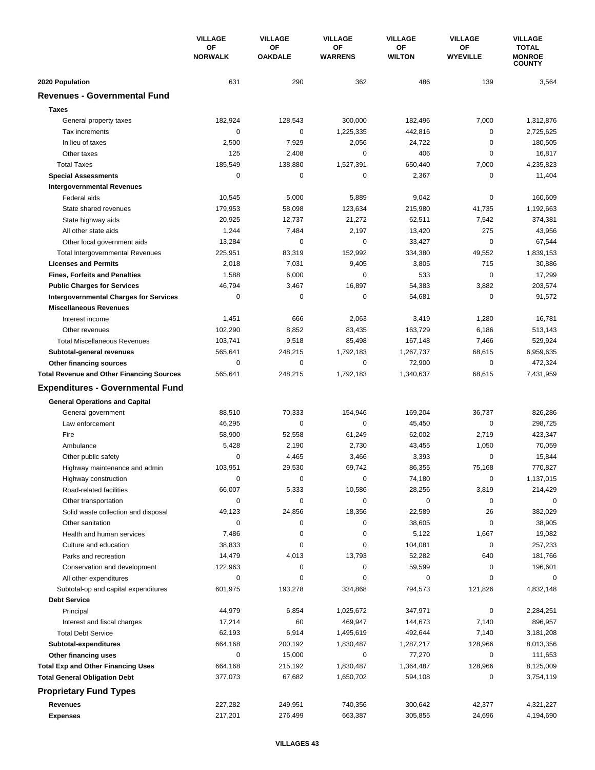| | VILLAGE OF NORWALK | VILLAGE OF OAKDALE | VILLAGE OF WARRENS | VILLAGE OF WILTON | VILLAGE OF WYEVILLE | VILLAGE TOTAL MONROE COUNTY |
|---|---|---|---|---|---|---|
| **2020 Population** | 631 | 290 | 362 | 486 | 139 | 3,564 |
| **Revenues - Governmental Fund** | | | | | | |
| **Taxes** | | | | | | |
| General property taxes | 182,924 | 128,543 | 300,000 | 182,496 | 7,000 | 1,312,876 |
| Tax increments | 0 | 0 | 1,225,335 | 442,816 | 0 | 2,725,625 |
| In lieu of taxes | 2,500 | 7,929 | 2,056 | 24,722 | 0 | 180,505 |
| Other taxes | 125 | 2,408 | 0 | 406 | 0 | 16,817 |
| Total Taxes | 185,549 | 138,880 | 1,527,391 | 650,440 | 7,000 | 4,235,823 |
| **Special Assessments** | 0 | 0 | 0 | 2,367 | 0 | 11,404 |
| **Intergovernmental Revenues** | | | | | | |
| Federal aids | 10,545 | 5,000 | 5,889 | 9,042 | 0 | 160,609 |
| State shared revenues | 179,953 | 58,098 | 123,634 | 215,980 | 41,735 | 1,192,663 |
| State highway aids | 20,925 | 12,737 | 21,272 | 62,511 | 7,542 | 374,381 |
| All other state aids | 1,244 | 7,484 | 2,197 | 13,420 | 275 | 43,956 |
| Other local government aids | 13,284 | 0 | 0 | 33,427 | 0 | 67,544 |
| Total Intergovernmental Revenues | 225,951 | 83,319 | 152,992 | 334,380 | 49,552 | 1,839,153 |
| **Licenses and Permits** | 2,018 | 7,031 | 9,405 | 3,805 | 715 | 30,886 |
| **Fines, Forfeits and Penalties** | 1,588 | 6,000 | 0 | 533 | 0 | 17,299 |
| **Public Charges for Services** | 46,794 | 3,467 | 16,897 | 54,383 | 3,882 | 203,574 |
| **Intergovernmental Charges for Services** | 0 | 0 | 0 | 54,681 | 0 | 91,572 |
| **Miscellaneous Revenues** | | | | | | |
| Interest income | 1,451 | 666 | 2,063 | 3,419 | 1,280 | 16,781 |
| Other revenues | 102,290 | 8,852 | 83,435 | 163,729 | 6,186 | 513,143 |
| Total Miscellaneous Revenues | 103,741 | 9,518 | 85,498 | 167,148 | 7,466 | 529,924 |
| **Subtotal-general revenues** | 565,641 | 248,215 | 1,792,183 | 1,267,737 | 68,615 | 6,959,635 |
| **Other financing sources** | 0 | 0 | 0 | 72,900 | 0 | 472,324 |
| **Total Revenue and Other Financing Sources** | 565,641 | 248,215 | 1,792,183 | 1,340,637 | 68,615 | 7,431,959 |
| **Expenditures - Governmental Fund** | | | | | | |
| **General Operations and Capital** | | | | | | |
| General government | 88,510 | 70,333 | 154,946 | 169,204 | 36,737 | 826,286 |
| Law enforcement | 46,295 | 0 | 0 | 45,450 | 0 | 298,725 |
| Fire | 58,900 | 52,558 | 61,249 | 62,002 | 2,719 | 423,347 |
| Ambulance | 5,428 | 2,190 | 2,730 | 43,455 | 1,050 | 70,059 |
| Other public safety | 0 | 4,465 | 3,466 | 3,393 | 0 | 15,844 |
| Highway maintenance and admin | 103,951 | 29,530 | 69,742 | 86,355 | 75,168 | 770,827 |
| Highway construction | 0 | 0 | 0 | 74,180 | 0 | 1,137,015 |
| Road-related facilities | 66,007 | 5,333 | 10,586 | 28,256 | 3,819 | 214,429 |
| Other transportation | 0 | 0 | 0 | 0 | 0 | 0 |
| Solid waste collection and disposal | 49,123 | 24,856 | 18,356 | 22,589 | 26 | 382,029 |
| Other sanitation | 0 | 0 | 0 | 38,605 | 0 | 38,905 |
| Health and human services | 7,486 | 0 | 0 | 5,122 | 1,667 | 19,082 |
| Culture and education | 38,833 | 0 | 0 | 104,081 | 0 | 257,233 |
| Parks and recreation | 14,479 | 4,013 | 13,793 | 52,282 | 640 | 181,766 |
| Conservation and development | 122,963 | 0 | 0 | 59,599 | 0 | 196,601 |
| All other expenditures | 0 | 0 | 0 | 0 | 0 | 0 |
| Subtotal-op and capital expenditures | 601,975 | 193,278 | 334,868 | 794,573 | 121,826 | 4,832,148 |
| **Debt Service** | | | | | | |
| Principal | 44,979 | 6,854 | 1,025,672 | 347,971 | 0 | 2,284,251 |
| Interest and fiscal charges | 17,214 | 60 | 469,947 | 144,673 | 7,140 | 896,957 |
| Total Debt Service | 62,193 | 6,914 | 1,495,619 | 492,644 | 7,140 | 3,181,208 |
| **Subtotal-expenditures** | 664,168 | 200,192 | 1,830,487 | 1,287,217 | 128,966 | 8,013,356 |
| **Other financing uses** | 0 | 15,000 | 0 | 77,270 | 0 | 111,653 |
| **Total Exp and Other Financing Uses** | 664,168 | 215,192 | 1,830,487 | 1,364,487 | 128,966 | 8,125,009 |
| **Total General Obligation Debt** | 377,073 | 67,682 | 1,650,702 | 594,108 | 0 | 3,754,119 |
| **Proprietary Fund Types** | | | | | | |
| **Revenues** | 227,282 | 249,951 | 740,356 | 300,642 | 42,377 | 4,321,227 |
| **Expenses** | 217,201 | 276,499 | 663,387 | 305,855 | 24,696 | 4,194,690 |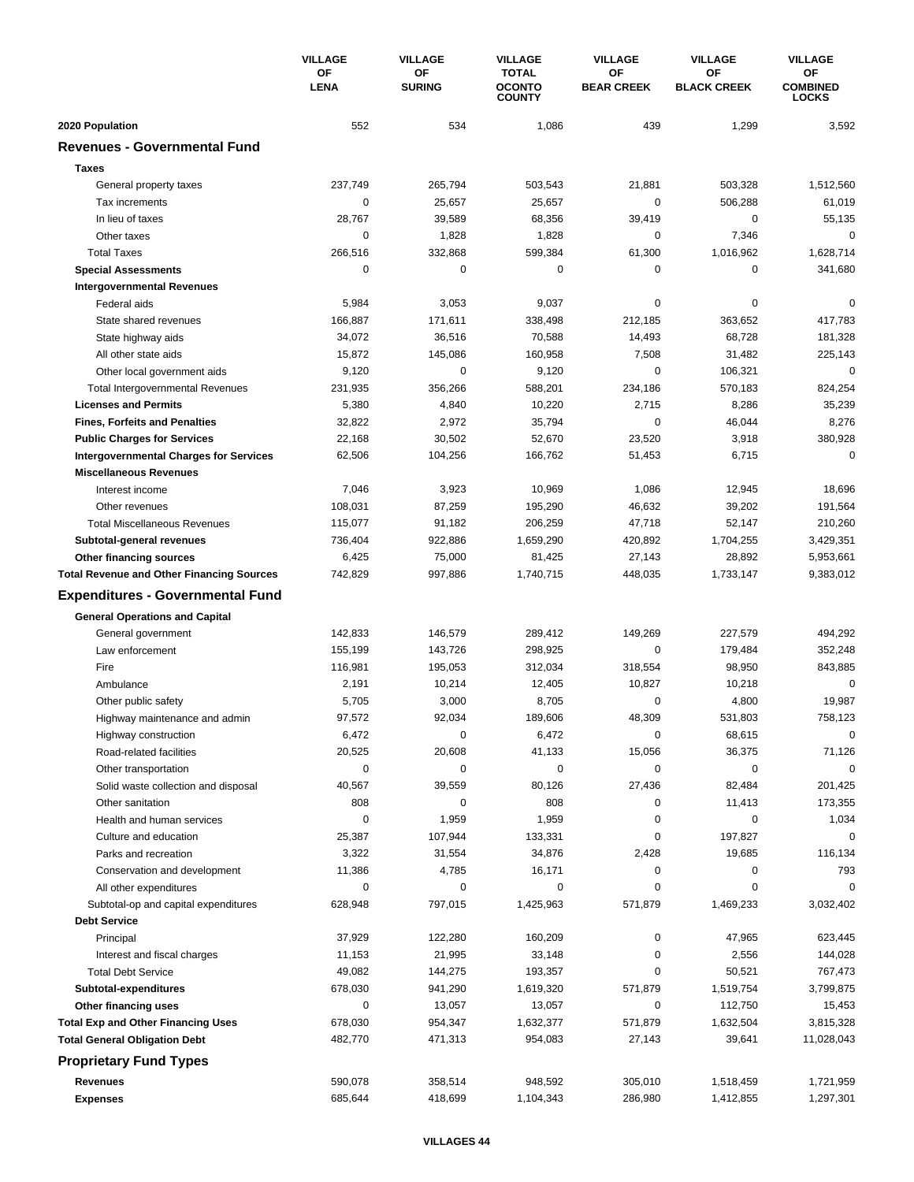| | VILLAGE OF LENA | VILLAGE OF SURING | VILLAGE TOTAL OCONTO COUNTY | VILLAGE OF BEAR CREEK | VILLAGE OF BLACK CREEK | VILLAGE OF COMBINED LOCKS |
|---|---|---|---|---|---|---|
| **2020 Population** | 552 | 534 | 1,086 | 439 | 1,299 | 3,592 |
| **Revenues - Governmental Fund** | | | | | | |
| **Taxes** | | | | | | |
| General property taxes | 237,749 | 265,794 | 503,543 | 21,881 | 503,328 | 1,512,560 |
| Tax increments | 0 | 25,657 | 25,657 | 0 | 506,288 | 61,019 |
| In lieu of taxes | 28,767 | 39,589 | 68,356 | 39,419 | 0 | 55,135 |
| Other taxes | 0 | 1,828 | 1,828 | 0 | 7,346 | 0 |
| Total Taxes | 266,516 | 332,868 | 599,384 | 61,300 | 1,016,962 | 1,628,714 |
| **Special Assessments** | 0 | 0 | 0 | 0 | 0 | 341,680 |
| **Intergovernmental Revenues** | | | | | | |
| Federal aids | 5,984 | 3,053 | 9,037 | 0 | 0 | 0 |
| State shared revenues | 166,887 | 171,611 | 338,498 | 212,185 | 363,652 | 417,783 |
| State highway aids | 34,072 | 36,516 | 70,588 | 14,493 | 68,728 | 181,328 |
| All other state aids | 15,872 | 145,086 | 160,958 | 7,508 | 31,482 | 225,143 |
| Other local government aids | 9,120 | 0 | 9,120 | 0 | 106,321 | 0 |
| Total Intergovernmental Revenues | 231,935 | 356,266 | 588,201 | 234,186 | 570,183 | 824,254 |
| **Licenses and Permits** | 5,380 | 4,840 | 10,220 | 2,715 | 8,286 | 35,239 |
| **Fines, Forfeits and Penalties** | 32,822 | 2,972 | 35,794 | 0 | 46,044 | 8,276 |
| **Public Charges for Services** | 22,168 | 30,502 | 52,670 | 23,520 | 3,918 | 380,928 |
| **Intergovernmental Charges for Services** | 62,506 | 104,256 | 166,762 | 51,453 | 6,715 | 0 |
| **Miscellaneous Revenues** | | | | | | |
| Interest income | 7,046 | 3,923 | 10,969 | 1,086 | 12,945 | 18,696 |
| Other revenues | 108,031 | 87,259 | 195,290 | 46,632 | 39,202 | 191,564 |
| Total Miscellaneous Revenues | 115,077 | 91,182 | 206,259 | 47,718 | 52,147 | 210,260 |
| **Subtotal-general revenues** | 736,404 | 922,886 | 1,659,290 | 420,892 | 1,704,255 | 3,429,351 |
| **Other financing sources** | 6,425 | 75,000 | 81,425 | 27,143 | 28,892 | 5,953,661 |
| **Total Revenue and Other Financing Sources** | 742,829 | 997,886 | 1,740,715 | 448,035 | 1,733,147 | 9,383,012 |
| **Expenditures - Governmental Fund** | | | | | | |
| **General Operations and Capital** | | | | | | |
| General government | 142,833 | 146,579 | 289,412 | 149,269 | 227,579 | 494,292 |
| Law enforcement | 155,199 | 143,726 | 298,925 | 0 | 179,484 | 352,248 |
| Fire | 116,981 | 195,053 | 312,034 | 318,554 | 98,950 | 843,885 |
| Ambulance | 2,191 | 10,214 | 12,405 | 10,827 | 10,218 | 0 |
| Other public safety | 5,705 | 3,000 | 8,705 | 0 | 4,800 | 19,987 |
| Highway maintenance and admin | 97,572 | 92,034 | 189,606 | 48,309 | 531,803 | 758,123 |
| Highway construction | 6,472 | 0 | 6,472 | 0 | 68,615 | 0 |
| Road-related facilities | 20,525 | 20,608 | 41,133 | 15,056 | 36,375 | 71,126 |
| Other transportation | 0 | 0 | 0 | 0 | 0 | 0 |
| Solid waste collection and disposal | 40,567 | 39,559 | 80,126 | 27,436 | 82,484 | 201,425 |
| Other sanitation | 808 | 0 | 808 | 0 | 11,413 | 173,355 |
| Health and human services | 0 | 1,959 | 1,959 | 0 | 0 | 1,034 |
| Culture and education | 25,387 | 107,944 | 133,331 | 0 | 197,827 | 0 |
| Parks and recreation | 3,322 | 31,554 | 34,876 | 2,428 | 19,685 | 116,134 |
| Conservation and development | 11,386 | 4,785 | 16,171 | 0 | 0 | 793 |
| All other expenditures | 0 | 0 | 0 | 0 | 0 | 0 |
| Subtotal-op and capital expenditures | 628,948 | 797,015 | 1,425,963 | 571,879 | 1,469,233 | 3,032,402 |
| **Debt Service** | | | | | | |
| Principal | 37,929 | 122,280 | 160,209 | 0 | 47,965 | 623,445 |
| Interest and fiscal charges | 11,153 | 21,995 | 33,148 | 0 | 2,556 | 144,028 |
| Total Debt Service | 49,082 | 144,275 | 193,357 | 0 | 50,521 | 767,473 |
| **Subtotal-expenditures** | 678,030 | 941,290 | 1,619,320 | 571,879 | 1,519,754 | 3,799,875 |
| **Other financing uses** | 0 | 13,057 | 13,057 | 0 | 112,750 | 15,453 |
| **Total Exp and Other Financing Uses** | 678,030 | 954,347 | 1,632,377 | 571,879 | 1,632,504 | 3,815,328 |
| **Total General Obligation Debt** | 482,770 | 471,313 | 954,083 | 27,143 | 39,641 | 11,028,043 |
| **Proprietary Fund Types** | | | | | | |
| **Revenues** | 590,078 | 358,514 | 948,592 | 305,010 | 1,518,459 | 1,721,959 |
| **Expenses** | 685,644 | 418,699 | 1,104,343 | 286,980 | 1,412,855 | 1,297,301 |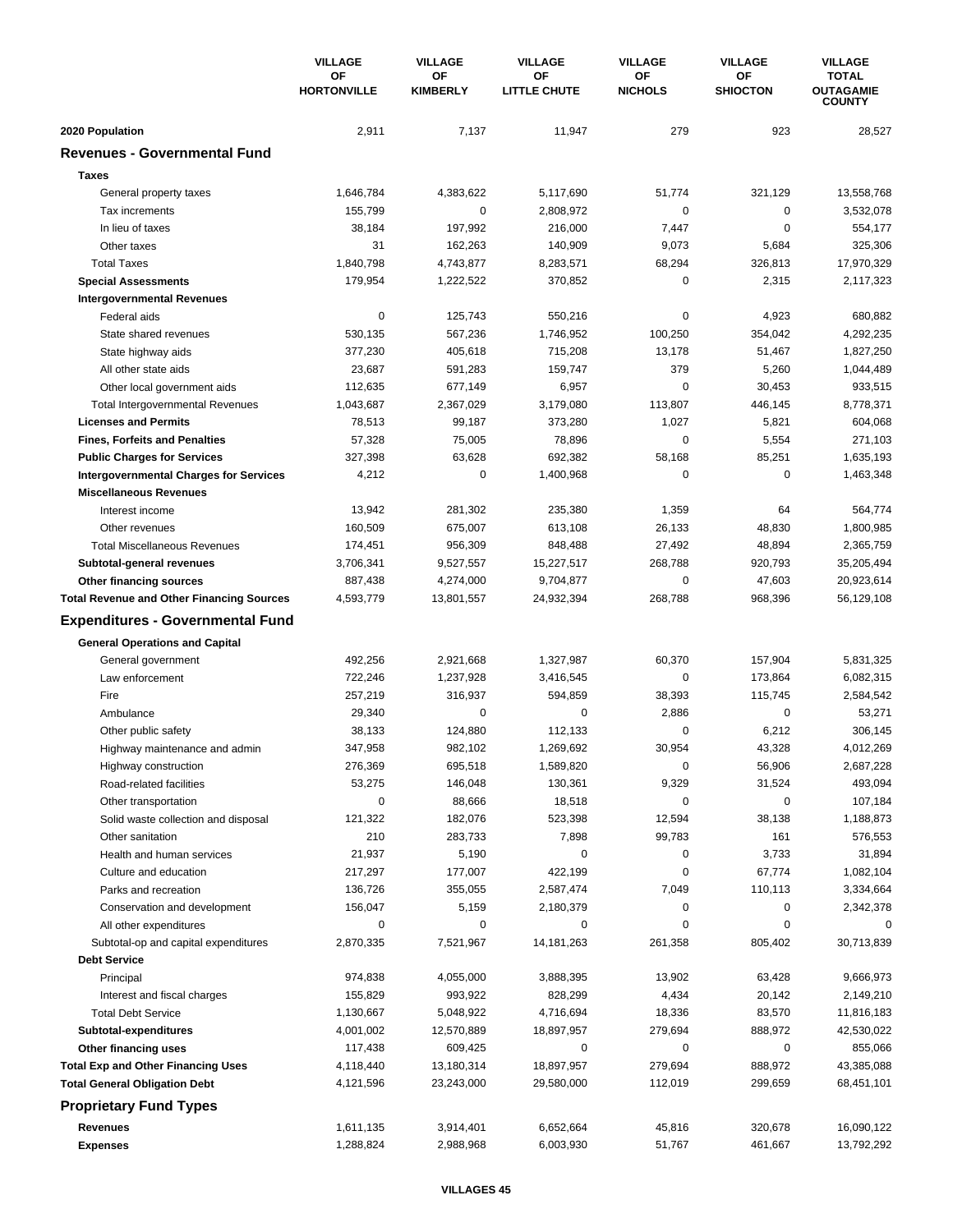|  | VILLAGE OF HORTONVILLE | VILLAGE OF KIMBERLY | VILLAGE OF LITTLE CHUTE | VILLAGE OF NICHOLS | VILLAGE OF SHIOCTON | VILLAGE TOTAL OUTAGAMIE COUNTY |
|---|---|---|---|---|---|---|
| **2020 Population** | 2,911 | 7,137 | 11,947 | 279 | 923 | 28,527 |
| **Revenues - Governmental Fund** | | | | | | |
| **Taxes** | | | | | | |
| General property taxes | 1,646,784 | 4,383,622 | 5,117,690 | 51,774 | 321,129 | 13,558,768 |
| Tax increments | 155,799 | 0 | 2,808,972 | 0 | 0 | 3,532,078 |
| In lieu of taxes | 38,184 | 197,992 | 216,000 | 7,447 | 0 | 554,177 |
| Other taxes | 31 | 162,263 | 140,909 | 9,073 | 5,684 | 325,306 |
| Total Taxes | 1,840,798 | 4,743,877 | 8,283,571 | 68,294 | 326,813 | 17,970,329 |
| **Special Assessments** | 179,954 | 1,222,522 | 370,852 | 0 | 2,315 | 2,117,323 |
| **Intergovernmental Revenues** | | | | | | |
| Federal aids | 0 | 125,743 | 550,216 | 0 | 4,923 | 680,882 |
| State shared revenues | 530,135 | 567,236 | 1,746,952 | 100,250 | 354,042 | 4,292,235 |
| State highway aids | 377,230 | 405,618 | 715,208 | 13,178 | 51,467 | 1,827,250 |
| All other state aids | 23,687 | 591,283 | 159,747 | 379 | 5,260 | 1,044,489 |
| Other local government aids | 112,635 | 677,149 | 6,957 | 0 | 30,453 | 933,515 |
| Total Intergovernmental Revenues | 1,043,687 | 2,367,029 | 3,179,080 | 113,807 | 446,145 | 8,778,371 |
| **Licenses and Permits** | 78,513 | 99,187 | 373,280 | 1,027 | 5,821 | 604,068 |
| **Fines, Forfeits and Penalties** | 57,328 | 75,005 | 78,896 | 0 | 5,554 | 271,103 |
| **Public Charges for Services** | 327,398 | 63,628 | 692,382 | 58,168 | 85,251 | 1,635,193 |
| **Intergovernmental Charges for Services** | 4,212 | 0 | 1,400,968 | 0 | 0 | 1,463,348 |
| **Miscellaneous Revenues** | | | | | | |
| Interest income | 13,942 | 281,302 | 235,380 | 1,359 | 64 | 564,774 |
| Other revenues | 160,509 | 675,007 | 613,108 | 26,133 | 48,830 | 1,800,985 |
| Total Miscellaneous Revenues | 174,451 | 956,309 | 848,488 | 27,492 | 48,894 | 2,365,759 |
| **Subtotal-general revenues** | 3,706,341 | 9,527,557 | 15,227,517 | 268,788 | 920,793 | 35,205,494 |
| **Other financing sources** | 887,438 | 4,274,000 | 9,704,877 | 0 | 47,603 | 20,923,614 |
| **Total Revenue and Other Financing Sources** | 4,593,779 | 13,801,557 | 24,932,394 | 268,788 | 968,396 | 56,129,108 |
| **Expenditures - Governmental Fund** | | | | | | |
| **General Operations and Capital** | | | | | | |
| General government | 492,256 | 2,921,668 | 1,327,987 | 60,370 | 157,904 | 5,831,325 |
| Law enforcement | 722,246 | 1,237,928 | 3,416,545 | 0 | 173,864 | 6,082,315 |
| Fire | 257,219 | 316,937 | 594,859 | 38,393 | 115,745 | 2,584,542 |
| Ambulance | 29,340 | 0 | 0 | 2,886 | 0 | 53,271 |
| Other public safety | 38,133 | 124,880 | 112,133 | 0 | 6,212 | 306,145 |
| Highway maintenance and admin | 347,958 | 982,102 | 1,269,692 | 30,954 | 43,328 | 4,012,269 |
| Highway construction | 276,369 | 695,518 | 1,589,820 | 0 | 56,906 | 2,687,228 |
| Road-related facilities | 53,275 | 146,048 | 130,361 | 9,329 | 31,524 | 493,094 |
| Other transportation | 0 | 88,666 | 18,518 | 0 | 0 | 107,184 |
| Solid waste collection and disposal | 121,322 | 182,076 | 523,398 | 12,594 | 38,138 | 1,188,873 |
| Other sanitation | 210 | 283,733 | 7,898 | 99,783 | 161 | 576,553 |
| Health and human services | 21,937 | 5,190 | 0 | 0 | 3,733 | 31,894 |
| Culture and education | 217,297 | 177,007 | 422,199 | 0 | 67,774 | 1,082,104 |
| Parks and recreation | 136,726 | 355,055 | 2,587,474 | 7,049 | 110,113 | 3,334,664 |
| Conservation and development | 156,047 | 5,159 | 2,180,379 | 0 | 0 | 2,342,378 |
| All other expenditures | 0 | 0 | 0 | 0 | 0 | 0 |
| Subtotal-op and capital expenditures | 2,870,335 | 7,521,967 | 14,181,263 | 261,358 | 805,402 | 30,713,839 |
| **Debt Service** | | | | | | |
| Principal | 974,838 | 4,055,000 | 3,888,395 | 13,902 | 63,428 | 9,666,973 |
| Interest and fiscal charges | 155,829 | 993,922 | 828,299 | 4,434 | 20,142 | 2,149,210 |
| Total Debt Service | 1,130,667 | 5,048,922 | 4,716,694 | 18,336 | 83,570 | 11,816,183 |
| **Subtotal-expenditures** | 4,001,002 | 12,570,889 | 18,897,957 | 279,694 | 888,972 | 42,530,022 |
| **Other financing uses** | 117,438 | 609,425 | 0 | 0 | 0 | 855,066 |
| **Total Exp and Other Financing Uses** | 4,118,440 | 13,180,314 | 18,897,957 | 279,694 | 888,972 | 43,385,088 |
| **Total General Obligation Debt** | 4,121,596 | 23,243,000 | 29,580,000 | 112,019 | 299,659 | 68,451,101 |
| **Proprietary Fund Types** | | | | | | |
| **Revenues** | 1,611,135 | 3,914,401 | 6,652,664 | 45,816 | 320,678 | 16,090,122 |
| **Expenses** | 1,288,824 | 2,988,968 | 6,003,930 | 51,767 | 461,667 | 13,792,292 |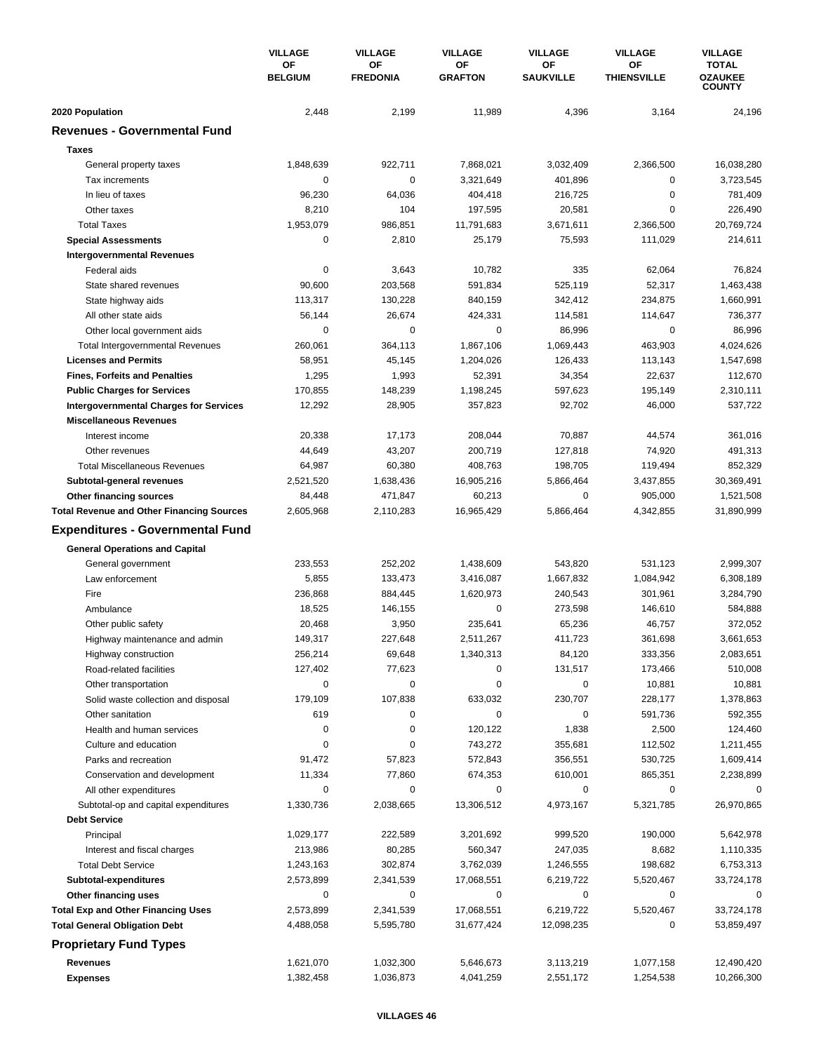| | VILLAGE OF BELGIUM | VILLAGE OF FREDONIA | VILLAGE OF GRAFTON | VILLAGE OF SAUKVILLE | VILLAGE OF THIENSVILLE | VILLAGE TOTAL OZAUKEE COUNTY |
|---|---|---|---|---|---|---|
| **2020 Population** | 2,448 | 2,199 | 11,989 | 4,396 | 3,164 | 24,196 |
| **Revenues - Governmental Fund** | | | | | | |
| **Taxes** | | | | | | |
| General property taxes | 1,848,639 | 922,711 | 7,868,021 | 3,032,409 | 2,366,500 | 16,038,280 |
| Tax increments | 0 | 0 | 3,321,649 | 401,896 | 0 | 3,723,545 |
| In lieu of taxes | 96,230 | 64,036 | 404,418 | 216,725 | 0 | 781,409 |
| Other taxes | 8,210 | 104 | 197,595 | 20,581 | 0 | 226,490 |
| Total Taxes | 1,953,079 | 986,851 | 11,791,683 | 3,671,611 | 2,366,500 | 20,769,724 |
| **Special Assessments** | 0 | 2,810 | 25,179 | 75,593 | 111,029 | 214,611 |
| **Intergovernmental Revenues** | | | | | | |
| Federal aids | 0 | 3,643 | 10,782 | 335 | 62,064 | 76,824 |
| State shared revenues | 90,600 | 203,568 | 591,834 | 525,119 | 52,317 | 1,463,438 |
| State highway aids | 113,317 | 130,228 | 840,159 | 342,412 | 234,875 | 1,660,991 |
| All other state aids | 56,144 | 26,674 | 424,331 | 114,581 | 114,647 | 736,377 |
| Other local government aids | 0 | 0 | 0 | 86,996 | 0 | 86,996 |
| Total Intergovernmental Revenues | 260,061 | 364,113 | 1,867,106 | 1,069,443 | 463,903 | 4,024,626 |
| **Licenses and Permits** | 58,951 | 45,145 | 1,204,026 | 126,433 | 113,143 | 1,547,698 |
| **Fines, Forfeits and Penalties** | 1,295 | 1,993 | 52,391 | 34,354 | 22,637 | 112,670 |
| **Public Charges for Services** | 170,855 | 148,239 | 1,198,245 | 597,623 | 195,149 | 2,310,111 |
| **Intergovernmental Charges for Services** | 12,292 | 28,905 | 357,823 | 92,702 | 46,000 | 537,722 |
| **Miscellaneous Revenues** | | | | | | |
| Interest income | 20,338 | 17,173 | 208,044 | 70,887 | 44,574 | 361,016 |
| Other revenues | 44,649 | 43,207 | 200,719 | 127,818 | 74,920 | 491,313 |
| Total Miscellaneous Revenues | 64,987 | 60,380 | 408,763 | 198,705 | 119,494 | 852,329 |
| **Subtotal-general revenues** | 2,521,520 | 1,638,436 | 16,905,216 | 5,866,464 | 3,437,855 | 30,369,491 |
| **Other financing sources** | 84,448 | 471,847 | 60,213 | 0 | 905,000 | 1,521,508 |
| **Total Revenue and Other Financing Sources** | 2,605,968 | 2,110,283 | 16,965,429 | 5,866,464 | 4,342,855 | 31,890,999 |
| **Expenditures - Governmental Fund** | | | | | | |
| **General Operations and Capital** | | | | | | |
| General government | 233,553 | 252,202 | 1,438,609 | 543,820 | 531,123 | 2,999,307 |
| Law enforcement | 5,855 | 133,473 | 3,416,087 | 1,667,832 | 1,084,942 | 6,308,189 |
| Fire | 236,868 | 884,445 | 1,620,973 | 240,543 | 301,961 | 3,284,790 |
| Ambulance | 18,525 | 146,155 | 0 | 273,598 | 146,610 | 584,888 |
| Other public safety | 20,468 | 3,950 | 235,641 | 65,236 | 46,757 | 372,052 |
| Highway maintenance and admin | 149,317 | 227,648 | 2,511,267 | 411,723 | 361,698 | 3,661,653 |
| Highway construction | 256,214 | 69,648 | 1,340,313 | 84,120 | 333,356 | 2,083,651 |
| Road-related facilities | 127,402 | 77,623 | 0 | 131,517 | 173,466 | 510,008 |
| Other transportation | 0 | 0 | 0 | 0 | 10,881 | 10,881 |
| Solid waste collection and disposal | 179,109 | 107,838 | 633,032 | 230,707 | 228,177 | 1,378,863 |
| Other sanitation | 619 | 0 | 0 | 0 | 591,736 | 592,355 |
| Health and human services | 0 | 0 | 120,122 | 1,838 | 2,500 | 124,460 |
| Culture and education | 0 | 0 | 743,272 | 355,681 | 112,502 | 1,211,455 |
| Parks and recreation | 91,472 | 57,823 | 572,843 | 356,551 | 530,725 | 1,609,414 |
| Conservation and development | 11,334 | 77,860 | 674,353 | 610,001 | 865,351 | 2,238,899 |
| All other expenditures | 0 | 0 | 0 | 0 | 0 | 0 |
| Subtotal-op and capital expenditures | 1,330,736 | 2,038,665 | 13,306,512 | 4,973,167 | 5,321,785 | 26,970,865 |
| **Debt Service** | | | | | | |
| Principal | 1,029,177 | 222,589 | 3,201,692 | 999,520 | 190,000 | 5,642,978 |
| Interest and fiscal charges | 213,986 | 80,285 | 560,347 | 247,035 | 8,682 | 1,110,335 |
| Total Debt Service | 1,243,163 | 302,874 | 3,762,039 | 1,246,555 | 198,682 | 6,753,313 |
| **Subtotal-expenditures** | 2,573,899 | 2,341,539 | 17,068,551 | 6,219,722 | 5,520,467 | 33,724,178 |
| **Other financing uses** | 0 | 0 | 0 | 0 | 0 | 0 |
| **Total Exp and Other Financing Uses** | 2,573,899 | 2,341,539 | 17,068,551 | 6,219,722 | 5,520,467 | 33,724,178 |
| **Total General Obligation Debt** | 4,488,058 | 5,595,780 | 31,677,424 | 12,098,235 | 0 | 53,859,497 |
| **Proprietary Fund Types** | | | | | | |
| **Revenues** | 1,621,070 | 1,032,300 | 5,646,673 | 3,113,219 | 1,077,158 | 12,490,420 |
| **Expenses** | 1,382,458 | 1,036,873 | 4,041,259 | 2,551,172 | 1,254,538 | 10,266,300 |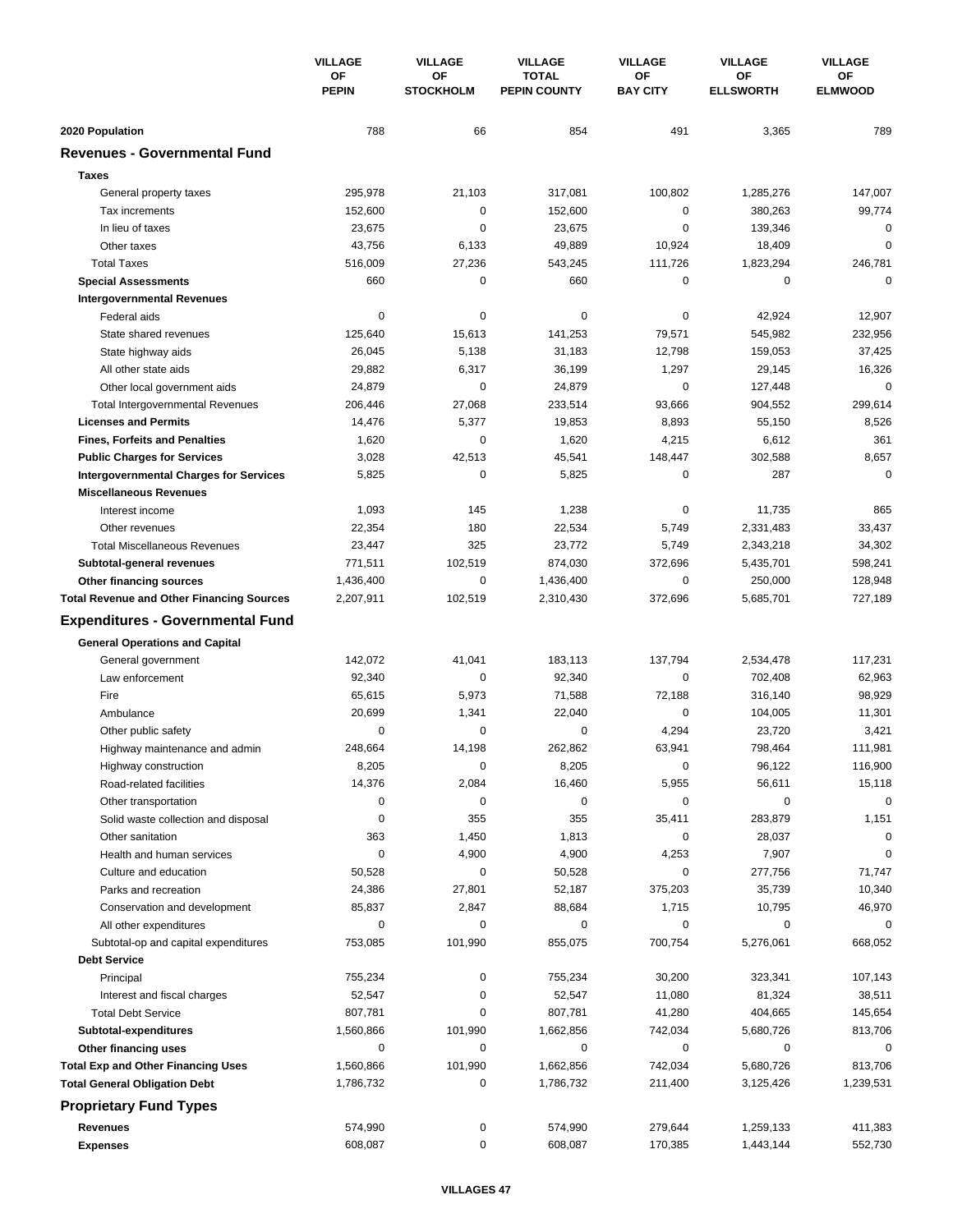| | VILLAGE OF PEPIN | VILLAGE OF STOCKHOLM | VILLAGE TOTAL PEPIN COUNTY | VILLAGE OF BAY CITY | VILLAGE OF ELLSWORTH | VILLAGE OF ELMWOOD |
|---|---|---|---|---|---|---|
| **2020 Population** | 788 | 66 | 854 | 491 | 3,365 | 789 |
| **Revenues - Governmental Fund** | | | | | | |
| **Taxes** | | | | | | |
| General property taxes | 295,978 | 21,103 | 317,081 | 100,802 | 1,285,276 | 147,007 |
| Tax increments | 152,600 | 0 | 152,600 | 0 | 380,263 | 99,774 |
| In lieu of taxes | 23,675 | 0 | 23,675 | 0 | 139,346 | 0 |
| Other taxes | 43,756 | 6,133 | 49,889 | 10,924 | 18,409 | 0 |
| Total Taxes | 516,009 | 27,236 | 543,245 | 111,726 | 1,823,294 | 246,781 |
| **Special Assessments** | 660 | 0 | 660 | 0 | 0 | 0 |
| **Intergovernmental Revenues** | | | | | | |
| Federal aids | 0 | 0 | 0 | 0 | 42,924 | 12,907 |
| State shared revenues | 125,640 | 15,613 | 141,253 | 79,571 | 545,982 | 232,956 |
| State highway aids | 26,045 | 5,138 | 31,183 | 12,798 | 159,053 | 37,425 |
| All other state aids | 29,882 | 6,317 | 36,199 | 1,297 | 29,145 | 16,326 |
| Other local government aids | 24,879 | 0 | 24,879 | 0 | 127,448 | 0 |
| Total Intergovernmental Revenues | 206,446 | 27,068 | 233,514 | 93,666 | 904,552 | 299,614 |
| **Licenses and Permits** | 14,476 | 5,377 | 19,853 | 8,893 | 55,150 | 8,526 |
| **Fines, Forfeits and Penalties** | 1,620 | 0 | 1,620 | 4,215 | 6,612 | 361 |
| **Public Charges for Services** | 3,028 | 42,513 | 45,541 | 148,447 | 302,588 | 8,657 |
| **Intergovernmental Charges for Services** | 5,825 | 0 | 5,825 | 0 | 287 | 0 |
| **Miscellaneous Revenues** | | | | | | |
| Interest income | 1,093 | 145 | 1,238 | 0 | 11,735 | 865 |
| Other revenues | 22,354 | 180 | 22,534 | 5,749 | 2,331,483 | 33,437 |
| Total Miscellaneous Revenues | 23,447 | 325 | 23,772 | 5,749 | 2,343,218 | 34,302 |
| **Subtotal-general revenues** | 771,511 | 102,519 | 874,030 | 372,696 | 5,435,701 | 598,241 |
| **Other financing sources** | 1,436,400 | 0 | 1,436,400 | 0 | 250,000 | 128,948 |
| **Total Revenue and Other Financing Sources** | 2,207,911 | 102,519 | 2,310,430 | 372,696 | 5,685,701 | 727,189 |
| **Expenditures - Governmental Fund** | | | | | | |
| **General Operations and Capital** | | | | | | |
| General government | 142,072 | 41,041 | 183,113 | 137,794 | 2,534,478 | 117,231 |
| Law enforcement | 92,340 | 0 | 92,340 | 0 | 702,408 | 62,963 |
| Fire | 65,615 | 5,973 | 71,588 | 72,188 | 316,140 | 98,929 |
| Ambulance | 20,699 | 1,341 | 22,040 | 0 | 104,005 | 11,301 |
| Other public safety | 0 | 0 | 0 | 4,294 | 23,720 | 3,421 |
| Highway maintenance and admin | 248,664 | 14,198 | 262,862 | 63,941 | 798,464 | 111,981 |
| Highway construction | 8,205 | 0 | 8,205 | 0 | 96,122 | 116,900 |
| Road-related facilities | 14,376 | 2,084 | 16,460 | 5,955 | 56,611 | 15,118 |
| Other transportation | 0 | 0 | 0 | 0 | 0 | 0 |
| Solid waste collection and disposal | 0 | 355 | 355 | 35,411 | 283,879 | 1,151 |
| Other sanitation | 363 | 1,450 | 1,813 | 0 | 28,037 | 0 |
| Health and human services | 0 | 4,900 | 4,900 | 4,253 | 7,907 | 0 |
| Culture and education | 50,528 | 0 | 50,528 | 0 | 277,756 | 71,747 |
| Parks and recreation | 24,386 | 27,801 | 52,187 | 375,203 | 35,739 | 10,340 |
| Conservation and development | 85,837 | 2,847 | 88,684 | 1,715 | 10,795 | 46,970 |
| All other expenditures | 0 | 0 | 0 | 0 | 0 | 0 |
| Subtotal-op and capital expenditures | 753,085 | 101,990 | 855,075 | 700,754 | 5,276,061 | 668,052 |
| **Debt Service** | | | | | | |
| Principal | 755,234 | 0 | 755,234 | 30,200 | 323,341 | 107,143 |
| Interest and fiscal charges | 52,547 | 0 | 52,547 | 11,080 | 81,324 | 38,511 |
| Total Debt Service | 807,781 | 0 | 807,781 | 41,280 | 404,665 | 145,654 |
| **Subtotal-expenditures** | 1,560,866 | 101,990 | 1,662,856 | 742,034 | 5,680,726 | 813,706 |
| **Other financing uses** | 0 | 0 | 0 | 0 | 0 | 0 |
| **Total Exp and Other Financing Uses** | 1,560,866 | 101,990 | 1,662,856 | 742,034 | 5,680,726 | 813,706 |
| **Total General Obligation Debt** | 1,786,732 | 0 | 1,786,732 | 211,400 | 3,125,426 | 1,239,531 |
| **Proprietary Fund Types** | | | | | | |
| **Revenues** | 574,990 | 0 | 574,990 | 279,644 | 1,259,133 | 411,383 |
| **Expenses** | 608,087 | 0 | 608,087 | 170,385 | 1,443,144 | 552,730 |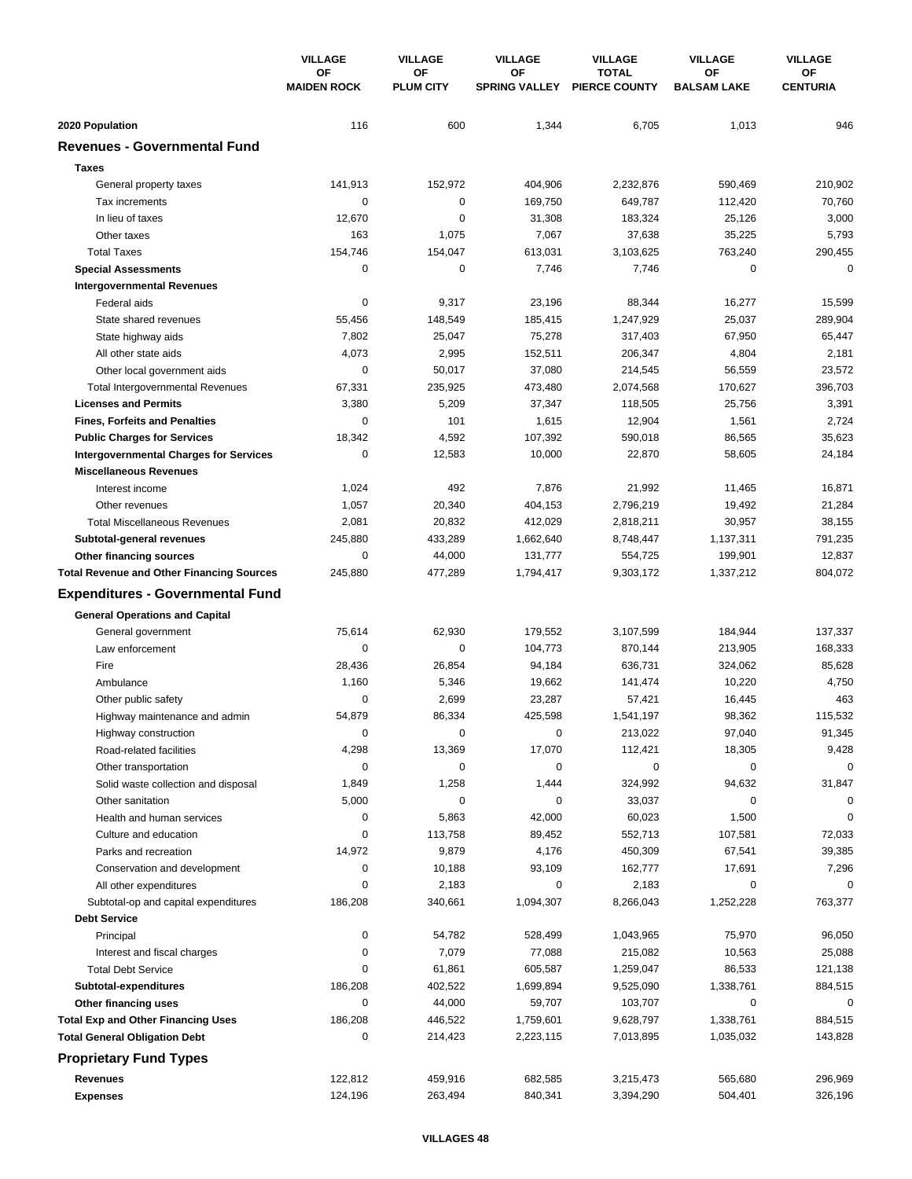| | VILLAGE OF MAIDEN ROCK | VILLAGE OF PLUM CITY | VILLAGE OF SPRING VALLEY | VILLAGE TOTAL PIERCE COUNTY | VILLAGE OF BALSAM LAKE | VILLAGE OF CENTURIA |
|---|---|---|---|---|---|---|
| **2020 Population** | 116 | 600 | 1,344 | 6,705 | 1,013 | 946 |
| **Revenues - Governmental Fund** | | | | | | |
| **Taxes** | | | | | | |
| General property taxes | 141,913 | 152,972 | 404,906 | 2,232,876 | 590,469 | 210,902 |
| Tax increments | 0 | 0 | 169,750 | 649,787 | 112,420 | 70,760 |
| In lieu of taxes | 12,670 | 0 | 31,308 | 183,324 | 25,126 | 3,000 |
| Other taxes | 163 | 1,075 | 7,067 | 37,638 | 35,225 | 5,793 |
| Total Taxes | 154,746 | 154,047 | 613,031 | 3,103,625 | 763,240 | 290,455 |
| **Special Assessments** | 0 | 0 | 7,746 | 7,746 | 0 | 0 |
| **Intergovernmental Revenues** | | | | | | |
| Federal aids | 0 | 9,317 | 23,196 | 88,344 | 16,277 | 15,599 |
| State shared revenues | 55,456 | 148,549 | 185,415 | 1,247,929 | 25,037 | 289,904 |
| State highway aids | 7,802 | 25,047 | 75,278 | 317,403 | 67,950 | 65,447 |
| All other state aids | 4,073 | 2,995 | 152,511 | 206,347 | 4,804 | 2,181 |
| Other local government aids | 0 | 50,017 | 37,080 | 214,545 | 56,559 | 23,572 |
| Total Intergovernmental Revenues | 67,331 | 235,925 | 473,480 | 2,074,568 | 170,627 | 396,703 |
| **Licenses and Permits** | 3,380 | 5,209 | 37,347 | 118,505 | 25,756 | 3,391 |
| **Fines, Forfeits and Penalties** | 0 | 101 | 1,615 | 12,904 | 1,561 | 2,724 |
| **Public Charges for Services** | 18,342 | 4,592 | 107,392 | 590,018 | 86,565 | 35,623 |
| **Intergovernmental Charges for Services** | 0 | 12,583 | 10,000 | 22,870 | 58,605 | 24,184 |
| **Miscellaneous Revenues** | | | | | | |
| Interest income | 1,024 | 492 | 7,876 | 21,992 | 11,465 | 16,871 |
| Other revenues | 1,057 | 20,340 | 404,153 | 2,796,219 | 19,492 | 21,284 |
| Total Miscellaneous Revenues | 2,081 | 20,832 | 412,029 | 2,818,211 | 30,957 | 38,155 |
| **Subtotal-general revenues** | 245,880 | 433,289 | 1,662,640 | 8,748,447 | 1,137,311 | 791,235 |
| **Other financing sources** | 0 | 44,000 | 131,777 | 554,725 | 199,901 | 12,837 |
| **Total Revenue and Other Financing Sources** | 245,880 | 477,289 | 1,794,417 | 9,303,172 | 1,337,212 | 804,072 |
| **Expenditures - Governmental Fund** | | | | | | |
| **General Operations and Capital** | | | | | | |
| General government | 75,614 | 62,930 | 179,552 | 3,107,599 | 184,944 | 137,337 |
| Law enforcement | 0 | 0 | 104,773 | 870,144 | 213,905 | 168,333 |
| Fire | 28,436 | 26,854 | 94,184 | 636,731 | 324,062 | 85,628 |
| Ambulance | 1,160 | 5,346 | 19,662 | 141,474 | 10,220 | 4,750 |
| Other public safety | 0 | 2,699 | 23,287 | 57,421 | 16,445 | 463 |
| Highway maintenance and admin | 54,879 | 86,334 | 425,598 | 1,541,197 | 98,362 | 115,532 |
| Highway construction | 0 | 0 | 0 | 213,022 | 97,040 | 91,345 |
| Road-related facilities | 4,298 | 13,369 | 17,070 | 112,421 | 18,305 | 9,428 |
| Other transportation | 0 | 0 | 0 | 0 | 0 | 0 |
| Solid waste collection and disposal | 1,849 | 1,258 | 1,444 | 324,992 | 94,632 | 31,847 |
| Other sanitation | 5,000 | 0 | 0 | 33,037 | 0 | 0 |
| Health and human services | 0 | 5,863 | 42,000 | 60,023 | 1,500 | 0 |
| Culture and education | 0 | 113,758 | 89,452 | 552,713 | 107,581 | 72,033 |
| Parks and recreation | 14,972 | 9,879 | 4,176 | 450,309 | 67,541 | 39,385 |
| Conservation and development | 0 | 10,188 | 93,109 | 162,777 | 17,691 | 7,296 |
| All other expenditures | 0 | 2,183 | 0 | 2,183 | 0 | 0 |
| Subtotal-op and capital expenditures | 186,208 | 340,661 | 1,094,307 | 8,266,043 | 1,252,228 | 763,377 |
| **Debt Service** | | | | | | |
| Principal | 0 | 54,782 | 528,499 | 1,043,965 | 75,970 | 96,050 |
| Interest and fiscal charges | 0 | 7,079 | 77,088 | 215,082 | 10,563 | 25,088 |
| Total Debt Service | 0 | 61,861 | 605,587 | 1,259,047 | 86,533 | 121,138 |
| **Subtotal-expenditures** | 186,208 | 402,522 | 1,699,894 | 9,525,090 | 1,338,761 | 884,515 |
| **Other financing uses** | 0 | 44,000 | 59,707 | 103,707 | 0 | 0 |
| **Total Exp and Other Financing Uses** | 186,208 | 446,522 | 1,759,601 | 9,628,797 | 1,338,761 | 884,515 |
| **Total General Obligation Debt** | 0 | 214,423 | 2,223,115 | 7,013,895 | 1,035,032 | 143,828 |
| **Proprietary Fund Types** | | | | | | |
| **Revenues** | 122,812 | 459,916 | 682,585 | 3,215,473 | 565,680 | 296,969 |
| **Expenses** | 124,196 | 263,494 | 840,341 | 3,394,290 | 504,401 | 326,196 |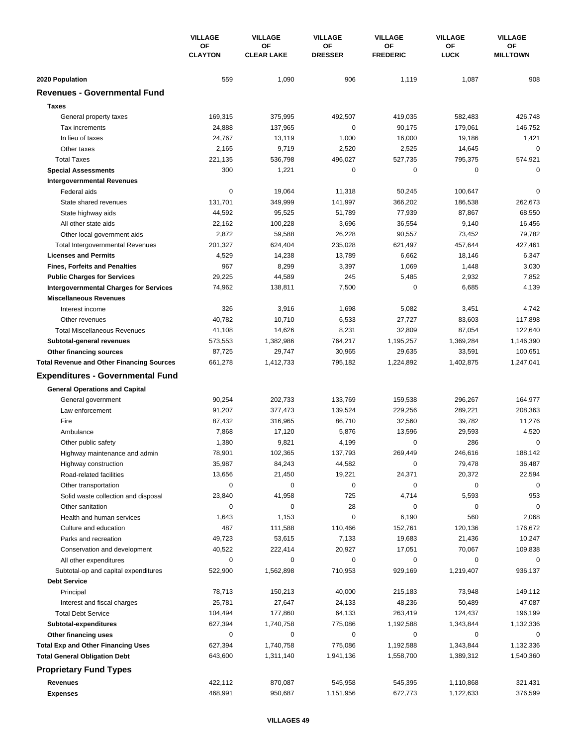| | VILLAGE OF CLAYTON | VILLAGE OF CLEAR LAKE | VILLAGE OF DRESSER | VILLAGE OF FREDERIC | VILLAGE OF LUCK | VILLAGE OF MILLTOWN |
|---|---|---|---|---|---|---|
| **2020 Population** | 559 | 1,090 | 906 | 1,119 | 1,087 | 908 |
| **Revenues - Governmental Fund** | | | | | | |
| **Taxes** | | | | | | |
| General property taxes | 169,315 | 375,995 | 492,507 | 419,035 | 582,483 | 426,748 |
| Tax increments | 24,888 | 137,965 | 0 | 90,175 | 179,061 | 146,752 |
| In lieu of taxes | 24,767 | 13,119 | 1,000 | 16,000 | 19,186 | 1,421 |
| Other taxes | 2,165 | 9,719 | 2,520 | 2,525 | 14,645 | 0 |
| Total Taxes | 221,135 | 536,798 | 496,027 | 527,735 | 795,375 | 574,921 |
| **Special Assessments** | 300 | 1,221 | 0 | 0 | 0 | 0 |
| **Intergovernmental Revenues** | | | | | | |
| Federal aids | 0 | 19,064 | 11,318 | 50,245 | 100,647 | 0 |
| State shared revenues | 131,701 | 349,999 | 141,997 | 366,202 | 186,538 | 262,673 |
| State highway aids | 44,592 | 95,525 | 51,789 | 77,939 | 87,867 | 68,550 |
| All other state aids | 22,162 | 100,228 | 3,696 | 36,554 | 9,140 | 16,456 |
| Other local government aids | 2,872 | 59,588 | 26,228 | 90,557 | 73,452 | 79,782 |
| Total Intergovernmental Revenues | 201,327 | 624,404 | 235,028 | 621,497 | 457,644 | 427,461 |
| **Licenses and Permits** | 4,529 | 14,238 | 13,789 | 6,662 | 18,146 | 6,347 |
| **Fines, Forfeits and Penalties** | 967 | 8,299 | 3,397 | 1,069 | 1,448 | 3,030 |
| **Public Charges for Services** | 29,225 | 44,589 | 245 | 5,485 | 2,932 | 7,852 |
| **Intergovernmental Charges for Services** | 74,962 | 138,811 | 7,500 | 0 | 6,685 | 4,139 |
| **Miscellaneous Revenues** | | | | | | |
| Interest income | 326 | 3,916 | 1,698 | 5,082 | 3,451 | 4,742 |
| Other revenues | 40,782 | 10,710 | 6,533 | 27,727 | 83,603 | 117,898 |
| Total Miscellaneous Revenues | 41,108 | 14,626 | 8,231 | 32,809 | 87,054 | 122,640 |
| **Subtotal-general revenues** | 573,553 | 1,382,986 | 764,217 | 1,195,257 | 1,369,284 | 1,146,390 |
| **Other financing sources** | 87,725 | 29,747 | 30,965 | 29,635 | 33,591 | 100,651 |
| **Total Revenue and Other Financing Sources** | 661,278 | 1,412,733 | 795,182 | 1,224,892 | 1,402,875 | 1,247,041 |
| **Expenditures - Governmental Fund** | | | | | | |
| **General Operations and Capital** | | | | | | |
| General government | 90,254 | 202,733 | 133,769 | 159,538 | 296,267 | 164,977 |
| Law enforcement | 91,207 | 377,473 | 139,524 | 229,256 | 289,221 | 208,363 |
| Fire | 87,432 | 316,965 | 86,710 | 32,560 | 39,782 | 11,276 |
| Ambulance | 7,868 | 17,120 | 5,876 | 13,596 | 29,593 | 4,520 |
| Other public safety | 1,380 | 9,821 | 4,199 | 0 | 286 | 0 |
| Highway maintenance and admin | 78,901 | 102,365 | 137,793 | 269,449 | 246,616 | 188,142 |
| Highway construction | 35,987 | 84,243 | 44,582 | 0 | 79,478 | 36,487 |
| Road-related facilities | 13,656 | 21,450 | 19,221 | 24,371 | 20,372 | 22,594 |
| Other transportation | 0 | 0 | 0 | 0 | 0 | 0 |
| Solid waste collection and disposal | 23,840 | 41,958 | 725 | 4,714 | 5,593 | 953 |
| Other sanitation | 0 | 0 | 28 | 0 | 0 | 0 |
| Health and human services | 1,643 | 1,153 | 0 | 6,190 | 560 | 2,068 |
| Culture and education | 487 | 111,588 | 110,466 | 152,761 | 120,136 | 176,672 |
| Parks and recreation | 49,723 | 53,615 | 7,133 | 19,683 | 21,436 | 10,247 |
| Conservation and development | 40,522 | 222,414 | 20,927 | 17,051 | 70,067 | 109,838 |
| All other expenditures | 0 | 0 | 0 | 0 | 0 | 0 |
| Subtotal-op and capital expenditures | 522,900 | 1,562,898 | 710,953 | 929,169 | 1,219,407 | 936,137 |
| **Debt Service** | | | | | | |
| Principal | 78,713 | 150,213 | 40,000 | 215,183 | 73,948 | 149,112 |
| Interest and fiscal charges | 25,781 | 27,647 | 24,133 | 48,236 | 50,489 | 47,087 |
| Total Debt Service | 104,494 | 177,860 | 64,133 | 263,419 | 124,437 | 196,199 |
| **Subtotal-expenditures** | 627,394 | 1,740,758 | 775,086 | 1,192,588 | 1,343,844 | 1,132,336 |
| **Other financing uses** | 0 | 0 | 0 | 0 | 0 | 0 |
| **Total Exp and Other Financing Uses** | 627,394 | 1,740,758 | 775,086 | 1,192,588 | 1,343,844 | 1,132,336 |
| **Total General Obligation Debt** | 643,600 | 1,311,140 | 1,941,136 | 1,558,700 | 1,389,312 | 1,540,360 |
| **Proprietary Fund Types** | | | | | | |
| **Revenues** | 422,112 | 870,087 | 545,958 | 545,395 | 1,110,868 | 321,431 |
| **Expenses** | 468,991 | 950,687 | 1,151,956 | 672,773 | 1,122,633 | 376,599 |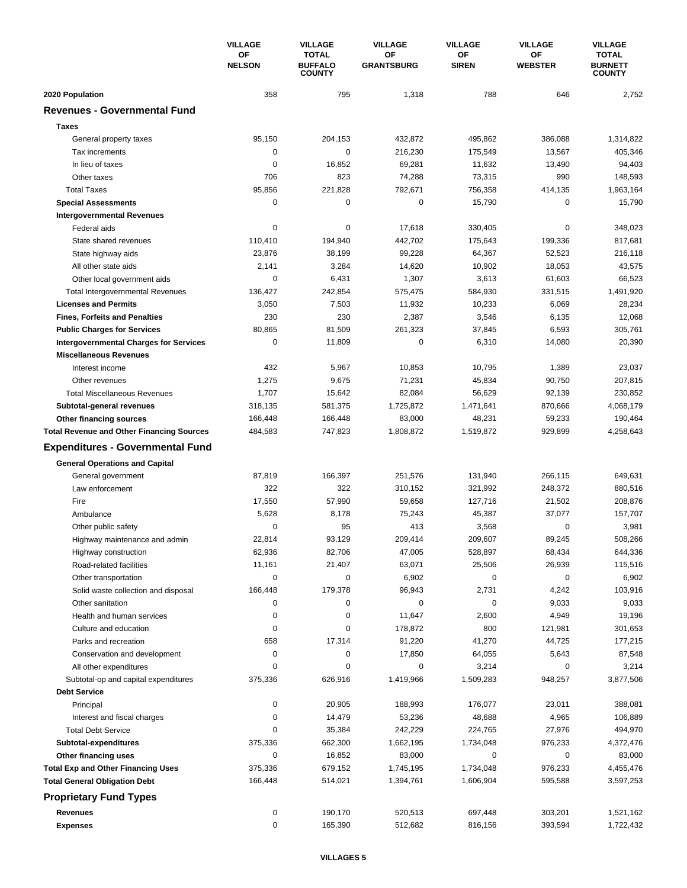| | VILLAGE OF NELSON | VILLAGE TOTAL BUFFALO COUNTY | VILLAGE OF GRANTSBURG | VILLAGE OF SIREN | VILLAGE OF WEBSTER | VILLAGE TOTAL BURNETT COUNTY |
|---|---|---|---|---|---|---|
| **2020 Population** | 358 | 795 | 1,318 | 788 | 646 | 2,752 |
| **Revenues - Governmental Fund** | | | | | | |
| **Taxes** | | | | | | |
| General property taxes | 95,150 | 204,153 | 432,872 | 495,862 | 386,088 | 1,314,822 |
| Tax increments | 0 | 0 | 216,230 | 175,549 | 13,567 | 405,346 |
| In lieu of taxes | 0 | 16,852 | 69,281 | 11,632 | 13,490 | 94,403 |
| Other taxes | 706 | 823 | 74,288 | 73,315 | 990 | 148,593 |
| Total Taxes | 95,856 | 221,828 | 792,671 | 756,358 | 414,135 | 1,963,164 |
| **Special Assessments** | 0 | 0 | 0 | 15,790 | 0 | 15,790 |
| **Intergovernmental Revenues** | | | | | | |
| Federal aids | 0 | 0 | 17,618 | 330,405 | 0 | 348,023 |
| State shared revenues | 110,410 | 194,940 | 442,702 | 175,643 | 199,336 | 817,681 |
| State highway aids | 23,876 | 38,199 | 99,228 | 64,367 | 52,523 | 216,118 |
| All other state aids | 2,141 | 3,284 | 14,620 | 10,902 | 18,053 | 43,575 |
| Other local government aids | 0 | 6,431 | 1,307 | 3,613 | 61,603 | 66,523 |
| Total Intergovernmental Revenues | 136,427 | 242,854 | 575,475 | 584,930 | 331,515 | 1,491,920 |
| **Licenses and Permits** | 3,050 | 7,503 | 11,932 | 10,233 | 6,069 | 28,234 |
| **Fines, Forfeits and Penalties** | 230 | 230 | 2,387 | 3,546 | 6,135 | 12,068 |
| **Public Charges for Services** | 80,865 | 81,509 | 261,323 | 37,845 | 6,593 | 305,761 |
| **Intergovernmental Charges for Services** | 0 | 11,809 | 0 | 6,310 | 14,080 | 20,390 |
| **Miscellaneous Revenues** | | | | | | |
| Interest income | 432 | 5,967 | 10,853 | 10,795 | 1,389 | 23,037 |
| Other revenues | 1,275 | 9,675 | 71,231 | 45,834 | 90,750 | 207,815 |
| Total Miscellaneous Revenues | 1,707 | 15,642 | 82,084 | 56,629 | 92,139 | 230,852 |
| **Subtotal-general revenues** | 318,135 | 581,375 | 1,725,872 | 1,471,641 | 870,666 | 4,068,179 |
| **Other financing sources** | 166,448 | 166,448 | 83,000 | 48,231 | 59,233 | 190,464 |
| **Total Revenue and Other Financing Sources** | 484,583 | 747,823 | 1,808,872 | 1,519,872 | 929,899 | 4,258,643 |
| **Expenditures - Governmental Fund** | | | | | | |
| **General Operations and Capital** | | | | | | |
| General government | 87,819 | 166,397 | 251,576 | 131,940 | 266,115 | 649,631 |
| Law enforcement | 322 | 322 | 310,152 | 321,992 | 248,372 | 880,516 |
| Fire | 17,550 | 57,990 | 59,658 | 127,716 | 21,502 | 208,876 |
| Ambulance | 5,628 | 8,178 | 75,243 | 45,387 | 37,077 | 157,707 |
| Other public safety | 0 | 95 | 413 | 3,568 | 0 | 3,981 |
| Highway maintenance and admin | 22,814 | 93,129 | 209,414 | 209,607 | 89,245 | 508,266 |
| Highway construction | 62,936 | 82,706 | 47,005 | 528,897 | 68,434 | 644,336 |
| Road-related facilities | 11,161 | 21,407 | 63,071 | 25,506 | 26,939 | 115,516 |
| Other transportation | 0 | 0 | 6,902 | 0 | 0 | 6,902 |
| Solid waste collection and disposal | 166,448 | 179,378 | 96,943 | 2,731 | 4,242 | 103,916 |
| Other sanitation | 0 | 0 | 0 | 0 | 9,033 | 9,033 |
| Health and human services | 0 | 0 | 11,647 | 2,600 | 4,949 | 19,196 |
| Culture and education | 0 | 0 | 178,872 | 800 | 121,981 | 301,653 |
| Parks and recreation | 658 | 17,314 | 91,220 | 41,270 | 44,725 | 177,215 |
| Conservation and development | 0 | 0 | 17,850 | 64,055 | 5,643 | 87,548 |
| All other expenditures | 0 | 0 | 0 | 3,214 | 0 | 3,214 |
| Subtotal-op and capital expenditures | 375,336 | 626,916 | 1,419,966 | 1,509,283 | 948,257 | 3,877,506 |
| **Debt Service** | | | | | | |
| Principal | 0 | 20,905 | 188,993 | 176,077 | 23,011 | 388,081 |
| Interest and fiscal charges | 0 | 14,479 | 53,236 | 48,688 | 4,965 | 106,889 |
| Total Debt Service | 0 | 35,384 | 242,229 | 224,765 | 27,976 | 494,970 |
| **Subtotal-expenditures** | 375,336 | 662,300 | 1,662,195 | 1,734,048 | 976,233 | 4,372,476 |
| **Other financing uses** | 0 | 16,852 | 83,000 | 0 | 0 | 83,000 |
| **Total Exp and Other Financing Uses** | 375,336 | 679,152 | 1,745,195 | 1,734,048 | 976,233 | 4,455,476 |
| **Total General Obligation Debt** | 166,448 | 514,021 | 1,394,761 | 1,606,904 | 595,588 | 3,597,253 |
| **Proprietary Fund Types** | | | | | | |
| **Revenues** | 0 | 190,170 | 520,513 | 697,448 | 303,201 | 1,521,162 |
| **Expenses** | 0 | 165,390 | 512,682 | 816,156 | 393,594 | 1,722,432 |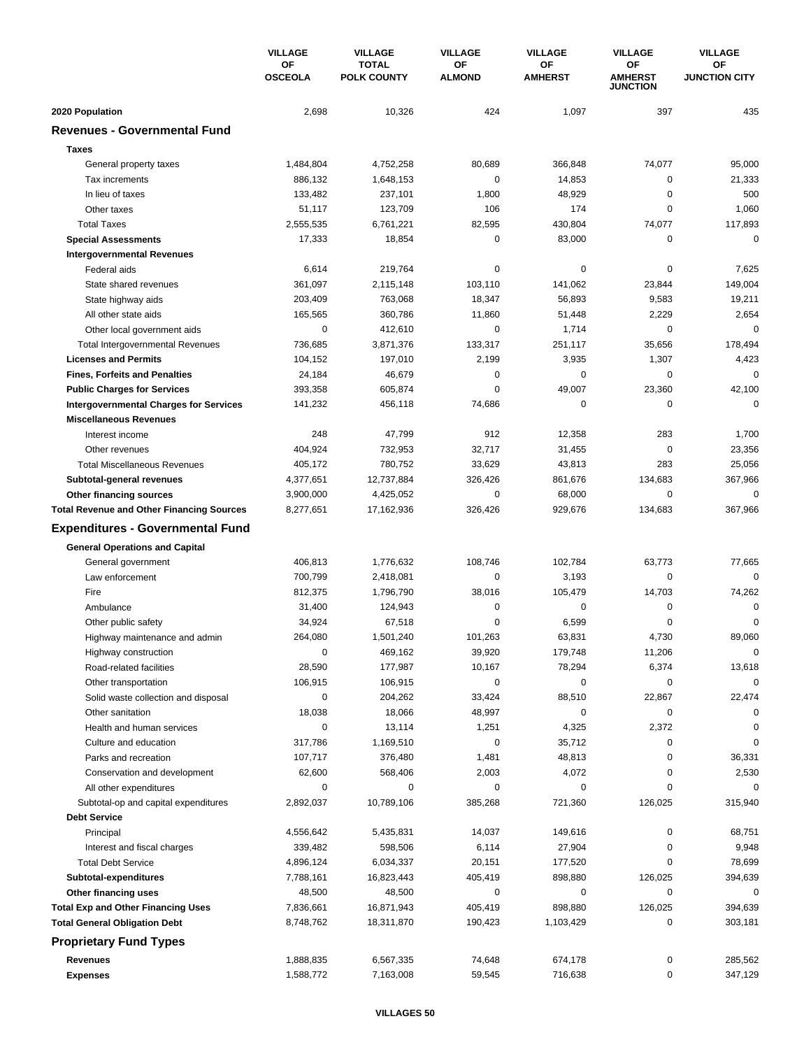| | VILLAGE OF OSCEOLA | VILLAGE TOTAL POLK COUNTY | VILLAGE OF ALMOND | VILLAGE OF AMHERST | VILLAGE OF AMHERST JUNCTION | VILLAGE OF JUNCTION CITY |
|---|---|---|---|---|---|---|
| **2020 Population** | 2,698 | 10,326 | 424 | 1,097 | 397 | 435 |
| **Revenues - Governmental Fund** | | | | | | |
| **Taxes** | | | | | | |
| General property taxes | 1,484,804 | 4,752,258 | 80,689 | 366,848 | 74,077 | 95,000 |
| Tax increments | 886,132 | 1,648,153 | 0 | 14,853 | 0 | 21,333 |
| In lieu of taxes | 133,482 | 237,101 | 1,800 | 48,929 | 0 | 500 |
| Other taxes | 51,117 | 123,709 | 106 | 174 | 0 | 1,060 |
| Total Taxes | 2,555,535 | 6,761,221 | 82,595 | 430,804 | 74,077 | 117,893 |
| **Special Assessments** | 17,333 | 18,854 | 0 | 83,000 | 0 | 0 |
| **Intergovernmental Revenues** | | | | | | |
| Federal aids | 6,614 | 219,764 | 0 | 0 | 0 | 7,625 |
| State shared revenues | 361,097 | 2,115,148 | 103,110 | 141,062 | 23,844 | 149,004 |
| State highway aids | 203,409 | 763,068 | 18,347 | 56,893 | 9,583 | 19,211 |
| All other state aids | 165,565 | 360,786 | 11,860 | 51,448 | 2,229 | 2,654 |
| Other local government aids | 0 | 412,610 | 0 | 1,714 | 0 | 0 |
| Total Intergovernmental Revenues | 736,685 | 3,871,376 | 133,317 | 251,117 | 35,656 | 178,494 |
| **Licenses and Permits** | 104,152 | 197,010 | 2,199 | 3,935 | 1,307 | 4,423 |
| **Fines, Forfeits and Penalties** | 24,184 | 46,679 | 0 | 0 | 0 | 0 |
| **Public Charges for Services** | 393,358 | 605,874 | 0 | 49,007 | 23,360 | 42,100 |
| **Intergovernmental Charges for Services** | 141,232 | 456,118 | 74,686 | 0 | 0 | 0 |
| **Miscellaneous Revenues** | | | | | | |
| Interest income | 248 | 47,799 | 912 | 12,358 | 283 | 1,700 |
| Other revenues | 404,924 | 732,953 | 32,717 | 31,455 | 0 | 23,356 |
| Total Miscellaneous Revenues | 405,172 | 780,752 | 33,629 | 43,813 | 283 | 25,056 |
| **Subtotal-general revenues** | 4,377,651 | 12,737,884 | 326,426 | 861,676 | 134,683 | 367,966 |
| **Other financing sources** | 3,900,000 | 4,425,052 | 0 | 68,000 | 0 | 0 |
| **Total Revenue and Other Financing Sources** | 8,277,651 | 17,162,936 | 326,426 | 929,676 | 134,683 | 367,966 |
| **Expenditures - Governmental Fund** | | | | | | |
| **General Operations and Capital** | | | | | | |
| General government | 406,813 | 1,776,632 | 108,746 | 102,784 | 63,773 | 77,665 |
| Law enforcement | 700,799 | 2,418,081 | 0 | 3,193 | 0 | 0 |
| Fire | 812,375 | 1,796,790 | 38,016 | 105,479 | 14,703 | 74,262 |
| Ambulance | 31,400 | 124,943 | 0 | 0 | 0 | 0 |
| Other public safety | 34,924 | 67,518 | 0 | 6,599 | 0 | 0 |
| Highway maintenance and admin | 264,080 | 1,501,240 | 101,263 | 63,831 | 4,730 | 89,060 |
| Highway construction | 0 | 469,162 | 39,920 | 179,748 | 11,206 | 0 |
| Road-related facilities | 28,590 | 177,987 | 10,167 | 78,294 | 6,374 | 13,618 |
| Other transportation | 106,915 | 106,915 | 0 | 0 | 0 | 0 |
| Solid waste collection and disposal | 0 | 204,262 | 33,424 | 88,510 | 22,867 | 22,474 |
| Other sanitation | 18,038 | 18,066 | 48,997 | 0 | 0 | 0 |
| Health and human services | 0 | 13,114 | 1,251 | 4,325 | 2,372 | 0 |
| Culture and education | 317,786 | 1,169,510 | 0 | 35,712 | 0 | 0 |
| Parks and recreation | 107,717 | 376,480 | 1,481 | 48,813 | 0 | 36,331 |
| Conservation and development | 62,600 | 568,406 | 2,003 | 4,072 | 0 | 2,530 |
| All other expenditures | 0 | 0 | 0 | 0 | 0 | 0 |
| Subtotal-op and capital expenditures | 2,892,037 | 10,789,106 | 385,268 | 721,360 | 126,025 | 315,940 |
| **Debt Service** | | | | | | |
| Principal | 4,556,642 | 5,435,831 | 14,037 | 149,616 | 0 | 68,751 |
| Interest and fiscal charges | 339,482 | 598,506 | 6,114 | 27,904 | 0 | 9,948 |
| Total Debt Service | 4,896,124 | 6,034,337 | 20,151 | 177,520 | 0 | 78,699 |
| **Subtotal-expenditures** | 7,788,161 | 16,823,443 | 405,419 | 898,880 | 126,025 | 394,639 |
| **Other financing uses** | 48,500 | 48,500 | 0 | 0 | 0 | 0 |
| **Total Exp and Other Financing Uses** | 7,836,661 | 16,871,943 | 405,419 | 898,880 | 126,025 | 394,639 |
| **Total General Obligation Debt** | 8,748,762 | 18,311,870 | 190,423 | 1,103,429 | 0 | 303,181 |
| **Proprietary Fund Types** | | | | | | |
| **Revenues** | 1,888,835 | 6,567,335 | 74,648 | 674,178 | 0 | 285,562 |
| **Expenses** | 1,588,772 | 7,163,008 | 59,545 | 716,638 | 0 | 347,129 |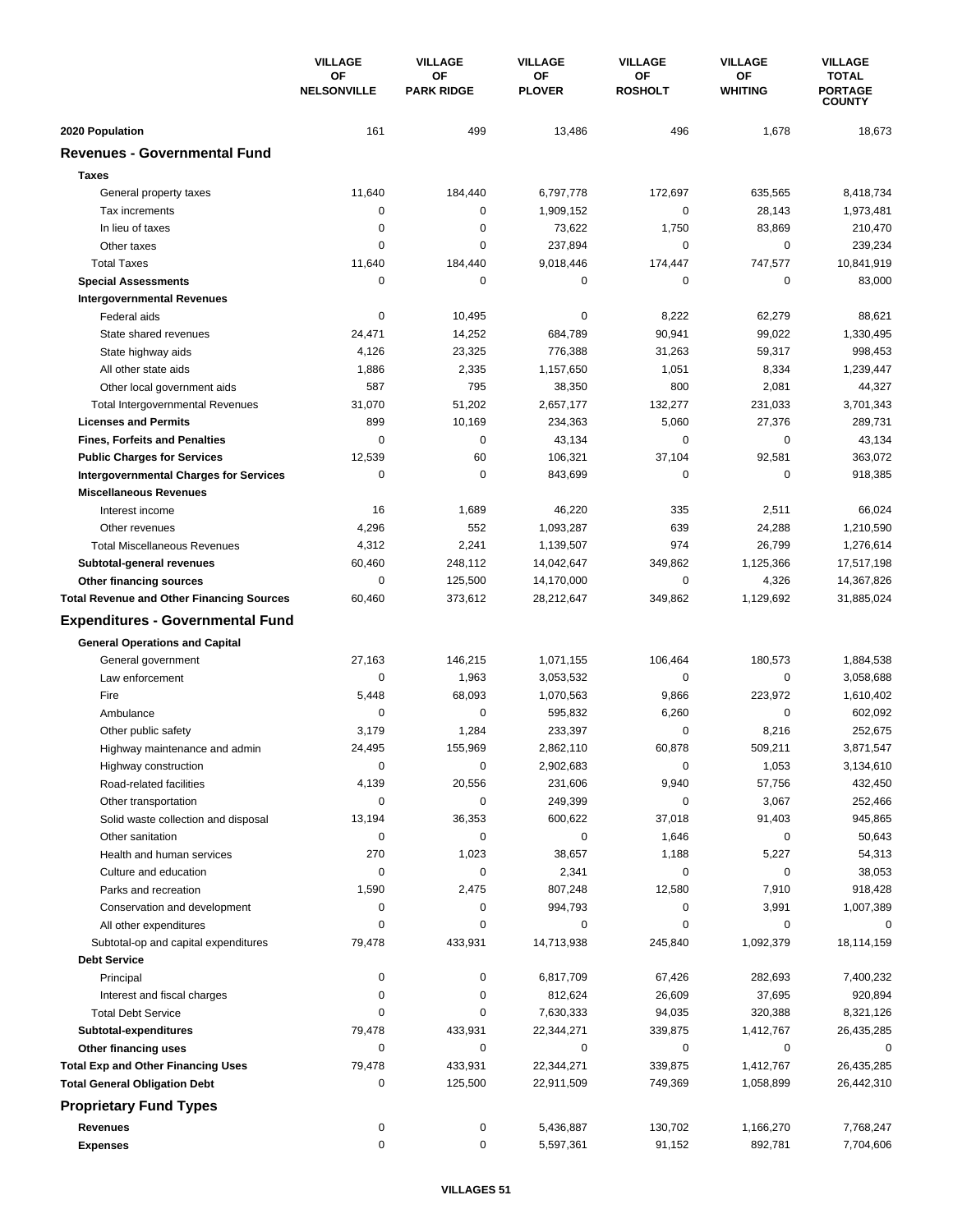| | VILLAGE OF NELSONVILLE | VILLAGE OF PARK RIDGE | VILLAGE OF PLOVER | VILLAGE OF ROSHOLT | VILLAGE OF WHITING | VILLAGE TOTAL PORTAGE COUNTY |
|---|---|---|---|---|---|---|
| **2020 Population** | 161 | 499 | 13,486 | 496 | 1,678 | 18,673 |
| **Revenues - Governmental Fund** | | | | | | |
| **Taxes** | | | | | | |
| General property taxes | 11,640 | 184,440 | 6,797,778 | 172,697 | 635,565 | 8,418,734 |
| Tax increments | 0 | 0 | 1,909,152 | 0 | 28,143 | 1,973,481 |
| In lieu of taxes | 0 | 0 | 73,622 | 1,750 | 83,869 | 210,470 |
| Other taxes | 0 | 0 | 237,894 | 0 | 0 | 239,234 |
| Total Taxes | 11,640 | 184,440 | 9,018,446 | 174,447 | 747,577 | 10,841,919 |
| **Special Assessments** | 0 | 0 | 0 | 0 | 0 | 83,000 |
| **Intergovernmental Revenues** | | | | | | |
| Federal aids | 0 | 10,495 | 0 | 8,222 | 62,279 | 88,621 |
| State shared revenues | 24,471 | 14,252 | 684,789 | 90,941 | 99,022 | 1,330,495 |
| State highway aids | 4,126 | 23,325 | 776,388 | 31,263 | 59,317 | 998,453 |
| All other state aids | 1,886 | 2,335 | 1,157,650 | 1,051 | 8,334 | 1,239,447 |
| Other local government aids | 587 | 795 | 38,350 | 800 | 2,081 | 44,327 |
| Total Intergovernmental Revenues | 31,070 | 51,202 | 2,657,177 | 132,277 | 231,033 | 3,701,343 |
| **Licenses and Permits** | 899 | 10,169 | 234,363 | 5,060 | 27,376 | 289,731 |
| **Fines, Forfeits and Penalties** | 0 | 0 | 43,134 | 0 | 0 | 43,134 |
| **Public Charges for Services** | 12,539 | 60 | 106,321 | 37,104 | 92,581 | 363,072 |
| **Intergovernmental Charges for Services** | 0 | 0 | 843,699 | 0 | 0 | 918,385 |
| **Miscellaneous Revenues** | | | | | | |
| Interest income | 16 | 1,689 | 46,220 | 335 | 2,511 | 66,024 |
| Other revenues | 4,296 | 552 | 1,093,287 | 639 | 24,288 | 1,210,590 |
| Total Miscellaneous Revenues | 4,312 | 2,241 | 1,139,507 | 974 | 26,799 | 1,276,614 |
| **Subtotal-general revenues** | 60,460 | 248,112 | 14,042,647 | 349,862 | 1,125,366 | 17,517,198 |
| **Other financing sources** | 0 | 125,500 | 14,170,000 | 0 | 4,326 | 14,367,826 |
| **Total Revenue and Other Financing Sources** | 60,460 | 373,612 | 28,212,647 | 349,862 | 1,129,692 | 31,885,024 |
| **Expenditures - Governmental Fund** | | | | | | |
| **General Operations and Capital** | | | | | | |
| General government | 27,163 | 146,215 | 1,071,155 | 106,464 | 180,573 | 1,884,538 |
| Law enforcement | 0 | 1,963 | 3,053,532 | 0 | 0 | 3,058,688 |
| Fire | 5,448 | 68,093 | 1,070,563 | 9,866 | 223,972 | 1,610,402 |
| Ambulance | 0 | 0 | 595,832 | 6,260 | 0 | 602,092 |
| Other public safety | 3,179 | 1,284 | 233,397 | 0 | 8,216 | 252,675 |
| Highway maintenance and admin | 24,495 | 155,969 | 2,862,110 | 60,878 | 509,211 | 3,871,547 |
| Highway construction | 0 | 0 | 2,902,683 | 0 | 1,053 | 3,134,610 |
| Road-related facilities | 4,139 | 20,556 | 231,606 | 9,940 | 57,756 | 432,450 |
| Other transportation | 0 | 0 | 249,399 | 0 | 3,067 | 252,466 |
| Solid waste collection and disposal | 13,194 | 36,353 | 600,622 | 37,018 | 91,403 | 945,865 |
| Other sanitation | 0 | 0 | 0 | 1,646 | 0 | 50,643 |
| Health and human services | 270 | 1,023 | 38,657 | 1,188 | 5,227 | 54,313 |
| Culture and education | 0 | 0 | 2,341 | 0 | 0 | 38,053 |
| Parks and recreation | 1,590 | 2,475 | 807,248 | 12,580 | 7,910 | 918,428 |
| Conservation and development | 0 | 0 | 994,793 | 0 | 3,991 | 1,007,389 |
| All other expenditures | 0 | 0 | 0 | 0 | 0 | 0 |
| Subtotal-op and capital expenditures | 79,478 | 433,931 | 14,713,938 | 245,840 | 1,092,379 | 18,114,159 |
| **Debt Service** | | | | | | |
| Principal | 0 | 0 | 6,817,709 | 67,426 | 282,693 | 7,400,232 |
| Interest and fiscal charges | 0 | 0 | 812,624 | 26,609 | 37,695 | 920,894 |
| Total Debt Service | 0 | 0 | 7,630,333 | 94,035 | 320,388 | 8,321,126 |
| **Subtotal-expenditures** | 79,478 | 433,931 | 22,344,271 | 339,875 | 1,412,767 | 26,435,285 |
| **Other financing uses** | 0 | 0 | 0 | 0 | 0 | 0 |
| **Total Exp and Other Financing Uses** | 79,478 | 433,931 | 22,344,271 | 339,875 | 1,412,767 | 26,435,285 |
| **Total General Obligation Debt** | 0 | 125,500 | 22,911,509 | 749,369 | 1,058,899 | 26,442,310 |
| **Proprietary Fund Types** | | | | | | |
| **Revenues** | 0 | 0 | 5,436,887 | 130,702 | 1,166,270 | 7,768,247 |
| **Expenses** | 0 | 0 | 5,597,361 | 91,152 | 892,781 | 7,704,606 |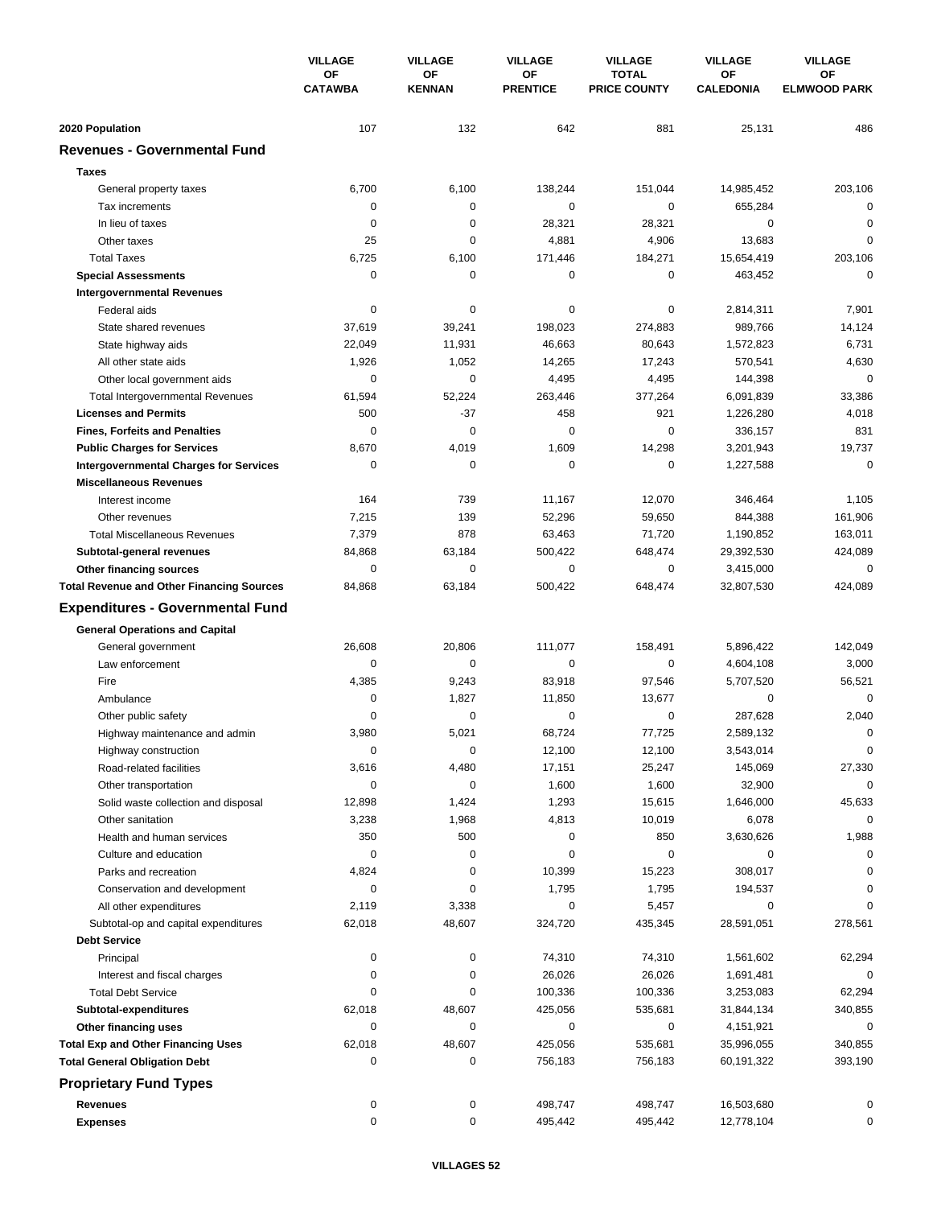| | VILLAGE OF CATAWBA | VILLAGE OF KENNAN | VILLAGE OF PRENTICE | VILLAGE TOTAL PRICE COUNTY | VILLAGE OF CALEDONIA | VILLAGE OF ELMWOOD PARK |
|---|---|---|---|---|---|---|
| **2020 Population** | 107 | 132 | 642 | 881 | 25,131 | 486 |
| **Revenues - Governmental Fund** | | | | | | |
| **Taxes** | | | | | | |
| General property taxes | 6,700 | 6,100 | 138,244 | 151,044 | 14,985,452 | 203,106 |
| Tax increments | 0 | 0 | 0 | 0 | 655,284 | 0 |
| In lieu of taxes | 0 | 0 | 28,321 | 28,321 | 0 | 0 |
| Other taxes | 25 | 0 | 4,881 | 4,906 | 13,683 | 0 |
| Total Taxes | 6,725 | 6,100 | 171,446 | 184,271 | 15,654,419 | 203,106 |
| **Special Assessments** | 0 | 0 | 0 | 0 | 463,452 | 0 |
| **Intergovernmental Revenues** | | | | | | |
| Federal aids | 0 | 0 | 0 | 0 | 2,814,311 | 7,901 |
| State shared revenues | 37,619 | 39,241 | 198,023 | 274,883 | 989,766 | 14,124 |
| State highway aids | 22,049 | 11,931 | 46,663 | 80,643 | 1,572,823 | 6,731 |
| All other state aids | 1,926 | 1,052 | 14,265 | 17,243 | 570,541 | 4,630 |
| Other local government aids | 0 | 0 | 4,495 | 4,495 | 144,398 | 0 |
| Total Intergovernmental Revenues | 61,594 | 52,224 | 263,446 | 377,264 | 6,091,839 | 33,386 |
| **Licenses and Permits** | 500 | -37 | 458 | 921 | 1,226,280 | 4,018 |
| **Fines, Forfeits and Penalties** | 0 | 0 | 0 | 0 | 336,157 | 831 |
| **Public Charges for Services** | 8,670 | 4,019 | 1,609 | 14,298 | 3,201,943 | 19,737 |
| **Intergovernmental Charges for Services** | 0 | 0 | 0 | 0 | 1,227,588 | 0 |
| **Miscellaneous Revenues** | | | | | | |
| Interest income | 164 | 739 | 11,167 | 12,070 | 346,464 | 1,105 |
| Other revenues | 7,215 | 139 | 52,296 | 59,650 | 844,388 | 161,906 |
| Total Miscellaneous Revenues | 7,379 | 878 | 63,463 | 71,720 | 1,190,852 | 163,011 |
| **Subtotal-general revenues** | 84,868 | 63,184 | 500,422 | 648,474 | 29,392,530 | 424,089 |
| **Other financing sources** | 0 | 0 | 0 | 0 | 3,415,000 | 0 |
| **Total Revenue and Other Financing Sources** | 84,868 | 63,184 | 500,422 | 648,474 | 32,807,530 | 424,089 |
| **Expenditures - Governmental Fund** | | | | | | |
| **General Operations and Capital** | | | | | | |
| General government | 26,608 | 20,806 | 111,077 | 158,491 | 5,896,422 | 142,049 |
| Law enforcement | 0 | 0 | 0 | 0 | 4,604,108 | 3,000 |
| Fire | 4,385 | 9,243 | 83,918 | 97,546 | 5,707,520 | 56,521 |
| Ambulance | 0 | 1,827 | 11,850 | 13,677 | 0 | 0 |
| Other public safety | 0 | 0 | 0 | 0 | 287,628 | 2,040 |
| Highway maintenance and admin | 3,980 | 5,021 | 68,724 | 77,725 | 2,589,132 | 0 |
| Highway construction | 0 | 0 | 12,100 | 12,100 | 3,543,014 | 0 |
| Road-related facilities | 3,616 | 4,480 | 17,151 | 25,247 | 145,069 | 27,330 |
| Other transportation | 0 | 0 | 1,600 | 1,600 | 32,900 | 0 |
| Solid waste collection and disposal | 12,898 | 1,424 | 1,293 | 15,615 | 1,646,000 | 45,633 |
| Other sanitation | 3,238 | 1,968 | 4,813 | 10,019 | 6,078 | 0 |
| Health and human services | 350 | 500 | 0 | 850 | 3,630,626 | 1,988 |
| Culture and education | 0 | 0 | 0 | 0 | 0 | 0 |
| Parks and recreation | 4,824 | 0 | 10,399 | 15,223 | 308,017 | 0 |
| Conservation and development | 0 | 0 | 1,795 | 1,795 | 194,537 | 0 |
| All other expenditures | 2,119 | 3,338 | 0 | 5,457 | 0 | 0 |
| Subtotal-op and capital expenditures | 62,018 | 48,607 | 324,720 | 435,345 | 28,591,051 | 278,561 |
| **Debt Service** | | | | | | |
| Principal | 0 | 0 | 74,310 | 74,310 | 1,561,602 | 62,294 |
| Interest and fiscal charges | 0 | 0 | 26,026 | 26,026 | 1,691,481 | 0 |
| Total Debt Service | 0 | 0 | 100,336 | 100,336 | 3,253,083 | 62,294 |
| **Subtotal-expenditures** | 62,018 | 48,607 | 425,056 | 535,681 | 31,844,134 | 340,855 |
| **Other financing uses** | 0 | 0 | 0 | 0 | 4,151,921 | 0 |
| **Total Exp and Other Financing Uses** | 62,018 | 48,607 | 425,056 | 535,681 | 35,996,055 | 340,855 |
| **Total General Obligation Debt** | 0 | 0 | 756,183 | 756,183 | 60,191,322 | 393,190 |
| **Proprietary Fund Types** | | | | | | |
| **Revenues** | 0 | 0 | 498,747 | 498,747 | 16,503,680 | 0 |
| **Expenses** | 0 | 0 | 495,442 | 495,442 | 12,778,104 | 0 |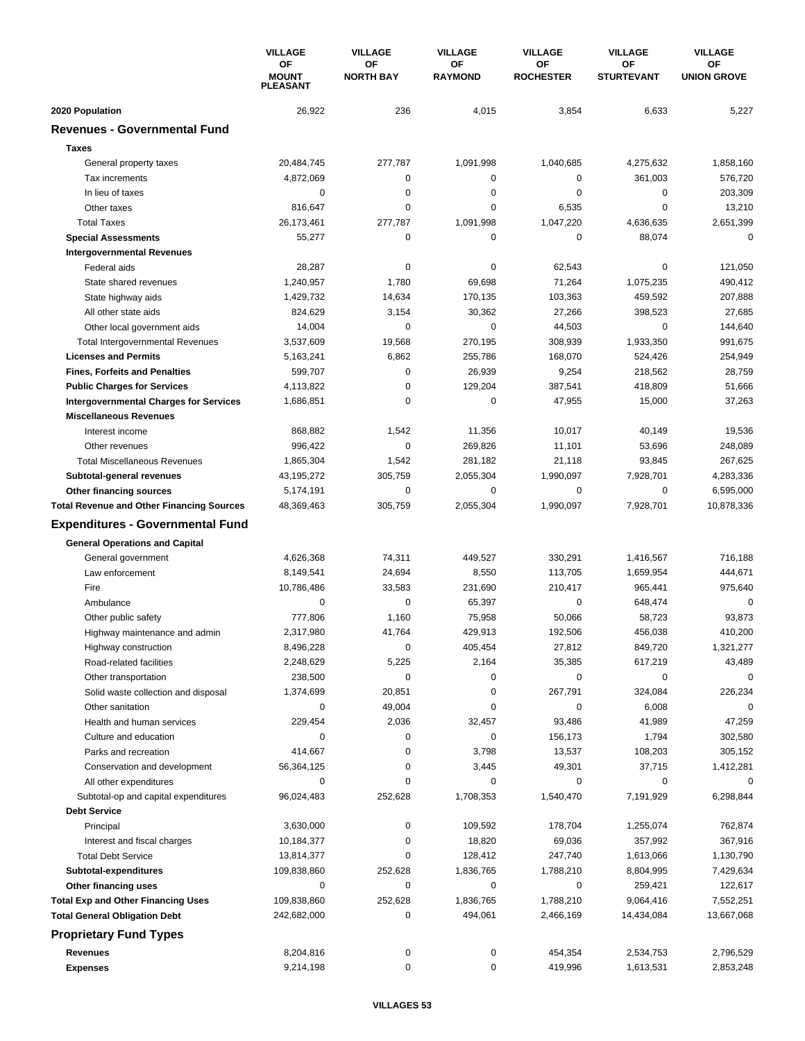| | VILLAGE OF MOUNT PLEASANT | VILLAGE OF NORTH BAY | VILLAGE OF RAYMOND | VILLAGE OF ROCHESTER | VILLAGE OF STURTEVANT | VILLAGE OF UNION GROVE |
|---|---|---|---|---|---|---|
| **2020 Population** | 26,922 | 236 | 4,015 | 3,854 | 6,633 | 5,227 |
| **Revenues - Governmental Fund** | | | | | | |
| **Taxes** | | | | | | |
| General property taxes | 20,484,745 | 277,787 | 1,091,998 | 1,040,685 | 4,275,632 | 1,858,160 |
| Tax increments | 4,872,069 | 0 | 0 | 0 | 361,003 | 576,720 |
| In lieu of taxes | 0 | 0 | 0 | 0 | 0 | 203,309 |
| Other taxes | 816,647 | 0 | 0 | 6,535 | 0 | 13,210 |
| Total Taxes | 26,173,461 | 277,787 | 1,091,998 | 1,047,220 | 4,636,635 | 2,651,399 |
| **Special Assessments** | 55,277 | 0 | 0 | 0 | 88,074 | 0 |
| **Intergovernmental Revenues** | | | | | | |
| Federal aids | 28,287 | 0 | 0 | 62,543 | 0 | 121,050 |
| State shared revenues | 1,240,957 | 1,780 | 69,698 | 71,264 | 1,075,235 | 490,412 |
| State highway aids | 1,429,732 | 14,634 | 170,135 | 103,363 | 459,592 | 207,888 |
| All other state aids | 824,629 | 3,154 | 30,362 | 27,266 | 398,523 | 27,685 |
| Other local government aids | 14,004 | 0 | 0 | 44,503 | 0 | 144,640 |
| Total Intergovernmental Revenues | 3,537,609 | 19,568 | 270,195 | 308,939 | 1,933,350 | 991,675 |
| **Licenses and Permits** | 5,163,241 | 6,862 | 255,786 | 168,070 | 524,426 | 254,949 |
| **Fines, Forfeits and Penalties** | 599,707 | 0 | 26,939 | 9,254 | 218,562 | 28,759 |
| **Public Charges for Services** | 4,113,822 | 0 | 129,204 | 387,541 | 418,809 | 51,666 |
| **Intergovernmental Charges for Services** | 1,686,851 | 0 | 0 | 47,955 | 15,000 | 37,263 |
| **Miscellaneous Revenues** | | | | | | |
| Interest income | 868,882 | 1,542 | 11,356 | 10,017 | 40,149 | 19,536 |
| Other revenues | 996,422 | 0 | 269,826 | 11,101 | 53,696 | 248,089 |
| Total Miscellaneous Revenues | 1,865,304 | 1,542 | 281,182 | 21,118 | 93,845 | 267,625 |
| **Subtotal-general revenues** | 43,195,272 | 305,759 | 2,055,304 | 1,990,097 | 7,928,701 | 4,283,336 |
| **Other financing sources** | 5,174,191 | 0 | 0 | 0 | 0 | 6,595,000 |
| **Total Revenue and Other Financing Sources** | 48,369,463 | 305,759 | 2,055,304 | 1,990,097 | 7,928,701 | 10,878,336 |
| **Expenditures - Governmental Fund** | | | | | | |
| **General Operations and Capital** | | | | | | |
| General government | 4,626,368 | 74,311 | 449,527 | 330,291 | 1,416,567 | 716,188 |
| Law enforcement | 8,149,541 | 24,694 | 8,550 | 113,705 | 1,659,954 | 444,671 |
| Fire | 10,786,486 | 33,583 | 231,690 | 210,417 | 965,441 | 975,640 |
| Ambulance | 0 | 0 | 65,397 | 0 | 648,474 | 0 |
| Other public safety | 777,806 | 1,160 | 75,958 | 50,066 | 58,723 | 93,873 |
| Highway maintenance and admin | 2,317,980 | 41,764 | 429,913 | 192,506 | 456,038 | 410,200 |
| Highway construction | 8,496,228 | 0 | 405,454 | 27,812 | 849,720 | 1,321,277 |
| Road-related facilities | 2,248,629 | 5,225 | 2,164 | 35,385 | 617,219 | 43,489 |
| Other transportation | 238,500 | 0 | 0 | 0 | 0 | 0 |
| Solid waste collection and disposal | 1,374,699 | 20,851 | 0 | 267,791 | 324,084 | 226,234 |
| Other sanitation | 0 | 49,004 | 0 | 0 | 6,008 | 0 |
| Health and human services | 229,454 | 2,036 | 32,457 | 93,486 | 41,989 | 47,259 |
| Culture and education | 0 | 0 | 0 | 156,173 | 1,794 | 302,580 |
| Parks and recreation | 414,667 | 0 | 3,798 | 13,537 | 108,203 | 305,152 |
| Conservation and development | 56,364,125 | 0 | 3,445 | 49,301 | 37,715 | 1,412,281 |
| All other expenditures | 0 | 0 | 0 | 0 | 0 | 0 |
| Subtotal-op and capital expenditures | 96,024,483 | 252,628 | 1,708,353 | 1,540,470 | 7,191,929 | 6,298,844 |
| **Debt Service** | | | | | | |
| Principal | 3,630,000 | 0 | 109,592 | 178,704 | 1,255,074 | 762,874 |
| Interest and fiscal charges | 10,184,377 | 0 | 18,820 | 69,036 | 357,992 | 367,916 |
| Total Debt Service | 13,814,377 | 0 | 128,412 | 247,740 | 1,613,066 | 1,130,790 |
| **Subtotal-expenditures** | 109,838,860 | 252,628 | 1,836,765 | 1,788,210 | 8,804,995 | 7,429,634 |
| **Other financing uses** | 0 | 0 | 0 | 0 | 259,421 | 122,617 |
| **Total Exp and Other Financing Uses** | 109,838,860 | 252,628 | 1,836,765 | 1,788,210 | 9,064,416 | 7,552,251 |
| **Total General Obligation Debt** | 242,682,000 | 0 | 494,061 | 2,466,169 | 14,434,084 | 13,667,068 |
| **Proprietary Fund Types** | | | | | | |
| **Revenues** | 8,204,816 | 0 | 0 | 454,354 | 2,534,753 | 2,796,529 |
| **Expenses** | 9,214,198 | 0 | 0 | 419,996 | 1,613,531 | 2,853,248 |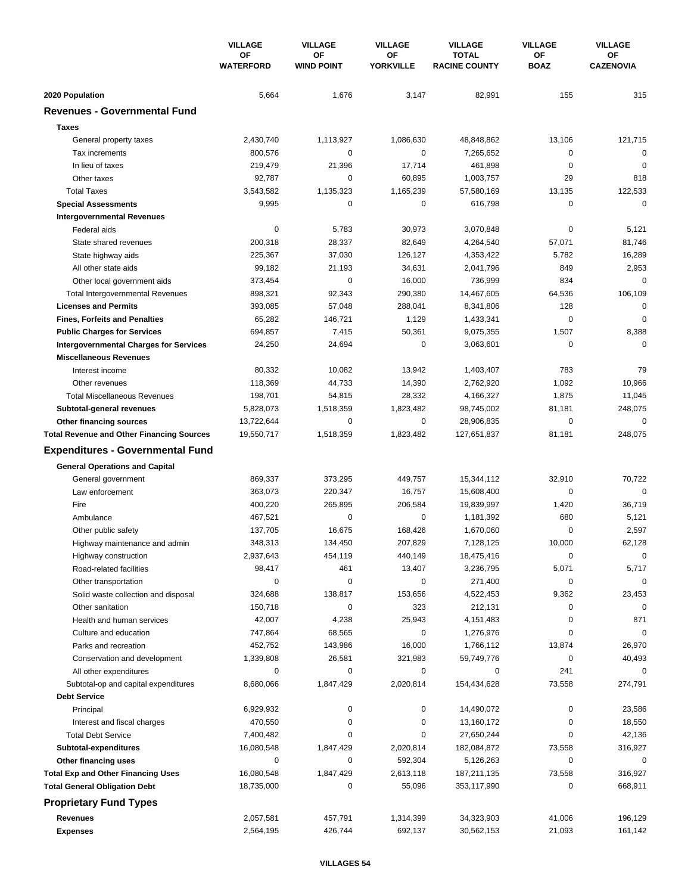| | VILLAGE OF WATERFORD | VILLAGE OF WIND POINT | VILLAGE OF YORKVILLE | VILLAGE TOTAL RACINE COUNTY | VILLAGE OF BOAZ | VILLAGE OF CAZENOVIA |
|---|---|---|---|---|---|---|
| **2020 Population** | 5,664 | 1,676 | 3,147 | 82,991 | 155 | 315 |
| **Revenues - Governmental Fund** | | | | | | |
| **Taxes** | | | | | | |
| General property taxes | 2,430,740 | 1,113,927 | 1,086,630 | 48,848,862 | 13,106 | 121,715 |
| Tax increments | 800,576 | 0 | 0 | 7,265,652 | 0 | 0 |
| In lieu of taxes | 219,479 | 21,396 | 17,714 | 461,898 | 0 | 0 |
| Other taxes | 92,787 | 0 | 60,895 | 1,003,757 | 29 | 818 |
| Total Taxes | 3,543,582 | 1,135,323 | 1,165,239 | 57,580,169 | 13,135 | 122,533 |
| **Special Assessments** | 9,995 | 0 | 0 | 616,798 | 0 | 0 |
| **Intergovernmental Revenues** | | | | | | |
| Federal aids | 0 | 5,783 | 30,973 | 3,070,848 | 0 | 5,121 |
| State shared revenues | 200,318 | 28,337 | 82,649 | 4,264,540 | 57,071 | 81,746 |
| State highway aids | 225,367 | 37,030 | 126,127 | 4,353,422 | 5,782 | 16,289 |
| All other state aids | 99,182 | 21,193 | 34,631 | 2,041,796 | 849 | 2,953 |
| Other local government aids | 373,454 | 0 | 16,000 | 736,999 | 834 | 0 |
| Total Intergovernmental Revenues | 898,321 | 92,343 | 290,380 | 14,467,605 | 64,536 | 106,109 |
| **Licenses and Permits** | 393,085 | 57,048 | 288,041 | 8,341,806 | 128 | 0 |
| **Fines, Forfeits and Penalties** | 65,282 | 146,721 | 1,129 | 1,433,341 | 0 | 0 |
| **Public Charges for Services** | 694,857 | 7,415 | 50,361 | 9,075,355 | 1,507 | 8,388 |
| **Intergovernmental Charges for Services** | 24,250 | 24,694 | 0 | 3,063,601 | 0 | 0 |
| **Miscellaneous Revenues** | | | | | | |
| Interest income | 80,332 | 10,082 | 13,942 | 1,403,407 | 783 | 79 |
| Other revenues | 118,369 | 44,733 | 14,390 | 2,762,920 | 1,092 | 10,966 |
| Total Miscellaneous Revenues | 198,701 | 54,815 | 28,332 | 4,166,327 | 1,875 | 11,045 |
| **Subtotal-general revenues** | 5,828,073 | 1,518,359 | 1,823,482 | 98,745,002 | 81,181 | 248,075 |
| **Other financing sources** | 13,722,644 | 0 | 0 | 28,906,835 | 0 | 0 |
| **Total Revenue and Other Financing Sources** | 19,550,717 | 1,518,359 | 1,823,482 | 127,651,837 | 81,181 | 248,075 |
| **Expenditures - Governmental Fund** | | | | | | |
| **General Operations and Capital** | | | | | | |
| General government | 869,337 | 373,295 | 449,757 | 15,344,112 | 32,910 | 70,722 |
| Law enforcement | 363,073 | 220,347 | 16,757 | 15,608,400 | 0 | 0 |
| Fire | 400,220 | 265,895 | 206,584 | 19,839,997 | 1,420 | 36,719 |
| Ambulance | 467,521 | 0 | 0 | 1,181,392 | 680 | 5,121 |
| Other public safety | 137,705 | 16,675 | 168,426 | 1,670,060 | 0 | 2,597 |
| Highway maintenance and admin | 348,313 | 134,450 | 207,829 | 7,128,125 | 10,000 | 62,128 |
| Highway construction | 2,937,643 | 454,119 | 440,149 | 18,475,416 | 0 | 0 |
| Road-related facilities | 98,417 | 461 | 13,407 | 3,236,795 | 5,071 | 5,717 |
| Other transportation | 0 | 0 | 0 | 271,400 | 0 | 0 |
| Solid waste collection and disposal | 324,688 | 138,817 | 153,656 | 4,522,453 | 9,362 | 23,453 |
| Other sanitation | 150,718 | 0 | 323 | 212,131 | 0 | 0 |
| Health and human services | 42,007 | 4,238 | 25,943 | 4,151,483 | 0 | 871 |
| Culture and education | 747,864 | 68,565 | 0 | 1,276,976 | 0 | 0 |
| Parks and recreation | 452,752 | 143,986 | 16,000 | 1,766,112 | 13,874 | 26,970 |
| Conservation and development | 1,339,808 | 26,581 | 321,983 | 59,749,776 | 0 | 40,493 |
| All other expenditures | 0 | 0 | 0 | 0 | 241 | 0 |
| Subtotal-op and capital expenditures | 8,680,066 | 1,847,429 | 2,020,814 | 154,434,628 | 73,558 | 274,791 |
| **Debt Service** | | | | | | |
| Principal | 6,929,932 | 0 | 0 | 14,490,072 | 0 | 23,586 |
| Interest and fiscal charges | 470,550 | 0 | 0 | 13,160,172 | 0 | 18,550 |
| Total Debt Service | 7,400,482 | 0 | 0 | 27,650,244 | 0 | 42,136 |
| **Subtotal-expenditures** | 16,080,548 | 1,847,429 | 2,020,814 | 182,084,872 | 73,558 | 316,927 |
| **Other financing uses** | 0 | 0 | 592,304 | 5,126,263 | 0 | 0 |
| **Total Exp and Other Financing Uses** | 16,080,548 | 1,847,429 | 2,613,118 | 187,211,135 | 73,558 | 316,927 |
| **Total General Obligation Debt** | 18,735,000 | 0 | 55,096 | 353,117,990 | 0 | 668,911 |
| **Proprietary Fund Types** | | | | | | |
| **Revenues** | 2,057,581 | 457,791 | 1,314,399 | 34,323,903 | 41,006 | 196,129 |
| **Expenses** | 2,564,195 | 426,744 | 692,137 | 30,562,153 | 21,093 | 161,142 |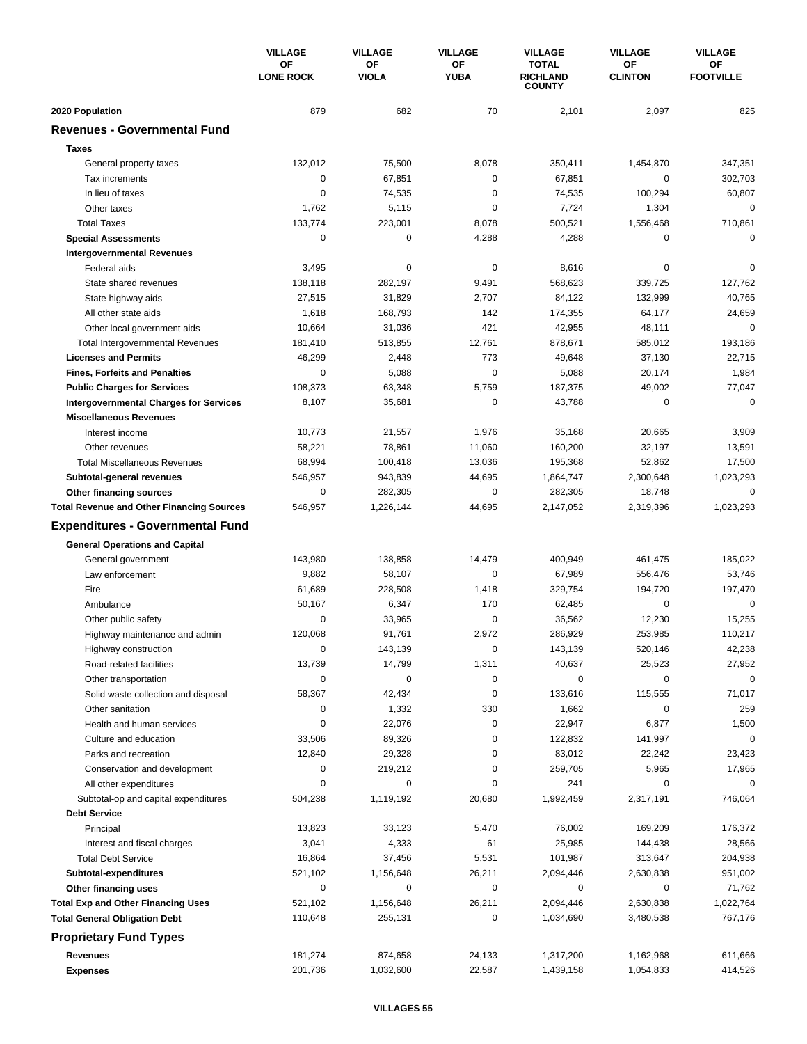| | VILLAGE OF LONE ROCK | VILLAGE OF VIOLA | VILLAGE OF YUBA | VILLAGE TOTAL RICHLAND COUNTY | VILLAGE OF CLINTON | VILLAGE OF FOOTVILLE |
|---|---|---|---|---|---|---|
| **2020 Population** | 879 | 682 | 70 | 2,101 | 2,097 | 825 |
| **Revenues - Governmental Fund** | | | | | | |
| **Taxes** | | | | | | |
| General property taxes | 132,012 | 75,500 | 8,078 | 350,411 | 1,454,870 | 347,351 |
| Tax increments | 0 | 67,851 | 0 | 67,851 | 0 | 302,703 |
| In lieu of taxes | 0 | 74,535 | 0 | 74,535 | 100,294 | 60,807 |
| Other taxes | 1,762 | 5,115 | 0 | 7,724 | 1,304 | 0 |
| Total Taxes | 133,774 | 223,001 | 8,078 | 500,521 | 1,556,468 | 710,861 |
| **Special Assessments** | 0 | 0 | 4,288 | 4,288 | 0 | 0 |
| **Intergovernmental Revenues** | | | | | | |
| Federal aids | 3,495 | 0 | 0 | 8,616 | 0 | 0 |
| State shared revenues | 138,118 | 282,197 | 9,491 | 568,623 | 339,725 | 127,762 |
| State highway aids | 27,515 | 31,829 | 2,707 | 84,122 | 132,999 | 40,765 |
| All other state aids | 1,618 | 168,793 | 142 | 174,355 | 64,177 | 24,659 |
| Other local government aids | 10,664 | 31,036 | 421 | 42,955 | 48,111 | 0 |
| Total Intergovernmental Revenues | 181,410 | 513,855 | 12,761 | 878,671 | 585,012 | 193,186 |
| **Licenses and Permits** | 46,299 | 2,448 | 773 | 49,648 | 37,130 | 22,715 |
| **Fines, Forfeits and Penalties** | 0 | 5,088 | 0 | 5,088 | 20,174 | 1,984 |
| **Public Charges for Services** | 108,373 | 63,348 | 5,759 | 187,375 | 49,002 | 77,047 |
| **Intergovernmental Charges for Services** | 8,107 | 35,681 | 0 | 43,788 | 0 | 0 |
| **Miscellaneous Revenues** | | | | | | |
| Interest income | 10,773 | 21,557 | 1,976 | 35,168 | 20,665 | 3,909 |
| Other revenues | 58,221 | 78,861 | 11,060 | 160,200 | 32,197 | 13,591 |
| Total Miscellaneous Revenues | 68,994 | 100,418 | 13,036 | 195,368 | 52,862 | 17,500 |
| **Subtotal-general revenues** | 546,957 | 943,839 | 44,695 | 1,864,747 | 2,300,648 | 1,023,293 |
| **Other financing sources** | 0 | 282,305 | 0 | 282,305 | 18,748 | 0 |
| **Total Revenue and Other Financing Sources** | 546,957 | 1,226,144 | 44,695 | 2,147,052 | 2,319,396 | 1,023,293 |
| **Expenditures - Governmental Fund** | | | | | | |
| **General Operations and Capital** | | | | | | |
| General government | 143,980 | 138,858 | 14,479 | 400,949 | 461,475 | 185,022 |
| Law enforcement | 9,882 | 58,107 | 0 | 67,989 | 556,476 | 53,746 |
| Fire | 61,689 | 228,508 | 1,418 | 329,754 | 194,720 | 197,470 |
| Ambulance | 50,167 | 6,347 | 170 | 62,485 | 0 | 0 |
| Other public safety | 0 | 33,965 | 0 | 36,562 | 12,230 | 15,255 |
| Highway maintenance and admin | 120,068 | 91,761 | 2,972 | 286,929 | 253,985 | 110,217 |
| Highway construction | 0 | 143,139 | 0 | 143,139 | 520,146 | 42,238 |
| Road-related facilities | 13,739 | 14,799 | 1,311 | 40,637 | 25,523 | 27,952 |
| Other transportation | 0 | 0 | 0 | 0 | 0 | 0 |
| Solid waste collection and disposal | 58,367 | 42,434 | 0 | 133,616 | 115,555 | 71,017 |
| Other sanitation | 0 | 1,332 | 330 | 1,662 | 0 | 259 |
| Health and human services | 0 | 22,076 | 0 | 22,947 | 6,877 | 1,500 |
| Culture and education | 33,506 | 89,326 | 0 | 122,832 | 141,997 | 0 |
| Parks and recreation | 12,840 | 29,328 | 0 | 83,012 | 22,242 | 23,423 |
| Conservation and development | 0 | 219,212 | 0 | 259,705 | 5,965 | 17,965 |
| All other expenditures | 0 | 0 | 0 | 241 | 0 | 0 |
| Subtotal-op and capital expenditures | 504,238 | 1,119,192 | 20,680 | 1,992,459 | 2,317,191 | 746,064 |
| **Debt Service** | | | | | | |
| Principal | 13,823 | 33,123 | 5,470 | 76,002 | 169,209 | 176,372 |
| Interest and fiscal charges | 3,041 | 4,333 | 61 | 25,985 | 144,438 | 28,566 |
| Total Debt Service | 16,864 | 37,456 | 5,531 | 101,987 | 313,647 | 204,938 |
| **Subtotal-expenditures** | 521,102 | 1,156,648 | 26,211 | 2,094,446 | 2,630,838 | 951,002 |
| **Other financing uses** | 0 | 0 | 0 | 0 | 0 | 71,762 |
| **Total Exp and Other Financing Uses** | 521,102 | 1,156,648 | 26,211 | 2,094,446 | 2,630,838 | 1,022,764 |
| **Total General Obligation Debt** | 110,648 | 255,131 | 0 | 1,034,690 | 3,480,538 | 767,176 |
| **Proprietary Fund Types** | | | | | | |
| **Revenues** | 181,274 | 874,658 | 24,133 | 1,317,200 | 1,162,968 | 611,666 |
| **Expenses** | 201,736 | 1,032,600 | 22,587 | 1,439,158 | 1,054,833 | 414,526 |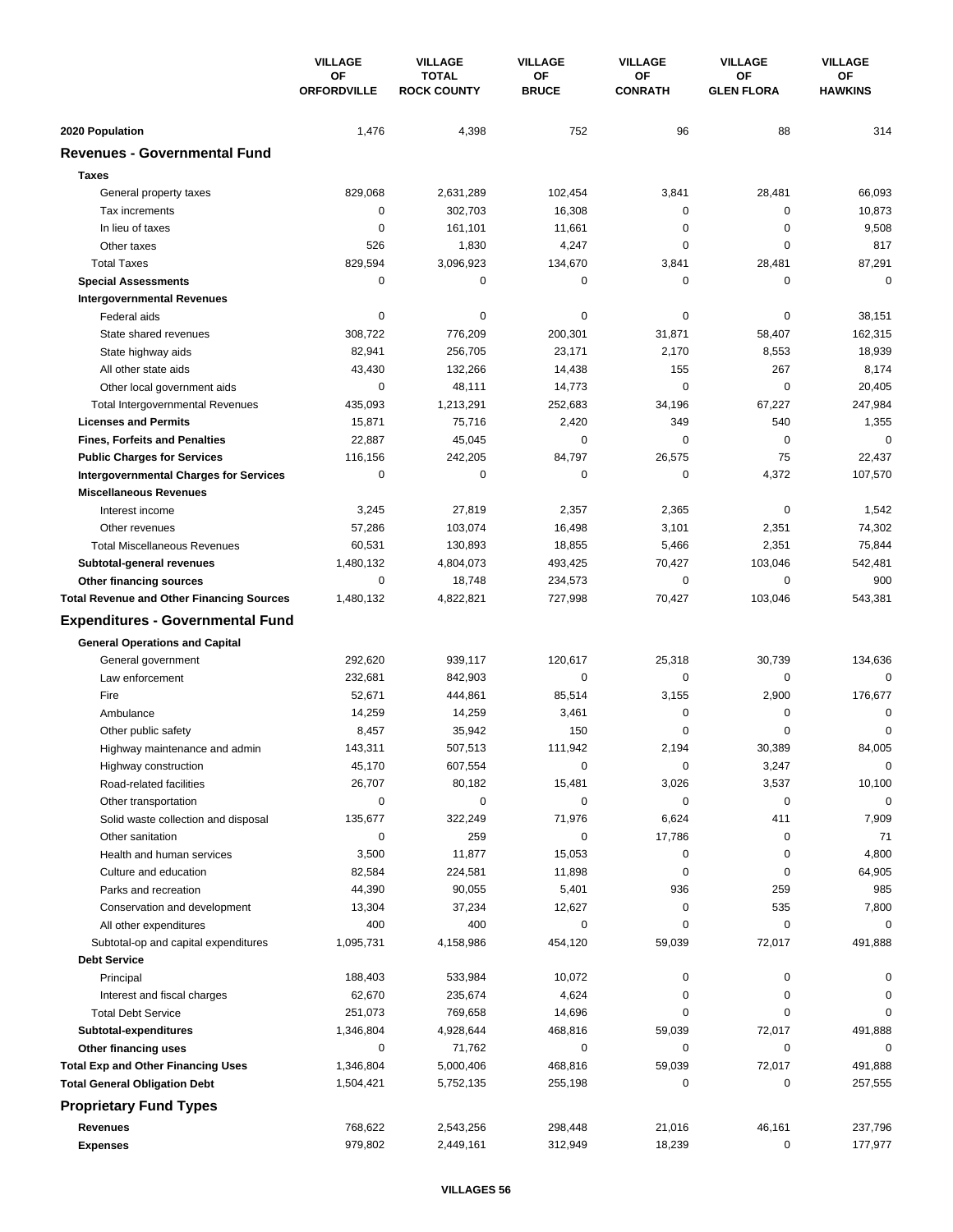| | VILLAGE OF ORFORDVILLE | VILLAGE TOTAL ROCK COUNTY | VILLAGE OF BRUCE | VILLAGE OF CONRATH | VILLAGE OF GLEN FLORA | VILLAGE OF HAWKINS |
|---|---|---|---|---|---|---|
| **2020 Population** | 1,476 | 4,398 | 752 | 96 | 88 | 314 |
| **Revenues - Governmental Fund** | | | | | | |
| **Taxes** | | | | | | |
| General property taxes | 829,068 | 2,631,289 | 102,454 | 3,841 | 28,481 | 66,093 |
| Tax increments | 0 | 302,703 | 16,308 | 0 | 0 | 10,873 |
| In lieu of taxes | 0 | 161,101 | 11,661 | 0 | 0 | 9,508 |
| Other taxes | 526 | 1,830 | 4,247 | 0 | 0 | 817 |
| Total Taxes | 829,594 | 3,096,923 | 134,670 | 3,841 | 28,481 | 87,291 |
| **Special Assessments** | 0 | 0 | 0 | 0 | 0 | 0 |
| **Intergovernmental Revenues** | | | | | | |
| Federal aids | 0 | 0 | 0 | 0 | 0 | 38,151 |
| State shared revenues | 308,722 | 776,209 | 200,301 | 31,871 | 58,407 | 162,315 |
| State highway aids | 82,941 | 256,705 | 23,171 | 2,170 | 8,553 | 18,939 |
| All other state aids | 43,430 | 132,266 | 14,438 | 155 | 267 | 8,174 |
| Other local government aids | 0 | 48,111 | 14,773 | 0 | 0 | 20,405 |
| Total Intergovernmental Revenues | 435,093 | 1,213,291 | 252,683 | 34,196 | 67,227 | 247,984 |
| **Licenses and Permits** | 15,871 | 75,716 | 2,420 | 349 | 540 | 1,355 |
| **Fines, Forfeits and Penalties** | 22,887 | 45,045 | 0 | 0 | 0 | 0 |
| **Public Charges for Services** | 116,156 | 242,205 | 84,797 | 26,575 | 75 | 22,437 |
| **Intergovernmental Charges for Services** | 0 | 0 | 0 | 0 | 4,372 | 107,570 |
| **Miscellaneous Revenues** | | | | | | |
| Interest income | 3,245 | 27,819 | 2,357 | 2,365 | 0 | 1,542 |
| Other revenues | 57,286 | 103,074 | 16,498 | 3,101 | 2,351 | 74,302 |
| Total Miscellaneous Revenues | 60,531 | 130,893 | 18,855 | 5,466 | 2,351 | 75,844 |
| **Subtotal-general revenues** | 1,480,132 | 4,804,073 | 493,425 | 70,427 | 103,046 | 542,481 |
| **Other financing sources** | 0 | 18,748 | 234,573 | 0 | 0 | 900 |
| **Total Revenue and Other Financing Sources** | 1,480,132 | 4,822,821 | 727,998 | 70,427 | 103,046 | 543,381 |
| **Expenditures - Governmental Fund** | | | | | | |
| **General Operations and Capital** | | | | | | |
| General government | 292,620 | 939,117 | 120,617 | 25,318 | 30,739 | 134,636 |
| Law enforcement | 232,681 | 842,903 | 0 | 0 | 0 | 0 |
| Fire | 52,671 | 444,861 | 85,514 | 3,155 | 2,900 | 176,677 |
| Ambulance | 14,259 | 14,259 | 3,461 | 0 | 0 | 0 |
| Other public safety | 8,457 | 35,942 | 150 | 0 | 0 | 0 |
| Highway maintenance and admin | 143,311 | 507,513 | 111,942 | 2,194 | 30,389 | 84,005 |
| Highway construction | 45,170 | 607,554 | 0 | 0 | 3,247 | 0 |
| Road-related facilities | 26,707 | 80,182 | 15,481 | 3,026 | 3,537 | 10,100 |
| Other transportation | 0 | 0 | 0 | 0 | 0 | 0 |
| Solid waste collection and disposal | 135,677 | 322,249 | 71,976 | 6,624 | 411 | 7,909 |
| Other sanitation | 0 | 259 | 0 | 17,786 | 0 | 71 |
| Health and human services | 3,500 | 11,877 | 15,053 | 0 | 0 | 4,800 |
| Culture and education | 82,584 | 224,581 | 11,898 | 0 | 0 | 64,905 |
| Parks and recreation | 44,390 | 90,055 | 5,401 | 936 | 259 | 985 |
| Conservation and development | 13,304 | 37,234 | 12,627 | 0 | 535 | 7,800 |
| All other expenditures | 400 | 400 | 0 | 0 | 0 | 0 |
| Subtotal-op and capital expenditures | 1,095,731 | 4,158,986 | 454,120 | 59,039 | 72,017 | 491,888 |
| **Debt Service** | | | | | | |
| Principal | 188,403 | 533,984 | 10,072 | 0 | 0 | 0 |
| Interest and fiscal charges | 62,670 | 235,674 | 4,624 | 0 | 0 | 0 |
| Total Debt Service | 251,073 | 769,658 | 14,696 | 0 | 0 | 0 |
| **Subtotal-expenditures** | 1,346,804 | 4,928,644 | 468,816 | 59,039 | 72,017 | 491,888 |
| **Other financing uses** | 0 | 71,762 | 0 | 0 | 0 | 0 |
| **Total Exp and Other Financing Uses** | 1,346,804 | 5,000,406 | 468,816 | 59,039 | 72,017 | 491,888 |
| **Total General Obligation Debt** | 1,504,421 | 5,752,135 | 255,198 | 0 | 0 | 257,555 |
| **Proprietary Fund Types** | | | | | | |
| **Revenues** | 768,622 | 2,543,256 | 298,448 | 21,016 | 46,161 | 237,796 |
| **Expenses** | 979,802 | 2,449,161 | 312,949 | 18,239 | 0 | 177,977 |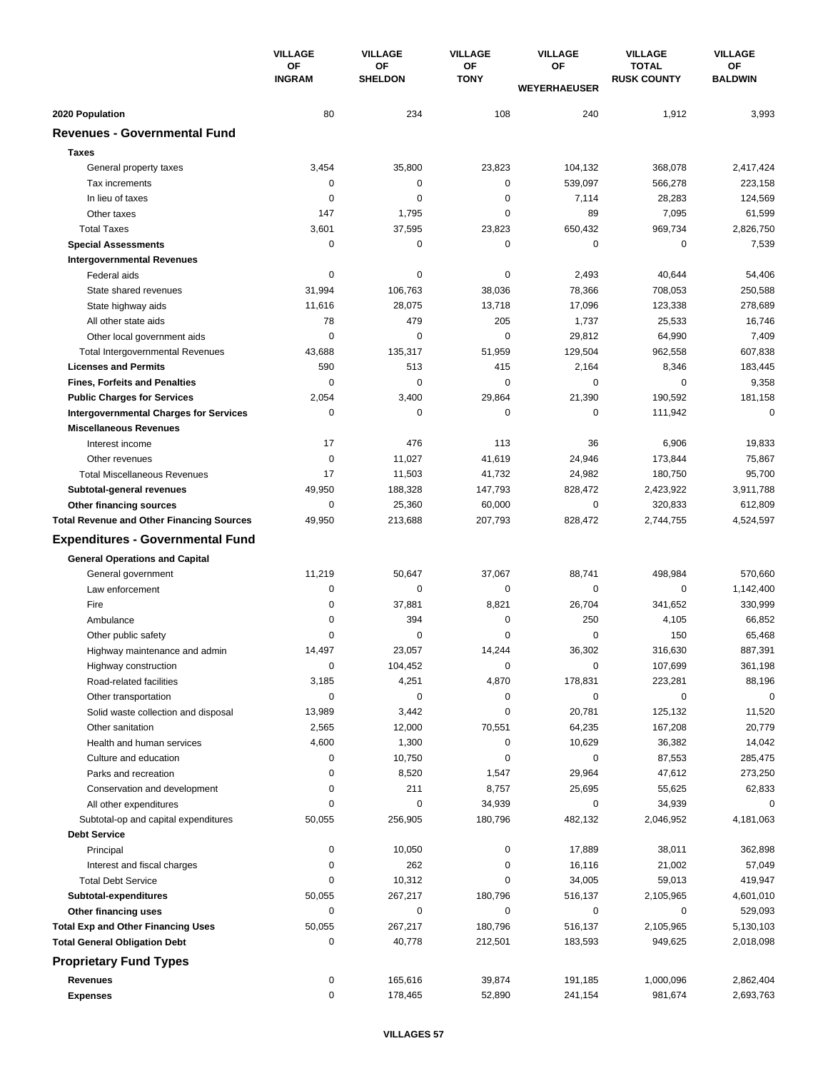| | VILLAGE OF INGRAM | VILLAGE OF SHELDON | VILLAGE OF TONY | VILLAGE OF WEYERHAEUSER | VILLAGE TOTAL RUSK COUNTY | VILLAGE OF BALDWIN |
|---|---|---|---|---|---|---|
| **2020 Population** | 80 | 234 | 108 | 240 | 1,912 | 3,993 |
| **Revenues - Governmental Fund** | | | | | | |
| **Taxes** | | | | | | |
| General property taxes | 3,454 | 35,800 | 23,823 | 104,132 | 368,078 | 2,417,424 |
| Tax increments | 0 | 0 | 0 | 539,097 | 566,278 | 223,158 |
| In lieu of taxes | 0 | 0 | 0 | 7,114 | 28,283 | 124,569 |
| Other taxes | 147 | 1,795 | 0 | 89 | 7,095 | 61,599 |
| Total Taxes | 3,601 | 37,595 | 23,823 | 650,432 | 969,734 | 2,826,750 |
| **Special Assessments** | 0 | 0 | 0 | 0 | 0 | 7,539 |
| **Intergovernmental Revenues** | | | | | | |
| Federal aids | 0 | 0 | 0 | 2,493 | 40,644 | 54,406 |
| State shared revenues | 31,994 | 106,763 | 38,036 | 78,366 | 708,053 | 250,588 |
| State highway aids | 11,616 | 28,075 | 13,718 | 17,096 | 123,338 | 278,689 |
| All other state aids | 78 | 479 | 205 | 1,737 | 25,533 | 16,746 |
| Other local government aids | 0 | 0 | 0 | 29,812 | 64,990 | 7,409 |
| Total Intergovernmental Revenues | 43,688 | 135,317 | 51,959 | 129,504 | 962,558 | 607,838 |
| **Licenses and Permits** | 590 | 513 | 415 | 2,164 | 8,346 | 183,445 |
| **Fines, Forfeits and Penalties** | 0 | 0 | 0 | 0 | 0 | 9,358 |
| **Public Charges for Services** | 2,054 | 3,400 | 29,864 | 21,390 | 190,592 | 181,158 |
| **Intergovernmental Charges for Services** | 0 | 0 | 0 | 0 | 111,942 | 0 |
| **Miscellaneous Revenues** | | | | | | |
| Interest income | 17 | 476 | 113 | 36 | 6,906 | 19,833 |
| Other revenues | 0 | 11,027 | 41,619 | 24,946 | 173,844 | 75,867 |
| Total Miscellaneous Revenues | 17 | 11,503 | 41,732 | 24,982 | 180,750 | 95,700 |
| **Subtotal-general revenues** | 49,950 | 188,328 | 147,793 | 828,472 | 2,423,922 | 3,911,788 |
| **Other financing sources** | 0 | 25,360 | 60,000 | 0 | 320,833 | 612,809 |
| **Total Revenue and Other Financing Sources** | 49,950 | 213,688 | 207,793 | 828,472 | 2,744,755 | 4,524,597 |
| **Expenditures - Governmental Fund** | | | | | | |
| **General Operations and Capital** | | | | | | |
| General government | 11,219 | 50,647 | 37,067 | 88,741 | 498,984 | 570,660 |
| Law enforcement | 0 | 0 | 0 | 0 | 0 | 1,142,400 |
| Fire | 0 | 37,881 | 8,821 | 26,704 | 341,652 | 330,999 |
| Ambulance | 0 | 394 | 0 | 250 | 4,105 | 66,852 |
| Other public safety | 0 | 0 | 0 | 0 | 150 | 65,468 |
| Highway maintenance and admin | 14,497 | 23,057 | 14,244 | 36,302 | 316,630 | 887,391 |
| Highway construction | 0 | 104,452 | 0 | 0 | 107,699 | 361,198 |
| Road-related facilities | 3,185 | 4,251 | 4,870 | 178,831 | 223,281 | 88,196 |
| Other transportation | 0 | 0 | 0 | 0 | 0 | 0 |
| Solid waste collection and disposal | 13,989 | 3,442 | 0 | 20,781 | 125,132 | 11,520 |
| Other sanitation | 2,565 | 12,000 | 70,551 | 64,235 | 167,208 | 20,779 |
| Health and human services | 4,600 | 1,300 | 0 | 10,629 | 36,382 | 14,042 |
| Culture and education | 0 | 10,750 | 0 | 0 | 87,553 | 285,475 |
| Parks and recreation | 0 | 8,520 | 1,547 | 29,964 | 47,612 | 273,250 |
| Conservation and development | 0 | 211 | 8,757 | 25,695 | 55,625 | 62,833 |
| All other expenditures | 0 | 0 | 34,939 | 0 | 34,939 | 0 |
| Subtotal-op and capital expenditures | 50,055 | 256,905 | 180,796 | 482,132 | 2,046,952 | 4,181,063 |
| **Debt Service** | | | | | | |
| Principal | 0 | 10,050 | 0 | 17,889 | 38,011 | 362,898 |
| Interest and fiscal charges | 0 | 262 | 0 | 16,116 | 21,002 | 57,049 |
| Total Debt Service | 0 | 10,312 | 0 | 34,005 | 59,013 | 419,947 |
| **Subtotal-expenditures** | 50,055 | 267,217 | 180,796 | 516,137 | 2,105,965 | 4,601,010 |
| **Other financing uses** | 0 | 0 | 0 | 0 | 0 | 529,093 |
| **Total Exp and Other Financing Uses** | 50,055 | 267,217 | 180,796 | 516,137 | 2,105,965 | 5,130,103 |
| **Total General Obligation Debt** | 0 | 40,778 | 212,501 | 183,593 | 949,625 | 2,018,098 |
| **Proprietary Fund Types** | | | | | | |
| **Revenues** | 0 | 165,616 | 39,874 | 191,185 | 1,000,096 | 2,862,404 |
| **Expenses** | 0 | 178,465 | 52,890 | 241,154 | 981,674 | 2,693,763 |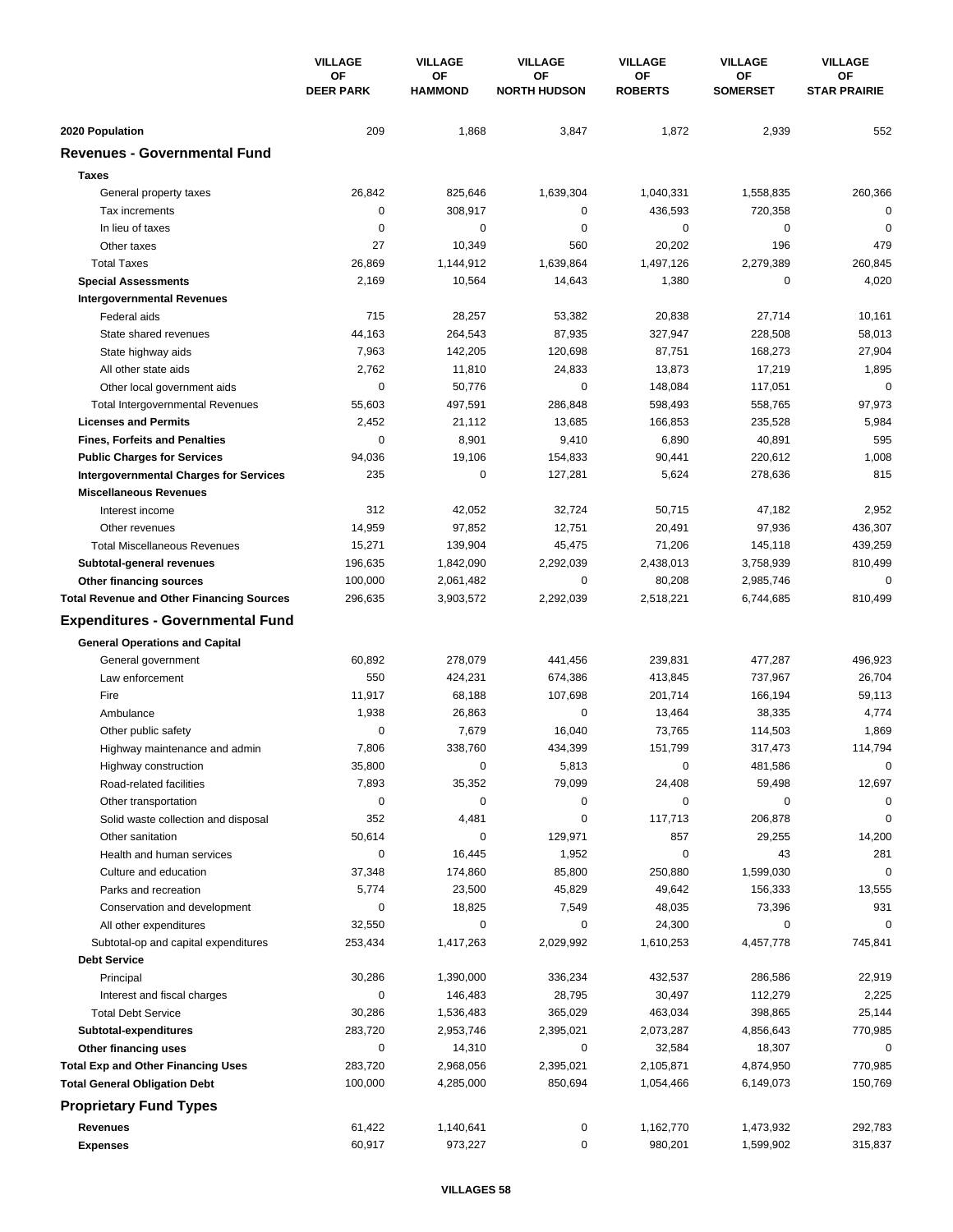| | VILLAGE OF DEER PARK | VILLAGE OF HAMMOND | VILLAGE OF NORTH HUDSON | VILLAGE OF ROBERTS | VILLAGE OF SOMERSET | VILLAGE OF STAR PRAIRIE |
|---|---|---|---|---|---|---|
| **2020 Population** | 209 | 1,868 | 3,847 | 1,872 | 2,939 | 552 |
| **Revenues - Governmental Fund** | | | | | | |
| **Taxes** | | | | | | |
| General property taxes | 26,842 | 825,646 | 1,639,304 | 1,040,331 | 1,558,835 | 260,366 |
| Tax increments | 0 | 308,917 | 0 | 436,593 | 720,358 | 0 |
| In lieu of taxes | 0 | 0 | 0 | 0 | 0 | 0 |
| Other taxes | 27 | 10,349 | 560 | 20,202 | 196 | 479 |
| Total Taxes | 26,869 | 1,144,912 | 1,639,864 | 1,497,126 | 2,279,389 | 260,845 |
| **Special Assessments** | 2,169 | 10,564 | 14,643 | 1,380 | 0 | 4,020 |
| **Intergovernmental Revenues** | | | | | | |
| Federal aids | 715 | 28,257 | 53,382 | 20,838 | 27,714 | 10,161 |
| State shared revenues | 44,163 | 264,543 | 87,935 | 327,947 | 228,508 | 58,013 |
| State highway aids | 7,963 | 142,205 | 120,698 | 87,751 | 168,273 | 27,904 |
| All other state aids | 2,762 | 11,810 | 24,833 | 13,873 | 17,219 | 1,895 |
| Other local government aids | 0 | 50,776 | 0 | 148,084 | 117,051 | 0 |
| Total Intergovernmental Revenues | 55,603 | 497,591 | 286,848 | 598,493 | 558,765 | 97,973 |
| **Licenses and Permits** | 2,452 | 21,112 | 13,685 | 166,853 | 235,528 | 5,984 |
| **Fines, Forfeits and Penalties** | 0 | 8,901 | 9,410 | 6,890 | 40,891 | 595 |
| **Public Charges for Services** | 94,036 | 19,106 | 154,833 | 90,441 | 220,612 | 1,008 |
| **Intergovernmental Charges for Services** | 235 | 0 | 127,281 | 5,624 | 278,636 | 815 |
| **Miscellaneous Revenues** | | | | | | |
| Interest income | 312 | 42,052 | 32,724 | 50,715 | 47,182 | 2,952 |
| Other revenues | 14,959 | 97,852 | 12,751 | 20,491 | 97,936 | 436,307 |
| Total Miscellaneous Revenues | 15,271 | 139,904 | 45,475 | 71,206 | 145,118 | 439,259 |
| **Subtotal-general revenues** | 196,635 | 1,842,090 | 2,292,039 | 2,438,013 | 3,758,939 | 810,499 |
| **Other financing sources** | 100,000 | 2,061,482 | 0 | 80,208 | 2,985,746 | 0 |
| **Total Revenue and Other Financing Sources** | 296,635 | 3,903,572 | 2,292,039 | 2,518,221 | 6,744,685 | 810,499 |
| **Expenditures - Governmental Fund** | | | | | | |
| **General Operations and Capital** | | | | | | |
| General government | 60,892 | 278,079 | 441,456 | 239,831 | 477,287 | 496,923 |
| Law enforcement | 550 | 424,231 | 674,386 | 413,845 | 737,967 | 26,704 |
| Fire | 11,917 | 68,188 | 107,698 | 201,714 | 166,194 | 59,113 |
| Ambulance | 1,938 | 26,863 | 0 | 13,464 | 38,335 | 4,774 |
| Other public safety | 0 | 7,679 | 16,040 | 73,765 | 114,503 | 1,869 |
| Highway maintenance and admin | 7,806 | 338,760 | 434,399 | 151,799 | 317,473 | 114,794 |
| Highway construction | 35,800 | 0 | 5,813 | 0 | 481,586 | 0 |
| Road-related facilities | 7,893 | 35,352 | 79,099 | 24,408 | 59,498 | 12,697 |
| Other transportation | 0 | 0 | 0 | 0 | 0 | 0 |
| Solid waste collection and disposal | 352 | 4,481 | 0 | 117,713 | 206,878 | 0 |
| Other sanitation | 50,614 | 0 | 129,971 | 857 | 29,255 | 14,200 |
| Health and human services | 0 | 16,445 | 1,952 | 0 | 43 | 281 |
| Culture and education | 37,348 | 174,860 | 85,800 | 250,880 | 1,599,030 | 0 |
| Parks and recreation | 5,774 | 23,500 | 45,829 | 49,642 | 156,333 | 13,555 |
| Conservation and development | 0 | 18,825 | 7,549 | 48,035 | 73,396 | 931 |
| All other expenditures | 32,550 | 0 | 0 | 24,300 | 0 | 0 |
| Subtotal-op and capital expenditures | 253,434 | 1,417,263 | 2,029,992 | 1,610,253 | 4,457,778 | 745,841 |
| **Debt Service** | | | | | | |
| Principal | 30,286 | 1,390,000 | 336,234 | 432,537 | 286,586 | 22,919 |
| Interest and fiscal charges | 0 | 146,483 | 28,795 | 30,497 | 112,279 | 2,225 |
| Total Debt Service | 30,286 | 1,536,483 | 365,029 | 463,034 | 398,865 | 25,144 |
| **Subtotal-expenditures** | 283,720 | 2,953,746 | 2,395,021 | 2,073,287 | 4,856,643 | 770,985 |
| **Other financing uses** | 0 | 14,310 | 0 | 32,584 | 18,307 | 0 |
| **Total Exp and Other Financing Uses** | 283,720 | 2,968,056 | 2,395,021 | 2,105,871 | 4,874,950 | 770,985 |
| **Total General Obligation Debt** | 100,000 | 4,285,000 | 850,694 | 1,054,466 | 6,149,073 | 150,769 |
| **Proprietary Fund Types** | | | | | | |
| **Revenues** | 61,422 | 1,140,641 | 0 | 1,162,770 | 1,473,932 | 292,783 |
| **Expenses** | 60,917 | 973,227 | 0 | 980,201 | 1,599,902 | 315,837 |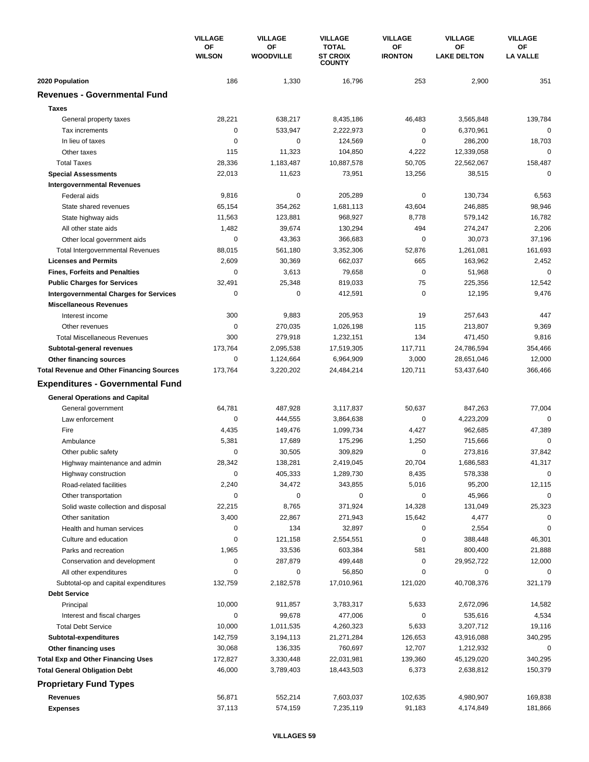| | VILLAGE OF WILSON | VILLAGE OF WOODVILLE | VILLAGE TOTAL ST CROIX COUNTY | VILLAGE OF IRONTON | VILLAGE OF LAKE DELTON | VILLAGE OF LA VALLE |
|---|---|---|---|---|---|---|
| **2020 Population** | 186 | 1,330 | 16,796 | 253 | 2,900 | 351 |
| **Revenues - Governmental Fund** | | | | | | |
| **Taxes** | | | | | | |
| General property taxes | 28,221 | 638,217 | 8,435,186 | 46,483 | 3,565,848 | 139,784 |
| Tax increments | 0 | 533,947 | 2,222,973 | 0 | 6,370,961 | 0 |
| In lieu of taxes | 0 | 0 | 124,569 | 0 | 286,200 | 18,703 |
| Other taxes | 115 | 11,323 | 104,850 | 4,222 | 12,339,058 | 0 |
| Total Taxes | 28,336 | 1,183,487 | 10,887,578 | 50,705 | 22,562,067 | 158,487 |
| **Special Assessments** | 22,013 | 11,623 | 73,951 | 13,256 | 38,515 | 0 |
| **Intergovernmental Revenues** | | | | | | |
| Federal aids | 9,816 | 0 | 205,289 | 0 | 130,734 | 6,563 |
| State shared revenues | 65,154 | 354,262 | 1,681,113 | 43,604 | 246,885 | 98,946 |
| State highway aids | 11,563 | 123,881 | 968,927 | 8,778 | 579,142 | 16,782 |
| All other state aids | 1,482 | 39,674 | 130,294 | 494 | 274,247 | 2,206 |
| Other local government aids | 0 | 43,363 | 366,683 | 0 | 30,073 | 37,196 |
| Total Intergovernmental Revenues | 88,015 | 561,180 | 3,352,306 | 52,876 | 1,261,081 | 161,693 |
| **Licenses and Permits** | 2,609 | 30,369 | 662,037 | 665 | 163,962 | 2,452 |
| **Fines, Forfeits and Penalties** | 0 | 3,613 | 79,658 | 0 | 51,968 | 0 |
| **Public Charges for Services** | 32,491 | 25,348 | 819,033 | 75 | 225,356 | 12,542 |
| **Intergovernmental Charges for Services** | 0 | 0 | 412,591 | 0 | 12,195 | 9,476 |
| **Miscellaneous Revenues** | | | | | | |
| Interest income | 300 | 9,883 | 205,953 | 19 | 257,643 | 447 |
| Other revenues | 0 | 270,035 | 1,026,198 | 115 | 213,807 | 9,369 |
| Total Miscellaneous Revenues | 300 | 279,918 | 1,232,151 | 134 | 471,450 | 9,816 |
| **Subtotal-general revenues** | 173,764 | 2,095,538 | 17,519,305 | 117,711 | 24,786,594 | 354,466 |
| **Other financing sources** | 0 | 1,124,664 | 6,964,909 | 3,000 | 28,651,046 | 12,000 |
| **Total Revenue and Other Financing Sources** | 173,764 | 3,220,202 | 24,484,214 | 120,711 | 53,437,640 | 366,466 |
| **Expenditures - Governmental Fund** | | | | | | |
| **General Operations and Capital** | | | | | | |
| General government | 64,781 | 487,928 | 3,117,837 | 50,637 | 847,263 | 77,004 |
| Law enforcement | 0 | 444,555 | 3,864,638 | 0 | 4,223,209 | 0 |
| Fire | 4,435 | 149,476 | 1,099,734 | 4,427 | 962,685 | 47,389 |
| Ambulance | 5,381 | 17,689 | 175,296 | 1,250 | 715,666 | 0 |
| Other public safety | 0 | 30,505 | 309,829 | 0 | 273,816 | 37,842 |
| Highway maintenance and admin | 28,342 | 138,281 | 2,419,045 | 20,704 | 1,686,583 | 41,317 |
| Highway construction | 0 | 405,333 | 1,289,730 | 8,435 | 578,338 | 0 |
| Road-related facilities | 2,240 | 34,472 | 343,855 | 5,016 | 95,200 | 12,115 |
| Other transportation | 0 | 0 | 0 | 0 | 45,966 | 0 |
| Solid waste collection and disposal | 22,215 | 8,765 | 371,924 | 14,328 | 131,049 | 25,323 |
| Other sanitation | 3,400 | 22,867 | 271,943 | 15,642 | 4,477 | 0 |
| Health and human services | 0 | 134 | 32,897 | 0 | 2,554 | 0 |
| Culture and education | 0 | 121,158 | 2,554,551 | 0 | 388,448 | 46,301 |
| Parks and recreation | 1,965 | 33,536 | 603,384 | 581 | 800,400 | 21,888 |
| Conservation and development | 0 | 287,879 | 499,448 | 0 | 29,952,722 | 12,000 |
| All other expenditures | 0 | 0 | 56,850 | 0 | 0 | 0 |
| Subtotal-op and capital expenditures | 132,759 | 2,182,578 | 17,010,961 | 121,020 | 40,708,376 | 321,179 |
| **Debt Service** | | | | | | |
| Principal | 10,000 | 911,857 | 3,783,317 | 5,633 | 2,672,096 | 14,582 |
| Interest and fiscal charges | 0 | 99,678 | 477,006 | 0 | 535,616 | 4,534 |
| Total Debt Service | 10,000 | 1,011,535 | 4,260,323 | 5,633 | 3,207,712 | 19,116 |
| **Subtotal-expenditures** | 142,759 | 3,194,113 | 21,271,284 | 126,653 | 43,916,088 | 340,295 |
| **Other financing uses** | 30,068 | 136,335 | 760,697 | 12,707 | 1,212,932 | 0 |
| **Total Exp and Other Financing Uses** | 172,827 | 3,330,448 | 22,031,981 | 139,360 | 45,129,020 | 340,295 |
| **Total General Obligation Debt** | 46,000 | 3,789,403 | 18,443,503 | 6,373 | 2,638,812 | 150,379 |
| **Proprietary Fund Types** | | | | | | |
| **Revenues** | 56,871 | 552,214 | 7,603,037 | 102,635 | 4,980,907 | 169,838 |
| **Expenses** | 37,113 | 574,159 | 7,235,119 | 91,183 | 4,174,849 | 181,866 |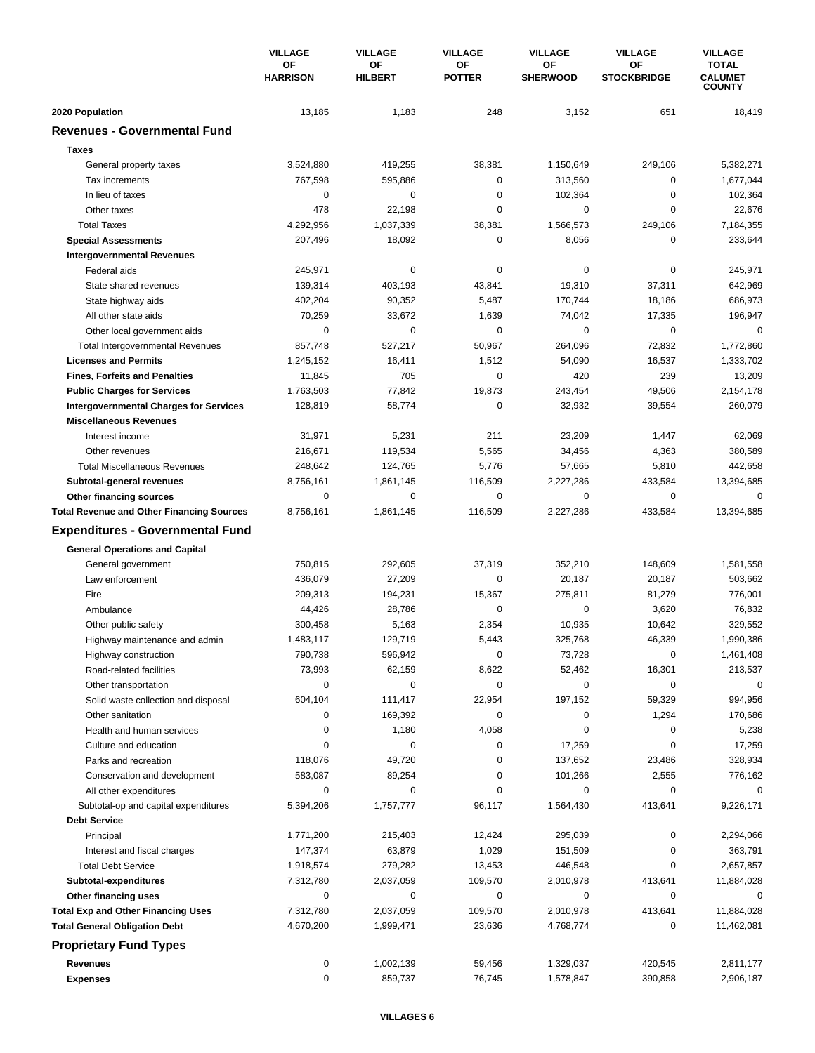| | VILLAGE OF HARRISON | VILLAGE OF HILBERT | VILLAGE OF POTTER | VILLAGE OF SHERWOOD | VILLAGE OF STOCKBRIDGE | VILLAGE TOTAL CALUMET COUNTY |
|---|---|---|---|---|---|---|
| **2020 Population** | 13,185 | 1,183 | 248 | 3,152 | 651 | 18,419 |
| **Revenues - Governmental Fund** | | | | | | |
| **Taxes** | | | | | | |
| General property taxes | 3,524,880 | 419,255 | 38,381 | 1,150,649 | 249,106 | 5,382,271 |
| Tax increments | 767,598 | 595,886 | 0 | 313,560 | 0 | 1,677,044 |
| In lieu of taxes | 0 | 0 | 0 | 102,364 | 0 | 102,364 |
| Other taxes | 478 | 22,198 | 0 | 0 | 0 | 22,676 |
| Total Taxes | 4,292,956 | 1,037,339 | 38,381 | 1,566,573 | 249,106 | 7,184,355 |
| **Special Assessments** | 207,496 | 18,092 | 0 | 8,056 | 0 | 233,644 |
| **Intergovernmental Revenues** | | | | | | |
| Federal aids | 245,971 | 0 | 0 | 0 | 0 | 245,971 |
| State shared revenues | 139,314 | 403,193 | 43,841 | 19,310 | 37,311 | 642,969 |
| State highway aids | 402,204 | 90,352 | 5,487 | 170,744 | 18,186 | 686,973 |
| All other state aids | 70,259 | 33,672 | 1,639 | 74,042 | 17,335 | 196,947 |
| Other local government aids | 0 | 0 | 0 | 0 | 0 | 0 |
| Total Intergovernmental Revenues | 857,748 | 527,217 | 50,967 | 264,096 | 72,832 | 1,772,860 |
| **Licenses and Permits** | 1,245,152 | 16,411 | 1,512 | 54,090 | 16,537 | 1,333,702 |
| **Fines, Forfeits and Penalties** | 11,845 | 705 | 0 | 420 | 239 | 13,209 |
| **Public Charges for Services** | 1,763,503 | 77,842 | 19,873 | 243,454 | 49,506 | 2,154,178 |
| **Intergovernmental Charges for Services** | 128,819 | 58,774 | 0 | 32,932 | 39,554 | 260,079 |
| **Miscellaneous Revenues** | | | | | | |
| Interest income | 31,971 | 5,231 | 211 | 23,209 | 1,447 | 62,069 |
| Other revenues | 216,671 | 119,534 | 5,565 | 34,456 | 4,363 | 380,589 |
| Total Miscellaneous Revenues | 248,642 | 124,765 | 5,776 | 57,665 | 5,810 | 442,658 |
| **Subtotal-general revenues** | 8,756,161 | 1,861,145 | 116,509 | 2,227,286 | 433,584 | 13,394,685 |
| **Other financing sources** | 0 | 0 | 0 | 0 | 0 | 0 |
| **Total Revenue and Other Financing Sources** | 8,756,161 | 1,861,145 | 116,509 | 2,227,286 | 433,584 | 13,394,685 |
| **Expenditures - Governmental Fund** | | | | | | |
| **General Operations and Capital** | | | | | | |
| General government | 750,815 | 292,605 | 37,319 | 352,210 | 148,609 | 1,581,558 |
| Law enforcement | 436,079 | 27,209 | 0 | 20,187 | 20,187 | 503,662 |
| Fire | 209,313 | 194,231 | 15,367 | 275,811 | 81,279 | 776,001 |
| Ambulance | 44,426 | 28,786 | 0 | 0 | 3,620 | 76,832 |
| Other public safety | 300,458 | 5,163 | 2,354 | 10,935 | 10,642 | 329,552 |
| Highway maintenance and admin | 1,483,117 | 129,719 | 5,443 | 325,768 | 46,339 | 1,990,386 |
| Highway construction | 790,738 | 596,942 | 0 | 73,728 | 0 | 1,461,408 |
| Road-related facilities | 73,993 | 62,159 | 8,622 | 52,462 | 16,301 | 213,537 |
| Other transportation | 0 | 0 | 0 | 0 | 0 | 0 |
| Solid waste collection and disposal | 604,104 | 111,417 | 22,954 | 197,152 | 59,329 | 994,956 |
| Other sanitation | 0 | 169,392 | 0 | 0 | 1,294 | 170,686 |
| Health and human services | 0 | 1,180 | 4,058 | 0 | 0 | 5,238 |
| Culture and education | 0 | 0 | 0 | 17,259 | 0 | 17,259 |
| Parks and recreation | 118,076 | 49,720 | 0 | 137,652 | 23,486 | 328,934 |
| Conservation and development | 583,087 | 89,254 | 0 | 101,266 | 2,555 | 776,162 |
| All other expenditures | 0 | 0 | 0 | 0 | 0 | 0 |
| Subtotal-op and capital expenditures | 5,394,206 | 1,757,777 | 96,117 | 1,564,430 | 413,641 | 9,226,171 |
| **Debt Service** | | | | | | |
| Principal | 1,771,200 | 215,403 | 12,424 | 295,039 | 0 | 2,294,066 |
| Interest and fiscal charges | 147,374 | 63,879 | 1,029 | 151,509 | 0 | 363,791 |
| Total Debt Service | 1,918,574 | 279,282 | 13,453 | 446,548 | 0 | 2,657,857 |
| **Subtotal-expenditures** | 7,312,780 | 2,037,059 | 109,570 | 2,010,978 | 413,641 | 11,884,028 |
| **Other financing uses** | 0 | 0 | 0 | 0 | 0 | 0 |
| **Total Exp and Other Financing Uses** | 7,312,780 | 2,037,059 | 109,570 | 2,010,978 | 413,641 | 11,884,028 |
| **Total General Obligation Debt** | 4,670,200 | 1,999,471 | 23,636 | 4,768,774 | 0 | 11,462,081 |
| **Proprietary Fund Types** | | | | | | |
| **Revenues** | 0 | 1,002,139 | 59,456 | 1,329,037 | 420,545 | 2,811,177 |
| **Expenses** | 0 | 859,737 | 76,745 | 1,578,847 | 390,858 | 2,906,187 |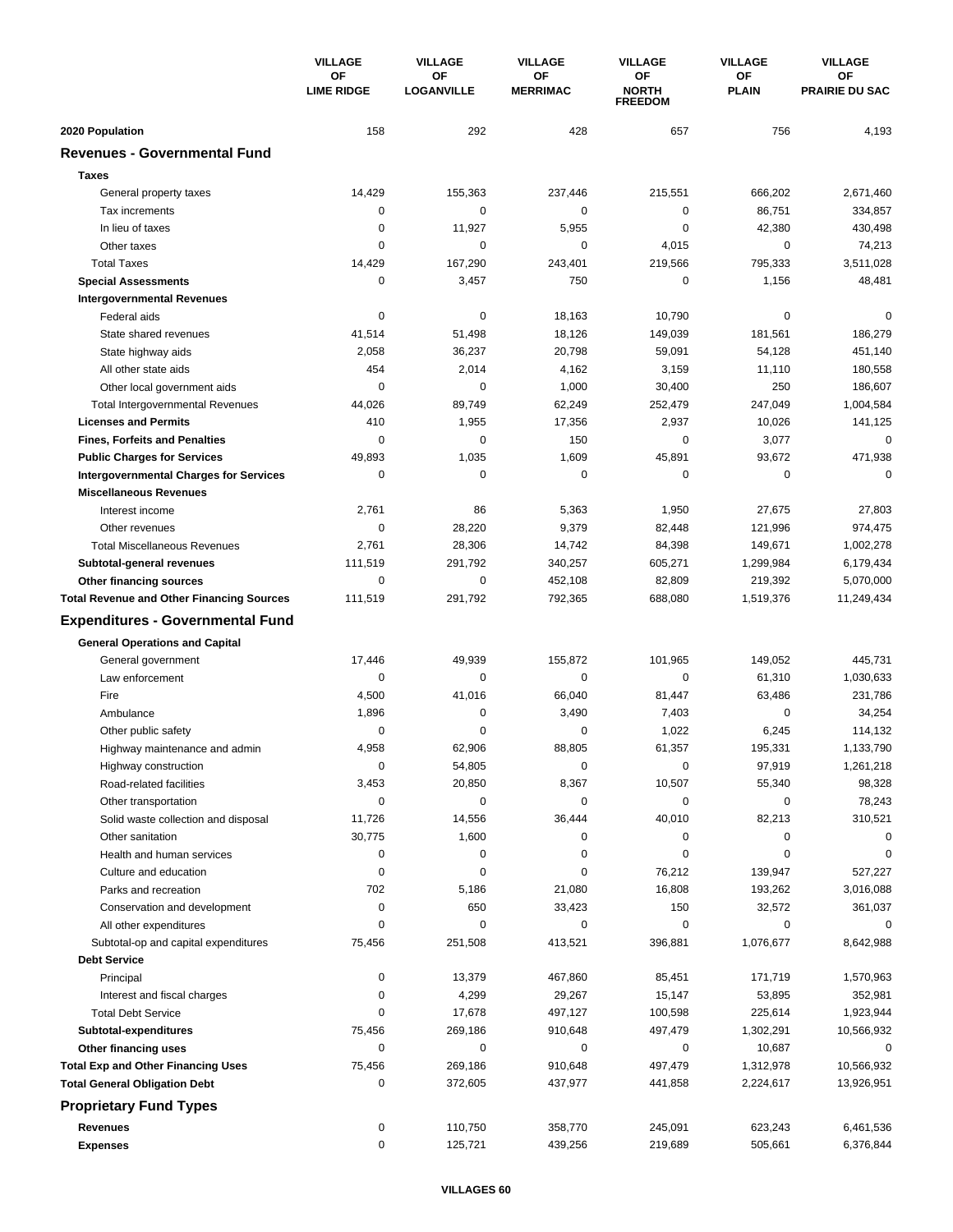| | VILLAGE OF LIME RIDGE | VILLAGE OF LOGANVILLE | VILLAGE OF MERRIMAC | VILLAGE OF NORTH FREEDOM | VILLAGE OF PLAIN | VILLAGE OF PRAIRIE DU SAC |
|---|---|---|---|---|---|---|
| **2020 Population** | 158 | 292 | 428 | 657 | 756 | 4,193 |
| **Revenues - Governmental Fund** | | | | | | |
| **Taxes** | | | | | | |
| General property taxes | 14,429 | 155,363 | 237,446 | 215,551 | 666,202 | 2,671,460 |
| Tax increments | 0 | 0 | 0 | 0 | 86,751 | 334,857 |
| In lieu of taxes | 0 | 11,927 | 5,955 | 0 | 42,380 | 430,498 |
| Other taxes | 0 | 0 | 0 | 4,015 | 0 | 74,213 |
| Total Taxes | 14,429 | 167,290 | 243,401 | 219,566 | 795,333 | 3,511,028 |
| **Special Assessments** | 0 | 3,457 | 750 | 0 | 1,156 | 48,481 |
| **Intergovernmental Revenues** | | | | | | |
| Federal aids | 0 | 0 | 18,163 | 10,790 | 0 | 0 |
| State shared revenues | 41,514 | 51,498 | 18,126 | 149,039 | 181,561 | 186,279 |
| State highway aids | 2,058 | 36,237 | 20,798 | 59,091 | 54,128 | 451,140 |
| All other state aids | 454 | 2,014 | 4,162 | 3,159 | 11,110 | 180,558 |
| Other local government aids | 0 | 0 | 1,000 | 30,400 | 250 | 186,607 |
| Total Intergovernmental Revenues | 44,026 | 89,749 | 62,249 | 252,479 | 247,049 | 1,004,584 |
| **Licenses and Permits** | 410 | 1,955 | 17,356 | 2,937 | 10,026 | 141,125 |
| **Fines, Forfeits and Penalties** | 0 | 0 | 150 | 0 | 3,077 | 0 |
| **Public Charges for Services** | 49,893 | 1,035 | 1,609 | 45,891 | 93,672 | 471,938 |
| **Intergovernmental Charges for Services** | 0 | 0 | 0 | 0 | 0 | 0 |
| **Miscellaneous Revenues** | | | | | | |
| Interest income | 2,761 | 86 | 5,363 | 1,950 | 27,675 | 27,803 |
| Other revenues | 0 | 28,220 | 9,379 | 82,448 | 121,996 | 974,475 |
| Total Miscellaneous Revenues | 2,761 | 28,306 | 14,742 | 84,398 | 149,671 | 1,002,278 |
| **Subtotal-general revenues** | 111,519 | 291,792 | 340,257 | 605,271 | 1,299,984 | 6,179,434 |
| **Other financing sources** | 0 | 0 | 452,108 | 82,809 | 219,392 | 5,070,000 |
| **Total Revenue and Other Financing Sources** | 111,519 | 291,792 | 792,365 | 688,080 | 1,519,376 | 11,249,434 |
| **Expenditures - Governmental Fund** | | | | | | |
| **General Operations and Capital** | | | | | | |
| General government | 17,446 | 49,939 | 155,872 | 101,965 | 149,052 | 445,731 |
| Law enforcement | 0 | 0 | 0 | 0 | 61,310 | 1,030,633 |
| Fire | 4,500 | 41,016 | 66,040 | 81,447 | 63,486 | 231,786 |
| Ambulance | 1,896 | 0 | 3,490 | 7,403 | 0 | 34,254 |
| Other public safety | 0 | 0 | 0 | 1,022 | 6,245 | 114,132 |
| Highway maintenance and admin | 4,958 | 62,906 | 88,805 | 61,357 | 195,331 | 1,133,790 |
| Highway construction | 0 | 54,805 | 0 | 0 | 97,919 | 1,261,218 |
| Road-related facilities | 3,453 | 20,850 | 8,367 | 10,507 | 55,340 | 98,328 |
| Other transportation | 0 | 0 | 0 | 0 | 0 | 78,243 |
| Solid waste collection and disposal | 11,726 | 14,556 | 36,444 | 40,010 | 82,213 | 310,521 |
| Other sanitation | 30,775 | 1,600 | 0 | 0 | 0 | 0 |
| Health and human services | 0 | 0 | 0 | 0 | 0 | 0 |
| Culture and education | 0 | 0 | 0 | 76,212 | 139,947 | 527,227 |
| Parks and recreation | 702 | 5,186 | 21,080 | 16,808 | 193,262 | 3,016,088 |
| Conservation and development | 0 | 650 | 33,423 | 150 | 32,572 | 361,037 |
| All other expenditures | 0 | 0 | 0 | 0 | 0 | 0 |
| Subtotal-op and capital expenditures | 75,456 | 251,508 | 413,521 | 396,881 | 1,076,677 | 8,642,988 |
| **Debt Service** | | | | | | |
| Principal | 0 | 13,379 | 467,860 | 85,451 | 171,719 | 1,570,963 |
| Interest and fiscal charges | 0 | 4,299 | 29,267 | 15,147 | 53,895 | 352,981 |
| Total Debt Service | 0 | 17,678 | 497,127 | 100,598 | 225,614 | 1,923,944 |
| **Subtotal-expenditures** | 75,456 | 269,186 | 910,648 | 497,479 | 1,302,291 | 10,566,932 |
| **Other financing uses** | 0 | 0 | 0 | 0 | 10,687 | 0 |
| **Total Exp and Other Financing Uses** | 75,456 | 269,186 | 910,648 | 497,479 | 1,312,978 | 10,566,932 |
| **Total General Obligation Debt** | 0 | 372,605 | 437,977 | 441,858 | 2,224,617 | 13,926,951 |
| **Proprietary Fund Types** | | | | | | |
| **Revenues** | 0 | 110,750 | 358,770 | 245,091 | 623,243 | 6,461,536 |
| **Expenses** | 0 | 125,721 | 439,256 | 219,689 | 505,661 | 6,376,844 |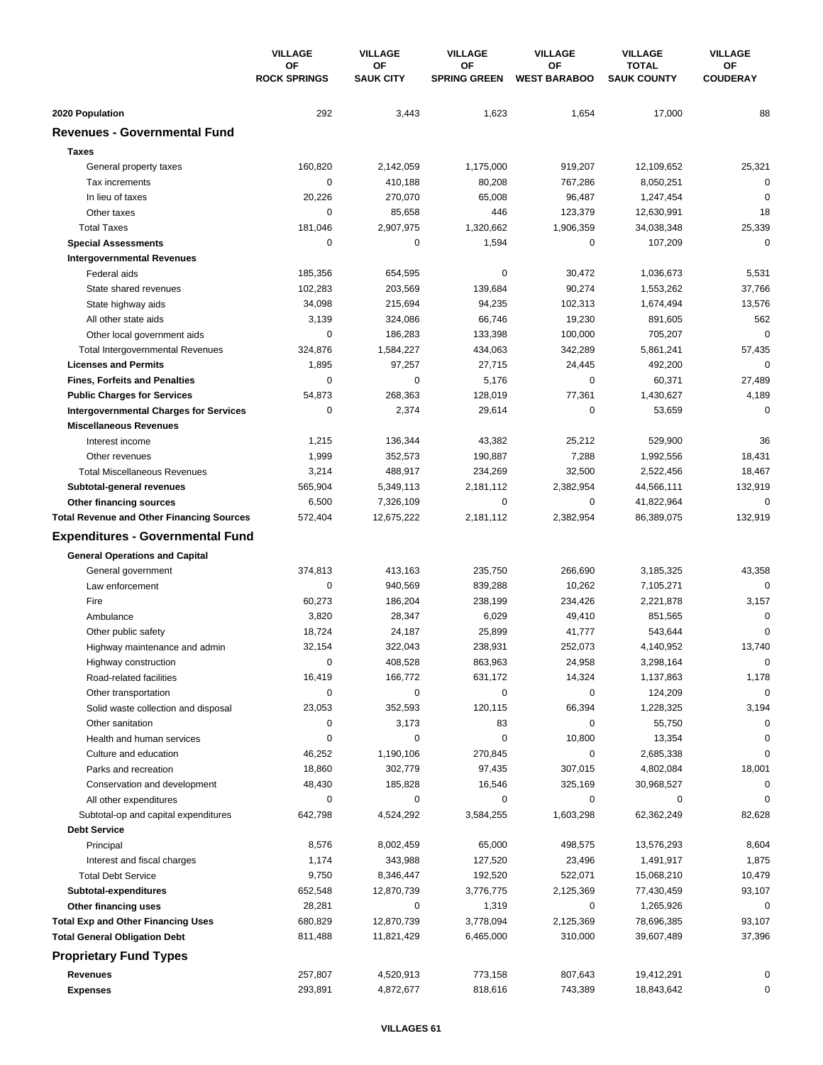| | VILLAGE OF ROCK SPRINGS | VILLAGE OF SAUK CITY | VILLAGE OF SPRING GREEN | VILLAGE OF WEST BARABOO | VILLAGE TOTAL SAUK COUNTY | VILLAGE OF COUDERAY |
|---|---|---|---|---|---|---|
| **2020 Population** | 292 | 3,443 | 1,623 | 1,654 | 17,000 | 88 |
| **Revenues - Governmental Fund** | | | | | | |
| **Taxes** | | | | | | |
| General property taxes | 160,820 | 2,142,059 | 1,175,000 | 919,207 | 12,109,652 | 25,321 |
| Tax increments | 0 | 410,188 | 80,208 | 767,286 | 8,050,251 | 0 |
| In lieu of taxes | 20,226 | 270,070 | 65,008 | 96,487 | 1,247,454 | 0 |
| Other taxes | 0 | 85,658 | 446 | 123,379 | 12,630,991 | 18 |
| Total Taxes | 181,046 | 2,907,975 | 1,320,662 | 1,906,359 | 34,038,348 | 25,339 |
| **Special Assessments** | 0 | 0 | 1,594 | 0 | 107,209 | 0 |
| **Intergovernmental Revenues** | | | | | | |
| Federal aids | 185,356 | 654,595 | 0 | 30,472 | 1,036,673 | 5,531 |
| State shared revenues | 102,283 | 203,569 | 139,684 | 90,274 | 1,553,262 | 37,766 |
| State highway aids | 34,098 | 215,694 | 94,235 | 102,313 | 1,674,494 | 13,576 |
| All other state aids | 3,139 | 324,086 | 66,746 | 19,230 | 891,605 | 562 |
| Other local government aids | 0 | 186,283 | 133,398 | 100,000 | 705,207 | 0 |
| Total Intergovernmental Revenues | 324,876 | 1,584,227 | 434,063 | 342,289 | 5,861,241 | 57,435 |
| **Licenses and Permits** | 1,895 | 97,257 | 27,715 | 24,445 | 492,200 | 0 |
| **Fines, Forfeits and Penalties** | 0 | 0 | 5,176 | 0 | 60,371 | 27,489 |
| **Public Charges for Services** | 54,873 | 268,363 | 128,019 | 77,361 | 1,430,627 | 4,189 |
| **Intergovernmental Charges for Services** | 0 | 2,374 | 29,614 | 0 | 53,659 | 0 |
| **Miscellaneous Revenues** | | | | | | |
| Interest income | 1,215 | 136,344 | 43,382 | 25,212 | 529,900 | 36 |
| Other revenues | 1,999 | 352,573 | 190,887 | 7,288 | 1,992,556 | 18,431 |
| Total Miscellaneous Revenues | 3,214 | 488,917 | 234,269 | 32,500 | 2,522,456 | 18,467 |
| **Subtotal-general revenues** | 565,904 | 5,349,113 | 2,181,112 | 2,382,954 | 44,566,111 | 132,919 |
| **Other financing sources** | 6,500 | 7,326,109 | 0 | 0 | 41,822,964 | 0 |
| **Total Revenue and Other Financing Sources** | 572,404 | 12,675,222 | 2,181,112 | 2,382,954 | 86,389,075 | 132,919 |
| **Expenditures - Governmental Fund** | | | | | | |
| **General Operations and Capital** | | | | | | |
| General government | 374,813 | 413,163 | 235,750 | 266,690 | 3,185,325 | 43,358 |
| Law enforcement | 0 | 940,569 | 839,288 | 10,262 | 7,105,271 | 0 |
| Fire | 60,273 | 186,204 | 238,199 | 234,426 | 2,221,878 | 3,157 |
| Ambulance | 3,820 | 28,347 | 6,029 | 49,410 | 851,565 | 0 |
| Other public safety | 18,724 | 24,187 | 25,899 | 41,777 | 543,644 | 0 |
| Highway maintenance and admin | 32,154 | 322,043 | 238,931 | 252,073 | 4,140,952 | 13,740 |
| Highway construction | 0 | 408,528 | 863,963 | 24,958 | 3,298,164 | 0 |
| Road-related facilities | 16,419 | 166,772 | 631,172 | 14,324 | 1,137,863 | 1,178 |
| Other transportation | 0 | 0 | 0 | 0 | 124,209 | 0 |
| Solid waste collection and disposal | 23,053 | 352,593 | 120,115 | 66,394 | 1,228,325 | 3,194 |
| Other sanitation | 0 | 3,173 | 83 | 0 | 55,750 | 0 |
| Health and human services | 0 | 0 | 0 | 10,800 | 13,354 | 0 |
| Culture and education | 46,252 | 1,190,106 | 270,845 | 0 | 2,685,338 | 0 |
| Parks and recreation | 18,860 | 302,779 | 97,435 | 307,015 | 4,802,084 | 18,001 |
| Conservation and development | 48,430 | 185,828 | 16,546 | 325,169 | 30,968,527 | 0 |
| All other expenditures | 0 | 0 | 0 | 0 | 0 | 0 |
| Subtotal-op and capital expenditures | 642,798 | 4,524,292 | 3,584,255 | 1,603,298 | 62,362,249 | 82,628 |
| **Debt Service** | | | | | | |
| Principal | 8,576 | 8,002,459 | 65,000 | 498,575 | 13,576,293 | 8,604 |
| Interest and fiscal charges | 1,174 | 343,988 | 127,520 | 23,496 | 1,491,917 | 1,875 |
| Total Debt Service | 9,750 | 8,346,447 | 192,520 | 522,071 | 15,068,210 | 10,479 |
| **Subtotal-expenditures** | 652,548 | 12,870,739 | 3,776,775 | 2,125,369 | 77,430,459 | 93,107 |
| **Other financing uses** | 28,281 | 0 | 1,319 | 0 | 1,265,926 | 0 |
| **Total Exp and Other Financing Uses** | 680,829 | 12,870,739 | 3,778,094 | 2,125,369 | 78,696,385 | 93,107 |
| **Total General Obligation Debt** | 811,488 | 11,821,429 | 6,465,000 | 310,000 | 39,607,489 | 37,396 |
| **Proprietary Fund Types** | | | | | | |
| **Revenues** | 257,807 | 4,520,913 | 773,158 | 807,643 | 19,412,291 | 0 |
| **Expenses** | 293,891 | 4,872,677 | 818,616 | 743,389 | 18,843,642 | 0 |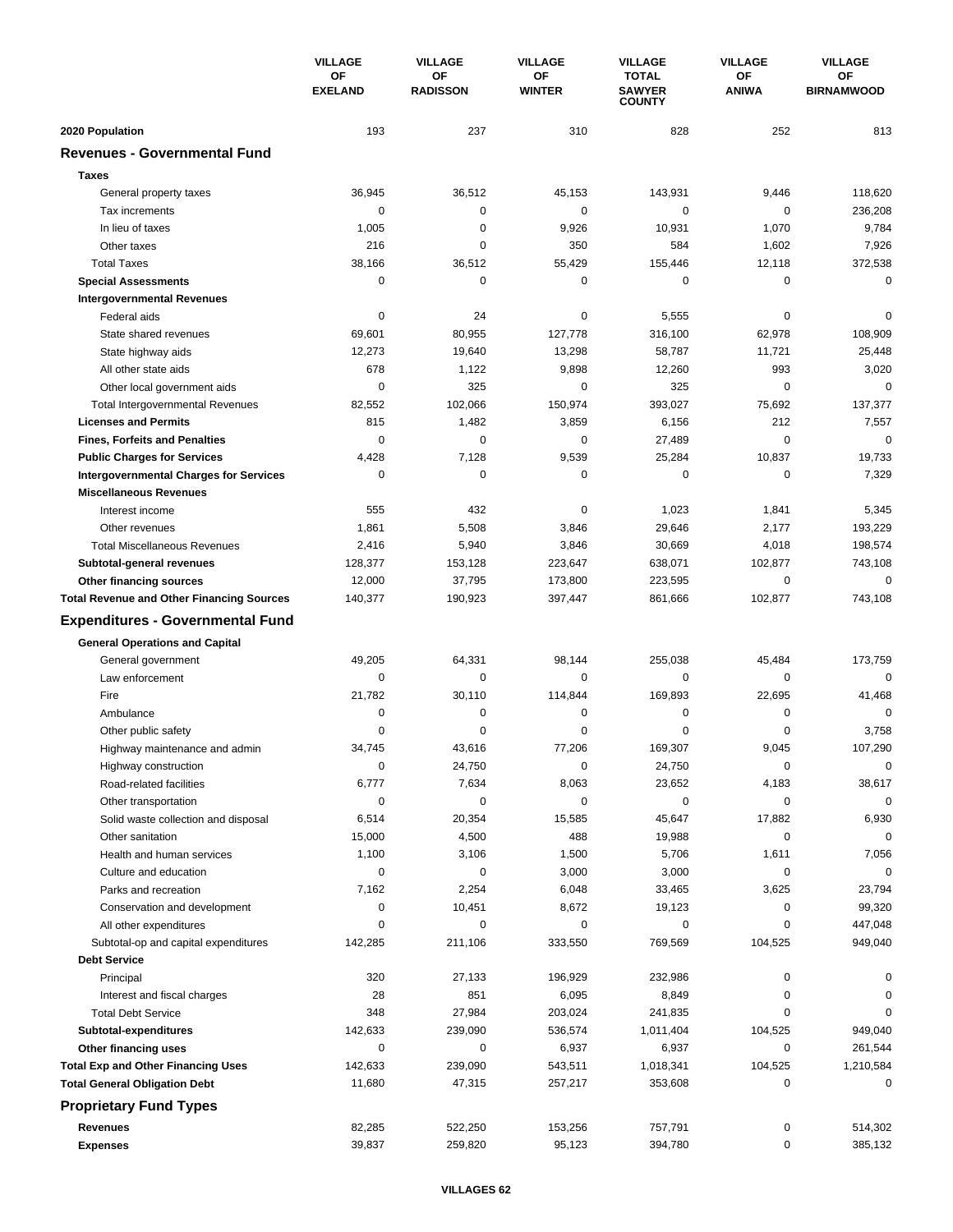| | VILLAGE OF EXELAND | VILLAGE OF RADISSON | VILLAGE OF WINTER | VILLAGE TOTAL SAWYER COUNTY | VILLAGE OF ANIWA | VILLAGE OF BIRNAMWOOD |
|---|---|---|---|---|---|---|
| **2020 Population** | 193 | 237 | 310 | 828 | 252 | 813 |
| **Revenues - Governmental Fund** | | | | | | |
| **Taxes** | | | | | | |
| General property taxes | 36,945 | 36,512 | 45,153 | 143,931 | 9,446 | 118,620 |
| Tax increments | 0 | 0 | 0 | 0 | 0 | 236,208 |
| In lieu of taxes | 1,005 | 0 | 9,926 | 10,931 | 1,070 | 9,784 |
| Other taxes | 216 | 0 | 350 | 584 | 1,602 | 7,926 |
| Total Taxes | 38,166 | 36,512 | 55,429 | 155,446 | 12,118 | 372,538 |
| **Special Assessments** | 0 | 0 | 0 | 0 | 0 | 0 |
| **Intergovernmental Revenues** | | | | | | |
| Federal aids | 0 | 24 | 0 | 5,555 | 0 | 0 |
| State shared revenues | 69,601 | 80,955 | 127,778 | 316,100 | 62,978 | 108,909 |
| State highway aids | 12,273 | 19,640 | 13,298 | 58,787 | 11,721 | 25,448 |
| All other state aids | 678 | 1,122 | 9,898 | 12,260 | 993 | 3,020 |
| Other local government aids | 0 | 325 | 0 | 325 | 0 | 0 |
| Total Intergovernmental Revenues | 82,552 | 102,066 | 150,974 | 393,027 | 75,692 | 137,377 |
| **Licenses and Permits** | 815 | 1,482 | 3,859 | 6,156 | 212 | 7,557 |
| **Fines, Forfeits and Penalties** | 0 | 0 | 0 | 27,489 | 0 | 0 |
| **Public Charges for Services** | 4,428 | 7,128 | 9,539 | 25,284 | 10,837 | 19,733 |
| **Intergovernmental Charges for Services** | 0 | 0 | 0 | 0 | 0 | 7,329 |
| **Miscellaneous Revenues** | | | | | | |
| Interest income | 555 | 432 | 0 | 1,023 | 1,841 | 5,345 |
| Other revenues | 1,861 | 5,508 | 3,846 | 29,646 | 2,177 | 193,229 |
| Total Miscellaneous Revenues | 2,416 | 5,940 | 3,846 | 30,669 | 4,018 | 198,574 |
| **Subtotal-general revenues** | 128,377 | 153,128 | 223,647 | 638,071 | 102,877 | 743,108 |
| **Other financing sources** | 12,000 | 37,795 | 173,800 | 223,595 | 0 | 0 |
| **Total Revenue and Other Financing Sources** | 140,377 | 190,923 | 397,447 | 861,666 | 102,877 | 743,108 |
| **Expenditures - Governmental Fund** | | | | | | |
| **General Operations and Capital** | | | | | | |
| General government | 49,205 | 64,331 | 98,144 | 255,038 | 45,484 | 173,759 |
| Law enforcement | 0 | 0 | 0 | 0 | 0 | 0 |
| Fire | 21,782 | 30,110 | 114,844 | 169,893 | 22,695 | 41,468 |
| Ambulance | 0 | 0 | 0 | 0 | 0 | 0 |
| Other public safety | 0 | 0 | 0 | 0 | 0 | 3,758 |
| Highway maintenance and admin | 34,745 | 43,616 | 77,206 | 169,307 | 9,045 | 107,290 |
| Highway construction | 0 | 24,750 | 0 | 24,750 | 0 | 0 |
| Road-related facilities | 6,777 | 7,634 | 8,063 | 23,652 | 4,183 | 38,617 |
| Other transportation | 0 | 0 | 0 | 0 | 0 | 0 |
| Solid waste collection and disposal | 6,514 | 20,354 | 15,585 | 45,647 | 17,882 | 6,930 |
| Other sanitation | 15,000 | 4,500 | 488 | 19,988 | 0 | 0 |
| Health and human services | 1,100 | 3,106 | 1,500 | 5,706 | 1,611 | 7,056 |
| Culture and education | 0 | 0 | 3,000 | 3,000 | 0 | 0 |
| Parks and recreation | 7,162 | 2,254 | 6,048 | 33,465 | 3,625 | 23,794 |
| Conservation and development | 0 | 10,451 | 8,672 | 19,123 | 0 | 99,320 |
| All other expenditures | 0 | 0 | 0 | 0 | 0 | 447,048 |
| Subtotal-op and capital expenditures | 142,285 | 211,106 | 333,550 | 769,569 | 104,525 | 949,040 |
| **Debt Service** | | | | | | |
| Principal | 320 | 27,133 | 196,929 | 232,986 | 0 | 0 |
| Interest and fiscal charges | 28 | 851 | 6,095 | 8,849 | 0 | 0 |
| Total Debt Service | 348 | 27,984 | 203,024 | 241,835 | 0 | 0 |
| **Subtotal-expenditures** | 142,633 | 239,090 | 536,574 | 1,011,404 | 104,525 | 949,040 |
| **Other financing uses** | 0 | 0 | 6,937 | 6,937 | 0 | 261,544 |
| **Total Exp and Other Financing Uses** | 142,633 | 239,090 | 543,511 | 1,018,341 | 104,525 | 1,210,584 |
| **Total General Obligation Debt** | 11,680 | 47,315 | 257,217 | 353,608 | 0 | 0 |
| **Proprietary Fund Types** | | | | | | |
| **Revenues** | 82,285 | 522,250 | 153,256 | 757,791 | 0 | 514,302 |
| **Expenses** | 39,837 | 259,820 | 95,123 | 394,780 | 0 | 385,132 |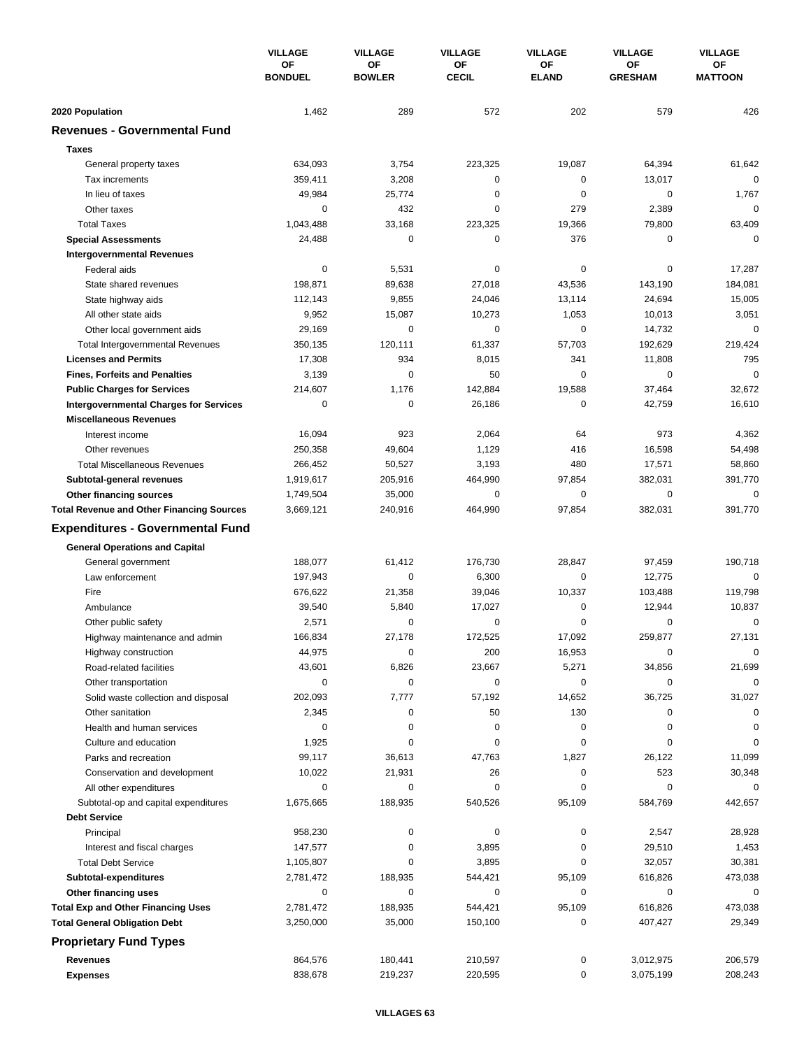| | VILLAGE OF BONDUEL | VILLAGE OF BOWLER | VILLAGE OF CECIL | VILLAGE OF ELAND | VILLAGE OF GRESHAM | VILLAGE OF MATTOON |
|---|---|---|---|---|---|---|
| **2020 Population** | 1,462 | 289 | 572 | 202 | 579 | 426 |
| **Revenues - Governmental Fund** | | | | | | |
| **Taxes** | | | | | | |
| General property taxes | 634,093 | 3,754 | 223,325 | 19,087 | 64,394 | 61,642 |
| Tax increments | 359,411 | 3,208 | 0 | 0 | 13,017 | 0 |
| In lieu of taxes | 49,984 | 25,774 | 0 | 0 | 0 | 1,767 |
| Other taxes | 0 | 432 | 0 | 279 | 2,389 | 0 |
| Total Taxes | 1,043,488 | 33,168 | 223,325 | 19,366 | 79,800 | 63,409 |
| **Special Assessments** | 24,488 | 0 | 0 | 376 | 0 | 0 |
| **Intergovernmental Revenues** | | | | | | |
| Federal aids | 0 | 5,531 | 0 | 0 | 0 | 17,287 |
| State shared revenues | 198,871 | 89,638 | 27,018 | 43,536 | 143,190 | 184,081 |
| State highway aids | 112,143 | 9,855 | 24,046 | 13,114 | 24,694 | 15,005 |
| All other state aids | 9,952 | 15,087 | 10,273 | 1,053 | 10,013 | 3,051 |
| Other local government aids | 29,169 | 0 | 0 | 0 | 14,732 | 0 |
| Total Intergovernmental Revenues | 350,135 | 120,111 | 61,337 | 57,703 | 192,629 | 219,424 |
| **Licenses and Permits** | 17,308 | 934 | 8,015 | 341 | 11,808 | 795 |
| **Fines, Forfeits and Penalties** | 3,139 | 0 | 50 | 0 | 0 | 0 |
| **Public Charges for Services** | 214,607 | 1,176 | 142,884 | 19,588 | 37,464 | 32,672 |
| **Intergovernmental Charges for Services** | 0 | 0 | 26,186 | 0 | 42,759 | 16,610 |
| **Miscellaneous Revenues** | | | | | | |
| Interest income | 16,094 | 923 | 2,064 | 64 | 973 | 4,362 |
| Other revenues | 250,358 | 49,604 | 1,129 | 416 | 16,598 | 54,498 |
| Total Miscellaneous Revenues | 266,452 | 50,527 | 3,193 | 480 | 17,571 | 58,860 |
| **Subtotal-general revenues** | 1,919,617 | 205,916 | 464,990 | 97,854 | 382,031 | 391,770 |
| **Other financing sources** | 1,749,504 | 35,000 | 0 | 0 | 0 | 0 |
| **Total Revenue and Other Financing Sources** | 3,669,121 | 240,916 | 464,990 | 97,854 | 382,031 | 391,770 |
| **Expenditures - Governmental Fund** | | | | | | |
| **General Operations and Capital** | | | | | | |
| General government | 188,077 | 61,412 | 176,730 | 28,847 | 97,459 | 190,718 |
| Law enforcement | 197,943 | 0 | 6,300 | 0 | 12,775 | 0 |
| Fire | 676,622 | 21,358 | 39,046 | 10,337 | 103,488 | 119,798 |
| Ambulance | 39,540 | 5,840 | 17,027 | 0 | 12,944 | 10,837 |
| Other public safety | 2,571 | 0 | 0 | 0 | 0 | 0 |
| Highway maintenance and admin | 166,834 | 27,178 | 172,525 | 17,092 | 259,877 | 27,131 |
| Highway construction | 44,975 | 0 | 200 | 16,953 | 0 | 0 |
| Road-related facilities | 43,601 | 6,826 | 23,667 | 5,271 | 34,856 | 21,699 |
| Other transportation | 0 | 0 | 0 | 0 | 0 | 0 |
| Solid waste collection and disposal | 202,093 | 7,777 | 57,192 | 14,652 | 36,725 | 31,027 |
| Other sanitation | 2,345 | 0 | 50 | 130 | 0 | 0 |
| Health and human services | 0 | 0 | 0 | 0 | 0 | 0 |
| Culture and education | 1,925 | 0 | 0 | 0 | 0 | 0 |
| Parks and recreation | 99,117 | 36,613 | 47,763 | 1,827 | 26,122 | 11,099 |
| Conservation and development | 10,022 | 21,931 | 26 | 0 | 523 | 30,348 |
| All other expenditures | 0 | 0 | 0 | 0 | 0 | 0 |
| Subtotal-op and capital expenditures | 1,675,665 | 188,935 | 540,526 | 95,109 | 584,769 | 442,657 |
| **Debt Service** | | | | | | |
| Principal | 958,230 | 0 | 0 | 0 | 2,547 | 28,928 |
| Interest and fiscal charges | 147,577 | 0 | 3,895 | 0 | 29,510 | 1,453 |
| Total Debt Service | 1,105,807 | 0 | 3,895 | 0 | 32,057 | 30,381 |
| **Subtotal-expenditures** | 2,781,472 | 188,935 | 544,421 | 95,109 | 616,826 | 473,038 |
| **Other financing uses** | 0 | 0 | 0 | 0 | 0 | 0 |
| **Total Exp and Other Financing Uses** | 2,781,472 | 188,935 | 544,421 | 95,109 | 616,826 | 473,038 |
| **Total General Obligation Debt** | 3,250,000 | 35,000 | 150,100 | 0 | 407,427 | 29,349 |
| **Proprietary Fund Types** | | | | | | |
| **Revenues** | 864,576 | 180,441 | 210,597 | 0 | 3,012,975 | 206,579 |
| **Expenses** | 838,678 | 219,237 | 220,595 | 0 | 3,075,199 | 208,243 |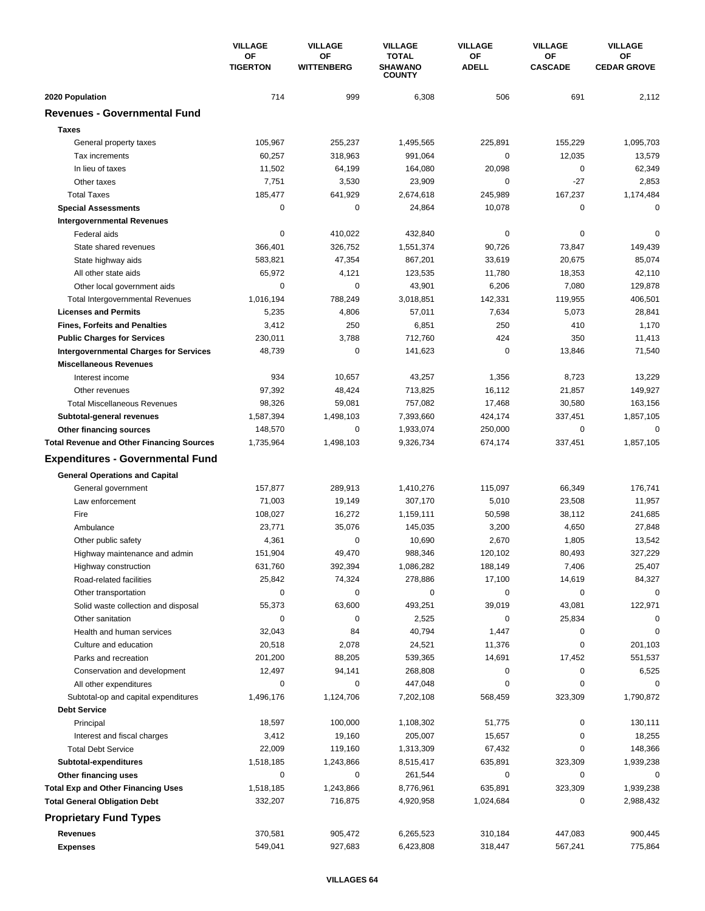| | VILLAGE OF TIGERTON | VILLAGE OF WITTENBERG | VILLAGE TOTAL SHAWANO COUNTY | VILLAGE OF ADELL | VILLAGE OF CASCADE | VILLAGE OF CEDAR GROVE |
|---|---|---|---|---|---|---|
| **2020 Population** | 714 | 999 | 6,308 | 506 | 691 | 2,112 |
| **Revenues - Governmental Fund** | | | | | | |
| **Taxes** | | | | | | |
| General property taxes | 105,967 | 255,237 | 1,495,565 | 225,891 | 155,229 | 1,095,703 |
| Tax increments | 60,257 | 318,963 | 991,064 | 0 | 12,035 | 13,579 |
| In lieu of taxes | 11,502 | 64,199 | 164,080 | 20,098 | 0 | 62,349 |
| Other taxes | 7,751 | 3,530 | 23,909 | 0 | -27 | 2,853 |
| Total Taxes | 185,477 | 641,929 | 2,674,618 | 245,989 | 167,237 | 1,174,484 |
| **Special Assessments** | 0 | 0 | 24,864 | 10,078 | 0 | 0 |
| **Intergovernmental Revenues** | | | | | | |
| Federal aids | 0 | 410,022 | 432,840 | 0 | 0 | 0 |
| State shared revenues | 366,401 | 326,752 | 1,551,374 | 90,726 | 73,847 | 149,439 |
| State highway aids | 583,821 | 47,354 | 867,201 | 33,619 | 20,675 | 85,074 |
| All other state aids | 65,972 | 4,121 | 123,535 | 11,780 | 18,353 | 42,110 |
| Other local government aids | 0 | 0 | 43,901 | 6,206 | 7,080 | 129,878 |
| Total Intergovernmental Revenues | 1,016,194 | 788,249 | 3,018,851 | 142,331 | 119,955 | 406,501 |
| **Licenses and Permits** | 5,235 | 4,806 | 57,011 | 7,634 | 5,073 | 28,841 |
| **Fines, Forfeits and Penalties** | 3,412 | 250 | 6,851 | 250 | 410 | 1,170 |
| **Public Charges for Services** | 230,011 | 3,788 | 712,760 | 424 | 350 | 11,413 |
| **Intergovernmental Charges for Services** | 48,739 | 0 | 141,623 | 0 | 13,846 | 71,540 |
| **Miscellaneous Revenues** | | | | | | |
| Interest income | 934 | 10,657 | 43,257 | 1,356 | 8,723 | 13,229 |
| Other revenues | 97,392 | 48,424 | 713,825 | 16,112 | 21,857 | 149,927 |
| Total Miscellaneous Revenues | 98,326 | 59,081 | 757,082 | 17,468 | 30,580 | 163,156 |
| **Subtotal-general revenues** | 1,587,394 | 1,498,103 | 7,393,660 | 424,174 | 337,451 | 1,857,105 |
| **Other financing sources** | 148,570 | 0 | 1,933,074 | 250,000 | 0 | 0 |
| **Total Revenue and Other Financing Sources** | 1,735,964 | 1,498,103 | 9,326,734 | 674,174 | 337,451 | 1,857,105 |
| **Expenditures - Governmental Fund** | | | | | | |
| **General Operations and Capital** | | | | | | |
| General government | 157,877 | 289,913 | 1,410,276 | 115,097 | 66,349 | 176,741 |
| Law enforcement | 71,003 | 19,149 | 307,170 | 5,010 | 23,508 | 11,957 |
| Fire | 108,027 | 16,272 | 1,159,111 | 50,598 | 38,112 | 241,685 |
| Ambulance | 23,771 | 35,076 | 145,035 | 3,200 | 4,650 | 27,848 |
| Other public safety | 4,361 | 0 | 10,690 | 2,670 | 1,805 | 13,542 |
| Highway maintenance and admin | 151,904 | 49,470 | 988,346 | 120,102 | 80,493 | 327,229 |
| Highway construction | 631,760 | 392,394 | 1,086,282 | 188,149 | 7,406 | 25,407 |
| Road-related facilities | 25,842 | 74,324 | 278,886 | 17,100 | 14,619 | 84,327 |
| Other transportation | 0 | 0 | 0 | 0 | 0 | 0 |
| Solid waste collection and disposal | 55,373 | 63,600 | 493,251 | 39,019 | 43,081 | 122,971 |
| Other sanitation | 0 | 0 | 2,525 | 0 | 25,834 | 0 |
| Health and human services | 32,043 | 84 | 40,794 | 1,447 | 0 | 0 |
| Culture and education | 20,518 | 2,078 | 24,521 | 11,376 | 0 | 201,103 |
| Parks and recreation | 201,200 | 88,205 | 539,365 | 14,691 | 17,452 | 551,537 |
| Conservation and development | 12,497 | 94,141 | 268,808 | 0 | 0 | 6,525 |
| All other expenditures | 0 | 0 | 447,048 | 0 | 0 | 0 |
| Subtotal-op and capital expenditures | 1,496,176 | 1,124,706 | 7,202,108 | 568,459 | 323,309 | 1,790,872 |
| **Debt Service** | | | | | | |
| Principal | 18,597 | 100,000 | 1,108,302 | 51,775 | 0 | 130,111 |
| Interest and fiscal charges | 3,412 | 19,160 | 205,007 | 15,657 | 0 | 18,255 |
| Total Debt Service | 22,009 | 119,160 | 1,313,309 | 67,432 | 0 | 148,366 |
| **Subtotal-expenditures** | 1,518,185 | 1,243,866 | 8,515,417 | 635,891 | 323,309 | 1,939,238 |
| **Other financing uses** | 0 | 0 | 261,544 | 0 | 0 | 0 |
| **Total Exp and Other Financing Uses** | 1,518,185 | 1,243,866 | 8,776,961 | 635,891 | 323,309 | 1,939,238 |
| **Total General Obligation Debt** | 332,207 | 716,875 | 4,920,958 | 1,024,684 | 0 | 2,988,432 |
| **Proprietary Fund Types** | | | | | | |
| **Revenues** | 370,581 | 905,472 | 6,265,523 | 310,184 | 447,083 | 900,445 |
| **Expenses** | 549,041 | 927,683 | 6,423,808 | 318,447 | 567,241 | 775,864 |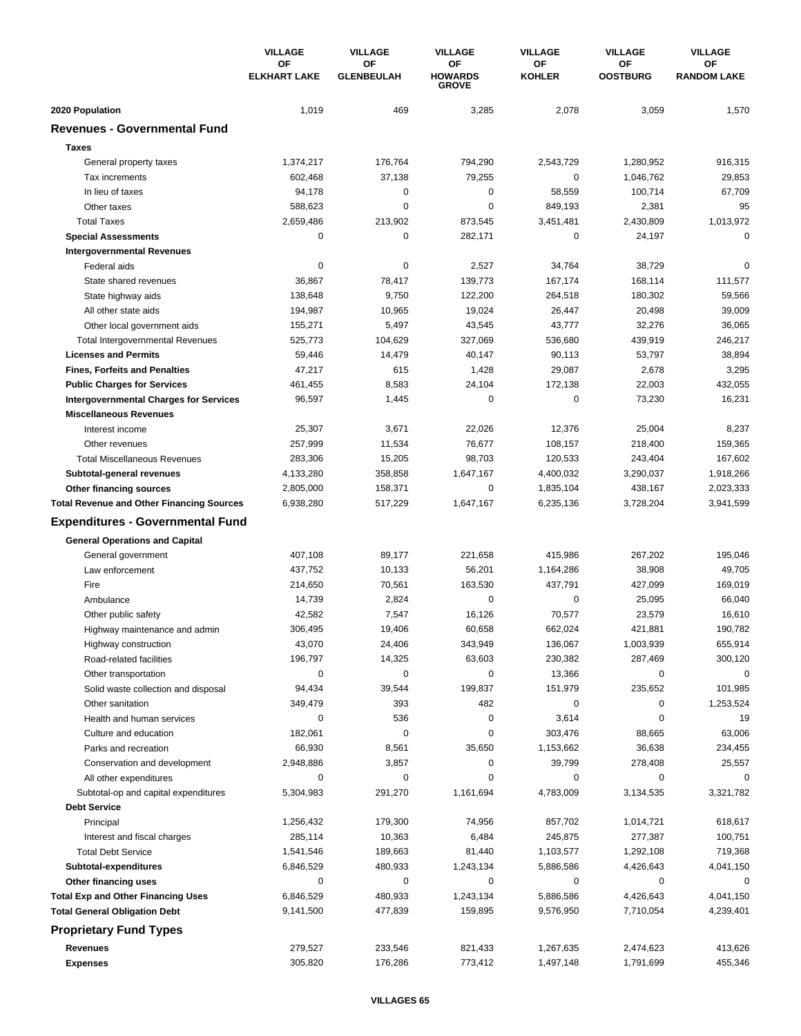| | VILLAGE OF ELKHART LAKE | VILLAGE OF GLENBEULAH | VILLAGE OF HOWARDS GROVE | VILLAGE OF KOHLER | VILLAGE OF OOSTBURG | VILLAGE OF RANDOM LAKE |
|---|---|---|---|---|---|---|
| **2020 Population** | 1,019 | 469 | 3,285 | 2,078 | 3,059 | 1,570 |
| **Revenues - Governmental Fund** | | | | | | |
| **Taxes** | | | | | | |
| General property taxes | 1,374,217 | 176,764 | 794,290 | 2,543,729 | 1,280,952 | 916,315 |
| Tax increments | 602,468 | 37,138 | 79,255 | 0 | 1,046,762 | 29,853 |
| In lieu of taxes | 94,178 | 0 | 0 | 58,559 | 100,714 | 67,709 |
| Other taxes | 588,623 | 0 | 0 | 849,193 | 2,381 | 95 |
| Total Taxes | 2,659,486 | 213,902 | 873,545 | 3,451,481 | 2,430,809 | 1,013,972 |
| **Special Assessments** | 0 | 0 | 282,171 | 0 | 24,197 | 0 |
| **Intergovernmental Revenues** | | | | | | |
| Federal aids | 0 | 0 | 2,527 | 34,764 | 38,729 | 0 |
| State shared revenues | 36,867 | 78,417 | 139,773 | 167,174 | 168,114 | 111,577 |
| State highway aids | 138,648 | 9,750 | 122,200 | 264,518 | 180,302 | 59,566 |
| All other state aids | 194,987 | 10,965 | 19,024 | 26,447 | 20,498 | 39,009 |
| Other local government aids | 155,271 | 5,497 | 43,545 | 43,777 | 32,276 | 36,065 |
| Total Intergovernmental Revenues | 525,773 | 104,629 | 327,069 | 536,680 | 439,919 | 246,217 |
| **Licenses and Permits** | 59,446 | 14,479 | 40,147 | 90,113 | 53,797 | 38,894 |
| **Fines, Forfeits and Penalties** | 47,217 | 615 | 1,428 | 29,087 | 2,678 | 3,295 |
| **Public Charges for Services** | 461,455 | 8,583 | 24,104 | 172,138 | 22,003 | 432,055 |
| **Intergovernmental Charges for Services** | 96,597 | 1,445 | 0 | 0 | 73,230 | 16,231 |
| **Miscellaneous Revenues** | | | | | | |
| Interest income | 25,307 | 3,671 | 22,026 | 12,376 | 25,004 | 8,237 |
| Other revenues | 257,999 | 11,534 | 76,677 | 108,157 | 218,400 | 159,365 |
| Total Miscellaneous Revenues | 283,306 | 15,205 | 98,703 | 120,533 | 243,404 | 167,602 |
| **Subtotal-general revenues** | 4,133,280 | 358,858 | 1,647,167 | 4,400,032 | 3,290,037 | 1,918,266 |
| **Other financing sources** | 2,805,000 | 158,371 | 0 | 1,835,104 | 438,167 | 2,023,333 |
| **Total Revenue and Other Financing Sources** | 6,938,280 | 517,229 | 1,647,167 | 6,235,136 | 3,728,204 | 3,941,599 |
| **Expenditures - Governmental Fund** | | | | | | |
| **General Operations and Capital** | | | | | | |
| General government | 407,108 | 89,177 | 221,658 | 415,986 | 267,202 | 195,046 |
| Law enforcement | 437,752 | 10,133 | 56,201 | 1,164,286 | 38,908 | 49,705 |
| Fire | 214,650 | 70,561 | 163,530 | 437,791 | 427,099 | 169,019 |
| Ambulance | 14,739 | 2,824 | 0 | 0 | 25,095 | 66,040 |
| Other public safety | 42,582 | 7,547 | 16,126 | 70,577 | 23,579 | 16,610 |
| Highway maintenance and admin | 306,495 | 19,406 | 60,658 | 662,024 | 421,881 | 190,782 |
| Highway construction | 43,070 | 24,406 | 343,949 | 136,067 | 1,003,939 | 655,914 |
| Road-related facilities | 196,797 | 14,325 | 63,603 | 230,382 | 287,469 | 300,120 |
| Other transportation | 0 | 0 | 0 | 13,366 | 0 | 0 |
| Solid waste collection and disposal | 94,434 | 39,544 | 199,837 | 151,979 | 235,652 | 101,985 |
| Other sanitation | 349,479 | 393 | 482 | 0 | 0 | 1,253,524 |
| Health and human services | 0 | 536 | 0 | 3,614 | 0 | 19 |
| Culture and education | 182,061 | 0 | 0 | 303,476 | 88,665 | 63,006 |
| Parks and recreation | 66,930 | 8,561 | 35,650 | 1,153,662 | 36,638 | 234,455 |
| Conservation and development | 2,948,886 | 3,857 | 0 | 39,799 | 278,408 | 25,557 |
| All other expenditures | 0 | 0 | 0 | 0 | 0 | 0 |
| Subtotal-op and capital expenditures | 5,304,983 | 291,270 | 1,161,694 | 4,783,009 | 3,134,535 | 3,321,782 |
| **Debt Service** | | | | | | |
| Principal | 1,256,432 | 179,300 | 74,956 | 857,702 | 1,014,721 | 618,617 |
| Interest and fiscal charges | 285,114 | 10,363 | 6,484 | 245,875 | 277,387 | 100,751 |
| Total Debt Service | 1,541,546 | 189,663 | 81,440 | 1,103,577 | 1,292,108 | 719,368 |
| **Subtotal-expenditures** | 6,846,529 | 480,933 | 1,243,134 | 5,886,586 | 4,426,643 | 4,041,150 |
| **Other financing uses** | 0 | 0 | 0 | 0 | 0 | 0 |
| **Total Exp and Other Financing Uses** | 6,846,529 | 480,933 | 1,243,134 | 5,886,586 | 4,426,643 | 4,041,150 |
| **Total General Obligation Debt** | 9,141,500 | 477,839 | 159,895 | 9,576,950 | 7,710,054 | 4,239,401 |
| **Proprietary Fund Types** | | | | | | |
| **Revenues** | 279,527 | 233,546 | 821,433 | 1,267,635 | 2,474,623 | 413,626 |
| **Expenses** | 305,820 | 176,286 | 773,412 | 1,497,148 | 1,791,699 | 455,346 |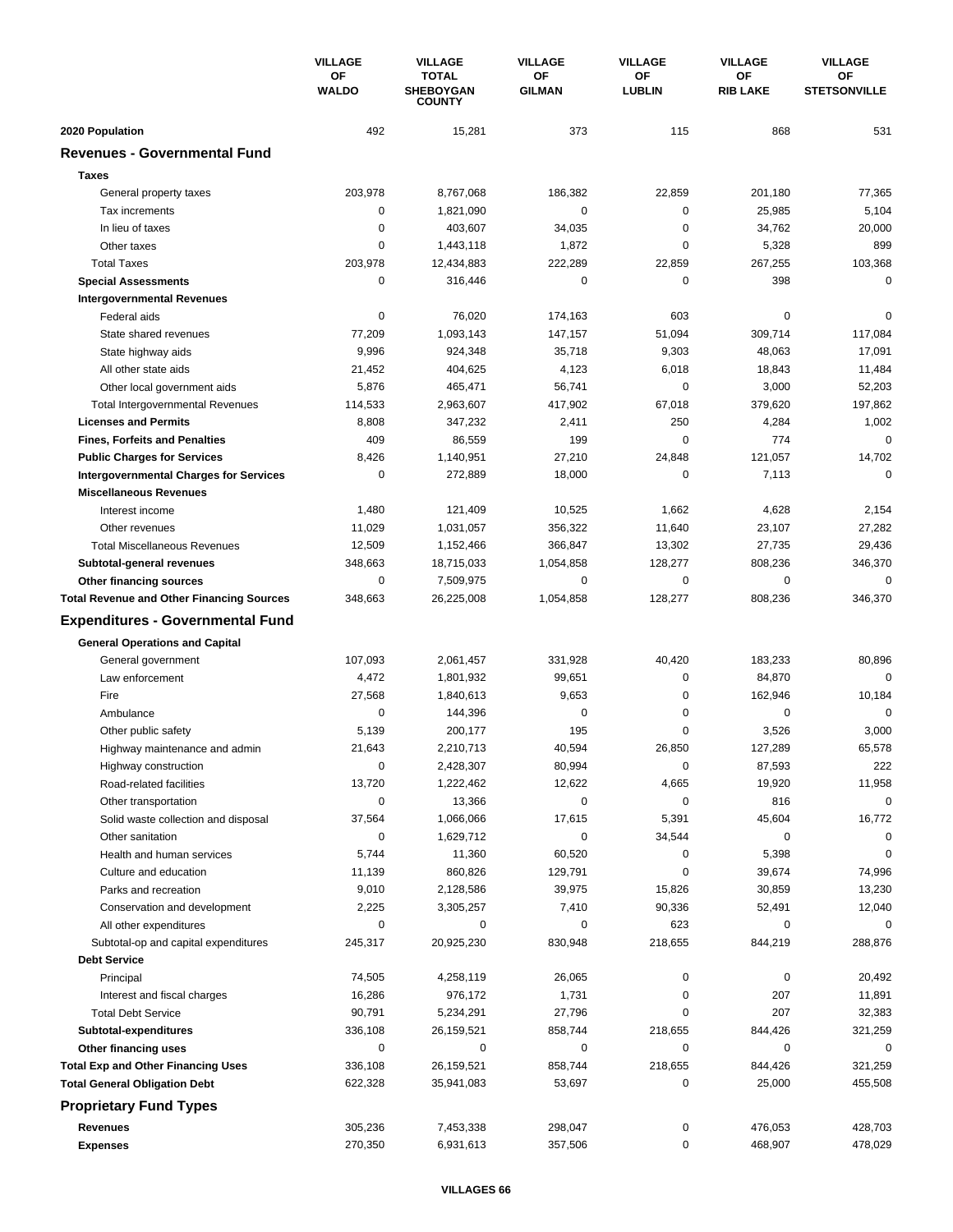| | VILLAGE OF WALDO | VILLAGE TOTAL SHEBOYGAN COUNTY | VILLAGE OF GILMAN | VILLAGE OF LUBLIN | VILLAGE OF RIB LAKE | VILLAGE OF STETSONVILLE |
|---|---|---|---|---|---|---|
| **2020 Population** | 492 | 15,281 | 373 | 115 | 868 | 531 |
| **Revenues - Governmental Fund** | | | | | | |
| **Taxes** | | | | | | |
| General property taxes | 203,978 | 8,767,068 | 186,382 | 22,859 | 201,180 | 77,365 |
| Tax increments | 0 | 1,821,090 | 0 | 0 | 25,985 | 5,104 |
| In lieu of taxes | 0 | 403,607 | 34,035 | 0 | 34,762 | 20,000 |
| Other taxes | 0 | 1,443,118 | 1,872 | 0 | 5,328 | 899 |
| Total Taxes | 203,978 | 12,434,883 | 222,289 | 22,859 | 267,255 | 103,368 |
| **Special Assessments** | 0 | 316,446 | 0 | 0 | 398 | 0 |
| **Intergovernmental Revenues** | | | | | | |
| Federal aids | 0 | 76,020 | 174,163 | 603 | 0 | 0 |
| State shared revenues | 77,209 | 1,093,143 | 147,157 | 51,094 | 309,714 | 117,084 |
| State highway aids | 9,996 | 924,348 | 35,718 | 9,303 | 48,063 | 17,091 |
| All other state aids | 21,452 | 404,625 | 4,123 | 6,018 | 18,843 | 11,484 |
| Other local government aids | 5,876 | 465,471 | 56,741 | 0 | 3,000 | 52,203 |
| Total Intergovernmental Revenues | 114,533 | 2,963,607 | 417,902 | 67,018 | 379,620 | 197,862 |
| **Licenses and Permits** | 8,808 | 347,232 | 2,411 | 250 | 4,284 | 1,002 |
| **Fines, Forfeits and Penalties** | 409 | 86,559 | 199 | 0 | 774 | 0 |
| **Public Charges for Services** | 8,426 | 1,140,951 | 27,210 | 24,848 | 121,057 | 14,702 |
| **Intergovernmental Charges for Services** | 0 | 272,889 | 18,000 | 0 | 7,113 | 0 |
| **Miscellaneous Revenues** | | | | | | |
| Interest income | 1,480 | 121,409 | 10,525 | 1,662 | 4,628 | 2,154 |
| Other revenues | 11,029 | 1,031,057 | 356,322 | 11,640 | 23,107 | 27,282 |
| Total Miscellaneous Revenues | 12,509 | 1,152,466 | 366,847 | 13,302 | 27,735 | 29,436 |
| **Subtotal-general revenues** | 348,663 | 18,715,033 | 1,054,858 | 128,277 | 808,236 | 346,370 |
| **Other financing sources** | 0 | 7,509,975 | 0 | 0 | 0 | 0 |
| **Total Revenue and Other Financing Sources** | 348,663 | 26,225,008 | 1,054,858 | 128,277 | 808,236 | 346,370 |
| **Expenditures - Governmental Fund** | | | | | | |
| **General Operations and Capital** | | | | | | |
| General government | 107,093 | 2,061,457 | 331,928 | 40,420 | 183,233 | 80,896 |
| Law enforcement | 4,472 | 1,801,932 | 99,651 | 0 | 84,870 | 0 |
| Fire | 27,568 | 1,840,613 | 9,653 | 0 | 162,946 | 10,184 |
| Ambulance | 0 | 144,396 | 0 | 0 | 0 | 0 |
| Other public safety | 5,139 | 200,177 | 195 | 0 | 3,526 | 3,000 |
| Highway maintenance and admin | 21,643 | 2,210,713 | 40,594 | 26,850 | 127,289 | 65,578 |
| Highway construction | 0 | 2,428,307 | 80,994 | 0 | 87,593 | 222 |
| Road-related facilities | 13,720 | 1,222,462 | 12,622 | 4,665 | 19,920 | 11,958 |
| Other transportation | 0 | 13,366 | 0 | 0 | 816 | 0 |
| Solid waste collection and disposal | 37,564 | 1,066,066 | 17,615 | 5,391 | 45,604 | 16,772 |
| Other sanitation | 0 | 1,629,712 | 0 | 34,544 | 0 | 0 |
| Health and human services | 5,744 | 11,360 | 60,520 | 0 | 5,398 | 0 |
| Culture and education | 11,139 | 860,826 | 129,791 | 0 | 39,674 | 74,996 |
| Parks and recreation | 9,010 | 2,128,586 | 39,975 | 15,826 | 30,859 | 13,230 |
| Conservation and development | 2,225 | 3,305,257 | 7,410 | 90,336 | 52,491 | 12,040 |
| All other expenditures | 0 | 0 | 0 | 623 | 0 | 0 |
| Subtotal-op and capital expenditures | 245,317 | 20,925,230 | 830,948 | 218,655 | 844,219 | 288,876 |
| **Debt Service** | | | | | | |
| Principal | 74,505 | 4,258,119 | 26,065 | 0 | 0 | 20,492 |
| Interest and fiscal charges | 16,286 | 976,172 | 1,731 | 0 | 207 | 11,891 |
| Total Debt Service | 90,791 | 5,234,291 | 27,796 | 0 | 207 | 32,383 |
| **Subtotal-expenditures** | 336,108 | 26,159,521 | 858,744 | 218,655 | 844,426 | 321,259 |
| **Other financing uses** | 0 | 0 | 0 | 0 | 0 | 0 |
| **Total Exp and Other Financing Uses** | 336,108 | 26,159,521 | 858,744 | 218,655 | 844,426 | 321,259 |
| **Total General Obligation Debt** | 622,328 | 35,941,083 | 53,697 | 0 | 25,000 | 455,508 |
| **Proprietary Fund Types** | | | | | | |
| **Revenues** | 305,236 | 7,453,338 | 298,047 | 0 | 476,053 | 428,703 |
| **Expenses** | 270,350 | 6,931,613 | 357,506 | 0 | 468,907 | 478,029 |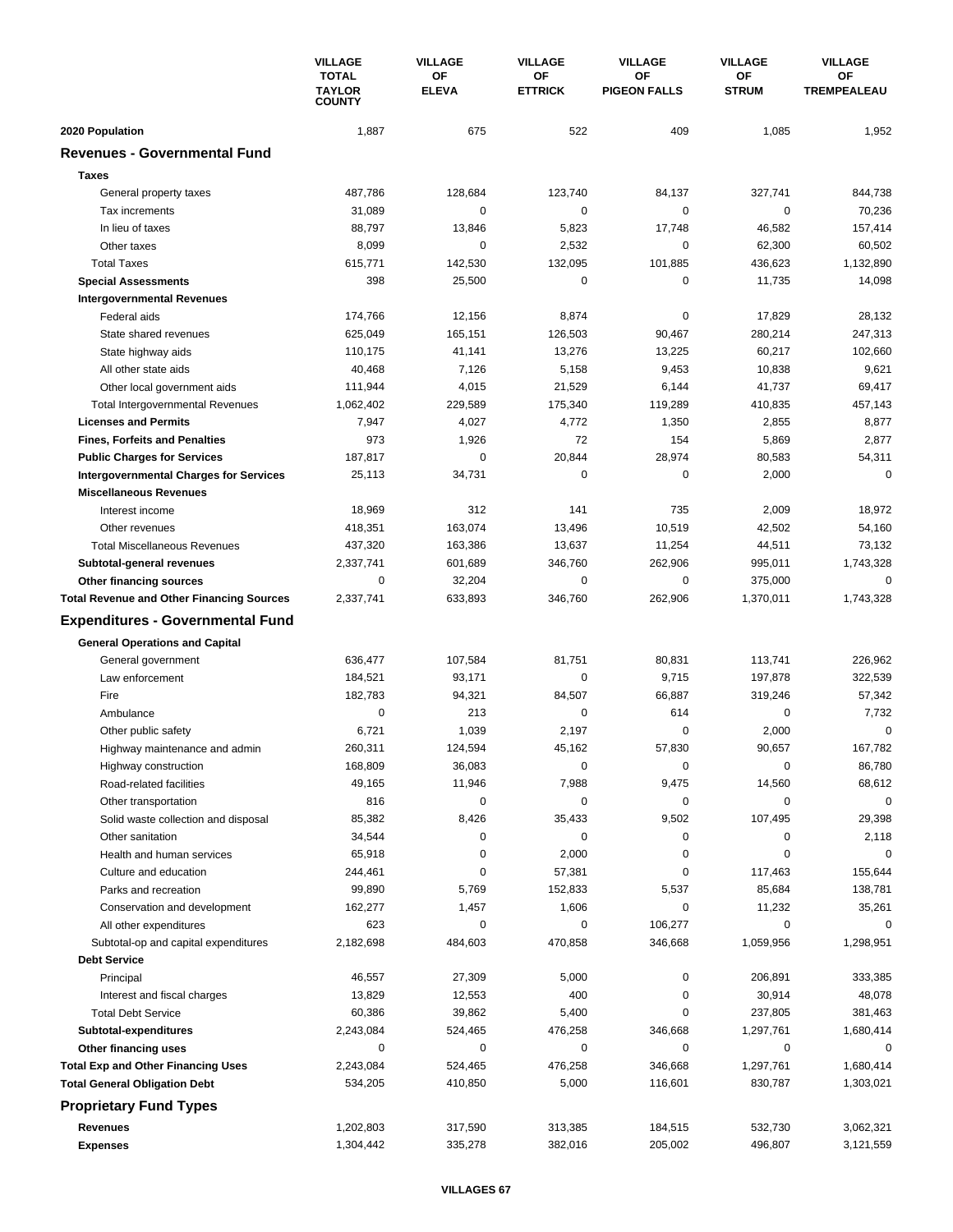| | VILLAGE TOTAL TAYLOR COUNTY | VILLAGE OF ELEVA | VILLAGE OF ETTRICK | VILLAGE OF PIGEON FALLS | VILLAGE OF STRUM | VILLAGE OF TREMPEALEAU |
|---|---|---|---|---|---|---|
| **2020 Population** | 1,887 | 675 | 522 | 409 | 1,085 | 1,952 |
| **Revenues - Governmental Fund** | | | | | | |
| **Taxes** | | | | | | |
| General property taxes | 487,786 | 128,684 | 123,740 | 84,137 | 327,741 | 844,738 |
| Tax increments | 31,089 | 0 | 0 | 0 | 0 | 70,236 |
| In lieu of taxes | 88,797 | 13,846 | 5,823 | 17,748 | 46,582 | 157,414 |
| Other taxes | 8,099 | 0 | 2,532 | 0 | 62,300 | 60,502 |
| Total Taxes | 615,771 | 142,530 | 132,095 | 101,885 | 436,623 | 1,132,890 |
| **Special Assessments** | 398 | 25,500 | 0 | 0 | 11,735 | 14,098 |
| **Intergovernmental Revenues** | | | | | | |
| Federal aids | 174,766 | 12,156 | 8,874 | 0 | 17,829 | 28,132 |
| State shared revenues | 625,049 | 165,151 | 126,503 | 90,467 | 280,214 | 247,313 |
| State highway aids | 110,175 | 41,141 | 13,276 | 13,225 | 60,217 | 102,660 |
| All other state aids | 40,468 | 7,126 | 5,158 | 9,453 | 10,838 | 9,621 |
| Other local government aids | 111,944 | 4,015 | 21,529 | 6,144 | 41,737 | 69,417 |
| Total Intergovernmental Revenues | 1,062,402 | 229,589 | 175,340 | 119,289 | 410,835 | 457,143 |
| **Licenses and Permits** | 7,947 | 4,027 | 4,772 | 1,350 | 2,855 | 8,877 |
| **Fines, Forfeits and Penalties** | 973 | 1,926 | 72 | 154 | 5,869 | 2,877 |
| **Public Charges for Services** | 187,817 | 0 | 20,844 | 28,974 | 80,583 | 54,311 |
| **Intergovernmental Charges for Services** | 25,113 | 34,731 | 0 | 0 | 2,000 | 0 |
| **Miscellaneous Revenues** | | | | | | |
| Interest income | 18,969 | 312 | 141 | 735 | 2,009 | 18,972 |
| Other revenues | 418,351 | 163,074 | 13,496 | 10,519 | 42,502 | 54,160 |
| Total Miscellaneous Revenues | 437,320 | 163,386 | 13,637 | 11,254 | 44,511 | 73,132 |
| **Subtotal-general revenues** | 2,337,741 | 601,689 | 346,760 | 262,906 | 995,011 | 1,743,328 |
| **Other financing sources** | 0 | 32,204 | 0 | 0 | 375,000 | 0 |
| **Total Revenue and Other Financing Sources** | 2,337,741 | 633,893 | 346,760 | 262,906 | 1,370,011 | 1,743,328 |
| **Expenditures - Governmental Fund** | | | | | | |
| **General Operations and Capital** | | | | | | |
| General government | 636,477 | 107,584 | 81,751 | 80,831 | 113,741 | 226,962 |
| Law enforcement | 184,521 | 93,171 | 0 | 9,715 | 197,878 | 322,539 |
| Fire | 182,783 | 94,321 | 84,507 | 66,887 | 319,246 | 57,342 |
| Ambulance | 0 | 213 | 0 | 614 | 0 | 7,732 |
| Other public safety | 6,721 | 1,039 | 2,197 | 0 | 2,000 | 0 |
| Highway maintenance and admin | 260,311 | 124,594 | 45,162 | 57,830 | 90,657 | 167,782 |
| Highway construction | 168,809 | 36,083 | 0 | 0 | 0 | 86,780 |
| Road-related facilities | 49,165 | 11,946 | 7,988 | 9,475 | 14,560 | 68,612 |
| Other transportation | 816 | 0 | 0 | 0 | 0 | 0 |
| Solid waste collection and disposal | 85,382 | 8,426 | 35,433 | 9,502 | 107,495 | 29,398 |
| Other sanitation | 34,544 | 0 | 0 | 0 | 0 | 2,118 |
| Health and human services | 65,918 | 0 | 2,000 | 0 | 0 | 0 |
| Culture and education | 244,461 | 0 | 57,381 | 0 | 117,463 | 155,644 |
| Parks and recreation | 99,890 | 5,769 | 152,833 | 5,537 | 85,684 | 138,781 |
| Conservation and development | 162,277 | 1,457 | 1,606 | 0 | 11,232 | 35,261 |
| All other expenditures | 623 | 0 | 0 | 106,277 | 0 | 0 |
| Subtotal-op and capital expenditures | 2,182,698 | 484,603 | 470,858 | 346,668 | 1,059,956 | 1,298,951 |
| **Debt Service** | | | | | | |
| Principal | 46,557 | 27,309 | 5,000 | 0 | 206,891 | 333,385 |
| Interest and fiscal charges | 13,829 | 12,553 | 400 | 0 | 30,914 | 48,078 |
| Total Debt Service | 60,386 | 39,862 | 5,400 | 0 | 237,805 | 381,463 |
| **Subtotal-expenditures** | 2,243,084 | 524,465 | 476,258 | 346,668 | 1,297,761 | 1,680,414 |
| **Other financing uses** | 0 | 0 | 0 | 0 | 0 | 0 |
| **Total Exp and Other Financing Uses** | 2,243,084 | 524,465 | 476,258 | 346,668 | 1,297,761 | 1,680,414 |
| **Total General Obligation Debt** | 534,205 | 410,850 | 5,000 | 116,601 | 830,787 | 1,303,021 |
| **Proprietary Fund Types** | | | | | | |
| **Revenues** | 1,202,803 | 317,590 | 313,385 | 184,515 | 532,730 | 3,062,321 |
| **Expenses** | 1,304,442 | 335,278 | 382,016 | 205,002 | 496,807 | 3,121,559 |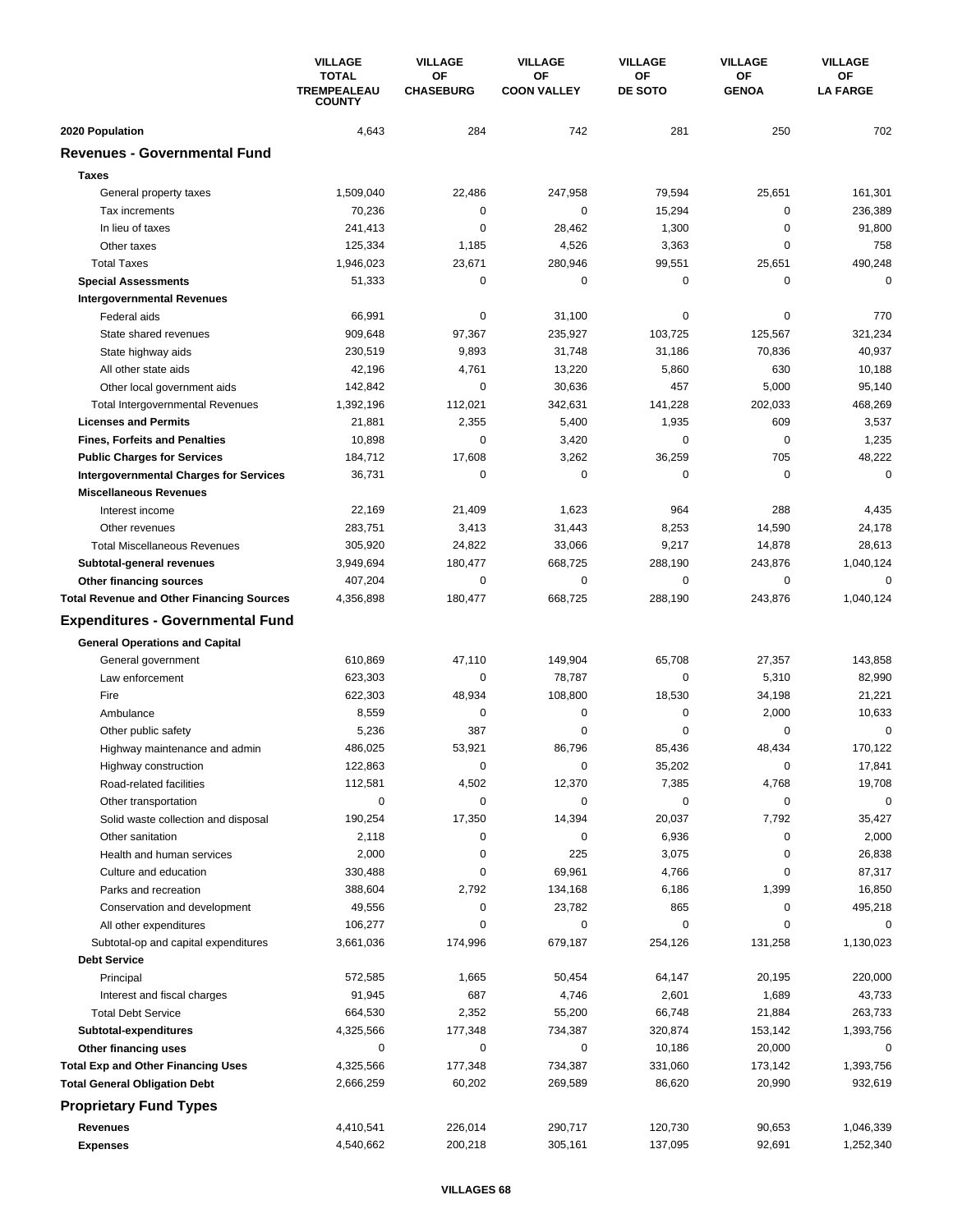| | VILLAGE TOTAL TREMPEALEAU COUNTY | VILLAGE OF CHASEBURG | VILLAGE OF COON VALLEY | VILLAGE OF DE SOTO | VILLAGE OF GENOA | VILLAGE OF LA FARGE |
|---|---|---|---|---|---|---|
| **2020 Population** | 4,643 | 284 | 742 | 281 | 250 | 702 |
| **Revenues - Governmental Fund** | | | | | | |
| **Taxes** | | | | | | |
| General property taxes | 1,509,040 | 22,486 | 247,958 | 79,594 | 25,651 | 161,301 |
| Tax increments | 70,236 | 0 | 0 | 15,294 | 0 | 236,389 |
| In lieu of taxes | 241,413 | 0 | 28,462 | 1,300 | 0 | 91,800 |
| Other taxes | 125,334 | 1,185 | 4,526 | 3,363 | 0 | 758 |
| Total Taxes | 1,946,023 | 23,671 | 280,946 | 99,551 | 25,651 | 490,248 |
| **Special Assessments** | 51,333 | 0 | 0 | 0 | 0 | 0 |
| **Intergovernmental Revenues** | | | | | | |
| Federal aids | 66,991 | 0 | 31,100 | 0 | 0 | 770 |
| State shared revenues | 909,648 | 97,367 | 235,927 | 103,725 | 125,567 | 321,234 |
| State highway aids | 230,519 | 9,893 | 31,748 | 31,186 | 70,836 | 40,937 |
| All other state aids | 42,196 | 4,761 | 13,220 | 5,860 | 630 | 10,188 |
| Other local government aids | 142,842 | 0 | 30,636 | 457 | 5,000 | 95,140 |
| Total Intergovernmental Revenues | 1,392,196 | 112,021 | 342,631 | 141,228 | 202,033 | 468,269 |
| **Licenses and Permits** | 21,881 | 2,355 | 5,400 | 1,935 | 609 | 3,537 |
| **Fines, Forfeits and Penalties** | 10,898 | 0 | 3,420 | 0 | 0 | 1,235 |
| **Public Charges for Services** | 184,712 | 17,608 | 3,262 | 36,259 | 705 | 48,222 |
| **Intergovernmental Charges for Services** | 36,731 | 0 | 0 | 0 | 0 | 0 |
| **Miscellaneous Revenues** | | | | | | |
| Interest income | 22,169 | 21,409 | 1,623 | 964 | 288 | 4,435 |
| Other revenues | 283,751 | 3,413 | 31,443 | 8,253 | 14,590 | 24,178 |
| Total Miscellaneous Revenues | 305,920 | 24,822 | 33,066 | 9,217 | 14,878 | 28,613 |
| **Subtotal-general revenues** | 3,949,694 | 180,477 | 668,725 | 288,190 | 243,876 | 1,040,124 |
| **Other financing sources** | 407,204 | 0 | 0 | 0 | 0 | 0 |
| **Total Revenue and Other Financing Sources** | 4,356,898 | 180,477 | 668,725 | 288,190 | 243,876 | 1,040,124 |
| **Expenditures - Governmental Fund** | | | | | | |
| **General Operations and Capital** | | | | | | |
| General government | 610,869 | 47,110 | 149,904 | 65,708 | 27,357 | 143,858 |
| Law enforcement | 623,303 | 0 | 78,787 | 0 | 5,310 | 82,990 |
| Fire | 622,303 | 48,934 | 108,800 | 18,530 | 34,198 | 21,221 |
| Ambulance | 8,559 | 0 | 0 | 0 | 2,000 | 10,633 |
| Other public safety | 5,236 | 387 | 0 | 0 | 0 | 0 |
| Highway maintenance and admin | 486,025 | 53,921 | 86,796 | 85,436 | 48,434 | 170,122 |
| Highway construction | 122,863 | 0 | 0 | 35,202 | 0 | 17,841 |
| Road-related facilities | 112,581 | 4,502 | 12,370 | 7,385 | 4,768 | 19,708 |
| Other transportation | 0 | 0 | 0 | 0 | 0 | 0 |
| Solid waste collection and disposal | 190,254 | 17,350 | 14,394 | 20,037 | 7,792 | 35,427 |
| Other sanitation | 2,118 | 0 | 0 | 6,936 | 0 | 2,000 |
| Health and human services | 2,000 | 0 | 225 | 3,075 | 0 | 26,838 |
| Culture and education | 330,488 | 0 | 69,961 | 4,766 | 0 | 87,317 |
| Parks and recreation | 388,604 | 2,792 | 134,168 | 6,186 | 1,399 | 16,850 |
| Conservation and development | 49,556 | 0 | 23,782 | 865 | 0 | 495,218 |
| All other expenditures | 106,277 | 0 | 0 | 0 | 0 | 0 |
| Subtotal-op and capital expenditures | 3,661,036 | 174,996 | 679,187 | 254,126 | 131,258 | 1,130,023 |
| **Debt Service** | | | | | | |
| Principal | 572,585 | 1,665 | 50,454 | 64,147 | 20,195 | 220,000 |
| Interest and fiscal charges | 91,945 | 687 | 4,746 | 2,601 | 1,689 | 43,733 |
| Total Debt Service | 664,530 | 2,352 | 55,200 | 66,748 | 21,884 | 263,733 |
| **Subtotal-expenditures** | 4,325,566 | 177,348 | 734,387 | 320,874 | 153,142 | 1,393,756 |
| **Other financing uses** | 0 | 0 | 0 | 10,186 | 20,000 | 0 |
| **Total Exp and Other Financing Uses** | 4,325,566 | 177,348 | 734,387 | 331,060 | 173,142 | 1,393,756 |
| **Total General Obligation Debt** | 2,666,259 | 60,202 | 269,589 | 86,620 | 20,990 | 932,619 |
| **Proprietary Fund Types** | | | | | | |
| **Revenues** | 4,410,541 | 226,014 | 290,717 | 120,730 | 90,653 | 1,046,339 |
| **Expenses** | 4,540,662 | 200,218 | 305,161 | 137,095 | 92,691 | 1,252,340 |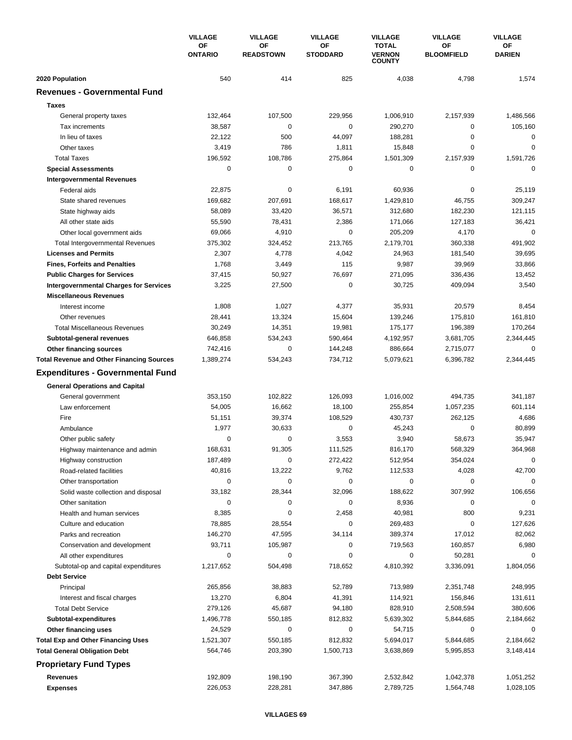| | VILLAGE OF ONTARIO | VILLAGE OF READSTOWN | VILLAGE OF STODDARD | VILLAGE TOTAL VERNON COUNTY | VILLAGE OF BLOOMFIELD | VILLAGE OF DARIEN |
|---|---|---|---|---|---|---|
| **2020 Population** | 540 | 414 | 825 | 4,038 | 4,798 | 1,574 |
| **Revenues - Governmental Fund** | | | | | | |
| **Taxes** | | | | | | |
| General property taxes | 132,464 | 107,500 | 229,956 | 1,006,910 | 2,157,939 | 1,486,566 |
| Tax increments | 38,587 | 0 | 0 | 290,270 | 0 | 105,160 |
| In lieu of taxes | 22,122 | 500 | 44,097 | 188,281 | 0 | 0 |
| Other taxes | 3,419 | 786 | 1,811 | 15,848 | 0 | 0 |
| Total Taxes | 196,592 | 108,786 | 275,864 | 1,501,309 | 2,157,939 | 1,591,726 |
| **Special Assessments** | 0 | 0 | 0 | 0 | 0 | 0 |
| **Intergovernmental Revenues** | | | | | | |
| Federal aids | 22,875 | 0 | 6,191 | 60,936 | 0 | 25,119 |
| State shared revenues | 169,682 | 207,691 | 168,617 | 1,429,810 | 46,755 | 309,247 |
| State highway aids | 58,089 | 33,420 | 36,571 | 312,680 | 182,230 | 121,115 |
| All other state aids | 55,590 | 78,431 | 2,386 | 171,066 | 127,183 | 36,421 |
| Other local government aids | 69,066 | 4,910 | 0 | 205,209 | 4,170 | 0 |
| Total Intergovernmental Revenues | 375,302 | 324,452 | 213,765 | 2,179,701 | 360,338 | 491,902 |
| **Licenses and Permits** | 2,307 | 4,778 | 4,042 | 24,963 | 181,540 | 39,695 |
| **Fines, Forfeits and Penalties** | 1,768 | 3,449 | 115 | 9,987 | 39,969 | 33,866 |
| **Public Charges for Services** | 37,415 | 50,927 | 76,697 | 271,095 | 336,436 | 13,452 |
| **Intergovernmental Charges for Services** | 3,225 | 27,500 | 0 | 30,725 | 409,094 | 3,540 |
| **Miscellaneous Revenues** | | | | | | |
| Interest income | 1,808 | 1,027 | 4,377 | 35,931 | 20,579 | 8,454 |
| Other revenues | 28,441 | 13,324 | 15,604 | 139,246 | 175,810 | 161,810 |
| Total Miscellaneous Revenues | 30,249 | 14,351 | 19,981 | 175,177 | 196,389 | 170,264 |
| **Subtotal-general revenues** | 646,858 | 534,243 | 590,464 | 4,192,957 | 3,681,705 | 2,344,445 |
| **Other financing sources** | 742,416 | 0 | 144,248 | 886,664 | 2,715,077 | 0 |
| **Total Revenue and Other Financing Sources** | 1,389,274 | 534,243 | 734,712 | 5,079,621 | 6,396,782 | 2,344,445 |
| **Expenditures - Governmental Fund** | | | | | | |
| **General Operations and Capital** | | | | | | |
| General government | 353,150 | 102,822 | 126,093 | 1,016,002 | 494,735 | 341,187 |
| Law enforcement | 54,005 | 16,662 | 18,100 | 255,854 | 1,057,235 | 601,114 |
| Fire | 51,151 | 39,374 | 108,529 | 430,737 | 262,125 | 4,686 |
| Ambulance | 1,977 | 30,633 | 0 | 45,243 | 0 | 80,899 |
| Other public safety | 0 | 0 | 3,553 | 3,940 | 58,673 | 35,947 |
| Highway maintenance and admin | 168,631 | 91,305 | 111,525 | 816,170 | 568,329 | 364,968 |
| Highway construction | 187,489 | 0 | 272,422 | 512,954 | 354,024 | 0 |
| Road-related facilities | 40,816 | 13,222 | 9,762 | 112,533 | 4,028 | 42,700 |
| Other transportation | 0 | 0 | 0 | 0 | 0 | 0 |
| Solid waste collection and disposal | 33,182 | 28,344 | 32,096 | 188,622 | 307,992 | 106,656 |
| Other sanitation | 0 | 0 | 0 | 8,936 | 0 | 0 |
| Health and human services | 8,385 | 0 | 2,458 | 40,981 | 800 | 9,231 |
| Culture and education | 78,885 | 28,554 | 0 | 269,483 | 0 | 127,626 |
| Parks and recreation | 146,270 | 47,595 | 34,114 | 389,374 | 17,012 | 82,062 |
| Conservation and development | 93,711 | 105,987 | 0 | 719,563 | 160,857 | 6,980 |
| All other expenditures | 0 | 0 | 0 | 0 | 50,281 | 0 |
| Subtotal-op and capital expenditures | 1,217,652 | 504,498 | 718,652 | 4,810,392 | 3,336,091 | 1,804,056 |
| **Debt Service** | | | | | | |
| Principal | 265,856 | 38,883 | 52,789 | 713,989 | 2,351,748 | 248,995 |
| Interest and fiscal charges | 13,270 | 6,804 | 41,391 | 114,921 | 156,846 | 131,611 |
| Total Debt Service | 279,126 | 45,687 | 94,180 | 828,910 | 2,508,594 | 380,606 |
| **Subtotal-expenditures** | 1,496,778 | 550,185 | 812,832 | 5,639,302 | 5,844,685 | 2,184,662 |
| **Other financing uses** | 24,529 | 0 | 0 | 54,715 | 0 | 0 |
| **Total Exp and Other Financing Uses** | 1,521,307 | 550,185 | 812,832 | 5,694,017 | 5,844,685 | 2,184,662 |
| **Total General Obligation Debt** | 564,746 | 203,390 | 1,500,713 | 3,638,869 | 5,995,853 | 3,148,414 |
| **Proprietary Fund Types** | | | | | | |
| **Revenues** | 192,809 | 198,190 | 367,390 | 2,532,842 | 1,042,378 | 1,051,252 |
| **Expenses** | 226,053 | 228,281 | 347,886 | 2,789,725 | 1,564,748 | 1,028,105 |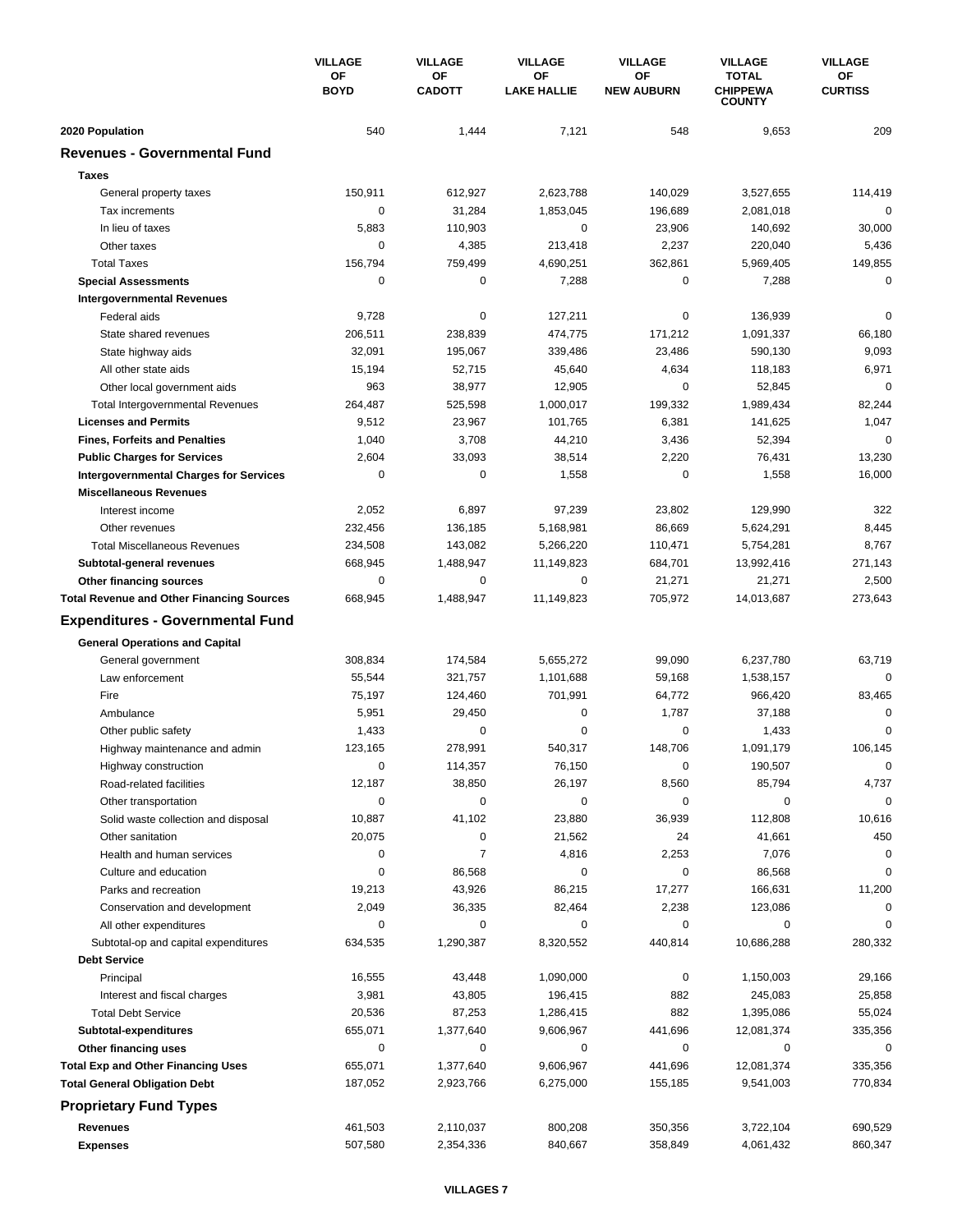| | VILLAGE OF BOYD | VILLAGE OF CADOTT | VILLAGE OF LAKE HALLIE | VILLAGE OF NEW AUBURN | VILLAGE TOTAL CHIPPEWA COUNTY | VILLAGE OF CURTISS |
|---|---|---|---|---|---|---|
| **2020 Population** | 540 | 1,444 | 7,121 | 548 | 9,653 | 209 |
| **Revenues - Governmental Fund** | | | | | | |
| **Taxes** | | | | | | |
| General property taxes | 150,911 | 612,927 | 2,623,788 | 140,029 | 3,527,655 | 114,419 |
| Tax increments | 0 | 31,284 | 1,853,045 | 196,689 | 2,081,018 | 0 |
| In lieu of taxes | 5,883 | 110,903 | 0 | 23,906 | 140,692 | 30,000 |
| Other taxes | 0 | 4,385 | 213,418 | 2,237 | 220,040 | 5,436 |
| Total Taxes | 156,794 | 759,499 | 4,690,251 | 362,861 | 5,969,405 | 149,855 |
| **Special Assessments** | 0 | 0 | 7,288 | 0 | 7,288 | 0 |
| **Intergovernmental Revenues** | | | | | | |
| Federal aids | 9,728 | 0 | 127,211 | 0 | 136,939 | 0 |
| State shared revenues | 206,511 | 238,839 | 474,775 | 171,212 | 1,091,337 | 66,180 |
| State highway aids | 32,091 | 195,067 | 339,486 | 23,486 | 590,130 | 9,093 |
| All other state aids | 15,194 | 52,715 | 45,640 | 4,634 | 118,183 | 6,971 |
| Other local government aids | 963 | 38,977 | 12,905 | 0 | 52,845 | 0 |
| Total Intergovernmental Revenues | 264,487 | 525,598 | 1,000,017 | 199,332 | 1,989,434 | 82,244 |
| **Licenses and Permits** | 9,512 | 23,967 | 101,765 | 6,381 | 141,625 | 1,047 |
| **Fines, Forfeits and Penalties** | 1,040 | 3,708 | 44,210 | 3,436 | 52,394 | 0 |
| **Public Charges for Services** | 2,604 | 33,093 | 38,514 | 2,220 | 76,431 | 13,230 |
| **Intergovernmental Charges for Services** | 0 | 0 | 1,558 | 0 | 1,558 | 16,000 |
| **Miscellaneous Revenues** | | | | | | |
| Interest income | 2,052 | 6,897 | 97,239 | 23,802 | 129,990 | 322 |
| Other revenues | 232,456 | 136,185 | 5,168,981 | 86,669 | 5,624,291 | 8,445 |
| Total Miscellaneous Revenues | 234,508 | 143,082 | 5,266,220 | 110,471 | 5,754,281 | 8,767 |
| **Subtotal-general revenues** | 668,945 | 1,488,947 | 11,149,823 | 684,701 | 13,992,416 | 271,143 |
| **Other financing sources** | 0 | 0 | 0 | 21,271 | 21,271 | 2,500 |
| **Total Revenue and Other Financing Sources** | 668,945 | 1,488,947 | 11,149,823 | 705,972 | 14,013,687 | 273,643 |
| **Expenditures - Governmental Fund** | | | | | | |
| **General Operations and Capital** | | | | | | |
| General government | 308,834 | 174,584 | 5,655,272 | 99,090 | 6,237,780 | 63,719 |
| Law enforcement | 55,544 | 321,757 | 1,101,688 | 59,168 | 1,538,157 | 0 |
| Fire | 75,197 | 124,460 | 701,991 | 64,772 | 966,420 | 83,465 |
| Ambulance | 5,951 | 29,450 | 0 | 1,787 | 37,188 | 0 |
| Other public safety | 1,433 | 0 | 0 | 0 | 1,433 | 0 |
| Highway maintenance and admin | 123,165 | 278,991 | 540,317 | 148,706 | 1,091,179 | 106,145 |
| Highway construction | 0 | 114,357 | 76,150 | 0 | 190,507 | 0 |
| Road-related facilities | 12,187 | 38,850 | 26,197 | 8,560 | 85,794 | 4,737 |
| Other transportation | 0 | 0 | 0 | 0 | 0 | 0 |
| Solid waste collection and disposal | 10,887 | 41,102 | 23,880 | 36,939 | 112,808 | 10,616 |
| Other sanitation | 20,075 | 0 | 21,562 | 24 | 41,661 | 450 |
| Health and human services | 0 | 7 | 4,816 | 2,253 | 7,076 | 0 |
| Culture and education | 0 | 86,568 | 0 | 0 | 86,568 | 0 |
| Parks and recreation | 19,213 | 43,926 | 86,215 | 17,277 | 166,631 | 11,200 |
| Conservation and development | 2,049 | 36,335 | 82,464 | 2,238 | 123,086 | 0 |
| All other expenditures | 0 | 0 | 0 | 0 | 0 | 0 |
| Subtotal-op and capital expenditures | 634,535 | 1,290,387 | 8,320,552 | 440,814 | 10,686,288 | 280,332 |
| **Debt Service** | | | | | | |
| Principal | 16,555 | 43,448 | 1,090,000 | 0 | 1,150,003 | 29,166 |
| Interest and fiscal charges | 3,981 | 43,805 | 196,415 | 882 | 245,083 | 25,858 |
| Total Debt Service | 20,536 | 87,253 | 1,286,415 | 882 | 1,395,086 | 55,024 |
| **Subtotal-expenditures** | 655,071 | 1,377,640 | 9,606,967 | 441,696 | 12,081,374 | 335,356 |
| **Other financing uses** | 0 | 0 | 0 | 0 | 0 | 0 |
| **Total Exp and Other Financing Uses** | 655,071 | 1,377,640 | 9,606,967 | 441,696 | 12,081,374 | 335,356 |
| **Total General Obligation Debt** | 187,052 | 2,923,766 | 6,275,000 | 155,185 | 9,541,003 | 770,834 |
| **Proprietary Fund Types** | | | | | | |
| **Revenues** | 461,503 | 2,110,037 | 800,208 | 350,356 | 3,722,104 | 690,529 |
| **Expenses** | 507,580 | 2,354,336 | 840,667 | 358,849 | 4,061,432 | 860,347 |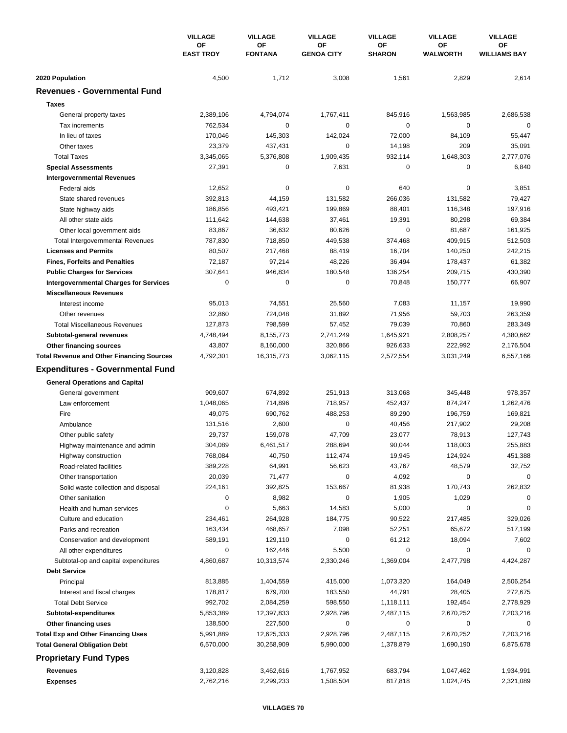| | VILLAGE OF EAST TROY | VILLAGE OF FONTANA | VILLAGE OF GENOA CITY | VILLAGE OF SHARON | VILLAGE OF WALWORTH | VILLAGE OF WILLIAMS BAY |
|---|---|---|---|---|---|---|
| **2020 Population** | 4,500 | 1,712 | 3,008 | 1,561 | 2,829 | 2,614 |
| **Revenues - Governmental Fund** | | | | | | |
| **Taxes** | | | | | | |
| General property taxes | 2,389,106 | 4,794,074 | 1,767,411 | 845,916 | 1,563,985 | 2,686,538 |
| Tax increments | 762,534 | 0 | 0 | 0 | 0 | 0 |
| In lieu of taxes | 170,046 | 145,303 | 142,024 | 72,000 | 84,109 | 55,447 |
| Other taxes | 23,379 | 437,431 | 0 | 14,198 | 209 | 35,091 |
| Total Taxes | 3,345,065 | 5,376,808 | 1,909,435 | 932,114 | 1,648,303 | 2,777,076 |
| **Special Assessments** | 27,391 | 0 | 7,631 | 0 | 0 | 6,840 |
| **Intergovernmental Revenues** | | | | | | |
| Federal aids | 12,652 | 0 | 0 | 640 | 0 | 3,851 |
| State shared revenues | 392,813 | 44,159 | 131,582 | 266,036 | 131,582 | 79,427 |
| State highway aids | 186,856 | 493,421 | 199,869 | 88,401 | 116,348 | 197,916 |
| All other state aids | 111,642 | 144,638 | 37,461 | 19,391 | 80,298 | 69,384 |
| Other local government aids | 83,867 | 36,632 | 80,626 | 0 | 81,687 | 161,925 |
| Total Intergovernmental Revenues | 787,830 | 718,850 | 449,538 | 374,468 | 409,915 | 512,503 |
| **Licenses and Permits** | 80,507 | 217,468 | 88,419 | 16,704 | 140,250 | 242,215 |
| **Fines, Forfeits and Penalties** | 72,187 | 97,214 | 48,226 | 36,494 | 178,437 | 61,382 |
| **Public Charges for Services** | 307,641 | 946,834 | 180,548 | 136,254 | 209,715 | 430,390 |
| **Intergovernmental Charges for Services** | 0 | 0 | 0 | 70,848 | 150,777 | 66,907 |
| **Miscellaneous Revenues** | | | | | | |
| Interest income | 95,013 | 74,551 | 25,560 | 7,083 | 11,157 | 19,990 |
| Other revenues | 32,860 | 724,048 | 31,892 | 71,956 | 59,703 | 263,359 |
| Total Miscellaneous Revenues | 127,873 | 798,599 | 57,452 | 79,039 | 70,860 | 283,349 |
| **Subtotal-general revenues** | 4,748,494 | 8,155,773 | 2,741,249 | 1,645,921 | 2,808,257 | 4,380,662 |
| **Other financing sources** | 43,807 | 8,160,000 | 320,866 | 926,633 | 222,992 | 2,176,504 |
| **Total Revenue and Other Financing Sources** | 4,792,301 | 16,315,773 | 3,062,115 | 2,572,554 | 3,031,249 | 6,557,166 |
| **Expenditures - Governmental Fund** | | | | | | |
| **General Operations and Capital** | | | | | | |
| General government | 909,607 | 674,892 | 251,913 | 313,068 | 345,448 | 978,357 |
| Law enforcement | 1,048,065 | 714,896 | 718,957 | 452,437 | 874,247 | 1,262,476 |
| Fire | 49,075 | 690,762 | 488,253 | 89,290 | 196,759 | 169,821 |
| Ambulance | 131,516 | 2,600 | 0 | 40,456 | 217,902 | 29,208 |
| Other public safety | 29,737 | 159,078 | 47,709 | 23,077 | 78,913 | 127,743 |
| Highway maintenance and admin | 304,089 | 6,461,517 | 288,694 | 90,044 | 118,003 | 255,883 |
| Highway construction | 768,084 | 40,750 | 112,474 | 19,945 | 124,924 | 451,388 |
| Road-related facilities | 389,228 | 64,991 | 56,623 | 43,767 | 48,579 | 32,752 |
| Other transportation | 20,039 | 71,477 | 0 | 4,092 | 0 | 0 |
| Solid waste collection and disposal | 224,161 | 392,825 | 153,667 | 81,938 | 170,743 | 262,832 |
| Other sanitation | 0 | 8,982 | 0 | 1,905 | 1,029 | 0 |
| Health and human services | 0 | 5,663 | 14,583 | 5,000 | 0 | 0 |
| Culture and education | 234,461 | 264,928 | 184,775 | 90,522 | 217,485 | 329,026 |
| Parks and recreation | 163,434 | 468,657 | 7,098 | 52,251 | 65,672 | 517,199 |
| Conservation and development | 589,191 | 129,110 | 0 | 61,212 | 18,094 | 7,602 |
| All other expenditures | 0 | 162,446 | 5,500 | 0 | 0 | 0 |
| Subtotal-op and capital expenditures | 4,860,687 | 10,313,574 | 2,330,246 | 1,369,004 | 2,477,798 | 4,424,287 |
| **Debt Service** | | | | | | |
| Principal | 813,885 | 1,404,559 | 415,000 | 1,073,320 | 164,049 | 2,506,254 |
| Interest and fiscal charges | 178,817 | 679,700 | 183,550 | 44,791 | 28,405 | 272,675 |
| Total Debt Service | 992,702 | 2,084,259 | 598,550 | 1,118,111 | 192,454 | 2,778,929 |
| **Subtotal-expenditures** | 5,853,389 | 12,397,833 | 2,928,796 | 2,487,115 | 2,670,252 | 7,203,216 |
| **Other financing uses** | 138,500 | 227,500 | 0 | 0 | 0 | 0 |
| **Total Exp and Other Financing Uses** | 5,991,889 | 12,625,333 | 2,928,796 | 2,487,115 | 2,670,252 | 7,203,216 |
| **Total General Obligation Debt** | 6,570,000 | 30,258,909 | 5,990,000 | 1,378,879 | 1,690,190 | 6,875,678 |
| **Proprietary Fund Types** | | | | | | |
| **Revenues** | 3,120,828 | 3,462,616 | 1,767,952 | 683,794 | 1,047,462 | 1,934,991 |
| **Expenses** | 2,762,216 | 2,299,233 | 1,508,504 | 817,818 | 1,024,745 | 2,321,089 |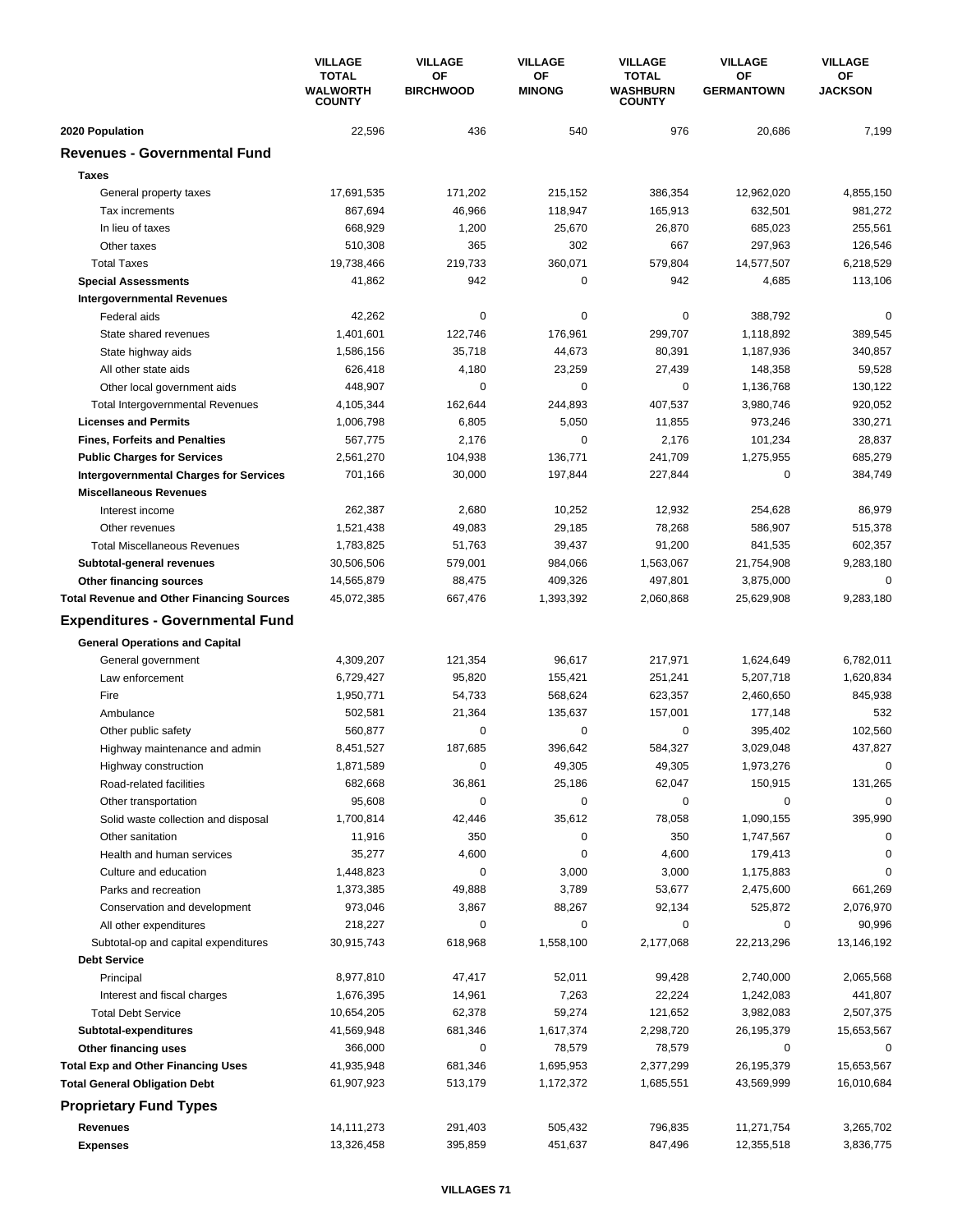| | VILLAGE TOTAL WALWORTH COUNTY | VILLAGE OF BIRCHWOOD | VILLAGE OF MINONG | VILLAGE TOTAL WASHBURN COUNTY | VILLAGE OF GERMANTOWN | VILLAGE OF JACKSON |
|---|---|---|---|---|---|---|
| **2020 Population** | 22,596 | 436 | 540 | 976 | 20,686 | 7,199 |
| **Revenues - Governmental Fund** | | | | | | |
| **Taxes** | | | | | | |
| General property taxes | 17,691,535 | 171,202 | 215,152 | 386,354 | 12,962,020 | 4,855,150 |
| Tax increments | 867,694 | 46,966 | 118,947 | 165,913 | 632,501 | 981,272 |
| In lieu of taxes | 668,929 | 1,200 | 25,670 | 26,870 | 685,023 | 255,561 |
| Other taxes | 510,308 | 365 | 302 | 667 | 297,963 | 126,546 |
| Total Taxes | 19,738,466 | 219,733 | 360,071 | 579,804 | 14,577,507 | 6,218,529 |
| **Special Assessments** | 41,862 | 942 | 0 | 942 | 4,685 | 113,106 |
| **Intergovernmental Revenues** | | | | | | |
| Federal aids | 42,262 | 0 | 0 | 0 | 388,792 | 0 |
| State shared revenues | 1,401,601 | 122,746 | 176,961 | 299,707 | 1,118,892 | 389,545 |
| State highway aids | 1,586,156 | 35,718 | 44,673 | 80,391 | 1,187,936 | 340,857 |
| All other state aids | 626,418 | 4,180 | 23,259 | 27,439 | 148,358 | 59,528 |
| Other local government aids | 448,907 | 0 | 0 | 0 | 1,136,768 | 130,122 |
| Total Intergovernmental Revenues | 4,105,344 | 162,644 | 244,893 | 407,537 | 3,980,746 | 920,052 |
| **Licenses and Permits** | 1,006,798 | 6,805 | 5,050 | 11,855 | 973,246 | 330,271 |
| **Fines, Forfeits and Penalties** | 567,775 | 2,176 | 0 | 2,176 | 101,234 | 28,837 |
| **Public Charges for Services** | 2,561,270 | 104,938 | 136,771 | 241,709 | 1,275,955 | 685,279 |
| **Intergovernmental Charges for Services** | 701,166 | 30,000 | 197,844 | 227,844 | 0 | 384,749 |
| **Miscellaneous Revenues** | | | | | | |
| Interest income | 262,387 | 2,680 | 10,252 | 12,932 | 254,628 | 86,979 |
| Other revenues | 1,521,438 | 49,083 | 29,185 | 78,268 | 586,907 | 515,378 |
| Total Miscellaneous Revenues | 1,783,825 | 51,763 | 39,437 | 91,200 | 841,535 | 602,357 |
| **Subtotal-general revenues** | 30,506,506 | 579,001 | 984,066 | 1,563,067 | 21,754,908 | 9,283,180 |
| **Other financing sources** | 14,565,879 | 88,475 | 409,326 | 497,801 | 3,875,000 | 0 |
| **Total Revenue and Other Financing Sources** | 45,072,385 | 667,476 | 1,393,392 | 2,060,868 | 25,629,908 | 9,283,180 |
| **Expenditures - Governmental Fund** | | | | | | |
| **General Operations and Capital** | | | | | | |
| General government | 4,309,207 | 121,354 | 96,617 | 217,971 | 1,624,649 | 6,782,011 |
| Law enforcement | 6,729,427 | 95,820 | 155,421 | 251,241 | 5,207,718 | 1,620,834 |
| Fire | 1,950,771 | 54,733 | 568,624 | 623,357 | 2,460,650 | 845,938 |
| Ambulance | 502,581 | 21,364 | 135,637 | 157,001 | 177,148 | 532 |
| Other public safety | 560,877 | 0 | 0 | 0 | 395,402 | 102,560 |
| Highway maintenance and admin | 8,451,527 | 187,685 | 396,642 | 584,327 | 3,029,048 | 437,827 |
| Highway construction | 1,871,589 | 0 | 49,305 | 49,305 | 1,973,276 | 0 |
| Road-related facilities | 682,668 | 36,861 | 25,186 | 62,047 | 150,915 | 131,265 |
| Other transportation | 95,608 | 0 | 0 | 0 | 0 | 0 |
| Solid waste collection and disposal | 1,700,814 | 42,446 | 35,612 | 78,058 | 1,090,155 | 395,990 |
| Other sanitation | 11,916 | 350 | 0 | 350 | 1,747,567 | 0 |
| Health and human services | 35,277 | 4,600 | 0 | 4,600 | 179,413 | 0 |
| Culture and education | 1,448,823 | 0 | 3,000 | 3,000 | 1,175,883 | 0 |
| Parks and recreation | 1,373,385 | 49,888 | 3,789 | 53,677 | 2,475,600 | 661,269 |
| Conservation and development | 973,046 | 3,867 | 88,267 | 92,134 | 525,872 | 2,076,970 |
| All other expenditures | 218,227 | 0 | 0 | 0 | 0 | 90,996 |
| Subtotal-op and capital expenditures | 30,915,743 | 618,968 | 1,558,100 | 2,177,068 | 22,213,296 | 13,146,192 |
| **Debt Service** | | | | | | |
| Principal | 8,977,810 | 47,417 | 52,011 | 99,428 | 2,740,000 | 2,065,568 |
| Interest and fiscal charges | 1,676,395 | 14,961 | 7,263 | 22,224 | 1,242,083 | 441,807 |
| Total Debt Service | 10,654,205 | 62,378 | 59,274 | 121,652 | 3,982,083 | 2,507,375 |
| **Subtotal-expenditures** | 41,569,948 | 681,346 | 1,617,374 | 2,298,720 | 26,195,379 | 15,653,567 |
| **Other financing uses** | 366,000 | 0 | 78,579 | 78,579 | 0 | 0 |
| **Total Exp and Other Financing Uses** | 41,935,948 | 681,346 | 1,695,953 | 2,377,299 | 26,195,379 | 15,653,567 |
| **Total General Obligation Debt** | 61,907,923 | 513,179 | 1,172,372 | 1,685,551 | 43,569,999 | 16,010,684 |
| **Proprietary Fund Types** | | | | | | |
| **Revenues** | 14,111,273 | 291,403 | 505,432 | 796,835 | 11,271,754 | 3,265,702 |
| **Expenses** | 13,326,458 | 395,859 | 451,637 | 847,496 | 12,355,518 | 3,836,775 |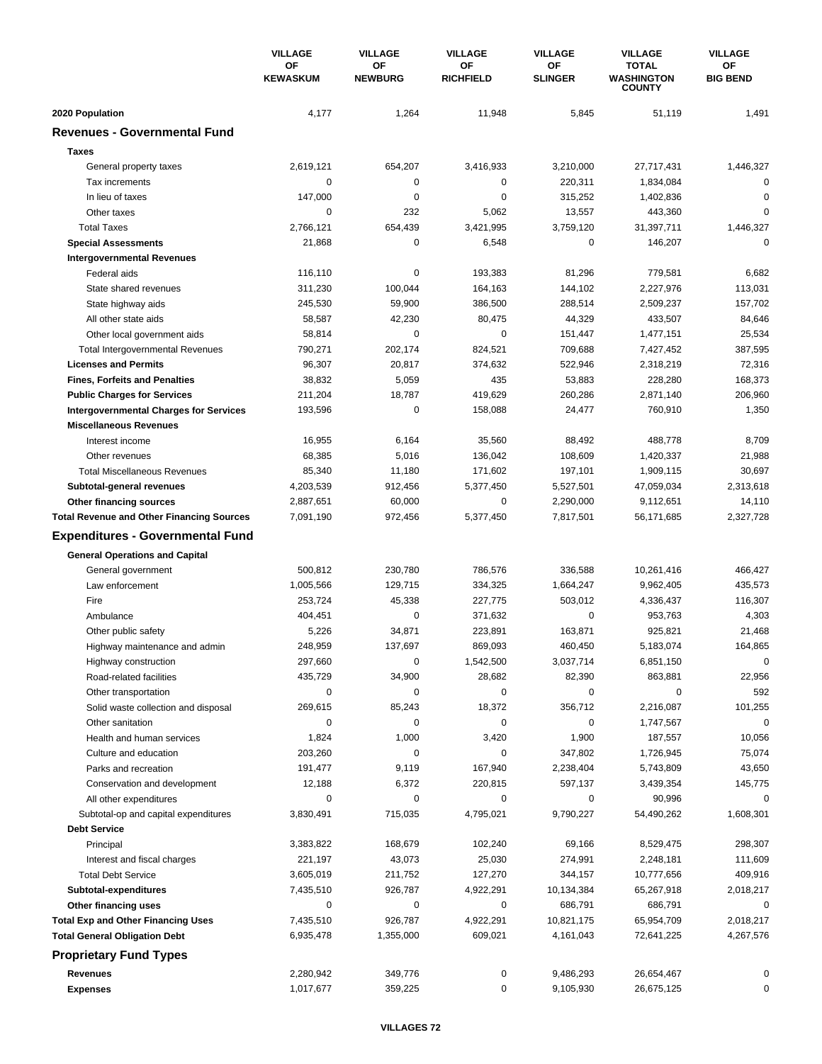| | VILLAGE OF KEWASKUM | VILLAGE OF NEWBURG | VILLAGE OF RICHFIELD | VILLAGE OF SLINGER | VILLAGE TOTAL WASHINGTON COUNTY | VILLAGE OF BIG BEND |
|---|---|---|---|---|---|---|
| **2020 Population** | 4,177 | 1,264 | 11,948 | 5,845 | 51,119 | 1,491 |
| **Revenues - Governmental Fund** | | | | | | |
| **Taxes** | | | | | | |
| General property taxes | 2,619,121 | 654,207 | 3,416,933 | 3,210,000 | 27,717,431 | 1,446,327 |
| Tax increments | 0 | 0 | 0 | 220,311 | 1,834,084 | 0 |
| In lieu of taxes | 147,000 | 0 | 0 | 315,252 | 1,402,836 | 0 |
| Other taxes | 0 | 232 | 5,062 | 13,557 | 443,360 | 0 |
| Total Taxes | 2,766,121 | 654,439 | 3,421,995 | 3,759,120 | 31,397,711 | 1,446,327 |
| **Special Assessments** | 21,868 | 0 | 6,548 | 0 | 146,207 | 0 |
| **Intergovernmental Revenues** | | | | | | |
| Federal aids | 116,110 | 0 | 193,383 | 81,296 | 779,581 | 6,682 |
| State shared revenues | 311,230 | 100,044 | 164,163 | 144,102 | 2,227,976 | 113,031 |
| State highway aids | 245,530 | 59,900 | 386,500 | 288,514 | 2,509,237 | 157,702 |
| All other state aids | 58,587 | 42,230 | 80,475 | 44,329 | 433,507 | 84,646 |
| Other local government aids | 58,814 | 0 | 0 | 151,447 | 1,477,151 | 25,534 |
| Total Intergovernmental Revenues | 790,271 | 202,174 | 824,521 | 709,688 | 7,427,452 | 387,595 |
| **Licenses and Permits** | 96,307 | 20,817 | 374,632 | 522,946 | 2,318,219 | 72,316 |
| **Fines, Forfeits and Penalties** | 38,832 | 5,059 | 435 | 53,883 | 228,280 | 168,373 |
| **Public Charges for Services** | 211,204 | 18,787 | 419,629 | 260,286 | 2,871,140 | 206,960 |
| **Intergovernmental Charges for Services** | 193,596 | 0 | 158,088 | 24,477 | 760,910 | 1,350 |
| **Miscellaneous Revenues** | | | | | | |
| Interest income | 16,955 | 6,164 | 35,560 | 88,492 | 488,778 | 8,709 |
| Other revenues | 68,385 | 5,016 | 136,042 | 108,609 | 1,420,337 | 21,988 |
| Total Miscellaneous Revenues | 85,340 | 11,180 | 171,602 | 197,101 | 1,909,115 | 30,697 |
| **Subtotal-general revenues** | 4,203,539 | 912,456 | 5,377,450 | 5,527,501 | 47,059,034 | 2,313,618 |
| **Other financing sources** | 2,887,651 | 60,000 | 0 | 2,290,000 | 9,112,651 | 14,110 |
| **Total Revenue and Other Financing Sources** | 7,091,190 | 972,456 | 5,377,450 | 7,817,501 | 56,171,685 | 2,327,728 |
| **Expenditures - Governmental Fund** | | | | | | |
| **General Operations and Capital** | | | | | | |
| General government | 500,812 | 230,780 | 786,576 | 336,588 | 10,261,416 | 466,427 |
| Law enforcement | 1,005,566 | 129,715 | 334,325 | 1,664,247 | 9,962,405 | 435,573 |
| Fire | 253,724 | 45,338 | 227,775 | 503,012 | 4,336,437 | 116,307 |
| Ambulance | 404,451 | 0 | 371,632 | 0 | 953,763 | 4,303 |
| Other public safety | 5,226 | 34,871 | 223,891 | 163,871 | 925,821 | 21,468 |
| Highway maintenance and admin | 248,959 | 137,697 | 869,093 | 460,450 | 5,183,074 | 164,865 |
| Highway construction | 297,660 | 0 | 1,542,500 | 3,037,714 | 6,851,150 | 0 |
| Road-related facilities | 435,729 | 34,900 | 28,682 | 82,390 | 863,881 | 22,956 |
| Other transportation | 0 | 0 | 0 | 0 | 0 | 592 |
| Solid waste collection and disposal | 269,615 | 85,243 | 18,372 | 356,712 | 2,216,087 | 101,255 |
| Other sanitation | 0 | 0 | 0 | 0 | 1,747,567 | 0 |
| Health and human services | 1,824 | 1,000 | 3,420 | 1,900 | 187,557 | 10,056 |
| Culture and education | 203,260 | 0 | 0 | 347,802 | 1,726,945 | 75,074 |
| Parks and recreation | 191,477 | 9,119 | 167,940 | 2,238,404 | 5,743,809 | 43,650 |
| Conservation and development | 12,188 | 6,372 | 220,815 | 597,137 | 3,439,354 | 145,775 |
| All other expenditures | 0 | 0 | 0 | 0 | 90,996 | 0 |
| Subtotal-op and capital expenditures | 3,830,491 | 715,035 | 4,795,021 | 9,790,227 | 54,490,262 | 1,608,301 |
| **Debt Service** | | | | | | |
| Principal | 3,383,822 | 168,679 | 102,240 | 69,166 | 8,529,475 | 298,307 |
| Interest and fiscal charges | 221,197 | 43,073 | 25,030 | 274,991 | 2,248,181 | 111,609 |
| Total Debt Service | 3,605,019 | 211,752 | 127,270 | 344,157 | 10,777,656 | 409,916 |
| **Subtotal-expenditures** | 7,435,510 | 926,787 | 4,922,291 | 10,134,384 | 65,267,918 | 2,018,217 |
| **Other financing uses** | 0 | 0 | 0 | 686,791 | 686,791 | 0 |
| **Total Exp and Other Financing Uses** | 7,435,510 | 926,787 | 4,922,291 | 10,821,175 | 65,954,709 | 2,018,217 |
| **Total General Obligation Debt** | 6,935,478 | 1,355,000 | 609,021 | 4,161,043 | 72,641,225 | 4,267,576 |
| **Proprietary Fund Types** | | | | | | |
| **Revenues** | 2,280,942 | 349,776 | 0 | 9,486,293 | 26,654,467 | 0 |
| **Expenses** | 1,017,677 | 359,225 | 0 | 9,105,930 | 26,675,125 | 0 |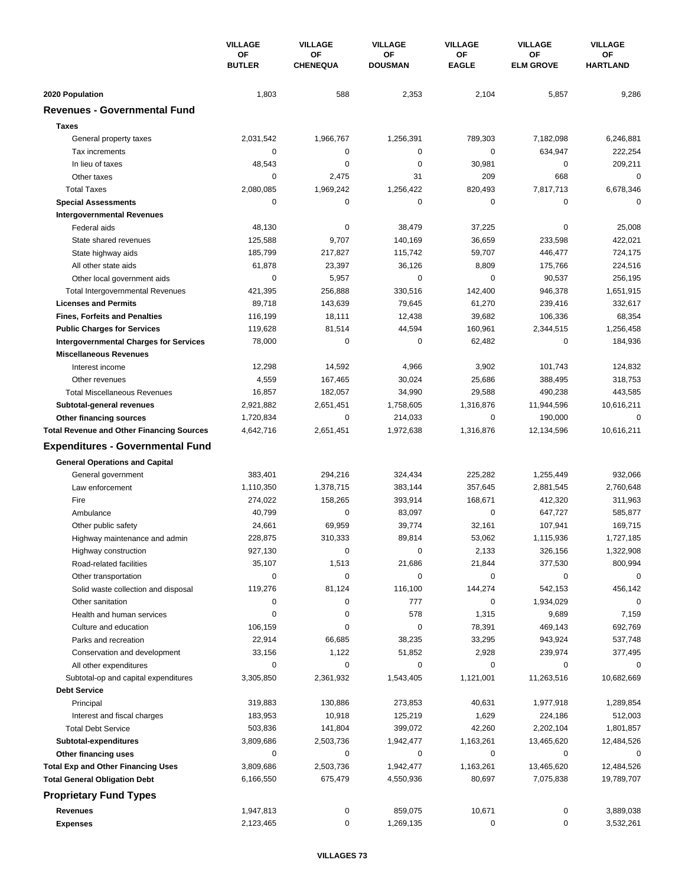| | VILLAGE OF BUTLER | VILLAGE OF CHENEQUA | VILLAGE OF DOUSMAN | VILLAGE OF EAGLE | VILLAGE OF ELM GROVE | VILLAGE OF HARTLAND |
|---|---|---|---|---|---|---|
| **2020 Population** | 1,803 | 588 | 2,353 | 2,104 | 5,857 | 9,286 |
| **Revenues - Governmental Fund** | | | | | | |
| **Taxes** | | | | | | |
| General property taxes | 2,031,542 | 1,966,767 | 1,256,391 | 789,303 | 7,182,098 | 6,246,881 |
| Tax increments | 0 | 0 | 0 | 0 | 634,947 | 222,254 |
| In lieu of taxes | 48,543 | 0 | 0 | 30,981 | 0 | 209,211 |
| Other taxes | 0 | 2,475 | 31 | 209 | 668 | 0 |
| Total Taxes | 2,080,085 | 1,969,242 | 1,256,422 | 820,493 | 7,817,713 | 6,678,346 |
| **Special Assessments** | 0 | 0 | 0 | 0 | 0 | 0 |
| **Intergovernmental Revenues** | | | | | | |
| Federal aids | 48,130 | 0 | 38,479 | 37,225 | 0 | 25,008 |
| State shared revenues | 125,588 | 9,707 | 140,169 | 36,659 | 233,598 | 422,021 |
| State highway aids | 185,799 | 217,827 | 115,742 | 59,707 | 446,477 | 724,175 |
| All other state aids | 61,878 | 23,397 | 36,126 | 8,809 | 175,766 | 224,516 |
| Other local government aids | 0 | 5,957 | 0 | 0 | 90,537 | 256,195 |
| Total Intergovernmental Revenues | 421,395 | 256,888 | 330,516 | 142,400 | 946,378 | 1,651,915 |
| **Licenses and Permits** | 89,718 | 143,639 | 79,645 | 61,270 | 239,416 | 332,617 |
| **Fines, Forfeits and Penalties** | 116,199 | 18,111 | 12,438 | 39,682 | 106,336 | 68,354 |
| **Public Charges for Services** | 119,628 | 81,514 | 44,594 | 160,961 | 2,344,515 | 1,256,458 |
| **Intergovernmental Charges for Services** | 78,000 | 0 | 0 | 62,482 | 0 | 184,936 |
| **Miscellaneous Revenues** | | | | | | |
| Interest income | 12,298 | 14,592 | 4,966 | 3,902 | 101,743 | 124,832 |
| Other revenues | 4,559 | 167,465 | 30,024 | 25,686 | 388,495 | 318,753 |
| Total Miscellaneous Revenues | 16,857 | 182,057 | 34,990 | 29,588 | 490,238 | 443,585 |
| **Subtotal-general revenues** | 2,921,882 | 2,651,451 | 1,758,605 | 1,316,876 | 11,944,596 | 10,616,211 |
| **Other financing sources** | 1,720,834 | 0 | 214,033 | 0 | 190,000 | 0 |
| **Total Revenue and Other Financing Sources** | 4,642,716 | 2,651,451 | 1,972,638 | 1,316,876 | 12,134,596 | 10,616,211 |
| **Expenditures - Governmental Fund** | | | | | | |
| **General Operations and Capital** | | | | | | |
| General government | 383,401 | 294,216 | 324,434 | 225,282 | 1,255,449 | 932,066 |
| Law enforcement | 1,110,350 | 1,378,715 | 383,144 | 357,645 | 2,881,545 | 2,760,648 |
| Fire | 274,022 | 158,265 | 393,914 | 168,671 | 412,320 | 311,963 |
| Ambulance | 40,799 | 0 | 83,097 | 0 | 647,727 | 585,877 |
| Other public safety | 24,661 | 69,959 | 39,774 | 32,161 | 107,941 | 169,715 |
| Highway maintenance and admin | 228,875 | 310,333 | 89,814 | 53,062 | 1,115,936 | 1,727,185 |
| Highway construction | 927,130 | 0 | 0 | 2,133 | 326,156 | 1,322,908 |
| Road-related facilities | 35,107 | 1,513 | 21,686 | 21,844 | 377,530 | 800,994 |
| Other transportation | 0 | 0 | 0 | 0 | 0 | 0 |
| Solid waste collection and disposal | 119,276 | 81,124 | 116,100 | 144,274 | 542,153 | 456,142 |
| Other sanitation | 0 | 0 | 777 | 0 | 1,934,029 | 0 |
| Health and human services | 0 | 0 | 578 | 1,315 | 9,689 | 7,159 |
| Culture and education | 106,159 | 0 | 0 | 78,391 | 469,143 | 692,769 |
| Parks and recreation | 22,914 | 66,685 | 38,235 | 33,295 | 943,924 | 537,748 |
| Conservation and development | 33,156 | 1,122 | 51,852 | 2,928 | 239,974 | 377,495 |
| All other expenditures | 0 | 0 | 0 | 0 | 0 | 0 |
| Subtotal-op and capital expenditures | 3,305,850 | 2,361,932 | 1,543,405 | 1,121,001 | 11,263,516 | 10,682,669 |
| **Debt Service** | | | | | | |
| Principal | 319,883 | 130,886 | 273,853 | 40,631 | 1,977,918 | 1,289,854 |
| Interest and fiscal charges | 183,953 | 10,918 | 125,219 | 1,629 | 224,186 | 512,003 |
| Total Debt Service | 503,836 | 141,804 | 399,072 | 42,260 | 2,202,104 | 1,801,857 |
| **Subtotal-expenditures** | 3,809,686 | 2,503,736 | 1,942,477 | 1,163,261 | 13,465,620 | 12,484,526 |
| **Other financing uses** | 0 | 0 | 0 | 0 | 0 | 0 |
| **Total Exp and Other Financing Uses** | 3,809,686 | 2,503,736 | 1,942,477 | 1,163,261 | 13,465,620 | 12,484,526 |
| **Total General Obligation Debt** | 6,166,550 | 675,479 | 4,550,936 | 80,697 | 7,075,838 | 19,789,707 |
| **Proprietary Fund Types** | | | | | | |
| **Revenues** | 1,947,813 | 0 | 859,075 | 10,671 | 0 | 3,889,038 |
| **Expenses** | 2,123,465 | 0 | 1,269,135 | 0 | 0 | 3,532,261 |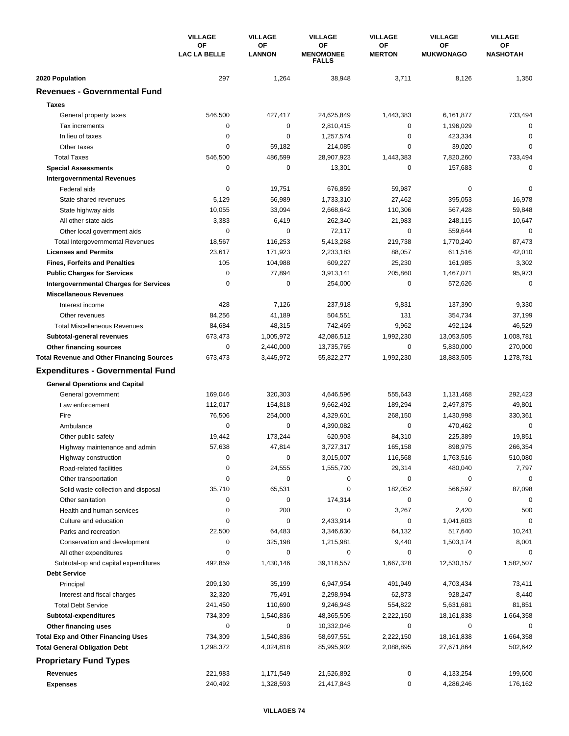| | VILLAGE OF LAC LA BELLE | VILLAGE OF LANNON | VILLAGE OF MENOMONEE FALLS | VILLAGE OF MERTON | VILLAGE OF MUKWONAGO | VILLAGE OF NASHOTAH |
|---|---|---|---|---|---|---|
| **2020 Population** | 297 | 1,264 | 38,948 | 3,711 | 8,126 | 1,350 |
| **Revenues - Governmental Fund** | | | | | | |
| **Taxes** | | | | | | |
| General property taxes | 546,500 | 427,417 | 24,625,849 | 1,443,383 | 6,161,877 | 733,494 |
| Tax increments | 0 | 0 | 2,810,415 | 0 | 1,196,029 | 0 |
| In lieu of taxes | 0 | 0 | 1,257,574 | 0 | 423,334 | 0 |
| Other taxes | 0 | 59,182 | 214,085 | 0 | 39,020 | 0 |
| Total Taxes | 546,500 | 486,599 | 28,907,923 | 1,443,383 | 7,820,260 | 733,494 |
| **Special Assessments** | 0 | 0 | 13,301 | 0 | 157,683 | 0 |
| **Intergovernmental Revenues** | | | | | | |
| Federal aids | 0 | 19,751 | 676,859 | 59,987 | 0 | 0 |
| State shared revenues | 5,129 | 56,989 | 1,733,310 | 27,462 | 395,053 | 16,978 |
| State highway aids | 10,055 | 33,094 | 2,668,642 | 110,306 | 567,428 | 59,848 |
| All other state aids | 3,383 | 6,419 | 262,340 | 21,983 | 248,115 | 10,647 |
| Other local government aids | 0 | 0 | 72,117 | 0 | 559,644 | 0 |
| Total Intergovernmental Revenues | 18,567 | 116,253 | 5,413,268 | 219,738 | 1,770,240 | 87,473 |
| **Licenses and Permits** | 23,617 | 171,923 | 2,233,183 | 88,057 | 611,516 | 42,010 |
| **Fines, Forfeits and Penalties** | 105 | 104,988 | 609,227 | 25,230 | 161,985 | 3,302 |
| **Public Charges for Services** | 0 | 77,894 | 3,913,141 | 205,860 | 1,467,071 | 95,973 |
| **Intergovernmental Charges for Services** | 0 | 0 | 254,000 | 0 | 572,626 | 0 |
| **Miscellaneous Revenues** | | | | | | |
| Interest income | 428 | 7,126 | 237,918 | 9,831 | 137,390 | 9,330 |
| Other revenues | 84,256 | 41,189 | 504,551 | 131 | 354,734 | 37,199 |
| Total Miscellaneous Revenues | 84,684 | 48,315 | 742,469 | 9,962 | 492,124 | 46,529 |
| **Subtotal-general revenues** | 673,473 | 1,005,972 | 42,086,512 | 1,992,230 | 13,053,505 | 1,008,781 |
| **Other financing sources** | 0 | 2,440,000 | 13,735,765 | 0 | 5,830,000 | 270,000 |
| **Total Revenue and Other Financing Sources** | 673,473 | 3,445,972 | 55,822,277 | 1,992,230 | 18,883,505 | 1,278,781 |
| **Expenditures - Governmental Fund** | | | | | | |
| **General Operations and Capital** | | | | | | |
| General government | 169,046 | 320,303 | 4,646,596 | 555,643 | 1,131,468 | 292,423 |
| Law enforcement | 112,017 | 154,818 | 9,662,492 | 189,294 | 2,497,875 | 49,801 |
| Fire | 76,506 | 254,000 | 4,329,601 | 268,150 | 1,430,998 | 330,361 |
| Ambulance | 0 | 0 | 4,390,082 | 0 | 470,462 | 0 |
| Other public safety | 19,442 | 173,244 | 620,903 | 84,310 | 225,389 | 19,851 |
| Highway maintenance and admin | 57,638 | 47,814 | 3,727,317 | 165,158 | 898,975 | 266,354 |
| Highway construction | 0 | 0 | 3,015,007 | 116,568 | 1,763,516 | 510,080 |
| Road-related facilities | 0 | 24,555 | 1,555,720 | 29,314 | 480,040 | 7,797 |
| Other transportation | 0 | 0 | 0 | 0 | 0 | 0 |
| Solid waste collection and disposal | 35,710 | 65,531 | 0 | 182,052 | 566,597 | 87,098 |
| Other sanitation | 0 | 0 | 174,314 | 0 | 0 | 0 |
| Health and human services | 0 | 200 | 0 | 3,267 | 2,420 | 500 |
| Culture and education | 0 | 0 | 2,433,914 | 0 | 1,041,603 | 0 |
| Parks and recreation | 22,500 | 64,483 | 3,346,630 | 64,132 | 517,640 | 10,241 |
| Conservation and development | 0 | 325,198 | 1,215,981 | 9,440 | 1,503,174 | 8,001 |
| All other expenditures | 0 | 0 | 0 | 0 | 0 | 0 |
| Subtotal-op and capital expenditures | 492,859 | 1,430,146 | 39,118,557 | 1,667,328 | 12,530,157 | 1,582,507 |
| **Debt Service** | | | | | | |
| Principal | 209,130 | 35,199 | 6,947,954 | 491,949 | 4,703,434 | 73,411 |
| Interest and fiscal charges | 32,320 | 75,491 | 2,298,994 | 62,873 | 928,247 | 8,440 |
| Total Debt Service | 241,450 | 110,690 | 9,246,948 | 554,822 | 5,631,681 | 81,851 |
| **Subtotal-expenditures** | 734,309 | 1,540,836 | 48,365,505 | 2,222,150 | 18,161,838 | 1,664,358 |
| **Other financing uses** | 0 | 0 | 10,332,046 | 0 | 0 | 0 |
| **Total Exp and Other Financing Uses** | 734,309 | 1,540,836 | 58,697,551 | 2,222,150 | 18,161,838 | 1,664,358 |
| **Total General Obligation Debt** | 1,298,372 | 4,024,818 | 85,995,902 | 2,088,895 | 27,671,864 | 502,642 |
| **Proprietary Fund Types** | | | | | | |
| **Revenues** | 221,983 | 1,171,549 | 21,526,892 | 0 | 4,133,254 | 199,600 |
| **Expenses** | 240,492 | 1,328,593 | 21,417,843 | 0 | 4,286,246 | 176,162 |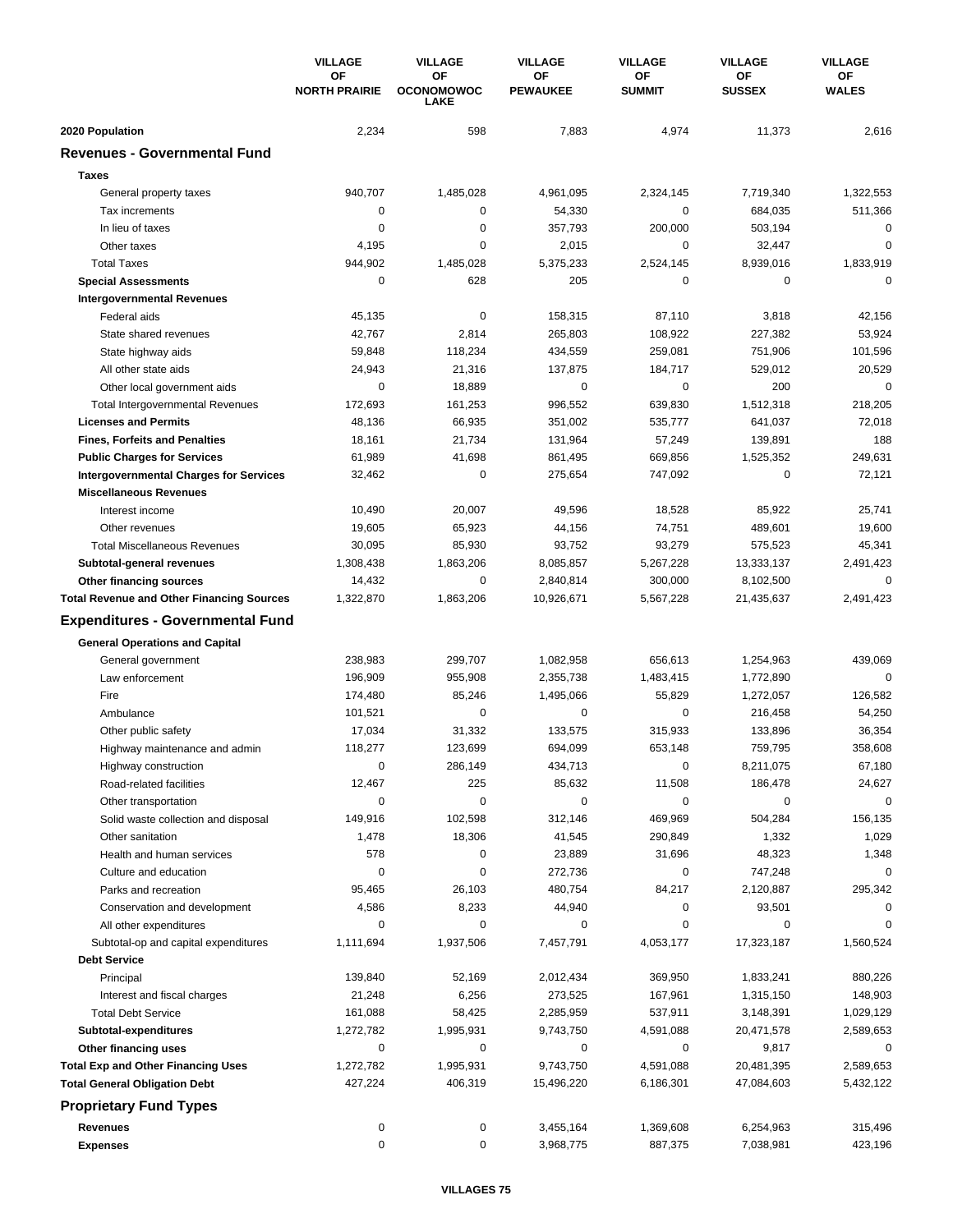| | VILLAGE OF NORTH PRAIRIE | VILLAGE OF OCONOMOWOC LAKE | VILLAGE OF PEWAUKEE | VILLAGE OF SUMMIT | VILLAGE OF SUSSEX | VILLAGE OF WALES |
|---|---|---|---|---|---|---|
| **2020 Population** | 2,234 | 598 | 7,883 | 4,974 | 11,373 | 2,616 |
| **Revenues - Governmental Fund** | | | | | | |
| **Taxes** | | | | | | |
| General property taxes | 940,707 | 1,485,028 | 4,961,095 | 2,324,145 | 7,719,340 | 1,322,553 |
| Tax increments | 0 | 0 | 54,330 | 0 | 684,035 | 511,366 |
| In lieu of taxes | 0 | 0 | 357,793 | 200,000 | 503,194 | 0 |
| Other taxes | 4,195 | 0 | 2,015 | 0 | 32,447 | 0 |
| Total Taxes | 944,902 | 1,485,028 | 5,375,233 | 2,524,145 | 8,939,016 | 1,833,919 |
| **Special Assessments** | 0 | 628 | 205 | 0 | 0 | 0 |
| **Intergovernmental Revenues** | | | | | | |
| Federal aids | 45,135 | 0 | 158,315 | 87,110 | 3,818 | 42,156 |
| State shared revenues | 42,767 | 2,814 | 265,803 | 108,922 | 227,382 | 53,924 |
| State highway aids | 59,848 | 118,234 | 434,559 | 259,081 | 751,906 | 101,596 |
| All other state aids | 24,943 | 21,316 | 137,875 | 184,717 | 529,012 | 20,529 |
| Other local government aids | 0 | 18,889 | 0 | 0 | 200 | 0 |
| Total Intergovernmental Revenues | 172,693 | 161,253 | 996,552 | 639,830 | 1,512,318 | 218,205 |
| **Licenses and Permits** | 48,136 | 66,935 | 351,002 | 535,777 | 641,037 | 72,018 |
| **Fines, Forfeits and Penalties** | 18,161 | 21,734 | 131,964 | 57,249 | 139,891 | 188 |
| **Public Charges for Services** | 61,989 | 41,698 | 861,495 | 669,856 | 1,525,352 | 249,631 |
| **Intergovernmental Charges for Services** | 32,462 | 0 | 275,654 | 747,092 | 0 | 72,121 |
| **Miscellaneous Revenues** | | | | | | |
| Interest income | 10,490 | 20,007 | 49,596 | 18,528 | 85,922 | 25,741 |
| Other revenues | 19,605 | 65,923 | 44,156 | 74,751 | 489,601 | 19,600 |
| Total Miscellaneous Revenues | 30,095 | 85,930 | 93,752 | 93,279 | 575,523 | 45,341 |
| **Subtotal-general revenues** | 1,308,438 | 1,863,206 | 8,085,857 | 5,267,228 | 13,333,137 | 2,491,423 |
| **Other financing sources** | 14,432 | 0 | 2,840,814 | 300,000 | 8,102,500 | 0 |
| **Total Revenue and Other Financing Sources** | 1,322,870 | 1,863,206 | 10,926,671 | 5,567,228 | 21,435,637 | 2,491,423 |
| **Expenditures - Governmental Fund** | | | | | | |
| **General Operations and Capital** | | | | | | |
| General government | 238,983 | 299,707 | 1,082,958 | 656,613 | 1,254,963 | 439,069 |
| Law enforcement | 196,909 | 955,908 | 2,355,738 | 1,483,415 | 1,772,890 | 0 |
| Fire | 174,480 | 85,246 | 1,495,066 | 55,829 | 1,272,057 | 126,582 |
| Ambulance | 101,521 | 0 | 0 | 0 | 216,458 | 54,250 |
| Other public safety | 17,034 | 31,332 | 133,575 | 315,933 | 133,896 | 36,354 |
| Highway maintenance and admin | 118,277 | 123,699 | 694,099 | 653,148 | 759,795 | 358,608 |
| Highway construction | 0 | 286,149 | 434,713 | 0 | 8,211,075 | 67,180 |
| Road-related facilities | 12,467 | 225 | 85,632 | 11,508 | 186,478 | 24,627 |
| Other transportation | 0 | 0 | 0 | 0 | 0 | 0 |
| Solid waste collection and disposal | 149,916 | 102,598 | 312,146 | 469,969 | 504,284 | 156,135 |
| Other sanitation | 1,478 | 18,306 | 41,545 | 290,849 | 1,332 | 1,029 |
| Health and human services | 578 | 0 | 23,889 | 31,696 | 48,323 | 1,348 |
| Culture and education | 0 | 0 | 272,736 | 0 | 747,248 | 0 |
| Parks and recreation | 95,465 | 26,103 | 480,754 | 84,217 | 2,120,887 | 295,342 |
| Conservation and development | 4,586 | 8,233 | 44,940 | 0 | 93,501 | 0 |
| All other expenditures | 0 | 0 | 0 | 0 | 0 | 0 |
| Subtotal-op and capital expenditures | 1,111,694 | 1,937,506 | 7,457,791 | 4,053,177 | 17,323,187 | 1,560,524 |
| **Debt Service** | | | | | | |
| Principal | 139,840 | 52,169 | 2,012,434 | 369,950 | 1,833,241 | 880,226 |
| Interest and fiscal charges | 21,248 | 6,256 | 273,525 | 167,961 | 1,315,150 | 148,903 |
| Total Debt Service | 161,088 | 58,425 | 2,285,959 | 537,911 | 3,148,391 | 1,029,129 |
| **Subtotal-expenditures** | 1,272,782 | 1,995,931 | 9,743,750 | 4,591,088 | 20,471,578 | 2,589,653 |
| **Other financing uses** | 0 | 0 | 0 | 0 | 9,817 | 0 |
| **Total Exp and Other Financing Uses** | 1,272,782 | 1,995,931 | 9,743,750 | 4,591,088 | 20,481,395 | 2,589,653 |
| **Total General Obligation Debt** | 427,224 | 406,319 | 15,496,220 | 6,186,301 | 47,084,603 | 5,432,122 |
| **Proprietary Fund Types** | | | | | | |
| **Revenues** | 0 | 0 | 3,455,164 | 1,369,608 | 6,254,963 | 315,496 |
| **Expenses** | 0 | 0 | 3,968,775 | 887,375 | 7,038,981 | 423,196 |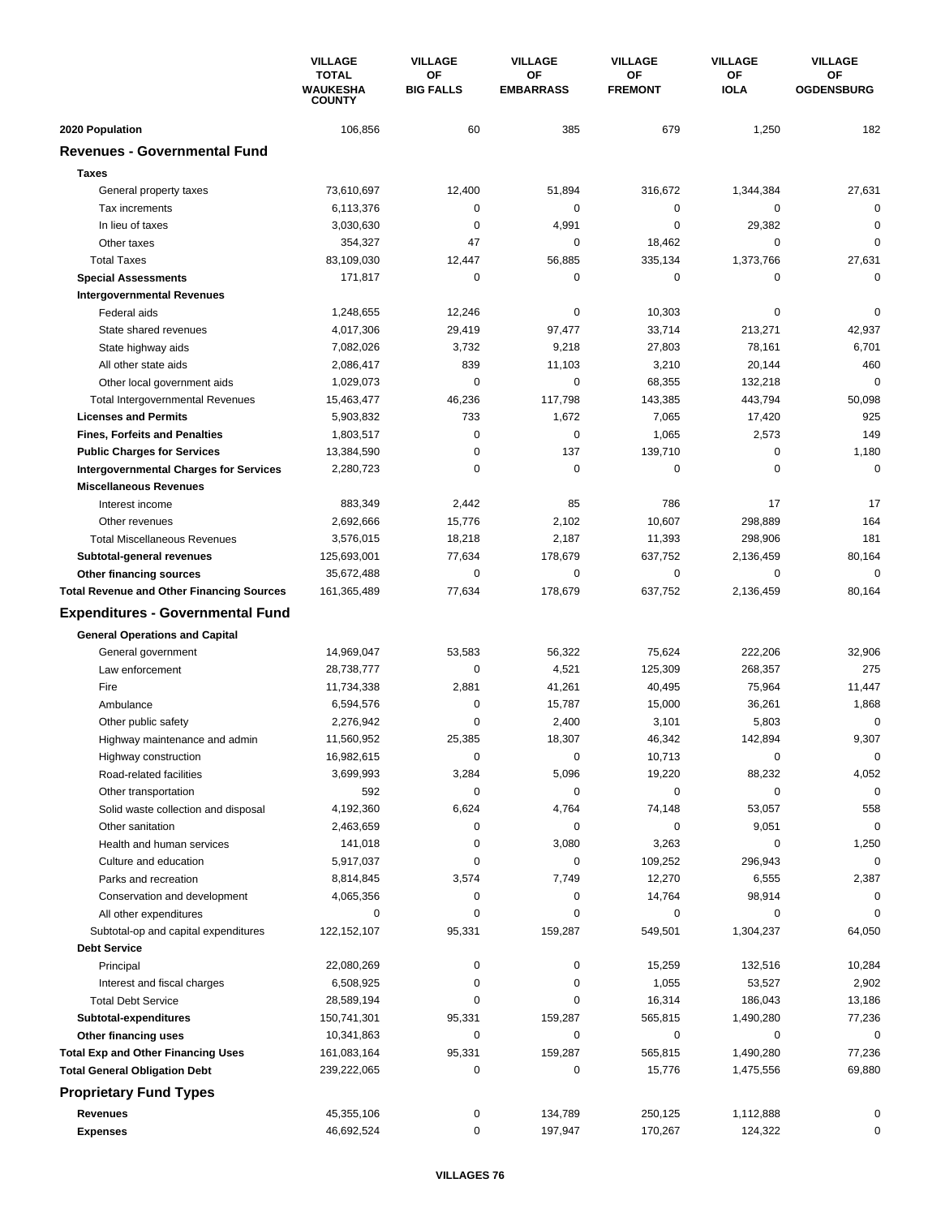| | VILLAGE TOTAL WAUKESHA COUNTY | VILLAGE OF BIG FALLS | VILLAGE OF EMBARRASS | VILLAGE OF FREMONT | VILLAGE OF IOLA | VILLAGE OF OGDENSBURG |
|---|---|---|---|---|---|---|
| **2020 Population** | 106,856 | 60 | 385 | 679 | 1,250 | 182 |
| **Revenues - Governmental Fund** | | | | | | |
| **Taxes** | | | | | | |
| General property taxes | 73,610,697 | 12,400 | 51,894 | 316,672 | 1,344,384 | 27,631 |
| Tax increments | 6,113,376 | 0 | 0 | 0 | 0 | 0 |
| In lieu of taxes | 3,030,630 | 0 | 4,991 | 0 | 29,382 | 0 |
| Other taxes | 354,327 | 47 | 0 | 18,462 | 0 | 0 |
| Total Taxes | 83,109,030 | 12,447 | 56,885 | 335,134 | 1,373,766 | 27,631 |
| **Special Assessments** | 171,817 | 0 | 0 | 0 | 0 | 0 |
| **Intergovernmental Revenues** | | | | | | |
| Federal aids | 1,248,655 | 12,246 | 0 | 10,303 | 0 | 0 |
| State shared revenues | 4,017,306 | 29,419 | 97,477 | 33,714 | 213,271 | 42,937 |
| State highway aids | 7,082,026 | 3,732 | 9,218 | 27,803 | 78,161 | 6,701 |
| All other state aids | 2,086,417 | 839 | 11,103 | 3,210 | 20,144 | 460 |
| Other local government aids | 1,029,073 | 0 | 0 | 68,355 | 132,218 | 0 |
| Total Intergovernmental Revenues | 15,463,477 | 46,236 | 117,798 | 143,385 | 443,794 | 50,098 |
| **Licenses and Permits** | 5,903,832 | 733 | 1,672 | 7,065 | 17,420 | 925 |
| **Fines, Forfeits and Penalties** | 1,803,517 | 0 | 0 | 1,065 | 2,573 | 149 |
| **Public Charges for Services** | 13,384,590 | 0 | 137 | 139,710 | 0 | 1,180 |
| **Intergovernmental Charges for Services** | 2,280,723 | 0 | 0 | 0 | 0 | 0 |
| **Miscellaneous Revenues** | | | | | | |
| Interest income | 883,349 | 2,442 | 85 | 786 | 17 | 17 |
| Other revenues | 2,692,666 | 15,776 | 2,102 | 10,607 | 298,889 | 164 |
| Total Miscellaneous Revenues | 3,576,015 | 18,218 | 2,187 | 11,393 | 298,906 | 181 |
| **Subtotal-general revenues** | 125,693,001 | 77,634 | 178,679 | 637,752 | 2,136,459 | 80,164 |
| **Other financing sources** | 35,672,488 | 0 | 0 | 0 | 0 | 0 |
| **Total Revenue and Other Financing Sources** | 161,365,489 | 77,634 | 178,679 | 637,752 | 2,136,459 | 80,164 |
| **Expenditures - Governmental Fund** | | | | | | |
| **General Operations and Capital** | | | | | | |
| General government | 14,969,047 | 53,583 | 56,322 | 75,624 | 222,206 | 32,906 |
| Law enforcement | 28,738,777 | 0 | 4,521 | 125,309 | 268,357 | 275 |
| Fire | 11,734,338 | 2,881 | 41,261 | 40,495 | 75,964 | 11,447 |
| Ambulance | 6,594,576 | 0 | 15,787 | 15,000 | 36,261 | 1,868 |
| Other public safety | 2,276,942 | 0 | 2,400 | 3,101 | 5,803 | 0 |
| Highway maintenance and admin | 11,560,952 | 25,385 | 18,307 | 46,342 | 142,894 | 9,307 |
| Highway construction | 16,982,615 | 0 | 0 | 10,713 | 0 | 0 |
| Road-related facilities | 3,699,993 | 3,284 | 5,096 | 19,220 | 88,232 | 4,052 |
| Other transportation | 592 | 0 | 0 | 0 | 0 | 0 |
| Solid waste collection and disposal | 4,192,360 | 6,624 | 4,764 | 74,148 | 53,057 | 558 |
| Other sanitation | 2,463,659 | 0 | 0 | 0 | 9,051 | 0 |
| Health and human services | 141,018 | 0 | 3,080 | 3,263 | 0 | 1,250 |
| Culture and education | 5,917,037 | 0 | 0 | 109,252 | 296,943 | 0 |
| Parks and recreation | 8,814,845 | 3,574 | 7,749 | 12,270 | 6,555 | 2,387 |
| Conservation and development | 4,065,356 | 0 | 0 | 14,764 | 98,914 | 0 |
| All other expenditures | 0 | 0 | 0 | 0 | 0 | 0 |
| Subtotal-op and capital expenditures | 122,152,107 | 95,331 | 159,287 | 549,501 | 1,304,237 | 64,050 |
| **Debt Service** | | | | | | |
| Principal | 22,080,269 | 0 | 0 | 15,259 | 132,516 | 10,284 |
| Interest and fiscal charges | 6,508,925 | 0 | 0 | 1,055 | 53,527 | 2,902 |
| Total Debt Service | 28,589,194 | 0 | 0 | 16,314 | 186,043 | 13,186 |
| **Subtotal-expenditures** | 150,741,301 | 95,331 | 159,287 | 565,815 | 1,490,280 | 77,236 |
| **Other financing uses** | 10,341,863 | 0 | 0 | 0 | 0 | 0 |
| **Total Exp and Other Financing Uses** | 161,083,164 | 95,331 | 159,287 | 565,815 | 1,490,280 | 77,236 |
| **Total General Obligation Debt** | 239,222,065 | 0 | 0 | 15,776 | 1,475,556 | 69,880 |
| **Proprietary Fund Types** | | | | | | |
| **Revenues** | 45,355,106 | 0 | 134,789 | 250,125 | 1,112,888 | 0 |
| **Expenses** | 46,692,524 | 0 | 197,947 | 170,267 | 124,322 | 0 |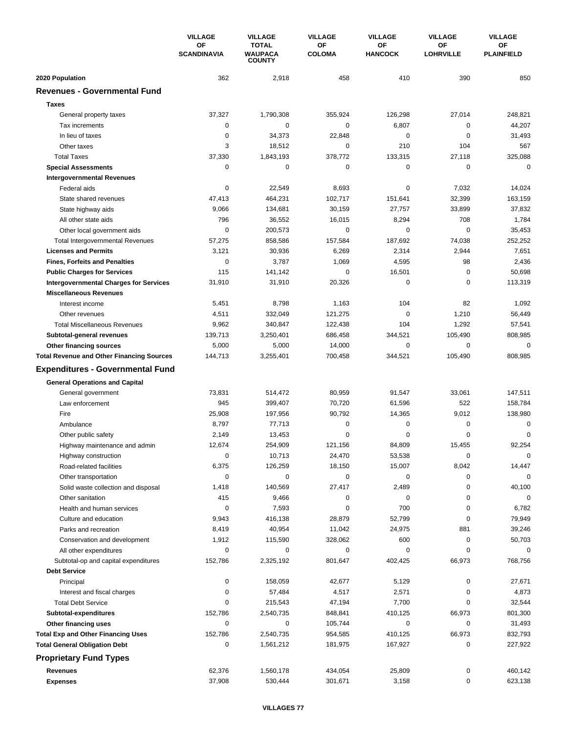| | VILLAGE OF SCANDINAVIA | VILLAGE TOTAL WAUPACA COUNTY | VILLAGE OF COLOMA | VILLAGE OF HANCOCK | VILLAGE OF LOHRVILLE | VILLAGE OF PLAINFIELD |
|---|---|---|---|---|---|---|
| **2020 Population** | 362 | 2,918 | 458 | 410 | 390 | 850 |
| **Revenues - Governmental Fund** | | | | | | |
| **Taxes** | | | | | | |
| General property taxes | 37,327 | 1,790,308 | 355,924 | 126,298 | 27,014 | 248,821 |
| Tax increments | 0 | 0 | 0 | 6,807 | 0 | 44,207 |
| In lieu of taxes | 0 | 34,373 | 22,848 | 0 | 0 | 31,493 |
| Other taxes | 3 | 18,512 | 0 | 210 | 104 | 567 |
| Total Taxes | 37,330 | 1,843,193 | 378,772 | 133,315 | 27,118 | 325,088 |
| **Special Assessments** | 0 | 0 | 0 | 0 | 0 | 0 |
| **Intergovernmental Revenues** | | | | | | |
| Federal aids | 0 | 22,549 | 8,693 | 0 | 7,032 | 14,024 |
| State shared revenues | 47,413 | 464,231 | 102,717 | 151,641 | 32,399 | 163,159 |
| State highway aids | 9,066 | 134,681 | 30,159 | 27,757 | 33,899 | 37,832 |
| All other state aids | 796 | 36,552 | 16,015 | 8,294 | 708 | 1,784 |
| Other local government aids | 0 | 200,573 | 0 | 0 | 0 | 35,453 |
| Total Intergovernmental Revenues | 57,275 | 858,586 | 157,584 | 187,692 | 74,038 | 252,252 |
| **Licenses and Permits** | 3,121 | 30,936 | 6,269 | 2,314 | 2,944 | 7,651 |
| **Fines, Forfeits and Penalties** | 0 | 3,787 | 1,069 | 4,595 | 98 | 2,436 |
| **Public Charges for Services** | 115 | 141,142 | 0 | 16,501 | 0 | 50,698 |
| **Intergovernmental Charges for Services** | 31,910 | 31,910 | 20,326 | 0 | 0 | 113,319 |
| **Miscellaneous Revenues** | | | | | | |
| Interest income | 5,451 | 8,798 | 1,163 | 104 | 82 | 1,092 |
| Other revenues | 4,511 | 332,049 | 121,275 | 0 | 1,210 | 56,449 |
| Total Miscellaneous Revenues | 9,962 | 340,847 | 122,438 | 104 | 1,292 | 57,541 |
| **Subtotal-general revenues** | 139,713 | 3,250,401 | 686,458 | 344,521 | 105,490 | 808,985 |
| **Other financing sources** | 5,000 | 5,000 | 14,000 | 0 | 0 | 0 |
| **Total Revenue and Other Financing Sources** | 144,713 | 3,255,401 | 700,458 | 344,521 | 105,490 | 808,985 |
| **Expenditures - Governmental Fund** | | | | | | |
| **General Operations and Capital** | | | | | | |
| General government | 73,831 | 514,472 | 80,959 | 91,547 | 33,061 | 147,511 |
| Law enforcement | 945 | 399,407 | 70,720 | 61,596 | 522 | 158,784 |
| Fire | 25,908 | 197,956 | 90,792 | 14,365 | 9,012 | 138,980 |
| Ambulance | 8,797 | 77,713 | 0 | 0 | 0 | 0 |
| Other public safety | 2,149 | 13,453 | 0 | 0 | 0 | 0 |
| Highway maintenance and admin | 12,674 | 254,909 | 121,156 | 84,809 | 15,455 | 92,254 |
| Highway construction | 0 | 10,713 | 24,470 | 53,538 | 0 | 0 |
| Road-related facilities | 6,375 | 126,259 | 18,150 | 15,007 | 8,042 | 14,447 |
| Other transportation | 0 | 0 | 0 | 0 | 0 | 0 |
| Solid waste collection and disposal | 1,418 | 140,569 | 27,417 | 2,489 | 0 | 40,100 |
| Other sanitation | 415 | 9,466 | 0 | 0 | 0 | 0 |
| Health and human services | 0 | 7,593 | 0 | 700 | 0 | 6,782 |
| Culture and education | 9,943 | 416,138 | 28,879 | 52,799 | 0 | 79,949 |
| Parks and recreation | 8,419 | 40,954 | 11,042 | 24,975 | 881 | 39,246 |
| Conservation and development | 1,912 | 115,590 | 328,062 | 600 | 0 | 50,703 |
| All other expenditures | 0 | 0 | 0 | 0 | 0 | 0 |
| Subtotal-op and capital expenditures | 152,786 | 2,325,192 | 801,647 | 402,425 | 66,973 | 768,756 |
| **Debt Service** | | | | | | |
| Principal | 0 | 158,059 | 42,677 | 5,129 | 0 | 27,671 |
| Interest and fiscal charges | 0 | 57,484 | 4,517 | 2,571 | 0 | 4,873 |
| Total Debt Service | 0 | 215,543 | 47,194 | 7,700 | 0 | 32,544 |
| **Subtotal-expenditures** | 152,786 | 2,540,735 | 848,841 | 410,125 | 66,973 | 801,300 |
| **Other financing uses** | 0 | 0 | 105,744 | 0 | 0 | 31,493 |
| **Total Exp and Other Financing Uses** | 152,786 | 2,540,735 | 954,585 | 410,125 | 66,973 | 832,793 |
| **Total General Obligation Debt** | 0 | 1,561,212 | 181,975 | 167,927 | 0 | 227,922 |
| **Proprietary Fund Types** | | | | | | |
| **Revenues** | 62,376 | 1,560,178 | 434,054 | 25,809 | 0 | 460,142 |
| **Expenses** | 37,908 | 530,444 | 301,671 | 3,158 | 0 | 623,138 |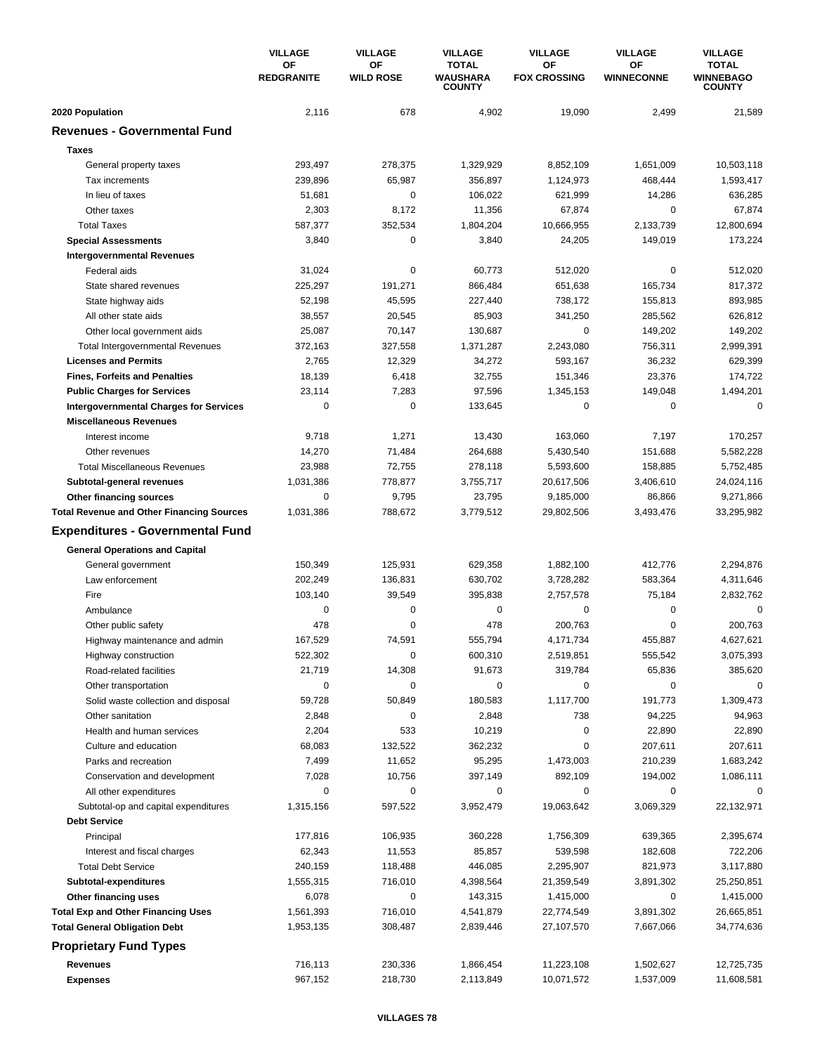| | VILLAGE OF REDGRANITE | VILLAGE OF WILD ROSE | VILLAGE TOTAL WAUSHARA COUNTY | VILLAGE OF FOX CROSSING | VILLAGE OF WINNECONNE | VILLAGE TOTAL WINNEBAGO COUNTY |
|---|---|---|---|---|---|---|
| **2020 Population** | 2,116 | 678 | 4,902 | 19,090 | 2,499 | 21,589 |
| **Revenues - Governmental Fund** | | | | | | |
| **Taxes** | | | | | | |
| General property taxes | 293,497 | 278,375 | 1,329,929 | 8,852,109 | 1,651,009 | 10,503,118 |
| Tax increments | 239,896 | 65,987 | 356,897 | 1,124,973 | 468,444 | 1,593,417 |
| In lieu of taxes | 51,681 | 0 | 106,022 | 621,999 | 14,286 | 636,285 |
| Other taxes | 2,303 | 8,172 | 11,356 | 67,874 | 0 | 67,874 |
| Total Taxes | 587,377 | 352,534 | 1,804,204 | 10,666,955 | 2,133,739 | 12,800,694 |
| **Special Assessments** | 3,840 | 0 | 3,840 | 24,205 | 149,019 | 173,224 |
| **Intergovernmental Revenues** | | | | | | |
| Federal aids | 31,024 | 0 | 60,773 | 512,020 | 0 | 512,020 |
| State shared revenues | 225,297 | 191,271 | 866,484 | 651,638 | 165,734 | 817,372 |
| State highway aids | 52,198 | 45,595 | 227,440 | 738,172 | 155,813 | 893,985 |
| All other state aids | 38,557 | 20,545 | 85,903 | 341,250 | 285,562 | 626,812 |
| Other local government aids | 25,087 | 70,147 | 130,687 | 0 | 149,202 | 149,202 |
| Total Intergovernmental Revenues | 372,163 | 327,558 | 1,371,287 | 2,243,080 | 756,311 | 2,999,391 |
| **Licenses and Permits** | 2,765 | 12,329 | 34,272 | 593,167 | 36,232 | 629,399 |
| **Fines, Forfeits and Penalties** | 18,139 | 6,418 | 32,755 | 151,346 | 23,376 | 174,722 |
| **Public Charges for Services** | 23,114 | 7,283 | 97,596 | 1,345,153 | 149,048 | 1,494,201 |
| **Intergovernmental Charges for Services** | 0 | 0 | 133,645 | 0 | 0 | 0 |
| **Miscellaneous Revenues** | | | | | | |
| Interest income | 9,718 | 1,271 | 13,430 | 163,060 | 7,197 | 170,257 |
| Other revenues | 14,270 | 71,484 | 264,688 | 5,430,540 | 151,688 | 5,582,228 |
| Total Miscellaneous Revenues | 23,988 | 72,755 | 278,118 | 5,593,600 | 158,885 | 5,752,485 |
| **Subtotal-general revenues** | 1,031,386 | 778,877 | 3,755,717 | 20,617,506 | 3,406,610 | 24,024,116 |
| **Other financing sources** | 0 | 9,795 | 23,795 | 9,185,000 | 86,866 | 9,271,866 |
| **Total Revenue and Other Financing Sources** | 1,031,386 | 788,672 | 3,779,512 | 29,802,506 | 3,493,476 | 33,295,982 |
| **Expenditures - Governmental Fund** | | | | | | |
| **General Operations and Capital** | | | | | | |
| General government | 150,349 | 125,931 | 629,358 | 1,882,100 | 412,776 | 2,294,876 |
| Law enforcement | 202,249 | 136,831 | 630,702 | 3,728,282 | 583,364 | 4,311,646 |
| Fire | 103,140 | 39,549 | 395,838 | 2,757,578 | 75,184 | 2,832,762 |
| Ambulance | 0 | 0 | 0 | 0 | 0 | 0 |
| Other public safety | 478 | 0 | 478 | 200,763 | 0 | 200,763 |
| Highway maintenance and admin | 167,529 | 74,591 | 555,794 | 4,171,734 | 455,887 | 4,627,621 |
| Highway construction | 522,302 | 0 | 600,310 | 2,519,851 | 555,542 | 3,075,393 |
| Road-related facilities | 21,719 | 14,308 | 91,673 | 319,784 | 65,836 | 385,620 |
| Other transportation | 0 | 0 | 0 | 0 | 0 | 0 |
| Solid waste collection and disposal | 59,728 | 50,849 | 180,583 | 1,117,700 | 191,773 | 1,309,473 |
| Other sanitation | 2,848 | 0 | 2,848 | 738 | 94,225 | 94,963 |
| Health and human services | 2,204 | 533 | 10,219 | 0 | 22,890 | 22,890 |
| Culture and education | 68,083 | 132,522 | 362,232 | 0 | 207,611 | 207,611 |
| Parks and recreation | 7,499 | 11,652 | 95,295 | 1,473,003 | 210,239 | 1,683,242 |
| Conservation and development | 7,028 | 10,756 | 397,149 | 892,109 | 194,002 | 1,086,111 |
| All other expenditures | 0 | 0 | 0 | 0 | 0 | 0 |
| Subtotal-op and capital expenditures | 1,315,156 | 597,522 | 3,952,479 | 19,063,642 | 3,069,329 | 22,132,971 |
| **Debt Service** | | | | | | |
| Principal | 177,816 | 106,935 | 360,228 | 1,756,309 | 639,365 | 2,395,674 |
| Interest and fiscal charges | 62,343 | 11,553 | 85,857 | 539,598 | 182,608 | 722,206 |
| Total Debt Service | 240,159 | 118,488 | 446,085 | 2,295,907 | 821,973 | 3,117,880 |
| **Subtotal-expenditures** | 1,555,315 | 716,010 | 4,398,564 | 21,359,549 | 3,891,302 | 25,250,851 |
| **Other financing uses** | 6,078 | 0 | 143,315 | 1,415,000 | 0 | 1,415,000 |
| **Total Exp and Other Financing Uses** | 1,561,393 | 716,010 | 4,541,879 | 22,774,549 | 3,891,302 | 26,665,851 |
| **Total General Obligation Debt** | 1,953,135 | 308,487 | 2,839,446 | 27,107,570 | 7,667,066 | 34,774,636 |
| **Proprietary Fund Types** | | | | | | |
| **Revenues** | 716,113 | 230,336 | 1,866,454 | 11,223,108 | 1,502,627 | 12,725,735 |
| **Expenses** | 967,152 | 218,730 | 2,113,849 | 10,071,572 | 1,537,009 | 11,608,581 |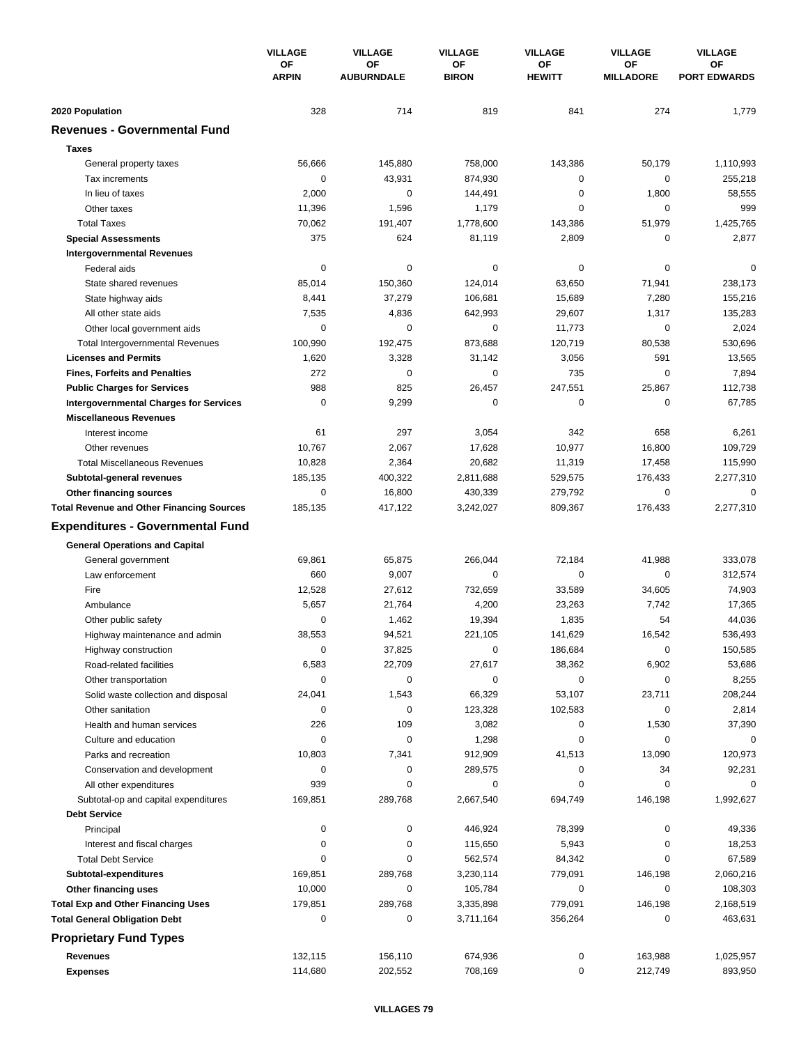| | VILLAGE OF ARPIN | VILLAGE OF AUBURNDALE | VILLAGE OF BIRON | VILLAGE OF HEWITT | VILLAGE OF MILLADORE | VILLAGE OF PORT EDWARDS |
|---|---|---|---|---|---|---|
| **2020 Population** | 328 | 714 | 819 | 841 | 274 | 1,779 |
| **Revenues - Governmental Fund** | | | | | | |
| **Taxes** | | | | | | |
| General property taxes | 56,666 | 145,880 | 758,000 | 143,386 | 50,179 | 1,110,993 |
| Tax increments | 0 | 43,931 | 874,930 | 0 | 0 | 255,218 |
| In lieu of taxes | 2,000 | 0 | 144,491 | 0 | 1,800 | 58,555 |
| Other taxes | 11,396 | 1,596 | 1,179 | 0 | 0 | 999 |
| Total Taxes | 70,062 | 191,407 | 1,778,600 | 143,386 | 51,979 | 1,425,765 |
| **Special Assessments** | 375 | 624 | 81,119 | 2,809 | 0 | 2,877 |
| **Intergovernmental Revenues** | | | | | | |
| Federal aids | 0 | 0 | 0 | 0 | 0 | 0 |
| State shared revenues | 85,014 | 150,360 | 124,014 | 63,650 | 71,941 | 238,173 |
| State highway aids | 8,441 | 37,279 | 106,681 | 15,689 | 7,280 | 155,216 |
| All other state aids | 7,535 | 4,836 | 642,993 | 29,607 | 1,317 | 135,283 |
| Other local government aids | 0 | 0 | 0 | 11,773 | 0 | 2,024 |
| Total Intergovernmental Revenues | 100,990 | 192,475 | 873,688 | 120,719 | 80,538 | 530,696 |
| **Licenses and Permits** | 1,620 | 3,328 | 31,142 | 3,056 | 591 | 13,565 |
| **Fines, Forfeits and Penalties** | 272 | 0 | 0 | 735 | 0 | 7,894 |
| **Public Charges for Services** | 988 | 825 | 26,457 | 247,551 | 25,867 | 112,738 |
| **Intergovernmental Charges for Services** | 0 | 9,299 | 0 | 0 | 0 | 67,785 |
| **Miscellaneous Revenues** | | | | | | |
| Interest income | 61 | 297 | 3,054 | 342 | 658 | 6,261 |
| Other revenues | 10,767 | 2,067 | 17,628 | 10,977 | 16,800 | 109,729 |
| Total Miscellaneous Revenues | 10,828 | 2,364 | 20,682 | 11,319 | 17,458 | 115,990 |
| **Subtotal-general revenues** | 185,135 | 400,322 | 2,811,688 | 529,575 | 176,433 | 2,277,310 |
| **Other financing sources** | 0 | 16,800 | 430,339 | 279,792 | 0 | 0 |
| **Total Revenue and Other Financing Sources** | 185,135 | 417,122 | 3,242,027 | 809,367 | 176,433 | 2,277,310 |
| **Expenditures - Governmental Fund** | | | | | | |
| **General Operations and Capital** | | | | | | |
| General government | 69,861 | 65,875 | 266,044 | 72,184 | 41,988 | 333,078 |
| Law enforcement | 660 | 9,007 | 0 | 0 | 0 | 312,574 |
| Fire | 12,528 | 27,612 | 732,659 | 33,589 | 34,605 | 74,903 |
| Ambulance | 5,657 | 21,764 | 4,200 | 23,263 | 7,742 | 17,365 |
| Other public safety | 0 | 1,462 | 19,394 | 1,835 | 54 | 44,036 |
| Highway maintenance and admin | 38,553 | 94,521 | 221,105 | 141,629 | 16,542 | 536,493 |
| Highway construction | 0 | 37,825 | 0 | 186,684 | 0 | 150,585 |
| Road-related facilities | 6,583 | 22,709 | 27,617 | 38,362 | 6,902 | 53,686 |
| Other transportation | 0 | 0 | 0 | 0 | 0 | 8,255 |
| Solid waste collection and disposal | 24,041 | 1,543 | 66,329 | 53,107 | 23,711 | 208,244 |
| Other sanitation | 0 | 0 | 123,328 | 102,583 | 0 | 2,814 |
| Health and human services | 226 | 109 | 3,082 | 0 | 1,530 | 37,390 |
| Culture and education | 0 | 0 | 1,298 | 0 | 0 | 0 |
| Parks and recreation | 10,803 | 7,341 | 912,909 | 41,513 | 13,090 | 120,973 |
| Conservation and development | 0 | 0 | 289,575 | 0 | 34 | 92,231 |
| All other expenditures | 939 | 0 | 0 | 0 | 0 | 0 |
| Subtotal-op and capital expenditures | 169,851 | 289,768 | 2,667,540 | 694,749 | 146,198 | 1,992,627 |
| **Debt Service** | | | | | | |
| Principal | 0 | 0 | 446,924 | 78,399 | 0 | 49,336 |
| Interest and fiscal charges | 0 | 0 | 115,650 | 5,943 | 0 | 18,253 |
| Total Debt Service | 0 | 0 | 562,574 | 84,342 | 0 | 67,589 |
| **Subtotal-expenditures** | 169,851 | 289,768 | 3,230,114 | 779,091 | 146,198 | 2,060,216 |
| **Other financing uses** | 10,000 | 0 | 105,784 | 0 | 0 | 108,303 |
| **Total Exp and Other Financing Uses** | 179,851 | 289,768 | 3,335,898 | 779,091 | 146,198 | 2,168,519 |
| **Total General Obligation Debt** | 0 | 0 | 3,711,164 | 356,264 | 0 | 463,631 |
| **Proprietary Fund Types** | | | | | | |
| **Revenues** | 132,115 | 156,110 | 674,936 | 0 | 163,988 | 1,025,957 |
| **Expenses** | 114,680 | 202,552 | 708,169 | 0 | 212,749 | 893,950 |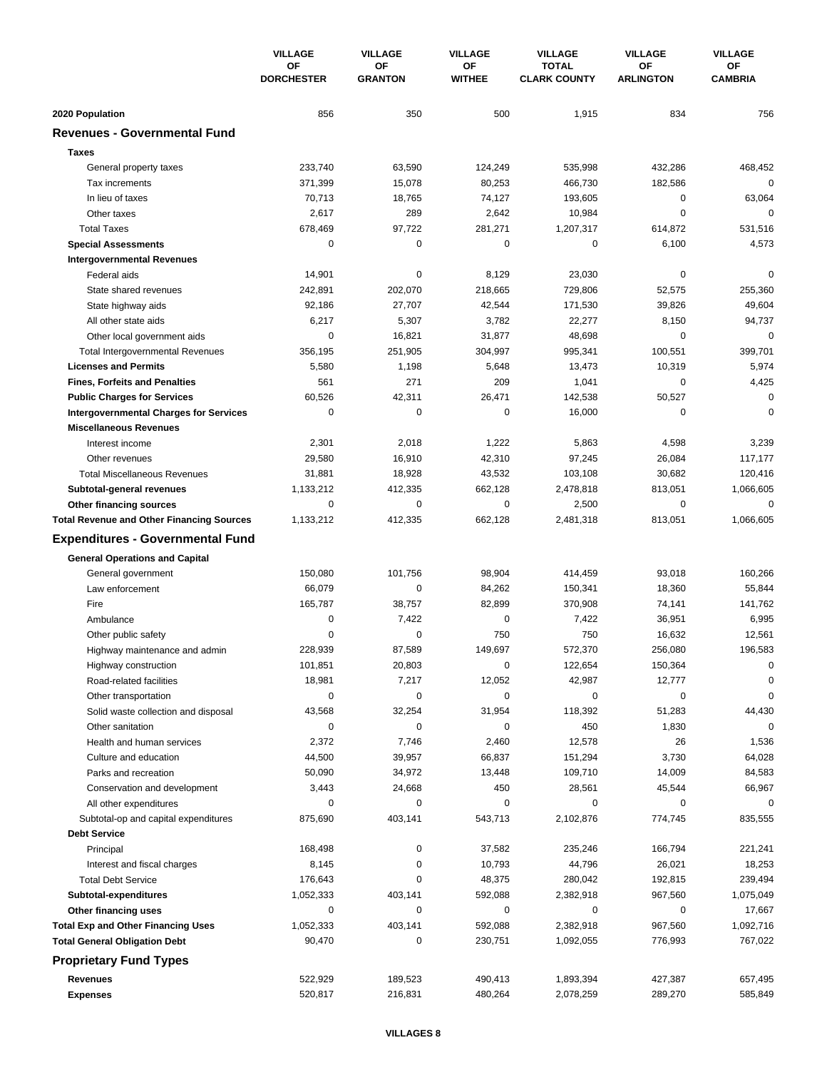| | VILLAGE OF DORCHESTER | VILLAGE OF GRANTON | VILLAGE OF WITHEE | VILLAGE TOTAL CLARK COUNTY | VILLAGE OF ARLINGTON | VILLAGE OF CAMBRIA |
|---|---|---|---|---|---|---|
| **2020 Population** | 856 | 350 | 500 | 1,915 | 834 | 756 |
| **Revenues - Governmental Fund** | | | | | | |
| **Taxes** | | | | | | |
| General property taxes | 233,740 | 63,590 | 124,249 | 535,998 | 432,286 | 468,452 |
| Tax increments | 371,399 | 15,078 | 80,253 | 466,730 | 182,586 | 0 |
| In lieu of taxes | 70,713 | 18,765 | 74,127 | 193,605 | 0 | 63,064 |
| Other taxes | 2,617 | 289 | 2,642 | 10,984 | 0 | 0 |
| Total Taxes | 678,469 | 97,722 | 281,271 | 1,207,317 | 614,872 | 531,516 |
| **Special Assessments** | 0 | 0 | 0 | 0 | 6,100 | 4,573 |
| **Intergovernmental Revenues** | | | | | | |
| Federal aids | 14,901 | 0 | 8,129 | 23,030 | 0 | 0 |
| State shared revenues | 242,891 | 202,070 | 218,665 | 729,806 | 52,575 | 255,360 |
| State highway aids | 92,186 | 27,707 | 42,544 | 171,530 | 39,826 | 49,604 |
| All other state aids | 6,217 | 5,307 | 3,782 | 22,277 | 8,150 | 94,737 |
| Other local government aids | 0 | 16,821 | 31,877 | 48,698 | 0 | 0 |
| Total Intergovernmental Revenues | 356,195 | 251,905 | 304,997 | 995,341 | 100,551 | 399,701 |
| **Licenses and Permits** | 5,580 | 1,198 | 5,648 | 13,473 | 10,319 | 5,974 |
| **Fines, Forfeits and Penalties** | 561 | 271 | 209 | 1,041 | 0 | 4,425 |
| **Public Charges for Services** | 60,526 | 42,311 | 26,471 | 142,538 | 50,527 | 0 |
| **Intergovernmental Charges for Services** | 0 | 0 | 0 | 16,000 | 0 | 0 |
| **Miscellaneous Revenues** | | | | | | |
| Interest income | 2,301 | 2,018 | 1,222 | 5,863 | 4,598 | 3,239 |
| Other revenues | 29,580 | 16,910 | 42,310 | 97,245 | 26,084 | 117,177 |
| Total Miscellaneous Revenues | 31,881 | 18,928 | 43,532 | 103,108 | 30,682 | 120,416 |
| **Subtotal-general revenues** | 1,133,212 | 412,335 | 662,128 | 2,478,818 | 813,051 | 1,066,605 |
| **Other financing sources** | 0 | 0 | 0 | 2,500 | 0 | 0 |
| **Total Revenue and Other Financing Sources** | 1,133,212 | 412,335 | 662,128 | 2,481,318 | 813,051 | 1,066,605 |
| **Expenditures - Governmental Fund** | | | | | | |
| **General Operations and Capital** | | | | | | |
| General government | 150,080 | 101,756 | 98,904 | 414,459 | 93,018 | 160,266 |
| Law enforcement | 66,079 | 0 | 84,262 | 150,341 | 18,360 | 55,844 |
| Fire | 165,787 | 38,757 | 82,899 | 370,908 | 74,141 | 141,762 |
| Ambulance | 0 | 7,422 | 0 | 7,422 | 36,951 | 6,995 |
| Other public safety | 0 | 0 | 750 | 750 | 16,632 | 12,561 |
| Highway maintenance and admin | 228,939 | 87,589 | 149,697 | 572,370 | 256,080 | 196,583 |
| Highway construction | 101,851 | 20,803 | 0 | 122,654 | 150,364 | 0 |
| Road-related facilities | 18,981 | 7,217 | 12,052 | 42,987 | 12,777 | 0 |
| Other transportation | 0 | 0 | 0 | 0 | 0 | 0 |
| Solid waste collection and disposal | 43,568 | 32,254 | 31,954 | 118,392 | 51,283 | 44,430 |
| Other sanitation | 0 | 0 | 0 | 450 | 1,830 | 0 |
| Health and human services | 2,372 | 7,746 | 2,460 | 12,578 | 26 | 1,536 |
| Culture and education | 44,500 | 39,957 | 66,837 | 151,294 | 3,730 | 64,028 |
| Parks and recreation | 50,090 | 34,972 | 13,448 | 109,710 | 14,009 | 84,583 |
| Conservation and development | 3,443 | 24,668 | 450 | 28,561 | 45,544 | 66,967 |
| All other expenditures | 0 | 0 | 0 | 0 | 0 | 0 |
| Subtotal-op and capital expenditures | 875,690 | 403,141 | 543,713 | 2,102,876 | 774,745 | 835,555 |
| **Debt Service** | | | | | | |
| Principal | 168,498 | 0 | 37,582 | 235,246 | 166,794 | 221,241 |
| Interest and fiscal charges | 8,145 | 0 | 10,793 | 44,796 | 26,021 | 18,253 |
| Total Debt Service | 176,643 | 0 | 48,375 | 280,042 | 192,815 | 239,494 |
| **Subtotal-expenditures** | 1,052,333 | 403,141 | 592,088 | 2,382,918 | 967,560 | 1,075,049 |
| **Other financing uses** | 0 | 0 | 0 | 0 | 0 | 17,667 |
| **Total Exp and Other Financing Uses** | 1,052,333 | 403,141 | 592,088 | 2,382,918 | 967,560 | 1,092,716 |
| **Total General Obligation Debt** | 90,470 | 0 | 230,751 | 1,092,055 | 776,993 | 767,022 |
| **Proprietary Fund Types** | | | | | | |
| **Revenues** | 522,929 | 189,523 | 490,413 | 1,893,394 | 427,387 | 657,495 |
| **Expenses** | 520,817 | 216,831 | 480,264 | 2,078,259 | 289,270 | 585,849 |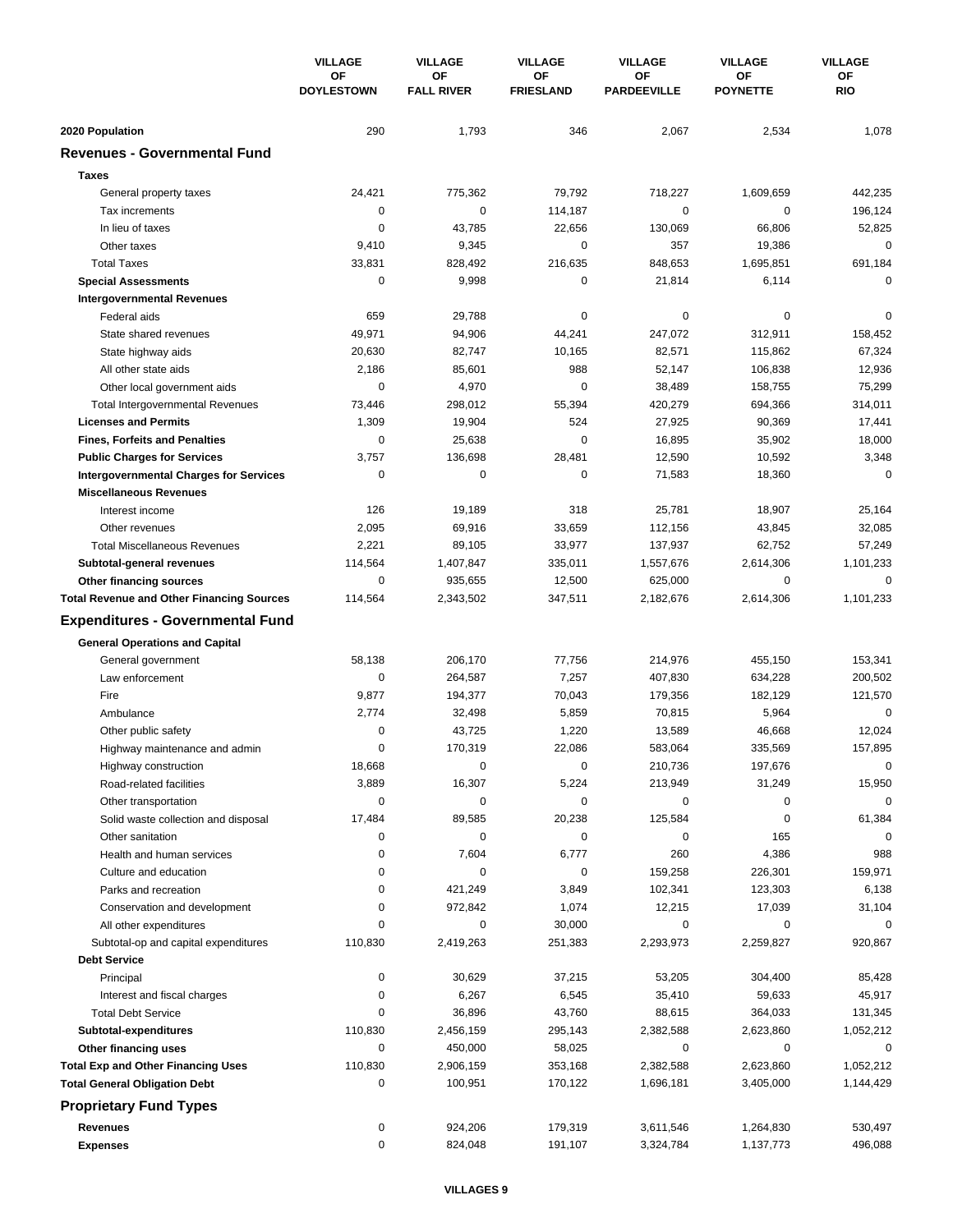| | VILLAGE OF DOYLESTOWN | VILLAGE OF FALL RIVER | VILLAGE OF FRIESLAND | VILLAGE OF PARDEEVILLE | VILLAGE OF POYNETTE | VILLAGE OF RIO |
|---|---|---|---|---|---|---|
| **2020 Population** | 290 | 1,793 | 346 | 2,067 | 2,534 | 1,078 |
| **Revenues - Governmental Fund** | | | | | | |
| **Taxes** | | | | | | |
| General property taxes | 24,421 | 775,362 | 79,792 | 718,227 | 1,609,659 | 442,235 |
| Tax increments | 0 | 0 | 114,187 | 0 | 0 | 196,124 |
| In lieu of taxes | 0 | 43,785 | 22,656 | 130,069 | 66,806 | 52,825 |
| Other taxes | 9,410 | 9,345 | 0 | 357 | 19,386 | 0 |
| Total Taxes | 33,831 | 828,492 | 216,635 | 848,653 | 1,695,851 | 691,184 |
| **Special Assessments** | 0 | 9,998 | 0 | 21,814 | 6,114 | 0 |
| **Intergovernmental Revenues** | | | | | | |
| Federal aids | 659 | 29,788 | 0 | 0 | 0 | 0 |
| State shared revenues | 49,971 | 94,906 | 44,241 | 247,072 | 312,911 | 158,452 |
| State highway aids | 20,630 | 82,747 | 10,165 | 82,571 | 115,862 | 67,324 |
| All other state aids | 2,186 | 85,601 | 988 | 52,147 | 106,838 | 12,936 |
| Other local government aids | 0 | 4,970 | 0 | 38,489 | 158,755 | 75,299 |
| Total Intergovernmental Revenues | 73,446 | 298,012 | 55,394 | 420,279 | 694,366 | 314,011 |
| **Licenses and Permits** | 1,309 | 19,904 | 524 | 27,925 | 90,369 | 17,441 |
| **Fines, Forfeits and Penalties** | 0 | 25,638 | 0 | 16,895 | 35,902 | 18,000 |
| **Public Charges for Services** | 3,757 | 136,698 | 28,481 | 12,590 | 10,592 | 3,348 |
| **Intergovernmental Charges for Services** | 0 | 0 | 0 | 71,583 | 18,360 | 0 |
| **Miscellaneous Revenues** | | | | | | |
| Interest income | 126 | 19,189 | 318 | 25,781 | 18,907 | 25,164 |
| Other revenues | 2,095 | 69,916 | 33,659 | 112,156 | 43,845 | 32,085 |
| Total Miscellaneous Revenues | 2,221 | 89,105 | 33,977 | 137,937 | 62,752 | 57,249 |
| **Subtotal-general revenues** | 114,564 | 1,407,847 | 335,011 | 1,557,676 | 2,614,306 | 1,101,233 |
| **Other financing sources** | 0 | 935,655 | 12,500 | 625,000 | 0 | 0 |
| **Total Revenue and Other Financing Sources** | 114,564 | 2,343,502 | 347,511 | 2,182,676 | 2,614,306 | 1,101,233 |
| **Expenditures - Governmental Fund** | | | | | | |
| **General Operations and Capital** | | | | | | |
| General government | 58,138 | 206,170 | 77,756 | 214,976 | 455,150 | 153,341 |
| Law enforcement | 0 | 264,587 | 7,257 | 407,830 | 634,228 | 200,502 |
| Fire | 9,877 | 194,377 | 70,043 | 179,356 | 182,129 | 121,570 |
| Ambulance | 2,774 | 32,498 | 5,859 | 70,815 | 5,964 | 0 |
| Other public safety | 0 | 43,725 | 1,220 | 13,589 | 46,668 | 12,024 |
| Highway maintenance and admin | 0 | 170,319 | 22,086 | 583,064 | 335,569 | 157,895 |
| Highway construction | 18,668 | 0 | 0 | 210,736 | 197,676 | 0 |
| Road-related facilities | 3,889 | 16,307 | 5,224 | 213,949 | 31,249 | 15,950 |
| Other transportation | 0 | 0 | 0 | 0 | 0 | 0 |
| Solid waste collection and disposal | 17,484 | 89,585 | 20,238 | 125,584 | 0 | 61,384 |
| Other sanitation | 0 | 0 | 0 | 0 | 165 | 0 |
| Health and human services | 0 | 7,604 | 6,777 | 260 | 4,386 | 988 |
| Culture and education | 0 | 0 | 0 | 159,258 | 226,301 | 159,971 |
| Parks and recreation | 0 | 421,249 | 3,849 | 102,341 | 123,303 | 6,138 |
| Conservation and development | 0 | 972,842 | 1,074 | 12,215 | 17,039 | 31,104 |
| All other expenditures | 0 | 0 | 30,000 | 0 | 0 | 0 |
| Subtotal-op and capital expenditures | 110,830 | 2,419,263 | 251,383 | 2,293,973 | 2,259,827 | 920,867 |
| **Debt Service** | | | | | | |
| Principal | 0 | 30,629 | 37,215 | 53,205 | 304,400 | 85,428 |
| Interest and fiscal charges | 0 | 6,267 | 6,545 | 35,410 | 59,633 | 45,917 |
| Total Debt Service | 0 | 36,896 | 43,760 | 88,615 | 364,033 | 131,345 |
| **Subtotal-expenditures** | 110,830 | 2,456,159 | 295,143 | 2,382,588 | 2,623,860 | 1,052,212 |
| **Other financing uses** | 0 | 450,000 | 58,025 | 0 | 0 | 0 |
| **Total Exp and Other Financing Uses** | 110,830 | 2,906,159 | 353,168 | 2,382,588 | 2,623,860 | 1,052,212 |
| **Total General Obligation Debt** | 0 | 100,951 | 170,122 | 1,696,181 | 3,405,000 | 1,144,429 |
| **Proprietary Fund Types** | | | | | | |
| **Revenues** | 0 | 924,206 | 179,319 | 3,611,546 | 1,264,830 | 530,497 |
| **Expenses** | 0 | 824,048 | 191,107 | 3,324,784 | 1,137,773 | 496,088 |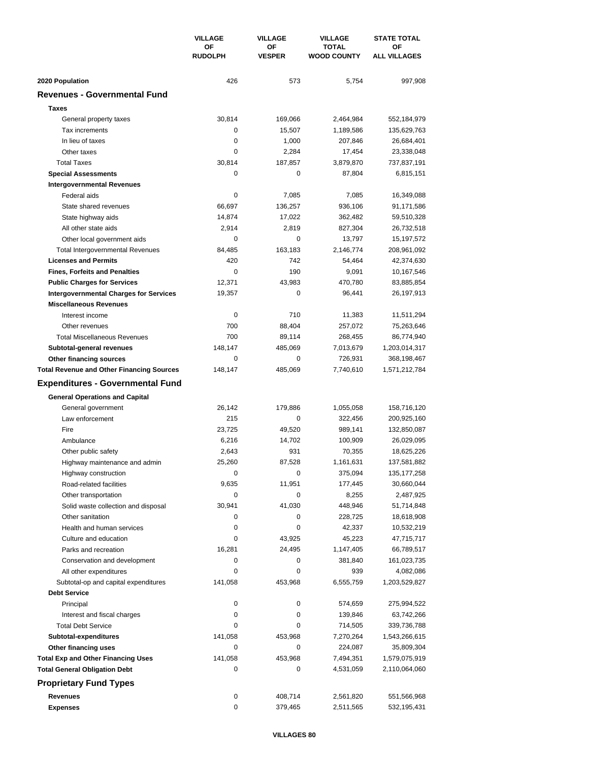| | VILLAGE OF RUDOLPH | VILLAGE OF VESPER | VILLAGE TOTAL WOOD COUNTY | STATE TOTAL OF ALL VILLAGES |
|---|---|---|---|---|
| **2020 Population** | 426 | 573 | 5,754 | 997,908 |
| **Revenues - Governmental Fund** | | | | |
| **Taxes** | | | | |
| General property taxes | 30,814 | 169,066 | 2,464,984 | 552,184,979 |
| Tax increments | 0 | 15,507 | 1,189,586 | 135,629,763 |
| In lieu of taxes | 0 | 1,000 | 207,846 | 26,684,401 |
| Other taxes | 0 | 2,284 | 17,454 | 23,338,048 |
| Total Taxes | 30,814 | 187,857 | 3,879,870 | 737,837,191 |
| **Special Assessments** | 0 | 0 | 87,804 | 6,815,151 |
| **Intergovernmental Revenues** | | | | |
| Federal aids | 0 | 7,085 | 7,085 | 16,349,088 |
| State shared revenues | 66,697 | 136,257 | 936,106 | 91,171,586 |
| State highway aids | 14,874 | 17,022 | 362,482 | 59,510,328 |
| All other state aids | 2,914 | 2,819 | 827,304 | 26,732,518 |
| Other local government aids | 0 | 0 | 13,797 | 15,197,572 |
| Total Intergovernmental Revenues | 84,485 | 163,183 | 2,146,774 | 208,961,092 |
| **Licenses and Permits** | 420 | 742 | 54,464 | 42,374,630 |
| **Fines, Forfeits and Penalties** | 0 | 190 | 9,091 | 10,167,546 |
| **Public Charges for Services** | 12,371 | 43,983 | 470,780 | 83,885,854 |
| **Intergovernmental Charges for Services** | 19,357 | 0 | 96,441 | 26,197,913 |
| **Miscellaneous Revenues** | | | | |
| Interest income | 0 | 710 | 11,383 | 11,511,294 |
| Other revenues | 700 | 88,404 | 257,072 | 75,263,646 |
| Total Miscellaneous Revenues | 700 | 89,114 | 268,455 | 86,774,940 |
| **Subtotal-general revenues** | 148,147 | 485,069 | 7,013,679 | 1,203,014,317 |
| **Other financing sources** | 0 | 0 | 726,931 | 368,198,467 |
| **Total Revenue and Other Financing Sources** | 148,147 | 485,069 | 7,740,610 | 1,571,212,784 |
| **Expenditures - Governmental Fund** | | | | |
| **General Operations and Capital** | | | | |
| General government | 26,142 | 179,886 | 1,055,058 | 158,716,120 |
| Law enforcement | 215 | 0 | 322,456 | 200,925,160 |
| Fire | 23,725 | 49,520 | 989,141 | 132,850,087 |
| Ambulance | 6,216 | 14,702 | 100,909 | 26,029,095 |
| Other public safety | 2,643 | 931 | 70,355 | 18,625,226 |
| Highway maintenance and admin | 25,260 | 87,528 | 1,161,631 | 137,581,882 |
| Highway construction | 0 | 0 | 375,094 | 135,177,258 |
| Road-related facilities | 9,635 | 11,951 | 177,445 | 30,660,044 |
| Other transportation | 0 | 0 | 8,255 | 2,487,925 |
| Solid waste collection and disposal | 30,941 | 41,030 | 448,946 | 51,714,848 |
| Other sanitation | 0 | 0 | 228,725 | 18,618,908 |
| Health and human services | 0 | 0 | 42,337 | 10,532,219 |
| Culture and education | 0 | 43,925 | 45,223 | 47,715,717 |
| Parks and recreation | 16,281 | 24,495 | 1,147,405 | 66,789,517 |
| Conservation and development | 0 | 0 | 381,840 | 161,023,735 |
| All other expenditures | 0 | 0 | 939 | 4,082,086 |
| Subtotal-op and capital expenditures | 141,058 | 453,968 | 6,555,759 | 1,203,529,827 |
| **Debt Service** | | | | |
| Principal | 0 | 0 | 574,659 | 275,994,522 |
| Interest and fiscal charges | 0 | 0 | 139,846 | 63,742,266 |
| Total Debt Service | 0 | 0 | 714,505 | 339,736,788 |
| **Subtotal-expenditures** | 141,058 | 453,968 | 7,270,264 | 1,543,266,615 |
| **Other financing uses** | 0 | 0 | 224,087 | 35,809,304 |
| **Total Exp and Other Financing Uses** | 141,058 | 453,968 | 7,494,351 | 1,579,075,919 |
| **Total General Obligation Debt** | 0 | 0 | 4,531,059 | 2,110,064,060 |
| **Proprietary Fund Types** | | | | |
| **Revenues** | 0 | 408,714 | 2,561,820 | 551,566,968 |
| **Expenses** | 0 | 379,465 | 2,511,565 | 532,195,431 |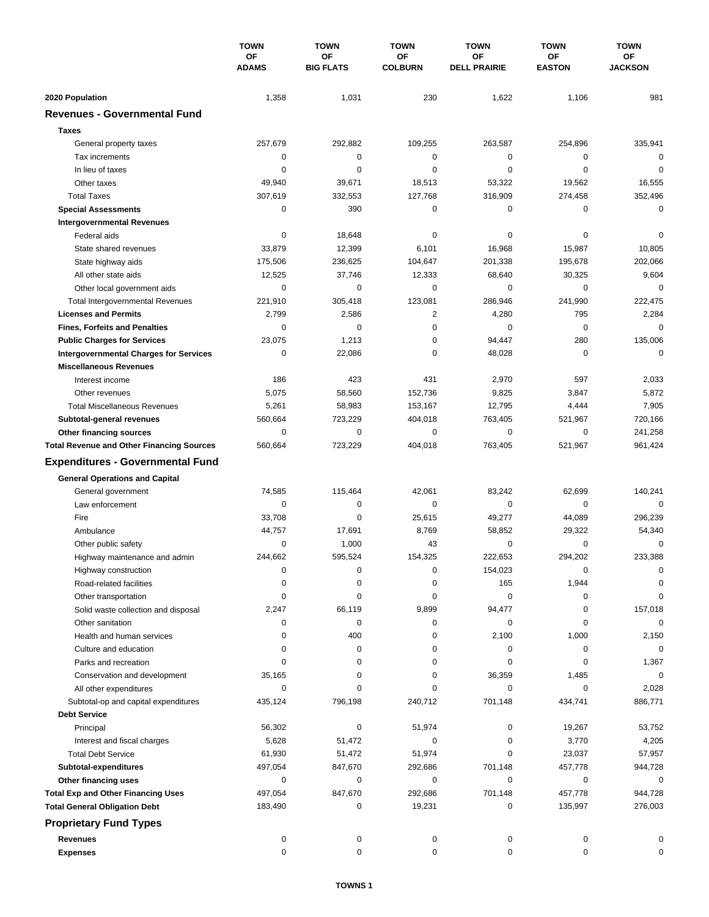| | TOWN OF ADAMS | TOWN OF BIG FLATS | TOWN OF COLBURN | TOWN OF DELL PRAIRIE | TOWN OF EASTON | TOWN OF JACKSON |
|---|---|---|---|---|---|---|
| **2020 Population** | 1,358 | 1,031 | 230 | 1,622 | 1,106 | 981 |
| **Revenues - Governmental Fund** | | | | | | |
| **Taxes** | | | | | | |
| General property taxes | 257,679 | 292,882 | 109,255 | 263,587 | 254,896 | 335,941 |
| Tax increments | 0 | 0 | 0 | 0 | 0 | 0 |
| In lieu of taxes | 0 | 0 | 0 | 0 | 0 | 0 |
| Other taxes | 49,940 | 39,671 | 18,513 | 53,322 | 19,562 | 16,555 |
| Total Taxes | 307,619 | 332,553 | 127,768 | 316,909 | 274,458 | 352,496 |
| **Special Assessments** | 0 | 390 | 0 | 0 | 0 | 0 |
| **Intergovernmental Revenues** | | | | | | |
| Federal aids | 0 | 18,648 | 0 | 0 | 0 | 0 |
| State shared revenues | 33,879 | 12,399 | 6,101 | 16,968 | 15,987 | 10,805 |
| State highway aids | 175,506 | 236,625 | 104,647 | 201,338 | 195,678 | 202,066 |
| All other state aids | 12,525 | 37,746 | 12,333 | 68,640 | 30,325 | 9,604 |
| Other local government aids | 0 | 0 | 0 | 0 | 0 | 0 |
| Total Intergovernmental Revenues | 221,910 | 305,418 | 123,081 | 286,946 | 241,990 | 222,475 |
| **Licenses and Permits** | 2,799 | 2,586 | 2 | 4,280 | 795 | 2,284 |
| **Fines, Forfeits and Penalties** | 0 | 0 | 0 | 0 | 0 | 0 |
| **Public Charges for Services** | 23,075 | 1,213 | 0 | 94,447 | 280 | 135,006 |
| **Intergovernmental Charges for Services** | 0 | 22,086 | 0 | 48,028 | 0 | 0 |
| **Miscellaneous Revenues** | | | | | | |
| Interest income | 186 | 423 | 431 | 2,970 | 597 | 2,033 |
| Other revenues | 5,075 | 58,560 | 152,736 | 9,825 | 3,847 | 5,872 |
| Total Miscellaneous Revenues | 5,261 | 58,983 | 153,167 | 12,795 | 4,444 | 7,905 |
| **Subtotal-general revenues** | 560,664 | 723,229 | 404,018 | 763,405 | 521,967 | 720,166 |
| **Other financing sources** | 0 | 0 | 0 | 0 | 0 | 241,258 |
| **Total Revenue and Other Financing Sources** | 560,664 | 723,229 | 404,018 | 763,405 | 521,967 | 961,424 |
| **Expenditures - Governmental Fund** | | | | | | |
| **General Operations and Capital** | | | | | | |
| General government | 74,585 | 115,464 | 42,061 | 83,242 | 62,699 | 140,241 |
| Law enforcement | 0 | 0 | 0 | 0 | 0 | 0 |
| Fire | 33,708 | 0 | 25,615 | 49,277 | 44,089 | 296,239 |
| Ambulance | 44,757 | 17,691 | 8,769 | 58,852 | 29,322 | 54,340 |
| Other public safety | 0 | 1,000 | 43 | 0 | 0 | 0 |
| Highway maintenance and admin | 244,662 | 595,524 | 154,325 | 222,653 | 294,202 | 233,388 |
| Highway construction | 0 | 0 | 0 | 154,023 | 0 | 0 |
| Road-related facilities | 0 | 0 | 0 | 165 | 1,944 | 0 |
| Other transportation | 0 | 0 | 0 | 0 | 0 | 0 |
| Solid waste collection and disposal | 2,247 | 66,119 | 9,899 | 94,477 | 0 | 157,018 |
| Other sanitation | 0 | 0 | 0 | 0 | 0 | 0 |
| Health and human services | 0 | 400 | 0 | 2,100 | 1,000 | 2,150 |
| Culture and education | 0 | 0 | 0 | 0 | 0 | 0 |
| Parks and recreation | 0 | 0 | 0 | 0 | 0 | 1,367 |
| Conservation and development | 35,165 | 0 | 0 | 36,359 | 1,485 | 0 |
| All other expenditures | 0 | 0 | 0 | 0 | 0 | 2,028 |
| Subtotal-op and capital expenditures | 435,124 | 796,198 | 240,712 | 701,148 | 434,741 | 886,771 |
| **Debt Service** | | | | | | |
| Principal | 56,302 | 0 | 51,974 | 0 | 19,267 | 53,752 |
| Interest and fiscal charges | 5,628 | 51,472 | 0 | 0 | 3,770 | 4,205 |
| Total Debt Service | 61,930 | 51,472 | 51,974 | 0 | 23,037 | 57,957 |
| **Subtotal-expenditures** | 497,054 | 847,670 | 292,686 | 701,148 | 457,778 | 944,728 |
| **Other financing uses** | 0 | 0 | 0 | 0 | 0 | 0 |
| **Total Exp and Other Financing Uses** | 497,054 | 847,670 | 292,686 | 701,148 | 457,778 | 944,728 |
| **Total General Obligation Debt** | 183,490 | 0 | 19,231 | 0 | 135,997 | 276,003 |
| **Proprietary Fund Types** | | | | | | |
| **Revenues** | 0 | 0 | 0 | 0 | 0 | 0 |
| **Expenses** | 0 | 0 | 0 | 0 | 0 | 0 |

TOWNS 1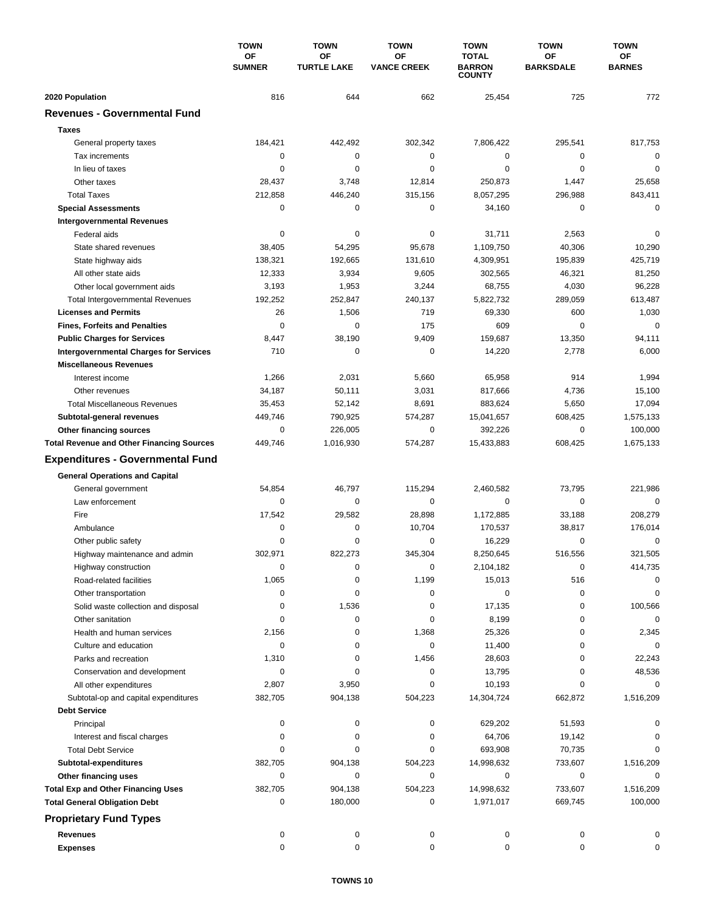| | TOWN OF SUMNER | TOWN OF TURTLE LAKE | TOWN OF VANCE CREEK | TOWN TOTAL BARRON COUNTY | TOWN OF BARKSDALE | TOWN OF BARNES |
|---|---|---|---|---|---|---|
| **2020 Population** | 816 | 644 | 662 | 25,454 | 725 | 772 |
| **Revenues - Governmental Fund** | | | | | | |
| **Taxes** | | | | | | |
| General property taxes | 184,421 | 442,492 | 302,342 | 7,806,422 | 295,541 | 817,753 |
| Tax increments | 0 | 0 | 0 | 0 | 0 | 0 |
| In lieu of taxes | 0 | 0 | 0 | 0 | 0 | 0 |
| Other taxes | 28,437 | 3,748 | 12,814 | 250,873 | 1,447 | 25,658 |
| Total Taxes | 212,858 | 446,240 | 315,156 | 8,057,295 | 296,988 | 843,411 |
| **Special Assessments** | 0 | 0 | 0 | 34,160 | 0 | 0 |
| **Intergovernmental Revenues** | | | | | | |
| Federal aids | 0 | 0 | 0 | 31,711 | 2,563 | 0 |
| State shared revenues | 38,405 | 54,295 | 95,678 | 1,109,750 | 40,306 | 10,290 |
| State highway aids | 138,321 | 192,665 | 131,610 | 4,309,951 | 195,839 | 425,719 |
| All other state aids | 12,333 | 3,934 | 9,605 | 302,565 | 46,321 | 81,250 |
| Other local government aids | 3,193 | 1,953 | 3,244 | 68,755 | 4,030 | 96,228 |
| Total Intergovernmental Revenues | 192,252 | 252,847 | 240,137 | 5,822,732 | 289,059 | 613,487 |
| **Licenses and Permits** | 26 | 1,506 | 719 | 69,330 | 600 | 1,030 |
| **Fines, Forfeits and Penalties** | 0 | 0 | 175 | 609 | 0 | 0 |
| **Public Charges for Services** | 8,447 | 38,190 | 9,409 | 159,687 | 13,350 | 94,111 |
| **Intergovernmental Charges for Services** | 710 | 0 | 0 | 14,220 | 2,778 | 6,000 |
| **Miscellaneous Revenues** | | | | | | |
| Interest income | 1,266 | 2,031 | 5,660 | 65,958 | 914 | 1,994 |
| Other revenues | 34,187 | 50,111 | 3,031 | 817,666 | 4,736 | 15,100 |
| Total Miscellaneous Revenues | 35,453 | 52,142 | 8,691 | 883,624 | 5,650 | 17,094 |
| **Subtotal-general revenues** | 449,746 | 790,925 | 574,287 | 15,041,657 | 608,425 | 1,575,133 |
| **Other financing sources** | 0 | 226,005 | 0 | 392,226 | 0 | 100,000 |
| **Total Revenue and Other Financing Sources** | 449,746 | 1,016,930 | 574,287 | 15,433,883 | 608,425 | 1,675,133 |
| **Expenditures - Governmental Fund** | | | | | | |
| **General Operations and Capital** | | | | | | |
| General government | 54,854 | 46,797 | 115,294 | 2,460,582 | 73,795 | 221,986 |
| Law enforcement | 0 | 0 | 0 | 0 | 0 | 0 |
| Fire | 17,542 | 29,582 | 28,898 | 1,172,885 | 33,188 | 208,279 |
| Ambulance | 0 | 0 | 10,704 | 170,537 | 38,817 | 176,014 |
| Other public safety | 0 | 0 | 0 | 16,229 | 0 | 0 |
| Highway maintenance and admin | 302,971 | 822,273 | 345,304 | 8,250,645 | 516,556 | 321,505 |
| Highway construction | 0 | 0 | 0 | 2,104,182 | 0 | 414,735 |
| Road-related facilities | 1,065 | 0 | 1,199 | 15,013 | 516 | 0 |
| Other transportation | 0 | 0 | 0 | 0 | 0 | 0 |
| Solid waste collection and disposal | 0 | 1,536 | 0 | 17,135 | 0 | 100,566 |
| Other sanitation | 0 | 0 | 0 | 8,199 | 0 | 0 |
| Health and human services | 2,156 | 0 | 1,368 | 25,326 | 0 | 2,345 |
| Culture and education | 0 | 0 | 0 | 11,400 | 0 | 0 |
| Parks and recreation | 1,310 | 0 | 1,456 | 28,603 | 0 | 22,243 |
| Conservation and development | 0 | 0 | 0 | 13,795 | 0 | 48,536 |
| All other expenditures | 2,807 | 3,950 | 0 | 10,193 | 0 | 0 |
| Subtotal-op and capital expenditures | 382,705 | 904,138 | 504,223 | 14,304,724 | 662,872 | 1,516,209 |
| **Debt Service** | | | | | | |
| Principal | 0 | 0 | 0 | 629,202 | 51,593 | 0 |
| Interest and fiscal charges | 0 | 0 | 0 | 64,706 | 19,142 | 0 |
| Total Debt Service | 0 | 0 | 0 | 693,908 | 70,735 | 0 |
| **Subtotal-expenditures** | 382,705 | 904,138 | 504,223 | 14,998,632 | 733,607 | 1,516,209 |
| **Other financing uses** | 0 | 0 | 0 | 0 | 0 | 0 |
| **Total Exp and Other Financing Uses** | 382,705 | 904,138 | 504,223 | 14,998,632 | 733,607 | 1,516,209 |
| **Total General Obligation Debt** | 0 | 180,000 | 0 | 1,971,017 | 669,745 | 100,000 |
| **Proprietary Fund Types** | | | | | | |
| **Revenues** | 0 | 0 | 0 | 0 | 0 | 0 |
| **Expenses** | 0 | 0 | 0 | 0 | 0 | 0 |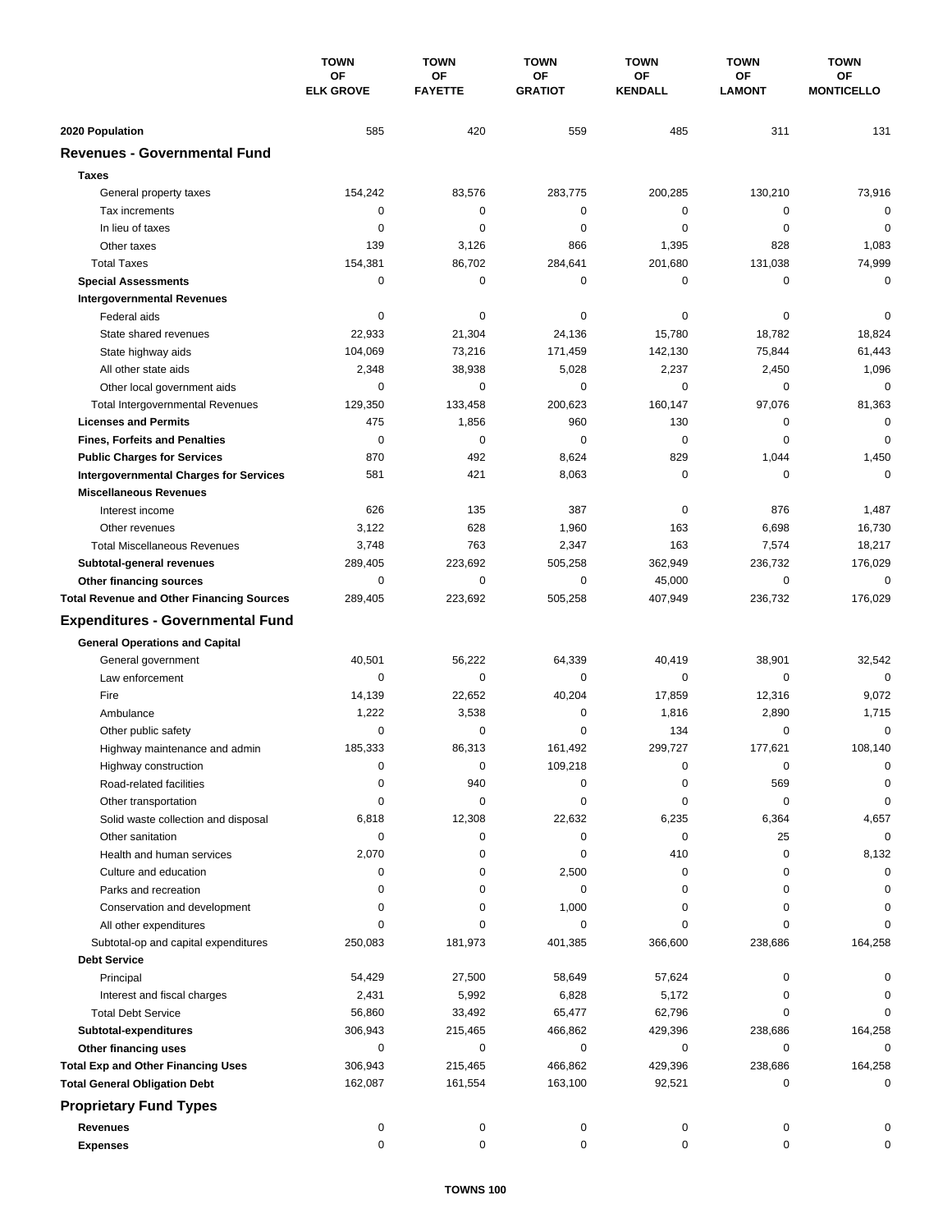| | TOWN OF ELK GROVE | TOWN OF FAYETTE | TOWN OF GRATIOT | TOWN OF KENDALL | TOWN OF LAMONT | TOWN OF MONTICELLO |
|---|---|---|---|---|---|---|
| **2020 Population** | 585 | 420 | 559 | 485 | 311 | 131 |
| **Revenues - Governmental Fund** | | | | | | |
| **Taxes** | | | | | | |
| General property taxes | 154,242 | 83,576 | 283,775 | 200,285 | 130,210 | 73,916 |
| Tax increments | 0 | 0 | 0 | 0 | 0 | 0 |
| In lieu of taxes | 0 | 0 | 0 | 0 | 0 | 0 |
| Other taxes | 139 | 3,126 | 866 | 1,395 | 828 | 1,083 |
| Total Taxes | 154,381 | 86,702 | 284,641 | 201,680 | 131,038 | 74,999 |
| **Special Assessments** | 0 | 0 | 0 | 0 | 0 | 0 |
| **Intergovernmental Revenues** | | | | | | |
| Federal aids | 0 | 0 | 0 | 0 | 0 | 0 |
| State shared revenues | 22,933 | 21,304 | 24,136 | 15,780 | 18,782 | 18,824 |
| State highway aids | 104,069 | 73,216 | 171,459 | 142,130 | 75,844 | 61,443 |
| All other state aids | 2,348 | 38,938 | 5,028 | 2,237 | 2,450 | 1,096 |
| Other local government aids | 0 | 0 | 0 | 0 | 0 | 0 |
| Total Intergovernmental Revenues | 129,350 | 133,458 | 200,623 | 160,147 | 97,076 | 81,363 |
| **Licenses and Permits** | 475 | 1,856 | 960 | 130 | 0 | 0 |
| **Fines, Forfeits and Penalties** | 0 | 0 | 0 | 0 | 0 | 0 |
| **Public Charges for Services** | 870 | 492 | 8,624 | 829 | 1,044 | 1,450 |
| **Intergovernmental Charges for Services** | 581 | 421 | 8,063 | 0 | 0 | 0 |
| **Miscellaneous Revenues** | | | | | | |
| Interest income | 626 | 135 | 387 | 0 | 876 | 1,487 |
| Other revenues | 3,122 | 628 | 1,960 | 163 | 6,698 | 16,730 |
| Total Miscellaneous Revenues | 3,748 | 763 | 2,347 | 163 | 7,574 | 18,217 |
| **Subtotal-general revenues** | 289,405 | 223,692 | 505,258 | 362,949 | 236,732 | 176,029 |
| **Other financing sources** | 0 | 0 | 0 | 45,000 | 0 | 0 |
| **Total Revenue and Other Financing Sources** | 289,405 | 223,692 | 505,258 | 407,949 | 236,732 | 176,029 |
| **Expenditures - Governmental Fund** | | | | | | |
| **General Operations and Capital** | | | | | | |
| General government | 40,501 | 56,222 | 64,339 | 40,419 | 38,901 | 32,542 |
| Law enforcement | 0 | 0 | 0 | 0 | 0 | 0 |
| Fire | 14,139 | 22,652 | 40,204 | 17,859 | 12,316 | 9,072 |
| Ambulance | 1,222 | 3,538 | 0 | 1,816 | 2,890 | 1,715 |
| Other public safety | 0 | 0 | 0 | 134 | 0 | 0 |
| Highway maintenance and admin | 185,333 | 86,313 | 161,492 | 299,727 | 177,621 | 108,140 |
| Highway construction | 0 | 0 | 109,218 | 0 | 0 | 0 |
| Road-related facilities | 0 | 940 | 0 | 0 | 569 | 0 |
| Other transportation | 0 | 0 | 0 | 0 | 0 | 0 |
| Solid waste collection and disposal | 6,818 | 12,308 | 22,632 | 6,235 | 6,364 | 4,657 |
| Other sanitation | 0 | 0 | 0 | 0 | 25 | 0 |
| Health and human services | 2,070 | 0 | 0 | 410 | 0 | 8,132 |
| Culture and education | 0 | 0 | 2,500 | 0 | 0 | 0 |
| Parks and recreation | 0 | 0 | 0 | 0 | 0 | 0 |
| Conservation and development | 0 | 0 | 1,000 | 0 | 0 | 0 |
| All other expenditures | 0 | 0 | 0 | 0 | 0 | 0 |
| Subtotal-op and capital expenditures | 250,083 | 181,973 | 401,385 | 366,600 | 238,686 | 164,258 |
| **Debt Service** | | | | | | |
| Principal | 54,429 | 27,500 | 58,649 | 57,624 | 0 | 0 |
| Interest and fiscal charges | 2,431 | 5,992 | 6,828 | 5,172 | 0 | 0 |
| Total Debt Service | 56,860 | 33,492 | 65,477 | 62,796 | 0 | 0 |
| **Subtotal-expenditures** | 306,943 | 215,465 | 466,862 | 429,396 | 238,686 | 164,258 |
| **Other financing uses** | 0 | 0 | 0 | 0 | 0 | 0 |
| **Total Exp and Other Financing Uses** | 306,943 | 215,465 | 466,862 | 429,396 | 238,686 | 164,258 |
| **Total General Obligation Debt** | 162,087 | 161,554 | 163,100 | 92,521 | 0 | 0 |
| **Proprietary Fund Types** | | | | | | |
| **Revenues** | 0 | 0 | 0 | 0 | 0 | 0 |
| **Expenses** | 0 | 0 | 0 | 0 | 0 | 0 |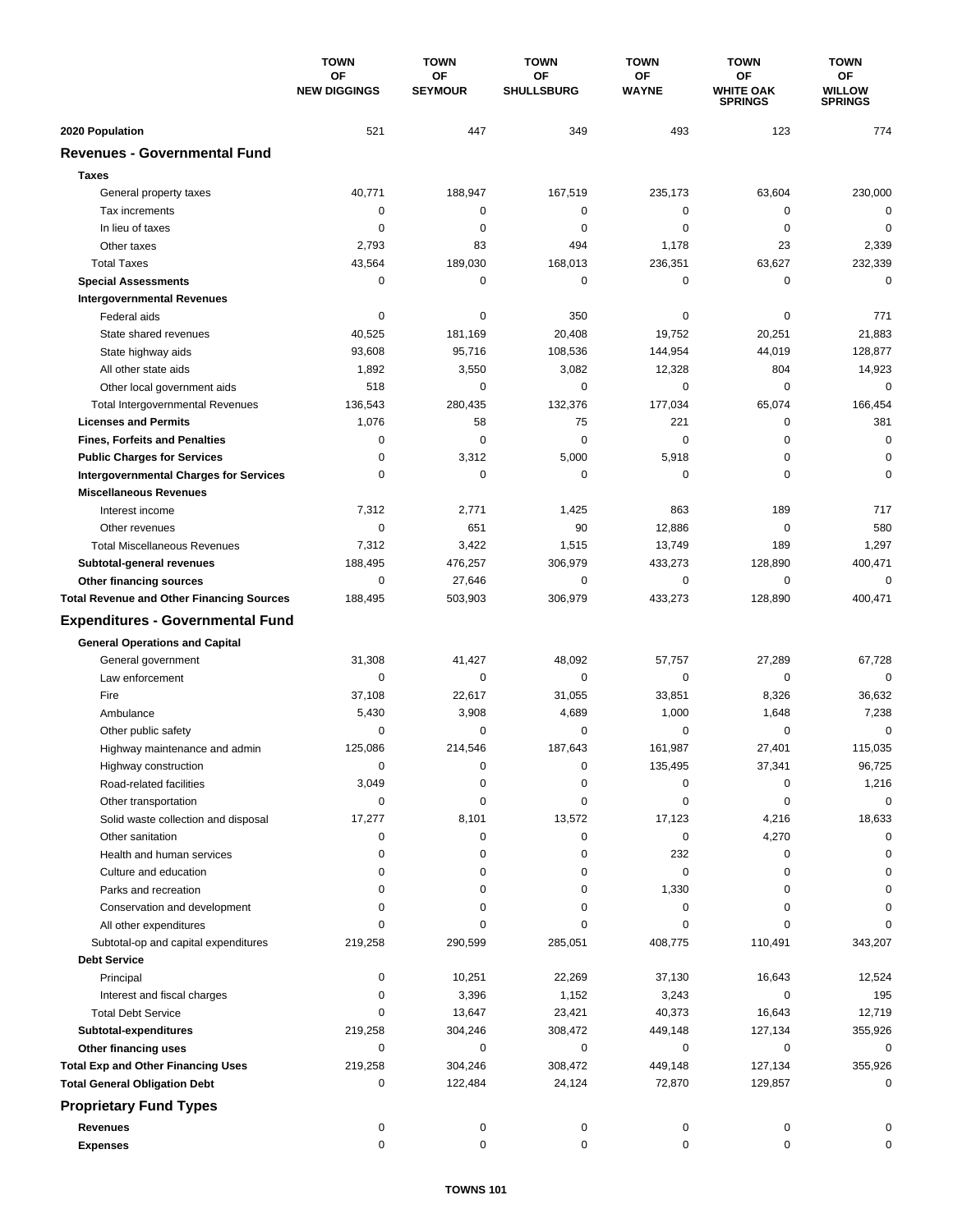| | TOWN OF NEW DIGGINGS | TOWN OF SEYMOUR | TOWN OF SHULLSBURG | TOWN OF WAYNE | TOWN OF WHITE OAK SPRINGS | TOWN OF WILLOW SPRINGS |
|---|---|---|---|---|---|---|
| **2020 Population** | 521 | 447 | 349 | 493 | 123 | 774 |
| **Revenues - Governmental Fund** | | | | | | |
| **Taxes** | | | | | | |
| General property taxes | 40,771 | 188,947 | 167,519 | 235,173 | 63,604 | 230,000 |
| Tax increments | 0 | 0 | 0 | 0 | 0 | 0 |
| In lieu of taxes | 0 | 0 | 0 | 0 | 0 | 0 |
| Other taxes | 2,793 | 83 | 494 | 1,178 | 23 | 2,339 |
| Total Taxes | 43,564 | 189,030 | 168,013 | 236,351 | 63,627 | 232,339 |
| **Special Assessments** | 0 | 0 | 0 | 0 | 0 | 0 |
| **Intergovernmental Revenues** | | | | | | |
| Federal aids | 0 | 0 | 350 | 0 | 0 | 771 |
| State shared revenues | 40,525 | 181,169 | 20,408 | 19,752 | 20,251 | 21,883 |
| State highway aids | 93,608 | 95,716 | 108,536 | 144,954 | 44,019 | 128,877 |
| All other state aids | 1,892 | 3,550 | 3,082 | 12,328 | 804 | 14,923 |
| Other local government aids | 518 | 0 | 0 | 0 | 0 | 0 |
| Total Intergovernmental Revenues | 136,543 | 280,435 | 132,376 | 177,034 | 65,074 | 166,454 |
| **Licenses and Permits** | 1,076 | 58 | 75 | 221 | 0 | 381 |
| **Fines, Forfeits and Penalties** | 0 | 0 | 0 | 0 | 0 | 0 |
| **Public Charges for Services** | 0 | 3,312 | 5,000 | 5,918 | 0 | 0 |
| **Intergovernmental Charges for Services** | 0 | 0 | 0 | 0 | 0 | 0 |
| **Miscellaneous Revenues** | | | | | | |
| Interest income | 7,312 | 2,771 | 1,425 | 863 | 189 | 717 |
| Other revenues | 0 | 651 | 90 | 12,886 | 0 | 580 |
| Total Miscellaneous Revenues | 7,312 | 3,422 | 1,515 | 13,749 | 189 | 1,297 |
| **Subtotal-general revenues** | 188,495 | 476,257 | 306,979 | 433,273 | 128,890 | 400,471 |
| **Other financing sources** | 0 | 27,646 | 0 | 0 | 0 | 0 |
| **Total Revenue and Other Financing Sources** | 188,495 | 503,903 | 306,979 | 433,273 | 128,890 | 400,471 |
| **Expenditures - Governmental Fund** | | | | | | |
| **General Operations and Capital** | | | | | | |
| General government | 31,308 | 41,427 | 48,092 | 57,757 | 27,289 | 67,728 |
| Law enforcement | 0 | 0 | 0 | 0 | 0 | 0 |
| Fire | 37,108 | 22,617 | 31,055 | 33,851 | 8,326 | 36,632 |
| Ambulance | 5,430 | 3,908 | 4,689 | 1,000 | 1,648 | 7,238 |
| Other public safety | 0 | 0 | 0 | 0 | 0 | 0 |
| Highway maintenance and admin | 125,086 | 214,546 | 187,643 | 161,987 | 27,401 | 115,035 |
| Highway construction | 0 | 0 | 0 | 135,495 | 37,341 | 96,725 |
| Road-related facilities | 3,049 | 0 | 0 | 0 | 0 | 1,216 |
| Other transportation | 0 | 0 | 0 | 0 | 0 | 0 |
| Solid waste collection and disposal | 17,277 | 8,101 | 13,572 | 17,123 | 4,216 | 18,633 |
| Other sanitation | 0 | 0 | 0 | 0 | 4,270 | 0 |
| Health and human services | 0 | 0 | 0 | 232 | 0 | 0 |
| Culture and education | 0 | 0 | 0 | 0 | 0 | 0 |
| Parks and recreation | 0 | 0 | 0 | 1,330 | 0 | 0 |
| Conservation and development | 0 | 0 | 0 | 0 | 0 | 0 |
| All other expenditures | 0 | 0 | 0 | 0 | 0 | 0 |
| Subtotal-op and capital expenditures | 219,258 | 290,599 | 285,051 | 408,775 | 110,491 | 343,207 |
| **Debt Service** | | | | | | |
| Principal | 0 | 10,251 | 22,269 | 37,130 | 16,643 | 12,524 |
| Interest and fiscal charges | 0 | 3,396 | 1,152 | 3,243 | 0 | 195 |
| Total Debt Service | 0 | 13,647 | 23,421 | 40,373 | 16,643 | 12,719 |
| **Subtotal-expenditures** | 219,258 | 304,246 | 308,472 | 449,148 | 127,134 | 355,926 |
| **Other financing uses** | 0 | 0 | 0 | 0 | 0 | 0 |
| **Total Exp and Other Financing Uses** | 219,258 | 304,246 | 308,472 | 449,148 | 127,134 | 355,926 |
| **Total General Obligation Debt** | 0 | 122,484 | 24,124 | 72,870 | 129,857 | 0 |
| **Proprietary Fund Types** | | | | | | |
| **Revenues** | 0 | 0 | 0 | 0 | 0 | 0 |
| **Expenses** | 0 | 0 | 0 | 0 | 0 | 0 |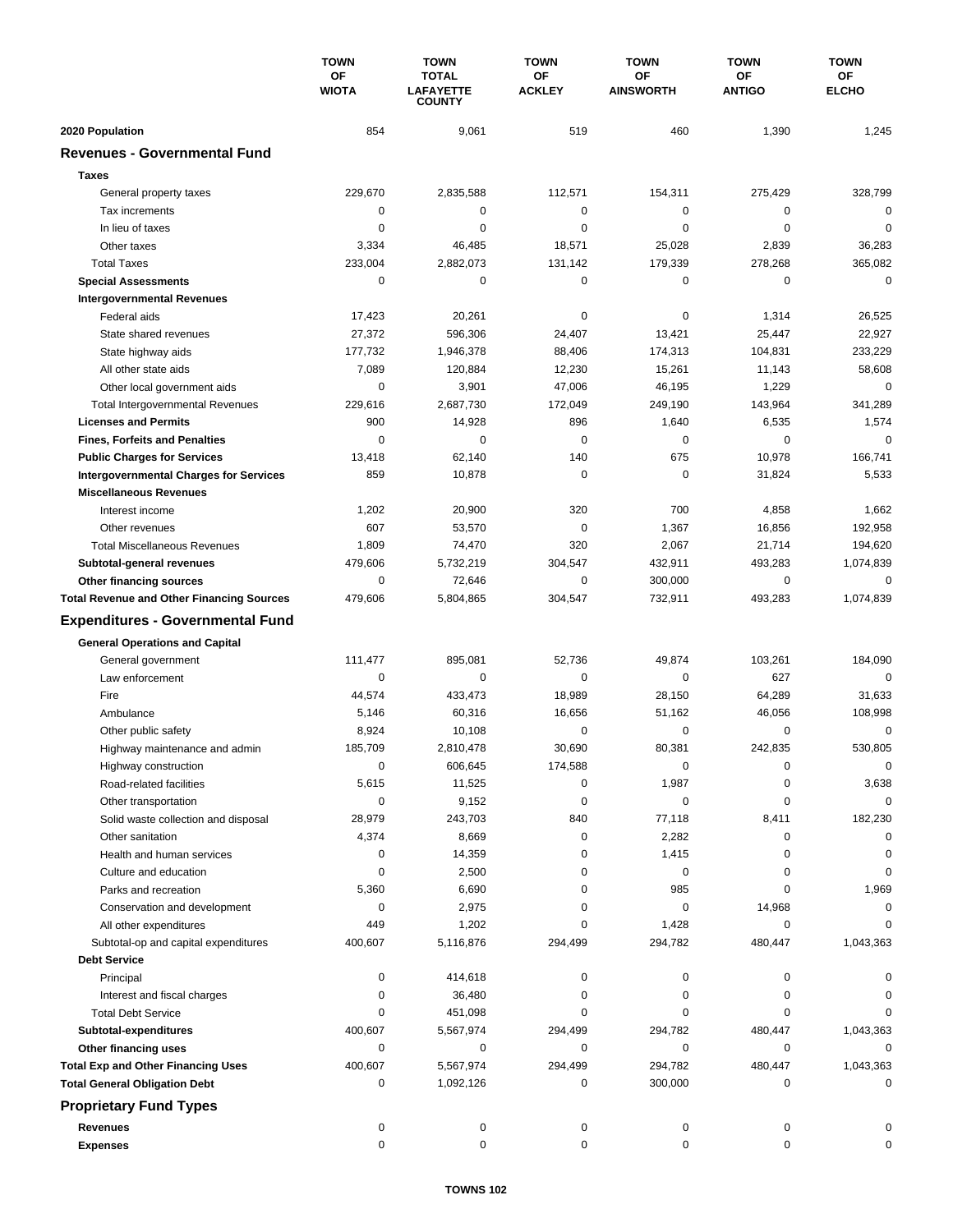| | TOWN OF WIOTA | TOWN TOTAL LAFAYETTE COUNTY | TOWN OF ACKLEY | TOWN OF AINSWORTH | TOWN OF ANTIGO | TOWN OF ELCHO |
|---|---|---|---|---|---|---|
| **2020 Population** | 854 | 9,061 | 519 | 460 | 1,390 | 1,245 |
| **Revenues - Governmental Fund** | | | | | | |
| **Taxes** | | | | | | |
| General property taxes | 229,670 | 2,835,588 | 112,571 | 154,311 | 275,429 | 328,799 |
| Tax increments | 0 | 0 | 0 | 0 | 0 | 0 |
| In lieu of taxes | 0 | 0 | 0 | 0 | 0 | 0 |
| Other taxes | 3,334 | 46,485 | 18,571 | 25,028 | 2,839 | 36,283 |
| Total Taxes | 233,004 | 2,882,073 | 131,142 | 179,339 | 278,268 | 365,082 |
| **Special Assessments** | 0 | 0 | 0 | 0 | 0 | 0 |
| **Intergovernmental Revenues** | | | | | | |
| Federal aids | 17,423 | 20,261 | 0 | 0 | 1,314 | 26,525 |
| State shared revenues | 27,372 | 596,306 | 24,407 | 13,421 | 25,447 | 22,927 |
| State highway aids | 177,732 | 1,946,378 | 88,406 | 174,313 | 104,831 | 233,229 |
| All other state aids | 7,089 | 120,884 | 12,230 | 15,261 | 11,143 | 58,608 |
| Other local government aids | 0 | 3,901 | 47,006 | 46,195 | 1,229 | 0 |
| Total Intergovernmental Revenues | 229,616 | 2,687,730 | 172,049 | 249,190 | 143,964 | 341,289 |
| **Licenses and Permits** | 900 | 14,928 | 896 | 1,640 | 6,535 | 1,574 |
| **Fines, Forfeits and Penalties** | 0 | 0 | 0 | 0 | 0 | 0 |
| **Public Charges for Services** | 13,418 | 62,140 | 140 | 675 | 10,978 | 166,741 |
| **Intergovernmental Charges for Services** | 859 | 10,878 | 0 | 0 | 31,824 | 5,533 |
| **Miscellaneous Revenues** | | | | | | |
| Interest income | 1,202 | 20,900 | 320 | 700 | 4,858 | 1,662 |
| Other revenues | 607 | 53,570 | 0 | 1,367 | 16,856 | 192,958 |
| Total Miscellaneous Revenues | 1,809 | 74,470 | 320 | 2,067 | 21,714 | 194,620 |
| **Subtotal-general revenues** | 479,606 | 5,732,219 | 304,547 | 432,911 | 493,283 | 1,074,839 |
| **Other financing sources** | 0 | 72,646 | 0 | 300,000 | 0 | 0 |
| **Total Revenue and Other Financing Sources** | 479,606 | 5,804,865 | 304,547 | 732,911 | 493,283 | 1,074,839 |
| **Expenditures - Governmental Fund** | | | | | | |
| **General Operations and Capital** | | | | | | |
| General government | 111,477 | 895,081 | 52,736 | 49,874 | 103,261 | 184,090 |
| Law enforcement | 0 | 0 | 0 | 0 | 627 | 0 |
| Fire | 44,574 | 433,473 | 18,989 | 28,150 | 64,289 | 31,633 |
| Ambulance | 5,146 | 60,316 | 16,656 | 51,162 | 46,056 | 108,998 |
| Other public safety | 8,924 | 10,108 | 0 | 0 | 0 | 0 |
| Highway maintenance and admin | 185,709 | 2,810,478 | 30,690 | 80,381 | 242,835 | 530,805 |
| Highway construction | 0 | 606,645 | 174,588 | 0 | 0 | 0 |
| Road-related facilities | 5,615 | 11,525 | 0 | 1,987 | 0 | 3,638 |
| Other transportation | 0 | 9,152 | 0 | 0 | 0 | 0 |
| Solid waste collection and disposal | 28,979 | 243,703 | 840 | 77,118 | 8,411 | 182,230 |
| Other sanitation | 4,374 | 8,669 | 0 | 2,282 | 0 | 0 |
| Health and human services | 0 | 14,359 | 0 | 1,415 | 0 | 0 |
| Culture and education | 0 | 2,500 | 0 | 0 | 0 | 0 |
| Parks and recreation | 5,360 | 6,690 | 0 | 985 | 0 | 1,969 |
| Conservation and development | 0 | 2,975 | 0 | 0 | 14,968 | 0 |
| All other expenditures | 449 | 1,202 | 0 | 1,428 | 0 | 0 |
| Subtotal-op and capital expenditures | 400,607 | 5,116,876 | 294,499 | 294,782 | 480,447 | 1,043,363 |
| **Debt Service** | | | | | | |
| Principal | 0 | 414,618 | 0 | 0 | 0 | 0 |
| Interest and fiscal charges | 0 | 36,480 | 0 | 0 | 0 | 0 |
| Total Debt Service | 0 | 451,098 | 0 | 0 | 0 | 0 |
| **Subtotal-expenditures** | 400,607 | 5,567,974 | 294,499 | 294,782 | 480,447 | 1,043,363 |
| **Other financing uses** | 0 | 0 | 0 | 0 | 0 | 0 |
| **Total Exp and Other Financing Uses** | 400,607 | 5,567,974 | 294,499 | 294,782 | 480,447 | 1,043,363 |
| **Total General Obligation Debt** | 0 | 1,092,126 | 0 | 300,000 | 0 | 0 |
| **Proprietary Fund Types** | | | | | | |
| **Revenues** | 0 | 0 | 0 | 0 | 0 | 0 |
| **Expenses** | 0 | 0 | 0 | 0 | 0 | 0 |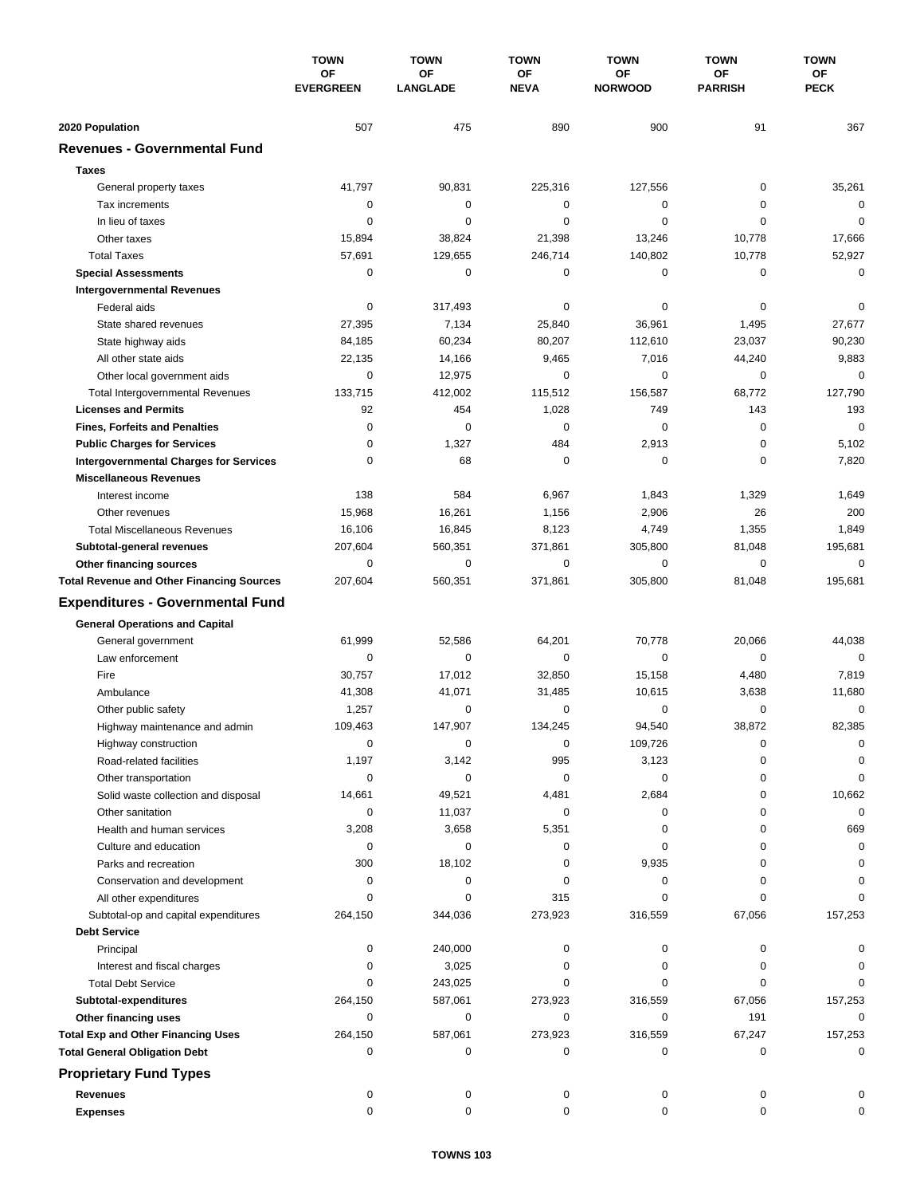| | TOWN OF EVERGREEN | TOWN OF LANGLADE | TOWN OF NEVA | TOWN OF NORWOOD | TOWN OF PARRISH | TOWN OF PECK |
|---|---|---|---|---|---|---|
| **2020 Population** | 507 | 475 | 890 | 900 | 91 | 367 |
| **Revenues - Governmental Fund** | | | | | | |
| **Taxes** | | | | | | |
| General property taxes | 41,797 | 90,831 | 225,316 | 127,556 | 0 | 35,261 |
| Tax increments | 0 | 0 | 0 | 0 | 0 | 0 |
| In lieu of taxes | 0 | 0 | 0 | 0 | 0 | 0 |
| Other taxes | 15,894 | 38,824 | 21,398 | 13,246 | 10,778 | 17,666 |
| Total Taxes | 57,691 | 129,655 | 246,714 | 140,802 | 10,778 | 52,927 |
| **Special Assessments** | 0 | 0 | 0 | 0 | 0 | 0 |
| **Intergovernmental Revenues** | | | | | | |
| Federal aids | 0 | 317,493 | 0 | 0 | 0 | 0 |
| State shared revenues | 27,395 | 7,134 | 25,840 | 36,961 | 1,495 | 27,677 |
| State highway aids | 84,185 | 60,234 | 80,207 | 112,610 | 23,037 | 90,230 |
| All other state aids | 22,135 | 14,166 | 9,465 | 7,016 | 44,240 | 9,883 |
| Other local government aids | 0 | 12,975 | 0 | 0 | 0 | 0 |
| Total Intergovernmental Revenues | 133,715 | 412,002 | 115,512 | 156,587 | 68,772 | 127,790 |
| **Licenses and Permits** | 92 | 454 | 1,028 | 749 | 143 | 193 |
| **Fines, Forfeits and Penalties** | 0 | 0 | 0 | 0 | 0 | 0 |
| **Public Charges for Services** | 0 | 1,327 | 484 | 2,913 | 0 | 5,102 |
| **Intergovernmental Charges for Services** | 0 | 68 | 0 | 0 | 0 | 7,820 |
| **Miscellaneous Revenues** | | | | | | |
| Interest income | 138 | 584 | 6,967 | 1,843 | 1,329 | 1,649 |
| Other revenues | 15,968 | 16,261 | 1,156 | 2,906 | 26 | 200 |
| Total Miscellaneous Revenues | 16,106 | 16,845 | 8,123 | 4,749 | 1,355 | 1,849 |
| **Subtotal-general revenues** | 207,604 | 560,351 | 371,861 | 305,800 | 81,048 | 195,681 |
| **Other financing sources** | 0 | 0 | 0 | 0 | 0 | 0 |
| **Total Revenue and Other Financing Sources** | 207,604 | 560,351 | 371,861 | 305,800 | 81,048 | 195,681 |
| **Expenditures - Governmental Fund** | | | | | | |
| **General Operations and Capital** | | | | | | |
| General government | 61,999 | 52,586 | 64,201 | 70,778 | 20,066 | 44,038 |
| Law enforcement | 0 | 0 | 0 | 0 | 0 | 0 |
| Fire | 30,757 | 17,012 | 32,850 | 15,158 | 4,480 | 7,819 |
| Ambulance | 41,308 | 41,071 | 31,485 | 10,615 | 3,638 | 11,680 |
| Other public safety | 1,257 | 0 | 0 | 0 | 0 | 0 |
| Highway maintenance and admin | 109,463 | 147,907 | 134,245 | 94,540 | 38,872 | 82,385 |
| Highway construction | 0 | 0 | 0 | 109,726 | 0 | 0 |
| Road-related facilities | 1,197 | 3,142 | 995 | 3,123 | 0 | 0 |
| Other transportation | 0 | 0 | 0 | 0 | 0 | 0 |
| Solid waste collection and disposal | 14,661 | 49,521 | 4,481 | 2,684 | 0 | 10,662 |
| Other sanitation | 0 | 11,037 | 0 | 0 | 0 | 0 |
| Health and human services | 3,208 | 3,658 | 5,351 | 0 | 0 | 669 |
| Culture and education | 0 | 0 | 0 | 0 | 0 | 0 |
| Parks and recreation | 300 | 18,102 | 0 | 9,935 | 0 | 0 |
| Conservation and development | 0 | 0 | 0 | 0 | 0 | 0 |
| All other expenditures | 0 | 0 | 315 | 0 | 0 | 0 |
| Subtotal-op and capital expenditures | 264,150 | 344,036 | 273,923 | 316,559 | 67,056 | 157,253 |
| **Debt Service** | | | | | | |
| Principal | 0 | 240,000 | 0 | 0 | 0 | 0 |
| Interest and fiscal charges | 0 | 3,025 | 0 | 0 | 0 | 0 |
| Total Debt Service | 0 | 243,025 | 0 | 0 | 0 | 0 |
| **Subtotal-expenditures** | 264,150 | 587,061 | 273,923 | 316,559 | 67,056 | 157,253 |
| **Other financing uses** | 0 | 0 | 0 | 0 | 191 | 0 |
| **Total Exp and Other Financing Uses** | 264,150 | 587,061 | 273,923 | 316,559 | 67,247 | 157,253 |
| **Total General Obligation Debt** | 0 | 0 | 0 | 0 | 0 | 0 |
| **Proprietary Fund Types** | | | | | | |
| **Revenues** | 0 | 0 | 0 | 0 | 0 | 0 |
| **Expenses** | 0 | 0 | 0 | 0 | 0 | 0 |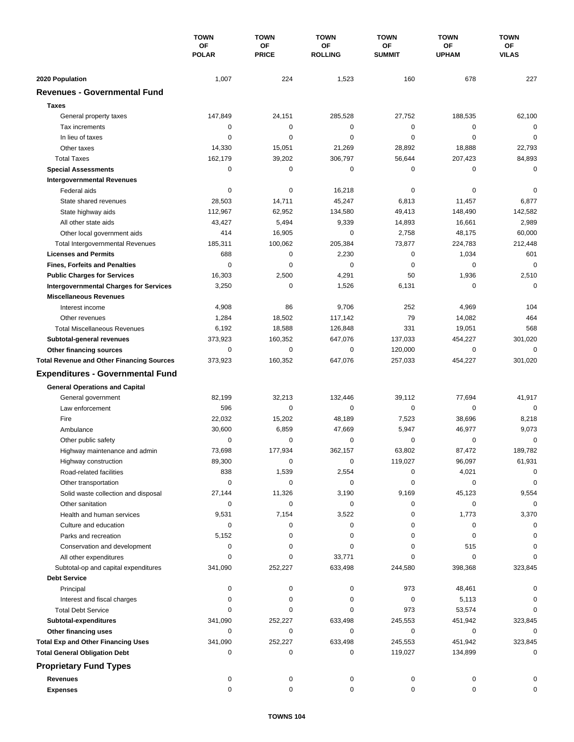| | TOWN OF POLAR | TOWN OF PRICE | TOWN OF ROLLING | TOWN OF SUMMIT | TOWN OF UPHAM | TOWN OF VILAS |
|---|---|---|---|---|---|---|
| **2020 Population** | 1,007 | 224 | 1,523 | 160 | 678 | 227 |
| **Revenues - Governmental Fund** | | | | | | |
| **Taxes** | | | | | | |
| General property taxes | 147,849 | 24,151 | 285,528 | 27,752 | 188,535 | 62,100 |
| Tax increments | 0 | 0 | 0 | 0 | 0 | 0 |
| In lieu of taxes | 0 | 0 | 0 | 0 | 0 | 0 |
| Other taxes | 14,330 | 15,051 | 21,269 | 28,892 | 18,888 | 22,793 |
| Total Taxes | 162,179 | 39,202 | 306,797 | 56,644 | 207,423 | 84,893 |
| **Special Assessments** | 0 | 0 | 0 | 0 | 0 | 0 |
| **Intergovernmental Revenues** | | | | | | |
| Federal aids | 0 | 0 | 16,218 | 0 | 0 | 0 |
| State shared revenues | 28,503 | 14,711 | 45,247 | 6,813 | 11,457 | 6,877 |
| State highway aids | 112,967 | 62,952 | 134,580 | 49,413 | 148,490 | 142,582 |
| All other state aids | 43,427 | 5,494 | 9,339 | 14,893 | 16,661 | 2,989 |
| Other local government aids | 414 | 16,905 | 0 | 2,758 | 48,175 | 60,000 |
| Total Intergovernmental Revenues | 185,311 | 100,062 | 205,384 | 73,877 | 224,783 | 212,448 |
| **Licenses and Permits** | 688 | 0 | 2,230 | 0 | 1,034 | 601 |
| **Fines, Forfeits and Penalties** | 0 | 0 | 0 | 0 | 0 | 0 |
| **Public Charges for Services** | 16,303 | 2,500 | 4,291 | 50 | 1,936 | 2,510 |
| **Intergovernmental Charges for Services** | 3,250 | 0 | 1,526 | 6,131 | 0 | 0 |
| **Miscellaneous Revenues** | | | | | | |
| Interest income | 4,908 | 86 | 9,706 | 252 | 4,969 | 104 |
| Other revenues | 1,284 | 18,502 | 117,142 | 79 | 14,082 | 464 |
| Total Miscellaneous Revenues | 6,192 | 18,588 | 126,848 | 331 | 19,051 | 568 |
| **Subtotal-general revenues** | 373,923 | 160,352 | 647,076 | 137,033 | 454,227 | 301,020 |
| **Other financing sources** | 0 | 0 | 0 | 120,000 | 0 | 0 |
| **Total Revenue and Other Financing Sources** | 373,923 | 160,352 | 647,076 | 257,033 | 454,227 | 301,020 |
| **Expenditures - Governmental Fund** | | | | | | |
| **General Operations and Capital** | | | | | | |
| General government | 82,199 | 32,213 | 132,446 | 39,112 | 77,694 | 41,917 |
| Law enforcement | 596 | 0 | 0 | 0 | 0 | 0 |
| Fire | 22,032 | 15,202 | 48,189 | 7,523 | 38,696 | 8,218 |
| Ambulance | 30,600 | 6,859 | 47,669 | 5,947 | 46,977 | 9,073 |
| Other public safety | 0 | 0 | 0 | 0 | 0 | 0 |
| Highway maintenance and admin | 73,698 | 177,934 | 362,157 | 63,802 | 87,472 | 189,782 |
| Highway construction | 89,300 | 0 | 0 | 119,027 | 96,097 | 61,931 |
| Road-related facilities | 838 | 1,539 | 2,554 | 0 | 4,021 | 0 |
| Other transportation | 0 | 0 | 0 | 0 | 0 | 0 |
| Solid waste collection and disposal | 27,144 | 11,326 | 3,190 | 9,169 | 45,123 | 9,554 |
| Other sanitation | 0 | 0 | 0 | 0 | 0 | 0 |
| Health and human services | 9,531 | 7,154 | 3,522 | 0 | 1,773 | 3,370 |
| Culture and education | 0 | 0 | 0 | 0 | 0 | 0 |
| Parks and recreation | 5,152 | 0 | 0 | 0 | 0 | 0 |
| Conservation and development | 0 | 0 | 0 | 0 | 515 | 0 |
| All other expenditures | 0 | 0 | 33,771 | 0 | 0 | 0 |
| Subtotal-op and capital expenditures | 341,090 | 252,227 | 633,498 | 244,580 | 398,368 | 323,845 |
| **Debt Service** | | | | | | |
| Principal | 0 | 0 | 0 | 973 | 48,461 | 0 |
| Interest and fiscal charges | 0 | 0 | 0 | 0 | 5,113 | 0 |
| Total Debt Service | 0 | 0 | 0 | 973 | 53,574 | 0 |
| **Subtotal-expenditures** | 341,090 | 252,227 | 633,498 | 245,553 | 451,942 | 323,845 |
| **Other financing uses** | 0 | 0 | 0 | 0 | 0 | 0 |
| **Total Exp and Other Financing Uses** | 341,090 | 252,227 | 633,498 | 245,553 | 451,942 | 323,845 |
| **Total General Obligation Debt** | 0 | 0 | 0 | 119,027 | 134,899 | 0 |
| **Proprietary Fund Types** | | | | | | |
| **Revenues** | 0 | 0 | 0 | 0 | 0 | 0 |
| **Expenses** | 0 | 0 | 0 | 0 | 0 | 0 |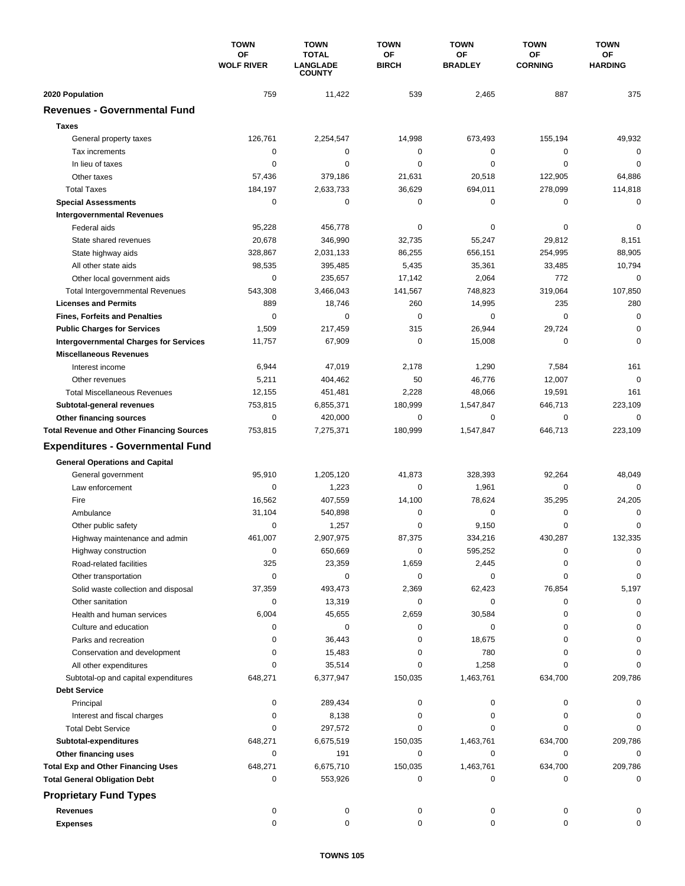| | TOWN OF WOLF RIVER | TOWN TOTAL LANGLADE COUNTY | TOWN OF BIRCH | TOWN OF BRADLEY | TOWN OF CORNING | TOWN OF HARDING |
|---|---|---|---|---|---|---|
| **2020 Population** | 759 | 11,422 | 539 | 2,465 | 887 | 375 |
| **Revenues - Governmental Fund** | | | | | | |
| **Taxes** | | | | | | |
| General property taxes | 126,761 | 2,254,547 | 14,998 | 673,493 | 155,194 | 49,932 |
| Tax increments | 0 | 0 | 0 | 0 | 0 | 0 |
| In lieu of taxes | 0 | 0 | 0 | 0 | 0 | 0 |
| Other taxes | 57,436 | 379,186 | 21,631 | 20,518 | 122,905 | 64,886 |
| Total Taxes | 184,197 | 2,633,733 | 36,629 | 694,011 | 278,099 | 114,818 |
| **Special Assessments** | 0 | 0 | 0 | 0 | 0 | 0 |
| **Intergovernmental Revenues** | | | | | | |
| Federal aids | 95,228 | 456,778 | 0 | 0 | 0 | 0 |
| State shared revenues | 20,678 | 346,990 | 32,735 | 55,247 | 29,812 | 8,151 |
| State highway aids | 328,867 | 2,031,133 | 86,255 | 656,151 | 254,995 | 88,905 |
| All other state aids | 98,535 | 395,485 | 5,435 | 35,361 | 33,485 | 10,794 |
| Other local government aids | 0 | 235,657 | 17,142 | 2,064 | 772 | 0 |
| Total Intergovernmental Revenues | 543,308 | 3,466,043 | 141,567 | 748,823 | 319,064 | 107,850 |
| **Licenses and Permits** | 889 | 18,746 | 260 | 14,995 | 235 | 280 |
| **Fines, Forfeits and Penalties** | 0 | 0 | 0 | 0 | 0 | 0 |
| **Public Charges for Services** | 1,509 | 217,459 | 315 | 26,944 | 29,724 | 0 |
| **Intergovernmental Charges for Services** | 11,757 | 67,909 | 0 | 15,008 | 0 | 0 |
| **Miscellaneous Revenues** | | | | | | |
| Interest income | 6,944 | 47,019 | 2,178 | 1,290 | 7,584 | 161 |
| Other revenues | 5,211 | 404,462 | 50 | 46,776 | 12,007 | 0 |
| Total Miscellaneous Revenues | 12,155 | 451,481 | 2,228 | 48,066 | 19,591 | 161 |
| **Subtotal-general revenues** | 753,815 | 6,855,371 | 180,999 | 1,547,847 | 646,713 | 223,109 |
| **Other financing sources** | 0 | 420,000 | 0 | 0 | 0 | 0 |
| **Total Revenue and Other Financing Sources** | 753,815 | 7,275,371 | 180,999 | 1,547,847 | 646,713 | 223,109 |
| **Expenditures - Governmental Fund** | | | | | | |
| **General Operations and Capital** | | | | | | |
| General government | 95,910 | 1,205,120 | 41,873 | 328,393 | 92,264 | 48,049 |
| Law enforcement | 0 | 1,223 | 0 | 1,961 | 0 | 0 |
| Fire | 16,562 | 407,559 | 14,100 | 78,624 | 35,295 | 24,205 |
| Ambulance | 31,104 | 540,898 | 0 | 0 | 0 | 0 |
| Other public safety | 0 | 1,257 | 0 | 9,150 | 0 | 0 |
| Highway maintenance and admin | 461,007 | 2,907,975 | 87,375 | 334,216 | 430,287 | 132,335 |
| Highway construction | 0 | 650,669 | 0 | 595,252 | 0 | 0 |
| Road-related facilities | 325 | 23,359 | 1,659 | 2,445 | 0 | 0 |
| Other transportation | 0 | 0 | 0 | 0 | 0 | 0 |
| Solid waste collection and disposal | 37,359 | 493,473 | 2,369 | 62,423 | 76,854 | 5,197 |
| Other sanitation | 0 | 13,319 | 0 | 0 | 0 | 0 |
| Health and human services | 6,004 | 45,655 | 2,659 | 30,584 | 0 | 0 |
| Culture and education | 0 | 0 | 0 | 0 | 0 | 0 |
| Parks and recreation | 0 | 36,443 | 0 | 18,675 | 0 | 0 |
| Conservation and development | 0 | 15,483 | 0 | 780 | 0 | 0 |
| All other expenditures | 0 | 35,514 | 0 | 1,258 | 0 | 0 |
| Subtotal-op and capital expenditures | 648,271 | 6,377,947 | 150,035 | 1,463,761 | 634,700 | 209,786 |
| **Debt Service** | | | | | | |
| Principal | 0 | 289,434 | 0 | 0 | 0 | 0 |
| Interest and fiscal charges | 0 | 8,138 | 0 | 0 | 0 | 0 |
| Total Debt Service | 0 | 297,572 | 0 | 0 | 0 | 0 |
| **Subtotal-expenditures** | 648,271 | 6,675,519 | 150,035 | 1,463,761 | 634,700 | 209,786 |
| **Other financing uses** | 0 | 191 | 0 | 0 | 0 | 0 |
| **Total Exp and Other Financing Uses** | 648,271 | 6,675,710 | 150,035 | 1,463,761 | 634,700 | 209,786 |
| **Total General Obligation Debt** | 0 | 553,926 | 0 | 0 | 0 | 0 |
| **Proprietary Fund Types** | | | | | | |
| **Revenues** | 0 | 0 | 0 | 0 | 0 | 0 |
| **Expenses** | 0 | 0 | 0 | 0 | 0 | 0 |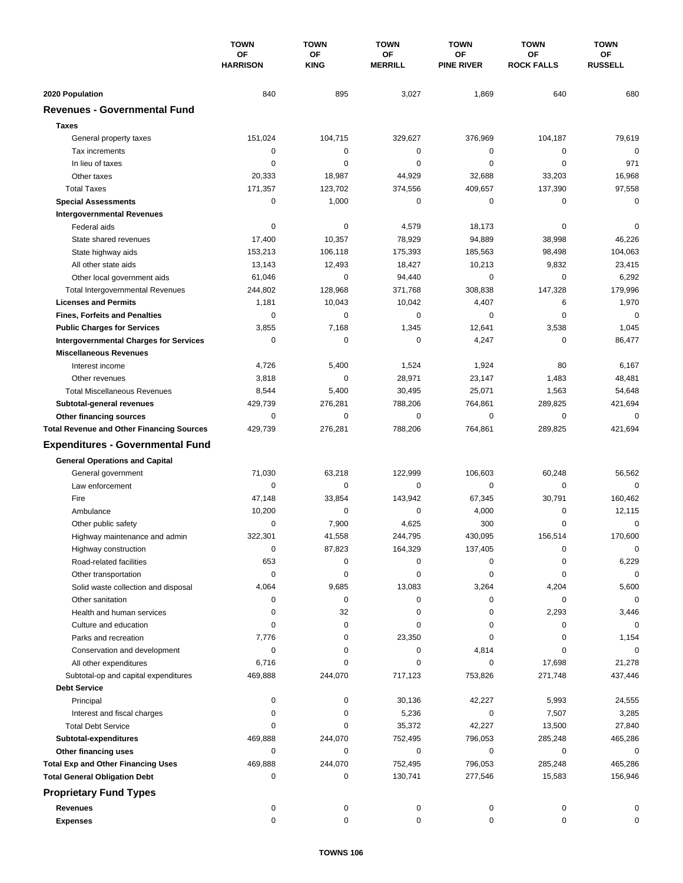| | TOWN OF HARRISON | TOWN OF KING | TOWN OF MERRILL | TOWN OF PINE RIVER | TOWN OF ROCK FALLS | TOWN OF RUSSELL |
|---|---|---|---|---|---|---|
| **2020 Population** | 840 | 895 | 3,027 | 1,869 | 640 | 680 |
| **Revenues - Governmental Fund** | | | | | | |
| **Taxes** | | | | | | |
| General property taxes | 151,024 | 104,715 | 329,627 | 376,969 | 104,187 | 79,619 |
| Tax increments | 0 | 0 | 0 | 0 | 0 | 0 |
| In lieu of taxes | 0 | 0 | 0 | 0 | 0 | 971 |
| Other taxes | 20,333 | 18,987 | 44,929 | 32,688 | 33,203 | 16,968 |
| Total Taxes | 171,357 | 123,702 | 374,556 | 409,657 | 137,390 | 97,558 |
| **Special Assessments** | 0 | 1,000 | 0 | 0 | 0 | 0 |
| **Intergovernmental Revenues** | | | | | | |
| Federal aids | 0 | 0 | 4,579 | 18,173 | 0 | 0 |
| State shared revenues | 17,400 | 10,357 | 78,929 | 94,889 | 38,998 | 46,226 |
| State highway aids | 153,213 | 106,118 | 175,393 | 185,563 | 98,498 | 104,063 |
| All other state aids | 13,143 | 12,493 | 18,427 | 10,213 | 9,832 | 23,415 |
| Other local government aids | 61,046 | 0 | 94,440 | 0 | 0 | 6,292 |
| Total Intergovernmental Revenues | 244,802 | 128,968 | 371,768 | 308,838 | 147,328 | 179,996 |
| **Licenses and Permits** | 1,181 | 10,043 | 10,042 | 4,407 | 6 | 1,970 |
| **Fines, Forfeits and Penalties** | 0 | 0 | 0 | 0 | 0 | 0 |
| **Public Charges for Services** | 3,855 | 7,168 | 1,345 | 12,641 | 3,538 | 1,045 |
| **Intergovernmental Charges for Services** | 0 | 0 | 0 | 4,247 | 0 | 86,477 |
| **Miscellaneous Revenues** | | | | | | |
| Interest income | 4,726 | 5,400 | 1,524 | 1,924 | 80 | 6,167 |
| Other revenues | 3,818 | 0 | 28,971 | 23,147 | 1,483 | 48,481 |
| Total Miscellaneous Revenues | 8,544 | 5,400 | 30,495 | 25,071 | 1,563 | 54,648 |
| **Subtotal-general revenues** | 429,739 | 276,281 | 788,206 | 764,861 | 289,825 | 421,694 |
| **Other financing sources** | 0 | 0 | 0 | 0 | 0 | 0 |
| **Total Revenue and Other Financing Sources** | 429,739 | 276,281 | 788,206 | 764,861 | 289,825 | 421,694 |
| **Expenditures - Governmental Fund** | | | | | | |
| **General Operations and Capital** | | | | | | |
| General government | 71,030 | 63,218 | 122,999 | 106,603 | 60,248 | 56,562 |
| Law enforcement | 0 | 0 | 0 | 0 | 0 | 0 |
| Fire | 47,148 | 33,854 | 143,942 | 67,345 | 30,791 | 160,462 |
| Ambulance | 10,200 | 0 | 0 | 4,000 | 0 | 12,115 |
| Other public safety | 0 | 7,900 | 4,625 | 300 | 0 | 0 |
| Highway maintenance and admin | 322,301 | 41,558 | 244,795 | 430,095 | 156,514 | 170,600 |
| Highway construction | 0 | 87,823 | 164,329 | 137,405 | 0 | 0 |
| Road-related facilities | 653 | 0 | 0 | 0 | 0 | 6,229 |
| Other transportation | 0 | 0 | 0 | 0 | 0 | 0 |
| Solid waste collection and disposal | 4,064 | 9,685 | 13,083 | 3,264 | 4,204 | 5,600 |
| Other sanitation | 0 | 0 | 0 | 0 | 0 | 0 |
| Health and human services | 0 | 32 | 0 | 0 | 2,293 | 3,446 |
| Culture and education | 0 | 0 | 0 | 0 | 0 | 0 |
| Parks and recreation | 7,776 | 0 | 23,350 | 0 | 0 | 1,154 |
| Conservation and development | 0 | 0 | 0 | 4,814 | 0 | 0 |
| All other expenditures | 6,716 | 0 | 0 | 0 | 17,698 | 21,278 |
| Subtotal-op and capital expenditures | 469,888 | 244,070 | 717,123 | 753,826 | 271,748 | 437,446 |
| **Debt Service** | | | | | | |
| Principal | 0 | 0 | 30,136 | 42,227 | 5,993 | 24,555 |
| Interest and fiscal charges | 0 | 0 | 5,236 | 0 | 7,507 | 3,285 |
| Total Debt Service | 0 | 0 | 35,372 | 42,227 | 13,500 | 27,840 |
| **Subtotal-expenditures** | 469,888 | 244,070 | 752,495 | 796,053 | 285,248 | 465,286 |
| **Other financing uses** | 0 | 0 | 0 | 0 | 0 | 0 |
| **Total Exp and Other Financing Uses** | 469,888 | 244,070 | 752,495 | 796,053 | 285,248 | 465,286 |
| **Total General Obligation Debt** | 0 | 0 | 130,741 | 277,546 | 15,583 | 156,946 |
| **Proprietary Fund Types** | | | | | | |
| **Revenues** | 0 | 0 | 0 | 0 | 0 | 0 |
| **Expenses** | 0 | 0 | 0 | 0 | 0 | 0 |

TOWNS 106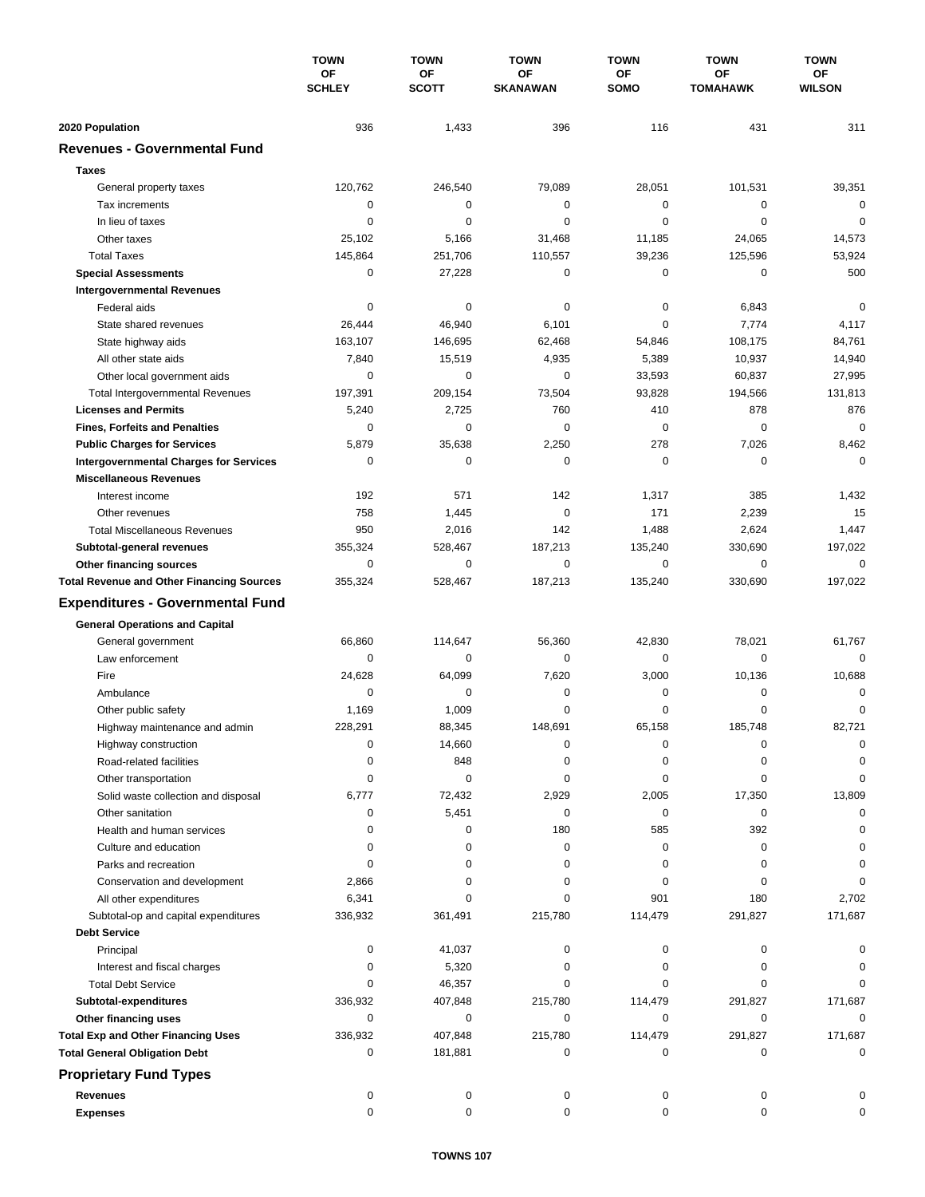| | TOWN OF SCHLEY | TOWN OF SCOTT | TOWN OF SKANAWAN | TOWN OF SOMO | TOWN OF TOMAHAWK | TOWN OF WILSON |
|---|---|---|---|---|---|---|
| **2020 Population** | 936 | 1,433 | 396 | 116 | 431 | 311 |
| **Revenues - Governmental Fund** | | | | | | |
| **Taxes** | | | | | | |
| General property taxes | 120,762 | 246,540 | 79,089 | 28,051 | 101,531 | 39,351 |
| Tax increments | 0 | 0 | 0 | 0 | 0 | 0 |
| In lieu of taxes | 0 | 0 | 0 | 0 | 0 | 0 |
| Other taxes | 25,102 | 5,166 | 31,468 | 11,185 | 24,065 | 14,573 |
| Total Taxes | 145,864 | 251,706 | 110,557 | 39,236 | 125,596 | 53,924 |
| **Special Assessments** | 0 | 27,228 | 0 | 0 | 0 | 500 |
| **Intergovernmental Revenues** | | | | | | |
| Federal aids | 0 | 0 | 0 | 0 | 6,843 | 0 |
| State shared revenues | 26,444 | 46,940 | 6,101 | 0 | 7,774 | 4,117 |
| State highway aids | 163,107 | 146,695 | 62,468 | 54,846 | 108,175 | 84,761 |
| All other state aids | 7,840 | 15,519 | 4,935 | 5,389 | 10,937 | 14,940 |
| Other local government aids | 0 | 0 | 0 | 33,593 | 60,837 | 27,995 |
| Total Intergovernmental Revenues | 197,391 | 209,154 | 73,504 | 93,828 | 194,566 | 131,813 |
| **Licenses and Permits** | 5,240 | 2,725 | 760 | 410 | 878 | 876 |
| **Fines, Forfeits and Penalties** | 0 | 0 | 0 | 0 | 0 | 0 |
| **Public Charges for Services** | 5,879 | 35,638 | 2,250 | 278 | 7,026 | 8,462 |
| **Intergovernmental Charges for Services** | 0 | 0 | 0 | 0 | 0 | 0 |
| **Miscellaneous Revenues** | | | | | | |
| Interest income | 192 | 571 | 142 | 1,317 | 385 | 1,432 |
| Other revenues | 758 | 1,445 | 0 | 171 | 2,239 | 15 |
| Total Miscellaneous Revenues | 950 | 2,016 | 142 | 1,488 | 2,624 | 1,447 |
| **Subtotal-general revenues** | 355,324 | 528,467 | 187,213 | 135,240 | 330,690 | 197,022 |
| **Other financing sources** | 0 | 0 | 0 | 0 | 0 | 0 |
| **Total Revenue and Other Financing Sources** | 355,324 | 528,467 | 187,213 | 135,240 | 330,690 | 197,022 |
| **Expenditures - Governmental Fund** | | | | | | |
| **General Operations and Capital** | | | | | | |
| General government | 66,860 | 114,647 | 56,360 | 42,830 | 78,021 | 61,767 |
| Law enforcement | 0 | 0 | 0 | 0 | 0 | 0 |
| Fire | 24,628 | 64,099 | 7,620 | 3,000 | 10,136 | 10,688 |
| Ambulance | 0 | 0 | 0 | 0 | 0 | 0 |
| Other public safety | 1,169 | 1,009 | 0 | 0 | 0 | 0 |
| Highway maintenance and admin | 228,291 | 88,345 | 148,691 | 65,158 | 185,748 | 82,721 |
| Highway construction | 0 | 14,660 | 0 | 0 | 0 | 0 |
| Road-related facilities | 0 | 848 | 0 | 0 | 0 | 0 |
| Other transportation | 0 | 0 | 0 | 0 | 0 | 0 |
| Solid waste collection and disposal | 6,777 | 72,432 | 2,929 | 2,005 | 17,350 | 13,809 |
| Other sanitation | 0 | 5,451 | 0 | 0 | 0 | 0 |
| Health and human services | 0 | 0 | 180 | 585 | 392 | 0 |
| Culture and education | 0 | 0 | 0 | 0 | 0 | 0 |
| Parks and recreation | 0 | 0 | 0 | 0 | 0 | 0 |
| Conservation and development | 2,866 | 0 | 0 | 0 | 0 | 0 |
| All other expenditures | 6,341 | 0 | 0 | 901 | 180 | 2,702 |
| Subtotal-op and capital expenditures | 336,932 | 361,491 | 215,780 | 114,479 | 291,827 | 171,687 |
| **Debt Service** | | | | | | |
| Principal | 0 | 41,037 | 0 | 0 | 0 | 0 |
| Interest and fiscal charges | 0 | 5,320 | 0 | 0 | 0 | 0 |
| Total Debt Service | 0 | 46,357 | 0 | 0 | 0 | 0 |
| **Subtotal-expenditures** | 336,932 | 407,848 | 215,780 | 114,479 | 291,827 | 171,687 |
| **Other financing uses** | 0 | 0 | 0 | 0 | 0 | 0 |
| **Total Exp and Other Financing Uses** | 336,932 | 407,848 | 215,780 | 114,479 | 291,827 | 171,687 |
| **Total General Obligation Debt** | 0 | 181,881 | 0 | 0 | 0 | 0 |
| **Proprietary Fund Types** | | | | | | |
| **Revenues** | 0 | 0 | 0 | 0 | 0 | 0 |
| **Expenses** | 0 | 0 | 0 | 0 | 0 | 0 |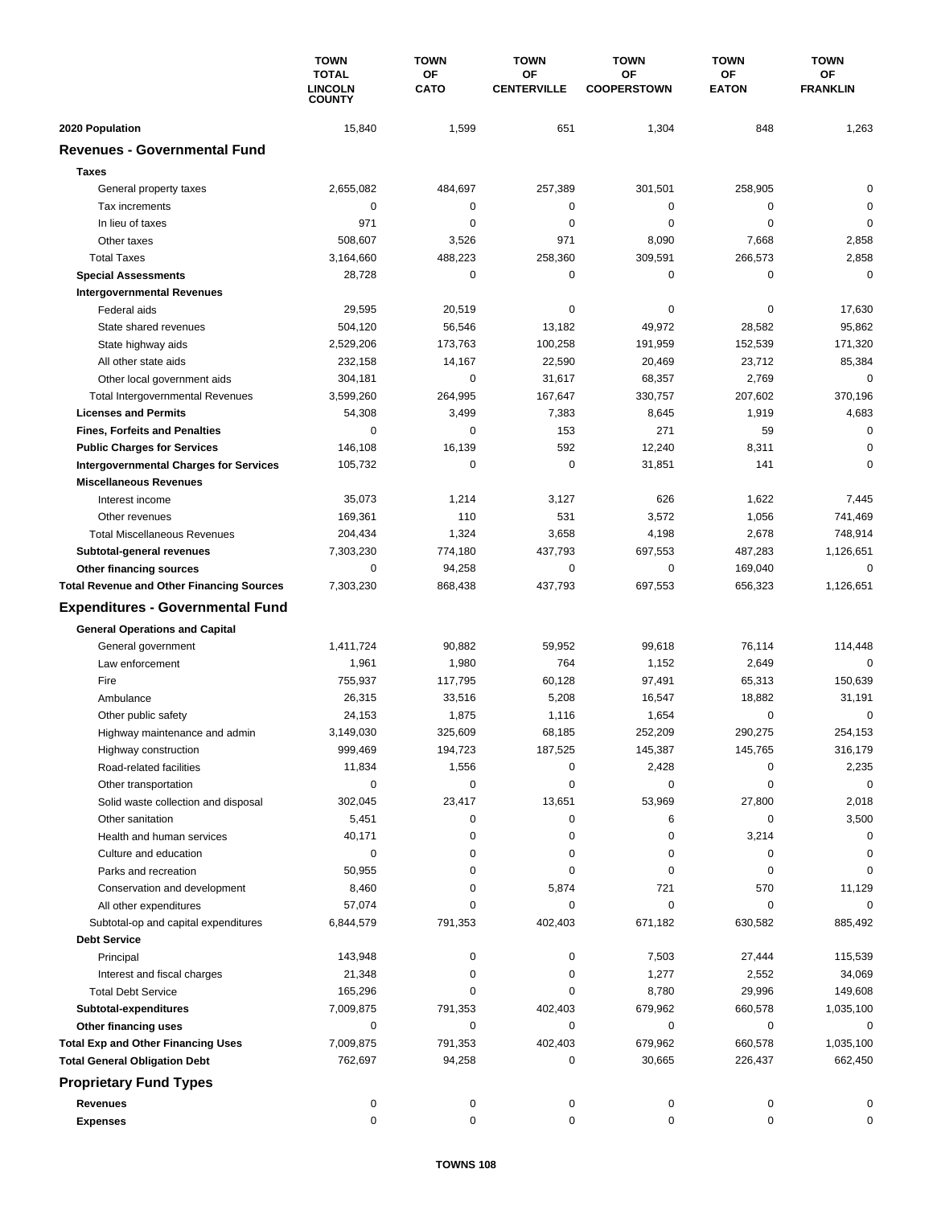| | TOWN TOTAL LINCOLN COUNTY | TOWN OF CATO | TOWN OF CENTERVILLE | TOWN OF COOPERSTOWN | TOWN OF EATON | TOWN OF FRANKLIN |
|---|---|---|---|---|---|---|
| **2020 Population** | 15,840 | 1,599 | 651 | 1,304 | 848 | 1,263 |
| **Revenues - Governmental Fund** | | | | | | |
| **Taxes** | | | | | | |
| General property taxes | 2,655,082 | 484,697 | 257,389 | 301,501 | 258,905 | 0 |
| Tax increments | 0 | 0 | 0 | 0 | 0 | 0 |
| In lieu of taxes | 971 | 0 | 0 | 0 | 0 | 0 |
| Other taxes | 508,607 | 3,526 | 971 | 8,090 | 7,668 | 2,858 |
| Total Taxes | 3,164,660 | 488,223 | 258,360 | 309,591 | 266,573 | 2,858 |
| **Special Assessments** | 28,728 | 0 | 0 | 0 | 0 | 0 |
| **Intergovernmental Revenues** | | | | | | |
| Federal aids | 29,595 | 20,519 | 0 | 0 | 0 | 17,630 |
| State shared revenues | 504,120 | 56,546 | 13,182 | 49,972 | 28,582 | 95,862 |
| State highway aids | 2,529,206 | 173,763 | 100,258 | 191,959 | 152,539 | 171,320 |
| All other state aids | 232,158 | 14,167 | 22,590 | 20,469 | 23,712 | 85,384 |
| Other local government aids | 304,181 | 0 | 31,617 | 68,357 | 2,769 | 0 |
| Total Intergovernmental Revenues | 3,599,260 | 264,995 | 167,647 | 330,757 | 207,602 | 370,196 |
| **Licenses and Permits** | 54,308 | 3,499 | 7,383 | 8,645 | 1,919 | 4,683 |
| **Fines, Forfeits and Penalties** | 0 | 0 | 153 | 271 | 59 | 0 |
| **Public Charges for Services** | 146,108 | 16,139 | 592 | 12,240 | 8,311 | 0 |
| **Intergovernmental Charges for Services** | 105,732 | 0 | 0 | 31,851 | 141 | 0 |
| **Miscellaneous Revenues** | | | | | | |
| Interest income | 35,073 | 1,214 | 3,127 | 626 | 1,622 | 7,445 |
| Other revenues | 169,361 | 110 | 531 | 3,572 | 1,056 | 741,469 |
| Total Miscellaneous Revenues | 204,434 | 1,324 | 3,658 | 4,198 | 2,678 | 748,914 |
| **Subtotal-general revenues** | 7,303,230 | 774,180 | 437,793 | 697,553 | 487,283 | 1,126,651 |
| **Other financing sources** | 0 | 94,258 | 0 | 0 | 169,040 | 0 |
| **Total Revenue and Other Financing Sources** | 7,303,230 | 868,438 | 437,793 | 697,553 | 656,323 | 1,126,651 |
| **Expenditures - Governmental Fund** | | | | | | |
| **General Operations and Capital** | | | | | | |
| General government | 1,411,724 | 90,882 | 59,952 | 99,618 | 76,114 | 114,448 |
| Law enforcement | 1,961 | 1,980 | 764 | 1,152 | 2,649 | 0 |
| Fire | 755,937 | 117,795 | 60,128 | 97,491 | 65,313 | 150,639 |
| Ambulance | 26,315 | 33,516 | 5,208 | 16,547 | 18,882 | 31,191 |
| Other public safety | 24,153 | 1,875 | 1,116 | 1,654 | 0 | 0 |
| Highway maintenance and admin | 3,149,030 | 325,609 | 68,185 | 252,209 | 290,275 | 254,153 |
| Highway construction | 999,469 | 194,723 | 187,525 | 145,387 | 145,765 | 316,179 |
| Road-related facilities | 11,834 | 1,556 | 0 | 2,428 | 0 | 2,235 |
| Other transportation | 0 | 0 | 0 | 0 | 0 | 0 |
| Solid waste collection and disposal | 302,045 | 23,417 | 13,651 | 53,969 | 27,800 | 2,018 |
| Other sanitation | 5,451 | 0 | 0 | 6 | 0 | 3,500 |
| Health and human services | 40,171 | 0 | 0 | 0 | 3,214 | 0 |
| Culture and education | 0 | 0 | 0 | 0 | 0 | 0 |
| Parks and recreation | 50,955 | 0 | 0 | 0 | 0 | 0 |
| Conservation and development | 8,460 | 0 | 5,874 | 721 | 570 | 11,129 |
| All other expenditures | 57,074 | 0 | 0 | 0 | 0 | 0 |
| Subtotal-op and capital expenditures | 6,844,579 | 791,353 | 402,403 | 671,182 | 630,582 | 885,492 |
| **Debt Service** | | | | | | |
| Principal | 143,948 | 0 | 0 | 7,503 | 27,444 | 115,539 |
| Interest and fiscal charges | 21,348 | 0 | 0 | 1,277 | 2,552 | 34,069 |
| Total Debt Service | 165,296 | 0 | 0 | 8,780 | 29,996 | 149,608 |
| **Subtotal-expenditures** | 7,009,875 | 791,353 | 402,403 | 679,962 | 660,578 | 1,035,100 |
| **Other financing uses** | 0 | 0 | 0 | 0 | 0 | 0 |
| **Total Exp and Other Financing Uses** | 7,009,875 | 791,353 | 402,403 | 679,962 | 660,578 | 1,035,100 |
| **Total General Obligation Debt** | 762,697 | 94,258 | 0 | 30,665 | 226,437 | 662,450 |
| **Proprietary Fund Types** | | | | | | |
| **Revenues** | 0 | 0 | 0 | 0 | 0 | 0 |
| **Expenses** | 0 | 0 | 0 | 0 | 0 | 0 |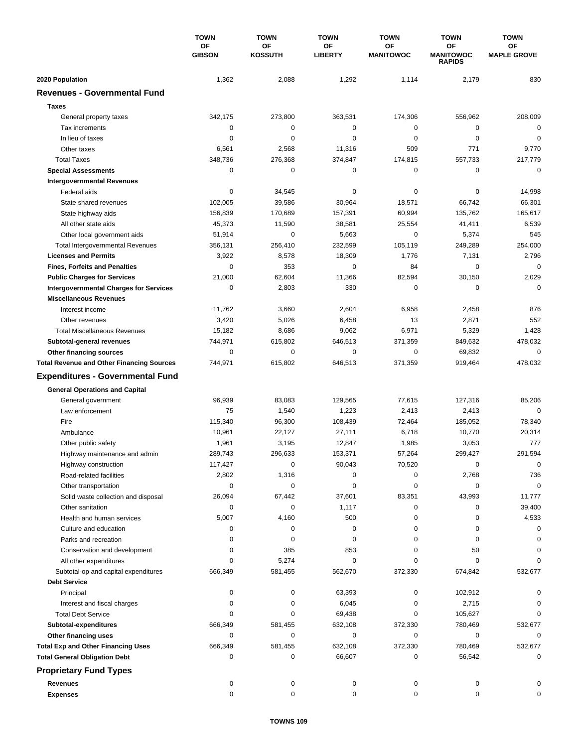| | TOWN OF GIBSON | TOWN OF KOSSUTH | TOWN OF LIBERTY | TOWN OF MANITOWOC | TOWN OF MANITOWOC RAPIDS | TOWN OF MAPLE GROVE |
|---|---|---|---|---|---|---|
| **2020 Population** | 1,362 | 2,088 | 1,292 | 1,114 | 2,179 | 830 |
| **Revenues - Governmental Fund** | | | | | | |
| **Taxes** | | | | | | |
| General property taxes | 342,175 | 273,800 | 363,531 | 174,306 | 556,962 | 208,009 |
| Tax increments | 0 | 0 | 0 | 0 | 0 | 0 |
| In lieu of taxes | 0 | 0 | 0 | 0 | 0 | 0 |
| Other taxes | 6,561 | 2,568 | 11,316 | 509 | 771 | 9,770 |
| Total Taxes | 348,736 | 276,368 | 374,847 | 174,815 | 557,733 | 217,779 |
| **Special Assessments** | 0 | 0 | 0 | 0 | 0 | 0 |
| **Intergovernmental Revenues** | | | | | | |
| Federal aids | 0 | 34,545 | 0 | 0 | 0 | 14,998 |
| State shared revenues | 102,005 | 39,586 | 30,964 | 18,571 | 66,742 | 66,301 |
| State highway aids | 156,839 | 170,689 | 157,391 | 60,994 | 135,762 | 165,617 |
| All other state aids | 45,373 | 11,590 | 38,581 | 25,554 | 41,411 | 6,539 |
| Other local government aids | 51,914 | 0 | 5,663 | 0 | 5,374 | 545 |
| Total Intergovernmental Revenues | 356,131 | 256,410 | 232,599 | 105,119 | 249,289 | 254,000 |
| **Licenses and Permits** | 3,922 | 8,578 | 18,309 | 1,776 | 7,131 | 2,796 |
| **Fines, Forfeits and Penalties** | 0 | 353 | 0 | 84 | 0 | 0 |
| **Public Charges for Services** | 21,000 | 62,604 | 11,366 | 82,594 | 30,150 | 2,029 |
| **Intergovernmental Charges for Services** | 0 | 2,803 | 330 | 0 | 0 | 0 |
| **Miscellaneous Revenues** | | | | | | |
| Interest income | 11,762 | 3,660 | 2,604 | 6,958 | 2,458 | 876 |
| Other revenues | 3,420 | 5,026 | 6,458 | 13 | 2,871 | 552 |
| Total Miscellaneous Revenues | 15,182 | 8,686 | 9,062 | 6,971 | 5,329 | 1,428 |
| **Subtotal-general revenues** | 744,971 | 615,802 | 646,513 | 371,359 | 849,632 | 478,032 |
| **Other financing sources** | 0 | 0 | 0 | 0 | 69,832 | 0 |
| **Total Revenue and Other Financing Sources** | 744,971 | 615,802 | 646,513 | 371,359 | 919,464 | 478,032 |
| **Expenditures - Governmental Fund** | | | | | | |
| **General Operations and Capital** | | | | | | |
| General government | 96,939 | 83,083 | 129,565 | 77,615 | 127,316 | 85,206 |
| Law enforcement | 75 | 1,540 | 1,223 | 2,413 | 2,413 | 0 |
| Fire | 115,340 | 96,300 | 108,439 | 72,464 | 185,052 | 78,340 |
| Ambulance | 10,961 | 22,127 | 27,111 | 6,718 | 10,770 | 20,314 |
| Other public safety | 1,961 | 3,195 | 12,847 | 1,985 | 3,053 | 777 |
| Highway maintenance and admin | 289,743 | 296,633 | 153,371 | 57,264 | 299,427 | 291,594 |
| Highway construction | 117,427 | 0 | 90,043 | 70,520 | 0 | 0 |
| Road-related facilities | 2,802 | 1,316 | 0 | 0 | 2,768 | 736 |
| Other transportation | 0 | 0 | 0 | 0 | 0 | 0 |
| Solid waste collection and disposal | 26,094 | 67,442 | 37,601 | 83,351 | 43,993 | 11,777 |
| Other sanitation | 0 | 0 | 1,117 | 0 | 0 | 39,400 |
| Health and human services | 5,007 | 4,160 | 500 | 0 | 0 | 4,533 |
| Culture and education | 0 | 0 | 0 | 0 | 0 | 0 |
| Parks and recreation | 0 | 0 | 0 | 0 | 0 | 0 |
| Conservation and development | 0 | 385 | 853 | 0 | 50 | 0 |
| All other expenditures | 0 | 5,274 | 0 | 0 | 0 | 0 |
| Subtotal-op and capital expenditures | 666,349 | 581,455 | 562,670 | 372,330 | 674,842 | 532,677 |
| **Debt Service** | | | | | | |
| Principal | 0 | 0 | 63,393 | 0 | 102,912 | 0 |
| Interest and fiscal charges | 0 | 0 | 6,045 | 0 | 2,715 | 0 |
| Total Debt Service | 0 | 0 | 69,438 | 0 | 105,627 | 0 |
| **Subtotal-expenditures** | 666,349 | 581,455 | 632,108 | 372,330 | 780,469 | 532,677 |
| **Other financing uses** | 0 | 0 | 0 | 0 | 0 | 0 |
| **Total Exp and Other Financing Uses** | 666,349 | 581,455 | 632,108 | 372,330 | 780,469 | 532,677 |
| **Total General Obligation Debt** | 0 | 0 | 66,607 | 0 | 56,542 | 0 |
| **Proprietary Fund Types** | | | | | | |
| **Revenues** | 0 | 0 | 0 | 0 | 0 | 0 |
| **Expenses** | 0 | 0 | 0 | 0 | 0 | 0 |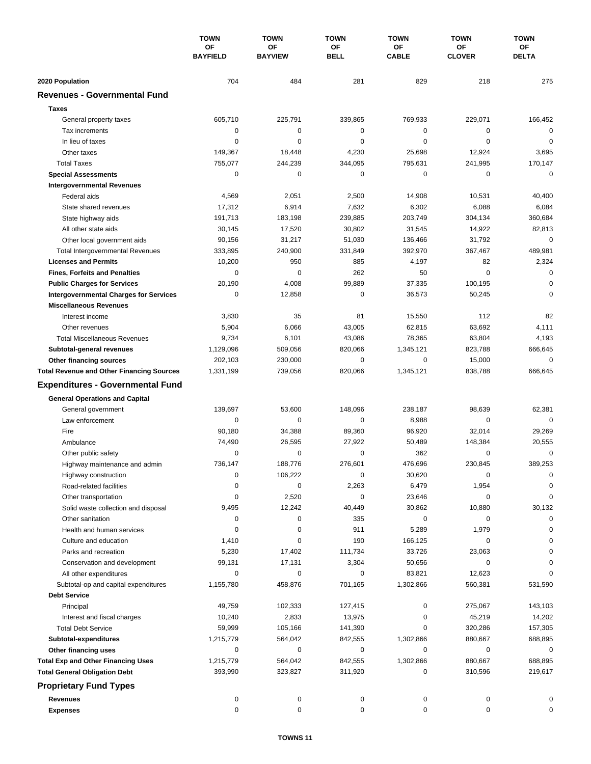| | TOWN OF BAYFIELD | TOWN OF BAYVIEW | TOWN OF BELL | TOWN OF CABLE | TOWN OF CLOVER | TOWN OF DELTA |
|---|---|---|---|---|---|---|
| **2020 Population** | 704 | 484 | 281 | 829 | 218 | 275 |
| **Revenues - Governmental Fund** | | | | | | |
| **Taxes** | | | | | | |
| General property taxes | 605,710 | 225,791 | 339,865 | 769,933 | 229,071 | 166,452 |
| Tax increments | 0 | 0 | 0 | 0 | 0 | 0 |
| In lieu of taxes | 0 | 0 | 0 | 0 | 0 | 0 |
| Other taxes | 149,367 | 18,448 | 4,230 | 25,698 | 12,924 | 3,695 |
| Total Taxes | 755,077 | 244,239 | 344,095 | 795,631 | 241,995 | 170,147 |
| **Special Assessments** | 0 | 0 | 0 | 0 | 0 | 0 |
| **Intergovernmental Revenues** | | | | | | |
| Federal aids | 4,569 | 2,051 | 2,500 | 14,908 | 10,531 | 40,400 |
| State shared revenues | 17,312 | 6,914 | 7,632 | 6,302 | 6,088 | 6,084 |
| State highway aids | 191,713 | 183,198 | 239,885 | 203,749 | 304,134 | 360,684 |
| All other state aids | 30,145 | 17,520 | 30,802 | 31,545 | 14,922 | 82,813 |
| Other local government aids | 90,156 | 31,217 | 51,030 | 136,466 | 31,792 | 0 |
| Total Intergovernmental Revenues | 333,895 | 240,900 | 331,849 | 392,970 | 367,467 | 489,981 |
| **Licenses and Permits** | 10,200 | 950 | 885 | 4,197 | 82 | 2,324 |
| **Fines, Forfeits and Penalties** | 0 | 0 | 262 | 50 | 0 | 0 |
| **Public Charges for Services** | 20,190 | 4,008 | 99,889 | 37,335 | 100,195 | 0 |
| **Intergovernmental Charges for Services** | 0 | 12,858 | 0 | 36,573 | 50,245 | 0 |
| **Miscellaneous Revenues** | | | | | | |
| Interest income | 3,830 | 35 | 81 | 15,550 | 112 | 82 |
| Other revenues | 5,904 | 6,066 | 43,005 | 62,815 | 63,692 | 4,111 |
| Total Miscellaneous Revenues | 9,734 | 6,101 | 43,086 | 78,365 | 63,804 | 4,193 |
| **Subtotal-general revenues** | 1,129,096 | 509,056 | 820,066 | 1,345,121 | 823,788 | 666,645 |
| **Other financing sources** | 202,103 | 230,000 | 0 | 0 | 15,000 | 0 |
| **Total Revenue and Other Financing Sources** | 1,331,199 | 739,056 | 820,066 | 1,345,121 | 838,788 | 666,645 |
| **Expenditures - Governmental Fund** | | | | | | |
| **General Operations and Capital** | | | | | | |
| General government | 139,697 | 53,600 | 148,096 | 238,187 | 98,639 | 62,381 |
| Law enforcement | 0 | 0 | 0 | 8,988 | 0 | 0 |
| Fire | 90,180 | 34,388 | 89,360 | 96,920 | 32,014 | 29,269 |
| Ambulance | 74,490 | 26,595 | 27,922 | 50,489 | 148,384 | 20,555 |
| Other public safety | 0 | 0 | 0 | 362 | 0 | 0 |
| Highway maintenance and admin | 736,147 | 188,776 | 276,601 | 476,696 | 230,845 | 389,253 |
| Highway construction | 0 | 106,222 | 0 | 30,620 | 0 | 0 |
| Road-related facilities | 0 | 0 | 2,263 | 6,479 | 1,954 | 0 |
| Other transportation | 0 | 2,520 | 0 | 23,646 | 0 | 0 |
| Solid waste collection and disposal | 9,495 | 12,242 | 40,449 | 30,862 | 10,880 | 30,132 |
| Other sanitation | 0 | 0 | 335 | 0 | 0 | 0 |
| Health and human services | 0 | 0 | 911 | 5,289 | 1,979 | 0 |
| Culture and education | 1,410 | 0 | 190 | 166,125 | 0 | 0 |
| Parks and recreation | 5,230 | 17,402 | 111,734 | 33,726 | 23,063 | 0 |
| Conservation and development | 99,131 | 17,131 | 3,304 | 50,656 | 0 | 0 |
| All other expenditures | 0 | 0 | 0 | 83,821 | 12,623 | 0 |
| Subtotal-op and capital expenditures | 1,155,780 | 458,876 | 701,165 | 1,302,866 | 560,381 | 531,590 |
| **Debt Service** | | | | | | |
| Principal | 49,759 | 102,333 | 127,415 | 0 | 275,067 | 143,103 |
| Interest and fiscal charges | 10,240 | 2,833 | 13,975 | 0 | 45,219 | 14,202 |
| Total Debt Service | 59,999 | 105,166 | 141,390 | 0 | 320,286 | 157,305 |
| **Subtotal-expenditures** | 1,215,779 | 564,042 | 842,555 | 1,302,866 | 880,667 | 688,895 |
| **Other financing uses** | 0 | 0 | 0 | 0 | 0 | 0 |
| **Total Exp and Other Financing Uses** | 1,215,779 | 564,042 | 842,555 | 1,302,866 | 880,667 | 688,895 |
| **Total General Obligation Debt** | 393,990 | 323,827 | 311,920 | 0 | 310,596 | 219,617 |
| **Proprietary Fund Types** | | | | | | |
| **Revenues** | 0 | 0 | 0 | 0 | 0 | 0 |
| **Expenses** | 0 | 0 | 0 | 0 | 0 | 0 |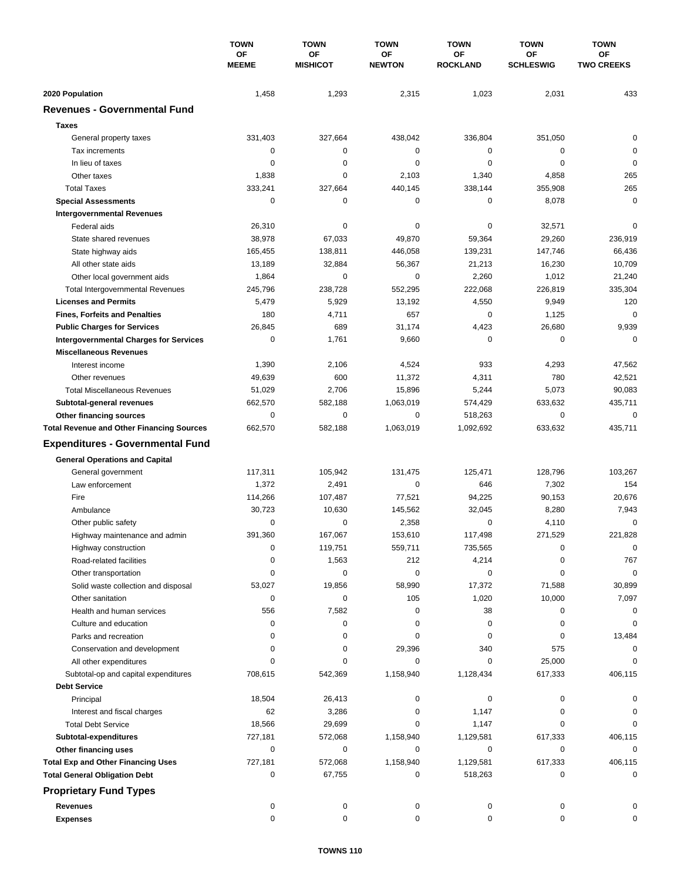| | TOWN OF MEEME | TOWN OF MISHICOT | TOWN OF NEWTON | TOWN OF ROCKLAND | TOWN OF SCHLESWIG | TOWN OF TWO CREEKS |
|---|---|---|---|---|---|---|
| **2020 Population** | 1,458 | 1,293 | 2,315 | 1,023 | 2,031 | 433 |
| **Revenues - Governmental Fund** | | | | | | |
| **Taxes** | | | | | | |
| General property taxes | 331,403 | 327,664 | 438,042 | 336,804 | 351,050 | 0 |
| Tax increments | 0 | 0 | 0 | 0 | 0 | 0 |
| In lieu of taxes | 0 | 0 | 0 | 0 | 0 | 0 |
| Other taxes | 1,838 | 0 | 2,103 | 1,340 | 4,858 | 265 |
| Total Taxes | 333,241 | 327,664 | 440,145 | 338,144 | 355,908 | 265 |
| **Special Assessments** | 0 | 0 | 0 | 0 | 8,078 | 0 |
| **Intergovernmental Revenues** | | | | | | |
| Federal aids | 26,310 | 0 | 0 | 0 | 32,571 | 0 |
| State shared revenues | 38,978 | 67,033 | 49,870 | 59,364 | 29,260 | 236,919 |
| State highway aids | 165,455 | 138,811 | 446,058 | 139,231 | 147,746 | 66,436 |
| All other state aids | 13,189 | 32,884 | 56,367 | 21,213 | 16,230 | 10,709 |
| Other local government aids | 1,864 | 0 | 0 | 2,260 | 1,012 | 21,240 |
| Total Intergovernmental Revenues | 245,796 | 238,728 | 552,295 | 222,068 | 226,819 | 335,304 |
| **Licenses and Permits** | 5,479 | 5,929 | 13,192 | 4,550 | 9,949 | 120 |
| **Fines, Forfeits and Penalties** | 180 | 4,711 | 657 | 0 | 1,125 | 0 |
| **Public Charges for Services** | 26,845 | 689 | 31,174 | 4,423 | 26,680 | 9,939 |
| **Intergovernmental Charges for Services** | 0 | 1,761 | 9,660 | 0 | 0 | 0 |
| **Miscellaneous Revenues** | | | | | | |
| Interest income | 1,390 | 2,106 | 4,524 | 933 | 4,293 | 47,562 |
| Other revenues | 49,639 | 600 | 11,372 | 4,311 | 780 | 42,521 |
| Total Miscellaneous Revenues | 51,029 | 2,706 | 15,896 | 5,244 | 5,073 | 90,083 |
| **Subtotal-general revenues** | 662,570 | 582,188 | 1,063,019 | 574,429 | 633,632 | 435,711 |
| **Other financing sources** | 0 | 0 | 0 | 518,263 | 0 | 0 |
| **Total Revenue and Other Financing Sources** | 662,570 | 582,188 | 1,063,019 | 1,092,692 | 633,632 | 435,711 |
| **Expenditures - Governmental Fund** | | | | | | |
| **General Operations and Capital** | | | | | | |
| General government | 117,311 | 105,942 | 131,475 | 125,471 | 128,796 | 103,267 |
| Law enforcement | 1,372 | 2,491 | 0 | 646 | 7,302 | 154 |
| Fire | 114,266 | 107,487 | 77,521 | 94,225 | 90,153 | 20,676 |
| Ambulance | 30,723 | 10,630 | 145,562 | 32,045 | 8,280 | 7,943 |
| Other public safety | 0 | 0 | 2,358 | 0 | 4,110 | 0 |
| Highway maintenance and admin | 391,360 | 167,067 | 153,610 | 117,498 | 271,529 | 221,828 |
| Highway construction | 0 | 119,751 | 559,711 | 735,565 | 0 | 0 |
| Road-related facilities | 0 | 1,563 | 212 | 4,214 | 0 | 767 |
| Other transportation | 0 | 0 | 0 | 0 | 0 | 0 |
| Solid waste collection and disposal | 53,027 | 19,856 | 58,990 | 17,372 | 71,588 | 30,899 |
| Other sanitation | 0 | 0 | 105 | 1,020 | 10,000 | 7,097 |
| Health and human services | 556 | 7,582 | 0 | 38 | 0 | 0 |
| Culture and education | 0 | 0 | 0 | 0 | 0 | 0 |
| Parks and recreation | 0 | 0 | 0 | 0 | 0 | 13,484 |
| Conservation and development | 0 | 0 | 29,396 | 340 | 575 | 0 |
| All other expenditures | 0 | 0 | 0 | 0 | 25,000 | 0 |
| Subtotal-op and capital expenditures | 708,615 | 542,369 | 1,158,940 | 1,128,434 | 617,333 | 406,115 |
| **Debt Service** | | | | | | |
| Principal | 18,504 | 26,413 | 0 | 0 | 0 | 0 |
| Interest and fiscal charges | 62 | 3,286 | 0 | 1,147 | 0 | 0 |
| Total Debt Service | 18,566 | 29,699 | 0 | 1,147 | 0 | 0 |
| **Subtotal-expenditures** | 727,181 | 572,068 | 1,158,940 | 1,129,581 | 617,333 | 406,115 |
| **Other financing uses** | 0 | 0 | 0 | 0 | 0 | 0 |
| **Total Exp and Other Financing Uses** | 727,181 | 572,068 | 1,158,940 | 1,129,581 | 617,333 | 406,115 |
| **Total General Obligation Debt** | 0 | 67,755 | 0 | 518,263 | 0 | 0 |
| **Proprietary Fund Types** | | | | | | |
| **Revenues** | 0 | 0 | 0 | 0 | 0 | 0 |
| **Expenses** | 0 | 0 | 0 | 0 | 0 | 0 |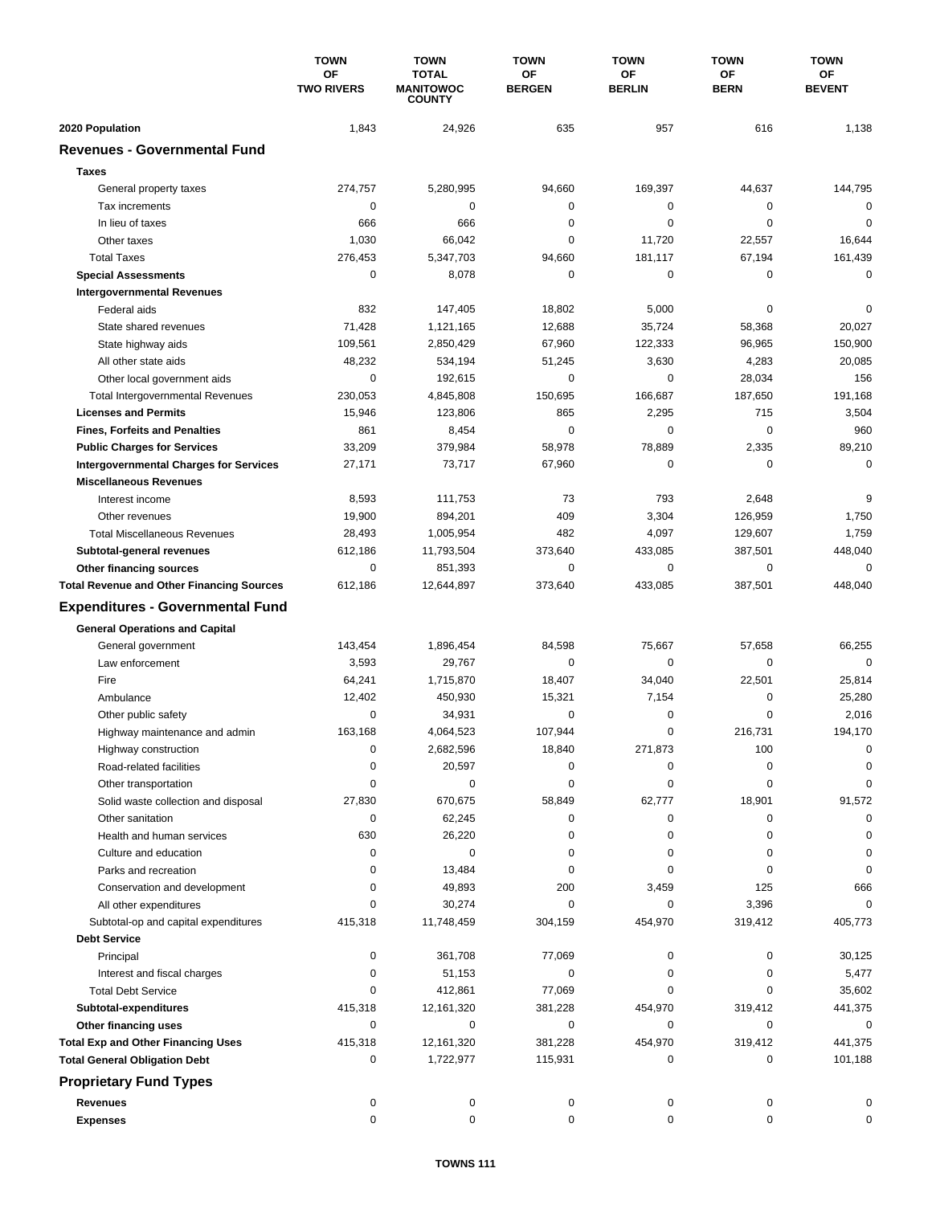| | TOWN OF TWO RIVERS | TOWN TOTAL MANITOWOC COUNTY | TOWN OF BERGEN | TOWN OF BERLIN | TOWN OF BERN | TOWN OF BEVENT |
|---|---|---|---|---|---|---|
| **2020 Population** | 1,843 | 24,926 | 635 | 957 | 616 | 1,138 |
| **Revenues - Governmental Fund** | | | | | | |
| **Taxes** | | | | | | |
| General property taxes | 274,757 | 5,280,995 | 94,660 | 169,397 | 44,637 | 144,795 |
| Tax increments | 0 | 0 | 0 | 0 | 0 | 0 |
| In lieu of taxes | 666 | 666 | 0 | 0 | 0 | 0 |
| Other taxes | 1,030 | 66,042 | 0 | 11,720 | 22,557 | 16,644 |
| Total Taxes | 276,453 | 5,347,703 | 94,660 | 181,117 | 67,194 | 161,439 |
| **Special Assessments** | 0 | 8,078 | 0 | 0 | 0 | 0 |
| **Intergovernmental Revenues** | | | | | | |
| Federal aids | 832 | 147,405 | 18,802 | 5,000 | 0 | 0 |
| State shared revenues | 71,428 | 1,121,165 | 12,688 | 35,724 | 58,368 | 20,027 |
| State highway aids | 109,561 | 2,850,429 | 67,960 | 122,333 | 96,965 | 150,900 |
| All other state aids | 48,232 | 534,194 | 51,245 | 3,630 | 4,283 | 20,085 |
| Other local government aids | 0 | 192,615 | 0 | 0 | 28,034 | 156 |
| Total Intergovernmental Revenues | 230,053 | 4,845,808 | 150,695 | 166,687 | 187,650 | 191,168 |
| **Licenses and Permits** | 15,946 | 123,806 | 865 | 2,295 | 715 | 3,504 |
| **Fines, Forfeits and Penalties** | 861 | 8,454 | 0 | 0 | 0 | 960 |
| **Public Charges for Services** | 33,209 | 379,984 | 58,978 | 78,889 | 2,335 | 89,210 |
| **Intergovernmental Charges for Services** | 27,171 | 73,717 | 67,960 | 0 | 0 | 0 |
| **Miscellaneous Revenues** | | | | | | |
| Interest income | 8,593 | 111,753 | 73 | 793 | 2,648 | 9 |
| Other revenues | 19,900 | 894,201 | 409 | 3,304 | 126,959 | 1,750 |
| Total Miscellaneous Revenues | 28,493 | 1,005,954 | 482 | 4,097 | 129,607 | 1,759 |
| **Subtotal-general revenues** | 612,186 | 11,793,504 | 373,640 | 433,085 | 387,501 | 448,040 |
| **Other financing sources** | 0 | 851,393 | 0 | 0 | 0 | 0 |
| **Total Revenue and Other Financing Sources** | 612,186 | 12,644,897 | 373,640 | 433,085 | 387,501 | 448,040 |
| **Expenditures - Governmental Fund** | | | | | | |
| **General Operations and Capital** | | | | | | |
| General government | 143,454 | 1,896,454 | 84,598 | 75,667 | 57,658 | 66,255 |
| Law enforcement | 3,593 | 29,767 | 0 | 0 | 0 | 0 |
| Fire | 64,241 | 1,715,870 | 18,407 | 34,040 | 22,501 | 25,814 |
| Ambulance | 12,402 | 450,930 | 15,321 | 7,154 | 0 | 25,280 |
| Other public safety | 0 | 34,931 | 0 | 0 | 0 | 2,016 |
| Highway maintenance and admin | 163,168 | 4,064,523 | 107,944 | 0 | 216,731 | 194,170 |
| Highway construction | 0 | 2,682,596 | 18,840 | 271,873 | 100 | 0 |
| Road-related facilities | 0 | 20,597 | 0 | 0 | 0 | 0 |
| Other transportation | 0 | 0 | 0 | 0 | 0 | 0 |
| Solid waste collection and disposal | 27,830 | 670,675 | 58,849 | 62,777 | 18,901 | 91,572 |
| Other sanitation | 0 | 62,245 | 0 | 0 | 0 | 0 |
| Health and human services | 630 | 26,220 | 0 | 0 | 0 | 0 |
| Culture and education | 0 | 0 | 0 | 0 | 0 | 0 |
| Parks and recreation | 0 | 13,484 | 0 | 0 | 0 | 0 |
| Conservation and development | 0 | 49,893 | 200 | 3,459 | 125 | 666 |
| All other expenditures | 0 | 30,274 | 0 | 0 | 3,396 | 0 |
| Subtotal-op and capital expenditures | 415,318 | 11,748,459 | 304,159 | 454,970 | 319,412 | 405,773 |
| **Debt Service** | | | | | | |
| Principal | 0 | 361,708 | 77,069 | 0 | 0 | 30,125 |
| Interest and fiscal charges | 0 | 51,153 | 0 | 0 | 0 | 5,477 |
| Total Debt Service | 0 | 412,861 | 77,069 | 0 | 0 | 35,602 |
| **Subtotal-expenditures** | 415,318 | 12,161,320 | 381,228 | 454,970 | 319,412 | 441,375 |
| **Other financing uses** | 0 | 0 | 0 | 0 | 0 | 0 |
| **Total Exp and Other Financing Uses** | 415,318 | 12,161,320 | 381,228 | 454,970 | 319,412 | 441,375 |
| **Total General Obligation Debt** | 0 | 1,722,977 | 115,931 | 0 | 0 | 101,188 |
| **Proprietary Fund Types** | | | | | | |
| **Revenues** | 0 | 0 | 0 | 0 | 0 | 0 |
| **Expenses** | 0 | 0 | 0 | 0 | 0 | 0 |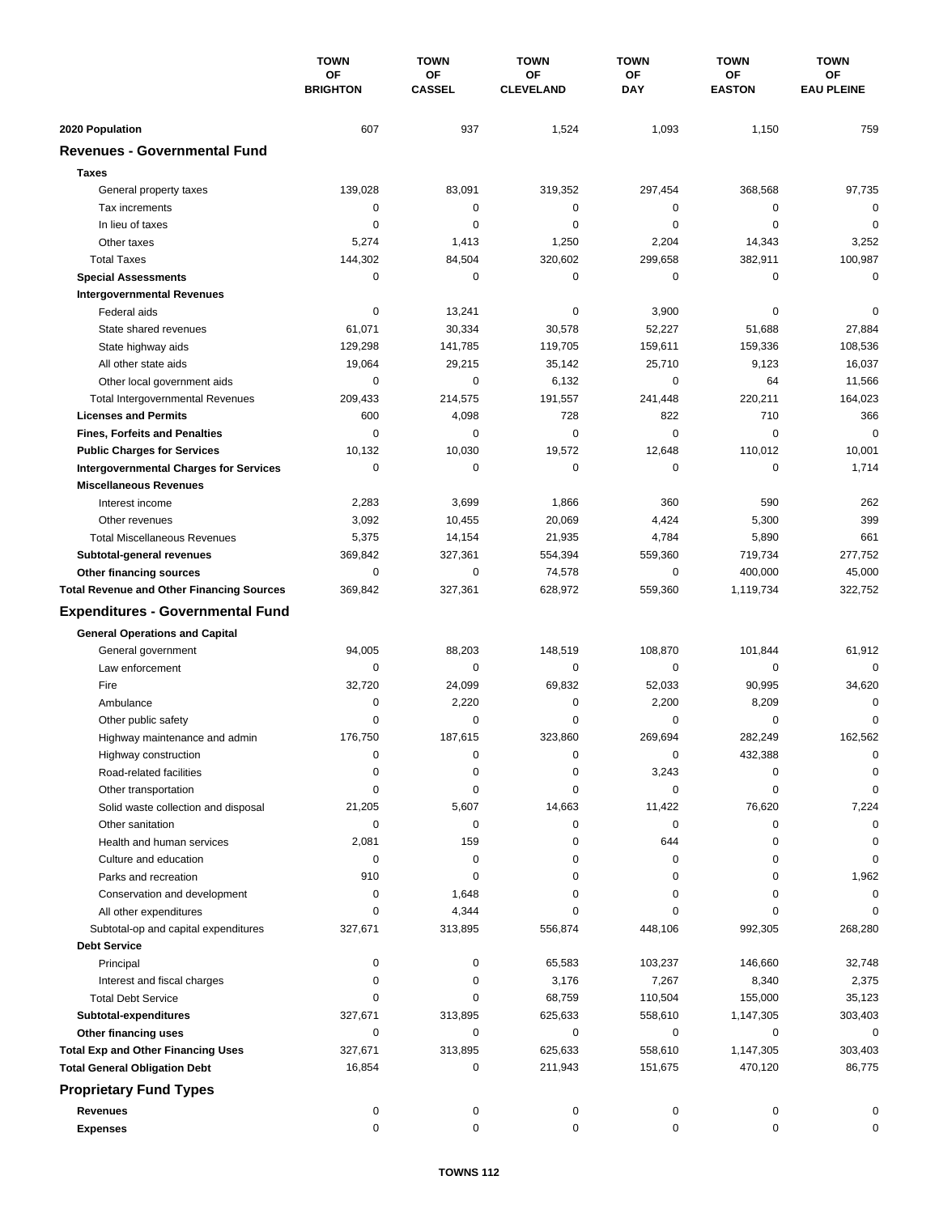| | TOWN OF BRIGHTON | TOWN OF CASSEL | TOWN OF CLEVELAND | TOWN OF DAY | TOWN OF EASTON | TOWN OF EAU PLEINE |
|---|---|---|---|---|---|---|
| **2020 Population** | 607 | 937 | 1,524 | 1,093 | 1,150 | 759 |
| **Revenues - Governmental Fund** | | | | | | |
| **Taxes** | | | | | | |
| General property taxes | 139,028 | 83,091 | 319,352 | 297,454 | 368,568 | 97,735 |
| Tax increments | 0 | 0 | 0 | 0 | 0 | 0 |
| In lieu of taxes | 0 | 0 | 0 | 0 | 0 | 0 |
| Other taxes | 5,274 | 1,413 | 1,250 | 2,204 | 14,343 | 3,252 |
| Total Taxes | 144,302 | 84,504 | 320,602 | 299,658 | 382,911 | 100,987 |
| **Special Assessments** | 0 | 0 | 0 | 0 | 0 | 0 |
| **Intergovernmental Revenues** | | | | | | |
| Federal aids | 0 | 13,241 | 0 | 3,900 | 0 | 0 |
| State shared revenues | 61,071 | 30,334 | 30,578 | 52,227 | 51,688 | 27,884 |
| State highway aids | 129,298 | 141,785 | 119,705 | 159,611 | 159,336 | 108,536 |
| All other state aids | 19,064 | 29,215 | 35,142 | 25,710 | 9,123 | 16,037 |
| Other local government aids | 0 | 0 | 6,132 | 0 | 64 | 11,566 |
| Total Intergovernmental Revenues | 209,433 | 214,575 | 191,557 | 241,448 | 220,211 | 164,023 |
| **Licenses and Permits** | 600 | 4,098 | 728 | 822 | 710 | 366 |
| **Fines, Forfeits and Penalties** | 0 | 0 | 0 | 0 | 0 | 0 |
| **Public Charges for Services** | 10,132 | 10,030 | 19,572 | 12,648 | 110,012 | 10,001 |
| **Intergovernmental Charges for Services** | 0 | 0 | 0 | 0 | 0 | 1,714 |
| **Miscellaneous Revenues** | | | | | | |
| Interest income | 2,283 | 3,699 | 1,866 | 360 | 590 | 262 |
| Other revenues | 3,092 | 10,455 | 20,069 | 4,424 | 5,300 | 399 |
| Total Miscellaneous Revenues | 5,375 | 14,154 | 21,935 | 4,784 | 5,890 | 661 |
| **Subtotal-general revenues** | 369,842 | 327,361 | 554,394 | 559,360 | 719,734 | 277,752 |
| **Other financing sources** | 0 | 0 | 74,578 | 0 | 400,000 | 45,000 |
| **Total Revenue and Other Financing Sources** | 369,842 | 327,361 | 628,972 | 559,360 | 1,119,734 | 322,752 |
| **Expenditures - Governmental Fund** | | | | | | |
| **General Operations and Capital** | | | | | | |
| General government | 94,005 | 88,203 | 148,519 | 108,870 | 101,844 | 61,912 |
| Law enforcement | 0 | 0 | 0 | 0 | 0 | 0 |
| Fire | 32,720 | 24,099 | 69,832 | 52,033 | 90,995 | 34,620 |
| Ambulance | 0 | 2,220 | 0 | 2,200 | 8,209 | 0 |
| Other public safety | 0 | 0 | 0 | 0 | 0 | 0 |
| Highway maintenance and admin | 176,750 | 187,615 | 323,860 | 269,694 | 282,249 | 162,562 |
| Highway construction | 0 | 0 | 0 | 0 | 432,388 | 0 |
| Road-related facilities | 0 | 0 | 0 | 3,243 | 0 | 0 |
| Other transportation | 0 | 0 | 0 | 0 | 0 | 0 |
| Solid waste collection and disposal | 21,205 | 5,607 | 14,663 | 11,422 | 76,620 | 7,224 |
| Other sanitation | 0 | 0 | 0 | 0 | 0 | 0 |
| Health and human services | 2,081 | 159 | 0 | 644 | 0 | 0 |
| Culture and education | 0 | 0 | 0 | 0 | 0 | 0 |
| Parks and recreation | 910 | 0 | 0 | 0 | 0 | 1,962 |
| Conservation and development | 0 | 1,648 | 0 | 0 | 0 | 0 |
| All other expenditures | 0 | 4,344 | 0 | 0 | 0 | 0 |
| Subtotal-op and capital expenditures | 327,671 | 313,895 | 556,874 | 448,106 | 992,305 | 268,280 |
| **Debt Service** | | | | | | |
| Principal | 0 | 0 | 65,583 | 103,237 | 146,660 | 32,748 |
| Interest and fiscal charges | 0 | 0 | 3,176 | 7,267 | 8,340 | 2,375 |
| Total Debt Service | 0 | 0 | 68,759 | 110,504 | 155,000 | 35,123 |
| **Subtotal-expenditures** | 327,671 | 313,895 | 625,633 | 558,610 | 1,147,305 | 303,403 |
| **Other financing uses** | 0 | 0 | 0 | 0 | 0 | 0 |
| **Total Exp and Other Financing Uses** | 327,671 | 313,895 | 625,633 | 558,610 | 1,147,305 | 303,403 |
| **Total General Obligation Debt** | 16,854 | 0 | 211,943 | 151,675 | 470,120 | 86,775 |
| **Proprietary Fund Types** | | | | | | |
| **Revenues** | 0 | 0 | 0 | 0 | 0 | 0 |
| **Expenses** | 0 | 0 | 0 | 0 | 0 | 0 |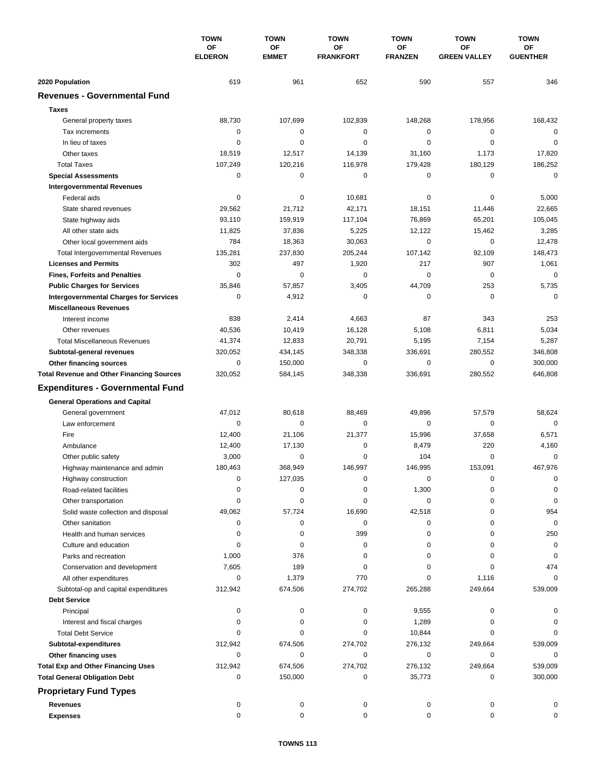| | TOWN OF ELDERON | TOWN OF EMMET | TOWN OF FRANKFORT | TOWN OF FRANZEN | TOWN OF GREEN VALLEY | TOWN OF GUENTHER |
|---|---|---|---|---|---|---|
| **2020 Population** | 619 | 961 | 652 | 590 | 557 | 346 |
| **Revenues - Governmental Fund** | | | | | | |
| **Taxes** | | | | | | |
| General property taxes | 88,730 | 107,699 | 102,839 | 148,268 | 178,956 | 168,432 |
| Tax increments | 0 | 0 | 0 | 0 | 0 | 0 |
| In lieu of taxes | 0 | 0 | 0 | 0 | 0 | 0 |
| Other taxes | 18,519 | 12,517 | 14,139 | 31,160 | 1,173 | 17,820 |
| Total Taxes | 107,249 | 120,216 | 116,978 | 179,428 | 180,129 | 186,252 |
| **Special Assessments** | 0 | 0 | 0 | 0 | 0 | 0 |
| **Intergovernmental Revenues** | | | | | | |
| Federal aids | 0 | 0 | 10,681 | 0 | 0 | 5,000 |
| State shared revenues | 29,562 | 21,712 | 42,171 | 18,151 | 11,446 | 22,665 |
| State highway aids | 93,110 | 159,919 | 117,104 | 76,869 | 65,201 | 105,045 |
| All other state aids | 11,825 | 37,836 | 5,225 | 12,122 | 15,462 | 3,285 |
| Other local government aids | 784 | 18,363 | 30,063 | 0 | 0 | 12,478 |
| Total Intergovernmental Revenues | 135,281 | 237,830 | 205,244 | 107,142 | 92,109 | 148,473 |
| **Licenses and Permits** | 302 | 497 | 1,920 | 217 | 907 | 1,061 |
| **Fines, Forfeits and Penalties** | 0 | 0 | 0 | 0 | 0 | 0 |
| **Public Charges for Services** | 35,846 | 57,857 | 3,405 | 44,709 | 253 | 5,735 |
| **Intergovernmental Charges for Services** | 0 | 4,912 | 0 | 0 | 0 | 0 |
| **Miscellaneous Revenues** | | | | | | |
| Interest income | 838 | 2,414 | 4,663 | 87 | 343 | 253 |
| Other revenues | 40,536 | 10,419 | 16,128 | 5,108 | 6,811 | 5,034 |
| Total Miscellaneous Revenues | 41,374 | 12,833 | 20,791 | 5,195 | 7,154 | 5,287 |
| **Subtotal-general revenues** | 320,052 | 434,145 | 348,338 | 336,691 | 280,552 | 346,808 |
| **Other financing sources** | 0 | 150,000 | 0 | 0 | 0 | 300,000 |
| **Total Revenue and Other Financing Sources** | 320,052 | 584,145 | 348,338 | 336,691 | 280,552 | 646,808 |
| **Expenditures - Governmental Fund** | | | | | | |
| **General Operations and Capital** | | | | | | |
| General government | 47,012 | 80,618 | 88,469 | 49,896 | 57,579 | 58,624 |
| Law enforcement | 0 | 0 | 0 | 0 | 0 | 0 |
| Fire | 12,400 | 21,106 | 21,377 | 15,996 | 37,658 | 6,571 |
| Ambulance | 12,400 | 17,130 | 0 | 8,479 | 220 | 4,160 |
| Other public safety | 3,000 | 0 | 0 | 104 | 0 | 0 |
| Highway maintenance and admin | 180,463 | 368,949 | 146,997 | 146,995 | 153,091 | 467,976 |
| Highway construction | 0 | 127,035 | 0 | 0 | 0 | 0 |
| Road-related facilities | 0 | 0 | 0 | 1,300 | 0 | 0 |
| Other transportation | 0 | 0 | 0 | 0 | 0 | 0 |
| Solid waste collection and disposal | 49,062 | 57,724 | 16,690 | 42,518 | 0 | 954 |
| Other sanitation | 0 | 0 | 0 | 0 | 0 | 0 |
| Health and human services | 0 | 0 | 399 | 0 | 0 | 250 |
| Culture and education | 0 | 0 | 0 | 0 | 0 | 0 |
| Parks and recreation | 1,000 | 376 | 0 | 0 | 0 | 0 |
| Conservation and development | 7,605 | 189 | 0 | 0 | 0 | 474 |
| All other expenditures | 0 | 1,379 | 770 | 0 | 1,116 | 0 |
| Subtotal-op and capital expenditures | 312,942 | 674,506 | 274,702 | 265,288 | 249,664 | 539,009 |
| **Debt Service** | | | | | | |
| Principal | 0 | 0 | 0 | 9,555 | 0 | 0 |
| Interest and fiscal charges | 0 | 0 | 0 | 1,289 | 0 | 0 |
| Total Debt Service | 0 | 0 | 0 | 10,844 | 0 | 0 |
| **Subtotal-expenditures** | 312,942 | 674,506 | 274,702 | 276,132 | 249,664 | 539,009 |
| **Other financing uses** | 0 | 0 | 0 | 0 | 0 | 0 |
| **Total Exp and Other Financing Uses** | 312,942 | 674,506 | 274,702 | 276,132 | 249,664 | 539,009 |
| **Total General Obligation Debt** | 0 | 150,000 | 0 | 35,773 | 0 | 300,000 |
| **Proprietary Fund Types** | | | | | | |
| **Revenues** | 0 | 0 | 0 | 0 | 0 | 0 |
| **Expenses** | 0 | 0 | 0 | 0 | 0 | 0 |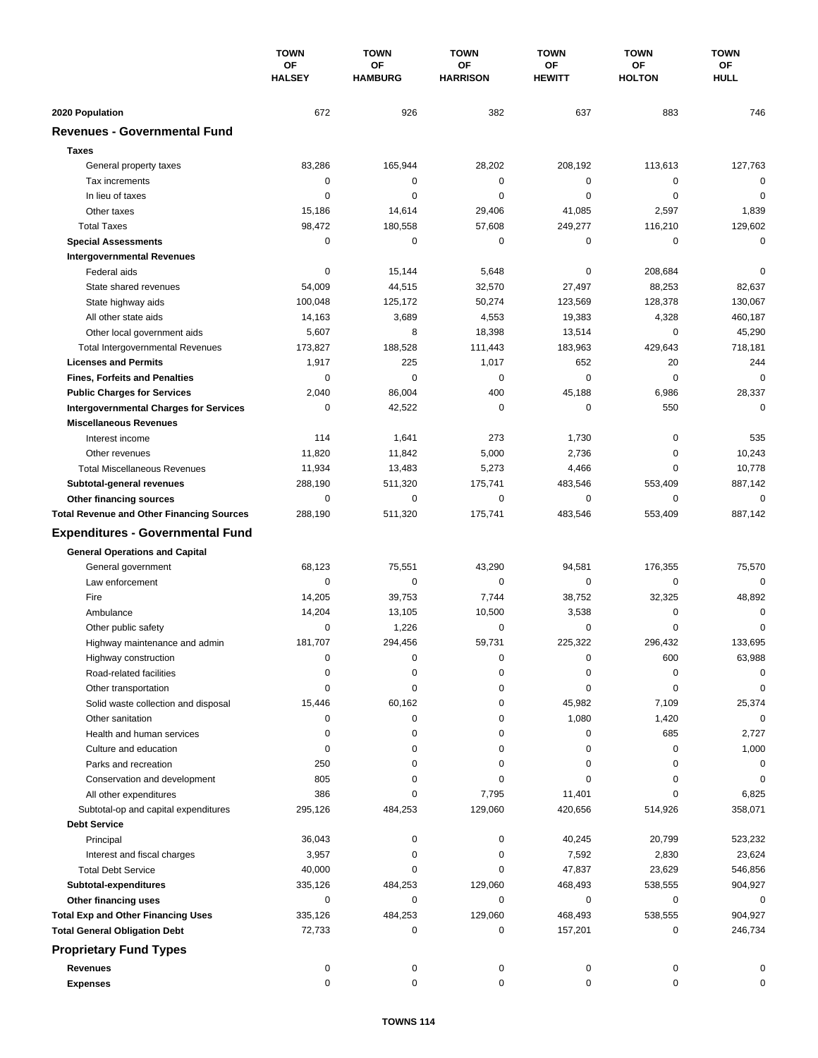| | TOWN OF HALSEY | TOWN OF HAMBURG | TOWN OF HARRISON | TOWN OF HEWITT | TOWN OF HOLTON | TOWN OF HULL |
|---|---|---|---|---|---|---|
| **2020 Population** | 672 | 926 | 382 | 637 | 883 | 746 |
| **Revenues - Governmental Fund** | | | | | | |
| **Taxes** | | | | | | |
| General property taxes | 83,286 | 165,944 | 28,202 | 208,192 | 113,613 | 127,763 |
| Tax increments | 0 | 0 | 0 | 0 | 0 | 0 |
| In lieu of taxes | 0 | 0 | 0 | 0 | 0 | 0 |
| Other taxes | 15,186 | 14,614 | 29,406 | 41,085 | 2,597 | 1,839 |
| Total Taxes | 98,472 | 180,558 | 57,608 | 249,277 | 116,210 | 129,602 |
| **Special Assessments** | 0 | 0 | 0 | 0 | 0 | 0 |
| **Intergovernmental Revenues** | | | | | | |
| Federal aids | 0 | 15,144 | 5,648 | 0 | 208,684 | 0 |
| State shared revenues | 54,009 | 44,515 | 32,570 | 27,497 | 88,253 | 82,637 |
| State highway aids | 100,048 | 125,172 | 50,274 | 123,569 | 128,378 | 130,067 |
| All other state aids | 14,163 | 3,689 | 4,553 | 19,383 | 4,328 | 460,187 |
| Other local government aids | 5,607 | 8 | 18,398 | 13,514 | 0 | 45,290 |
| Total Intergovernmental Revenues | 173,827 | 188,528 | 111,443 | 183,963 | 429,643 | 718,181 |
| **Licenses and Permits** | 1,917 | 225 | 1,017 | 652 | 20 | 244 |
| **Fines, Forfeits and Penalties** | 0 | 0 | 0 | 0 | 0 | 0 |
| **Public Charges for Services** | 2,040 | 86,004 | 400 | 45,188 | 6,986 | 28,337 |
| **Intergovernmental Charges for Services** | 0 | 42,522 | 0 | 0 | 550 | 0 |
| **Miscellaneous Revenues** | | | | | | |
| Interest income | 114 | 1,641 | 273 | 1,730 | 0 | 535 |
| Other revenues | 11,820 | 11,842 | 5,000 | 2,736 | 0 | 10,243 |
| Total Miscellaneous Revenues | 11,934 | 13,483 | 5,273 | 4,466 | 0 | 10,778 |
| **Subtotal-general revenues** | 288,190 | 511,320 | 175,741 | 483,546 | 553,409 | 887,142 |
| **Other financing sources** | 0 | 0 | 0 | 0 | 0 | 0 |
| **Total Revenue and Other Financing Sources** | 288,190 | 511,320 | 175,741 | 483,546 | 553,409 | 887,142 |
| **Expenditures - Governmental Fund** | | | | | | |
| **General Operations and Capital** | | | | | | |
| General government | 68,123 | 75,551 | 43,290 | 94,581 | 176,355 | 75,570 |
| Law enforcement | 0 | 0 | 0 | 0 | 0 | 0 |
| Fire | 14,205 | 39,753 | 7,744 | 38,752 | 32,325 | 48,892 |
| Ambulance | 14,204 | 13,105 | 10,500 | 3,538 | 0 | 0 |
| Other public safety | 0 | 1,226 | 0 | 0 | 0 | 0 |
| Highway maintenance and admin | 181,707 | 294,456 | 59,731 | 225,322 | 296,432 | 133,695 |
| Highway construction | 0 | 0 | 0 | 0 | 600 | 63,988 |
| Road-related facilities | 0 | 0 | 0 | 0 | 0 | 0 |
| Other transportation | 0 | 0 | 0 | 0 | 0 | 0 |
| Solid waste collection and disposal | 15,446 | 60,162 | 0 | 45,982 | 7,109 | 25,374 |
| Other sanitation | 0 | 0 | 0 | 1,080 | 1,420 | 0 |
| Health and human services | 0 | 0 | 0 | 0 | 685 | 2,727 |
| Culture and education | 0 | 0 | 0 | 0 | 0 | 1,000 |
| Parks and recreation | 250 | 0 | 0 | 0 | 0 | 0 |
| Conservation and development | 805 | 0 | 0 | 0 | 0 | 0 |
| All other expenditures | 386 | 0 | 7,795 | 11,401 | 0 | 6,825 |
| Subtotal-op and capital expenditures | 295,126 | 484,253 | 129,060 | 420,656 | 514,926 | 358,071 |
| **Debt Service** | | | | | | |
| Principal | 36,043 | 0 | 0 | 40,245 | 20,799 | 523,232 |
| Interest and fiscal charges | 3,957 | 0 | 0 | 7,592 | 2,830 | 23,624 |
| Total Debt Service | 40,000 | 0 | 0 | 47,837 | 23,629 | 546,856 |
| **Subtotal-expenditures** | 335,126 | 484,253 | 129,060 | 468,493 | 538,555 | 904,927 |
| **Other financing uses** | 0 | 0 | 0 | 0 | 0 | 0 |
| **Total Exp and Other Financing Uses** | 335,126 | 484,253 | 129,060 | 468,493 | 538,555 | 904,927 |
| **Total General Obligation Debt** | 72,733 | 0 | 0 | 157,201 | 0 | 246,734 |
| **Proprietary Fund Types** | | | | | | |
| **Revenues** | 0 | 0 | 0 | 0 | 0 | 0 |
| **Expenses** | 0 | 0 | 0 | 0 | 0 | 0 |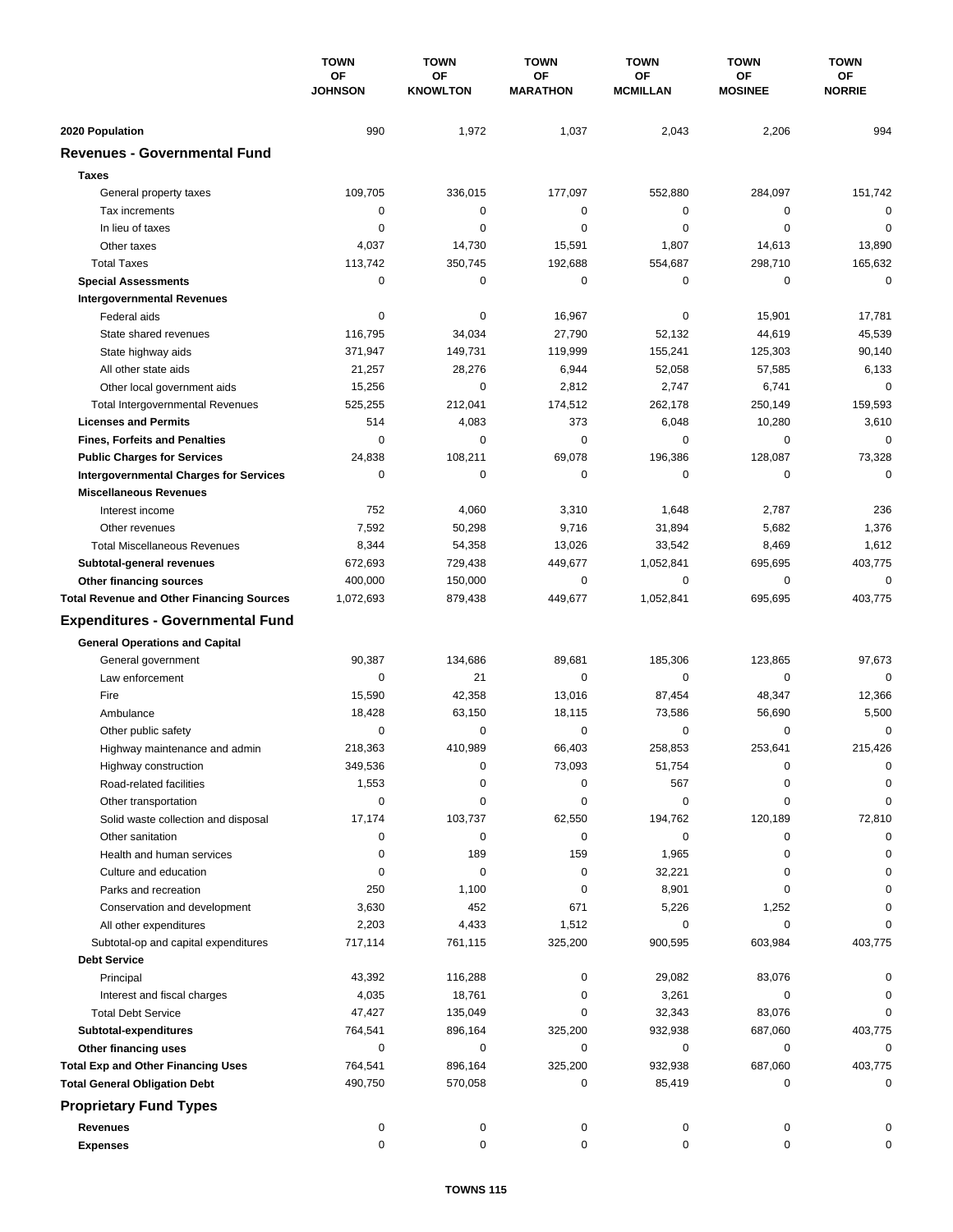| | TOWN OF JOHNSON | TOWN OF KNOWLTON | TOWN OF MARATHON | TOWN OF MCMILLAN | TOWN OF MOSINEE | TOWN OF NORRIE |
|---|---|---|---|---|---|---|
| **2020 Population** | 990 | 1,972 | 1,037 | 2,043 | 2,206 | 994 |
| **Revenues - Governmental Fund** | | | | | | |
| **Taxes** | | | | | | |
| General property taxes | 109,705 | 336,015 | 177,097 | 552,880 | 284,097 | 151,742 |
| Tax increments | 0 | 0 | 0 | 0 | 0 | 0 |
| In lieu of taxes | 0 | 0 | 0 | 0 | 0 | 0 |
| Other taxes | 4,037 | 14,730 | 15,591 | 1,807 | 14,613 | 13,890 |
| Total Taxes | 113,742 | 350,745 | 192,688 | 554,687 | 298,710 | 165,632 |
| **Special Assessments** | 0 | 0 | 0 | 0 | 0 | 0 |
| **Intergovernmental Revenues** | | | | | | |
| Federal aids | 0 | 0 | 16,967 | 0 | 15,901 | 17,781 |
| State shared revenues | 116,795 | 34,034 | 27,790 | 52,132 | 44,619 | 45,539 |
| State highway aids | 371,947 | 149,731 | 119,999 | 155,241 | 125,303 | 90,140 |
| All other state aids | 21,257 | 28,276 | 6,944 | 52,058 | 57,585 | 6,133 |
| Other local government aids | 15,256 | 0 | 2,812 | 2,747 | 6,741 | 0 |
| Total Intergovernmental Revenues | 525,255 | 212,041 | 174,512 | 262,178 | 250,149 | 159,593 |
| **Licenses and Permits** | 514 | 4,083 | 373 | 6,048 | 10,280 | 3,610 |
| **Fines, Forfeits and Penalties** | 0 | 0 | 0 | 0 | 0 | 0 |
| **Public Charges for Services** | 24,838 | 108,211 | 69,078 | 196,386 | 128,087 | 73,328 |
| **Intergovernmental Charges for Services** | 0 | 0 | 0 | 0 | 0 | 0 |
| **Miscellaneous Revenues** | | | | | | |
| Interest income | 752 | 4,060 | 3,310 | 1,648 | 2,787 | 236 |
| Other revenues | 7,592 | 50,298 | 9,716 | 31,894 | 5,682 | 1,376 |
| Total Miscellaneous Revenues | 8,344 | 54,358 | 13,026 | 33,542 | 8,469 | 1,612 |
| **Subtotal-general revenues** | 672,693 | 729,438 | 449,677 | 1,052,841 | 695,695 | 403,775 |
| **Other financing sources** | 400,000 | 150,000 | 0 | 0 | 0 | 0 |
| **Total Revenue and Other Financing Sources** | 1,072,693 | 879,438 | 449,677 | 1,052,841 | 695,695 | 403,775 |
| **Expenditures - Governmental Fund** | | | | | | |
| **General Operations and Capital** | | | | | | |
| General government | 90,387 | 134,686 | 89,681 | 185,306 | 123,865 | 97,673 |
| Law enforcement | 0 | 21 | 0 | 0 | 0 | 0 |
| Fire | 15,590 | 42,358 | 13,016 | 87,454 | 48,347 | 12,366 |
| Ambulance | 18,428 | 63,150 | 18,115 | 73,586 | 56,690 | 5,500 |
| Other public safety | 0 | 0 | 0 | 0 | 0 | 0 |
| Highway maintenance and admin | 218,363 | 410,989 | 66,403 | 258,853 | 253,641 | 215,426 |
| Highway construction | 349,536 | 0 | 73,093 | 51,754 | 0 | 0 |
| Road-related facilities | 1,553 | 0 | 0 | 567 | 0 | 0 |
| Other transportation | 0 | 0 | 0 | 0 | 0 | 0 |
| Solid waste collection and disposal | 17,174 | 103,737 | 62,550 | 194,762 | 120,189 | 72,810 |
| Other sanitation | 0 | 0 | 0 | 0 | 0 | 0 |
| Health and human services | 0 | 189 | 159 | 1,965 | 0 | 0 |
| Culture and education | 0 | 0 | 0 | 32,221 | 0 | 0 |
| Parks and recreation | 250 | 1,100 | 0 | 8,901 | 0 | 0 |
| Conservation and development | 3,630 | 452 | 671 | 5,226 | 1,252 | 0 |
| All other expenditures | 2,203 | 4,433 | 1,512 | 0 | 0 | 0 |
| Subtotal-op and capital expenditures | 717,114 | 761,115 | 325,200 | 900,595 | 603,984 | 403,775 |
| **Debt Service** | | | | | | |
| Principal | 43,392 | 116,288 | 0 | 29,082 | 83,076 | 0 |
| Interest and fiscal charges | 4,035 | 18,761 | 0 | 3,261 | 0 | 0 |
| Total Debt Service | 47,427 | 135,049 | 0 | 32,343 | 83,076 | 0 |
| **Subtotal-expenditures** | 764,541 | 896,164 | 325,200 | 932,938 | 687,060 | 403,775 |
| **Other financing uses** | 0 | 0 | 0 | 0 | 0 | 0 |
| **Total Exp and Other Financing Uses** | 764,541 | 896,164 | 325,200 | 932,938 | 687,060 | 403,775 |
| **Total General Obligation Debt** | 490,750 | 570,058 | 0 | 85,419 | 0 | 0 |
| **Proprietary Fund Types** | | | | | | |
| **Revenues** | 0 | 0 | 0 | 0 | 0 | 0 |
| **Expenses** | 0 | 0 | 0 | 0 | 0 | 0 |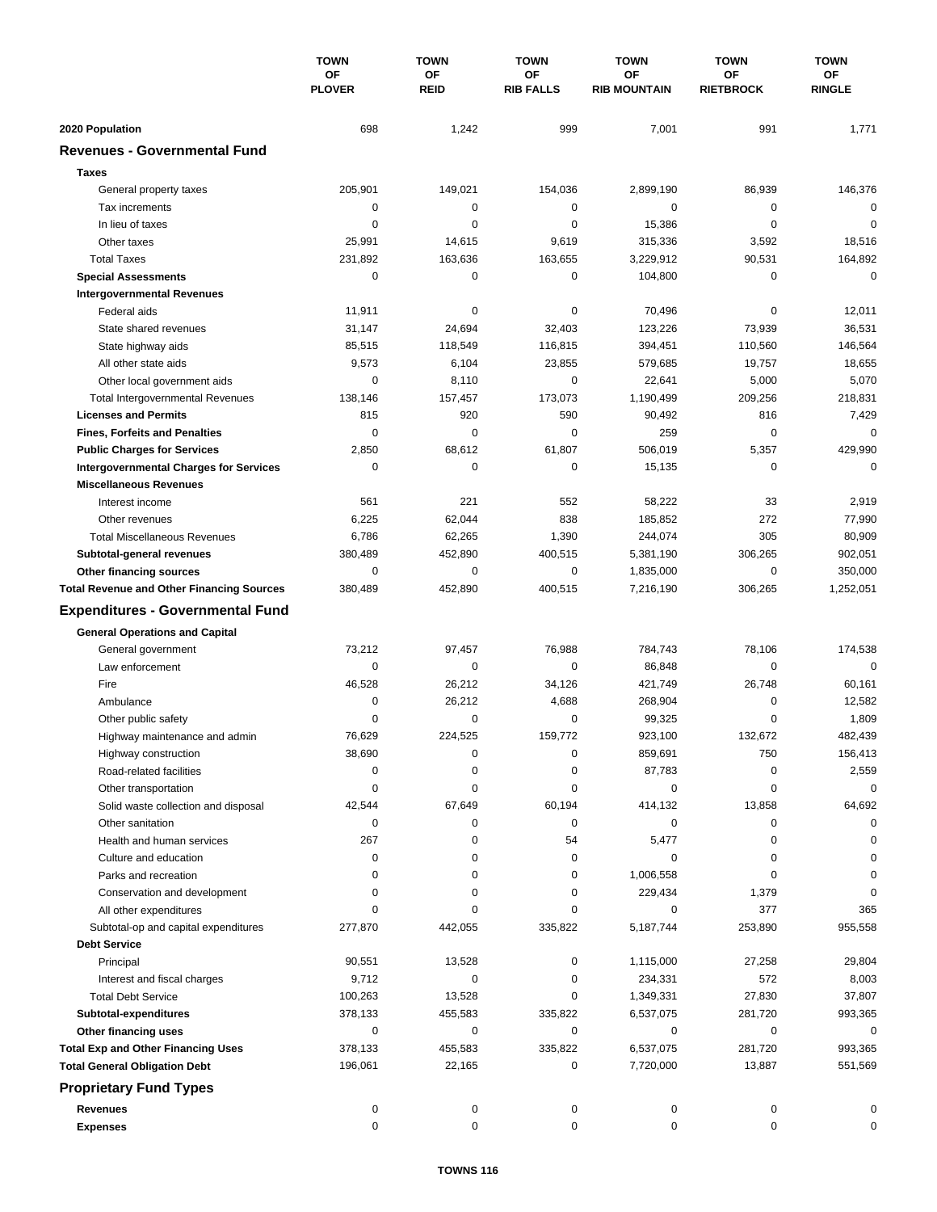| | TOWN OF PLOVER | TOWN OF REID | TOWN OF RIB FALLS | TOWN OF RIB MOUNTAIN | TOWN OF RIETBROCK | TOWN OF RINGLE |
|---|---|---|---|---|---|---|
| **2020 Population** | 698 | 1,242 | 999 | 7,001 | 991 | 1,771 |
| **Revenues - Governmental Fund** | | | | | | |
| **Taxes** | | | | | | |
| General property taxes | 205,901 | 149,021 | 154,036 | 2,899,190 | 86,939 | 146,376 |
| Tax increments | 0 | 0 | 0 | 0 | 0 | 0 |
| In lieu of taxes | 0 | 0 | 0 | 15,386 | 0 | 0 |
| Other taxes | 25,991 | 14,615 | 9,619 | 315,336 | 3,592 | 18,516 |
| Total Taxes | 231,892 | 163,636 | 163,655 | 3,229,912 | 90,531 | 164,892 |
| **Special Assessments** | 0 | 0 | 0 | 104,800 | 0 | 0 |
| **Intergovernmental Revenues** | | | | | | |
| Federal aids | 11,911 | 0 | 0 | 70,496 | 0 | 12,011 |
| State shared revenues | 31,147 | 24,694 | 32,403 | 123,226 | 73,939 | 36,531 |
| State highway aids | 85,515 | 118,549 | 116,815 | 394,451 | 110,560 | 146,564 |
| All other state aids | 9,573 | 6,104 | 23,855 | 579,685 | 19,757 | 18,655 |
| Other local government aids | 0 | 8,110 | 0 | 22,641 | 5,000 | 5,070 |
| Total Intergovernmental Revenues | 138,146 | 157,457 | 173,073 | 1,190,499 | 209,256 | 218,831 |
| **Licenses and Permits** | 815 | 920 | 590 | 90,492 | 816 | 7,429 |
| **Fines, Forfeits and Penalties** | 0 | 0 | 0 | 259 | 0 | 0 |
| **Public Charges for Services** | 2,850 | 68,612 | 61,807 | 506,019 | 5,357 | 429,990 |
| **Intergovernmental Charges for Services** | 0 | 0 | 0 | 15,135 | 0 | 0 |
| **Miscellaneous Revenues** | | | | | | |
| Interest income | 561 | 221 | 552 | 58,222 | 33 | 2,919 |
| Other revenues | 6,225 | 62,044 | 838 | 185,852 | 272 | 77,990 |
| Total Miscellaneous Revenues | 6,786 | 62,265 | 1,390 | 244,074 | 305 | 80,909 |
| **Subtotal-general revenues** | 380,489 | 452,890 | 400,515 | 5,381,190 | 306,265 | 902,051 |
| **Other financing sources** | 0 | 0 | 0 | 1,835,000 | 0 | 350,000 |
| **Total Revenue and Other Financing Sources** | 380,489 | 452,890 | 400,515 | 7,216,190 | 306,265 | 1,252,051 |
| **Expenditures - Governmental Fund** | | | | | | |
| **General Operations and Capital** | | | | | | |
| General government | 73,212 | 97,457 | 76,988 | 784,743 | 78,106 | 174,538 |
| Law enforcement | 0 | 0 | 0 | 86,848 | 0 | 0 |
| Fire | 46,528 | 26,212 | 34,126 | 421,749 | 26,748 | 60,161 |
| Ambulance | 0 | 26,212 | 4,688 | 268,904 | 0 | 12,582 |
| Other public safety | 0 | 0 | 0 | 99,325 | 0 | 1,809 |
| Highway maintenance and admin | 76,629 | 224,525 | 159,772 | 923,100 | 132,672 | 482,439 |
| Highway construction | 38,690 | 0 | 0 | 859,691 | 750 | 156,413 |
| Road-related facilities | 0 | 0 | 0 | 87,783 | 0 | 2,559 |
| Other transportation | 0 | 0 | 0 | 0 | 0 | 0 |
| Solid waste collection and disposal | 42,544 | 67,649 | 60,194 | 414,132 | 13,858 | 64,692 |
| Other sanitation | 0 | 0 | 0 | 0 | 0 | 0 |
| Health and human services | 267 | 0 | 54 | 5,477 | 0 | 0 |
| Culture and education | 0 | 0 | 0 | 0 | 0 | 0 |
| Parks and recreation | 0 | 0 | 0 | 1,006,558 | 0 | 0 |
| Conservation and development | 0 | 0 | 0 | 229,434 | 1,379 | 0 |
| All other expenditures | 0 | 0 | 0 | 0 | 377 | 365 |
| Subtotal-op and capital expenditures | 277,870 | 442,055 | 335,822 | 5,187,744 | 253,890 | 955,558 |
| **Debt Service** | | | | | | |
| Principal | 90,551 | 13,528 | 0 | 1,115,000 | 27,258 | 29,804 |
| Interest and fiscal charges | 9,712 | 0 | 0 | 234,331 | 572 | 8,003 |
| Total Debt Service | 100,263 | 13,528 | 0 | 1,349,331 | 27,830 | 37,807 |
| **Subtotal-expenditures** | 378,133 | 455,583 | 335,822 | 6,537,075 | 281,720 | 993,365 |
| **Other financing uses** | 0 | 0 | 0 | 0 | 0 | 0 |
| **Total Exp and Other Financing Uses** | 378,133 | 455,583 | 335,822 | 6,537,075 | 281,720 | 993,365 |
| **Total General Obligation Debt** | 196,061 | 22,165 | 0 | 7,720,000 | 13,887 | 551,569 |
| **Proprietary Fund Types** | | | | | | |
| **Revenues** | 0 | 0 | 0 | 0 | 0 | 0 |
| **Expenses** | 0 | 0 | 0 | 0 | 0 | 0 |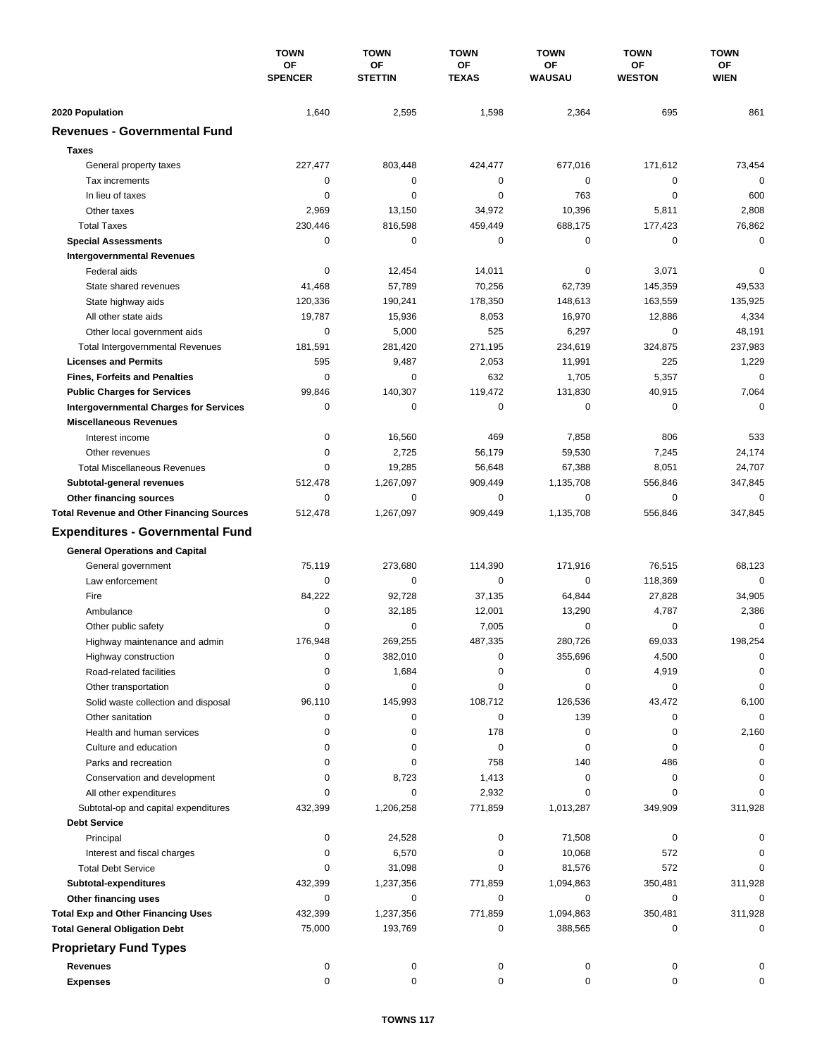| | TOWN OF SPENCER | TOWN OF STETTIN | TOWN OF TEXAS | TOWN OF WAUSAU | TOWN OF WESTON | TOWN OF WIEN |
|---|---|---|---|---|---|---|
| **2020 Population** | 1,640 | 2,595 | 1,598 | 2,364 | 695 | 861 |
| **Revenues - Governmental Fund** | | | | | | |
| **Taxes** | | | | | | |
| General property taxes | 227,477 | 803,448 | 424,477 | 677,016 | 171,612 | 73,454 |
| Tax increments | 0 | 0 | 0 | 0 | 0 | 0 |
| In lieu of taxes | 0 | 0 | 0 | 763 | 0 | 600 |
| Other taxes | 2,969 | 13,150 | 34,972 | 10,396 | 5,811 | 2,808 |
| Total Taxes | 230,446 | 816,598 | 459,449 | 688,175 | 177,423 | 76,862 |
| **Special Assessments** | 0 | 0 | 0 | 0 | 0 | 0 |
| **Intergovernmental Revenues** | | | | | | |
| Federal aids | 0 | 12,454 | 14,011 | 0 | 3,071 | 0 |
| State shared revenues | 41,468 | 57,789 | 70,256 | 62,739 | 145,359 | 49,533 |
| State highway aids | 120,336 | 190,241 | 178,350 | 148,613 | 163,559 | 135,925 |
| All other state aids | 19,787 | 15,936 | 8,053 | 16,970 | 12,886 | 4,334 |
| Other local government aids | 0 | 5,000 | 525 | 6,297 | 0 | 48,191 |
| Total Intergovernmental Revenues | 181,591 | 281,420 | 271,195 | 234,619 | 324,875 | 237,983 |
| **Licenses and Permits** | 595 | 9,487 | 2,053 | 11,991 | 225 | 1,229 |
| **Fines, Forfeits and Penalties** | 0 | 0 | 632 | 1,705 | 5,357 | 0 |
| **Public Charges for Services** | 99,846 | 140,307 | 119,472 | 131,830 | 40,915 | 7,064 |
| **Intergovernmental Charges for Services** | 0 | 0 | 0 | 0 | 0 | 0 |
| **Miscellaneous Revenues** | | | | | | |
| Interest income | 0 | 16,560 | 469 | 7,858 | 806 | 533 |
| Other revenues | 0 | 2,725 | 56,179 | 59,530 | 7,245 | 24,174 |
| Total Miscellaneous Revenues | 0 | 19,285 | 56,648 | 67,388 | 8,051 | 24,707 |
| **Subtotal-general revenues** | 512,478 | 1,267,097 | 909,449 | 1,135,708 | 556,846 | 347,845 |
| **Other financing sources** | 0 | 0 | 0 | 0 | 0 | 0 |
| **Total Revenue and Other Financing Sources** | 512,478 | 1,267,097 | 909,449 | 1,135,708 | 556,846 | 347,845 |
| **Expenditures - Governmental Fund** | | | | | | |
| **General Operations and Capital** | | | | | | |
| General government | 75,119 | 273,680 | 114,390 | 171,916 | 76,515 | 68,123 |
| Law enforcement | 0 | 0 | 0 | 0 | 118,369 | 0 |
| Fire | 84,222 | 92,728 | 37,135 | 64,844 | 27,828 | 34,905 |
| Ambulance | 0 | 32,185 | 12,001 | 13,290 | 4,787 | 2,386 |
| Other public safety | 0 | 0 | 7,005 | 0 | 0 | 0 |
| Highway maintenance and admin | 176,948 | 269,255 | 487,335 | 280,726 | 69,033 | 198,254 |
| Highway construction | 0 | 382,010 | 0 | 355,696 | 4,500 | 0 |
| Road-related facilities | 0 | 1,684 | 0 | 0 | 4,919 | 0 |
| Other transportation | 0 | 0 | 0 | 0 | 0 | 0 |
| Solid waste collection and disposal | 96,110 | 145,993 | 108,712 | 126,536 | 43,472 | 6,100 |
| Other sanitation | 0 | 0 | 0 | 139 | 0 | 0 |
| Health and human services | 0 | 0 | 178 | 0 | 0 | 2,160 |
| Culture and education | 0 | 0 | 0 | 0 | 0 | 0 |
| Parks and recreation | 0 | 0 | 758 | 140 | 486 | 0 |
| Conservation and development | 0 | 8,723 | 1,413 | 0 | 0 | 0 |
| All other expenditures | 0 | 0 | 2,932 | 0 | 0 | 0 |
| Subtotal-op and capital expenditures | 432,399 | 1,206,258 | 771,859 | 1,013,287 | 349,909 | 311,928 |
| **Debt Service** | | | | | | |
| Principal | 0 | 24,528 | 0 | 71,508 | 0 | 0 |
| Interest and fiscal charges | 0 | 6,570 | 0 | 10,068 | 572 | 0 |
| Total Debt Service | 0 | 31,098 | 0 | 81,576 | 572 | 0 |
| **Subtotal-expenditures** | 432,399 | 1,237,356 | 771,859 | 1,094,863 | 350,481 | 311,928 |
| **Other financing uses** | 0 | 0 | 0 | 0 | 0 | 0 |
| **Total Exp and Other Financing Uses** | 432,399 | 1,237,356 | 771,859 | 1,094,863 | 350,481 | 311,928 |
| **Total General Obligation Debt** | 75,000 | 193,769 | 0 | 388,565 | 0 | 0 |
| **Proprietary Fund Types** | | | | | | |
| **Revenues** | 0 | 0 | 0 | 0 | 0 | 0 |
| **Expenses** | 0 | 0 | 0 | 0 | 0 | 0 |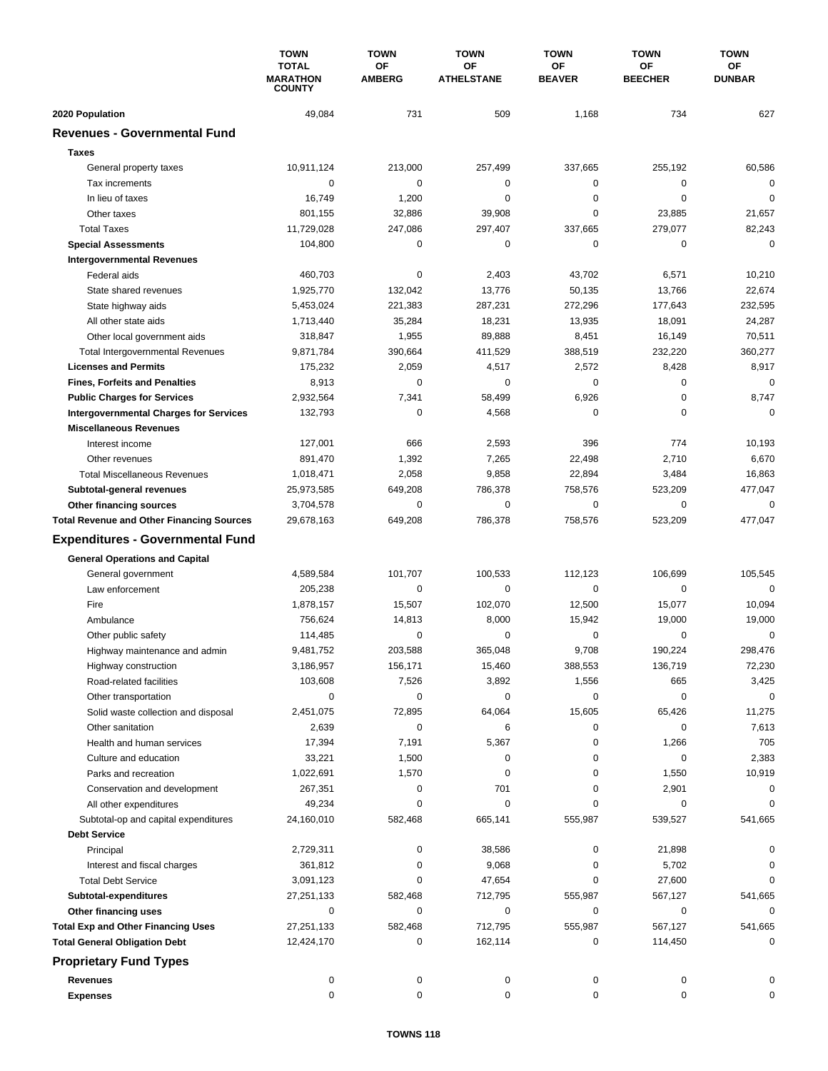| | TOWN TOTAL MARATHON COUNTY | TOWN OF AMBERG | TOWN OF ATHELSTANE | TOWN OF BEAVER | TOWN OF BEECHER | TOWN OF DUNBAR |
|---|---|---|---|---|---|---|
| **2020 Population** | 49,084 | 731 | 509 | 1,168 | 734 | 627 |
| **Revenues - Governmental Fund** | | | | | | |
| **Taxes** | | | | | | |
| General property taxes | 10,911,124 | 213,000 | 257,499 | 337,665 | 255,192 | 60,586 |
| Tax increments | 0 | 0 | 0 | 0 | 0 | 0 |
| In lieu of taxes | 16,749 | 1,200 | 0 | 0 | 0 | 0 |
| Other taxes | 801,155 | 32,886 | 39,908 | 0 | 23,885 | 21,657 |
| Total Taxes | 11,729,028 | 247,086 | 297,407 | 337,665 | 279,077 | 82,243 |
| **Special Assessments** | 104,800 | 0 | 0 | 0 | 0 | 0 |
| **Intergovernmental Revenues** | | | | | | |
| Federal aids | 460,703 | 0 | 2,403 | 43,702 | 6,571 | 10,210 |
| State shared revenues | 1,925,770 | 132,042 | 13,776 | 50,135 | 13,766 | 22,674 |
| State highway aids | 5,453,024 | 221,383 | 287,231 | 272,296 | 177,643 | 232,595 |
| All other state aids | 1,713,440 | 35,284 | 18,231 | 13,935 | 18,091 | 24,287 |
| Other local government aids | 318,847 | 1,955 | 89,888 | 8,451 | 16,149 | 70,511 |
| Total Intergovernmental Revenues | 9,871,784 | 390,664 | 411,529 | 388,519 | 232,220 | 360,277 |
| **Licenses and Permits** | 175,232 | 2,059 | 4,517 | 2,572 | 8,428 | 8,917 |
| **Fines, Forfeits and Penalties** | 8,913 | 0 | 0 | 0 | 0 | 0 |
| **Public Charges for Services** | 2,932,564 | 7,341 | 58,499 | 6,926 | 0 | 8,747 |
| **Intergovernmental Charges for Services** | 132,793 | 0 | 4,568 | 0 | 0 | 0 |
| **Miscellaneous Revenues** | | | | | | |
| Interest income | 127,001 | 666 | 2,593 | 396 | 774 | 10,193 |
| Other revenues | 891,470 | 1,392 | 7,265 | 22,498 | 2,710 | 6,670 |
| Total Miscellaneous Revenues | 1,018,471 | 2,058 | 9,858 | 22,894 | 3,484 | 16,863 |
| **Subtotal-general revenues** | 25,973,585 | 649,208 | 786,378 | 758,576 | 523,209 | 477,047 |
| **Other financing sources** | 3,704,578 | 0 | 0 | 0 | 0 | 0 |
| **Total Revenue and Other Financing Sources** | 29,678,163 | 649,208 | 786,378 | 758,576 | 523,209 | 477,047 |
| **Expenditures - Governmental Fund** | | | | | | |
| **General Operations and Capital** | | | | | | |
| General government | 4,589,584 | 101,707 | 100,533 | 112,123 | 106,699 | 105,545 |
| Law enforcement | 205,238 | 0 | 0 | 0 | 0 | 0 |
| Fire | 1,878,157 | 15,507 | 102,070 | 12,500 | 15,077 | 10,094 |
| Ambulance | 756,624 | 14,813 | 8,000 | 15,942 | 19,000 | 19,000 |
| Other public safety | 114,485 | 0 | 0 | 0 | 0 | 0 |
| Highway maintenance and admin | 9,481,752 | 203,588 | 365,048 | 9,708 | 190,224 | 298,476 |
| Highway construction | 3,186,957 | 156,171 | 15,460 | 388,553 | 136,719 | 72,230 |
| Road-related facilities | 103,608 | 7,526 | 3,892 | 1,556 | 665 | 3,425 |
| Other transportation | 0 | 0 | 0 | 0 | 0 | 0 |
| Solid waste collection and disposal | 2,451,075 | 72,895 | 64,064 | 15,605 | 65,426 | 11,275 |
| Other sanitation | 2,639 | 0 | 6 | 0 | 0 | 7,613 |
| Health and human services | 17,394 | 7,191 | 5,367 | 0 | 1,266 | 705 |
| Culture and education | 33,221 | 1,500 | 0 | 0 | 0 | 2,383 |
| Parks and recreation | 1,022,691 | 1,570 | 0 | 0 | 1,550 | 10,919 |
| Conservation and development | 267,351 | 0 | 701 | 0 | 2,901 | 0 |
| All other expenditures | 49,234 | 0 | 0 | 0 | 0 | 0 |
| Subtotal-op and capital expenditures | 24,160,010 | 582,468 | 665,141 | 555,987 | 539,527 | 541,665 |
| **Debt Service** | | | | | | |
| Principal | 2,729,311 | 0 | 38,586 | 0 | 21,898 | 0 |
| Interest and fiscal charges | 361,812 | 0 | 9,068 | 0 | 5,702 | 0 |
| Total Debt Service | 3,091,123 | 0 | 47,654 | 0 | 27,600 | 0 |
| **Subtotal-expenditures** | 27,251,133 | 582,468 | 712,795 | 555,987 | 567,127 | 541,665 |
| **Other financing uses** | 0 | 0 | 0 | 0 | 0 | 0 |
| **Total Exp and Other Financing Uses** | 27,251,133 | 582,468 | 712,795 | 555,987 | 567,127 | 541,665 |
| **Total General Obligation Debt** | 12,424,170 | 0 | 162,114 | 0 | 114,450 | 0 |
| **Proprietary Fund Types** | | | | | | |
| **Revenues** | 0 | 0 | 0 | 0 | 0 | 0 |
| **Expenses** | 0 | 0 | 0 | 0 | 0 | 0 |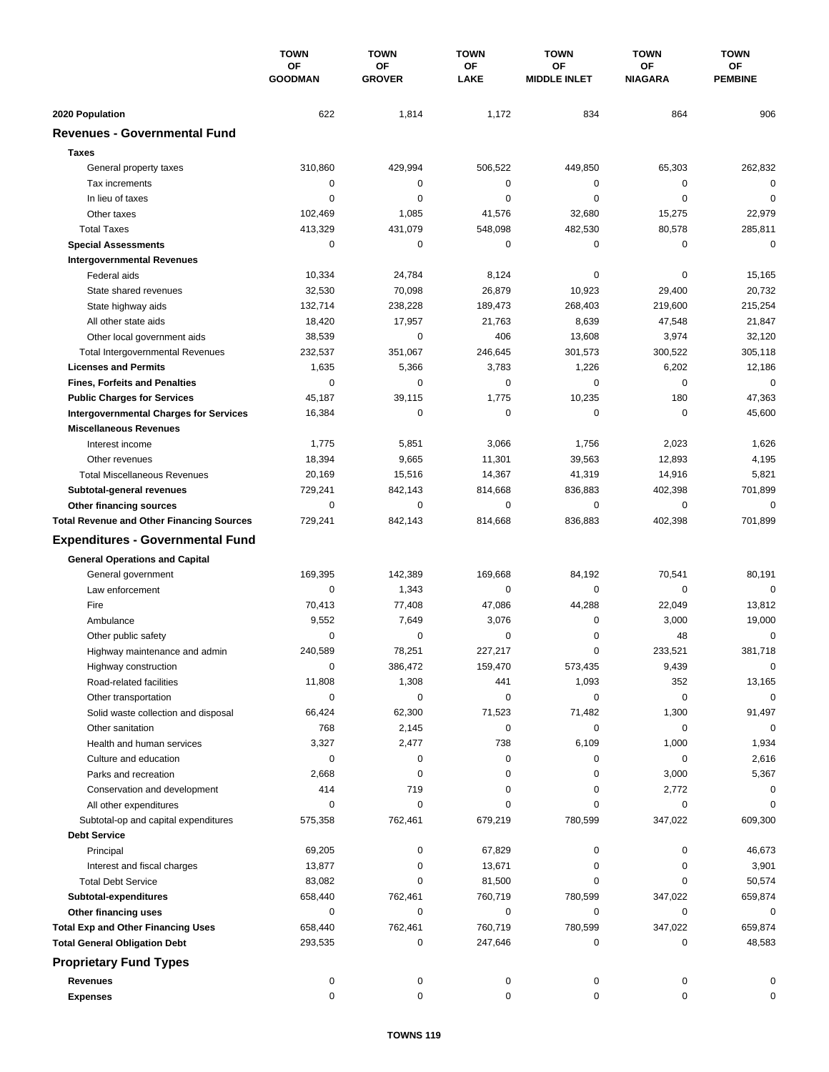| | TOWN OF GOODMAN | TOWN OF GROVER | TOWN OF LAKE | TOWN OF MIDDLE INLET | TOWN OF NIAGARA | TOWN OF PEMBINE |
|---|---|---|---|---|---|---|
| **2020 Population** | 622 | 1,814 | 1,172 | 834 | 864 | 906 |
| **Revenues - Governmental Fund** | | | | | | |
| **Taxes** | | | | | | |
| General property taxes | 310,860 | 429,994 | 506,522 | 449,850 | 65,303 | 262,832 |
| Tax increments | 0 | 0 | 0 | 0 | 0 | 0 |
| In lieu of taxes | 0 | 0 | 0 | 0 | 0 | 0 |
| Other taxes | 102,469 | 1,085 | 41,576 | 32,680 | 15,275 | 22,979 |
| Total Taxes | 413,329 | 431,079 | 548,098 | 482,530 | 80,578 | 285,811 |
| **Special Assessments** | 0 | 0 | 0 | 0 | 0 | 0 |
| **Intergovernmental Revenues** | | | | | | |
| Federal aids | 10,334 | 24,784 | 8,124 | 0 | 0 | 15,165 |
| State shared revenues | 32,530 | 70,098 | 26,879 | 10,923 | 29,400 | 20,732 |
| State highway aids | 132,714 | 238,228 | 189,473 | 268,403 | 219,600 | 215,254 |
| All other state aids | 18,420 | 17,957 | 21,763 | 8,639 | 47,548 | 21,847 |
| Other local government aids | 38,539 | 0 | 406 | 13,608 | 3,974 | 32,120 |
| Total Intergovernmental Revenues | 232,537 | 351,067 | 246,645 | 301,573 | 300,522 | 305,118 |
| **Licenses and Permits** | 1,635 | 5,366 | 3,783 | 1,226 | 6,202 | 12,186 |
| **Fines, Forfeits and Penalties** | 0 | 0 | 0 | 0 | 0 | 0 |
| **Public Charges for Services** | 45,187 | 39,115 | 1,775 | 10,235 | 180 | 47,363 |
| **Intergovernmental Charges for Services** | 16,384 | 0 | 0 | 0 | 0 | 45,600 |
| **Miscellaneous Revenues** | | | | | | |
| Interest income | 1,775 | 5,851 | 3,066 | 1,756 | 2,023 | 1,626 |
| Other revenues | 18,394 | 9,665 | 11,301 | 39,563 | 12,893 | 4,195 |
| Total Miscellaneous Revenues | 20,169 | 15,516 | 14,367 | 41,319 | 14,916 | 5,821 |
| **Subtotal-general revenues** | 729,241 | 842,143 | 814,668 | 836,883 | 402,398 | 701,899 |
| **Other financing sources** | 0 | 0 | 0 | 0 | 0 | 0 |
| **Total Revenue and Other Financing Sources** | 729,241 | 842,143 | 814,668 | 836,883 | 402,398 | 701,899 |
| **Expenditures - Governmental Fund** | | | | | | |
| **General Operations and Capital** | | | | | | |
| General government | 169,395 | 142,389 | 169,668 | 84,192 | 70,541 | 80,191 |
| Law enforcement | 0 | 1,343 | 0 | 0 | 0 | 0 |
| Fire | 70,413 | 77,408 | 47,086 | 44,288 | 22,049 | 13,812 |
| Ambulance | 9,552 | 7,649 | 3,076 | 0 | 3,000 | 19,000 |
| Other public safety | 0 | 0 | 0 | 0 | 48 | 0 |
| Highway maintenance and admin | 240,589 | 78,251 | 227,217 | 0 | 233,521 | 381,718 |
| Highway construction | 0 | 386,472 | 159,470 | 573,435 | 9,439 | 0 |
| Road-related facilities | 11,808 | 1,308 | 441 | 1,093 | 352 | 13,165 |
| Other transportation | 0 | 0 | 0 | 0 | 0 | 0 |
| Solid waste collection and disposal | 66,424 | 62,300 | 71,523 | 71,482 | 1,300 | 91,497 |
| Other sanitation | 768 | 2,145 | 0 | 0 | 0 | 0 |
| Health and human services | 3,327 | 2,477 | 738 | 6,109 | 1,000 | 1,934 |
| Culture and education | 0 | 0 | 0 | 0 | 0 | 2,616 |
| Parks and recreation | 2,668 | 0 | 0 | 0 | 3,000 | 5,367 |
| Conservation and development | 414 | 719 | 0 | 0 | 2,772 | 0 |
| All other expenditures | 0 | 0 | 0 | 0 | 0 | 0 |
| Subtotal-op and capital expenditures | 575,358 | 762,461 | 679,219 | 780,599 | 347,022 | 609,300 |
| **Debt Service** | | | | | | |
| Principal | 69,205 | 0 | 67,829 | 0 | 0 | 46,673 |
| Interest and fiscal charges | 13,877 | 0 | 13,671 | 0 | 0 | 3,901 |
| Total Debt Service | 83,082 | 0 | 81,500 | 0 | 0 | 50,574 |
| **Subtotal-expenditures** | 658,440 | 762,461 | 760,719 | 780,599 | 347,022 | 659,874 |
| **Other financing uses** | 0 | 0 | 0 | 0 | 0 | 0 |
| **Total Exp and Other Financing Uses** | 658,440 | 762,461 | 760,719 | 780,599 | 347,022 | 659,874 |
| **Total General Obligation Debt** | 293,535 | 0 | 247,646 | 0 | 0 | 48,583 |
| **Proprietary Fund Types** | | | | | | |
| **Revenues** | 0 | 0 | 0 | 0 | 0 | 0 |
| **Expenses** | 0 | 0 | 0 | 0 | 0 | 0 |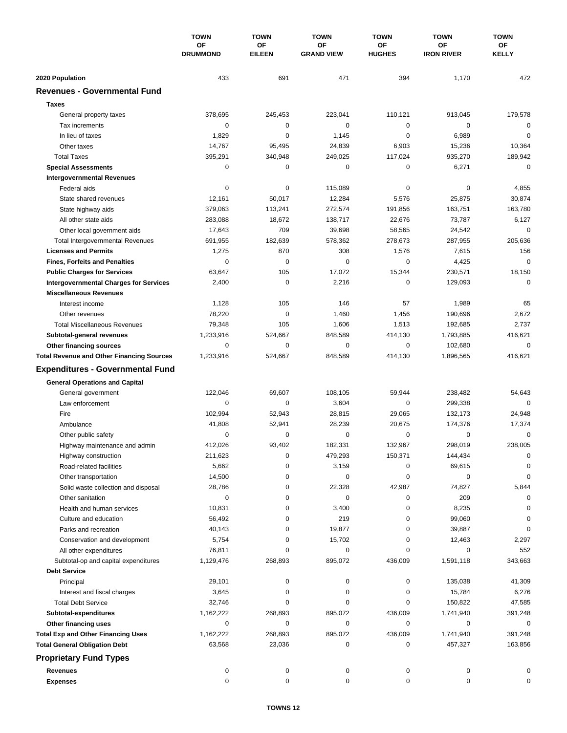| | TOWN OF DRUMMOND | TOWN OF EILEEN | TOWN OF GRAND VIEW | TOWN OF HUGHES | TOWN OF IRON RIVER | TOWN OF KELLY |
|---|---|---|---|---|---|---|
| **2020 Population** | 433 | 691 | 471 | 394 | 1,170 | 472 |
| **Revenues - Governmental Fund** | | | | | | |
| **Taxes** | | | | | | |
| General property taxes | 378,695 | 245,453 | 223,041 | 110,121 | 913,045 | 179,578 |
| Tax increments | 0 | 0 | 0 | 0 | 0 | 0 |
| In lieu of taxes | 1,829 | 0 | 1,145 | 0 | 6,989 | 0 |
| Other taxes | 14,767 | 95,495 | 24,839 | 6,903 | 15,236 | 10,364 |
| Total Taxes | 395,291 | 340,948 | 249,025 | 117,024 | 935,270 | 189,942 |
| **Special Assessments** | 0 | 0 | 0 | 0 | 6,271 | 0 |
| **Intergovernmental Revenues** | | | | | | |
| Federal aids | 0 | 0 | 115,089 | 0 | 0 | 4,855 |
| State shared revenues | 12,161 | 50,017 | 12,284 | 5,576 | 25,875 | 30,874 |
| State highway aids | 379,063 | 113,241 | 272,574 | 191,856 | 163,751 | 163,780 |
| All other state aids | 283,088 | 18,672 | 138,717 | 22,676 | 73,787 | 6,127 |
| Other local government aids | 17,643 | 709 | 39,698 | 58,565 | 24,542 | 0 |
| Total Intergovernmental Revenues | 691,955 | 182,639 | 578,362 | 278,673 | 287,955 | 205,636 |
| **Licenses and Permits** | 1,275 | 870 | 308 | 1,576 | 7,615 | 156 |
| **Fines, Forfeits and Penalties** | 0 | 0 | 0 | 0 | 4,425 | 0 |
| **Public Charges for Services** | 63,647 | 105 | 17,072 | 15,344 | 230,571 | 18,150 |
| **Intergovernmental Charges for Services** | 2,400 | 0 | 2,216 | 0 | 129,093 | 0 |
| **Miscellaneous Revenues** | | | | | | |
| Interest income | 1,128 | 105 | 146 | 57 | 1,989 | 65 |
| Other revenues | 78,220 | 0 | 1,460 | 1,456 | 190,696 | 2,672 |
| Total Miscellaneous Revenues | 79,348 | 105 | 1,606 | 1,513 | 192,685 | 2,737 |
| **Subtotal-general revenues** | 1,233,916 | 524,667 | 848,589 | 414,130 | 1,793,885 | 416,621 |
| **Other financing sources** | 0 | 0 | 0 | 0 | 102,680 | 0 |
| **Total Revenue and Other Financing Sources** | 1,233,916 | 524,667 | 848,589 | 414,130 | 1,896,565 | 416,621 |
| **Expenditures - Governmental Fund** | | | | | | |
| **General Operations and Capital** | | | | | | |
| General government | 122,046 | 69,607 | 108,105 | 59,944 | 238,482 | 54,643 |
| Law enforcement | 0 | 0 | 3,604 | 0 | 299,338 | 0 |
| Fire | 102,994 | 52,943 | 28,815 | 29,065 | 132,173 | 24,948 |
| Ambulance | 41,808 | 52,941 | 28,239 | 20,675 | 174,376 | 17,374 |
| Other public safety | 0 | 0 | 0 | 0 | 0 | 0 |
| Highway maintenance and admin | 412,026 | 93,402 | 182,331 | 132,967 | 298,019 | 238,005 |
| Highway construction | 211,623 | 0 | 479,293 | 150,371 | 144,434 | 0 |
| Road-related facilities | 5,662 | 0 | 3,159 | 0 | 69,615 | 0 |
| Other transportation | 14,500 | 0 | 0 | 0 | 0 | 0 |
| Solid waste collection and disposal | 28,786 | 0 | 22,328 | 42,987 | 74,827 | 5,844 |
| Other sanitation | 0 | 0 | 0 | 0 | 209 | 0 |
| Health and human services | 10,831 | 0 | 3,400 | 0 | 8,235 | 0 |
| Culture and education | 56,492 | 0 | 219 | 0 | 99,060 | 0 |
| Parks and recreation | 40,143 | 0 | 19,877 | 0 | 39,887 | 0 |
| Conservation and development | 5,754 | 0 | 15,702 | 0 | 12,463 | 2,297 |
| All other expenditures | 76,811 | 0 | 0 | 0 | 0 | 552 |
| Subtotal-op and capital expenditures | 1,129,476 | 268,893 | 895,072 | 436,009 | 1,591,118 | 343,663 |
| **Debt Service** | | | | | | |
| Principal | 29,101 | 0 | 0 | 0 | 135,038 | 41,309 |
| Interest and fiscal charges | 3,645 | 0 | 0 | 0 | 15,784 | 6,276 |
| Total Debt Service | 32,746 | 0 | 0 | 0 | 150,822 | 47,585 |
| **Subtotal-expenditures** | 1,162,222 | 268,893 | 895,072 | 436,009 | 1,741,940 | 391,248 |
| **Other financing uses** | 0 | 0 | 0 | 0 | 0 | 0 |
| **Total Exp and Other Financing Uses** | 1,162,222 | 268,893 | 895,072 | 436,009 | 1,741,940 | 391,248 |
| **Total General Obligation Debt** | 63,568 | 23,036 | 0 | 0 | 457,327 | 163,856 |
| **Proprietary Fund Types** | | | | | | |
| **Revenues** | 0 | 0 | 0 | 0 | 0 | 0 |
| **Expenses** | 0 | 0 | 0 | 0 | 0 | 0 |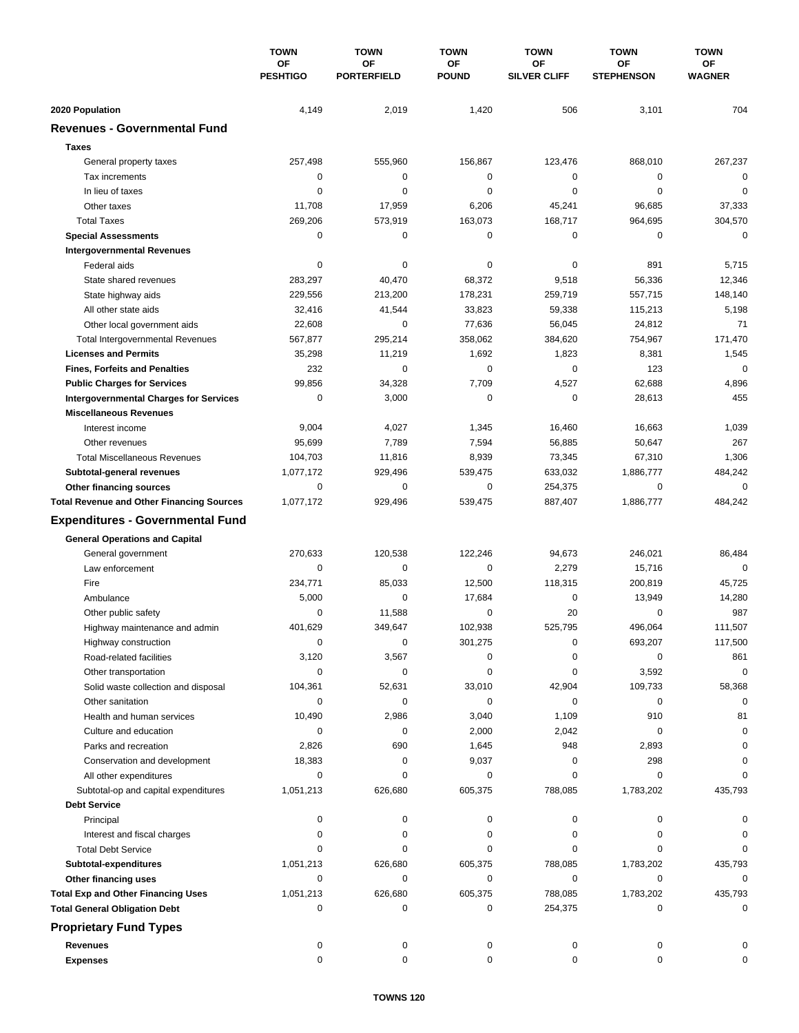| | TOWN OF PESHTIGO | TOWN OF PORTERFIELD | TOWN OF POUND | TOWN OF SILVER CLIFF | TOWN OF STEPHENSON | TOWN OF WAGNER |
|---|---|---|---|---|---|---|
| **2020 Population** | 4,149 | 2,019 | 1,420 | 506 | 3,101 | 704 |
| **Revenues - Governmental Fund** | | | | | | |
| **Taxes** | | | | | | |
| General property taxes | 257,498 | 555,960 | 156,867 | 123,476 | 868,010 | 267,237 |
| Tax increments | 0 | 0 | 0 | 0 | 0 | 0 |
| In lieu of taxes | 0 | 0 | 0 | 0 | 0 | 0 |
| Other taxes | 11,708 | 17,959 | 6,206 | 45,241 | 96,685 | 37,333 |
| Total Taxes | 269,206 | 573,919 | 163,073 | 168,717 | 964,695 | 304,570 |
| **Special Assessments** | 0 | 0 | 0 | 0 | 0 | 0 |
| **Intergovernmental Revenues** | | | | | | |
| Federal aids | 0 | 0 | 0 | 0 | 891 | 5,715 |
| State shared revenues | 283,297 | 40,470 | 68,372 | 9,518 | 56,336 | 12,346 |
| State highway aids | 229,556 | 213,200 | 178,231 | 259,719 | 557,715 | 148,140 |
| All other state aids | 32,416 | 41,544 | 33,823 | 59,338 | 115,213 | 5,198 |
| Other local government aids | 22,608 | 0 | 77,636 | 56,045 | 24,812 | 71 |
| Total Intergovernmental Revenues | 567,877 | 295,214 | 358,062 | 384,620 | 754,967 | 171,470 |
| **Licenses and Permits** | 35,298 | 11,219 | 1,692 | 1,823 | 8,381 | 1,545 |
| **Fines, Forfeits and Penalties** | 232 | 0 | 0 | 0 | 123 | 0 |
| **Public Charges for Services** | 99,856 | 34,328 | 7,709 | 4,527 | 62,688 | 4,896 |
| **Intergovernmental Charges for Services** | 0 | 3,000 | 0 | 0 | 28,613 | 455 |
| **Miscellaneous Revenues** | | | | | | |
| Interest income | 9,004 | 4,027 | 1,345 | 16,460 | 16,663 | 1,039 |
| Other revenues | 95,699 | 7,789 | 7,594 | 56,885 | 50,647 | 267 |
| Total Miscellaneous Revenues | 104,703 | 11,816 | 8,939 | 73,345 | 67,310 | 1,306 |
| **Subtotal-general revenues** | 1,077,172 | 929,496 | 539,475 | 633,032 | 1,886,777 | 484,242 |
| **Other financing sources** | 0 | 0 | 0 | 254,375 | 0 | 0 |
| **Total Revenue and Other Financing Sources** | 1,077,172 | 929,496 | 539,475 | 887,407 | 1,886,777 | 484,242 |
| **Expenditures - Governmental Fund** | | | | | | |
| **General Operations and Capital** | | | | | | |
| General government | 270,633 | 120,538 | 122,246 | 94,673 | 246,021 | 86,484 |
| Law enforcement | 0 | 0 | 0 | 2,279 | 15,716 | 0 |
| Fire | 234,771 | 85,033 | 12,500 | 118,315 | 200,819 | 45,725 |
| Ambulance | 5,000 | 0 | 17,684 | 0 | 13,949 | 14,280 |
| Other public safety | 0 | 11,588 | 0 | 20 | 0 | 987 |
| Highway maintenance and admin | 401,629 | 349,647 | 102,938 | 525,795 | 496,064 | 111,507 |
| Highway construction | 0 | 0 | 301,275 | 0 | 693,207 | 117,500 |
| Road-related facilities | 3,120 | 3,567 | 0 | 0 | 0 | 861 |
| Other transportation | 0 | 0 | 0 | 0 | 3,592 | 0 |
| Solid waste collection and disposal | 104,361 | 52,631 | 33,010 | 42,904 | 109,733 | 58,368 |
| Other sanitation | 0 | 0 | 0 | 0 | 0 | 0 |
| Health and human services | 10,490 | 2,986 | 3,040 | 1,109 | 910 | 81 |
| Culture and education | 0 | 0 | 2,000 | 2,042 | 0 | 0 |
| Parks and recreation | 2,826 | 690 | 1,645 | 948 | 2,893 | 0 |
| Conservation and development | 18,383 | 0 | 9,037 | 0 | 298 | 0 |
| All other expenditures | 0 | 0 | 0 | 0 | 0 | 0 |
| Subtotal-op and capital expenditures | 1,051,213 | 626,680 | 605,375 | 788,085 | 1,783,202 | 435,793 |
| **Debt Service** | | | | | | |
| Principal | 0 | 0 | 0 | 0 | 0 | 0 |
| Interest and fiscal charges | 0 | 0 | 0 | 0 | 0 | 0 |
| Total Debt Service | 0 | 0 | 0 | 0 | 0 | 0 |
| **Subtotal-expenditures** | 1,051,213 | 626,680 | 605,375 | 788,085 | 1,783,202 | 435,793 |
| **Other financing uses** | 0 | 0 | 0 | 0 | 0 | 0 |
| **Total Exp and Other Financing Uses** | 1,051,213 | 626,680 | 605,375 | 788,085 | 1,783,202 | 435,793 |
| **Total General Obligation Debt** | 0 | 0 | 0 | 254,375 | 0 | 0 |
| **Proprietary Fund Types** | | | | | | |
| **Revenues** | 0 | 0 | 0 | 0 | 0 | 0 |
| **Expenses** | 0 | 0 | 0 | 0 | 0 | 0 |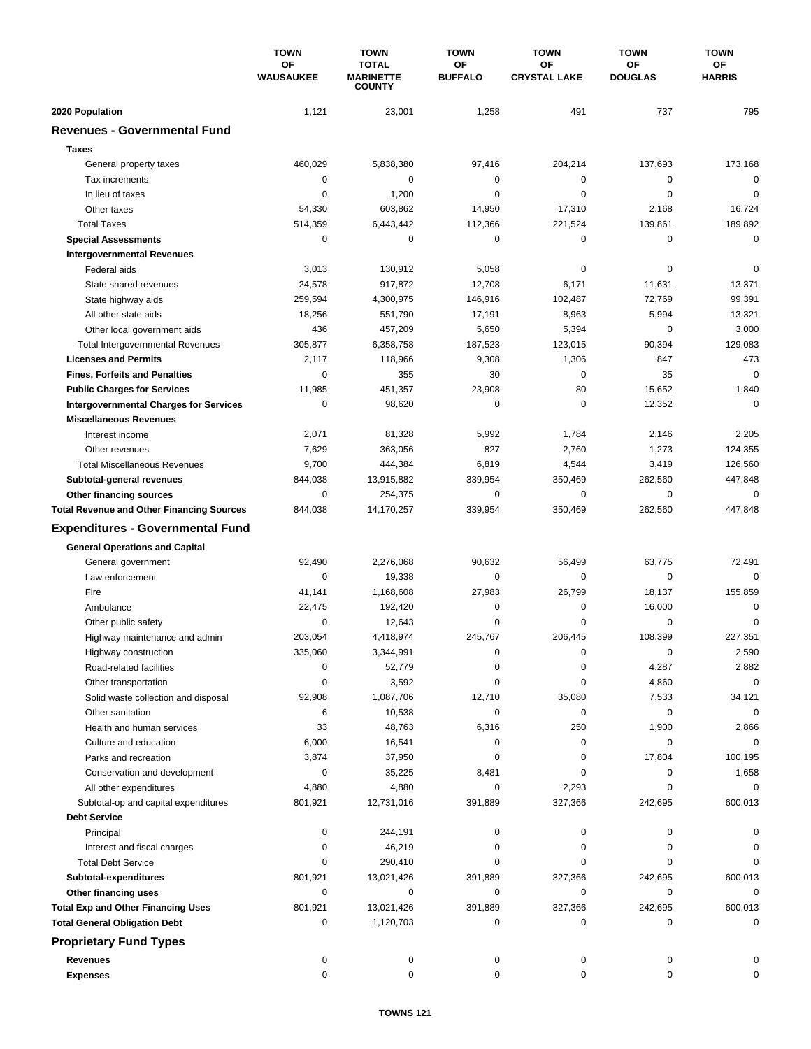| | TOWN OF WAUSAUKEE | TOWN TOTAL MARINETTE COUNTY | TOWN OF BUFFALO | TOWN OF CRYSTAL LAKE | TOWN OF DOUGLAS | TOWN OF HARRIS |
|---|---|---|---|---|---|---|
| **2020 Population** | 1,121 | 23,001 | 1,258 | 491 | 737 | 795 |
| **Revenues - Governmental Fund** | | | | | | |
| **Taxes** | | | | | | |
| General property taxes | 460,029 | 5,838,380 | 97,416 | 204,214 | 137,693 | 173,168 |
| Tax increments | 0 | 0 | 0 | 0 | 0 | 0 |
| In lieu of taxes | 0 | 1,200 | 0 | 0 | 0 | 0 |
| Other taxes | 54,330 | 603,862 | 14,950 | 17,310 | 2,168 | 16,724 |
| Total Taxes | 514,359 | 6,443,442 | 112,366 | 221,524 | 139,861 | 189,892 |
| **Special Assessments** | 0 | 0 | 0 | 0 | 0 | 0 |
| **Intergovernmental Revenues** | | | | | | |
| Federal aids | 3,013 | 130,912 | 5,058 | 0 | 0 | 0 |
| State shared revenues | 24,578 | 917,872 | 12,708 | 6,171 | 11,631 | 13,371 |
| State highway aids | 259,594 | 4,300,975 | 146,916 | 102,487 | 72,769 | 99,391 |
| All other state aids | 18,256 | 551,790 | 17,191 | 8,963 | 5,994 | 13,321 |
| Other local government aids | 436 | 457,209 | 5,650 | 5,394 | 0 | 3,000 |
| Total Intergovernmental Revenues | 305,877 | 6,358,758 | 187,523 | 123,015 | 90,394 | 129,083 |
| **Licenses and Permits** | 2,117 | 118,966 | 9,308 | 1,306 | 847 | 473 |
| **Fines, Forfeits and Penalties** | 0 | 355 | 30 | 0 | 35 | 0 |
| **Public Charges for Services** | 11,985 | 451,357 | 23,908 | 80 | 15,652 | 1,840 |
| **Intergovernmental Charges for Services** | 0 | 98,620 | 0 | 0 | 12,352 | 0 |
| **Miscellaneous Revenues** | | | | | | |
| Interest income | 2,071 | 81,328 | 5,992 | 1,784 | 2,146 | 2,205 |
| Other revenues | 7,629 | 363,056 | 827 | 2,760 | 1,273 | 124,355 |
| Total Miscellaneous Revenues | 9,700 | 444,384 | 6,819 | 4,544 | 3,419 | 126,560 |
| **Subtotal-general revenues** | 844,038 | 13,915,882 | 339,954 | 350,469 | 262,560 | 447,848 |
| **Other financing sources** | 0 | 254,375 | 0 | 0 | 0 | 0 |
| **Total Revenue and Other Financing Sources** | 844,038 | 14,170,257 | 339,954 | 350,469 | 262,560 | 447,848 |
| **Expenditures - Governmental Fund** | | | | | | |
| **General Operations and Capital** | | | | | | |
| General government | 92,490 | 2,276,068 | 90,632 | 56,499 | 63,775 | 72,491 |
| Law enforcement | 0 | 19,338 | 0 | 0 | 0 | 0 |
| Fire | 41,141 | 1,168,608 | 27,983 | 26,799 | 18,137 | 155,859 |
| Ambulance | 22,475 | 192,420 | 0 | 0 | 16,000 | 0 |
| Other public safety | 0 | 12,643 | 0 | 0 | 0 | 0 |
| Highway maintenance and admin | 203,054 | 4,418,974 | 245,767 | 206,445 | 108,399 | 227,351 |
| Highway construction | 335,060 | 3,344,991 | 0 | 0 | 0 | 2,590 |
| Road-related facilities | 0 | 52,779 | 0 | 0 | 4,287 | 2,882 |
| Other transportation | 0 | 3,592 | 0 | 0 | 4,860 | 0 |
| Solid waste collection and disposal | 92,908 | 1,087,706 | 12,710 | 35,080 | 7,533 | 34,121 |
| Other sanitation | 6 | 10,538 | 0 | 0 | 0 | 0 |
| Health and human services | 33 | 48,763 | 6,316 | 250 | 1,900 | 2,866 |
| Culture and education | 6,000 | 16,541 | 0 | 0 | 0 | 0 |
| Parks and recreation | 3,874 | 37,950 | 0 | 0 | 17,804 | 100,195 |
| Conservation and development | 0 | 35,225 | 8,481 | 0 | 0 | 1,658 |
| All other expenditures | 4,880 | 4,880 | 0 | 2,293 | 0 | 0 |
| Subtotal-op and capital expenditures | 801,921 | 12,731,016 | 391,889 | 327,366 | 242,695 | 600,013 |
| **Debt Service** | | | | | | |
| Principal | 0 | 244,191 | 0 | 0 | 0 | 0 |
| Interest and fiscal charges | 0 | 46,219 | 0 | 0 | 0 | 0 |
| Total Debt Service | 0 | 290,410 | 0 | 0 | 0 | 0 |
| **Subtotal-expenditures** | 801,921 | 13,021,426 | 391,889 | 327,366 | 242,695 | 600,013 |
| **Other financing uses** | 0 | 0 | 0 | 0 | 0 | 0 |
| **Total Exp and Other Financing Uses** | 801,921 | 13,021,426 | 391,889 | 327,366 | 242,695 | 600,013 |
| **Total General Obligation Debt** | 0 | 1,120,703 | 0 | 0 | 0 | 0 |
| **Proprietary Fund Types** | | | | | | |
| **Revenues** | 0 | 0 | 0 | 0 | 0 | 0 |
| **Expenses** | 0 | 0 | 0 | 0 | 0 | 0 |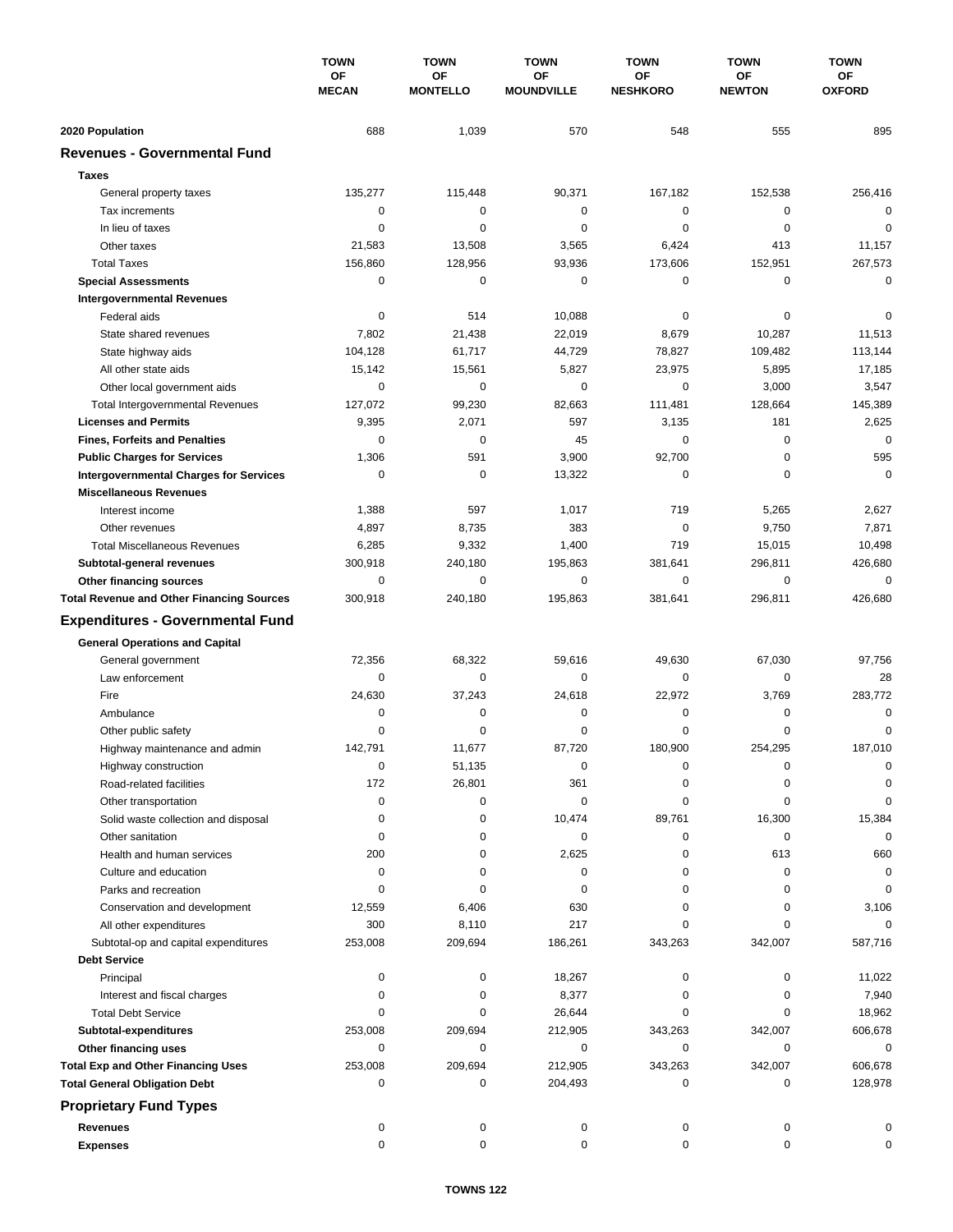| | TOWN OF MECAN | TOWN OF MONTELLO | TOWN OF MOUNDVILLE | TOWN OF NESHKORO | TOWN OF NEWTON | TOWN OF OXFORD |
|---|---|---|---|---|---|---|
| **2020 Population** | 688 | 1,039 | 570 | 548 | 555 | 895 |
| **Revenues - Governmental Fund** | | | | | | |
| **Taxes** | | | | | | |
| General property taxes | 135,277 | 115,448 | 90,371 | 167,182 | 152,538 | 256,416 |
| Tax increments | 0 | 0 | 0 | 0 | 0 | 0 |
| In lieu of taxes | 0 | 0 | 0 | 0 | 0 | 0 |
| Other taxes | 21,583 | 13,508 | 3,565 | 6,424 | 413 | 11,157 |
| Total Taxes | 156,860 | 128,956 | 93,936 | 173,606 | 152,951 | 267,573 |
| **Special Assessments** | 0 | 0 | 0 | 0 | 0 | 0 |
| **Intergovernmental Revenues** | | | | | | |
| Federal aids | 0 | 514 | 10,088 | 0 | 0 | 0 |
| State shared revenues | 7,802 | 21,438 | 22,019 | 8,679 | 10,287 | 11,513 |
| State highway aids | 104,128 | 61,717 | 44,729 | 78,827 | 109,482 | 113,144 |
| All other state aids | 15,142 | 15,561 | 5,827 | 23,975 | 5,895 | 17,185 |
| Other local government aids | 0 | 0 | 0 | 0 | 3,000 | 3,547 |
| Total Intergovernmental Revenues | 127,072 | 99,230 | 82,663 | 111,481 | 128,664 | 145,389 |
| **Licenses and Permits** | 9,395 | 2,071 | 597 | 3,135 | 181 | 2,625 |
| **Fines, Forfeits and Penalties** | 0 | 0 | 45 | 0 | 0 | 0 |
| **Public Charges for Services** | 1,306 | 591 | 3,900 | 92,700 | 0 | 595 |
| **Intergovernmental Charges for Services** | 0 | 0 | 13,322 | 0 | 0 | 0 |
| **Miscellaneous Revenues** | | | | | | |
| Interest income | 1,388 | 597 | 1,017 | 719 | 5,265 | 2,627 |
| Other revenues | 4,897 | 8,735 | 383 | 0 | 9,750 | 7,871 |
| Total Miscellaneous Revenues | 6,285 | 9,332 | 1,400 | 719 | 15,015 | 10,498 |
| **Subtotal-general revenues** | 300,918 | 240,180 | 195,863 | 381,641 | 296,811 | 426,680 |
| **Other financing sources** | 0 | 0 | 0 | 0 | 0 | 0 |
| **Total Revenue and Other Financing Sources** | 300,918 | 240,180 | 195,863 | 381,641 | 296,811 | 426,680 |
| **Expenditures - Governmental Fund** | | | | | | |
| **General Operations and Capital** | | | | | | |
| General government | 72,356 | 68,322 | 59,616 | 49,630 | 67,030 | 97,756 |
| Law enforcement | 0 | 0 | 0 | 0 | 0 | 28 |
| Fire | 24,630 | 37,243 | 24,618 | 22,972 | 3,769 | 283,772 |
| Ambulance | 0 | 0 | 0 | 0 | 0 | 0 |
| Other public safety | 0 | 0 | 0 | 0 | 0 | 0 |
| Highway maintenance and admin | 142,791 | 11,677 | 87,720 | 180,900 | 254,295 | 187,010 |
| Highway construction | 0 | 51,135 | 0 | 0 | 0 | 0 |
| Road-related facilities | 172 | 26,801 | 361 | 0 | 0 | 0 |
| Other transportation | 0 | 0 | 0 | 0 | 0 | 0 |
| Solid waste collection and disposal | 0 | 0 | 10,474 | 89,761 | 16,300 | 15,384 |
| Other sanitation | 0 | 0 | 0 | 0 | 0 | 0 |
| Health and human services | 200 | 0 | 2,625 | 0 | 613 | 660 |
| Culture and education | 0 | 0 | 0 | 0 | 0 | 0 |
| Parks and recreation | 0 | 0 | 0 | 0 | 0 | 0 |
| Conservation and development | 12,559 | 6,406 | 630 | 0 | 0 | 3,106 |
| All other expenditures | 300 | 8,110 | 217 | 0 | 0 | 0 |
| Subtotal-op and capital expenditures | 253,008 | 209,694 | 186,261 | 343,263 | 342,007 | 587,716 |
| **Debt Service** | | | | | | |
| Principal | 0 | 0 | 18,267 | 0 | 0 | 11,022 |
| Interest and fiscal charges | 0 | 0 | 8,377 | 0 | 0 | 7,940 |
| Total Debt Service | 0 | 0 | 26,644 | 0 | 0 | 18,962 |
| **Subtotal-expenditures** | 253,008 | 209,694 | 212,905 | 343,263 | 342,007 | 606,678 |
| **Other financing uses** | 0 | 0 | 0 | 0 | 0 | 0 |
| **Total Exp and Other Financing Uses** | 253,008 | 209,694 | 212,905 | 343,263 | 342,007 | 606,678 |
| **Total General Obligation Debt** | 0 | 0 | 204,493 | 0 | 0 | 128,978 |
| **Proprietary Fund Types** | | | | | | |
| **Revenues** | 0 | 0 | 0 | 0 | 0 | 0 |
| **Expenses** | 0 | 0 | 0 | 0 | 0 | 0 |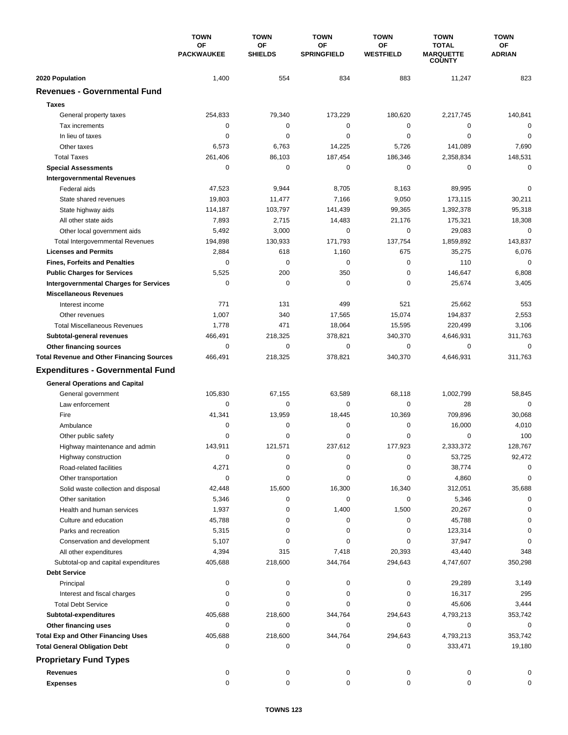| | TOWN OF PACKWAUKEE | TOWN OF SHIELDS | TOWN OF SPRINGFIELD | TOWN OF WESTFIELD | TOWN TOTAL MARQUETTE COUNTY | TOWN OF ADRIAN |
|---|---|---|---|---|---|---|
| **2020 Population** | 1,400 | 554 | 834 | 883 | 11,247 | 823 |
| **Revenues - Governmental Fund** | | | | | | |
| **Taxes** | | | | | | |
| General property taxes | 254,833 | 79,340 | 173,229 | 180,620 | 2,217,745 | 140,841 |
| Tax increments | 0 | 0 | 0 | 0 | 0 | 0 |
| In lieu of taxes | 0 | 0 | 0 | 0 | 0 | 0 |
| Other taxes | 6,573 | 6,763 | 14,225 | 5,726 | 141,089 | 7,690 |
| Total Taxes | 261,406 | 86,103 | 187,454 | 186,346 | 2,358,834 | 148,531 |
| **Special Assessments** | 0 | 0 | 0 | 0 | 0 | 0 |
| **Intergovernmental Revenues** | | | | | | |
| Federal aids | 47,523 | 9,944 | 8,705 | 8,163 | 89,995 | 0 |
| State shared revenues | 19,803 | 11,477 | 7,166 | 9,050 | 173,115 | 30,211 |
| State highway aids | 114,187 | 103,797 | 141,439 | 99,365 | 1,392,378 | 95,318 |
| All other state aids | 7,893 | 2,715 | 14,483 | 21,176 | 175,321 | 18,308 |
| Other local government aids | 5,492 | 3,000 | 0 | 0 | 29,083 | 0 |
| Total Intergovernmental Revenues | 194,898 | 130,933 | 171,793 | 137,754 | 1,859,892 | 143,837 |
| **Licenses and Permits** | 2,884 | 618 | 1,160 | 675 | 35,275 | 6,076 |
| **Fines, Forfeits and Penalties** | 0 | 0 | 0 | 0 | 110 | 0 |
| **Public Charges for Services** | 5,525 | 200 | 350 | 0 | 146,647 | 6,808 |
| **Intergovernmental Charges for Services** | 0 | 0 | 0 | 0 | 25,674 | 3,405 |
| **Miscellaneous Revenues** | | | | | | |
| Interest income | 771 | 131 | 499 | 521 | 25,662 | 553 |
| Other revenues | 1,007 | 340 | 17,565 | 15,074 | 194,837 | 2,553 |
| Total Miscellaneous Revenues | 1,778 | 471 | 18,064 | 15,595 | 220,499 | 3,106 |
| **Subtotal-general revenues** | 466,491 | 218,325 | 378,821 | 340,370 | 4,646,931 | 311,763 |
| **Other financing sources** | 0 | 0 | 0 | 0 | 0 | 0 |
| **Total Revenue and Other Financing Sources** | 466,491 | 218,325 | 378,821 | 340,370 | 4,646,931 | 311,763 |
| **Expenditures - Governmental Fund** | | | | | | |
| **General Operations and Capital** | | | | | | |
| General government | 105,830 | 67,155 | 63,589 | 68,118 | 1,002,799 | 58,845 |
| Law enforcement | 0 | 0 | 0 | 0 | 28 | 0 |
| Fire | 41,341 | 13,959 | 18,445 | 10,369 | 709,896 | 30,068 |
| Ambulance | 0 | 0 | 0 | 0 | 16,000 | 4,010 |
| Other public safety | 0 | 0 | 0 | 0 | 0 | 100 |
| Highway maintenance and admin | 143,911 | 121,571 | 237,612 | 177,923 | 2,333,372 | 128,767 |
| Highway construction | 0 | 0 | 0 | 0 | 53,725 | 92,472 |
| Road-related facilities | 4,271 | 0 | 0 | 0 | 38,774 | 0 |
| Other transportation | 0 | 0 | 0 | 0 | 4,860 | 0 |
| Solid waste collection and disposal | 42,448 | 15,600 | 16,300 | 16,340 | 312,051 | 35,688 |
| Other sanitation | 5,346 | 0 | 0 | 0 | 5,346 | 0 |
| Health and human services | 1,937 | 0 | 1,400 | 1,500 | 20,267 | 0 |
| Culture and education | 45,788 | 0 | 0 | 0 | 45,788 | 0 |
| Parks and recreation | 5,315 | 0 | 0 | 0 | 123,314 | 0 |
| Conservation and development | 5,107 | 0 | 0 | 0 | 37,947 | 0 |
| All other expenditures | 4,394 | 315 | 7,418 | 20,393 | 43,440 | 348 |
| Subtotal-op and capital expenditures | 405,688 | 218,600 | 344,764 | 294,643 | 4,747,607 | 350,298 |
| **Debt Service** | | | | | | |
| Principal | 0 | 0 | 0 | 0 | 29,289 | 3,149 |
| Interest and fiscal charges | 0 | 0 | 0 | 0 | 16,317 | 295 |
| Total Debt Service | 0 | 0 | 0 | 0 | 45,606 | 3,444 |
| **Subtotal-expenditures** | 405,688 | 218,600 | 344,764 | 294,643 | 4,793,213 | 353,742 |
| **Other financing uses** | 0 | 0 | 0 | 0 | 0 | 0 |
| **Total Exp and Other Financing Uses** | 405,688 | 218,600 | 344,764 | 294,643 | 4,793,213 | 353,742 |
| **Total General Obligation Debt** | 0 | 0 | 0 | 0 | 333,471 | 19,180 |
| **Proprietary Fund Types** | | | | | | |
| **Revenues** | 0 | 0 | 0 | 0 | 0 | 0 |
| **Expenses** | 0 | 0 | 0 | 0 | 0 | 0 |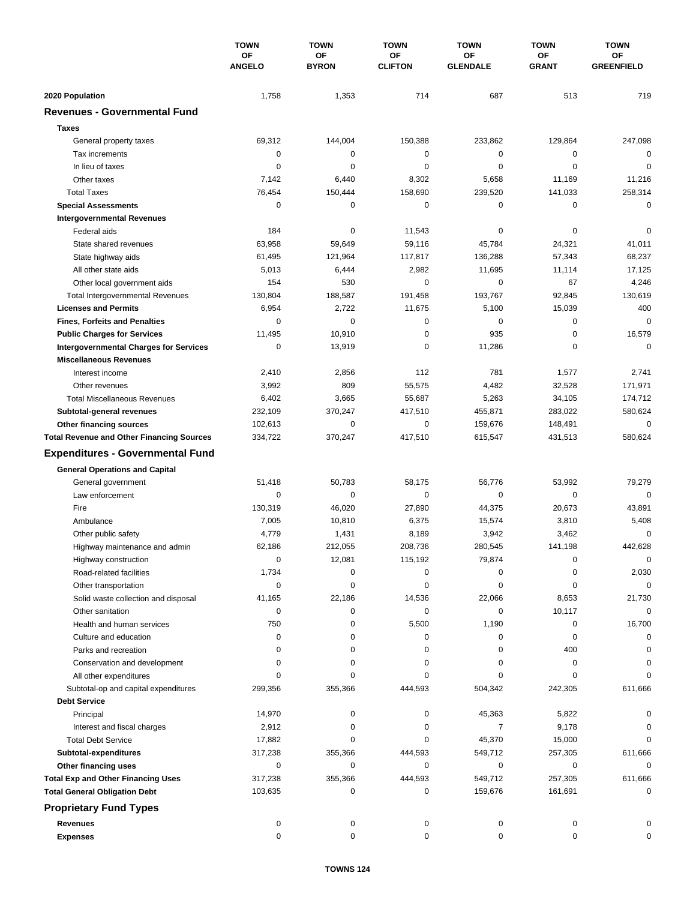| | TOWN OF ANGELO | TOWN OF BYRON | TOWN OF CLIFTON | TOWN OF GLENDALE | TOWN OF GRANT | TOWN OF GREENFIELD |
|---|---|---|---|---|---|---|
| **2020 Population** | 1,758 | 1,353 | 714 | 687 | 513 | 719 |
| **Revenues - Governmental Fund** | | | | | | |
| **Taxes** | | | | | | |
| General property taxes | 69,312 | 144,004 | 150,388 | 233,862 | 129,864 | 247,098 |
| Tax increments | 0 | 0 | 0 | 0 | 0 | 0 |
| In lieu of taxes | 0 | 0 | 0 | 0 | 0 | 0 |
| Other taxes | 7,142 | 6,440 | 8,302 | 5,658 | 11,169 | 11,216 |
| Total Taxes | 76,454 | 150,444 | 158,690 | 239,520 | 141,033 | 258,314 |
| **Special Assessments** | 0 | 0 | 0 | 0 | 0 | 0 |
| **Intergovernmental Revenues** | | | | | | |
| Federal aids | 184 | 0 | 11,543 | 0 | 0 | 0 |
| State shared revenues | 63,958 | 59,649 | 59,116 | 45,784 | 24,321 | 41,011 |
| State highway aids | 61,495 | 121,964 | 117,817 | 136,288 | 57,343 | 68,237 |
| All other state aids | 5,013 | 6,444 | 2,982 | 11,695 | 11,114 | 17,125 |
| Other local government aids | 154 | 530 | 0 | 0 | 67 | 4,246 |
| Total Intergovernmental Revenues | 130,804 | 188,587 | 191,458 | 193,767 | 92,845 | 130,619 |
| **Licenses and Permits** | 6,954 | 2,722 | 11,675 | 5,100 | 15,039 | 400 |
| **Fines, Forfeits and Penalties** | 0 | 0 | 0 | 0 | 0 | 0 |
| **Public Charges for Services** | 11,495 | 10,910 | 0 | 935 | 0 | 16,579 |
| **Intergovernmental Charges for Services** | 0 | 13,919 | 0 | 11,286 | 0 | 0 |
| **Miscellaneous Revenues** | | | | | | |
| Interest income | 2,410 | 2,856 | 112 | 781 | 1,577 | 2,741 |
| Other revenues | 3,992 | 809 | 55,575 | 4,482 | 32,528 | 171,971 |
| Total Miscellaneous Revenues | 6,402 | 3,665 | 55,687 | 5,263 | 34,105 | 174,712 |
| **Subtotal-general revenues** | 232,109 | 370,247 | 417,510 | 455,871 | 283,022 | 580,624 |
| **Other financing sources** | 102,613 | 0 | 0 | 159,676 | 148,491 | 0 |
| **Total Revenue and Other Financing Sources** | 334,722 | 370,247 | 417,510 | 615,547 | 431,513 | 580,624 |
| **Expenditures - Governmental Fund** | | | | | | |
| **General Operations and Capital** | | | | | | |
| General government | 51,418 | 50,783 | 58,175 | 56,776 | 53,992 | 79,279 |
| Law enforcement | 0 | 0 | 0 | 0 | 0 | 0 |
| Fire | 130,319 | 46,020 | 27,890 | 44,375 | 20,673 | 43,891 |
| Ambulance | 7,005 | 10,810 | 6,375 | 15,574 | 3,810 | 5,408 |
| Other public safety | 4,779 | 1,431 | 8,189 | 3,942 | 3,462 | 0 |
| Highway maintenance and admin | 62,186 | 212,055 | 208,736 | 280,545 | 141,198 | 442,628 |
| Highway construction | 0 | 12,081 | 115,192 | 79,874 | 0 | 0 |
| Road-related facilities | 1,734 | 0 | 0 | 0 | 0 | 2,030 |
| Other transportation | 0 | 0 | 0 | 0 | 0 | 0 |
| Solid waste collection and disposal | 41,165 | 22,186 | 14,536 | 22,066 | 8,653 | 21,730 |
| Other sanitation | 0 | 0 | 0 | 0 | 10,117 | 0 |
| Health and human services | 750 | 0 | 5,500 | 1,190 | 0 | 16,700 |
| Culture and education | 0 | 0 | 0 | 0 | 0 | 0 |
| Parks and recreation | 0 | 0 | 0 | 0 | 400 | 0 |
| Conservation and development | 0 | 0 | 0 | 0 | 0 | 0 |
| All other expenditures | 0 | 0 | 0 | 0 | 0 | 0 |
| Subtotal-op and capital expenditures | 299,356 | 355,366 | 444,593 | 504,342 | 242,305 | 611,666 |
| **Debt Service** | | | | | | |
| Principal | 14,970 | 0 | 0 | 45,363 | 5,822 | 0 |
| Interest and fiscal charges | 2,912 | 0 | 0 | 7 | 9,178 | 0 |
| Total Debt Service | 17,882 | 0 | 0 | 45,370 | 15,000 | 0 |
| **Subtotal-expenditures** | 317,238 | 355,366 | 444,593 | 549,712 | 257,305 | 611,666 |
| **Other financing uses** | 0 | 0 | 0 | 0 | 0 | 0 |
| **Total Exp and Other Financing Uses** | 317,238 | 355,366 | 444,593 | 549,712 | 257,305 | 611,666 |
| **Total General Obligation Debt** | 103,635 | 0 | 0 | 159,676 | 161,691 | 0 |
| **Proprietary Fund Types** | | | | | | |
| **Revenues** | 0 | 0 | 0 | 0 | 0 | 0 |
| **Expenses** | 0 | 0 | 0 | 0 | 0 | 0 |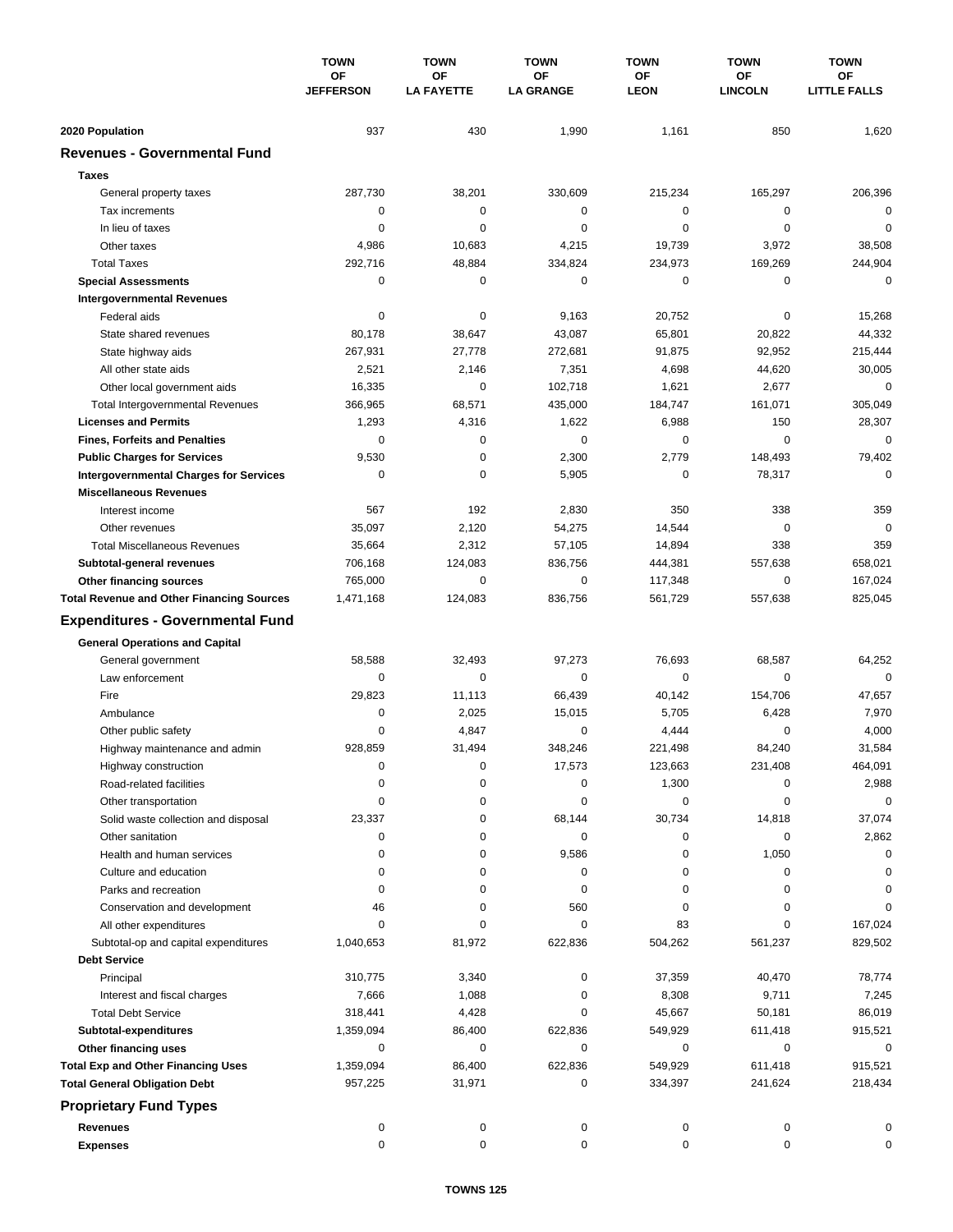| | TOWN OF JEFFERSON | TOWN OF LA FAYETTE | TOWN OF LA GRANGE | TOWN OF LEON | TOWN OF LINCOLN | TOWN OF LITTLE FALLS |
|---|---|---|---|---|---|---|
| **2020 Population** | 937 | 430 | 1,990 | 1,161 | 850 | 1,620 |
| **Revenues - Governmental Fund** | | | | | | |
| **Taxes** | | | | | | |
| General property taxes | 287,730 | 38,201 | 330,609 | 215,234 | 165,297 | 206,396 |
| Tax increments | 0 | 0 | 0 | 0 | 0 | 0 |
| In lieu of taxes | 0 | 0 | 0 | 0 | 0 | 0 |
| Other taxes | 4,986 | 10,683 | 4,215 | 19,739 | 3,972 | 38,508 |
| Total Taxes | 292,716 | 48,884 | 334,824 | 234,973 | 169,269 | 244,904 |
| **Special Assessments** | 0 | 0 | 0 | 0 | 0 | 0 |
| **Intergovernmental Revenues** | | | | | | |
| Federal aids | 0 | 0 | 9,163 | 20,752 | 0 | 15,268 |
| State shared revenues | 80,178 | 38,647 | 43,087 | 65,801 | 20,822 | 44,332 |
| State highway aids | 267,931 | 27,778 | 272,681 | 91,875 | 92,952 | 215,444 |
| All other state aids | 2,521 | 2,146 | 7,351 | 4,698 | 44,620 | 30,005 |
| Other local government aids | 16,335 | 0 | 102,718 | 1,621 | 2,677 | 0 |
| Total Intergovernmental Revenues | 366,965 | 68,571 | 435,000 | 184,747 | 161,071 | 305,049 |
| **Licenses and Permits** | 1,293 | 4,316 | 1,622 | 6,988 | 150 | 28,307 |
| **Fines, Forfeits and Penalties** | 0 | 0 | 0 | 0 | 0 | 0 |
| **Public Charges for Services** | 9,530 | 0 | 2,300 | 2,779 | 148,493 | 79,402 |
| **Intergovernmental Charges for Services** | 0 | 0 | 5,905 | 0 | 78,317 | 0 |
| **Miscellaneous Revenues** | | | | | | |
| Interest income | 567 | 192 | 2,830 | 350 | 338 | 359 |
| Other revenues | 35,097 | 2,120 | 54,275 | 14,544 | 0 | 0 |
| Total Miscellaneous Revenues | 35,664 | 2,312 | 57,105 | 14,894 | 338 | 359 |
| **Subtotal-general revenues** | 706,168 | 124,083 | 836,756 | 444,381 | 557,638 | 658,021 |
| **Other financing sources** | 765,000 | 0 | 0 | 117,348 | 0 | 167,024 |
| **Total Revenue and Other Financing Sources** | 1,471,168 | 124,083 | 836,756 | 561,729 | 557,638 | 825,045 |
| **Expenditures - Governmental Fund** | | | | | | |
| **General Operations and Capital** | | | | | | |
| General government | 58,588 | 32,493 | 97,273 | 76,693 | 68,587 | 64,252 |
| Law enforcement | 0 | 0 | 0 | 0 | 0 | 0 |
| Fire | 29,823 | 11,113 | 66,439 | 40,142 | 154,706 | 47,657 |
| Ambulance | 0 | 2,025 | 15,015 | 5,705 | 6,428 | 7,970 |
| Other public safety | 0 | 4,847 | 0 | 4,444 | 0 | 4,000 |
| Highway maintenance and admin | 928,859 | 31,494 | 348,246 | 221,498 | 84,240 | 31,584 |
| Highway construction | 0 | 0 | 17,573 | 123,663 | 231,408 | 464,091 |
| Road-related facilities | 0 | 0 | 0 | 1,300 | 0 | 2,988 |
| Other transportation | 0 | 0 | 0 | 0 | 0 | 0 |
| Solid waste collection and disposal | 23,337 | 0 | 68,144 | 30,734 | 14,818 | 37,074 |
| Other sanitation | 0 | 0 | 0 | 0 | 0 | 2,862 |
| Health and human services | 0 | 0 | 9,586 | 0 | 1,050 | 0 |
| Culture and education | 0 | 0 | 0 | 0 | 0 | 0 |
| Parks and recreation | 0 | 0 | 0 | 0 | 0 | 0 |
| Conservation and development | 46 | 0 | 560 | 0 | 0 | 0 |
| All other expenditures | 0 | 0 | 0 | 83 | 0 | 167,024 |
| Subtotal-op and capital expenditures | 1,040,653 | 81,972 | 622,836 | 504,262 | 561,237 | 829,502 |
| **Debt Service** | | | | | | |
| Principal | 310,775 | 3,340 | 0 | 37,359 | 40,470 | 78,774 |
| Interest and fiscal charges | 7,666 | 1,088 | 0 | 8,308 | 9,711 | 7,245 |
| Total Debt Service | 318,441 | 4,428 | 0 | 45,667 | 50,181 | 86,019 |
| **Subtotal-expenditures** | 1,359,094 | 86,400 | 622,836 | 549,929 | 611,418 | 915,521 |
| **Other financing uses** | 0 | 0 | 0 | 0 | 0 | 0 |
| **Total Exp and Other Financing Uses** | 1,359,094 | 86,400 | 622,836 | 549,929 | 611,418 | 915,521 |
| **Total General Obligation Debt** | 957,225 | 31,971 | 0 | 334,397 | 241,624 | 218,434 |
| **Proprietary Fund Types** | | | | | | |
| **Revenues** | 0 | 0 | 0 | 0 | 0 | 0 |
| **Expenses** | 0 | 0 | 0 | 0 | 0 | 0 |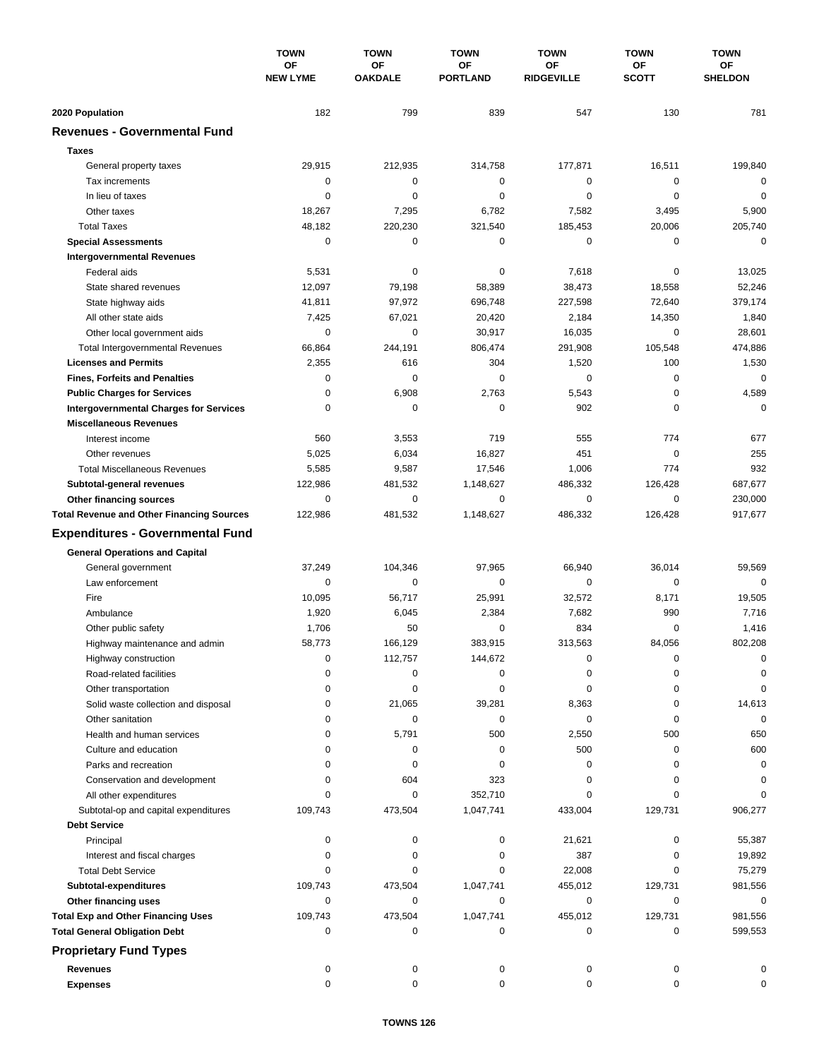| | TOWN OF NEW LYME | TOWN OF OAKDALE | TOWN OF PORTLAND | TOWN OF RIDGEVILLE | TOWN OF SCOTT | TOWN OF SHELDON |
|---|---|---|---|---|---|---|
| **2020 Population** | 182 | 799 | 839 | 547 | 130 | 781 |
| **Revenues - Governmental Fund** | | | | | | |
| **Taxes** | | | | | | |
| General property taxes | 29,915 | 212,935 | 314,758 | 177,871 | 16,511 | 199,840 |
| Tax increments | 0 | 0 | 0 | 0 | 0 | 0 |
| In lieu of taxes | 0 | 0 | 0 | 0 | 0 | 0 |
| Other taxes | 18,267 | 7,295 | 6,782 | 7,582 | 3,495 | 5,900 |
| Total Taxes | 48,182 | 220,230 | 321,540 | 185,453 | 20,006 | 205,740 |
| **Special Assessments** | 0 | 0 | 0 | 0 | 0 | 0 |
| **Intergovernmental Revenues** | | | | | | |
| Federal aids | 5,531 | 0 | 0 | 7,618 | 0 | 13,025 |
| State shared revenues | 12,097 | 79,198 | 58,389 | 38,473 | 18,558 | 52,246 |
| State highway aids | 41,811 | 97,972 | 696,748 | 227,598 | 72,640 | 379,174 |
| All other state aids | 7,425 | 67,021 | 20,420 | 2,184 | 14,350 | 1,840 |
| Other local government aids | 0 | 0 | 30,917 | 16,035 | 0 | 28,601 |
| Total Intergovernmental Revenues | 66,864 | 244,191 | 806,474 | 291,908 | 105,548 | 474,886 |
| **Licenses and Permits** | 2,355 | 616 | 304 | 1,520 | 100 | 1,530 |
| **Fines, Forfeits and Penalties** | 0 | 0 | 0 | 0 | 0 | 0 |
| **Public Charges for Services** | 0 | 6,908 | 2,763 | 5,543 | 0 | 4,589 |
| **Intergovernmental Charges for Services** | 0 | 0 | 0 | 902 | 0 | 0 |
| **Miscellaneous Revenues** | | | | | | |
| Interest income | 560 | 3,553 | 719 | 555 | 774 | 677 |
| Other revenues | 5,025 | 6,034 | 16,827 | 451 | 0 | 255 |
| Total Miscellaneous Revenues | 5,585 | 9,587 | 17,546 | 1,006 | 774 | 932 |
| **Subtotal-general revenues** | 122,986 | 481,532 | 1,148,627 | 486,332 | 126,428 | 687,677 |
| **Other financing sources** | 0 | 0 | 0 | 0 | 0 | 230,000 |
| **Total Revenue and Other Financing Sources** | 122,986 | 481,532 | 1,148,627 | 486,332 | 126,428 | 917,677 |
| **Expenditures - Governmental Fund** | | | | | | |
| **General Operations and Capital** | | | | | | |
| General government | 37,249 | 104,346 | 97,965 | 66,940 | 36,014 | 59,569 |
| Law enforcement | 0 | 0 | 0 | 0 | 0 | 0 |
| Fire | 10,095 | 56,717 | 25,991 | 32,572 | 8,171 | 19,505 |
| Ambulance | 1,920 | 6,045 | 2,384 | 7,682 | 990 | 7,716 |
| Other public safety | 1,706 | 50 | 0 | 834 | 0 | 1,416 |
| Highway maintenance and admin | 58,773 | 166,129 | 383,915 | 313,563 | 84,056 | 802,208 |
| Highway construction | 0 | 112,757 | 144,672 | 0 | 0 | 0 |
| Road-related facilities | 0 | 0 | 0 | 0 | 0 | 0 |
| Other transportation | 0 | 0 | 0 | 0 | 0 | 0 |
| Solid waste collection and disposal | 0 | 21,065 | 39,281 | 8,363 | 0 | 14,613 |
| Other sanitation | 0 | 0 | 0 | 0 | 0 | 0 |
| Health and human services | 0 | 5,791 | 500 | 2,550 | 500 | 650 |
| Culture and education | 0 | 0 | 0 | 500 | 0 | 600 |
| Parks and recreation | 0 | 0 | 0 | 0 | 0 | 0 |
| Conservation and development | 0 | 604 | 323 | 0 | 0 | 0 |
| All other expenditures | 0 | 0 | 352,710 | 0 | 0 | 0 |
| Subtotal-op and capital expenditures | 109,743 | 473,504 | 1,047,741 | 433,004 | 129,731 | 906,277 |
| **Debt Service** | | | | | | |
| Principal | 0 | 0 | 0 | 21,621 | 0 | 55,387 |
| Interest and fiscal charges | 0 | 0 | 0 | 387 | 0 | 19,892 |
| Total Debt Service | 0 | 0 | 0 | 22,008 | 0 | 75,279 |
| **Subtotal-expenditures** | 109,743 | 473,504 | 1,047,741 | 455,012 | 129,731 | 981,556 |
| **Other financing uses** | 0 | 0 | 0 | 0 | 0 | 0 |
| **Total Exp and Other Financing Uses** | 109,743 | 473,504 | 1,047,741 | 455,012 | 129,731 | 981,556 |
| **Total General Obligation Debt** | 0 | 0 | 0 | 0 | 0 | 599,553 |
| **Proprietary Fund Types** | | | | | | |
| **Revenues** | 0 | 0 | 0 | 0 | 0 | 0 |
| **Expenses** | 0 | 0 | 0 | 0 | 0 | 0 |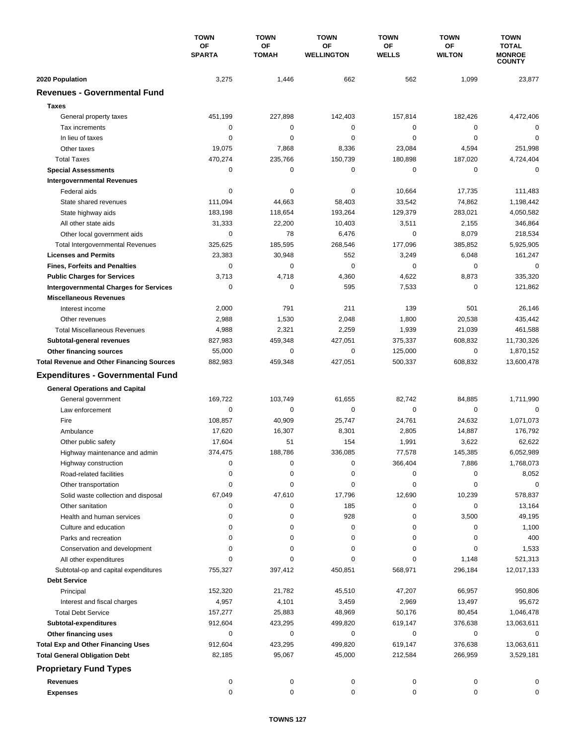| | TOWN OF SPARTA | TOWN OF TOMAH | TOWN OF WELLINGTON | TOWN OF WELLS | TOWN OF WILTON | TOWN TOTAL MONROE COUNTY |
|---|---|---|---|---|---|---|
| **2020 Population** | 3,275 | 1,446 | 662 | 562 | 1,099 | 23,877 |
| **Revenues - Governmental Fund** | | | | | | |
| **Taxes** | | | | | | |
| General property taxes | 451,199 | 227,898 | 142,403 | 157,814 | 182,426 | 4,472,406 |
| Tax increments | 0 | 0 | 0 | 0 | 0 | 0 |
| In lieu of taxes | 0 | 0 | 0 | 0 | 0 | 0 |
| Other taxes | 19,075 | 7,868 | 8,336 | 23,084 | 4,594 | 251,998 |
| Total Taxes | 470,274 | 235,766 | 150,739 | 180,898 | 187,020 | 4,724,404 |
| **Special Assessments** | 0 | 0 | 0 | 0 | 0 | 0 |
| **Intergovernmental Revenues** | | | | | | |
| Federal aids | 0 | 0 | 0 | 10,664 | 17,735 | 111,483 |
| State shared revenues | 111,094 | 44,663 | 58,403 | 33,542 | 74,862 | 1,198,442 |
| State highway aids | 183,198 | 118,654 | 193,264 | 129,379 | 283,021 | 4,050,582 |
| All other state aids | 31,333 | 22,200 | 10,403 | 3,511 | 2,155 | 346,864 |
| Other local government aids | 0 | 78 | 6,476 | 0 | 8,079 | 218,534 |
| Total Intergovernmental Revenues | 325,625 | 185,595 | 268,546 | 177,096 | 385,852 | 5,925,905 |
| **Licenses and Permits** | 23,383 | 30,948 | 552 | 3,249 | 6,048 | 161,247 |
| **Fines, Forfeits and Penalties** | 0 | 0 | 0 | 0 | 0 | 0 |
| **Public Charges for Services** | 3,713 | 4,718 | 4,360 | 4,622 | 8,873 | 335,320 |
| **Intergovernmental Charges for Services** | 0 | 0 | 595 | 7,533 | 0 | 121,862 |
| **Miscellaneous Revenues** | | | | | | |
| Interest income | 2,000 | 791 | 211 | 139 | 501 | 26,146 |
| Other revenues | 2,988 | 1,530 | 2,048 | 1,800 | 20,538 | 435,442 |
| Total Miscellaneous Revenues | 4,988 | 2,321 | 2,259 | 1,939 | 21,039 | 461,588 |
| **Subtotal-general revenues** | 827,983 | 459,348 | 427,051 | 375,337 | 608,832 | 11,730,326 |
| **Other financing sources** | 55,000 | 0 | 0 | 125,000 | 0 | 1,870,152 |
| **Total Revenue and Other Financing Sources** | 882,983 | 459,348 | 427,051 | 500,337 | 608,832 | 13,600,478 |
| **Expenditures - Governmental Fund** | | | | | | |
| **General Operations and Capital** | | | | | | |
| General government | 169,722 | 103,749 | 61,655 | 82,742 | 84,885 | 1,711,990 |
| Law enforcement | 0 | 0 | 0 | 0 | 0 | 0 |
| Fire | 108,857 | 40,909 | 25,747 | 24,761 | 24,632 | 1,071,073 |
| Ambulance | 17,620 | 16,307 | 8,301 | 2,805 | 14,887 | 176,792 |
| Other public safety | 17,604 | 51 | 154 | 1,991 | 3,622 | 62,622 |
| Highway maintenance and admin | 374,475 | 188,786 | 336,085 | 77,578 | 145,385 | 6,052,989 |
| Highway construction | 0 | 0 | 0 | 366,404 | 7,886 | 1,768,073 |
| Road-related facilities | 0 | 0 | 0 | 0 | 0 | 8,052 |
| Other transportation | 0 | 0 | 0 | 0 | 0 | 0 |
| Solid waste collection and disposal | 67,049 | 47,610 | 17,796 | 12,690 | 10,239 | 578,837 |
| Other sanitation | 0 | 0 | 185 | 0 | 0 | 13,164 |
| Health and human services | 0 | 0 | 928 | 0 | 3,500 | 49,195 |
| Culture and education | 0 | 0 | 0 | 0 | 0 | 1,100 |
| Parks and recreation | 0 | 0 | 0 | 0 | 0 | 400 |
| Conservation and development | 0 | 0 | 0 | 0 | 0 | 1,533 |
| All other expenditures | 0 | 0 | 0 | 0 | 1,148 | 521,313 |
| Subtotal-op and capital expenditures | 755,327 | 397,412 | 450,851 | 568,971 | 296,184 | 12,017,133 |
| **Debt Service** | | | | | | |
| Principal | 152,320 | 21,782 | 45,510 | 47,207 | 66,957 | 950,806 |
| Interest and fiscal charges | 4,957 | 4,101 | 3,459 | 2,969 | 13,497 | 95,672 |
| Total Debt Service | 157,277 | 25,883 | 48,969 | 50,176 | 80,454 | 1,046,478 |
| **Subtotal-expenditures** | 912,604 | 423,295 | 499,820 | 619,147 | 376,638 | 13,063,611 |
| **Other financing uses** | 0 | 0 | 0 | 0 | 0 | 0 |
| **Total Exp and Other Financing Uses** | 912,604 | 423,295 | 499,820 | 619,147 | 376,638 | 13,063,611 |
| **Total General Obligation Debt** | 82,185 | 95,067 | 45,000 | 212,584 | 266,959 | 3,529,181 |
| **Proprietary Fund Types** | | | | | | |
| **Revenues** | 0 | 0 | 0 | 0 | 0 | 0 |
| **Expenses** | 0 | 0 | 0 | 0 | 0 | 0 |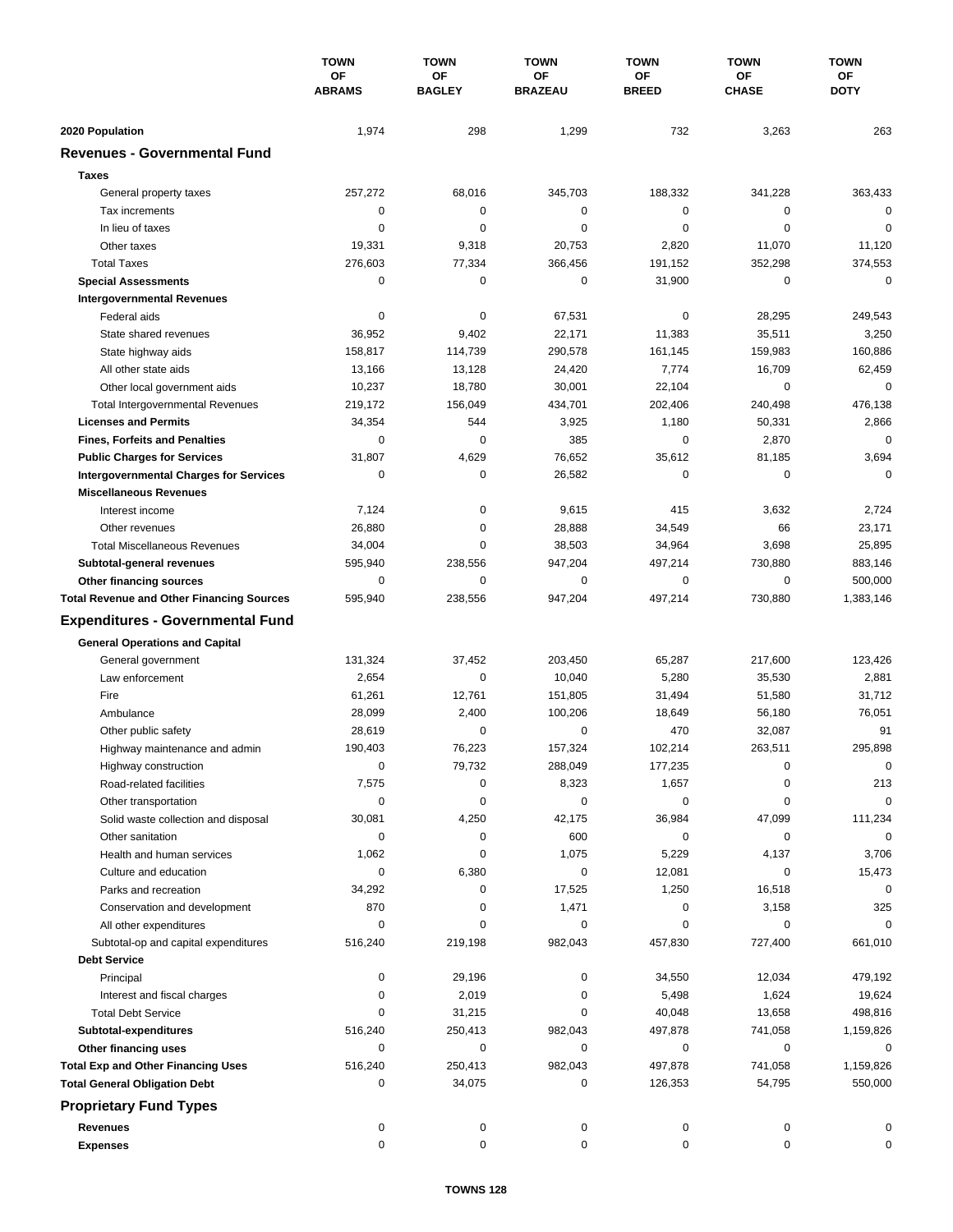| | TOWN OF ABRAMS | TOWN OF BAGLEY | TOWN OF BRAZEAU | TOWN OF BREED | TOWN OF CHASE | TOWN OF DOTY |
|---|---|---|---|---|---|---|
| **2020 Population** | 1,974 | 298 | 1,299 | 732 | 3,263 | 263 |
| **Revenues - Governmental Fund** | | | | | | |
| **Taxes** | | | | | | |
| General property taxes | 257,272 | 68,016 | 345,703 | 188,332 | 341,228 | 363,433 |
| Tax increments | 0 | 0 | 0 | 0 | 0 | 0 |
| In lieu of taxes | 0 | 0 | 0 | 0 | 0 | 0 |
| Other taxes | 19,331 | 9,318 | 20,753 | 2,820 | 11,070 | 11,120 |
| Total Taxes | 276,603 | 77,334 | 366,456 | 191,152 | 352,298 | 374,553 |
| **Special Assessments** | 0 | 0 | 0 | 31,900 | 0 | 0 |
| **Intergovernmental Revenues** | | | | | | |
| Federal aids | 0 | 0 | 67,531 | 0 | 28,295 | 249,543 |
| State shared revenues | 36,952 | 9,402 | 22,171 | 11,383 | 35,511 | 3,250 |
| State highway aids | 158,817 | 114,739 | 290,578 | 161,145 | 159,983 | 160,886 |
| All other state aids | 13,166 | 13,128 | 24,420 | 7,774 | 16,709 | 62,459 |
| Other local government aids | 10,237 | 18,780 | 30,001 | 22,104 | 0 | 0 |
| Total Intergovernmental Revenues | 219,172 | 156,049 | 434,701 | 202,406 | 240,498 | 476,138 |
| **Licenses and Permits** | 34,354 | 544 | 3,925 | 1,180 | 50,331 | 2,866 |
| **Fines, Forfeits and Penalties** | 0 | 0 | 385 | 0 | 2,870 | 0 |
| **Public Charges for Services** | 31,807 | 4,629 | 76,652 | 35,612 | 81,185 | 3,694 |
| **Intergovernmental Charges for Services** | 0 | 0 | 26,582 | 0 | 0 | 0 |
| **Miscellaneous Revenues** | | | | | | |
| Interest income | 7,124 | 0 | 9,615 | 415 | 3,632 | 2,724 |
| Other revenues | 26,880 | 0 | 28,888 | 34,549 | 66 | 23,171 |
| Total Miscellaneous Revenues | 34,004 | 0 | 38,503 | 34,964 | 3,698 | 25,895 |
| **Subtotal-general revenues** | 595,940 | 238,556 | 947,204 | 497,214 | 730,880 | 883,146 |
| **Other financing sources** | 0 | 0 | 0 | 0 | 0 | 500,000 |
| **Total Revenue and Other Financing Sources** | 595,940 | 238,556 | 947,204 | 497,214 | 730,880 | 1,383,146 |
| **Expenditures - Governmental Fund** | | | | | | |
| **General Operations and Capital** | | | | | | |
| General government | 131,324 | 37,452 | 203,450 | 65,287 | 217,600 | 123,426 |
| Law enforcement | 2,654 | 0 | 10,040 | 5,280 | 35,530 | 2,881 |
| Fire | 61,261 | 12,761 | 151,805 | 31,494 | 51,580 | 31,712 |
| Ambulance | 28,099 | 2,400 | 100,206 | 18,649 | 56,180 | 76,051 |
| Other public safety | 28,619 | 0 | 0 | 470 | 32,087 | 91 |
| Highway maintenance and admin | 190,403 | 76,223 | 157,324 | 102,214 | 263,511 | 295,898 |
| Highway construction | 0 | 79,732 | 288,049 | 177,235 | 0 | 0 |
| Road-related facilities | 7,575 | 0 | 8,323 | 1,657 | 0 | 213 |
| Other transportation | 0 | 0 | 0 | 0 | 0 | 0 |
| Solid waste collection and disposal | 30,081 | 4,250 | 42,175 | 36,984 | 47,099 | 111,234 |
| Other sanitation | 0 | 0 | 600 | 0 | 0 | 0 |
| Health and human services | 1,062 | 0 | 1,075 | 5,229 | 4,137 | 3,706 |
| Culture and education | 0 | 6,380 | 0 | 12,081 | 0 | 15,473 |
| Parks and recreation | 34,292 | 0 | 17,525 | 1,250 | 16,518 | 0 |
| Conservation and development | 870 | 0 | 1,471 | 0 | 3,158 | 325 |
| All other expenditures | 0 | 0 | 0 | 0 | 0 | 0 |
| Subtotal-op and capital expenditures | 516,240 | 219,198 | 982,043 | 457,830 | 727,400 | 661,010 |
| **Debt Service** | | | | | | |
| Principal | 0 | 29,196 | 0 | 34,550 | 12,034 | 479,192 |
| Interest and fiscal charges | 0 | 2,019 | 0 | 5,498 | 1,624 | 19,624 |
| Total Debt Service | 0 | 31,215 | 0 | 40,048 | 13,658 | 498,816 |
| **Subtotal-expenditures** | 516,240 | 250,413 | 982,043 | 497,878 | 741,058 | 1,159,826 |
| **Other financing uses** | 0 | 0 | 0 | 0 | 0 | 0 |
| **Total Exp and Other Financing Uses** | 516,240 | 250,413 | 982,043 | 497,878 | 741,058 | 1,159,826 |
| **Total General Obligation Debt** | 0 | 34,075 | 0 | 126,353 | 54,795 | 550,000 |
| **Proprietary Fund Types** | | | | | | |
| **Revenues** | 0 | 0 | 0 | 0 | 0 | 0 |
| **Expenses** | 0 | 0 | 0 | 0 | 0 | 0 |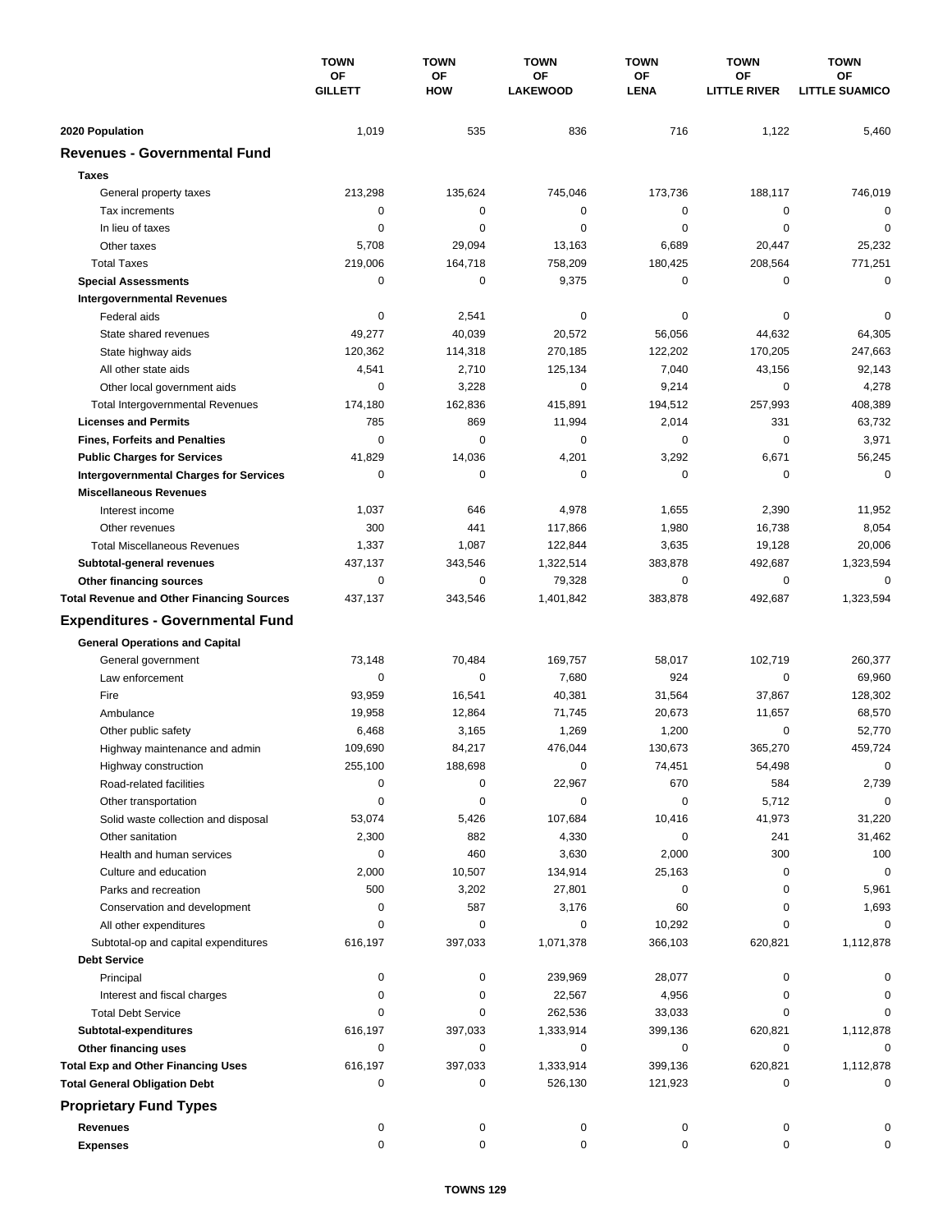| | TOWN OF GILLETT | TOWN OF HOW | TOWN OF LAKEWOOD | TOWN OF LENA | TOWN OF LITTLE RIVER | TOWN OF LITTLE SUAMICO |
|---|---|---|---|---|---|---|
| **2020 Population** | 1,019 | 535 | 836 | 716 | 1,122 | 5,460 |
| **Revenues - Governmental Fund** | | | | | | |
| **Taxes** | | | | | | |
| General property taxes | 213,298 | 135,624 | 745,046 | 173,736 | 188,117 | 746,019 |
| Tax increments | 0 | 0 | 0 | 0 | 0 | 0 |
| In lieu of taxes | 0 | 0 | 0 | 0 | 0 | 0 |
| Other taxes | 5,708 | 29,094 | 13,163 | 6,689 | 20,447 | 25,232 |
| Total Taxes | 219,006 | 164,718 | 758,209 | 180,425 | 208,564 | 771,251 |
| **Special Assessments** | 0 | 0 | 9,375 | 0 | 0 | 0 |
| **Intergovernmental Revenues** | | | | | | |
| Federal aids | 0 | 2,541 | 0 | 0 | 0 | 0 |
| State shared revenues | 49,277 | 40,039 | 20,572 | 56,056 | 44,632 | 64,305 |
| State highway aids | 120,362 | 114,318 | 270,185 | 122,202 | 170,205 | 247,663 |
| All other state aids | 4,541 | 2,710 | 125,134 | 7,040 | 43,156 | 92,143 |
| Other local government aids | 0 | 3,228 | 0 | 9,214 | 0 | 4,278 |
| Total Intergovernmental Revenues | 174,180 | 162,836 | 415,891 | 194,512 | 257,993 | 408,389 |
| **Licenses and Permits** | 785 | 869 | 11,994 | 2,014 | 331 | 63,732 |
| **Fines, Forfeits and Penalties** | 0 | 0 | 0 | 0 | 0 | 3,971 |
| **Public Charges for Services** | 41,829 | 14,036 | 4,201 | 3,292 | 6,671 | 56,245 |
| **Intergovernmental Charges for Services** | 0 | 0 | 0 | 0 | 0 | 0 |
| **Miscellaneous Revenues** | | | | | | |
| Interest income | 1,037 | 646 | 4,978 | 1,655 | 2,390 | 11,952 |
| Other revenues | 300 | 441 | 117,866 | 1,980 | 16,738 | 8,054 |
| Total Miscellaneous Revenues | 1,337 | 1,087 | 122,844 | 3,635 | 19,128 | 20,006 |
| **Subtotal-general revenues** | 437,137 | 343,546 | 1,322,514 | 383,878 | 492,687 | 1,323,594 |
| **Other financing sources** | 0 | 0 | 79,328 | 0 | 0 | 0 |
| **Total Revenue and Other Financing Sources** | 437,137 | 343,546 | 1,401,842 | 383,878 | 492,687 | 1,323,594 |
| **Expenditures - Governmental Fund** | | | | | | |
| **General Operations and Capital** | | | | | | |
| General government | 73,148 | 70,484 | 169,757 | 58,017 | 102,719 | 260,377 |
| Law enforcement | 0 | 0 | 7,680 | 924 | 0 | 69,960 |
| Fire | 93,959 | 16,541 | 40,381 | 31,564 | 37,867 | 128,302 |
| Ambulance | 19,958 | 12,864 | 71,745 | 20,673 | 11,657 | 68,570 |
| Other public safety | 6,468 | 3,165 | 1,269 | 1,200 | 0 | 52,770 |
| Highway maintenance and admin | 109,690 | 84,217 | 476,044 | 130,673 | 365,270 | 459,724 |
| Highway construction | 255,100 | 188,698 | 0 | 74,451 | 54,498 | 0 |
| Road-related facilities | 0 | 0 | 22,967 | 670 | 584 | 2,739 |
| Other transportation | 0 | 0 | 0 | 0 | 5,712 | 0 |
| Solid waste collection and disposal | 53,074 | 5,426 | 107,684 | 10,416 | 41,973 | 31,220 |
| Other sanitation | 2,300 | 882 | 4,330 | 0 | 241 | 31,462 |
| Health and human services | 0 | 460 | 3,630 | 2,000 | 300 | 100 |
| Culture and education | 2,000 | 10,507 | 134,914 | 25,163 | 0 | 0 |
| Parks and recreation | 500 | 3,202 | 27,801 | 0 | 0 | 5,961 |
| Conservation and development | 0 | 587 | 3,176 | 60 | 0 | 1,693 |
| All other expenditures | 0 | 0 | 0 | 10,292 | 0 | 0 |
| Subtotal-op and capital expenditures | 616,197 | 397,033 | 1,071,378 | 366,103 | 620,821 | 1,112,878 |
| **Debt Service** | | | | | | |
| Principal | 0 | 0 | 239,969 | 28,077 | 0 | 0 |
| Interest and fiscal charges | 0 | 0 | 22,567 | 4,956 | 0 | 0 |
| Total Debt Service | 0 | 0 | 262,536 | 33,033 | 0 | 0 |
| **Subtotal-expenditures** | 616,197 | 397,033 | 1,333,914 | 399,136 | 620,821 | 1,112,878 |
| **Other financing uses** | 0 | 0 | 0 | 0 | 0 | 0 |
| **Total Exp and Other Financing Uses** | 616,197 | 397,033 | 1,333,914 | 399,136 | 620,821 | 1,112,878 |
| **Total General Obligation Debt** | 0 | 0 | 526,130 | 121,923 | 0 | 0 |
| **Proprietary Fund Types** | | | | | | |
| **Revenues** | 0 | 0 | 0 | 0 | 0 | 0 |
| **Expenses** | 0 | 0 | 0 | 0 | 0 | 0 |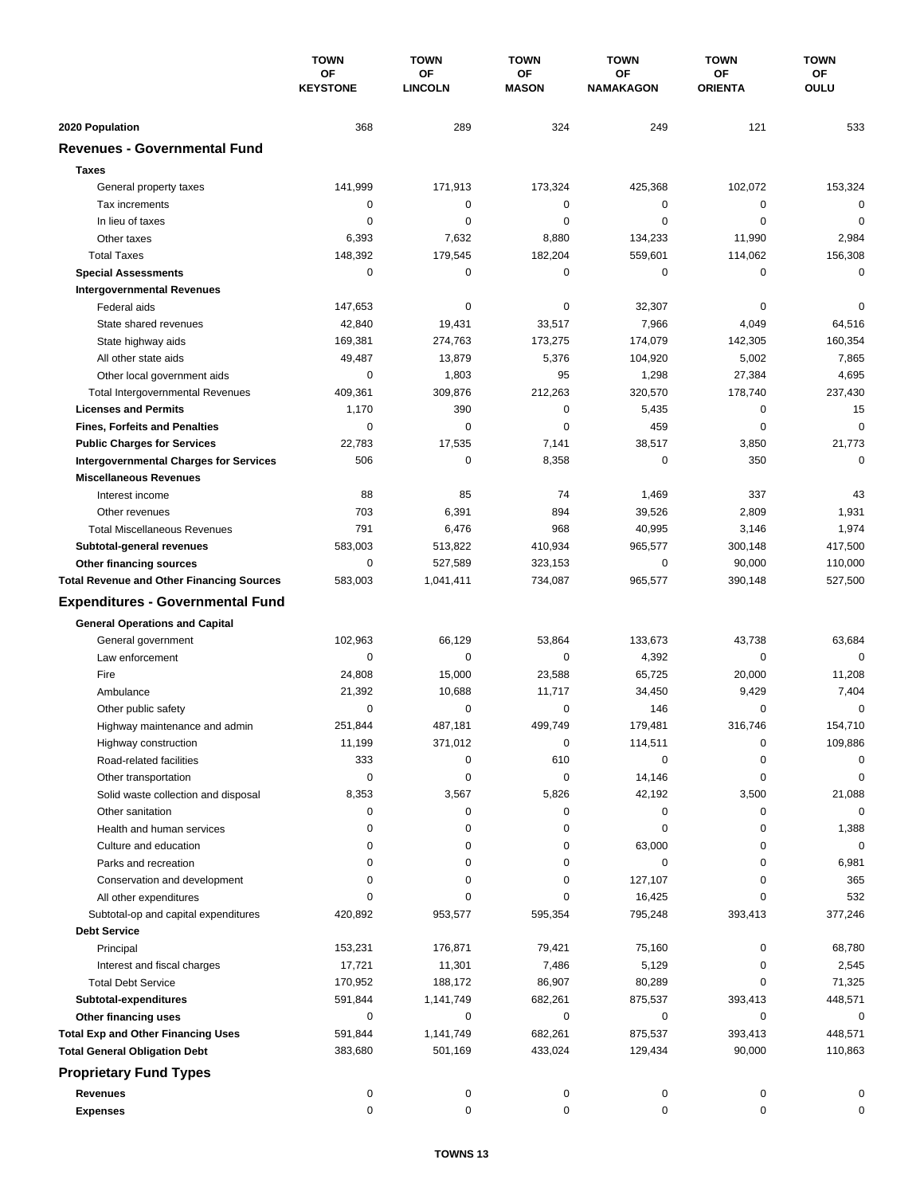| | TOWN OF KEYSTONE | TOWN OF LINCOLN | TOWN OF MASON | TOWN OF NAMAKAGON | TOWN OF ORIENTA | TOWN OF OULU |
|---|---|---|---|---|---|---|
| **2020 Population** | 368 | 289 | 324 | 249 | 121 | 533 |
| **Revenues - Governmental Fund** | | | | | | |
| **Taxes** | | | | | | |
| General property taxes | 141,999 | 171,913 | 173,324 | 425,368 | 102,072 | 153,324 |
| Tax increments | 0 | 0 | 0 | 0 | 0 | 0 |
| In lieu of taxes | 0 | 0 | 0 | 0 | 0 | 0 |
| Other taxes | 6,393 | 7,632 | 8,880 | 134,233 | 11,990 | 2,984 |
| Total Taxes | 148,392 | 179,545 | 182,204 | 559,601 | 114,062 | 156,308 |
| **Special Assessments** | 0 | 0 | 0 | 0 | 0 | 0 |
| **Intergovernmental Revenues** | | | | | | |
| Federal aids | 147,653 | 0 | 0 | 32,307 | 0 | 0 |
| State shared revenues | 42,840 | 19,431 | 33,517 | 7,966 | 4,049 | 64,516 |
| State highway aids | 169,381 | 274,763 | 173,275 | 174,079 | 142,305 | 160,354 |
| All other state aids | 49,487 | 13,879 | 5,376 | 104,920 | 5,002 | 7,865 |
| Other local government aids | 0 | 1,803 | 95 | 1,298 | 27,384 | 4,695 |
| Total Intergovernmental Revenues | 409,361 | 309,876 | 212,263 | 320,570 | 178,740 | 237,430 |
| **Licenses and Permits** | 1,170 | 390 | 0 | 5,435 | 0 | 15 |
| **Fines, Forfeits and Penalties** | 0 | 0 | 0 | 459 | 0 | 0 |
| **Public Charges for Services** | 22,783 | 17,535 | 7,141 | 38,517 | 3,850 | 21,773 |
| **Intergovernmental Charges for Services** | 506 | 0 | 8,358 | 0 | 350 | 0 |
| **Miscellaneous Revenues** | | | | | | |
| Interest income | 88 | 85 | 74 | 1,469 | 337 | 43 |
| Other revenues | 703 | 6,391 | 894 | 39,526 | 2,809 | 1,931 |
| Total Miscellaneous Revenues | 791 | 6,476 | 968 | 40,995 | 3,146 | 1,974 |
| **Subtotal-general revenues** | 583,003 | 513,822 | 410,934 | 965,577 | 300,148 | 417,500 |
| **Other financing sources** | 0 | 527,589 | 323,153 | 0 | 90,000 | 110,000 |
| **Total Revenue and Other Financing Sources** | 583,003 | 1,041,411 | 734,087 | 965,577 | 390,148 | 527,500 |
| **Expenditures - Governmental Fund** | | | | | | |
| **General Operations and Capital** | | | | | | |
| General government | 102,963 | 66,129 | 53,864 | 133,673 | 43,738 | 63,684 |
| Law enforcement | 0 | 0 | 0 | 4,392 | 0 | 0 |
| Fire | 24,808 | 15,000 | 23,588 | 65,725 | 20,000 | 11,208 |
| Ambulance | 21,392 | 10,688 | 11,717 | 34,450 | 9,429 | 7,404 |
| Other public safety | 0 | 0 | 0 | 146 | 0 | 0 |
| Highway maintenance and admin | 251,844 | 487,181 | 499,749 | 179,481 | 316,746 | 154,710 |
| Highway construction | 11,199 | 371,012 | 0 | 114,511 | 0 | 109,886 |
| Road-related facilities | 333 | 0 | 610 | 0 | 0 | 0 |
| Other transportation | 0 | 0 | 0 | 14,146 | 0 | 0 |
| Solid waste collection and disposal | 8,353 | 3,567 | 5,826 | 42,192 | 3,500 | 21,088 |
| Other sanitation | 0 | 0 | 0 | 0 | 0 | 0 |
| Health and human services | 0 | 0 | 0 | 0 | 0 | 1,388 |
| Culture and education | 0 | 0 | 0 | 63,000 | 0 | 0 |
| Parks and recreation | 0 | 0 | 0 | 0 | 0 | 6,981 |
| Conservation and development | 0 | 0 | 0 | 127,107 | 0 | 365 |
| All other expenditures | 0 | 0 | 0 | 16,425 | 0 | 532 |
| Subtotal-op and capital expenditures | 420,892 | 953,577 | 595,354 | 795,248 | 393,413 | 377,246 |
| **Debt Service** | | | | | | |
| Principal | 153,231 | 176,871 | 79,421 | 75,160 | 0 | 68,780 |
| Interest and fiscal charges | 17,721 | 11,301 | 7,486 | 5,129 | 0 | 2,545 |
| Total Debt Service | 170,952 | 188,172 | 86,907 | 80,289 | 0 | 71,325 |
| **Subtotal-expenditures** | 591,844 | 1,141,749 | 682,261 | 875,537 | 393,413 | 448,571 |
| **Other financing uses** | 0 | 0 | 0 | 0 | 0 | 0 |
| **Total Exp and Other Financing Uses** | 591,844 | 1,141,749 | 682,261 | 875,537 | 393,413 | 448,571 |
| **Total General Obligation Debt** | 383,680 | 501,169 | 433,024 | 129,434 | 90,000 | 110,863 |
| **Proprietary Fund Types** | | | | | | |
| **Revenues** | 0 | 0 | 0 | 0 | 0 | 0 |
| **Expenses** | 0 | 0 | 0 | 0 | 0 | 0 |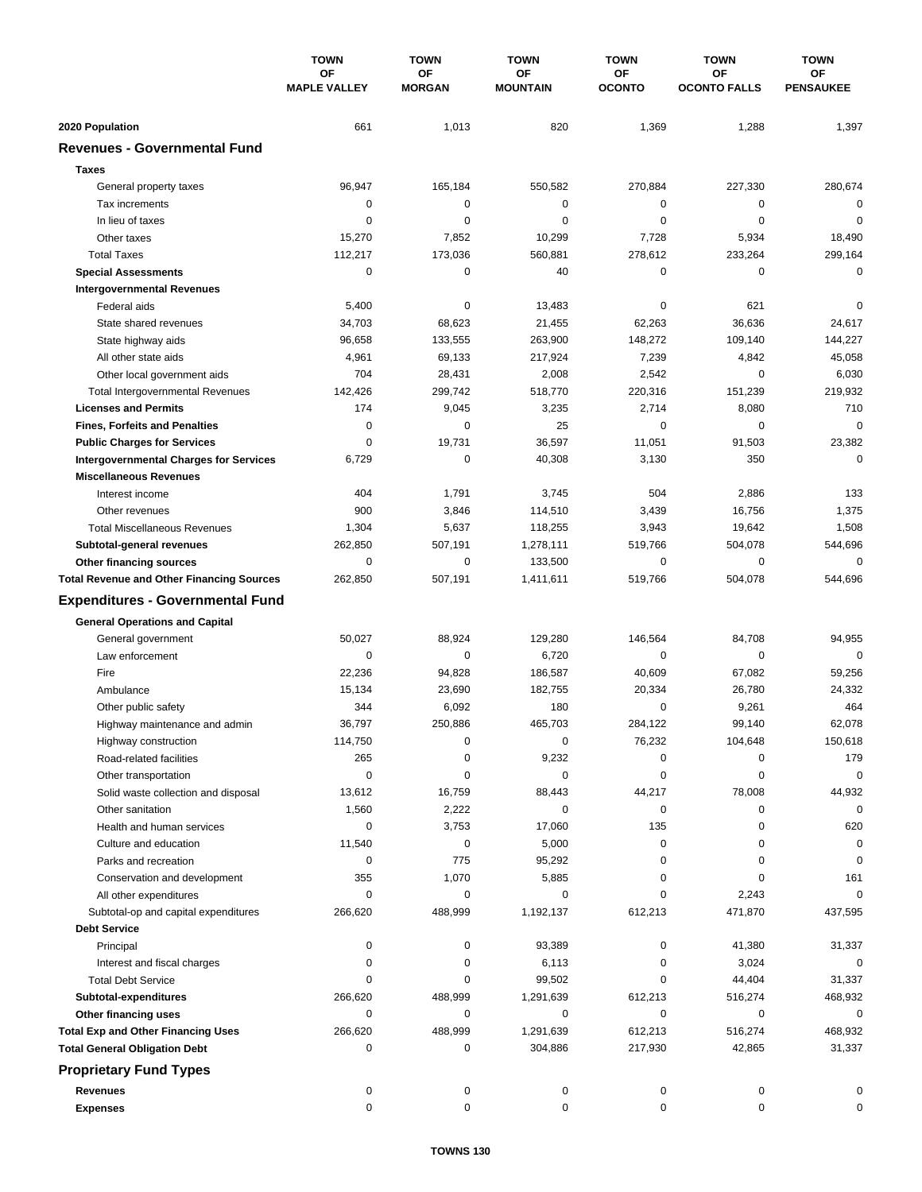| | TOWN OF MAPLE VALLEY | TOWN OF MORGAN | TOWN OF MOUNTAIN | TOWN OF OCONTO | TOWN OF OCONTO FALLS | TOWN OF PENSAUKEE |
|---|---|---|---|---|---|---|
| **2020 Population** | 661 | 1,013 | 820 | 1,369 | 1,288 | 1,397 |
| **Revenues - Governmental Fund** | | | | | | |
| **Taxes** | | | | | | |
| General property taxes | 96,947 | 165,184 | 550,582 | 270,884 | 227,330 | 280,674 |
| Tax increments | 0 | 0 | 0 | 0 | 0 | 0 |
| In lieu of taxes | 0 | 0 | 0 | 0 | 0 | 0 |
| Other taxes | 15,270 | 7,852 | 10,299 | 7,728 | 5,934 | 18,490 |
| Total Taxes | 112,217 | 173,036 | 560,881 | 278,612 | 233,264 | 299,164 |
| **Special Assessments** | 0 | 0 | 40 | 0 | 0 | 0 |
| **Intergovernmental Revenues** | | | | | | |
| Federal aids | 5,400 | 0 | 13,483 | 0 | 621 | 0 |
| State shared revenues | 34,703 | 68,623 | 21,455 | 62,263 | 36,636 | 24,617 |
| State highway aids | 96,658 | 133,555 | 263,900 | 148,272 | 109,140 | 144,227 |
| All other state aids | 4,961 | 69,133 | 217,924 | 7,239 | 4,842 | 45,058 |
| Other local government aids | 704 | 28,431 | 2,008 | 2,542 | 0 | 6,030 |
| Total Intergovernmental Revenues | 142,426 | 299,742 | 518,770 | 220,316 | 151,239 | 219,932 |
| **Licenses and Permits** | 174 | 9,045 | 3,235 | 2,714 | 8,080 | 710 |
| **Fines, Forfeits and Penalties** | 0 | 0 | 25 | 0 | 0 | 0 |
| **Public Charges for Services** | 0 | 19,731 | 36,597 | 11,051 | 91,503 | 23,382 |
| **Intergovernmental Charges for Services** | 6,729 | 0 | 40,308 | 3,130 | 350 | 0 |
| **Miscellaneous Revenues** | | | | | | |
| Interest income | 404 | 1,791 | 3,745 | 504 | 2,886 | 133 |
| Other revenues | 900 | 3,846 | 114,510 | 3,439 | 16,756 | 1,375 |
| Total Miscellaneous Revenues | 1,304 | 5,637 | 118,255 | 3,943 | 19,642 | 1,508 |
| **Subtotal-general revenues** | 262,850 | 507,191 | 1,278,111 | 519,766 | 504,078 | 544,696 |
| **Other financing sources** | 0 | 0 | 133,500 | 0 | 0 | 0 |
| **Total Revenue and Other Financing Sources** | 262,850 | 507,191 | 1,411,611 | 519,766 | 504,078 | 544,696 |
| **Expenditures - Governmental Fund** | | | | | | |
| **General Operations and Capital** | | | | | | |
| General government | 50,027 | 88,924 | 129,280 | 146,564 | 84,708 | 94,955 |
| Law enforcement | 0 | 0 | 6,720 | 0 | 0 | 0 |
| Fire | 22,236 | 94,828 | 186,587 | 40,609 | 67,082 | 59,256 |
| Ambulance | 15,134 | 23,690 | 182,755 | 20,334 | 26,780 | 24,332 |
| Other public safety | 344 | 6,092 | 180 | 0 | 9,261 | 464 |
| Highway maintenance and admin | 36,797 | 250,886 | 465,703 | 284,122 | 99,140 | 62,078 |
| Highway construction | 114,750 | 0 | 0 | 76,232 | 104,648 | 150,618 |
| Road-related facilities | 265 | 0 | 9,232 | 0 | 0 | 179 |
| Other transportation | 0 | 0 | 0 | 0 | 0 | 0 |
| Solid waste collection and disposal | 13,612 | 16,759 | 88,443 | 44,217 | 78,008 | 44,932 |
| Other sanitation | 1,560 | 2,222 | 0 | 0 | 0 | 0 |
| Health and human services | 0 | 3,753 | 17,060 | 135 | 0 | 620 |
| Culture and education | 11,540 | 0 | 5,000 | 0 | 0 | 0 |
| Parks and recreation | 0 | 775 | 95,292 | 0 | 0 | 0 |
| Conservation and development | 355 | 1,070 | 5,885 | 0 | 0 | 161 |
| All other expenditures | 0 | 0 | 0 | 0 | 2,243 | 0 |
| Subtotal-op and capital expenditures | 266,620 | 488,999 | 1,192,137 | 612,213 | 471,870 | 437,595 |
| **Debt Service** | | | | | | |
| Principal | 0 | 0 | 93,389 | 0 | 41,380 | 31,337 |
| Interest and fiscal charges | 0 | 0 | 6,113 | 0 | 3,024 | 0 |
| Total Debt Service | 0 | 0 | 99,502 | 0 | 44,404 | 31,337 |
| **Subtotal-expenditures** | 266,620 | 488,999 | 1,291,639 | 612,213 | 516,274 | 468,932 |
| **Other financing uses** | 0 | 0 | 0 | 0 | 0 | 0 |
| **Total Exp and Other Financing Uses** | 266,620 | 488,999 | 1,291,639 | 612,213 | 516,274 | 468,932 |
| **Total General Obligation Debt** | 0 | 0 | 304,886 | 217,930 | 42,865 | 31,337 |
| **Proprietary Fund Types** | | | | | | |
| **Revenues** | 0 | 0 | 0 | 0 | 0 | 0 |
| **Expenses** | 0 | 0 | 0 | 0 | 0 | 0 |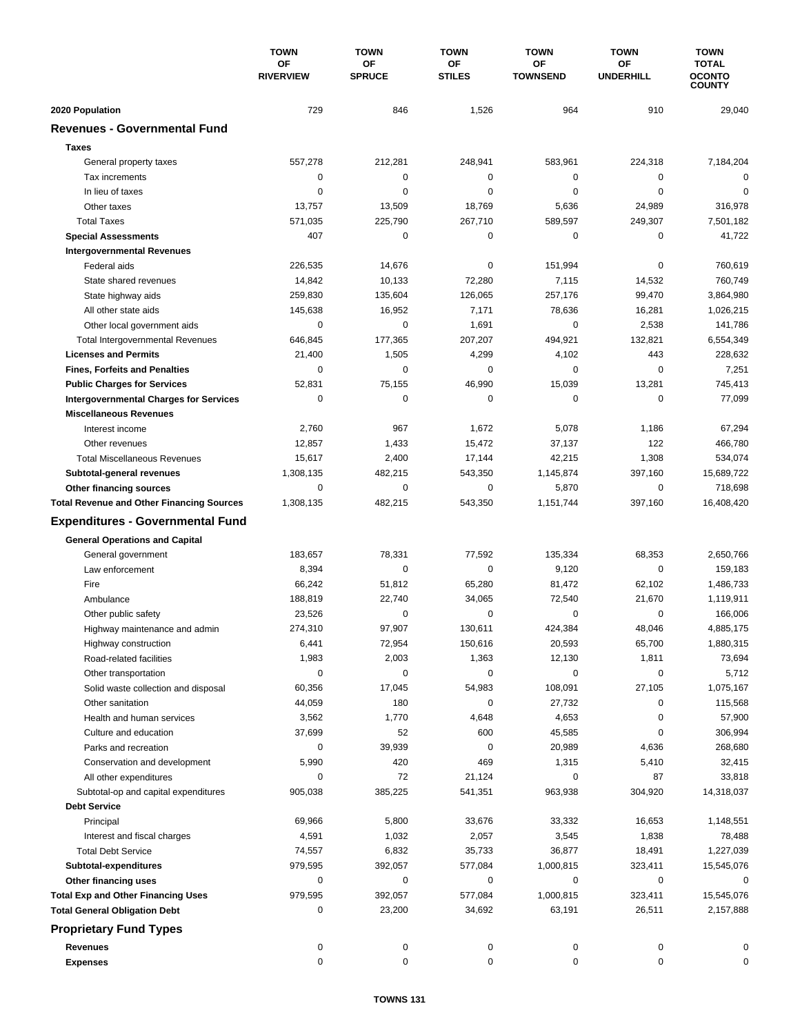| | TOWN OF RIVERVIEW | TOWN OF SPRUCE | TOWN OF STILES | TOWN OF TOWNSEND | TOWN OF UNDERHILL | TOWN TOTAL OCONTO COUNTY |
|---|---|---|---|---|---|---|
| **2020 Population** | 729 | 846 | 1,526 | 964 | 910 | 29,040 |
| **Revenues - Governmental Fund** | | | | | | |
| **Taxes** | | | | | | |
| General property taxes | 557,278 | 212,281 | 248,941 | 583,961 | 224,318 | 7,184,204 |
| Tax increments | 0 | 0 | 0 | 0 | 0 | 0 |
| In lieu of taxes | 0 | 0 | 0 | 0 | 0 | 0 |
| Other taxes | 13,757 | 13,509 | 18,769 | 5,636 | 24,989 | 316,978 |
| Total Taxes | 571,035 | 225,790 | 267,710 | 589,597 | 249,307 | 7,501,182 |
| **Special Assessments** | 407 | 0 | 0 | 0 | 0 | 41,722 |
| **Intergovernmental Revenues** | | | | | | |
| Federal aids | 226,535 | 14,676 | 0 | 151,994 | 0 | 760,619 |
| State shared revenues | 14,842 | 10,133 | 72,280 | 7,115 | 14,532 | 760,749 |
| State highway aids | 259,830 | 135,604 | 126,065 | 257,176 | 99,470 | 3,864,980 |
| All other state aids | 145,638 | 16,952 | 7,171 | 78,636 | 16,281 | 1,026,215 |
| Other local government aids | 0 | 0 | 1,691 | 0 | 2,538 | 141,786 |
| Total Intergovernmental Revenues | 646,845 | 177,365 | 207,207 | 494,921 | 132,821 | 6,554,349 |
| **Licenses and Permits** | 21,400 | 1,505 | 4,299 | 4,102 | 443 | 228,632 |
| **Fines, Forfeits and Penalties** | 0 | 0 | 0 | 0 | 0 | 7,251 |
| **Public Charges for Services** | 52,831 | 75,155 | 46,990 | 15,039 | 13,281 | 745,413 |
| **Intergovernmental Charges for Services** | 0 | 0 | 0 | 0 | 0 | 77,099 |
| **Miscellaneous Revenues** | | | | | | |
| Interest income | 2,760 | 967 | 1,672 | 5,078 | 1,186 | 67,294 |
| Other revenues | 12,857 | 1,433 | 15,472 | 37,137 | 122 | 466,780 |
| Total Miscellaneous Revenues | 15,617 | 2,400 | 17,144 | 42,215 | 1,308 | 534,074 |
| **Subtotal-general revenues** | 1,308,135 | 482,215 | 543,350 | 1,145,874 | 397,160 | 15,689,722 |
| **Other financing sources** | 0 | 0 | 0 | 5,870 | 0 | 718,698 |
| **Total Revenue and Other Financing Sources** | 1,308,135 | 482,215 | 543,350 | 1,151,744 | 397,160 | 16,408,420 |
| **Expenditures - Governmental Fund** | | | | | | |
| **General Operations and Capital** | | | | | | |
| General government | 183,657 | 78,331 | 77,592 | 135,334 | 68,353 | 2,650,766 |
| Law enforcement | 8,394 | 0 | 0 | 9,120 | 0 | 159,183 |
| Fire | 66,242 | 51,812 | 65,280 | 81,472 | 62,102 | 1,486,733 |
| Ambulance | 188,819 | 22,740 | 34,065 | 72,540 | 21,670 | 1,119,911 |
| Other public safety | 23,526 | 0 | 0 | 0 | 0 | 166,006 |
| Highway maintenance and admin | 274,310 | 97,907 | 130,611 | 424,384 | 48,046 | 4,885,175 |
| Highway construction | 6,441 | 72,954 | 150,616 | 20,593 | 65,700 | 1,880,315 |
| Road-related facilities | 1,983 | 2,003 | 1,363 | 12,130 | 1,811 | 73,694 |
| Other transportation | 0 | 0 | 0 | 0 | 0 | 5,712 |
| Solid waste collection and disposal | 60,356 | 17,045 | 54,983 | 108,091 | 27,105 | 1,075,167 |
| Other sanitation | 44,059 | 180 | 0 | 27,732 | 0 | 115,568 |
| Health and human services | 3,562 | 1,770 | 4,648 | 4,653 | 0 | 57,900 |
| Culture and education | 37,699 | 52 | 600 | 45,585 | 0 | 306,994 |
| Parks and recreation | 0 | 39,939 | 0 | 20,989 | 4,636 | 268,680 |
| Conservation and development | 5,990 | 420 | 469 | 1,315 | 5,410 | 32,415 |
| All other expenditures | 0 | 72 | 21,124 | 0 | 87 | 33,818 |
| Subtotal-op and capital expenditures | 905,038 | 385,225 | 541,351 | 963,938 | 304,920 | 14,318,037 |
| **Debt Service** | | | | | | |
| Principal | 69,966 | 5,800 | 33,676 | 33,332 | 16,653 | 1,148,551 |
| Interest and fiscal charges | 4,591 | 1,032 | 2,057 | 3,545 | 1,838 | 78,488 |
| Total Debt Service | 74,557 | 6,832 | 35,733 | 36,877 | 18,491 | 1,227,039 |
| **Subtotal-expenditures** | 979,595 | 392,057 | 577,084 | 1,000,815 | 323,411 | 15,545,076 |
| **Other financing uses** | 0 | 0 | 0 | 0 | 0 | 0 |
| **Total Exp and Other Financing Uses** | 979,595 | 392,057 | 577,084 | 1,000,815 | 323,411 | 15,545,076 |
| **Total General Obligation Debt** | 0 | 23,200 | 34,692 | 63,191 | 26,511 | 2,157,888 |
| **Proprietary Fund Types** | | | | | | |
| **Revenues** | 0 | 0 | 0 | 0 | 0 | 0 |
| **Expenses** | 0 | 0 | 0 | 0 | 0 | 0 |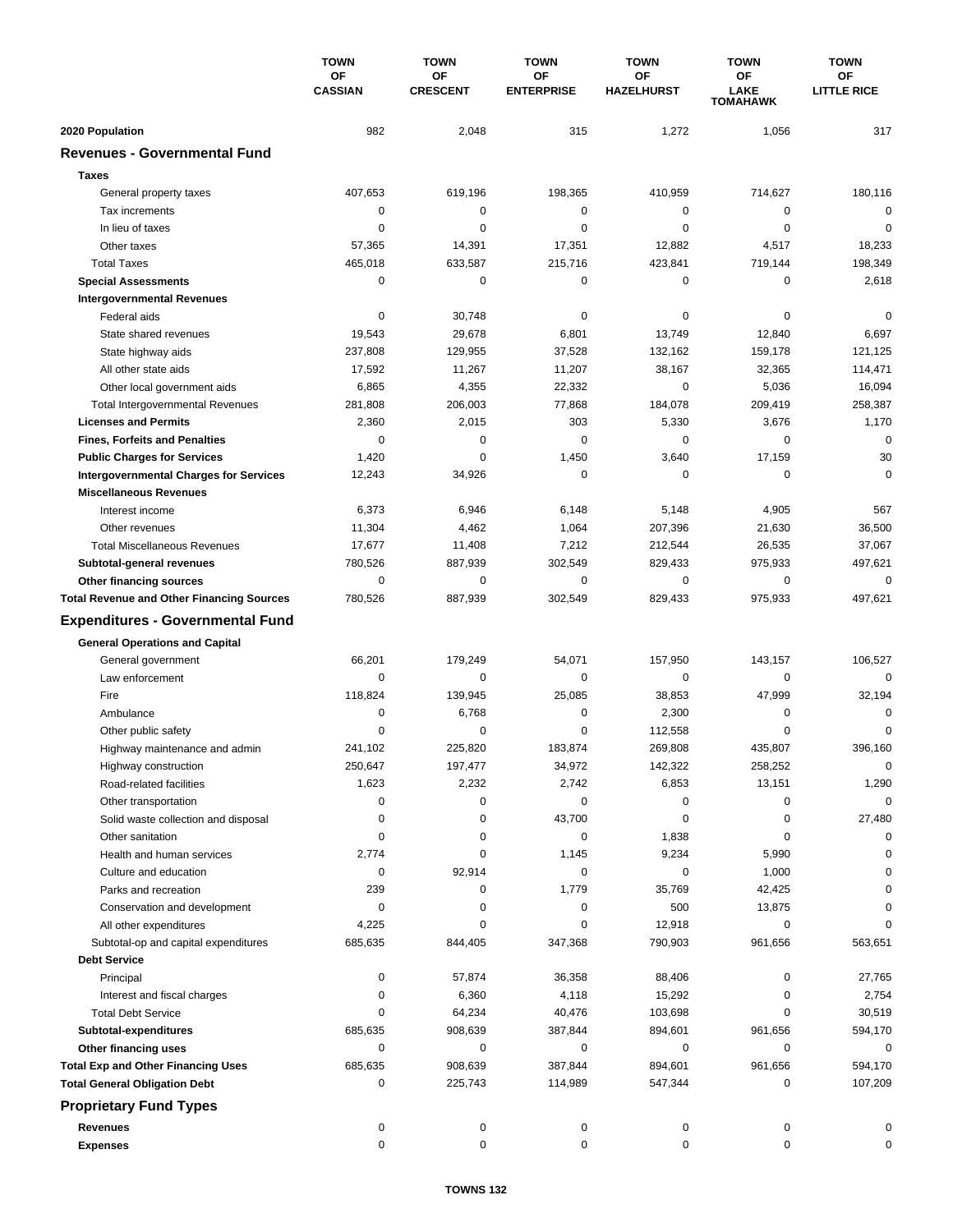| | TOWN OF CASSIAN | TOWN OF CRESCENT | TOWN OF ENTERPRISE | TOWN OF HAZELHURST | TOWN OF LAKE TOMAHAWK | TOWN OF LITTLE RICE |
|---|---|---|---|---|---|---|
| **2020 Population** | 982 | 2,048 | 315 | 1,272 | 1,056 | 317 |
| **Revenues - Governmental Fund** | | | | | | |
| **Taxes** | | | | | | |
| General property taxes | 407,653 | 619,196 | 198,365 | 410,959 | 714,627 | 180,116 |
| Tax increments | 0 | 0 | 0 | 0 | 0 | 0 |
| In lieu of taxes | 0 | 0 | 0 | 0 | 0 | 0 |
| Other taxes | 57,365 | 14,391 | 17,351 | 12,882 | 4,517 | 18,233 |
| Total Taxes | 465,018 | 633,587 | 215,716 | 423,841 | 719,144 | 198,349 |
| **Special Assessments** | 0 | 0 | 0 | 0 | 0 | 2,618 |
| **Intergovernmental Revenues** | | | | | | |
| Federal aids | 0 | 30,748 | 0 | 0 | 0 | 0 |
| State shared revenues | 19,543 | 29,678 | 6,801 | 13,749 | 12,840 | 6,697 |
| State highway aids | 237,808 | 129,955 | 37,528 | 132,162 | 159,178 | 121,125 |
| All other state aids | 17,592 | 11,267 | 11,207 | 38,167 | 32,365 | 114,471 |
| Other local government aids | 6,865 | 4,355 | 22,332 | 0 | 5,036 | 16,094 |
| Total Intergovernmental Revenues | 281,808 | 206,003 | 77,868 | 184,078 | 209,419 | 258,387 |
| **Licenses and Permits** | 2,360 | 2,015 | 303 | 5,330 | 3,676 | 1,170 |
| **Fines, Forfeits and Penalties** | 0 | 0 | 0 | 0 | 0 | 0 |
| **Public Charges for Services** | 1,420 | 0 | 1,450 | 3,640 | 17,159 | 30 |
| **Intergovernmental Charges for Services** | 12,243 | 34,926 | 0 | 0 | 0 | 0 |
| **Miscellaneous Revenues** | | | | | | |
| Interest income | 6,373 | 6,946 | 6,148 | 5,148 | 4,905 | 567 |
| Other revenues | 11,304 | 4,462 | 1,064 | 207,396 | 21,630 | 36,500 |
| Total Miscellaneous Revenues | 17,677 | 11,408 | 7,212 | 212,544 | 26,535 | 37,067 |
| **Subtotal-general revenues** | 780,526 | 887,939 | 302,549 | 829,433 | 975,933 | 497,621 |
| **Other financing sources** | 0 | 0 | 0 | 0 | 0 | 0 |
| **Total Revenue and Other Financing Sources** | 780,526 | 887,939 | 302,549 | 829,433 | 975,933 | 497,621 |
| **Expenditures - Governmental Fund** | | | | | | |
| **General Operations and Capital** | | | | | | |
| General government | 66,201 | 179,249 | 54,071 | 157,950 | 143,157 | 106,527 |
| Law enforcement | 0 | 0 | 0 | 0 | 0 | 0 |
| Fire | 118,824 | 139,945 | 25,085 | 38,853 | 47,999 | 32,194 |
| Ambulance | 0 | 6,768 | 0 | 2,300 | 0 | 0 |
| Other public safety | 0 | 0 | 0 | 112,558 | 0 | 0 |
| Highway maintenance and admin | 241,102 | 225,820 | 183,874 | 269,808 | 435,807 | 396,160 |
| Highway construction | 250,647 | 197,477 | 34,972 | 142,322 | 258,252 | 0 |
| Road-related facilities | 1,623 | 2,232 | 2,742 | 6,853 | 13,151 | 1,290 |
| Other transportation | 0 | 0 | 0 | 0 | 0 | 0 |
| Solid waste collection and disposal | 0 | 0 | 43,700 | 0 | 0 | 27,480 |
| Other sanitation | 0 | 0 | 0 | 1,838 | 0 | 0 |
| Health and human services | 2,774 | 0 | 1,145 | 9,234 | 5,990 | 0 |
| Culture and education | 0 | 92,914 | 0 | 0 | 1,000 | 0 |
| Parks and recreation | 239 | 0 | 1,779 | 35,769 | 42,425 | 0 |
| Conservation and development | 0 | 0 | 0 | 500 | 13,875 | 0 |
| All other expenditures | 4,225 | 0 | 0 | 12,918 | 0 | 0 |
| Subtotal-op and capital expenditures | 685,635 | 844,405 | 347,368 | 790,903 | 961,656 | 563,651 |
| **Debt Service** | | | | | | |
| Principal | 0 | 57,874 | 36,358 | 88,406 | 0 | 27,765 |
| Interest and fiscal charges | 0 | 6,360 | 4,118 | 15,292 | 0 | 2,754 |
| Total Debt Service | 0 | 64,234 | 40,476 | 103,698 | 0 | 30,519 |
| **Subtotal-expenditures** | 685,635 | 908,639 | 387,844 | 894,601 | 961,656 | 594,170 |
| **Other financing uses** | 0 | 0 | 0 | 0 | 0 | 0 |
| **Total Exp and Other Financing Uses** | 685,635 | 908,639 | 387,844 | 894,601 | 961,656 | 594,170 |
| **Total General Obligation Debt** | 0 | 225,743 | 114,989 | 547,344 | 0 | 107,209 |
| **Proprietary Fund Types** | | | | | | |
| **Revenues** | 0 | 0 | 0 | 0 | 0 | 0 |
| **Expenses** | 0 | 0 | 0 | 0 | 0 | 0 |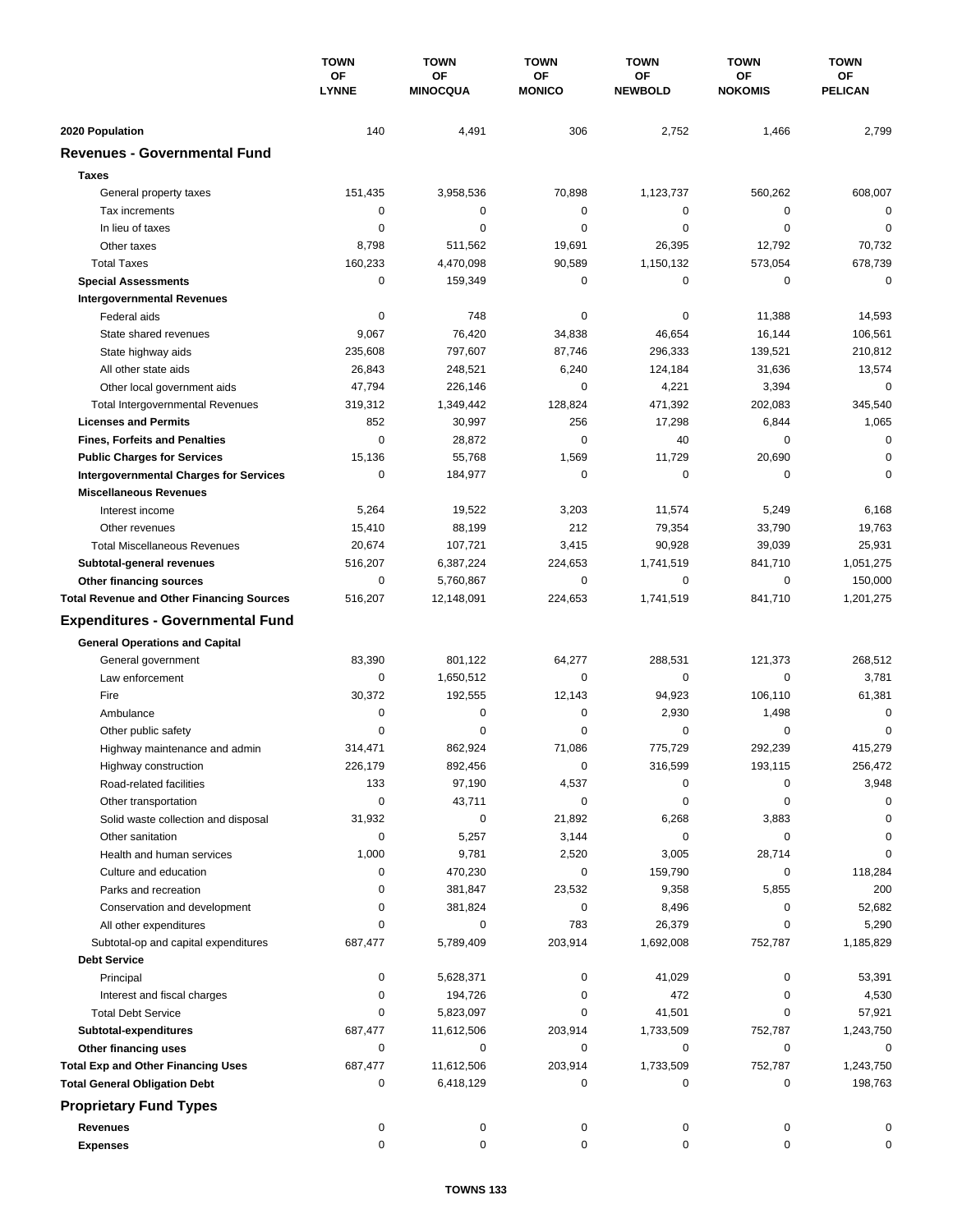| | TOWN OF LYNNE | TOWN OF MINOCQUA | TOWN OF MONICO | TOWN OF NEWBOLD | TOWN OF NOKOMIS | TOWN OF PELICAN |
|---|---|---|---|---|---|---|
| **2020 Population** | 140 | 4,491 | 306 | 2,752 | 1,466 | 2,799 |
| **Revenues - Governmental Fund** | | | | | | |
| **Taxes** | | | | | | |
| General property taxes | 151,435 | 3,958,536 | 70,898 | 1,123,737 | 560,262 | 608,007 |
| Tax increments | 0 | 0 | 0 | 0 | 0 | 0 |
| In lieu of taxes | 0 | 0 | 0 | 0 | 0 | 0 |
| Other taxes | 8,798 | 511,562 | 19,691 | 26,395 | 12,792 | 70,732 |
| Total Taxes | 160,233 | 4,470,098 | 90,589 | 1,150,132 | 573,054 | 678,739 |
| **Special Assessments** | 0 | 159,349 | 0 | 0 | 0 | 0 |
| **Intergovernmental Revenues** | | | | | | |
| Federal aids | 0 | 748 | 0 | 0 | 11,388 | 14,593 |
| State shared revenues | 9,067 | 76,420 | 34,838 | 46,654 | 16,144 | 106,561 |
| State highway aids | 235,608 | 797,607 | 87,746 | 296,333 | 139,521 | 210,812 |
| All other state aids | 26,843 | 248,521 | 6,240 | 124,184 | 31,636 | 13,574 |
| Other local government aids | 47,794 | 226,146 | 0 | 4,221 | 3,394 | 0 |
| Total Intergovernmental Revenues | 319,312 | 1,349,442 | 128,824 | 471,392 | 202,083 | 345,540 |
| **Licenses and Permits** | 852 | 30,997 | 256 | 17,298 | 6,844 | 1,065 |
| **Fines, Forfeits and Penalties** | 0 | 28,872 | 0 | 40 | 0 | 0 |
| **Public Charges for Services** | 15,136 | 55,768 | 1,569 | 11,729 | 20,690 | 0 |
| **Intergovernmental Charges for Services** | 0 | 184,977 | 0 | 0 | 0 | 0 |
| **Miscellaneous Revenues** | | | | | | |
| Interest income | 5,264 | 19,522 | 3,203 | 11,574 | 5,249 | 6,168 |
| Other revenues | 15,410 | 88,199 | 212 | 79,354 | 33,790 | 19,763 |
| Total Miscellaneous Revenues | 20,674 | 107,721 | 3,415 | 90,928 | 39,039 | 25,931 |
| **Subtotal-general revenues** | 516,207 | 6,387,224 | 224,653 | 1,741,519 | 841,710 | 1,051,275 |
| **Other financing sources** | 0 | 5,760,867 | 0 | 0 | 0 | 150,000 |
| **Total Revenue and Other Financing Sources** | 516,207 | 12,148,091 | 224,653 | 1,741,519 | 841,710 | 1,201,275 |
| **Expenditures - Governmental Fund** | | | | | | |
| **General Operations and Capital** | | | | | | |
| General government | 83,390 | 801,122 | 64,277 | 288,531 | 121,373 | 268,512 |
| Law enforcement | 0 | 1,650,512 | 0 | 0 | 0 | 3,781 |
| Fire | 30,372 | 192,555 | 12,143 | 94,923 | 106,110 | 61,381 |
| Ambulance | 0 | 0 | 0 | 2,930 | 1,498 | 0 |
| Other public safety | 0 | 0 | 0 | 0 | 0 | 0 |
| Highway maintenance and admin | 314,471 | 862,924 | 71,086 | 775,729 | 292,239 | 415,279 |
| Highway construction | 226,179 | 892,456 | 0 | 316,599 | 193,115 | 256,472 |
| Road-related facilities | 133 | 97,190 | 4,537 | 0 | 0 | 3,948 |
| Other transportation | 0 | 43,711 | 0 | 0 | 0 | 0 |
| Solid waste collection and disposal | 31,932 | 0 | 21,892 | 6,268 | 3,883 | 0 |
| Other sanitation | 0 | 5,257 | 3,144 | 0 | 0 | 0 |
| Health and human services | 1,000 | 9,781 | 2,520 | 3,005 | 28,714 | 0 |
| Culture and education | 0 | 470,230 | 0 | 159,790 | 0 | 118,284 |
| Parks and recreation | 0 | 381,847 | 23,532 | 9,358 | 5,855 | 200 |
| Conservation and development | 0 | 381,824 | 0 | 8,496 | 0 | 52,682 |
| All other expenditures | 0 | 0 | 783 | 26,379 | 0 | 5,290 |
| Subtotal-op and capital expenditures | 687,477 | 5,789,409 | 203,914 | 1,692,008 | 752,787 | 1,185,829 |
| **Debt Service** | | | | | | |
| Principal | 0 | 5,628,371 | 0 | 41,029 | 0 | 53,391 |
| Interest and fiscal charges | 0 | 194,726 | 0 | 472 | 0 | 4,530 |
| Total Debt Service | 0 | 5,823,097 | 0 | 41,501 | 0 | 57,921 |
| **Subtotal-expenditures** | 687,477 | 11,612,506 | 203,914 | 1,733,509 | 752,787 | 1,243,750 |
| **Other financing uses** | 0 | 0 | 0 | 0 | 0 | 0 |
| **Total Exp and Other Financing Uses** | 687,477 | 11,612,506 | 203,914 | 1,733,509 | 752,787 | 1,243,750 |
| **Total General Obligation Debt** | 0 | 6,418,129 | 0 | 0 | 0 | 198,763 |
| **Proprietary Fund Types** | | | | | | |
| **Revenues** | 0 | 0 | 0 | 0 | 0 | 0 |
| **Expenses** | 0 | 0 | 0 | 0 | 0 | 0 |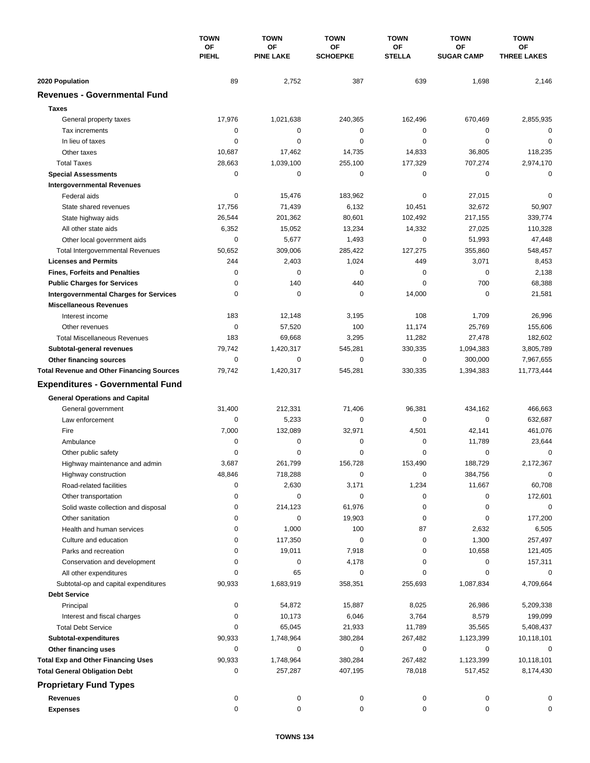| | TOWN OF PIEHL | TOWN OF PINE LAKE | TOWN OF SCHOEPKE | TOWN OF STELLA | TOWN OF SUGAR CAMP | TOWN OF THREE LAKES |
|---|---|---|---|---|---|---|
| **2020 Population** | 89 | 2,752 | 387 | 639 | 1,698 | 2,146 |
| **Revenues - Governmental Fund** | | | | | | |
| **Taxes** | | | | | | |
| General property taxes | 17,976 | 1,021,638 | 240,365 | 162,496 | 670,469 | 2,855,935 |
| Tax increments | 0 | 0 | 0 | 0 | 0 | 0 |
| In lieu of taxes | 0 | 0 | 0 | 0 | 0 | 0 |
| Other taxes | 10,687 | 17,462 | 14,735 | 14,833 | 36,805 | 118,235 |
| Total Taxes | 28,663 | 1,039,100 | 255,100 | 177,329 | 707,274 | 2,974,170 |
| **Special Assessments** | 0 | 0 | 0 | 0 | 0 | 0 |
| **Intergovernmental Revenues** | | | | | | |
| Federal aids | 0 | 15,476 | 183,962 | 0 | 27,015 | 0 |
| State shared revenues | 17,756 | 71,439 | 6,132 | 10,451 | 32,672 | 50,907 |
| State highway aids | 26,544 | 201,362 | 80,601 | 102,492 | 217,155 | 339,774 |
| All other state aids | 6,352 | 15,052 | 13,234 | 14,332 | 27,025 | 110,328 |
| Other local government aids | 0 | 5,677 | 1,493 | 0 | 51,993 | 47,448 |
| Total Intergovernmental Revenues | 50,652 | 309,006 | 285,422 | 127,275 | 355,860 | 548,457 |
| **Licenses and Permits** | 244 | 2,403 | 1,024 | 449 | 3,071 | 8,453 |
| **Fines, Forfeits and Penalties** | 0 | 0 | 0 | 0 | 0 | 2,138 |
| **Public Charges for Services** | 0 | 140 | 440 | 0 | 700 | 68,388 |
| **Intergovernmental Charges for Services** | 0 | 0 | 0 | 14,000 | 0 | 21,581 |
| **Miscellaneous Revenues** | | | | | | |
| Interest income | 183 | 12,148 | 3,195 | 108 | 1,709 | 26,996 |
| Other revenues | 0 | 57,520 | 100 | 11,174 | 25,769 | 155,606 |
| Total Miscellaneous Revenues | 183 | 69,668 | 3,295 | 11,282 | 27,478 | 182,602 |
| **Subtotal-general revenues** | 79,742 | 1,420,317 | 545,281 | 330,335 | 1,094,383 | 3,805,789 |
| **Other financing sources** | 0 | 0 | 0 | 0 | 300,000 | 7,967,655 |
| **Total Revenue and Other Financing Sources** | 79,742 | 1,420,317 | 545,281 | 330,335 | 1,394,383 | 11,773,444 |
| **Expenditures - Governmental Fund** | | | | | | |
| **General Operations and Capital** | | | | | | |
| General government | 31,400 | 212,331 | 71,406 | 96,381 | 434,162 | 466,663 |
| Law enforcement | 0 | 5,233 | 0 | 0 | 0 | 632,687 |
| Fire | 7,000 | 132,089 | 32,971 | 4,501 | 42,141 | 461,076 |
| Ambulance | 0 | 0 | 0 | 0 | 11,789 | 23,644 |
| Other public safety | 0 | 0 | 0 | 0 | 0 | 0 |
| Highway maintenance and admin | 3,687 | 261,799 | 156,728 | 153,490 | 188,729 | 2,172,367 |
| Highway construction | 48,846 | 718,288 | 0 | 0 | 384,756 | 0 |
| Road-related facilities | 0 | 2,630 | 3,171 | 1,234 | 11,667 | 60,708 |
| Other transportation | 0 | 0 | 0 | 0 | 0 | 172,601 |
| Solid waste collection and disposal | 0 | 214,123 | 61,976 | 0 | 0 | 0 |
| Other sanitation | 0 | 0 | 19,903 | 0 | 0 | 177,200 |
| Health and human services | 0 | 1,000 | 100 | 87 | 2,632 | 6,505 |
| Culture and education | 0 | 117,350 | 0 | 0 | 1,300 | 257,497 |
| Parks and recreation | 0 | 19,011 | 7,918 | 0 | 10,658 | 121,405 |
| Conservation and development | 0 | 0 | 4,178 | 0 | 0 | 157,311 |
| All other expenditures | 0 | 65 | 0 | 0 | 0 | 0 |
| Subtotal-op and capital expenditures | 90,933 | 1,683,919 | 358,351 | 255,693 | 1,087,834 | 4,709,664 |
| **Debt Service** | | | | | | |
| Principal | 0 | 54,872 | 15,887 | 8,025 | 26,986 | 5,209,338 |
| Interest and fiscal charges | 0 | 10,173 | 6,046 | 3,764 | 8,579 | 199,099 |
| Total Debt Service | 0 | 65,045 | 21,933 | 11,789 | 35,565 | 5,408,437 |
| **Subtotal-expenditures** | 90,933 | 1,748,964 | 380,284 | 267,482 | 1,123,399 | 10,118,101 |
| **Other financing uses** | 0 | 0 | 0 | 0 | 0 | 0 |
| **Total Exp and Other Financing Uses** | 90,933 | 1,748,964 | 380,284 | 267,482 | 1,123,399 | 10,118,101 |
| **Total General Obligation Debt** | 0 | 257,287 | 407,195 | 78,018 | 517,452 | 8,174,430 |
| **Proprietary Fund Types** | | | | | | |
| **Revenues** | 0 | 0 | 0 | 0 | 0 | 0 |
| **Expenses** | 0 | 0 | 0 | 0 | 0 | 0 |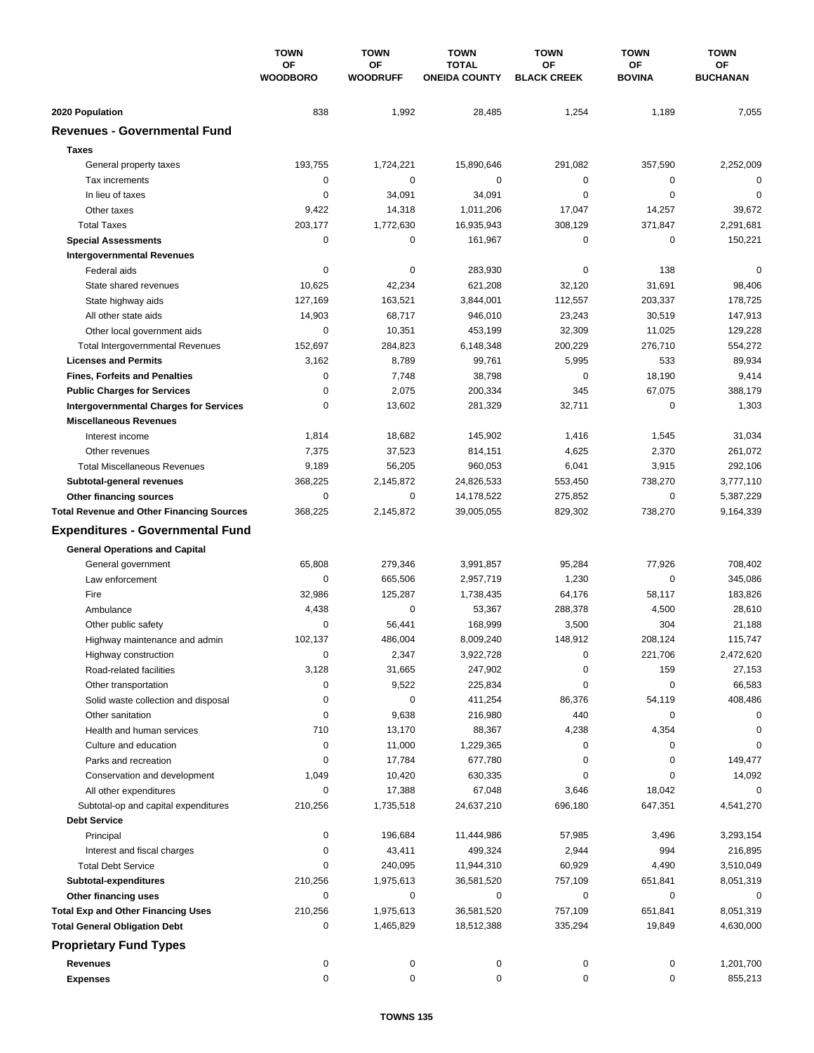| | TOWN OF WOODBORO | TOWN OF WOODRUFF | TOWN TOTAL ONEIDA COUNTY | TOWN OF BLACK CREEK | TOWN OF BOVINA | TOWN OF BUCHANAN |
|---|---|---|---|---|---|---|
| **2020 Population** | 838 | 1,992 | 28,485 | 1,254 | 1,189 | 7,055 |
| **Revenues - Governmental Fund** | | | | | | |
| **Taxes** | | | | | | |
| General property taxes | 193,755 | 1,724,221 | 15,890,646 | 291,082 | 357,590 | 2,252,009 |
| Tax increments | 0 | 0 | 0 | 0 | 0 | 0 |
| In lieu of taxes | 0 | 34,091 | 34,091 | 0 | 0 | 0 |
| Other taxes | 9,422 | 14,318 | 1,011,206 | 17,047 | 14,257 | 39,672 |
| Total Taxes | 203,177 | 1,772,630 | 16,935,943 | 308,129 | 371,847 | 2,291,681 |
| **Special Assessments** | 0 | 0 | 161,967 | 0 | 0 | 150,221 |
| **Intergovernmental Revenues** | | | | | | |
| Federal aids | 0 | 0 | 283,930 | 0 | 138 | 0 |
| State shared revenues | 10,625 | 42,234 | 621,208 | 32,120 | 31,691 | 98,406 |
| State highway aids | 127,169 | 163,521 | 3,844,001 | 112,557 | 203,337 | 178,725 |
| All other state aids | 14,903 | 68,717 | 946,010 | 23,243 | 30,519 | 147,913 |
| Other local government aids | 0 | 10,351 | 453,199 | 32,309 | 11,025 | 129,228 |
| Total Intergovernmental Revenues | 152,697 | 284,823 | 6,148,348 | 200,229 | 276,710 | 554,272 |
| **Licenses and Permits** | 3,162 | 8,789 | 99,761 | 5,995 | 533 | 89,934 |
| **Fines, Forfeits and Penalties** | 0 | 7,748 | 38,798 | 0 | 18,190 | 9,414 |
| **Public Charges for Services** | 0 | 2,075 | 200,334 | 345 | 67,075 | 388,179 |
| **Intergovernmental Charges for Services** | 0 | 13,602 | 281,329 | 32,711 | 0 | 1,303 |
| **Miscellaneous Revenues** | | | | | | |
| Interest income | 1,814 | 18,682 | 145,902 | 1,416 | 1,545 | 31,034 |
| Other revenues | 7,375 | 37,523 | 814,151 | 4,625 | 2,370 | 261,072 |
| Total Miscellaneous Revenues | 9,189 | 56,205 | 960,053 | 6,041 | 3,915 | 292,106 |
| **Subtotal-general revenues** | 368,225 | 2,145,872 | 24,826,533 | 553,450 | 738,270 | 3,777,110 |
| **Other financing sources** | 0 | 0 | 14,178,522 | 275,852 | 0 | 5,387,229 |
| **Total Revenue and Other Financing Sources** | 368,225 | 2,145,872 | 39,005,055 | 829,302 | 738,270 | 9,164,339 |
| **Expenditures - Governmental Fund** | | | | | | |
| **General Operations and Capital** | | | | | | |
| General government | 65,808 | 279,346 | 3,991,857 | 95,284 | 77,926 | 708,402 |
| Law enforcement | 0 | 665,506 | 2,957,719 | 1,230 | 0 | 345,086 |
| Fire | 32,986 | 125,287 | 1,738,435 | 64,176 | 58,117 | 183,826 |
| Ambulance | 4,438 | 0 | 53,367 | 288,378 | 4,500 | 28,610 |
| Other public safety | 0 | 56,441 | 168,999 | 3,500 | 304 | 21,188 |
| Highway maintenance and admin | 102,137 | 486,004 | 8,009,240 | 148,912 | 208,124 | 115,747 |
| Highway construction | 0 | 2,347 | 3,922,728 | 0 | 221,706 | 2,472,620 |
| Road-related facilities | 3,128 | 31,665 | 247,902 | 0 | 159 | 27,153 |
| Other transportation | 0 | 9,522 | 225,834 | 0 | 0 | 66,583 |
| Solid waste collection and disposal | 0 | 0 | 411,254 | 86,376 | 54,119 | 408,486 |
| Other sanitation | 0 | 9,638 | 216,980 | 440 | 0 | 0 |
| Health and human services | 710 | 13,170 | 88,367 | 4,238 | 4,354 | 0 |
| Culture and education | 0 | 11,000 | 1,229,365 | 0 | 0 | 0 |
| Parks and recreation | 0 | 17,784 | 677,780 | 0 | 0 | 149,477 |
| Conservation and development | 1,049 | 10,420 | 630,335 | 0 | 0 | 14,092 |
| All other expenditures | 0 | 17,388 | 67,048 | 3,646 | 18,042 | 0 |
| Subtotal-op and capital expenditures | 210,256 | 1,735,518 | 24,637,210 | 696,180 | 647,351 | 4,541,270 |
| **Debt Service** | | | | | | |
| Principal | 0 | 196,684 | 11,444,986 | 57,985 | 3,496 | 3,293,154 |
| Interest and fiscal charges | 0 | 43,411 | 499,324 | 2,944 | 994 | 216,895 |
| Total Debt Service | 0 | 240,095 | 11,944,310 | 60,929 | 4,490 | 3,510,049 |
| **Subtotal-expenditures** | 210,256 | 1,975,613 | 36,581,520 | 757,109 | 651,841 | 8,051,319 |
| **Other financing uses** | 0 | 0 | 0 | 0 | 0 | 0 |
| **Total Exp and Other Financing Uses** | 210,256 | 1,975,613 | 36,581,520 | 757,109 | 651,841 | 8,051,319 |
| **Total General Obligation Debt** | 0 | 1,465,829 | 18,512,388 | 335,294 | 19,849 | 4,630,000 |
| **Proprietary Fund Types** | | | | | | |
| **Revenues** | 0 | 0 | 0 | 0 | 0 | 1,201,700 |
| **Expenses** | 0 | 0 | 0 | 0 | 0 | 855,213 |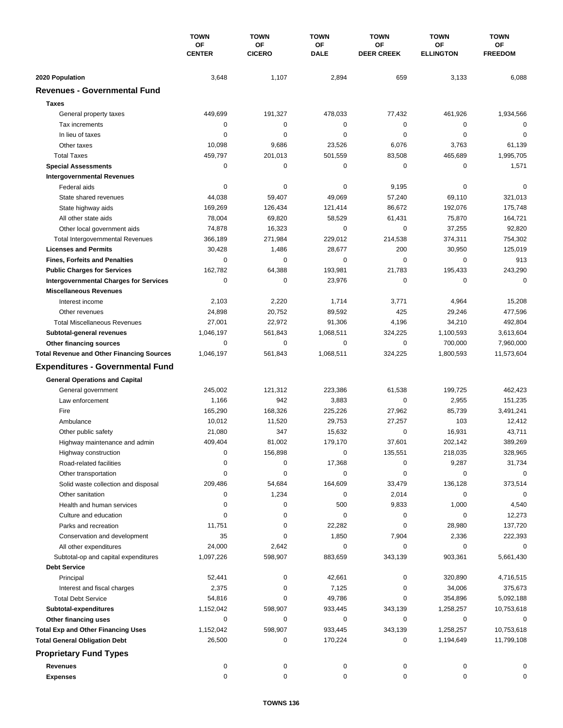| | TOWN OF CENTER | TOWN OF CICERO | TOWN OF DALE | TOWN OF DEER CREEK | TOWN OF ELLINGTON | TOWN OF FREEDOM |
|---|---|---|---|---|---|---|
| **2020 Population** | 3,648 | 1,107 | 2,894 | 659 | 3,133 | 6,088 |
| **Revenues - Governmental Fund** | | | | | | |
| **Taxes** | | | | | | |
| General property taxes | 449,699 | 191,327 | 478,033 | 77,432 | 461,926 | 1,934,566 |
| Tax increments | 0 | 0 | 0 | 0 | 0 | 0 |
| In lieu of taxes | 0 | 0 | 0 | 0 | 0 | 0 |
| Other taxes | 10,098 | 9,686 | 23,526 | 6,076 | 3,763 | 61,139 |
| Total Taxes | 459,797 | 201,013 | 501,559 | 83,508 | 465,689 | 1,995,705 |
| **Special Assessments** | 0 | 0 | 0 | 0 | 0 | 1,571 |
| **Intergovernmental Revenues** | | | | | | |
| Federal aids | 0 | 0 | 0 | 9,195 | 0 | 0 |
| State shared revenues | 44,038 | 59,407 | 49,069 | 57,240 | 69,110 | 321,013 |
| State highway aids | 169,269 | 126,434 | 121,414 | 86,672 | 192,076 | 175,748 |
| All other state aids | 78,004 | 69,820 | 58,529 | 61,431 | 75,870 | 164,721 |
| Other local government aids | 74,878 | 16,323 | 0 | 0 | 37,255 | 92,820 |
| Total Intergovernmental Revenues | 366,189 | 271,984 | 229,012 | 214,538 | 374,311 | 754,302 |
| **Licenses and Permits** | 30,428 | 1,486 | 28,677 | 200 | 30,950 | 125,019 |
| **Fines, Forfeits and Penalties** | 0 | 0 | 0 | 0 | 0 | 913 |
| **Public Charges for Services** | 162,782 | 64,388 | 193,981 | 21,783 | 195,433 | 243,290 |
| **Intergovernmental Charges for Services** | 0 | 0 | 23,976 | 0 | 0 | 0 |
| **Miscellaneous Revenues** | | | | | | |
| Interest income | 2,103 | 2,220 | 1,714 | 3,771 | 4,964 | 15,208 |
| Other revenues | 24,898 | 20,752 | 89,592 | 425 | 29,246 | 477,596 |
| Total Miscellaneous Revenues | 27,001 | 22,972 | 91,306 | 4,196 | 34,210 | 492,804 |
| **Subtotal-general revenues** | 1,046,197 | 561,843 | 1,068,511 | 324,225 | 1,100,593 | 3,613,604 |
| **Other financing sources** | 0 | 0 | 0 | 0 | 700,000 | 7,960,000 |
| **Total Revenue and Other Financing Sources** | 1,046,197 | 561,843 | 1,068,511 | 324,225 | 1,800,593 | 11,573,604 |
| **Expenditures - Governmental Fund** | | | | | | |
| **General Operations and Capital** | | | | | | |
| General government | 245,002 | 121,312 | 223,386 | 61,538 | 199,725 | 462,423 |
| Law enforcement | 1,166 | 942 | 3,883 | 0 | 2,955 | 151,235 |
| Fire | 165,290 | 168,326 | 225,226 | 27,962 | 85,739 | 3,491,241 |
| Ambulance | 10,012 | 11,520 | 29,753 | 27,257 | 103 | 12,412 |
| Other public safety | 21,080 | 347 | 15,632 | 0 | 16,931 | 43,711 |
| Highway maintenance and admin | 409,404 | 81,002 | 179,170 | 37,601 | 202,142 | 389,269 |
| Highway construction | 0 | 156,898 | 0 | 135,551 | 218,035 | 328,965 |
| Road-related facilities | 0 | 0 | 17,368 | 0 | 9,287 | 31,734 |
| Other transportation | 0 | 0 | 0 | 0 | 0 | 0 |
| Solid waste collection and disposal | 209,486 | 54,684 | 164,609 | 33,479 | 136,128 | 373,514 |
| Other sanitation | 0 | 1,234 | 0 | 2,014 | 0 | 0 |
| Health and human services | 0 | 0 | 500 | 9,833 | 1,000 | 4,540 |
| Culture and education | 0 | 0 | 0 | 0 | 0 | 12,273 |
| Parks and recreation | 11,751 | 0 | 22,282 | 0 | 28,980 | 137,720 |
| Conservation and development | 35 | 0 | 1,850 | 7,904 | 2,336 | 222,393 |
| All other expenditures | 24,000 | 2,642 | 0 | 0 | 0 | 0 |
| Subtotal-op and capital expenditures | 1,097,226 | 598,907 | 883,659 | 343,139 | 903,361 | 5,661,430 |
| **Debt Service** | | | | | | |
| Principal | 52,441 | 0 | 42,661 | 0 | 320,890 | 4,716,515 |
| Interest and fiscal charges | 2,375 | 0 | 7,125 | 0 | 34,006 | 375,673 |
| Total Debt Service | 54,816 | 0 | 49,786 | 0 | 354,896 | 5,092,188 |
| **Subtotal-expenditures** | 1,152,042 | 598,907 | 933,445 | 343,139 | 1,258,257 | 10,753,618 |
| **Other financing uses** | 0 | 0 | 0 | 0 | 0 | 0 |
| **Total Exp and Other Financing Uses** | 1,152,042 | 598,907 | 933,445 | 343,139 | 1,258,257 | 10,753,618 |
| **Total General Obligation Debt** | 26,500 | 0 | 170,224 | 0 | 1,194,649 | 11,799,108 |
| **Proprietary Fund Types** | | | | | | |
| **Revenues** | 0 | 0 | 0 | 0 | 0 | 0 |
| **Expenses** | 0 | 0 | 0 | 0 | 0 | 0 |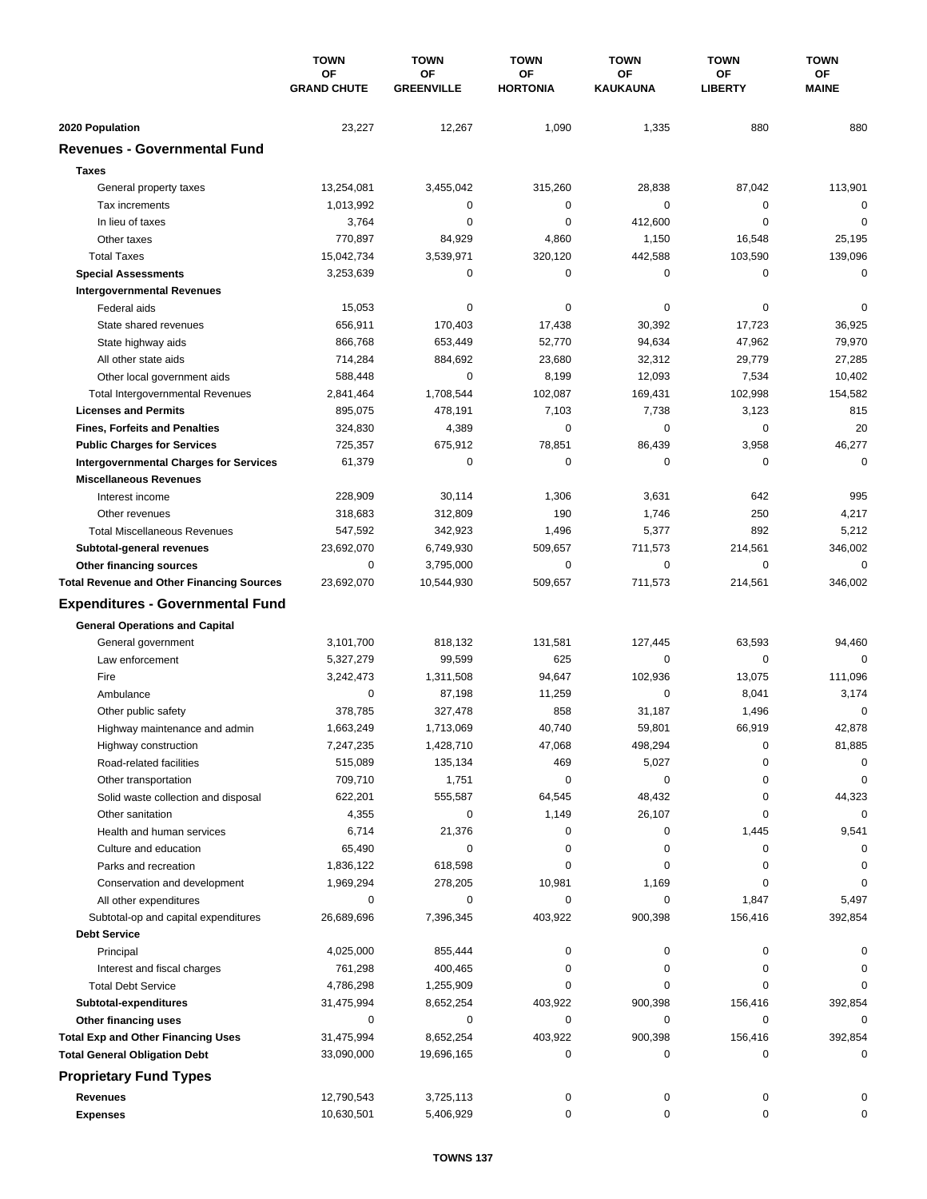| | TOWN OF GRAND CHUTE | TOWN OF GREENVILLE | TOWN OF HORTONIA | TOWN OF KAUKAUNA | TOWN OF LIBERTY | TOWN OF MAINE |
|---|---|---|---|---|---|---|
| **2020 Population** | 23,227 | 12,267 | 1,090 | 1,335 | 880 | 880 |
| **Revenues - Governmental Fund** | | | | | | |
| **Taxes** | | | | | | |
| General property taxes | 13,254,081 | 3,455,042 | 315,260 | 28,838 | 87,042 | 113,901 |
| Tax increments | 1,013,992 | 0 | 0 | 0 | 0 | 0 |
| In lieu of taxes | 3,764 | 0 | 0 | 412,600 | 0 | 0 |
| Other taxes | 770,897 | 84,929 | 4,860 | 1,150 | 16,548 | 25,195 |
| Total Taxes | 15,042,734 | 3,539,971 | 320,120 | 442,588 | 103,590 | 139,096 |
| **Special Assessments** | 3,253,639 | 0 | 0 | 0 | 0 | 0 |
| **Intergovernmental Revenues** | | | | | | |
| Federal aids | 15,053 | 0 | 0 | 0 | 0 | 0 |
| State shared revenues | 656,911 | 170,403 | 17,438 | 30,392 | 17,723 | 36,925 |
| State highway aids | 866,768 | 653,449 | 52,770 | 94,634 | 47,962 | 79,970 |
| All other state aids | 714,284 | 884,692 | 23,680 | 32,312 | 29,779 | 27,285 |
| Other local government aids | 588,448 | 0 | 8,199 | 12,093 | 7,534 | 10,402 |
| Total Intergovernmental Revenues | 2,841,464 | 1,708,544 | 102,087 | 169,431 | 102,998 | 154,582 |
| **Licenses and Permits** | 895,075 | 478,191 | 7,103 | 7,738 | 3,123 | 815 |
| **Fines, Forfeits and Penalties** | 324,830 | 4,389 | 0 | 0 | 0 | 20 |
| **Public Charges for Services** | 725,357 | 675,912 | 78,851 | 86,439 | 3,958 | 46,277 |
| **Intergovernmental Charges for Services** | 61,379 | 0 | 0 | 0 | 0 | 0 |
| **Miscellaneous Revenues** | | | | | | |
| Interest income | 228,909 | 30,114 | 1,306 | 3,631 | 642 | 995 |
| Other revenues | 318,683 | 312,809 | 190 | 1,746 | 250 | 4,217 |
| Total Miscellaneous Revenues | 547,592 | 342,923 | 1,496 | 5,377 | 892 | 5,212 |
| **Subtotal-general revenues** | 23,692,070 | 6,749,930 | 509,657 | 711,573 | 214,561 | 346,002 |
| **Other financing sources** | 0 | 3,795,000 | 0 | 0 | 0 | 0 |
| **Total Revenue and Other Financing Sources** | 23,692,070 | 10,544,930 | 509,657 | 711,573 | 214,561 | 346,002 |
| **Expenditures - Governmental Fund** | | | | | | |
| **General Operations and Capital** | | | | | | |
| General government | 3,101,700 | 818,132 | 131,581 | 127,445 | 63,593 | 94,460 |
| Law enforcement | 5,327,279 | 99,599 | 625 | 0 | 0 | 0 |
| Fire | 3,242,473 | 1,311,508 | 94,647 | 102,936 | 13,075 | 111,096 |
| Ambulance | 0 | 87,198 | 11,259 | 0 | 8,041 | 3,174 |
| Other public safety | 378,785 | 327,478 | 858 | 31,187 | 1,496 | 0 |
| Highway maintenance and admin | 1,663,249 | 1,713,069 | 40,740 | 59,801 | 66,919 | 42,878 |
| Highway construction | 7,247,235 | 1,428,710 | 47,068 | 498,294 | 0 | 81,885 |
| Road-related facilities | 515,089 | 135,134 | 469 | 5,027 | 0 | 0 |
| Other transportation | 709,710 | 1,751 | 0 | 0 | 0 | 0 |
| Solid waste collection and disposal | 622,201 | 555,587 | 64,545 | 48,432 | 0 | 44,323 |
| Other sanitation | 4,355 | 0 | 1,149 | 26,107 | 0 | 0 |
| Health and human services | 6,714 | 21,376 | 0 | 0 | 1,445 | 9,541 |
| Culture and education | 65,490 | 0 | 0 | 0 | 0 | 0 |
| Parks and recreation | 1,836,122 | 618,598 | 0 | 0 | 0 | 0 |
| Conservation and development | 1,969,294 | 278,205 | 10,981 | 1,169 | 0 | 0 |
| All other expenditures | 0 | 0 | 0 | 0 | 1,847 | 5,497 |
| Subtotal-op and capital expenditures | 26,689,696 | 7,396,345 | 403,922 | 900,398 | 156,416 | 392,854 |
| **Debt Service** | | | | | | |
| Principal | 4,025,000 | 855,444 | 0 | 0 | 0 | 0 |
| Interest and fiscal charges | 761,298 | 400,465 | 0 | 0 | 0 | 0 |
| Total Debt Service | 4,786,298 | 1,255,909 | 0 | 0 | 0 | 0 |
| **Subtotal-expenditures** | 31,475,994 | 8,652,254 | 403,922 | 900,398 | 156,416 | 392,854 |
| **Other financing uses** | 0 | 0 | 0 | 0 | 0 | 0 |
| **Total Exp and Other Financing Uses** | 31,475,994 | 8,652,254 | 403,922 | 900,398 | 156,416 | 392,854 |
| **Total General Obligation Debt** | 33,090,000 | 19,696,165 | 0 | 0 | 0 | 0 |
| **Proprietary Fund Types** | | | | | | |
| **Revenues** | 12,790,543 | 3,725,113 | 0 | 0 | 0 | 0 |
| **Expenses** | 10,630,501 | 5,406,929 | 0 | 0 | 0 | 0 |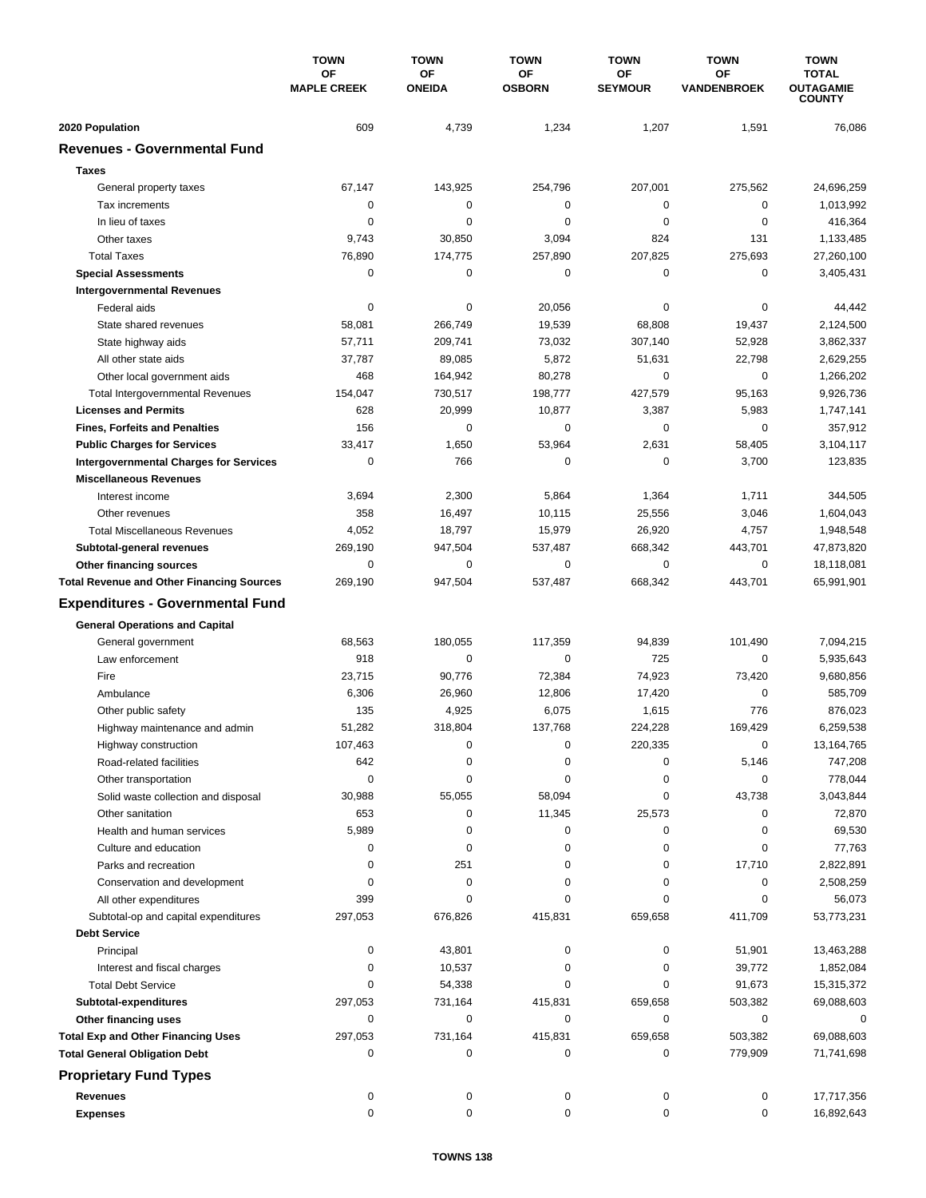| | TOWN OF MAPLE CREEK | TOWN OF ONEIDA | TOWN OF OSBORN | TOWN OF SEYMOUR | TOWN OF VANDENBROEK | TOWN TOTAL OUTAGAMIE COUNTY |
|---|---|---|---|---|---|---|
| **2020 Population** | 609 | 4,739 | 1,234 | 1,207 | 1,591 | 76,086 |
| **Revenues - Governmental Fund** | | | | | | |
| **Taxes** | | | | | | |
| General property taxes | 67,147 | 143,925 | 254,796 | 207,001 | 275,562 | 24,696,259 |
| Tax increments | 0 | 0 | 0 | 0 | 0 | 1,013,992 |
| In lieu of taxes | 0 | 0 | 0 | 0 | 0 | 416,364 |
| Other taxes | 9,743 | 30,850 | 3,094 | 824 | 131 | 1,133,485 |
| Total Taxes | 76,890 | 174,775 | 257,890 | 207,825 | 275,693 | 27,260,100 |
| **Special Assessments** | 0 | 0 | 0 | 0 | 0 | 3,405,431 |
| **Intergovernmental Revenues** | | | | | | |
| Federal aids | 0 | 0 | 20,056 | 0 | 0 | 44,442 |
| State shared revenues | 58,081 | 266,749 | 19,539 | 68,808 | 19,437 | 2,124,500 |
| State highway aids | 57,711 | 209,741 | 73,032 | 307,140 | 52,928 | 3,862,337 |
| All other state aids | 37,787 | 89,085 | 5,872 | 51,631 | 22,798 | 2,629,255 |
| Other local government aids | 468 | 164,942 | 80,278 | 0 | 0 | 1,266,202 |
| Total Intergovernmental Revenues | 154,047 | 730,517 | 198,777 | 427,579 | 95,163 | 9,926,736 |
| **Licenses and Permits** | 628 | 20,999 | 10,877 | 3,387 | 5,983 | 1,747,141 |
| **Fines, Forfeits and Penalties** | 156 | 0 | 0 | 0 | 0 | 357,912 |
| **Public Charges for Services** | 33,417 | 1,650 | 53,964 | 2,631 | 58,405 | 3,104,117 |
| **Intergovernmental Charges for Services** | 0 | 766 | 0 | 0 | 3,700 | 123,835 |
| **Miscellaneous Revenues** | | | | | | |
| Interest income | 3,694 | 2,300 | 5,864 | 1,364 | 1,711 | 344,505 |
| Other revenues | 358 | 16,497 | 10,115 | 25,556 | 3,046 | 1,604,043 |
| Total Miscellaneous Revenues | 4,052 | 18,797 | 15,979 | 26,920 | 4,757 | 1,948,548 |
| **Subtotal-general revenues** | 269,190 | 947,504 | 537,487 | 668,342 | 443,701 | 47,873,820 |
| **Other financing sources** | 0 | 0 | 0 | 0 | 0 | 18,118,081 |
| **Total Revenue and Other Financing Sources** | 269,190 | 947,504 | 537,487 | 668,342 | 443,701 | 65,991,901 |
| **Expenditures - Governmental Fund** | | | | | | |
| **General Operations and Capital** | | | | | | |
| General government | 68,563 | 180,055 | 117,359 | 94,839 | 101,490 | 7,094,215 |
| Law enforcement | 918 | 0 | 0 | 725 | 0 | 5,935,643 |
| Fire | 23,715 | 90,776 | 72,384 | 74,923 | 73,420 | 9,680,856 |
| Ambulance | 6,306 | 26,960 | 12,806 | 17,420 | 0 | 585,709 |
| Other public safety | 135 | 4,925 | 6,075 | 1,615 | 776 | 876,023 |
| Highway maintenance and admin | 51,282 | 318,804 | 137,768 | 224,228 | 169,429 | 6,259,538 |
| Highway construction | 107,463 | 0 | 0 | 220,335 | 0 | 13,164,765 |
| Road-related facilities | 642 | 0 | 0 | 0 | 5,146 | 747,208 |
| Other transportation | 0 | 0 | 0 | 0 | 0 | 778,044 |
| Solid waste collection and disposal | 30,988 | 55,055 | 58,094 | 0 | 43,738 | 3,043,844 |
| Other sanitation | 653 | 0 | 11,345 | 25,573 | 0 | 72,870 |
| Health and human services | 5,989 | 0 | 0 | 0 | 0 | 69,530 |
| Culture and education | 0 | 0 | 0 | 0 | 0 | 77,763 |
| Parks and recreation | 0 | 251 | 0 | 0 | 17,710 | 2,822,891 |
| Conservation and development | 0 | 0 | 0 | 0 | 0 | 2,508,259 |
| All other expenditures | 399 | 0 | 0 | 0 | 0 | 56,073 |
| Subtotal-op and capital expenditures | 297,053 | 676,826 | 415,831 | 659,658 | 411,709 | 53,773,231 |
| **Debt Service** | | | | | | |
| Principal | 0 | 43,801 | 0 | 0 | 51,901 | 13,463,288 |
| Interest and fiscal charges | 0 | 10,537 | 0 | 0 | 39,772 | 1,852,084 |
| Total Debt Service | 0 | 54,338 | 0 | 0 | 91,673 | 15,315,372 |
| **Subtotal-expenditures** | 297,053 | 731,164 | 415,831 | 659,658 | 503,382 | 69,088,603 |
| **Other financing uses** | 0 | 0 | 0 | 0 | 0 | 0 |
| **Total Exp and Other Financing Uses** | 297,053 | 731,164 | 415,831 | 659,658 | 503,382 | 69,088,603 |
| **Total General Obligation Debt** | 0 | 0 | 0 | 0 | 779,909 | 71,741,698 |
| **Proprietary Fund Types** | | | | | | |
| **Revenues** | 0 | 0 | 0 | 0 | 0 | 17,717,356 |
| **Expenses** | 0 | 0 | 0 | 0 | 0 | 16,892,643 |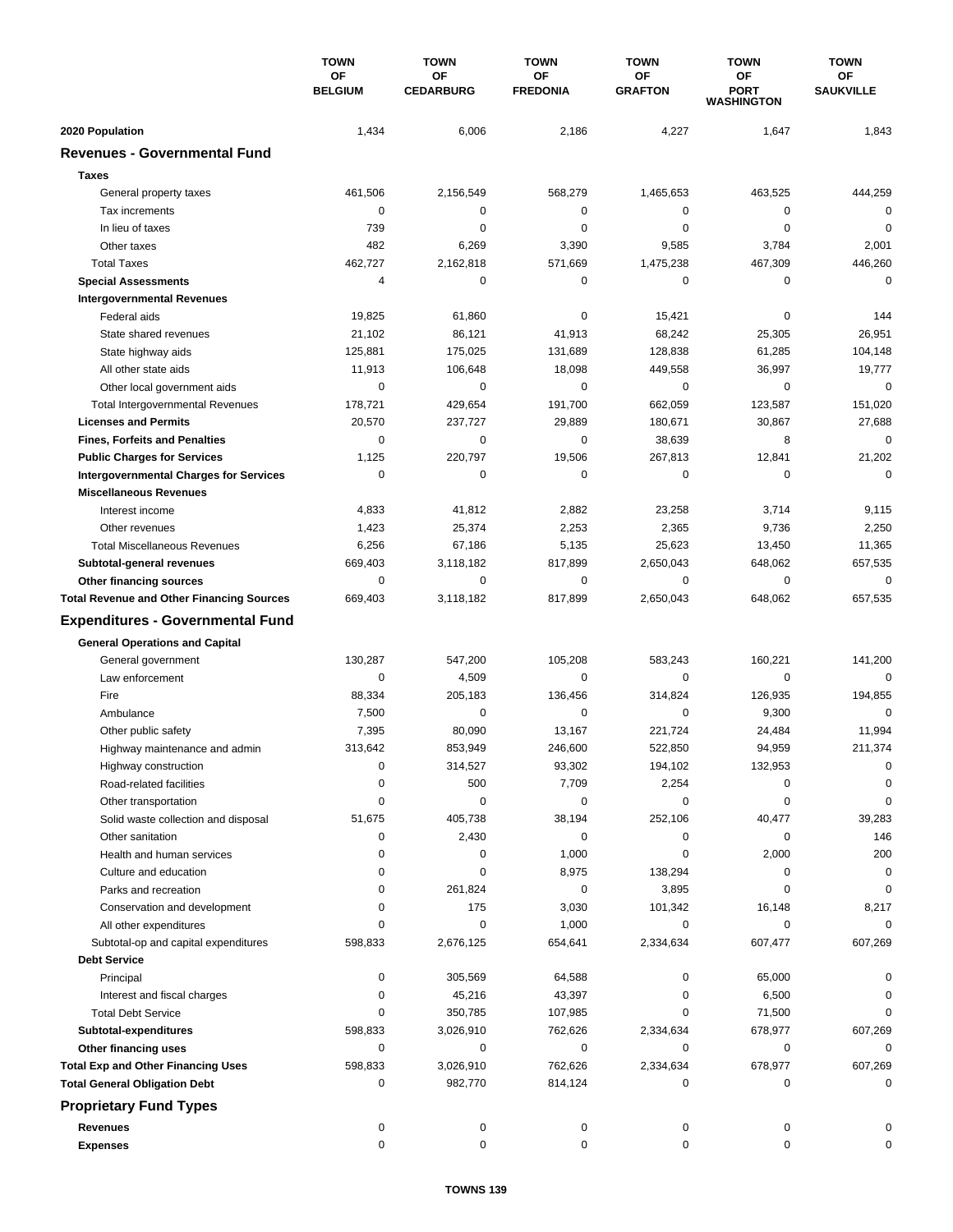| | TOWN OF BELGIUM | TOWN OF CEDARBURG | TOWN OF FREDONIA | TOWN OF GRAFTON | TOWN OF PORT WASHINGTON | TOWN OF SAUKVILLE |
|---|---|---|---|---|---|---|
| **2020 Population** | 1,434 | 6,006 | 2,186 | 4,227 | 1,647 | 1,843 |
| **Revenues - Governmental Fund** | | | | | | |
| **Taxes** | | | | | | |
| General property taxes | 461,506 | 2,156,549 | 568,279 | 1,465,653 | 463,525 | 444,259 |
| Tax increments | 0 | 0 | 0 | 0 | 0 | 0 |
| In lieu of taxes | 739 | 0 | 0 | 0 | 0 | 0 |
| Other taxes | 482 | 6,269 | 3,390 | 9,585 | 3,784 | 2,001 |
| Total Taxes | 462,727 | 2,162,818 | 571,669 | 1,475,238 | 467,309 | 446,260 |
| **Special Assessments** | 4 | 0 | 0 | 0 | 0 | 0 |
| **Intergovernmental Revenues** | | | | | | |
| Federal aids | 19,825 | 61,860 | 0 | 15,421 | 0 | 144 |
| State shared revenues | 21,102 | 86,121 | 41,913 | 68,242 | 25,305 | 26,951 |
| State highway aids | 125,881 | 175,025 | 131,689 | 128,838 | 61,285 | 104,148 |
| All other state aids | 11,913 | 106,648 | 18,098 | 449,558 | 36,997 | 19,777 |
| Other local government aids | 0 | 0 | 0 | 0 | 0 | 0 |
| Total Intergovernmental Revenues | 178,721 | 429,654 | 191,700 | 662,059 | 123,587 | 151,020 |
| **Licenses and Permits** | 20,570 | 237,727 | 29,889 | 180,671 | 30,867 | 27,688 |
| **Fines, Forfeits and Penalties** | 0 | 0 | 0 | 38,639 | 8 | 0 |
| **Public Charges for Services** | 1,125 | 220,797 | 19,506 | 267,813 | 12,841 | 21,202 |
| **Intergovernmental Charges for Services** | 0 | 0 | 0 | 0 | 0 | 0 |
| **Miscellaneous Revenues** | | | | | | |
| Interest income | 4,833 | 41,812 | 2,882 | 23,258 | 3,714 | 9,115 |
| Other revenues | 1,423 | 25,374 | 2,253 | 2,365 | 9,736 | 2,250 |
| Total Miscellaneous Revenues | 6,256 | 67,186 | 5,135 | 25,623 | 13,450 | 11,365 |
| **Subtotal-general revenues** | 669,403 | 3,118,182 | 817,899 | 2,650,043 | 648,062 | 657,535 |
| **Other financing sources** | 0 | 0 | 0 | 0 | 0 | 0 |
| **Total Revenue and Other Financing Sources** | 669,403 | 3,118,182 | 817,899 | 2,650,043 | 648,062 | 657,535 |
| **Expenditures - Governmental Fund** | | | | | | |
| **General Operations and Capital** | | | | | | |
| General government | 130,287 | 547,200 | 105,208 | 583,243 | 160,221 | 141,200 |
| Law enforcement | 0 | 4,509 | 0 | 0 | 0 | 0 |
| Fire | 88,334 | 205,183 | 136,456 | 314,824 | 126,935 | 194,855 |
| Ambulance | 7,500 | 0 | 0 | 0 | 9,300 | 0 |
| Other public safety | 7,395 | 80,090 | 13,167 | 221,724 | 24,484 | 11,994 |
| Highway maintenance and admin | 313,642 | 853,949 | 246,600 | 522,850 | 94,959 | 211,374 |
| Highway construction | 0 | 314,527 | 93,302 | 194,102 | 132,953 | 0 |
| Road-related facilities | 0 | 500 | 7,709 | 2,254 | 0 | 0 |
| Other transportation | 0 | 0 | 0 | 0 | 0 | 0 |
| Solid waste collection and disposal | 51,675 | 405,738 | 38,194 | 252,106 | 40,477 | 39,283 |
| Other sanitation | 0 | 2,430 | 0 | 0 | 0 | 146 |
| Health and human services | 0 | 0 | 1,000 | 0 | 2,000 | 200 |
| Culture and education | 0 | 0 | 8,975 | 138,294 | 0 | 0 |
| Parks and recreation | 0 | 261,824 | 0 | 3,895 | 0 | 0 |
| Conservation and development | 0 | 175 | 3,030 | 101,342 | 16,148 | 8,217 |
| All other expenditures | 0 | 0 | 1,000 | 0 | 0 | 0 |
| Subtotal-op and capital expenditures | 598,833 | 2,676,125 | 654,641 | 2,334,634 | 607,477 | 607,269 |
| **Debt Service** | | | | | | |
| Principal | 0 | 305,569 | 64,588 | 0 | 65,000 | 0 |
| Interest and fiscal charges | 0 | 45,216 | 43,397 | 0 | 6,500 | 0 |
| Total Debt Service | 0 | 350,785 | 107,985 | 0 | 71,500 | 0 |
| **Subtotal-expenditures** | 598,833 | 3,026,910 | 762,626 | 2,334,634 | 678,977 | 607,269 |
| **Other financing uses** | 0 | 0 | 0 | 0 | 0 | 0 |
| **Total Exp and Other Financing Uses** | 598,833 | 3,026,910 | 762,626 | 2,334,634 | 678,977 | 607,269 |
| **Total General Obligation Debt** | 0 | 982,770 | 814,124 | 0 | 0 | 0 |
| **Proprietary Fund Types** | | | | | | |
| **Revenues** | 0 | 0 | 0 | 0 | 0 | 0 |
| **Expenses** | 0 | 0 | 0 | 0 | 0 | 0 |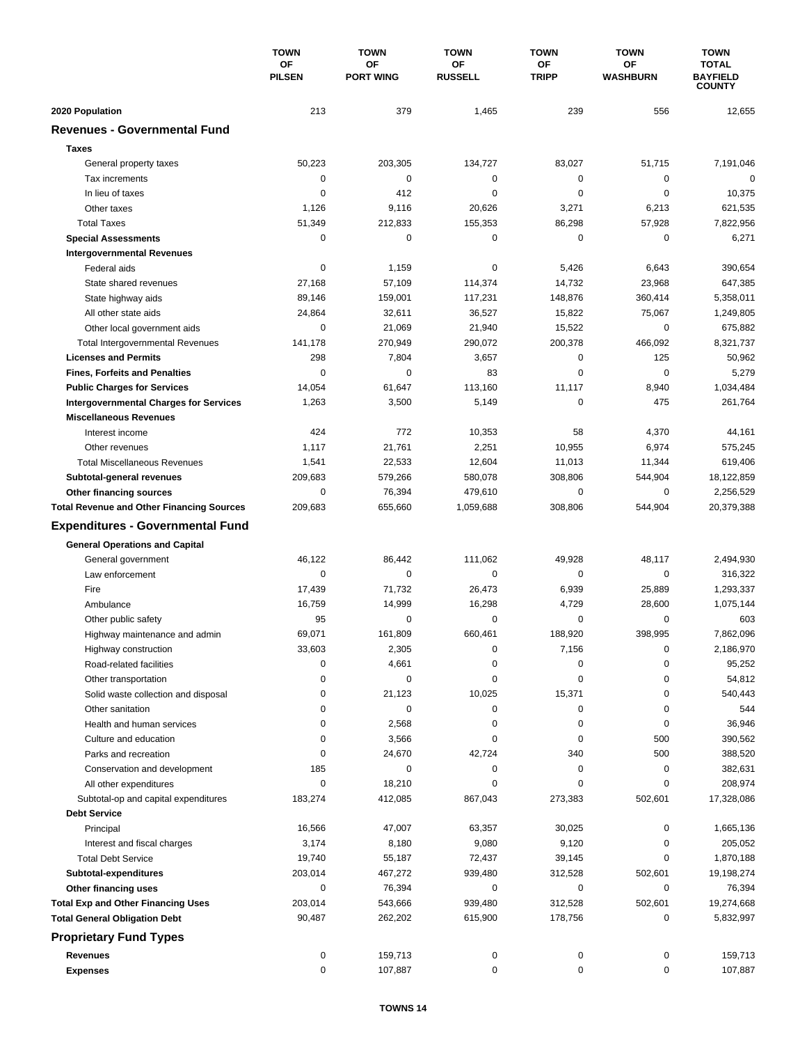| | TOWN OF PILSEN | TOWN OF PORT WING | TOWN OF RUSSELL | TOWN OF TRIPP | TOWN OF WASHBURN | TOWN TOTAL BAYFIELD COUNTY |
|---|---|---|---|---|---|---|
| **2020 Population** | 213 | 379 | 1,465 | 239 | 556 | 12,655 |
| **Revenues - Governmental Fund** | | | | | | |
| **Taxes** | | | | | | |
| General property taxes | 50,223 | 203,305 | 134,727 | 83,027 | 51,715 | 7,191,046 |
| Tax increments | 0 | 0 | 0 | 0 | 0 | 0 |
| In lieu of taxes | 0 | 412 | 0 | 0 | 0 | 10,375 |
| Other taxes | 1,126 | 9,116 | 20,626 | 3,271 | 6,213 | 621,535 |
| Total Taxes | 51,349 | 212,833 | 155,353 | 86,298 | 57,928 | 7,822,956 |
| **Special Assessments** | 0 | 0 | 0 | 0 | 0 | 6,271 |
| **Intergovernmental Revenues** | | | | | | |
| Federal aids | 0 | 1,159 | 0 | 5,426 | 6,643 | 390,654 |
| State shared revenues | 27,168 | 57,109 | 114,374 | 14,732 | 23,968 | 647,385 |
| State highway aids | 89,146 | 159,001 | 117,231 | 148,876 | 360,414 | 5,358,011 |
| All other state aids | 24,864 | 32,611 | 36,527 | 15,822 | 75,067 | 1,249,805 |
| Other local government aids | 0 | 21,069 | 21,940 | 15,522 | 0 | 675,882 |
| Total Intergovernmental Revenues | 141,178 | 270,949 | 290,072 | 200,378 | 466,092 | 8,321,737 |
| **Licenses and Permits** | 298 | 7,804 | 3,657 | 0 | 125 | 50,962 |
| **Fines, Forfeits and Penalties** | 0 | 0 | 83 | 0 | 0 | 5,279 |
| **Public Charges for Services** | 14,054 | 61,647 | 113,160 | 11,117 | 8,940 | 1,034,484 |
| **Intergovernmental Charges for Services** | 1,263 | 3,500 | 5,149 | 0 | 475 | 261,764 |
| **Miscellaneous Revenues** | | | | | | |
| Interest income | 424 | 772 | 10,353 | 58 | 4,370 | 44,161 |
| Other revenues | 1,117 | 21,761 | 2,251 | 10,955 | 6,974 | 575,245 |
| Total Miscellaneous Revenues | 1,541 | 22,533 | 12,604 | 11,013 | 11,344 | 619,406 |
| **Subtotal-general revenues** | 209,683 | 579,266 | 580,078 | 308,806 | 544,904 | 18,122,859 |
| **Other financing sources** | 0 | 76,394 | 479,610 | 0 | 0 | 2,256,529 |
| **Total Revenue and Other Financing Sources** | 209,683 | 655,660 | 1,059,688 | 308,806 | 544,904 | 20,379,388 |
| **Expenditures - Governmental Fund** | | | | | | |
| **General Operations and Capital** | | | | | | |
| General government | 46,122 | 86,442 | 111,062 | 49,928 | 48,117 | 2,494,930 |
| Law enforcement | 0 | 0 | 0 | 0 | 0 | 316,322 |
| Fire | 17,439 | 71,732 | 26,473 | 6,939 | 25,889 | 1,293,337 |
| Ambulance | 16,759 | 14,999 | 16,298 | 4,729 | 28,600 | 1,075,144 |
| Other public safety | 95 | 0 | 0 | 0 | 0 | 603 |
| Highway maintenance and admin | 69,071 | 161,809 | 660,461 | 188,920 | 398,995 | 7,862,096 |
| Highway construction | 33,603 | 2,305 | 0 | 7,156 | 0 | 2,186,970 |
| Road-related facilities | 0 | 4,661 | 0 | 0 | 0 | 95,252 |
| Other transportation | 0 | 0 | 0 | 0 | 0 | 54,812 |
| Solid waste collection and disposal | 0 | 21,123 | 10,025 | 15,371 | 0 | 540,443 |
| Other sanitation | 0 | 0 | 0 | 0 | 0 | 544 |
| Health and human services | 0 | 2,568 | 0 | 0 | 0 | 36,946 |
| Culture and education | 0 | 3,566 | 0 | 0 | 500 | 390,562 |
| Parks and recreation | 0 | 24,670 | 42,724 | 340 | 500 | 388,520 |
| Conservation and development | 185 | 0 | 0 | 0 | 0 | 382,631 |
| All other expenditures | 0 | 18,210 | 0 | 0 | 0 | 208,974 |
| Subtotal-op and capital expenditures | 183,274 | 412,085 | 867,043 | 273,383 | 502,601 | 17,328,086 |
| **Debt Service** | | | | | | |
| Principal | 16,566 | 47,007 | 63,357 | 30,025 | 0 | 1,665,136 |
| Interest and fiscal charges | 3,174 | 8,180 | 9,080 | 9,120 | 0 | 205,052 |
| Total Debt Service | 19,740 | 55,187 | 72,437 | 39,145 | 0 | 1,870,188 |
| **Subtotal-expenditures** | 203,014 | 467,272 | 939,480 | 312,528 | 502,601 | 19,198,274 |
| **Other financing uses** | 0 | 76,394 | 0 | 0 | 0 | 76,394 |
| **Total Exp and Other Financing Uses** | 203,014 | 543,666 | 939,480 | 312,528 | 502,601 | 19,274,668 |
| **Total General Obligation Debt** | 90,487 | 262,202 | 615,900 | 178,756 | 0 | 5,832,997 |
| **Proprietary Fund Types** | | | | | | |
| **Revenues** | 0 | 159,713 | 0 | 0 | 0 | 159,713 |
| **Expenses** | 0 | 107,887 | 0 | 0 | 0 | 107,887 |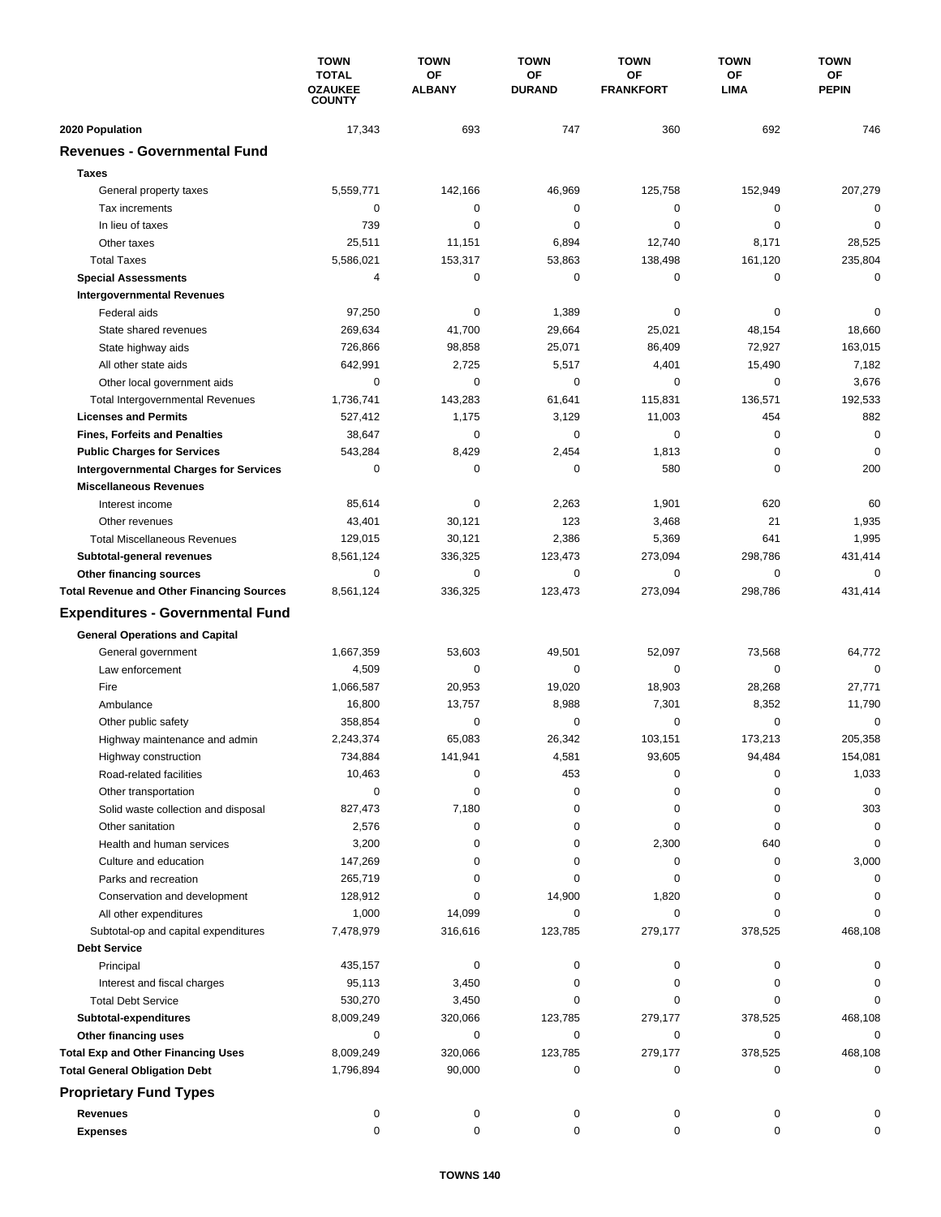| | TOWN TOTAL OZAUKEE COUNTY | TOWN OF ALBANY | TOWN OF DURAND | TOWN OF FRANKFORT | TOWN OF LIMA | TOWN OF PEPIN |
|---|---|---|---|---|---|---|
| **2020 Population** | 17,343 | 693 | 747 | 360 | 692 | 746 |
| **Revenues - Governmental Fund** | | | | | | |
| **Taxes** | | | | | | |
| General property taxes | 5,559,771 | 142,166 | 46,969 | 125,758 | 152,949 | 207,279 |
| Tax increments | 0 | 0 | 0 | 0 | 0 | 0 |
| In lieu of taxes | 739 | 0 | 0 | 0 | 0 | 0 |
| Other taxes | 25,511 | 11,151 | 6,894 | 12,740 | 8,171 | 28,525 |
| Total Taxes | 5,586,021 | 153,317 | 53,863 | 138,498 | 161,120 | 235,804 |
| **Special Assessments** | 4 | 0 | 0 | 0 | 0 | 0 |
| **Intergovernmental Revenues** | | | | | | |
| Federal aids | 97,250 | 0 | 1,389 | 0 | 0 | 0 |
| State shared revenues | 269,634 | 41,700 | 29,664 | 25,021 | 48,154 | 18,660 |
| State highway aids | 726,866 | 98,858 | 25,071 | 86,409 | 72,927 | 163,015 |
| All other state aids | 642,991 | 2,725 | 5,517 | 4,401 | 15,490 | 7,182 |
| Other local government aids | 0 | 0 | 0 | 0 | 0 | 3,676 |
| Total Intergovernmental Revenues | 1,736,741 | 143,283 | 61,641 | 115,831 | 136,571 | 192,533 |
| **Licenses and Permits** | 527,412 | 1,175 | 3,129 | 11,003 | 454 | 882 |
| **Fines, Forfeits and Penalties** | 38,647 | 0 | 0 | 0 | 0 | 0 |
| **Public Charges for Services** | 543,284 | 8,429 | 2,454 | 1,813 | 0 | 0 |
| **Intergovernmental Charges for Services** | 0 | 0 | 0 | 580 | 0 | 200 |
| **Miscellaneous Revenues** | | | | | | |
| Interest income | 85,614 | 0 | 2,263 | 1,901 | 620 | 60 |
| Other revenues | 43,401 | 30,121 | 123 | 3,468 | 21 | 1,935 |
| Total Miscellaneous Revenues | 129,015 | 30,121 | 2,386 | 5,369 | 641 | 1,995 |
| **Subtotal-general revenues** | 8,561,124 | 336,325 | 123,473 | 273,094 | 298,786 | 431,414 |
| **Other financing sources** | 0 | 0 | 0 | 0 | 0 | 0 |
| **Total Revenue and Other Financing Sources** | 8,561,124 | 336,325 | 123,473 | 273,094 | 298,786 | 431,414 |
| **Expenditures - Governmental Fund** | | | | | | |
| **General Operations and Capital** | | | | | | |
| General government | 1,667,359 | 53,603 | 49,501 | 52,097 | 73,568 | 64,772 |
| Law enforcement | 4,509 | 0 | 0 | 0 | 0 | 0 |
| Fire | 1,066,587 | 20,953 | 19,020 | 18,903 | 28,268 | 27,771 |
| Ambulance | 16,800 | 13,757 | 8,988 | 7,301 | 8,352 | 11,790 |
| Other public safety | 358,854 | 0 | 0 | 0 | 0 | 0 |
| Highway maintenance and admin | 2,243,374 | 65,083 | 26,342 | 103,151 | 173,213 | 205,358 |
| Highway construction | 734,884 | 141,941 | 4,581 | 93,605 | 94,484 | 154,081 |
| Road-related facilities | 10,463 | 0 | 453 | 0 | 0 | 1,033 |
| Other transportation | 0 | 0 | 0 | 0 | 0 | 0 |
| Solid waste collection and disposal | 827,473 | 7,180 | 0 | 0 | 0 | 303 |
| Other sanitation | 2,576 | 0 | 0 | 0 | 0 | 0 |
| Health and human services | 3,200 | 0 | 0 | 2,300 | 640 | 0 |
| Culture and education | 147,269 | 0 | 0 | 0 | 0 | 3,000 |
| Parks and recreation | 265,719 | 0 | 0 | 0 | 0 | 0 |
| Conservation and development | 128,912 | 0 | 14,900 | 1,820 | 0 | 0 |
| All other expenditures | 1,000 | 14,099 | 0 | 0 | 0 | 0 |
| Subtotal-op and capital expenditures | 7,478,979 | 316,616 | 123,785 | 279,177 | 378,525 | 468,108 |
| **Debt Service** | | | | | | |
| Principal | 435,157 | 0 | 0 | 0 | 0 | 0 |
| Interest and fiscal charges | 95,113 | 3,450 | 0 | 0 | 0 | 0 |
| Total Debt Service | 530,270 | 3,450 | 0 | 0 | 0 | 0 |
| **Subtotal-expenditures** | 8,009,249 | 320,066 | 123,785 | 279,177 | 378,525 | 468,108 |
| **Other financing uses** | 0 | 0 | 0 | 0 | 0 | 0 |
| **Total Exp and Other Financing Uses** | 8,009,249 | 320,066 | 123,785 | 279,177 | 378,525 | 468,108 |
| **Total General Obligation Debt** | 1,796,894 | 90,000 | 0 | 0 | 0 | 0 |
| **Proprietary Fund Types** | | | | | | |
| **Revenues** | 0 | 0 | 0 | 0 | 0 | 0 |
| **Expenses** | 0 | 0 | 0 | 0 | 0 | 0 |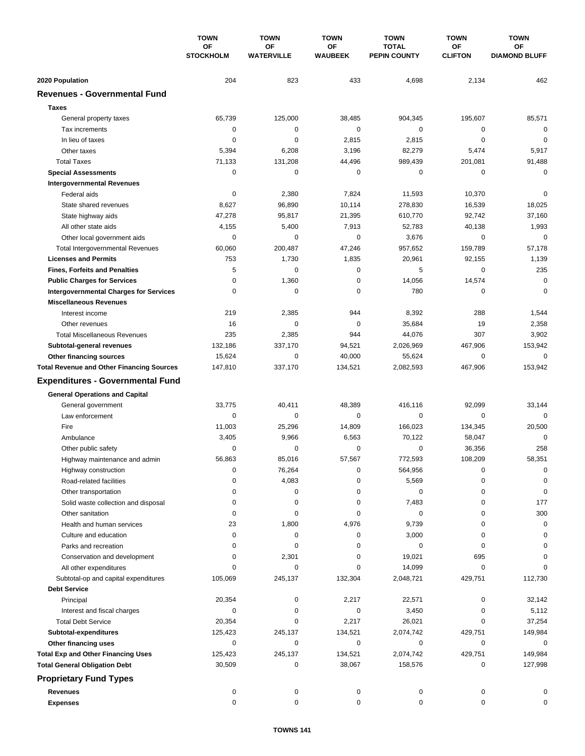| | TOWN OF STOCKHOLM | TOWN OF WATERVILLE | TOWN OF WAUBEEK | TOWN TOTAL PEPIN COUNTY | TOWN OF CLIFTON | TOWN OF DIAMOND BLUFF |
|---|---|---|---|---|---|---|
| **2020 Population** | 204 | 823 | 433 | 4,698 | 2,134 | 462 |
| **Revenues - Governmental Fund** | | | | | | |
| **Taxes** | | | | | | |
| General property taxes | 65,739 | 125,000 | 38,485 | 904,345 | 195,607 | 85,571 |
| Tax increments | 0 | 0 | 0 | 0 | 0 | 0 |
| In lieu of taxes | 0 | 0 | 2,815 | 2,815 | 0 | 0 |
| Other taxes | 5,394 | 6,208 | 3,196 | 82,279 | 5,474 | 5,917 |
| Total Taxes | 71,133 | 131,208 | 44,496 | 989,439 | 201,081 | 91,488 |
| **Special Assessments** | 0 | 0 | 0 | 0 | 0 | 0 |
| **Intergovernmental Revenues** | | | | | | |
| Federal aids | 0 | 2,380 | 7,824 | 11,593 | 10,370 | 0 |
| State shared revenues | 8,627 | 96,890 | 10,114 | 278,830 | 16,539 | 18,025 |
| State highway aids | 47,278 | 95,817 | 21,395 | 610,770 | 92,742 | 37,160 |
| All other state aids | 4,155 | 5,400 | 7,913 | 52,783 | 40,138 | 1,993 |
| Other local government aids | 0 | 0 | 0 | 3,676 | 0 | 0 |
| Total Intergovernmental Revenues | 60,060 | 200,487 | 47,246 | 957,652 | 159,789 | 57,178 |
| **Licenses and Permits** | 753 | 1,730 | 1,835 | 20,961 | 92,155 | 1,139 |
| **Fines, Forfeits and Penalties** | 5 | 0 | 0 | 5 | 0 | 235 |
| **Public Charges for Services** | 0 | 1,360 | 0 | 14,056 | 14,574 | 0 |
| **Intergovernmental Charges for Services** | 0 | 0 | 0 | 780 | 0 | 0 |
| **Miscellaneous Revenues** | | | | | | |
| Interest income | 219 | 2,385 | 944 | 8,392 | 288 | 1,544 |
| Other revenues | 16 | 0 | 0 | 35,684 | 19 | 2,358 |
| Total Miscellaneous Revenues | 235 | 2,385 | 944 | 44,076 | 307 | 3,902 |
| **Subtotal-general revenues** | 132,186 | 337,170 | 94,521 | 2,026,969 | 467,906 | 153,942 |
| **Other financing sources** | 15,624 | 0 | 40,000 | 55,624 | 0 | 0 |
| **Total Revenue and Other Financing Sources** | 147,810 | 337,170 | 134,521 | 2,082,593 | 467,906 | 153,942 |
| **Expenditures - Governmental Fund** | | | | | | |
| **General Operations and Capital** | | | | | | |
| General government | 33,775 | 40,411 | 48,389 | 416,116 | 92,099 | 33,144 |
| Law enforcement | 0 | 0 | 0 | 0 | 0 | 0 |
| Fire | 11,003 | 25,296 | 14,809 | 166,023 | 134,345 | 20,500 |
| Ambulance | 3,405 | 9,966 | 6,563 | 70,122 | 58,047 | 0 |
| Other public safety | 0 | 0 | 0 | 0 | 36,356 | 258 |
| Highway maintenance and admin | 56,863 | 85,016 | 57,567 | 772,593 | 108,209 | 58,351 |
| Highway construction | 0 | 76,264 | 0 | 564,956 | 0 | 0 |
| Road-related facilities | 0 | 4,083 | 0 | 5,569 | 0 | 0 |
| Other transportation | 0 | 0 | 0 | 0 | 0 | 0 |
| Solid waste collection and disposal | 0 | 0 | 0 | 7,483 | 0 | 177 |
| Other sanitation | 0 | 0 | 0 | 0 | 0 | 300 |
| Health and human services | 23 | 1,800 | 4,976 | 9,739 | 0 | 0 |
| Culture and education | 0 | 0 | 0 | 3,000 | 0 | 0 |
| Parks and recreation | 0 | 0 | 0 | 0 | 0 | 0 |
| Conservation and development | 0 | 2,301 | 0 | 19,021 | 695 | 0 |
| All other expenditures | 0 | 0 | 0 | 14,099 | 0 | 0 |
| Subtotal-op and capital expenditures | 105,069 | 245,137 | 132,304 | 2,048,721 | 429,751 | 112,730 |
| **Debt Service** | | | | | | |
| Principal | 20,354 | 0 | 2,217 | 22,571 | 0 | 32,142 |
| Interest and fiscal charges | 0 | 0 | 0 | 3,450 | 0 | 5,112 |
| Total Debt Service | 20,354 | 0 | 2,217 | 26,021 | 0 | 37,254 |
| **Subtotal-expenditures** | 125,423 | 245,137 | 134,521 | 2,074,742 | 429,751 | 149,984 |
| **Other financing uses** | 0 | 0 | 0 | 0 | 0 | 0 |
| **Total Exp and Other Financing Uses** | 125,423 | 245,137 | 134,521 | 2,074,742 | 429,751 | 149,984 |
| **Total General Obligation Debt** | 30,509 | 0 | 38,067 | 158,576 | 0 | 127,998 |
| **Proprietary Fund Types** | | | | | | |
| **Revenues** | 0 | 0 | 0 | 0 | 0 | 0 |
| **Expenses** | 0 | 0 | 0 | 0 | 0 | 0 |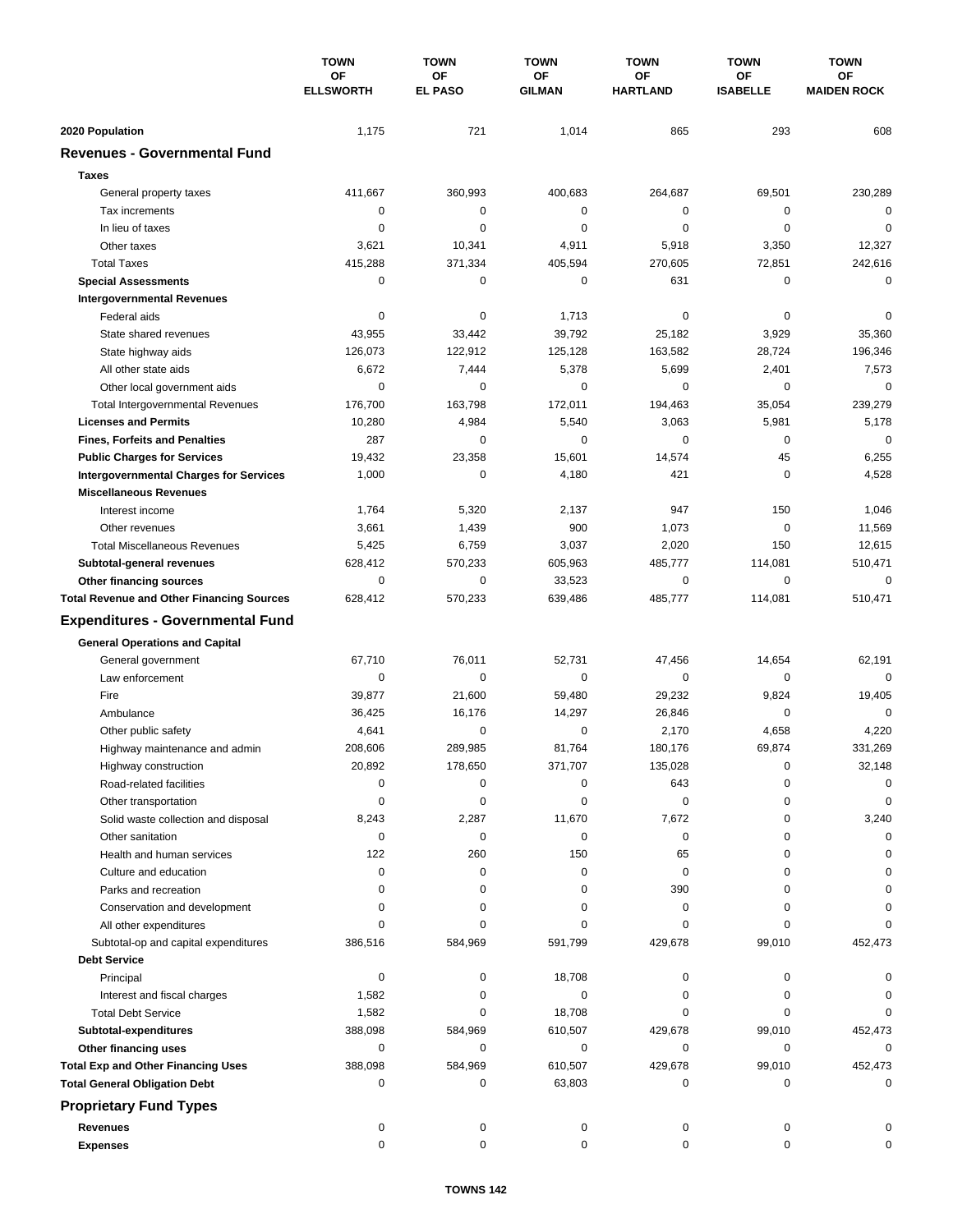| | TOWN OF ELLSWORTH | TOWN OF EL PASO | TOWN OF GILMAN | TOWN OF HARTLAND | TOWN OF ISABELLE | TOWN OF MAIDEN ROCK |
|---|---|---|---|---|---|---|
| **2020 Population** | 1,175 | 721 | 1,014 | 865 | 293 | 608 |
| **Revenues - Governmental Fund** | | | | | | |
| **Taxes** | | | | | | |
| General property taxes | 411,667 | 360,993 | 400,683 | 264,687 | 69,501 | 230,289 |
| Tax increments | 0 | 0 | 0 | 0 | 0 | 0 |
| In lieu of taxes | 0 | 0 | 0 | 0 | 0 | 0 |
| Other taxes | 3,621 | 10,341 | 4,911 | 5,918 | 3,350 | 12,327 |
| Total Taxes | 415,288 | 371,334 | 405,594 | 270,605 | 72,851 | 242,616 |
| **Special Assessments** | 0 | 0 | 0 | 631 | 0 | 0 |
| **Intergovernmental Revenues** | | | | | | |
| Federal aids | 0 | 0 | 1,713 | 0 | 0 | 0 |
| State shared revenues | 43,955 | 33,442 | 39,792 | 25,182 | 3,929 | 35,360 |
| State highway aids | 126,073 | 122,912 | 125,128 | 163,582 | 28,724 | 196,346 |
| All other state aids | 6,672 | 7,444 | 5,378 | 5,699 | 2,401 | 7,573 |
| Other local government aids | 0 | 0 | 0 | 0 | 0 | 0 |
| Total Intergovernmental Revenues | 176,700 | 163,798 | 172,011 | 194,463 | 35,054 | 239,279 |
| **Licenses and Permits** | 10,280 | 4,984 | 5,540 | 3,063 | 5,981 | 5,178 |
| **Fines, Forfeits and Penalties** | 287 | 0 | 0 | 0 | 0 | 0 |
| **Public Charges for Services** | 19,432 | 23,358 | 15,601 | 14,574 | 45 | 6,255 |
| **Intergovernmental Charges for Services** | 1,000 | 0 | 4,180 | 421 | 0 | 4,528 |
| **Miscellaneous Revenues** | | | | | | |
| Interest income | 1,764 | 5,320 | 2,137 | 947 | 150 | 1,046 |
| Other revenues | 3,661 | 1,439 | 900 | 1,073 | 0 | 11,569 |
| Total Miscellaneous Revenues | 5,425 | 6,759 | 3,037 | 2,020 | 150 | 12,615 |
| **Subtotal-general revenues** | 628,412 | 570,233 | 605,963 | 485,777 | 114,081 | 510,471 |
| **Other financing sources** | 0 | 0 | 33,523 | 0 | 0 | 0 |
| **Total Revenue and Other Financing Sources** | 628,412 | 570,233 | 639,486 | 485,777 | 114,081 | 510,471 |
| **Expenditures - Governmental Fund** | | | | | | |
| **General Operations and Capital** | | | | | | |
| General government | 67,710 | 76,011 | 52,731 | 47,456 | 14,654 | 62,191 |
| Law enforcement | 0 | 0 | 0 | 0 | 0 | 0 |
| Fire | 39,877 | 21,600 | 59,480 | 29,232 | 9,824 | 19,405 |
| Ambulance | 36,425 | 16,176 | 14,297 | 26,846 | 0 | 0 |
| Other public safety | 4,641 | 0 | 0 | 2,170 | 4,658 | 4,220 |
| Highway maintenance and admin | 208,606 | 289,985 | 81,764 | 180,176 | 69,874 | 331,269 |
| Highway construction | 20,892 | 178,650 | 371,707 | 135,028 | 0 | 32,148 |
| Road-related facilities | 0 | 0 | 0 | 643 | 0 | 0 |
| Other transportation | 0 | 0 | 0 | 0 | 0 | 0 |
| Solid waste collection and disposal | 8,243 | 2,287 | 11,670 | 7,672 | 0 | 3,240 |
| Other sanitation | 0 | 0 | 0 | 0 | 0 | 0 |
| Health and human services | 122 | 260 | 150 | 65 | 0 | 0 |
| Culture and education | 0 | 0 | 0 | 0 | 0 | 0 |
| Parks and recreation | 0 | 0 | 0 | 390 | 0 | 0 |
| Conservation and development | 0 | 0 | 0 | 0 | 0 | 0 |
| All other expenditures | 0 | 0 | 0 | 0 | 0 | 0 |
| Subtotal-op and capital expenditures | 386,516 | 584,969 | 591,799 | 429,678 | 99,010 | 452,473 |
| **Debt Service** | | | | | | |
| Principal | 0 | 0 | 18,708 | 0 | 0 | 0 |
| Interest and fiscal charges | 1,582 | 0 | 0 | 0 | 0 | 0 |
| Total Debt Service | 1,582 | 0 | 18,708 | 0 | 0 | 0 |
| **Subtotal-expenditures** | 388,098 | 584,969 | 610,507 | 429,678 | 99,010 | 452,473 |
| **Other financing uses** | 0 | 0 | 0 | 0 | 0 | 0 |
| **Total Exp and Other Financing Uses** | 388,098 | 584,969 | 610,507 | 429,678 | 99,010 | 452,473 |
| **Total General Obligation Debt** | 0 | 0 | 63,803 | 0 | 0 | 0 |
| **Proprietary Fund Types** | | | | | | |
| **Revenues** | 0 | 0 | 0 | 0 | 0 | 0 |
| **Expenses** | 0 | 0 | 0 | 0 | 0 | 0 |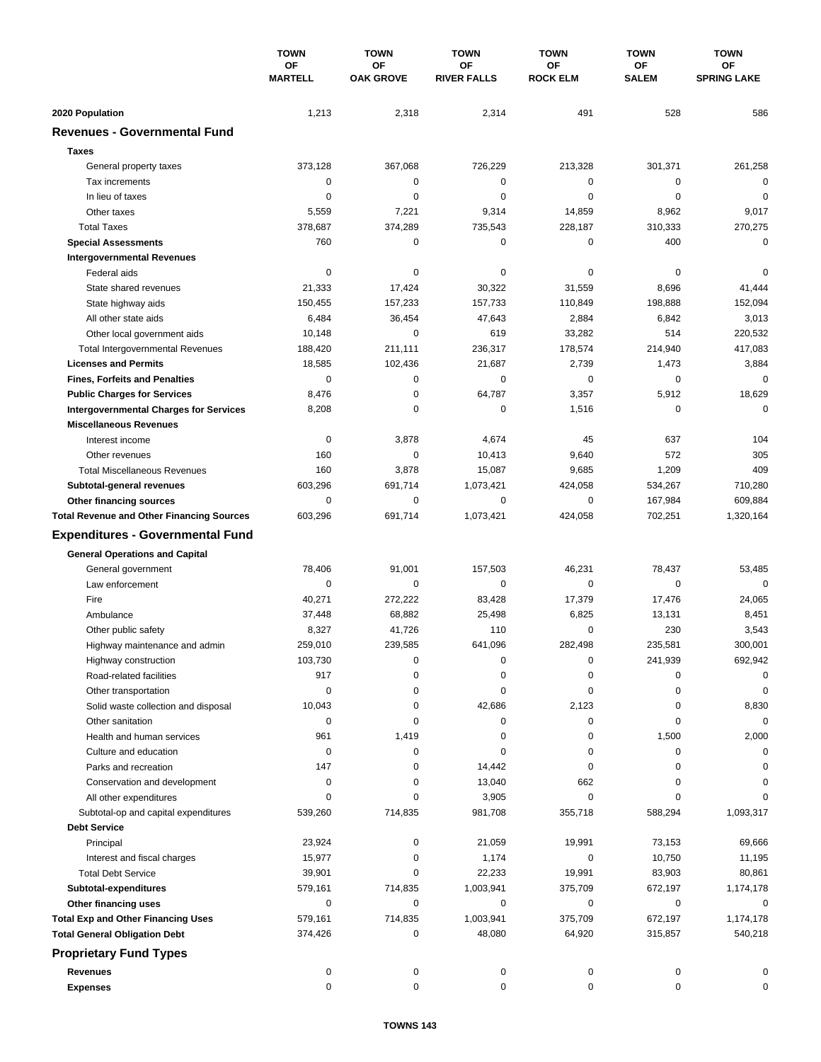| | TOWN OF MARTELL | TOWN OF OAK GROVE | TOWN OF RIVER FALLS | TOWN OF ROCK ELM | TOWN OF SALEM | TOWN OF SPRING LAKE |
|---|---|---|---|---|---|---|
| **2020 Population** | 1,213 | 2,318 | 2,314 | 491 | 528 | 586 |
| **Revenues - Governmental Fund** | | | | | | |
| **Taxes** | | | | | | |
| General property taxes | 373,128 | 367,068 | 726,229 | 213,328 | 301,371 | 261,258 |
| Tax increments | 0 | 0 | 0 | 0 | 0 | 0 |
| In lieu of taxes | 0 | 0 | 0 | 0 | 0 | 0 |
| Other taxes | 5,559 | 7,221 | 9,314 | 14,859 | 8,962 | 9,017 |
| Total Taxes | 378,687 | 374,289 | 735,543 | 228,187 | 310,333 | 270,275 |
| **Special Assessments** | 760 | 0 | 0 | 0 | 400 | 0 |
| **Intergovernmental Revenues** | | | | | | |
| Federal aids | 0 | 0 | 0 | 0 | 0 | 0 |
| State shared revenues | 21,333 | 17,424 | 30,322 | 31,559 | 8,696 | 41,444 |
| State highway aids | 150,455 | 157,233 | 157,733 | 110,849 | 198,888 | 152,094 |
| All other state aids | 6,484 | 36,454 | 47,643 | 2,884 | 6,842 | 3,013 |
| Other local government aids | 10,148 | 0 | 619 | 33,282 | 514 | 220,532 |
| Total Intergovernmental Revenues | 188,420 | 211,111 | 236,317 | 178,574 | 214,940 | 417,083 |
| **Licenses and Permits** | 18,585 | 102,436 | 21,687 | 2,739 | 1,473 | 3,884 |
| **Fines, Forfeits and Penalties** | 0 | 0 | 0 | 0 | 0 | 0 |
| **Public Charges for Services** | 8,476 | 0 | 64,787 | 3,357 | 5,912 | 18,629 |
| **Intergovernmental Charges for Services** | 8,208 | 0 | 0 | 1,516 | 0 | 0 |
| **Miscellaneous Revenues** | | | | | | |
| Interest income | 0 | 3,878 | 4,674 | 45 | 637 | 104 |
| Other revenues | 160 | 0 | 10,413 | 9,640 | 572 | 305 |
| Total Miscellaneous Revenues | 160 | 3,878 | 15,087 | 9,685 | 1,209 | 409 |
| **Subtotal-general revenues** | 603,296 | 691,714 | 1,073,421 | 424,058 | 534,267 | 710,280 |
| **Other financing sources** | 0 | 0 | 0 | 0 | 167,984 | 609,884 |
| **Total Revenue and Other Financing Sources** | 603,296 | 691,714 | 1,073,421 | 424,058 | 702,251 | 1,320,164 |
| **Expenditures - Governmental Fund** | | | | | | |
| **General Operations and Capital** | | | | | | |
| General government | 78,406 | 91,001 | 157,503 | 46,231 | 78,437 | 53,485 |
| Law enforcement | 0 | 0 | 0 | 0 | 0 | 0 |
| Fire | 40,271 | 272,222 | 83,428 | 17,379 | 17,476 | 24,065 |
| Ambulance | 37,448 | 68,882 | 25,498 | 6,825 | 13,131 | 8,451 |
| Other public safety | 8,327 | 41,726 | 110 | 0 | 230 | 3,543 |
| Highway maintenance and admin | 259,010 | 239,585 | 641,096 | 282,498 | 235,581 | 300,001 |
| Highway construction | 103,730 | 0 | 0 | 0 | 241,939 | 692,942 |
| Road-related facilities | 917 | 0 | 0 | 0 | 0 | 0 |
| Other transportation | 0 | 0 | 0 | 0 | 0 | 0 |
| Solid waste collection and disposal | 10,043 | 0 | 42,686 | 2,123 | 0 | 8,830 |
| Other sanitation | 0 | 0 | 0 | 0 | 0 | 0 |
| Health and human services | 961 | 1,419 | 0 | 0 | 1,500 | 2,000 |
| Culture and education | 0 | 0 | 0 | 0 | 0 | 0 |
| Parks and recreation | 147 | 0 | 14,442 | 0 | 0 | 0 |
| Conservation and development | 0 | 0 | 13,040 | 662 | 0 | 0 |
| All other expenditures | 0 | 0 | 3,905 | 0 | 0 | 0 |
| Subtotal-op and capital expenditures | 539,260 | 714,835 | 981,708 | 355,718 | 588,294 | 1,093,317 |
| **Debt Service** | | | | | | |
| Principal | 23,924 | 0 | 21,059 | 19,991 | 73,153 | 69,666 |
| Interest and fiscal charges | 15,977 | 0 | 1,174 | 0 | 10,750 | 11,195 |
| Total Debt Service | 39,901 | 0 | 22,233 | 19,991 | 83,903 | 80,861 |
| **Subtotal-expenditures** | 579,161 | 714,835 | 1,003,941 | 375,709 | 672,197 | 1,174,178 |
| **Other financing uses** | 0 | 0 | 0 | 0 | 0 | 0 |
| **Total Exp and Other Financing Uses** | 579,161 | 714,835 | 1,003,941 | 375,709 | 672,197 | 1,174,178 |
| **Total General Obligation Debt** | 374,426 | 0 | 48,080 | 64,920 | 315,857 | 540,218 |
| **Proprietary Fund Types** | | | | | | |
| **Revenues** | 0 | 0 | 0 | 0 | 0 | 0 |
| **Expenses** | 0 | 0 | 0 | 0 | 0 | 0 |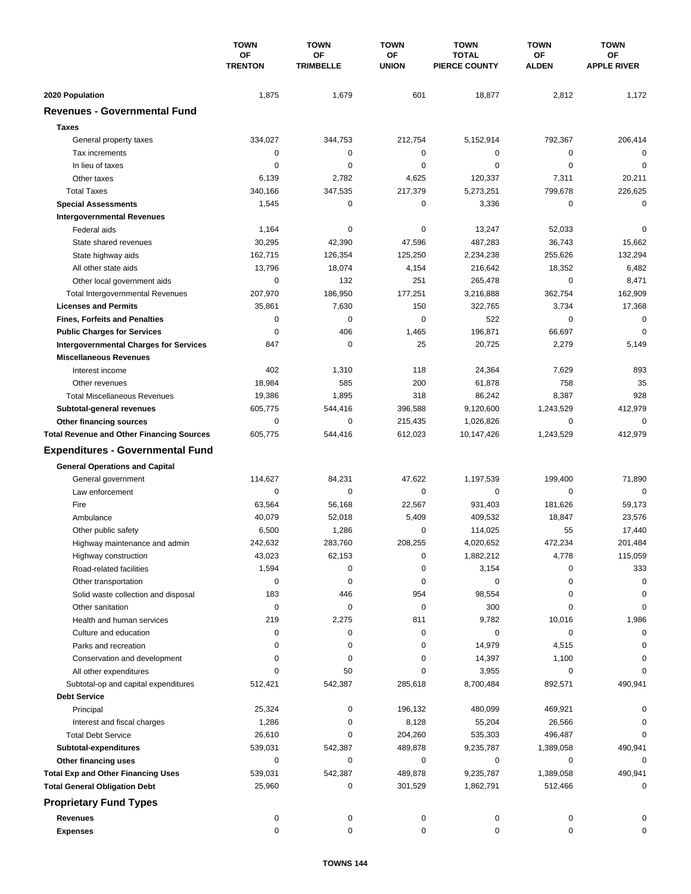| | TOWN OF TRENTON | TOWN OF TRIMBELLE | TOWN OF UNION | TOWN TOTAL PIERCE COUNTY | TOWN OF ALDEN | TOWN OF APPLE RIVER |
|---|---|---|---|---|---|---|
| **2020 Population** | 1,875 | 1,679 | 601 | 18,877 | 2,812 | 1,172 |
| **Revenues - Governmental Fund** | | | | | | |
| **Taxes** | | | | | | |
| General property taxes | 334,027 | 344,753 | 212,754 | 5,152,914 | 792,367 | 206,414 |
| Tax increments | 0 | 0 | 0 | 0 | 0 | 0 |
| In lieu of taxes | 0 | 0 | 0 | 0 | 0 | 0 |
| Other taxes | 6,139 | 2,782 | 4,625 | 120,337 | 7,311 | 20,211 |
| Total Taxes | 340,166 | 347,535 | 217,379 | 5,273,251 | 799,678 | 226,625 |
| **Special Assessments** | 1,545 | 0 | 0 | 3,336 | 0 | 0 |
| **Intergovernmental Revenues** | | | | | | |
| Federal aids | 1,164 | 0 | 0 | 13,247 | 52,033 | 0 |
| State shared revenues | 30,295 | 42,390 | 47,596 | 487,283 | 36,743 | 15,662 |
| State highway aids | 162,715 | 126,354 | 125,250 | 2,234,238 | 255,626 | 132,294 |
| All other state aids | 13,796 | 18,074 | 4,154 | 216,642 | 18,352 | 6,482 |
| Other local government aids | 0 | 132 | 251 | 265,478 | 0 | 8,471 |
| Total Intergovernmental Revenues | 207,970 | 186,950 | 177,251 | 3,216,888 | 362,754 | 162,909 |
| **Licenses and Permits** | 35,861 | 7,630 | 150 | 322,765 | 3,734 | 17,368 |
| **Fines, Forfeits and Penalties** | 0 | 0 | 0 | 522 | 0 | 0 |
| **Public Charges for Services** | 0 | 406 | 1,465 | 196,871 | 66,697 | 0 |
| **Intergovernmental Charges for Services** | 847 | 0 | 25 | 20,725 | 2,279 | 5,149 |
| **Miscellaneous Revenues** | | | | | | |
| Interest income | 402 | 1,310 | 118 | 24,364 | 7,629 | 893 |
| Other revenues | 18,984 | 585 | 200 | 61,878 | 758 | 35 |
| Total Miscellaneous Revenues | 19,386 | 1,895 | 318 | 86,242 | 8,387 | 928 |
| **Subtotal-general revenues** | 605,775 | 544,416 | 396,588 | 9,120,600 | 1,243,529 | 412,979 |
| **Other financing sources** | 0 | 0 | 215,435 | 1,026,826 | 0 | 0 |
| **Total Revenue and Other Financing Sources** | 605,775 | 544,416 | 612,023 | 10,147,426 | 1,243,529 | 412,979 |
| **Expenditures - Governmental Fund** | | | | | | |
| **General Operations and Capital** | | | | | | |
| General government | 114,627 | 84,231 | 47,622 | 1,197,539 | 199,400 | 71,890 |
| Law enforcement | 0 | 0 | 0 | 0 | 0 | 0 |
| Fire | 63,564 | 56,168 | 22,567 | 931,403 | 181,626 | 59,173 |
| Ambulance | 40,079 | 52,018 | 5,409 | 409,532 | 18,847 | 23,576 |
| Other public safety | 6,500 | 1,286 | 0 | 114,025 | 55 | 17,440 |
| Highway maintenance and admin | 242,632 | 283,760 | 208,255 | 4,020,652 | 472,234 | 201,484 |
| Highway construction | 43,023 | 62,153 | 0 | 1,882,212 | 4,778 | 115,059 |
| Road-related facilities | 1,594 | 0 | 0 | 3,154 | 0 | 333 |
| Other transportation | 0 | 0 | 0 | 0 | 0 | 0 |
| Solid waste collection and disposal | 183 | 446 | 954 | 98,554 | 0 | 0 |
| Other sanitation | 0 | 0 | 0 | 300 | 0 | 0 |
| Health and human services | 219 | 2,275 | 811 | 9,782 | 10,016 | 1,986 |
| Culture and education | 0 | 0 | 0 | 0 | 0 | 0 |
| Parks and recreation | 0 | 0 | 0 | 14,979 | 4,515 | 0 |
| Conservation and development | 0 | 0 | 0 | 14,397 | 1,100 | 0 |
| All other expenditures | 0 | 50 | 0 | 3,955 | 0 | 0 |
| Subtotal-op and capital expenditures | 512,421 | 542,387 | 285,618 | 8,700,484 | 892,571 | 490,941 |
| **Debt Service** | | | | | | |
| Principal | 25,324 | 0 | 196,132 | 480,099 | 469,921 | 0 |
| Interest and fiscal charges | 1,286 | 0 | 8,128 | 55,204 | 26,566 | 0 |
| Total Debt Service | 26,610 | 0 | 204,260 | 535,303 | 496,487 | 0 |
| **Subtotal-expenditures** | 539,031 | 542,387 | 489,878 | 9,235,787 | 1,389,058 | 490,941 |
| **Other financing uses** | 0 | 0 | 0 | 0 | 0 | 0 |
| **Total Exp and Other Financing Uses** | 539,031 | 542,387 | 489,878 | 9,235,787 | 1,389,058 | 490,941 |
| **Total General Obligation Debt** | 25,960 | 0 | 301,529 | 1,862,791 | 512,466 | 0 |
| **Proprietary Fund Types** | | | | | | |
| **Revenues** | 0 | 0 | 0 | 0 | 0 | 0 |
| **Expenses** | 0 | 0 | 0 | 0 | 0 | 0 |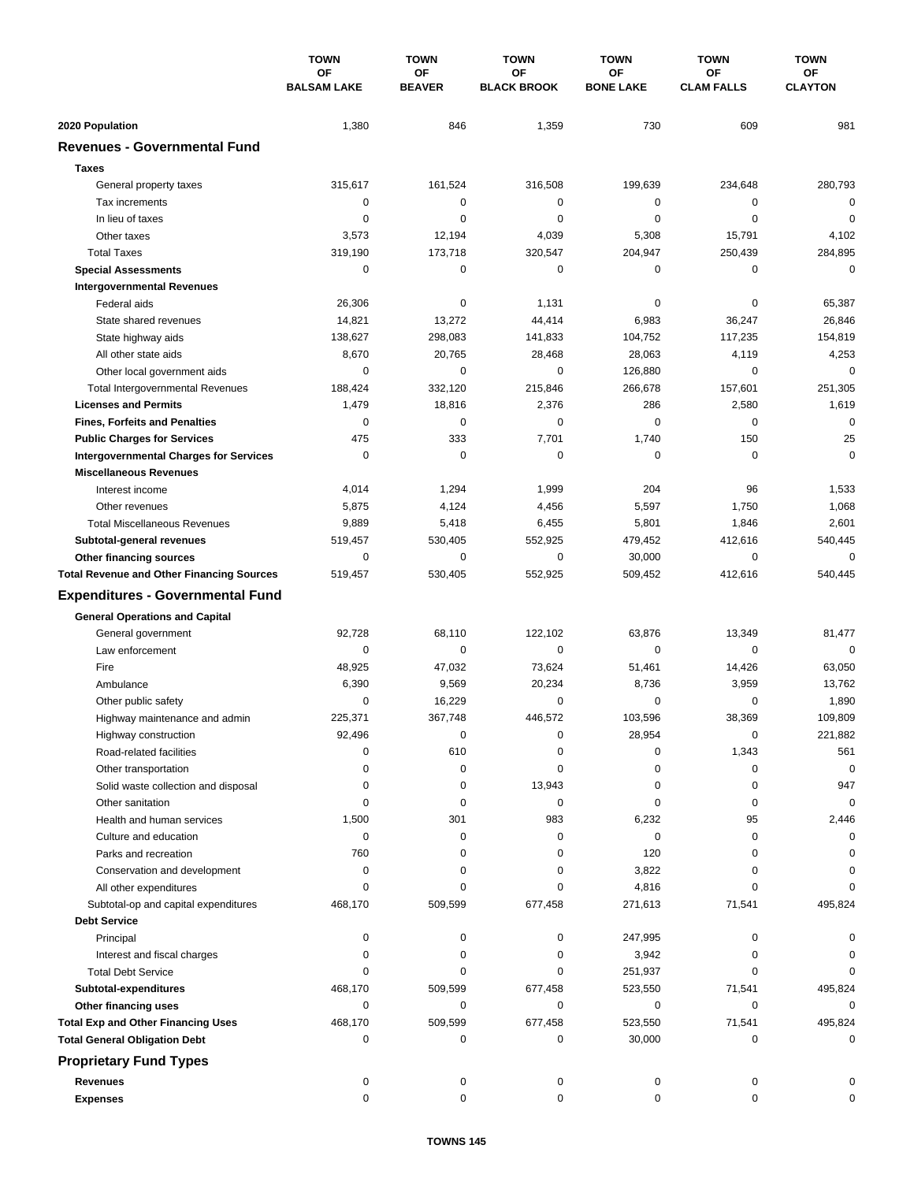| | TOWN OF BALSAM LAKE | TOWN OF BEAVER | TOWN OF BLACK BROOK | TOWN OF BONE LAKE | TOWN OF CLAM FALLS | TOWN OF CLAYTON |
|---|---|---|---|---|---|---|
| **2020 Population** | 1,380 | 846 | 1,359 | 730 | 609 | 981 |
| **Revenues - Governmental Fund** | | | | | | |
| **Taxes** | | | | | | |
| General property taxes | 315,617 | 161,524 | 316,508 | 199,639 | 234,648 | 280,793 |
| Tax increments | 0 | 0 | 0 | 0 | 0 | 0 |
| In lieu of taxes | 0 | 0 | 0 | 0 | 0 | 0 |
| Other taxes | 3,573 | 12,194 | 4,039 | 5,308 | 15,791 | 4,102 |
| Total Taxes | 319,190 | 173,718 | 320,547 | 204,947 | 250,439 | 284,895 |
| **Special Assessments** | 0 | 0 | 0 | 0 | 0 | 0 |
| **Intergovernmental Revenues** | | | | | | |
| Federal aids | 26,306 | 0 | 1,131 | 0 | 0 | 65,387 |
| State shared revenues | 14,821 | 13,272 | 44,414 | 6,983 | 36,247 | 26,846 |
| State highway aids | 138,627 | 298,083 | 141,833 | 104,752 | 117,235 | 154,819 |
| All other state aids | 8,670 | 20,765 | 28,468 | 28,063 | 4,119 | 4,253 |
| Other local government aids | 0 | 0 | 0 | 126,880 | 0 | 0 |
| Total Intergovernmental Revenues | 188,424 | 332,120 | 215,846 | 266,678 | 157,601 | 251,305 |
| **Licenses and Permits** | 1,479 | 18,816 | 2,376 | 286 | 2,580 | 1,619 |
| **Fines, Forfeits and Penalties** | 0 | 0 | 0 | 0 | 0 | 0 |
| **Public Charges for Services** | 475 | 333 | 7,701 | 1,740 | 150 | 25 |
| **Intergovernmental Charges for Services** | 0 | 0 | 0 | 0 | 0 | 0 |
| **Miscellaneous Revenues** | | | | | | |
| Interest income | 4,014 | 1,294 | 1,999 | 204 | 96 | 1,533 |
| Other revenues | 5,875 | 4,124 | 4,456 | 5,597 | 1,750 | 1,068 |
| Total Miscellaneous Revenues | 9,889 | 5,418 | 6,455 | 5,801 | 1,846 | 2,601 |
| **Subtotal-general revenues** | 519,457 | 530,405 | 552,925 | 479,452 | 412,616 | 540,445 |
| **Other financing sources** | 0 | 0 | 0 | 30,000 | 0 | 0 |
| **Total Revenue and Other Financing Sources** | 519,457 | 530,405 | 552,925 | 509,452 | 412,616 | 540,445 |
| **Expenditures - Governmental Fund** | | | | | | |
| **General Operations and Capital** | | | | | | |
| General government | 92,728 | 68,110 | 122,102 | 63,876 | 13,349 | 81,477 |
| Law enforcement | 0 | 0 | 0 | 0 | 0 | 0 |
| Fire | 48,925 | 47,032 | 73,624 | 51,461 | 14,426 | 63,050 |
| Ambulance | 6,390 | 9,569 | 20,234 | 8,736 | 3,959 | 13,762 |
| Other public safety | 0 | 16,229 | 0 | 0 | 0 | 1,890 |
| Highway maintenance and admin | 225,371 | 367,748 | 446,572 | 103,596 | 38,369 | 109,809 |
| Highway construction | 92,496 | 0 | 0 | 28,954 | 0 | 221,882 |
| Road-related facilities | 0 | 610 | 0 | 0 | 1,343 | 561 |
| Other transportation | 0 | 0 | 0 | 0 | 0 | 0 |
| Solid waste collection and disposal | 0 | 0 | 13,943 | 0 | 0 | 947 |
| Other sanitation | 0 | 0 | 0 | 0 | 0 | 0 |
| Health and human services | 1,500 | 301 | 983 | 6,232 | 95 | 2,446 |
| Culture and education | 0 | 0 | 0 | 0 | 0 | 0 |
| Parks and recreation | 760 | 0 | 0 | 120 | 0 | 0 |
| Conservation and development | 0 | 0 | 0 | 3,822 | 0 | 0 |
| All other expenditures | 0 | 0 | 0 | 4,816 | 0 | 0 |
| Subtotal-op and capital expenditures | 468,170 | 509,599 | 677,458 | 271,613 | 71,541 | 495,824 |
| **Debt Service** | | | | | | |
| Principal | 0 | 0 | 0 | 247,995 | 0 | 0 |
| Interest and fiscal charges | 0 | 0 | 0 | 3,942 | 0 | 0 |
| Total Debt Service | 0 | 0 | 0 | 251,937 | 0 | 0 |
| **Subtotal-expenditures** | 468,170 | 509,599 | 677,458 | 523,550 | 71,541 | 495,824 |
| **Other financing uses** | 0 | 0 | 0 | 0 | 0 | 0 |
| **Total Exp and Other Financing Uses** | 468,170 | 509,599 | 677,458 | 523,550 | 71,541 | 495,824 |
| **Total General Obligation Debt** | 0 | 0 | 0 | 30,000 | 0 | 0 |
| **Proprietary Fund Types** | | | | | | |
| **Revenues** | 0 | 0 | 0 | 0 | 0 | 0 |
| **Expenses** | 0 | 0 | 0 | 0 | 0 | 0 |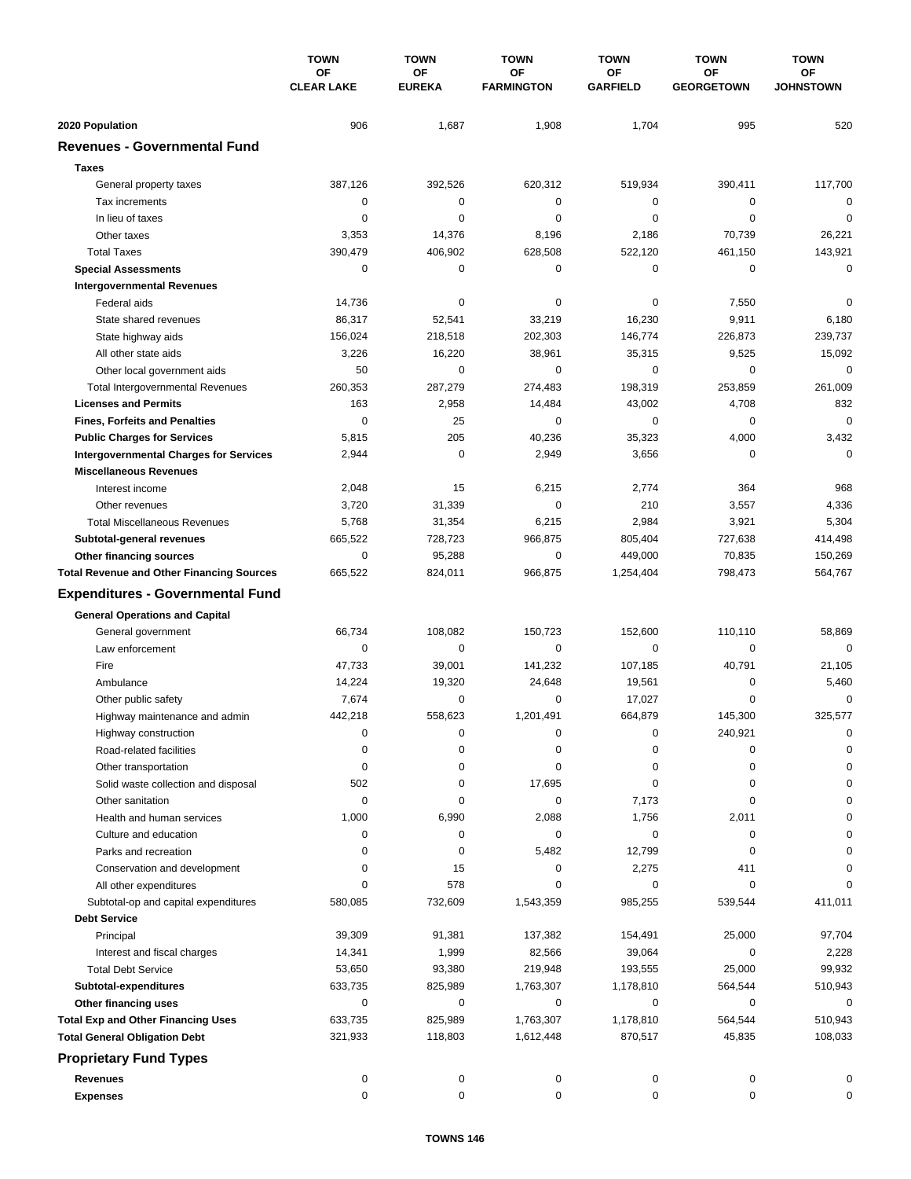| | TOWN OF CLEAR LAKE | TOWN OF EUREKA | TOWN OF FARMINGTON | TOWN OF GARFIELD | TOWN OF GEORGETOWN | TOWN OF JOHNSTOWN |
|---|---|---|---|---|---|---|
| **2020 Population** | 906 | 1,687 | 1,908 | 1,704 | 995 | 520 |
| **Revenues - Governmental Fund** | | | | | | |
| **Taxes** | | | | | | |
| General property taxes | 387,126 | 392,526 | 620,312 | 519,934 | 390,411 | 117,700 |
| Tax increments | 0 | 0 | 0 | 0 | 0 | 0 |
| In lieu of taxes | 0 | 0 | 0 | 0 | 0 | 0 |
| Other taxes | 3,353 | 14,376 | 8,196 | 2,186 | 70,739 | 26,221 |
| Total Taxes | 390,479 | 406,902 | 628,508 | 522,120 | 461,150 | 143,921 |
| **Special Assessments** | 0 | 0 | 0 | 0 | 0 | 0 |
| **Intergovernmental Revenues** | | | | | | |
| Federal aids | 14,736 | 0 | 0 | 0 | 7,550 | 0 |
| State shared revenues | 86,317 | 52,541 | 33,219 | 16,230 | 9,911 | 6,180 |
| State highway aids | 156,024 | 218,518 | 202,303 | 146,774 | 226,873 | 239,737 |
| All other state aids | 3,226 | 16,220 | 38,961 | 35,315 | 9,525 | 15,092 |
| Other local government aids | 50 | 0 | 0 | 0 | 0 | 0 |
| Total Intergovernmental Revenues | 260,353 | 287,279 | 274,483 | 198,319 | 253,859 | 261,009 |
| **Licenses and Permits** | 163 | 2,958 | 14,484 | 43,002 | 4,708 | 832 |
| **Fines, Forfeits and Penalties** | 0 | 25 | 0 | 0 | 0 | 0 |
| **Public Charges for Services** | 5,815 | 205 | 40,236 | 35,323 | 4,000 | 3,432 |
| **Intergovernmental Charges for Services** | 2,944 | 0 | 2,949 | 3,656 | 0 | 0 |
| **Miscellaneous Revenues** | | | | | | |
| Interest income | 2,048 | 15 | 6,215 | 2,774 | 364 | 968 |
| Other revenues | 3,720 | 31,339 | 0 | 210 | 3,557 | 4,336 |
| Total Miscellaneous Revenues | 5,768 | 31,354 | 6,215 | 2,984 | 3,921 | 5,304 |
| **Subtotal-general revenues** | 665,522 | 728,723 | 966,875 | 805,404 | 727,638 | 414,498 |
| **Other financing sources** | 0 | 95,288 | 0 | 449,000 | 70,835 | 150,269 |
| **Total Revenue and Other Financing Sources** | 665,522 | 824,011 | 966,875 | 1,254,404 | 798,473 | 564,767 |
| **Expenditures - Governmental Fund** | | | | | | |
| **General Operations and Capital** | | | | | | |
| General government | 66,734 | 108,082 | 150,723 | 152,600 | 110,110 | 58,869 |
| Law enforcement | 0 | 0 | 0 | 0 | 0 | 0 |
| Fire | 47,733 | 39,001 | 141,232 | 107,185 | 40,791 | 21,105 |
| Ambulance | 14,224 | 19,320 | 24,648 | 19,561 | 0 | 5,460 |
| Other public safety | 7,674 | 0 | 0 | 17,027 | 0 | 0 |
| Highway maintenance and admin | 442,218 | 558,623 | 1,201,491 | 664,879 | 145,300 | 325,577 |
| Highway construction | 0 | 0 | 0 | 0 | 240,921 | 0 |
| Road-related facilities | 0 | 0 | 0 | 0 | 0 | 0 |
| Other transportation | 0 | 0 | 0 | 0 | 0 | 0 |
| Solid waste collection and disposal | 502 | 0 | 17,695 | 0 | 0 | 0 |
| Other sanitation | 0 | 0 | 0 | 7,173 | 0 | 0 |
| Health and human services | 1,000 | 6,990 | 2,088 | 1,756 | 2,011 | 0 |
| Culture and education | 0 | 0 | 0 | 0 | 0 | 0 |
| Parks and recreation | 0 | 0 | 5,482 | 12,799 | 0 | 0 |
| Conservation and development | 0 | 15 | 0 | 2,275 | 411 | 0 |
| All other expenditures | 0 | 578 | 0 | 0 | 0 | 0 |
| Subtotal-op and capital expenditures | 580,085 | 732,609 | 1,543,359 | 985,255 | 539,544 | 411,011 |
| **Debt Service** | | | | | | |
| Principal | 39,309 | 91,381 | 137,382 | 154,491 | 25,000 | 97,704 |
| Interest and fiscal charges | 14,341 | 1,999 | 82,566 | 39,064 | 0 | 2,228 |
| Total Debt Service | 53,650 | 93,380 | 219,948 | 193,555 | 25,000 | 99,932 |
| **Subtotal-expenditures** | 633,735 | 825,989 | 1,763,307 | 1,178,810 | 564,544 | 510,943 |
| **Other financing uses** | 0 | 0 | 0 | 0 | 0 | 0 |
| **Total Exp and Other Financing Uses** | 633,735 | 825,989 | 1,763,307 | 1,178,810 | 564,544 | 510,943 |
| **Total General Obligation Debt** | 321,933 | 118,803 | 1,612,448 | 870,517 | 45,835 | 108,033 |
| **Proprietary Fund Types** | | | | | | |
| **Revenues** | 0 | 0 | 0 | 0 | 0 | 0 |
| **Expenses** | 0 | 0 | 0 | 0 | 0 | 0 |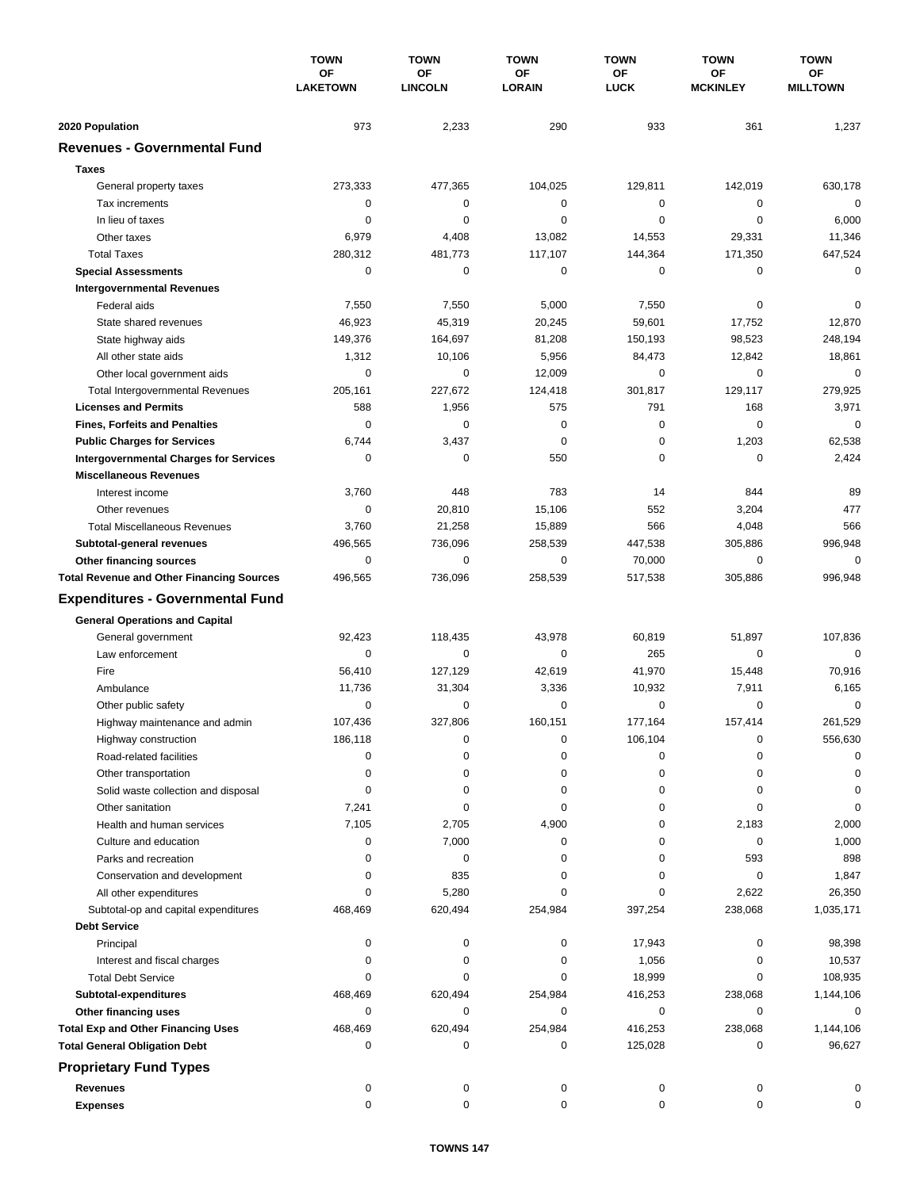| | TOWN OF LAKETOWN | TOWN OF LINCOLN | TOWN OF LORAIN | TOWN OF LUCK | TOWN OF MCKINLEY | TOWN OF MILLTOWN |
|---|---|---|---|---|---|---|
| **2020 Population** | 973 | 2,233 | 290 | 933 | 361 | 1,237 |
| **Revenues - Governmental Fund** | | | | | | |
| **Taxes** | | | | | | |
| General property taxes | 273,333 | 477,365 | 104,025 | 129,811 | 142,019 | 630,178 |
| Tax increments | 0 | 0 | 0 | 0 | 0 | 0 |
| In lieu of taxes | 0 | 0 | 0 | 0 | 0 | 6,000 |
| Other taxes | 6,979 | 4,408 | 13,082 | 14,553 | 29,331 | 11,346 |
| Total Taxes | 280,312 | 481,773 | 117,107 | 144,364 | 171,350 | 647,524 |
| **Special Assessments** | 0 | 0 | 0 | 0 | 0 | 0 |
| **Intergovernmental Revenues** | | | | | | |
| Federal aids | 7,550 | 7,550 | 5,000 | 7,550 | 0 | 0 |
| State shared revenues | 46,923 | 45,319 | 20,245 | 59,601 | 17,752 | 12,870 |
| State highway aids | 149,376 | 164,697 | 81,208 | 150,193 | 98,523 | 248,194 |
| All other state aids | 1,312 | 10,106 | 5,956 | 84,473 | 12,842 | 18,861 |
| Other local government aids | 0 | 0 | 12,009 | 0 | 0 | 0 |
| Total Intergovernmental Revenues | 205,161 | 227,672 | 124,418 | 301,817 | 129,117 | 279,925 |
| **Licenses and Permits** | 588 | 1,956 | 575 | 791 | 168 | 3,971 |
| **Fines, Forfeits and Penalties** | 0 | 0 | 0 | 0 | 0 | 0 |
| **Public Charges for Services** | 6,744 | 3,437 | 0 | 0 | 1,203 | 62,538 |
| **Intergovernmental Charges for Services** | 0 | 0 | 550 | 0 | 0 | 2,424 |
| **Miscellaneous Revenues** | | | | | | |
| Interest income | 3,760 | 448 | 783 | 14 | 844 | 89 |
| Other revenues | 0 | 20,810 | 15,106 | 552 | 3,204 | 477 |
| Total Miscellaneous Revenues | 3,760 | 21,258 | 15,889 | 566 | 4,048 | 566 |
| **Subtotal-general revenues** | 496,565 | 736,096 | 258,539 | 447,538 | 305,886 | 996,948 |
| **Other financing sources** | 0 | 0 | 0 | 70,000 | 0 | 0 |
| **Total Revenue and Other Financing Sources** | 496,565 | 736,096 | 258,539 | 517,538 | 305,886 | 996,948 |
| **Expenditures - Governmental Fund** | | | | | | |
| **General Operations and Capital** | | | | | | |
| General government | 92,423 | 118,435 | 43,978 | 60,819 | 51,897 | 107,836 |
| Law enforcement | 0 | 0 | 0 | 265 | 0 | 0 |
| Fire | 56,410 | 127,129 | 42,619 | 41,970 | 15,448 | 70,916 |
| Ambulance | 11,736 | 31,304 | 3,336 | 10,932 | 7,911 | 6,165 |
| Other public safety | 0 | 0 | 0 | 0 | 0 | 0 |
| Highway maintenance and admin | 107,436 | 327,806 | 160,151 | 177,164 | 157,414 | 261,529 |
| Highway construction | 186,118 | 0 | 0 | 106,104 | 0 | 556,630 |
| Road-related facilities | 0 | 0 | 0 | 0 | 0 | 0 |
| Other transportation | 0 | 0 | 0 | 0 | 0 | 0 |
| Solid waste collection and disposal | 0 | 0 | 0 | 0 | 0 | 0 |
| Other sanitation | 7,241 | 0 | 0 | 0 | 0 | 0 |
| Health and human services | 7,105 | 2,705 | 4,900 | 0 | 2,183 | 2,000 |
| Culture and education | 0 | 7,000 | 0 | 0 | 0 | 1,000 |
| Parks and recreation | 0 | 0 | 0 | 0 | 593 | 898 |
| Conservation and development | 0 | 835 | 0 | 0 | 0 | 1,847 |
| All other expenditures | 0 | 5,280 | 0 | 0 | 2,622 | 26,350 |
| Subtotal-op and capital expenditures | 468,469 | 620,494 | 254,984 | 397,254 | 238,068 | 1,035,171 |
| **Debt Service** | | | | | | |
| Principal | 0 | 0 | 0 | 17,943 | 0 | 98,398 |
| Interest and fiscal charges | 0 | 0 | 0 | 1,056 | 0 | 10,537 |
| Total Debt Service | 0 | 0 | 0 | 18,999 | 0 | 108,935 |
| **Subtotal-expenditures** | 468,469 | 620,494 | 254,984 | 416,253 | 238,068 | 1,144,106 |
| **Other financing uses** | 0 | 0 | 0 | 0 | 0 | 0 |
| **Total Exp and Other Financing Uses** | 468,469 | 620,494 | 254,984 | 416,253 | 238,068 | 1,144,106 |
| **Total General Obligation Debt** | 0 | 0 | 0 | 125,028 | 0 | 96,627 |
| **Proprietary Fund Types** | | | | | | |
| **Revenues** | 0 | 0 | 0 | 0 | 0 | 0 |
| **Expenses** | 0 | 0 | 0 | 0 | 0 | 0 |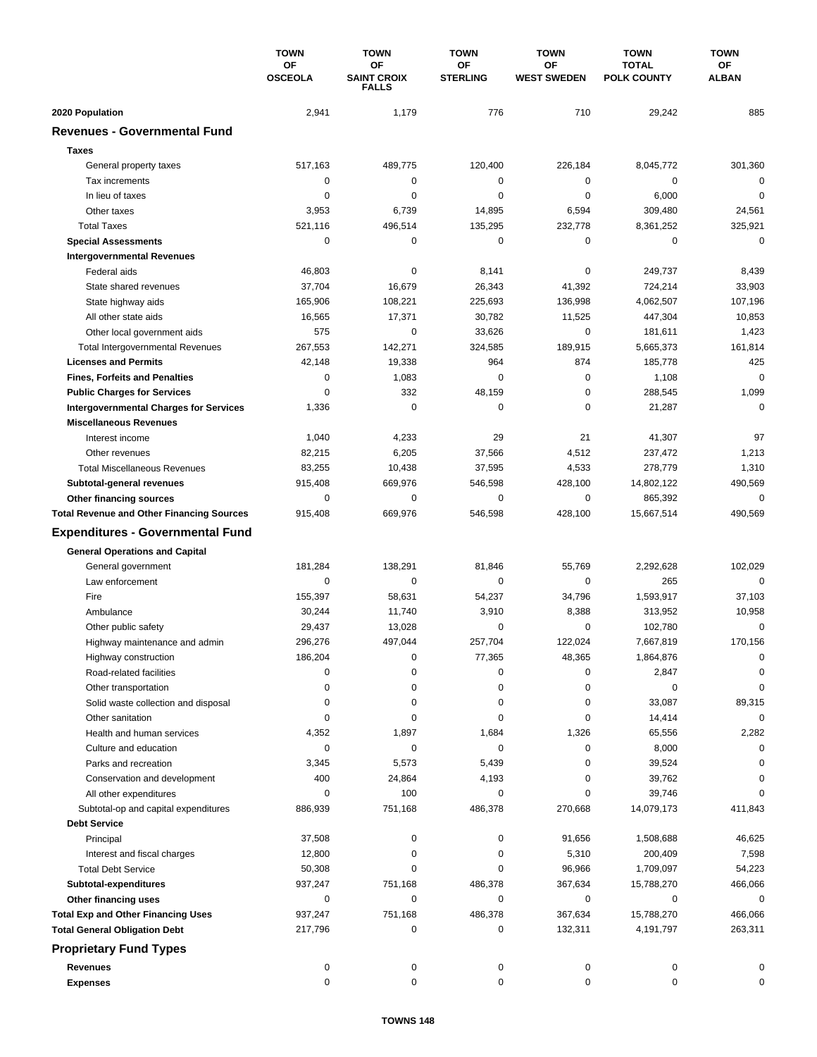| | TOWN OF OSCEOLA | TOWN OF SAINT CROIX FALLS | TOWN OF STERLING | TOWN OF WEST SWEDEN | TOWN TOTAL POLK COUNTY | TOWN OF ALBAN |
|---|---|---|---|---|---|---|
| **2020 Population** | 2,941 | 1,179 | 776 | 710 | 29,242 | 885 |
| **Revenues - Governmental Fund** | | | | | | |
| **Taxes** | | | | | | |
| General property taxes | 517,163 | 489,775 | 120,400 | 226,184 | 8,045,772 | 301,360 |
| Tax increments | 0 | 0 | 0 | 0 | 0 | 0 |
| In lieu of taxes | 0 | 0 | 0 | 0 | 6,000 | 0 |
| Other taxes | 3,953 | 6,739 | 14,895 | 6,594 | 309,480 | 24,561 |
| Total Taxes | 521,116 | 496,514 | 135,295 | 232,778 | 8,361,252 | 325,921 |
| **Special Assessments** | 0 | 0 | 0 | 0 | 0 | 0 |
| **Intergovernmental Revenues** | | | | | | |
| Federal aids | 46,803 | 0 | 8,141 | 0 | 249,737 | 8,439 |
| State shared revenues | 37,704 | 16,679 | 26,343 | 41,392 | 724,214 | 33,903 |
| State highway aids | 165,906 | 108,221 | 225,693 | 136,998 | 4,062,507 | 107,196 |
| All other state aids | 16,565 | 17,371 | 30,782 | 11,525 | 447,304 | 10,853 |
| Other local government aids | 575 | 0 | 33,626 | 0 | 181,611 | 1,423 |
| Total Intergovernmental Revenues | 267,553 | 142,271 | 324,585 | 189,915 | 5,665,373 | 161,814 |
| **Licenses and Permits** | 42,148 | 19,338 | 964 | 874 | 185,778 | 425 |
| **Fines, Forfeits and Penalties** | 0 | 1,083 | 0 | 0 | 1,108 | 0 |
| **Public Charges for Services** | 0 | 332 | 48,159 | 0 | 288,545 | 1,099 |
| **Intergovernmental Charges for Services** | 1,336 | 0 | 0 | 0 | 21,287 | 0 |
| **Miscellaneous Revenues** | | | | | | |
| Interest income | 1,040 | 4,233 | 29 | 21 | 41,307 | 97 |
| Other revenues | 82,215 | 6,205 | 37,566 | 4,512 | 237,472 | 1,213 |
| Total Miscellaneous Revenues | 83,255 | 10,438 | 37,595 | 4,533 | 278,779 | 1,310 |
| **Subtotal-general revenues** | 915,408 | 669,976 | 546,598 | 428,100 | 14,802,122 | 490,569 |
| **Other financing sources** | 0 | 0 | 0 | 0 | 865,392 | 0 |
| **Total Revenue and Other Financing Sources** | 915,408 | 669,976 | 546,598 | 428,100 | 15,667,514 | 490,569 |
| **Expenditures - Governmental Fund** | | | | | | |
| **General Operations and Capital** | | | | | | |
| General government | 181,284 | 138,291 | 81,846 | 55,769 | 2,292,628 | 102,029 |
| Law enforcement | 0 | 0 | 0 | 0 | 265 | 0 |
| Fire | 155,397 | 58,631 | 54,237 | 34,796 | 1,593,917 | 37,103 |
| Ambulance | 30,244 | 11,740 | 3,910 | 8,388 | 313,952 | 10,958 |
| Other public safety | 29,437 | 13,028 | 0 | 0 | 102,780 | 0 |
| Highway maintenance and admin | 296,276 | 497,044 | 257,704 | 122,024 | 7,667,819 | 170,156 |
| Highway construction | 186,204 | 0 | 77,365 | 48,365 | 1,864,876 | 0 |
| Road-related facilities | 0 | 0 | 0 | 0 | 2,847 | 0 |
| Other transportation | 0 | 0 | 0 | 0 | 0 | 0 |
| Solid waste collection and disposal | 0 | 0 | 0 | 0 | 33,087 | 89,315 |
| Other sanitation | 0 | 0 | 0 | 0 | 14,414 | 0 |
| Health and human services | 4,352 | 1,897 | 1,684 | 1,326 | 65,556 | 2,282 |
| Culture and education | 0 | 0 | 0 | 0 | 8,000 | 0 |
| Parks and recreation | 3,345 | 5,573 | 5,439 | 0 | 39,524 | 0 |
| Conservation and development | 400 | 24,864 | 4,193 | 0 | 39,762 | 0 |
| All other expenditures | 0 | 100 | 0 | 0 | 39,746 | 0 |
| Subtotal-op and capital expenditures | 886,939 | 751,168 | 486,378 | 270,668 | 14,079,173 | 411,843 |
| **Debt Service** | | | | | | |
| Principal | 37,508 | 0 | 0 | 91,656 | 1,508,688 | 46,625 |
| Interest and fiscal charges | 12,800 | 0 | 0 | 5,310 | 200,409 | 7,598 |
| Total Debt Service | 50,308 | 0 | 0 | 96,966 | 1,709,097 | 54,223 |
| **Subtotal-expenditures** | 937,247 | 751,168 | 486,378 | 367,634 | 15,788,270 | 466,066 |
| **Other financing uses** | 0 | 0 | 0 | 0 | 0 | 0 |
| **Total Exp and Other Financing Uses** | 937,247 | 751,168 | 486,378 | 367,634 | 15,788,270 | 466,066 |
| **Total General Obligation Debt** | 217,796 | 0 | 0 | 132,311 | 4,191,797 | 263,311 |
| **Proprietary Fund Types** | | | | | | |
| **Revenues** | 0 | 0 | 0 | 0 | 0 | 0 |
| **Expenses** | 0 | 0 | 0 | 0 | 0 | 0 |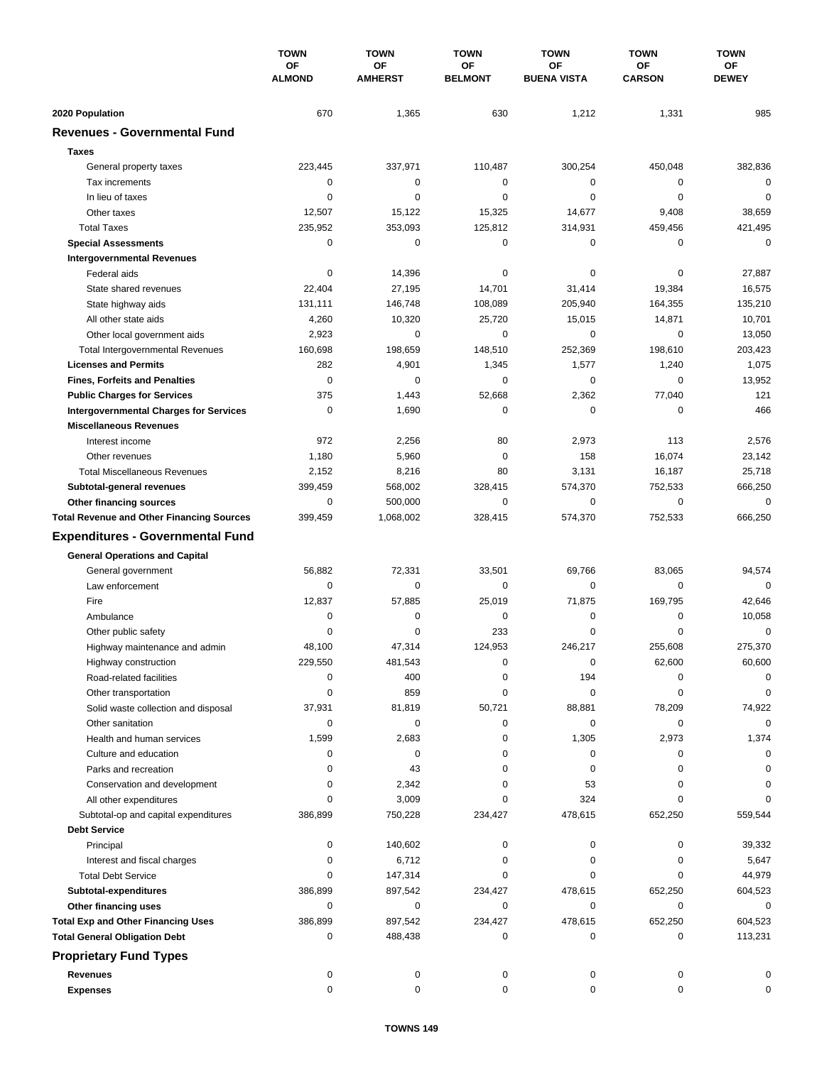| | TOWN OF ALMOND | TOWN OF AMHERST | TOWN OF BELMONT | TOWN OF BUENA VISTA | TOWN OF CARSON | TOWN OF DEWEY |
|---|---|---|---|---|---|---|
| **2020 Population** | 670 | 1,365 | 630 | 1,212 | 1,331 | 985 |
| **Revenues - Governmental Fund** | | | | | | |
| **Taxes** | | | | | | |
| General property taxes | 223,445 | 337,971 | 110,487 | 300,254 | 450,048 | 382,836 |
| Tax increments | 0 | 0 | 0 | 0 | 0 | 0 |
| In lieu of taxes | 0 | 0 | 0 | 0 | 0 | 0 |
| Other taxes | 12,507 | 15,122 | 15,325 | 14,677 | 9,408 | 38,659 |
| Total Taxes | 235,952 | 353,093 | 125,812 | 314,931 | 459,456 | 421,495 |
| **Special Assessments** | 0 | 0 | 0 | 0 | 0 | 0 |
| **Intergovernmental Revenues** | | | | | | |
| Federal aids | 0 | 14,396 | 0 | 0 | 0 | 27,887 |
| State shared revenues | 22,404 | 27,195 | 14,701 | 31,414 | 19,384 | 16,575 |
| State highway aids | 131,111 | 146,748 | 108,089 | 205,940 | 164,355 | 135,210 |
| All other state aids | 4,260 | 10,320 | 25,720 | 15,015 | 14,871 | 10,701 |
| Other local government aids | 2,923 | 0 | 0 | 0 | 0 | 13,050 |
| Total Intergovernmental Revenues | 160,698 | 198,659 | 148,510 | 252,369 | 198,610 | 203,423 |
| **Licenses and Permits** | 282 | 4,901 | 1,345 | 1,577 | 1,240 | 1,075 |
| **Fines, Forfeits and Penalties** | 0 | 0 | 0 | 0 | 0 | 13,952 |
| **Public Charges for Services** | 375 | 1,443 | 52,668 | 2,362 | 77,040 | 121 |
| **Intergovernmental Charges for Services** | 0 | 1,690 | 0 | 0 | 0 | 466 |
| **Miscellaneous Revenues** | | | | | | |
| Interest income | 972 | 2,256 | 80 | 2,973 | 113 | 2,576 |
| Other revenues | 1,180 | 5,960 | 0 | 158 | 16,074 | 23,142 |
| Total Miscellaneous Revenues | 2,152 | 8,216 | 80 | 3,131 | 16,187 | 25,718 |
| **Subtotal-general revenues** | 399,459 | 568,002 | 328,415 | 574,370 | 752,533 | 666,250 |
| **Other financing sources** | 0 | 500,000 | 0 | 0 | 0 | 0 |
| **Total Revenue and Other Financing Sources** | 399,459 | 1,068,002 | 328,415 | 574,370 | 752,533 | 666,250 |
| **Expenditures - Governmental Fund** | | | | | | |
| **General Operations and Capital** | | | | | | |
| General government | 56,882 | 72,331 | 33,501 | 69,766 | 83,065 | 94,574 |
| Law enforcement | 0 | 0 | 0 | 0 | 0 | 0 |
| Fire | 12,837 | 57,885 | 25,019 | 71,875 | 169,795 | 42,646 |
| Ambulance | 0 | 0 | 0 | 0 | 0 | 10,058 |
| Other public safety | 0 | 0 | 233 | 0 | 0 | 0 |
| Highway maintenance and admin | 48,100 | 47,314 | 124,953 | 246,217 | 255,608 | 275,370 |
| Highway construction | 229,550 | 481,543 | 0 | 0 | 62,600 | 60,600 |
| Road-related facilities | 0 | 400 | 0 | 194 | 0 | 0 |
| Other transportation | 0 | 859 | 0 | 0 | 0 | 0 |
| Solid waste collection and disposal | 37,931 | 81,819 | 50,721 | 88,881 | 78,209 | 74,922 |
| Other sanitation | 0 | 0 | 0 | 0 | 0 | 0 |
| Health and human services | 1,599 | 2,683 | 0 | 1,305 | 2,973 | 1,374 |
| Culture and education | 0 | 0 | 0 | 0 | 0 | 0 |
| Parks and recreation | 0 | 43 | 0 | 0 | 0 | 0 |
| Conservation and development | 0 | 2,342 | 0 | 53 | 0 | 0 |
| All other expenditures | 0 | 3,009 | 0 | 324 | 0 | 0 |
| Subtotal-op and capital expenditures | 386,899 | 750,228 | 234,427 | 478,615 | 652,250 | 559,544 |
| **Debt Service** | | | | | | |
| Principal | 0 | 140,602 | 0 | 0 | 0 | 39,332 |
| Interest and fiscal charges | 0 | 6,712 | 0 | 0 | 0 | 5,647 |
| Total Debt Service | 0 | 147,314 | 0 | 0 | 0 | 44,979 |
| **Subtotal-expenditures** | 386,899 | 897,542 | 234,427 | 478,615 | 652,250 | 604,523 |
| **Other financing uses** | 0 | 0 | 0 | 0 | 0 | 0 |
| **Total Exp and Other Financing Uses** | 386,899 | 897,542 | 234,427 | 478,615 | 652,250 | 604,523 |
| **Total General Obligation Debt** | 0 | 488,438 | 0 | 0 | 0 | 113,231 |
| **Proprietary Fund Types** | | | | | | |
| **Revenues** | 0 | 0 | 0 | 0 | 0 | 0 |
| **Expenses** | 0 | 0 | 0 | 0 | 0 | 0 |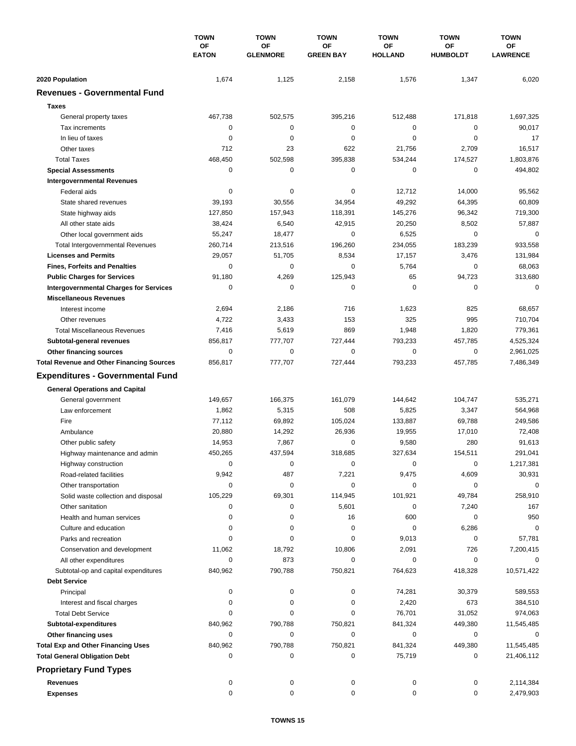| | TOWN OF EATON | TOWN OF GLENMORE | TOWN OF GREEN BAY | TOWN OF HOLLAND | TOWN OF HUMBOLDT | TOWN OF LAWRENCE |
|---|---|---|---|---|---|---|
| **2020 Population** | 1,674 | 1,125 | 2,158 | 1,576 | 1,347 | 6,020 |
| **Revenues - Governmental Fund** | | | | | | |
| **Taxes** | | | | | | |
| General property taxes | 467,738 | 502,575 | 395,216 | 512,488 | 171,818 | 1,697,325 |
| Tax increments | 0 | 0 | 0 | 0 | 0 | 90,017 |
| In lieu of taxes | 0 | 0 | 0 | 0 | 0 | 17 |
| Other taxes | 712 | 23 | 622 | 21,756 | 2,709 | 16,517 |
| Total Taxes | 468,450 | 502,598 | 395,838 | 534,244 | 174,527 | 1,803,876 |
| **Special Assessments** | 0 | 0 | 0 | 0 | 0 | 494,802 |
| **Intergovernmental Revenues** | | | | | | |
| Federal aids | 0 | 0 | 0 | 12,712 | 14,000 | 95,562 |
| State shared revenues | 39,193 | 30,556 | 34,954 | 49,292 | 64,395 | 60,809 |
| State highway aids | 127,850 | 157,943 | 118,391 | 145,276 | 96,342 | 719,300 |
| All other state aids | 38,424 | 6,540 | 42,915 | 20,250 | 8,502 | 57,887 |
| Other local government aids | 55,247 | 18,477 | 0 | 6,525 | 0 | 0 |
| Total Intergovernmental Revenues | 260,714 | 213,516 | 196,260 | 234,055 | 183,239 | 933,558 |
| **Licenses and Permits** | 29,057 | 51,705 | 8,534 | 17,157 | 3,476 | 131,984 |
| **Fines, Forfeits and Penalties** | 0 | 0 | 0 | 5,764 | 0 | 68,063 |
| **Public Charges for Services** | 91,180 | 4,269 | 125,943 | 65 | 94,723 | 313,680 |
| **Intergovernmental Charges for Services** | 0 | 0 | 0 | 0 | 0 | 0 |
| **Miscellaneous Revenues** | | | | | | |
| Interest income | 2,694 | 2,186 | 716 | 1,623 | 825 | 68,657 |
| Other revenues | 4,722 | 3,433 | 153 | 325 | 995 | 710,704 |
| Total Miscellaneous Revenues | 7,416 | 5,619 | 869 | 1,948 | 1,820 | 779,361 |
| **Subtotal-general revenues** | 856,817 | 777,707 | 727,444 | 793,233 | 457,785 | 4,525,324 |
| **Other financing sources** | 0 | 0 | 0 | 0 | 0 | 2,961,025 |
| **Total Revenue and Other Financing Sources** | 856,817 | 777,707 | 727,444 | 793,233 | 457,785 | 7,486,349 |
| **Expenditures - Governmental Fund** | | | | | | |
| **General Operations and Capital** | | | | | | |
| General government | 149,657 | 166,375 | 161,079 | 144,642 | 104,747 | 535,271 |
| Law enforcement | 1,862 | 5,315 | 508 | 5,825 | 3,347 | 564,968 |
| Fire | 77,112 | 69,892 | 105,024 | 133,887 | 69,788 | 249,586 |
| Ambulance | 20,880 | 14,292 | 26,936 | 19,955 | 17,010 | 72,408 |
| Other public safety | 14,953 | 7,867 | 0 | 9,580 | 280 | 91,613 |
| Highway maintenance and admin | 450,265 | 437,594 | 318,685 | 327,634 | 154,511 | 291,041 |
| Highway construction | 0 | 0 | 0 | 0 | 0 | 1,217,381 |
| Road-related facilities | 9,942 | 487 | 7,221 | 9,475 | 4,609 | 30,931 |
| Other transportation | 0 | 0 | 0 | 0 | 0 | 0 |
| Solid waste collection and disposal | 105,229 | 69,301 | 114,945 | 101,921 | 49,784 | 258,910 |
| Other sanitation | 0 | 0 | 5,601 | 0 | 7,240 | 167 |
| Health and human services | 0 | 0 | 16 | 600 | 0 | 950 |
| Culture and education | 0 | 0 | 0 | 0 | 6,286 | 0 |
| Parks and recreation | 0 | 0 | 0 | 9,013 | 0 | 57,781 |
| Conservation and development | 11,062 | 18,792 | 10,806 | 2,091 | 726 | 7,200,415 |
| All other expenditures | 0 | 873 | 0 | 0 | 0 | 0 |
| Subtotal-op and capital expenditures | 840,962 | 790,788 | 750,821 | 764,623 | 418,328 | 10,571,422 |
| **Debt Service** | | | | | | |
| Principal | 0 | 0 | 0 | 74,281 | 30,379 | 589,553 |
| Interest and fiscal charges | 0 | 0 | 0 | 2,420 | 673 | 384,510 |
| Total Debt Service | 0 | 0 | 0 | 76,701 | 31,052 | 974,063 |
| **Subtotal-expenditures** | 840,962 | 790,788 | 750,821 | 841,324 | 449,380 | 11,545,485 |
| **Other financing uses** | 0 | 0 | 0 | 0 | 0 | 0 |
| **Total Exp and Other Financing Uses** | 840,962 | 790,788 | 750,821 | 841,324 | 449,380 | 11,545,485 |
| **Total General Obligation Debt** | 0 | 0 | 0 | 75,719 | 0 | 21,406,112 |
| **Proprietary Fund Types** | | | | | | |
| **Revenues** | 0 | 0 | 0 | 0 | 0 | 2,114,384 |
| **Expenses** | 0 | 0 | 0 | 0 | 0 | 2,479,903 |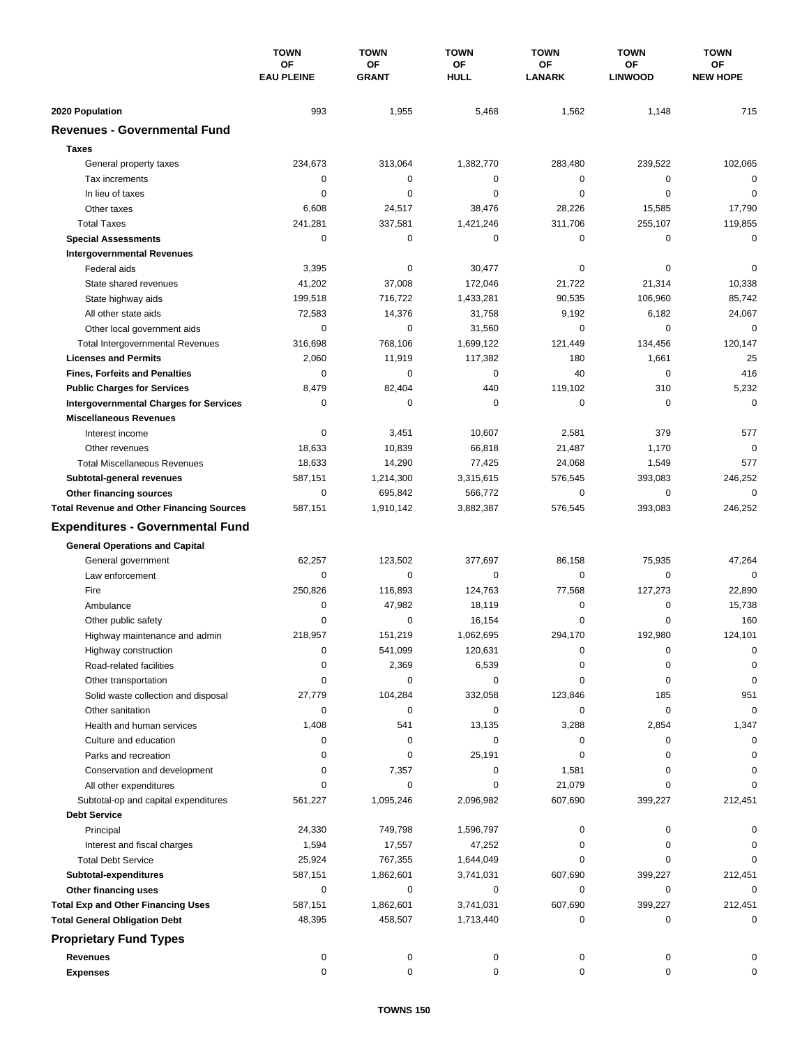| | TOWN OF EAU PLEINE | TOWN OF GRANT | TOWN OF HULL | TOWN OF LANARK | TOWN OF LINWOOD | TOWN OF NEW HOPE |
|---|---|---|---|---|---|---|
| **2020 Population** | 993 | 1,955 | 5,468 | 1,562 | 1,148 | 715 |
| **Revenues - Governmental Fund** | | | | | | |
| **Taxes** | | | | | | |
| General property taxes | 234,673 | 313,064 | 1,382,770 | 283,480 | 239,522 | 102,065 |
| Tax increments | 0 | 0 | 0 | 0 | 0 | 0 |
| In lieu of taxes | 0 | 0 | 0 | 0 | 0 | 0 |
| Other taxes | 6,608 | 24,517 | 38,476 | 28,226 | 15,585 | 17,790 |
| Total Taxes | 241,281 | 337,581 | 1,421,246 | 311,706 | 255,107 | 119,855 |
| **Special Assessments** | 0 | 0 | 0 | 0 | 0 | 0 |
| **Intergovernmental Revenues** | | | | | | |
| Federal aids | 3,395 | 0 | 30,477 | 0 | 0 | 0 |
| State shared revenues | 41,202 | 37,008 | 172,046 | 21,722 | 21,314 | 10,338 |
| State highway aids | 199,518 | 716,722 | 1,433,281 | 90,535 | 106,960 | 85,742 |
| All other state aids | 72,583 | 14,376 | 31,758 | 9,192 | 6,182 | 24,067 |
| Other local government aids | 0 | 0 | 31,560 | 0 | 0 | 0 |
| Total Intergovernmental Revenues | 316,698 | 768,106 | 1,699,122 | 121,449 | 134,456 | 120,147 |
| **Licenses and Permits** | 2,060 | 11,919 | 117,382 | 180 | 1,661 | 25 |
| **Fines, Forfeits and Penalties** | 0 | 0 | 0 | 40 | 0 | 416 |
| **Public Charges for Services** | 8,479 | 82,404 | 440 | 119,102 | 310 | 5,232 |
| **Intergovernmental Charges for Services** | 0 | 0 | 0 | 0 | 0 | 0 |
| **Miscellaneous Revenues** | | | | | | |
| Interest income | 0 | 3,451 | 10,607 | 2,581 | 379 | 577 |
| Other revenues | 18,633 | 10,839 | 66,818 | 21,487 | 1,170 | 0 |
| Total Miscellaneous Revenues | 18,633 | 14,290 | 77,425 | 24,068 | 1,549 | 577 |
| **Subtotal-general revenues** | 587,151 | 1,214,300 | 3,315,615 | 576,545 | 393,083 | 246,252 |
| **Other financing sources** | 0 | 695,842 | 566,772 | 0 | 0 | 0 |
| **Total Revenue and Other Financing Sources** | 587,151 | 1,910,142 | 3,882,387 | 576,545 | 393,083 | 246,252 |
| **Expenditures - Governmental Fund** | | | | | | |
| **General Operations and Capital** | | | | | | |
| General government | 62,257 | 123,502 | 377,697 | 86,158 | 75,935 | 47,264 |
| Law enforcement | 0 | 0 | 0 | 0 | 0 | 0 |
| Fire | 250,826 | 116,893 | 124,763 | 77,568 | 127,273 | 22,890 |
| Ambulance | 0 | 47,982 | 18,119 | 0 | 0 | 15,738 |
| Other public safety | 0 | 0 | 16,154 | 0 | 0 | 160 |
| Highway maintenance and admin | 218,957 | 151,219 | 1,062,695 | 294,170 | 192,980 | 124,101 |
| Highway construction | 0 | 541,099 | 120,631 | 0 | 0 | 0 |
| Road-related facilities | 0 | 2,369 | 6,539 | 0 | 0 | 0 |
| Other transportation | 0 | 0 | 0 | 0 | 0 | 0 |
| Solid waste collection and disposal | 27,779 | 104,284 | 332,058 | 123,846 | 185 | 951 |
| Other sanitation | 0 | 0 | 0 | 0 | 0 | 0 |
| Health and human services | 1,408 | 541 | 13,135 | 3,288 | 2,854 | 1,347 |
| Culture and education | 0 | 0 | 0 | 0 | 0 | 0 |
| Parks and recreation | 0 | 0 | 25,191 | 0 | 0 | 0 |
| Conservation and development | 0 | 7,357 | 0 | 1,581 | 0 | 0 |
| All other expenditures | 0 | 0 | 0 | 21,079 | 0 | 0 |
| Subtotal-op and capital expenditures | 561,227 | 1,095,246 | 2,096,982 | 607,690 | 399,227 | 212,451 |
| **Debt Service** | | | | | | |
| Principal | 24,330 | 749,798 | 1,596,797 | 0 | 0 | 0 |
| Interest and fiscal charges | 1,594 | 17,557 | 47,252 | 0 | 0 | 0 |
| Total Debt Service | 25,924 | 767,355 | 1,644,049 | 0 | 0 | 0 |
| **Subtotal-expenditures** | 587,151 | 1,862,601 | 3,741,031 | 607,690 | 399,227 | 212,451 |
| **Other financing uses** | 0 | 0 | 0 | 0 | 0 | 0 |
| **Total Exp and Other Financing Uses** | 587,151 | 1,862,601 | 3,741,031 | 607,690 | 399,227 | 212,451 |
| **Total General Obligation Debt** | 48,395 | 458,507 | 1,713,440 | 0 | 0 | 0 |
| **Proprietary Fund Types** | | | | | | |
| **Revenues** | 0 | 0 | 0 | 0 | 0 | 0 |
| **Expenses** | 0 | 0 | 0 | 0 | 0 | 0 |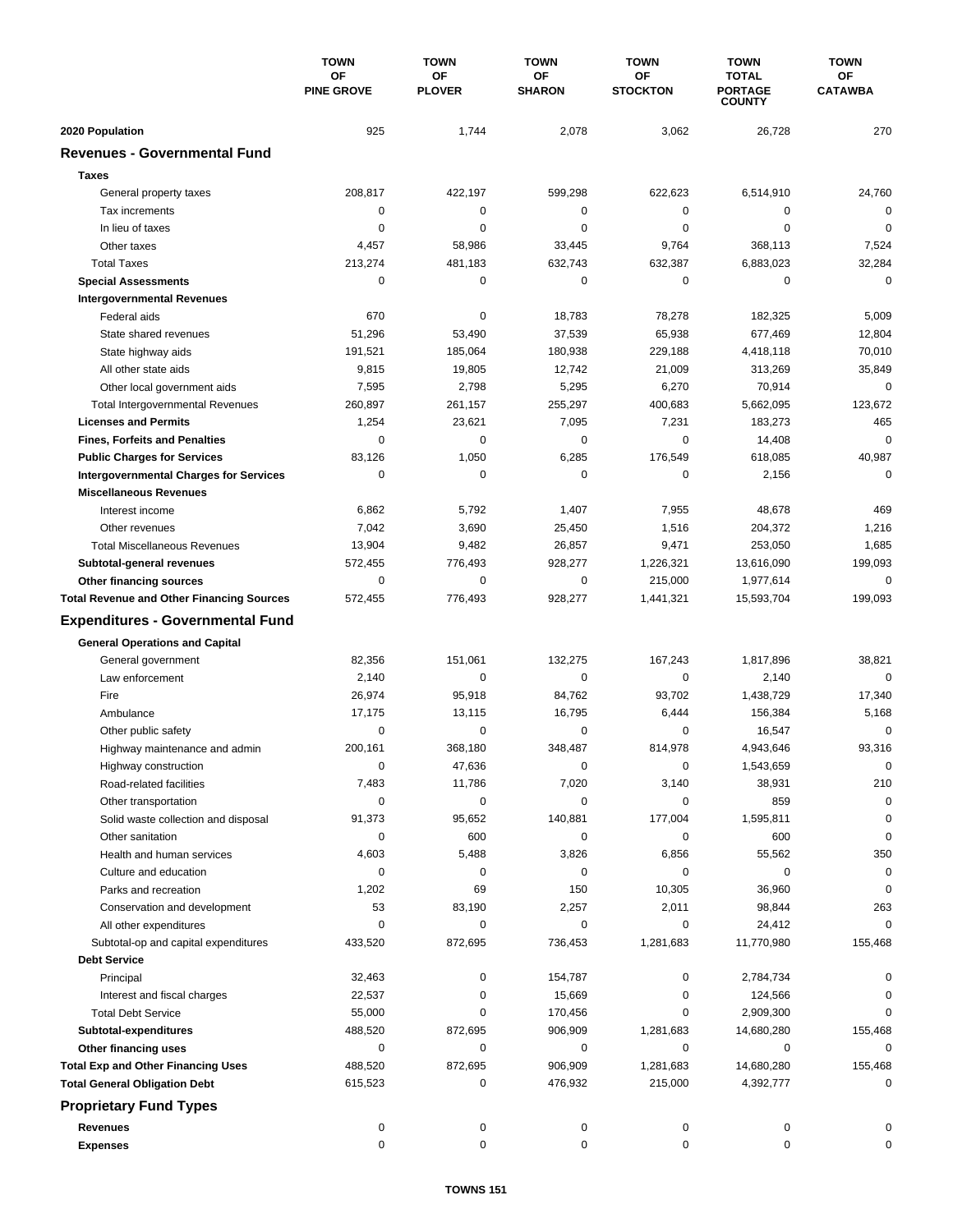| | TOWN OF PINE GROVE | TOWN OF PLOVER | TOWN OF SHARON | TOWN OF STOCKTON | TOWN TOTAL PORTAGE COUNTY | TOWN OF CATAWBA |
|---|---|---|---|---|---|---|
| **2020 Population** | 925 | 1,744 | 2,078 | 3,062 | 26,728 | 270 |
| **Revenues - Governmental Fund** | | | | | | |
| **Taxes** | | | | | | |
| General property taxes | 208,817 | 422,197 | 599,298 | 622,623 | 6,514,910 | 24,760 |
| Tax increments | 0 | 0 | 0 | 0 | 0 | 0 |
| In lieu of taxes | 0 | 0 | 0 | 0 | 0 | 0 |
| Other taxes | 4,457 | 58,986 | 33,445 | 9,764 | 368,113 | 7,524 |
| Total Taxes | 213,274 | 481,183 | 632,743 | 632,387 | 6,883,023 | 32,284 |
| **Special Assessments** | 0 | 0 | 0 | 0 | 0 | 0 |
| **Intergovernmental Revenues** | | | | | | |
| Federal aids | 670 | 0 | 18,783 | 78,278 | 182,325 | 5,009 |
| State shared revenues | 51,296 | 53,490 | 37,539 | 65,938 | 677,469 | 12,804 |
| State highway aids | 191,521 | 185,064 | 180,938 | 229,188 | 4,418,118 | 70,010 |
| All other state aids | 9,815 | 19,805 | 12,742 | 21,009 | 313,269 | 35,849 |
| Other local government aids | 7,595 | 2,798 | 5,295 | 6,270 | 70,914 | 0 |
| Total Intergovernmental Revenues | 260,897 | 261,157 | 255,297 | 400,683 | 5,662,095 | 123,672 |
| **Licenses and Permits** | 1,254 | 23,621 | 7,095 | 7,231 | 183,273 | 465 |
| **Fines, Forfeits and Penalties** | 0 | 0 | 0 | 0 | 14,408 | 0 |
| **Public Charges for Services** | 83,126 | 1,050 | 6,285 | 176,549 | 618,085 | 40,987 |
| **Intergovernmental Charges for Services** | 0 | 0 | 0 | 0 | 2,156 | 0 |
| **Miscellaneous Revenues** | | | | | | |
| Interest income | 6,862 | 5,792 | 1,407 | 7,955 | 48,678 | 469 |
| Other revenues | 7,042 | 3,690 | 25,450 | 1,516 | 204,372 | 1,216 |
| Total Miscellaneous Revenues | 13,904 | 9,482 | 26,857 | 9,471 | 253,050 | 1,685 |
| **Subtotal-general revenues** | 572,455 | 776,493 | 928,277 | 1,226,321 | 13,616,090 | 199,093 |
| **Other financing sources** | 0 | 0 | 0 | 215,000 | 1,977,614 | 0 |
| **Total Revenue and Other Financing Sources** | 572,455 | 776,493 | 928,277 | 1,441,321 | 15,593,704 | 199,093 |
| **Expenditures - Governmental Fund** | | | | | | |
| **General Operations and Capital** | | | | | | |
| General government | 82,356 | 151,061 | 132,275 | 167,243 | 1,817,896 | 38,821 |
| Law enforcement | 2,140 | 0 | 0 | 0 | 2,140 | 0 |
| Fire | 26,974 | 95,918 | 84,762 | 93,702 | 1,438,729 | 17,340 |
| Ambulance | 17,175 | 13,115 | 16,795 | 6,444 | 156,384 | 5,168 |
| Other public safety | 0 | 0 | 0 | 0 | 16,547 | 0 |
| Highway maintenance and admin | 200,161 | 368,180 | 348,487 | 814,978 | 4,943,646 | 93,316 |
| Highway construction | 0 | 47,636 | 0 | 0 | 1,543,659 | 0 |
| Road-related facilities | 7,483 | 11,786 | 7,020 | 3,140 | 38,931 | 210 |
| Other transportation | 0 | 0 | 0 | 0 | 859 | 0 |
| Solid waste collection and disposal | 91,373 | 95,652 | 140,881 | 177,004 | 1,595,811 | 0 |
| Other sanitation | 0 | 600 | 0 | 0 | 600 | 0 |
| Health and human services | 4,603 | 5,488 | 3,826 | 6,856 | 55,562 | 350 |
| Culture and education | 0 | 0 | 0 | 0 | 0 | 0 |
| Parks and recreation | 1,202 | 69 | 150 | 10,305 | 36,960 | 0 |
| Conservation and development | 53 | 83,190 | 2,257 | 2,011 | 98,844 | 263 |
| All other expenditures | 0 | 0 | 0 | 0 | 24,412 | 0 |
| Subtotal-op and capital expenditures | 433,520 | 872,695 | 736,453 | 1,281,683 | 11,770,980 | 155,468 |
| **Debt Service** | | | | | | |
| Principal | 32,463 | 0 | 154,787 | 0 | 2,784,734 | 0 |
| Interest and fiscal charges | 22,537 | 0 | 15,669 | 0 | 124,566 | 0 |
| Total Debt Service | 55,000 | 0 | 170,456 | 0 | 2,909,300 | 0 |
| **Subtotal-expenditures** | 488,520 | 872,695 | 906,909 | 1,281,683 | 14,680,280 | 155,468 |
| **Other financing uses** | 0 | 0 | 0 | 0 | 0 | 0 |
| **Total Exp and Other Financing Uses** | 488,520 | 872,695 | 906,909 | 1,281,683 | 14,680,280 | 155,468 |
| **Total General Obligation Debt** | 615,523 | 0 | 476,932 | 215,000 | 4,392,777 | 0 |
| **Proprietary Fund Types** | | | | | | |
| **Revenues** | 0 | 0 | 0 | 0 | 0 | 0 |
| **Expenses** | 0 | 0 | 0 | 0 | 0 | 0 |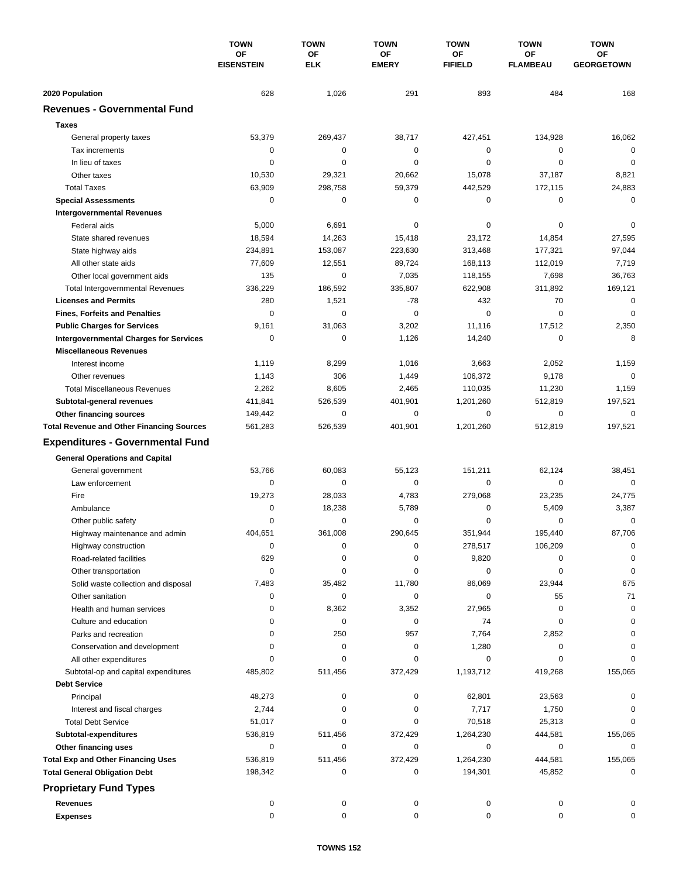| | TOWN OF EISENSTEIN | TOWN OF ELK | TOWN OF EMERY | TOWN OF FIFIELD | TOWN OF FLAMBEAU | TOWN OF GEORGETOWN |
|---|---|---|---|---|---|---|
| **2020 Population** | 628 | 1,026 | 291 | 893 | 484 | 168 |
| **Revenues - Governmental Fund** | | | | | | |
| **Taxes** | | | | | | |
| General property taxes | 53,379 | 269,437 | 38,717 | 427,451 | 134,928 | 16,062 |
| Tax increments | 0 | 0 | 0 | 0 | 0 | 0 |
| In lieu of taxes | 0 | 0 | 0 | 0 | 0 | 0 |
| Other taxes | 10,530 | 29,321 | 20,662 | 15,078 | 37,187 | 8,821 |
| Total Taxes | 63,909 | 298,758 | 59,379 | 442,529 | 172,115 | 24,883 |
| **Special Assessments** | 0 | 0 | 0 | 0 | 0 | 0 |
| **Intergovernmental Revenues** | | | | | | |
| Federal aids | 5,000 | 6,691 | 0 | 0 | 0 | 0 |
| State shared revenues | 18,594 | 14,263 | 15,418 | 23,172 | 14,854 | 27,595 |
| State highway aids | 234,891 | 153,087 | 223,630 | 313,468 | 177,321 | 97,044 |
| All other state aids | 77,609 | 12,551 | 89,724 | 168,113 | 112,019 | 7,719 |
| Other local government aids | 135 | 0 | 7,035 | 118,155 | 7,698 | 36,763 |
| Total Intergovernmental Revenues | 336,229 | 186,592 | 335,807 | 622,908 | 311,892 | 169,121 |
| **Licenses and Permits** | 280 | 1,521 | -78 | 432 | 70 | 0 |
| **Fines, Forfeits and Penalties** | 0 | 0 | 0 | 0 | 0 | 0 |
| **Public Charges for Services** | 9,161 | 31,063 | 3,202 | 11,116 | 17,512 | 2,350 |
| **Intergovernmental Charges for Services** | 0 | 0 | 1,126 | 14,240 | 0 | 8 |
| **Miscellaneous Revenues** | | | | | | |
| Interest income | 1,119 | 8,299 | 1,016 | 3,663 | 2,052 | 1,159 |
| Other revenues | 1,143 | 306 | 1,449 | 106,372 | 9,178 | 0 |
| Total Miscellaneous Revenues | 2,262 | 8,605 | 2,465 | 110,035 | 11,230 | 1,159 |
| **Subtotal-general revenues** | 411,841 | 526,539 | 401,901 | 1,201,260 | 512,819 | 197,521 |
| **Other financing sources** | 149,442 | 0 | 0 | 0 | 0 | 0 |
| **Total Revenue and Other Financing Sources** | 561,283 | 526,539 | 401,901 | 1,201,260 | 512,819 | 197,521 |
| **Expenditures - Governmental Fund** | | | | | | |
| **General Operations and Capital** | | | | | | |
| General government | 53,766 | 60,083 | 55,123 | 151,211 | 62,124 | 38,451 |
| Law enforcement | 0 | 0 | 0 | 0 | 0 | 0 |
| Fire | 19,273 | 28,033 | 4,783 | 279,068 | 23,235 | 24,775 |
| Ambulance | 0 | 18,238 | 5,789 | 0 | 5,409 | 3,387 |
| Other public safety | 0 | 0 | 0 | 0 | 0 | 0 |
| Highway maintenance and admin | 404,651 | 361,008 | 290,645 | 351,944 | 195,440 | 87,706 |
| Highway construction | 0 | 0 | 0 | 278,517 | 106,209 | 0 |
| Road-related facilities | 629 | 0 | 0 | 9,820 | 0 | 0 |
| Other transportation | 0 | 0 | 0 | 0 | 0 | 0 |
| Solid waste collection and disposal | 7,483 | 35,482 | 11,780 | 86,069 | 23,944 | 675 |
| Other sanitation | 0 | 0 | 0 | 0 | 55 | 71 |
| Health and human services | 0 | 8,362 | 3,352 | 27,965 | 0 | 0 |
| Culture and education | 0 | 0 | 0 | 74 | 0 | 0 |
| Parks and recreation | 0 | 250 | 957 | 7,764 | 2,852 | 0 |
| Conservation and development | 0 | 0 | 0 | 1,280 | 0 | 0 |
| All other expenditures | 0 | 0 | 0 | 0 | 0 | 0 |
| Subtotal-op and capital expenditures | 485,802 | 511,456 | 372,429 | 1,193,712 | 419,268 | 155,065 |
| **Debt Service** | | | | | | |
| Principal | 48,273 | 0 | 0 | 62,801 | 23,563 | 0 |
| Interest and fiscal charges | 2,744 | 0 | 0 | 7,717 | 1,750 | 0 |
| Total Debt Service | 51,017 | 0 | 0 | 70,518 | 25,313 | 0 |
| **Subtotal-expenditures** | 536,819 | 511,456 | 372,429 | 1,264,230 | 444,581 | 155,065 |
| **Other financing uses** | 0 | 0 | 0 | 0 | 0 | 0 |
| **Total Exp and Other Financing Uses** | 536,819 | 511,456 | 372,429 | 1,264,230 | 444,581 | 155,065 |
| **Total General Obligation Debt** | 198,342 | 0 | 0 | 194,301 | 45,852 | 0 |
| **Proprietary Fund Types** | | | | | | |
| **Revenues** | 0 | 0 | 0 | 0 | 0 | 0 |
| **Expenses** | 0 | 0 | 0 | 0 | 0 | 0 |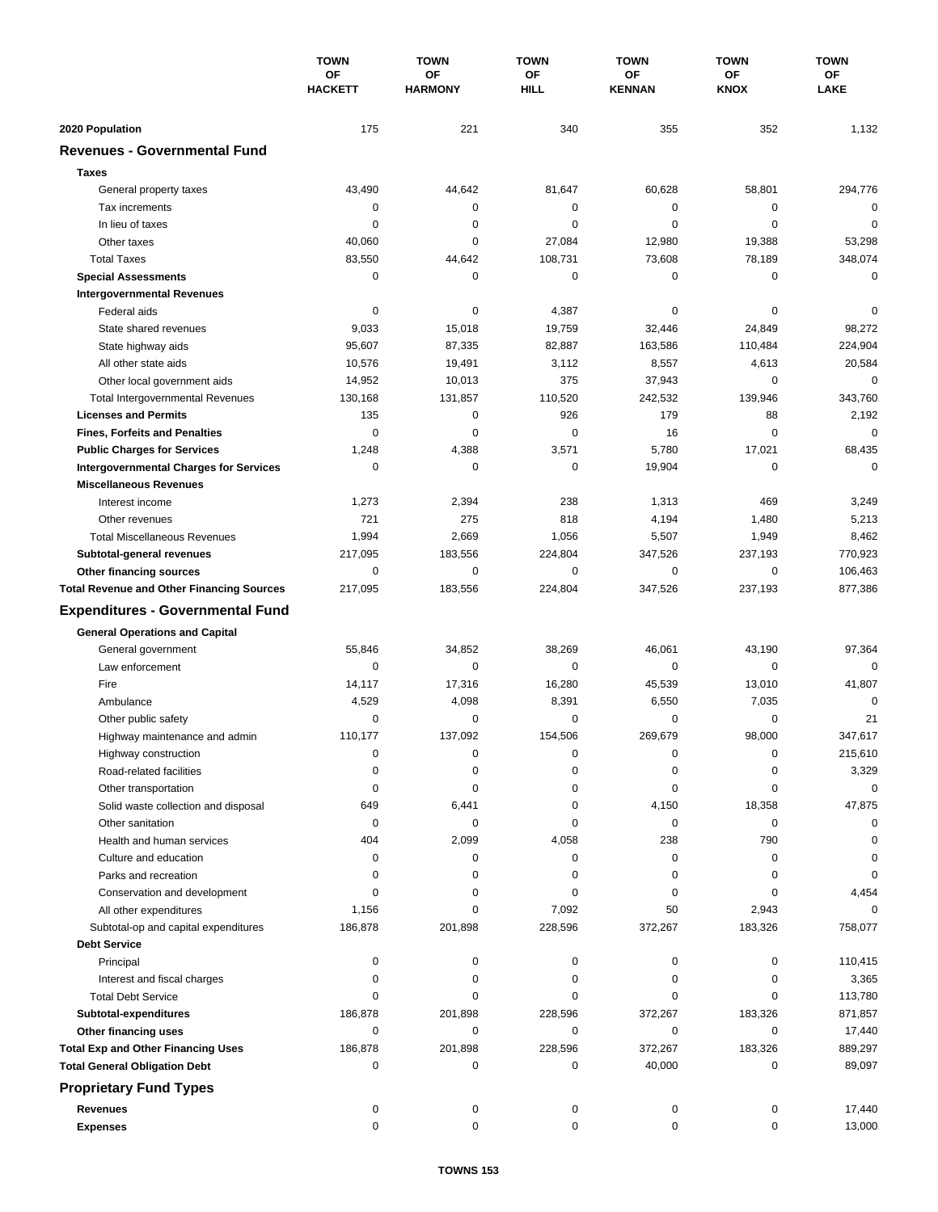| | TOWN OF HACKETT | TOWN OF HARMONY | TOWN OF HILL | TOWN OF KENNAN | TOWN OF KNOX | TOWN OF LAKE |
|---|---|---|---|---|---|---|
| **2020 Population** | 175 | 221 | 340 | 355 | 352 | 1,132 |
| **Revenues - Governmental Fund** | | | | | | |
| **Taxes** | | | | | | |
| General property taxes | 43,490 | 44,642 | 81,647 | 60,628 | 58,801 | 294,776 |
| Tax increments | 0 | 0 | 0 | 0 | 0 | 0 |
| In lieu of taxes | 0 | 0 | 0 | 0 | 0 | 0 |
| Other taxes | 40,060 | 0 | 27,084 | 12,980 | 19,388 | 53,298 |
| Total Taxes | 83,550 | 44,642 | 108,731 | 73,608 | 78,189 | 348,074 |
| **Special Assessments** | 0 | 0 | 0 | 0 | 0 | 0 |
| **Intergovernmental Revenues** | | | | | | |
| Federal aids | 0 | 0 | 4,387 | 0 | 0 | 0 |
| State shared revenues | 9,033 | 15,018 | 19,759 | 32,446 | 24,849 | 98,272 |
| State highway aids | 95,607 | 87,335 | 82,887 | 163,586 | 110,484 | 224,904 |
| All other state aids | 10,576 | 19,491 | 3,112 | 8,557 | 4,613 | 20,584 |
| Other local government aids | 14,952 | 10,013 | 375 | 37,943 | 0 | 0 |
| Total Intergovernmental Revenues | 130,168 | 131,857 | 110,520 | 242,532 | 139,946 | 343,760 |
| **Licenses and Permits** | 135 | 0 | 926 | 179 | 88 | 2,192 |
| **Fines, Forfeits and Penalties** | 0 | 0 | 0 | 16 | 0 | 0 |
| **Public Charges for Services** | 1,248 | 4,388 | 3,571 | 5,780 | 17,021 | 68,435 |
| **Intergovernmental Charges for Services** | 0 | 0 | 0 | 19,904 | 0 | 0 |
| **Miscellaneous Revenues** | | | | | | |
| Interest income | 1,273 | 2,394 | 238 | 1,313 | 469 | 3,249 |
| Other revenues | 721 | 275 | 818 | 4,194 | 1,480 | 5,213 |
| Total Miscellaneous Revenues | 1,994 | 2,669 | 1,056 | 5,507 | 1,949 | 8,462 |
| **Subtotal-general revenues** | 217,095 | 183,556 | 224,804 | 347,526 | 237,193 | 770,923 |
| **Other financing sources** | 0 | 0 | 0 | 0 | 0 | 106,463 |
| **Total Revenue and Other Financing Sources** | 217,095 | 183,556 | 224,804 | 347,526 | 237,193 | 877,386 |
| **Expenditures - Governmental Fund** | | | | | | |
| **General Operations and Capital** | | | | | | |
| General government | 55,846 | 34,852 | 38,269 | 46,061 | 43,190 | 97,364 |
| Law enforcement | 0 | 0 | 0 | 0 | 0 | 0 |
| Fire | 14,117 | 17,316 | 16,280 | 45,539 | 13,010 | 41,807 |
| Ambulance | 4,529 | 4,098 | 8,391 | 6,550 | 7,035 | 0 |
| Other public safety | 0 | 0 | 0 | 0 | 0 | 21 |
| Highway maintenance and admin | 110,177 | 137,092 | 154,506 | 269,679 | 98,000 | 347,617 |
| Highway construction | 0 | 0 | 0 | 0 | 0 | 215,610 |
| Road-related facilities | 0 | 0 | 0 | 0 | 0 | 3,329 |
| Other transportation | 0 | 0 | 0 | 0 | 0 | 0 |
| Solid waste collection and disposal | 649 | 6,441 | 0 | 4,150 | 18,358 | 47,875 |
| Other sanitation | 0 | 0 | 0 | 0 | 0 | 0 |
| Health and human services | 404 | 2,099 | 4,058 | 238 | 790 | 0 |
| Culture and education | 0 | 0 | 0 | 0 | 0 | 0 |
| Parks and recreation | 0 | 0 | 0 | 0 | 0 | 0 |
| Conservation and development | 0 | 0 | 0 | 0 | 0 | 4,454 |
| All other expenditures | 1,156 | 0 | 7,092 | 50 | 2,943 | 0 |
| Subtotal-op and capital expenditures | 186,878 | 201,898 | 228,596 | 372,267 | 183,326 | 758,077 |
| **Debt Service** | | | | | | |
| Principal | 0 | 0 | 0 | 0 | 0 | 110,415 |
| Interest and fiscal charges | 0 | 0 | 0 | 0 | 0 | 3,365 |
| Total Debt Service | 0 | 0 | 0 | 0 | 0 | 113,780 |
| **Subtotal-expenditures** | 186,878 | 201,898 | 228,596 | 372,267 | 183,326 | 871,857 |
| **Other financing uses** | 0 | 0 | 0 | 0 | 0 | 17,440 |
| **Total Exp and Other Financing Uses** | 186,878 | 201,898 | 228,596 | 372,267 | 183,326 | 889,297 |
| **Total General Obligation Debt** | 0 | 0 | 0 | 40,000 | 0 | 89,097 |
| **Proprietary Fund Types** | | | | | | |
| **Revenues** | 0 | 0 | 0 | 0 | 0 | 17,440 |
| **Expenses** | 0 | 0 | 0 | 0 | 0 | 13,000 |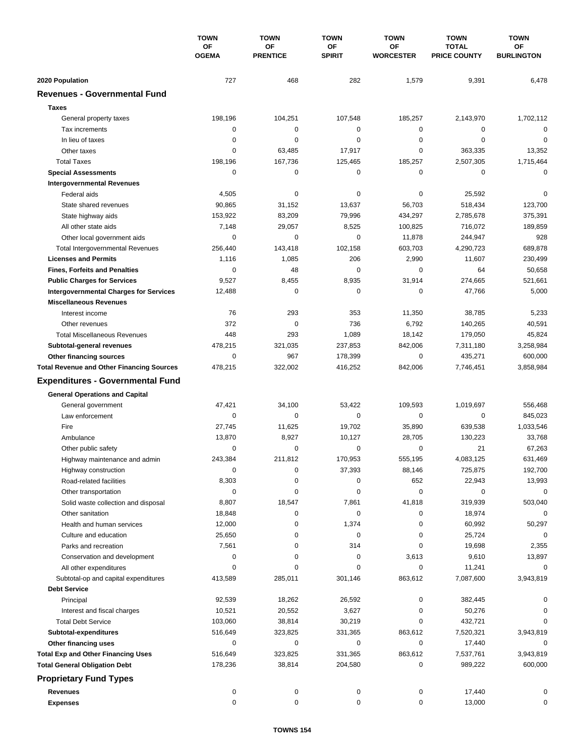| | TOWN OF OGEMA | TOWN OF PRENTICE | TOWN OF SPIRIT | TOWN OF WORCESTER | TOWN TOTAL PRICE COUNTY | TOWN OF BURLINGTON |
|---|---|---|---|---|---|---|
| **2020 Population** | 727 | 468 | 282 | 1,579 | 9,391 | 6,478 |
| **Revenues - Governmental Fund** | | | | | | |
| **Taxes** | | | | | | |
| General property taxes | 198,196 | 104,251 | 107,548 | 185,257 | 2,143,970 | 1,702,112 |
| Tax increments | 0 | 0 | 0 | 0 | 0 | 0 |
| In lieu of taxes | 0 | 0 | 0 | 0 | 0 | 0 |
| Other taxes | 0 | 63,485 | 17,917 | 0 | 363,335 | 13,352 |
| Total Taxes | 198,196 | 167,736 | 125,465 | 185,257 | 2,507,305 | 1,715,464 |
| **Special Assessments** | 0 | 0 | 0 | 0 | 0 | 0 |
| **Intergovernmental Revenues** | | | | | | |
| Federal aids | 4,505 | 0 | 0 | 0 | 25,592 | 0 |
| State shared revenues | 90,865 | 31,152 | 13,637 | 56,703 | 518,434 | 123,700 |
| State highway aids | 153,922 | 83,209 | 79,996 | 434,297 | 2,785,678 | 375,391 |
| All other state aids | 7,148 | 29,057 | 8,525 | 100,825 | 716,072 | 189,859 |
| Other local government aids | 0 | 0 | 0 | 11,878 | 244,947 | 928 |
| Total Intergovernmental Revenues | 256,440 | 143,418 | 102,158 | 603,703 | 4,290,723 | 689,878 |
| **Licenses and Permits** | 1,116 | 1,085 | 206 | 2,990 | 11,607 | 230,499 |
| **Fines, Forfeits and Penalties** | 0 | 48 | 0 | 0 | 64 | 50,658 |
| **Public Charges for Services** | 9,527 | 8,455 | 8,935 | 31,914 | 274,665 | 521,661 |
| **Intergovernmental Charges for Services** | 12,488 | 0 | 0 | 0 | 47,766 | 5,000 |
| **Miscellaneous Revenues** | | | | | | |
| Interest income | 76 | 293 | 353 | 11,350 | 38,785 | 5,233 |
| Other revenues | 372 | 0 | 736 | 6,792 | 140,265 | 40,591 |
| Total Miscellaneous Revenues | 448 | 293 | 1,089 | 18,142 | 179,050 | 45,824 |
| **Subtotal-general revenues** | 478,215 | 321,035 | 237,853 | 842,006 | 7,311,180 | 3,258,984 |
| **Other financing sources** | 0 | 967 | 178,399 | 0 | 435,271 | 600,000 |
| **Total Revenue and Other Financing Sources** | 478,215 | 322,002 | 416,252 | 842,006 | 7,746,451 | 3,858,984 |
| **Expenditures - Governmental Fund** | | | | | | |
| **General Operations and Capital** | | | | | | |
| General government | 47,421 | 34,100 | 53,422 | 109,593 | 1,019,697 | 556,468 |
| Law enforcement | 0 | 0 | 0 | 0 | 0 | 845,023 |
| Fire | 27,745 | 11,625 | 19,702 | 35,890 | 639,538 | 1,033,546 |
| Ambulance | 13,870 | 8,927 | 10,127 | 28,705 | 130,223 | 33,768 |
| Other public safety | 0 | 0 | 0 | 0 | 21 | 67,263 |
| Highway maintenance and admin | 243,384 | 211,812 | 170,953 | 555,195 | 4,083,125 | 631,469 |
| Highway construction | 0 | 0 | 37,393 | 88,146 | 725,875 | 192,700 |
| Road-related facilities | 8,303 | 0 | 0 | 652 | 22,943 | 13,993 |
| Other transportation | 0 | 0 | 0 | 0 | 0 | 0 |
| Solid waste collection and disposal | 8,807 | 18,547 | 7,861 | 41,818 | 319,939 | 503,040 |
| Other sanitation | 18,848 | 0 | 0 | 0 | 18,974 | 0 |
| Health and human services | 12,000 | 0 | 1,374 | 0 | 60,992 | 50,297 |
| Culture and education | 25,650 | 0 | 0 | 0 | 25,724 | 0 |
| Parks and recreation | 7,561 | 0 | 314 | 0 | 19,698 | 2,355 |
| Conservation and development | 0 | 0 | 0 | 3,613 | 9,610 | 13,897 |
| All other expenditures | 0 | 0 | 0 | 0 | 11,241 | 0 |
| Subtotal-op and capital expenditures | 413,589 | 285,011 | 301,146 | 863,612 | 7,087,600 | 3,943,819 |
| **Debt Service** | | | | | | |
| Principal | 92,539 | 18,262 | 26,592 | 0 | 382,445 | 0 |
| Interest and fiscal charges | 10,521 | 20,552 | 3,627 | 0 | 50,276 | 0 |
| Total Debt Service | 103,060 | 38,814 | 30,219 | 0 | 432,721 | 0 |
| **Subtotal-expenditures** | 516,649 | 323,825 | 331,365 | 863,612 | 7,520,321 | 3,943,819 |
| **Other financing uses** | 0 | 0 | 0 | 0 | 17,440 | 0 |
| **Total Exp and Other Financing Uses** | 516,649 | 323,825 | 331,365 | 863,612 | 7,537,761 | 3,943,819 |
| **Total General Obligation Debt** | 178,236 | 38,814 | 204,580 | 0 | 989,222 | 600,000 |
| **Proprietary Fund Types** | | | | | | |
| **Revenues** | 0 | 0 | 0 | 0 | 17,440 | 0 |
| **Expenses** | 0 | 0 | 0 | 0 | 13,000 | 0 |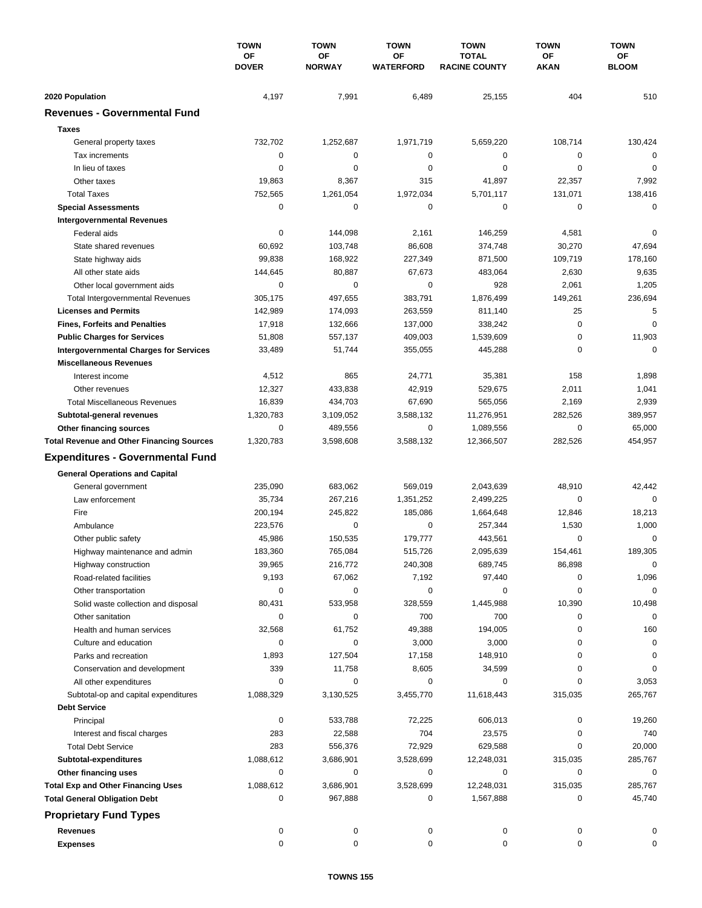| | TOWN OF DOVER | TOWN OF NORWAY | TOWN OF WATERFORD | TOWN TOTAL RACINE COUNTY | TOWN OF AKAN | TOWN OF BLOOM |
|---|---|---|---|---|---|---|
| **2020 Population** | 4,197 | 7,991 | 6,489 | 25,155 | 404 | 510 |
| **Revenues - Governmental Fund** | | | | | | |
| **Taxes** | | | | | | |
| General property taxes | 732,702 | 1,252,687 | 1,971,719 | 5,659,220 | 108,714 | 130,424 |
| Tax increments | 0 | 0 | 0 | 0 | 0 | 0 |
| In lieu of taxes | 0 | 0 | 0 | 0 | 0 | 0 |
| Other taxes | 19,863 | 8,367 | 315 | 41,897 | 22,357 | 7,992 |
| Total Taxes | 752,565 | 1,261,054 | 1,972,034 | 5,701,117 | 131,071 | 138,416 |
| **Special Assessments** | 0 | 0 | 0 | 0 | 0 | 0 |
| **Intergovernmental Revenues** | | | | | | |
| Federal aids | 0 | 144,098 | 2,161 | 146,259 | 4,581 | 0 |
| State shared revenues | 60,692 | 103,748 | 86,608 | 374,748 | 30,270 | 47,694 |
| State highway aids | 99,838 | 168,922 | 227,349 | 871,500 | 109,719 | 178,160 |
| All other state aids | 144,645 | 80,887 | 67,673 | 483,064 | 2,630 | 9,635 |
| Other local government aids | 0 | 0 | 0 | 928 | 2,061 | 1,205 |
| Total Intergovernmental Revenues | 305,175 | 497,655 | 383,791 | 1,876,499 | 149,261 | 236,694 |
| **Licenses and Permits** | 142,989 | 174,093 | 263,559 | 811,140 | 25 | 5 |
| **Fines, Forfeits and Penalties** | 17,918 | 132,666 | 137,000 | 338,242 | 0 | 0 |
| **Public Charges for Services** | 51,808 | 557,137 | 409,003 | 1,539,609 | 0 | 11,903 |
| **Intergovernmental Charges for Services** | 33,489 | 51,744 | 355,055 | 445,288 | 0 | 0 |
| **Miscellaneous Revenues** | | | | | | |
| Interest income | 4,512 | 865 | 24,771 | 35,381 | 158 | 1,898 |
| Other revenues | 12,327 | 433,838 | 42,919 | 529,675 | 2,011 | 1,041 |
| Total Miscellaneous Revenues | 16,839 | 434,703 | 67,690 | 565,056 | 2,169 | 2,939 |
| **Subtotal-general revenues** | 1,320,783 | 3,109,052 | 3,588,132 | 11,276,951 | 282,526 | 389,957 |
| **Other financing sources** | 0 | 489,556 | 0 | 1,089,556 | 0 | 65,000 |
| **Total Revenue and Other Financing Sources** | 1,320,783 | 3,598,608 | 3,588,132 | 12,366,507 | 282,526 | 454,957 |
| **Expenditures - Governmental Fund** | | | | | | |
| **General Operations and Capital** | | | | | | |
| General government | 235,090 | 683,062 | 569,019 | 2,043,639 | 48,910 | 42,442 |
| Law enforcement | 35,734 | 267,216 | 1,351,252 | 2,499,225 | 0 | 0 |
| Fire | 200,194 | 245,822 | 185,086 | 1,664,648 | 12,846 | 18,213 |
| Ambulance | 223,576 | 0 | 0 | 257,344 | 1,530 | 1,000 |
| Other public safety | 45,986 | 150,535 | 179,777 | 443,561 | 0 | 0 |
| Highway maintenance and admin | 183,360 | 765,084 | 515,726 | 2,095,639 | 154,461 | 189,305 |
| Highway construction | 39,965 | 216,772 | 240,308 | 689,745 | 86,898 | 0 |
| Road-related facilities | 9,193 | 67,062 | 7,192 | 97,440 | 0 | 1,096 |
| Other transportation | 0 | 0 | 0 | 0 | 0 | 0 |
| Solid waste collection and disposal | 80,431 | 533,958 | 328,559 | 1,445,988 | 10,390 | 10,498 |
| Other sanitation | 0 | 0 | 700 | 700 | 0 | 0 |
| Health and human services | 32,568 | 61,752 | 49,388 | 194,005 | 0 | 160 |
| Culture and education | 0 | 0 | 3,000 | 3,000 | 0 | 0 |
| Parks and recreation | 1,893 | 127,504 | 17,158 | 148,910 | 0 | 0 |
| Conservation and development | 339 | 11,758 | 8,605 | 34,599 | 0 | 0 |
| All other expenditures | 0 | 0 | 0 | 0 | 0 | 3,053 |
| Subtotal-op and capital expenditures | 1,088,329 | 3,130,525 | 3,455,770 | 11,618,443 | 315,035 | 265,767 |
| **Debt Service** | | | | | | |
| Principal | 0 | 533,788 | 72,225 | 606,013 | 0 | 19,260 |
| Interest and fiscal charges | 283 | 22,588 | 704 | 23,575 | 0 | 740 |
| Total Debt Service | 283 | 556,376 | 72,929 | 629,588 | 0 | 20,000 |
| **Subtotal-expenditures** | 1,088,612 | 3,686,901 | 3,528,699 | 12,248,031 | 315,035 | 285,767 |
| **Other financing uses** | 0 | 0 | 0 | 0 | 0 | 0 |
| **Total Exp and Other Financing Uses** | 1,088,612 | 3,686,901 | 3,528,699 | 12,248,031 | 315,035 | 285,767 |
| **Total General Obligation Debt** | 0 | 967,888 | 0 | 1,567,888 | 0 | 45,740 |
| **Proprietary Fund Types** | | | | | | |
| **Revenues** | 0 | 0 | 0 | 0 | 0 | 0 |
| **Expenses** | 0 | 0 | 0 | 0 | 0 | 0 |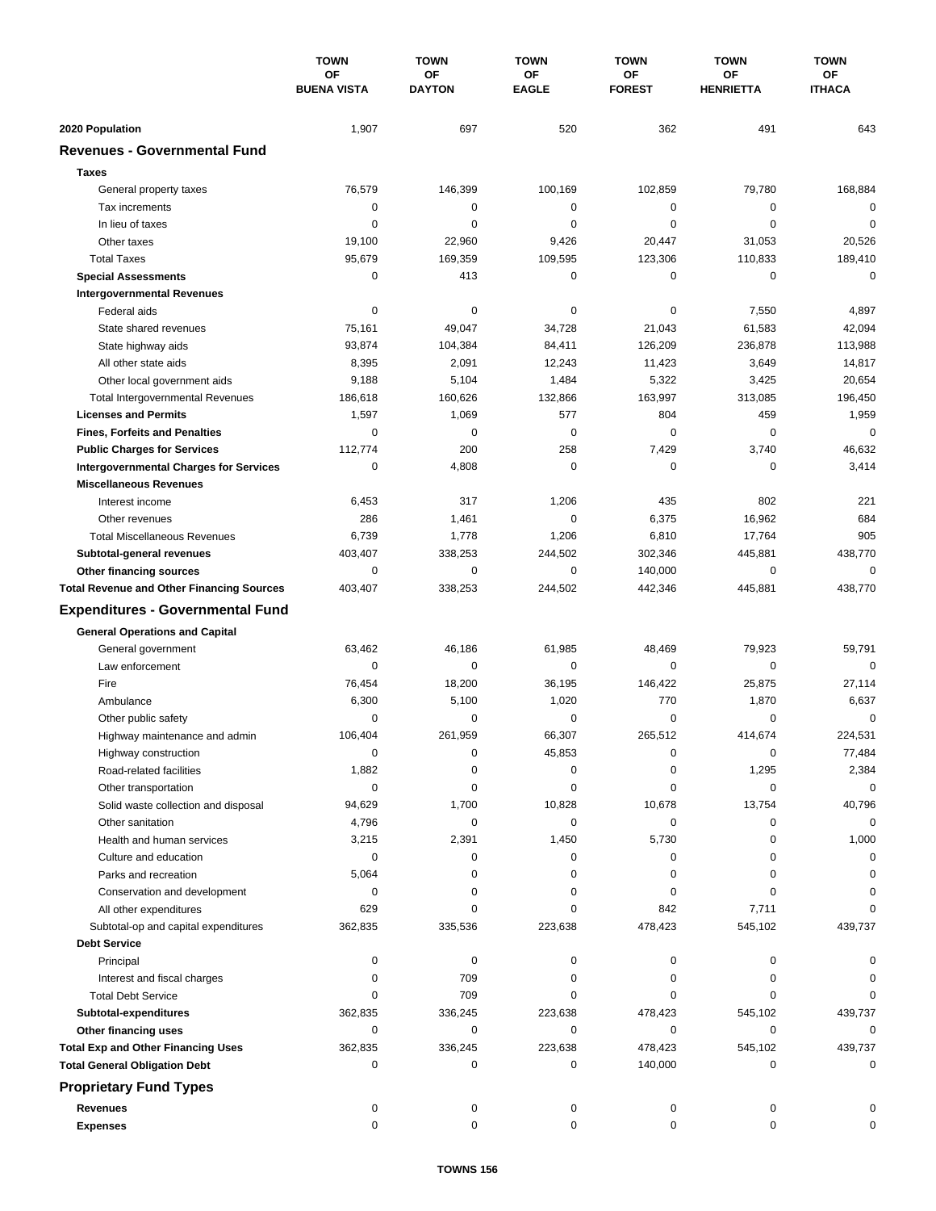| | TOWN OF BUENA VISTA | TOWN OF DAYTON | TOWN OF EAGLE | TOWN OF FOREST | TOWN OF HENRIETTA | TOWN OF ITHACA |
|---|---|---|---|---|---|---|
| **2020 Population** | 1,907 | 697 | 520 | 362 | 491 | 643 |
| **Revenues - Governmental Fund** | | | | | | |
| **Taxes** | | | | | | |
| General property taxes | 76,579 | 146,399 | 100,169 | 102,859 | 79,780 | 168,884 |
| Tax increments | 0 | 0 | 0 | 0 | 0 | 0 |
| In lieu of taxes | 0 | 0 | 0 | 0 | 0 | 0 |
| Other taxes | 19,100 | 22,960 | 9,426 | 20,447 | 31,053 | 20,526 |
| Total Taxes | 95,679 | 169,359 | 109,595 | 123,306 | 110,833 | 189,410 |
| **Special Assessments** | 0 | 413 | 0 | 0 | 0 | 0 |
| **Intergovernmental Revenues** | | | | | | |
| Federal aids | 0 | 0 | 0 | 0 | 7,550 | 4,897 |
| State shared revenues | 75,161 | 49,047 | 34,728 | 21,043 | 61,583 | 42,094 |
| State highway aids | 93,874 | 104,384 | 84,411 | 126,209 | 236,878 | 113,988 |
| All other state aids | 8,395 | 2,091 | 12,243 | 11,423 | 3,649 | 14,817 |
| Other local government aids | 9,188 | 5,104 | 1,484 | 5,322 | 3,425 | 20,654 |
| Total Intergovernmental Revenues | 186,618 | 160,626 | 132,866 | 163,997 | 313,085 | 196,450 |
| **Licenses and Permits** | 1,597 | 1,069 | 577 | 804 | 459 | 1,959 |
| **Fines, Forfeits and Penalties** | 0 | 0 | 0 | 0 | 0 | 0 |
| **Public Charges for Services** | 112,774 | 200 | 258 | 7,429 | 3,740 | 46,632 |
| **Intergovernmental Charges for Services** | 0 | 4,808 | 0 | 0 | 0 | 3,414 |
| **Miscellaneous Revenues** | | | | | | |
| Interest income | 6,453 | 317 | 1,206 | 435 | 802 | 221 |
| Other revenues | 286 | 1,461 | 0 | 6,375 | 16,962 | 684 |
| Total Miscellaneous Revenues | 6,739 | 1,778 | 1,206 | 6,810 | 17,764 | 905 |
| **Subtotal-general revenues** | 403,407 | 338,253 | 244,502 | 302,346 | 445,881 | 438,770 |
| **Other financing sources** | 0 | 0 | 0 | 140,000 | 0 | 0 |
| **Total Revenue and Other Financing Sources** | 403,407 | 338,253 | 244,502 | 442,346 | 445,881 | 438,770 |
| **Expenditures - Governmental Fund** | | | | | | |
| **General Operations and Capital** | | | | | | |
| General government | 63,462 | 46,186 | 61,985 | 48,469 | 79,923 | 59,791 |
| Law enforcement | 0 | 0 | 0 | 0 | 0 | 0 |
| Fire | 76,454 | 18,200 | 36,195 | 146,422 | 25,875 | 27,114 |
| Ambulance | 6,300 | 5,100 | 1,020 | 770 | 1,870 | 6,637 |
| Other public safety | 0 | 0 | 0 | 0 | 0 | 0 |
| Highway maintenance and admin | 106,404 | 261,959 | 66,307 | 265,512 | 414,674 | 224,531 |
| Highway construction | 0 | 0 | 45,853 | 0 | 0 | 77,484 |
| Road-related facilities | 1,882 | 0 | 0 | 0 | 1,295 | 2,384 |
| Other transportation | 0 | 0 | 0 | 0 | 0 | 0 |
| Solid waste collection and disposal | 94,629 | 1,700 | 10,828 | 10,678 | 13,754 | 40,796 |
| Other sanitation | 4,796 | 0 | 0 | 0 | 0 | 0 |
| Health and human services | 3,215 | 2,391 | 1,450 | 5,730 | 0 | 1,000 |
| Culture and education | 0 | 0 | 0 | 0 | 0 | 0 |
| Parks and recreation | 5,064 | 0 | 0 | 0 | 0 | 0 |
| Conservation and development | 0 | 0 | 0 | 0 | 0 | 0 |
| All other expenditures | 629 | 0 | 0 | 842 | 7,711 | 0 |
| Subtotal-op and capital expenditures | 362,835 | 335,536 | 223,638 | 478,423 | 545,102 | 439,737 |
| **Debt Service** | | | | | | |
| Principal | 0 | 0 | 0 | 0 | 0 | 0 |
| Interest and fiscal charges | 0 | 709 | 0 | 0 | 0 | 0 |
| Total Debt Service | 0 | 709 | 0 | 0 | 0 | 0 |
| **Subtotal-expenditures** | 362,835 | 336,245 | 223,638 | 478,423 | 545,102 | 439,737 |
| **Other financing uses** | 0 | 0 | 0 | 0 | 0 | 0 |
| **Total Exp and Other Financing Uses** | 362,835 | 336,245 | 223,638 | 478,423 | 545,102 | 439,737 |
| **Total General Obligation Debt** | 0 | 0 | 0 | 140,000 | 0 | 0 |
| **Proprietary Fund Types** | | | | | | |
| **Revenues** | 0 | 0 | 0 | 0 | 0 | 0 |
| **Expenses** | 0 | 0 | 0 | 0 | 0 | 0 |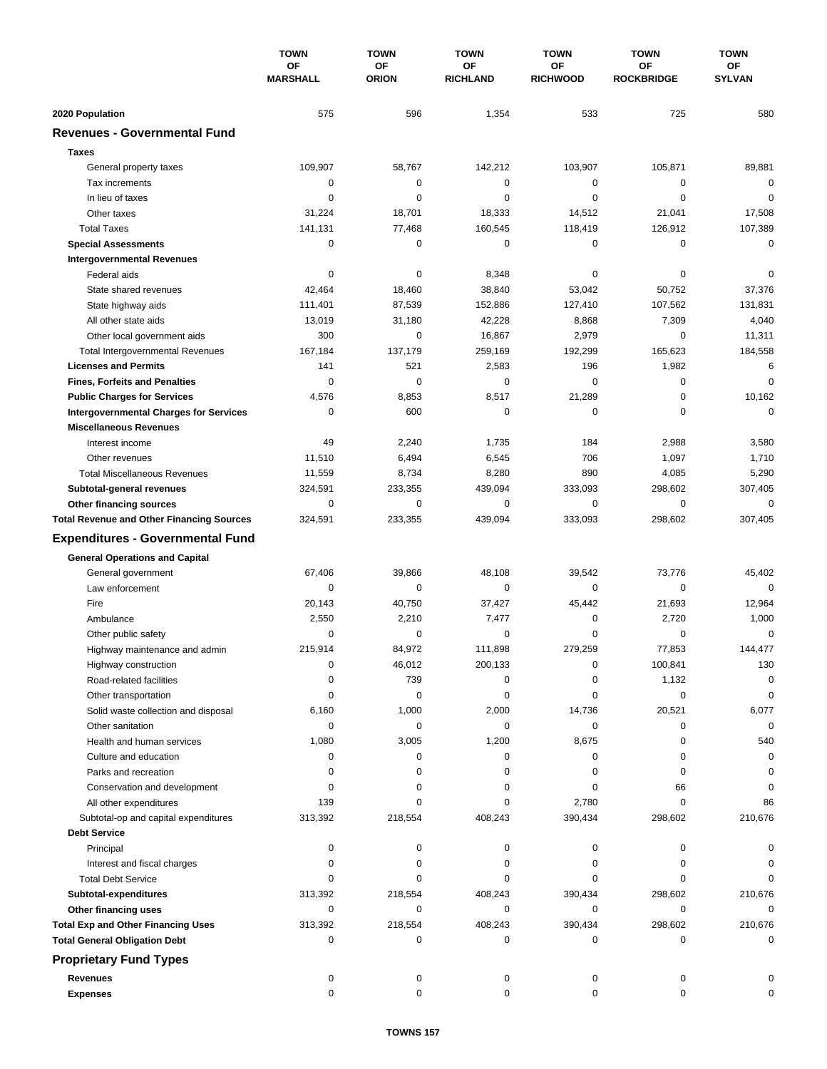| | TOWN OF MARSHALL | TOWN OF ORION | TOWN OF RICHLAND | TOWN OF RICHWOOD | TOWN OF ROCKBRIDGE | TOWN OF SYLVAN |
|---|---|---|---|---|---|---|
| **2020 Population** | 575 | 596 | 1,354 | 533 | 725 | 580 |
| **Revenues - Governmental Fund** | | | | | | |
| **Taxes** | | | | | | |
| General property taxes | 109,907 | 58,767 | 142,212 | 103,907 | 105,871 | 89,881 |
| Tax increments | 0 | 0 | 0 | 0 | 0 | 0 |
| In lieu of taxes | 0 | 0 | 0 | 0 | 0 | 0 |
| Other taxes | 31,224 | 18,701 | 18,333 | 14,512 | 21,041 | 17,508 |
| Total Taxes | 141,131 | 77,468 | 160,545 | 118,419 | 126,912 | 107,389 |
| **Special Assessments** | 0 | 0 | 0 | 0 | 0 | 0 |
| **Intergovernmental Revenues** | | | | | | |
| Federal aids | 0 | 0 | 8,348 | 0 | 0 | 0 |
| State shared revenues | 42,464 | 18,460 | 38,840 | 53,042 | 50,752 | 37,376 |
| State highway aids | 111,401 | 87,539 | 152,886 | 127,410 | 107,562 | 131,831 |
| All other state aids | 13,019 | 31,180 | 42,228 | 8,868 | 7,309 | 4,040 |
| Other local government aids | 300 | 0 | 16,867 | 2,979 | 0 | 11,311 |
| Total Intergovernmental Revenues | 167,184 | 137,179 | 259,169 | 192,299 | 165,623 | 184,558 |
| **Licenses and Permits** | 141 | 521 | 2,583 | 196 | 1,982 | 6 |
| **Fines, Forfeits and Penalties** | 0 | 0 | 0 | 0 | 0 | 0 |
| **Public Charges for Services** | 4,576 | 8,853 | 8,517 | 21,289 | 0 | 10,162 |
| **Intergovernmental Charges for Services** | 0 | 600 | 0 | 0 | 0 | 0 |
| **Miscellaneous Revenues** | | | | | | |
| Interest income | 49 | 2,240 | 1,735 | 184 | 2,988 | 3,580 |
| Other revenues | 11,510 | 6,494 | 6,545 | 706 | 1,097 | 1,710 |
| Total Miscellaneous Revenues | 11,559 | 8,734 | 8,280 | 890 | 4,085 | 5,290 |
| **Subtotal-general revenues** | 324,591 | 233,355 | 439,094 | 333,093 | 298,602 | 307,405 |
| **Other financing sources** | 0 | 0 | 0 | 0 | 0 | 0 |
| **Total Revenue and Other Financing Sources** | 324,591 | 233,355 | 439,094 | 333,093 | 298,602 | 307,405 |
| **Expenditures - Governmental Fund** | | | | | | |
| **General Operations and Capital** | | | | | | |
| General government | 67,406 | 39,866 | 48,108 | 39,542 | 73,776 | 45,402 |
| Law enforcement | 0 | 0 | 0 | 0 | 0 | 0 |
| Fire | 20,143 | 40,750 | 37,427 | 45,442 | 21,693 | 12,964 |
| Ambulance | 2,550 | 2,210 | 7,477 | 0 | 2,720 | 1,000 |
| Other public safety | 0 | 0 | 0 | 0 | 0 | 0 |
| Highway maintenance and admin | 215,914 | 84,972 | 111,898 | 279,259 | 77,853 | 144,477 |
| Highway construction | 0 | 46,012 | 200,133 | 0 | 100,841 | 130 |
| Road-related facilities | 0 | 739 | 0 | 0 | 1,132 | 0 |
| Other transportation | 0 | 0 | 0 | 0 | 0 | 0 |
| Solid waste collection and disposal | 6,160 | 1,000 | 2,000 | 14,736 | 20,521 | 6,077 |
| Other sanitation | 0 | 0 | 0 | 0 | 0 | 0 |
| Health and human services | 1,080 | 3,005 | 1,200 | 8,675 | 0 | 540 |
| Culture and education | 0 | 0 | 0 | 0 | 0 | 0 |
| Parks and recreation | 0 | 0 | 0 | 0 | 0 | 0 |
| Conservation and development | 0 | 0 | 0 | 0 | 66 | 0 |
| All other expenditures | 139 | 0 | 0 | 2,780 | 0 | 86 |
| Subtotal-op and capital expenditures | 313,392 | 218,554 | 408,243 | 390,434 | 298,602 | 210,676 |
| **Debt Service** | | | | | | |
| Principal | 0 | 0 | 0 | 0 | 0 | 0 |
| Interest and fiscal charges | 0 | 0 | 0 | 0 | 0 | 0 |
| Total Debt Service | 0 | 0 | 0 | 0 | 0 | 0 |
| **Subtotal-expenditures** | 313,392 | 218,554 | 408,243 | 390,434 | 298,602 | 210,676 |
| **Other financing uses** | 0 | 0 | 0 | 0 | 0 | 0 |
| **Total Exp and Other Financing Uses** | 313,392 | 218,554 | 408,243 | 390,434 | 298,602 | 210,676 |
| **Total General Obligation Debt** | 0 | 0 | 0 | 0 | 0 | 0 |
| **Proprietary Fund Types** | | | | | | |
| **Revenues** | 0 | 0 | 0 | 0 | 0 | 0 |
| **Expenses** | 0 | 0 | 0 | 0 | 0 | 0 |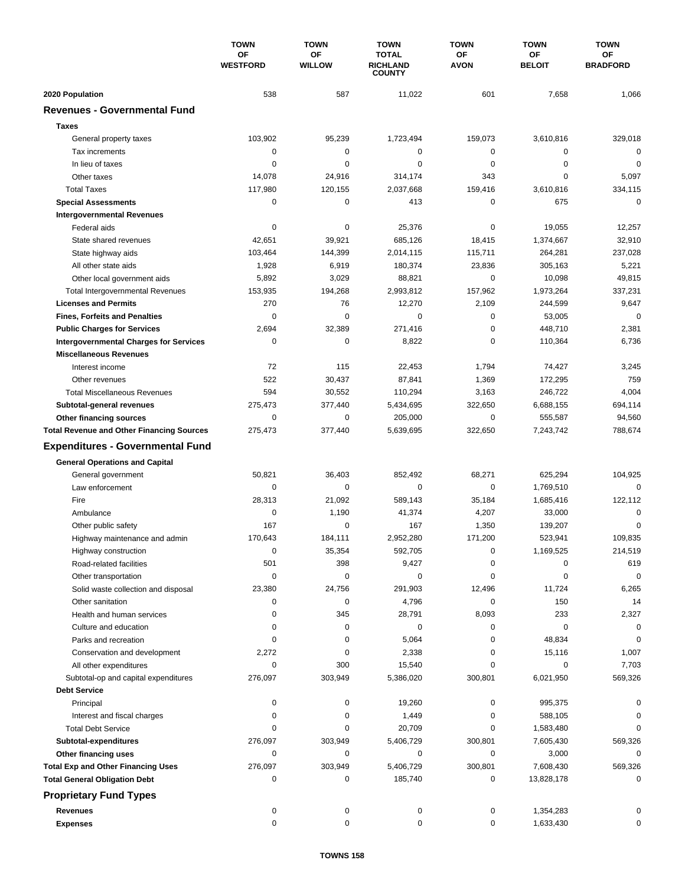| | TOWN OF WESTFORD | TOWN OF WILLOW | TOWN TOTAL RICHLAND COUNTY | TOWN OF AVON | TOWN OF BELOIT | TOWN OF BRADFORD |
|---|---|---|---|---|---|---|
| **2020 Population** | 538 | 587 | 11,022 | 601 | 7,658 | 1,066 |
| **Revenues - Governmental Fund** | | | | | | |
| **Taxes** | | | | | | |
| General property taxes | 103,902 | 95,239 | 1,723,494 | 159,073 | 3,610,816 | 329,018 |
| Tax increments | 0 | 0 | 0 | 0 | 0 | 0 |
| In lieu of taxes | 0 | 0 | 0 | 0 | 0 | 0 |
| Other taxes | 14,078 | 24,916 | 314,174 | 343 | 0 | 5,097 |
| Total Taxes | 117,980 | 120,155 | 2,037,668 | 159,416 | 3,610,816 | 334,115 |
| **Special Assessments** | 0 | 0 | 413 | 0 | 675 | 0 |
| **Intergovernmental Revenues** | | | | | | |
| Federal aids | 0 | 0 | 25,376 | 0 | 19,055 | 12,257 |
| State shared revenues | 42,651 | 39,921 | 685,126 | 18,415 | 1,374,667 | 32,910 |
| State highway aids | 103,464 | 144,399 | 2,014,115 | 115,711 | 264,281 | 237,028 |
| All other state aids | 1,928 | 6,919 | 180,374 | 23,836 | 305,163 | 5,221 |
| Other local government aids | 5,892 | 3,029 | 88,821 | 0 | 10,098 | 49,815 |
| Total Intergovernmental Revenues | 153,935 | 194,268 | 2,993,812 | 157,962 | 1,973,264 | 337,231 |
| **Licenses and Permits** | 270 | 76 | 12,270 | 2,109 | 244,599 | 9,647 |
| **Fines, Forfeits and Penalties** | 0 | 0 | 0 | 0 | 53,005 | 0 |
| **Public Charges for Services** | 2,694 | 32,389 | 271,416 | 0 | 448,710 | 2,381 |
| **Intergovernmental Charges for Services** | 0 | 0 | 8,822 | 0 | 110,364 | 6,736 |
| **Miscellaneous Revenues** | | | | | | |
| Interest income | 72 | 115 | 22,453 | 1,794 | 74,427 | 3,245 |
| Other revenues | 522 | 30,437 | 87,841 | 1,369 | 172,295 | 759 |
| Total Miscellaneous Revenues | 594 | 30,552 | 110,294 | 3,163 | 246,722 | 4,004 |
| **Subtotal-general revenues** | 275,473 | 377,440 | 5,434,695 | 322,650 | 6,688,155 | 694,114 |
| **Other financing sources** | 0 | 0 | 205,000 | 0 | 555,587 | 94,560 |
| **Total Revenue and Other Financing Sources** | 275,473 | 377,440 | 5,639,695 | 322,650 | 7,243,742 | 788,674 |
| **Expenditures - Governmental Fund** | | | | | | |
| **General Operations and Capital** | | | | | | |
| General government | 50,821 | 36,403 | 852,492 | 68,271 | 625,294 | 104,925 |
| Law enforcement | 0 | 0 | 0 | 0 | 1,769,510 | 0 |
| Fire | 28,313 | 21,092 | 589,143 | 35,184 | 1,685,416 | 122,112 |
| Ambulance | 0 | 1,190 | 41,374 | 4,207 | 33,000 | 0 |
| Other public safety | 167 | 0 | 167 | 1,350 | 139,207 | 0 |
| Highway maintenance and admin | 170,643 | 184,111 | 2,952,280 | 171,200 | 523,941 | 109,835 |
| Highway construction | 0 | 35,354 | 592,705 | 0 | 1,169,525 | 214,519 |
| Road-related facilities | 501 | 398 | 9,427 | 0 | 0 | 619 |
| Other transportation | 0 | 0 | 0 | 0 | 0 | 0 |
| Solid waste collection and disposal | 23,380 | 24,756 | 291,903 | 12,496 | 11,724 | 6,265 |
| Other sanitation | 0 | 0 | 4,796 | 0 | 150 | 14 |
| Health and human services | 0 | 345 | 28,791 | 8,093 | 233 | 2,327 |
| Culture and education | 0 | 0 | 0 | 0 | 0 | 0 |
| Parks and recreation | 0 | 0 | 5,064 | 0 | 48,834 | 0 |
| Conservation and development | 2,272 | 0 | 2,338 | 0 | 15,116 | 1,007 |
| All other expenditures | 0 | 300 | 15,540 | 0 | 0 | 7,703 |
| Subtotal-op and capital expenditures | 276,097 | 303,949 | 5,386,020 | 300,801 | 6,021,950 | 569,326 |
| **Debt Service** | | | | | | |
| Principal | 0 | 0 | 19,260 | 0 | 995,375 | 0 |
| Interest and fiscal charges | 0 | 0 | 1,449 | 0 | 588,105 | 0 |
| Total Debt Service | 0 | 0 | 20,709 | 0 | 1,583,480 | 0 |
| **Subtotal-expenditures** | 276,097 | 303,949 | 5,406,729 | 300,801 | 7,605,430 | 569,326 |
| **Other financing uses** | 0 | 0 | 0 | 0 | 3,000 | 0 |
| **Total Exp and Other Financing Uses** | 276,097 | 303,949 | 5,406,729 | 300,801 | 7,608,430 | 569,326 |
| **Total General Obligation Debt** | 0 | 0 | 185,740 | 0 | 13,828,178 | 0 |
| **Proprietary Fund Types** | | | | | | |
| **Revenues** | 0 | 0 | 0 | 0 | 1,354,283 | 0 |
| **Expenses** | 0 | 0 | 0 | 0 | 1,633,430 | 0 |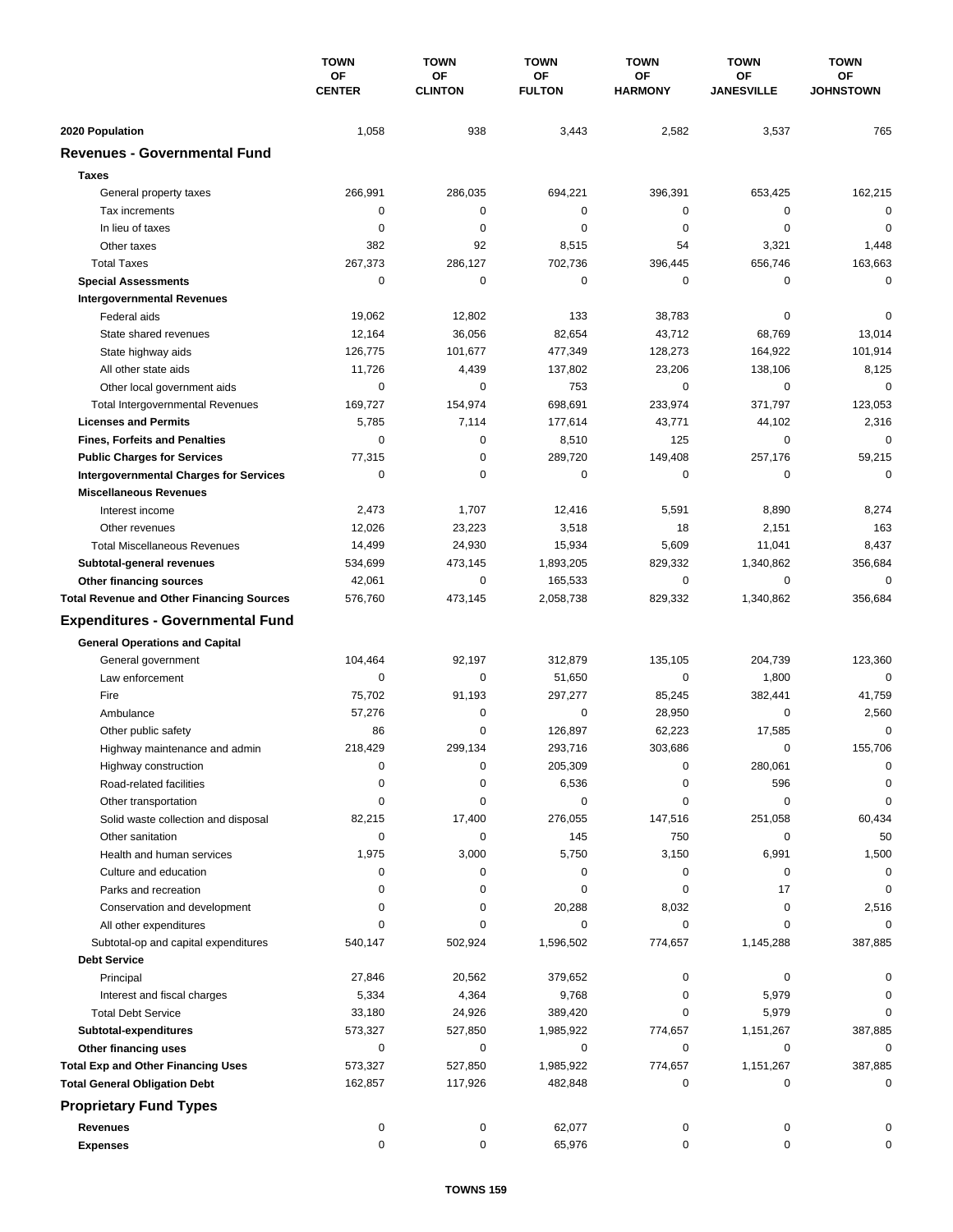| | TOWN OF CENTER | TOWN OF CLINTON | TOWN OF FULTON | TOWN OF HARMONY | TOWN OF JANESVILLE | TOWN OF JOHNSTOWN |
|---|---|---|---|---|---|---|
| **2020 Population** | 1,058 | 938 | 3,443 | 2,582 | 3,537 | 765 |
| **Revenues - Governmental Fund** | | | | | | |
| **Taxes** | | | | | | |
| General property taxes | 266,991 | 286,035 | 694,221 | 396,391 | 653,425 | 162,215 |
| Tax increments | 0 | 0 | 0 | 0 | 0 | 0 |
| In lieu of taxes | 0 | 0 | 0 | 0 | 0 | 0 |
| Other taxes | 382 | 92 | 8,515 | 54 | 3,321 | 1,448 |
| Total Taxes | 267,373 | 286,127 | 702,736 | 396,445 | 656,746 | 163,663 |
| **Special Assessments** | 0 | 0 | 0 | 0 | 0 | 0 |
| **Intergovernmental Revenues** | | | | | | |
| Federal aids | 19,062 | 12,802 | 133 | 38,783 | 0 | 0 |
| State shared revenues | 12,164 | 36,056 | 82,654 | 43,712 | 68,769 | 13,014 |
| State highway aids | 126,775 | 101,677 | 477,349 | 128,273 | 164,922 | 101,914 |
| All other state aids | 11,726 | 4,439 | 137,802 | 23,206 | 138,106 | 8,125 |
| Other local government aids | 0 | 0 | 753 | 0 | 0 | 0 |
| Total Intergovernmental Revenues | 169,727 | 154,974 | 698,691 | 233,974 | 371,797 | 123,053 |
| **Licenses and Permits** | 5,785 | 7,114 | 177,614 | 43,771 | 44,102 | 2,316 |
| **Fines, Forfeits and Penalties** | 0 | 0 | 8,510 | 125 | 0 | 0 |
| **Public Charges for Services** | 77,315 | 0 | 289,720 | 149,408 | 257,176 | 59,215 |
| **Intergovernmental Charges for Services** | 0 | 0 | 0 | 0 | 0 | 0 |
| **Miscellaneous Revenues** | | | | | | |
| Interest income | 2,473 | 1,707 | 12,416 | 5,591 | 8,890 | 8,274 |
| Other revenues | 12,026 | 23,223 | 3,518 | 18 | 2,151 | 163 |
| Total Miscellaneous Revenues | 14,499 | 24,930 | 15,934 | 5,609 | 11,041 | 8,437 |
| **Subtotal-general revenues** | 534,699 | 473,145 | 1,893,205 | 829,332 | 1,340,862 | 356,684 |
| **Other financing sources** | 42,061 | 0 | 165,533 | 0 | 0 | 0 |
| **Total Revenue and Other Financing Sources** | 576,760 | 473,145 | 2,058,738 | 829,332 | 1,340,862 | 356,684 |
| **Expenditures - Governmental Fund** | | | | | | |
| **General Operations and Capital** | | | | | | |
| General government | 104,464 | 92,197 | 312,879 | 135,105 | 204,739 | 123,360 |
| Law enforcement | 0 | 0 | 51,650 | 0 | 1,800 | 0 |
| Fire | 75,702 | 91,193 | 297,277 | 85,245 | 382,441 | 41,759 |
| Ambulance | 57,276 | 0 | 0 | 28,950 | 0 | 2,560 |
| Other public safety | 86 | 0 | 126,897 | 62,223 | 17,585 | 0 |
| Highway maintenance and admin | 218,429 | 299,134 | 293,716 | 303,686 | 0 | 155,706 |
| Highway construction | 0 | 0 | 205,309 | 0 | 280,061 | 0 |
| Road-related facilities | 0 | 0 | 6,536 | 0 | 596 | 0 |
| Other transportation | 0 | 0 | 0 | 0 | 0 | 0 |
| Solid waste collection and disposal | 82,215 | 17,400 | 276,055 | 147,516 | 251,058 | 60,434 |
| Other sanitation | 0 | 0 | 145 | 750 | 0 | 50 |
| Health and human services | 1,975 | 3,000 | 5,750 | 3,150 | 6,991 | 1,500 |
| Culture and education | 0 | 0 | 0 | 0 | 0 | 0 |
| Parks and recreation | 0 | 0 | 0 | 0 | 17 | 0 |
| Conservation and development | 0 | 0 | 20,288 | 8,032 | 0 | 2,516 |
| All other expenditures | 0 | 0 | 0 | 0 | 0 | 0 |
| Subtotal-op and capital expenditures | 540,147 | 502,924 | 1,596,502 | 774,657 | 1,145,288 | 387,885 |
| **Debt Service** | | | | | | |
| Principal | 27,846 | 20,562 | 379,652 | 0 | 0 | 0 |
| Interest and fiscal charges | 5,334 | 4,364 | 9,768 | 0 | 5,979 | 0 |
| Total Debt Service | 33,180 | 24,926 | 389,420 | 0 | 5,979 | 0 |
| **Subtotal-expenditures** | 573,327 | 527,850 | 1,985,922 | 774,657 | 1,151,267 | 387,885 |
| **Other financing uses** | 0 | 0 | 0 | 0 | 0 | 0 |
| **Total Exp and Other Financing Uses** | 573,327 | 527,850 | 1,985,922 | 774,657 | 1,151,267 | 387,885 |
| **Total General Obligation Debt** | 162,857 | 117,926 | 482,848 | 0 | 0 | 0 |
| **Proprietary Fund Types** | | | | | | |
| **Revenues** | 0 | 0 | 62,077 | 0 | 0 | 0 |
| **Expenses** | 0 | 0 | 65,976 | 0 | 0 | 0 |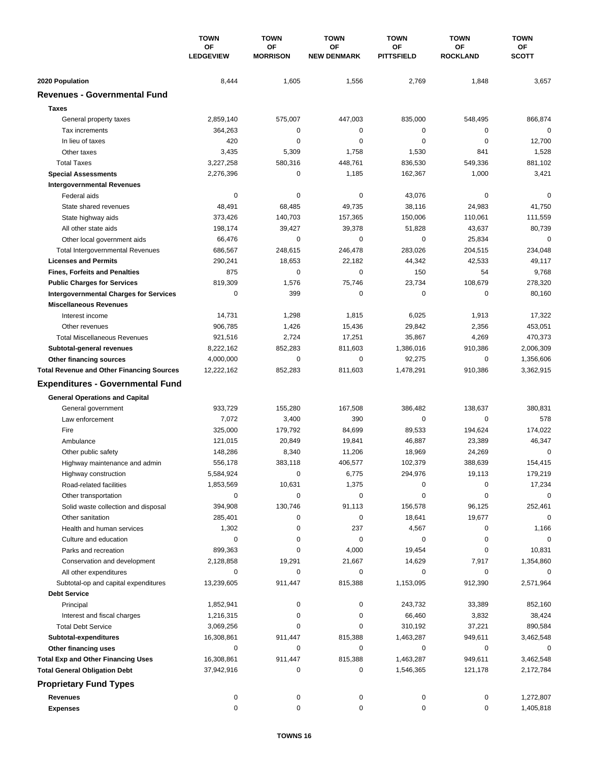| | TOWN OF LEDGEVIEW | TOWN OF MORRISON | TOWN OF NEW DENMARK | TOWN OF PITTSFIELD | TOWN OF ROCKLAND | TOWN OF SCOTT |
|---|---|---|---|---|---|---|
| **2020 Population** | 8,444 | 1,605 | 1,556 | 2,769 | 1,848 | 3,657 |
| **Revenues - Governmental Fund** | | | | | | |
| **Taxes** | | | | | | |
| General property taxes | 2,859,140 | 575,007 | 447,003 | 835,000 | 548,495 | 866,874 |
| Tax increments | 364,263 | 0 | 0 | 0 | 0 | 0 |
| In lieu of taxes | 420 | 0 | 0 | 0 | 0 | 12,700 |
| Other taxes | 3,435 | 5,309 | 1,758 | 1,530 | 841 | 1,528 |
| Total Taxes | 3,227,258 | 580,316 | 448,761 | 836,530 | 549,336 | 881,102 |
| **Special Assessments** | 2,276,396 | 0 | 1,185 | 162,367 | 1,000 | 3,421 |
| **Intergovernmental Revenues** | | | | | | |
| Federal aids | 0 | 0 | 0 | 43,076 | 0 | 0 |
| State shared revenues | 48,491 | 68,485 | 49,735 | 38,116 | 24,983 | 41,750 |
| State highway aids | 373,426 | 140,703 | 157,365 | 150,006 | 110,061 | 111,559 |
| All other state aids | 198,174 | 39,427 | 39,378 | 51,828 | 43,637 | 80,739 |
| Other local government aids | 66,476 | 0 | 0 | 0 | 25,834 | 0 |
| Total Intergovernmental Revenues | 686,567 | 248,615 | 246,478 | 283,026 | 204,515 | 234,048 |
| **Licenses and Permits** | 290,241 | 18,653 | 22,182 | 44,342 | 42,533 | 49,117 |
| **Fines, Forfeits and Penalties** | 875 | 0 | 0 | 150 | 54 | 9,768 |
| **Public Charges for Services** | 819,309 | 1,576 | 75,746 | 23,734 | 108,679 | 278,320 |
| **Intergovernmental Charges for Services** | 0 | 399 | 0 | 0 | 0 | 80,160 |
| **Miscellaneous Revenues** | | | | | | |
| Interest income | 14,731 | 1,298 | 1,815 | 6,025 | 1,913 | 17,322 |
| Other revenues | 906,785 | 1,426 | 15,436 | 29,842 | 2,356 | 453,051 |
| Total Miscellaneous Revenues | 921,516 | 2,724 | 17,251 | 35,867 | 4,269 | 470,373 |
| **Subtotal-general revenues** | 8,222,162 | 852,283 | 811,603 | 1,386,016 | 910,386 | 2,006,309 |
| **Other financing sources** | 4,000,000 | 0 | 0 | 92,275 | 0 | 1,356,606 |
| **Total Revenue and Other Financing Sources** | 12,222,162 | 852,283 | 811,603 | 1,478,291 | 910,386 | 3,362,915 |
| **Expenditures - Governmental Fund** | | | | | | |
| **General Operations and Capital** | | | | | | |
| General government | 933,729 | 155,280 | 167,508 | 386,482 | 138,637 | 380,831 |
| Law enforcement | 7,072 | 3,400 | 390 | 0 | 0 | 578 |
| Fire | 325,000 | 179,792 | 84,699 | 89,533 | 194,624 | 174,022 |
| Ambulance | 121,015 | 20,849 | 19,841 | 46,887 | 23,389 | 46,347 |
| Other public safety | 148,286 | 8,340 | 11,206 | 18,969 | 24,269 | 0 |
| Highway maintenance and admin | 556,178 | 383,118 | 406,577 | 102,379 | 388,639 | 154,415 |
| Highway construction | 5,584,924 | 0 | 6,775 | 294,976 | 19,113 | 179,219 |
| Road-related facilities | 1,853,569 | 10,631 | 1,375 | 0 | 0 | 17,234 |
| Other transportation | 0 | 0 | 0 | 0 | 0 | 0 |
| Solid waste collection and disposal | 394,908 | 130,746 | 91,113 | 156,578 | 96,125 | 252,461 |
| Other sanitation | 285,401 | 0 | 0 | 18,641 | 19,677 | 0 |
| Health and human services | 1,302 | 0 | 237 | 4,567 | 0 | 1,166 |
| Culture and education | 0 | 0 | 0 | 0 | 0 | 0 |
| Parks and recreation | 899,363 | 0 | 4,000 | 19,454 | 0 | 10,831 |
| Conservation and development | 2,128,858 | 19,291 | 21,667 | 14,629 | 7,917 | 1,354,860 |
| All other expenditures | 0 | 0 | 0 | 0 | 0 | 0 |
| Subtotal-op and capital expenditures | 13,239,605 | 911,447 | 815,388 | 1,153,095 | 912,390 | 2,571,964 |
| **Debt Service** | | | | | | |
| Principal | 1,852,941 | 0 | 0 | 243,732 | 33,389 | 852,160 |
| Interest and fiscal charges | 1,216,315 | 0 | 0 | 66,460 | 3,832 | 38,424 |
| Total Debt Service | 3,069,256 | 0 | 0 | 310,192 | 37,221 | 890,584 |
| **Subtotal-expenditures** | 16,308,861 | 911,447 | 815,388 | 1,463,287 | 949,611 | 3,462,548 |
| **Other financing uses** | 0 | 0 | 0 | 0 | 0 | 0 |
| **Total Exp and Other Financing Uses** | 16,308,861 | 911,447 | 815,388 | 1,463,287 | 949,611 | 3,462,548 |
| **Total General Obligation Debt** | 37,942,916 | 0 | 0 | 1,546,365 | 121,178 | 2,172,784 |
| **Proprietary Fund Types** | | | | | | |
| **Revenues** | 0 | 0 | 0 | 0 | 0 | 1,272,807 |
| **Expenses** | 0 | 0 | 0 | 0 | 0 | 1,405,818 |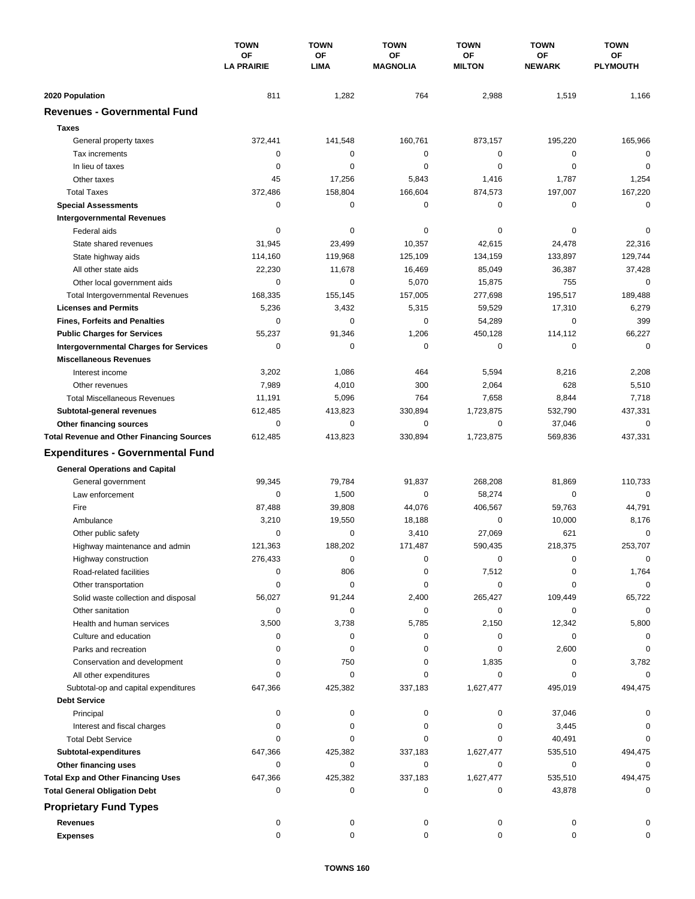| | TOWN OF LA PRAIRIE | TOWN OF LIMA | TOWN OF MAGNOLIA | TOWN OF MILTON | TOWN OF NEWARK | TOWN OF PLYMOUTH |
|---|---|---|---|---|---|---|
| **2020 Population** | 811 | 1,282 | 764 | 2,988 | 1,519 | 1,166 |
| **Revenues - Governmental Fund** | | | | | | |
| **Taxes** | | | | | | |
| General property taxes | 372,441 | 141,548 | 160,761 | 873,157 | 195,220 | 165,966 |
| Tax increments | 0 | 0 | 0 | 0 | 0 | 0 |
| In lieu of taxes | 0 | 0 | 0 | 0 | 0 | 0 |
| Other taxes | 45 | 17,256 | 5,843 | 1,416 | 1,787 | 1,254 |
| Total Taxes | 372,486 | 158,804 | 166,604 | 874,573 | 197,007 | 167,220 |
| **Special Assessments** | 0 | 0 | 0 | 0 | 0 | 0 |
| **Intergovernmental Revenues** | | | | | | |
| Federal aids | 0 | 0 | 0 | 0 | 0 | 0 |
| State shared revenues | 31,945 | 23,499 | 10,357 | 42,615 | 24,478 | 22,316 |
| State highway aids | 114,160 | 119,968 | 125,109 | 134,159 | 133,897 | 129,744 |
| All other state aids | 22,230 | 11,678 | 16,469 | 85,049 | 36,387 | 37,428 |
| Other local government aids | 0 | 0 | 5,070 | 15,875 | 755 | 0 |
| Total Intergovernmental Revenues | 168,335 | 155,145 | 157,005 | 277,698 | 195,517 | 189,488 |
| **Licenses and Permits** | 5,236 | 3,432 | 5,315 | 59,529 | 17,310 | 6,279 |
| **Fines, Forfeits and Penalties** | 0 | 0 | 0 | 54,289 | 0 | 399 |
| **Public Charges for Services** | 55,237 | 91,346 | 1,206 | 450,128 | 114,112 | 66,227 |
| **Intergovernmental Charges for Services** | 0 | 0 | 0 | 0 | 0 | 0 |
| **Miscellaneous Revenues** | | | | | | |
| Interest income | 3,202 | 1,086 | 464 | 5,594 | 8,216 | 2,208 |
| Other revenues | 7,989 | 4,010 | 300 | 2,064 | 628 | 5,510 |
| Total Miscellaneous Revenues | 11,191 | 5,096 | 764 | 7,658 | 8,844 | 7,718 |
| **Subtotal-general revenues** | 612,485 | 413,823 | 330,894 | 1,723,875 | 532,790 | 437,331 |
| **Other financing sources** | 0 | 0 | 0 | 0 | 37,046 | 0 |
| **Total Revenue and Other Financing Sources** | 612,485 | 413,823 | 330,894 | 1,723,875 | 569,836 | 437,331 |
| **Expenditures - Governmental Fund** | | | | | | |
| **General Operations and Capital** | | | | | | |
| General government | 99,345 | 79,784 | 91,837 | 268,208 | 81,869 | 110,733 |
| Law enforcement | 0 | 1,500 | 0 | 58,274 | 0 | 0 |
| Fire | 87,488 | 39,808 | 44,076 | 406,567 | 59,763 | 44,791 |
| Ambulance | 3,210 | 19,550 | 18,188 | 0 | 10,000 | 8,176 |
| Other public safety | 0 | 0 | 3,410 | 27,069 | 621 | 0 |
| Highway maintenance and admin | 121,363 | 188,202 | 171,487 | 590,435 | 218,375 | 253,707 |
| Highway construction | 276,433 | 0 | 0 | 0 | 0 | 0 |
| Road-related facilities | 0 | 806 | 0 | 7,512 | 0 | 1,764 |
| Other transportation | 0 | 0 | 0 | 0 | 0 | 0 |
| Solid waste collection and disposal | 56,027 | 91,244 | 2,400 | 265,427 | 109,449 | 65,722 |
| Other sanitation | 0 | 0 | 0 | 0 | 0 | 0 |
| Health and human services | 3,500 | 3,738 | 5,785 | 2,150 | 12,342 | 5,800 |
| Culture and education | 0 | 0 | 0 | 0 | 0 | 0 |
| Parks and recreation | 0 | 0 | 0 | 0 | 2,600 | 0 |
| Conservation and development | 0 | 750 | 0 | 1,835 | 0 | 3,782 |
| All other expenditures | 0 | 0 | 0 | 0 | 0 | 0 |
| Subtotal-op and capital expenditures | 647,366 | 425,382 | 337,183 | 1,627,477 | 495,019 | 494,475 |
| **Debt Service** | | | | | | |
| Principal | 0 | 0 | 0 | 0 | 37,046 | 0 |
| Interest and fiscal charges | 0 | 0 | 0 | 0 | 3,445 | 0 |
| Total Debt Service | 0 | 0 | 0 | 0 | 40,491 | 0 |
| **Subtotal-expenditures** | 647,366 | 425,382 | 337,183 | 1,627,477 | 535,510 | 494,475 |
| **Other financing uses** | 0 | 0 | 0 | 0 | 0 | 0 |
| **Total Exp and Other Financing Uses** | 647,366 | 425,382 | 337,183 | 1,627,477 | 535,510 | 494,475 |
| **Total General Obligation Debt** | 0 | 0 | 0 | 0 | 43,878 | 0 |
| **Proprietary Fund Types** | | | | | | |
| **Revenues** | 0 | 0 | 0 | 0 | 0 | 0 |
| **Expenses** | 0 | 0 | 0 | 0 | 0 | 0 |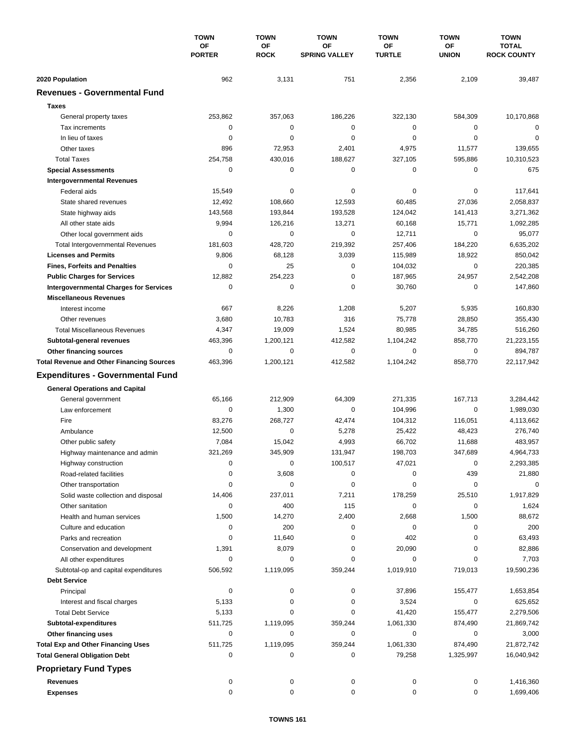| | TOWN OF PORTER | TOWN OF ROCK | TOWN OF SPRING VALLEY | TOWN OF TURTLE | TOWN OF UNION | TOWN TOTAL ROCK COUNTY |
|---|---|---|---|---|---|---|
| **2020 Population** | 962 | 3,131 | 751 | 2,356 | 2,109 | 39,487 |
| **Revenues - Governmental Fund** | | | | | | |
| **Taxes** | | | | | | |
| General property taxes | 253,862 | 357,063 | 186,226 | 322,130 | 584,309 | 10,170,868 |
| Tax increments | 0 | 0 | 0 | 0 | 0 | 0 |
| In lieu of taxes | 0 | 0 | 0 | 0 | 0 | 0 |
| Other taxes | 896 | 72,953 | 2,401 | 4,975 | 11,577 | 139,655 |
| Total Taxes | 254,758 | 430,016 | 188,627 | 327,105 | 595,886 | 10,310,523 |
| **Special Assessments** | 0 | 0 | 0 | 0 | 0 | 675 |
| **Intergovernmental Revenues** | | | | | | |
| Federal aids | 15,549 | 0 | 0 | 0 | 0 | 117,641 |
| State shared revenues | 12,492 | 108,660 | 12,593 | 60,485 | 27,036 | 2,058,837 |
| State highway aids | 143,568 | 193,844 | 193,528 | 124,042 | 141,413 | 3,271,362 |
| All other state aids | 9,994 | 126,216 | 13,271 | 60,168 | 15,771 | 1,092,285 |
| Other local government aids | 0 | 0 | 0 | 12,711 | 0 | 95,077 |
| Total Intergovernmental Revenues | 181,603 | 428,720 | 219,392 | 257,406 | 184,220 | 6,635,202 |
| **Licenses and Permits** | 9,806 | 68,128 | 3,039 | 115,989 | 18,922 | 850,042 |
| **Fines, Forfeits and Penalties** | 0 | 25 | 0 | 104,032 | 0 | 220,385 |
| **Public Charges for Services** | 12,882 | 254,223 | 0 | 187,965 | 24,957 | 2,542,208 |
| **Intergovernmental Charges for Services** | 0 | 0 | 0 | 30,760 | 0 | 147,860 |
| **Miscellaneous Revenues** | | | | | | |
| Interest income | 667 | 8,226 | 1,208 | 5,207 | 5,935 | 160,830 |
| Other revenues | 3,680 | 10,783 | 316 | 75,778 | 28,850 | 355,430 |
| Total Miscellaneous Revenues | 4,347 | 19,009 | 1,524 | 80,985 | 34,785 | 516,260 |
| **Subtotal-general revenues** | 463,396 | 1,200,121 | 412,582 | 1,104,242 | 858,770 | 21,223,155 |
| **Other financing sources** | 0 | 0 | 0 | 0 | 0 | 894,787 |
| **Total Revenue and Other Financing Sources** | 463,396 | 1,200,121 | 412,582 | 1,104,242 | 858,770 | 22,117,942 |
| **Expenditures - Governmental Fund** | | | | | | |
| **General Operations and Capital** | | | | | | |
| General government | 65,166 | 212,909 | 64,309 | 271,335 | 167,713 | 3,284,442 |
| Law enforcement | 0 | 1,300 | 0 | 104,996 | 0 | 1,989,030 |
| Fire | 83,276 | 268,727 | 42,474 | 104,312 | 116,051 | 4,113,662 |
| Ambulance | 12,500 | 0 | 5,278 | 25,422 | 48,423 | 276,740 |
| Other public safety | 7,084 | 15,042 | 4,993 | 66,702 | 11,688 | 483,957 |
| Highway maintenance and admin | 321,269 | 345,909 | 131,947 | 198,703 | 347,689 | 4,964,733 |
| Highway construction | 0 | 0 | 100,517 | 47,021 | 0 | 2,293,385 |
| Road-related facilities | 0 | 3,608 | 0 | 0 | 439 | 21,880 |
| Other transportation | 0 | 0 | 0 | 0 | 0 | 0 |
| Solid waste collection and disposal | 14,406 | 237,011 | 7,211 | 178,259 | 25,510 | 1,917,829 |
| Other sanitation | 0 | 400 | 115 | 0 | 0 | 1,624 |
| Health and human services | 1,500 | 14,270 | 2,400 | 2,668 | 1,500 | 88,672 |
| Culture and education | 0 | 200 | 0 | 0 | 0 | 200 |
| Parks and recreation | 0 | 11,640 | 0 | 402 | 0 | 63,493 |
| Conservation and development | 1,391 | 8,079 | 0 | 20,090 | 0 | 82,886 |
| All other expenditures | 0 | 0 | 0 | 0 | 0 | 7,703 |
| Subtotal-op and capital expenditures | 506,592 | 1,119,095 | 359,244 | 1,019,910 | 719,013 | 19,590,236 |
| **Debt Service** | | | | | | |
| Principal | 0 | 0 | 0 | 37,896 | 155,477 | 1,653,854 |
| Interest and fiscal charges | 5,133 | 0 | 0 | 3,524 | 0 | 625,652 |
| Total Debt Service | 5,133 | 0 | 0 | 41,420 | 155,477 | 2,279,506 |
| **Subtotal-expenditures** | 511,725 | 1,119,095 | 359,244 | 1,061,330 | 874,490 | 21,869,742 |
| **Other financing uses** | 0 | 0 | 0 | 0 | 0 | 3,000 |
| **Total Exp and Other Financing Uses** | 511,725 | 1,119,095 | 359,244 | 1,061,330 | 874,490 | 21,872,742 |
| **Total General Obligation Debt** | 0 | 0 | 0 | 79,258 | 1,325,997 | 16,040,942 |
| **Proprietary Fund Types** | | | | | | |
| **Revenues** | 0 | 0 | 0 | 0 | 0 | 1,416,360 |
| **Expenses** | 0 | 0 | 0 | 0 | 0 | 1,699,406 |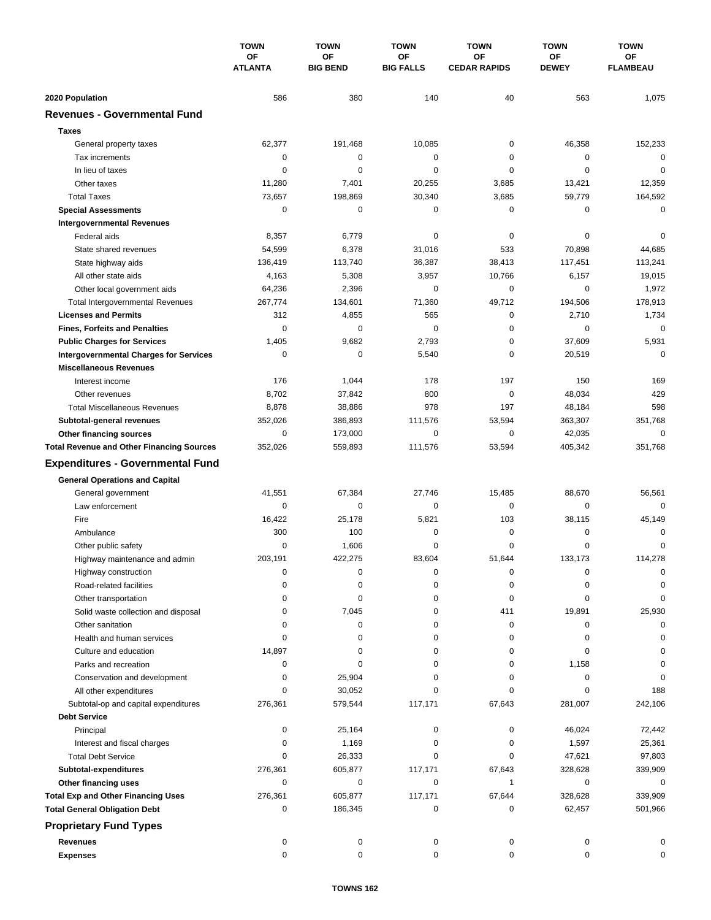| | TOWN OF ATLANTA | TOWN OF BIG BEND | TOWN OF BIG FALLS | TOWN OF CEDAR RAPIDS | TOWN OF DEWEY | TOWN OF FLAMBEAU |
|---|---|---|---|---|---|---|
| **2020 Population** | 586 | 380 | 140 | 40 | 563 | 1,075 |
| **Revenues - Governmental Fund** | | | | | | |
| **Taxes** | | | | | | |
| General property taxes | 62,377 | 191,468 | 10,085 | 0 | 46,358 | 152,233 |
| Tax increments | 0 | 0 | 0 | 0 | 0 | 0 |
| In lieu of taxes | 0 | 0 | 0 | 0 | 0 | 0 |
| Other taxes | 11,280 | 7,401 | 20,255 | 3,685 | 13,421 | 12,359 |
| Total Taxes | 73,657 | 198,869 | 30,340 | 3,685 | 59,779 | 164,592 |
| **Special Assessments** | 0 | 0 | 0 | 0 | 0 | 0 |
| **Intergovernmental Revenues** | | | | | | |
| Federal aids | 8,357 | 6,779 | 0 | 0 | 0 | 0 |
| State shared revenues | 54,599 | 6,378 | 31,016 | 533 | 70,898 | 44,685 |
| State highway aids | 136,419 | 113,740 | 36,387 | 38,413 | 117,451 | 113,241 |
| All other state aids | 4,163 | 5,308 | 3,957 | 10,766 | 6,157 | 19,015 |
| Other local government aids | 64,236 | 2,396 | 0 | 0 | 0 | 1,972 |
| Total Intergovernmental Revenues | 267,774 | 134,601 | 71,360 | 49,712 | 194,506 | 178,913 |
| **Licenses and Permits** | 312 | 4,855 | 565 | 0 | 2,710 | 1,734 |
| **Fines, Forfeits and Penalties** | 0 | 0 | 0 | 0 | 0 | 0 |
| **Public Charges for Services** | 1,405 | 9,682 | 2,793 | 0 | 37,609 | 5,931 |
| **Intergovernmental Charges for Services** | 0 | 0 | 5,540 | 0 | 20,519 | 0 |
| **Miscellaneous Revenues** | | | | | | |
| Interest income | 176 | 1,044 | 178 | 197 | 150 | 169 |
| Other revenues | 8,702 | 37,842 | 800 | 0 | 48,034 | 429 |
| Total Miscellaneous Revenues | 8,878 | 38,886 | 978 | 197 | 48,184 | 598 |
| **Subtotal-general revenues** | 352,026 | 386,893 | 111,576 | 53,594 | 363,307 | 351,768 |
| **Other financing sources** | 0 | 173,000 | 0 | 0 | 42,035 | 0 |
| **Total Revenue and Other Financing Sources** | 352,026 | 559,893 | 111,576 | 53,594 | 405,342 | 351,768 |
| **Expenditures - Governmental Fund** | | | | | | |
| **General Operations and Capital** | | | | | | |
| General government | 41,551 | 67,384 | 27,746 | 15,485 | 88,670 | 56,561 |
| Law enforcement | 0 | 0 | 0 | 0 | 0 | 0 |
| Fire | 16,422 | 25,178 | 5,821 | 103 | 38,115 | 45,149 |
| Ambulance | 300 | 100 | 0 | 0 | 0 | 0 |
| Other public safety | 0 | 1,606 | 0 | 0 | 0 | 0 |
| Highway maintenance and admin | 203,191 | 422,275 | 83,604 | 51,644 | 133,173 | 114,278 |
| Highway construction | 0 | 0 | 0 | 0 | 0 | 0 |
| Road-related facilities | 0 | 0 | 0 | 0 | 0 | 0 |
| Other transportation | 0 | 0 | 0 | 0 | 0 | 0 |
| Solid waste collection and disposal | 0 | 7,045 | 0 | 411 | 19,891 | 25,930 |
| Other sanitation | 0 | 0 | 0 | 0 | 0 | 0 |
| Health and human services | 0 | 0 | 0 | 0 | 0 | 0 |
| Culture and education | 14,897 | 0 | 0 | 0 | 0 | 0 |
| Parks and recreation | 0 | 0 | 0 | 0 | 1,158 | 0 |
| Conservation and development | 0 | 25,904 | 0 | 0 | 0 | 0 |
| All other expenditures | 0 | 30,052 | 0 | 0 | 0 | 188 |
| Subtotal-op and capital expenditures | 276,361 | 579,544 | 117,171 | 67,643 | 281,007 | 242,106 |
| **Debt Service** | | | | | | |
| Principal | 0 | 25,164 | 0 | 0 | 46,024 | 72,442 |
| Interest and fiscal charges | 0 | 1,169 | 0 | 0 | 1,597 | 25,361 |
| Total Debt Service | 0 | 26,333 | 0 | 0 | 47,621 | 97,803 |
| **Subtotal-expenditures** | 276,361 | 605,877 | 117,171 | 67,643 | 328,628 | 339,909 |
| **Other financing uses** | 0 | 0 | 0 | 1 | 0 | 0 |
| **Total Exp and Other Financing Uses** | 276,361 | 605,877 | 117,171 | 67,644 | 328,628 | 339,909 |
| **Total General Obligation Debt** | 0 | 186,345 | 0 | 0 | 62,457 | 501,966 |
| **Proprietary Fund Types** | | | | | | |
| **Revenues** | 0 | 0 | 0 | 0 | 0 | 0 |
| **Expenses** | 0 | 0 | 0 | 0 | 0 | 0 |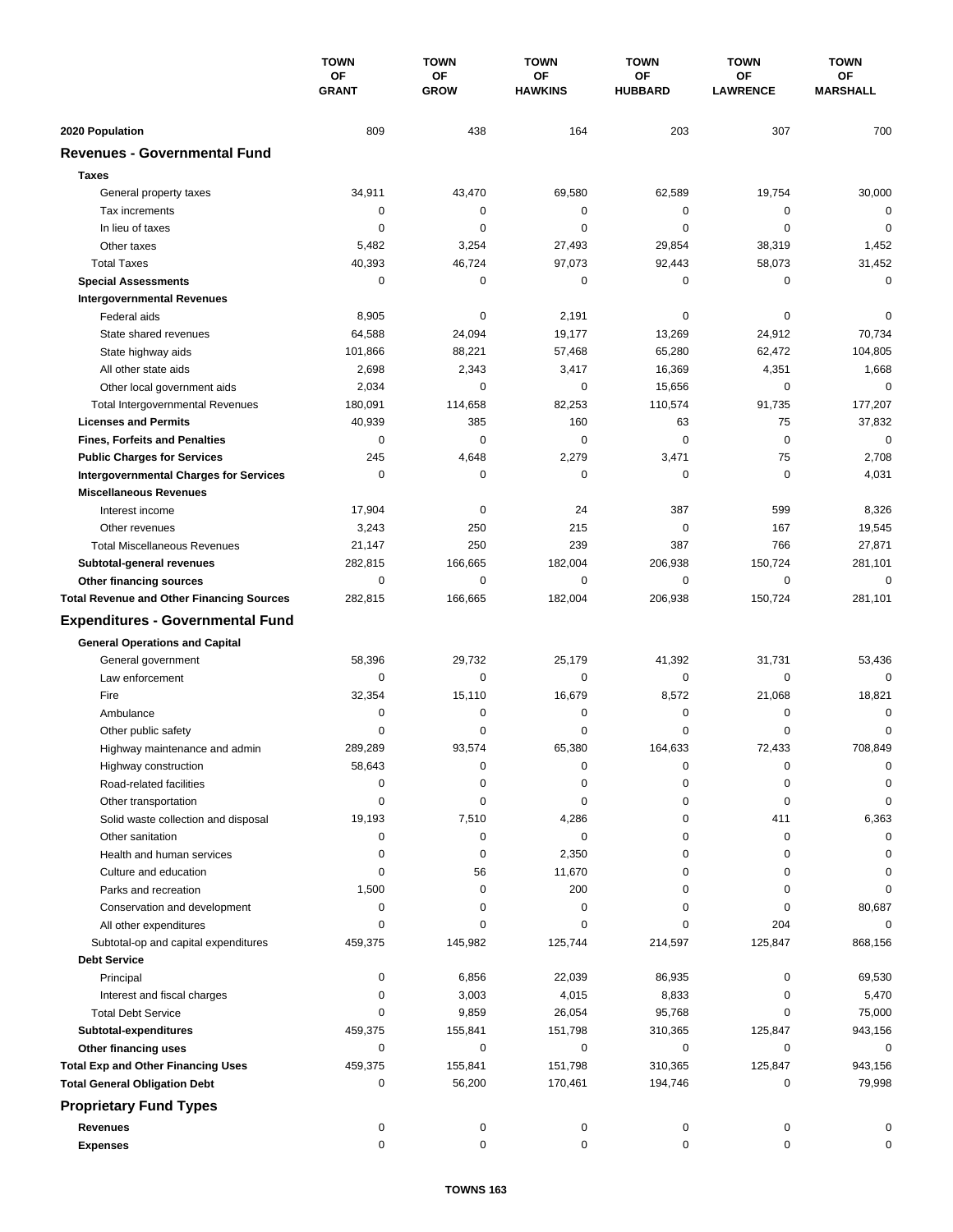| | TOWN OF GRANT | TOWN OF GROW | TOWN OF HAWKINS | TOWN OF HUBBARD | TOWN OF LAWRENCE | TOWN OF MARSHALL |
|---|---|---|---|---|---|---|
| **2020 Population** | 809 | 438 | 164 | 203 | 307 | 700 |
| **Revenues - Governmental Fund** | | | | | | |
| **Taxes** | | | | | | |
| General property taxes | 34,911 | 43,470 | 69,580 | 62,589 | 19,754 | 30,000 |
| Tax increments | 0 | 0 | 0 | 0 | 0 | 0 |
| In lieu of taxes | 0 | 0 | 0 | 0 | 0 | 0 |
| Other taxes | 5,482 | 3,254 | 27,493 | 29,854 | 38,319 | 1,452 |
| Total Taxes | 40,393 | 46,724 | 97,073 | 92,443 | 58,073 | 31,452 |
| **Special Assessments** | 0 | 0 | 0 | 0 | 0 | 0 |
| **Intergovernmental Revenues** | | | | | | |
| Federal aids | 8,905 | 0 | 2,191 | 0 | 0 | 0 |
| State shared revenues | 64,588 | 24,094 | 19,177 | 13,269 | 24,912 | 70,734 |
| State highway aids | 101,866 | 88,221 | 57,468 | 65,280 | 62,472 | 104,805 |
| All other state aids | 2,698 | 2,343 | 3,417 | 16,369 | 4,351 | 1,668 |
| Other local government aids | 2,034 | 0 | 0 | 15,656 | 0 | 0 |
| Total Intergovernmental Revenues | 180,091 | 114,658 | 82,253 | 110,574 | 91,735 | 177,207 |
| **Licenses and Permits** | 40,939 | 385 | 160 | 63 | 75 | 37,832 |
| **Fines, Forfeits and Penalties** | 0 | 0 | 0 | 0 | 0 | 0 |
| **Public Charges for Services** | 245 | 4,648 | 2,279 | 3,471 | 75 | 2,708 |
| **Intergovernmental Charges for Services** | 0 | 0 | 0 | 0 | 0 | 4,031 |
| **Miscellaneous Revenues** | | | | | | |
| Interest income | 17,904 | 0 | 24 | 387 | 599 | 8,326 |
| Other revenues | 3,243 | 250 | 215 | 0 | 167 | 19,545 |
| Total Miscellaneous Revenues | 21,147 | 250 | 239 | 387 | 766 | 27,871 |
| **Subtotal-general revenues** | 282,815 | 166,665 | 182,004 | 206,938 | 150,724 | 281,101 |
| **Other financing sources** | 0 | 0 | 0 | 0 | 0 | 0 |
| **Total Revenue and Other Financing Sources** | 282,815 | 166,665 | 182,004 | 206,938 | 150,724 | 281,101 |
| **Expenditures - Governmental Fund** | | | | | | |
| **General Operations and Capital** | | | | | | |
| General government | 58,396 | 29,732 | 25,179 | 41,392 | 31,731 | 53,436 |
| Law enforcement | 0 | 0 | 0 | 0 | 0 | 0 |
| Fire | 32,354 | 15,110 | 16,679 | 8,572 | 21,068 | 18,821 |
| Ambulance | 0 | 0 | 0 | 0 | 0 | 0 |
| Other public safety | 0 | 0 | 0 | 0 | 0 | 0 |
| Highway maintenance and admin | 289,289 | 93,574 | 65,380 | 164,633 | 72,433 | 708,849 |
| Highway construction | 58,643 | 0 | 0 | 0 | 0 | 0 |
| Road-related facilities | 0 | 0 | 0 | 0 | 0 | 0 |
| Other transportation | 0 | 0 | 0 | 0 | 0 | 0 |
| Solid waste collection and disposal | 19,193 | 7,510 | 4,286 | 0 | 411 | 6,363 |
| Other sanitation | 0 | 0 | 0 | 0 | 0 | 0 |
| Health and human services | 0 | 0 | 2,350 | 0 | 0 | 0 |
| Culture and education | 0 | 56 | 11,670 | 0 | 0 | 0 |
| Parks and recreation | 1,500 | 0 | 200 | 0 | 0 | 0 |
| Conservation and development | 0 | 0 | 0 | 0 | 0 | 80,687 |
| All other expenditures | 0 | 0 | 0 | 0 | 204 | 0 |
| Subtotal-op and capital expenditures | 459,375 | 145,982 | 125,744 | 214,597 | 125,847 | 868,156 |
| **Debt Service** | | | | | | |
| Principal | 0 | 6,856 | 22,039 | 86,935 | 0 | 69,530 |
| Interest and fiscal charges | 0 | 3,003 | 4,015 | 8,833 | 0 | 5,470 |
| Total Debt Service | 0 | 9,859 | 26,054 | 95,768 | 0 | 75,000 |
| **Subtotal-expenditures** | 459,375 | 155,841 | 151,798 | 310,365 | 125,847 | 943,156 |
| **Other financing uses** | 0 | 0 | 0 | 0 | 0 | 0 |
| **Total Exp and Other Financing Uses** | 459,375 | 155,841 | 151,798 | 310,365 | 125,847 | 943,156 |
| **Total General Obligation Debt** | 0 | 56,200 | 170,461 | 194,746 | 0 | 79,998 |
| **Proprietary Fund Types** | | | | | | |
| **Revenues** | 0 | 0 | 0 | 0 | 0 | 0 |
| **Expenses** | 0 | 0 | 0 | 0 | 0 | 0 |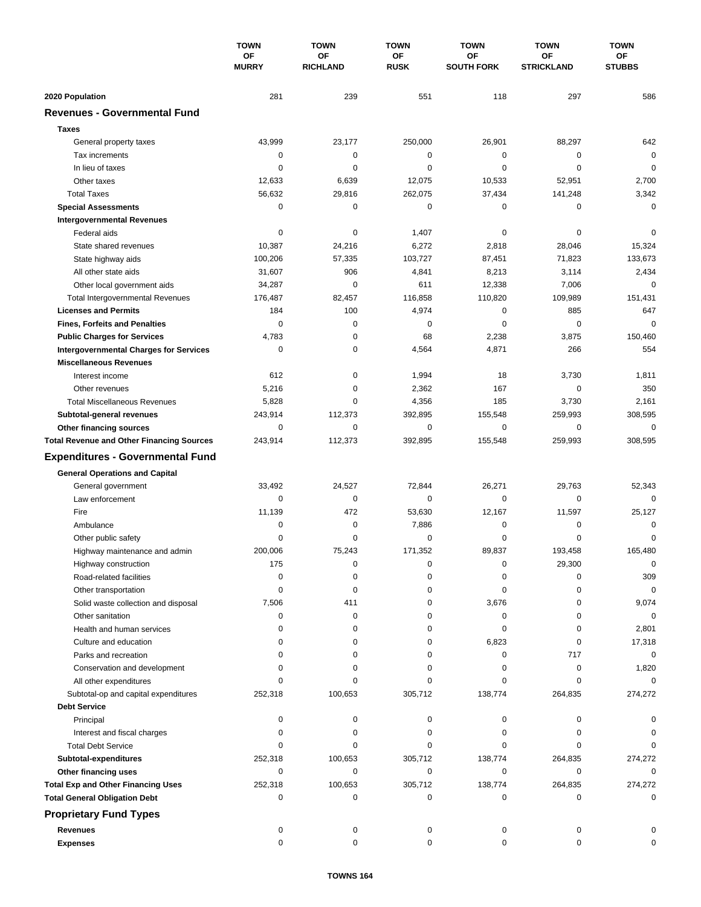| | TOWN OF MURRY | TOWN OF RICHLAND | TOWN OF RUSK | TOWN OF SOUTH FORK | TOWN OF STRICKLAND | TOWN OF STUBBS |
|---|---|---|---|---|---|---|
| **2020 Population** | 281 | 239 | 551 | 118 | 297 | 586 |
| **Revenues - Governmental Fund** | | | | | | |
| **Taxes** | | | | | | |
| General property taxes | 43,999 | 23,177 | 250,000 | 26,901 | 88,297 | 642 |
| Tax increments | 0 | 0 | 0 | 0 | 0 | 0 |
| In lieu of taxes | 0 | 0 | 0 | 0 | 0 | 0 |
| Other taxes | 12,633 | 6,639 | 12,075 | 10,533 | 52,951 | 2,700 |
| Total Taxes | 56,632 | 29,816 | 262,075 | 37,434 | 141,248 | 3,342 |
| **Special Assessments** | 0 | 0 | 0 | 0 | 0 | 0 |
| **Intergovernmental Revenues** | | | | | | |
| Federal aids | 0 | 0 | 1,407 | 0 | 0 | 0 |
| State shared revenues | 10,387 | 24,216 | 6,272 | 2,818 | 28,046 | 15,324 |
| State highway aids | 100,206 | 57,335 | 103,727 | 87,451 | 71,823 | 133,673 |
| All other state aids | 31,607 | 906 | 4,841 | 8,213 | 3,114 | 2,434 |
| Other local government aids | 34,287 | 0 | 611 | 12,338 | 7,006 | 0 |
| Total Intergovernmental Revenues | 176,487 | 82,457 | 116,858 | 110,820 | 109,989 | 151,431 |
| **Licenses and Permits** | 184 | 100 | 4,974 | 0 | 885 | 647 |
| **Fines, Forfeits and Penalties** | 0 | 0 | 0 | 0 | 0 | 0 |
| **Public Charges for Services** | 4,783 | 0 | 68 | 2,238 | 3,875 | 150,460 |
| **Intergovernmental Charges for Services** | 0 | 0 | 4,564 | 4,871 | 266 | 554 |
| **Miscellaneous Revenues** | | | | | | |
| Interest income | 612 | 0 | 1,994 | 18 | 3,730 | 1,811 |
| Other revenues | 5,216 | 0 | 2,362 | 167 | 0 | 350 |
| Total Miscellaneous Revenues | 5,828 | 0 | 4,356 | 185 | 3,730 | 2,161 |
| **Subtotal-general revenues** | 243,914 | 112,373 | 392,895 | 155,548 | 259,993 | 308,595 |
| **Other financing sources** | 0 | 0 | 0 | 0 | 0 | 0 |
| **Total Revenue and Other Financing Sources** | 243,914 | 112,373 | 392,895 | 155,548 | 259,993 | 308,595 |
| **Expenditures - Governmental Fund** | | | | | | |
| **General Operations and Capital** | | | | | | |
| General government | 33,492 | 24,527 | 72,844 | 26,271 | 29,763 | 52,343 |
| Law enforcement | 0 | 0 | 0 | 0 | 0 | 0 |
| Fire | 11,139 | 472 | 53,630 | 12,167 | 11,597 | 25,127 |
| Ambulance | 0 | 0 | 7,886 | 0 | 0 | 0 |
| Other public safety | 0 | 0 | 0 | 0 | 0 | 0 |
| Highway maintenance and admin | 200,006 | 75,243 | 171,352 | 89,837 | 193,458 | 165,480 |
| Highway construction | 175 | 0 | 0 | 0 | 29,300 | 0 |
| Road-related facilities | 0 | 0 | 0 | 0 | 0 | 309 |
| Other transportation | 0 | 0 | 0 | 0 | 0 | 0 |
| Solid waste collection and disposal | 7,506 | 411 | 0 | 3,676 | 0 | 9,074 |
| Other sanitation | 0 | 0 | 0 | 0 | 0 | 0 |
| Health and human services | 0 | 0 | 0 | 0 | 0 | 2,801 |
| Culture and education | 0 | 0 | 0 | 6,823 | 0 | 17,318 |
| Parks and recreation | 0 | 0 | 0 | 0 | 717 | 0 |
| Conservation and development | 0 | 0 | 0 | 0 | 0 | 1,820 |
| All other expenditures | 0 | 0 | 0 | 0 | 0 | 0 |
| Subtotal-op and capital expenditures | 252,318 | 100,653 | 305,712 | 138,774 | 264,835 | 274,272 |
| **Debt Service** | | | | | | |
| Principal | 0 | 0 | 0 | 0 | 0 | 0 |
| Interest and fiscal charges | 0 | 0 | 0 | 0 | 0 | 0 |
| Total Debt Service | 0 | 0 | 0 | 0 | 0 | 0 |
| **Subtotal-expenditures** | 252,318 | 100,653 | 305,712 | 138,774 | 264,835 | 274,272 |
| **Other financing uses** | 0 | 0 | 0 | 0 | 0 | 0 |
| **Total Exp and Other Financing Uses** | 252,318 | 100,653 | 305,712 | 138,774 | 264,835 | 274,272 |
| **Total General Obligation Debt** | 0 | 0 | 0 | 0 | 0 | 0 |
| **Proprietary Fund Types** | | | | | | |
| **Revenues** | 0 | 0 | 0 | 0 | 0 | 0 |
| **Expenses** | 0 | 0 | 0 | 0 | 0 | 0 |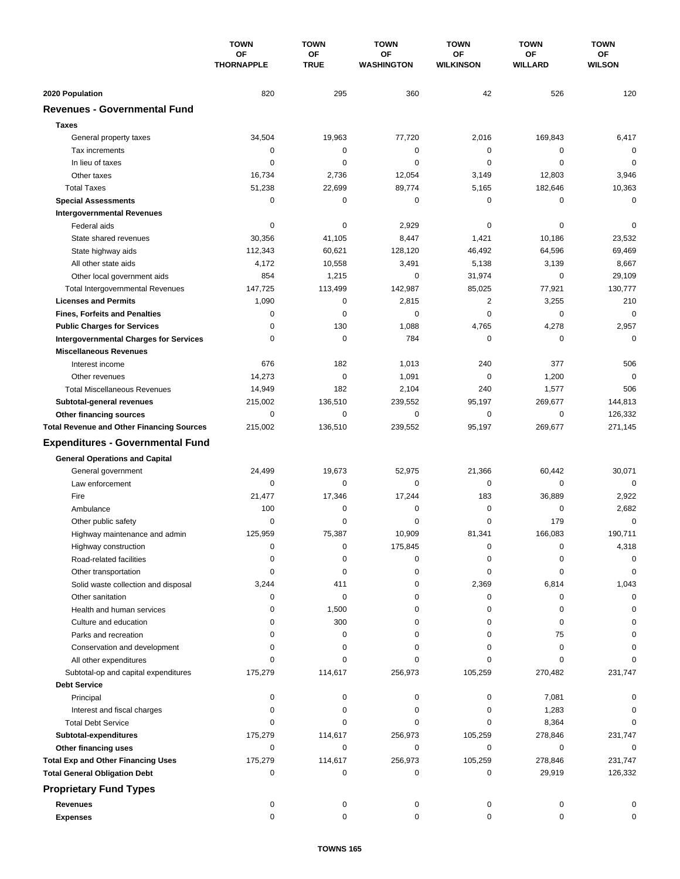| | TOWN OF THORNAPPLE | TOWN OF TRUE | TOWN OF WASHINGTON | TOWN OF WILKINSON | TOWN OF WILLARD | TOWN OF WILSON |
|---|---|---|---|---|---|---|
| **2020 Population** | 820 | 295 | 360 | 42 | 526 | 120 |
| **Revenues - Governmental Fund** | | | | | | |
| **Taxes** | | | | | | |
| General property taxes | 34,504 | 19,963 | 77,720 | 2,016 | 169,843 | 6,417 |
| Tax increments | 0 | 0 | 0 | 0 | 0 | 0 |
| In lieu of taxes | 0 | 0 | 0 | 0 | 0 | 0 |
| Other taxes | 16,734 | 2,736 | 12,054 | 3,149 | 12,803 | 3,946 |
| Total Taxes | 51,238 | 22,699 | 89,774 | 5,165 | 182,646 | 10,363 |
| **Special Assessments** | 0 | 0 | 0 | 0 | 0 | 0 |
| **Intergovernmental Revenues** | | | | | | |
| Federal aids | 0 | 0 | 2,929 | 0 | 0 | 0 |
| State shared revenues | 30,356 | 41,105 | 8,447 | 1,421 | 10,186 | 23,532 |
| State highway aids | 112,343 | 60,621 | 128,120 | 46,492 | 64,596 | 69,469 |
| All other state aids | 4,172 | 10,558 | 3,491 | 5,138 | 3,139 | 8,667 |
| Other local government aids | 854 | 1,215 | 0 | 31,974 | 0 | 29,109 |
| Total Intergovernmental Revenues | 147,725 | 113,499 | 142,987 | 85,025 | 77,921 | 130,777 |
| **Licenses and Permits** | 1,090 | 0 | 2,815 | 2 | 3,255 | 210 |
| **Fines, Forfeits and Penalties** | 0 | 0 | 0 | 0 | 0 | 0 |
| **Public Charges for Services** | 0 | 130 | 1,088 | 4,765 | 4,278 | 2,957 |
| **Intergovernmental Charges for Services** | 0 | 0 | 784 | 0 | 0 | 0 |
| **Miscellaneous Revenues** | | | | | | |
| Interest income | 676 | 182 | 1,013 | 240 | 377 | 506 |
| Other revenues | 14,273 | 0 | 1,091 | 0 | 1,200 | 0 |
| Total Miscellaneous Revenues | 14,949 | 182 | 2,104 | 240 | 1,577 | 506 |
| **Subtotal-general revenues** | 215,002 | 136,510 | 239,552 | 95,197 | 269,677 | 144,813 |
| **Other financing sources** | 0 | 0 | 0 | 0 | 0 | 126,332 |
| **Total Revenue and Other Financing Sources** | 215,002 | 136,510 | 239,552 | 95,197 | 269,677 | 271,145 |
| **Expenditures - Governmental Fund** | | | | | | |
| **General Operations and Capital** | | | | | | |
| General government | 24,499 | 19,673 | 52,975 | 21,366 | 60,442 | 30,071 |
| Law enforcement | 0 | 0 | 0 | 0 | 0 | 0 |
| Fire | 21,477 | 17,346 | 17,244 | 183 | 36,889 | 2,922 |
| Ambulance | 100 | 0 | 0 | 0 | 0 | 2,682 |
| Other public safety | 0 | 0 | 0 | 0 | 179 | 0 |
| Highway maintenance and admin | 125,959 | 75,387 | 10,909 | 81,341 | 166,083 | 190,711 |
| Highway construction | 0 | 0 | 175,845 | 0 | 0 | 4,318 |
| Road-related facilities | 0 | 0 | 0 | 0 | 0 | 0 |
| Other transportation | 0 | 0 | 0 | 0 | 0 | 0 |
| Solid waste collection and disposal | 3,244 | 411 | 0 | 2,369 | 6,814 | 1,043 |
| Other sanitation | 0 | 0 | 0 | 0 | 0 | 0 |
| Health and human services | 0 | 1,500 | 0 | 0 | 0 | 0 |
| Culture and education | 0 | 300 | 0 | 0 | 0 | 0 |
| Parks and recreation | 0 | 0 | 0 | 0 | 75 | 0 |
| Conservation and development | 0 | 0 | 0 | 0 | 0 | 0 |
| All other expenditures | 0 | 0 | 0 | 0 | 0 | 0 |
| Subtotal-op and capital expenditures | 175,279 | 114,617 | 256,973 | 105,259 | 270,482 | 231,747 |
| **Debt Service** | | | | | | |
| Principal | 0 | 0 | 0 | 0 | 7,081 | 0 |
| Interest and fiscal charges | 0 | 0 | 0 | 0 | 1,283 | 0 |
| Total Debt Service | 0 | 0 | 0 | 0 | 8,364 | 0 |
| **Subtotal-expenditures** | 175,279 | 114,617 | 256,973 | 105,259 | 278,846 | 231,747 |
| **Other financing uses** | 0 | 0 | 0 | 0 | 0 | 0 |
| **Total Exp and Other Financing Uses** | 175,279 | 114,617 | 256,973 | 105,259 | 278,846 | 231,747 |
| **Total General Obligation Debt** | 0 | 0 | 0 | 0 | 29,919 | 126,332 |
| **Proprietary Fund Types** | | | | | | |
| **Revenues** | 0 | 0 | 0 | 0 | 0 | 0 |
| **Expenses** | 0 | 0 | 0 | 0 | 0 | 0 |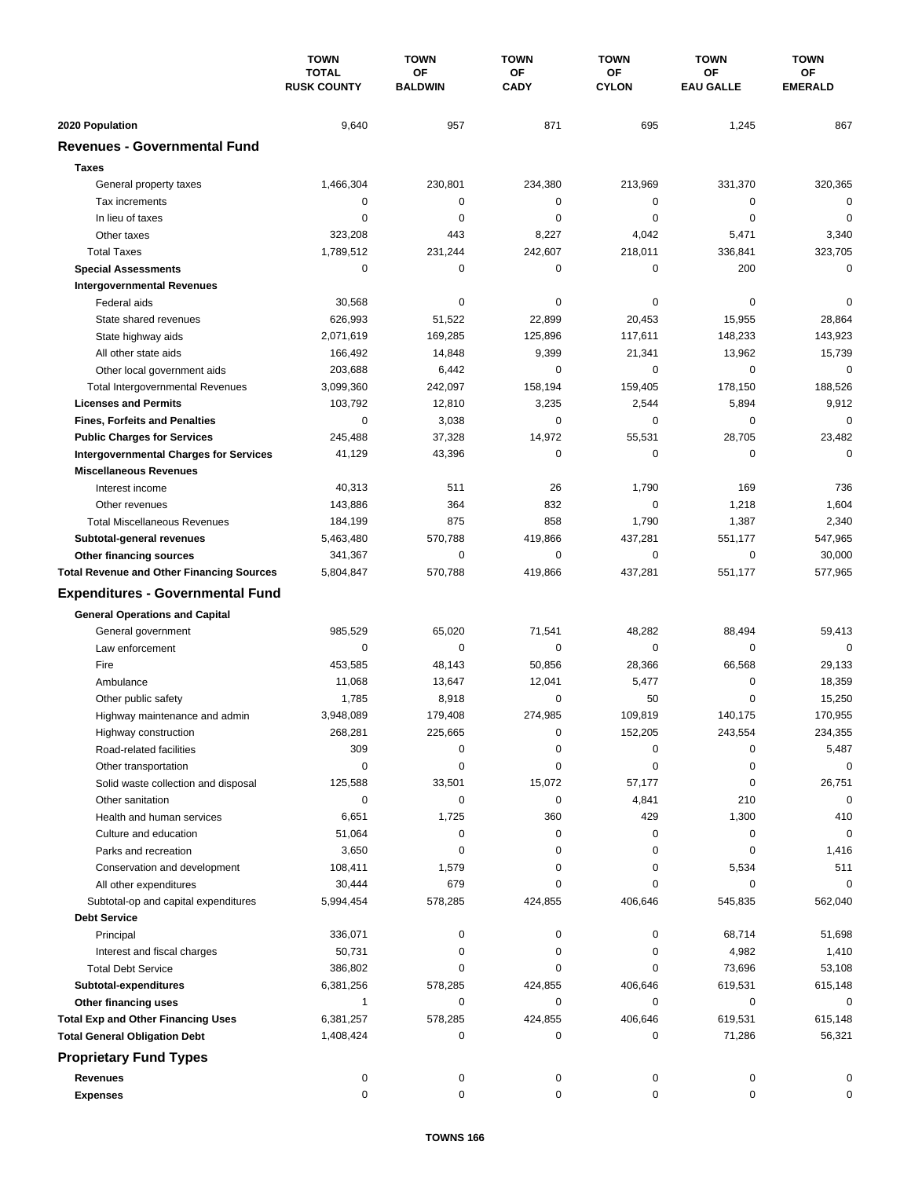| | TOWN TOTAL RUSK COUNTY | TOWN OF BALDWIN | TOWN OF CADY | TOWN OF CYLON | TOWN OF EAU GALLE | TOWN OF EMERALD |
|---|---|---|---|---|---|---|
| **2020 Population** | 9,640 | 957 | 871 | 695 | 1,245 | 867 |
| **Revenues - Governmental Fund** | | | | | | |
| **Taxes** | | | | | | |
| General property taxes | 1,466,304 | 230,801 | 234,380 | 213,969 | 331,370 | 320,365 |
| Tax increments | 0 | 0 | 0 | 0 | 0 | 0 |
| In lieu of taxes | 0 | 0 | 0 | 0 | 0 | 0 |
| Other taxes | 323,208 | 443 | 8,227 | 4,042 | 5,471 | 3,340 |
| Total Taxes | 1,789,512 | 231,244 | 242,607 | 218,011 | 336,841 | 323,705 |
| **Special Assessments** | 0 | 0 | 0 | 0 | 200 | 0 |
| **Intergovernmental Revenues** | | | | | | |
| Federal aids | 30,568 | 0 | 0 | 0 | 0 | 0 |
| State shared revenues | 626,993 | 51,522 | 22,899 | 20,453 | 15,955 | 28,864 |
| State highway aids | 2,071,619 | 169,285 | 125,896 | 117,611 | 148,233 | 143,923 |
| All other state aids | 166,492 | 14,848 | 9,399 | 21,341 | 13,962 | 15,739 |
| Other local government aids | 203,688 | 6,442 | 0 | 0 | 0 | 0 |
| Total Intergovernmental Revenues | 3,099,360 | 242,097 | 158,194 | 159,405 | 178,150 | 188,526 |
| **Licenses and Permits** | 103,792 | 12,810 | 3,235 | 2,544 | 5,894 | 9,912 |
| **Fines, Forfeits and Penalties** | 0 | 3,038 | 0 | 0 | 0 | 0 |
| **Public Charges for Services** | 245,488 | 37,328 | 14,972 | 55,531 | 28,705 | 23,482 |
| **Intergovernmental Charges for Services** | 41,129 | 43,396 | 0 | 0 | 0 | 0 |
| **Miscellaneous Revenues** | | | | | | |
| Interest income | 40,313 | 511 | 26 | 1,790 | 169 | 736 |
| Other revenues | 143,886 | 364 | 832 | 0 | 1,218 | 1,604 |
| Total Miscellaneous Revenues | 184,199 | 875 | 858 | 1,790 | 1,387 | 2,340 |
| **Subtotal-general revenues** | 5,463,480 | 570,788 | 419,866 | 437,281 | 551,177 | 547,965 |
| **Other financing sources** | 341,367 | 0 | 0 | 0 | 0 | 30,000 |
| **Total Revenue and Other Financing Sources** | 5,804,847 | 570,788 | 419,866 | 437,281 | 551,177 | 577,965 |
| **Expenditures - Governmental Fund** | | | | | | |
| **General Operations and Capital** | | | | | | |
| General government | 985,529 | 65,020 | 71,541 | 48,282 | 88,494 | 59,413 |
| Law enforcement | 0 | 0 | 0 | 0 | 0 | 0 |
| Fire | 453,585 | 48,143 | 50,856 | 28,366 | 66,568 | 29,133 |
| Ambulance | 11,068 | 13,647 | 12,041 | 5,477 | 0 | 18,359 |
| Other public safety | 1,785 | 8,918 | 0 | 50 | 0 | 15,250 |
| Highway maintenance and admin | 3,948,089 | 179,408 | 274,985 | 109,819 | 140,175 | 170,955 |
| Highway construction | 268,281 | 225,665 | 0 | 152,205 | 243,554 | 234,355 |
| Road-related facilities | 309 | 0 | 0 | 0 | 0 | 5,487 |
| Other transportation | 0 | 0 | 0 | 0 | 0 | 0 |
| Solid waste collection and disposal | 125,588 | 33,501 | 15,072 | 57,177 | 0 | 26,751 |
| Other sanitation | 0 | 0 | 0 | 4,841 | 210 | 0 |
| Health and human services | 6,651 | 1,725 | 360 | 429 | 1,300 | 410 |
| Culture and education | 51,064 | 0 | 0 | 0 | 0 | 0 |
| Parks and recreation | 3,650 | 0 | 0 | 0 | 0 | 1,416 |
| Conservation and development | 108,411 | 1,579 | 0 | 0 | 5,534 | 511 |
| All other expenditures | 30,444 | 679 | 0 | 0 | 0 | 0 |
| Subtotal-op and capital expenditures | 5,994,454 | 578,285 | 424,855 | 406,646 | 545,835 | 562,040 |
| **Debt Service** | | | | | | |
| Principal | 336,071 | 0 | 0 | 0 | 68,714 | 51,698 |
| Interest and fiscal charges | 50,731 | 0 | 0 | 0 | 4,982 | 1,410 |
| Total Debt Service | 386,802 | 0 | 0 | 0 | 73,696 | 53,108 |
| **Subtotal-expenditures** | 6,381,256 | 578,285 | 424,855 | 406,646 | 619,531 | 615,148 |
| **Other financing uses** | 1 | 0 | 0 | 0 | 0 | 0 |
| **Total Exp and Other Financing Uses** | 6,381,257 | 578,285 | 424,855 | 406,646 | 619,531 | 615,148 |
| **Total General Obligation Debt** | 1,408,424 | 0 | 0 | 0 | 71,286 | 56,321 |
| **Proprietary Fund Types** | | | | | | |
| **Revenues** | 0 | 0 | 0 | 0 | 0 | 0 |
| **Expenses** | 0 | 0 | 0 | 0 | 0 | 0 |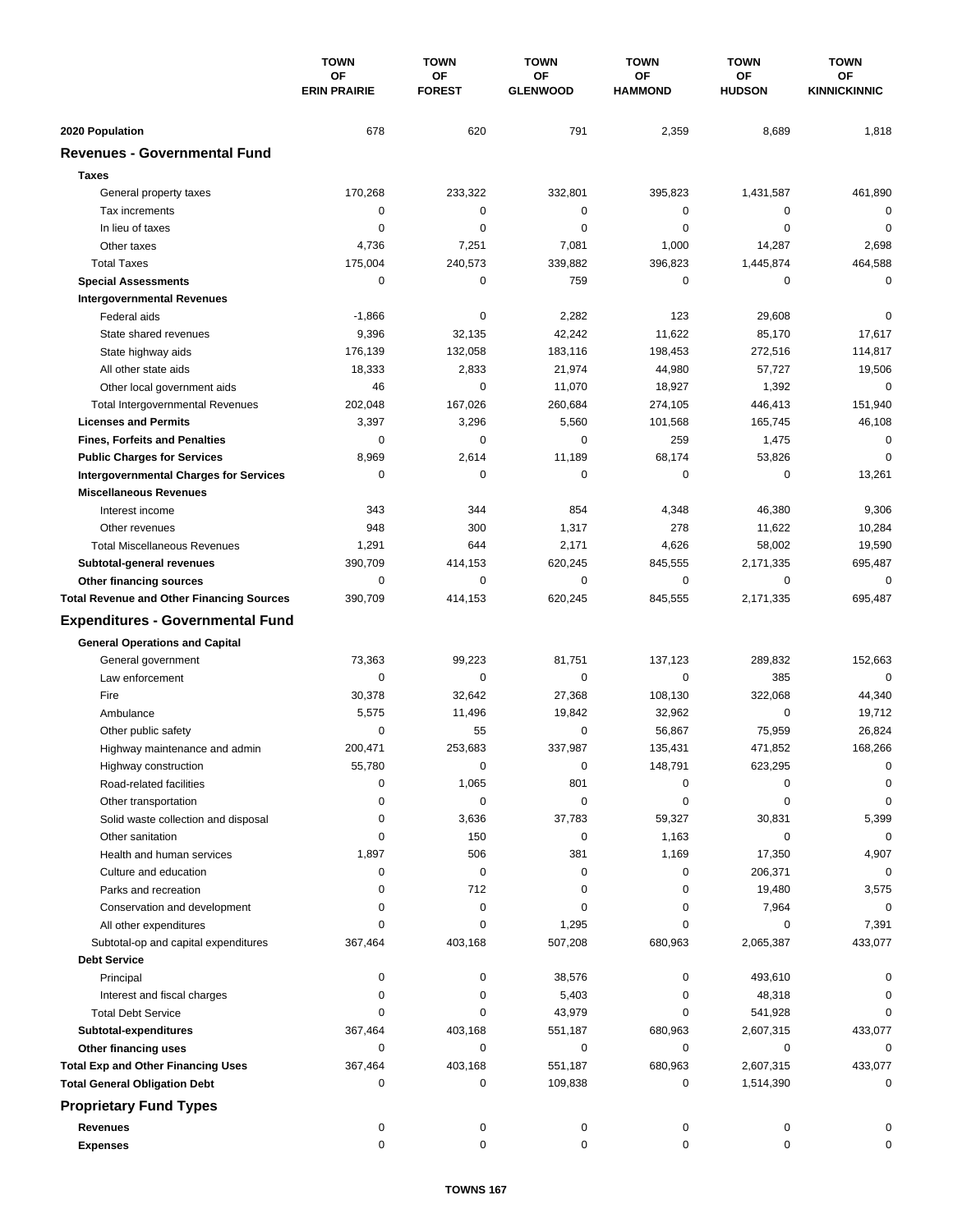| | TOWN OF ERIN PRAIRIE | TOWN OF FOREST | TOWN OF GLENWOOD | TOWN OF HAMMOND | TOWN OF HUDSON | TOWN OF KINNICKINNIC |
|---|---|---|---|---|---|---|
| **2020 Population** | 678 | 620 | 791 | 2,359 | 8,689 | 1,818 |
| **Revenues - Governmental Fund** | | | | | | |
| **Taxes** | | | | | | |
| General property taxes | 170,268 | 233,322 | 332,801 | 395,823 | 1,431,587 | 461,890 |
| Tax increments | 0 | 0 | 0 | 0 | 0 | 0 |
| In lieu of taxes | 0 | 0 | 0 | 0 | 0 | 0 |
| Other taxes | 4,736 | 7,251 | 7,081 | 1,000 | 14,287 | 2,698 |
| Total Taxes | 175,004 | 240,573 | 339,882 | 396,823 | 1,445,874 | 464,588 |
| **Special Assessments** | 0 | 0 | 759 | 0 | 0 | 0 |
| **Intergovernmental Revenues** | | | | | | |
| Federal aids | -1,866 | 0 | 2,282 | 123 | 29,608 | 0 |
| State shared revenues | 9,396 | 32,135 | 42,242 | 11,622 | 85,170 | 17,617 |
| State highway aids | 176,139 | 132,058 | 183,116 | 198,453 | 272,516 | 114,817 |
| All other state aids | 18,333 | 2,833 | 21,974 | 44,980 | 57,727 | 19,506 |
| Other local government aids | 46 | 0 | 11,070 | 18,927 | 1,392 | 0 |
| Total Intergovernmental Revenues | 202,048 | 167,026 | 260,684 | 274,105 | 446,413 | 151,940 |
| **Licenses and Permits** | 3,397 | 3,296 | 5,560 | 101,568 | 165,745 | 46,108 |
| **Fines, Forfeits and Penalties** | 0 | 0 | 0 | 259 | 1,475 | 0 |
| **Public Charges for Services** | 8,969 | 2,614 | 11,189 | 68,174 | 53,826 | 0 |
| **Intergovernmental Charges for Services** | 0 | 0 | 0 | 0 | 0 | 13,261 |
| **Miscellaneous Revenues** | | | | | | |
| Interest income | 343 | 344 | 854 | 4,348 | 46,380 | 9,306 |
| Other revenues | 948 | 300 | 1,317 | 278 | 11,622 | 10,284 |
| Total Miscellaneous Revenues | 1,291 | 644 | 2,171 | 4,626 | 58,002 | 19,590 |
| **Subtotal-general revenues** | 390,709 | 414,153 | 620,245 | 845,555 | 2,171,335 | 695,487 |
| **Other financing sources** | 0 | 0 | 0 | 0 | 0 | 0 |
| **Total Revenue and Other Financing Sources** | 390,709 | 414,153 | 620,245 | 845,555 | 2,171,335 | 695,487 |
| **Expenditures - Governmental Fund** | | | | | | |
| **General Operations and Capital** | | | | | | |
| General government | 73,363 | 99,223 | 81,751 | 137,123 | 289,832 | 152,663 |
| Law enforcement | 0 | 0 | 0 | 0 | 385 | 0 |
| Fire | 30,378 | 32,642 | 27,368 | 108,130 | 322,068 | 44,340 |
| Ambulance | 5,575 | 11,496 | 19,842 | 32,962 | 0 | 19,712 |
| Other public safety | 0 | 55 | 0 | 56,867 | 75,959 | 26,824 |
| Highway maintenance and admin | 200,471 | 253,683 | 337,987 | 135,431 | 471,852 | 168,266 |
| Highway construction | 55,780 | 0 | 0 | 148,791 | 623,295 | 0 |
| Road-related facilities | 0 | 1,065 | 801 | 0 | 0 | 0 |
| Other transportation | 0 | 0 | 0 | 0 | 0 | 0 |
| Solid waste collection and disposal | 0 | 3,636 | 37,783 | 59,327 | 30,831 | 5,399 |
| Other sanitation | 0 | 150 | 0 | 1,163 | 0 | 0 |
| Health and human services | 1,897 | 506 | 381 | 1,169 | 17,350 | 4,907 |
| Culture and education | 0 | 0 | 0 | 0 | 206,371 | 0 |
| Parks and recreation | 0 | 712 | 0 | 0 | 19,480 | 3,575 |
| Conservation and development | 0 | 0 | 0 | 0 | 7,964 | 0 |
| All other expenditures | 0 | 0 | 1,295 | 0 | 0 | 7,391 |
| Subtotal-op and capital expenditures | 367,464 | 403,168 | 507,208 | 680,963 | 2,065,387 | 433,077 |
| **Debt Service** | | | | | | |
| Principal | 0 | 0 | 38,576 | 0 | 493,610 | 0 |
| Interest and fiscal charges | 0 | 0 | 5,403 | 0 | 48,318 | 0 |
| Total Debt Service | 0 | 0 | 43,979 | 0 | 541,928 | 0 |
| **Subtotal-expenditures** | 367,464 | 403,168 | 551,187 | 680,963 | 2,607,315 | 433,077 |
| **Other financing uses** | 0 | 0 | 0 | 0 | 0 | 0 |
| **Total Exp and Other Financing Uses** | 367,464 | 403,168 | 551,187 | 680,963 | 2,607,315 | 433,077 |
| **Total General Obligation Debt** | 0 | 0 | 109,838 | 0 | 1,514,390 | 0 |
| **Proprietary Fund Types** | | | | | | |
| **Revenues** | 0 | 0 | 0 | 0 | 0 | 0 |
| **Expenses** | 0 | 0 | 0 | 0 | 0 | 0 |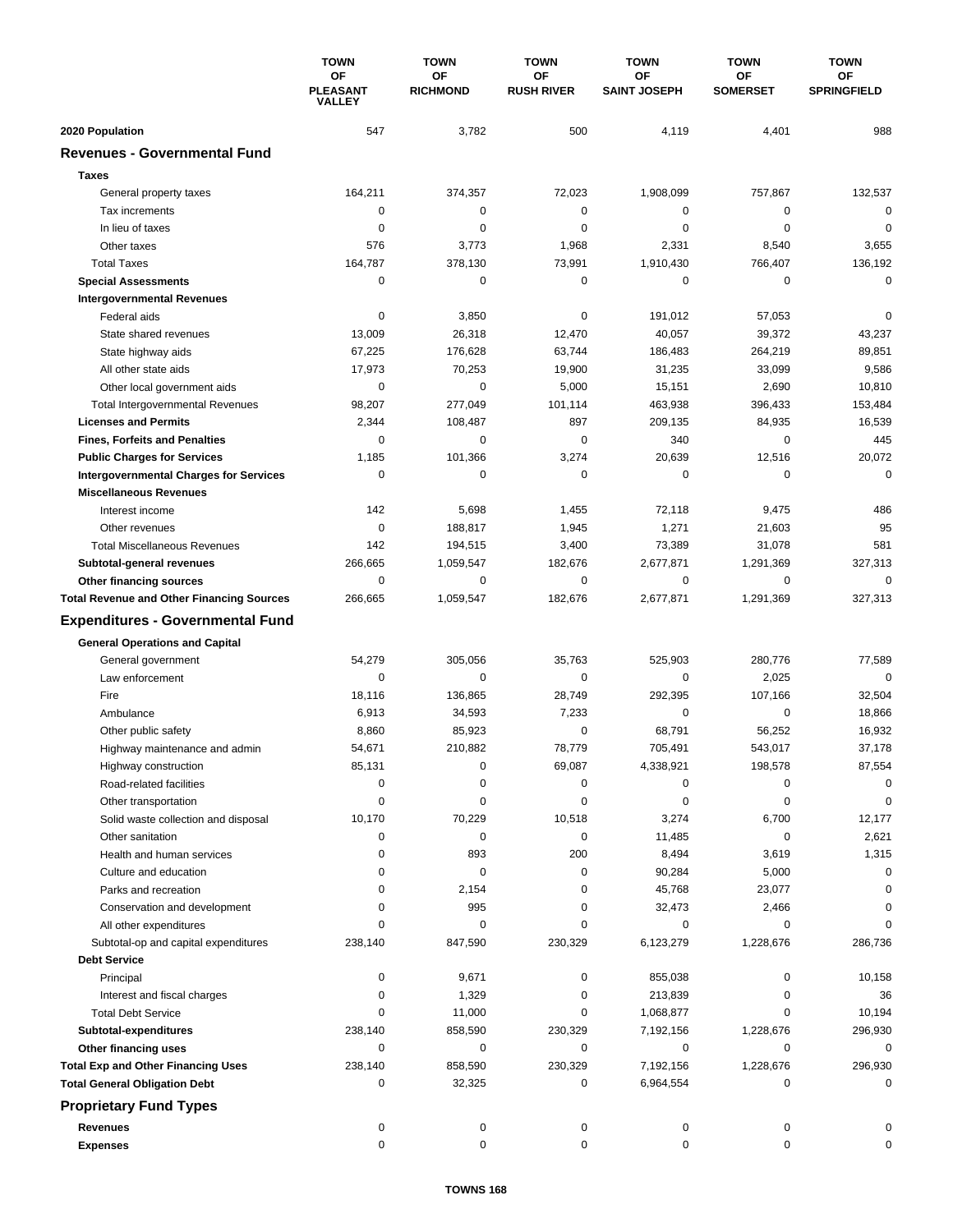| | TOWN OF PLEASANT VALLEY | TOWN OF RICHMOND | TOWN OF RUSH RIVER | TOWN OF SAINT JOSEPH | TOWN OF SOMERSET | TOWN OF SPRINGFIELD |
|---|---|---|---|---|---|---|
| **2020 Population** | 547 | 3,782 | 500 | 4,119 | 4,401 | 988 |
| **Revenues - Governmental Fund** | | | | | | |
| **Taxes** | | | | | | |
| General property taxes | 164,211 | 374,357 | 72,023 | 1,908,099 | 757,867 | 132,537 |
| Tax increments | 0 | 0 | 0 | 0 | 0 | 0 |
| In lieu of taxes | 0 | 0 | 0 | 0 | 0 | 0 |
| Other taxes | 576 | 3,773 | 1,968 | 2,331 | 8,540 | 3,655 |
| Total Taxes | 164,787 | 378,130 | 73,991 | 1,910,430 | 766,407 | 136,192 |
| **Special Assessments** | 0 | 0 | 0 | 0 | 0 | 0 |
| **Intergovernmental Revenues** | | | | | | |
| Federal aids | 0 | 3,850 | 0 | 191,012 | 57,053 | 0 |
| State shared revenues | 13,009 | 26,318 | 12,470 | 40,057 | 39,372 | 43,237 |
| State highway aids | 67,225 | 176,628 | 63,744 | 186,483 | 264,219 | 89,851 |
| All other state aids | 17,973 | 70,253 | 19,900 | 31,235 | 33,099 | 9,586 |
| Other local government aids | 0 | 0 | 5,000 | 15,151 | 2,690 | 10,810 |
| Total Intergovernmental Revenues | 98,207 | 277,049 | 101,114 | 463,938 | 396,433 | 153,484 |
| **Licenses and Permits** | 2,344 | 108,487 | 897 | 209,135 | 84,935 | 16,539 |
| **Fines, Forfeits and Penalties** | 0 | 0 | 0 | 340 | 0 | 445 |
| **Public Charges for Services** | 1,185 | 101,366 | 3,274 | 20,639 | 12,516 | 20,072 |
| **Intergovernmental Charges for Services** | 0 | 0 | 0 | 0 | 0 | 0 |
| **Miscellaneous Revenues** | | | | | | |
| Interest income | 142 | 5,698 | 1,455 | 72,118 | 9,475 | 486 |
| Other revenues | 0 | 188,817 | 1,945 | 1,271 | 21,603 | 95 |
| Total Miscellaneous Revenues | 142 | 194,515 | 3,400 | 73,389 | 31,078 | 581 |
| **Subtotal-general revenues** | 266,665 | 1,059,547 | 182,676 | 2,677,871 | 1,291,369 | 327,313 |
| **Other financing sources** | 0 | 0 | 0 | 0 | 0 | 0 |
| **Total Revenue and Other Financing Sources** | 266,665 | 1,059,547 | 182,676 | 2,677,871 | 1,291,369 | 327,313 |
| **Expenditures - Governmental Fund** | | | | | | |
| **General Operations and Capital** | | | | | | |
| General government | 54,279 | 305,056 | 35,763 | 525,903 | 280,776 | 77,589 |
| Law enforcement | 0 | 0 | 0 | 0 | 2,025 | 0 |
| Fire | 18,116 | 136,865 | 28,749 | 292,395 | 107,166 | 32,504 |
| Ambulance | 6,913 | 34,593 | 7,233 | 0 | 0 | 18,866 |
| Other public safety | 8,860 | 85,923 | 0 | 68,791 | 56,252 | 16,932 |
| Highway maintenance and admin | 54,671 | 210,882 | 78,779 | 705,491 | 543,017 | 37,178 |
| Highway construction | 85,131 | 0 | 69,087 | 4,338,921 | 198,578 | 87,554 |
| Road-related facilities | 0 | 0 | 0 | 0 | 0 | 0 |
| Other transportation | 0 | 0 | 0 | 0 | 0 | 0 |
| Solid waste collection and disposal | 10,170 | 70,229 | 10,518 | 3,274 | 6,700 | 12,177 |
| Other sanitation | 0 | 0 | 0 | 11,485 | 0 | 2,621 |
| Health and human services | 0 | 893 | 200 | 8,494 | 3,619 | 1,315 |
| Culture and education | 0 | 0 | 0 | 90,284 | 5,000 | 0 |
| Parks and recreation | 0 | 2,154 | 0 | 45,768 | 23,077 | 0 |
| Conservation and development | 0 | 995 | 0 | 32,473 | 2,466 | 0 |
| All other expenditures | 0 | 0 | 0 | 0 | 0 | 0 |
| Subtotal-op and capital expenditures | 238,140 | 847,590 | 230,329 | 6,123,279 | 1,228,676 | 286,736 |
| **Debt Service** | | | | | | |
| Principal | 0 | 9,671 | 0 | 855,038 | 0 | 10,158 |
| Interest and fiscal charges | 0 | 1,329 | 0 | 213,839 | 0 | 36 |
| Total Debt Service | 0 | 11,000 | 0 | 1,068,877 | 0 | 10,194 |
| **Subtotal-expenditures** | 238,140 | 858,590 | 230,329 | 7,192,156 | 1,228,676 | 296,930 |
| **Other financing uses** | 0 | 0 | 0 | 0 | 0 | 0 |
| **Total Exp and Other Financing Uses** | 238,140 | 858,590 | 230,329 | 7,192,156 | 1,228,676 | 296,930 |
| **Total General Obligation Debt** | 0 | 32,325 | 0 | 6,964,554 | 0 | 0 |
| **Proprietary Fund Types** | | | | | | |
| **Revenues** | 0 | 0 | 0 | 0 | 0 | 0 |
| **Expenses** | 0 | 0 | 0 | 0 | 0 | 0 |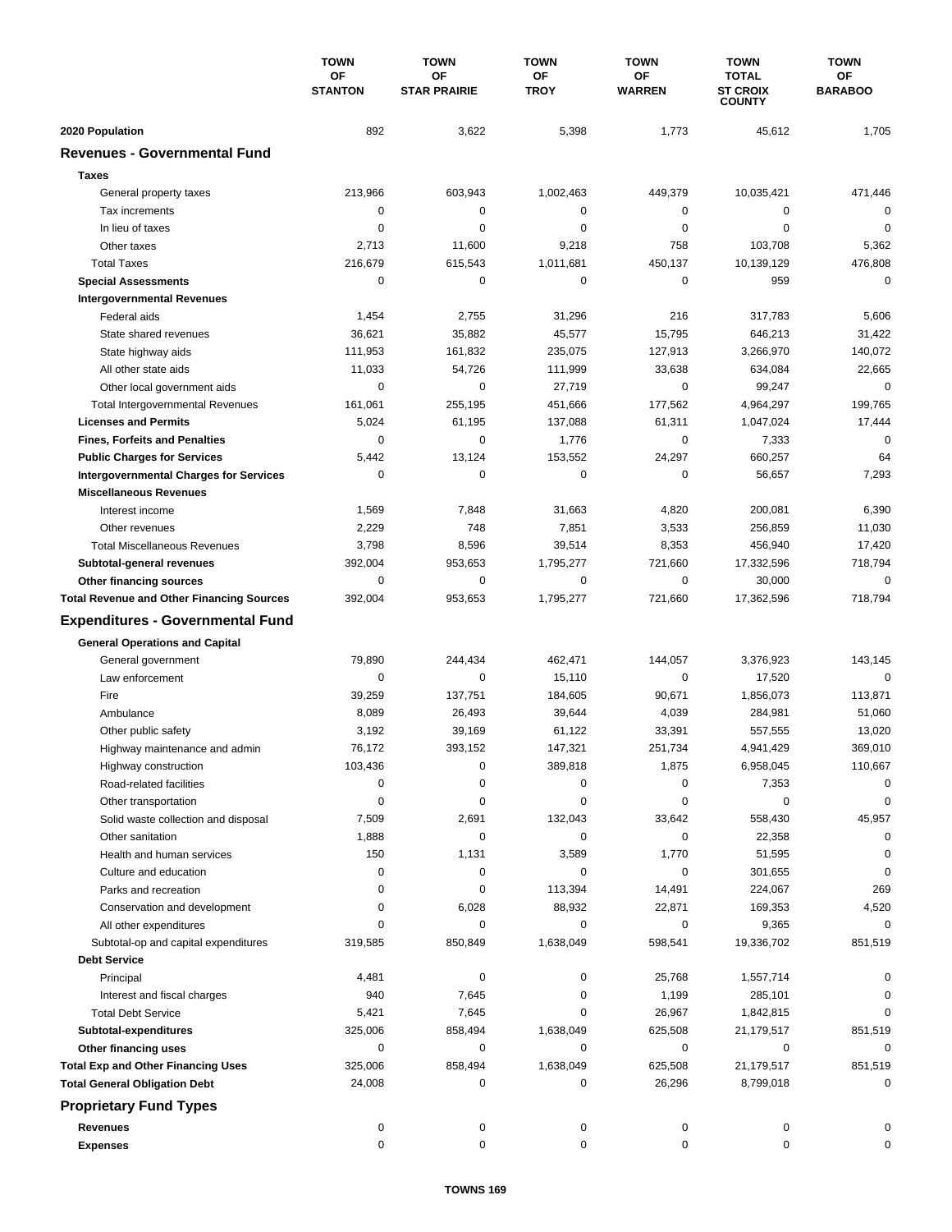| | TOWN OF STANTON | TOWN OF STAR PRAIRIE | TOWN OF TROY | TOWN OF WARREN | TOWN TOTAL ST CROIX COUNTY | TOWN OF BARABOO |
|---|---|---|---|---|---|---|
| **2020 Population** | 892 | 3,622 | 5,398 | 1,773 | 45,612 | 1,705 |
| **Revenues - Governmental Fund** | | | | | | |
| **Taxes** | | | | | | |
| General property taxes | 213,966 | 603,943 | 1,002,463 | 449,379 | 10,035,421 | 471,446 |
| Tax increments | 0 | 0 | 0 | 0 | 0 | 0 |
| In lieu of taxes | 0 | 0 | 0 | 0 | 0 | 0 |
| Other taxes | 2,713 | 11,600 | 9,218 | 758 | 103,708 | 5,362 |
| Total Taxes | 216,679 | 615,543 | 1,011,681 | 450,137 | 10,139,129 | 476,808 |
| **Special Assessments** | 0 | 0 | 0 | 0 | 959 | 0 |
| **Intergovernmental Revenues** | | | | | | |
| Federal aids | 1,454 | 2,755 | 31,296 | 216 | 317,783 | 5,606 |
| State shared revenues | 36,621 | 35,882 | 45,577 | 15,795 | 646,213 | 31,422 |
| State highway aids | 111,953 | 161,832 | 235,075 | 127,913 | 3,266,970 | 140,072 |
| All other state aids | 11,033 | 54,726 | 111,999 | 33,638 | 634,084 | 22,665 |
| Other local government aids | 0 | 0 | 27,719 | 0 | 99,247 | 0 |
| Total Intergovernmental Revenues | 161,061 | 255,195 | 451,666 | 177,562 | 4,964,297 | 199,765 |
| **Licenses and Permits** | 5,024 | 61,195 | 137,088 | 61,311 | 1,047,024 | 17,444 |
| **Fines, Forfeits and Penalties** | 0 | 0 | 1,776 | 0 | 7,333 | 0 |
| **Public Charges for Services** | 5,442 | 13,124 | 153,552 | 24,297 | 660,257 | 64 |
| **Intergovernmental Charges for Services** | 0 | 0 | 0 | 0 | 56,657 | 7,293 |
| **Miscellaneous Revenues** | | | | | | |
| Interest income | 1,569 | 7,848 | 31,663 | 4,820 | 200,081 | 6,390 |
| Other revenues | 2,229 | 748 | 7,851 | 3,533 | 256,859 | 11,030 |
| Total Miscellaneous Revenues | 3,798 | 8,596 | 39,514 | 8,353 | 456,940 | 17,420 |
| **Subtotal-general revenues** | 392,004 | 953,653 | 1,795,277 | 721,660 | 17,332,596 | 718,794 |
| **Other financing sources** | 0 | 0 | 0 | 0 | 30,000 | 0 |
| **Total Revenue and Other Financing Sources** | 392,004 | 953,653 | 1,795,277 | 721,660 | 17,362,596 | 718,794 |
| **Expenditures - Governmental Fund** | | | | | | |
| **General Operations and Capital** | | | | | | |
| General government | 79,890 | 244,434 | 462,471 | 144,057 | 3,376,923 | 143,145 |
| Law enforcement | 0 | 0 | 15,110 | 0 | 17,520 | 0 |
| Fire | 39,259 | 137,751 | 184,605 | 90,671 | 1,856,073 | 113,871 |
| Ambulance | 8,089 | 26,493 | 39,644 | 4,039 | 284,981 | 51,060 |
| Other public safety | 3,192 | 39,169 | 61,122 | 33,391 | 557,555 | 13,020 |
| Highway maintenance and admin | 76,172 | 393,152 | 147,321 | 251,734 | 4,941,429 | 369,010 |
| Highway construction | 103,436 | 0 | 389,818 | 1,875 | 6,958,045 | 110,667 |
| Road-related facilities | 0 | 0 | 0 | 0 | 7,353 | 0 |
| Other transportation | 0 | 0 | 0 | 0 | 0 | 0 |
| Solid waste collection and disposal | 7,509 | 2,691 | 132,043 | 33,642 | 558,430 | 45,957 |
| Other sanitation | 1,888 | 0 | 0 | 0 | 22,358 | 0 |
| Health and human services | 150 | 1,131 | 3,589 | 1,770 | 51,595 | 0 |
| Culture and education | 0 | 0 | 0 | 0 | 301,655 | 0 |
| Parks and recreation | 0 | 0 | 113,394 | 14,491 | 224,067 | 269 |
| Conservation and development | 0 | 6,028 | 88,932 | 22,871 | 169,353 | 4,520 |
| All other expenditures | 0 | 0 | 0 | 0 | 9,365 | 0 |
| Subtotal-op and capital expenditures | 319,585 | 850,849 | 1,638,049 | 598,541 | 19,336,702 | 851,519 |
| **Debt Service** | | | | | | |
| Principal | 4,481 | 0 | 0 | 25,768 | 1,557,714 | 0 |
| Interest and fiscal charges | 940 | 7,645 | 0 | 1,199 | 285,101 | 0 |
| Total Debt Service | 5,421 | 7,645 | 0 | 26,967 | 1,842,815 | 0 |
| **Subtotal-expenditures** | 325,006 | 858,494 | 1,638,049 | 625,508 | 21,179,517 | 851,519 |
| **Other financing uses** | 0 | 0 | 0 | 0 | 0 | 0 |
| **Total Exp and Other Financing Uses** | 325,006 | 858,494 | 1,638,049 | 625,508 | 21,179,517 | 851,519 |
| **Total General Obligation Debt** | 24,008 | 0 | 0 | 26,296 | 8,799,018 | 0 |
| **Proprietary Fund Types** | | | | | | |
| **Revenues** | 0 | 0 | 0 | 0 | 0 | 0 |
| **Expenses** | 0 | 0 | 0 | 0 | 0 | 0 |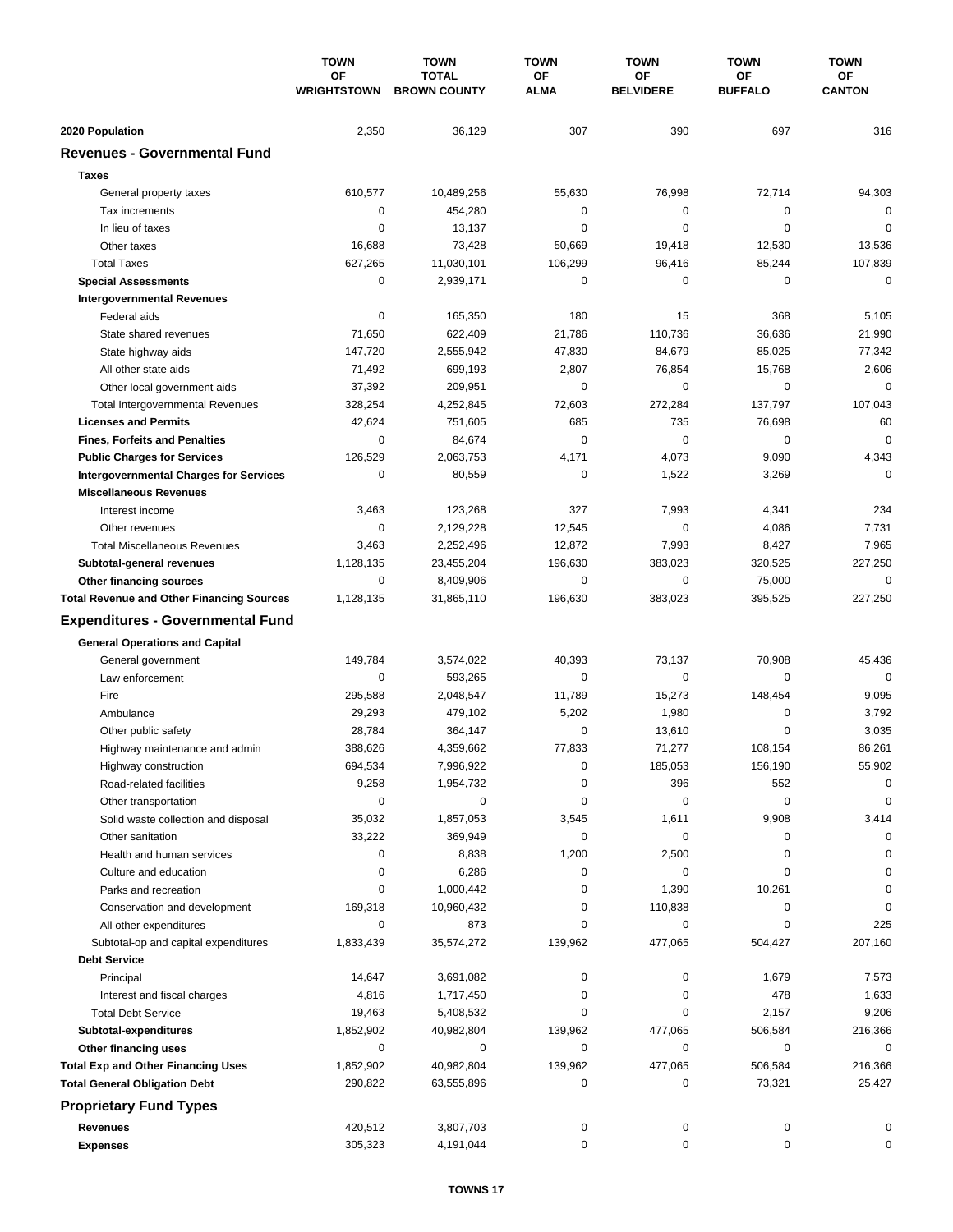| | TOWN OF WRIGHTSTOWN | TOWN TOTAL BROWN COUNTY | TOWN OF ALMA | TOWN OF BELVIDERE | TOWN OF BUFFALO | TOWN OF CANTON |
|---|---|---|---|---|---|---|
| **2020 Population** | 2,350 | 36,129 | 307 | 390 | 697 | 316 |
| **Revenues - Governmental Fund** | | | | | | |
| **Taxes** | | | | | | |
| General property taxes | 610,577 | 10,489,256 | 55,630 | 76,998 | 72,714 | 94,303 |
| Tax increments | 0 | 454,280 | 0 | 0 | 0 | 0 |
| In lieu of taxes | 0 | 13,137 | 0 | 0 | 0 | 0 |
| Other taxes | 16,688 | 73,428 | 50,669 | 19,418 | 12,530 | 13,536 |
| Total Taxes | 627,265 | 11,030,101 | 106,299 | 96,416 | 85,244 | 107,839 |
| **Special Assessments** | 0 | 2,939,171 | 0 | 0 | 0 | 0 |
| **Intergovernmental Revenues** | | | | | | |
| Federal aids | 0 | 165,350 | 180 | 15 | 368 | 5,105 |
| State shared revenues | 71,650 | 622,409 | 21,786 | 110,736 | 36,636 | 21,990 |
| State highway aids | 147,720 | 2,555,942 | 47,830 | 84,679 | 85,025 | 77,342 |
| All other state aids | 71,492 | 699,193 | 2,807 | 76,854 | 15,768 | 2,606 |
| Other local government aids | 37,392 | 209,951 | 0 | 0 | 0 | 0 |
| Total Intergovernmental Revenues | 328,254 | 4,252,845 | 72,603 | 272,284 | 137,797 | 107,043 |
| **Licenses and Permits** | 42,624 | 751,605 | 685 | 735 | 76,698 | 60 |
| **Fines, Forfeits and Penalties** | 0 | 84,674 | 0 | 0 | 0 | 0 |
| **Public Charges for Services** | 126,529 | 2,063,753 | 4,171 | 4,073 | 9,090 | 4,343 |
| **Intergovernmental Charges for Services** | 0 | 80,559 | 0 | 1,522 | 3,269 | 0 |
| **Miscellaneous Revenues** | | | | | | |
| Interest income | 3,463 | 123,268 | 327 | 7,993 | 4,341 | 234 |
| Other revenues | 0 | 2,129,228 | 12,545 | 0 | 4,086 | 7,731 |
| Total Miscellaneous Revenues | 3,463 | 2,252,496 | 12,872 | 7,993 | 8,427 | 7,965 |
| **Subtotal-general revenues** | 1,128,135 | 23,455,204 | 196,630 | 383,023 | 320,525 | 227,250 |
| **Other financing sources** | 0 | 8,409,906 | 0 | 0 | 75,000 | 0 |
| **Total Revenue and Other Financing Sources** | 1,128,135 | 31,865,110 | 196,630 | 383,023 | 395,525 | 227,250 |
| **Expenditures - Governmental Fund** | | | | | | |
| **General Operations and Capital** | | | | | | |
| General government | 149,784 | 3,574,022 | 40,393 | 73,137 | 70,908 | 45,436 |
| Law enforcement | 0 | 593,265 | 0 | 0 | 0 | 0 |
| Fire | 295,588 | 2,048,547 | 11,789 | 15,273 | 148,454 | 9,095 |
| Ambulance | 29,293 | 479,102 | 5,202 | 1,980 | 0 | 3,792 |
| Other public safety | 28,784 | 364,147 | 0 | 13,610 | 0 | 3,035 |
| Highway maintenance and admin | 388,626 | 4,359,662 | 77,833 | 71,277 | 108,154 | 86,261 |
| Highway construction | 694,534 | 7,996,922 | 0 | 185,053 | 156,190 | 55,902 |
| Road-related facilities | 9,258 | 1,954,732 | 0 | 396 | 552 | 0 |
| Other transportation | 0 | 0 | 0 | 0 | 0 | 0 |
| Solid waste collection and disposal | 35,032 | 1,857,053 | 3,545 | 1,611 | 9,908 | 3,414 |
| Other sanitation | 33,222 | 369,949 | 0 | 0 | 0 | 0 |
| Health and human services | 0 | 8,838 | 1,200 | 2,500 | 0 | 0 |
| Culture and education | 0 | 6,286 | 0 | 0 | 0 | 0 |
| Parks and recreation | 0 | 1,000,442 | 0 | 1,390 | 10,261 | 0 |
| Conservation and development | 169,318 | 10,960,432 | 0 | 110,838 | 0 | 0 |
| All other expenditures | 0 | 873 | 0 | 0 | 0 | 225 |
| Subtotal-op and capital expenditures | 1,833,439 | 35,574,272 | 139,962 | 477,065 | 504,427 | 207,160 |
| **Debt Service** | | | | | | |
| Principal | 14,647 | 3,691,082 | 0 | 0 | 1,679 | 7,573 |
| Interest and fiscal charges | 4,816 | 1,717,450 | 0 | 0 | 478 | 1,633 |
| Total Debt Service | 19,463 | 5,408,532 | 0 | 0 | 2,157 | 9,206 |
| **Subtotal-expenditures** | 1,852,902 | 40,982,804 | 139,962 | 477,065 | 506,584 | 216,366 |
| **Other financing uses** | 0 | 0 | 0 | 0 | 0 | 0 |
| **Total Exp and Other Financing Uses** | 1,852,902 | 40,982,804 | 139,962 | 477,065 | 506,584 | 216,366 |
| **Total General Obligation Debt** | 290,822 | 63,555,896 | 0 | 0 | 73,321 | 25,427 |
| **Proprietary Fund Types** | | | | | | |
| **Revenues** | 420,512 | 3,807,703 | 0 | 0 | 0 | 0 |
| **Expenses** | 305,323 | 4,191,044 | 0 | 0 | 0 | 0 |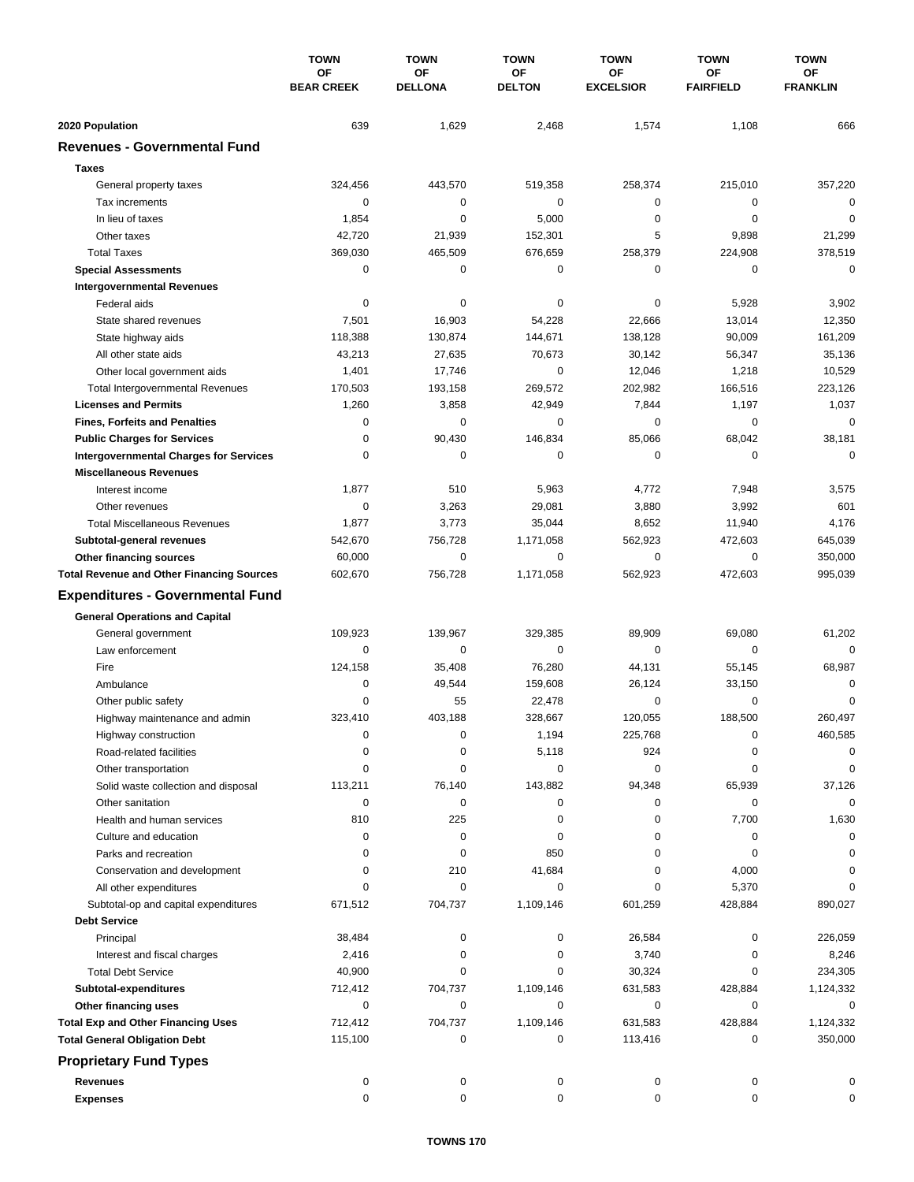| | TOWN OF BEAR CREEK | TOWN OF DELLONA | TOWN OF DELTON | TOWN OF EXCELSIOR | TOWN OF FAIRFIELD | TOWN OF FRANKLIN |
|---|---|---|---|---|---|---|
| **2020 Population** | 639 | 1,629 | 2,468 | 1,574 | 1,108 | 666 |
| **Revenues - Governmental Fund** | | | | | | |
| **Taxes** | | | | | | |
| General property taxes | 324,456 | 443,570 | 519,358 | 258,374 | 215,010 | 357,220 |
| Tax increments | 0 | 0 | 0 | 0 | 0 | 0 |
| In lieu of taxes | 1,854 | 0 | 5,000 | 0 | 0 | 0 |
| Other taxes | 42,720 | 21,939 | 152,301 | 5 | 9,898 | 21,299 |
| Total Taxes | 369,030 | 465,509 | 676,659 | 258,379 | 224,908 | 378,519 |
| **Special Assessments** | 0 | 0 | 0 | 0 | 0 | 0 |
| **Intergovernmental Revenues** | | | | | | |
| Federal aids | 0 | 0 | 0 | 0 | 5,928 | 3,902 |
| State shared revenues | 7,501 | 16,903 | 54,228 | 22,666 | 13,014 | 12,350 |
| State highway aids | 118,388 | 130,874 | 144,671 | 138,128 | 90,009 | 161,209 |
| All other state aids | 43,213 | 27,635 | 70,673 | 30,142 | 56,347 | 35,136 |
| Other local government aids | 1,401 | 17,746 | 0 | 12,046 | 1,218 | 10,529 |
| Total Intergovernmental Revenues | 170,503 | 193,158 | 269,572 | 202,982 | 166,516 | 223,126 |
| **Licenses and Permits** | 1,260 | 3,858 | 42,949 | 7,844 | 1,197 | 1,037 |
| **Fines, Forfeits and Penalties** | 0 | 0 | 0 | 0 | 0 | 0 |
| **Public Charges for Services** | 0 | 90,430 | 146,834 | 85,066 | 68,042 | 38,181 |
| **Intergovernmental Charges for Services** | 0 | 0 | 0 | 0 | 0 | 0 |
| **Miscellaneous Revenues** | | | | | | |
| Interest income | 1,877 | 510 | 5,963 | 4,772 | 7,948 | 3,575 |
| Other revenues | 0 | 3,263 | 29,081 | 3,880 | 3,992 | 601 |
| Total Miscellaneous Revenues | 1,877 | 3,773 | 35,044 | 8,652 | 11,940 | 4,176 |
| **Subtotal-general revenues** | 542,670 | 756,728 | 1,171,058 | 562,923 | 472,603 | 645,039 |
| **Other financing sources** | 60,000 | 0 | 0 | 0 | 0 | 350,000 |
| **Total Revenue and Other Financing Sources** | 602,670 | 756,728 | 1,171,058 | 562,923 | 472,603 | 995,039 |
| **Expenditures - Governmental Fund** | | | | | | |
| **General Operations and Capital** | | | | | | |
| General government | 109,923 | 139,967 | 329,385 | 89,909 | 69,080 | 61,202 |
| Law enforcement | 0 | 0 | 0 | 0 | 0 | 0 |
| Fire | 124,158 | 35,408 | 76,280 | 44,131 | 55,145 | 68,987 |
| Ambulance | 0 | 49,544 | 159,608 | 26,124 | 33,150 | 0 |
| Other public safety | 0 | 55 | 22,478 | 0 | 0 | 0 |
| Highway maintenance and admin | 323,410 | 403,188 | 328,667 | 120,055 | 188,500 | 260,497 |
| Highway construction | 0 | 0 | 1,194 | 225,768 | 0 | 460,585 |
| Road-related facilities | 0 | 0 | 5,118 | 924 | 0 | 0 |
| Other transportation | 0 | 0 | 0 | 0 | 0 | 0 |
| Solid waste collection and disposal | 113,211 | 76,140 | 143,882 | 94,348 | 65,939 | 37,126 |
| Other sanitation | 0 | 0 | 0 | 0 | 0 | 0 |
| Health and human services | 810 | 225 | 0 | 0 | 7,700 | 1,630 |
| Culture and education | 0 | 0 | 0 | 0 | 0 | 0 |
| Parks and recreation | 0 | 0 | 850 | 0 | 0 | 0 |
| Conservation and development | 0 | 210 | 41,684 | 0 | 4,000 | 0 |
| All other expenditures | 0 | 0 | 0 | 0 | 5,370 | 0 |
| Subtotal-op and capital expenditures | 671,512 | 704,737 | 1,109,146 | 601,259 | 428,884 | 890,027 |
| **Debt Service** | | | | | | |
| Principal | 38,484 | 0 | 0 | 26,584 | 0 | 226,059 |
| Interest and fiscal charges | 2,416 | 0 | 0 | 3,740 | 0 | 8,246 |
| Total Debt Service | 40,900 | 0 | 0 | 30,324 | 0 | 234,305 |
| **Subtotal-expenditures** | 712,412 | 704,737 | 1,109,146 | 631,583 | 428,884 | 1,124,332 |
| **Other financing uses** | 0 | 0 | 0 | 0 | 0 | 0 |
| **Total Exp and Other Financing Uses** | 712,412 | 704,737 | 1,109,146 | 631,583 | 428,884 | 1,124,332 |
| **Total General Obligation Debt** | 115,100 | 0 | 0 | 113,416 | 0 | 350,000 |
| **Proprietary Fund Types** | | | | | | |
| **Revenues** | 0 | 0 | 0 | 0 | 0 | 0 |
| **Expenses** | 0 | 0 | 0 | 0 | 0 | 0 |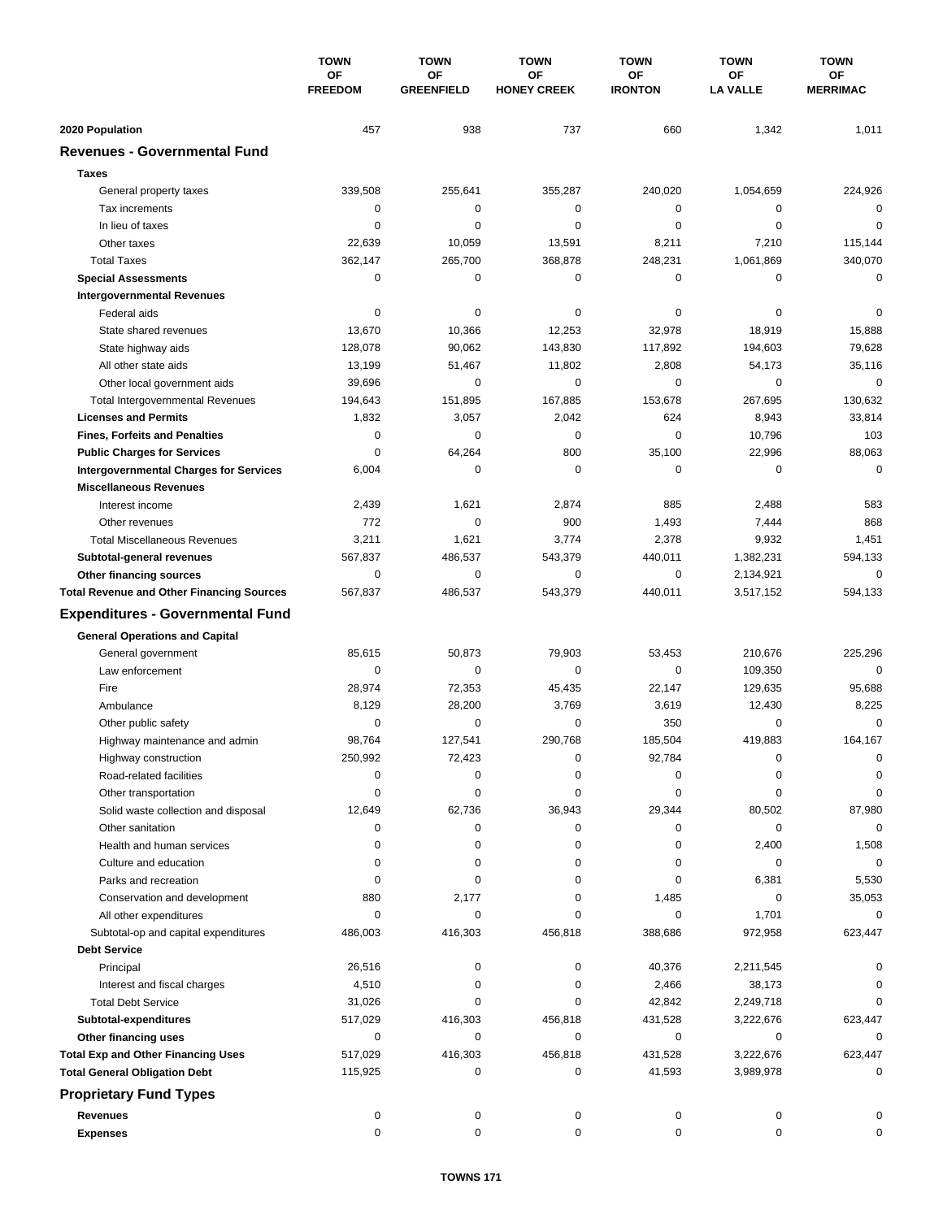| | TOWN OF FREEDOM | TOWN OF GREENFIELD | TOWN OF HONEY CREEK | TOWN OF IRONTON | TOWN OF LA VALLE | TOWN OF MERRIMAC |
|---|---|---|---|---|---|---|
| **2020 Population** | 457 | 938 | 737 | 660 | 1,342 | 1,011 |
| **Revenues - Governmental Fund** | | | | | | |
| **Taxes** | | | | | | |
| General property taxes | 339,508 | 255,641 | 355,287 | 240,020 | 1,054,659 | 224,926 |
| Tax increments | 0 | 0 | 0 | 0 | 0 | 0 |
| In lieu of taxes | 0 | 0 | 0 | 0 | 0 | 0 |
| Other taxes | 22,639 | 10,059 | 13,591 | 8,211 | 7,210 | 115,144 |
| Total Taxes | 362,147 | 265,700 | 368,878 | 248,231 | 1,061,869 | 340,070 |
| **Special Assessments** | 0 | 0 | 0 | 0 | 0 | 0 |
| **Intergovernmental Revenues** | | | | | | |
| Federal aids | 0 | 0 | 0 | 0 | 0 | 0 |
| State shared revenues | 13,670 | 10,366 | 12,253 | 32,978 | 18,919 | 15,888 |
| State highway aids | 128,078 | 90,062 | 143,830 | 117,892 | 194,603 | 79,628 |
| All other state aids | 13,199 | 51,467 | 11,802 | 2,808 | 54,173 | 35,116 |
| Other local government aids | 39,696 | 0 | 0 | 0 | 0 | 0 |
| Total Intergovernmental Revenues | 194,643 | 151,895 | 167,885 | 153,678 | 267,695 | 130,632 |
| **Licenses and Permits** | 1,832 | 3,057 | 2,042 | 624 | 8,943 | 33,814 |
| **Fines, Forfeits and Penalties** | 0 | 0 | 0 | 0 | 10,796 | 103 |
| **Public Charges for Services** | 0 | 64,264 | 800 | 35,100 | 22,996 | 88,063 |
| **Intergovernmental Charges for Services** | 6,004 | 0 | 0 | 0 | 0 | 0 |
| **Miscellaneous Revenues** | | | | | | |
| Interest income | 2,439 | 1,621 | 2,874 | 885 | 2,488 | 583 |
| Other revenues | 772 | 0 | 900 | 1,493 | 7,444 | 868 |
| Total Miscellaneous Revenues | 3,211 | 1,621 | 3,774 | 2,378 | 9,932 | 1,451 |
| **Subtotal-general revenues** | 567,837 | 486,537 | 543,379 | 440,011 | 1,382,231 | 594,133 |
| **Other financing sources** | 0 | 0 | 0 | 0 | 2,134,921 | 0 |
| **Total Revenue and Other Financing Sources** | 567,837 | 486,537 | 543,379 | 440,011 | 3,517,152 | 594,133 |
| **Expenditures - Governmental Fund** | | | | | | |
| **General Operations and Capital** | | | | | | |
| General government | 85,615 | 50,873 | 79,903 | 53,453 | 210,676 | 225,296 |
| Law enforcement | 0 | 0 | 0 | 0 | 109,350 | 0 |
| Fire | 28,974 | 72,353 | 45,435 | 22,147 | 129,635 | 95,688 |
| Ambulance | 8,129 | 28,200 | 3,769 | 3,619 | 12,430 | 8,225 |
| Other public safety | 0 | 0 | 0 | 350 | 0 | 0 |
| Highway maintenance and admin | 98,764 | 127,541 | 290,768 | 185,504 | 419,883 | 164,167 |
| Highway construction | 250,992 | 72,423 | 0 | 92,784 | 0 | 0 |
| Road-related facilities | 0 | 0 | 0 | 0 | 0 | 0 |
| Other transportation | 0 | 0 | 0 | 0 | 0 | 0 |
| Solid waste collection and disposal | 12,649 | 62,736 | 36,943 | 29,344 | 80,502 | 87,980 |
| Other sanitation | 0 | 0 | 0 | 0 | 0 | 0 |
| Health and human services | 0 | 0 | 0 | 0 | 2,400 | 1,508 |
| Culture and education | 0 | 0 | 0 | 0 | 0 | 0 |
| Parks and recreation | 0 | 0 | 0 | 0 | 6,381 | 5,530 |
| Conservation and development | 880 | 2,177 | 0 | 1,485 | 0 | 35,053 |
| All other expenditures | 0 | 0 | 0 | 0 | 1,701 | 0 |
| Subtotal-op and capital expenditures | 486,003 | 416,303 | 456,818 | 388,686 | 972,958 | 623,447 |
| **Debt Service** | | | | | | |
| Principal | 26,516 | 0 | 0 | 40,376 | 2,211,545 | 0 |
| Interest and fiscal charges | 4,510 | 0 | 0 | 2,466 | 38,173 | 0 |
| Total Debt Service | 31,026 | 0 | 0 | 42,842 | 2,249,718 | 0 |
| **Subtotal-expenditures** | 517,029 | 416,303 | 456,818 | 431,528 | 3,222,676 | 623,447 |
| **Other financing uses** | 0 | 0 | 0 | 0 | 0 | 0 |
| **Total Exp and Other Financing Uses** | 517,029 | 416,303 | 456,818 | 431,528 | 3,222,676 | 623,447 |
| **Total General Obligation Debt** | 115,925 | 0 | 0 | 41,593 | 3,989,978 | 0 |
| **Proprietary Fund Types** | | | | | | |
| **Revenues** | 0 | 0 | 0 | 0 | 0 | 0 |
| **Expenses** | 0 | 0 | 0 | 0 | 0 | 0 |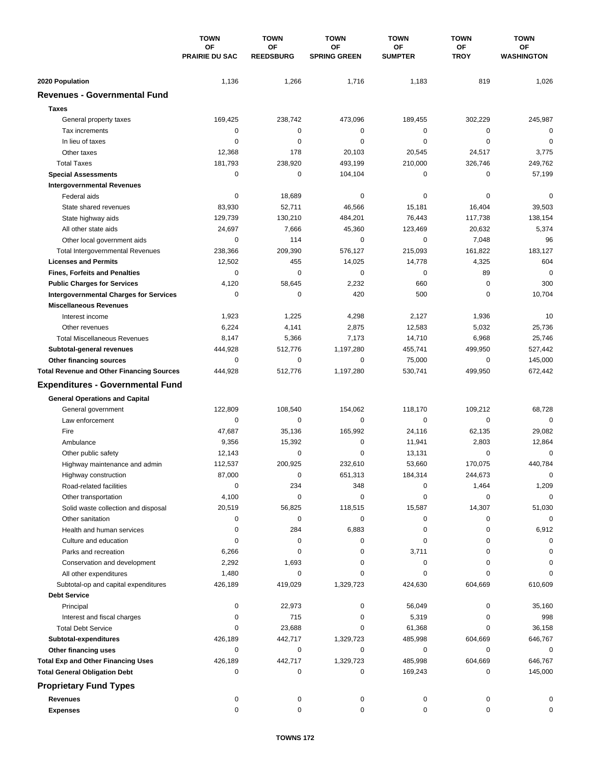| | TOWN OF PRAIRIE DU SAC | TOWN OF REEDSBURG | TOWN OF SPRING GREEN | TOWN OF SUMPTER | TOWN OF TROY | TOWN OF WASHINGTON |
|---|---|---|---|---|---|---|
| **2020 Population** | 1,136 | 1,266 | 1,716 | 1,183 | 819 | 1,026 |
| **Revenues - Governmental Fund** | | | | | | |
| **Taxes** | | | | | | |
| General property taxes | 169,425 | 238,742 | 473,096 | 189,455 | 302,229 | 245,987 |
| Tax increments | 0 | 0 | 0 | 0 | 0 | 0 |
| In lieu of taxes | 0 | 0 | 0 | 0 | 0 | 0 |
| Other taxes | 12,368 | 178 | 20,103 | 20,545 | 24,517 | 3,775 |
| Total Taxes | 181,793 | 238,920 | 493,199 | 210,000 | 326,746 | 249,762 |
| **Special Assessments** | 0 | 0 | 104,104 | 0 | 0 | 57,199 |
| **Intergovernmental Revenues** | | | | | | |
| Federal aids | 0 | 18,689 | 0 | 0 | 0 | 0 |
| State shared revenues | 83,930 | 52,711 | 46,566 | 15,181 | 16,404 | 39,503 |
| State highway aids | 129,739 | 130,210 | 484,201 | 76,443 | 117,738 | 138,154 |
| All other state aids | 24,697 | 7,666 | 45,360 | 123,469 | 20,632 | 5,374 |
| Other local government aids | 0 | 114 | 0 | 0 | 7,048 | 96 |
| Total Intergovernmental Revenues | 238,366 | 209,390 | 576,127 | 215,093 | 161,822 | 183,127 |
| **Licenses and Permits** | 12,502 | 455 | 14,025 | 14,778 | 4,325 | 604 |
| **Fines, Forfeits and Penalties** | 0 | 0 | 0 | 0 | 89 | 0 |
| **Public Charges for Services** | 4,120 | 58,645 | 2,232 | 660 | 0 | 300 |
| **Intergovernmental Charges for Services** | 0 | 0 | 420 | 500 | 0 | 10,704 |
| **Miscellaneous Revenues** | | | | | | |
| Interest income | 1,923 | 1,225 | 4,298 | 2,127 | 1,936 | 10 |
| Other revenues | 6,224 | 4,141 | 2,875 | 12,583 | 5,032 | 25,736 |
| Total Miscellaneous Revenues | 8,147 | 5,366 | 7,173 | 14,710 | 6,968 | 25,746 |
| **Subtotal-general revenues** | 444,928 | 512,776 | 1,197,280 | 455,741 | 499,950 | 527,442 |
| **Other financing sources** | 0 | 0 | 0 | 75,000 | 0 | 145,000 |
| **Total Revenue and Other Financing Sources** | 444,928 | 512,776 | 1,197,280 | 530,741 | 499,950 | 672,442 |
| **Expenditures - Governmental Fund** | | | | | | |
| **General Operations and Capital** | | | | | | |
| General government | 122,809 | 108,540 | 154,062 | 118,170 | 109,212 | 68,728 |
| Law enforcement | 0 | 0 | 0 | 0 | 0 | 0 |
| Fire | 47,687 | 35,136 | 165,992 | 24,116 | 62,135 | 29,082 |
| Ambulance | 9,356 | 15,392 | 0 | 11,941 | 2,803 | 12,864 |
| Other public safety | 12,143 | 0 | 0 | 13,131 | 0 | 0 |
| Highway maintenance and admin | 112,537 | 200,925 | 232,610 | 53,660 | 170,075 | 440,784 |
| Highway construction | 87,000 | 0 | 651,313 | 184,314 | 244,673 | 0 |
| Road-related facilities | 0 | 234 | 348 | 0 | 1,464 | 1,209 |
| Other transportation | 4,100 | 0 | 0 | 0 | 0 | 0 |
| Solid waste collection and disposal | 20,519 | 56,825 | 118,515 | 15,587 | 14,307 | 51,030 |
| Other sanitation | 0 | 0 | 0 | 0 | 0 | 0 |
| Health and human services | 0 | 284 | 6,883 | 0 | 0 | 6,912 |
| Culture and education | 0 | 0 | 0 | 0 | 0 | 0 |
| Parks and recreation | 6,266 | 0 | 0 | 3,711 | 0 | 0 |
| Conservation and development | 2,292 | 1,693 | 0 | 0 | 0 | 0 |
| All other expenditures | 1,480 | 0 | 0 | 0 | 0 | 0 |
| Subtotal-op and capital expenditures | 426,189 | 419,029 | 1,329,723 | 424,630 | 604,669 | 610,609 |
| **Debt Service** | | | | | | |
| Principal | 0 | 22,973 | 0 | 56,049 | 0 | 35,160 |
| Interest and fiscal charges | 0 | 715 | 0 | 5,319 | 0 | 998 |
| Total Debt Service | 0 | 23,688 | 0 | 61,368 | 0 | 36,158 |
| **Subtotal-expenditures** | 426,189 | 442,717 | 1,329,723 | 485,998 | 604,669 | 646,767 |
| **Other financing uses** | 0 | 0 | 0 | 0 | 0 | 0 |
| **Total Exp and Other Financing Uses** | 426,189 | 442,717 | 1,329,723 | 485,998 | 604,669 | 646,767 |
| **Total General Obligation Debt** | 0 | 0 | 0 | 169,243 | 0 | 145,000 |
| **Proprietary Fund Types** | | | | | | |
| **Revenues** | 0 | 0 | 0 | 0 | 0 | 0 |
| **Expenses** | 0 | 0 | 0 | 0 | 0 | 0 |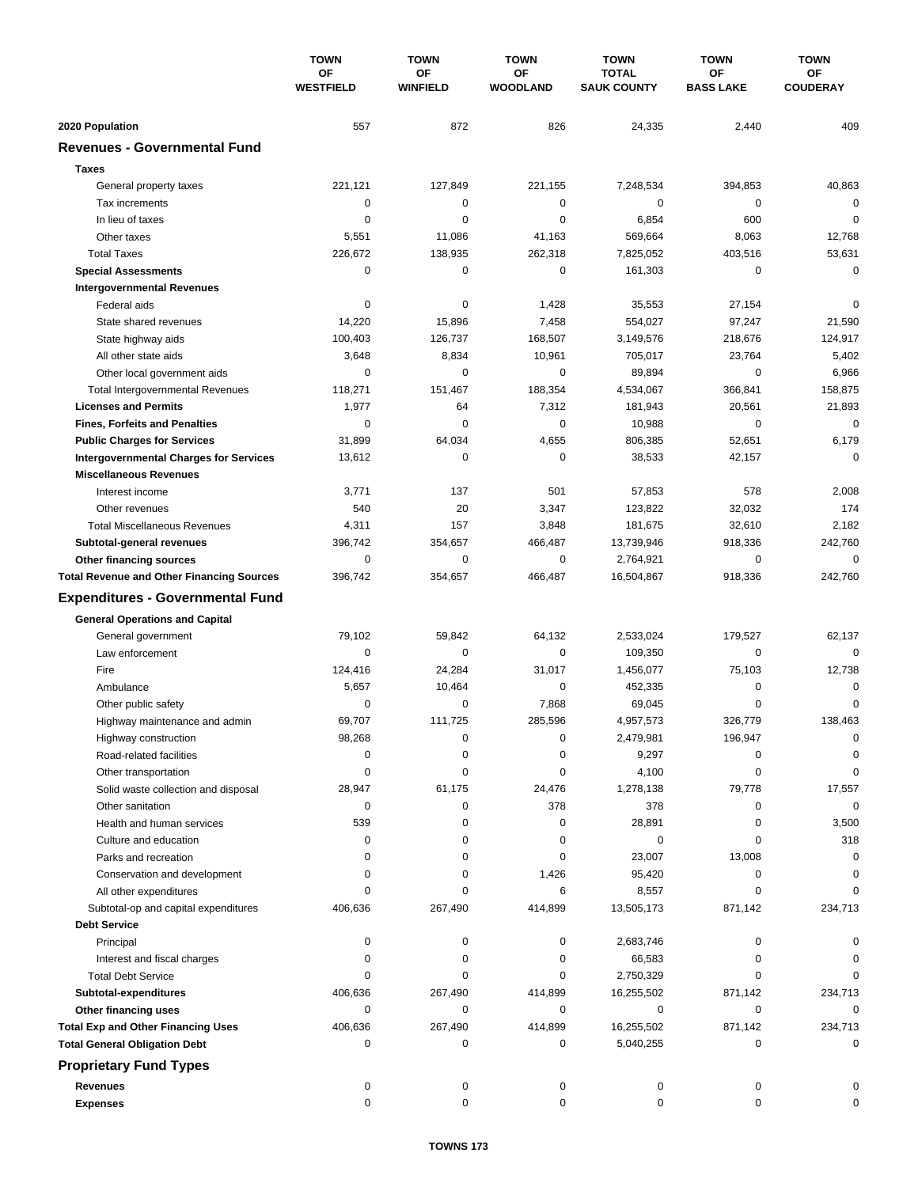| | TOWN OF WESTFIELD | TOWN OF WINFIELD | TOWN OF WOODLAND | TOWN TOTAL SAUK COUNTY | TOWN OF BASS LAKE | TOWN OF COUDERAY |
|---|---|---|---|---|---|---|
| **2020 Population** | 557 | 872 | 826 | 24,335 | 2,440 | 409 |
| **Revenues - Governmental Fund** | | | | | | |
| **Taxes** | | | | | | |
| General property taxes | 221,121 | 127,849 | 221,155 | 7,248,534 | 394,853 | 40,863 |
| Tax increments | 0 | 0 | 0 | 0 | 0 | 0 |
| In lieu of taxes | 0 | 0 | 0 | 6,854 | 600 | 0 |
| Other taxes | 5,551 | 11,086 | 41,163 | 569,664 | 8,063 | 12,768 |
| Total Taxes | 226,672 | 138,935 | 262,318 | 7,825,052 | 403,516 | 53,631 |
| **Special Assessments** | 0 | 0 | 0 | 161,303 | 0 | 0 |
| **Intergovernmental Revenues** | | | | | | |
| Federal aids | 0 | 0 | 1,428 | 35,553 | 27,154 | 0 |
| State shared revenues | 14,220 | 15,896 | 7,458 | 554,027 | 97,247 | 21,590 |
| State highway aids | 100,403 | 126,737 | 168,507 | 3,149,576 | 218,676 | 124,917 |
| All other state aids | 3,648 | 8,834 | 10,961 | 705,017 | 23,764 | 5,402 |
| Other local government aids | 0 | 0 | 0 | 89,894 | 0 | 6,966 |
| Total Intergovernmental Revenues | 118,271 | 151,467 | 188,354 | 4,534,067 | 366,841 | 158,875 |
| **Licenses and Permits** | 1,977 | 64 | 7,312 | 181,943 | 20,561 | 21,893 |
| **Fines, Forfeits and Penalties** | 0 | 0 | 0 | 10,988 | 0 | 0 |
| **Public Charges for Services** | 31,899 | 64,034 | 4,655 | 806,385 | 52,651 | 6,179 |
| **Intergovernmental Charges for Services** | 13,612 | 0 | 0 | 38,533 | 42,157 | 0 |
| **Miscellaneous Revenues** | | | | | | |
| Interest income | 3,771 | 137 | 501 | 57,853 | 578 | 2,008 |
| Other revenues | 540 | 20 | 3,347 | 123,822 | 32,032 | 174 |
| Total Miscellaneous Revenues | 4,311 | 157 | 3,848 | 181,675 | 32,610 | 2,182 |
| **Subtotal-general revenues** | 396,742 | 354,657 | 466,487 | 13,739,946 | 918,336 | 242,760 |
| **Other financing sources** | 0 | 0 | 0 | 2,764,921 | 0 | 0 |
| **Total Revenue and Other Financing Sources** | 396,742 | 354,657 | 466,487 | 16,504,867 | 918,336 | 242,760 |
| **Expenditures - Governmental Fund** | | | | | | |
| **General Operations and Capital** | | | | | | |
| General government | 79,102 | 59,842 | 64,132 | 2,533,024 | 179,527 | 62,137 |
| Law enforcement | 0 | 0 | 0 | 109,350 | 0 | 0 |
| Fire | 124,416 | 24,284 | 31,017 | 1,456,077 | 75,103 | 12,738 |
| Ambulance | 5,657 | 10,464 | 0 | 452,335 | 0 | 0 |
| Other public safety | 0 | 0 | 7,868 | 69,045 | 0 | 0 |
| Highway maintenance and admin | 69,707 | 111,725 | 285,596 | 4,957,573 | 326,779 | 138,463 |
| Highway construction | 98,268 | 0 | 0 | 2,479,981 | 196,947 | 0 |
| Road-related facilities | 0 | 0 | 0 | 9,297 | 0 | 0 |
| Other transportation | 0 | 0 | 0 | 4,100 | 0 | 0 |
| Solid waste collection and disposal | 28,947 | 61,175 | 24,476 | 1,278,138 | 79,778 | 17,557 |
| Other sanitation | 0 | 0 | 378 | 378 | 0 | 0 |
| Health and human services | 539 | 0 | 0 | 28,891 | 0 | 3,500 |
| Culture and education | 0 | 0 | 0 | 0 | 0 | 318 |
| Parks and recreation | 0 | 0 | 0 | 23,007 | 13,008 | 0 |
| Conservation and development | 0 | 0 | 1,426 | 95,420 | 0 | 0 |
| All other expenditures | 0 | 0 | 6 | 8,557 | 0 | 0 |
| Subtotal-op and capital expenditures | 406,636 | 267,490 | 414,899 | 13,505,173 | 871,142 | 234,713 |
| **Debt Service** | | | | | | |
| Principal | 0 | 0 | 0 | 2,683,746 | 0 | 0 |
| Interest and fiscal charges | 0 | 0 | 0 | 66,583 | 0 | 0 |
| Total Debt Service | 0 | 0 | 0 | 2,750,329 | 0 | 0 |
| **Subtotal-expenditures** | 406,636 | 267,490 | 414,899 | 16,255,502 | 871,142 | 234,713 |
| **Other financing uses** | 0 | 0 | 0 | 0 | 0 | 0 |
| **Total Exp and Other Financing Uses** | 406,636 | 267,490 | 414,899 | 16,255,502 | 871,142 | 234,713 |
| **Total General Obligation Debt** | 0 | 0 | 0 | 5,040,255 | 0 | 0 |
| **Proprietary Fund Types** | | | | | | |
| **Revenues** | 0 | 0 | 0 | 0 | 0 | 0 |
| **Expenses** | 0 | 0 | 0 | 0 | 0 | 0 |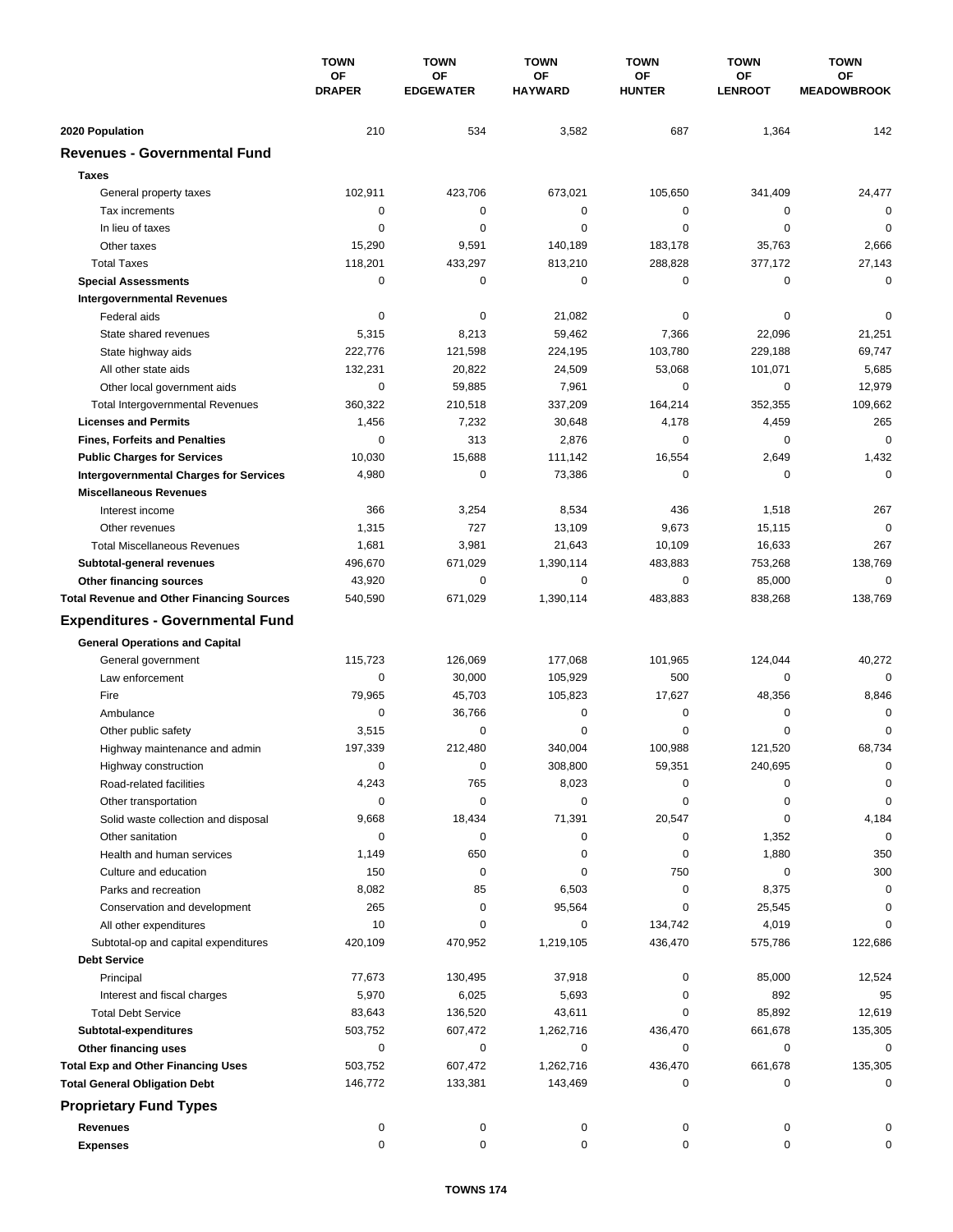|  | TOWN OF DRAPER | TOWN OF EDGEWATER | TOWN OF HAYWARD | TOWN OF HUNTER | TOWN OF LENROOT | TOWN OF MEADOWBROOK |
|---|---|---|---|---|---|---|
| **2020 Population** | 210 | 534 | 3,582 | 687 | 1,364 | 142 |
| **Revenues - Governmental Fund** |  |  |  |  |  |  |
| **Taxes** |  |  |  |  |  |  |
| General property taxes | 102,911 | 423,706 | 673,021 | 105,650 | 341,409 | 24,477 |
| Tax increments | 0 | 0 | 0 | 0 | 0 | 0 |
| In lieu of taxes | 0 | 0 | 0 | 0 | 0 | 0 |
| Other taxes | 15,290 | 9,591 | 140,189 | 183,178 | 35,763 | 2,666 |
| Total Taxes | 118,201 | 433,297 | 813,210 | 288,828 | 377,172 | 27,143 |
| **Special Assessments** | 0 | 0 | 0 | 0 | 0 | 0 |
| **Intergovernmental Revenues** |  |  |  |  |  |  |
| Federal aids | 0 | 0 | 21,082 | 0 | 0 | 0 |
| State shared revenues | 5,315 | 8,213 | 59,462 | 7,366 | 22,096 | 21,251 |
| State highway aids | 222,776 | 121,598 | 224,195 | 103,780 | 229,188 | 69,747 |
| All other state aids | 132,231 | 20,822 | 24,509 | 53,068 | 101,071 | 5,685 |
| Other local government aids | 0 | 59,885 | 7,961 | 0 | 0 | 12,979 |
| Total Intergovernmental Revenues | 360,322 | 210,518 | 337,209 | 164,214 | 352,355 | 109,662 |
| **Licenses and Permits** | 1,456 | 7,232 | 30,648 | 4,178 | 4,459 | 265 |
| **Fines, Forfeits and Penalties** | 0 | 313 | 2,876 | 0 | 0 | 0 |
| **Public Charges for Services** | 10,030 | 15,688 | 111,142 | 16,554 | 2,649 | 1,432 |
| **Intergovernmental Charges for Services** | 4,980 | 0 | 73,386 | 0 | 0 | 0 |
| **Miscellaneous Revenues** |  |  |  |  |  |  |
| Interest income | 366 | 3,254 | 8,534 | 436 | 1,518 | 267 |
| Other revenues | 1,315 | 727 | 13,109 | 9,673 | 15,115 | 0 |
| Total Miscellaneous Revenues | 1,681 | 3,981 | 21,643 | 10,109 | 16,633 | 267 |
| **Subtotal-general revenues** | 496,670 | 671,029 | 1,390,114 | 483,883 | 753,268 | 138,769 |
| **Other financing sources** | 43,920 | 0 | 0 | 0 | 85,000 | 0 |
| **Total Revenue and Other Financing Sources** | 540,590 | 671,029 | 1,390,114 | 483,883 | 838,268 | 138,769 |
| **Expenditures - Governmental Fund** |  |  |  |  |  |  |
| **General Operations and Capital** |  |  |  |  |  |  |
| General government | 115,723 | 126,069 | 177,068 | 101,965 | 124,044 | 40,272 |
| Law enforcement | 0 | 30,000 | 105,929 | 500 | 0 | 0 |
| Fire | 79,965 | 45,703 | 105,823 | 17,627 | 48,356 | 8,846 |
| Ambulance | 0 | 36,766 | 0 | 0 | 0 | 0 |
| Other public safety | 3,515 | 0 | 0 | 0 | 0 | 0 |
| Highway maintenance and admin | 197,339 | 212,480 | 340,004 | 100,988 | 121,520 | 68,734 |
| Highway construction | 0 | 0 | 308,800 | 59,351 | 240,695 | 0 |
| Road-related facilities | 4,243 | 765 | 8,023 | 0 | 0 | 0 |
| Other transportation | 0 | 0 | 0 | 0 | 0 | 0 |
| Solid waste collection and disposal | 9,668 | 18,434 | 71,391 | 20,547 | 0 | 4,184 |
| Other sanitation | 0 | 0 | 0 | 0 | 1,352 | 0 |
| Health and human services | 1,149 | 650 | 0 | 0 | 1,880 | 350 |
| Culture and education | 150 | 0 | 0 | 750 | 0 | 300 |
| Parks and recreation | 8,082 | 85 | 6,503 | 0 | 8,375 | 0 |
| Conservation and development | 265 | 0 | 95,564 | 0 | 25,545 | 0 |
| All other expenditures | 10 | 0 | 0 | 134,742 | 4,019 | 0 |
| Subtotal-op and capital expenditures | 420,109 | 470,952 | 1,219,105 | 436,470 | 575,786 | 122,686 |
| **Debt Service** |  |  |  |  |  |  |
| Principal | 77,673 | 130,495 | 37,918 | 0 | 85,000 | 12,524 |
| Interest and fiscal charges | 5,970 | 6,025 | 5,693 | 0 | 892 | 95 |
| Total Debt Service | 83,643 | 136,520 | 43,611 | 0 | 85,892 | 12,619 |
| **Subtotal-expenditures** | 503,752 | 607,472 | 1,262,716 | 436,470 | 661,678 | 135,305 |
| **Other financing uses** | 0 | 0 | 0 | 0 | 0 | 0 |
| **Total Exp and Other Financing Uses** | 503,752 | 607,472 | 1,262,716 | 436,470 | 661,678 | 135,305 |
| **Total General Obligation Debt** | 146,772 | 133,381 | 143,469 | 0 | 0 | 0 |
| **Proprietary Fund Types** |  |  |  |  |  |  |
| **Revenues** | 0 | 0 | 0 | 0 | 0 | 0 |
| **Expenses** | 0 | 0 | 0 | 0 | 0 | 0 |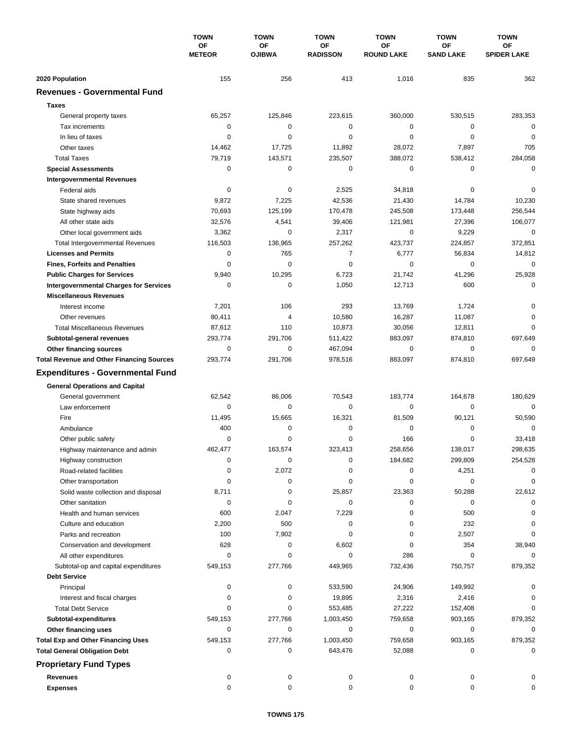| | TOWN OF METEOR | TOWN OF OJIBWA | TOWN OF RADISSON | TOWN OF ROUND LAKE | TOWN OF SAND LAKE | TOWN OF SPIDER LAKE |
|---|---|---|---|---|---|---|
| **2020 Population** | 155 | 256 | 413 | 1,016 | 835 | 362 |
| **Revenues - Governmental Fund** | | | | | | |
| **Taxes** | | | | | | |
| General property taxes | 65,257 | 125,846 | 223,615 | 360,000 | 530,515 | 283,353 |
| Tax increments | 0 | 0 | 0 | 0 | 0 | 0 |
| In lieu of taxes | 0 | 0 | 0 | 0 | 0 | 0 |
| Other taxes | 14,462 | 17,725 | 11,892 | 28,072 | 7,897 | 705 |
| Total Taxes | 79,719 | 143,571 | 235,507 | 388,072 | 538,412 | 284,058 |
| **Special Assessments** | 0 | 0 | 0 | 0 | 0 | 0 |
| **Intergovernmental Revenues** | | | | | | |
| Federal aids | 0 | 0 | 2,525 | 34,818 | 0 | 0 |
| State shared revenues | 9,872 | 7,225 | 42,536 | 21,430 | 14,784 | 10,230 |
| State highway aids | 70,693 | 125,199 | 170,478 | 245,508 | 173,448 | 256,544 |
| All other state aids | 32,576 | 4,541 | 39,406 | 121,981 | 27,396 | 106,077 |
| Other local government aids | 3,362 | 0 | 2,317 | 0 | 9,229 | 0 |
| Total Intergovernmental Revenues | 116,503 | 136,965 | 257,262 | 423,737 | 224,857 | 372,851 |
| **Licenses and Permits** | 0 | 765 | 7 | 6,777 | 56,834 | 14,812 |
| **Fines, Forfeits and Penalties** | 0 | 0 | 0 | 0 | 0 | 0 |
| **Public Charges for Services** | 9,940 | 10,295 | 6,723 | 21,742 | 41,296 | 25,928 |
| **Intergovernmental Charges for Services** | 0 | 0 | 1,050 | 12,713 | 600 | 0 |
| **Miscellaneous Revenues** | | | | | | |
| Interest income | 7,201 | 106 | 293 | 13,769 | 1,724 | 0 |
| Other revenues | 80,411 | 4 | 10,580 | 16,287 | 11,087 | 0 |
| Total Miscellaneous Revenues | 87,612 | 110 | 10,873 | 30,056 | 12,811 | 0 |
| **Subtotal-general revenues** | 293,774 | 291,706 | 511,422 | 883,097 | 874,810 | 697,649 |
| **Other financing sources** | 0 | 0 | 467,094 | 0 | 0 | 0 |
| **Total Revenue and Other Financing Sources** | 293,774 | 291,706 | 978,516 | 883,097 | 874,810 | 697,649 |
| **Expenditures - Governmental Fund** | | | | | | |
| **General Operations and Capital** | | | | | | |
| General government | 62,542 | 86,006 | 70,543 | 183,774 | 164,678 | 180,629 |
| Law enforcement | 0 | 0 | 0 | 0 | 0 | 0 |
| Fire | 11,495 | 15,665 | 16,321 | 81,509 | 90,121 | 50,590 |
| Ambulance | 400 | 0 | 0 | 0 | 0 | 0 |
| Other public safety | 0 | 0 | 0 | 166 | 0 | 33,418 |
| Highway maintenance and admin | 462,477 | 163,574 | 323,413 | 258,656 | 138,017 | 298,635 |
| Highway construction | 0 | 0 | 0 | 184,682 | 299,809 | 254,528 |
| Road-related facilities | 0 | 2,072 | 0 | 0 | 4,251 | 0 |
| Other transportation | 0 | 0 | 0 | 0 | 0 | 0 |
| Solid waste collection and disposal | 8,711 | 0 | 25,857 | 23,363 | 50,288 | 22,612 |
| Other sanitation | 0 | 0 | 0 | 0 | 0 | 0 |
| Health and human services | 600 | 2,047 | 7,229 | 0 | 500 | 0 |
| Culture and education | 2,200 | 500 | 0 | 0 | 232 | 0 |
| Parks and recreation | 100 | 7,902 | 0 | 0 | 2,507 | 0 |
| Conservation and development | 628 | 0 | 6,602 | 0 | 354 | 38,940 |
| All other expenditures | 0 | 0 | 0 | 286 | 0 | 0 |
| Subtotal-op and capital expenditures | 549,153 | 277,766 | 449,965 | 732,436 | 750,757 | 879,352 |
| **Debt Service** | | | | | | |
| Principal | 0 | 0 | 533,590 | 24,906 | 149,992 | 0 |
| Interest and fiscal charges | 0 | 0 | 19,895 | 2,316 | 2,416 | 0 |
| Total Debt Service | 0 | 0 | 553,485 | 27,222 | 152,408 | 0 |
| **Subtotal-expenditures** | 549,153 | 277,766 | 1,003,450 | 759,658 | 903,165 | 879,352 |
| **Other financing uses** | 0 | 0 | 0 | 0 | 0 | 0 |
| **Total Exp and Other Financing Uses** | 549,153 | 277,766 | 1,003,450 | 759,658 | 903,165 | 879,352 |
| **Total General Obligation Debt** | 0 | 0 | 643,476 | 52,088 | 0 | 0 |
| **Proprietary Fund Types** | | | | | | |
| **Revenues** | 0 | 0 | 0 | 0 | 0 | 0 |
| **Expenses** | 0 | 0 | 0 | 0 | 0 | 0 |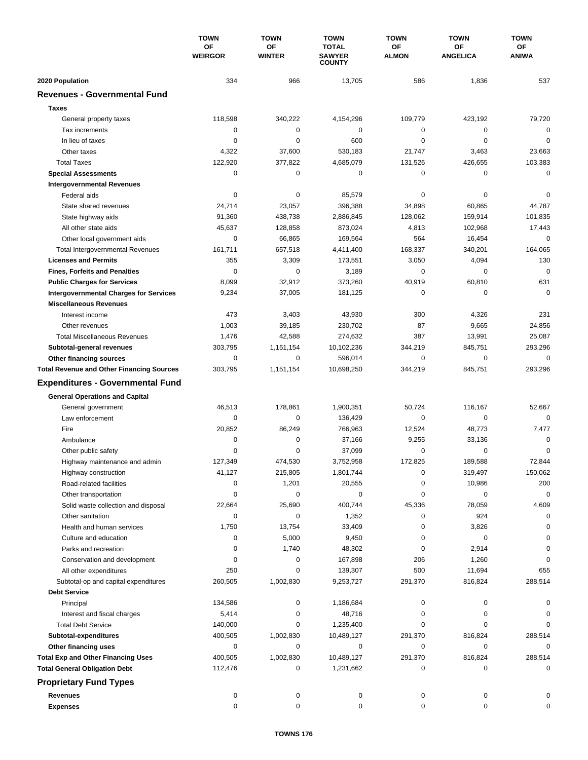| | TOWN OF WEIRGOR | TOWN OF WINTER | TOWN TOTAL SAWYER COUNTY | TOWN OF ALMON | TOWN OF ANGELICA | TOWN OF ANIWA |
|---|---|---|---|---|---|---|
| **2020 Population** | 334 | 966 | 13,705 | 586 | 1,836 | 537 |
| **Revenues - Governmental Fund** | | | | | | |
| **Taxes** | | | | | | |
| General property taxes | 118,598 | 340,222 | 4,154,296 | 109,779 | 423,192 | 79,720 |
| Tax increments | 0 | 0 | 0 | 0 | 0 | 0 |
| In lieu of taxes | 0 | 0 | 600 | 0 | 0 | 0 |
| Other taxes | 4,322 | 37,600 | 530,183 | 21,747 | 3,463 | 23,663 |
| Total Taxes | 122,920 | 377,822 | 4,685,079 | 131,526 | 426,655 | 103,383 |
| **Special Assessments** | 0 | 0 | 0 | 0 | 0 | 0 |
| **Intergovernmental Revenues** | | | | | | |
| Federal aids | 0 | 0 | 85,579 | 0 | 0 | 0 |
| State shared revenues | 24,714 | 23,057 | 396,388 | 34,898 | 60,865 | 44,787 |
| State highway aids | 91,360 | 438,738 | 2,886,845 | 128,062 | 159,914 | 101,835 |
| All other state aids | 45,637 | 128,858 | 873,024 | 4,813 | 102,968 | 17,443 |
| Other local government aids | 0 | 66,865 | 169,564 | 564 | 16,454 | 0 |
| Total Intergovernmental Revenues | 161,711 | 657,518 | 4,411,400 | 168,337 | 340,201 | 164,065 |
| **Licenses and Permits** | 355 | 3,309 | 173,551 | 3,050 | 4,094 | 130 |
| **Fines, Forfeits and Penalties** | 0 | 0 | 3,189 | 0 | 0 | 0 |
| **Public Charges for Services** | 8,099 | 32,912 | 373,260 | 40,919 | 60,810 | 631 |
| **Intergovernmental Charges for Services** | 9,234 | 37,005 | 181,125 | 0 | 0 | 0 |
| **Miscellaneous Revenues** | | | | | | |
| Interest income | 473 | 3,403 | 43,930 | 300 | 4,326 | 231 |
| Other revenues | 1,003 | 39,185 | 230,702 | 87 | 9,665 | 24,856 |
| Total Miscellaneous Revenues | 1,476 | 42,588 | 274,632 | 387 | 13,991 | 25,087 |
| **Subtotal-general revenues** | 303,795 | 1,151,154 | 10,102,236 | 344,219 | 845,751 | 293,296 |
| **Other financing sources** | 0 | 0 | 596,014 | 0 | 0 | 0 |
| **Total Revenue and Other Financing Sources** | 303,795 | 1,151,154 | 10,698,250 | 344,219 | 845,751 | 293,296 |
| **Expenditures - Governmental Fund** | | | | | | |
| **General Operations and Capital** | | | | | | |
| General government | 46,513 | 178,861 | 1,900,351 | 50,724 | 116,167 | 52,667 |
| Law enforcement | 0 | 0 | 136,429 | 0 | 0 | 0 |
| Fire | 20,852 | 86,249 | 766,963 | 12,524 | 48,773 | 7,477 |
| Ambulance | 0 | 0 | 37,166 | 9,255 | 33,136 | 0 |
| Other public safety | 0 | 0 | 37,099 | 0 | 0 | 0 |
| Highway maintenance and admin | 127,349 | 474,530 | 3,752,958 | 172,825 | 189,588 | 72,844 |
| Highway construction | 41,127 | 215,805 | 1,801,744 | 0 | 319,497 | 150,062 |
| Road-related facilities | 0 | 1,201 | 20,555 | 0 | 10,986 | 200 |
| Other transportation | 0 | 0 | 0 | 0 | 0 | 0 |
| Solid waste collection and disposal | 22,664 | 25,690 | 400,744 | 45,336 | 78,059 | 4,609 |
| Other sanitation | 0 | 0 | 1,352 | 0 | 924 | 0 |
| Health and human services | 1,750 | 13,754 | 33,409 | 0 | 3,826 | 0 |
| Culture and education | 0 | 5,000 | 9,450 | 0 | 0 | 0 |
| Parks and recreation | 0 | 1,740 | 48,302 | 0 | 2,914 | 0 |
| Conservation and development | 0 | 0 | 167,898 | 206 | 1,260 | 0 |
| All other expenditures | 250 | 0 | 139,307 | 500 | 11,694 | 655 |
| Subtotal-op and capital expenditures | 260,505 | 1,002,830 | 9,253,727 | 291,370 | 816,824 | 288,514 |
| **Debt Service** | | | | | | |
| Principal | 134,586 | 0 | 1,186,684 | 0 | 0 | 0 |
| Interest and fiscal charges | 5,414 | 0 | 48,716 | 0 | 0 | 0 |
| Total Debt Service | 140,000 | 0 | 1,235,400 | 0 | 0 | 0 |
| **Subtotal-expenditures** | 400,505 | 1,002,830 | 10,489,127 | 291,370 | 816,824 | 288,514 |
| **Other financing uses** | 0 | 0 | 0 | 0 | 0 | 0 |
| **Total Exp and Other Financing Uses** | 400,505 | 1,002,830 | 10,489,127 | 291,370 | 816,824 | 288,514 |
| **Total General Obligation Debt** | 112,476 | 0 | 1,231,662 | 0 | 0 | 0 |
| **Proprietary Fund Types** | | | | | | |
| **Revenues** | 0 | 0 | 0 | 0 | 0 | 0 |
| **Expenses** | 0 | 0 | 0 | 0 | 0 | 0 |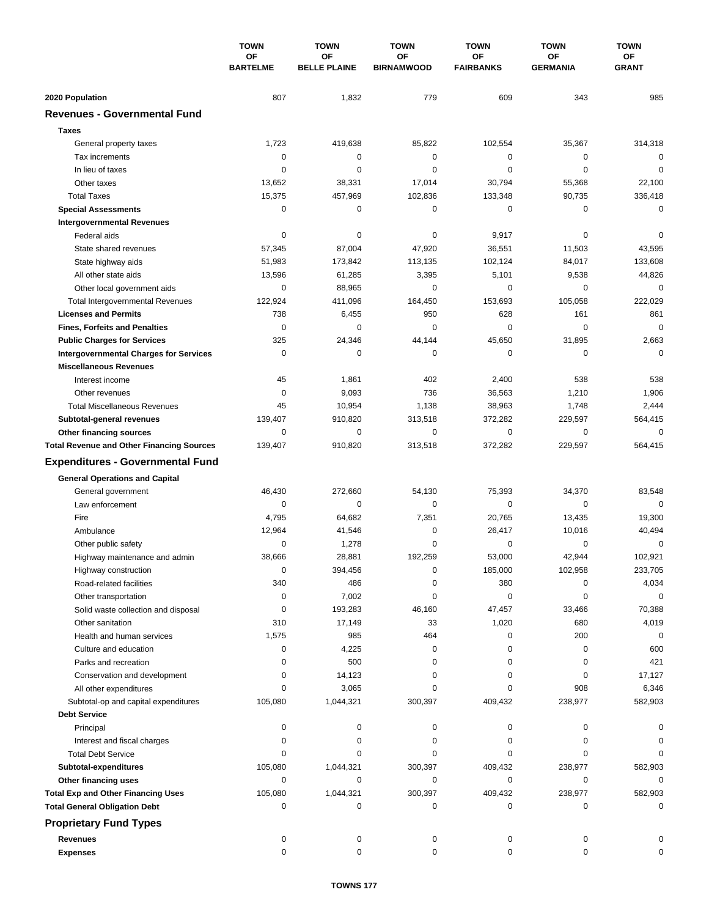| | TOWN OF BARTELME | TOWN OF BELLE PLAINE | TOWN OF BIRNAMWOOD | TOWN OF FAIRBANKS | TOWN OF GERMANIA | TOWN OF GRANT |
|---|---|---|---|---|---|---|
| **2020 Population** | 807 | 1,832 | 779 | 609 | 343 | 985 |
| **Revenues - Governmental Fund** | | | | | | |
| **Taxes** | | | | | | |
| General property taxes | 1,723 | 419,638 | 85,822 | 102,554 | 35,367 | 314,318 |
| Tax increments | 0 | 0 | 0 | 0 | 0 | 0 |
| In lieu of taxes | 0 | 0 | 0 | 0 | 0 | 0 |
| Other taxes | 13,652 | 38,331 | 17,014 | 30,794 | 55,368 | 22,100 |
| Total Taxes | 15,375 | 457,969 | 102,836 | 133,348 | 90,735 | 336,418 |
| **Special Assessments** | 0 | 0 | 0 | 0 | 0 | 0 |
| **Intergovernmental Revenues** | | | | | | |
| Federal aids | 0 | 0 | 0 | 9,917 | 0 | 0 |
| State shared revenues | 57,345 | 87,004 | 47,920 | 36,551 | 11,503 | 43,595 |
| State highway aids | 51,983 | 173,842 | 113,135 | 102,124 | 84,017 | 133,608 |
| All other state aids | 13,596 | 61,285 | 3,395 | 5,101 | 9,538 | 44,826 |
| Other local government aids | 0 | 88,965 | 0 | 0 | 0 | 0 |
| Total Intergovernmental Revenues | 122,924 | 411,096 | 164,450 | 153,693 | 105,058 | 222,029 |
| **Licenses and Permits** | 738 | 6,455 | 950 | 628 | 161 | 861 |
| **Fines, Forfeits and Penalties** | 0 | 0 | 0 | 0 | 0 | 0 |
| **Public Charges for Services** | 325 | 24,346 | 44,144 | 45,650 | 31,895 | 2,663 |
| **Intergovernmental Charges for Services** | 0 | 0 | 0 | 0 | 0 | 0 |
| **Miscellaneous Revenues** | | | | | | |
| Interest income | 45 | 1,861 | 402 | 2,400 | 538 | 538 |
| Other revenues | 0 | 9,093 | 736 | 36,563 | 1,210 | 1,906 |
| Total Miscellaneous Revenues | 45 | 10,954 | 1,138 | 38,963 | 1,748 | 2,444 |
| **Subtotal-general revenues** | 139,407 | 910,820 | 313,518 | 372,282 | 229,597 | 564,415 |
| **Other financing sources** | 0 | 0 | 0 | 0 | 0 | 0 |
| **Total Revenue and Other Financing Sources** | 139,407 | 910,820 | 313,518 | 372,282 | 229,597 | 564,415 |
| **Expenditures - Governmental Fund** | | | | | | |
| **General Operations and Capital** | | | | | | |
| General government | 46,430 | 272,660 | 54,130 | 75,393 | 34,370 | 83,548 |
| Law enforcement | 0 | 0 | 0 | 0 | 0 | 0 |
| Fire | 4,795 | 64,682 | 7,351 | 20,765 | 13,435 | 19,300 |
| Ambulance | 12,964 | 41,546 | 0 | 26,417 | 10,016 | 40,494 |
| Other public safety | 0 | 1,278 | 0 | 0 | 0 | 0 |
| Highway maintenance and admin | 38,666 | 28,881 | 192,259 | 53,000 | 42,944 | 102,921 |
| Highway construction | 0 | 394,456 | 0 | 185,000 | 102,958 | 233,705 |
| Road-related facilities | 340 | 486 | 0 | 380 | 0 | 4,034 |
| Other transportation | 0 | 7,002 | 0 | 0 | 0 | 0 |
| Solid waste collection and disposal | 0 | 193,283 | 46,160 | 47,457 | 33,466 | 70,388 |
| Other sanitation | 310 | 17,149 | 33 | 1,020 | 680 | 4,019 |
| Health and human services | 1,575 | 985 | 464 | 0 | 200 | 0 |
| Culture and education | 0 | 4,225 | 0 | 0 | 0 | 600 |
| Parks and recreation | 0 | 500 | 0 | 0 | 0 | 421 |
| Conservation and development | 0 | 14,123 | 0 | 0 | 0 | 17,127 |
| All other expenditures | 0 | 3,065 | 0 | 0 | 908 | 6,346 |
| Subtotal-op and capital expenditures | 105,080 | 1,044,321 | 300,397 | 409,432 | 238,977 | 582,903 |
| **Debt Service** | | | | | | |
| Principal | 0 | 0 | 0 | 0 | 0 | 0 |
| Interest and fiscal charges | 0 | 0 | 0 | 0 | 0 | 0 |
| Total Debt Service | 0 | 0 | 0 | 0 | 0 | 0 |
| **Subtotal-expenditures** | 105,080 | 1,044,321 | 300,397 | 409,432 | 238,977 | 582,903 |
| **Other financing uses** | 0 | 0 | 0 | 0 | 0 | 0 |
| **Total Exp and Other Financing Uses** | 105,080 | 1,044,321 | 300,397 | 409,432 | 238,977 | 582,903 |
| **Total General Obligation Debt** | 0 | 0 | 0 | 0 | 0 | 0 |
| **Proprietary Fund Types** | | | | | | |
| **Revenues** | 0 | 0 | 0 | 0 | 0 | 0 |
| **Expenses** | 0 | 0 | 0 | 0 | 0 | 0 |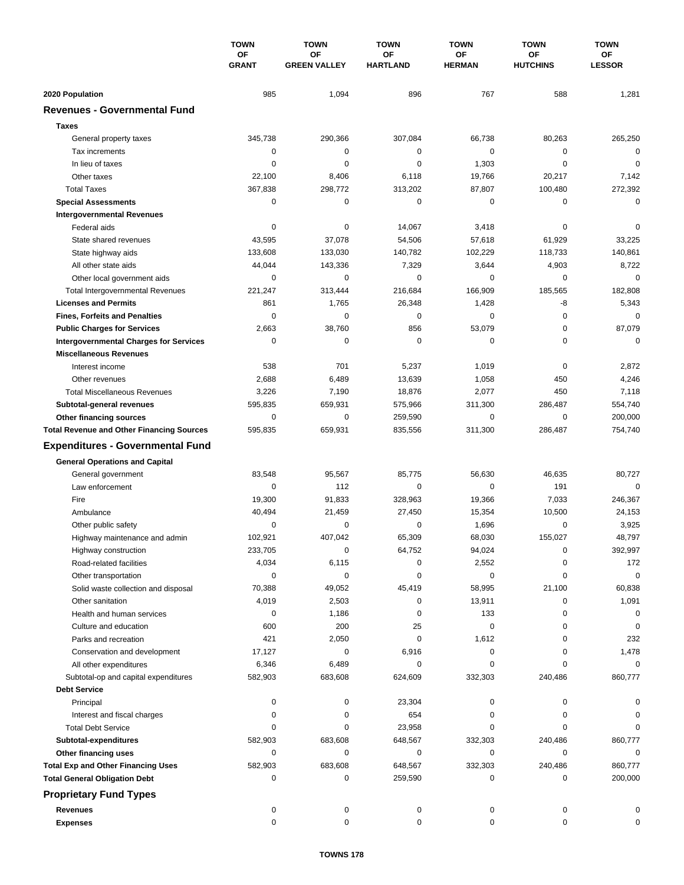| | TOWN OF GRANT | TOWN OF GREEN VALLEY | TOWN OF HARTLAND | TOWN OF HERMAN | TOWN OF HUTCHINS | TOWN OF LESSOR |
|---|---|---|---|---|---|---|
| **2020 Population** | 985 | 1,094 | 896 | 767 | 588 | 1,281 |
| **Revenues - Governmental Fund** | | | | | | |
| **Taxes** | | | | | | |
| General property taxes | 345,738 | 290,366 | 307,084 | 66,738 | 80,263 | 265,250 |
| Tax increments | 0 | 0 | 0 | 0 | 0 | 0 |
| In lieu of taxes | 0 | 0 | 0 | 1,303 | 0 | 0 |
| Other taxes | 22,100 | 8,406 | 6,118 | 19,766 | 20,217 | 7,142 |
| Total Taxes | 367,838 | 298,772 | 313,202 | 87,807 | 100,480 | 272,392 |
| **Special Assessments** | 0 | 0 | 0 | 0 | 0 | 0 |
| **Intergovernmental Revenues** | | | | | | |
| Federal aids | 0 | 0 | 14,067 | 3,418 | 0 | 0 |
| State shared revenues | 43,595 | 37,078 | 54,506 | 57,618 | 61,929 | 33,225 |
| State highway aids | 133,608 | 133,030 | 140,782 | 102,229 | 118,733 | 140,861 |
| All other state aids | 44,044 | 143,336 | 7,329 | 3,644 | 4,903 | 8,722 |
| Other local government aids | 0 | 0 | 0 | 0 | 0 | 0 |
| Total Intergovernmental Revenues | 221,247 | 313,444 | 216,684 | 166,909 | 185,565 | 182,808 |
| **Licenses and Permits** | 861 | 1,765 | 26,348 | 1,428 | -8 | 5,343 |
| **Fines, Forfeits and Penalties** | 0 | 0 | 0 | 0 | 0 | 0 |
| **Public Charges for Services** | 2,663 | 38,760 | 856 | 53,079 | 0 | 87,079 |
| **Intergovernmental Charges for Services** | 0 | 0 | 0 | 0 | 0 | 0 |
| **Miscellaneous Revenues** | | | | | | |
| Interest income | 538 | 701 | 5,237 | 1,019 | 0 | 2,872 |
| Other revenues | 2,688 | 6,489 | 13,639 | 1,058 | 450 | 4,246 |
| Total Miscellaneous Revenues | 3,226 | 7,190 | 18,876 | 2,077 | 450 | 7,118 |
| **Subtotal-general revenues** | 595,835 | 659,931 | 575,966 | 311,300 | 286,487 | 554,740 |
| **Other financing sources** | 0 | 0 | 259,590 | 0 | 0 | 200,000 |
| **Total Revenue and Other Financing Sources** | 595,835 | 659,931 | 835,556 | 311,300 | 286,487 | 754,740 |
| **Expenditures - Governmental Fund** | | | | | | |
| **General Operations and Capital** | | | | | | |
| General government | 83,548 | 95,567 | 85,775 | 56,630 | 46,635 | 80,727 |
| Law enforcement | 0 | 112 | 0 | 0 | 191 | 0 |
| Fire | 19,300 | 91,833 | 328,963 | 19,366 | 7,033 | 246,367 |
| Ambulance | 40,494 | 21,459 | 27,450 | 15,354 | 10,500 | 24,153 |
| Other public safety | 0 | 0 | 0 | 1,696 | 0 | 3,925 |
| Highway maintenance and admin | 102,921 | 407,042 | 65,309 | 68,030 | 155,027 | 48,797 |
| Highway construction | 233,705 | 0 | 64,752 | 94,024 | 0 | 392,997 |
| Road-related facilities | 4,034 | 6,115 | 0 | 2,552 | 0 | 172 |
| Other transportation | 0 | 0 | 0 | 0 | 0 | 0 |
| Solid waste collection and disposal | 70,388 | 49,052 | 45,419 | 58,995 | 21,100 | 60,838 |
| Other sanitation | 4,019 | 2,503 | 0 | 13,911 | 0 | 1,091 |
| Health and human services | 0 | 1,186 | 0 | 133 | 0 | 0 |
| Culture and education | 600 | 200 | 25 | 0 | 0 | 0 |
| Parks and recreation | 421 | 2,050 | 0 | 1,612 | 0 | 232 |
| Conservation and development | 17,127 | 0 | 6,916 | 0 | 0 | 1,478 |
| All other expenditures | 6,346 | 6,489 | 0 | 0 | 0 | 0 |
| Subtotal-op and capital expenditures | 582,903 | 683,608 | 624,609 | 332,303 | 240,486 | 860,777 |
| **Debt Service** | | | | | | |
| Principal | 0 | 0 | 23,304 | 0 | 0 | 0 |
| Interest and fiscal charges | 0 | 0 | 654 | 0 | 0 | 0 |
| Total Debt Service | 0 | 0 | 23,958 | 0 | 0 | 0 |
| **Subtotal-expenditures** | 582,903 | 683,608 | 648,567 | 332,303 | 240,486 | 860,777 |
| **Other financing uses** | 0 | 0 | 0 | 0 | 0 | 0 |
| **Total Exp and Other Financing Uses** | 582,903 | 683,608 | 648,567 | 332,303 | 240,486 | 860,777 |
| **Total General Obligation Debt** | 0 | 0 | 259,590 | 0 | 0 | 200,000 |
| **Proprietary Fund Types** | | | | | | |
| **Revenues** | 0 | 0 | 0 | 0 | 0 | 0 |
| **Expenses** | 0 | 0 | 0 | 0 | 0 | 0 |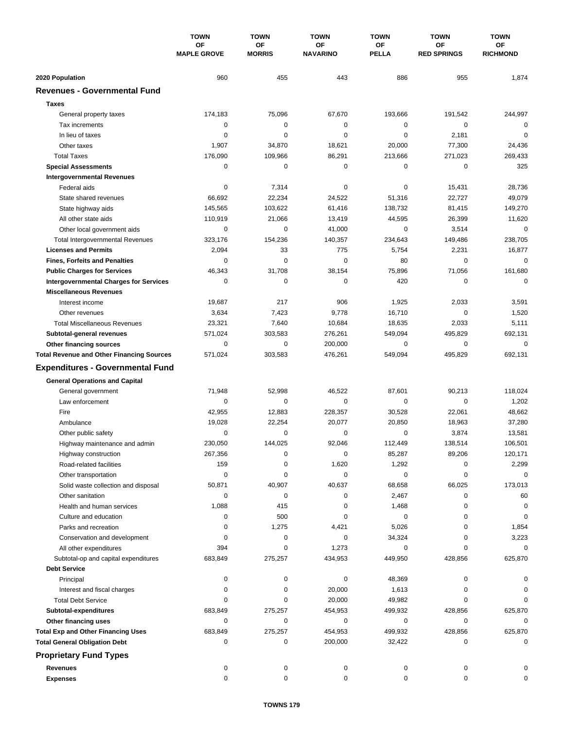| | TOWN OF MAPLE GROVE | TOWN OF MORRIS | TOWN OF NAVARINO | TOWN OF PELLA | TOWN OF RED SPRINGS | TOWN OF RICHMOND |
|---|---|---|---|---|---|---|
| **2020 Population** | 960 | 455 | 443 | 886 | 955 | 1,874 |
| **Revenues - Governmental Fund** | | | | | | |
| **Taxes** | | | | | | |
| General property taxes | 174,183 | 75,096 | 67,670 | 193,666 | 191,542 | 244,997 |
| Tax increments | 0 | 0 | 0 | 0 | 0 | 0 |
| In lieu of taxes | 0 | 0 | 0 | 0 | 2,181 | 0 |
| Other taxes | 1,907 | 34,870 | 18,621 | 20,000 | 77,300 | 24,436 |
| Total Taxes | 176,090 | 109,966 | 86,291 | 213,666 | 271,023 | 269,433 |
| **Special Assessments** | 0 | 0 | 0 | 0 | 0 | 325 |
| **Intergovernmental Revenues** | | | | | | |
| Federal aids | 0 | 7,314 | 0 | 0 | 15,431 | 28,736 |
| State shared revenues | 66,692 | 22,234 | 24,522 | 51,316 | 22,727 | 49,079 |
| State highway aids | 145,565 | 103,622 | 61,416 | 138,732 | 81,415 | 149,270 |
| All other state aids | 110,919 | 21,066 | 13,419 | 44,595 | 26,399 | 11,620 |
| Other local government aids | 0 | 0 | 41,000 | 0 | 3,514 | 0 |
| Total Intergovernmental Revenues | 323,176 | 154,236 | 140,357 | 234,643 | 149,486 | 238,705 |
| **Licenses and Permits** | 2,094 | 33 | 775 | 5,754 | 2,231 | 16,877 |
| **Fines, Forfeits and Penalties** | 0 | 0 | 0 | 80 | 0 | 0 |
| **Public Charges for Services** | 46,343 | 31,708 | 38,154 | 75,896 | 71,056 | 161,680 |
| **Intergovernmental Charges for Services** | 0 | 0 | 0 | 420 | 0 | 0 |
| **Miscellaneous Revenues** | | | | | | |
| Interest income | 19,687 | 217 | 906 | 1,925 | 2,033 | 3,591 |
| Other revenues | 3,634 | 7,423 | 9,778 | 16,710 | 0 | 1,520 |
| Total Miscellaneous Revenues | 23,321 | 7,640 | 10,684 | 18,635 | 2,033 | 5,111 |
| **Subtotal-general revenues** | 571,024 | 303,583 | 276,261 | 549,094 | 495,829 | 692,131 |
| **Other financing sources** | 0 | 0 | 200,000 | 0 | 0 | 0 |
| **Total Revenue and Other Financing Sources** | 571,024 | 303,583 | 476,261 | 549,094 | 495,829 | 692,131 |
| **Expenditures - Governmental Fund** | | | | | | |
| **General Operations and Capital** | | | | | | |
| General government | 71,948 | 52,998 | 46,522 | 87,601 | 90,213 | 118,024 |
| Law enforcement | 0 | 0 | 0 | 0 | 0 | 1,202 |
| Fire | 42,955 | 12,883 | 228,357 | 30,528 | 22,061 | 48,662 |
| Ambulance | 19,028 | 22,254 | 20,077 | 20,850 | 18,963 | 37,280 |
| Other public safety | 0 | 0 | 0 | 0 | 3,874 | 13,581 |
| Highway maintenance and admin | 230,050 | 144,025 | 92,046 | 112,449 | 138,514 | 106,501 |
| Highway construction | 267,356 | 0 | 0 | 85,287 | 89,206 | 120,171 |
| Road-related facilities | 159 | 0 | 1,620 | 1,292 | 0 | 2,299 |
| Other transportation | 0 | 0 | 0 | 0 | 0 | 0 |
| Solid waste collection and disposal | 50,871 | 40,907 | 40,637 | 68,658 | 66,025 | 173,013 |
| Other sanitation | 0 | 0 | 0 | 2,467 | 0 | 60 |
| Health and human services | 1,088 | 415 | 0 | 1,468 | 0 | 0 |
| Culture and education | 0 | 500 | 0 | 0 | 0 | 0 |
| Parks and recreation | 0 | 1,275 | 4,421 | 5,026 | 0 | 1,854 |
| Conservation and development | 0 | 0 | 0 | 34,324 | 0 | 3,223 |
| All other expenditures | 394 | 0 | 1,273 | 0 | 0 | 0 |
| Subtotal-op and capital expenditures | 683,849 | 275,257 | 434,953 | 449,950 | 428,856 | 625,870 |
| **Debt Service** | | | | | | |
| Principal | 0 | 0 | 0 | 48,369 | 0 | 0 |
| Interest and fiscal charges | 0 | 0 | 20,000 | 1,613 | 0 | 0 |
| Total Debt Service | 0 | 0 | 20,000 | 49,982 | 0 | 0 |
| **Subtotal-expenditures** | 683,849 | 275,257 | 454,953 | 499,932 | 428,856 | 625,870 |
| **Other financing uses** | 0 | 0 | 0 | 0 | 0 | 0 |
| **Total Exp and Other Financing Uses** | 683,849 | 275,257 | 454,953 | 499,932 | 428,856 | 625,870 |
| **Total General Obligation Debt** | 0 | 0 | 200,000 | 32,422 | 0 | 0 |
| **Proprietary Fund Types** | | | | | | |
| **Revenues** | 0 | 0 | 0 | 0 | 0 | 0 |
| **Expenses** | 0 | 0 | 0 | 0 | 0 | 0 |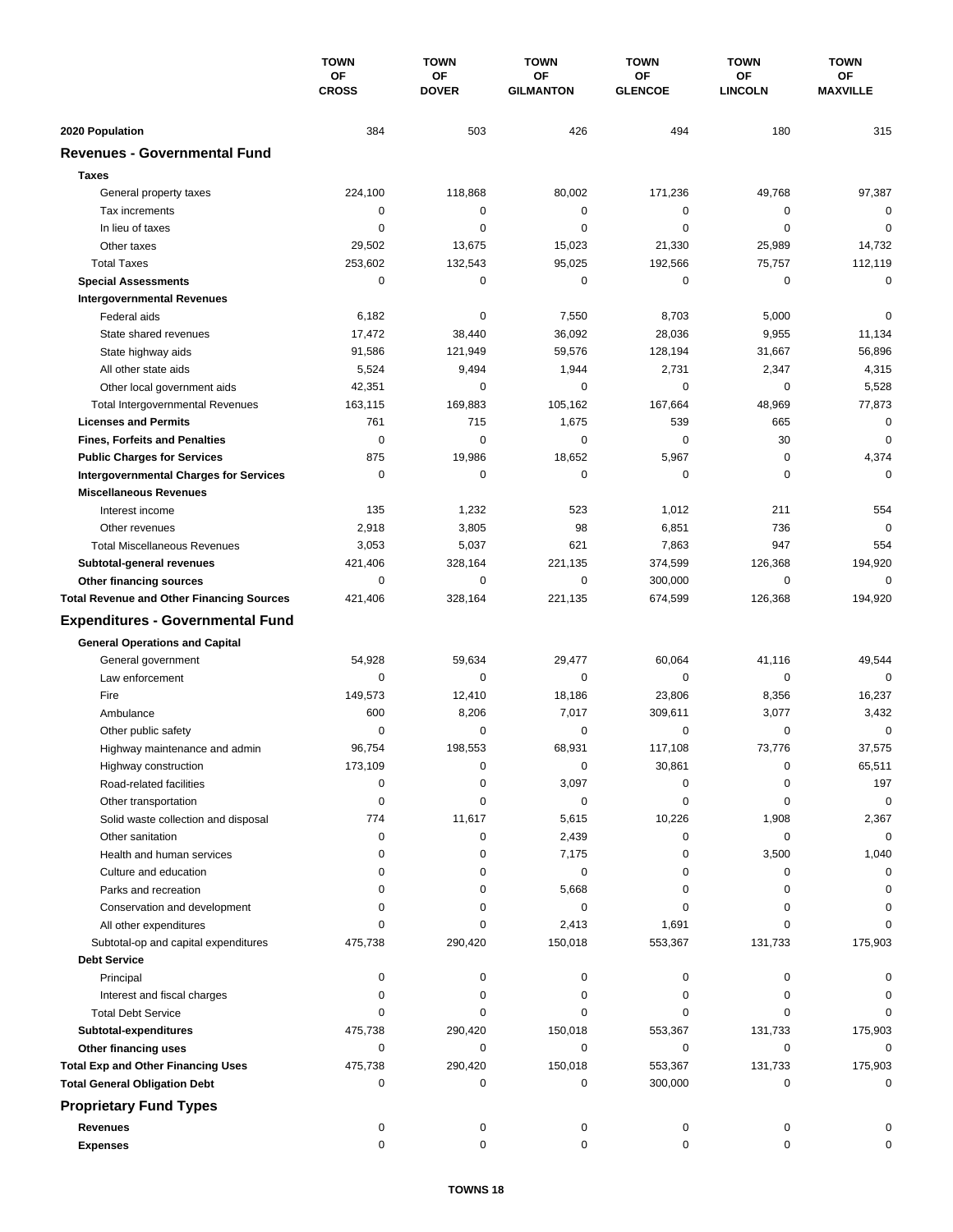| | TOWN OF CROSS | TOWN OF DOVER | TOWN OF GILMANTON | TOWN OF GLENCOE | TOWN OF LINCOLN | TOWN OF MAXVILLE |
|---|---|---|---|---|---|---|
| **2020 Population** | 384 | 503 | 426 | 494 | 180 | 315 |
| **Revenues - Governmental Fund** | | | | | | |
| **Taxes** | | | | | | |
| General property taxes | 224,100 | 118,868 | 80,002 | 171,236 | 49,768 | 97,387 |
| Tax increments | 0 | 0 | 0 | 0 | 0 | 0 |
| In lieu of taxes | 0 | 0 | 0 | 0 | 0 | 0 |
| Other taxes | 29,502 | 13,675 | 15,023 | 21,330 | 25,989 | 14,732 |
| Total Taxes | 253,602 | 132,543 | 95,025 | 192,566 | 75,757 | 112,119 |
| **Special Assessments** | 0 | 0 | 0 | 0 | 0 | 0 |
| **Intergovernmental Revenues** | | | | | | |
| Federal aids | 6,182 | 0 | 7,550 | 8,703 | 5,000 | 0 |
| State shared revenues | 17,472 | 38,440 | 36,092 | 28,036 | 9,955 | 11,134 |
| State highway aids | 91,586 | 121,949 | 59,576 | 128,194 | 31,667 | 56,896 |
| All other state aids | 5,524 | 9,494 | 1,944 | 2,731 | 2,347 | 4,315 |
| Other local government aids | 42,351 | 0 | 0 | 0 | 0 | 5,528 |
| Total Intergovernmental Revenues | 163,115 | 169,883 | 105,162 | 167,664 | 48,969 | 77,873 |
| **Licenses and Permits** | 761 | 715 | 1,675 | 539 | 665 | 0 |
| **Fines, Forfeits and Penalties** | 0 | 0 | 0 | 0 | 30 | 0 |
| **Public Charges for Services** | 875 | 19,986 | 18,652 | 5,967 | 0 | 4,374 |
| **Intergovernmental Charges for Services** | 0 | 0 | 0 | 0 | 0 | 0 |
| **Miscellaneous Revenues** | | | | | | |
| Interest income | 135 | 1,232 | 523 | 1,012 | 211 | 554 |
| Other revenues | 2,918 | 3,805 | 98 | 6,851 | 736 | 0 |
| Total Miscellaneous Revenues | 3,053 | 5,037 | 621 | 7,863 | 947 | 554 |
| **Subtotal-general revenues** | 421,406 | 328,164 | 221,135 | 374,599 | 126,368 | 194,920 |
| **Other financing sources** | 0 | 0 | 0 | 300,000 | 0 | 0 |
| **Total Revenue and Other Financing Sources** | 421,406 | 328,164 | 221,135 | 674,599 | 126,368 | 194,920 |
| **Expenditures - Governmental Fund** | | | | | | |
| **General Operations and Capital** | | | | | | |
| General government | 54,928 | 59,634 | 29,477 | 60,064 | 41,116 | 49,544 |
| Law enforcement | 0 | 0 | 0 | 0 | 0 | 0 |
| Fire | 149,573 | 12,410 | 18,186 | 23,806 | 8,356 | 16,237 |
| Ambulance | 600 | 8,206 | 7,017 | 309,611 | 3,077 | 3,432 |
| Other public safety | 0 | 0 | 0 | 0 | 0 | 0 |
| Highway maintenance and admin | 96,754 | 198,553 | 68,931 | 117,108 | 73,776 | 37,575 |
| Highway construction | 173,109 | 0 | 0 | 30,861 | 0 | 65,511 |
| Road-related facilities | 0 | 0 | 3,097 | 0 | 0 | 197 |
| Other transportation | 0 | 0 | 0 | 0 | 0 | 0 |
| Solid waste collection and disposal | 774 | 11,617 | 5,615 | 10,226 | 1,908 | 2,367 |
| Other sanitation | 0 | 0 | 2,439 | 0 | 0 | 0 |
| Health and human services | 0 | 0 | 7,175 | 0 | 3,500 | 1,040 |
| Culture and education | 0 | 0 | 0 | 0 | 0 | 0 |
| Parks and recreation | 0 | 0 | 5,668 | 0 | 0 | 0 |
| Conservation and development | 0 | 0 | 0 | 0 | 0 | 0 |
| All other expenditures | 0 | 0 | 2,413 | 1,691 | 0 | 0 |
| Subtotal-op and capital expenditures | 475,738 | 290,420 | 150,018 | 553,367 | 131,733 | 175,903 |
| **Debt Service** | | | | | | |
| Principal | 0 | 0 | 0 | 0 | 0 | 0 |
| Interest and fiscal charges | 0 | 0 | 0 | 0 | 0 | 0 |
| Total Debt Service | 0 | 0 | 0 | 0 | 0 | 0 |
| **Subtotal-expenditures** | 475,738 | 290,420 | 150,018 | 553,367 | 131,733 | 175,903 |
| **Other financing uses** | 0 | 0 | 0 | 0 | 0 | 0 |
| **Total Exp and Other Financing Uses** | 475,738 | 290,420 | 150,018 | 553,367 | 131,733 | 175,903 |
| **Total General Obligation Debt** | 0 | 0 | 0 | 300,000 | 0 | 0 |
| **Proprietary Fund Types** | | | | | | |
| **Revenues** | 0 | 0 | 0 | 0 | 0 | 0 |
| **Expenses** | 0 | 0 | 0 | 0 | 0 | 0 |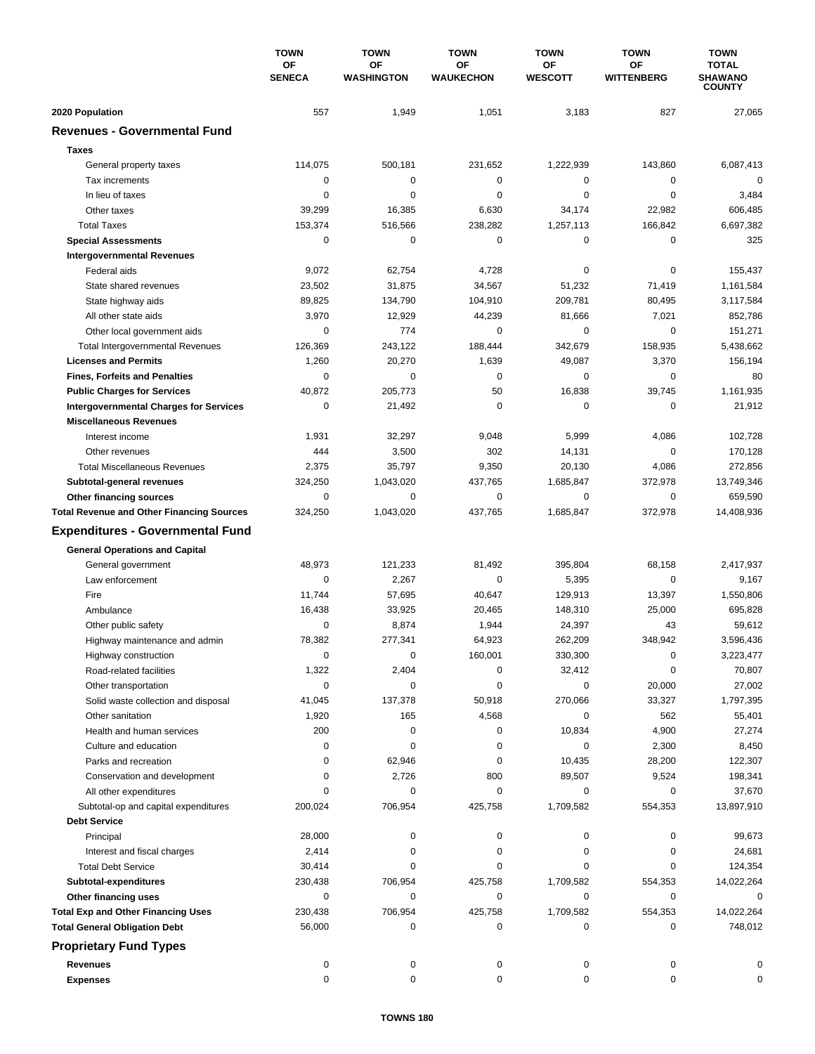| | TOWN OF SENECA | TOWN OF WASHINGTON | TOWN OF WAUKECHON | TOWN OF WESCOTT | TOWN OF WITTENBERG | TOWN TOTAL SHAWANO COUNTY |
|---|---|---|---|---|---|---|
| **2020 Population** | 557 | 1,949 | 1,051 | 3,183 | 827 | 27,065 |
| **Revenues - Governmental Fund** | | | | | | |
| **Taxes** | | | | | | |
| General property taxes | 114,075 | 500,181 | 231,652 | 1,222,939 | 143,860 | 6,087,413 |
| Tax increments | 0 | 0 | 0 | 0 | 0 | 0 |
| In lieu of taxes | 0 | 0 | 0 | 0 | 0 | 3,484 |
| Other taxes | 39,299 | 16,385 | 6,630 | 34,174 | 22,982 | 606,485 |
| Total Taxes | 153,374 | 516,566 | 238,282 | 1,257,113 | 166,842 | 6,697,382 |
| **Special Assessments** | 0 | 0 | 0 | 0 | 0 | 325 |
| **Intergovernmental Revenues** | | | | | | |
| Federal aids | 9,072 | 62,754 | 4,728 | 0 | 0 | 155,437 |
| State shared revenues | 23,502 | 31,875 | 34,567 | 51,232 | 71,419 | 1,161,584 |
| State highway aids | 89,825 | 134,790 | 104,910 | 209,781 | 80,495 | 3,117,584 |
| All other state aids | 3,970 | 12,929 | 44,239 | 81,666 | 7,021 | 852,786 |
| Other local government aids | 0 | 774 | 0 | 0 | 0 | 151,271 |
| Total Intergovernmental Revenues | 126,369 | 243,122 | 188,444 | 342,679 | 158,935 | 5,438,662 |
| **Licenses and Permits** | 1,260 | 20,270 | 1,639 | 49,087 | 3,370 | 156,194 |
| **Fines, Forfeits and Penalties** | 0 | 0 | 0 | 0 | 0 | 80 |
| **Public Charges for Services** | 40,872 | 205,773 | 50 | 16,838 | 39,745 | 1,161,935 |
| **Intergovernmental Charges for Services** | 0 | 21,492 | 0 | 0 | 0 | 21,912 |
| **Miscellaneous Revenues** | | | | | | |
| Interest income | 1,931 | 32,297 | 9,048 | 5,999 | 4,086 | 102,728 |
| Other revenues | 444 | 3,500 | 302 | 14,131 | 0 | 170,128 |
| Total Miscellaneous Revenues | 2,375 | 35,797 | 9,350 | 20,130 | 4,086 | 272,856 |
| **Subtotal-general revenues** | 324,250 | 1,043,020 | 437,765 | 1,685,847 | 372,978 | 13,749,346 |
| **Other financing sources** | 0 | 0 | 0 | 0 | 0 | 659,590 |
| **Total Revenue and Other Financing Sources** | 324,250 | 1,043,020 | 437,765 | 1,685,847 | 372,978 | 14,408,936 |
| **Expenditures - Governmental Fund** | | | | | | |
| **General Operations and Capital** | | | | | | |
| General government | 48,973 | 121,233 | 81,492 | 395,804 | 68,158 | 2,417,937 |
| Law enforcement | 0 | 2,267 | 0 | 5,395 | 0 | 9,167 |
| Fire | 11,744 | 57,695 | 40,647 | 129,913 | 13,397 | 1,550,806 |
| Ambulance | 16,438 | 33,925 | 20,465 | 148,310 | 25,000 | 695,828 |
| Other public safety | 0 | 8,874 | 1,944 | 24,397 | 43 | 59,612 |
| Highway maintenance and admin | 78,382 | 277,341 | 64,923 | 262,209 | 348,942 | 3,596,436 |
| Highway construction | 0 | 0 | 160,001 | 330,300 | 0 | 3,223,477 |
| Road-related facilities | 1,322 | 2,404 | 0 | 32,412 | 0 | 70,807 |
| Other transportation | 0 | 0 | 0 | 0 | 20,000 | 27,002 |
| Solid waste collection and disposal | 41,045 | 137,378 | 50,918 | 270,066 | 33,327 | 1,797,395 |
| Other sanitation | 1,920 | 165 | 4,568 | 0 | 562 | 55,401 |
| Health and human services | 200 | 0 | 0 | 10,834 | 4,900 | 27,274 |
| Culture and education | 0 | 0 | 0 | 0 | 2,300 | 8,450 |
| Parks and recreation | 0 | 62,946 | 0 | 10,435 | 28,200 | 122,307 |
| Conservation and development | 0 | 2,726 | 800 | 89,507 | 9,524 | 198,341 |
| All other expenditures | 0 | 0 | 0 | 0 | 0 | 37,670 |
| Subtotal-op and capital expenditures | 200,024 | 706,954 | 425,758 | 1,709,582 | 554,353 | 13,897,910 |
| **Debt Service** | | | | | | |
| Principal | 28,000 | 0 | 0 | 0 | 0 | 99,673 |
| Interest and fiscal charges | 2,414 | 0 | 0 | 0 | 0 | 24,681 |
| Total Debt Service | 30,414 | 0 | 0 | 0 | 0 | 124,354 |
| **Subtotal-expenditures** | 230,438 | 706,954 | 425,758 | 1,709,582 | 554,353 | 14,022,264 |
| **Other financing uses** | 0 | 0 | 0 | 0 | 0 | 0 |
| **Total Exp and Other Financing Uses** | 230,438 | 706,954 | 425,758 | 1,709,582 | 554,353 | 14,022,264 |
| **Total General Obligation Debt** | 56,000 | 0 | 0 | 0 | 0 | 748,012 |
| **Proprietary Fund Types** | | | | | | |
| **Revenues** | 0 | 0 | 0 | 0 | 0 | 0 |
| **Expenses** | 0 | 0 | 0 | 0 | 0 | 0 |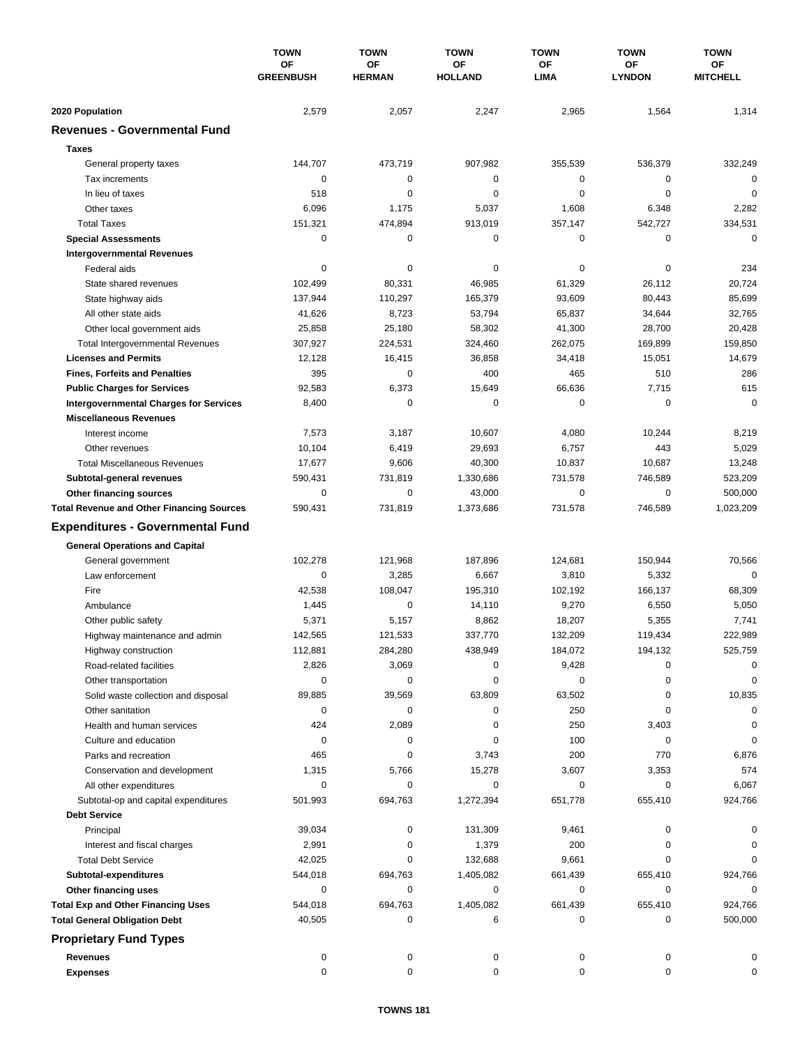| | TOWN OF GREENBUSH | TOWN OF HERMAN | TOWN OF HOLLAND | TOWN OF LIMA | TOWN OF LYNDON | TOWN OF MITCHELL |
|---|---|---|---|---|---|---|
| **2020 Population** | 2,579 | 2,057 | 2,247 | 2,965 | 1,564 | 1,314 |
| **Revenues - Governmental Fund** | | | | | | |
| **Taxes** | | | | | | |
| General property taxes | 144,707 | 473,719 | 907,982 | 355,539 | 536,379 | 332,249 |
| Tax increments | 0 | 0 | 0 | 0 | 0 | 0 |
| In lieu of taxes | 518 | 0 | 0 | 0 | 0 | 0 |
| Other taxes | 6,096 | 1,175 | 5,037 | 1,608 | 6,348 | 2,282 |
| Total Taxes | 151,321 | 474,894 | 913,019 | 357,147 | 542,727 | 334,531 |
| **Special Assessments** | 0 | 0 | 0 | 0 | 0 | 0 |
| **Intergovernmental Revenues** | | | | | | |
| Federal aids | 0 | 0 | 0 | 0 | 0 | 234 |
| State shared revenues | 102,499 | 80,331 | 46,985 | 61,329 | 26,112 | 20,724 |
| State highway aids | 137,944 | 110,297 | 165,379 | 93,609 | 80,443 | 85,699 |
| All other state aids | 41,626 | 8,723 | 53,794 | 65,837 | 34,644 | 32,765 |
| Other local government aids | 25,858 | 25,180 | 58,302 | 41,300 | 28,700 | 20,428 |
| Total Intergovernmental Revenues | 307,927 | 224,531 | 324,460 | 262,075 | 169,899 | 159,850 |
| **Licenses and Permits** | 12,128 | 16,415 | 36,858 | 34,418 | 15,051 | 14,679 |
| **Fines, Forfeits and Penalties** | 395 | 0 | 400 | 465 | 510 | 286 |
| **Public Charges for Services** | 92,583 | 6,373 | 15,649 | 66,636 | 7,715 | 615 |
| **Intergovernmental Charges for Services** | 8,400 | 0 | 0 | 0 | 0 | 0 |
| **Miscellaneous Revenues** | | | | | | |
| Interest income | 7,573 | 3,187 | 10,607 | 4,080 | 10,244 | 8,219 |
| Other revenues | 10,104 | 6,419 | 29,693 | 6,757 | 443 | 5,029 |
| Total Miscellaneous Revenues | 17,677 | 9,606 | 40,300 | 10,837 | 10,687 | 13,248 |
| **Subtotal-general revenues** | 590,431 | 731,819 | 1,330,686 | 731,578 | 746,589 | 523,209 |
| **Other financing sources** | 0 | 0 | 43,000 | 0 | 0 | 500,000 |
| **Total Revenue and Other Financing Sources** | 590,431 | 731,819 | 1,373,686 | 731,578 | 746,589 | 1,023,209 |
| **Expenditures - Governmental Fund** | | | | | | |
| **General Operations and Capital** | | | | | | |
| General government | 102,278 | 121,968 | 187,896 | 124,681 | 150,944 | 70,566 |
| Law enforcement | 0 | 3,285 | 6,667 | 3,810 | 5,332 | 0 |
| Fire | 42,538 | 108,047 | 195,310 | 102,192 | 166,137 | 68,309 |
| Ambulance | 1,445 | 0 | 14,110 | 9,270 | 6,550 | 5,050 |
| Other public safety | 5,371 | 5,157 | 8,862 | 18,207 | 5,355 | 7,741 |
| Highway maintenance and admin | 142,565 | 121,533 | 337,770 | 132,209 | 119,434 | 222,989 |
| Highway construction | 112,881 | 284,280 | 438,949 | 184,072 | 194,132 | 525,759 |
| Road-related facilities | 2,826 | 3,069 | 0 | 9,428 | 0 | 0 |
| Other transportation | 0 | 0 | 0 | 0 | 0 | 0 |
| Solid waste collection and disposal | 89,885 | 39,569 | 63,809 | 63,502 | 0 | 10,835 |
| Other sanitation | 0 | 0 | 0 | 250 | 0 | 0 |
| Health and human services | 424 | 2,089 | 0 | 250 | 3,403 | 0 |
| Culture and education | 0 | 0 | 0 | 100 | 0 | 0 |
| Parks and recreation | 465 | 0 | 3,743 | 200 | 770 | 6,876 |
| Conservation and development | 1,315 | 5,766 | 15,278 | 3,607 | 3,353 | 574 |
| All other expenditures | 0 | 0 | 0 | 0 | 0 | 6,067 |
| Subtotal-op and capital expenditures | 501,993 | 694,763 | 1,272,394 | 651,778 | 655,410 | 924,766 |
| **Debt Service** | | | | | | |
| Principal | 39,034 | 0 | 131,309 | 9,461 | 0 | 0 |
| Interest and fiscal charges | 2,991 | 0 | 1,379 | 200 | 0 | 0 |
| Total Debt Service | 42,025 | 0 | 132,688 | 9,661 | 0 | 0 |
| **Subtotal-expenditures** | 544,018 | 694,763 | 1,405,082 | 661,439 | 655,410 | 924,766 |
| **Other financing uses** | 0 | 0 | 0 | 0 | 0 | 0 |
| **Total Exp and Other Financing Uses** | 544,018 | 694,763 | 1,405,082 | 661,439 | 655,410 | 924,766 |
| **Total General Obligation Debt** | 40,505 | 0 | 6 | 0 | 0 | 500,000 |
| **Proprietary Fund Types** | | | | | | |
| **Revenues** | 0 | 0 | 0 | 0 | 0 | 0 |
| **Expenses** | 0 | 0 | 0 | 0 | 0 | 0 |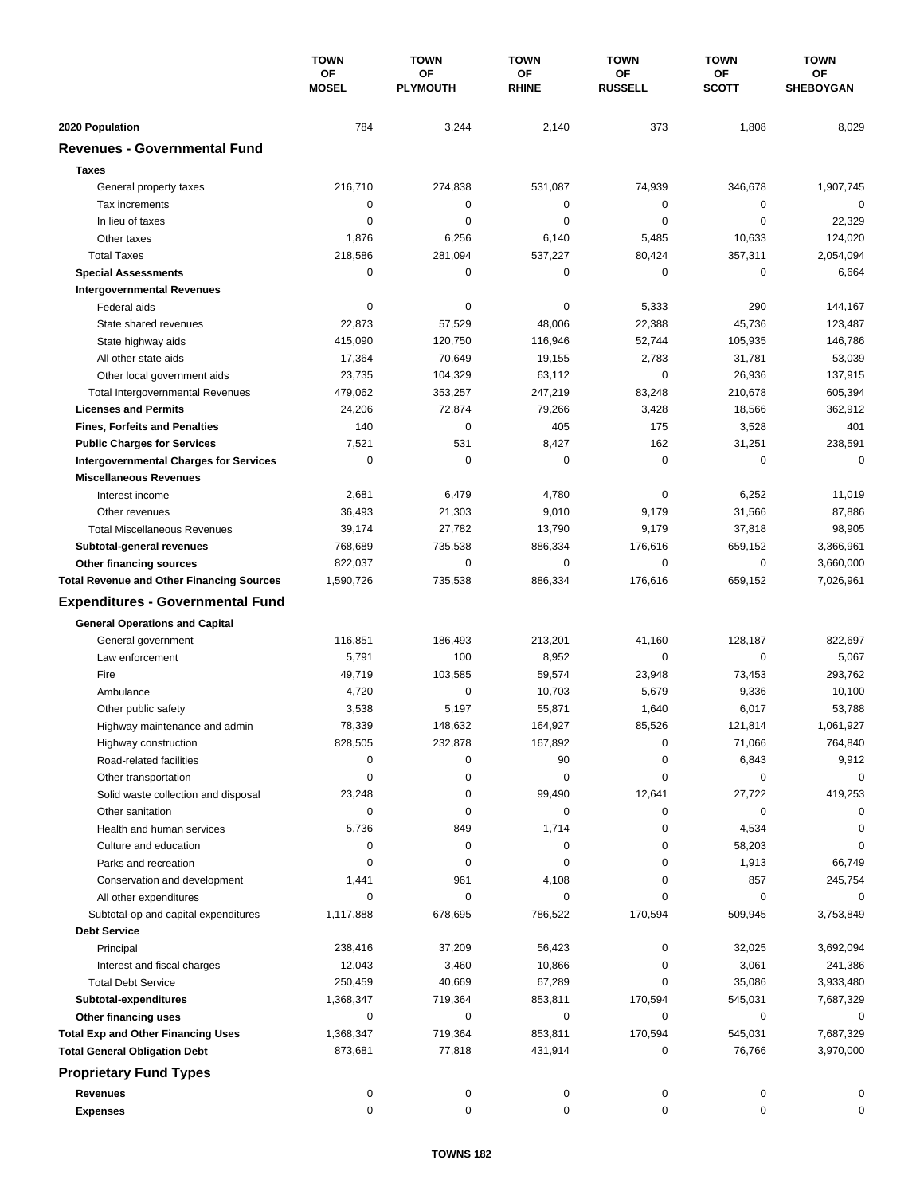| | TOWN OF MOSEL | TOWN OF PLYMOUTH | TOWN OF RHINE | TOWN OF RUSSELL | TOWN OF SCOTT | TOWN OF SHEBOYGAN |
|---|---|---|---|---|---|---|
| **2020 Population** | 784 | 3,244 | 2,140 | 373 | 1,808 | 8,029 |
| **Revenues - Governmental Fund** | | | | | | |
| **Taxes** | | | | | | |
| General property taxes | 216,710 | 274,838 | 531,087 | 74,939 | 346,678 | 1,907,745 |
| Tax increments | 0 | 0 | 0 | 0 | 0 | 0 |
| In lieu of taxes | 0 | 0 | 0 | 0 | 0 | 22,329 |
| Other taxes | 1,876 | 6,256 | 6,140 | 5,485 | 10,633 | 124,020 |
| Total Taxes | 218,586 | 281,094 | 537,227 | 80,424 | 357,311 | 2,054,094 |
| **Special Assessments** | 0 | 0 | 0 | 0 | 0 | 6,664 |
| **Intergovernmental Revenues** | | | | | | |
| Federal aids | 0 | 0 | 0 | 5,333 | 290 | 144,167 |
| State shared revenues | 22,873 | 57,529 | 48,006 | 22,388 | 45,736 | 123,487 |
| State highway aids | 415,090 | 120,750 | 116,946 | 52,744 | 105,935 | 146,786 |
| All other state aids | 17,364 | 70,649 | 19,155 | 2,783 | 31,781 | 53,039 |
| Other local government aids | 23,735 | 104,329 | 63,112 | 0 | 26,936 | 137,915 |
| Total Intergovernmental Revenues | 479,062 | 353,257 | 247,219 | 83,248 | 210,678 | 605,394 |
| **Licenses and Permits** | 24,206 | 72,874 | 79,266 | 3,428 | 18,566 | 362,912 |
| **Fines, Forfeits and Penalties** | 140 | 0 | 405 | 175 | 3,528 | 401 |
| **Public Charges for Services** | 7,521 | 531 | 8,427 | 162 | 31,251 | 238,591 |
| **Intergovernmental Charges for Services** | 0 | 0 | 0 | 0 | 0 | 0 |
| **Miscellaneous Revenues** | | | | | | |
| Interest income | 2,681 | 6,479 | 4,780 | 0 | 6,252 | 11,019 |
| Other revenues | 36,493 | 21,303 | 9,010 | 9,179 | 31,566 | 87,886 |
| Total Miscellaneous Revenues | 39,174 | 27,782 | 13,790 | 9,179 | 37,818 | 98,905 |
| **Subtotal-general revenues** | 768,689 | 735,538 | 886,334 | 176,616 | 659,152 | 3,366,961 |
| **Other financing sources** | 822,037 | 0 | 0 | 0 | 0 | 3,660,000 |
| **Total Revenue and Other Financing Sources** | 1,590,726 | 735,538 | 886,334 | 176,616 | 659,152 | 7,026,961 |
| **Expenditures - Governmental Fund** | | | | | | |
| **General Operations and Capital** | | | | | | |
| General government | 116,851 | 186,493 | 213,201 | 41,160 | 128,187 | 822,697 |
| Law enforcement | 5,791 | 100 | 8,952 | 0 | 0 | 5,067 |
| Fire | 49,719 | 103,585 | 59,574 | 23,948 | 73,453 | 293,762 |
| Ambulance | 4,720 | 0 | 10,703 | 5,679 | 9,336 | 10,100 |
| Other public safety | 3,538 | 5,197 | 55,871 | 1,640 | 6,017 | 53,788 |
| Highway maintenance and admin | 78,339 | 148,632 | 164,927 | 85,526 | 121,814 | 1,061,927 |
| Highway construction | 828,505 | 232,878 | 167,892 | 0 | 71,066 | 764,840 |
| Road-related facilities | 0 | 0 | 90 | 0 | 6,843 | 9,912 |
| Other transportation | 0 | 0 | 0 | 0 | 0 | 0 |
| Solid waste collection and disposal | 23,248 | 0 | 99,490 | 12,641 | 27,722 | 419,253 |
| Other sanitation | 0 | 0 | 0 | 0 | 0 | 0 |
| Health and human services | 5,736 | 849 | 1,714 | 0 | 4,534 | 0 |
| Culture and education | 0 | 0 | 0 | 0 | 58,203 | 0 |
| Parks and recreation | 0 | 0 | 0 | 0 | 1,913 | 66,749 |
| Conservation and development | 1,441 | 961 | 4,108 | 0 | 857 | 245,754 |
| All other expenditures | 0 | 0 | 0 | 0 | 0 | 0 |
| Subtotal-op and capital expenditures | 1,117,888 | 678,695 | 786,522 | 170,594 | 509,945 | 3,753,849 |
| **Debt Service** | | | | | | |
| Principal | 238,416 | 37,209 | 56,423 | 0 | 32,025 | 3,692,094 |
| Interest and fiscal charges | 12,043 | 3,460 | 10,866 | 0 | 3,061 | 241,386 |
| Total Debt Service | 250,459 | 40,669 | 67,289 | 0 | 35,086 | 3,933,480 |
| **Subtotal-expenditures** | 1,368,347 | 719,364 | 853,811 | 170,594 | 545,031 | 7,687,329 |
| **Other financing uses** | 0 | 0 | 0 | 0 | 0 | 0 |
| **Total Exp and Other Financing Uses** | 1,368,347 | 719,364 | 853,811 | 170,594 | 545,031 | 7,687,329 |
| **Total General Obligation Debt** | 873,681 | 77,818 | 431,914 | 0 | 76,766 | 3,970,000 |
| **Proprietary Fund Types** | | | | | | |
| **Revenues** | 0 | 0 | 0 | 0 | 0 | 0 |
| **Expenses** | 0 | 0 | 0 | 0 | 0 | 0 |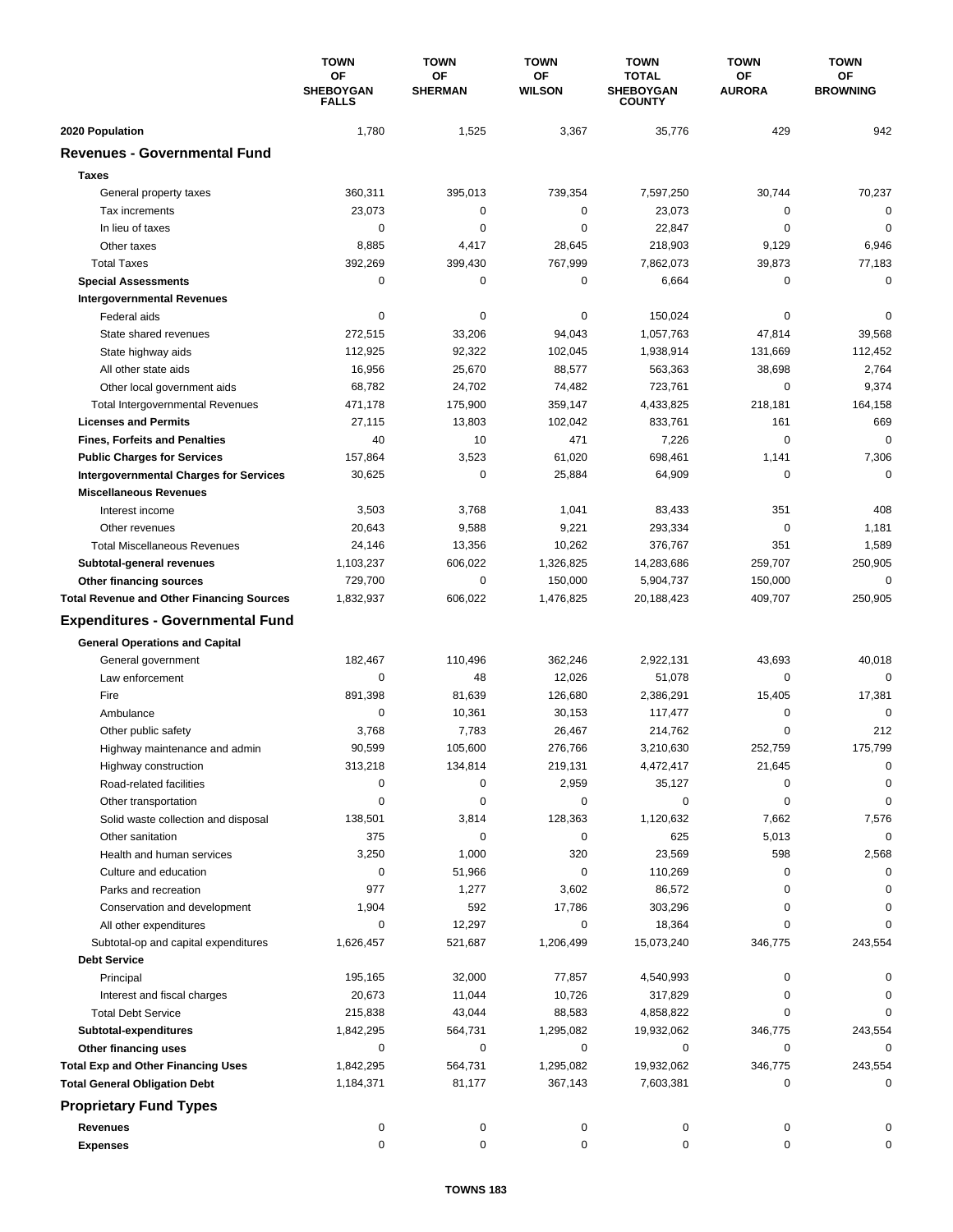| | TOWN OF SHEBOYGAN FALLS | TOWN OF SHERMAN | TOWN OF WILSON | TOWN TOTAL SHEBOYGAN COUNTY | TOWN OF AURORA | TOWN OF BROWNING |
|---|---|---|---|---|---|---|
| **2020 Population** | 1,780 | 1,525 | 3,367 | 35,776 | 429 | 942 |
| **Revenues - Governmental Fund** | | | | | | |
| **Taxes** | | | | | | |
| General property taxes | 360,311 | 395,013 | 739,354 | 7,597,250 | 30,744 | 70,237 |
| Tax increments | 23,073 | 0 | 0 | 23,073 | 0 | 0 |
| In lieu of taxes | 0 | 0 | 0 | 22,847 | 0 | 0 |
| Other taxes | 8,885 | 4,417 | 28,645 | 218,903 | 9,129 | 6,946 |
| Total Taxes | 392,269 | 399,430 | 767,999 | 7,862,073 | 39,873 | 77,183 |
| **Special Assessments** | 0 | 0 | 0 | 6,664 | 0 | 0 |
| **Intergovernmental Revenues** | | | | | | |
| Federal aids | 0 | 0 | 0 | 150,024 | 0 | 0 |
| State shared revenues | 272,515 | 33,206 | 94,043 | 1,057,763 | 47,814 | 39,568 |
| State highway aids | 112,925 | 92,322 | 102,045 | 1,938,914 | 131,669 | 112,452 |
| All other state aids | 16,956 | 25,670 | 88,577 | 563,363 | 38,698 | 2,764 |
| Other local government aids | 68,782 | 24,702 | 74,482 | 723,761 | 0 | 9,374 |
| Total Intergovernmental Revenues | 471,178 | 175,900 | 359,147 | 4,433,825 | 218,181 | 164,158 |
| **Licenses and Permits** | 27,115 | 13,803 | 102,042 | 833,761 | 161 | 669 |
| **Fines, Forfeits and Penalties** | 40 | 10 | 471 | 7,226 | 0 | 0 |
| **Public Charges for Services** | 157,864 | 3,523 | 61,020 | 698,461 | 1,141 | 7,306 |
| **Intergovernmental Charges for Services** | 30,625 | 0 | 25,884 | 64,909 | 0 | 0 |
| **Miscellaneous Revenues** | | | | | | |
| Interest income | 3,503 | 3,768 | 1,041 | 83,433 | 351 | 408 |
| Other revenues | 20,643 | 9,588 | 9,221 | 293,334 | 0 | 1,181 |
| Total Miscellaneous Revenues | 24,146 | 13,356 | 10,262 | 376,767 | 351 | 1,589 |
| **Subtotal-general revenues** | 1,103,237 | 606,022 | 1,326,825 | 14,283,686 | 259,707 | 250,905 |
| **Other financing sources** | 729,700 | 0 | 150,000 | 5,904,737 | 150,000 | 0 |
| **Total Revenue and Other Financing Sources** | 1,832,937 | 606,022 | 1,476,825 | 20,188,423 | 409,707 | 250,905 |
| **Expenditures - Governmental Fund** | | | | | | |
| **General Operations and Capital** | | | | | | |
| General government | 182,467 | 110,496 | 362,246 | 2,922,131 | 43,693 | 40,018 |
| Law enforcement | 0 | 48 | 12,026 | 51,078 | 0 | 0 |
| Fire | 891,398 | 81,639 | 126,680 | 2,386,291 | 15,405 | 17,381 |
| Ambulance | 0 | 10,361 | 30,153 | 117,477 | 0 | 0 |
| Other public safety | 3,768 | 7,783 | 26,467 | 214,762 | 0 | 212 |
| Highway maintenance and admin | 90,599 | 105,600 | 276,766 | 3,210,630 | 252,759 | 175,799 |
| Highway construction | 313,218 | 134,814 | 219,131 | 4,472,417 | 21,645 | 0 |
| Road-related facilities | 0 | 0 | 2,959 | 35,127 | 0 | 0 |
| Other transportation | 0 | 0 | 0 | 0 | 0 | 0 |
| Solid waste collection and disposal | 138,501 | 3,814 | 128,363 | 1,120,632 | 7,662 | 7,576 |
| Other sanitation | 375 | 0 | 0 | 625 | 5,013 | 0 |
| Health and human services | 3,250 | 1,000 | 320 | 23,569 | 598 | 2,568 |
| Culture and education | 0 | 51,966 | 0 | 110,269 | 0 | 0 |
| Parks and recreation | 977 | 1,277 | 3,602 | 86,572 | 0 | 0 |
| Conservation and development | 1,904 | 592 | 17,786 | 303,296 | 0 | 0 |
| All other expenditures | 0 | 12,297 | 0 | 18,364 | 0 | 0 |
| Subtotal-op and capital expenditures | 1,626,457 | 521,687 | 1,206,499 | 15,073,240 | 346,775 | 243,554 |
| **Debt Service** | | | | | | |
| Principal | 195,165 | 32,000 | 77,857 | 4,540,993 | 0 | 0 |
| Interest and fiscal charges | 20,673 | 11,044 | 10,726 | 317,829 | 0 | 0 |
| Total Debt Service | 215,838 | 43,044 | 88,583 | 4,858,822 | 0 | 0 |
| **Subtotal-expenditures** | 1,842,295 | 564,731 | 1,295,082 | 19,932,062 | 346,775 | 243,554 |
| **Other financing uses** | 0 | 0 | 0 | 0 | 0 | 0 |
| **Total Exp and Other Financing Uses** | 1,842,295 | 564,731 | 1,295,082 | 19,932,062 | 346,775 | 243,554 |
| **Total General Obligation Debt** | 1,184,371 | 81,177 | 367,143 | 7,603,381 | 0 | 0 |
| **Proprietary Fund Types** | | | | | | |
| **Revenues** | 0 | 0 | 0 | 0 | 0 | 0 |
| **Expenses** | 0 | 0 | 0 | 0 | 0 | 0 |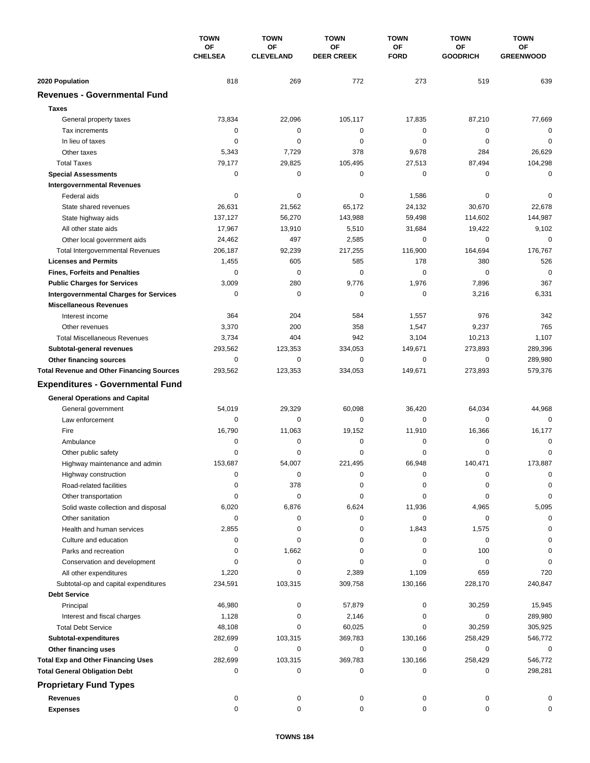| | TOWN OF CHELSEA | TOWN OF CLEVELAND | TOWN OF DEER CREEK | TOWN OF FORD | TOWN OF GOODRICH | TOWN OF GREENWOOD |
|---|---|---|---|---|---|---|
| **2020 Population** | 818 | 269 | 772 | 273 | 519 | 639 |
| **Revenues - Governmental Fund** | | | | | | |
| **Taxes** | | | | | | |
| General property taxes | 73,834 | 22,096 | 105,117 | 17,835 | 87,210 | 77,669 |
| Tax increments | 0 | 0 | 0 | 0 | 0 | 0 |
| In lieu of taxes | 0 | 0 | 0 | 0 | 0 | 0 |
| Other taxes | 5,343 | 7,729 | 378 | 9,678 | 284 | 26,629 |
| Total Taxes | 79,177 | 29,825 | 105,495 | 27,513 | 87,494 | 104,298 |
| **Special Assessments** | 0 | 0 | 0 | 0 | 0 | 0 |
| **Intergovernmental Revenues** | | | | | | |
| Federal aids | 0 | 0 | 0 | 1,586 | 0 | 0 |
| State shared revenues | 26,631 | 21,562 | 65,172 | 24,132 | 30,670 | 22,678 |
| State highway aids | 137,127 | 56,270 | 143,988 | 59,498 | 114,602 | 144,987 |
| All other state aids | 17,967 | 13,910 | 5,510 | 31,684 | 19,422 | 9,102 |
| Other local government aids | 24,462 | 497 | 2,585 | 0 | 0 | 0 |
| Total Intergovernmental Revenues | 206,187 | 92,239 | 217,255 | 116,900 | 164,694 | 176,767 |
| **Licenses and Permits** | 1,455 | 605 | 585 | 178 | 380 | 526 |
| **Fines, Forfeits and Penalties** | 0 | 0 | 0 | 0 | 0 | 0 |
| **Public Charges for Services** | 3,009 | 280 | 9,776 | 1,976 | 7,896 | 367 |
| **Intergovernmental Charges for Services** | 0 | 0 | 0 | 0 | 3,216 | 6,331 |
| **Miscellaneous Revenues** | | | | | | |
| Interest income | 364 | 204 | 584 | 1,557 | 976 | 342 |
| Other revenues | 3,370 | 200 | 358 | 1,547 | 9,237 | 765 |
| Total Miscellaneous Revenues | 3,734 | 404 | 942 | 3,104 | 10,213 | 1,107 |
| **Subtotal-general revenues** | 293,562 | 123,353 | 334,053 | 149,671 | 273,893 | 289,396 |
| **Other financing sources** | 0 | 0 | 0 | 0 | 0 | 289,980 |
| **Total Revenue and Other Financing Sources** | 293,562 | 123,353 | 334,053 | 149,671 | 273,893 | 579,376 |
| **Expenditures - Governmental Fund** | | | | | | |
| **General Operations and Capital** | | | | | | |
| General government | 54,019 | 29,329 | 60,098 | 36,420 | 64,034 | 44,968 |
| Law enforcement | 0 | 0 | 0 | 0 | 0 | 0 |
| Fire | 16,790 | 11,063 | 19,152 | 11,910 | 16,366 | 16,177 |
| Ambulance | 0 | 0 | 0 | 0 | 0 | 0 |
| Other public safety | 0 | 0 | 0 | 0 | 0 | 0 |
| Highway maintenance and admin | 153,687 | 54,007 | 221,495 | 66,948 | 140,471 | 173,887 |
| Highway construction | 0 | 0 | 0 | 0 | 0 | 0 |
| Road-related facilities | 0 | 378 | 0 | 0 | 0 | 0 |
| Other transportation | 0 | 0 | 0 | 0 | 0 | 0 |
| Solid waste collection and disposal | 6,020 | 6,876 | 6,624 | 11,936 | 4,965 | 5,095 |
| Other sanitation | 0 | 0 | 0 | 0 | 0 | 0 |
| Health and human services | 2,855 | 0 | 0 | 1,843 | 1,575 | 0 |
| Culture and education | 0 | 0 | 0 | 0 | 0 | 0 |
| Parks and recreation | 0 | 1,662 | 0 | 0 | 100 | 0 |
| Conservation and development | 0 | 0 | 0 | 0 | 0 | 0 |
| All other expenditures | 1,220 | 0 | 2,389 | 1,109 | 659 | 720 |
| Subtotal-op and capital expenditures | 234,591 | 103,315 | 309,758 | 130,166 | 228,170 | 240,847 |
| **Debt Service** | | | | | | |
| Principal | 46,980 | 0 | 57,879 | 0 | 30,259 | 15,945 |
| Interest and fiscal charges | 1,128 | 0 | 2,146 | 0 | 0 | 289,980 |
| Total Debt Service | 48,108 | 0 | 60,025 | 0 | 30,259 | 305,925 |
| **Subtotal-expenditures** | 282,699 | 103,315 | 369,783 | 130,166 | 258,429 | 546,772 |
| **Other financing uses** | 0 | 0 | 0 | 0 | 0 | 0 |
| **Total Exp and Other Financing Uses** | 282,699 | 103,315 | 369,783 | 130,166 | 258,429 | 546,772 |
| **Total General Obligation Debt** | 0 | 0 | 0 | 0 | 0 | 298,281 |
| **Proprietary Fund Types** | | | | | | |
| **Revenues** | 0 | 0 | 0 | 0 | 0 | 0 |
| **Expenses** | 0 | 0 | 0 | 0 | 0 | 0 |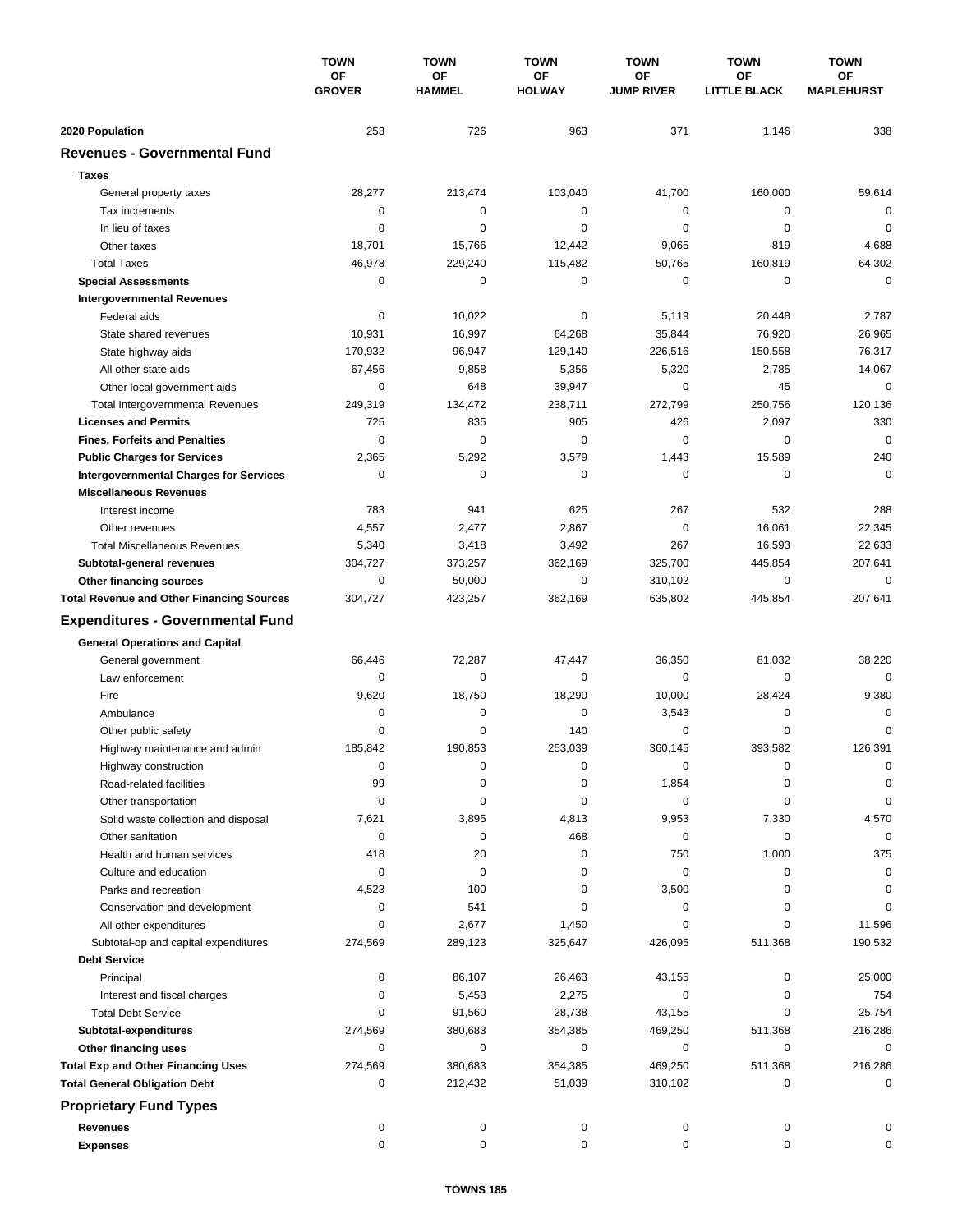| | TOWN OF GROVER | TOWN OF HAMMEL | TOWN OF HOLWAY | TOWN OF JUMP RIVER | TOWN OF LITTLE BLACK | TOWN OF MAPLEHURST |
|---|---|---|---|---|---|---|
| **2020 Population** | 253 | 726 | 963 | 371 | 1,146 | 338 |
| **Revenues - Governmental Fund** | | | | | | |
| **Taxes** | | | | | | |
| General property taxes | 28,277 | 213,474 | 103,040 | 41,700 | 160,000 | 59,614 |
| Tax increments | 0 | 0 | 0 | 0 | 0 | 0 |
| In lieu of taxes | 0 | 0 | 0 | 0 | 0 | 0 |
| Other taxes | 18,701 | 15,766 | 12,442 | 9,065 | 819 | 4,688 |
| Total Taxes | 46,978 | 229,240 | 115,482 | 50,765 | 160,819 | 64,302 |
| **Special Assessments** | 0 | 0 | 0 | 0 | 0 | 0 |
| **Intergovernmental Revenues** | | | | | | |
| Federal aids | 0 | 10,022 | 0 | 5,119 | 20,448 | 2,787 |
| State shared revenues | 10,931 | 16,997 | 64,268 | 35,844 | 76,920 | 26,965 |
| State highway aids | 170,932 | 96,947 | 129,140 | 226,516 | 150,558 | 76,317 |
| All other state aids | 67,456 | 9,858 | 5,356 | 5,320 | 2,785 | 14,067 |
| Other local government aids | 0 | 648 | 39,947 | 0 | 45 | 0 |
| Total Intergovernmental Revenues | 249,319 | 134,472 | 238,711 | 272,799 | 250,756 | 120,136 |
| **Licenses and Permits** | 725 | 835 | 905 | 426 | 2,097 | 330 |
| **Fines, Forfeits and Penalties** | 0 | 0 | 0 | 0 | 0 | 0 |
| **Public Charges for Services** | 2,365 | 5,292 | 3,579 | 1,443 | 15,589 | 240 |
| **Intergovernmental Charges for Services** | 0 | 0 | 0 | 0 | 0 | 0 |
| **Miscellaneous Revenues** | | | | | | |
| Interest income | 783 | 941 | 625 | 267 | 532 | 288 |
| Other revenues | 4,557 | 2,477 | 2,867 | 0 | 16,061 | 22,345 |
| Total Miscellaneous Revenues | 5,340 | 3,418 | 3,492 | 267 | 16,593 | 22,633 |
| **Subtotal-general revenues** | 304,727 | 373,257 | 362,169 | 325,700 | 445,854 | 207,641 |
| **Other financing sources** | 0 | 50,000 | 0 | 310,102 | 0 | 0 |
| **Total Revenue and Other Financing Sources** | 304,727 | 423,257 | 362,169 | 635,802 | 445,854 | 207,641 |
| **Expenditures - Governmental Fund** | | | | | | |
| **General Operations and Capital** | | | | | | |
| General government | 66,446 | 72,287 | 47,447 | 36,350 | 81,032 | 38,220 |
| Law enforcement | 0 | 0 | 0 | 0 | 0 | 0 |
| Fire | 9,620 | 18,750 | 18,290 | 10,000 | 28,424 | 9,380 |
| Ambulance | 0 | 0 | 0 | 3,543 | 0 | 0 |
| Other public safety | 0 | 0 | 140 | 0 | 0 | 0 |
| Highway maintenance and admin | 185,842 | 190,853 | 253,039 | 360,145 | 393,582 | 126,391 |
| Highway construction | 0 | 0 | 0 | 0 | 0 | 0 |
| Road-related facilities | 99 | 0 | 0 | 1,854 | 0 | 0 |
| Other transportation | 0 | 0 | 0 | 0 | 0 | 0 |
| Solid waste collection and disposal | 7,621 | 3,895 | 4,813 | 9,953 | 7,330 | 4,570 |
| Other sanitation | 0 | 0 | 468 | 0 | 0 | 0 |
| Health and human services | 418 | 20 | 0 | 750 | 1,000 | 375 |
| Culture and education | 0 | 0 | 0 | 0 | 0 | 0 |
| Parks and recreation | 4,523 | 100 | 0 | 3,500 | 0 | 0 |
| Conservation and development | 0 | 541 | 0 | 0 | 0 | 0 |
| All other expenditures | 0 | 2,677 | 1,450 | 0 | 0 | 11,596 |
| Subtotal-op and capital expenditures | 274,569 | 289,123 | 325,647 | 426,095 | 511,368 | 190,532 |
| **Debt Service** | | | | | | |
| Principal | 0 | 86,107 | 26,463 | 43,155 | 0 | 25,000 |
| Interest and fiscal charges | 0 | 5,453 | 2,275 | 0 | 0 | 754 |
| Total Debt Service | 0 | 91,560 | 28,738 | 43,155 | 0 | 25,754 |
| **Subtotal-expenditures** | 274,569 | 380,683 | 354,385 | 469,250 | 511,368 | 216,286 |
| **Other financing uses** | 0 | 0 | 0 | 0 | 0 | 0 |
| **Total Exp and Other Financing Uses** | 274,569 | 380,683 | 354,385 | 469,250 | 511,368 | 216,286 |
| **Total General Obligation Debt** | 0 | 212,432 | 51,039 | 310,102 | 0 | 0 |
| **Proprietary Fund Types** | | | | | | |
| **Revenues** | 0 | 0 | 0 | 0 | 0 | 0 |
| **Expenses** | 0 | 0 | 0 | 0 | 0 | 0 |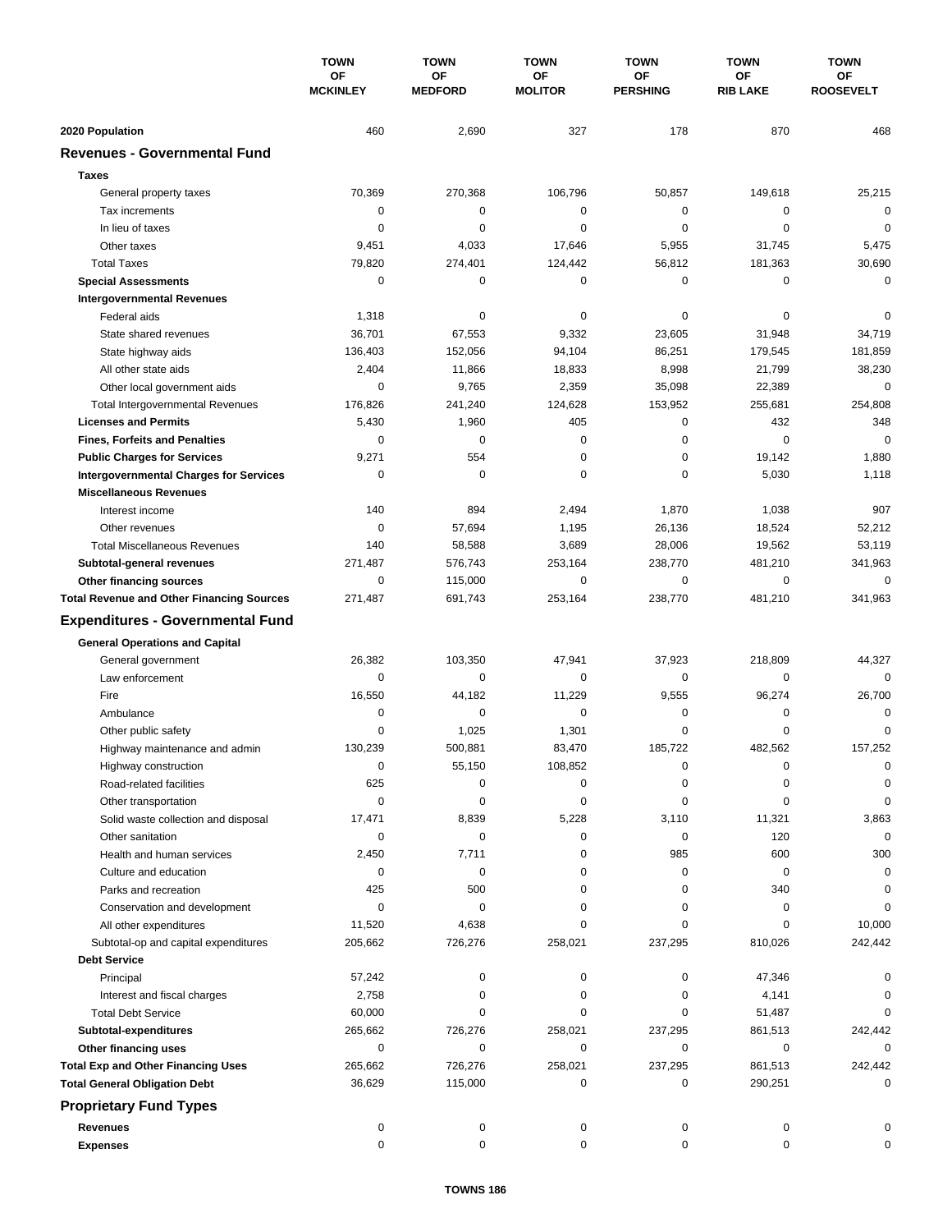| | TOWN OF MCKINLEY | TOWN OF MEDFORD | TOWN OF MOLITOR | TOWN OF PERSHING | TOWN OF RIB LAKE | TOWN OF ROOSEVELT |
|---|---|---|---|---|---|---|
| **2020 Population** | 460 | 2,690 | 327 | 178 | 870 | 468 |
| **Revenues - Governmental Fund** | | | | | | |
| **Taxes** | | | | | | |
| General property taxes | 70,369 | 270,368 | 106,796 | 50,857 | 149,618 | 25,215 |
| Tax increments | 0 | 0 | 0 | 0 | 0 | 0 |
| In lieu of taxes | 0 | 0 | 0 | 0 | 0 | 0 |
| Other taxes | 9,451 | 4,033 | 17,646 | 5,955 | 31,745 | 5,475 |
| Total Taxes | 79,820 | 274,401 | 124,442 | 56,812 | 181,363 | 30,690 |
| **Special Assessments** | 0 | 0 | 0 | 0 | 0 | 0 |
| **Intergovernmental Revenues** | | | | | | |
| Federal aids | 1,318 | 0 | 0 | 0 | 0 | 0 |
| State shared revenues | 36,701 | 67,553 | 9,332 | 23,605 | 31,948 | 34,719 |
| State highway aids | 136,403 | 152,056 | 94,104 | 86,251 | 179,545 | 181,859 |
| All other state aids | 2,404 | 11,866 | 18,833 | 8,998 | 21,799 | 38,230 |
| Other local government aids | 0 | 9,765 | 2,359 | 35,098 | 22,389 | 0 |
| Total Intergovernmental Revenues | 176,826 | 241,240 | 124,628 | 153,952 | 255,681 | 254,808 |
| **Licenses and Permits** | 5,430 | 1,960 | 405 | 0 | 432 | 348 |
| **Fines, Forfeits and Penalties** | 0 | 0 | 0 | 0 | 0 | 0 |
| **Public Charges for Services** | 9,271 | 554 | 0 | 0 | 19,142 | 1,880 |
| **Intergovernmental Charges for Services** | 0 | 0 | 0 | 0 | 5,030 | 1,118 |
| **Miscellaneous Revenues** | | | | | | |
| Interest income | 140 | 894 | 2,494 | 1,870 | 1,038 | 907 |
| Other revenues | 0 | 57,694 | 1,195 | 26,136 | 18,524 | 52,212 |
| Total Miscellaneous Revenues | 140 | 58,588 | 3,689 | 28,006 | 19,562 | 53,119 |
| **Subtotal-general revenues** | 271,487 | 576,743 | 253,164 | 238,770 | 481,210 | 341,963 |
| **Other financing sources** | 0 | 115,000 | 0 | 0 | 0 | 0 |
| **Total Revenue and Other Financing Sources** | 271,487 | 691,743 | 253,164 | 238,770 | 481,210 | 341,963 |
| **Expenditures - Governmental Fund** | | | | | | |
| **General Operations and Capital** | | | | | | |
| General government | 26,382 | 103,350 | 47,941 | 37,923 | 218,809 | 44,327 |
| Law enforcement | 0 | 0 | 0 | 0 | 0 | 0 |
| Fire | 16,550 | 44,182 | 11,229 | 9,555 | 96,274 | 26,700 |
| Ambulance | 0 | 0 | 0 | 0 | 0 | 0 |
| Other public safety | 0 | 1,025 | 1,301 | 0 | 0 | 0 |
| Highway maintenance and admin | 130,239 | 500,881 | 83,470 | 185,722 | 482,562 | 157,252 |
| Highway construction | 0 | 55,150 | 108,852 | 0 | 0 | 0 |
| Road-related facilities | 625 | 0 | 0 | 0 | 0 | 0 |
| Other transportation | 0 | 0 | 0 | 0 | 0 | 0 |
| Solid waste collection and disposal | 17,471 | 8,839 | 5,228 | 3,110 | 11,321 | 3,863 |
| Other sanitation | 0 | 0 | 0 | 0 | 120 | 0 |
| Health and human services | 2,450 | 7,711 | 0 | 985 | 600 | 300 |
| Culture and education | 0 | 0 | 0 | 0 | 0 | 0 |
| Parks and recreation | 425 | 500 | 0 | 0 | 340 | 0 |
| Conservation and development | 0 | 0 | 0 | 0 | 0 | 0 |
| All other expenditures | 11,520 | 4,638 | 0 | 0 | 0 | 10,000 |
| Subtotal-op and capital expenditures | 205,662 | 726,276 | 258,021 | 237,295 | 810,026 | 242,442 |
| **Debt Service** | | | | | | |
| Principal | 57,242 | 0 | 0 | 0 | 47,346 | 0 |
| Interest and fiscal charges | 2,758 | 0 | 0 | 0 | 4,141 | 0 |
| Total Debt Service | 60,000 | 0 | 0 | 0 | 51,487 | 0 |
| **Subtotal-expenditures** | 265,662 | 726,276 | 258,021 | 237,295 | 861,513 | 242,442 |
| **Other financing uses** | 0 | 0 | 0 | 0 | 0 | 0 |
| **Total Exp and Other Financing Uses** | 265,662 | 726,276 | 258,021 | 237,295 | 861,513 | 242,442 |
| **Total General Obligation Debt** | 36,629 | 115,000 | 0 | 0 | 290,251 | 0 |
| **Proprietary Fund Types** | | | | | | |
| **Revenues** | 0 | 0 | 0 | 0 | 0 | 0 |
| **Expenses** | 0 | 0 | 0 | 0 | 0 | 0 |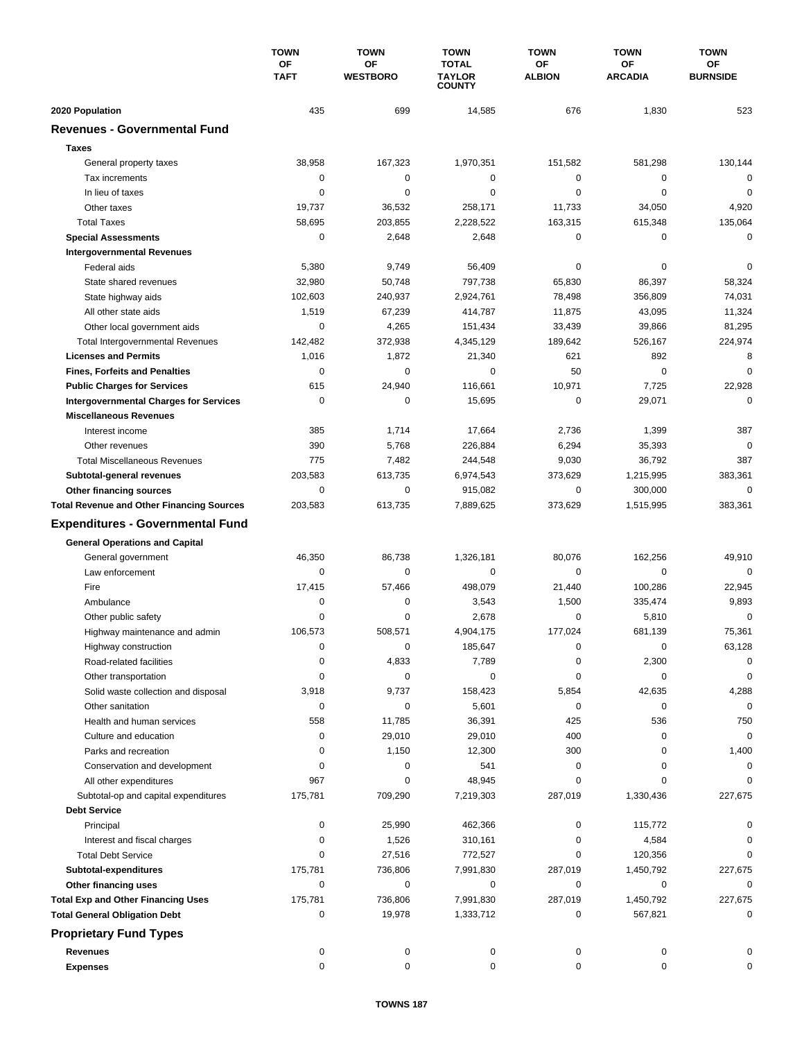| | TOWN OF TAFT | TOWN OF WESTBORO | TOWN TOTAL TAYLOR COUNTY | TOWN OF ALBION | TOWN OF ARCADIA | TOWN OF BURNSIDE |
|---|---|---|---|---|---|---|
| **2020 Population** | 435 | 699 | 14,585 | 676 | 1,830 | 523 |
| **Revenues - Governmental Fund** | | | | | | |
| **Taxes** | | | | | | |
| General property taxes | 38,958 | 167,323 | 1,970,351 | 151,582 | 581,298 | 130,144 |
| Tax increments | 0 | 0 | 0 | 0 | 0 | 0 |
| In lieu of taxes | 0 | 0 | 0 | 0 | 0 | 0 |
| Other taxes | 19,737 | 36,532 | 258,171 | 11,733 | 34,050 | 4,920 |
| Total Taxes | 58,695 | 203,855 | 2,228,522 | 163,315 | 615,348 | 135,064 |
| **Special Assessments** | 0 | 2,648 | 2,648 | 0 | 0 | 0 |
| **Intergovernmental Revenues** | | | | | | |
| Federal aids | 5,380 | 9,749 | 56,409 | 0 | 0 | 0 |
| State shared revenues | 32,980 | 50,748 | 797,738 | 65,830 | 86,397 | 58,324 |
| State highway aids | 102,603 | 240,937 | 2,924,761 | 78,498 | 356,809 | 74,031 |
| All other state aids | 1,519 | 67,239 | 414,787 | 11,875 | 43,095 | 11,324 |
| Other local government aids | 0 | 4,265 | 151,434 | 33,439 | 39,866 | 81,295 |
| Total Intergovernmental Revenues | 142,482 | 372,938 | 4,345,129 | 189,642 | 526,167 | 224,974 |
| **Licenses and Permits** | 1,016 | 1,872 | 21,340 | 621 | 892 | 8 |
| **Fines, Forfeits and Penalties** | 0 | 0 | 0 | 50 | 0 | 0 |
| **Public Charges for Services** | 615 | 24,940 | 116,661 | 10,971 | 7,725 | 22,928 |
| **Intergovernmental Charges for Services** | 0 | 0 | 15,695 | 0 | 29,071 | 0 |
| **Miscellaneous Revenues** | | | | | | |
| Interest income | 385 | 1,714 | 17,664 | 2,736 | 1,399 | 387 |
| Other revenues | 390 | 5,768 | 226,884 | 6,294 | 35,393 | 0 |
| Total Miscellaneous Revenues | 775 | 7,482 | 244,548 | 9,030 | 36,792 | 387 |
| **Subtotal-general revenues** | 203,583 | 613,735 | 6,974,543 | 373,629 | 1,215,995 | 383,361 |
| **Other financing sources** | 0 | 0 | 915,082 | 0 | 300,000 | 0 |
| **Total Revenue and Other Financing Sources** | 203,583 | 613,735 | 7,889,625 | 373,629 | 1,515,995 | 383,361 |
| **Expenditures - Governmental Fund** | | | | | | |
| **General Operations and Capital** | | | | | | |
| General government | 46,350 | 86,738 | 1,326,181 | 80,076 | 162,256 | 49,910 |
| Law enforcement | 0 | 0 | 0 | 0 | 0 | 0 |
| Fire | 17,415 | 57,466 | 498,079 | 21,440 | 100,286 | 22,945 |
| Ambulance | 0 | 0 | 3,543 | 1,500 | 335,474 | 9,893 |
| Other public safety | 0 | 0 | 2,678 | 0 | 5,810 | 0 |
| Highway maintenance and admin | 106,573 | 508,571 | 4,904,175 | 177,024 | 681,139 | 75,361 |
| Highway construction | 0 | 0 | 185,647 | 0 | 0 | 63,128 |
| Road-related facilities | 0 | 4,833 | 7,789 | 0 | 2,300 | 0 |
| Other transportation | 0 | 0 | 0 | 0 | 0 | 0 |
| Solid waste collection and disposal | 3,918 | 9,737 | 158,423 | 5,854 | 42,635 | 4,288 |
| Other sanitation | 0 | 0 | 5,601 | 0 | 0 | 0 |
| Health and human services | 558 | 11,785 | 36,391 | 425 | 536 | 750 |
| Culture and education | 0 | 29,010 | 29,010 | 400 | 0 | 0 |
| Parks and recreation | 0 | 1,150 | 12,300 | 300 | 0 | 1,400 |
| Conservation and development | 0 | 0 | 541 | 0 | 0 | 0 |
| All other expenditures | 967 | 0 | 48,945 | 0 | 0 | 0 |
| Subtotal-op and capital expenditures | 175,781 | 709,290 | 7,219,303 | 287,019 | 1,330,436 | 227,675 |
| **Debt Service** | | | | | | |
| Principal | 0 | 25,990 | 462,366 | 0 | 115,772 | 0 |
| Interest and fiscal charges | 0 | 1,526 | 310,161 | 0 | 4,584 | 0 |
| Total Debt Service | 0 | 27,516 | 772,527 | 0 | 120,356 | 0 |
| **Subtotal-expenditures** | 175,781 | 736,806 | 7,991,830 | 287,019 | 1,450,792 | 227,675 |
| **Other financing uses** | 0 | 0 | 0 | 0 | 0 | 0 |
| **Total Exp and Other Financing Uses** | 175,781 | 736,806 | 7,991,830 | 287,019 | 1,450,792 | 227,675 |
| **Total General Obligation Debt** | 0 | 19978 | 1,333,712 | 0 | 567,821 | 0 |
| **Proprietary Fund Types** | | | | | | |
| **Revenues** | 0 | 0 | 0 | 0 | 0 | 0 |
| **Expenses** | 0 | 0 | 0 | 0 | 0 | 0 |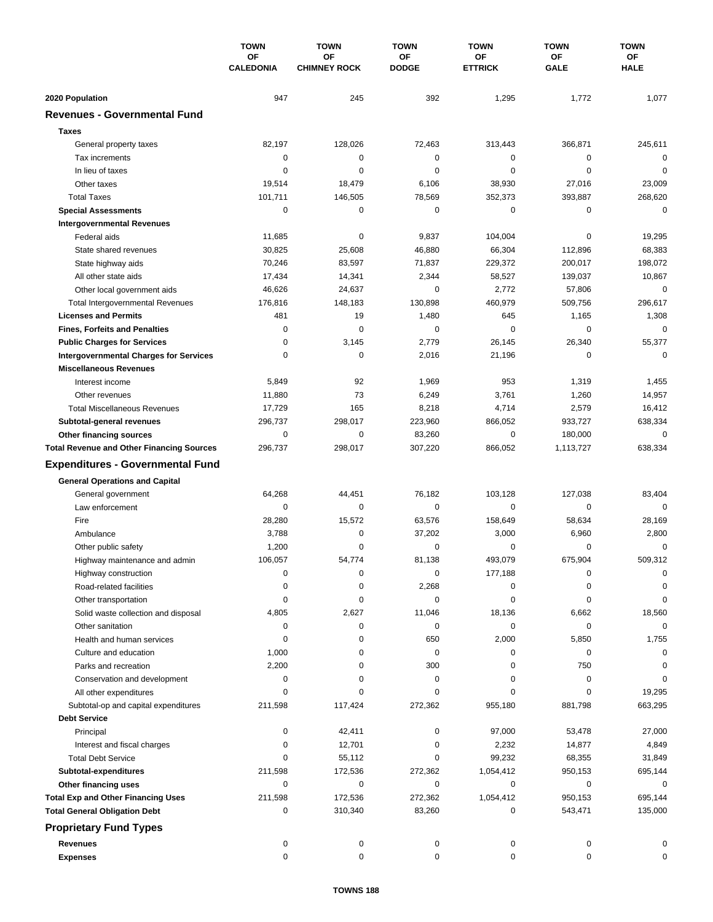| | TOWN OF CALEDONIA | TOWN OF CHIMNEY ROCK | TOWN OF DODGE | TOWN OF ETTRICK | TOWN OF GALE | TOWN OF HALE |
|---|---|---|---|---|---|---|
| **2020 Population** | 947 | 245 | 392 | 1,295 | 1,772 | 1,077 |
| **Revenues - Governmental Fund** | | | | | | |
| **Taxes** | | | | | | |
| General property taxes | 82,197 | 128,026 | 72,463 | 313,443 | 366,871 | 245,611 |
| Tax increments | 0 | 0 | 0 | 0 | 0 | 0 |
| In lieu of taxes | 0 | 0 | 0 | 0 | 0 | 0 |
| Other taxes | 19,514 | 18,479 | 6,106 | 38,930 | 27,016 | 23,009 |
| Total Taxes | 101,711 | 146,505 | 78,569 | 352,373 | 393,887 | 268,620 |
| **Special Assessments** | 0 | 0 | 0 | 0 | 0 | 0 |
| **Intergovernmental Revenues** | | | | | | |
| Federal aids | 11,685 | 0 | 9,837 | 104,004 | 0 | 19,295 |
| State shared revenues | 30,825 | 25,608 | 46,880 | 66,304 | 112,896 | 68,383 |
| State highway aids | 70,246 | 83,597 | 71,837 | 229,372 | 200,017 | 198,072 |
| All other state aids | 17,434 | 14,341 | 2,344 | 58,527 | 139,037 | 10,867 |
| Other local government aids | 46,626 | 24,637 | 0 | 2,772 | 57,806 | 0 |
| Total Intergovernmental Revenues | 176,816 | 148,183 | 130,898 | 460,979 | 509,756 | 296,617 |
| **Licenses and Permits** | 481 | 19 | 1,480 | 645 | 1,165 | 1,308 |
| **Fines, Forfeits and Penalties** | 0 | 0 | 0 | 0 | 0 | 0 |
| **Public Charges for Services** | 0 | 3,145 | 2,779 | 26,145 | 26,340 | 55,377 |
| **Intergovernmental Charges for Services** | 0 | 0 | 2,016 | 21,196 | 0 | 0 |
| **Miscellaneous Revenues** | | | | | | |
| Interest income | 5,849 | 92 | 1,969 | 953 | 1,319 | 1,455 |
| Other revenues | 11,880 | 73 | 6,249 | 3,761 | 1,260 | 14,957 |
| Total Miscellaneous Revenues | 17,729 | 165 | 8,218 | 4,714 | 2,579 | 16,412 |
| **Subtotal-general revenues** | 296,737 | 298,017 | 223,960 | 866,052 | 933,727 | 638,334 |
| **Other financing sources** | 0 | 0 | 83,260 | 0 | 180,000 | 0 |
| **Total Revenue and Other Financing Sources** | 296,737 | 298,017 | 307,220 | 866,052 | 1,113,727 | 638,334 |
| **Expenditures - Governmental Fund** | | | | | | |
| **General Operations and Capital** | | | | | | |
| General government | 64,268 | 44,451 | 76,182 | 103,128 | 127,038 | 83,404 |
| Law enforcement | 0 | 0 | 0 | 0 | 0 | 0 |
| Fire | 28,280 | 15,572 | 63,576 | 158,649 | 58,634 | 28,169 |
| Ambulance | 3,788 | 0 | 37,202 | 3,000 | 6,960 | 2,800 |
| Other public safety | 1,200 | 0 | 0 | 0 | 0 | 0 |
| Highway maintenance and admin | 106,057 | 54,774 | 81,138 | 493,079 | 675,904 | 509,312 |
| Highway construction | 0 | 0 | 0 | 177,188 | 0 | 0 |
| Road-related facilities | 0 | 0 | 2,268 | 0 | 0 | 0 |
| Other transportation | 0 | 0 | 0 | 0 | 0 | 0 |
| Solid waste collection and disposal | 4,805 | 2,627 | 11,046 | 18,136 | 6,662 | 18,560 |
| Other sanitation | 0 | 0 | 0 | 0 | 0 | 0 |
| Health and human services | 0 | 0 | 650 | 2,000 | 5,850 | 1,755 |
| Culture and education | 1,000 | 0 | 0 | 0 | 0 | 0 |
| Parks and recreation | 2,200 | 0 | 300 | 0 | 750 | 0 |
| Conservation and development | 0 | 0 | 0 | 0 | 0 | 0 |
| All other expenditures | 0 | 0 | 0 | 0 | 0 | 19,295 |
| Subtotal-op and capital expenditures | 211,598 | 117,424 | 272,362 | 955,180 | 881,798 | 663,295 |
| **Debt Service** | | | | | | |
| Principal | 0 | 42,411 | 0 | 97,000 | 53,478 | 27,000 |
| Interest and fiscal charges | 0 | 12,701 | 0 | 2,232 | 14,877 | 4,849 |
| Total Debt Service | 0 | 55,112 | 0 | 99,232 | 68,355 | 31,849 |
| **Subtotal-expenditures** | 211,598 | 172,536 | 272,362 | 1,054,412 | 950,153 | 695,144 |
| **Other financing uses** | 0 | 0 | 0 | 0 | 0 | 0 |
| **Total Exp and Other Financing Uses** | 211,598 | 172,536 | 272,362 | 1,054,412 | 950,153 | 695,144 |
| **Total General Obligation Debt** | 0 | 310,340 | 83,260 | 0 | 543,471 | 135,000 |
| **Proprietary Fund Types** | | | | | | |
| **Revenues** | 0 | 0 | 0 | 0 | 0 | 0 |
| **Expenses** | 0 | 0 | 0 | 0 | 0 | 0 |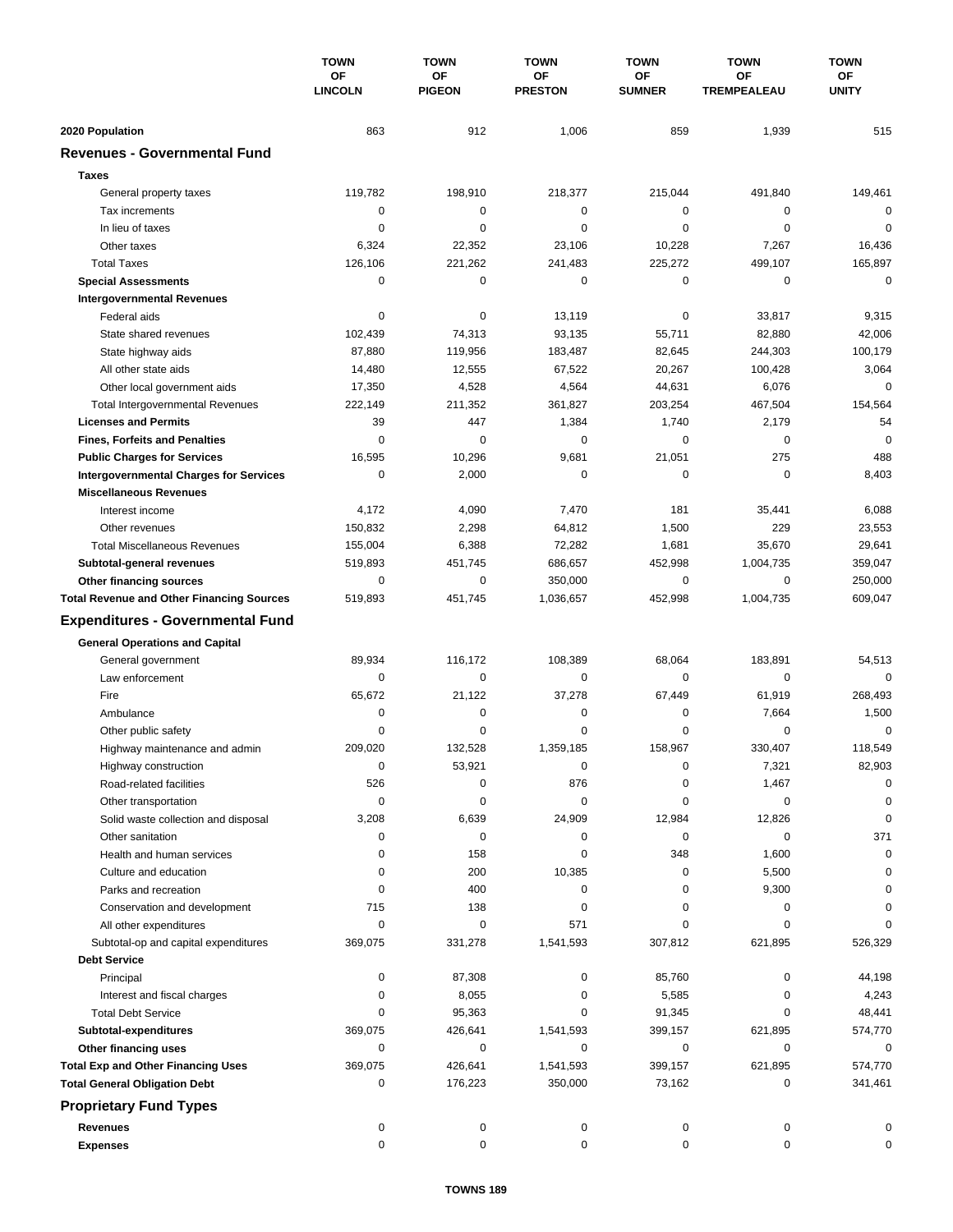| | TOWN OF LINCOLN | TOWN OF PIGEON | TOWN OF PRESTON | TOWN OF SUMNER | TOWN OF TREMPEALEAU | TOWN OF UNITY |
|---|---|---|---|---|---|---|
| **2020 Population** | 863 | 912 | 1,006 | 859 | 1,939 | 515 |
| **Revenues - Governmental Fund** | | | | | | |
| **Taxes** | | | | | | |
| General property taxes | 119,782 | 198,910 | 218,377 | 215,044 | 491,840 | 149,461 |
| Tax increments | 0 | 0 | 0 | 0 | 0 | 0 |
| In lieu of taxes | 0 | 0 | 0 | 0 | 0 | 0 |
| Other taxes | 6,324 | 22,352 | 23,106 | 10,228 | 7,267 | 16,436 |
| Total Taxes | 126,106 | 221,262 | 241,483 | 225,272 | 499,107 | 165,897 |
| **Special Assessments** | 0 | 0 | 0 | 0 | 0 | 0 |
| **Intergovernmental Revenues** | | | | | | |
| Federal aids | 0 | 0 | 13,119 | 0 | 33,817 | 9,315 |
| State shared revenues | 102,439 | 74,313 | 93,135 | 55,711 | 82,880 | 42,006 |
| State highway aids | 87,880 | 119,956 | 183,487 | 82,645 | 244,303 | 100,179 |
| All other state aids | 14,480 | 12,555 | 67,522 | 20,267 | 100,428 | 3,064 |
| Other local government aids | 17,350 | 4,528 | 4,564 | 44,631 | 6,076 | 0 |
| Total Intergovernmental Revenues | 222,149 | 211,352 | 361,827 | 203,254 | 467,504 | 154,564 |
| **Licenses and Permits** | 39 | 447 | 1,384 | 1,740 | 2,179 | 54 |
| **Fines, Forfeits and Penalties** | 0 | 0 | 0 | 0 | 0 | 0 |
| **Public Charges for Services** | 16,595 | 10,296 | 9,681 | 21,051 | 275 | 488 |
| **Intergovernmental Charges for Services** | 0 | 2,000 | 0 | 0 | 0 | 8,403 |
| **Miscellaneous Revenues** | | | | | | |
| Interest income | 4,172 | 4,090 | 7,470 | 181 | 35,441 | 6,088 |
| Other revenues | 150,832 | 2,298 | 64,812 | 1,500 | 229 | 23,553 |
| Total Miscellaneous Revenues | 155,004 | 6,388 | 72,282 | 1,681 | 35,670 | 29,641 |
| **Subtotal-general revenues** | 519,893 | 451,745 | 686,657 | 452,998 | 1,004,735 | 359,047 |
| **Other financing sources** | 0 | 0 | 350,000 | 0 | 0 | 250,000 |
| **Total Revenue and Other Financing Sources** | 519,893 | 451,745 | 1,036,657 | 452,998 | 1,004,735 | 609,047 |
| **Expenditures - Governmental Fund** | | | | | | |
| **General Operations and Capital** | | | | | | |
| General government | 89,934 | 116,172 | 108,389 | 68,064 | 183,891 | 54,513 |
| Law enforcement | 0 | 0 | 0 | 0 | 0 | 0 |
| Fire | 65,672 | 21,122 | 37,278 | 67,449 | 61,919 | 268,493 |
| Ambulance | 0 | 0 | 0 | 0 | 7,664 | 1,500 |
| Other public safety | 0 | 0 | 0 | 0 | 0 | 0 |
| Highway maintenance and admin | 209,020 | 132,528 | 1,359,185 | 158,967 | 330,407 | 118,549 |
| Highway construction | 0 | 53,921 | 0 | 0 | 7,321 | 82,903 |
| Road-related facilities | 526 | 0 | 876 | 0 | 1,467 | 0 |
| Other transportation | 0 | 0 | 0 | 0 | 0 | 0 |
| Solid waste collection and disposal | 3,208 | 6,639 | 24,909 | 12,984 | 12,826 | 0 |
| Other sanitation | 0 | 0 | 0 | 0 | 0 | 371 |
| Health and human services | 0 | 158 | 0 | 348 | 1,600 | 0 |
| Culture and education | 0 | 200 | 10,385 | 0 | 5,500 | 0 |
| Parks and recreation | 0 | 400 | 0 | 0 | 9,300 | 0 |
| Conservation and development | 715 | 138 | 0 | 0 | 0 | 0 |
| All other expenditures | 0 | 0 | 571 | 0 | 0 | 0 |
| Subtotal-op and capital expenditures | 369,075 | 331,278 | 1,541,593 | 307,812 | 621,895 | 526,329 |
| **Debt Service** | | | | | | |
| Principal | 0 | 87,308 | 0 | 85,760 | 0 | 44,198 |
| Interest and fiscal charges | 0 | 8,055 | 0 | 5,585 | 0 | 4,243 |
| Total Debt Service | 0 | 95,363 | 0 | 91,345 | 0 | 48,441 |
| **Subtotal-expenditures** | 369,075 | 426,641 | 1,541,593 | 399,157 | 621,895 | 574,770 |
| **Other financing uses** | 0 | 0 | 0 | 0 | 0 | 0 |
| **Total Exp and Other Financing Uses** | 369,075 | 426,641 | 1,541,593 | 399,157 | 621,895 | 574,770 |
| **Total General Obligation Debt** | 0 | 176,223 | 350,000 | 73,162 | 0 | 341,461 |
| **Proprietary Fund Types** | | | | | | |
| **Revenues** | 0 | 0 | 0 | 0 | 0 | 0 |
| **Expenses** | 0 | 0 | 0 | 0 | 0 | 0 |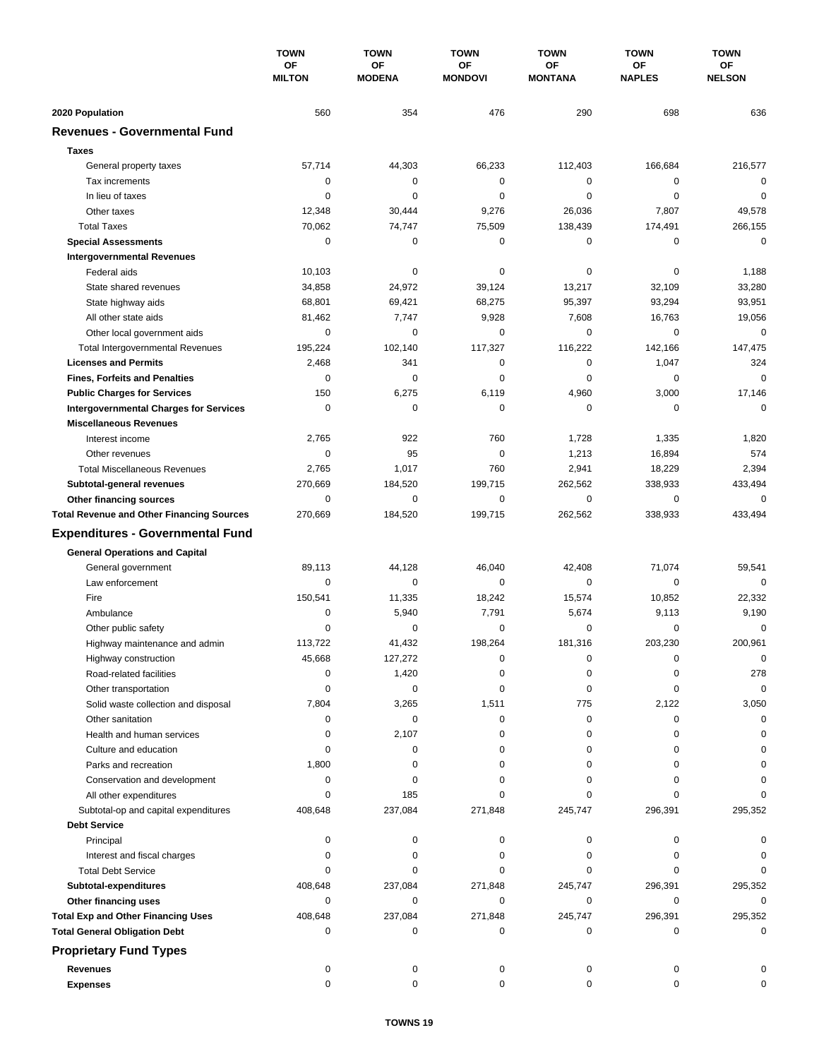| | TOWN OF MILTON | TOWN OF MODENA | TOWN OF MONDOVI | TOWN OF MONTANA | TOWN OF NAPLES | TOWN OF NELSON |
|---|---|---|---|---|---|---|
| **2020 Population** | 560 | 354 | 476 | 290 | 698 | 636 |
| **Revenues - Governmental Fund** | | | | | | |
| **Taxes** | | | | | | |
| General property taxes | 57,714 | 44,303 | 66,233 | 112,403 | 166,684 | 216,577 |
| Tax increments | 0 | 0 | 0 | 0 | 0 | 0 |
| In lieu of taxes | 0 | 0 | 0 | 0 | 0 | 0 |
| Other taxes | 12,348 | 30,444 | 9,276 | 26,036 | 7,807 | 49,578 |
| Total Taxes | 70,062 | 74,747 | 75,509 | 138,439 | 174,491 | 266,155 |
| **Special Assessments** | 0 | 0 | 0 | 0 | 0 | 0 |
| **Intergovernmental Revenues** | | | | | | |
| Federal aids | 10,103 | 0 | 0 | 0 | 0 | 1,188 |
| State shared revenues | 34,858 | 24,972 | 39,124 | 13,217 | 32,109 | 33,280 |
| State highway aids | 68,801 | 69,421 | 68,275 | 95,397 | 93,294 | 93,951 |
| All other state aids | 81,462 | 7,747 | 9,928 | 7,608 | 16,763 | 19,056 |
| Other local government aids | 0 | 0 | 0 | 0 | 0 | 0 |
| Total Intergovernmental Revenues | 195,224 | 102,140 | 117,327 | 116,222 | 142,166 | 147,475 |
| **Licenses and Permits** | 2,468 | 341 | 0 | 0 | 1,047 | 324 |
| **Fines, Forfeits and Penalties** | 0 | 0 | 0 | 0 | 0 | 0 |
| **Public Charges for Services** | 150 | 6,275 | 6,119 | 4,960 | 3,000 | 17,146 |
| **Intergovernmental Charges for Services** | 0 | 0 | 0 | 0 | 0 | 0 |
| **Miscellaneous Revenues** | | | | | | |
| Interest income | 2,765 | 922 | 760 | 1,728 | 1,335 | 1,820 |
| Other revenues | 0 | 95 | 0 | 1,213 | 16,894 | 574 |
| Total Miscellaneous Revenues | 2,765 | 1,017 | 760 | 2,941 | 18,229 | 2,394 |
| **Subtotal-general revenues** | 270,669 | 184,520 | 199,715 | 262,562 | 338,933 | 433,494 |
| **Other financing sources** | 0 | 0 | 0 | 0 | 0 | 0 |
| **Total Revenue and Other Financing Sources** | 270,669 | 184,520 | 199,715 | 262,562 | 338,933 | 433,494 |
| **Expenditures - Governmental Fund** | | | | | | |
| **General Operations and Capital** | | | | | | |
| General government | 89,113 | 44,128 | 46,040 | 42,408 | 71,074 | 59,541 |
| Law enforcement | 0 | 0 | 0 | 0 | 0 | 0 |
| Fire | 150,541 | 11,335 | 18,242 | 15,574 | 10,852 | 22,332 |
| Ambulance | 0 | 5,940 | 7,791 | 5,674 | 9,113 | 9,190 |
| Other public safety | 0 | 0 | 0 | 0 | 0 | 0 |
| Highway maintenance and admin | 113,722 | 41,432 | 198,264 | 181,316 | 203,230 | 200,961 |
| Highway construction | 45,668 | 127,272 | 0 | 0 | 0 | 0 |
| Road-related facilities | 0 | 1,420 | 0 | 0 | 0 | 278 |
| Other transportation | 0 | 0 | 0 | 0 | 0 | 0 |
| Solid waste collection and disposal | 7,804 | 3,265 | 1,511 | 775 | 2,122 | 3,050 |
| Other sanitation | 0 | 0 | 0 | 0 | 0 | 0 |
| Health and human services | 0 | 2,107 | 0 | 0 | 0 | 0 |
| Culture and education | 0 | 0 | 0 | 0 | 0 | 0 |
| Parks and recreation | 1,800 | 0 | 0 | 0 | 0 | 0 |
| Conservation and development | 0 | 0 | 0 | 0 | 0 | 0 |
| All other expenditures | 0 | 185 | 0 | 0 | 0 | 0 |
| Subtotal-op and capital expenditures | 408,648 | 237,084 | 271,848 | 245,747 | 296,391 | 295,352 |
| **Debt Service** | | | | | | |
| Principal | 0 | 0 | 0 | 0 | 0 | 0 |
| Interest and fiscal charges | 0 | 0 | 0 | 0 | 0 | 0 |
| Total Debt Service | 0 | 0 | 0 | 0 | 0 | 0 |
| **Subtotal-expenditures** | 408,648 | 237,084 | 271,848 | 245,747 | 296,391 | 295,352 |
| **Other financing uses** | 0 | 0 | 0 | 0 | 0 | 0 |
| **Total Exp and Other Financing Uses** | 408,648 | 237,084 | 271,848 | 245,747 | 296,391 | 295,352 |
| **Total General Obligation Debt** | 0 | 0 | 0 | 0 | 0 | 0 |
| **Proprietary Fund Types** | | | | | | |
| **Revenues** | 0 | 0 | 0 | 0 | 0 | 0 |
| **Expenses** | 0 | 0 | 0 | 0 | 0 | 0 |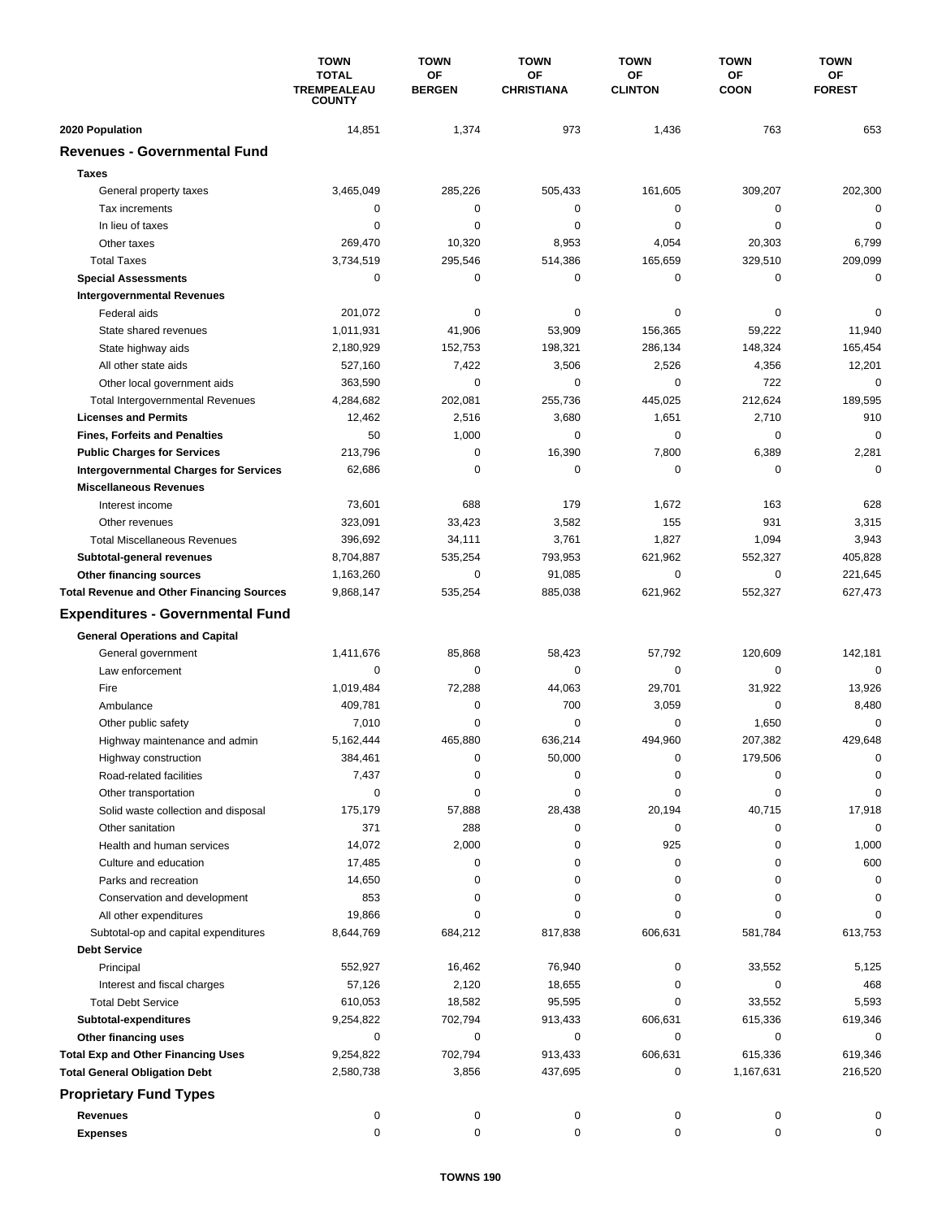| | TOWN TOTAL TREMPEALEAU COUNTY | TOWN OF BERGEN | TOWN OF CHRISTIANA | TOWN OF CLINTON | TOWN OF COON | TOWN OF FOREST |
|---|---|---|---|---|---|---|
| **2020 Population** | 14,851 | 1,374 | 973 | 1,436 | 763 | 653 |
| **Revenues - Governmental Fund** | | | | | | |
| **Taxes** | | | | | | |
| General property taxes | 3,465,049 | 285,226 | 505,433 | 161,605 | 309,207 | 202,300 |
| Tax increments | 0 | 0 | 0 | 0 | 0 | 0 |
| In lieu of taxes | 0 | 0 | 0 | 0 | 0 | 0 |
| Other taxes | 269,470 | 10,320 | 8,953 | 4,054 | 20,303 | 6,799 |
| Total Taxes | 3,734,519 | 295,546 | 514,386 | 165,659 | 329,510 | 209,099 |
| **Special Assessments** | 0 | 0 | 0 | 0 | 0 | 0 |
| **Intergovernmental Revenues** | | | | | | |
| Federal aids | 201,072 | 0 | 0 | 0 | 0 | 0 |
| State shared revenues | 1,011,931 | 41,906 | 53,909 | 156,365 | 59,222 | 11,940 |
| State highway aids | 2,180,929 | 152,753 | 198,321 | 286,134 | 148,324 | 165,454 |
| All other state aids | 527,160 | 7,422 | 3,506 | 2,526 | 4,356 | 12,201 |
| Other local government aids | 363,590 | 0 | 0 | 0 | 722 | 0 |
| Total Intergovernmental Revenues | 4,284,682 | 202,081 | 255,736 | 445,025 | 212,624 | 189,595 |
| **Licenses and Permits** | 12,462 | 2,516 | 3,680 | 1,651 | 2,710 | 910 |
| **Fines, Forfeits and Penalties** | 50 | 1,000 | 0 | 0 | 0 | 0 |
| **Public Charges for Services** | 213,796 | 0 | 16,390 | 7,800 | 6,389 | 2,281 |
| **Intergovernmental Charges for Services** | 62,686 | 0 | 0 | 0 | 0 | 0 |
| **Miscellaneous Revenues** | | | | | | |
| Interest income | 73,601 | 688 | 179 | 1,672 | 163 | 628 |
| Other revenues | 323,091 | 33,423 | 3,582 | 155 | 931 | 3,315 |
| Total Miscellaneous Revenues | 396,692 | 34,111 | 3,761 | 1,827 | 1,094 | 3,943 |
| **Subtotal-general revenues** | 8,704,887 | 535,254 | 793,953 | 621,962 | 552,327 | 405,828 |
| **Other financing sources** | 1,163,260 | 0 | 91,085 | 0 | 0 | 221,645 |
| **Total Revenue and Other Financing Sources** | 9,868,147 | 535,254 | 885,038 | 621,962 | 552,327 | 627,473 |
| **Expenditures - Governmental Fund** | | | | | | |
| **General Operations and Capital** | | | | | | |
| General government | 1,411,676 | 85,868 | 58,423 | 57,792 | 120,609 | 142,181 |
| Law enforcement | 0 | 0 | 0 | 0 | 0 | 0 |
| Fire | 1,019,484 | 72,288 | 44,063 | 29,701 | 31,922 | 13,926 |
| Ambulance | 409,781 | 0 | 700 | 3,059 | 0 | 8,480 |
| Other public safety | 7,010 | 0 | 0 | 0 | 1,650 | 0 |
| Highway maintenance and admin | 5,162,444 | 465,880 | 636,214 | 494,960 | 207,382 | 429,648 |
| Highway construction | 384,461 | 0 | 50,000 | 0 | 179,506 | 0 |
| Road-related facilities | 7,437 | 0 | 0 | 0 | 0 | 0 |
| Other transportation | 0 | 0 | 0 | 0 | 0 | 0 |
| Solid waste collection and disposal | 175,179 | 57,888 | 28,438 | 20,194 | 40,715 | 17,918 |
| Other sanitation | 371 | 288 | 0 | 0 | 0 | 0 |
| Health and human services | 14,072 | 2,000 | 0 | 925 | 0 | 1,000 |
| Culture and education | 17,485 | 0 | 0 | 0 | 0 | 600 |
| Parks and recreation | 14,650 | 0 | 0 | 0 | 0 | 0 |
| Conservation and development | 853 | 0 | 0 | 0 | 0 | 0 |
| All other expenditures | 19,866 | 0 | 0 | 0 | 0 | 0 |
| Subtotal-op and capital expenditures | 8,644,769 | 684,212 | 817,838 | 606,631 | 581,784 | 613,753 |
| **Debt Service** | | | | | | |
| Principal | 552,927 | 16,462 | 76,940 | 0 | 33,552 | 5,125 |
| Interest and fiscal charges | 57,126 | 2,120 | 18,655 | 0 | 0 | 468 |
| Total Debt Service | 610,053 | 18,582 | 95,595 | 0 | 33,552 | 5,593 |
| **Subtotal-expenditures** | 9,254,822 | 702,794 | 913,433 | 606,631 | 615,336 | 619,346 |
| **Other financing uses** | 0 | 0 | 0 | 0 | 0 | 0 |
| **Total Exp and Other Financing Uses** | 9,254,822 | 702,794 | 913,433 | 606,631 | 615,336 | 619,346 |
| **Total General Obligation Debt** | 2,580,738 | 3,856 | 437,695 | 0 | 1,167,631 | 216,520 |
| **Proprietary Fund Types** | | | | | | |
| **Revenues** | 0 | 0 | 0 | 0 | 0 | 0 |
| **Expenses** | 0 | 0 | 0 | 0 | 0 | 0 |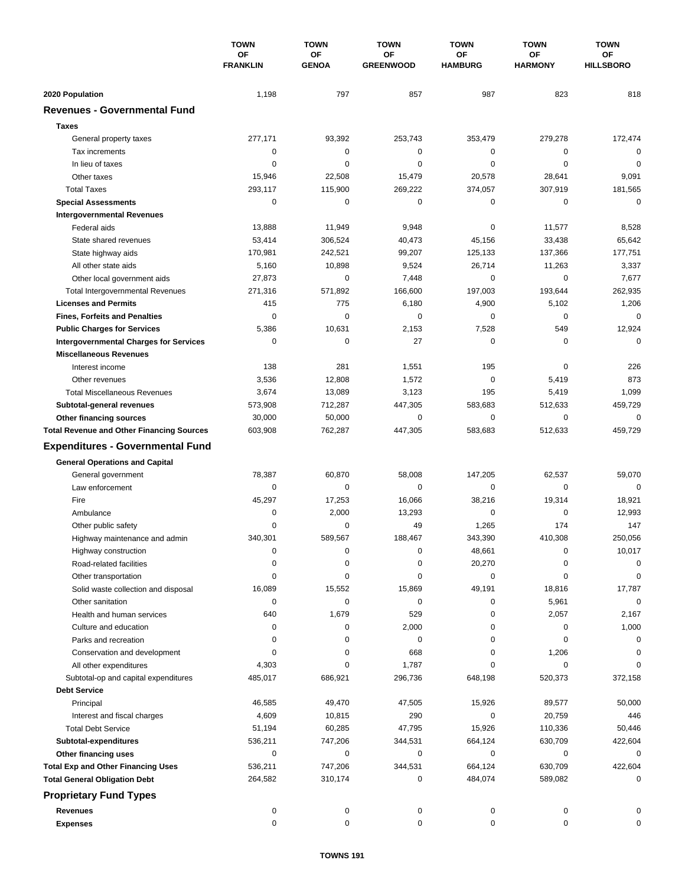| | TOWN OF FRANKLIN | TOWN OF GENOA | TOWN OF GREENWOOD | TOWN OF HAMBURG | TOWN OF HARMONY | TOWN OF HILLSBORO |
|---|---|---|---|---|---|---|
| **2020 Population** | 1,198 | 797 | 857 | 987 | 823 | 818 |
| **Revenues - Governmental Fund** | | | | | | |
| **Taxes** | | | | | | |
| General property taxes | 277,171 | 93,392 | 253,743 | 353,479 | 279,278 | 172,474 |
| Tax increments | 0 | 0 | 0 | 0 | 0 | 0 |
| In lieu of taxes | 0 | 0 | 0 | 0 | 0 | 0 |
| Other taxes | 15,946 | 22,508 | 15,479 | 20,578 | 28,641 | 9,091 |
| Total Taxes | 293,117 | 115,900 | 269,222 | 374,057 | 307,919 | 181,565 |
| **Special Assessments** | 0 | 0 | 0 | 0 | 0 | 0 |
| **Intergovernmental Revenues** | | | | | | |
| Federal aids | 13,888 | 11,949 | 9,948 | 0 | 11,577 | 8,528 |
| State shared revenues | 53,414 | 306,524 | 40,473 | 45,156 | 33,438 | 65,642 |
| State highway aids | 170,981 | 242,521 | 99,207 | 125,133 | 137,366 | 177,751 |
| All other state aids | 5,160 | 10,898 | 9,524 | 26,714 | 11,263 | 3,337 |
| Other local government aids | 27,873 | 0 | 7,448 | 0 | 0 | 7,677 |
| Total Intergovernmental Revenues | 271,316 | 571,892 | 166,600 | 197,003 | 193,644 | 262,935 |
| **Licenses and Permits** | 415 | 775 | 6,180 | 4,900 | 5,102 | 1,206 |
| **Fines, Forfeits and Penalties** | 0 | 0 | 0 | 0 | 0 | 0 |
| **Public Charges for Services** | 5,386 | 10,631 | 2,153 | 7,528 | 549 | 12,924 |
| **Intergovernmental Charges for Services** | 0 | 0 | 27 | 0 | 0 | 0 |
| **Miscellaneous Revenues** | | | | | | |
| Interest income | 138 | 281 | 1,551 | 195 | 0 | 226 |
| Other revenues | 3,536 | 12,808 | 1,572 | 0 | 5,419 | 873 |
| Total Miscellaneous Revenues | 3,674 | 13,089 | 3,123 | 195 | 5,419 | 1,099 |
| **Subtotal-general revenues** | 573,908 | 712,287 | 447,305 | 583,683 | 512,633 | 459,729 |
| **Other financing sources** | 30,000 | 50,000 | 0 | 0 | 0 | 0 |
| **Total Revenue and Other Financing Sources** | 603,908 | 762,287 | 447,305 | 583,683 | 512,633 | 459,729 |
| **Expenditures - Governmental Fund** | | | | | | |
| **General Operations and Capital** | | | | | | |
| General government | 78,387 | 60,870 | 58,008 | 147,205 | 62,537 | 59,070 |
| Law enforcement | 0 | 0 | 0 | 0 | 0 | 0 |
| Fire | 45,297 | 17,253 | 16,066 | 38,216 | 19,314 | 18,921 |
| Ambulance | 0 | 2,000 | 13,293 | 0 | 0 | 12,993 |
| Other public safety | 0 | 0 | 49 | 1,265 | 174 | 147 |
| Highway maintenance and admin | 340,301 | 589,567 | 188,467 | 343,390 | 410,308 | 250,056 |
| Highway construction | 0 | 0 | 0 | 48,661 | 0 | 10,017 |
| Road-related facilities | 0 | 0 | 0 | 20,270 | 0 | 0 |
| Other transportation | 0 | 0 | 0 | 0 | 0 | 0 |
| Solid waste collection and disposal | 16,089 | 15,552 | 15,869 | 49,191 | 18,816 | 17,787 |
| Other sanitation | 0 | 0 | 0 | 0 | 5,961 | 0 |
| Health and human services | 640 | 1,679 | 529 | 0 | 2,057 | 2,167 |
| Culture and education | 0 | 0 | 2,000 | 0 | 0 | 1,000 |
| Parks and recreation | 0 | 0 | 0 | 0 | 0 | 0 |
| Conservation and development | 0 | 0 | 668 | 0 | 1,206 | 0 |
| All other expenditures | 4,303 | 0 | 1,787 | 0 | 0 | 0 |
| Subtotal-op and capital expenditures | 485,017 | 686,921 | 296,736 | 648,198 | 520,373 | 372,158 |
| **Debt Service** | | | | | | |
| Principal | 46,585 | 49,470 | 47,505 | 15,926 | 89,577 | 50,000 |
| Interest and fiscal charges | 4,609 | 10,815 | 290 | 0 | 20,759 | 446 |
| Total Debt Service | 51,194 | 60,285 | 47,795 | 15,926 | 110,336 | 50,446 |
| **Subtotal-expenditures** | 536,211 | 747,206 | 344,531 | 664,124 | 630,709 | 422,604 |
| **Other financing uses** | 0 | 0 | 0 | 0 | 0 | 0 |
| **Total Exp and Other Financing Uses** | 536,211 | 747,206 | 344,531 | 664,124 | 630,709 | 422,604 |
| **Total General Obligation Debt** | 264,582 | 310,174 | 0 | 484,074 | 589,082 | 0 |
| **Proprietary Fund Types** | | | | | | |
| **Revenues** | 0 | 0 | 0 | 0 | 0 | 0 |
| **Expenses** | 0 | 0 | 0 | 0 | 0 | 0 |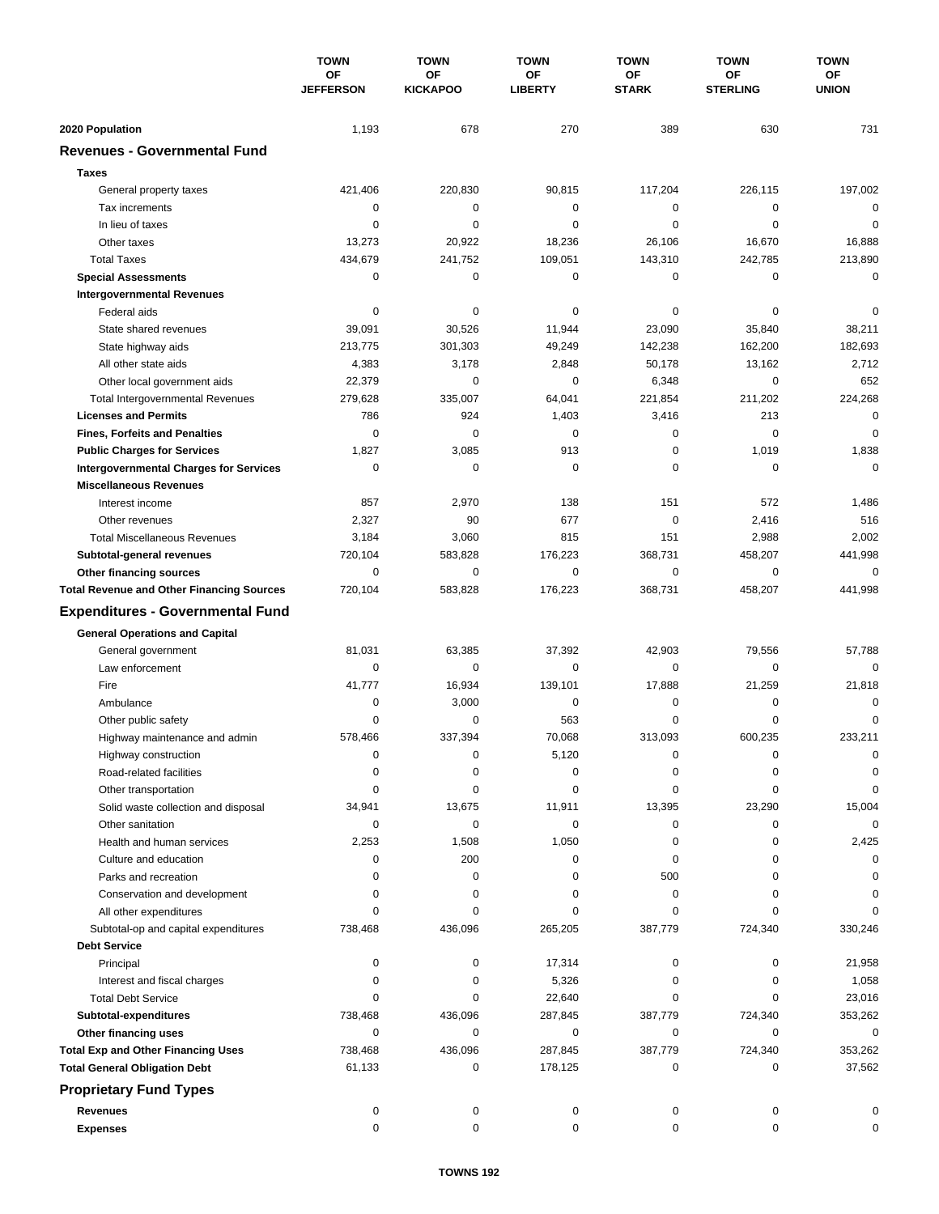| | TOWN OF JEFFERSON | TOWN OF KICKAPOO | TOWN OF LIBERTY | TOWN OF STARK | TOWN OF STERLING | TOWN OF UNION |
|---|---|---|---|---|---|---|
| **2020 Population** | 1,193 | 678 | 270 | 389 | 630 | 731 |
| **Revenues - Governmental Fund** | | | | | | |
| **Taxes** | | | | | | |
| General property taxes | 421,406 | 220,830 | 90,815 | 117,204 | 226,115 | 197,002 |
| Tax increments | 0 | 0 | 0 | 0 | 0 | 0 |
| In lieu of taxes | 0 | 0 | 0 | 0 | 0 | 0 |
| Other taxes | 13,273 | 20,922 | 18,236 | 26,106 | 16,670 | 16,888 |
| Total Taxes | 434,679 | 241,752 | 109,051 | 143,310 | 242,785 | 213,890 |
| **Special Assessments** | 0 | 0 | 0 | 0 | 0 | 0 |
| **Intergovernmental Revenues** | | | | | | |
| Federal aids | 0 | 0 | 0 | 0 | 0 | 0 |
| State shared revenues | 39,091 | 30,526 | 11,944 | 23,090 | 35,840 | 38,211 |
| State highway aids | 213,775 | 301,303 | 49,249 | 142,238 | 162,200 | 182,693 |
| All other state aids | 4,383 | 3,178 | 2,848 | 50,178 | 13,162 | 2,712 |
| Other local government aids | 22,379 | 0 | 0 | 6,348 | 0 | 652 |
| Total Intergovernmental Revenues | 279,628 | 335,007 | 64,041 | 221,854 | 211,202 | 224,268 |
| **Licenses and Permits** | 786 | 924 | 1,403 | 3,416 | 213 | 0 |
| **Fines, Forfeits and Penalties** | 0 | 0 | 0 | 0 | 0 | 0 |
| **Public Charges for Services** | 1,827 | 3,085 | 913 | 0 | 1,019 | 1,838 |
| **Intergovernmental Charges for Services** | 0 | 0 | 0 | 0 | 0 | 0 |
| **Miscellaneous Revenues** | | | | | | |
| Interest income | 857 | 2,970 | 138 | 151 | 572 | 1,486 |
| Other revenues | 2,327 | 90 | 677 | 0 | 2,416 | 516 |
| Total Miscellaneous Revenues | 3,184 | 3,060 | 815 | 151 | 2,988 | 2,002 |
| **Subtotal-general revenues** | 720,104 | 583,828 | 176,223 | 368,731 | 458,207 | 441,998 |
| **Other financing sources** | 0 | 0 | 0 | 0 | 0 | 0 |
| **Total Revenue and Other Financing Sources** | 720,104 | 583,828 | 176,223 | 368,731 | 458,207 | 441,998 |
| **Expenditures - Governmental Fund** | | | | | | |
| **General Operations and Capital** | | | | | | |
| General government | 81,031 | 63,385 | 37,392 | 42,903 | 79,556 | 57,788 |
| Law enforcement | 0 | 0 | 0 | 0 | 0 | 0 |
| Fire | 41,777 | 16,934 | 139,101 | 17,888 | 21,259 | 21,818 |
| Ambulance | 0 | 3,000 | 0 | 0 | 0 | 0 |
| Other public safety | 0 | 0 | 563 | 0 | 0 | 0 |
| Highway maintenance and admin | 578,466 | 337,394 | 70,068 | 313,093 | 600,235 | 233,211 |
| Highway construction | 0 | 0 | 5,120 | 0 | 0 | 0 |
| Road-related facilities | 0 | 0 | 0 | 0 | 0 | 0 |
| Other transportation | 0 | 0 | 0 | 0 | 0 | 0 |
| Solid waste collection and disposal | 34,941 | 13,675 | 11,911 | 13,395 | 23,290 | 15,004 |
| Other sanitation | 0 | 0 | 0 | 0 | 0 | 0 |
| Health and human services | 2,253 | 1,508 | 1,050 | 0 | 0 | 2,425 |
| Culture and education | 0 | 200 | 0 | 0 | 0 | 0 |
| Parks and recreation | 0 | 0 | 0 | 500 | 0 | 0 |
| Conservation and development | 0 | 0 | 0 | 0 | 0 | 0 |
| All other expenditures | 0 | 0 | 0 | 0 | 0 | 0 |
| Subtotal-op and capital expenditures | 738,468 | 436,096 | 265,205 | 387,779 | 724,340 | 330,246 |
| **Debt Service** | | | | | | |
| Principal | 0 | 0 | 17,314 | 0 | 0 | 21,958 |
| Interest and fiscal charges | 0 | 0 | 5,326 | 0 | 0 | 1,058 |
| Total Debt Service | 0 | 0 | 22,640 | 0 | 0 | 23,016 |
| **Subtotal-expenditures** | 738,468 | 436,096 | 287,845 | 387,779 | 724,340 | 353,262 |
| **Other financing uses** | 0 | 0 | 0 | 0 | 0 | 0 |
| **Total Exp and Other Financing Uses** | 738,468 | 436,096 | 287,845 | 387,779 | 724,340 | 353,262 |
| **Total General Obligation Debt** | 61,133 | 0 | 178,125 | 0 | 0 | 37,562 |
| **Proprietary Fund Types** | | | | | | |
| **Revenues** | 0 | 0 | 0 | 0 | 0 | 0 |
| **Expenses** | 0 | 0 | 0 | 0 | 0 | 0 |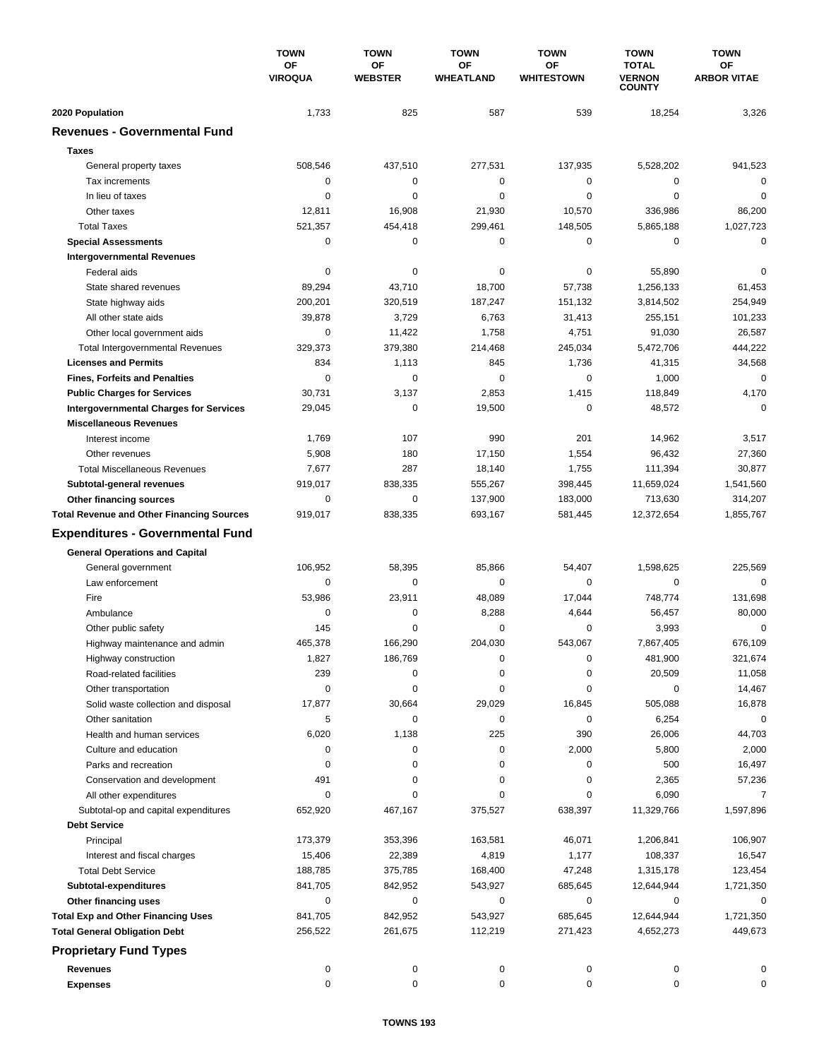| | TOWN OF VIROQUA | TOWN OF WEBSTER | TOWN OF WHEATLAND | TOWN OF WHITESTOWN | TOWN TOTAL VERNON COUNTY | TOWN OF ARBOR VITAE |
|---|---|---|---|---|---|---|
| **2020 Population** | 1,733 | 825 | 587 | 539 | 18,254 | 3,326 |
| **Revenues - Governmental Fund** | | | | | | |
| **Taxes** | | | | | | |
| General property taxes | 508,546 | 437,510 | 277,531 | 137,935 | 5,528,202 | 941,523 |
| Tax increments | 0 | 0 | 0 | 0 | 0 | 0 |
| In lieu of taxes | 0 | 0 | 0 | 0 | 0 | 0 |
| Other taxes | 12,811 | 16,908 | 21,930 | 10,570 | 336,986 | 86,200 |
| Total Taxes | 521,357 | 454,418 | 299,461 | 148,505 | 5,865,188 | 1,027,723 |
| **Special Assessments** | 0 | 0 | 0 | 0 | 0 | 0 |
| **Intergovernmental Revenues** | | | | | | |
| Federal aids | 0 | 0 | 0 | 0 | 55,890 | 0 |
| State shared revenues | 89,294 | 43,710 | 18,700 | 57,738 | 1,256,133 | 61,453 |
| State highway aids | 200,201 | 320,519 | 187,247 | 151,132 | 3,814,502 | 254,949 |
| All other state aids | 39,878 | 3,729 | 6,763 | 31,413 | 255,151 | 101,233 |
| Other local government aids | 0 | 11,422 | 1,758 | 4,751 | 91,030 | 26,587 |
| Total Intergovernmental Revenues | 329,373 | 379,380 | 214,468 | 245,034 | 5,472,706 | 444,222 |
| **Licenses and Permits** | 834 | 1,113 | 845 | 1,736 | 41,315 | 34,568 |
| **Fines, Forfeits and Penalties** | 0 | 0 | 0 | 0 | 1,000 | 0 |
| **Public Charges for Services** | 30,731 | 3,137 | 2,853 | 1,415 | 118,849 | 4,170 |
| **Intergovernmental Charges for Services** | 29,045 | 0 | 19,500 | 0 | 48,572 | 0 |
| **Miscellaneous Revenues** | | | | | | |
| Interest income | 1,769 | 107 | 990 | 201 | 14,962 | 3,517 |
| Other revenues | 5,908 | 180 | 17,150 | 1,554 | 96,432 | 27,360 |
| Total Miscellaneous Revenues | 7,677 | 287 | 18,140 | 1,755 | 111,394 | 30,877 |
| **Subtotal-general revenues** | 919,017 | 838,335 | 555,267 | 398,445 | 11,659,024 | 1,541,560 |
| **Other financing sources** | 0 | 0 | 137,900 | 183,000 | 713,630 | 314,207 |
| **Total Revenue and Other Financing Sources** | 919,017 | 838,335 | 693,167 | 581,445 | 12,372,654 | 1,855,767 |
| **Expenditures - Governmental Fund** | | | | | | |
| **General Operations and Capital** | | | | | | |
| General government | 106,952 | 58,395 | 85,866 | 54,407 | 1,598,625 | 225,569 |
| Law enforcement | 0 | 0 | 0 | 0 | 0 | 0 |
| Fire | 53,986 | 23,911 | 48,089 | 17,044 | 748,774 | 131,698 |
| Ambulance | 0 | 0 | 8,288 | 4,644 | 56,457 | 80,000 |
| Other public safety | 145 | 0 | 0 | 0 | 3,993 | 0 |
| Highway maintenance and admin | 465,378 | 166,290 | 204,030 | 543,067 | 7,867,405 | 676,109 |
| Highway construction | 1,827 | 186,769 | 0 | 0 | 481,900 | 321,674 |
| Road-related facilities | 239 | 0 | 0 | 0 | 20,509 | 11,058 |
| Other transportation | 0 | 0 | 0 | 0 | 0 | 14,467 |
| Solid waste collection and disposal | 17,877 | 30,664 | 29,029 | 16,845 | 505,088 | 16,878 |
| Other sanitation | 5 | 0 | 0 | 0 | 6,254 | 0 |
| Health and human services | 6,020 | 1,138 | 225 | 390 | 26,006 | 44,703 |
| Culture and education | 0 | 0 | 0 | 2,000 | 5,800 | 2,000 |
| Parks and recreation | 0 | 0 | 0 | 0 | 500 | 16,497 |
| Conservation and development | 491 | 0 | 0 | 0 | 2,365 | 57,236 |
| All other expenditures | 0 | 0 | 0 | 0 | 6,090 | 7 |
| Subtotal-op and capital expenditures | 652,920 | 467,167 | 375,527 | 638,397 | 11,329,766 | 1,597,896 |
| **Debt Service** | | | | | | |
| Principal | 173,379 | 353,396 | 163,581 | 46,071 | 1,206,841 | 106,907 |
| Interest and fiscal charges | 15,406 | 22,389 | 4,819 | 1,177 | 108,337 | 16,547 |
| Total Debt Service | 188,785 | 375,785 | 168,400 | 47,248 | 1,315,178 | 123,454 |
| **Subtotal-expenditures** | 841,705 | 842,952 | 543,927 | 685,645 | 12,644,944 | 1,721,350 |
| **Other financing uses** | 0 | 0 | 0 | 0 | 0 | 0 |
| **Total Exp and Other Financing Uses** | 841,705 | 842,952 | 543,927 | 685,645 | 12,644,944 | 1,721,350 |
| **Total General Obligation Debt** | 256,522 | 261,675 | 112,219 | 271,423 | 4,652,273 | 449,673 |
| **Proprietary Fund Types** | | | | | | |
| **Revenues** | 0 | 0 | 0 | 0 | 0 | 0 |
| **Expenses** | 0 | 0 | 0 | 0 | 0 | 0 |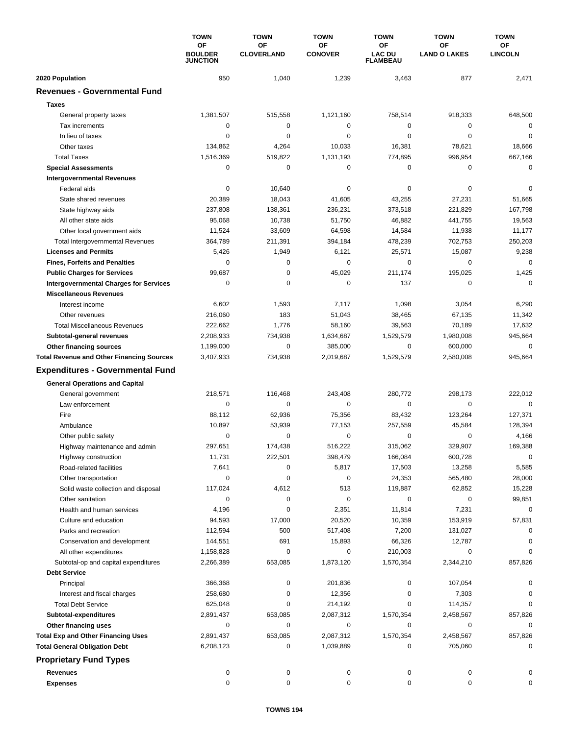| | TOWN OF BOULDER JUNCTION | TOWN OF CLOVERLAND | TOWN OF CONOVER | TOWN OF LAC DU FLAMBEAU | TOWN OF LAND O LAKES | TOWN OF LINCOLN |
|---|---|---|---|---|---|---|
| **2020 Population** | 950 | 1,040 | 1,239 | 3,463 | 877 | 2,471 |
| **Revenues - Governmental Fund** | | | | | | |
| **Taxes** | | | | | | |
| General property taxes | 1,381,507 | 515,558 | 1,121,160 | 758,514 | 918,333 | 648,500 |
| Tax increments | 0 | 0 | 0 | 0 | 0 | 0 |
| In lieu of taxes | 0 | 0 | 0 | 0 | 0 | 0 |
| Other taxes | 134,862 | 4,264 | 10,033 | 16,381 | 78,621 | 18,666 |
| Total Taxes | 1,516,369 | 519,822 | 1,131,193 | 774,895 | 996,954 | 667,166 |
| **Special Assessments** | 0 | 0 | 0 | 0 | 0 | 0 |
| **Intergovernmental Revenues** | | | | | | |
| Federal aids | 0 | 10,640 | 0 | 0 | 0 | 0 |
| State shared revenues | 20,389 | 18,043 | 41,605 | 43,255 | 27,231 | 51,665 |
| State highway aids | 237,808 | 138,361 | 236,231 | 373,518 | 221,829 | 167,798 |
| All other state aids | 95,068 | 10,738 | 51,750 | 46,882 | 441,755 | 19,563 |
| Other local government aids | 11,524 | 33,609 | 64,598 | 14,584 | 11,938 | 11,177 |
| Total Intergovernmental Revenues | 364,789 | 211,391 | 394,184 | 478,239 | 702,753 | 250,203 |
| **Licenses and Permits** | 5,426 | 1,949 | 6,121 | 25,571 | 15,087 | 9,238 |
| **Fines, Forfeits and Penalties** | 0 | 0 | 0 | 0 | 0 | 0 |
| **Public Charges for Services** | 99,687 | 0 | 45,029 | 211,174 | 195,025 | 1,425 |
| **Intergovernmental Charges for Services** | 0 | 0 | 0 | 137 | 0 | 0 |
| **Miscellaneous Revenues** | | | | | | |
| Interest income | 6,602 | 1,593 | 7,117 | 1,098 | 3,054 | 6,290 |
| Other revenues | 216,060 | 183 | 51,043 | 38,465 | 67,135 | 11,342 |
| Total Miscellaneous Revenues | 222,662 | 1,776 | 58,160 | 39,563 | 70,189 | 17,632 |
| **Subtotal-general revenues** | 2,208,933 | 734,938 | 1,634,687 | 1,529,579 | 1,980,008 | 945,664 |
| **Other financing sources** | 1,199,000 | 0 | 385,000 | 0 | 600,000 | 0 |
| **Total Revenue and Other Financing Sources** | 3,407,933 | 734,938 | 2,019,687 | 1,529,579 | 2,580,008 | 945,664 |
| **Expenditures - Governmental Fund** | | | | | | |
| **General Operations and Capital** | | | | | | |
| General government | 218,571 | 116,468 | 243,408 | 280,772 | 298,173 | 222,012 |
| Law enforcement | 0 | 0 | 0 | 0 | 0 | 0 |
| Fire | 88,112 | 62,936 | 75,356 | 83,432 | 123,264 | 127,371 |
| Ambulance | 10,897 | 53,939 | 77,153 | 257,559 | 45,584 | 128,394 |
| Other public safety | 0 | 0 | 0 | 0 | 0 | 4,166 |
| Highway maintenance and admin | 297,651 | 174,438 | 516,222 | 315,062 | 329,907 | 169,388 |
| Highway construction | 11,731 | 222,501 | 398,479 | 166,084 | 600,728 | 0 |
| Road-related facilities | 7,641 | 0 | 5,817 | 17,503 | 13,258 | 5,585 |
| Other transportation | 0 | 0 | 0 | 24,353 | 565,480 | 28,000 |
| Solid waste collection and disposal | 117,024 | 4,612 | 513 | 119,887 | 62,852 | 15,228 |
| Other sanitation | 0 | 0 | 0 | 0 | 0 | 99,851 |
| Health and human services | 4,196 | 0 | 2,351 | 11,814 | 7,231 | 0 |
| Culture and education | 94,593 | 17,000 | 20,520 | 10,359 | 153,919 | 57,831 |
| Parks and recreation | 112,594 | 500 | 517,408 | 7,200 | 131,027 | 0 |
| Conservation and development | 144,551 | 691 | 15,893 | 66,326 | 12,787 | 0 |
| All other expenditures | 1,158,828 | 0 | 0 | 210,003 | 0 | 0 |
| Subtotal-op and capital expenditures | 2,266,389 | 653,085 | 1,873,120 | 1,570,354 | 2,344,210 | 857,826 |
| **Debt Service** | | | | | | |
| Principal | 366,368 | 0 | 201,836 | 0 | 107,054 | 0 |
| Interest and fiscal charges | 258,680 | 0 | 12,356 | 0 | 7,303 | 0 |
| Total Debt Service | 625,048 | 0 | 214,192 | 0 | 114,357 | 0 |
| **Subtotal-expenditures** | 2,891,437 | 653,085 | 2,087,312 | 1,570,354 | 2,458,567 | 857,826 |
| **Other financing uses** | 0 | 0 | 0 | 0 | 0 | 0 |
| **Total Exp and Other Financing Uses** | 2,891,437 | 653,085 | 2,087,312 | 1,570,354 | 2,458,567 | 857,826 |
| **Total General Obligation Debt** | 6,208,123 | 0 | 1,039,889 | 0 | 705,060 | 0 |
| **Proprietary Fund Types** | | | | | | |
| **Revenues** | 0 | 0 | 0 | 0 | 0 | 0 |
| **Expenses** | 0 | 0 | 0 | 0 | 0 | 0 |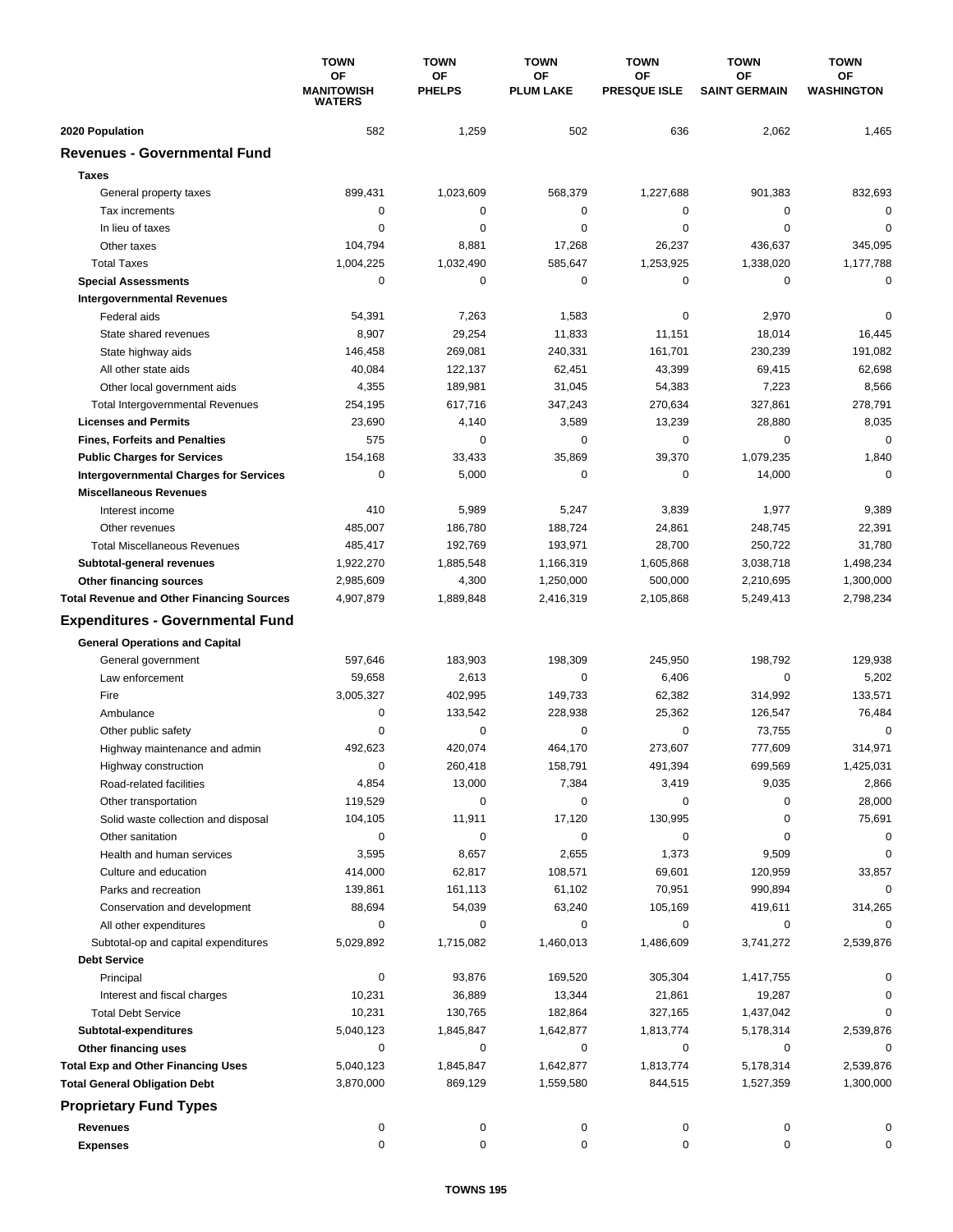| | TOWN OF MANITOWISH WATERS | TOWN OF PHELPS | TOWN OF PLUM LAKE | TOWN OF PRESQUE ISLE | TOWN OF SAINT GERMAIN | TOWN OF WASHINGTON |
|---|---|---|---|---|---|---|
| **2020 Population** | 582 | 1,259 | 502 | 636 | 2,062 | 1,465 |
| **Revenues - Governmental Fund** | | | | | | |
| **Taxes** | | | | | | |
| General property taxes | 899,431 | 1,023,609 | 568,379 | 1,227,688 | 901,383 | 832,693 |
| Tax increments | 0 | 0 | 0 | 0 | 0 | 0 |
| In lieu of taxes | 0 | 0 | 0 | 0 | 0 | 0 |
| Other taxes | 104,794 | 8,881 | 17,268 | 26,237 | 436,637 | 345,095 |
| Total Taxes | 1,004,225 | 1,032,490 | 585,647 | 1,253,925 | 1,338,020 | 1,177,788 |
| **Special Assessments** | 0 | 0 | 0 | 0 | 0 | 0 |
| **Intergovernmental Revenues** | | | | | | |
| Federal aids | 54,391 | 7,263 | 1,583 | 0 | 2,970 | 0 |
| State shared revenues | 8,907 | 29,254 | 11,833 | 11,151 | 18,014 | 16,445 |
| State highway aids | 146,458 | 269,081 | 240,331 | 161,701 | 230,239 | 191,082 |
| All other state aids | 40,084 | 122,137 | 62,451 | 43,399 | 69,415 | 62,698 |
| Other local government aids | 4,355 | 189,981 | 31,045 | 54,383 | 7,223 | 8,566 |
| Total Intergovernmental Revenues | 254,195 | 617,716 | 347,243 | 270,634 | 327,861 | 278,791 |
| **Licenses and Permits** | 23,690 | 4,140 | 3,589 | 13,239 | 28,880 | 8,035 |
| **Fines, Forfeits and Penalties** | 575 | 0 | 0 | 0 | 0 | 0 |
| **Public Charges for Services** | 154,168 | 33,433 | 35,869 | 39,370 | 1,079,235 | 1,840 |
| **Intergovernmental Charges for Services** | 0 | 5,000 | 0 | 0 | 14,000 | 0 |
| **Miscellaneous Revenues** | | | | | | |
| Interest income | 410 | 5,989 | 5,247 | 3,839 | 1,977 | 9,389 |
| Other revenues | 485,007 | 186,780 | 188,724 | 24,861 | 248,745 | 22,391 |
| Total Miscellaneous Revenues | 485,417 | 192,769 | 193,971 | 28,700 | 250,722 | 31,780 |
| **Subtotal-general revenues** | 1,922,270 | 1,885,548 | 1,166,319 | 1,605,868 | 3,038,718 | 1,498,234 |
| **Other financing sources** | 2,985,609 | 4,300 | 1,250,000 | 500,000 | 2,210,695 | 1,300,000 |
| **Total Revenue and Other Financing Sources** | 4,907,879 | 1,889,848 | 2,416,319 | 2,105,868 | 5,249,413 | 2,798,234 |
| **Expenditures - Governmental Fund** | | | | | | |
| **General Operations and Capital** | | | | | | |
| General government | 597,646 | 183,903 | 198,309 | 245,950 | 198,792 | 129,938 |
| Law enforcement | 59,658 | 2,613 | 0 | 6,406 | 0 | 5,202 |
| Fire | 3,005,327 | 402,995 | 149,733 | 62,382 | 314,992 | 133,571 |
| Ambulance | 0 | 133,542 | 228,938 | 25,362 | 126,547 | 76,484 |
| Other public safety | 0 | 0 | 0 | 0 | 73,755 | 0 |
| Highway maintenance and admin | 492,623 | 420,074 | 464,170 | 273,607 | 777,609 | 314,971 |
| Highway construction | 0 | 260,418 | 158,791 | 491,394 | 699,569 | 1,425,031 |
| Road-related facilities | 4,854 | 13,000 | 7,384 | 3,419 | 9,035 | 2,866 |
| Other transportation | 119,529 | 0 | 0 | 0 | 0 | 28,000 |
| Solid waste collection and disposal | 104,105 | 11,911 | 17,120 | 130,995 | 0 | 75,691 |
| Other sanitation | 0 | 0 | 0 | 0 | 0 | 0 |
| Health and human services | 3,595 | 8,657 | 2,655 | 1,373 | 9,509 | 0 |
| Culture and education | 414,000 | 62,817 | 108,571 | 69,601 | 120,959 | 33,857 |
| Parks and recreation | 139,861 | 161,113 | 61,102 | 70,951 | 990,894 | 0 |
| Conservation and development | 88,694 | 54,039 | 63,240 | 105,169 | 419,611 | 314,265 |
| All other expenditures | 0 | 0 | 0 | 0 | 0 | 0 |
| Subtotal-op and capital expenditures | 5,029,892 | 1,715,082 | 1,460,013 | 1,486,609 | 3,741,272 | 2,539,876 |
| **Debt Service** | | | | | | |
| Principal | 0 | 93,876 | 169,520 | 305,304 | 1,417,755 | 0 |
| Interest and fiscal charges | 10,231 | 36,889 | 13,344 | 21,861 | 19,287 | 0 |
| Total Debt Service | 10,231 | 130,765 | 182,864 | 327,165 | 1,437,042 | 0 |
| **Subtotal-expenditures** | 5,040,123 | 1,845,847 | 1,642,877 | 1,813,774 | 5,178,314 | 2,539,876 |
| **Other financing uses** | 0 | 0 | 0 | 0 | 0 | 0 |
| **Total Exp and Other Financing Uses** | 5,040,123 | 1,845,847 | 1,642,877 | 1,813,774 | 5,178,314 | 2,539,876 |
| **Total General Obligation Debt** | 3,870,000 | 869,129 | 1,559,580 | 844,515 | 1,527,359 | 1,300,000 |
| **Proprietary Fund Types** | | | | | | |
| **Revenues** | 0 | 0 | 0 | 0 | 0 | 0 |
| **Expenses** | 0 | 0 | 0 | 0 | 0 | 0 |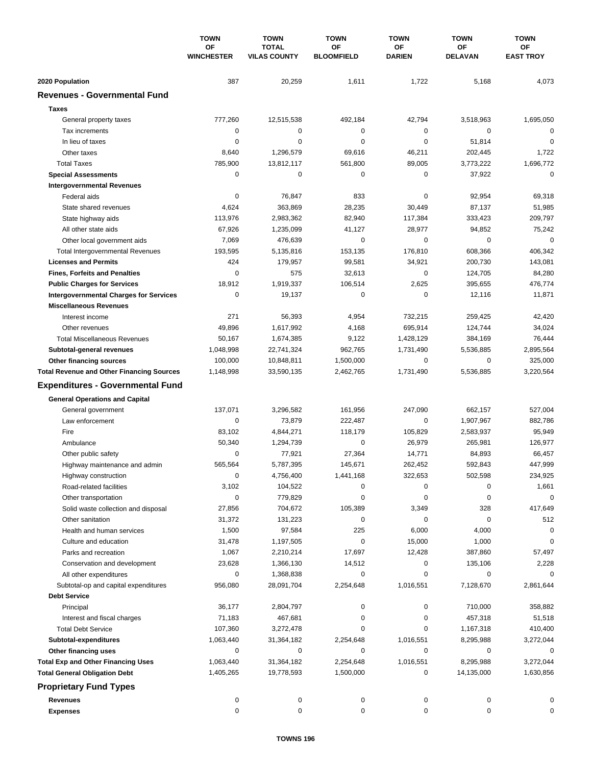| | TOWN OF WINCHESTER | TOWN TOTAL VILAS COUNTY | TOWN OF BLOOMFIELD | TOWN OF DARIEN | TOWN OF DELAVAN | TOWN OF EAST TROY |
|---|---|---|---|---|---|---|
| **2020 Population** | 387 | 20,259 | 1,611 | 1,722 | 5,168 | 4,073 |
| **Revenues - Governmental Fund** | | | | | | |
| **Taxes** | | | | | | |
| General property taxes | 777,260 | 12,515,538 | 492,184 | 42,794 | 3,518,963 | 1,695,050 |
| Tax increments | 0 | 0 | 0 | 0 | 0 | 0 |
| In lieu of taxes | 0 | 0 | 0 | 0 | 51,814 | 0 |
| Other taxes | 8,640 | 1,296,579 | 69,616 | 46,211 | 202,445 | 1,722 |
| Total Taxes | 785,900 | 13,812,117 | 561,800 | 89,005 | 3,773,222 | 1,696,772 |
| **Special Assessments** | 0 | 0 | 0 | 0 | 37,922 | 0 |
| **Intergovernmental Revenues** | | | | | | |
| Federal aids | 0 | 76,847 | 833 | 0 | 92,954 | 69,318 |
| State shared revenues | 4,624 | 363,869 | 28,235 | 30,449 | 87,137 | 51,985 |
| State highway aids | 113,976 | 2,983,362 | 82,940 | 117,384 | 333,423 | 209,797 |
| All other state aids | 67,926 | 1,235,099 | 41,127 | 28,977 | 94,852 | 75,242 |
| Other local government aids | 7,069 | 476,639 | 0 | 0 | 0 | 0 |
| Total Intergovernmental Revenues | 193,595 | 5,135,816 | 153,135 | 176,810 | 608,366 | 406,342 |
| **Licenses and Permits** | 424 | 179,957 | 99,581 | 34,921 | 200,730 | 143,081 |
| **Fines, Forfeits and Penalties** | 0 | 575 | 32,613 | 0 | 124,705 | 84,280 |
| **Public Charges for Services** | 18,912 | 1,919,337 | 106,514 | 2,625 | 395,655 | 476,774 |
| **Intergovernmental Charges for Services** | 0 | 19,137 | 0 | 0 | 12,116 | 11,871 |
| **Miscellaneous Revenues** | | | | | | |
| Interest income | 271 | 56,393 | 4,954 | 732,215 | 259,425 | 42,420 |
| Other revenues | 49,896 | 1,617,992 | 4,168 | 695,914 | 124,744 | 34,024 |
| Total Miscellaneous Revenues | 50,167 | 1,674,385 | 9,122 | 1,428,129 | 384,169 | 76,444 |
| **Subtotal-general revenues** | 1,048,998 | 22,741,324 | 962,765 | 1,731,490 | 5,536,885 | 2,895,564 |
| **Other financing sources** | 100,000 | 10,848,811 | 1,500,000 | 0 | 0 | 325,000 |
| **Total Revenue and Other Financing Sources** | 1,148,998 | 33,590,135 | 2,462,765 | 1,731,490 | 5,536,885 | 3,220,564 |
| **Expenditures - Governmental Fund** | | | | | | |
| **General Operations and Capital** | | | | | | |
| General government | 137,071 | 3,296,582 | 161,956 | 247,090 | 662,157 | 527,004 |
| Law enforcement | 0 | 73,879 | 222,487 | 0 | 1,907,967 | 882,786 |
| Fire | 83,102 | 4,844,271 | 118,179 | 105,829 | 2,583,937 | 95,949 |
| Ambulance | 50,340 | 1,294,739 | 0 | 26,979 | 265,981 | 126,977 |
| Other public safety | 0 | 77,921 | 27,364 | 14,771 | 84,893 | 66,457 |
| Highway maintenance and admin | 565,564 | 5,787,395 | 145,671 | 262,452 | 592,843 | 447,999 |
| Highway construction | 0 | 4,756,400 | 1,441,168 | 322,653 | 502,598 | 234,925 |
| Road-related facilities | 3,102 | 104,522 | 0 | 0 | 0 | 1,661 |
| Other transportation | 0 | 779,829 | 0 | 0 | 0 | 0 |
| Solid waste collection and disposal | 27,856 | 704,672 | 105,389 | 3,349 | 328 | 417,649 |
| Other sanitation | 31,372 | 131,223 | 0 | 0 | 0 | 512 |
| Health and human services | 1,500 | 97,584 | 225 | 6,000 | 4,000 | 0 |
| Culture and education | 31,478 | 1,197,505 | 0 | 15,000 | 1,000 | 0 |
| Parks and recreation | 1,067 | 2,210,214 | 17,697 | 12,428 | 387,860 | 57,497 |
| Conservation and development | 23,628 | 1,366,130 | 14,512 | 0 | 135,106 | 2,228 |
| All other expenditures | 0 | 1,368,838 | 0 | 0 | 0 | 0 |
| Subtotal-op and capital expenditures | 956,080 | 28,091,704 | 2,254,648 | 1,016,551 | 7,128,670 | 2,861,644 |
| **Debt Service** | | | | | | |
| Principal | 36,177 | 2,804,797 | 0 | 0 | 710,000 | 358,882 |
| Interest and fiscal charges | 71,183 | 467,681 | 0 | 0 | 457,318 | 51,518 |
| Total Debt Service | 107,360 | 3,272,478 | 0 | 0 | 1,167,318 | 410,400 |
| **Subtotal-expenditures** | 1,063,440 | 31,364,182 | 2,254,648 | 1,016,551 | 8,295,988 | 3,272,044 |
| **Other financing uses** | 0 | 0 | 0 | 0 | 0 | 0 |
| **Total Exp and Other Financing Uses** | 1,063,440 | 31,364,182 | 2,254,648 | 1,016,551 | 8,295,988 | 3,272,044 |
| **Total General Obligation Debt** | 1,405,265 | 19,778,593 | 1,500,000 | 0 | 14,135,000 | 1,630,856 |
| **Proprietary Fund Types** | | | | | | |
| **Revenues** | 0 | 0 | 0 | 0 | 0 | 0 |
| **Expenses** | 0 | 0 | 0 | 0 | 0 | 0 |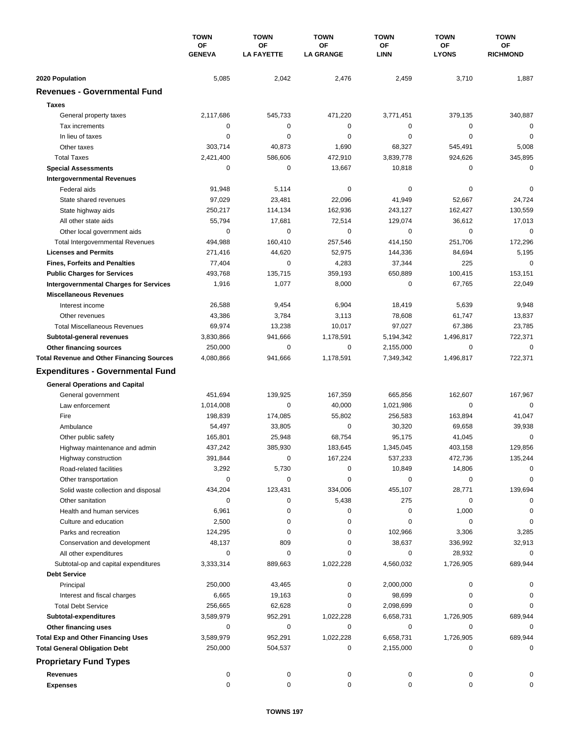| | TOWN OF GENEVA | TOWN OF LA FAYETTE | TOWN OF LA GRANGE | TOWN OF LINN | TOWN OF LYONS | TOWN OF RICHMOND |
|---|---|---|---|---|---|---|
| **2020 Population** | 5,085 | 2,042 | 2,476 | 2,459 | 3,710 | 1,887 |
| **Revenues - Governmental Fund** | | | | | | |
| **Taxes** | | | | | | |
| General property taxes | 2,117,686 | 545,733 | 471,220 | 3,771,451 | 379,135 | 340,887 |
| Tax increments | 0 | 0 | 0 | 0 | 0 | 0 |
| In lieu of taxes | 0 | 0 | 0 | 0 | 0 | 0 |
| Other taxes | 303,714 | 40,873 | 1,690 | 68,327 | 545,491 | 5,008 |
| Total Taxes | 2,421,400 | 586,606 | 472,910 | 3,839,778 | 924,626 | 345,895 |
| **Special Assessments** | 0 | 0 | 13,667 | 10,818 | 0 | 0 |
| **Intergovernmental Revenues** | | | | | | |
| Federal aids | 91,948 | 5,114 | 0 | 0 | 0 | 0 |
| State shared revenues | 97,029 | 23,481 | 22,096 | 41,949 | 52,667 | 24,724 |
| State highway aids | 250,217 | 114,134 | 162,936 | 243,127 | 162,427 | 130,559 |
| All other state aids | 55,794 | 17,681 | 72,514 | 129,074 | 36,612 | 17,013 |
| Other local government aids | 0 | 0 | 0 | 0 | 0 | 0 |
| Total Intergovernmental Revenues | 494,988 | 160,410 | 257,546 | 414,150 | 251,706 | 172,296 |
| **Licenses and Permits** | 271,416 | 44,620 | 52,975 | 144,336 | 84,694 | 5,195 |
| **Fines, Forfeits and Penalties** | 77,404 | 0 | 4,283 | 37,344 | 225 | 0 |
| **Public Charges for Services** | 493,768 | 135,715 | 359,193 | 650,889 | 100,415 | 153,151 |
| **Intergovernmental Charges for Services** | 1,916 | 1,077 | 8,000 | 0 | 67,765 | 22,049 |
| **Miscellaneous Revenues** | | | | | | |
| Interest income | 26,588 | 9,454 | 6,904 | 18,419 | 5,639 | 9,948 |
| Other revenues | 43,386 | 3,784 | 3,113 | 78,608 | 61,747 | 13,837 |
| Total Miscellaneous Revenues | 69,974 | 13,238 | 10,017 | 97,027 | 67,386 | 23,785 |
| **Subtotal-general revenues** | 3,830,866 | 941,666 | 1,178,591 | 5,194,342 | 1,496,817 | 722,371 |
| **Other financing sources** | 250,000 | 0 | 0 | 2,155,000 | 0 | 0 |
| **Total Revenue and Other Financing Sources** | 4,080,866 | 941,666 | 1,178,591 | 7,349,342 | 1,496,817 | 722,371 |
| **Expenditures - Governmental Fund** | | | | | | |
| **General Operations and Capital** | | | | | | |
| General government | 451,694 | 139,925 | 167,359 | 665,856 | 162,607 | 167,967 |
| Law enforcement | 1,014,008 | 0 | 40,000 | 1,021,986 | 0 | 0 |
| Fire | 198,839 | 174,085 | 55,802 | 256,583 | 163,894 | 41,047 |
| Ambulance | 54,497 | 33,805 | 0 | 30,320 | 69,658 | 39,938 |
| Other public safety | 165,801 | 25,948 | 68,754 | 95,175 | 41,045 | 0 |
| Highway maintenance and admin | 437,242 | 385,930 | 183,645 | 1,345,045 | 403,158 | 129,856 |
| Highway construction | 391,844 | 0 | 167,224 | 537,233 | 472,736 | 135,244 |
| Road-related facilities | 3,292 | 5,730 | 0 | 10,849 | 14,806 | 0 |
| Other transportation | 0 | 0 | 0 | 0 | 0 | 0 |
| Solid waste collection and disposal | 434,204 | 123,431 | 334,006 | 455,107 | 28,771 | 139,694 |
| Other sanitation | 0 | 0 | 5,438 | 275 | 0 | 0 |
| Health and human services | 6,961 | 0 | 0 | 0 | 1,000 | 0 |
| Culture and education | 2,500 | 0 | 0 | 0 | 0 | 0 |
| Parks and recreation | 124,295 | 0 | 0 | 102,966 | 3,306 | 3,285 |
| Conservation and development | 48,137 | 809 | 0 | 38,637 | 336,992 | 32,913 |
| All other expenditures | 0 | 0 | 0 | 0 | 28,932 | 0 |
| Subtotal-op and capital expenditures | 3,333,314 | 889,663 | 1,022,228 | 4,560,032 | 1,726,905 | 689,944 |
| **Debt Service** | | | | | | |
| Principal | 250,000 | 43,465 | 0 | 2,000,000 | 0 | 0 |
| Interest and fiscal charges | 6,665 | 19,163 | 0 | 98,699 | 0 | 0 |
| Total Debt Service | 256,665 | 62,628 | 0 | 2,098,699 | 0 | 0 |
| **Subtotal-expenditures** | 3,589,979 | 952,291 | 1,022,228 | 6,658,731 | 1,726,905 | 689,944 |
| **Other financing uses** | 0 | 0 | 0 | 0 | 0 | 0 |
| **Total Exp and Other Financing Uses** | 3,589,979 | 952,291 | 1,022,228 | 6,658,731 | 1,726,905 | 689,944 |
| **Total General Obligation Debt** | 250,000 | 504,537 | 0 | 2,155,000 | 0 | 0 |
| **Proprietary Fund Types** | | | | | | |
| **Revenues** | 0 | 0 | 0 | 0 | 0 | 0 |
| **Expenses** | 0 | 0 | 0 | 0 | 0 | 0 |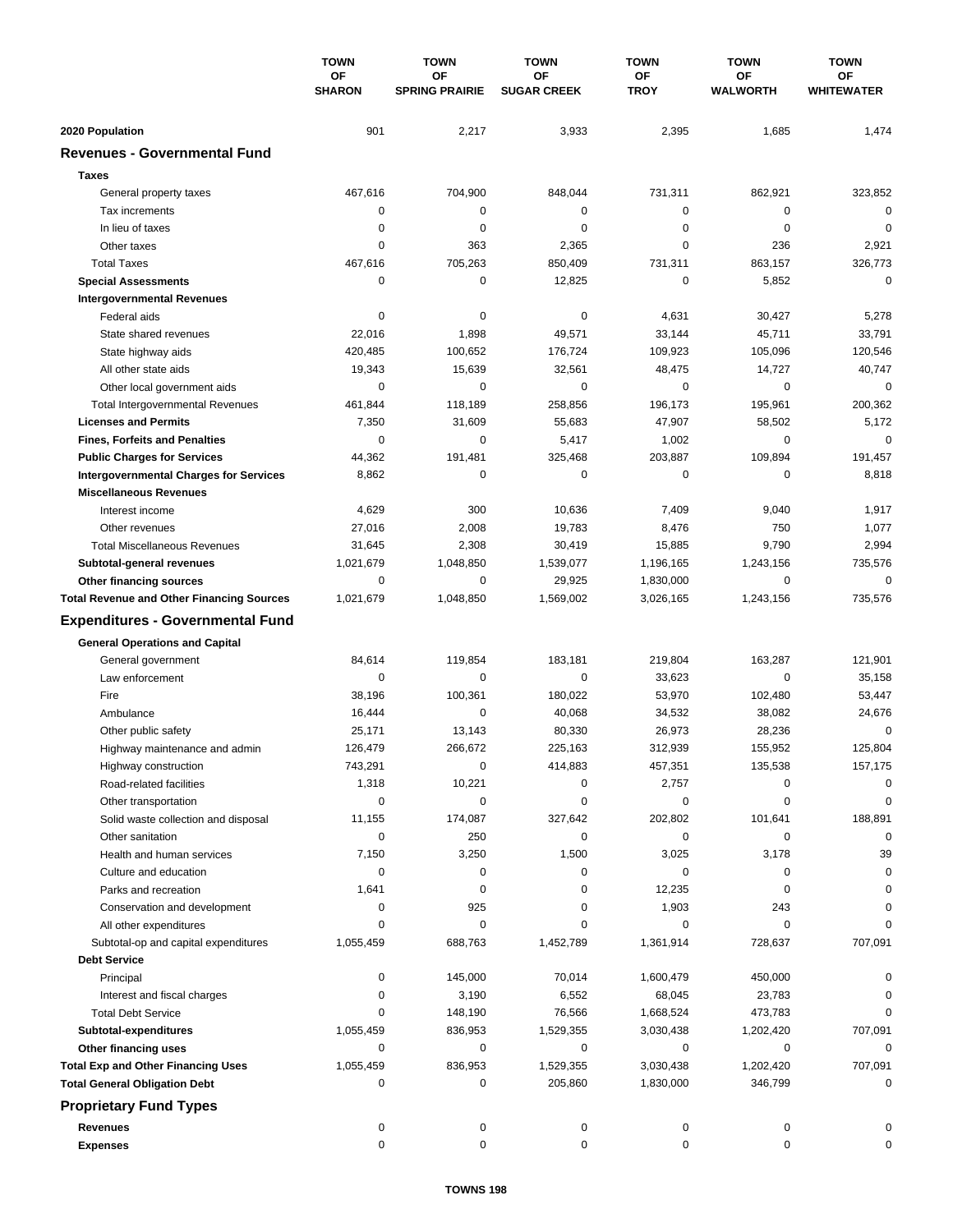| | TOWN OF SHARON | TOWN OF SPRING PRAIRIE | TOWN OF SUGAR CREEK | TOWN OF TROY | TOWN OF WALWORTH | TOWN OF WHITEWATER |
|---|---|---|---|---|---|---|
| **2020 Population** | 901 | 2,217 | 3,933 | 2,395 | 1,685 | 1,474 |
| **Revenues - Governmental Fund** | | | | | | |
| **Taxes** | | | | | | |
| General property taxes | 467,616 | 704,900 | 848,044 | 731,311 | 862,921 | 323,852 |
| Tax increments | 0 | 0 | 0 | 0 | 0 | 0 |
| In lieu of taxes | 0 | 0 | 0 | 0 | 0 | 0 |
| Other taxes | 0 | 363 | 2,365 | 0 | 236 | 2,921 |
| Total Taxes | 467,616 | 705,263 | 850,409 | 731,311 | 863,157 | 326,773 |
| **Special Assessments** | 0 | 0 | 12,825 | 0 | 5,852 | 0 |
| **Intergovernmental Revenues** | | | | | | |
| Federal aids | 0 | 0 | 0 | 4,631 | 30,427 | 5,278 |
| State shared revenues | 22,016 | 1,898 | 49,571 | 33,144 | 45,711 | 33,791 |
| State highway aids | 420,485 | 100,652 | 176,724 | 109,923 | 105,096 | 120,546 |
| All other state aids | 19,343 | 15,639 | 32,561 | 48,475 | 14,727 | 40,747 |
| Other local government aids | 0 | 0 | 0 | 0 | 0 | 0 |
| Total Intergovernmental Revenues | 461,844 | 118,189 | 258,856 | 196,173 | 195,961 | 200,362 |
| **Licenses and Permits** | 7,350 | 31,609 | 55,683 | 47,907 | 58,502 | 5,172 |
| **Fines, Forfeits and Penalties** | 0 | 0 | 5,417 | 1,002 | 0 | 0 |
| **Public Charges for Services** | 44,362 | 191,481 | 325,468 | 203,887 | 109,894 | 191,457 |
| **Intergovernmental Charges for Services** | 8,862 | 0 | 0 | 0 | 0 | 8,818 |
| **Miscellaneous Revenues** | | | | | | |
| Interest income | 4,629 | 300 | 10,636 | 7,409 | 9,040 | 1,917 |
| Other revenues | 27,016 | 2,008 | 19,783 | 8,476 | 750 | 1,077 |
| Total Miscellaneous Revenues | 31,645 | 2,308 | 30,419 | 15,885 | 9,790 | 2,994 |
| **Subtotal-general revenues** | 1,021,679 | 1,048,850 | 1,539,077 | 1,196,165 | 1,243,156 | 735,576 |
| **Other financing sources** | 0 | 0 | 29,925 | 1,830,000 | 0 | 0 |
| **Total Revenue and Other Financing Sources** | 1,021,679 | 1,048,850 | 1,569,002 | 3,026,165 | 1,243,156 | 735,576 |
| **Expenditures - Governmental Fund** | | | | | | |
| **General Operations and Capital** | | | | | | |
| General government | 84,614 | 119,854 | 183,181 | 219,804 | 163,287 | 121,901 |
| Law enforcement | 0 | 0 | 0 | 33,623 | 0 | 35,158 |
| Fire | 38,196 | 100,361 | 180,022 | 53,970 | 102,480 | 53,447 |
| Ambulance | 16,444 | 0 | 40,068 | 34,532 | 38,082 | 24,676 |
| Other public safety | 25,171 | 13,143 | 80,330 | 26,973 | 28,236 | 0 |
| Highway maintenance and admin | 126,479 | 266,672 | 225,163 | 312,939 | 155,952 | 125,804 |
| Highway construction | 743,291 | 0 | 414,883 | 457,351 | 135,538 | 157,175 |
| Road-related facilities | 1,318 | 10,221 | 0 | 2,757 | 0 | 0 |
| Other transportation | 0 | 0 | 0 | 0 | 0 | 0 |
| Solid waste collection and disposal | 11,155 | 174,087 | 327,642 | 202,802 | 101,641 | 188,891 |
| Other sanitation | 0 | 250 | 0 | 0 | 0 | 0 |
| Health and human services | 7,150 | 3,250 | 1,500 | 3,025 | 3,178 | 39 |
| Culture and education | 0 | 0 | 0 | 0 | 0 | 0 |
| Parks and recreation | 1,641 | 0 | 0 | 12,235 | 0 | 0 |
| Conservation and development | 0 | 925 | 0 | 1,903 | 243 | 0 |
| All other expenditures | 0 | 0 | 0 | 0 | 0 | 0 |
| Subtotal-op and capital expenditures | 1,055,459 | 688,763 | 1,452,789 | 1,361,914 | 728,637 | 707,091 |
| **Debt Service** | | | | | | |
| Principal | 0 | 145,000 | 70,014 | 1,600,479 | 450,000 | 0 |
| Interest and fiscal charges | 0 | 3,190 | 6,552 | 68,045 | 23,783 | 0 |
| Total Debt Service | 0 | 148,190 | 76,566 | 1,668,524 | 473,783 | 0 |
| **Subtotal-expenditures** | 1,055,459 | 836,953 | 1,529,355 | 3,030,438 | 1,202,420 | 707,091 |
| **Other financing uses** | 0 | 0 | 0 | 0 | 0 | 0 |
| **Total Exp and Other Financing Uses** | 1,055,459 | 836,953 | 1,529,355 | 3,030,438 | 1,202,420 | 707,091 |
| **Total General Obligation Debt** | 0 | 0 | 205,860 | 1,830,000 | 346,799 | 0 |
| **Proprietary Fund Types** | | | | | | |
| **Revenues** | 0 | 0 | 0 | 0 | 0 | 0 |
| **Expenses** | 0 | 0 | 0 | 0 | 0 | 0 |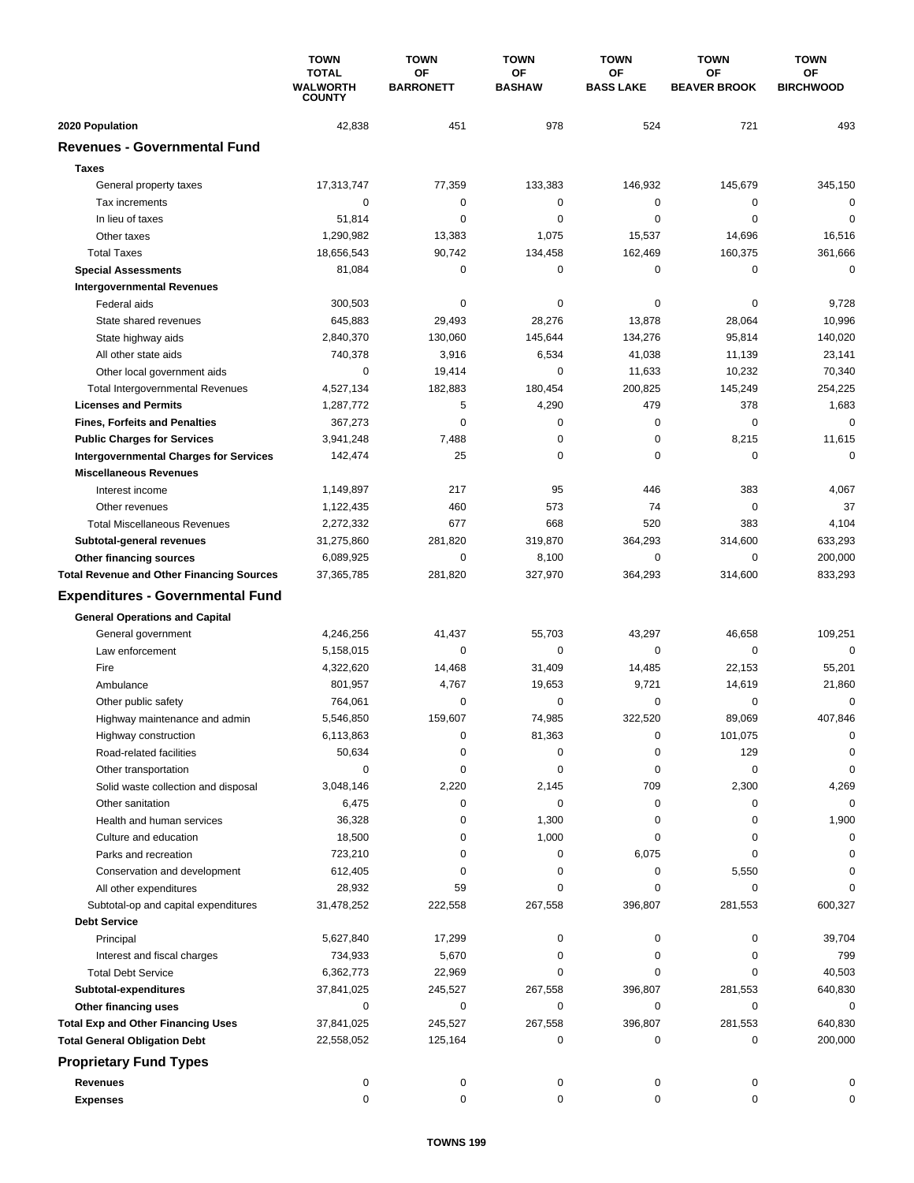| | TOWN TOTAL WALWORTH COUNTY | TOWN OF BARRONETT | TOWN OF BASHAW | TOWN OF BASS LAKE | TOWN OF BEAVER BROOK | TOWN OF BIRCHWOOD |
|---|---|---|---|---|---|---|
| **2020 Population** | 42,838 | 451 | 978 | 524 | 721 | 493 |
| **Revenues - Governmental Fund** | | | | | | |
| **Taxes** | | | | | | |
| General property taxes | 17,313,747 | 77,359 | 133,383 | 146,932 | 145,679 | 345,150 |
| Tax increments | 0 | 0 | 0 | 0 | 0 | 0 |
| In lieu of taxes | 51,814 | 0 | 0 | 0 | 0 | 0 |
| Other taxes | 1,290,982 | 13,383 | 1,075 | 15,537 | 14,696 | 16,516 |
| Total Taxes | 18,656,543 | 90,742 | 134,458 | 162,469 | 160,375 | 361,666 |
| **Special Assessments** | 81,084 | 0 | 0 | 0 | 0 | 0 |
| **Intergovernmental Revenues** | | | | | | |
| Federal aids | 300,503 | 0 | 0 | 0 | 0 | 9,728 |
| State shared revenues | 645,883 | 29,493 | 28,276 | 13,878 | 28,064 | 10,996 |
| State highway aids | 2,840,370 | 130,060 | 145,644 | 134,276 | 95,814 | 140,020 |
| All other state aids | 740,378 | 3,916 | 6,534 | 41,038 | 11,139 | 23,141 |
| Other local government aids | 0 | 19,414 | 0 | 11,633 | 10,232 | 70,340 |
| Total Intergovernmental Revenues | 4,527,134 | 182,883 | 180,454 | 200,825 | 145,249 | 254,225 |
| **Licenses and Permits** | 1,287,772 | 5 | 4,290 | 479 | 378 | 1,683 |
| **Fines, Forfeits and Penalties** | 367,273 | 0 | 0 | 0 | 0 | 0 |
| **Public Charges for Services** | 3,941,248 | 7,488 | 0 | 0 | 8,215 | 11,615 |
| **Intergovernmental Charges for Services** | 142,474 | 25 | 0 | 0 | 0 | 0 |
| **Miscellaneous Revenues** | | | | | | |
| Interest income | 1,149,897 | 217 | 95 | 446 | 383 | 4,067 |
| Other revenues | 1,122,435 | 460 | 573 | 74 | 0 | 37 |
| Total Miscellaneous Revenues | 2,272,332 | 677 | 668 | 520 | 383 | 4,104 |
| **Subtotal-general revenues** | 31,275,860 | 281,820 | 319,870 | 364,293 | 314,600 | 633,293 |
| **Other financing sources** | 6,089,925 | 0 | 8,100 | 0 | 0 | 200,000 |
| **Total Revenue and Other Financing Sources** | 37,365,785 | 281,820 | 327,970 | 364,293 | 314,600 | 833,293 |
| **Expenditures - Governmental Fund** | | | | | | |
| **General Operations and Capital** | | | | | | |
| General government | 4,246,256 | 41,437 | 55,703 | 43,297 | 46,658 | 109,251 |
| Law enforcement | 5,158,015 | 0 | 0 | 0 | 0 | 0 |
| Fire | 4,322,620 | 14,468 | 31,409 | 14,485 | 22,153 | 55,201 |
| Ambulance | 801,957 | 4,767 | 19,653 | 9,721 | 14,619 | 21,860 |
| Other public safety | 764,061 | 0 | 0 | 0 | 0 | 0 |
| Highway maintenance and admin | 5,546,850 | 159,607 | 74,985 | 322,520 | 89,069 | 407,846 |
| Highway construction | 6,113,863 | 0 | 81,363 | 0 | 101,075 | 0 |
| Road-related facilities | 50,634 | 0 | 0 | 0 | 129 | 0 |
| Other transportation | 0 | 0 | 0 | 0 | 0 | 0 |
| Solid waste collection and disposal | 3,048,146 | 2,220 | 2,145 | 709 | 2,300 | 4,269 |
| Other sanitation | 6,475 | 0 | 0 | 0 | 0 | 0 |
| Health and human services | 36,328 | 0 | 1,300 | 0 | 0 | 1,900 |
| Culture and education | 18,500 | 0 | 1,000 | 0 | 0 | 0 |
| Parks and recreation | 723,210 | 0 | 0 | 6,075 | 0 | 0 |
| Conservation and development | 612,405 | 0 | 0 | 0 | 5,550 | 0 |
| All other expenditures | 28,932 | 59 | 0 | 0 | 0 | 0 |
| Subtotal-op and capital expenditures | 31,478,252 | 222,558 | 267,558 | 396,807 | 281,553 | 600,327 |
| **Debt Service** | | | | | | |
| Principal | 5,627,840 | 17,299 | 0 | 0 | 0 | 39,704 |
| Interest and fiscal charges | 734,933 | 5,670 | 0 | 0 | 0 | 799 |
| Total Debt Service | 6,362,773 | 22,969 | 0 | 0 | 0 | 40,503 |
| **Subtotal-expenditures** | 37,841,025 | 245,527 | 267,558 | 396,807 | 281,553 | 640,830 |
| **Other financing uses** | 0 | 0 | 0 | 0 | 0 | 0 |
| **Total Exp and Other Financing Uses** | 37,841,025 | 245,527 | 267,558 | 396,807 | 281,553 | 640,830 |
| **Total General Obligation Debt** | 22,558,052 | 125,164 | 0 | 0 | 0 | 200,000 |
| **Proprietary Fund Types** | | | | | | |
| **Revenues** | 0 | 0 | 0 | 0 | 0 | 0 |
| **Expenses** | 0 | 0 | 0 | 0 | 0 | 0 |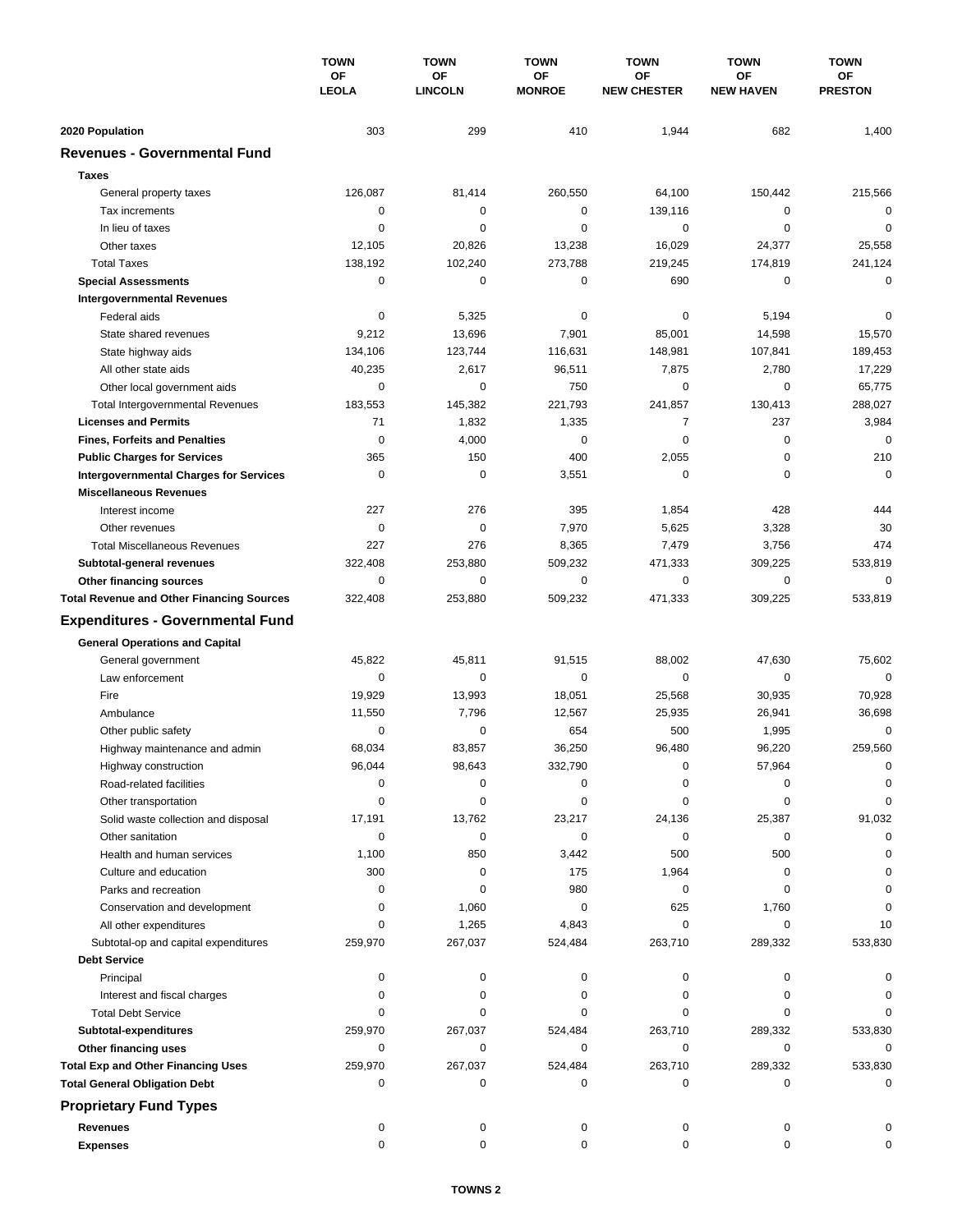| | TOWN OF LEOLA | TOWN OF LINCOLN | TOWN OF MONROE | TOWN OF NEW CHESTER | TOWN OF NEW HAVEN | TOWN OF PRESTON |
|---|---|---|---|---|---|---|
| **2020 Population** | 303 | 299 | 410 | 1,944 | 682 | 1,400 |
| **Revenues - Governmental Fund** | | | | | | |
| **Taxes** | | | | | | |
| General property taxes | 126,087 | 81,414 | 260,550 | 64,100 | 150,442 | 215,566 |
| Tax increments | 0 | 0 | 0 | 139,116 | 0 | 0 |
| In lieu of taxes | 0 | 0 | 0 | 0 | 0 | 0 |
| Other taxes | 12,105 | 20,826 | 13,238 | 16,029 | 24,377 | 25,558 |
| Total Taxes | 138,192 | 102,240 | 273,788 | 219,245 | 174,819 | 241,124 |
| **Special Assessments** | 0 | 0 | 0 | 690 | 0 | 0 |
| **Intergovernmental Revenues** | | | | | | |
| Federal aids | 0 | 5,325 | 0 | 0 | 5,194 | 0 |
| State shared revenues | 9,212 | 13,696 | 7,901 | 85,001 | 14,598 | 15,570 |
| State highway aids | 134,106 | 123,744 | 116,631 | 148,981 | 107,841 | 189,453 |
| All other state aids | 40,235 | 2,617 | 96,511 | 7,875 | 2,780 | 17,229 |
| Other local government aids | 0 | 0 | 750 | 0 | 0 | 65,775 |
| Total Intergovernmental Revenues | 183,553 | 145,382 | 221,793 | 241,857 | 130,413 | 288,027 |
| **Licenses and Permits** | 71 | 1,832 | 1,335 | 7 | 237 | 3,984 |
| **Fines, Forfeits and Penalties** | 0 | 4,000 | 0 | 0 | 0 | 0 |
| **Public Charges for Services** | 365 | 150 | 400 | 2,055 | 0 | 210 |
| **Intergovernmental Charges for Services** | 0 | 0 | 3,551 | 0 | 0 | 0 |
| **Miscellaneous Revenues** | | | | | | |
| Interest income | 227 | 276 | 395 | 1,854 | 428 | 444 |
| Other revenues | 0 | 0 | 7,970 | 5,625 | 3,328 | 30 |
| Total Miscellaneous Revenues | 227 | 276 | 8,365 | 7,479 | 3,756 | 474 |
| **Subtotal-general revenues** | 322,408 | 253,880 | 509,232 | 471,333 | 309,225 | 533,819 |
| **Other financing sources** | 0 | 0 | 0 | 0 | 0 | 0 |
| **Total Revenue and Other Financing Sources** | 322,408 | 253,880 | 509,232 | 471,333 | 309,225 | 533,819 |
| **Expenditures - Governmental Fund** | | | | | | |
| **General Operations and Capital** | | | | | | |
| General government | 45,822 | 45,811 | 91,515 | 88,002 | 47,630 | 75,602 |
| Law enforcement | 0 | 0 | 0 | 0 | 0 | 0 |
| Fire | 19,929 | 13,993 | 18,051 | 25,568 | 30,935 | 70,928 |
| Ambulance | 11,550 | 7,796 | 12,567 | 25,935 | 26,941 | 36,698 |
| Other public safety | 0 | 0 | 654 | 500 | 1,995 | 0 |
| Highway maintenance and admin | 68,034 | 83,857 | 36,250 | 96,480 | 96,220 | 259,560 |
| Highway construction | 96,044 | 98,643 | 332,790 | 0 | 57,964 | 0 |
| Road-related facilities | 0 | 0 | 0 | 0 | 0 | 0 |
| Other transportation | 0 | 0 | 0 | 0 | 0 | 0 |
| Solid waste collection and disposal | 17,191 | 13,762 | 23,217 | 24,136 | 25,387 | 91,032 |
| Other sanitation | 0 | 0 | 0 | 0 | 0 | 0 |
| Health and human services | 1,100 | 850 | 3,442 | 500 | 500 | 0 |
| Culture and education | 300 | 0 | 175 | 1,964 | 0 | 0 |
| Parks and recreation | 0 | 0 | 980 | 0 | 0 | 0 |
| Conservation and development | 0 | 1,060 | 0 | 625 | 1,760 | 0 |
| All other expenditures | 0 | 1,265 | 4,843 | 0 | 0 | 10 |
| Subtotal-op and capital expenditures | 259,970 | 267,037 | 524,484 | 263,710 | 289,332 | 533,830 |
| **Debt Service** | | | | | | |
| Principal | 0 | 0 | 0 | 0 | 0 | 0 |
| Interest and fiscal charges | 0 | 0 | 0 | 0 | 0 | 0 |
| Total Debt Service | 0 | 0 | 0 | 0 | 0 | 0 |
| **Subtotal-expenditures** | 259,970 | 267,037 | 524,484 | 263,710 | 289,332 | 533,830 |
| **Other financing uses** | 0 | 0 | 0 | 0 | 0 | 0 |
| **Total Exp and Other Financing Uses** | 259,970 | 267,037 | 524,484 | 263,710 | 289,332 | 533,830 |
| **Total General Obligation Debt** | 0 | 0 | 0 | 0 | 0 | 0 |
| **Proprietary Fund Types** | | | | | | |
| **Revenues** | 0 | 0 | 0 | 0 | 0 | 0 |
| **Expenses** | 0 | 0 | 0 | 0 | 0 | 0 |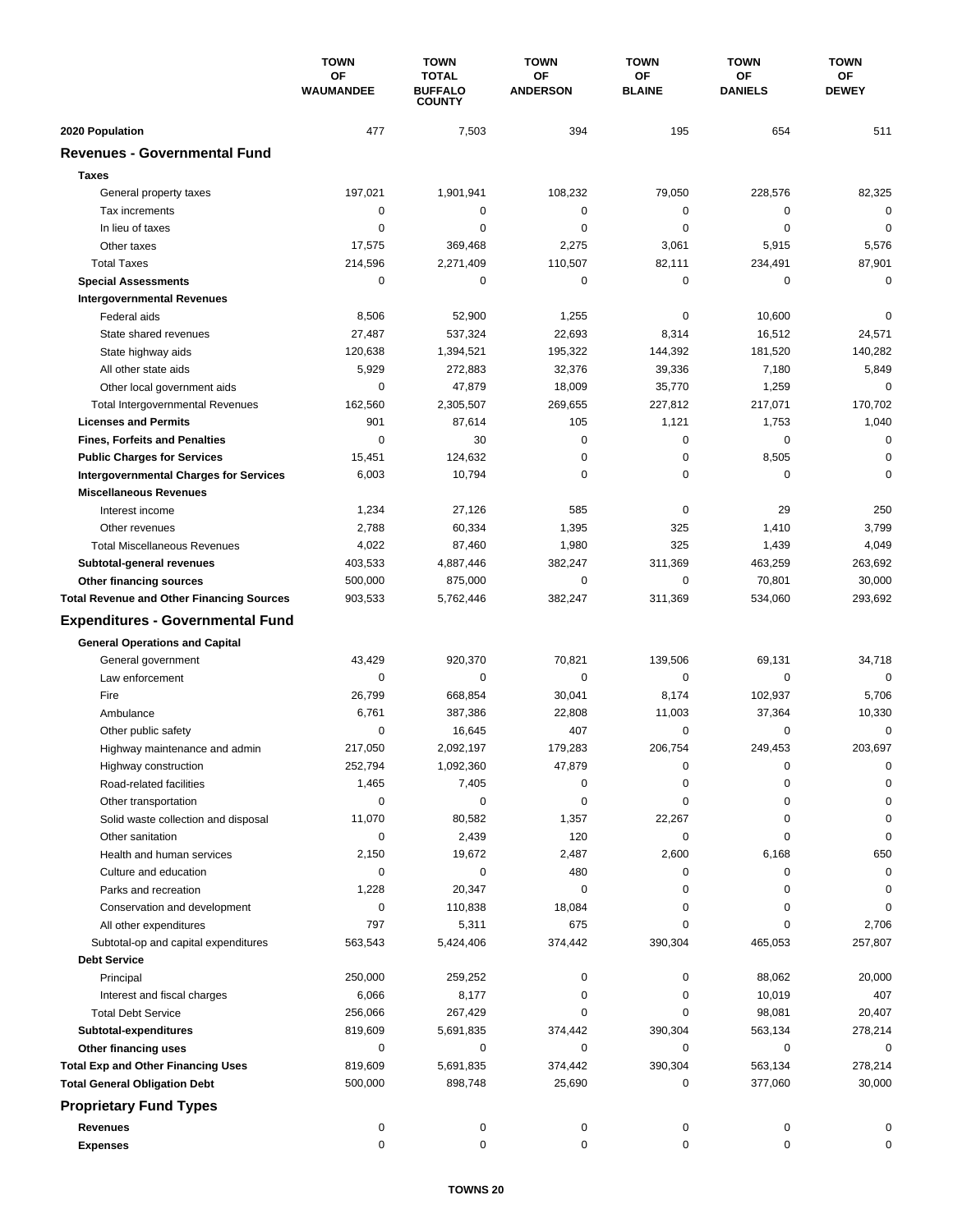| | TOWN OF WAUMANDEE | TOWN TOTAL BUFFALO COUNTY | TOWN OF ANDERSON | TOWN OF BLAINE | TOWN OF DANIELS | TOWN OF DEWEY |
|---|---|---|---|---|---|---|
| **2020 Population** | 477 | 7,503 | 394 | 195 | 654 | 511 |
| **Revenues - Governmental Fund** | | | | | | |
| **Taxes** | | | | | | |
| General property taxes | 197,021 | 1,901,941 | 108,232 | 79,050 | 228,576 | 82,325 |
| Tax increments | 0 | 0 | 0 | 0 | 0 | 0 |
| In lieu of taxes | 0 | 0 | 0 | 0 | 0 | 0 |
| Other taxes | 17,575 | 369,468 | 2,275 | 3,061 | 5,915 | 5,576 |
| Total Taxes | 214,596 | 2,271,409 | 110,507 | 82,111 | 234,491 | 87,901 |
| **Special Assessments** | 0 | 0 | 0 | 0 | 0 | 0 |
| **Intergovernmental Revenues** | | | | | | |
| Federal aids | 8,506 | 52,900 | 1,255 | 0 | 10,600 | 0 |
| State shared revenues | 27,487 | 537,324 | 22,693 | 8,314 | 16,512 | 24,571 |
| State highway aids | 120,638 | 1,394,521 | 195,322 | 144,392 | 181,520 | 140,282 |
| All other state aids | 5,929 | 272,883 | 32,376 | 39,336 | 7,180 | 5,849 |
| Other local government aids | 0 | 47,879 | 18,009 | 35,770 | 1,259 | 0 |
| Total Intergovernmental Revenues | 162,560 | 2,305,507 | 269,655 | 227,812 | 217,071 | 170,702 |
| **Licenses and Permits** | 901 | 87,614 | 105 | 1,121 | 1,753 | 1,040 |
| **Fines, Forfeits and Penalties** | 0 | 30 | 0 | 0 | 0 | 0 |
| **Public Charges for Services** | 15,451 | 124,632 | 0 | 0 | 8,505 | 0 |
| **Intergovernmental Charges for Services** | 6,003 | 10,794 | 0 | 0 | 0 | 0 |
| **Miscellaneous Revenues** | | | | | | |
| Interest income | 1,234 | 27,126 | 585 | 0 | 29 | 250 |
| Other revenues | 2,788 | 60,334 | 1,395 | 325 | 1,410 | 3,799 |
| Total Miscellaneous Revenues | 4,022 | 87,460 | 1,980 | 325 | 1,439 | 4,049 |
| **Subtotal-general revenues** | 403,533 | 4,887,446 | 382,247 | 311,369 | 463,259 | 263,692 |
| **Other financing sources** | 500,000 | 875,000 | 0 | 0 | 70,801 | 30,000 |
| **Total Revenue and Other Financing Sources** | 903,533 | 5,762,446 | 382,247 | 311,369 | 534,060 | 293,692 |
| **Expenditures - Governmental Fund** | | | | | | |
| **General Operations and Capital** | | | | | | |
| General government | 43,429 | 920,370 | 70,821 | 139,506 | 69,131 | 34,718 |
| Law enforcement | 0 | 0 | 0 | 0 | 0 | 0 |
| Fire | 26,799 | 668,854 | 30,041 | 8,174 | 102,937 | 5,706 |
| Ambulance | 6,761 | 387,386 | 22,808 | 11,003 | 37,364 | 10,330 |
| Other public safety | 0 | 16,645 | 407 | 0 | 0 | 0 |
| Highway maintenance and admin | 217,050 | 2,092,197 | 179,283 | 206,754 | 249,453 | 203,697 |
| Highway construction | 252,794 | 1,092,360 | 47,879 | 0 | 0 | 0 |
| Road-related facilities | 1,465 | 7,405 | 0 | 0 | 0 | 0 |
| Other transportation | 0 | 0 | 0 | 0 | 0 | 0 |
| Solid waste collection and disposal | 11,070 | 80,582 | 1,357 | 22,267 | 0 | 0 |
| Other sanitation | 0 | 2,439 | 120 | 0 | 0 | 0 |
| Health and human services | 2,150 | 19,672 | 2,487 | 2,600 | 6,168 | 650 |
| Culture and education | 0 | 0 | 480 | 0 | 0 | 0 |
| Parks and recreation | 1,228 | 20,347 | 0 | 0 | 0 | 0 |
| Conservation and development | 0 | 110,838 | 18,084 | 0 | 0 | 0 |
| All other expenditures | 797 | 5,311 | 675 | 0 | 0 | 2,706 |
| Subtotal-op and capital expenditures | 563,543 | 5,424,406 | 374,442 | 390,304 | 465,053 | 257,807 |
| **Debt Service** | | | | | | |
| Principal | 250,000 | 259,252 | 0 | 0 | 88,062 | 20,000 |
| Interest and fiscal charges | 6,066 | 8,177 | 0 | 0 | 10,019 | 407 |
| Total Debt Service | 256,066 | 267,429 | 0 | 0 | 98,081 | 20,407 |
| **Subtotal-expenditures** | 819,609 | 5,691,835 | 374,442 | 390,304 | 563,134 | 278,214 |
| **Other financing uses** | 0 | 0 | 0 | 0 | 0 | 0 |
| **Total Exp and Other Financing Uses** | 819,609 | 5,691,835 | 374,442 | 390,304 | 563,134 | 278,214 |
| **Total General Obligation Debt** | 500,000 | 898,748 | 25,690 | 0 | 377,060 | 30,000 |
| **Proprietary Fund Types** | | | | | | |
| **Revenues** | 0 | 0 | 0 | 0 | 0 | 0 |
| **Expenses** | 0 | 0 | 0 | 0 | 0 | 0 |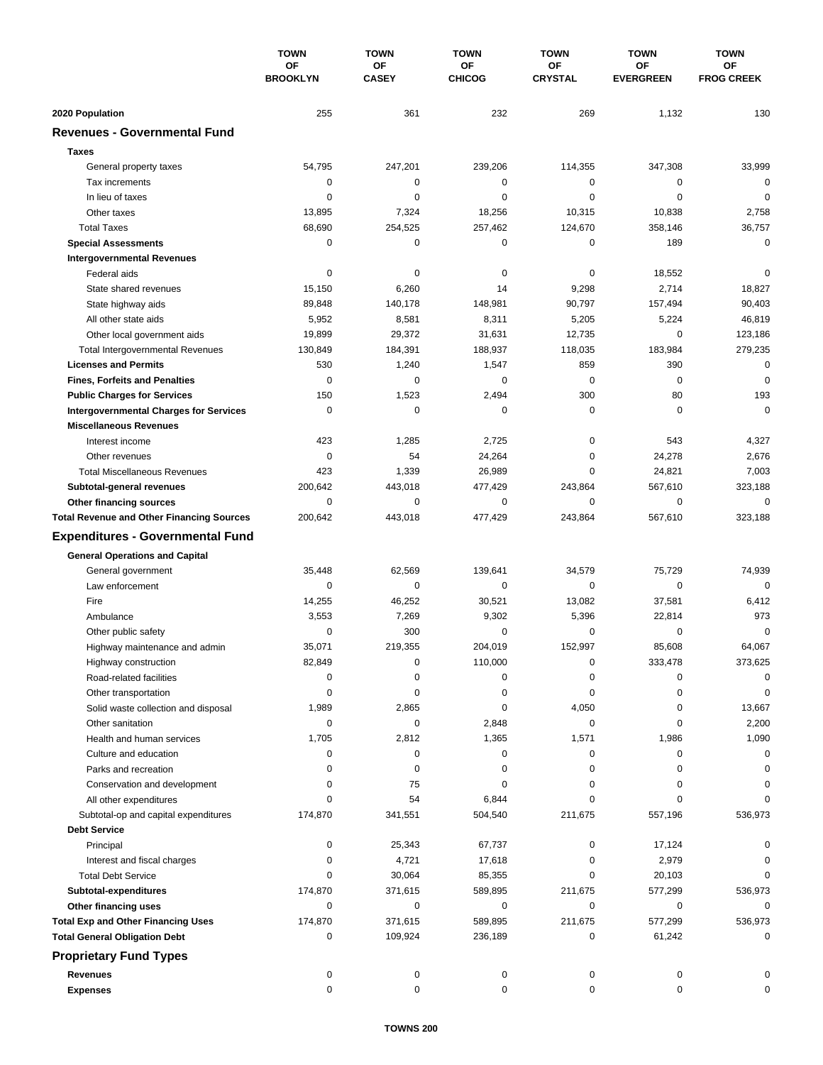| | TOWN OF BROOKLYN | TOWN OF CASEY | TOWN OF CHICOG | TOWN OF CRYSTAL | TOWN OF EVERGREEN | TOWN OF FROG CREEK |
|---|---|---|---|---|---|---|
| **2020 Population** | 255 | 361 | 232 | 269 | 1,132 | 130 |
| **Revenues - Governmental Fund** | | | | | | |
| **Taxes** | | | | | | |
| General property taxes | 54,795 | 247,201 | 239,206 | 114,355 | 347,308 | 33,999 |
| Tax increments | 0 | 0 | 0 | 0 | 0 | 0 |
| In lieu of taxes | 0 | 0 | 0 | 0 | 0 | 0 |
| Other taxes | 13,895 | 7,324 | 18,256 | 10,315 | 10,838 | 2,758 |
| Total Taxes | 68,690 | 254,525 | 257,462 | 124,670 | 358,146 | 36,757 |
| **Special Assessments** | 0 | 0 | 0 | 0 | 189 | 0 |
| **Intergovernmental Revenues** | | | | | | |
| Federal aids | 0 | 0 | 0 | 0 | 18,552 | 0 |
| State shared revenues | 15,150 | 6,260 | 14 | 9,298 | 2,714 | 18,827 |
| State highway aids | 89,848 | 140,178 | 148,981 | 90,797 | 157,494 | 90,403 |
| All other state aids | 5,952 | 8,581 | 8,311 | 5,205 | 5,224 | 46,819 |
| Other local government aids | 19,899 | 29,372 | 31,631 | 12,735 | 0 | 123,186 |
| Total Intergovernmental Revenues | 130,849 | 184,391 | 188,937 | 118,035 | 183,984 | 279,235 |
| **Licenses and Permits** | 530 | 1,240 | 1,547 | 859 | 390 | 0 |
| **Fines, Forfeits and Penalties** | 0 | 0 | 0 | 0 | 0 | 0 |
| **Public Charges for Services** | 150 | 1,523 | 2,494 | 300 | 80 | 193 |
| **Intergovernmental Charges for Services** | 0 | 0 | 0 | 0 | 0 | 0 |
| **Miscellaneous Revenues** | | | | | | |
| Interest income | 423 | 1,285 | 2,725 | 0 | 543 | 4,327 |
| Other revenues | 0 | 54 | 24,264 | 0 | 24,278 | 2,676 |
| Total Miscellaneous Revenues | 423 | 1,339 | 26,989 | 0 | 24,821 | 7,003 |
| **Subtotal-general revenues** | 200,642 | 443,018 | 477,429 | 243,864 | 567,610 | 323,188 |
| **Other financing sources** | 0 | 0 | 0 | 0 | 0 | 0 |
| **Total Revenue and Other Financing Sources** | 200,642 | 443,018 | 477,429 | 243,864 | 567,610 | 323,188 |
| **Expenditures - Governmental Fund** | | | | | | |
| **General Operations and Capital** | | | | | | |
| General government | 35,448 | 62,569 | 139,641 | 34,579 | 75,729 | 74,939 |
| Law enforcement | 0 | 0 | 0 | 0 | 0 | 0 |
| Fire | 14,255 | 46,252 | 30,521 | 13,082 | 37,581 | 6,412 |
| Ambulance | 3,553 | 7,269 | 9,302 | 5,396 | 22,814 | 973 |
| Other public safety | 0 | 300 | 0 | 0 | 0 | 0 |
| Highway maintenance and admin | 35,071 | 219,355 | 204,019 | 152,997 | 85,608 | 64,067 |
| Highway construction | 82,849 | 0 | 110,000 | 0 | 333,478 | 373,625 |
| Road-related facilities | 0 | 0 | 0 | 0 | 0 | 0 |
| Other transportation | 0 | 0 | 0 | 0 | 0 | 0 |
| Solid waste collection and disposal | 1,989 | 2,865 | 0 | 4,050 | 0 | 13,667 |
| Other sanitation | 0 | 0 | 2,848 | 0 | 0 | 2,200 |
| Health and human services | 1,705 | 2,812 | 1,365 | 1,571 | 1,986 | 1,090 |
| Culture and education | 0 | 0 | 0 | 0 | 0 | 0 |
| Parks and recreation | 0 | 0 | 0 | 0 | 0 | 0 |
| Conservation and development | 0 | 75 | 0 | 0 | 0 | 0 |
| All other expenditures | 0 | 54 | 6,844 | 0 | 0 | 0 |
| Subtotal-op and capital expenditures | 174,870 | 341,551 | 504,540 | 211,675 | 557,196 | 536,973 |
| **Debt Service** | | | | | | |
| Principal | 0 | 25,343 | 67,737 | 0 | 17,124 | 0 |
| Interest and fiscal charges | 0 | 4,721 | 17,618 | 0 | 2,979 | 0 |
| Total Debt Service | 0 | 30,064 | 85,355 | 0 | 20,103 | 0 |
| **Subtotal-expenditures** | 174,870 | 371,615 | 589,895 | 211,675 | 577,299 | 536,973 |
| **Other financing uses** | 0 | 0 | 0 | 0 | 0 | 0 |
| **Total Exp and Other Financing Uses** | 174,870 | 371,615 | 589,895 | 211,675 | 577,299 | 536,973 |
| **Total General Obligation Debt** | 0 | 109,924 | 236,189 | 0 | 61,242 | 0 |
| **Proprietary Fund Types** | | | | | | |
| **Revenues** | 0 | 0 | 0 | 0 | 0 | 0 |
| **Expenses** | 0 | 0 | 0 | 0 | 0 | 0 |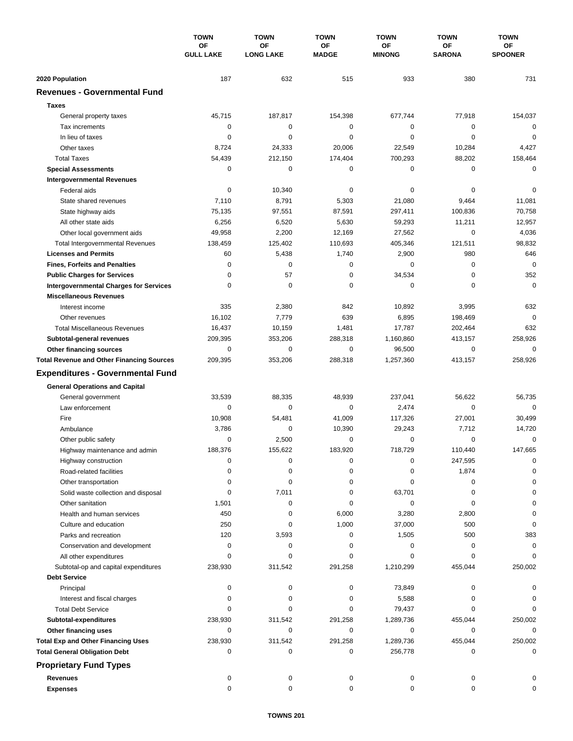| | TOWN OF GULL LAKE | TOWN OF LONG LAKE | TOWN OF MADGE | TOWN OF MINONG | TOWN OF SARONA | TOWN OF SPOONER |
|---|---|---|---|---|---|---|
| **2020 Population** | 187 | 632 | 515 | 933 | 380 | 731 |
| **Revenues - Governmental Fund** | | | | | | |
| **Taxes** | | | | | | |
| General property taxes | 45,715 | 187,817 | 154,398 | 677,744 | 77,918 | 154,037 |
| Tax increments | 0 | 0 | 0 | 0 | 0 | 0 |
| In lieu of taxes | 0 | 0 | 0 | 0 | 0 | 0 |
| Other taxes | 8,724 | 24,333 | 20,006 | 22,549 | 10,284 | 4,427 |
| Total Taxes | 54,439 | 212,150 | 174,404 | 700,293 | 88,202 | 158,464 |
| **Special Assessments** | 0 | 0 | 0 | 0 | 0 | 0 |
| **Intergovernmental Revenues** | | | | | | |
| Federal aids | 0 | 10,340 | 0 | 0 | 0 | 0 |
| State shared revenues | 7,110 | 8,791 | 5,303 | 21,080 | 9,464 | 11,081 |
| State highway aids | 75,135 | 97,551 | 87,591 | 297,411 | 100,836 | 70,758 |
| All other state aids | 6,256 | 6,520 | 5,630 | 59,293 | 11,211 | 12,957 |
| Other local government aids | 49,958 | 2,200 | 12,169 | 27,562 | 0 | 4,036 |
| Total Intergovernmental Revenues | 138,459 | 125,402 | 110,693 | 405,346 | 121,511 | 98,832 |
| **Licenses and Permits** | 60 | 5,438 | 1,740 | 2,900 | 980 | 646 |
| **Fines, Forfeits and Penalties** | 0 | 0 | 0 | 0 | 0 | 0 |
| **Public Charges for Services** | 0 | 57 | 0 | 34,534 | 0 | 352 |
| **Intergovernmental Charges for Services** | 0 | 0 | 0 | 0 | 0 | 0 |
| **Miscellaneous Revenues** | | | | | | |
| Interest income | 335 | 2,380 | 842 | 10,892 | 3,995 | 632 |
| Other revenues | 16,102 | 7,779 | 639 | 6,895 | 198,469 | 0 |
| Total Miscellaneous Revenues | 16,437 | 10,159 | 1,481 | 17,787 | 202,464 | 632 |
| **Subtotal-general revenues** | 209,395 | 353,206 | 288,318 | 1,160,860 | 413,157 | 258,926 |
| **Other financing sources** | 0 | 0 | 0 | 96,500 | 0 | 0 |
| **Total Revenue and Other Financing Sources** | 209,395 | 353,206 | 288,318 | 1,257,360 | 413,157 | 258,926 |
| **Expenditures - Governmental Fund** | | | | | | |
| **General Operations and Capital** | | | | | | |
| General government | 33,539 | 88,335 | 48,939 | 237,041 | 56,622 | 56,735 |
| Law enforcement | 0 | 0 | 0 | 2,474 | 0 | 0 |
| Fire | 10,908 | 54,481 | 41,009 | 117,326 | 27,001 | 30,499 |
| Ambulance | 3,786 | 0 | 10,390 | 29,243 | 7,712 | 14,720 |
| Other public safety | 0 | 2,500 | 0 | 0 | 0 | 0 |
| Highway maintenance and admin | 188,376 | 155,622 | 183,920 | 718,729 | 110,440 | 147,665 |
| Highway construction | 0 | 0 | 0 | 0 | 247,595 | 0 |
| Road-related facilities | 0 | 0 | 0 | 0 | 1,874 | 0 |
| Other transportation | 0 | 0 | 0 | 0 | 0 | 0 |
| Solid waste collection and disposal | 0 | 7,011 | 0 | 63,701 | 0 | 0 |
| Other sanitation | 1,501 | 0 | 0 | 0 | 0 | 0 |
| Health and human services | 450 | 0 | 6,000 | 3,280 | 2,800 | 0 |
| Culture and education | 250 | 0 | 1,000 | 37,000 | 500 | 0 |
| Parks and recreation | 120 | 3,593 | 0 | 1,505 | 500 | 383 |
| Conservation and development | 0 | 0 | 0 | 0 | 0 | 0 |
| All other expenditures | 0 | 0 | 0 | 0 | 0 | 0 |
| Subtotal-op and capital expenditures | 238,930 | 311,542 | 291,258 | 1,210,299 | 455,044 | 250,002 |
| **Debt Service** | | | | | | |
| Principal | 0 | 0 | 0 | 73,849 | 0 | 0 |
| Interest and fiscal charges | 0 | 0 | 0 | 5,588 | 0 | 0 |
| Total Debt Service | 0 | 0 | 0 | 79,437 | 0 | 0 |
| **Subtotal-expenditures** | 238,930 | 311,542 | 291,258 | 1,289,736 | 455,044 | 250,002 |
| **Other financing uses** | 0 | 0 | 0 | 0 | 0 | 0 |
| **Total Exp and Other Financing Uses** | 238,930 | 311,542 | 291,258 | 1,289,736 | 455,044 | 250,002 |
| **Total General Obligation Debt** | 0 | 0 | 0 | 256,778 | 0 | 0 |
| **Proprietary Fund Types** | | | | | | |
| **Revenues** | 0 | 0 | 0 | 0 | 0 | 0 |
| **Expenses** | 0 | 0 | 0 | 0 | 0 | 0 |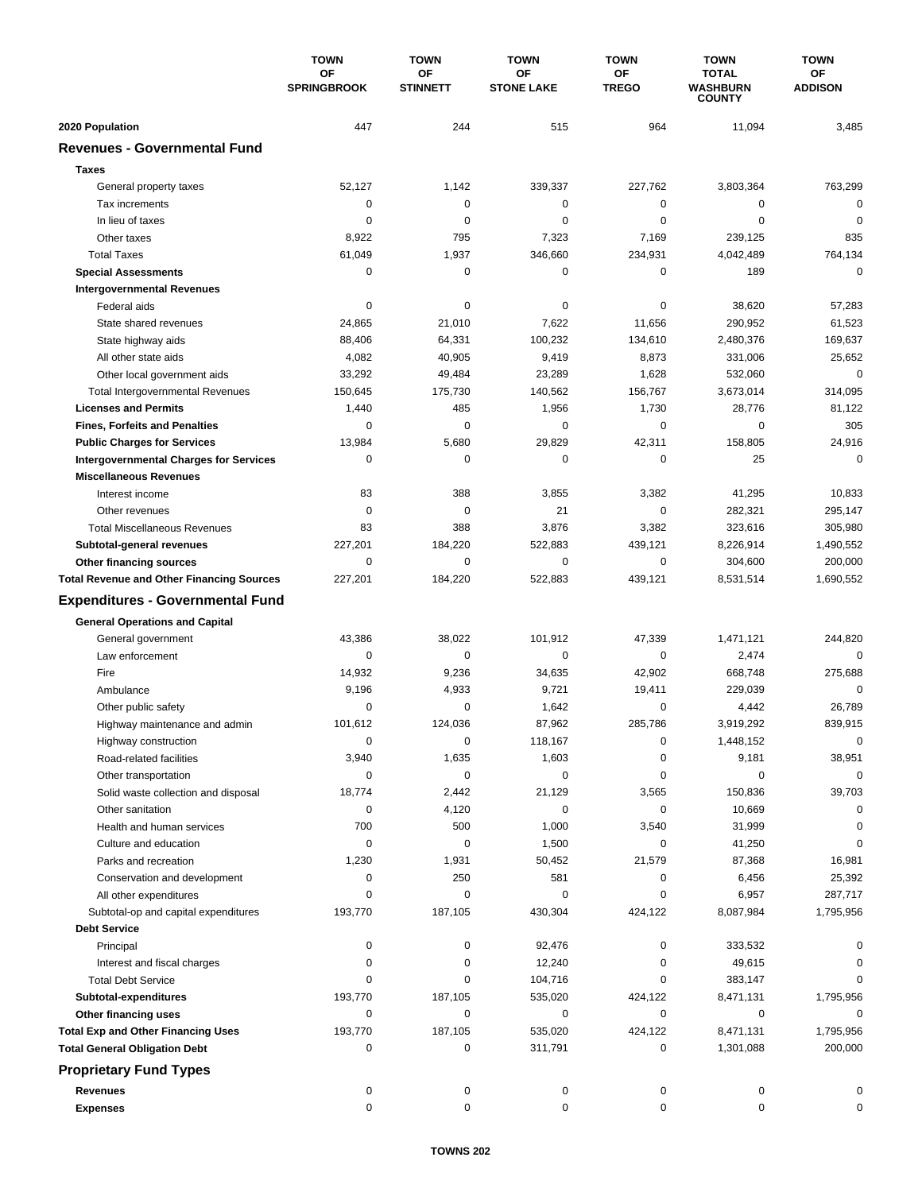| | TOWN OF SPRINGBROOK | TOWN OF STINNETT | TOWN OF STONE LAKE | TOWN OF TREGO | TOWN TOTAL WASHBURN COUNTY | TOWN OF ADDISON |
|---|---|---|---|---|---|---|
| **2020 Population** | 447 | 244 | 515 | 964 | 11,094 | 3,485 |
| **Revenues - Governmental Fund** | | | | | | |
| **Taxes** | | | | | | |
| General property taxes | 52,127 | 1,142 | 339,337 | 227,762 | 3,803,364 | 763,299 |
| Tax increments | 0 | 0 | 0 | 0 | 0 | 0 |
| In lieu of taxes | 0 | 0 | 0 | 0 | 0 | 0 |
| Other taxes | 8,922 | 795 | 7,323 | 7,169 | 239,125 | 835 |
| Total Taxes | 61,049 | 1,937 | 346,660 | 234,931 | 4,042,489 | 764,134 |
| **Special Assessments** | 0 | 0 | 0 | 0 | 189 | 0 |
| **Intergovernmental Revenues** | | | | | | |
| Federal aids | 0 | 0 | 0 | 0 | 38,620 | 57,283 |
| State shared revenues | 24,865 | 21,010 | 7,622 | 11,656 | 290,952 | 61,523 |
| State highway aids | 88,406 | 64,331 | 100,232 | 134,610 | 2,480,376 | 169,637 |
| All other state aids | 4,082 | 40,905 | 9,419 | 8,873 | 331,006 | 25,652 |
| Other local government aids | 33,292 | 49,484 | 23,289 | 1,628 | 532,060 | 0 |
| Total Intergovernmental Revenues | 150,645 | 175,730 | 140,562 | 156,767 | 3,673,014 | 314,095 |
| **Licenses and Permits** | 1,440 | 485 | 1,956 | 1,730 | 28,776 | 81,122 |
| **Fines, Forfeits and Penalties** | 0 | 0 | 0 | 0 | 0 | 305 |
| **Public Charges for Services** | 13,984 | 5,680 | 29,829 | 42,311 | 158,805 | 24,916 |
| **Intergovernmental Charges for Services** | 0 | 0 | 0 | 0 | 25 | 0 |
| **Miscellaneous Revenues** | | | | | | |
| Interest income | 83 | 388 | 3,855 | 3,382 | 41,295 | 10,833 |
| Other revenues | 0 | 0 | 21 | 0 | 282,321 | 295,147 |
| Total Miscellaneous Revenues | 83 | 388 | 3,876 | 3,382 | 323,616 | 305,980 |
| **Subtotal-general revenues** | 227,201 | 184,220 | 522,883 | 439,121 | 8,226,914 | 1,490,552 |
| **Other financing sources** | 0 | 0 | 0 | 0 | 304,600 | 200,000 |
| **Total Revenue and Other Financing Sources** | 227,201 | 184,220 | 522,883 | 439,121 | 8,531,514 | 1,690,552 |
| **Expenditures - Governmental Fund** | | | | | | |
| **General Operations and Capital** | | | | | | |
| General government | 43,386 | 38,022 | 101,912 | 47,339 | 1,471,121 | 244,820 |
| Law enforcement | 0 | 0 | 0 | 0 | 2,474 | 0 |
| Fire | 14,932 | 9,236 | 34,635 | 42,902 | 668,748 | 275,688 |
| Ambulance | 9,196 | 4,933 | 9,721 | 19,411 | 229,039 | 0 |
| Other public safety | 0 | 0 | 1,642 | 0 | 4,442 | 26,789 |
| Highway maintenance and admin | 101,612 | 124,036 | 87,962 | 285,786 | 3,919,292 | 839,915 |
| Highway construction | 0 | 0 | 118,167 | 0 | 1,448,152 | 0 |
| Road-related facilities | 3,940 | 1,635 | 1,603 | 0 | 9,181 | 38,951 |
| Other transportation | 0 | 0 | 0 | 0 | 0 | 0 |
| Solid waste collection and disposal | 18,774 | 2,442 | 21,129 | 3,565 | 150,836 | 39,703 |
| Other sanitation | 0 | 4,120 | 0 | 0 | 10,669 | 0 |
| Health and human services | 700 | 500 | 1,000 | 3,540 | 31,999 | 0 |
| Culture and education | 0 | 0 | 1,500 | 0 | 41,250 | 0 |
| Parks and recreation | 1,230 | 1,931 | 50,452 | 21,579 | 87,368 | 16,981 |
| Conservation and development | 0 | 250 | 581 | 0 | 6,456 | 25,392 |
| All other expenditures | 0 | 0 | 0 | 0 | 6,957 | 287,717 |
| Subtotal-op and capital expenditures | 193,770 | 187,105 | 430,304 | 424,122 | 8,087,984 | 1,795,956 |
| **Debt Service** | | | | | | |
| Principal | 0 | 0 | 92,476 | 0 | 333,532 | 0 |
| Interest and fiscal charges | 0 | 0 | 12,240 | 0 | 49,615 | 0 |
| Total Debt Service | 0 | 0 | 104,716 | 0 | 383,147 | 0 |
| **Subtotal-expenditures** | 193,770 | 187,105 | 535,020 | 424,122 | 8,471,131 | 1,795,956 |
| **Other financing uses** | 0 | 0 | 0 | 0 | 0 | 0 |
| **Total Exp and Other Financing Uses** | 193,770 | 187,105 | 535,020 | 424,122 | 8,471,131 | 1,795,956 |
| **Total General Obligation Debt** | 0 | 0 | 311,791 | 0 | 1,301,088 | 200,000 |
| **Proprietary Fund Types** | | | | | | |
| **Revenues** | 0 | 0 | 0 | 0 | 0 | 0 |
| **Expenses** | 0 | 0 | 0 | 0 | 0 | 0 |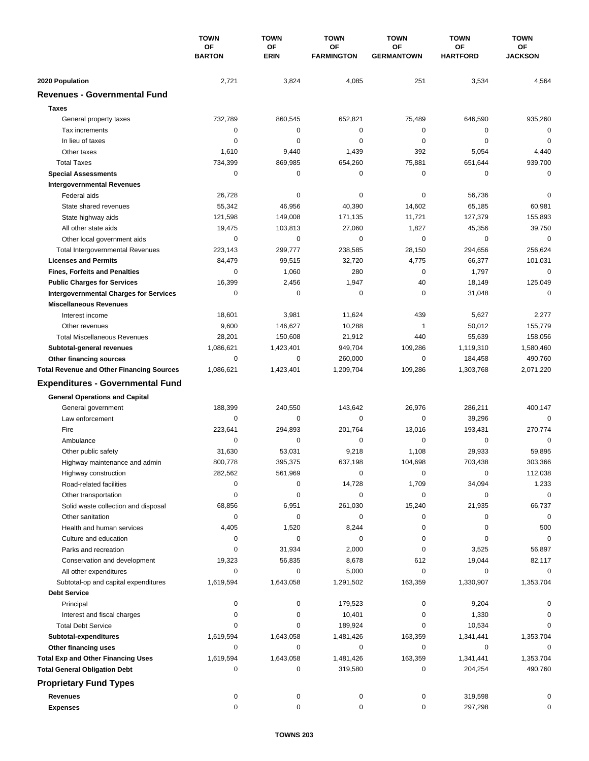| | TOWN OF BARTON | TOWN OF ERIN | TOWN OF FARMINGTON | TOWN OF GERMANTOWN | TOWN OF HARTFORD | TOWN OF JACKSON |
|---|---|---|---|---|---|---|
| **2020 Population** | 2,721 | 3,824 | 4,085 | 251 | 3,534 | 4,564 |
| **Revenues - Governmental Fund** | | | | | | |
| **Taxes** | | | | | | |
| General property taxes | 732,789 | 860,545 | 652,821 | 75,489 | 646,590 | 935,260 |
| Tax increments | 0 | 0 | 0 | 0 | 0 | 0 |
| In lieu of taxes | 0 | 0 | 0 | 0 | 0 | 0 |
| Other taxes | 1,610 | 9,440 | 1,439 | 392 | 5,054 | 4,440 |
| Total Taxes | 734,399 | 869,985 | 654,260 | 75,881 | 651,644 | 939,700 |
| **Special Assessments** | 0 | 0 | 0 | 0 | 0 | 0 |
| **Intergovernmental Revenues** | | | | | | |
| Federal aids | 26,728 | 0 | 0 | 0 | 56,736 | 0 |
| State shared revenues | 55,342 | 46,956 | 40,390 | 14,602 | 65,185 | 60,981 |
| State highway aids | 121,598 | 149,008 | 171,135 | 11,721 | 127,379 | 155,893 |
| All other state aids | 19,475 | 103,813 | 27,060 | 1,827 | 45,356 | 39,750 |
| Other local government aids | 0 | 0 | 0 | 0 | 0 | 0 |
| Total Intergovernmental Revenues | 223,143 | 299,777 | 238,585 | 28,150 | 294,656 | 256,624 |
| **Licenses and Permits** | 84,479 | 99,515 | 32,720 | 4,775 | 66,377 | 101,031 |
| **Fines, Forfeits and Penalties** | 0 | 1,060 | 280 | 0 | 1,797 | 0 |
| **Public Charges for Services** | 16,399 | 2,456 | 1,947 | 40 | 18,149 | 125,049 |
| **Intergovernmental Charges for Services** | 0 | 0 | 0 | 0 | 31,048 | 0 |
| **Miscellaneous Revenues** | | | | | | |
| Interest income | 18,601 | 3,981 | 11,624 | 439 | 5,627 | 2,277 |
| Other revenues | 9,600 | 146,627 | 10,288 | 1 | 50,012 | 155,779 |
| Total Miscellaneous Revenues | 28,201 | 150,608 | 21,912 | 440 | 55,639 | 158,056 |
| **Subtotal-general revenues** | 1,086,621 | 1,423,401 | 949,704 | 109,286 | 1,119,310 | 1,580,460 |
| **Other financing sources** | 0 | 0 | 260,000 | 0 | 184,458 | 490,760 |
| **Total Revenue and Other Financing Sources** | 1,086,621 | 1,423,401 | 1,209,704 | 109,286 | 1,303,768 | 2,071,220 |
| **Expenditures - Governmental Fund** | | | | | | |
| **General Operations and Capital** | | | | | | |
| General government | 188,399 | 240,550 | 143,642 | 26,976 | 286,211 | 400,147 |
| Law enforcement | 0 | 0 | 0 | 0 | 39,296 | 0 |
| Fire | 223,641 | 294,893 | 201,764 | 13,016 | 193,431 | 270,774 |
| Ambulance | 0 | 0 | 0 | 0 | 0 | 0 |
| Other public safety | 31,630 | 53,031 | 9,218 | 1,108 | 29,933 | 59,895 |
| Highway maintenance and admin | 800,778 | 395,375 | 637,198 | 104,698 | 703,438 | 303,366 |
| Highway construction | 282,562 | 561,969 | 0 | 0 | 0 | 112,038 |
| Road-related facilities | 0 | 0 | 14,728 | 1,709 | 34,094 | 1,233 |
| Other transportation | 0 | 0 | 0 | 0 | 0 | 0 |
| Solid waste collection and disposal | 68,856 | 6,951 | 261,030 | 15,240 | 21,935 | 66,737 |
| Other sanitation | 0 | 0 | 0 | 0 | 0 | 0 |
| Health and human services | 4,405 | 1,520 | 8,244 | 0 | 0 | 500 |
| Culture and education | 0 | 0 | 0 | 0 | 0 | 0 |
| Parks and recreation | 0 | 31,934 | 2,000 | 0 | 3,525 | 56,897 |
| Conservation and development | 19,323 | 56,835 | 8,678 | 612 | 19,044 | 82,117 |
| All other expenditures | 0 | 0 | 5,000 | 0 | 0 | 0 |
| Subtotal-op and capital expenditures | 1,619,594 | 1,643,058 | 1,291,502 | 163,359 | 1,330,907 | 1,353,704 |
| **Debt Service** | | | | | | |
| Principal | 0 | 0 | 179,523 | 0 | 9,204 | 0 |
| Interest and fiscal charges | 0 | 0 | 10,401 | 0 | 1,330 | 0 |
| Total Debt Service | 0 | 0 | 189,924 | 0 | 10,534 | 0 |
| **Subtotal-expenditures** | 1,619,594 | 1,643,058 | 1,481,426 | 163,359 | 1,341,441 | 1,353,704 |
| **Other financing uses** | 0 | 0 | 0 | 0 | 0 | 0 |
| **Total Exp and Other Financing Uses** | 1,619,594 | 1,643,058 | 1,481,426 | 163,359 | 1,341,441 | 1,353,704 |
| **Total General Obligation Debt** | 0 | 0 | 319,580 | 0 | 204,254 | 490,760 |
| **Proprietary Fund Types** | | | | | | |
| **Revenues** | 0 | 0 | 0 | 0 | 319,598 | 0 |
| **Expenses** | 0 | 0 | 0 | 0 | 297,298 | 0 |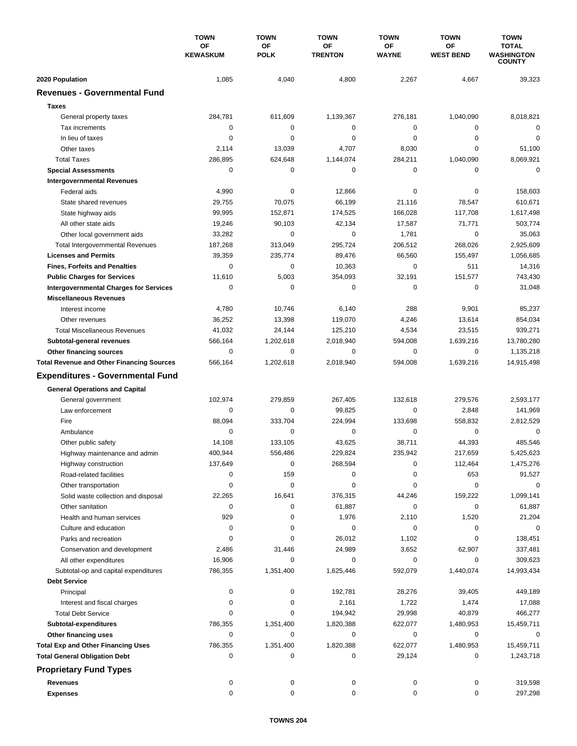| | TOWN OF KEWASKUM | TOWN OF POLK | TOWN OF TRENTON | TOWN OF WAYNE | TOWN OF WEST BEND | TOWN TOTAL WASHINGTON COUNTY |
|---|---|---|---|---|---|---|
| **2020 Population** | 1,085 | 4,040 | 4,800 | 2,267 | 4,667 | 39,323 |
| **Revenues - Governmental Fund** | | | | | | |
| **Taxes** | | | | | | |
| General property taxes | 284,781 | 611,609 | 1,139,367 | 276,181 | 1,040,090 | 8,018,821 |
| Tax increments | 0 | 0 | 0 | 0 | 0 | 0 |
| In lieu of taxes | 0 | 0 | 0 | 0 | 0 | 0 |
| Other taxes | 2,114 | 13,039 | 4,707 | 8,030 | 0 | 51,100 |
| Total Taxes | 286,895 | 624,648 | 1,144,074 | 284,211 | 1,040,090 | 8,069,921 |
| **Special Assessments** | 0 | 0 | 0 | 0 | 0 | 0 |
| **Intergovernmental Revenues** | | | | | | |
| Federal aids | 4,990 | 0 | 12,866 | 0 | 0 | 158,603 |
| State shared revenues | 29,755 | 70,075 | 66,199 | 21,116 | 78,547 | 610,671 |
| State highway aids | 99,995 | 152,871 | 174,525 | 166,028 | 117,708 | 1,617,498 |
| All other state aids | 19,246 | 90,103 | 42,134 | 17,587 | 71,771 | 503,774 |
| Other local government aids | 33,282 | 0 | 0 | 1,781 | 0 | 35,063 |
| Total Intergovernmental Revenues | 187,268 | 313,049 | 295,724 | 206,512 | 268,026 | 2,925,609 |
| **Licenses and Permits** | 39,359 | 235,774 | 89,476 | 66,560 | 155,497 | 1,056,685 |
| **Fines, Forfeits and Penalties** | 0 | 0 | 10,363 | 0 | 511 | 14,316 |
| **Public Charges for Services** | 11,610 | 5,003 | 354,093 | 32,191 | 151,577 | 743,430 |
| **Intergovernmental Charges for Services** | 0 | 0 | 0 | 0 | 0 | 31,048 |
| **Miscellaneous Revenues** | | | | | | |
| Interest income | 4,780 | 10,746 | 6,140 | 288 | 9,901 | 85,237 |
| Other revenues | 36,252 | 13,398 | 119,070 | 4,246 | 13,614 | 854,034 |
| Total Miscellaneous Revenues | 41,032 | 24,144 | 125,210 | 4,534 | 23,515 | 939,271 |
| **Subtotal-general revenues** | 566,164 | 1,202,618 | 2,018,940 | 594,008 | 1,639,216 | 13,780,280 |
| **Other financing sources** | 0 | 0 | 0 | 0 | 0 | 1,135,218 |
| **Total Revenue and Other Financing Sources** | 566,164 | 1,202,618 | 2,018,940 | 594,008 | 1,639,216 | 14,915,498 |
| **Expenditures - Governmental Fund** | | | | | | |
| **General Operations and Capital** | | | | | | |
| General government | 102,974 | 279,859 | 267,405 | 132,618 | 279,576 | 2,593,177 |
| Law enforcement | 0 | 0 | 99,825 | 0 | 2,848 | 141,969 |
| Fire | 88,094 | 333,704 | 224,994 | 133,698 | 558,832 | 2,812,529 |
| Ambulance | 0 | 0 | 0 | 0 | 0 | 0 |
| Other public safety | 14,108 | 133,105 | 43,625 | 38,711 | 44,393 | 485,546 |
| Highway maintenance and admin | 400,944 | 556,486 | 229,824 | 235,942 | 217,659 | 5,425,623 |
| Highway construction | 137,649 | 0 | 268,594 | 0 | 112,464 | 1,475,276 |
| Road-related facilities | 0 | 159 | 0 | 0 | 653 | 91,527 |
| Other transportation | 0 | 0 | 0 | 0 | 0 | 0 |
| Solid waste collection and disposal | 22,265 | 16,641 | 376,315 | 44,246 | 159,222 | 1,099,141 |
| Other sanitation | 0 | 0 | 61,887 | 0 | 0 | 61,887 |
| Health and human services | 929 | 0 | 1,976 | 2,110 | 1,520 | 21,204 |
| Culture and education | 0 | 0 | 0 | 0 | 0 | 0 |
| Parks and recreation | 0 | 0 | 26,012 | 1,102 | 0 | 138,451 |
| Conservation and development | 2,486 | 31,446 | 24,989 | 3,652 | 62,907 | 337,481 |
| All other expenditures | 16,906 | 0 | 0 | 0 | 0 | 309,623 |
| Subtotal-op and capital expenditures | 786,355 | 1,351,400 | 1,625,446 | 592,079 | 1,440,074 | 14,993,434 |
| **Debt Service** | | | | | | |
| Principal | 0 | 0 | 192,781 | 28,276 | 39,405 | 449,189 |
| Interest and fiscal charges | 0 | 0 | 2,161 | 1,722 | 1,474 | 17,088 |
| Total Debt Service | 0 | 0 | 194,942 | 29,998 | 40,879 | 466,277 |
| **Subtotal-expenditures** | 786,355 | 1,351,400 | 1,820,388 | 622,077 | 1,480,953 | 15,459,711 |
| **Other financing uses** | 0 | 0 | 0 | 0 | 0 | 0 |
| **Total Exp and Other Financing Uses** | 786,355 | 1,351,400 | 1,820,388 | 622,077 | 1,480,953 | 15,459,711 |
| **Total General Obligation Debt** | 0 | 0 | 0 | 29,124 | 0 | 1,243,718 |
| **Proprietary Fund Types** | | | | | | |
| **Revenues** | 0 | 0 | 0 | 0 | 0 | 319,598 |
| **Expenses** | 0 | 0 | 0 | 0 | 0 | 297,298 |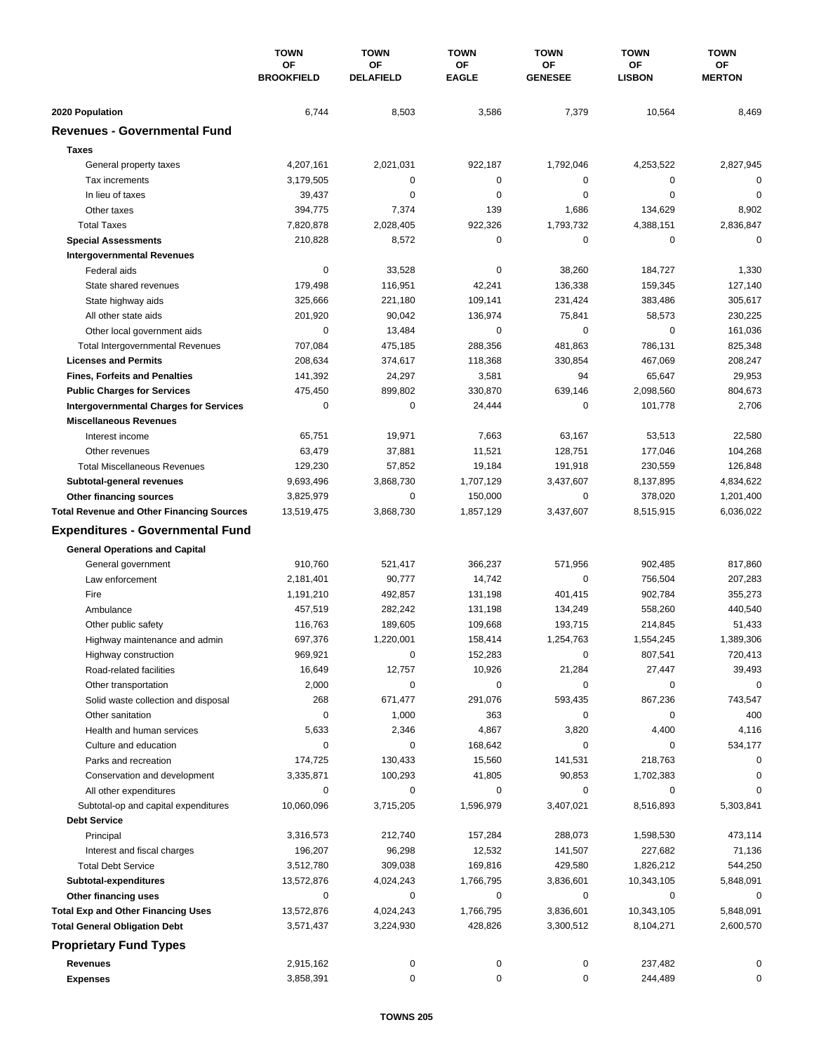| | TOWN OF BROOKFIELD | TOWN OF DELAFIELD | TOWN OF EAGLE | TOWN OF GENESEE | TOWN OF LISBON | TOWN OF MERTON |
|---|---|---|---|---|---|---|
| **2020 Population** | 6,744 | 8,503 | 3,586 | 7,379 | 10,564 | 8,469 |
| **Revenues - Governmental Fund** | | | | | | |
| **Taxes** | | | | | | |
| General property taxes | 4,207,161 | 2,021,031 | 922,187 | 1,792,046 | 4,253,522 | 2,827,945 |
| Tax increments | 3,179,505 | 0 | 0 | 0 | 0 | 0 |
| In lieu of taxes | 39,437 | 0 | 0 | 0 | 0 | 0 |
| Other taxes | 394,775 | 7,374 | 139 | 1,686 | 134,629 | 8,902 |
| Total Taxes | 7,820,878 | 2,028,405 | 922,326 | 1,793,732 | 4,388,151 | 2,836,847 |
| **Special Assessments** | 210,828 | 8,572 | 0 | 0 | 0 | 0 |
| **Intergovernmental Revenues** | | | | | | |
| Federal aids | 0 | 33,528 | 0 | 38,260 | 184,727 | 1,330 |
| State shared revenues | 179,498 | 116,951 | 42,241 | 136,338 | 159,345 | 127,140 |
| State highway aids | 325,666 | 221,180 | 109,141 | 231,424 | 383,486 | 305,617 |
| All other state aids | 201,920 | 90,042 | 136,974 | 75,841 | 58,573 | 230,225 |
| Other local government aids | 0 | 13,484 | 0 | 0 | 0 | 161,036 |
| Total Intergovernmental Revenues | 707,084 | 475,185 | 288,356 | 481,863 | 786,131 | 825,348 |
| **Licenses and Permits** | 208,634 | 374,617 | 118,368 | 330,854 | 467,069 | 208,247 |
| **Fines, Forfeits and Penalties** | 141,392 | 24,297 | 3,581 | 94 | 65,647 | 29,953 |
| **Public Charges for Services** | 475,450 | 899,802 | 330,870 | 639,146 | 2,098,560 | 804,673 |
| **Intergovernmental Charges for Services** | 0 | 0 | 24,444 | 0 | 101,778 | 2,706 |
| **Miscellaneous Revenues** | | | | | | |
| Interest income | 65,751 | 19,971 | 7,663 | 63,167 | 53,513 | 22,580 |
| Other revenues | 63,479 | 37,881 | 11,521 | 128,751 | 177,046 | 104,268 |
| Total Miscellaneous Revenues | 129,230 | 57,852 | 19,184 | 191,918 | 230,559 | 126,848 |
| **Subtotal-general revenues** | 9,693,496 | 3,868,730 | 1,707,129 | 3,437,607 | 8,137,895 | 4,834,622 |
| **Other financing sources** | 3,825,979 | 0 | 150,000 | 0 | 378,020 | 1,201,400 |
| **Total Revenue and Other Financing Sources** | 13,519,475 | 3,868,730 | 1,857,129 | 3,437,607 | 8,515,915 | 6,036,022 |
| **Expenditures - Governmental Fund** | | | | | | |
| **General Operations and Capital** | | | | | | |
| General government | 910,760 | 521,417 | 366,237 | 571,956 | 902,485 | 817,860 |
| Law enforcement | 2,181,401 | 90,777 | 14,742 | 0 | 756,504 | 207,283 |
| Fire | 1,191,210 | 492,857 | 131,198 | 401,415 | 902,784 | 355,273 |
| Ambulance | 457,519 | 282,242 | 131,198 | 134,249 | 558,260 | 440,540 |
| Other public safety | 116,763 | 189,605 | 109,668 | 193,715 | 214,845 | 51,433 |
| Highway maintenance and admin | 697,376 | 1,220,001 | 158,414 | 1,254,763 | 1,554,245 | 1,389,306 |
| Highway construction | 969,921 | 0 | 152,283 | 0 | 807,541 | 720,413 |
| Road-related facilities | 16,649 | 12,757 | 10,926 | 21,284 | 27,447 | 39,493 |
| Other transportation | 2,000 | 0 | 0 | 0 | 0 | 0 |
| Solid waste collection and disposal | 268 | 671,477 | 291,076 | 593,435 | 867,236 | 743,547 |
| Other sanitation | 0 | 1,000 | 363 | 0 | 0 | 400 |
| Health and human services | 5,633 | 2,346 | 4,867 | 3,820 | 4,400 | 4,116 |
| Culture and education | 0 | 0 | 168,642 | 0 | 0 | 534,177 |
| Parks and recreation | 174,725 | 130,433 | 15,560 | 141,531 | 218,763 | 0 |
| Conservation and development | 3,335,871 | 100,293 | 41,805 | 90,853 | 1,702,383 | 0 |
| All other expenditures | 0 | 0 | 0 | 0 | 0 | 0 |
| Subtotal-op and capital expenditures | 10,060,096 | 3,715,205 | 1,596,979 | 3,407,021 | 8,516,893 | 5,303,841 |
| **Debt Service** | | | | | | |
| Principal | 3,316,573 | 212,740 | 157,284 | 288,073 | 1,598,530 | 473,114 |
| Interest and fiscal charges | 196,207 | 96,298 | 12,532 | 141,507 | 227,682 | 71,136 |
| Total Debt Service | 3,512,780 | 309,038 | 169,816 | 429,580 | 1,826,212 | 544,250 |
| **Subtotal-expenditures** | 13,572,876 | 4,024,243 | 1,766,795 | 3,836,601 | 10,343,105 | 5,848,091 |
| **Other financing uses** | 0 | 0 | 0 | 0 | 0 | 0 |
| **Total Exp and Other Financing Uses** | 13,572,876 | 4,024,243 | 1,766,795 | 3,836,601 | 10,343,105 | 5,848,091 |
| **Total General Obligation Debt** | 3,571,437 | 3,224,930 | 428,826 | 3,300,512 | 8,104,271 | 2,600,570 |
| **Proprietary Fund Types** | | | | | | |
| **Revenues** | 2,915,162 | 0 | 0 | 0 | 237,482 | 0 |
| **Expenses** | 3,858,391 | 0 | 0 | 0 | 244,489 | 0 |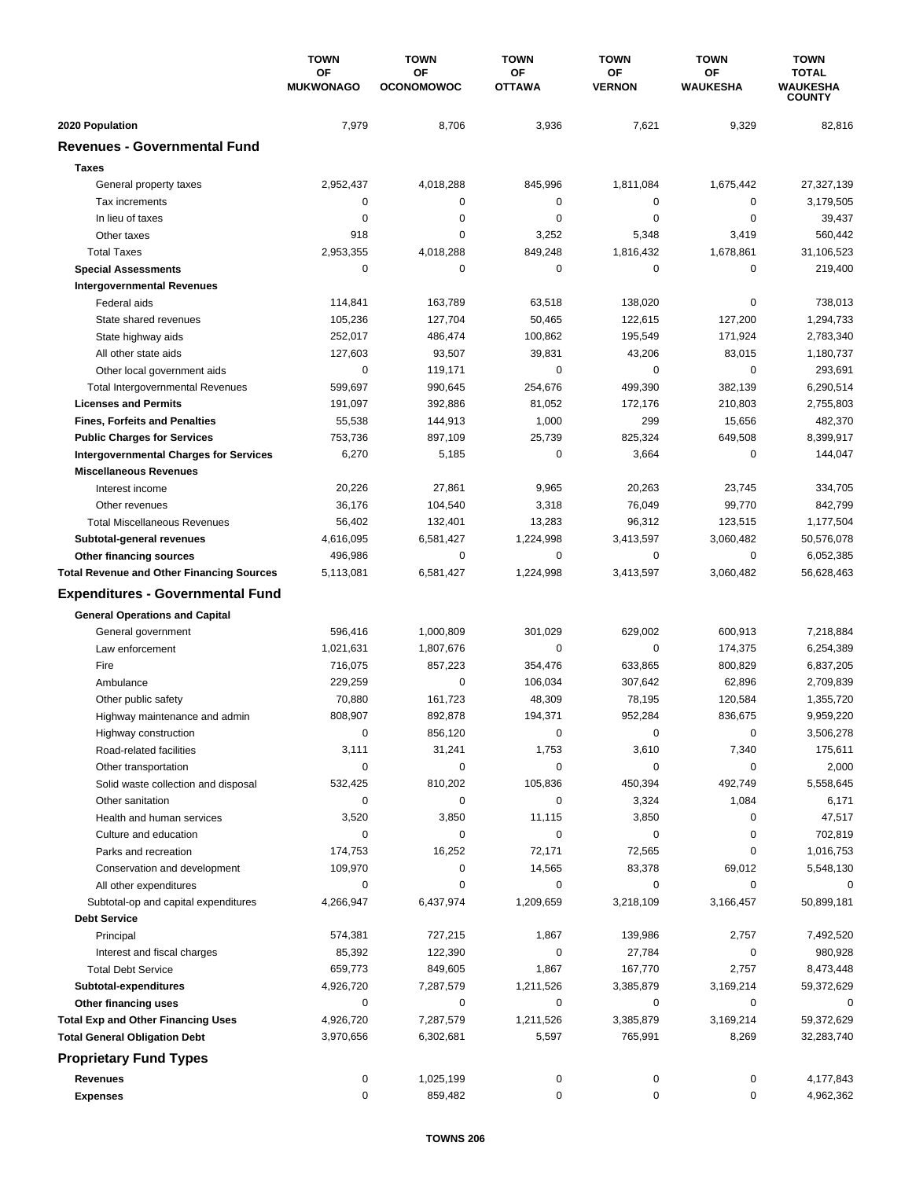|  | TOWN OF MUKWONAGO | TOWN OF OCONOMOWOC | TOWN OF OTTAWA | TOWN OF VERNON | TOWN OF WAUKESHA | TOWN TOTAL WAUKESHA COUNTY |
|---|---|---|---|---|---|---|
| **2020 Population** | 7,979 | 8,706 | 3,936 | 7,621 | 9,329 | 82,816 |
| **Revenues - Governmental Fund** |  |  |  |  |  |  |
| **Taxes** |  |  |  |  |  |  |
| General property taxes | 2,952,437 | 4,018,288 | 845,996 | 1,811,084 | 1,675,442 | 27,327,139 |
| Tax increments | 0 | 0 | 0 | 0 | 0 | 3,179,505 |
| In lieu of taxes | 0 | 0 | 0 | 0 | 0 | 39,437 |
| Other taxes | 918 | 0 | 3,252 | 5,348 | 3,419 | 560,442 |
| Total Taxes | 2,953,355 | 4,018,288 | 849,248 | 1,816,432 | 1,678,861 | 31,106,523 |
| **Special Assessments** | 0 | 0 | 0 | 0 | 0 | 219,400 |
| **Intergovernmental Revenues** |  |  |  |  |  |  |
| Federal aids | 114,841 | 163,789 | 63,518 | 138,020 | 0 | 738,013 |
| State shared revenues | 105,236 | 127,704 | 50,465 | 122,615 | 127,200 | 1,294,733 |
| State highway aids | 252,017 | 486,474 | 100,862 | 195,549 | 171,924 | 2,783,340 |
| All other state aids | 127,603 | 93,507 | 39,831 | 43,206 | 83,015 | 1,180,737 |
| Other local government aids | 0 | 119,171 | 0 | 0 | 0 | 293,691 |
| Total Intergovernmental Revenues | 599,697 | 990,645 | 254,676 | 499,390 | 382,139 | 6,290,514 |
| **Licenses and Permits** | 191,097 | 392,886 | 81,052 | 172,176 | 210,803 | 2,755,803 |
| **Fines, Forfeits and Penalties** | 55,538 | 144,913 | 1,000 | 299 | 15,656 | 482,370 |
| **Public Charges for Services** | 753,736 | 897,109 | 25,739 | 825,324 | 649,508 | 8,399,917 |
| **Intergovernmental Charges for Services** | 6,270 | 5,185 | 0 | 3,664 | 0 | 144,047 |
| **Miscellaneous Revenues** |  |  |  |  |  |  |
| Interest income | 20,226 | 27,861 | 9,965 | 20,263 | 23,745 | 334,705 |
| Other revenues | 36,176 | 104,540 | 3,318 | 76,049 | 99,770 | 842,799 |
| Total Miscellaneous Revenues | 56,402 | 132,401 | 13,283 | 96,312 | 123,515 | 1,177,504 |
| **Subtotal-general revenues** | 4,616,095 | 6,581,427 | 1,224,998 | 3,413,597 | 3,060,482 | 50,576,078 |
| **Other financing sources** | 496,986 | 0 | 0 | 0 | 0 | 6,052,385 |
| **Total Revenue and Other Financing Sources** | 5,113,081 | 6,581,427 | 1,224,998 | 3,413,597 | 3,060,482 | 56,628,463 |
| **Expenditures - Governmental Fund** |  |  |  |  |  |  |
| **General Operations and Capital** |  |  |  |  |  |  |
| General government | 596,416 | 1,000,809 | 301,029 | 629,002 | 600,913 | 7,218,884 |
| Law enforcement | 1,021,631 | 1,807,676 | 0 | 0 | 174,375 | 6,254,389 |
| Fire | 716,075 | 857,223 | 354,476 | 633,865 | 800,829 | 6,837,205 |
| Ambulance | 229,259 | 0 | 106,034 | 307,642 | 62,896 | 2,709,839 |
| Other public safety | 70,880 | 161,723 | 48,309 | 78,195 | 120,584 | 1,355,720 |
| Highway maintenance and admin | 808,907 | 892,878 | 194,371 | 952,284 | 836,675 | 9,959,220 |
| Highway construction | 0 | 856,120 | 0 | 0 | 0 | 3,506,278 |
| Road-related facilities | 3,111 | 31,241 | 1,753 | 3,610 | 7,340 | 175,611 |
| Other transportation | 0 | 0 | 0 | 0 | 0 | 2,000 |
| Solid waste collection and disposal | 532,425 | 810,202 | 105,836 | 450,394 | 492,749 | 5,558,645 |
| Other sanitation | 0 | 0 | 0 | 3,324 | 1,084 | 6,171 |
| Health and human services | 3,520 | 3,850 | 11,115 | 3,850 | 0 | 47,517 |
| Culture and education | 0 | 0 | 0 | 0 | 0 | 702,819 |
| Parks and recreation | 174,753 | 16,252 | 72,171 | 72,565 | 0 | 1,016,753 |
| Conservation and development | 109,970 | 0 | 14,565 | 83,378 | 69,012 | 5,548,130 |
| All other expenditures | 0 | 0 | 0 | 0 | 0 | 0 |
| Subtotal-op and capital expenditures | 4,266,947 | 6,437,974 | 1,209,659 | 3,218,109 | 3,166,457 | 50,899,181 |
| **Debt Service** |  |  |  |  |  |  |
| Principal | 574,381 | 727,215 | 1,867 | 139,986 | 2,757 | 7,492,520 |
| Interest and fiscal charges | 85,392 | 122,390 | 0 | 27,784 | 0 | 980,928 |
| Total Debt Service | 659,773 | 849,605 | 1,867 | 167,770 | 2,757 | 8,473,448 |
| **Subtotal-expenditures** | 4,926,720 | 7,287,579 | 1,211,526 | 3,385,879 | 3,169,214 | 59,372,629 |
| **Other financing uses** | 0 | 0 | 0 | 0 | 0 | 0 |
| **Total Exp and Other Financing Uses** | 4,926,720 | 7,287,579 | 1,211,526 | 3,385,879 | 3,169,214 | 59,372,629 |
| **Total General Obligation Debt** | 3,970,656 | 6,302,681 | 5,597 | 765,991 | 8,269 | 32,283,740 |
| **Proprietary Fund Types** |  |  |  |  |  |  |
| **Revenues** | 0 | 1,025,199 | 0 | 0 | 0 | 4,177,843 |
| **Expenses** | 0 | 859,482 | 0 | 0 | 0 | 4,962,362 |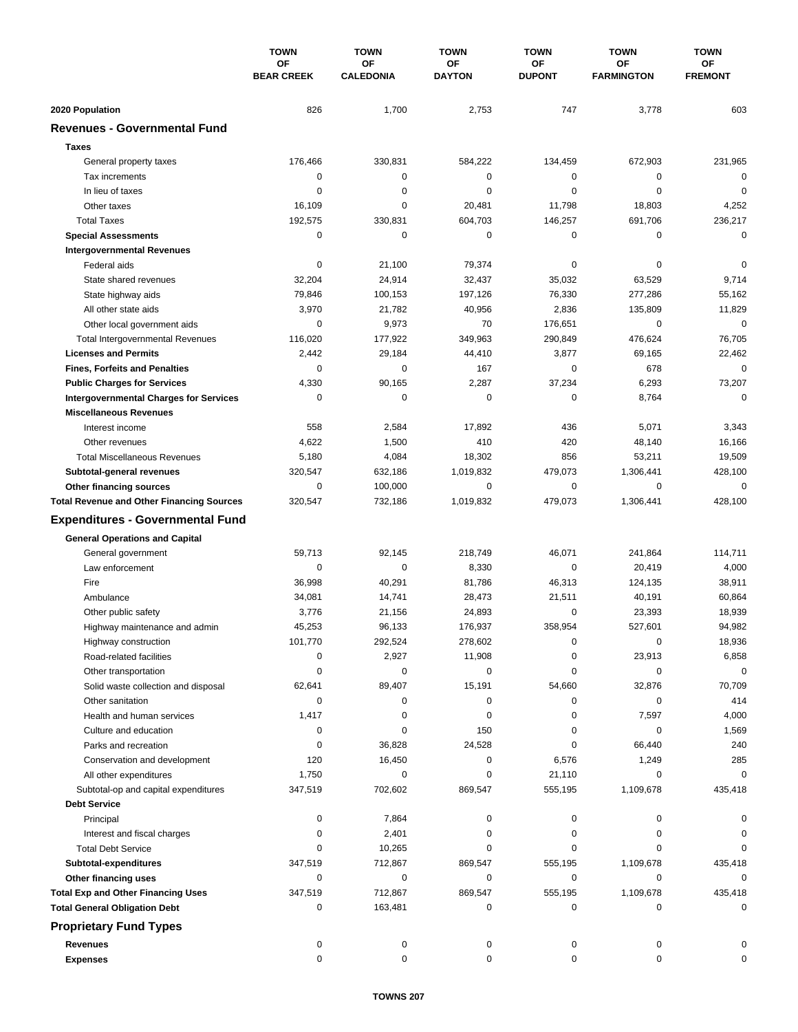| | TOWN OF BEAR CREEK | TOWN OF CALEDONIA | TOWN OF DAYTON | TOWN OF DUPONT | TOWN OF FARMINGTON | TOWN OF FREMONT |
|---|---|---|---|---|---|---|
| **2020 Population** | 826 | 1,700 | 2,753 | 747 | 3,778 | 603 |
| **Revenues - Governmental Fund** | | | | | | |
| **Taxes** | | | | | | |
| General property taxes | 176,466 | 330,831 | 584,222 | 134,459 | 672,903 | 231,965 |
| Tax increments | 0 | 0 | 0 | 0 | 0 | 0 |
| In lieu of taxes | 0 | 0 | 0 | 0 | 0 | 0 |
| Other taxes | 16,109 | 0 | 20,481 | 11,798 | 18,803 | 4,252 |
| Total Taxes | 192,575 | 330,831 | 604,703 | 146,257 | 691,706 | 236,217 |
| **Special Assessments** | 0 | 0 | 0 | 0 | 0 | 0 |
| **Intergovernmental Revenues** | | | | | | |
| Federal aids | 0 | 21,100 | 79,374 | 0 | 0 | 0 |
| State shared revenues | 32,204 | 24,914 | 32,437 | 35,032 | 63,529 | 9,714 |
| State highway aids | 79,846 | 100,153 | 197,126 | 76,330 | 277,286 | 55,162 |
| All other state aids | 3,970 | 21,782 | 40,956 | 2,836 | 135,809 | 11,829 |
| Other local government aids | 0 | 9,973 | 70 | 176,651 | 0 | 0 |
| Total Intergovernmental Revenues | 116,020 | 177,922 | 349,963 | 290,849 | 476,624 | 76,705 |
| **Licenses and Permits** | 2,442 | 29,184 | 44,410 | 3,877 | 69,165 | 22,462 |
| **Fines, Forfeits and Penalties** | 0 | 0 | 167 | 0 | 678 | 0 |
| **Public Charges for Services** | 4,330 | 90,165 | 2,287 | 37,234 | 6,293 | 73,207 |
| **Intergovernmental Charges for Services** | 0 | 0 | 0 | 0 | 8,764 | 0 |
| **Miscellaneous Revenues** | | | | | | |
| Interest income | 558 | 2,584 | 17,892 | 436 | 5,071 | 3,343 |
| Other revenues | 4,622 | 1,500 | 410 | 420 | 48,140 | 16,166 |
| Total Miscellaneous Revenues | 5,180 | 4,084 | 18,302 | 856 | 53,211 | 19,509 |
| **Subtotal-general revenues** | 320,547 | 632,186 | 1,019,832 | 479,073 | 1,306,441 | 428,100 |
| **Other financing sources** | 0 | 100,000 | 0 | 0 | 0 | 0 |
| **Total Revenue and Other Financing Sources** | 320,547 | 732,186 | 1,019,832 | 479,073 | 1,306,441 | 428,100 |
| **Expenditures - Governmental Fund** | | | | | | |
| **General Operations and Capital** | | | | | | |
| General government | 59,713 | 92,145 | 218,749 | 46,071 | 241,864 | 114,711 |
| Law enforcement | 0 | 0 | 8,330 | 0 | 20,419 | 4,000 |
| Fire | 36,998 | 40,291 | 81,786 | 46,313 | 124,135 | 38,911 |
| Ambulance | 34,081 | 14,741 | 28,473 | 21,511 | 40,191 | 60,864 |
| Other public safety | 3,776 | 21,156 | 24,893 | 0 | 23,393 | 18,939 |
| Highway maintenance and admin | 45,253 | 96,133 | 176,937 | 358,954 | 527,601 | 94,982 |
| Highway construction | 101,770 | 292,524 | 278,602 | 0 | 0 | 18,936 |
| Road-related facilities | 0 | 2,927 | 11,908 | 0 | 23,913 | 6,858 |
| Other transportation | 0 | 0 | 0 | 0 | 0 | 0 |
| Solid waste collection and disposal | 62,641 | 89,407 | 15,191 | 54,660 | 32,876 | 70,709 |
| Other sanitation | 0 | 0 | 0 | 0 | 0 | 414 |
| Health and human services | 1,417 | 0 | 0 | 0 | 7,597 | 4,000 |
| Culture and education | 0 | 0 | 150 | 0 | 0 | 1,569 |
| Parks and recreation | 0 | 36,828 | 24,528 | 0 | 66,440 | 240 |
| Conservation and development | 120 | 16,450 | 0 | 6,576 | 1,249 | 285 |
| All other expenditures | 1,750 | 0 | 0 | 21,110 | 0 | 0 |
| Subtotal-op and capital expenditures | 347,519 | 702,602 | 869,547 | 555,195 | 1,109,678 | 435,418 |
| **Debt Service** | | | | | | |
| Principal | 0 | 7,864 | 0 | 0 | 0 | 0 |
| Interest and fiscal charges | 0 | 2,401 | 0 | 0 | 0 | 0 |
| Total Debt Service | 0 | 10,265 | 0 | 0 | 0 | 0 |
| **Subtotal-expenditures** | 347,519 | 712,867 | 869,547 | 555,195 | 1,109,678 | 435,418 |
| **Other financing uses** | 0 | 0 | 0 | 0 | 0 | 0 |
| **Total Exp and Other Financing Uses** | 347,519 | 712,867 | 869,547 | 555,195 | 1,109,678 | 435,418 |
| **Total General Obligation Debt** | 0 | 163,481 | 0 | 0 | 0 | 0 |
| **Proprietary Fund Types** | | | | | | |
| **Revenues** | 0 | 0 | 0 | 0 | 0 | 0 |
| **Expenses** | 0 | 0 | 0 | 0 | 0 | 0 |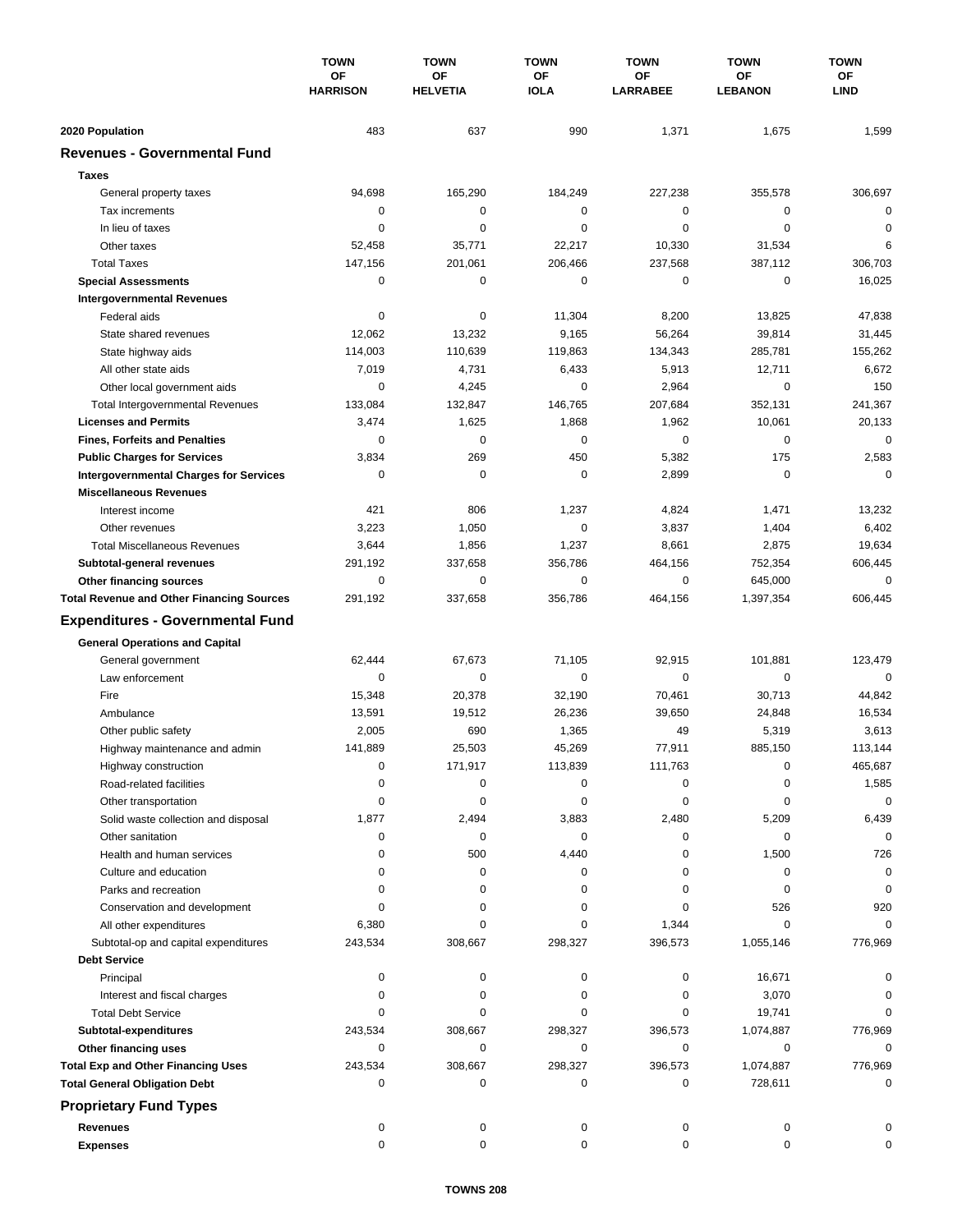| | TOWN OF HARRISON | TOWN OF HELVETIA | TOWN OF IOLA | TOWN OF LARRABEE | TOWN OF LEBANON | TOWN OF LIND |
|---|---|---|---|---|---|---|
| **2020 Population** | 483 | 637 | 990 | 1,371 | 1,675 | 1,599 |
| **Revenues - Governmental Fund** | | | | | | |
| **Taxes** | | | | | | |
| General property taxes | 94,698 | 165,290 | 184,249 | 227,238 | 355,578 | 306,697 |
| Tax increments | 0 | 0 | 0 | 0 | 0 | 0 |
| In lieu of taxes | 0 | 0 | 0 | 0 | 0 | 0 |
| Other taxes | 52,458 | 35,771 | 22,217 | 10,330 | 31,534 | 6 |
| Total Taxes | 147,156 | 201,061 | 206,466 | 237,568 | 387,112 | 306,703 |
| **Special Assessments** | 0 | 0 | 0 | 0 | 0 | 16,025 |
| **Intergovernmental Revenues** | | | | | | |
| Federal aids | 0 | 0 | 11,304 | 8,200 | 13,825 | 47,838 |
| State shared revenues | 12,062 | 13,232 | 9,165 | 56,264 | 39,814 | 31,445 |
| State highway aids | 114,003 | 110,639 | 119,863 | 134,343 | 285,781 | 155,262 |
| All other state aids | 7,019 | 4,731 | 6,433 | 5,913 | 12,711 | 6,672 |
| Other local government aids | 0 | 4,245 | 0 | 2,964 | 0 | 150 |
| Total Intergovernmental Revenues | 133,084 | 132,847 | 146,765 | 207,684 | 352,131 | 241,367 |
| **Licenses and Permits** | 3,474 | 1,625 | 1,868 | 1,962 | 10,061 | 20,133 |
| **Fines, Forfeits and Penalties** | 0 | 0 | 0 | 0 | 0 | 0 |
| **Public Charges for Services** | 3,834 | 269 | 450 | 5,382 | 175 | 2,583 |
| **Intergovernmental Charges for Services** | 0 | 0 | 0 | 2,899 | 0 | 0 |
| **Miscellaneous Revenues** | | | | | | |
| Interest income | 421 | 806 | 1,237 | 4,824 | 1,471 | 13,232 |
| Other revenues | 3,223 | 1,050 | 0 | 3,837 | 1,404 | 6,402 |
| Total Miscellaneous Revenues | 3,644 | 1,856 | 1,237 | 8,661 | 2,875 | 19,634 |
| **Subtotal-general revenues** | 291,192 | 337,658 | 356,786 | 464,156 | 752,354 | 606,445 |
| **Other financing sources** | 0 | 0 | 0 | 0 | 645,000 | 0 |
| **Total Revenue and Other Financing Sources** | 291,192 | 337,658 | 356,786 | 464,156 | 1,397,354 | 606,445 |
| **Expenditures - Governmental Fund** | | | | | | |
| **General Operations and Capital** | | | | | | |
| General government | 62,444 | 67,673 | 71,105 | 92,915 | 101,881 | 123,479 |
| Law enforcement | 0 | 0 | 0 | 0 | 0 | 0 |
| Fire | 15,348 | 20,378 | 32,190 | 70,461 | 30,713 | 44,842 |
| Ambulance | 13,591 | 19,512 | 26,236 | 39,650 | 24,848 | 16,534 |
| Other public safety | 2,005 | 690 | 1,365 | 49 | 5,319 | 3,613 |
| Highway maintenance and admin | 141,889 | 25,503 | 45,269 | 77,911 | 885,150 | 113,144 |
| Highway construction | 0 | 171,917 | 113,839 | 111,763 | 0 | 465,687 |
| Road-related facilities | 0 | 0 | 0 | 0 | 0 | 1,585 |
| Other transportation | 0 | 0 | 0 | 0 | 0 | 0 |
| Solid waste collection and disposal | 1,877 | 2,494 | 3,883 | 2,480 | 5,209 | 6,439 |
| Other sanitation | 0 | 0 | 0 | 0 | 0 | 0 |
| Health and human services | 0 | 500 | 4,440 | 0 | 1,500 | 726 |
| Culture and education | 0 | 0 | 0 | 0 | 0 | 0 |
| Parks and recreation | 0 | 0 | 0 | 0 | 0 | 0 |
| Conservation and development | 0 | 0 | 0 | 0 | 526 | 920 |
| All other expenditures | 6,380 | 0 | 0 | 1,344 | 0 | 0 |
| Subtotal-op and capital expenditures | 243,534 | 308,667 | 298,327 | 396,573 | 1,055,146 | 776,969 |
| **Debt Service** | | | | | | |
| Principal | 0 | 0 | 0 | 0 | 16,671 | 0 |
| Interest and fiscal charges | 0 | 0 | 0 | 0 | 3,070 | 0 |
| Total Debt Service | 0 | 0 | 0 | 0 | 19,741 | 0 |
| **Subtotal-expenditures** | 243,534 | 308,667 | 298,327 | 396,573 | 1,074,887 | 776,969 |
| **Other financing uses** | 0 | 0 | 0 | 0 | 0 | 0 |
| **Total Exp and Other Financing Uses** | 243,534 | 308,667 | 298,327 | 396,573 | 1,074,887 | 776,969 |
| **Total General Obligation Debt** | 0 | 0 | 0 | 0 | 728,611 | 0 |
| **Proprietary Fund Types** | | | | | | |
| **Revenues** | 0 | 0 | 0 | 0 | 0 | 0 |
| **Expenses** | 0 | 0 | 0 | 0 | 0 | 0 |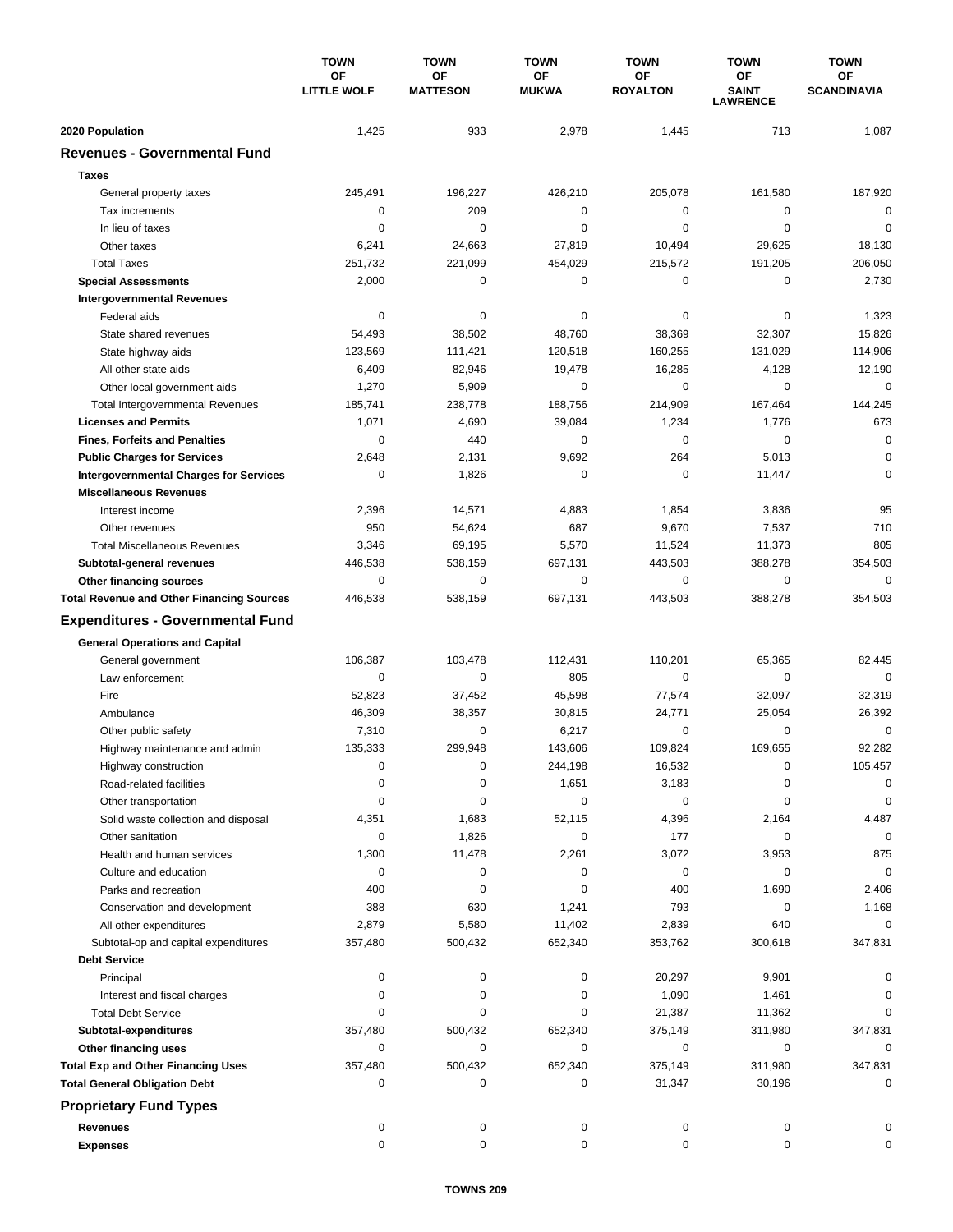| | TOWN OF LITTLE WOLF | TOWN OF MATTESON | TOWN OF MUKWA | TOWN OF ROYALTON | TOWN OF SAINT LAWRENCE | TOWN OF SCANDINAVIA |
|---|---|---|---|---|---|---|
| **2020 Population** | 1,425 | 933 | 2,978 | 1,445 | 713 | 1,087 |
| **Revenues - Governmental Fund** | | | | | | |
| **Taxes** | | | | | | |
| General property taxes | 245,491 | 196,227 | 426,210 | 205,078 | 161,580 | 187,920 |
| Tax increments | 0 | 209 | 0 | 0 | 0 | 0 |
| In lieu of taxes | 0 | 0 | 0 | 0 | 0 | 0 |
| Other taxes | 6,241 | 24,663 | 27,819 | 10,494 | 29,625 | 18,130 |
| Total Taxes | 251,732 | 221,099 | 454,029 | 215,572 | 191,205 | 206,050 |
| **Special Assessments** | 2,000 | 0 | 0 | 0 | 0 | 2,730 |
| **Intergovernmental Revenues** | | | | | | |
| Federal aids | 0 | 0 | 0 | 0 | 0 | 1,323 |
| State shared revenues | 54,493 | 38,502 | 48,760 | 38,369 | 32,307 | 15,826 |
| State highway aids | 123,569 | 111,421 | 120,518 | 160,255 | 131,029 | 114,906 |
| All other state aids | 6,409 | 82,946 | 19,478 | 16,285 | 4,128 | 12,190 |
| Other local government aids | 1,270 | 5,909 | 0 | 0 | 0 | 0 |
| Total Intergovernmental Revenues | 185,741 | 238,778 | 188,756 | 214,909 | 167,464 | 144,245 |
| **Licenses and Permits** | 1,071 | 4,690 | 39,084 | 1,234 | 1,776 | 673 |
| **Fines, Forfeits and Penalties** | 0 | 440 | 0 | 0 | 0 | 0 |
| **Public Charges for Services** | 2,648 | 2,131 | 9,692 | 264 | 5,013 | 0 |
| **Intergovernmental Charges for Services** | 0 | 1,826 | 0 | 0 | 11,447 | 0 |
| **Miscellaneous Revenues** | | | | | | |
| Interest income | 2,396 | 14,571 | 4,883 | 1,854 | 3,836 | 95 |
| Other revenues | 950 | 54,624 | 687 | 9,670 | 7,537 | 710 |
| Total Miscellaneous Revenues | 3,346 | 69,195 | 5,570 | 11,524 | 11,373 | 805 |
| **Subtotal-general revenues** | 446,538 | 538,159 | 697,131 | 443,503 | 388,278 | 354,503 |
| **Other financing sources** | 0 | 0 | 0 | 0 | 0 | 0 |
| **Total Revenue and Other Financing Sources** | 446,538 | 538,159 | 697,131 | 443,503 | 388,278 | 354,503 |
| **Expenditures - Governmental Fund** | | | | | | |
| **General Operations and Capital** | | | | | | |
| General government | 106,387 | 103,478 | 112,431 | 110,201 | 65,365 | 82,445 |
| Law enforcement | 0 | 0 | 805 | 0 | 0 | 0 |
| Fire | 52,823 | 37,452 | 45,598 | 77,574 | 32,097 | 32,319 |
| Ambulance | 46,309 | 38,357 | 30,815 | 24,771 | 25,054 | 26,392 |
| Other public safety | 7,310 | 0 | 6,217 | 0 | 0 | 0 |
| Highway maintenance and admin | 135,333 | 299,948 | 143,606 | 109,824 | 169,655 | 92,282 |
| Highway construction | 0 | 0 | 244,198 | 16,532 | 0 | 105,457 |
| Road-related facilities | 0 | 0 | 1,651 | 3,183 | 0 | 0 |
| Other transportation | 0 | 0 | 0 | 0 | 0 | 0 |
| Solid waste collection and disposal | 4,351 | 1,683 | 52,115 | 4,396 | 2,164 | 4,487 |
| Other sanitation | 0 | 1,826 | 0 | 177 | 0 | 0 |
| Health and human services | 1,300 | 11,478 | 2,261 | 3,072 | 3,953 | 875 |
| Culture and education | 0 | 0 | 0 | 0 | 0 | 0 |
| Parks and recreation | 400 | 0 | 0 | 400 | 1,690 | 2,406 |
| Conservation and development | 388 | 630 | 1,241 | 793 | 0 | 1,168 |
| All other expenditures | 2,879 | 5,580 | 11,402 | 2,839 | 640 | 0 |
| Subtotal-op and capital expenditures | 357,480 | 500,432 | 652,340 | 353,762 | 300,618 | 347,831 |
| **Debt Service** | | | | | | |
| Principal | 0 | 0 | 0 | 20,297 | 9,901 | 0 |
| Interest and fiscal charges | 0 | 0 | 0 | 1,090 | 1,461 | 0 |
| Total Debt Service | 0 | 0 | 0 | 21,387 | 11,362 | 0 |
| **Subtotal-expenditures** | 357,480 | 500,432 | 652,340 | 375,149 | 311,980 | 347,831 |
| **Other financing uses** | 0 | 0 | 0 | 0 | 0 | 0 |
| **Total Exp and Other Financing Uses** | 357,480 | 500,432 | 652,340 | 375,149 | 311,980 | 347,831 |
| **Total General Obligation Debt** | 0 | 0 | 0 | 31,347 | 30,196 | 0 |
| **Proprietary Fund Types** | | | | | | |
| **Revenues** | 0 | 0 | 0 | 0 | 0 | 0 |
| **Expenses** | 0 | 0 | 0 | 0 | 0 | 0 |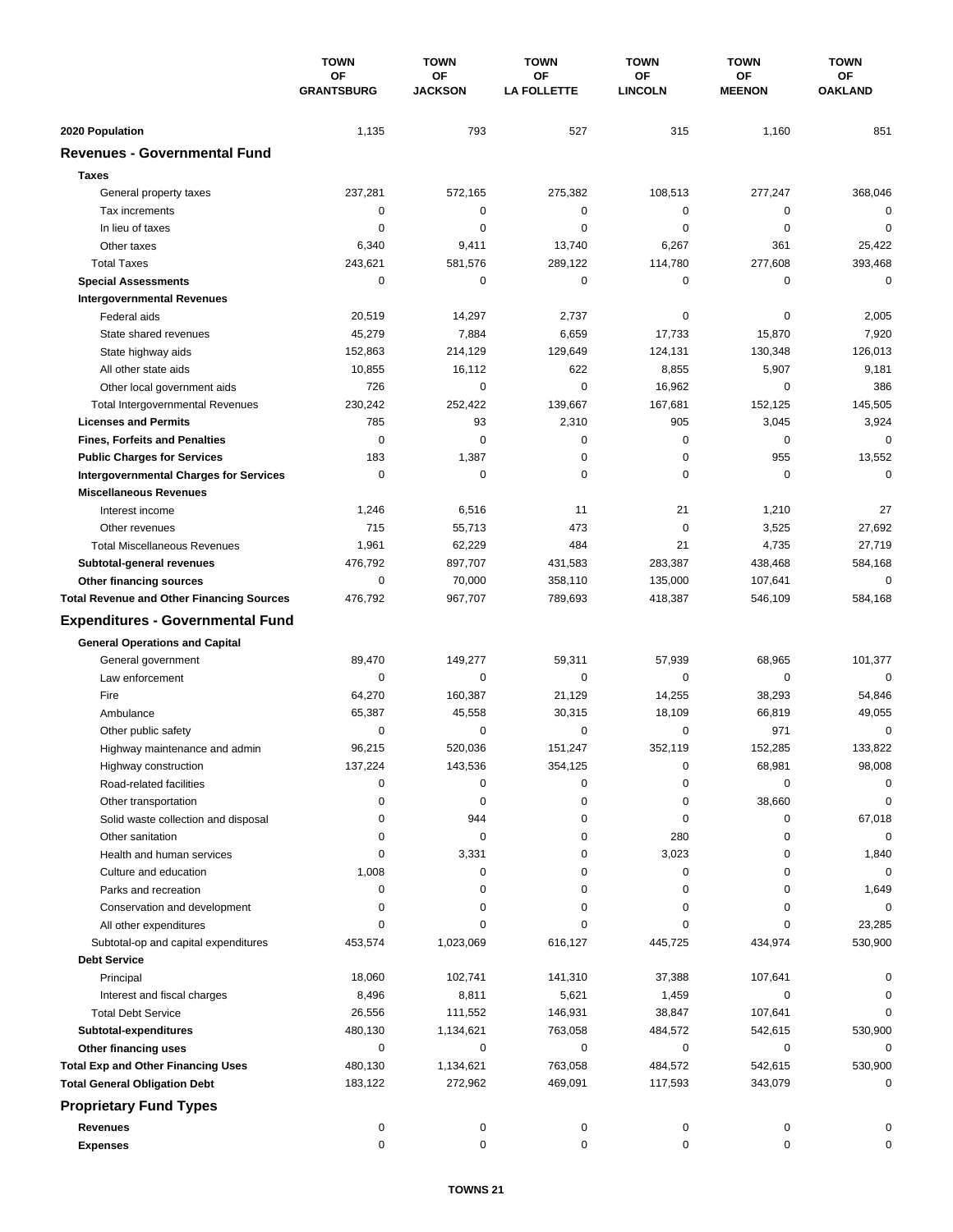| | TOWN OF GRANTSBURG | TOWN OF JACKSON | TOWN OF LA FOLLETTE | TOWN OF LINCOLN | TOWN OF MEENON | TOWN OF OAKLAND |
|---|---|---|---|---|---|---|
| **2020 Population** | 1,135 | 793 | 527 | 315 | 1,160 | 851 |
| **Revenues - Governmental Fund** | | | | | | |
| **Taxes** | | | | | | |
| General property taxes | 237,281 | 572,165 | 275,382 | 108,513 | 277,247 | 368,046 |
| Tax increments | 0 | 0 | 0 | 0 | 0 | 0 |
| In lieu of taxes | 0 | 0 | 0 | 0 | 0 | 0 |
| Other taxes | 6,340 | 9,411 | 13,740 | 6,267 | 361 | 25,422 |
| Total Taxes | 243,621 | 581,576 | 289,122 | 114,780 | 277,608 | 393,468 |
| **Special Assessments** | 0 | 0 | 0 | 0 | 0 | 0 |
| **Intergovernmental Revenues** | | | | | | |
| Federal aids | 20,519 | 14,297 | 2,737 | 0 | 0 | 2,005 |
| State shared revenues | 45,279 | 7,884 | 6,659 | 17,733 | 15,870 | 7,920 |
| State highway aids | 152,863 | 214,129 | 129,649 | 124,131 | 130,348 | 126,013 |
| All other state aids | 10,855 | 16,112 | 622 | 8,855 | 5,907 | 9,181 |
| Other local government aids | 726 | 0 | 0 | 16,962 | 0 | 386 |
| Total Intergovernmental Revenues | 230,242 | 252,422 | 139,667 | 167,681 | 152,125 | 145,505 |
| **Licenses and Permits** | 785 | 93 | 2,310 | 905 | 3,045 | 3,924 |
| **Fines, Forfeits and Penalties** | 0 | 0 | 0 | 0 | 0 | 0 |
| **Public Charges for Services** | 183 | 1,387 | 0 | 0 | 955 | 13,552 |
| **Intergovernmental Charges for Services** | 0 | 0 | 0 | 0 | 0 | 0 |
| **Miscellaneous Revenues** | | | | | | |
| Interest income | 1,246 | 6,516 | 11 | 21 | 1,210 | 27 |
| Other revenues | 715 | 55,713 | 473 | 0 | 3,525 | 27,692 |
| Total Miscellaneous Revenues | 1,961 | 62,229 | 484 | 21 | 4,735 | 27,719 |
| **Subtotal-general revenues** | 476,792 | 897,707 | 431,583 | 283,387 | 438,468 | 584,168 |
| **Other financing sources** | 0 | 70,000 | 358,110 | 135,000 | 107,641 | 0 |
| **Total Revenue and Other Financing Sources** | 476,792 | 967,707 | 789,693 | 418,387 | 546,109 | 584,168 |
| **Expenditures - Governmental Fund** | | | | | | |
| **General Operations and Capital** | | | | | | |
| General government | 89,470 | 149,277 | 59,311 | 57,939 | 68,965 | 101,377 |
| Law enforcement | 0 | 0 | 0 | 0 | 0 | 0 |
| Fire | 64,270 | 160,387 | 21,129 | 14,255 | 38,293 | 54,846 |
| Ambulance | 65,387 | 45,558 | 30,315 | 18,109 | 66,819 | 49,055 |
| Other public safety | 0 | 0 | 0 | 0 | 971 | 0 |
| Highway maintenance and admin | 96,215 | 520,036 | 151,247 | 352,119 | 152,285 | 133,822 |
| Highway construction | 137,224 | 143,536 | 354,125 | 0 | 68,981 | 98,008 |
| Road-related facilities | 0 | 0 | 0 | 0 | 0 | 0 |
| Other transportation | 0 | 0 | 0 | 0 | 38,660 | 0 |
| Solid waste collection and disposal | 0 | 944 | 0 | 0 | 0 | 67,018 |
| Other sanitation | 0 | 0 | 0 | 280 | 0 | 0 |
| Health and human services | 0 | 3,331 | 0 | 3,023 | 0 | 1,840 |
| Culture and education | 1,008 | 0 | 0 | 0 | 0 | 0 |
| Parks and recreation | 0 | 0 | 0 | 0 | 0 | 1,649 |
| Conservation and development | 0 | 0 | 0 | 0 | 0 | 0 |
| All other expenditures | 0 | 0 | 0 | 0 | 0 | 23,285 |
| Subtotal-op and capital expenditures | 453,574 | 1,023,069 | 616,127 | 445,725 | 434,974 | 530,900 |
| **Debt Service** | | | | | | |
| Principal | 18,060 | 102,741 | 141,310 | 37,388 | 107,641 | 0 |
| Interest and fiscal charges | 8,496 | 8,811 | 5,621 | 1,459 | 0 | 0 |
| Total Debt Service | 26,556 | 111,552 | 146,931 | 38,847 | 107,641 | 0 |
| **Subtotal-expenditures** | 480,130 | 1,134,621 | 763,058 | 484,572 | 542,615 | 530,900 |
| **Other financing uses** | 0 | 0 | 0 | 0 | 0 | 0 |
| **Total Exp and Other Financing Uses** | 480,130 | 1,134,621 | 763,058 | 484,572 | 542,615 | 530,900 |
| **Total General Obligation Debt** | 183,122 | 272,962 | 469,091 | 117,593 | 343,079 | 0 |
| **Proprietary Fund Types** | | | | | | |
| **Revenues** | 0 | 0 | 0 | 0 | 0 | 0 |
| **Expenses** | 0 | 0 | 0 | 0 | 0 | 0 |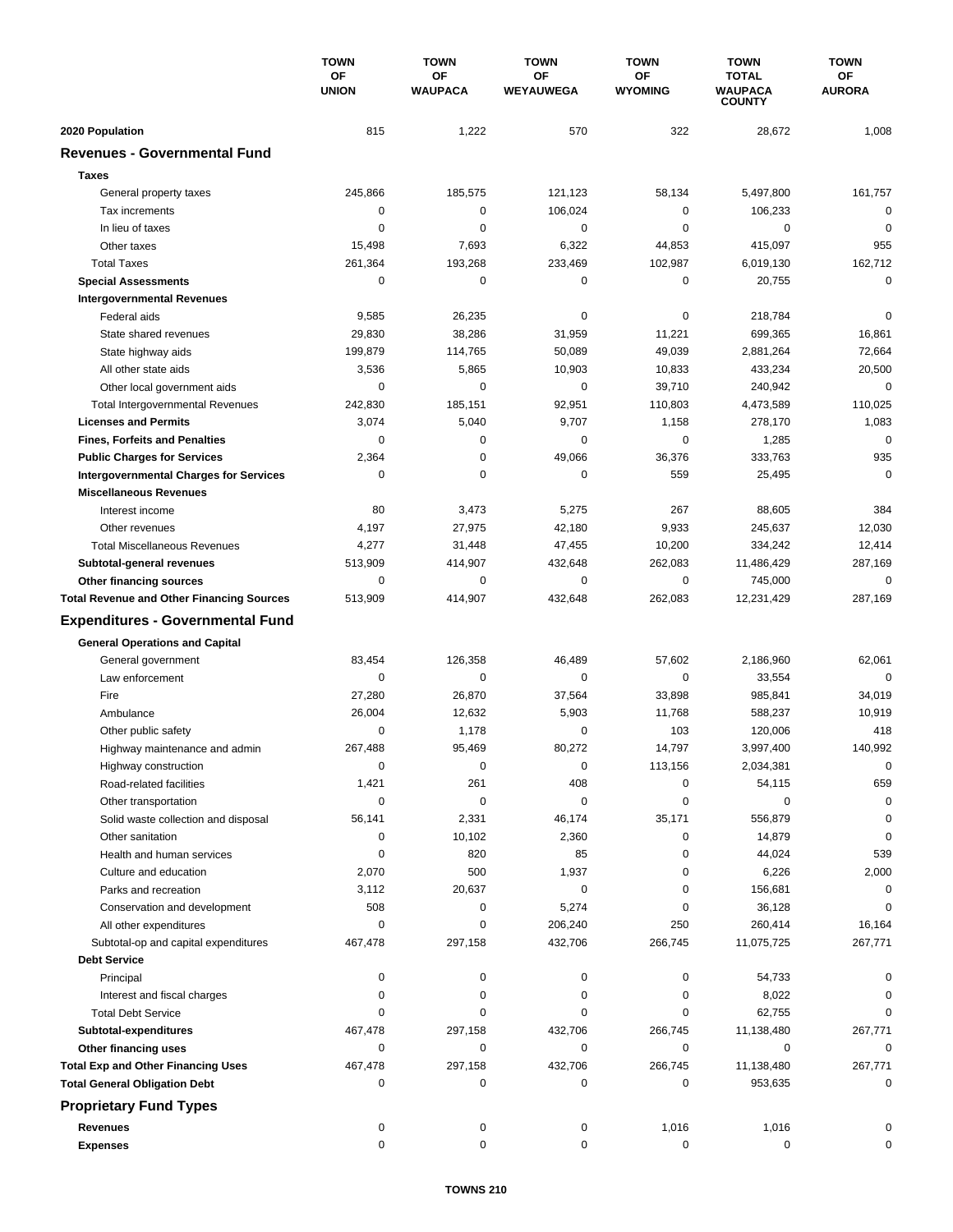| | TOWN OF UNION | TOWN OF WAUPACA | TOWN OF WEYAUWEGA | TOWN OF WYOMING | TOWN TOTAL WAUPACA COUNTY | TOWN OF AURORA |
|---|---|---|---|---|---|---|
| **2020 Population** | 815 | 1,222 | 570 | 322 | 28,672 | 1,008 |
| **Revenues - Governmental Fund** | | | | | | |
| **Taxes** | | | | | | |
| General property taxes | 245,866 | 185,575 | 121,123 | 58,134 | 5,497,800 | 161,757 |
| Tax increments | 0 | 0 | 106,024 | 0 | 106,233 | 0 |
| In lieu of taxes | 0 | 0 | 0 | 0 | 0 | 0 |
| Other taxes | 15,498 | 7,693 | 6,322 | 44,853 | 415,097 | 955 |
| Total Taxes | 261,364 | 193,268 | 233,469 | 102,987 | 6,019,130 | 162,712 |
| **Special Assessments** | 0 | 0 | 0 | 0 | 20,755 | 0 |
| **Intergovernmental Revenues** | | | | | | |
| Federal aids | 9,585 | 26,235 | 0 | 0 | 218,784 | 0 |
| State shared revenues | 29,830 | 38,286 | 31,959 | 11,221 | 699,365 | 16,861 |
| State highway aids | 199,879 | 114,765 | 50,089 | 49,039 | 2,881,264 | 72,664 |
| All other state aids | 3,536 | 5,865 | 10,903 | 10,833 | 433,234 | 20,500 |
| Other local government aids | 0 | 0 | 0 | 39,710 | 240,942 | 0 |
| Total Intergovernmental Revenues | 242,830 | 185,151 | 92,951 | 110,803 | 4,473,589 | 110,025 |
| **Licenses and Permits** | 3,074 | 5,040 | 9,707 | 1,158 | 278,170 | 1,083 |
| **Fines, Forfeits and Penalties** | 0 | 0 | 0 | 0 | 1,285 | 0 |
| **Public Charges for Services** | 2,364 | 0 | 49,066 | 36,376 | 333,763 | 935 |
| **Intergovernmental Charges for Services** | 0 | 0 | 0 | 559 | 25,495 | 0 |
| **Miscellaneous Revenues** | | | | | | |
| Interest income | 80 | 3,473 | 5,275 | 267 | 88,605 | 384 |
| Other revenues | 4,197 | 27,975 | 42,180 | 9,933 | 245,637 | 12,030 |
| Total Miscellaneous Revenues | 4,277 | 31,448 | 47,455 | 10,200 | 334,242 | 12,414 |
| **Subtotal-general revenues** | 513,909 | 414,907 | 432,648 | 262,083 | 11,486,429 | 287,169 |
| **Other financing sources** | 0 | 0 | 0 | 0 | 745,000 | 0 |
| **Total Revenue and Other Financing Sources** | 513,909 | 414,907 | 432,648 | 262,083 | 12,231,429 | 287,169 |
| **Expenditures - Governmental Fund** | | | | | | |
| **General Operations and Capital** | | | | | | |
| General government | 83,454 | 126,358 | 46,489 | 57,602 | 2,186,960 | 62,061 |
| Law enforcement | 0 | 0 | 0 | 0 | 33,554 | 0 |
| Fire | 27,280 | 26,870 | 37,564 | 33,898 | 985,841 | 34,019 |
| Ambulance | 26,004 | 12,632 | 5,903 | 11,768 | 588,237 | 10,919 |
| Other public safety | 0 | 1,178 | 0 | 103 | 120,006 | 418 |
| Highway maintenance and admin | 267,488 | 95,469 | 80,272 | 14,797 | 3,997,400 | 140,992 |
| Highway construction | 0 | 0 | 0 | 113,156 | 2,034,381 | 0 |
| Road-related facilities | 1,421 | 261 | 408 | 0 | 54,115 | 659 |
| Other transportation | 0 | 0 | 0 | 0 | 0 | 0 |
| Solid waste collection and disposal | 56,141 | 2,331 | 46,174 | 35,171 | 556,879 | 0 |
| Other sanitation | 0 | 10,102 | 2,360 | 0 | 14,879 | 0 |
| Health and human services | 0 | 820 | 85 | 0 | 44,024 | 539 |
| Culture and education | 2,070 | 500 | 1,937 | 0 | 6,226 | 2,000 |
| Parks and recreation | 3,112 | 20,637 | 0 | 0 | 156,681 | 0 |
| Conservation and development | 508 | 0 | 5,274 | 0 | 36,128 | 0 |
| All other expenditures | 0 | 0 | 206,240 | 250 | 260,414 | 16,164 |
| Subtotal-op and capital expenditures | 467,478 | 297,158 | 432,706 | 266,745 | 11,075,725 | 267,771 |
| **Debt Service** | | | | | | |
| Principal | 0 | 0 | 0 | 0 | 54,733 | 0 |
| Interest and fiscal charges | 0 | 0 | 0 | 0 | 8,022 | 0 |
| Total Debt Service | 0 | 0 | 0 | 0 | 62,755 | 0 |
| **Subtotal-expenditures** | 467,478 | 297,158 | 432,706 | 266,745 | 11,138,480 | 267,771 |
| **Other financing uses** | 0 | 0 | 0 | 0 | 0 | 0 |
| **Total Exp and Other Financing Uses** | 467,478 | 297,158 | 432,706 | 266,745 | 11,138,480 | 267,771 |
| **Total General Obligation Debt** | 0 | 0 | 0 | 0 | 953,635 | 0 |
| **Proprietary Fund Types** | | | | | | |
| **Revenues** | 0 | 0 | 0 | 1,016 | 1,016 | 0 |
| **Expenses** | 0 | 0 | 0 | 0 | 0 | 0 |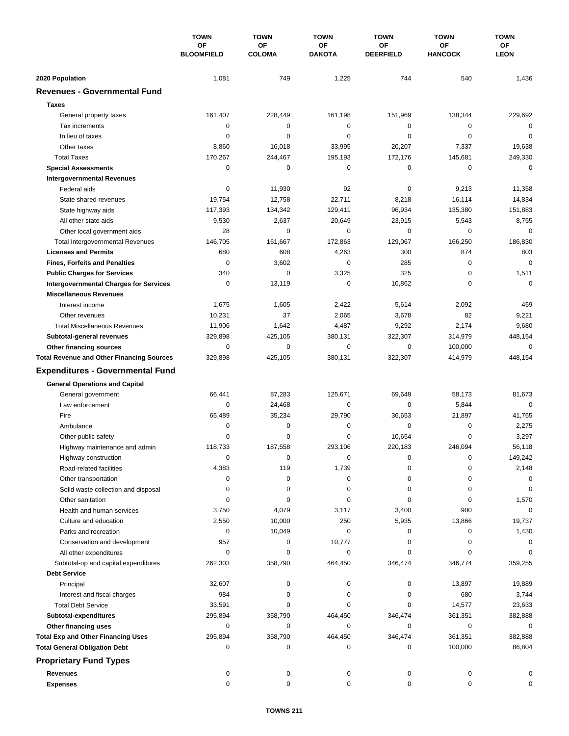| | TOWN OF BLOOMFIELD | TOWN OF COLOMA | TOWN OF DAKOTA | TOWN OF DEERFIELD | TOWN OF HANCOCK | TOWN OF LEON |
|---|---|---|---|---|---|---|
| **2020 Population** | 1,081 | 749 | 1,225 | 744 | 540 | 1,436 |
| **Revenues - Governmental Fund** | | | | | | |
| **Taxes** | | | | | | |
| General property taxes | 161,407 | 228,449 | 161,198 | 151,969 | 138,344 | 229,692 |
| Tax increments | 0 | 0 | 0 | 0 | 0 | 0 |
| In lieu of taxes | 0 | 0 | 0 | 0 | 0 | 0 |
| Other taxes | 8,860 | 16,018 | 33,995 | 20,207 | 7,337 | 19,638 |
| Total Taxes | 170,267 | 244,467 | 195,193 | 172,176 | 145,681 | 249,330 |
| **Special Assessments** | 0 | 0 | 0 | 0 | 0 | 0 |
| **Intergovernmental Revenues** | | | | | | |
| Federal aids | 0 | 11,930 | 92 | 0 | 9,213 | 11,358 |
| State shared revenues | 19,754 | 12,758 | 22,711 | 8,218 | 16,114 | 14,834 |
| State highway aids | 117,393 | 134,342 | 129,411 | 96,934 | 135,380 | 151,883 |
| All other state aids | 9,530 | 2,637 | 20,649 | 23,915 | 5,543 | 8,755 |
| Other local government aids | 28 | 0 | 0 | 0 | 0 | 0 |
| Total Intergovernmental Revenues | 146,705 | 161,667 | 172,863 | 129,067 | 166,250 | 186,830 |
| **Licenses and Permits** | 680 | 608 | 4,263 | 300 | 874 | 803 |
| **Fines, Forfeits and Penalties** | 0 | 3,602 | 0 | 285 | 0 | 0 |
| **Public Charges for Services** | 340 | 0 | 3,325 | 325 | 0 | 1,511 |
| **Intergovernmental Charges for Services** | 0 | 13,119 | 0 | 10,862 | 0 | 0 |
| **Miscellaneous Revenues** | | | | | | |
| Interest income | 1,675 | 1,605 | 2,422 | 5,614 | 2,092 | 459 |
| Other revenues | 10,231 | 37 | 2,065 | 3,678 | 82 | 9,221 |
| Total Miscellaneous Revenues | 11,906 | 1,642 | 4,487 | 9,292 | 2,174 | 9,680 |
| **Subtotal-general revenues** | 329,898 | 425,105 | 380,131 | 322,307 | 314,979 | 448,154 |
| **Other financing sources** | 0 | 0 | 0 | 0 | 100,000 | 0 |
| **Total Revenue and Other Financing Sources** | 329,898 | 425,105 | 380,131 | 322,307 | 414,979 | 448,154 |
| **Expenditures - Governmental Fund** | | | | | | |
| **General Operations and Capital** | | | | | | |
| General government | 66,441 | 87,283 | 125,671 | 69,649 | 58,173 | 81,673 |
| Law enforcement | 0 | 24,468 | 0 | 0 | 5,844 | 0 |
| Fire | 65,489 | 35,234 | 29,790 | 36,653 | 21,897 | 41,765 |
| Ambulance | 0 | 0 | 0 | 0 | 0 | 2,275 |
| Other public safety | 0 | 0 | 0 | 10,654 | 0 | 3,297 |
| Highway maintenance and admin | 118,733 | 187,558 | 293,106 | 220,183 | 246,094 | 56,118 |
| Highway construction | 0 | 0 | 0 | 0 | 0 | 149,242 |
| Road-related facilities | 4,383 | 119 | 1,739 | 0 | 0 | 2,148 |
| Other transportation | 0 | 0 | 0 | 0 | 0 | 0 |
| Solid waste collection and disposal | 0 | 0 | 0 | 0 | 0 | 0 |
| Other sanitation | 0 | 0 | 0 | 0 | 0 | 1,570 |
| Health and human services | 3,750 | 4,079 | 3,117 | 3,400 | 900 | 0 |
| Culture and education | 2,550 | 10,000 | 250 | 5,935 | 13,866 | 19,737 |
| Parks and recreation | 0 | 10,049 | 0 | 0 | 0 | 1,430 |
| Conservation and development | 957 | 0 | 10,777 | 0 | 0 | 0 |
| All other expenditures | 0 | 0 | 0 | 0 | 0 | 0 |
| Subtotal-op and capital expenditures | 262,303 | 358,790 | 464,450 | 346,474 | 346,774 | 359,255 |
| **Debt Service** | | | | | | |
| Principal | 32,607 | 0 | 0 | 0 | 13,897 | 19,889 |
| Interest and fiscal charges | 984 | 0 | 0 | 0 | 680 | 3,744 |
| Total Debt Service | 33,591 | 0 | 0 | 0 | 14,577 | 23,633 |
| **Subtotal-expenditures** | 295,894 | 358,790 | 464,450 | 346,474 | 361,351 | 382,888 |
| **Other financing uses** | 0 | 0 | 0 | 0 | 0 | 0 |
| **Total Exp and Other Financing Uses** | 295,894 | 358,790 | 464,450 | 346,474 | 361,351 | 382,888 |
| **Total General Obligation Debt** | 0 | 0 | 0 | 0 | 100,000 | 86,804 |
| **Proprietary Fund Types** | | | | | | |
| **Revenues** | 0 | 0 | 0 | 0 | 0 | 0 |
| **Expenses** | 0 | 0 | 0 | 0 | 0 | 0 |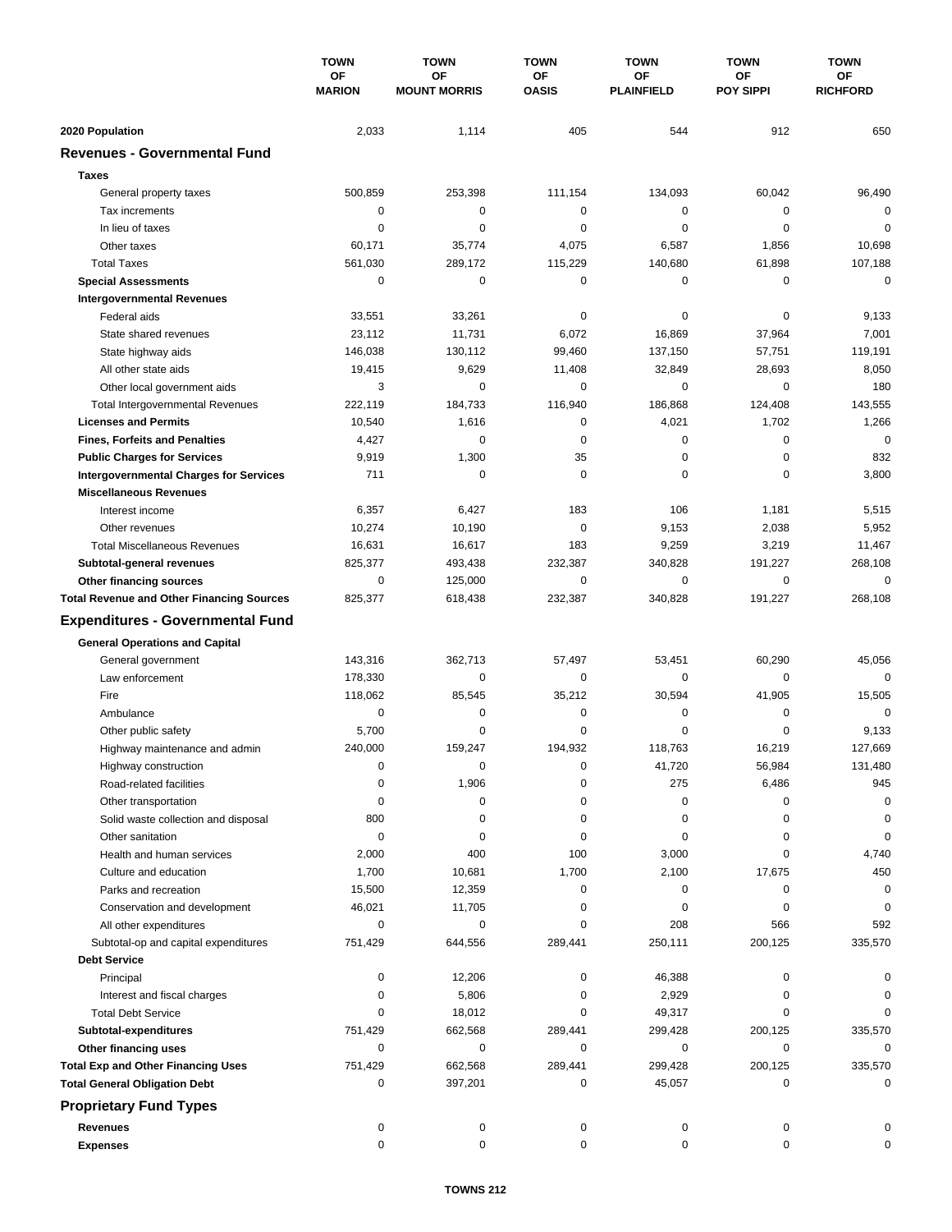| | TOWN OF MARION | TOWN OF MOUNT MORRIS | TOWN OF OASIS | TOWN OF PLAINFIELD | TOWN OF POY SIPPI | TOWN OF RICHFORD |
|---|---|---|---|---|---|---|
| **2020 Population** | 2,033 | 1,114 | 405 | 544 | 912 | 650 |
| **Revenues - Governmental Fund** | | | | | | |
| **Taxes** | | | | | | |
| General property taxes | 500,859 | 253,398 | 111,154 | 134,093 | 60,042 | 96,490 |
| Tax increments | 0 | 0 | 0 | 0 | 0 | 0 |
| In lieu of taxes | 0 | 0 | 0 | 0 | 0 | 0 |
| Other taxes | 60,171 | 35,774 | 4,075 | 6,587 | 1,856 | 10,698 |
| Total Taxes | 561,030 | 289,172 | 115,229 | 140,680 | 61,898 | 107,188 |
| **Special Assessments** | 0 | 0 | 0 | 0 | 0 | 0 |
| **Intergovernmental Revenues** | | | | | | |
| Federal aids | 33,551 | 33,261 | 0 | 0 | 0 | 9,133 |
| State shared revenues | 23,112 | 11,731 | 6,072 | 16,869 | 37,964 | 7,001 |
| State highway aids | 146,038 | 130,112 | 99,460 | 137,150 | 57,751 | 119,191 |
| All other state aids | 19,415 | 9,629 | 11,408 | 32,849 | 28,693 | 8,050 |
| Other local government aids | 3 | 0 | 0 | 0 | 0 | 180 |
| Total Intergovernmental Revenues | 222,119 | 184,733 | 116,940 | 186,868 | 124,408 | 143,555 |
| **Licenses and Permits** | 10,540 | 1,616 | 0 | 4,021 | 1,702 | 1,266 |
| **Fines, Forfeits and Penalties** | 4,427 | 0 | 0 | 0 | 0 | 0 |
| **Public Charges for Services** | 9,919 | 1,300 | 35 | 0 | 0 | 832 |
| **Intergovernmental Charges for Services** | 711 | 0 | 0 | 0 | 0 | 3,800 |
| **Miscellaneous Revenues** | | | | | | |
| Interest income | 6,357 | 6,427 | 183 | 106 | 1,181 | 5,515 |
| Other revenues | 10,274 | 10,190 | 0 | 9,153 | 2,038 | 5,952 |
| Total Miscellaneous Revenues | 16,631 | 16,617 | 183 | 9,259 | 3,219 | 11,467 |
| **Subtotal-general revenues** | 825,377 | 493,438 | 232,387 | 340,828 | 191,227 | 268,108 |
| **Other financing sources** | 0 | 125,000 | 0 | 0 | 0 | 0 |
| **Total Revenue and Other Financing Sources** | 825,377 | 618,438 | 232,387 | 340,828 | 191,227 | 268,108 |
| **Expenditures - Governmental Fund** | | | | | | |
| **General Operations and Capital** | | | | | | |
| General government | 143,316 | 362,713 | 57,497 | 53,451 | 60,290 | 45,056 |
| Law enforcement | 178,330 | 0 | 0 | 0 | 0 | 0 |
| Fire | 118,062 | 85,545 | 35,212 | 30,594 | 41,905 | 15,505 |
| Ambulance | 0 | 0 | 0 | 0 | 0 | 0 |
| Other public safety | 5,700 | 0 | 0 | 0 | 0 | 9,133 |
| Highway maintenance and admin | 240,000 | 159,247 | 194,932 | 118,763 | 16,219 | 127,669 |
| Highway construction | 0 | 0 | 0 | 41,720 | 56,984 | 131,480 |
| Road-related facilities | 0 | 1,906 | 0 | 275 | 6,486 | 945 |
| Other transportation | 0 | 0 | 0 | 0 | 0 | 0 |
| Solid waste collection and disposal | 800 | 0 | 0 | 0 | 0 | 0 |
| Other sanitation | 0 | 0 | 0 | 0 | 0 | 0 |
| Health and human services | 2,000 | 400 | 100 | 3,000 | 0 | 4,740 |
| Culture and education | 1,700 | 10,681 | 1,700 | 2,100 | 17,675 | 450 |
| Parks and recreation | 15,500 | 12,359 | 0 | 0 | 0 | 0 |
| Conservation and development | 46,021 | 11,705 | 0 | 0 | 0 | 0 |
| All other expenditures | 0 | 0 | 0 | 208 | 566 | 592 |
| Subtotal-op and capital expenditures | 751,429 | 644,556 | 289,441 | 250,111 | 200,125 | 335,570 |
| **Debt Service** | | | | | | |
| Principal | 0 | 12,206 | 0 | 46,388 | 0 | 0 |
| Interest and fiscal charges | 0 | 5,806 | 0 | 2,929 | 0 | 0 |
| Total Debt Service | 0 | 18,012 | 0 | 49,317 | 0 | 0 |
| **Subtotal-expenditures** | 751,429 | 662,568 | 289,441 | 299,428 | 200,125 | 335,570 |
| **Other financing uses** | 0 | 0 | 0 | 0 | 0 | 0 |
| **Total Exp and Other Financing Uses** | 751,429 | 662,568 | 289,441 | 299,428 | 200,125 | 335,570 |
| **Total General Obligation Debt** | 0 | 397,201 | 0 | 45,057 | 0 | 0 |
| **Proprietary Fund Types** | | | | | | |
| **Revenues** | 0 | 0 | 0 | 0 | 0 | 0 |
| **Expenses** | 0 | 0 | 0 | 0 | 0 | 0 |

TOWNS 212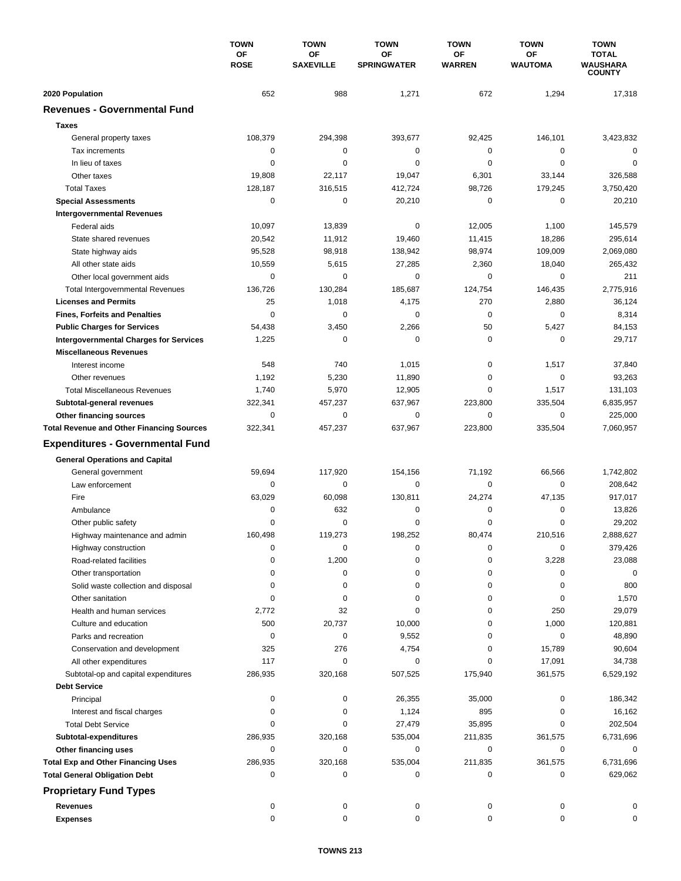| | TOWN OF ROSE | TOWN OF SAXEVILLE | TOWN OF SPRINGWATER | TOWN OF WARREN | TOWN OF WAUTOMA | TOWN TOTAL WAUSHARA COUNTY |
|---|---|---|---|---|---|---|
| **2020 Population** | 652 | 988 | 1,271 | 672 | 1,294 | 17,318 |
| **Revenues - Governmental Fund** | | | | | | |
| **Taxes** | | | | | | |
| General property taxes | 108,379 | 294,398 | 393,677 | 92,425 | 146,101 | 3,423,832 |
| Tax increments | 0 | 0 | 0 | 0 | 0 | 0 |
| In lieu of taxes | 0 | 0 | 0 | 0 | 0 | 0 |
| Other taxes | 19,808 | 22,117 | 19,047 | 6,301 | 33,144 | 326,588 |
| Total Taxes | 128,187 | 316,515 | 412,724 | 98,726 | 179,245 | 3,750,420 |
| **Special Assessments** | 0 | 0 | 20,210 | 0 | 0 | 20,210 |
| **Intergovernmental Revenues** | | | | | | |
| Federal aids | 10,097 | 13,839 | 0 | 12,005 | 1,100 | 145,579 |
| State shared revenues | 20,542 | 11,912 | 19,460 | 11,415 | 18,286 | 295,614 |
| State highway aids | 95,528 | 98,918 | 138,942 | 98,974 | 109,009 | 2,069,080 |
| All other state aids | 10,559 | 5,615 | 27,285 | 2,360 | 18,040 | 265,432 |
| Other local government aids | 0 | 0 | 0 | 0 | 0 | 211 |
| Total Intergovernmental Revenues | 136,726 | 130,284 | 185,687 | 124,754 | 146,435 | 2,775,916 |
| **Licenses and Permits** | 25 | 1,018 | 4,175 | 270 | 2,880 | 36,124 |
| **Fines, Forfeits and Penalties** | 0 | 0 | 0 | 0 | 0 | 8,314 |
| **Public Charges for Services** | 54,438 | 3,450 | 2,266 | 50 | 5,427 | 84,153 |
| **Intergovernmental Charges for Services** | 1,225 | 0 | 0 | 0 | 0 | 29,717 |
| **Miscellaneous Revenues** | | | | | | |
| Interest income | 548 | 740 | 1,015 | 0 | 1,517 | 37,840 |
| Other revenues | 1,192 | 5,230 | 11,890 | 0 | 0 | 93,263 |
| Total Miscellaneous Revenues | 1,740 | 5,970 | 12,905 | 0 | 1,517 | 131,103 |
| **Subtotal-general revenues** | 322,341 | 457,237 | 637,967 | 223,800 | 335,504 | 6,835,957 |
| **Other financing sources** | 0 | 0 | 0 | 0 | 0 | 225,000 |
| **Total Revenue and Other Financing Sources** | 322,341 | 457,237 | 637,967 | 223,800 | 335,504 | 7,060,957 |
| **Expenditures - Governmental Fund** | | | | | | |
| **General Operations and Capital** | | | | | | |
| General government | 59,694 | 117,920 | 154,156 | 71,192 | 66,566 | 1,742,802 |
| Law enforcement | 0 | 0 | 0 | 0 | 0 | 208,642 |
| Fire | 63,029 | 60,098 | 130,811 | 24,274 | 47,135 | 917,017 |
| Ambulance | 0 | 632 | 0 | 0 | 0 | 13,826 |
| Other public safety | 0 | 0 | 0 | 0 | 0 | 29,202 |
| Highway maintenance and admin | 160,498 | 119,273 | 198,252 | 80,474 | 210,516 | 2,888,627 |
| Highway construction | 0 | 0 | 0 | 0 | 0 | 379,426 |
| Road-related facilities | 0 | 1,200 | 0 | 0 | 3,228 | 23,088 |
| Other transportation | 0 | 0 | 0 | 0 | 0 | 0 |
| Solid waste collection and disposal | 0 | 0 | 0 | 0 | 0 | 800 |
| Other sanitation | 0 | 0 | 0 | 0 | 0 | 1,570 |
| Health and human services | 2,772 | 32 | 0 | 0 | 250 | 29,079 |
| Culture and education | 500 | 20,737 | 10,000 | 0 | 1,000 | 120,881 |
| Parks and recreation | 0 | 0 | 9,552 | 0 | 0 | 48,890 |
| Conservation and development | 325 | 276 | 4,754 | 0 | 15,789 | 90,604 |
| All other expenditures | 117 | 0 | 0 | 0 | 17,091 | 34,738 |
| Subtotal-op and capital expenditures | 286,935 | 320,168 | 507,525 | 175,940 | 361,575 | 6,529,192 |
| **Debt Service** | | | | | | |
| Principal | 0 | 0 | 26,355 | 35,000 | 0 | 186,342 |
| Interest and fiscal charges | 0 | 0 | 1,124 | 895 | 0 | 16,162 |
| Total Debt Service | 0 | 0 | 27,479 | 35,895 | 0 | 202,504 |
| **Subtotal-expenditures** | 286,935 | 320,168 | 535,004 | 211,835 | 361,575 | 6,731,696 |
| **Other financing uses** | 0 | 0 | 0 | 0 | 0 | 0 |
| **Total Exp and Other Financing Uses** | 286,935 | 320,168 | 535,004 | 211,835 | 361,575 | 6,731,696 |
| **Total General Obligation Debt** | 0 | 0 | 0 | 0 | 0 | 629,062 |
| **Proprietary Fund Types** | | | | | | |
| **Revenues** | 0 | 0 | 0 | 0 | 0 | 0 |
| **Expenses** | 0 | 0 | 0 | 0 | 0 | 0 |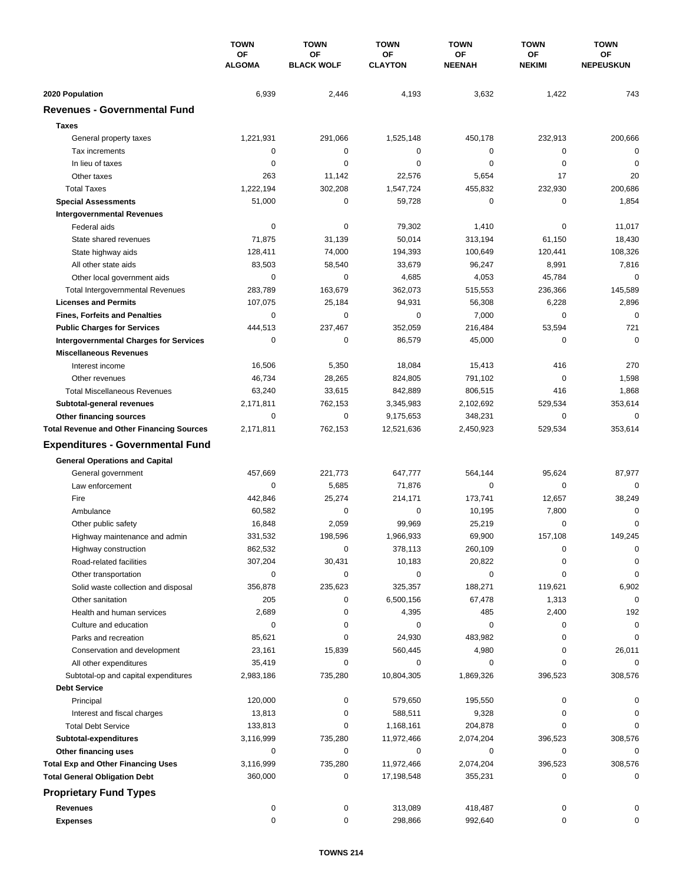| | TOWN OF ALGOMA | TOWN OF BLACK WOLF | TOWN OF CLAYTON | TOWN OF NEENAH | TOWN OF NEKIMI | TOWN OF NEPEUSKUN |
|---|---|---|---|---|---|---|
| **2020 Population** | 6,939 | 2,446 | 4,193 | 3,632 | 1,422 | 743 |
| **Revenues - Governmental Fund** | | | | | | |
| **Taxes** | | | | | | |
| General property taxes | 1,221,931 | 291,066 | 1,525,148 | 450,178 | 232,913 | 200,666 |
| Tax increments | 0 | 0 | 0 | 0 | 0 | 0 |
| In lieu of taxes | 0 | 0 | 0 | 0 | 0 | 0 |
| Other taxes | 263 | 11,142 | 22,576 | 5,654 | 17 | 20 |
| Total Taxes | 1,222,194 | 302,208 | 1,547,724 | 455,832 | 232,930 | 200,686 |
| **Special Assessments** | 51,000 | 0 | 59,728 | 0 | 0 | 1,854 |
| **Intergovernmental Revenues** | | | | | | |
| Federal aids | 0 | 0 | 79,302 | 1,410 | 0 | 11,017 |
| State shared revenues | 71,875 | 31,139 | 50,014 | 313,194 | 61,150 | 18,430 |
| State highway aids | 128,411 | 74,000 | 194,393 | 100,649 | 120,441 | 108,326 |
| All other state aids | 83,503 | 58,540 | 33,679 | 96,247 | 8,991 | 7,816 |
| Other local government aids | 0 | 0 | 4,685 | 4,053 | 45,784 | 0 |
| Total Intergovernmental Revenues | 283,789 | 163,679 | 362,073 | 515,553 | 236,366 | 145,589 |
| **Licenses and Permits** | 107,075 | 25,184 | 94,931 | 56,308 | 6,228 | 2,896 |
| **Fines, Forfeits and Penalties** | 0 | 0 | 0 | 7,000 | 0 | 0 |
| **Public Charges for Services** | 444,513 | 237,467 | 352,059 | 216,484 | 53,594 | 721 |
| **Intergovernmental Charges for Services** | 0 | 0 | 86,579 | 45,000 | 0 | 0 |
| **Miscellaneous Revenues** | | | | | | |
| Interest income | 16,506 | 5,350 | 18,084 | 15,413 | 416 | 270 |
| Other revenues | 46,734 | 28,265 | 824,805 | 791,102 | 0 | 1,598 |
| Total Miscellaneous Revenues | 63,240 | 33,615 | 842,889 | 806,515 | 416 | 1,868 |
| **Subtotal-general revenues** | 2,171,811 | 762,153 | 3,345,983 | 2,102,692 | 529,534 | 353,614 |
| **Other financing sources** | 0 | 0 | 9,175,653 | 348,231 | 0 | 0 |
| **Total Revenue and Other Financing Sources** | 2,171,811 | 762,153 | 12,521,636 | 2,450,923 | 529,534 | 353,614 |
| **Expenditures - Governmental Fund** | | | | | | |
| **General Operations and Capital** | | | | | | |
| General government | 457,669 | 221,773 | 647,777 | 564,144 | 95,624 | 87,977 |
| Law enforcement | 0 | 5,685 | 71,876 | 0 | 0 | 0 |
| Fire | 442,846 | 25,274 | 214,171 | 173,741 | 12,657 | 38,249 |
| Ambulance | 60,582 | 0 | 0 | 10,195 | 7,800 | 0 |
| Other public safety | 16,848 | 2,059 | 99,969 | 25,219 | 0 | 0 |
| Highway maintenance and admin | 331,532 | 198,596 | 1,966,933 | 69,900 | 157,108 | 149,245 |
| Highway construction | 862,532 | 0 | 378,113 | 260,109 | 0 | 0 |
| Road-related facilities | 307,204 | 30,431 | 10,183 | 20,822 | 0 | 0 |
| Other transportation | 0 | 0 | 0 | 0 | 0 | 0 |
| Solid waste collection and disposal | 356,878 | 235,623 | 325,357 | 188,271 | 119,621 | 6,902 |
| Other sanitation | 205 | 0 | 6,500,156 | 67,478 | 1,313 | 0 |
| Health and human services | 2,689 | 0 | 4,395 | 485 | 2,400 | 192 |
| Culture and education | 0 | 0 | 0 | 0 | 0 | 0 |
| Parks and recreation | 85,621 | 0 | 24,930 | 483,982 | 0 | 0 |
| Conservation and development | 23,161 | 15,839 | 560,445 | 4,980 | 0 | 26,011 |
| All other expenditures | 35,419 | 0 | 0 | 0 | 0 | 0 |
| Subtotal-op and capital expenditures | 2,983,186 | 735,280 | 10,804,305 | 1,869,326 | 396,523 | 308,576 |
| **Debt Service** | | | | | | |
| Principal | 120,000 | 0 | 579,650 | 195,550 | 0 | 0 |
| Interest and fiscal charges | 13,813 | 0 | 588,511 | 9,328 | 0 | 0 |
| Total Debt Service | 133,813 | 0 | 1,168,161 | 204,878 | 0 | 0 |
| **Subtotal-expenditures** | 3,116,999 | 735,280 | 11,972,466 | 2,074,204 | 396,523 | 308,576 |
| **Other financing uses** | 0 | 0 | 0 | 0 | 0 | 0 |
| **Total Exp and Other Financing Uses** | 3,116,999 | 735,280 | 11,972,466 | 2,074,204 | 396,523 | 308,576 |
| **Total General Obligation Debt** | 360,000 | 0 | 17,198,548 | 355,231 | 0 | 0 |
| **Proprietary Fund Types** | | | | | | |
| **Revenues** | 0 | 0 | 313,089 | 418,487 | 0 | 0 |
| **Expenses** | 0 | 0 | 298,866 | 992,640 | 0 | 0 |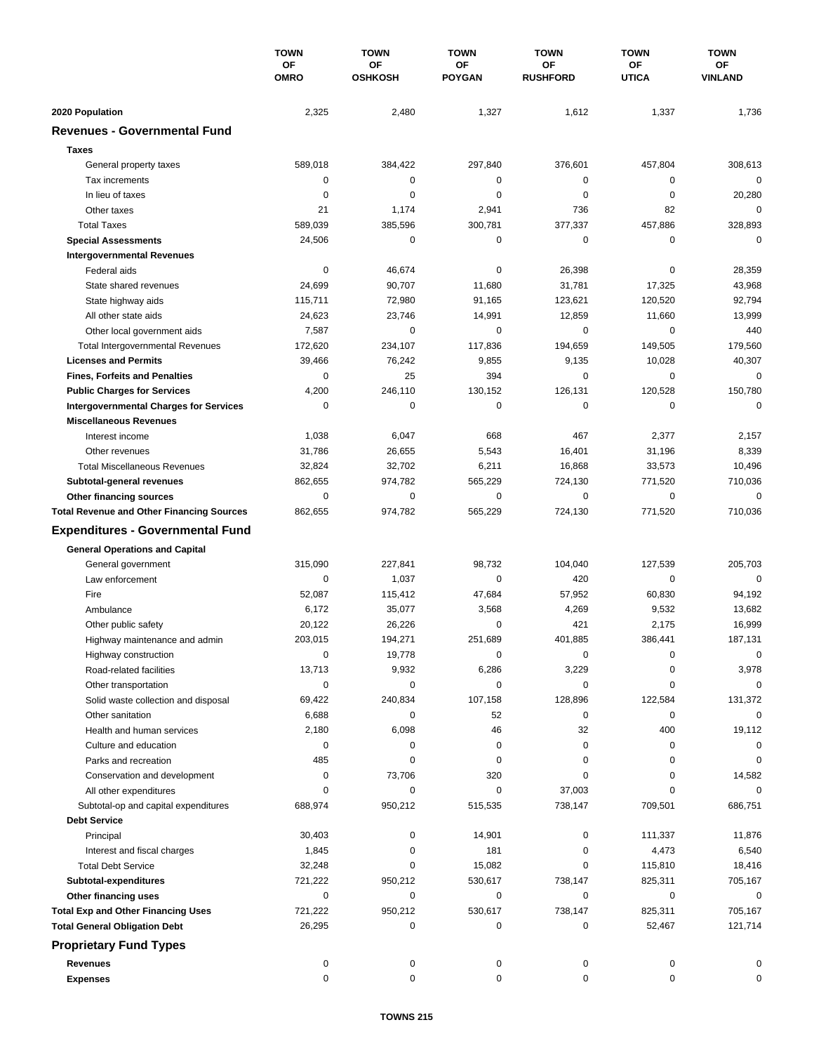| | TOWN OF OMRO | TOWN OF OSHKOSH | TOWN OF POYGAN | TOWN OF RUSHFORD | TOWN OF UTICA | TOWN OF VINLAND |
|---|---|---|---|---|---|---|
| **2020 Population** | 2,325 | 2,480 | 1,327 | 1,612 | 1,337 | 1,736 |
| **Revenues - Governmental Fund** | | | | | | |
| **Taxes** | | | | | | |
| General property taxes | 589,018 | 384,422 | 297,840 | 376,601 | 457,804 | 308,613 |
| Tax increments | 0 | 0 | 0 | 0 | 0 | 0 |
| In lieu of taxes | 0 | 0 | 0 | 0 | 0 | 20,280 |
| Other taxes | 21 | 1,174 | 2,941 | 736 | 82 | 0 |
| Total Taxes | 589,039 | 385,596 | 300,781 | 377,337 | 457,886 | 328,893 |
| **Special Assessments** | 24,506 | 0 | 0 | 0 | 0 | 0 |
| **Intergovernmental Revenues** | | | | | | |
| Federal aids | 0 | 46,674 | 0 | 26,398 | 0 | 28,359 |
| State shared revenues | 24,699 | 90,707 | 11,680 | 31,781 | 17,325 | 43,968 |
| State highway aids | 115,711 | 72,980 | 91,165 | 123,621 | 120,520 | 92,794 |
| All other state aids | 24,623 | 23,746 | 14,991 | 12,859 | 11,660 | 13,999 |
| Other local government aids | 7,587 | 0 | 0 | 0 | 0 | 440 |
| Total Intergovernmental Revenues | 172,620 | 234,107 | 117,836 | 194,659 | 149,505 | 179,560 |
| **Licenses and Permits** | 39,466 | 76,242 | 9,855 | 9,135 | 10,028 | 40,307 |
| **Fines, Forfeits and Penalties** | 0 | 25 | 394 | 0 | 0 | 0 |
| **Public Charges for Services** | 4,200 | 246,110 | 130,152 | 126,131 | 120,528 | 150,780 |
| **Intergovernmental Charges for Services** | 0 | 0 | 0 | 0 | 0 | 0 |
| **Miscellaneous Revenues** | | | | | | |
| Interest income | 1,038 | 6,047 | 668 | 467 | 2,377 | 2,157 |
| Other revenues | 31,786 | 26,655 | 5,543 | 16,401 | 31,196 | 8,339 |
| Total Miscellaneous Revenues | 32,824 | 32,702 | 6,211 | 16,868 | 33,573 | 10,496 |
| **Subtotal-general revenues** | 862,655 | 974,782 | 565,229 | 724,130 | 771,520 | 710,036 |
| **Other financing sources** | 0 | 0 | 0 | 0 | 0 | 0 |
| **Total Revenue and Other Financing Sources** | 862,655 | 974,782 | 565,229 | 724,130 | 771,520 | 710,036 |
| **Expenditures - Governmental Fund** | | | | | | |
| **General Operations and Capital** | | | | | | |
| General government | 315,090 | 227,841 | 98,732 | 104,040 | 127,539 | 205,703 |
| Law enforcement | 0 | 1,037 | 0 | 420 | 0 | 0 |
| Fire | 52,087 | 115,412 | 47,684 | 57,952 | 60,830 | 94,192 |
| Ambulance | 6,172 | 35,077 | 3,568 | 4,269 | 9,532 | 13,682 |
| Other public safety | 20,122 | 26,226 | 0 | 421 | 2,175 | 16,999 |
| Highway maintenance and admin | 203,015 | 194,271 | 251,689 | 401,885 | 386,441 | 187,131 |
| Highway construction | 0 | 19,778 | 0 | 0 | 0 | 0 |
| Road-related facilities | 13,713 | 9,932 | 6,286 | 3,229 | 0 | 3,978 |
| Other transportation | 0 | 0 | 0 | 0 | 0 | 0 |
| Solid waste collection and disposal | 69,422 | 240,834 | 107,158 | 128,896 | 122,584 | 131,372 |
| Other sanitation | 6,688 | 0 | 52 | 0 | 0 | 0 |
| Health and human services | 2,180 | 6,098 | 46 | 32 | 400 | 19,112 |
| Culture and education | 0 | 0 | 0 | 0 | 0 | 0 |
| Parks and recreation | 485 | 0 | 0 | 0 | 0 | 0 |
| Conservation and development | 0 | 73,706 | 320 | 0 | 0 | 14,582 |
| All other expenditures | 0 | 0 | 0 | 37,003 | 0 | 0 |
| Subtotal-op and capital expenditures | 688,974 | 950,212 | 515,535 | 738,147 | 709,501 | 686,751 |
| **Debt Service** | | | | | | |
| Principal | 30,403 | 0 | 14,901 | 0 | 111,337 | 11,876 |
| Interest and fiscal charges | 1,845 | 0 | 181 | 0 | 4,473 | 6,540 |
| Total Debt Service | 32,248 | 0 | 15,082 | 0 | 115,810 | 18,416 |
| **Subtotal-expenditures** | 721,222 | 950,212 | 530,617 | 738,147 | 825,311 | 705,167 |
| **Other financing uses** | 0 | 0 | 0 | 0 | 0 | 0 |
| **Total Exp and Other Financing Uses** | 721,222 | 950,212 | 530,617 | 738,147 | 825,311 | 705,167 |
| **Total General Obligation Debt** | 26,295 | 0 | 0 | 0 | 52,467 | 121,714 |
| **Proprietary Fund Types** | | | | | | |
| **Revenues** | 0 | 0 | 0 | 0 | 0 | 0 |
| **Expenses** | 0 | 0 | 0 | 0 | 0 | 0 |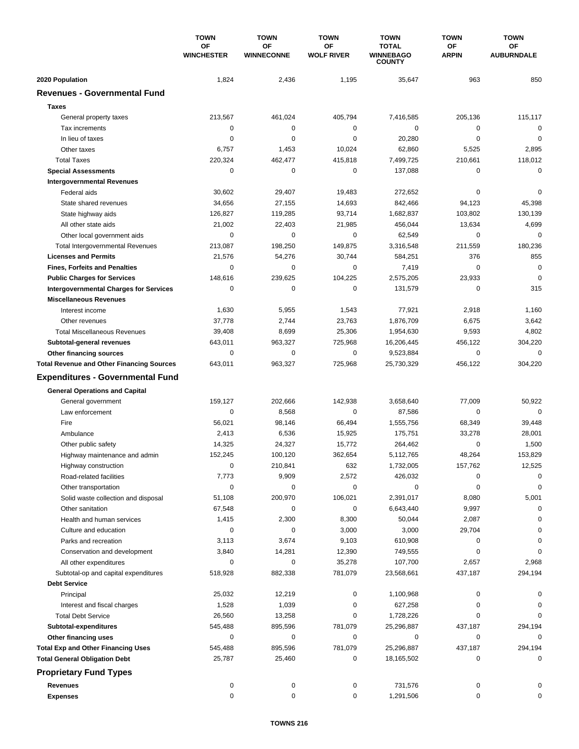| | TOWN OF WINCHESTER | TOWN OF WINNECONNE | TOWN OF WOLF RIVER | TOWN TOTAL WINNEBAGO COUNTY | TOWN OF ARPIN | TOWN OF AUBURNDALE |
|---|---|---|---|---|---|---|
| **2020 Population** | 1,824 | 2,436 | 1,195 | 35,647 | 963 | 850 |
| **Revenues - Governmental Fund** | | | | | | |
| **Taxes** | | | | | | |
| General property taxes | 213,567 | 461,024 | 405,794 | 7,416,585 | 205,136 | 115,117 |
| Tax increments | 0 | 0 | 0 | 0 | 0 | 0 |
| In lieu of taxes | 0 | 0 | 0 | 20,280 | 0 | 0 |
| Other taxes | 6,757 | 1,453 | 10,024 | 62,860 | 5,525 | 2,895 |
| Total Taxes | 220,324 | 462,477 | 415,818 | 7,499,725 | 210,661 | 118,012 |
| **Special Assessments** | 0 | 0 | 0 | 137,088 | 0 | 0 |
| **Intergovernmental Revenues** | | | | | | |
| Federal aids | 30,602 | 29,407 | 19,483 | 272,652 | 0 | 0 |
| State shared revenues | 34,656 | 27,155 | 14,693 | 842,466 | 94,123 | 45,398 |
| State highway aids | 126,827 | 119,285 | 93,714 | 1,682,837 | 103,802 | 130,139 |
| All other state aids | 21,002 | 22,403 | 21,985 | 456,044 | 13,634 | 4,699 |
| Other local government aids | 0 | 0 | 0 | 62,549 | 0 | 0 |
| Total Intergovernmental Revenues | 213,087 | 198,250 | 149,875 | 3,316,548 | 211,559 | 180,236 |
| **Licenses and Permits** | 21,576 | 54,276 | 30,744 | 584,251 | 376 | 855 |
| **Fines, Forfeits and Penalties** | 0 | 0 | 0 | 7,419 | 0 | 0 |
| **Public Charges for Services** | 148,616 | 239,625 | 104,225 | 2,575,205 | 23,933 | 0 |
| **Intergovernmental Charges for Services** | 0 | 0 | 0 | 131,579 | 0 | 315 |
| **Miscellaneous Revenues** | | | | | | |
| Interest income | 1,630 | 5,955 | 1,543 | 77,921 | 2,918 | 1,160 |
| Other revenues | 37,778 | 2,744 | 23,763 | 1,876,709 | 6,675 | 3,642 |
| Total Miscellaneous Revenues | 39,408 | 8,699 | 25,306 | 1,954,630 | 9,593 | 4,802 |
| **Subtotal-general revenues** | 643,011 | 963,327 | 725,968 | 16,206,445 | 456,122 | 304,220 |
| **Other financing sources** | 0 | 0 | 0 | 9,523,884 | 0 | 0 |
| **Total Revenue and Other Financing Sources** | 643,011 | 963,327 | 725,968 | 25,730,329 | 456,122 | 304,220 |
| **Expenditures - Governmental Fund** | | | | | | |
| **General Operations and Capital** | | | | | | |
| General government | 159,127 | 202,666 | 142,938 | 3,658,640 | 77,009 | 50,922 |
| Law enforcement | 0 | 8,568 | 0 | 87,586 | 0 | 0 |
| Fire | 56,021 | 98,146 | 66,494 | 1,555,756 | 68,349 | 39,448 |
| Ambulance | 2,413 | 6,536 | 15,925 | 175,751 | 33,278 | 28,001 |
| Other public safety | 14,325 | 24,327 | 15,772 | 264,462 | 0 | 1,500 |
| Highway maintenance and admin | 152,245 | 100,120 | 362,654 | 5,112,765 | 48,264 | 153,829 |
| Highway construction | 0 | 210,841 | 632 | 1,732,005 | 157,762 | 12,525 |
| Road-related facilities | 7,773 | 9,909 | 2,572 | 426,032 | 0 | 0 |
| Other transportation | 0 | 0 | 0 | 0 | 0 | 0 |
| Solid waste collection and disposal | 51,108 | 200,970 | 106,021 | 2,391,017 | 8,080 | 5,001 |
| Other sanitation | 67,548 | 0 | 0 | 6,643,440 | 9,997 | 0 |
| Health and human services | 1,415 | 2,300 | 8,300 | 50,044 | 2,087 | 0 |
| Culture and education | 0 | 0 | 3,000 | 3,000 | 29,704 | 0 |
| Parks and recreation | 3,113 | 3,674 | 9,103 | 610,908 | 0 | 0 |
| Conservation and development | 3,840 | 14,281 | 12,390 | 749,555 | 0 | 0 |
| All other expenditures | 0 | 0 | 35,278 | 107,700 | 2,657 | 2,968 |
| Subtotal-op and capital expenditures | 518,928 | 882,338 | 781,079 | 23,568,661 | 437,187 | 294,194 |
| **Debt Service** | | | | | | |
| Principal | 25,032 | 12,219 | 0 | 1,100,968 | 0 | 0 |
| Interest and fiscal charges | 1,528 | 1,039 | 0 | 627,258 | 0 | 0 |
| Total Debt Service | 26,560 | 13,258 | 0 | 1,728,226 | 0 | 0 |
| **Subtotal-expenditures** | 545,488 | 895,596 | 781,079 | 25,296,887 | 437,187 | 294,194 |
| **Other financing uses** | 0 | 0 | 0 | 0 | 0 | 0 |
| **Total Exp and Other Financing Uses** | 545,488 | 895,596 | 781,079 | 25,296,887 | 437,187 | 294,194 |
| **Total General Obligation Debt** | 25,787 | 25,460 | 0 | 18,165,502 | 0 | 0 |
| **Proprietary Fund Types** | | | | | | |
| **Revenues** | 0 | 0 | 0 | 731,576 | 0 | 0 |
| **Expenses** | 0 | 0 | 0 | 1,291,506 | 0 | 0 |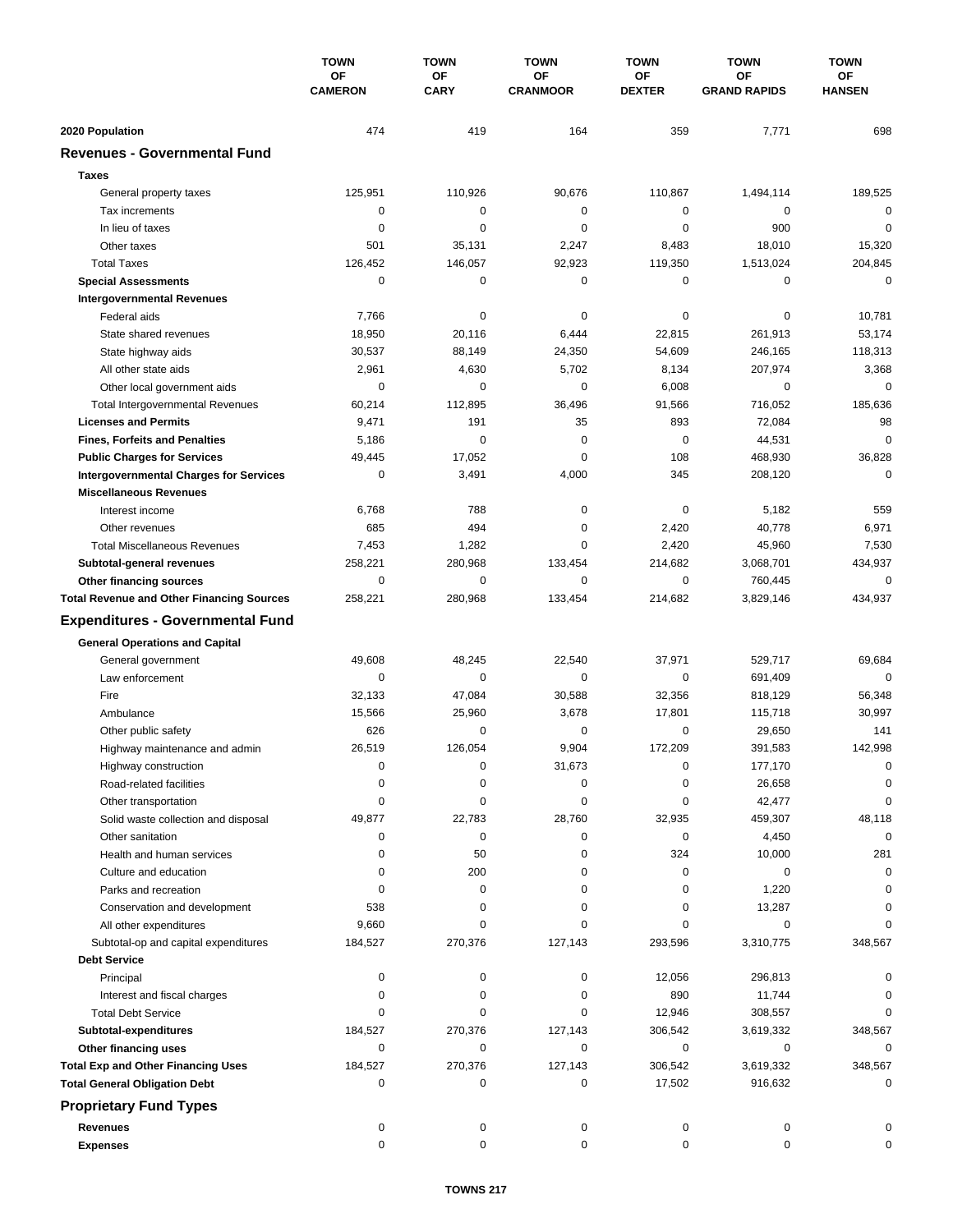| | TOWN OF CAMERON | TOWN OF CARY | TOWN OF CRANMOOR | TOWN OF DEXTER | TOWN OF GRAND RAPIDS | TOWN OF HANSEN |
|---|---|---|---|---|---|---|
| **2020 Population** | 474 | 419 | 164 | 359 | 7,771 | 698 |
| **Revenues - Governmental Fund** | | | | | | |
| **Taxes** | | | | | | |
| General property taxes | 125,951 | 110,926 | 90,676 | 110,867 | 1,494,114 | 189,525 |
| Tax increments | 0 | 0 | 0 | 0 | 0 | 0 |
| In lieu of taxes | 0 | 0 | 0 | 0 | 900 | 0 |
| Other taxes | 501 | 35,131 | 2,247 | 8,483 | 18,010 | 15,320 |
| Total Taxes | 126,452 | 146,057 | 92,923 | 119,350 | 1,513,024 | 204,845 |
| **Special Assessments** | 0 | 0 | 0 | 0 | 0 | 0 |
| **Intergovernmental Revenues** | | | | | | |
| Federal aids | 7,766 | 0 | 0 | 0 | 0 | 10,781 |
| State shared revenues | 18,950 | 20,116 | 6,444 | 22,815 | 261,913 | 53,174 |
| State highway aids | 30,537 | 88,149 | 24,350 | 54,609 | 246,165 | 118,313 |
| All other state aids | 2,961 | 4,630 | 5,702 | 8,134 | 207,974 | 3,368 |
| Other local government aids | 0 | 0 | 0 | 6,008 | 0 | 0 |
| Total Intergovernmental Revenues | 60,214 | 112,895 | 36,496 | 91,566 | 716,052 | 185,636 |
| **Licenses and Permits** | 9,471 | 191 | 35 | 893 | 72,084 | 98 |
| **Fines, Forfeits and Penalties** | 5,186 | 0 | 0 | 0 | 44,531 | 0 |
| **Public Charges for Services** | 49,445 | 17,052 | 0 | 108 | 468,930 | 36,828 |
| **Intergovernmental Charges for Services** | 0 | 3,491 | 4,000 | 345 | 208,120 | 0 |
| **Miscellaneous Revenues** | | | | | | |
| Interest income | 6,768 | 788 | 0 | 0 | 5,182 | 559 |
| Other revenues | 685 | 494 | 0 | 2,420 | 40,778 | 6,971 |
| Total Miscellaneous Revenues | 7,453 | 1,282 | 0 | 2,420 | 45,960 | 7,530 |
| **Subtotal-general revenues** | 258,221 | 280,968 | 133,454 | 214,682 | 3,068,701 | 434,937 |
| **Other financing sources** | 0 | 0 | 0 | 0 | 760,445 | 0 |
| **Total Revenue and Other Financing Sources** | 258,221 | 280,968 | 133,454 | 214,682 | 3,829,146 | 434,937 |
| **Expenditures - Governmental Fund** | | | | | | |
| **General Operations and Capital** | | | | | | |
| General government | 49,608 | 48,245 | 22,540 | 37,971 | 529,717 | 69,684 |
| Law enforcement | 0 | 0 | 0 | 0 | 691,409 | 0 |
| Fire | 32,133 | 47,084 | 30,588 | 32,356 | 818,129 | 56,348 |
| Ambulance | 15,566 | 25,960 | 3,678 | 17,801 | 115,718 | 30,997 |
| Other public safety | 626 | 0 | 0 | 0 | 29,650 | 141 |
| Highway maintenance and admin | 26,519 | 126,054 | 9,904 | 172,209 | 391,583 | 142,998 |
| Highway construction | 0 | 0 | 31,673 | 0 | 177,170 | 0 |
| Road-related facilities | 0 | 0 | 0 | 0 | 26,658 | 0 |
| Other transportation | 0 | 0 | 0 | 0 | 42,477 | 0 |
| Solid waste collection and disposal | 49,877 | 22,783 | 28,760 | 32,935 | 459,307 | 48,118 |
| Other sanitation | 0 | 0 | 0 | 0 | 4,450 | 0 |
| Health and human services | 0 | 50 | 0 | 324 | 10,000 | 281 |
| Culture and education | 0 | 200 | 0 | 0 | 0 | 0 |
| Parks and recreation | 0 | 0 | 0 | 0 | 1,220 | 0 |
| Conservation and development | 538 | 0 | 0 | 0 | 13,287 | 0 |
| All other expenditures | 9,660 | 0 | 0 | 0 | 0 | 0 |
| Subtotal-op and capital expenditures | 184,527 | 270,376 | 127,143 | 293,596 | 3,310,775 | 348,567 |
| **Debt Service** | | | | | | |
| Principal | 0 | 0 | 0 | 12,056 | 296,813 | 0 |
| Interest and fiscal charges | 0 | 0 | 0 | 890 | 11,744 | 0 |
| Total Debt Service | 0 | 0 | 0 | 12,946 | 308,557 | 0 |
| **Subtotal-expenditures** | 184,527 | 270,376 | 127,143 | 306,542 | 3,619,332 | 348,567 |
| **Other financing uses** | 0 | 0 | 0 | 0 | 0 | 0 |
| **Total Exp and Other Financing Uses** | 184,527 | 270,376 | 127,143 | 306,542 | 3,619,332 | 348,567 |
| **Total General Obligation Debt** | 0 | 0 | 0 | 17,502 | 916,632 | 0 |
| **Proprietary Fund Types** | | | | | | |
| **Revenues** | 0 | 0 | 0 | 0 | 0 | 0 |
| **Expenses** | 0 | 0 | 0 | 0 | 0 | 0 |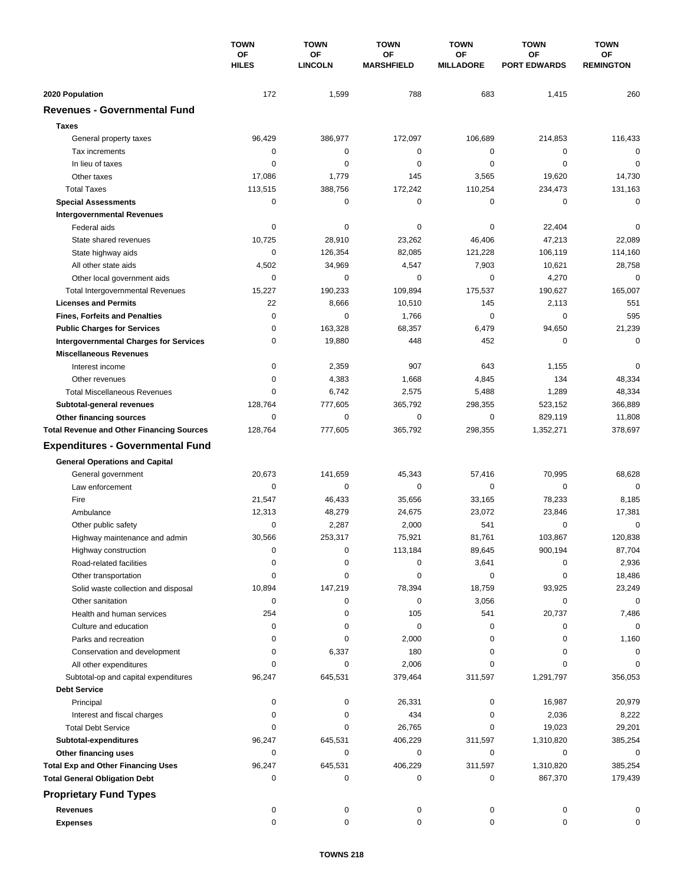| | TOWN OF HILES | TOWN OF LINCOLN | TOWN OF MARSHFIELD | TOWN OF MILLADORE | TOWN OF PORT EDWARDS | TOWN OF REMINGTON |
|---|---|---|---|---|---|---|
| **2020 Population** | 172 | 1,599 | 788 | 683 | 1,415 | 260 |
| **Revenues - Governmental Fund** | | | | | | |
| **Taxes** | | | | | | |
| General property taxes | 96,429 | 386,977 | 172,097 | 106,689 | 214,853 | 116,433 |
| Tax increments | 0 | 0 | 0 | 0 | 0 | 0 |
| In lieu of taxes | 0 | 0 | 0 | 0 | 0 | 0 |
| Other taxes | 17,086 | 1,779 | 145 | 3,565 | 19,620 | 14,730 |
| Total Taxes | 113,515 | 388,756 | 172,242 | 110,254 | 234,473 | 131,163 |
| **Special Assessments** | 0 | 0 | 0 | 0 | 0 | 0 |
| **Intergovernmental Revenues** | | | | | | |
| Federal aids | 0 | 0 | 0 | 0 | 22,404 | 0 |
| State shared revenues | 10,725 | 28,910 | 23,262 | 46,406 | 47,213 | 22,089 |
| State highway aids | 0 | 126,354 | 82,085 | 121,228 | 106,119 | 114,160 |
| All other state aids | 4,502 | 34,969 | 4,547 | 7,903 | 10,621 | 28,758 |
| Other local government aids | 0 | 0 | 0 | 0 | 4,270 | 0 |
| Total Intergovernmental Revenues | 15,227 | 190,233 | 109,894 | 175,537 | 190,627 | 165,007 |
| **Licenses and Permits** | 22 | 8,666 | 10,510 | 145 | 2,113 | 551 |
| **Fines, Forfeits and Penalties** | 0 | 0 | 1,766 | 0 | 0 | 595 |
| **Public Charges for Services** | 0 | 163,328 | 68,357 | 6,479 | 94,650 | 21,239 |
| **Intergovernmental Charges for Services** | 0 | 19,880 | 448 | 452 | 0 | 0 |
| **Miscellaneous Revenues** | | | | | | |
| Interest income | 0 | 2,359 | 907 | 643 | 1,155 | 0 |
| Other revenues | 0 | 4,383 | 1,668 | 4,845 | 134 | 48,334 |
| Total Miscellaneous Revenues | 0 | 6,742 | 2,575 | 5,488 | 1,289 | 48,334 |
| **Subtotal-general revenues** | 128,764 | 777,605 | 365,792 | 298,355 | 523,152 | 366,889 |
| **Other financing sources** | 0 | 0 | 0 | 0 | 829,119 | 11,808 |
| **Total Revenue and Other Financing Sources** | 128,764 | 777,605 | 365,792 | 298,355 | 1,352,271 | 378,697 |
| **Expenditures - Governmental Fund** | | | | | | |
| **General Operations and Capital** | | | | | | |
| General government | 20,673 | 141,659 | 45,343 | 57,416 | 70,995 | 68,628 |
| Law enforcement | 0 | 0 | 0 | 0 | 0 | 0 |
| Fire | 21,547 | 46,433 | 35,656 | 33,165 | 78,233 | 8,185 |
| Ambulance | 12,313 | 48,279 | 24,675 | 23,072 | 23,846 | 17,381 |
| Other public safety | 0 | 2,287 | 2,000 | 541 | 0 | 0 |
| Highway maintenance and admin | 30,566 | 253,317 | 75,921 | 81,761 | 103,867 | 120,838 |
| Highway construction | 0 | 0 | 113,184 | 89,645 | 900,194 | 87,704 |
| Road-related facilities | 0 | 0 | 0 | 3,641 | 0 | 2,936 |
| Other transportation | 0 | 0 | 0 | 0 | 0 | 18,486 |
| Solid waste collection and disposal | 10,894 | 147,219 | 78,394 | 18,759 | 93,925 | 23,249 |
| Other sanitation | 0 | 0 | 0 | 3,056 | 0 | 0 |
| Health and human services | 254 | 0 | 105 | 541 | 20,737 | 7,486 |
| Culture and education | 0 | 0 | 0 | 0 | 0 | 0 |
| Parks and recreation | 0 | 0 | 2,000 | 0 | 0 | 1,160 |
| Conservation and development | 0 | 6,337 | 180 | 0 | 0 | 0 |
| All other expenditures | 0 | 0 | 2,006 | 0 | 0 | 0 |
| Subtotal-op and capital expenditures | 96,247 | 645,531 | 379,464 | 311,597 | 1,291,797 | 356,053 |
| **Debt Service** | | | | | | |
| Principal | 0 | 0 | 26,331 | 0 | 16,987 | 20,979 |
| Interest and fiscal charges | 0 | 0 | 434 | 0 | 2,036 | 8,222 |
| Total Debt Service | 0 | 0 | 26,765 | 0 | 19,023 | 29,201 |
| **Subtotal-expenditures** | 96,247 | 645,531 | 406,229 | 311,597 | 1,310,820 | 385,254 |
| **Other financing uses** | 0 | 0 | 0 | 0 | 0 | 0 |
| **Total Exp and Other Financing Uses** | 96,247 | 645,531 | 406,229 | 311,597 | 1,310,820 | 385,254 |
| **Total General Obligation Debt** | 0 | 0 | 0 | 0 | 867,370 | 179,439 |
| **Proprietary Fund Types** | | | | | | |
| **Revenues** | 0 | 0 | 0 | 0 | 0 | 0 |
| **Expenses** | 0 | 0 | 0 | 0 | 0 | 0 |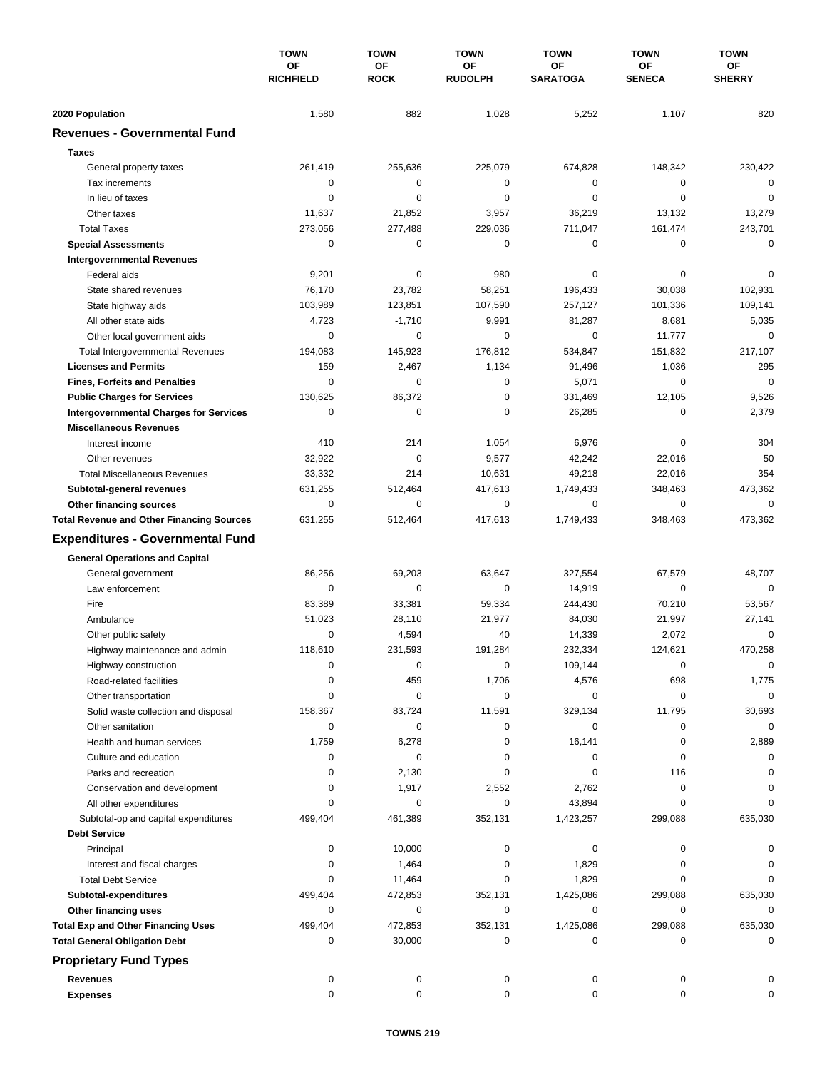| | TOWN OF RICHFIELD | TOWN OF ROCK | TOWN OF RUDOLPH | TOWN OF SARATOGA | TOWN OF SENECA | TOWN OF SHERRY |
|---|---|---|---|---|---|---|
| **2020 Population** | 1,580 | 882 | 1,028 | 5,252 | 1,107 | 820 |
| **Revenues - Governmental Fund** | | | | | | |
| **Taxes** | | | | | | |
| General property taxes | 261,419 | 255,636 | 225,079 | 674,828 | 148,342 | 230,422 |
| Tax increments | 0 | 0 | 0 | 0 | 0 | 0 |
| In lieu of taxes | 0 | 0 | 0 | 0 | 0 | 0 |
| Other taxes | 11,637 | 21,852 | 3,957 | 36,219 | 13,132 | 13,279 |
| Total Taxes | 273,056 | 277,488 | 229,036 | 711,047 | 161,474 | 243,701 |
| **Special Assessments** | 0 | 0 | 0 | 0 | 0 | 0 |
| **Intergovernmental Revenues** | | | | | | |
| Federal aids | 9,201 | 0 | 980 | 0 | 0 | 0 |
| State shared revenues | 76,170 | 23,782 | 58,251 | 196,433 | 30,038 | 102,931 |
| State highway aids | 103,989 | 123,851 | 107,590 | 257,127 | 101,336 | 109,141 |
| All other state aids | 4,723 | -1,710 | 9,991 | 81,287 | 8,681 | 5,035 |
| Other local government aids | 0 | 0 | 0 | 0 | 11,777 | 0 |
| Total Intergovernmental Revenues | 194,083 | 145,923 | 176,812 | 534,847 | 151,832 | 217,107 |
| **Licenses and Permits** | 159 | 2,467 | 1,134 | 91,496 | 1,036 | 295 |
| **Fines, Forfeits and Penalties** | 0 | 0 | 0 | 5,071 | 0 | 0 |
| **Public Charges for Services** | 130,625 | 86,372 | 0 | 331,469 | 12,105 | 9,526 |
| **Intergovernmental Charges for Services** | 0 | 0 | 0 | 26,285 | 0 | 2,379 |
| **Miscellaneous Revenues** | | | | | | |
| Interest income | 410 | 214 | 1,054 | 6,976 | 0 | 304 |
| Other revenues | 32,922 | 0 | 9,577 | 42,242 | 22,016 | 50 |
| Total Miscellaneous Revenues | 33,332 | 214 | 10,631 | 49,218 | 22,016 | 354 |
| **Subtotal-general revenues** | 631,255 | 512,464 | 417,613 | 1,749,433 | 348,463 | 473,362 |
| **Other financing sources** | 0 | 0 | 0 | 0 | 0 | 0 |
| **Total Revenue and Other Financing Sources** | 631,255 | 512,464 | 417,613 | 1,749,433 | 348,463 | 473,362 |
| **Expenditures - Governmental Fund** | | | | | | |
| **General Operations and Capital** | | | | | | |
| General government | 86,256 | 69,203 | 63,647 | 327,554 | 67,579 | 48,707 |
| Law enforcement | 0 | 0 | 0 | 14,919 | 0 | 0 |
| Fire | 83,389 | 33,381 | 59,334 | 244,430 | 70,210 | 53,567 |
| Ambulance | 51,023 | 28,110 | 21,977 | 84,030 | 21,997 | 27,141 |
| Other public safety | 0 | 4,594 | 40 | 14,339 | 2,072 | 0 |
| Highway maintenance and admin | 118,610 | 231,593 | 191,284 | 232,334 | 124,621 | 470,258 |
| Highway construction | 0 | 0 | 0 | 109,144 | 0 | 0 |
| Road-related facilities | 0 | 459 | 1,706 | 4,576 | 698 | 1,775 |
| Other transportation | 0 | 0 | 0 | 0 | 0 | 0 |
| Solid waste collection and disposal | 158,367 | 83,724 | 11,591 | 329,134 | 11,795 | 30,693 |
| Other sanitation | 0 | 0 | 0 | 0 | 0 | 0 |
| Health and human services | 1,759 | 6,278 | 0 | 16,141 | 0 | 2,889 |
| Culture and education | 0 | 0 | 0 | 0 | 0 | 0 |
| Parks and recreation | 0 | 2,130 | 0 | 0 | 116 | 0 |
| Conservation and development | 0 | 1,917 | 2,552 | 2,762 | 0 | 0 |
| All other expenditures | 0 | 0 | 0 | 43,894 | 0 | 0 |
| Subtotal-op and capital expenditures | 499,404 | 461,389 | 352,131 | 1,423,257 | 299,088 | 635,030 |
| **Debt Service** | | | | | | |
| Principal | 0 | 10,000 | 0 | 0 | 0 | 0 |
| Interest and fiscal charges | 0 | 1,464 | 0 | 1,829 | 0 | 0 |
| Total Debt Service | 0 | 11,464 | 0 | 1,829 | 0 | 0 |
| **Subtotal-expenditures** | 499,404 | 472,853 | 352,131 | 1,425,086 | 299,088 | 635,030 |
| **Other financing uses** | 0 | 0 | 0 | 0 | 0 | 0 |
| **Total Exp and Other Financing Uses** | 499,404 | 472,853 | 352,131 | 1,425,086 | 299,088 | 635,030 |
| **Total General Obligation Debt** | 0 | 30,000 | 0 | 0 | 0 | 0 |
| **Proprietary Fund Types** | | | | | | |
| **Revenues** | 0 | 0 | 0 | 0 | 0 | 0 |
| **Expenses** | 0 | 0 | 0 | 0 | 0 | 0 |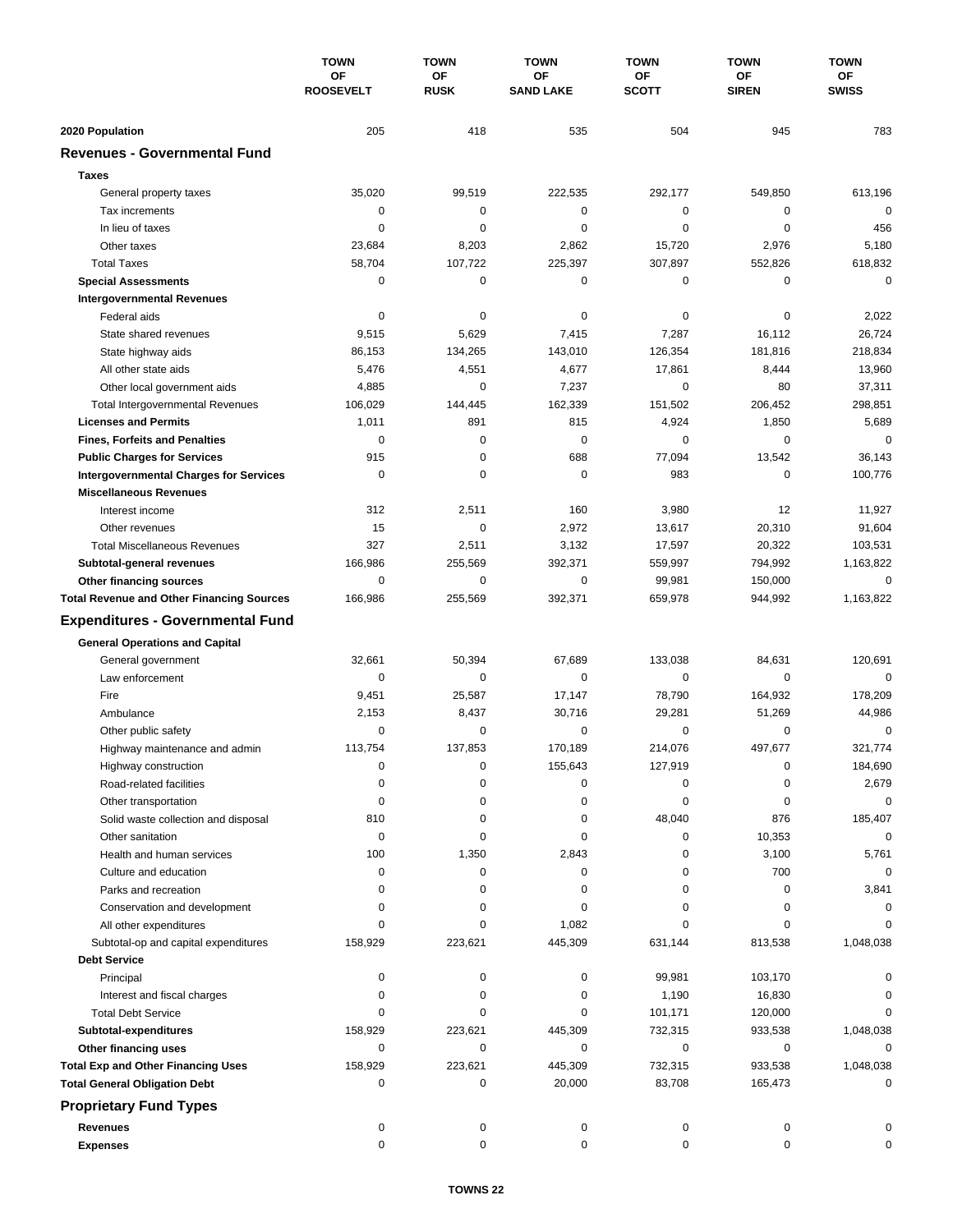| | TOWN OF ROOSEVELT | TOWN OF RUSK | TOWN OF SAND LAKE | TOWN OF SCOTT | TOWN OF SIREN | TOWN OF SWISS |
|---|---|---|---|---|---|---|
| **2020 Population** | 205 | 418 | 535 | 504 | 945 | 783 |
| **Revenues - Governmental Fund** | | | | | | |
| **Taxes** | | | | | | |
| General property taxes | 35,020 | 99,519 | 222,535 | 292,177 | 549,850 | 613,196 |
| Tax increments | 0 | 0 | 0 | 0 | 0 | 0 |
| In lieu of taxes | 0 | 0 | 0 | 0 | 0 | 456 |
| Other taxes | 23,684 | 8,203 | 2,862 | 15,720 | 2,976 | 5,180 |
| Total Taxes | 58,704 | 107,722 | 225,397 | 307,897 | 552,826 | 618,832 |
| **Special Assessments** | 0 | 0 | 0 | 0 | 0 | 0 |
| **Intergovernmental Revenues** | | | | | | |
| Federal aids | 0 | 0 | 0 | 0 | 0 | 2,022 |
| State shared revenues | 9,515 | 5,629 | 7,415 | 7,287 | 16,112 | 26,724 |
| State highway aids | 86,153 | 134,265 | 143,010 | 126,354 | 181,816 | 218,834 |
| All other state aids | 5,476 | 4,551 | 4,677 | 17,861 | 8,444 | 13,960 |
| Other local government aids | 4,885 | 0 | 7,237 | 0 | 80 | 37,311 |
| Total Intergovernmental Revenues | 106,029 | 144,445 | 162,339 | 151,502 | 206,452 | 298,851 |
| **Licenses and Permits** | 1,011 | 891 | 815 | 4,924 | 1,850 | 5,689 |
| **Fines, Forfeits and Penalties** | 0 | 0 | 0 | 0 | 0 | 0 |
| **Public Charges for Services** | 915 | 0 | 688 | 77,094 | 13,542 | 36,143 |
| **Intergovernmental Charges for Services** | 0 | 0 | 0 | 983 | 0 | 100,776 |
| **Miscellaneous Revenues** | | | | | | |
| Interest income | 312 | 2,511 | 160 | 3,980 | 12 | 11,927 |
| Other revenues | 15 | 0 | 2,972 | 13,617 | 20,310 | 91,604 |
| Total Miscellaneous Revenues | 327 | 2,511 | 3,132 | 17,597 | 20,322 | 103,531 |
| **Subtotal-general revenues** | 166,986 | 255,569 | 392,371 | 559,997 | 794,992 | 1,163,822 |
| **Other financing sources** | 0 | 0 | 0 | 99,981 | 150,000 | 0 |
| **Total Revenue and Other Financing Sources** | 166,986 | 255,569 | 392,371 | 659,978 | 944,992 | 1,163,822 |
| **Expenditures - Governmental Fund** | | | | | | |
| **General Operations and Capital** | | | | | | |
| General government | 32,661 | 50,394 | 67,689 | 133,038 | 84,631 | 120,691 |
| Law enforcement | 0 | 0 | 0 | 0 | 0 | 0 |
| Fire | 9,451 | 25,587 | 17,147 | 78,790 | 164,932 | 178,209 |
| Ambulance | 2,153 | 8,437 | 30,716 | 29,281 | 51,269 | 44,986 |
| Other public safety | 0 | 0 | 0 | 0 | 0 | 0 |
| Highway maintenance and admin | 113,754 | 137,853 | 170,189 | 214,076 | 497,677 | 321,774 |
| Highway construction | 0 | 0 | 155,643 | 127,919 | 0 | 184,690 |
| Road-related facilities | 0 | 0 | 0 | 0 | 0 | 2,679 |
| Other transportation | 0 | 0 | 0 | 0 | 0 | 0 |
| Solid waste collection and disposal | 810 | 0 | 0 | 48,040 | 876 | 185,407 |
| Other sanitation | 0 | 0 | 0 | 0 | 10,353 | 0 |
| Health and human services | 100 | 1,350 | 2,843 | 0 | 3,100 | 5,761 |
| Culture and education | 0 | 0 | 0 | 0 | 700 | 0 |
| Parks and recreation | 0 | 0 | 0 | 0 | 0 | 3,841 |
| Conservation and development | 0 | 0 | 0 | 0 | 0 | 0 |
| All other expenditures | 0 | 0 | 1,082 | 0 | 0 | 0 |
| Subtotal-op and capital expenditures | 158,929 | 223,621 | 445,309 | 631,144 | 813,538 | 1,048,038 |
| **Debt Service** | | | | | | |
| Principal | 0 | 0 | 0 | 99,981 | 103,170 | 0 |
| Interest and fiscal charges | 0 | 0 | 0 | 1,190 | 16,830 | 0 |
| Total Debt Service | 0 | 0 | 0 | 101,171 | 120,000 | 0 |
| **Subtotal-expenditures** | 158,929 | 223,621 | 445,309 | 732,315 | 933,538 | 1,048,038 |
| **Other financing uses** | 0 | 0 | 0 | 0 | 0 | 0 |
| **Total Exp and Other Financing Uses** | 158,929 | 223,621 | 445,309 | 732,315 | 933,538 | 1,048,038 |
| **Total General Obligation Debt** | 0 | 0 | 20,000 | 83,708 | 165,473 | 0 |
| **Proprietary Fund Types** | | | | | | |
| **Revenues** | 0 | 0 | 0 | 0 | 0 | 0 |
| **Expenses** | 0 | 0 | 0 | 0 | 0 | 0 |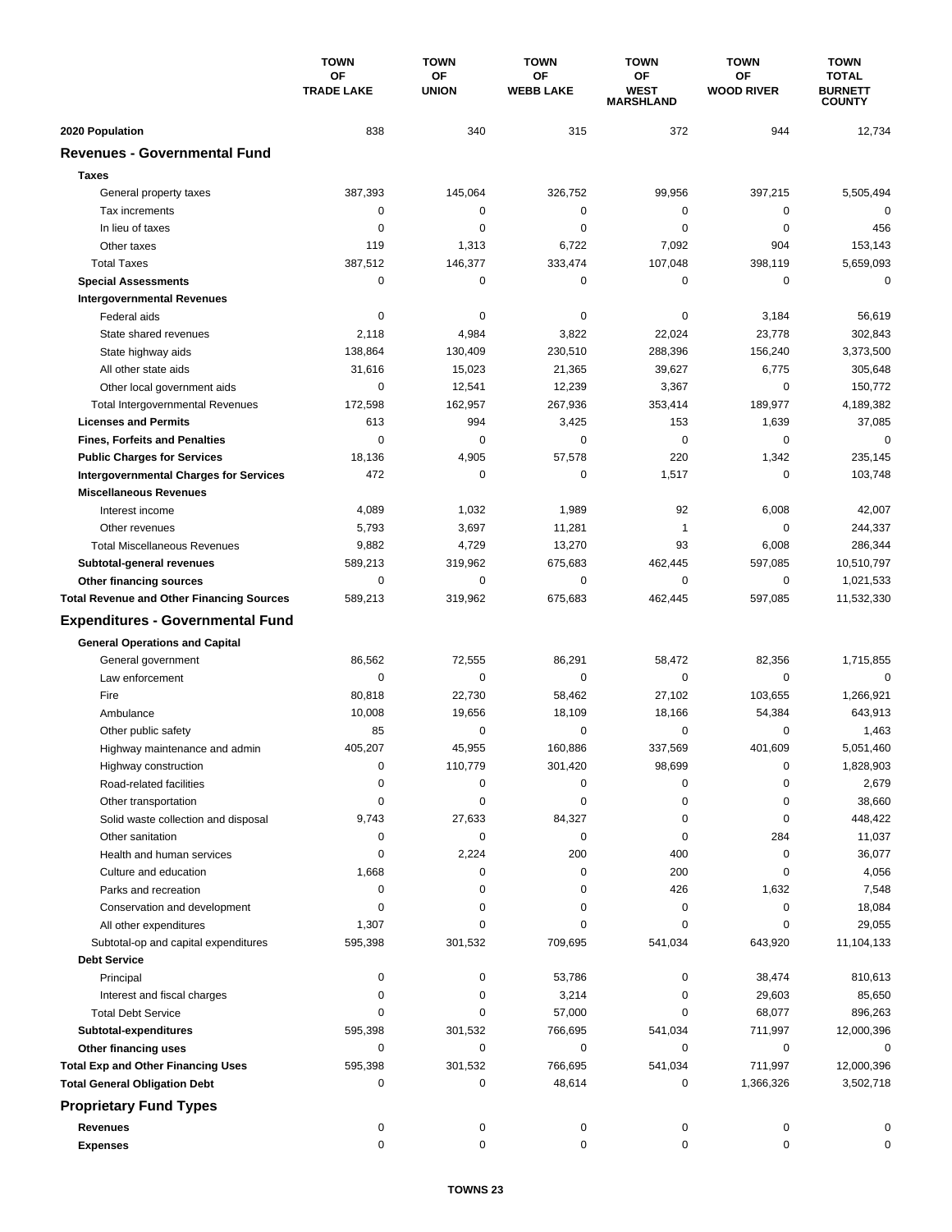| | TOWN OF TRADE LAKE | TOWN OF UNION | TOWN OF WEBB LAKE | TOWN OF WEST MARSHLAND | TOWN OF WOOD RIVER | TOWN TOTAL BURNETT COUNTY |
|---|---|---|---|---|---|---|
| **2020 Population** | 838 | 340 | 315 | 372 | 944 | 12,734 |
| **Revenues - Governmental Fund** | | | | | | |
| **Taxes** | | | | | | |
| General property taxes | 387,393 | 145,064 | 326,752 | 99,956 | 397,215 | 5,505,494 |
| Tax increments | 0 | 0 | 0 | 0 | 0 | 0 |
| In lieu of taxes | 0 | 0 | 0 | 0 | 0 | 456 |
| Other taxes | 119 | 1,313 | 6,722 | 7,092 | 904 | 153,143 |
| Total Taxes | 387,512 | 146,377 | 333,474 | 107,048 | 398,119 | 5,659,093 |
| **Special Assessments** | 0 | 0 | 0 | 0 | 0 | 0 |
| **Intergovernmental Revenues** | | | | | | |
| Federal aids | 0 | 0 | 0 | 0 | 3,184 | 56,619 |
| State shared revenues | 2,118 | 4,984 | 3,822 | 22,024 | 23,778 | 302,843 |
| State highway aids | 138,864 | 130,409 | 230,510 | 288,396 | 156,240 | 3,373,500 |
| All other state aids | 31,616 | 15,023 | 21,365 | 39,627 | 6,775 | 305,648 |
| Other local government aids | 0 | 12,541 | 12,239 | 3,367 | 0 | 150,772 |
| Total Intergovernmental Revenues | 172,598 | 162,957 | 267,936 | 353,414 | 189,977 | 4,189,382 |
| **Licenses and Permits** | 613 | 994 | 3,425 | 153 | 1,639 | 37,085 |
| **Fines, Forfeits and Penalties** | 0 | 0 | 0 | 0 | 0 | 0 |
| **Public Charges for Services** | 18,136 | 4,905 | 57,578 | 220 | 1,342 | 235,145 |
| **Intergovernmental Charges for Services** | 472 | 0 | 0 | 1,517 | 0 | 103,748 |
| **Miscellaneous Revenues** | | | | | | |
| Interest income | 4,089 | 1,032 | 1,989 | 92 | 6,008 | 42,007 |
| Other revenues | 5,793 | 3,697 | 11,281 | 1 | 0 | 244,337 |
| Total Miscellaneous Revenues | 9,882 | 4,729 | 13,270 | 93 | 6,008 | 286,344 |
| **Subtotal-general revenues** | 589,213 | 319,962 | 675,683 | 462,445 | 597,085 | 10,510,797 |
| **Other financing sources** | 0 | 0 | 0 | 0 | 0 | 1,021,533 |
| **Total Revenue and Other Financing Sources** | 589,213 | 319,962 | 675,683 | 462,445 | 597,085 | 11,532,330 |
| **Expenditures - Governmental Fund** | | | | | | |
| **General Operations and Capital** | | | | | | |
| General government | 86,562 | 72,555 | 86,291 | 58,472 | 82,356 | 1,715,855 |
| Law enforcement | 0 | 0 | 0 | 0 | 0 | 0 |
| Fire | 80,818 | 22,730 | 58,462 | 27,102 | 103,655 | 1,266,921 |
| Ambulance | 10,008 | 19,656 | 18,109 | 18,166 | 54,384 | 643,913 |
| Other public safety | 85 | 0 | 0 | 0 | 0 | 1,463 |
| Highway maintenance and admin | 405,207 | 45,955 | 160,886 | 337,569 | 401,609 | 5,051,460 |
| Highway construction | 0 | 110,779 | 301,420 | 98,699 | 0 | 1,828,903 |
| Road-related facilities | 0 | 0 | 0 | 0 | 0 | 2,679 |
| Other transportation | 0 | 0 | 0 | 0 | 0 | 38,660 |
| Solid waste collection and disposal | 9,743 | 27,633 | 84,327 | 0 | 0 | 448,422 |
| Other sanitation | 0 | 0 | 0 | 0 | 284 | 11,037 |
| Health and human services | 0 | 2,224 | 200 | 400 | 0 | 36,077 |
| Culture and education | 1,668 | 0 | 0 | 200 | 0 | 4,056 |
| Parks and recreation | 0 | 0 | 0 | 426 | 1,632 | 7,548 |
| Conservation and development | 0 | 0 | 0 | 0 | 0 | 18,084 |
| All other expenditures | 1,307 | 0 | 0 | 0 | 0 | 29,055 |
| Subtotal-op and capital expenditures | 595,398 | 301,532 | 709,695 | 541,034 | 643,920 | 11,104,133 |
| **Debt Service** | | | | | | |
| Principal | 0 | 0 | 53,786 | 0 | 38,474 | 810,613 |
| Interest and fiscal charges | 0 | 0 | 3,214 | 0 | 29,603 | 85,650 |
| Total Debt Service | 0 | 0 | 57,000 | 0 | 68,077 | 896,263 |
| **Subtotal-expenditures** | 595,398 | 301,532 | 766,695 | 541,034 | 711,997 | 12,000,396 |
| **Other financing uses** | 0 | 0 | 0 | 0 | 0 | 0 |
| **Total Exp and Other Financing Uses** | 595,398 | 301,532 | 766,695 | 541,034 | 711,997 | 12,000,396 |
| **Total General Obligation Debt** | 0 | 0 | 48,614 | 0 | 1,366,326 | 3,502,718 |
| **Proprietary Fund Types** | | | | | | |
| **Revenues** | 0 | 0 | 0 | 0 | 0 | 0 |
| **Expenses** | 0 | 0 | 0 | 0 | 0 | 0 |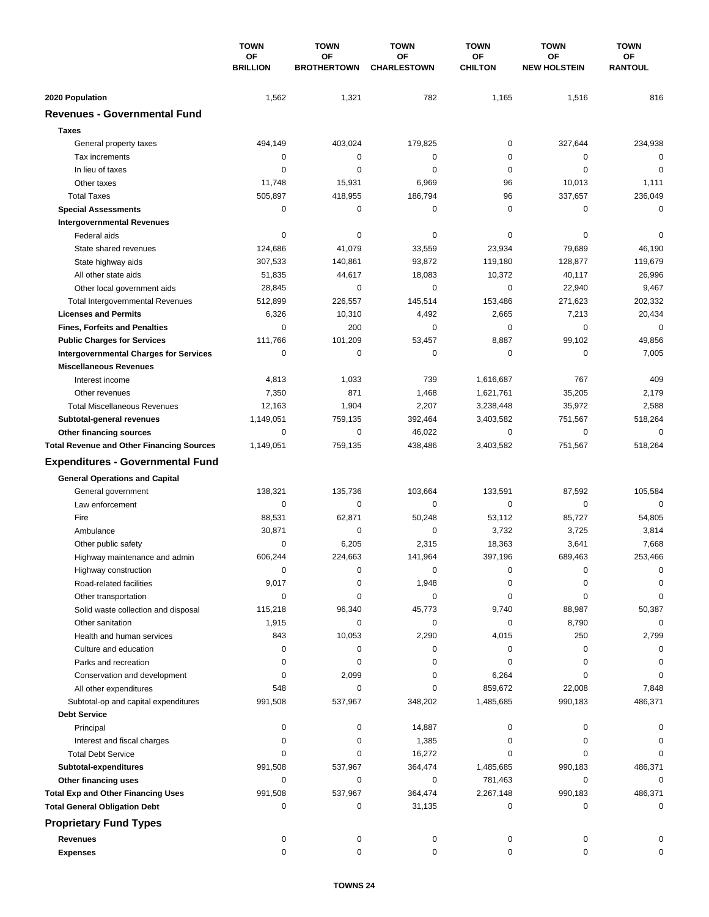| | TOWN OF BRILLION | TOWN OF BROTHERTOWN | TOWN OF CHARLESTOWN | TOWN OF CHILTON | TOWN OF NEW HOLSTEIN | TOWN OF RANTOUL |
|---|---|---|---|---|---|---|
| **2020 Population** | 1,562 | 1,321 | 782 | 1,165 | 1,516 | 816 |
| **Revenues - Governmental Fund** | | | | | | |
| **Taxes** | | | | | | |
| General property taxes | 494,149 | 403,024 | 179,825 | 0 | 327,644 | 234,938 |
| Tax increments | 0 | 0 | 0 | 0 | 0 | 0 |
| In lieu of taxes | 0 | 0 | 0 | 0 | 0 | 0 |
| Other taxes | 11,748 | 15,931 | 6,969 | 96 | 10,013 | 1,111 |
| Total Taxes | 505,897 | 418,955 | 186,794 | 96 | 337,657 | 236,049 |
| **Special Assessments** | 0 | 0 | 0 | 0 | 0 | 0 |
| **Intergovernmental Revenues** | | | | | | |
| Federal aids | 0 | 0 | 0 | 0 | 0 | 0 |
| State shared revenues | 124,686 | 41,079 | 33,559 | 23,934 | 79,689 | 46,190 |
| State highway aids | 307,533 | 140,861 | 93,872 | 119,180 | 128,877 | 119,679 |
| All other state aids | 51,835 | 44,617 | 18,083 | 10,372 | 40,117 | 26,996 |
| Other local government aids | 28,845 | 0 | 0 | 0 | 22,940 | 9,467 |
| Total Intergovernmental Revenues | 512,899 | 226,557 | 145,514 | 153,486 | 271,623 | 202,332 |
| **Licenses and Permits** | 6,326 | 10,310 | 4,492 | 2,665 | 7,213 | 20,434 |
| **Fines, Forfeits and Penalties** | 0 | 200 | 0 | 0 | 0 | 0 |
| **Public Charges for Services** | 111,766 | 101,209 | 53,457 | 8,887 | 99,102 | 49,856 |
| **Intergovernmental Charges for Services** | 0 | 0 | 0 | 0 | 0 | 7,005 |
| **Miscellaneous Revenues** | | | | | | |
| Interest income | 4,813 | 1,033 | 739 | 1,616,687 | 767 | 409 |
| Other revenues | 7,350 | 871 | 1,468 | 1,621,761 | 35,205 | 2,179 |
| Total Miscellaneous Revenues | 12,163 | 1,904 | 2,207 | 3,238,448 | 35,972 | 2,588 |
| **Subtotal-general revenues** | 1,149,051 | 759,135 | 392,464 | 3,403,582 | 751,567 | 518,264 |
| **Other financing sources** | 0 | 0 | 46,022 | 0 | 0 | 0 |
| **Total Revenue and Other Financing Sources** | 1,149,051 | 759,135 | 438,486 | 3,403,582 | 751,567 | 518,264 |
| **Expenditures - Governmental Fund** | | | | | | |
| **General Operations and Capital** | | | | | | |
| General government | 138,321 | 135,736 | 103,664 | 133,591 | 87,592 | 105,584 |
| Law enforcement | 0 | 0 | 0 | 0 | 0 | 0 |
| Fire | 88,531 | 62,871 | 50,248 | 53,112 | 85,727 | 54,805 |
| Ambulance | 30,871 | 0 | 0 | 3,732 | 3,725 | 3,814 |
| Other public safety | 0 | 6,205 | 2,315 | 18,363 | 3,641 | 7,668 |
| Highway maintenance and admin | 606,244 | 224,663 | 141,964 | 397,196 | 689,463 | 253,466 |
| Highway construction | 0 | 0 | 0 | 0 | 0 | 0 |
| Road-related facilities | 9,017 | 0 | 1,948 | 0 | 0 | 0 |
| Other transportation | 0 | 0 | 0 | 0 | 0 | 0 |
| Solid waste collection and disposal | 115,218 | 96,340 | 45,773 | 9,740 | 88,987 | 50,387 |
| Other sanitation | 1,915 | 0 | 0 | 0 | 8,790 | 0 |
| Health and human services | 843 | 10,053 | 2,290 | 4,015 | 250 | 2,799 |
| Culture and education | 0 | 0 | 0 | 0 | 0 | 0 |
| Parks and recreation | 0 | 0 | 0 | 0 | 0 | 0 |
| Conservation and development | 0 | 2,099 | 0 | 6,264 | 0 | 0 |
| All other expenditures | 548 | 0 | 0 | 859,672 | 22,008 | 7,848 |
| Subtotal-op and capital expenditures | 991,508 | 537,967 | 348,202 | 1,485,685 | 990,183 | 486,371 |
| **Debt Service** | | | | | | |
| Principal | 0 | 0 | 14,887 | 0 | 0 | 0 |
| Interest and fiscal charges | 0 | 0 | 1,385 | 0 | 0 | 0 |
| Total Debt Service | 0 | 0 | 16,272 | 0 | 0 | 0 |
| **Subtotal-expenditures** | 991,508 | 537,967 | 364,474 | 1,485,685 | 990,183 | 486,371 |
| **Other financing uses** | 0 | 0 | 0 | 781,463 | 0 | 0 |
| **Total Exp and Other Financing Uses** | 991,508 | 537,967 | 364,474 | 2,267,148 | 990,183 | 486,371 |
| **Total General Obligation Debt** | 0 | 0 | 31,135 | 0 | 0 | 0 |
| **Proprietary Fund Types** | | | | | | |
| **Revenues** | 0 | 0 | 0 | 0 | 0 | 0 |
| **Expenses** | 0 | 0 | 0 | 0 | 0 | 0 |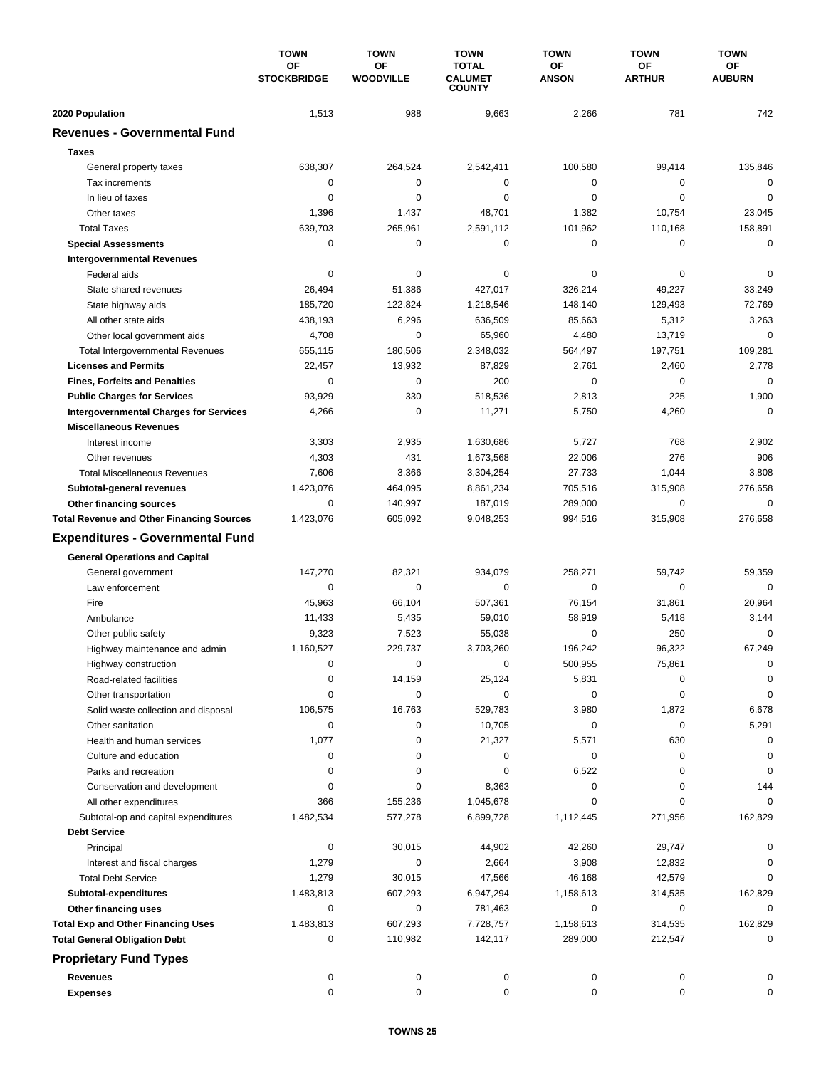| | TOWN OF STOCKBRIDGE | TOWN OF WOODVILLE | TOWN TOTAL CALUMET COUNTY | TOWN OF ANSON | TOWN OF ARTHUR | TOWN OF AUBURN |
|---|---|---|---|---|---|---|
| **2020 Population** | 1,513 | 988 | 9,663 | 2,266 | 781 | 742 |
| **Revenues - Governmental Fund** | | | | | | |
| **Taxes** | | | | | | |
| General property taxes | 638,307 | 264,524 | 2,542,411 | 100,580 | 99,414 | 135,846 |
| Tax increments | 0 | 0 | 0 | 0 | 0 | 0 |
| In lieu of taxes | 0 | 0 | 0 | 0 | 0 | 0 |
| Other taxes | 1,396 | 1,437 | 48,701 | 1,382 | 10,754 | 23,045 |
| Total Taxes | 639,703 | 265,961 | 2,591,112 | 101,962 | 110,168 | 158,891 |
| **Special Assessments** | 0 | 0 | 0 | 0 | 0 | 0 |
| **Intergovernmental Revenues** | | | | | | |
| Federal aids | 0 | 0 | 0 | 0 | 0 | 0 |
| State shared revenues | 26,494 | 51,386 | 427,017 | 326,214 | 49,227 | 33,249 |
| State highway aids | 185,720 | 122,824 | 1,218,546 | 148,140 | 129,493 | 72,769 |
| All other state aids | 438,193 | 6,296 | 636,509 | 85,663 | 5,312 | 3,263 |
| Other local government aids | 4,708 | 0 | 65,960 | 4,480 | 13,719 | 0 |
| Total Intergovernmental Revenues | 655,115 | 180,506 | 2,348,032 | 564,497 | 197,751 | 109,281 |
| **Licenses and Permits** | 22,457 | 13,932 | 87,829 | 2,761 | 2,460 | 2,778 |
| **Fines, Forfeits and Penalties** | 0 | 0 | 200 | 0 | 0 | 0 |
| **Public Charges for Services** | 93,929 | 330 | 518,536 | 2,813 | 225 | 1,900 |
| **Intergovernmental Charges for Services** | 4,266 | 0 | 11,271 | 5,750 | 4,260 | 0 |
| **Miscellaneous Revenues** | | | | | | |
| Interest income | 3,303 | 2,935 | 1,630,686 | 5,727 | 768 | 2,902 |
| Other revenues | 4,303 | 431 | 1,673,568 | 22,006 | 276 | 906 |
| Total Miscellaneous Revenues | 7,606 | 3,366 | 3,304,254 | 27,733 | 1,044 | 3,808 |
| **Subtotal-general revenues** | 1,423,076 | 464,095 | 8,861,234 | 705,516 | 315,908 | 276,658 |
| **Other financing sources** | 0 | 140,997 | 187,019 | 289,000 | 0 | 0 |
| **Total Revenue and Other Financing Sources** | 1,423,076 | 605,092 | 9,048,253 | 994,516 | 315,908 | 276,658 |
| **Expenditures - Governmental Fund** | | | | | | |
| **General Operations and Capital** | | | | | | |
| General government | 147,270 | 82,321 | 934,079 | 258,271 | 59,742 | 59,359 |
| Law enforcement | 0 | 0 | 0 | 0 | 0 | 0 |
| Fire | 45,963 | 66,104 | 507,361 | 76,154 | 31,861 | 20,964 |
| Ambulance | 11,433 | 5,435 | 59,010 | 58,919 | 5,418 | 3,144 |
| Other public safety | 9,323 | 7,523 | 55,038 | 0 | 250 | 0 |
| Highway maintenance and admin | 1,160,527 | 229,737 | 3,703,260 | 196,242 | 96,322 | 67,249 |
| Highway construction | 0 | 0 | 0 | 500,955 | 75,861 | 0 |
| Road-related facilities | 0 | 14,159 | 25,124 | 5,831 | 0 | 0 |
| Other transportation | 0 | 0 | 0 | 0 | 0 | 0 |
| Solid waste collection and disposal | 106,575 | 16,763 | 529,783 | 3,980 | 1,872 | 6,678 |
| Other sanitation | 0 | 0 | 10,705 | 0 | 0 | 5,291 |
| Health and human services | 1,077 | 0 | 21,327 | 5,571 | 630 | 0 |
| Culture and education | 0 | 0 | 0 | 0 | 0 | 0 |
| Parks and recreation | 0 | 0 | 0 | 6,522 | 0 | 0 |
| Conservation and development | 0 | 0 | 8,363 | 0 | 0 | 144 |
| All other expenditures | 366 | 155,236 | 1,045,678 | 0 | 0 | 0 |
| Subtotal-op and capital expenditures | 1,482,534 | 577,278 | 6,899,728 | 1,112,445 | 271,956 | 162,829 |
| **Debt Service** | | | | | | |
| Principal | 0 | 30,015 | 44,902 | 42,260 | 29,747 | 0 |
| Interest and fiscal charges | 1,279 | 0 | 2,664 | 3,908 | 12,832 | 0 |
| Total Debt Service | 1,279 | 30,015 | 47,566 | 46,168 | 42,579 | 0 |
| **Subtotal-expenditures** | 1,483,813 | 607,293 | 6,947,294 | 1,158,613 | 314,535 | 162,829 |
| **Other financing uses** | 0 | 0 | 781,463 | 0 | 0 | 0 |
| **Total Exp and Other Financing Uses** | 1,483,813 | 607,293 | 7,728,757 | 1,158,613 | 314,535 | 162,829 |
| **Total General Obligation Debt** | 0 | 110,982 | 142,117 | 289,000 | 212,547 | 0 |
| **Proprietary Fund Types** | | | | | | |
| **Revenues** | 0 | 0 | 0 | 0 | 0 | 0 |
| **Expenses** | 0 | 0 | 0 | 0 | 0 | 0 |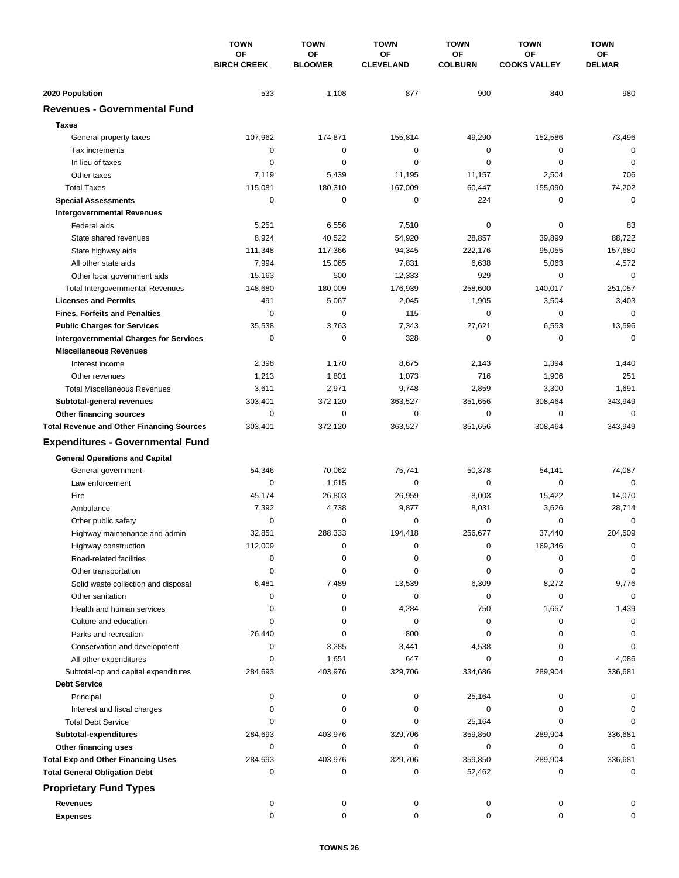| | TOWN OF BIRCH CREEK | TOWN OF BLOOMER | TOWN OF CLEVELAND | TOWN OF COLBURN | TOWN OF COOKS VALLEY | TOWN OF DELMAR |
|---|---|---|---|---|---|---|
| **2020 Population** | 533 | 1,108 | 877 | 900 | 840 | 980 |
| **Revenues - Governmental Fund** | | | | | | |
| **Taxes** | | | | | | |
| General property taxes | 107,962 | 174,871 | 155,814 | 49,290 | 152,586 | 73,496 |
| Tax increments | 0 | 0 | 0 | 0 | 0 | 0 |
| In lieu of taxes | 0 | 0 | 0 | 0 | 0 | 0 |
| Other taxes | 7,119 | 5,439 | 11,195 | 11,157 | 2,504 | 706 |
| Total Taxes | 115,081 | 180,310 | 167,009 | 60,447 | 155,090 | 74,202 |
| **Special Assessments** | 0 | 0 | 0 | 224 | 0 | 0 |
| **Intergovernmental Revenues** | | | | | | |
| Federal aids | 5,251 | 6,556 | 7,510 | 0 | 0 | 83 |
| State shared revenues | 8,924 | 40,522 | 54,920 | 28,857 | 39,899 | 88,722 |
| State highway aids | 111,348 | 117,366 | 94,345 | 222,176 | 95,055 | 157,680 |
| All other state aids | 7,994 | 15,065 | 7,831 | 6,638 | 5,063 | 4,572 |
| Other local government aids | 15,163 | 500 | 12,333 | 929 | 0 | 0 |
| Total Intergovernmental Revenues | 148,680 | 180,009 | 176,939 | 258,600 | 140,017 | 251,057 |
| **Licenses and Permits** | 491 | 5,067 | 2,045 | 1,905 | 3,504 | 3,403 |
| **Fines, Forfeits and Penalties** | 0 | 0 | 115 | 0 | 0 | 0 |
| **Public Charges for Services** | 35,538 | 3,763 | 7,343 | 27,621 | 6,553 | 13,596 |
| **Intergovernmental Charges for Services** | 0 | 0 | 328 | 0 | 0 | 0 |
| **Miscellaneous Revenues** | | | | | | |
| Interest income | 2,398 | 1,170 | 8,675 | 2,143 | 1,394 | 1,440 |
| Other revenues | 1,213 | 1,801 | 1,073 | 716 | 1,906 | 251 |
| Total Miscellaneous Revenues | 3,611 | 2,971 | 9,748 | 2,859 | 3,300 | 1,691 |
| **Subtotal-general revenues** | 303,401 | 372,120 | 363,527 | 351,656 | 308,464 | 343,949 |
| **Other financing sources** | 0 | 0 | 0 | 0 | 0 | 0 |
| **Total Revenue and Other Financing Sources** | 303,401 | 372,120 | 363,527 | 351,656 | 308,464 | 343,949 |
| **Expenditures - Governmental Fund** | | | | | | |
| **General Operations and Capital** | | | | | | |
| General government | 54,346 | 70,062 | 75,741 | 50,378 | 54,141 | 74,087 |
| Law enforcement | 0 | 1,615 | 0 | 0 | 0 | 0 |
| Fire | 45,174 | 26,803 | 26,959 | 8,003 | 15,422 | 14,070 |
| Ambulance | 7,392 | 4,738 | 9,877 | 8,031 | 3,626 | 28,714 |
| Other public safety | 0 | 0 | 0 | 0 | 0 | 0 |
| Highway maintenance and admin | 32,851 | 288,333 | 194,418 | 256,677 | 37,440 | 204,509 |
| Highway construction | 112,009 | 0 | 0 | 0 | 169,346 | 0 |
| Road-related facilities | 0 | 0 | 0 | 0 | 0 | 0 |
| Other transportation | 0 | 0 | 0 | 0 | 0 | 0 |
| Solid waste collection and disposal | 6,481 | 7,489 | 13,539 | 6,309 | 8,272 | 9,776 |
| Other sanitation | 0 | 0 | 0 | 0 | 0 | 0 |
| Health and human services | 0 | 0 | 4,284 | 750 | 1,657 | 1,439 |
| Culture and education | 0 | 0 | 0 | 0 | 0 | 0 |
| Parks and recreation | 26,440 | 0 | 800 | 0 | 0 | 0 |
| Conservation and development | 0 | 3,285 | 3,441 | 4,538 | 0 | 0 |
| All other expenditures | 0 | 1,651 | 647 | 0 | 0 | 4,086 |
| Subtotal-op and capital expenditures | 284,693 | 403,976 | 329,706 | 334,686 | 289,904 | 336,681 |
| **Debt Service** | | | | | | |
| Principal | 0 | 0 | 0 | 25,164 | 0 | 0 |
| Interest and fiscal charges | 0 | 0 | 0 | 0 | 0 | 0 |
| Total Debt Service | 0 | 0 | 0 | 25,164 | 0 | 0 |
| **Subtotal-expenditures** | 284,693 | 403,976 | 329,706 | 359,850 | 289,904 | 336,681 |
| **Other financing uses** | 0 | 0 | 0 | 0 | 0 | 0 |
| **Total Exp and Other Financing Uses** | 284,693 | 403,976 | 329,706 | 359,850 | 289,904 | 336,681 |
| **Total General Obligation Debt** | 0 | 0 | 0 | 52,462 | 0 | 0 |
| **Proprietary Fund Types** | | | | | | |
| **Revenues** | 0 | 0 | 0 | 0 | 0 | 0 |
| **Expenses** | 0 | 0 | 0 | 0 | 0 | 0 |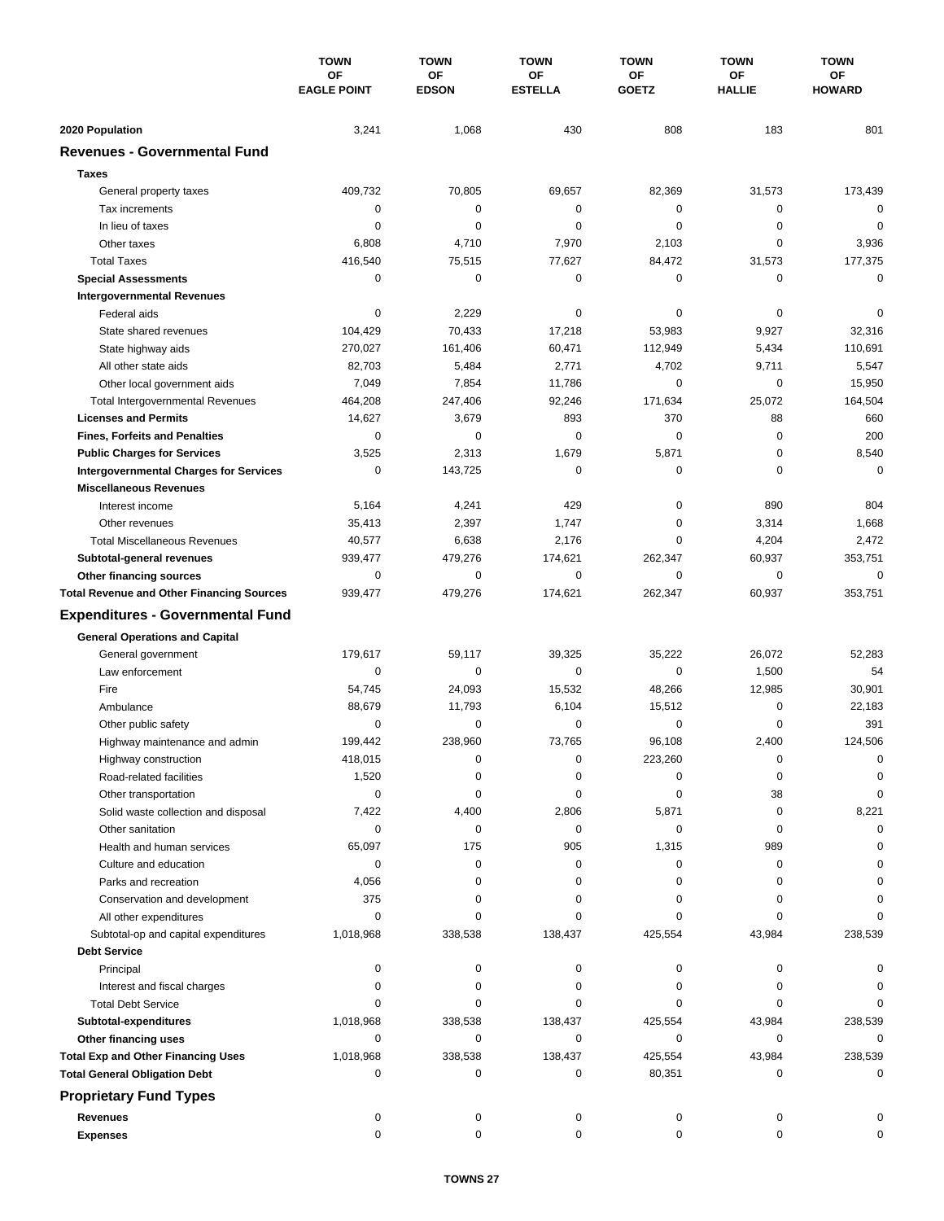| | TOWN OF EAGLE POINT | TOWN OF EDSON | TOWN OF ESTELLA | TOWN OF GOETZ | TOWN OF HALLIE | TOWN OF HOWARD |
|---|---|---|---|---|---|---|
| **2020 Population** | 3,241 | 1,068 | 430 | 808 | 183 | 801 |
| **Revenues - Governmental Fund** | | | | | | |
| **Taxes** | | | | | | |
| General property taxes | 409,732 | 70,805 | 69,657 | 82,369 | 31,573 | 173,439 |
| Tax increments | 0 | 0 | 0 | 0 | 0 | 0 |
| In lieu of taxes | 0 | 0 | 0 | 0 | 0 | 0 |
| Other taxes | 6,808 | 4,710 | 7,970 | 2,103 | 0 | 3,936 |
| Total Taxes | 416,540 | 75,515 | 77,627 | 84,472 | 31,573 | 177,375 |
| **Special Assessments** | 0 | 0 | 0 | 0 | 0 | 0 |
| **Intergovernmental Revenues** | | | | | | |
| Federal aids | 0 | 2,229 | 0 | 0 | 0 | 0 |
| State shared revenues | 104,429 | 70,433 | 17,218 | 53,983 | 9,927 | 32,316 |
| State highway aids | 270,027 | 161,406 | 60,471 | 112,949 | 5,434 | 110,691 |
| All other state aids | 82,703 | 5,484 | 2,771 | 4,702 | 9,711 | 5,547 |
| Other local government aids | 7,049 | 7,854 | 11,786 | 0 | 0 | 15,950 |
| Total Intergovernmental Revenues | 464,208 | 247,406 | 92,246 | 171,634 | 25,072 | 164,504 |
| **Licenses and Permits** | 14,627 | 3,679 | 893 | 370 | 88 | 660 |
| **Fines, Forfeits and Penalties** | 0 | 0 | 0 | 0 | 0 | 200 |
| **Public Charges for Services** | 3,525 | 2,313 | 1,679 | 5,871 | 0 | 8,540 |
| **Intergovernmental Charges for Services** | 0 | 143,725 | 0 | 0 | 0 | 0 |
| **Miscellaneous Revenues** | | | | | | |
| Interest income | 5,164 | 4,241 | 429 | 0 | 890 | 804 |
| Other revenues | 35,413 | 2,397 | 1,747 | 0 | 3,314 | 1,668 |
| Total Miscellaneous Revenues | 40,577 | 6,638 | 2,176 | 0 | 4,204 | 2,472 |
| **Subtotal-general revenues** | 939,477 | 479,276 | 174,621 | 262,347 | 60,937 | 353,751 |
| **Other financing sources** | 0 | 0 | 0 | 0 | 0 | 0 |
| **Total Revenue and Other Financing Sources** | 939,477 | 479,276 | 174,621 | 262,347 | 60,937 | 353,751 |
| **Expenditures - Governmental Fund** | | | | | | |
| **General Operations and Capital** | | | | | | |
| General government | 179,617 | 59,117 | 39,325 | 35,222 | 26,072 | 52,283 |
| Law enforcement | 0 | 0 | 0 | 0 | 1,500 | 54 |
| Fire | 54,745 | 24,093 | 15,532 | 48,266 | 12,985 | 30,901 |
| Ambulance | 88,679 | 11,793 | 6,104 | 15,512 | 0 | 22,183 |
| Other public safety | 0 | 0 | 0 | 0 | 0 | 391 |
| Highway maintenance and admin | 199,442 | 238,960 | 73,765 | 96,108 | 2,400 | 124,506 |
| Highway construction | 418,015 | 0 | 0 | 223,260 | 0 | 0 |
| Road-related facilities | 1,520 | 0 | 0 | 0 | 0 | 0 |
| Other transportation | 0 | 0 | 0 | 0 | 38 | 0 |
| Solid waste collection and disposal | 7,422 | 4,400 | 2,806 | 5,871 | 0 | 8,221 |
| Other sanitation | 0 | 0 | 0 | 0 | 0 | 0 |
| Health and human services | 65,097 | 175 | 905 | 1,315 | 989 | 0 |
| Culture and education | 0 | 0 | 0 | 0 | 0 | 0 |
| Parks and recreation | 4,056 | 0 | 0 | 0 | 0 | 0 |
| Conservation and development | 375 | 0 | 0 | 0 | 0 | 0 |
| All other expenditures | 0 | 0 | 0 | 0 | 0 | 0 |
| Subtotal-op and capital expenditures | 1,018,968 | 338,538 | 138,437 | 425,554 | 43,984 | 238,539 |
| **Debt Service** | | | | | | |
| Principal | 0 | 0 | 0 | 0 | 0 | 0 |
| Interest and fiscal charges | 0 | 0 | 0 | 0 | 0 | 0 |
| Total Debt Service | 0 | 0 | 0 | 0 | 0 | 0 |
| **Subtotal-expenditures** | 1,018,968 | 338,538 | 138,437 | 425,554 | 43,984 | 238,539 |
| **Other financing uses** | 0 | 0 | 0 | 0 | 0 | 0 |
| **Total Exp and Other Financing Uses** | 1,018,968 | 338,538 | 138,437 | 425,554 | 43,984 | 238,539 |
| **Total General Obligation Debt** | 0 | 0 | 0 | 80,351 | 0 | 0 |
| **Proprietary Fund Types** | | | | | | |
| **Revenues** | 0 | 0 | 0 | 0 | 0 | 0 |
| **Expenses** | 0 | 0 | 0 | 0 | 0 | 0 |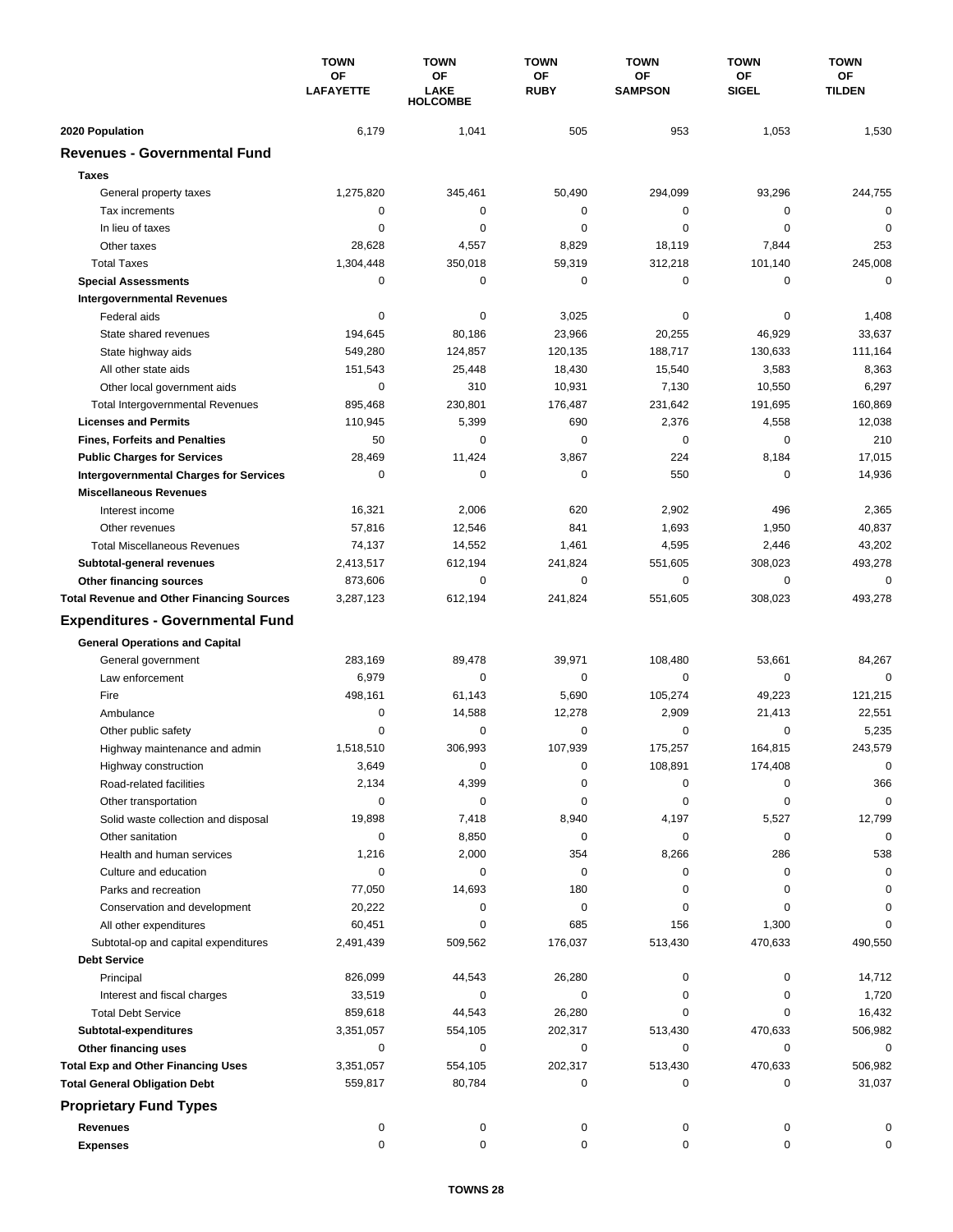| | TOWN OF LAFAYETTE | TOWN OF LAKE HOLCOMBE | TOWN OF RUBY | TOWN OF SAMPSON | TOWN OF SIGEL | TOWN OF TILDEN |
|---|---|---|---|---|---|---|
| **2020 Population** | 6,179 | 1,041 | 505 | 953 | 1,053 | 1,530 |
| **Revenues - Governmental Fund** | | | | | | |
| **Taxes** | | | | | | |
| General property taxes | 1,275,820 | 345,461 | 50,490 | 294,099 | 93,296 | 244,755 |
| Tax increments | 0 | 0 | 0 | 0 | 0 | 0 |
| In lieu of taxes | 0 | 0 | 0 | 0 | 0 | 0 |
| Other taxes | 28,628 | 4,557 | 8,829 | 18,119 | 7,844 | 253 |
| Total Taxes | 1,304,448 | 350,018 | 59,319 | 312,218 | 101,140 | 245,008 |
| **Special Assessments** | 0 | 0 | 0 | 0 | 0 | 0 |
| **Intergovernmental Revenues** | | | | | | |
| Federal aids | 0 | 0 | 3,025 | 0 | 0 | 1,408 |
| State shared revenues | 194,645 | 80,186 | 23,966 | 20,255 | 46,929 | 33,637 |
| State highway aids | 549,280 | 124,857 | 120,135 | 188,717 | 130,633 | 111,164 |
| All other state aids | 151,543 | 25,448 | 18,430 | 15,540 | 3,583 | 8,363 |
| Other local government aids | 0 | 310 | 10,931 | 7,130 | 10,550 | 6,297 |
| Total Intergovernmental Revenues | 895,468 | 230,801 | 176,487 | 231,642 | 191,695 | 160,869 |
| **Licenses and Permits** | 110,945 | 5,399 | 690 | 2,376 | 4,558 | 12,038 |
| **Fines, Forfeits and Penalties** | 50 | 0 | 0 | 0 | 0 | 210 |
| **Public Charges for Services** | 28,469 | 11,424 | 3,867 | 224 | 8,184 | 17,015 |
| **Intergovernmental Charges for Services** | 0 | 0 | 0 | 550 | 0 | 14,936 |
| **Miscellaneous Revenues** | | | | | | |
| Interest income | 16,321 | 2,006 | 620 | 2,902 | 496 | 2,365 |
| Other revenues | 57,816 | 12,546 | 841 | 1,693 | 1,950 | 40,837 |
| Total Miscellaneous Revenues | 74,137 | 14,552 | 1,461 | 4,595 | 2,446 | 43,202 |
| **Subtotal-general revenues** | 2,413,517 | 612,194 | 241,824 | 551,605 | 308,023 | 493,278 |
| **Other financing sources** | 873,606 | 0 | 0 | 0 | 0 | 0 |
| **Total Revenue and Other Financing Sources** | 3,287,123 | 612,194 | 241,824 | 551,605 | 308,023 | 493,278 |
| **Expenditures - Governmental Fund** | | | | | | |
| **General Operations and Capital** | | | | | | |
| General government | 283,169 | 89,478 | 39,971 | 108,480 | 53,661 | 84,267 |
| Law enforcement | 6,979 | 0 | 0 | 0 | 0 | 0 |
| Fire | 498,161 | 61,143 | 5,690 | 105,274 | 49,223 | 121,215 |
| Ambulance | 0 | 14,588 | 12,278 | 2,909 | 21,413 | 22,551 |
| Other public safety | 0 | 0 | 0 | 0 | 0 | 5,235 |
| Highway maintenance and admin | 1,518,510 | 306,993 | 107,939 | 175,257 | 164,815 | 243,579 |
| Highway construction | 3,649 | 0 | 0 | 108,891 | 174,408 | 0 |
| Road-related facilities | 2,134 | 4,399 | 0 | 0 | 0 | 366 |
| Other transportation | 0 | 0 | 0 | 0 | 0 | 0 |
| Solid waste collection and disposal | 19,898 | 7,418 | 8,940 | 4,197 | 5,527 | 12,799 |
| Other sanitation | 0 | 8,850 | 0 | 0 | 0 | 0 |
| Health and human services | 1,216 | 2,000 | 354 | 8,266 | 286 | 538 |
| Culture and education | 0 | 0 | 0 | 0 | 0 | 0 |
| Parks and recreation | 77,050 | 14,693 | 180 | 0 | 0 | 0 |
| Conservation and development | 20,222 | 0 | 0 | 0 | 0 | 0 |
| All other expenditures | 60,451 | 0 | 685 | 156 | 1,300 | 0 |
| Subtotal-op and capital expenditures | 2,491,439 | 509,562 | 176,037 | 513,430 | 470,633 | 490,550 |
| **Debt Service** | | | | | | |
| Principal | 826,099 | 44,543 | 26,280 | 0 | 0 | 14,712 |
| Interest and fiscal charges | 33,519 | 0 | 0 | 0 | 0 | 1,720 |
| Total Debt Service | 859,618 | 44,543 | 26,280 | 0 | 0 | 16,432 |
| **Subtotal-expenditures** | 3,351,057 | 554,105 | 202,317 | 513,430 | 470,633 | 506,982 |
| **Other financing uses** | 0 | 0 | 0 | 0 | 0 | 0 |
| **Total Exp and Other Financing Uses** | 3,351,057 | 554,105 | 202,317 | 513,430 | 470,633 | 506,982 |
| **Total General Obligation Debt** | 559,817 | 80,784 | 0 | 0 | 0 | 31,037 |
| **Proprietary Fund Types** | | | | | | |
| **Revenues** | 0 | 0 | 0 | 0 | 0 | 0 |
| **Expenses** | 0 | 0 | 0 | 0 | 0 | 0 |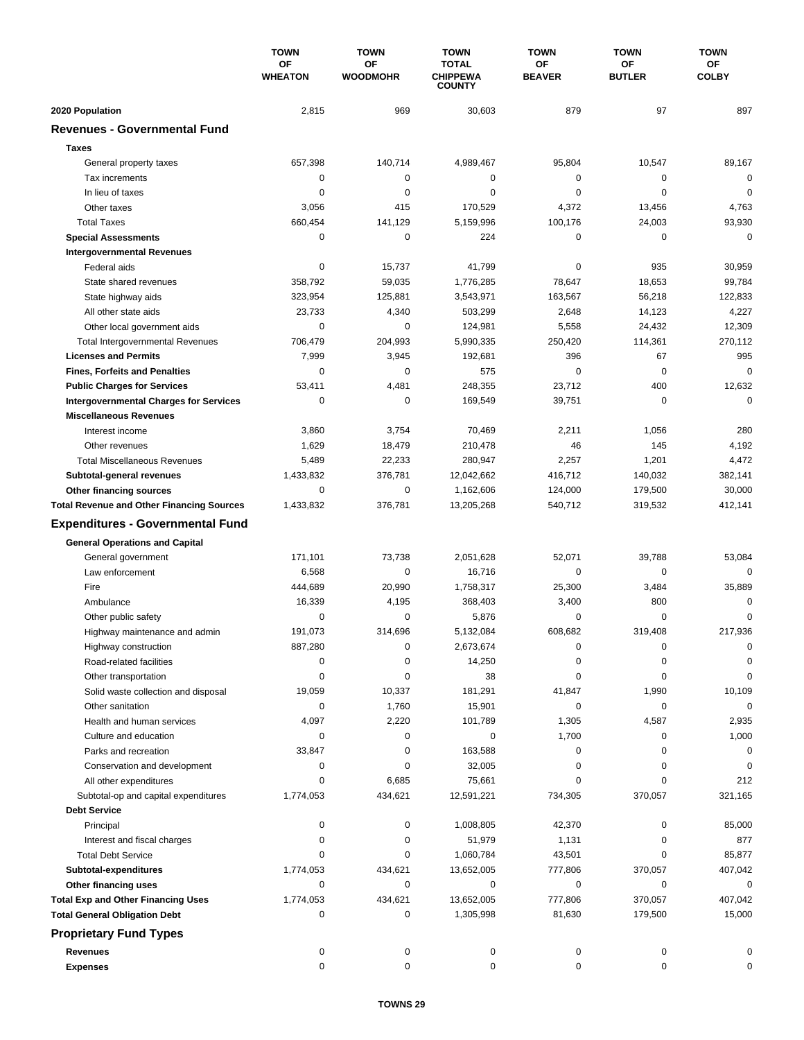| | TOWN OF WHEATON | TOWN OF WOODMOHR | TOWN TOTAL CHIPPEWA COUNTY | TOWN OF BEAVER | TOWN OF BUTLER | TOWN OF COLBY |
|---|---|---|---|---|---|---|
| **2020 Population** | 2,815 | 969 | 30,603 | 879 | 97 | 897 |
| **Revenues - Governmental Fund** | | | | | | |
| **Taxes** | | | | | | |
| General property taxes | 657,398 | 140,714 | 4,989,467 | 95,804 | 10,547 | 89,167 |
| Tax increments | 0 | 0 | 0 | 0 | 0 | 0 |
| In lieu of taxes | 0 | 0 | 0 | 0 | 0 | 0 |
| Other taxes | 3,056 | 415 | 170,529 | 4,372 | 13,456 | 4,763 |
| Total Taxes | 660,454 | 141,129 | 5,159,996 | 100,176 | 24,003 | 93,930 |
| **Special Assessments** | 0 | 0 | 224 | 0 | 0 | 0 |
| **Intergovernmental Revenues** | | | | | | |
| Federal aids | 0 | 15,737 | 41,799 | 0 | 935 | 30,959 |
| State shared revenues | 358,792 | 59,035 | 1,776,285 | 78,647 | 18,653 | 99,784 |
| State highway aids | 323,954 | 125,881 | 3,543,971 | 163,567 | 56,218 | 122,833 |
| All other state aids | 23,733 | 4,340 | 503,299 | 2,648 | 14,123 | 4,227 |
| Other local government aids | 0 | 0 | 124,981 | 5,558 | 24,432 | 12,309 |
| Total Intergovernmental Revenues | 706,479 | 204,993 | 5,990,335 | 250,420 | 114,361 | 270,112 |
| **Licenses and Permits** | 7,999 | 3,945 | 192,681 | 396 | 67 | 995 |
| **Fines, Forfeits and Penalties** | 0 | 0 | 575 | 0 | 0 | 0 |
| **Public Charges for Services** | 53,411 | 4,481 | 248,355 | 23,712 | 400 | 12,632 |
| **Intergovernmental Charges for Services** | 0 | 0 | 169,549 | 39,751 | 0 | 0 |
| **Miscellaneous Revenues** | | | | | | |
| Interest income | 3,860 | 3,754 | 70,469 | 2,211 | 1,056 | 280 |
| Other revenues | 1,629 | 18,479 | 210,478 | 46 | 145 | 4,192 |
| Total Miscellaneous Revenues | 5,489 | 22,233 | 280,947 | 2,257 | 1,201 | 4,472 |
| **Subtotal-general revenues** | 1,433,832 | 376,781 | 12,042,662 | 416,712 | 140,032 | 382,141 |
| **Other financing sources** | 0 | 0 | 1,162,606 | 124,000 | 179,500 | 30,000 |
| **Total Revenue and Other Financing Sources** | 1,433,832 | 376,781 | 13,205,268 | 540,712 | 319,532 | 412,141 |
| **Expenditures - Governmental Fund** | | | | | | |
| **General Operations and Capital** | | | | | | |
| General government | 171,101 | 73,738 | 2,051,628 | 52,071 | 39,788 | 53,084 |
| Law enforcement | 6,568 | 0 | 16,716 | 0 | 0 | 0 |
| Fire | 444,689 | 20,990 | 1,758,317 | 25,300 | 3,484 | 35,889 |
| Ambulance | 16,339 | 4,195 | 368,403 | 3,400 | 800 | 0 |
| Other public safety | 0 | 0 | 5,876 | 0 | 0 | 0 |
| Highway maintenance and admin | 191,073 | 314,696 | 5,132,084 | 608,682 | 319,408 | 217,936 |
| Highway construction | 887,280 | 0 | 2,673,674 | 0 | 0 | 0 |
| Road-related facilities | 0 | 0 | 14,250 | 0 | 0 | 0 |
| Other transportation | 0 | 0 | 38 | 0 | 0 | 0 |
| Solid waste collection and disposal | 19,059 | 10,337 | 181,291 | 41,847 | 1,990 | 10,109 |
| Other sanitation | 0 | 1,760 | 15,901 | 0 | 0 | 0 |
| Health and human services | 4,097 | 2,220 | 101,789 | 1,305 | 4,587 | 2,935 |
| Culture and education | 0 | 0 | 0 | 1,700 | 0 | 1,000 |
| Parks and recreation | 33,847 | 0 | 163,588 | 0 | 0 | 0 |
| Conservation and development | 0 | 0 | 32,005 | 0 | 0 | 0 |
| All other expenditures | 0 | 6,685 | 75,661 | 0 | 0 | 212 |
| Subtotal-op and capital expenditures | 1,774,053 | 434,621 | 12,591,221 | 734,305 | 370,057 | 321,165 |
| **Debt Service** | | | | | | |
| Principal | 0 | 0 | 1,008,805 | 42,370 | 0 | 85,000 |
| Interest and fiscal charges | 0 | 0 | 51,979 | 1,131 | 0 | 877 |
| Total Debt Service | 0 | 0 | 1,060,784 | 43,501 | 0 | 85,877 |
| **Subtotal-expenditures** | 1,774,053 | 434,621 | 13,652,005 | 777,806 | 370,057 | 407,042 |
| **Other financing uses** | 0 | 0 | 0 | 0 | 0 | 0 |
| **Total Exp and Other Financing Uses** | 1,774,053 | 434,621 | 13,652,005 | 777,806 | 370,057 | 407,042 |
| **Total General Obligation Debt** | 0 | 0 | 1,305,998 | 81,630 | 179,500 | 15,000 |
| **Proprietary Fund Types** | | | | | | |
| **Revenues** | 0 | 0 | 0 | 0 | 0 | 0 |
| **Expenses** | 0 | 0 | 0 | 0 | 0 | 0 |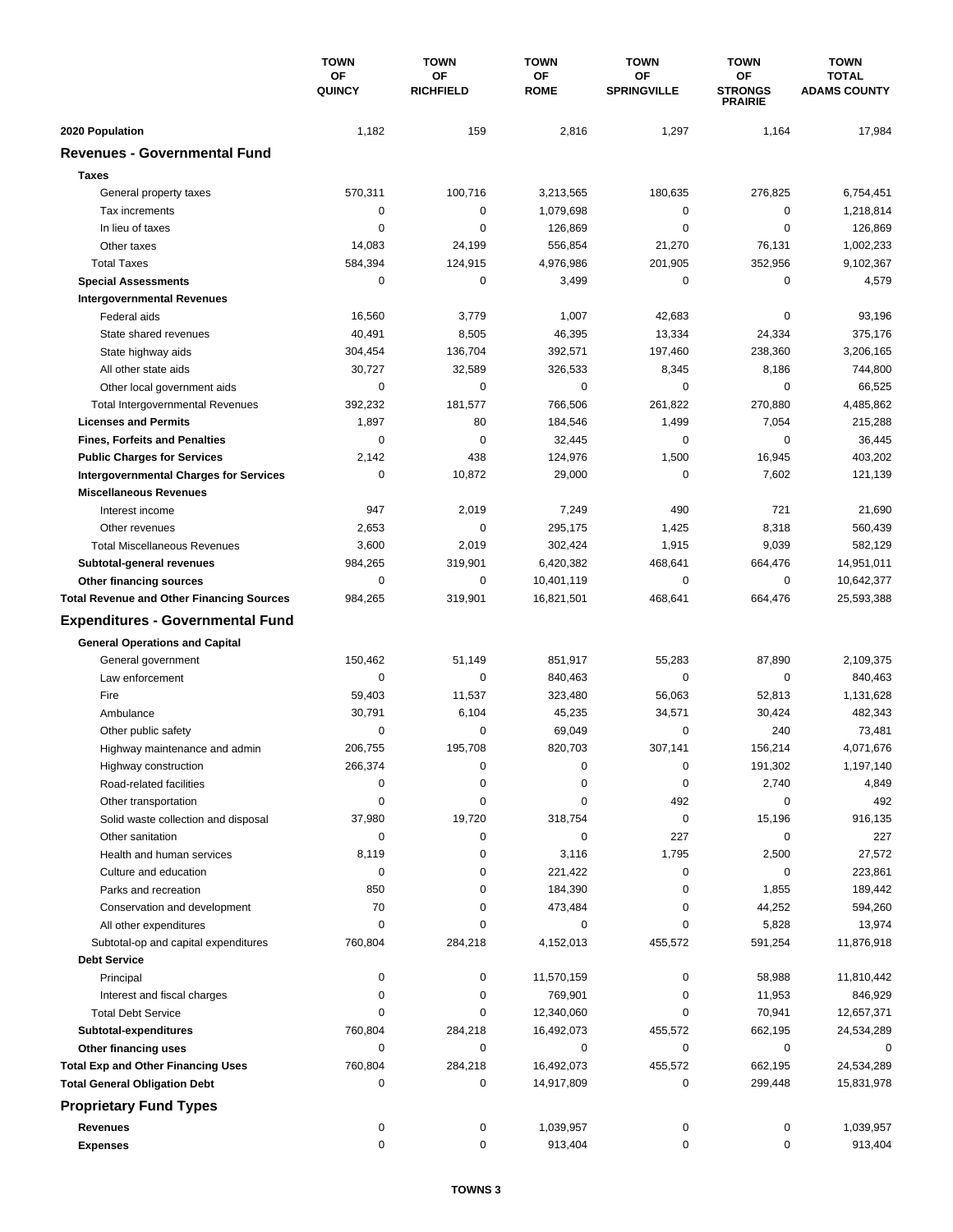| | TOWN OF QUINCY | TOWN OF RICHFIELD | TOWN OF ROME | TOWN OF SPRINGVILLE | TOWN OF STRONGS PRAIRIE | TOWN TOTAL ADAMS COUNTY |
|---|---|---|---|---|---|---|
| **2020 Population** | 1,182 | 159 | 2,816 | 1,297 | 1,164 | 17,984 |
| **Revenues - Governmental Fund** | | | | | | |
| **Taxes** | | | | | | |
| General property taxes | 570,311 | 100,716 | 3,213,565 | 180,635 | 276,825 | 6,754,451 |
| Tax increments | 0 | 0 | 1,079,698 | 0 | 0 | 1,218,814 |
| In lieu of taxes | 0 | 0 | 126,869 | 0 | 0 | 126,869 |
| Other taxes | 14,083 | 24,199 | 556,854 | 21,270 | 76,131 | 1,002,233 |
| Total Taxes | 584,394 | 124,915 | 4,976,986 | 201,905 | 352,956 | 9,102,367 |
| **Special Assessments** | 0 | 0 | 3,499 | 0 | 0 | 4,579 |
| **Intergovernmental Revenues** | | | | | | |
| Federal aids | 16,560 | 3,779 | 1,007 | 42,683 | 0 | 93,196 |
| State shared revenues | 40,491 | 8,505 | 46,395 | 13,334 | 24,334 | 375,176 |
| State highway aids | 304,454 | 136,704 | 392,571 | 197,460 | 238,360 | 3,206,165 |
| All other state aids | 30,727 | 32,589 | 326,533 | 8,345 | 8,186 | 744,800 |
| Other local government aids | 0 | 0 | 0 | 0 | 0 | 66,525 |
| Total Intergovernmental Revenues | 392,232 | 181,577 | 766,506 | 261,822 | 270,880 | 4,485,862 |
| **Licenses and Permits** | 1,897 | 80 | 184,546 | 1,499 | 7,054 | 215,288 |
| **Fines, Forfeits and Penalties** | 0 | 0 | 32,445 | 0 | 0 | 36,445 |
| **Public Charges for Services** | 2,142 | 438 | 124,976 | 1,500 | 16,945 | 403,202 |
| **Intergovernmental Charges for Services** | 0 | 10,872 | 29,000 | 0 | 7,602 | 121,139 |
| **Miscellaneous Revenues** | | | | | | |
| Interest income | 947 | 2,019 | 7,249 | 490 | 721 | 21,690 |
| Other revenues | 2,653 | 0 | 295,175 | 1,425 | 8,318 | 560,439 |
| Total Miscellaneous Revenues | 3,600 | 2,019 | 302,424 | 1,915 | 9,039 | 582,129 |
| **Subtotal-general revenues** | 984,265 | 319,901 | 6,420,382 | 468,641 | 664,476 | 14,951,011 |
| **Other financing sources** | 0 | 0 | 10,401,119 | 0 | 0 | 10,642,377 |
| **Total Revenue and Other Financing Sources** | 984,265 | 319,901 | 16,821,501 | 468,641 | 664,476 | 25,593,388 |
| **Expenditures - Governmental Fund** | | | | | | |
| **General Operations and Capital** | | | | | | |
| General government | 150,462 | 51,149 | 851,917 | 55,283 | 87,890 | 2,109,375 |
| Law enforcement | 0 | 0 | 840,463 | 0 | 0 | 840,463 |
| Fire | 59,403 | 11,537 | 323,480 | 56,063 | 52,813 | 1,131,628 |
| Ambulance | 30,791 | 6,104 | 45,235 | 34,571 | 30,424 | 482,343 |
| Other public safety | 0 | 0 | 69,049 | 0 | 240 | 73,481 |
| Highway maintenance and admin | 206,755 | 195,708 | 820,703 | 307,141 | 156,214 | 4,071,676 |
| Highway construction | 266,374 | 0 | 0 | 0 | 191,302 | 1,197,140 |
| Road-related facilities | 0 | 0 | 0 | 0 | 2,740 | 4,849 |
| Other transportation | 0 | 0 | 0 | 492 | 0 | 492 |
| Solid waste collection and disposal | 37,980 | 19,720 | 318,754 | 0 | 15,196 | 916,135 |
| Other sanitation | 0 | 0 | 0 | 227 | 0 | 227 |
| Health and human services | 8,119 | 0 | 3,116 | 1,795 | 2,500 | 27,572 |
| Culture and education | 0 | 0 | 221,422 | 0 | 0 | 223,861 |
| Parks and recreation | 850 | 0 | 184,390 | 0 | 1,855 | 189,442 |
| Conservation and development | 70 | 0 | 473,484 | 0 | 44,252 | 594,260 |
| All other expenditures | 0 | 0 | 0 | 0 | 5,828 | 13,974 |
| Subtotal-op and capital expenditures | 760,804 | 284,218 | 4,152,013 | 455,572 | 591,254 | 11,876,918 |
| **Debt Service** | | | | | | |
| Principal | 0 | 0 | 11,570,159 | 0 | 58,988 | 11,810,442 |
| Interest and fiscal charges | 0 | 0 | 769,901 | 0 | 11,953 | 846,929 |
| Total Debt Service | 0 | 0 | 12,340,060 | 0 | 70,941 | 12,657,371 |
| **Subtotal-expenditures** | 760,804 | 284,218 | 16,492,073 | 455,572 | 662,195 | 24,534,289 |
| **Other financing uses** | 0 | 0 | 0 | 0 | 0 | 0 |
| **Total Exp and Other Financing Uses** | 760,804 | 284,218 | 16,492,073 | 455,572 | 662,195 | 24,534,289 |
| **Total General Obligation Debt** | 0 | 0 | 14,917,809 | 0 | 299,448 | 15,831,978 |
| **Proprietary Fund Types** | | | | | | |
| **Revenues** | 0 | 0 | 1,039,957 | 0 | 0 | 1,039,957 |
| **Expenses** | 0 | 0 | 913,404 | 0 | 0 | 913,404 |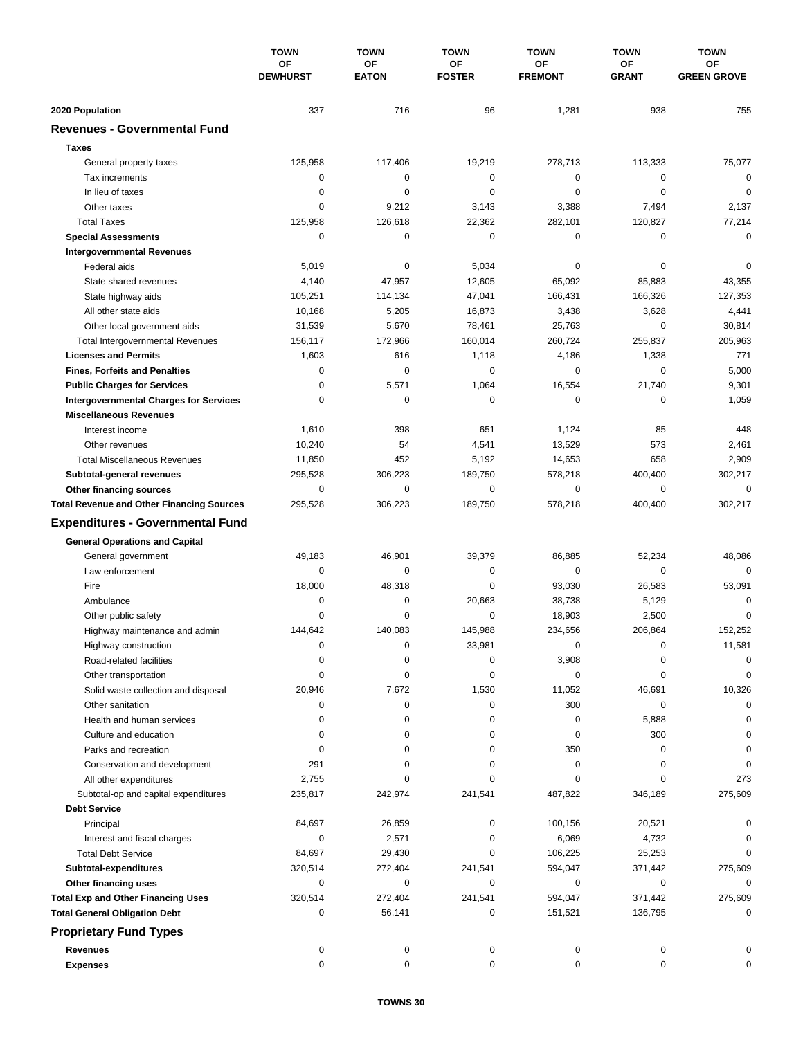| | TOWN OF DEWHURST | TOWN OF EATON | TOWN OF FOSTER | TOWN OF FREMONT | TOWN OF GRANT | TOWN OF GREEN GROVE |
|---|---|---|---|---|---|---|
| **2020 Population** | 337 | 716 | 96 | 1,281 | 938 | 755 |
| **Revenues - Governmental Fund** | | | | | | |
| **Taxes** | | | | | | |
| General property taxes | 125,958 | 117,406 | 19,219 | 278,713 | 113,333 | 75,077 |
| Tax increments | 0 | 0 | 0 | 0 | 0 | 0 |
| In lieu of taxes | 0 | 0 | 0 | 0 | 0 | 0 |
| Other taxes | 0 | 9,212 | 3,143 | 3,388 | 7,494 | 2,137 |
| Total Taxes | 125,958 | 126,618 | 22,362 | 282,101 | 120,827 | 77,214 |
| **Special Assessments** | 0 | 0 | 0 | 0 | 0 | 0 |
| **Intergovernmental Revenues** | | | | | | |
| Federal aids | 5,019 | 0 | 5,034 | 0 | 0 | 0 |
| State shared revenues | 4,140 | 47,957 | 12,605 | 65,092 | 85,883 | 43,355 |
| State highway aids | 105,251 | 114,134 | 47,041 | 166,431 | 166,326 | 127,353 |
| All other state aids | 10,168 | 5,205 | 16,873 | 3,438 | 3,628 | 4,441 |
| Other local government aids | 31,539 | 5,670 | 78,461 | 25,763 | 0 | 30,814 |
| Total Intergovernmental Revenues | 156,117 | 172,966 | 160,014 | 260,724 | 255,837 | 205,963 |
| **Licenses and Permits** | 1,603 | 616 | 1,118 | 4,186 | 1,338 | 771 |
| **Fines, Forfeits and Penalties** | 0 | 0 | 0 | 0 | 0 | 5,000 |
| **Public Charges for Services** | 0 | 5,571 | 1,064 | 16,554 | 21,740 | 9,301 |
| **Intergovernmental Charges for Services** | 0 | 0 | 0 | 0 | 0 | 1,059 |
| **Miscellaneous Revenues** | | | | | | |
| Interest income | 1,610 | 398 | 651 | 1,124 | 85 | 448 |
| Other revenues | 10,240 | 54 | 4,541 | 13,529 | 573 | 2,461 |
| Total Miscellaneous Revenues | 11,850 | 452 | 5,192 | 14,653 | 658 | 2,909 |
| **Subtotal-general revenues** | 295,528 | 306,223 | 189,750 | 578,218 | 400,400 | 302,217 |
| **Other financing sources** | 0 | 0 | 0 | 0 | 0 | 0 |
| **Total Revenue and Other Financing Sources** | 295,528 | 306,223 | 189,750 | 578,218 | 400,400 | 302,217 |
| **Expenditures - Governmental Fund** | | | | | | |
| **General Operations and Capital** | | | | | | |
| General government | 49,183 | 46,901 | 39,379 | 86,885 | 52,234 | 48,086 |
| Law enforcement | 0 | 0 | 0 | 0 | 0 | 0 |
| Fire | 18,000 | 48,318 | 0 | 93,030 | 26,583 | 53,091 |
| Ambulance | 0 | 0 | 20,663 | 38,738 | 5,129 | 0 |
| Other public safety | 0 | 0 | 0 | 18,903 | 2,500 | 0 |
| Highway maintenance and admin | 144,642 | 140,083 | 145,988 | 234,656 | 206,864 | 152,252 |
| Highway construction | 0 | 0 | 33,981 | 0 | 0 | 11,581 |
| Road-related facilities | 0 | 0 | 0 | 3,908 | 0 | 0 |
| Other transportation | 0 | 0 | 0 | 0 | 0 | 0 |
| Solid waste collection and disposal | 20,946 | 7,672 | 1,530 | 11,052 | 46,691 | 10,326 |
| Other sanitation | 0 | 0 | 0 | 300 | 0 | 0 |
| Health and human services | 0 | 0 | 0 | 0 | 5,888 | 0 |
| Culture and education | 0 | 0 | 0 | 0 | 300 | 0 |
| Parks and recreation | 0 | 0 | 0 | 350 | 0 | 0 |
| Conservation and development | 291 | 0 | 0 | 0 | 0 | 0 |
| All other expenditures | 2,755 | 0 | 0 | 0 | 0 | 273 |
| Subtotal-op and capital expenditures | 235,817 | 242,974 | 241,541 | 487,822 | 346,189 | 275,609 |
| **Debt Service** | | | | | | |
| Principal | 84,697 | 26,859 | 0 | 100,156 | 20,521 | 0 |
| Interest and fiscal charges | 0 | 2,571 | 0 | 6,069 | 4,732 | 0 |
| Total Debt Service | 84,697 | 29,430 | 0 | 106,225 | 25,253 | 0 |
| **Subtotal-expenditures** | 320,514 | 272,404 | 241,541 | 594,047 | 371,442 | 275,609 |
| **Other financing uses** | 0 | 0 | 0 | 0 | 0 | 0 |
| **Total Exp and Other Financing Uses** | 320,514 | 272,404 | 241,541 | 594,047 | 371,442 | 275,609 |
| **Total General Obligation Debt** | 0 | 56,141 | 0 | 151,521 | 136,795 | 0 |
| **Proprietary Fund Types** | | | | | | |
| **Revenues** | 0 | 0 | 0 | 0 | 0 | 0 |
| **Expenses** | 0 | 0 | 0 | 0 | 0 | 0 |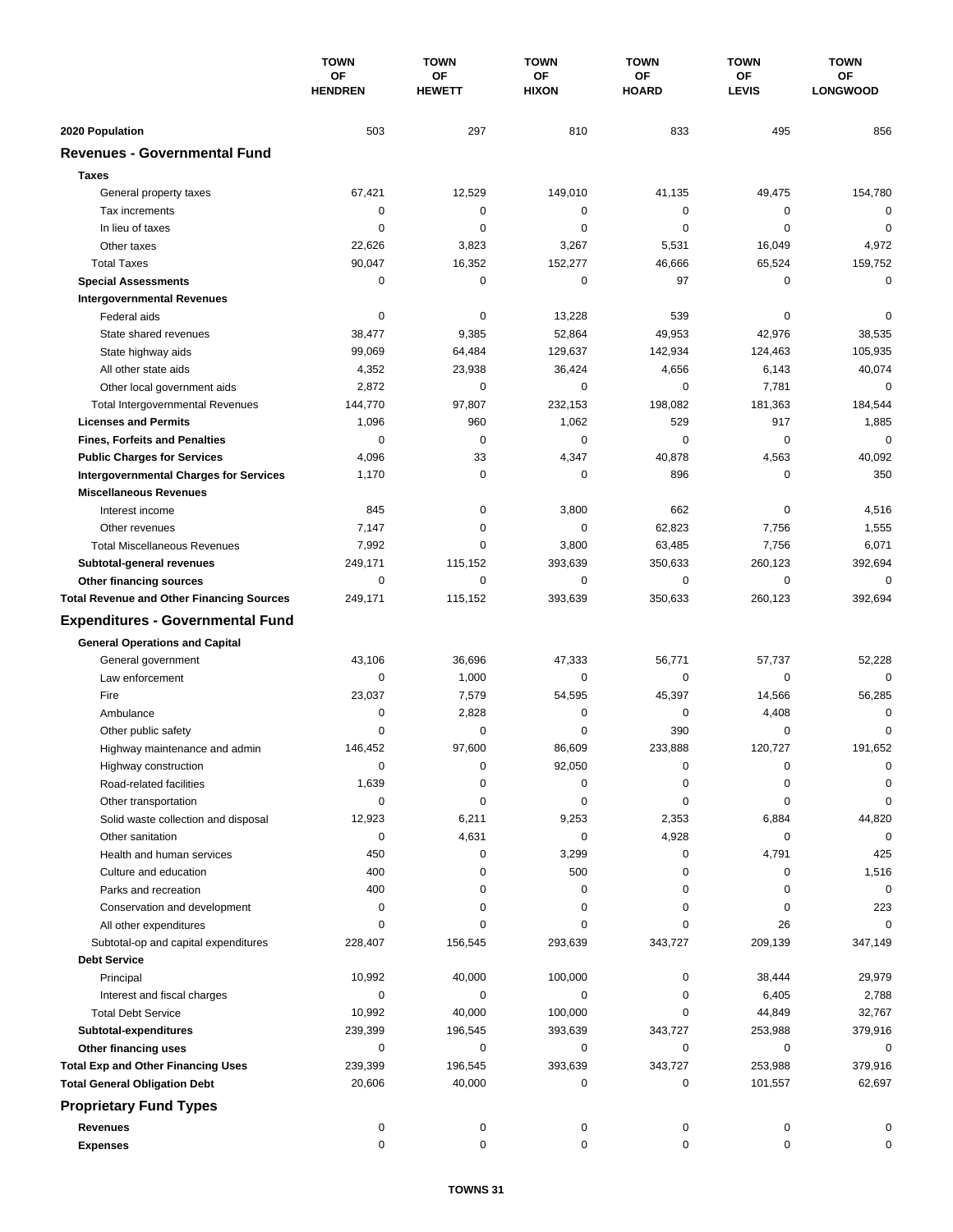| | TOWN OF HENDREN | TOWN OF HEWETT | TOWN OF HIXON | TOWN OF HOARD | TOWN OF LEVIS | TOWN OF LONGWOOD |
|---|---|---|---|---|---|---|
| **2020 Population** | 503 | 297 | 810 | 833 | 495 | 856 |
| **Revenues - Governmental Fund** | | | | | | |
| **Taxes** | | | | | | |
| General property taxes | 67,421 | 12,529 | 149,010 | 41,135 | 49,475 | 154,780 |
| Tax increments | 0 | 0 | 0 | 0 | 0 | 0 |
| In lieu of taxes | 0 | 0 | 0 | 0 | 0 | 0 |
| Other taxes | 22,626 | 3,823 | 3,267 | 5,531 | 16,049 | 4,972 |
| Total Taxes | 90,047 | 16,352 | 152,277 | 46,666 | 65,524 | 159,752 |
| **Special Assessments** | 0 | 0 | 0 | 97 | 0 | 0 |
| **Intergovernmental Revenues** | | | | | | |
| Federal aids | 0 | 0 | 13,228 | 539 | 0 | 0 |
| State shared revenues | 38,477 | 9,385 | 52,864 | 49,953 | 42,976 | 38,535 |
| State highway aids | 99,069 | 64,484 | 129,637 | 142,934 | 124,463 | 105,935 |
| All other state aids | 4,352 | 23,938 | 36,424 | 4,656 | 6,143 | 40,074 |
| Other local government aids | 2,872 | 0 | 0 | 0 | 7,781 | 0 |
| Total Intergovernmental Revenues | 144,770 | 97,807 | 232,153 | 198,082 | 181,363 | 184,544 |
| **Licenses and Permits** | 1,096 | 960 | 1,062 | 529 | 917 | 1,885 |
| **Fines, Forfeits and Penalties** | 0 | 0 | 0 | 0 | 0 | 0 |
| **Public Charges for Services** | 4,096 | 33 | 4,347 | 40,878 | 4,563 | 40,092 |
| **Intergovernmental Charges for Services** | 1,170 | 0 | 0 | 896 | 0 | 350 |
| **Miscellaneous Revenues** | | | | | | |
| Interest income | 845 | 0 | 3,800 | 662 | 0 | 4,516 |
| Other revenues | 7,147 | 0 | 0 | 62,823 | 7,756 | 1,555 |
| Total Miscellaneous Revenues | 7,992 | 0 | 3,800 | 63,485 | 7,756 | 6,071 |
| **Subtotal-general revenues** | 249,171 | 115,152 | 393,639 | 350,633 | 260,123 | 392,694 |
| **Other financing sources** | 0 | 0 | 0 | 0 | 0 | 0 |
| **Total Revenue and Other Financing Sources** | 249,171 | 115,152 | 393,639 | 350,633 | 260,123 | 392,694 |
| **Expenditures - Governmental Fund** | | | | | | |
| **General Operations and Capital** | | | | | | |
| General government | 43,106 | 36,696 | 47,333 | 56,771 | 57,737 | 52,228 |
| Law enforcement | 0 | 1,000 | 0 | 0 | 0 | 0 |
| Fire | 23,037 | 7,579 | 54,595 | 45,397 | 14,566 | 56,285 |
| Ambulance | 0 | 2,828 | 0 | 0 | 4,408 | 0 |
| Other public safety | 0 | 0 | 0 | 390 | 0 | 0 |
| Highway maintenance and admin | 146,452 | 97,600 | 86,609 | 233,888 | 120,727 | 191,652 |
| Highway construction | 0 | 0 | 92,050 | 0 | 0 | 0 |
| Road-related facilities | 1,639 | 0 | 0 | 0 | 0 | 0 |
| Other transportation | 0 | 0 | 0 | 0 | 0 | 0 |
| Solid waste collection and disposal | 12,923 | 6,211 | 9,253 | 2,353 | 6,884 | 44,820 |
| Other sanitation | 0 | 4,631 | 0 | 4,928 | 0 | 0 |
| Health and human services | 450 | 0 | 3,299 | 0 | 4,791 | 425 |
| Culture and education | 400 | 0 | 500 | 0 | 0 | 1,516 |
| Parks and recreation | 400 | 0 | 0 | 0 | 0 | 0 |
| Conservation and development | 0 | 0 | 0 | 0 | 0 | 223 |
| All other expenditures | 0 | 0 | 0 | 0 | 26 | 0 |
| Subtotal-op and capital expenditures | 228,407 | 156,545 | 293,639 | 343,727 | 209,139 | 347,149 |
| **Debt Service** | | | | | | |
| Principal | 10,992 | 40,000 | 100,000 | 0 | 38,444 | 29,979 |
| Interest and fiscal charges | 0 | 0 | 0 | 0 | 6,405 | 2,788 |
| Total Debt Service | 10,992 | 40,000 | 100,000 | 0 | 44,849 | 32,767 |
| **Subtotal-expenditures** | 239,399 | 196,545 | 393,639 | 343,727 | 253,988 | 379,916 |
| **Other financing uses** | 0 | 0 | 0 | 0 | 0 | 0 |
| **Total Exp and Other Financing Uses** | 239,399 | 196,545 | 393,639 | 343,727 | 253,988 | 379,916 |
| **Total General Obligation Debt** | 20,606 | 40,000 | 0 | 0 | 101,557 | 62,697 |
| **Proprietary Fund Types** | | | | | | |
| **Revenues** | 0 | 0 | 0 | 0 | 0 | 0 |
| **Expenses** | 0 | 0 | 0 | 0 | 0 | 0 |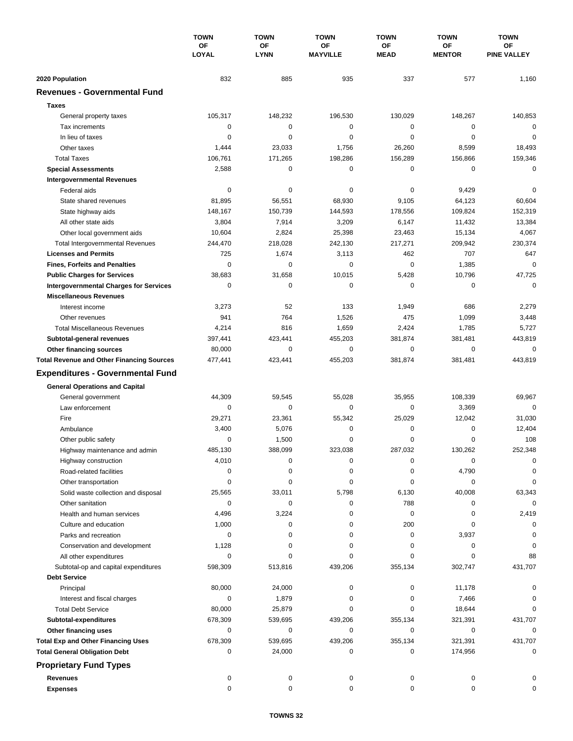| | TOWN OF LOYAL | TOWN OF LYNN | TOWN OF MAYVILLE | TOWN OF MEAD | TOWN OF MENTOR | TOWN OF PINE VALLEY |
|---|---|---|---|---|---|---|
| **2020 Population** | 832 | 885 | 935 | 337 | 577 | 1,160 |
| **Revenues - Governmental Fund** | | | | | | |
| **Taxes** | | | | | | |
| General property taxes | 105,317 | 148,232 | 196,530 | 130,029 | 148,267 | 140,853 |
| Tax increments | 0 | 0 | 0 | 0 | 0 | 0 |
| In lieu of taxes | 0 | 0 | 0 | 0 | 0 | 0 |
| Other taxes | 1,444 | 23,033 | 1,756 | 26,260 | 8,599 | 18,493 |
| Total Taxes | 106,761 | 171,265 | 198,286 | 156,289 | 156,866 | 159,346 |
| **Special Assessments** | 2,588 | 0 | 0 | 0 | 0 | 0 |
| **Intergovernmental Revenues** | | | | | | |
| Federal aids | 0 | 0 | 0 | 0 | 9,429 | 0 |
| State shared revenues | 81,895 | 56,551 | 68,930 | 9,105 | 64,123 | 60,604 |
| State highway aids | 148,167 | 150,739 | 144,593 | 178,556 | 109,824 | 152,319 |
| All other state aids | 3,804 | 7,914 | 3,209 | 6,147 | 11,432 | 13,384 |
| Other local government aids | 10,604 | 2,824 | 25,398 | 23,463 | 15,134 | 4,067 |
| Total Intergovernmental Revenues | 244,470 | 218,028 | 242,130 | 217,271 | 209,942 | 230,374 |
| **Licenses and Permits** | 725 | 1,674 | 3,113 | 462 | 707 | 647 |
| **Fines, Forfeits and Penalties** | 0 | 0 | 0 | 0 | 1,385 | 0 |
| **Public Charges for Services** | 38,683 | 31,658 | 10,015 | 5,428 | 10,796 | 47,725 |
| **Intergovernmental Charges for Services** | 0 | 0 | 0 | 0 | 0 | 0 |
| **Miscellaneous Revenues** | | | | | | |
| Interest income | 3,273 | 52 | 133 | 1,949 | 686 | 2,279 |
| Other revenues | 941 | 764 | 1,526 | 475 | 1,099 | 3,448 |
| Total Miscellaneous Revenues | 4,214 | 816 | 1,659 | 2,424 | 1,785 | 5,727 |
| **Subtotal-general revenues** | 397,441 | 423,441 | 455,203 | 381,874 | 381,481 | 443,819 |
| **Other financing sources** | 80,000 | 0 | 0 | 0 | 0 | 0 |
| **Total Revenue and Other Financing Sources** | 477,441 | 423,441 | 455,203 | 381,874 | 381,481 | 443,819 |
| **Expenditures - Governmental Fund** | | | | | | |
| **General Operations and Capital** | | | | | | |
| General government | 44,309 | 59,545 | 55,028 | 35,955 | 108,339 | 69,967 |
| Law enforcement | 0 | 0 | 0 | 0 | 3,369 | 0 |
| Fire | 29,271 | 23,361 | 55,342 | 25,029 | 12,042 | 31,030 |
| Ambulance | 3,400 | 5,076 | 0 | 0 | 0 | 12,404 |
| Other public safety | 0 | 1,500 | 0 | 0 | 0 | 108 |
| Highway maintenance and admin | 485,130 | 388,099 | 323,038 | 287,032 | 130,262 | 252,348 |
| Highway construction | 4,010 | 0 | 0 | 0 | 0 | 0 |
| Road-related facilities | 0 | 0 | 0 | 0 | 4,790 | 0 |
| Other transportation | 0 | 0 | 0 | 0 | 0 | 0 |
| Solid waste collection and disposal | 25,565 | 33,011 | 5,798 | 6,130 | 40,008 | 63,343 |
| Other sanitation | 0 | 0 | 0 | 788 | 0 | 0 |
| Health and human services | 4,496 | 3,224 | 0 | 0 | 0 | 2,419 |
| Culture and education | 1,000 | 0 | 0 | 200 | 0 | 0 |
| Parks and recreation | 0 | 0 | 0 | 0 | 3,937 | 0 |
| Conservation and development | 1,128 | 0 | 0 | 0 | 0 | 0 |
| All other expenditures | 0 | 0 | 0 | 0 | 0 | 88 |
| Subtotal-op and capital expenditures | 598,309 | 513,816 | 439,206 | 355,134 | 302,747 | 431,707 |
| **Debt Service** | | | | | | |
| Principal | 80,000 | 24,000 | 0 | 0 | 11,178 | 0 |
| Interest and fiscal charges | 0 | 1,879 | 0 | 0 | 7,466 | 0 |
| Total Debt Service | 80,000 | 25,879 | 0 | 0 | 18,644 | 0 |
| **Subtotal-expenditures** | 678,309 | 539,695 | 439,206 | 355,134 | 321,391 | 431,707 |
| **Other financing uses** | 0 | 0 | 0 | 0 | 0 | 0 |
| **Total Exp and Other Financing Uses** | 678,309 | 539,695 | 439,206 | 355,134 | 321,391 | 431,707 |
| **Total General Obligation Debt** | 0 | 24,000 | 0 | 0 | 174,956 | 0 |
| **Proprietary Fund Types** | | | | | | |
| **Revenues** | 0 | 0 | 0 | 0 | 0 | 0 |
| **Expenses** | 0 | 0 | 0 | 0 | 0 | 0 |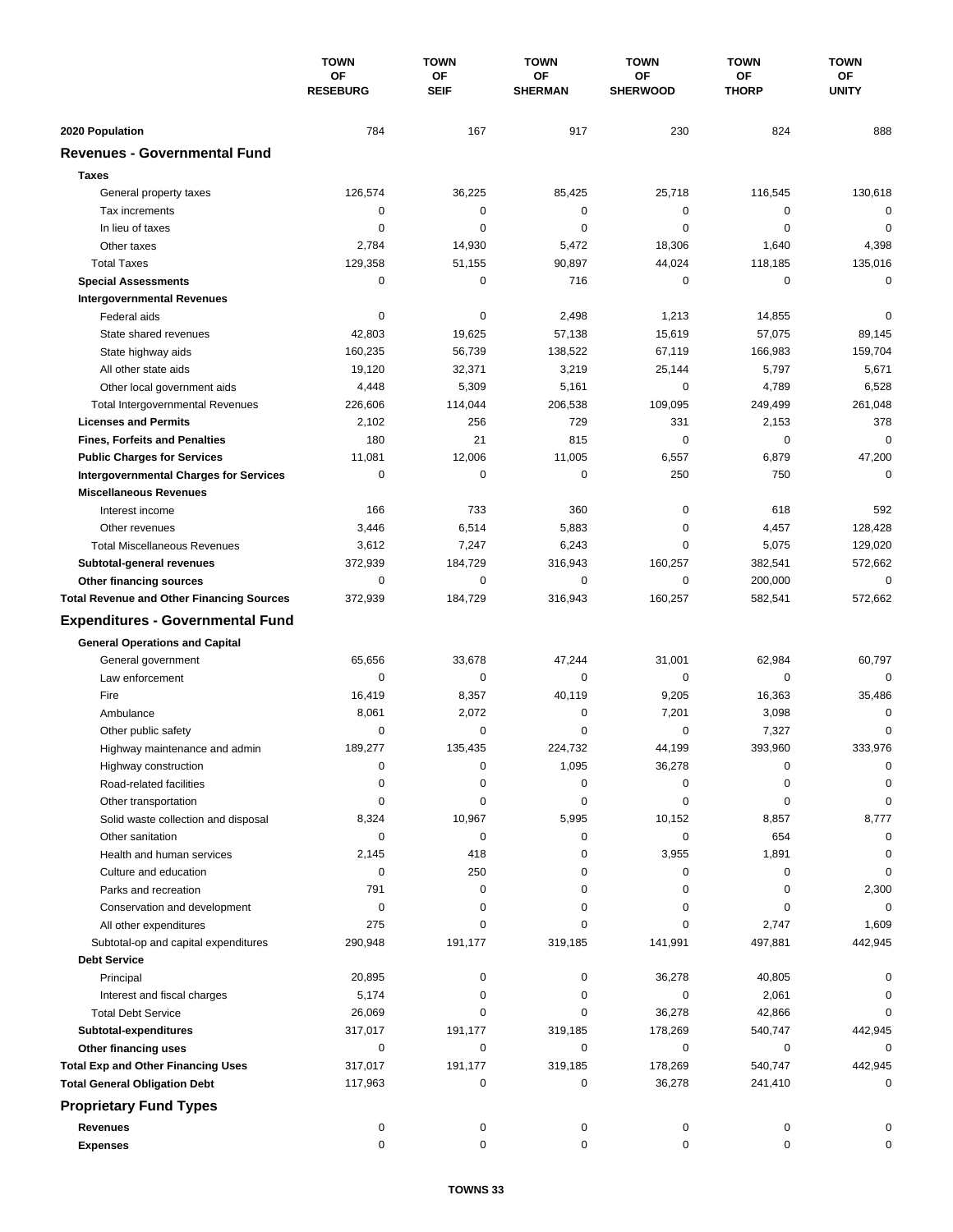| | TOWN OF RESEBURG | TOWN OF SEIF | TOWN OF SHERMAN | TOWN OF SHERWOOD | TOWN OF THORP | TOWN OF UNITY |
|---|---|---|---|---|---|---|
| **2020 Population** | 784 | 167 | 917 | 230 | 824 | 888 |
| **Revenues - Governmental Fund** | | | | | | |
| **Taxes** | | | | | | |
| General property taxes | 126,574 | 36,225 | 85,425 | 25,718 | 116,545 | 130,618 |
| Tax increments | 0 | 0 | 0 | 0 | 0 | 0 |
| In lieu of taxes | 0 | 0 | 0 | 0 | 0 | 0 |
| Other taxes | 2,784 | 14,930 | 5,472 | 18,306 | 1,640 | 4,398 |
| Total Taxes | 129,358 | 51,155 | 90,897 | 44,024 | 118,185 | 135,016 |
| **Special Assessments** | 0 | 0 | 716 | 0 | 0 | 0 |
| **Intergovernmental Revenues** | | | | | | |
| Federal aids | 0 | 0 | 2,498 | 1,213 | 14,855 | 0 |
| State shared revenues | 42,803 | 19,625 | 57,138 | 15,619 | 57,075 | 89,145 |
| State highway aids | 160,235 | 56,739 | 138,522 | 67,119 | 166,983 | 159,704 |
| All other state aids | 19,120 | 32,371 | 3,219 | 25,144 | 5,797 | 5,671 |
| Other local government aids | 4,448 | 5,309 | 5,161 | 0 | 4,789 | 6,528 |
| Total Intergovernmental Revenues | 226,606 | 114,044 | 206,538 | 109,095 | 249,499 | 261,048 |
| **Licenses and Permits** | 2,102 | 256 | 729 | 331 | 2,153 | 378 |
| **Fines, Forfeits and Penalties** | 180 | 21 | 815 | 0 | 0 | 0 |
| **Public Charges for Services** | 11,081 | 12,006 | 11,005 | 6,557 | 6,879 | 47,200 |
| **Intergovernmental Charges for Services** | 0 | 0 | 0 | 250 | 750 | 0 |
| **Miscellaneous Revenues** | | | | | | |
| Interest income | 166 | 733 | 360 | 0 | 618 | 592 |
| Other revenues | 3,446 | 6,514 | 5,883 | 0 | 4,457 | 128,428 |
| Total Miscellaneous Revenues | 3,612 | 7,247 | 6,243 | 0 | 5,075 | 129,020 |
| **Subtotal-general revenues** | 372,939 | 184,729 | 316,943 | 160,257 | 382,541 | 572,662 |
| **Other financing sources** | 0 | 0 | 0 | 0 | 200,000 | 0 |
| **Total Revenue and Other Financing Sources** | 372,939 | 184,729 | 316,943 | 160,257 | 582,541 | 572,662 |
| **Expenditures - Governmental Fund** | | | | | | |
| **General Operations and Capital** | | | | | | |
| General government | 65,656 | 33,678 | 47,244 | 31,001 | 62,984 | 60,797 |
| Law enforcement | 0 | 0 | 0 | 0 | 0 | 0 |
| Fire | 16,419 | 8,357 | 40,119 | 9,205 | 16,363 | 35,486 |
| Ambulance | 8,061 | 2,072 | 0 | 7,201 | 3,098 | 0 |
| Other public safety | 0 | 0 | 0 | 0 | 7,327 | 0 |
| Highway maintenance and admin | 189,277 | 135,435 | 224,732 | 44,199 | 393,960 | 333,976 |
| Highway construction | 0 | 0 | 1,095 | 36,278 | 0 | 0 |
| Road-related facilities | 0 | 0 | 0 | 0 | 0 | 0 |
| Other transportation | 0 | 0 | 0 | 0 | 0 | 0 |
| Solid waste collection and disposal | 8,324 | 10,967 | 5,995 | 10,152 | 8,857 | 8,777 |
| Other sanitation | 0 | 0 | 0 | 0 | 654 | 0 |
| Health and human services | 2,145 | 418 | 0 | 3,955 | 1,891 | 0 |
| Culture and education | 0 | 250 | 0 | 0 | 0 | 0 |
| Parks and recreation | 791 | 0 | 0 | 0 | 0 | 2,300 |
| Conservation and development | 0 | 0 | 0 | 0 | 0 | 0 |
| All other expenditures | 275 | 0 | 0 | 0 | 2,747 | 1,609 |
| Subtotal-op and capital expenditures | 290,948 | 191,177 | 319,185 | 141,991 | 497,881 | 442,945 |
| **Debt Service** | | | | | | |
| Principal | 20,895 | 0 | 0 | 36,278 | 40,805 | 0 |
| Interest and fiscal charges | 5,174 | 0 | 0 | 0 | 2,061 | 0 |
| Total Debt Service | 26,069 | 0 | 0 | 36,278 | 42,866 | 0 |
| **Subtotal-expenditures** | 317,017 | 191,177 | 319,185 | 178,269 | 540,747 | 442,945 |
| **Other financing uses** | 0 | 0 | 0 | 0 | 0 | 0 |
| **Total Exp and Other Financing Uses** | 317,017 | 191,177 | 319,185 | 178,269 | 540,747 | 442,945 |
| **Total General Obligation Debt** | 117,963 | 0 | 0 | 36,278 | 241,410 | 0 |
| **Proprietary Fund Types** | | | | | | |
| **Revenues** | 0 | 0 | 0 | 0 | 0 | 0 |
| **Expenses** | 0 | 0 | 0 | 0 | 0 | 0 |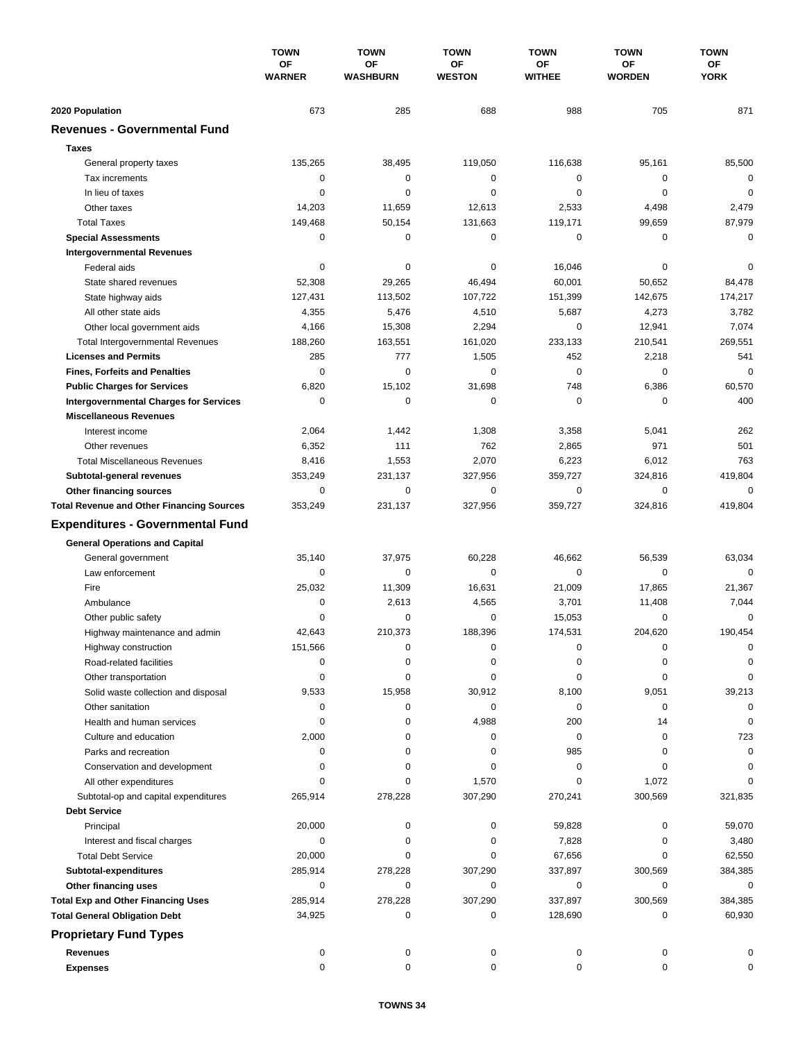| | TOWN OF WARNER | TOWN OF WASHBURN | TOWN OF WESTON | TOWN OF WITHEE | TOWN OF WORDEN | TOWN OF YORK |
|---|---|---|---|---|---|---|
| **2020 Population** | 673 | 285 | 688 | 988 | 705 | 871 |
| **Revenues - Governmental Fund** | | | | | | |
| **Taxes** | | | | | | |
| General property taxes | 135,265 | 38,495 | 119,050 | 116,638 | 95,161 | 85,500 |
| Tax increments | 0 | 0 | 0 | 0 | 0 | 0 |
| In lieu of taxes | 0 | 0 | 0 | 0 | 0 | 0 |
| Other taxes | 14,203 | 11,659 | 12,613 | 2,533 | 4,498 | 2,479 |
| Total Taxes | 149,468 | 50,154 | 131,663 | 119,171 | 99,659 | 87,979 |
| **Special Assessments** | 0 | 0 | 0 | 0 | 0 | 0 |
| **Intergovernmental Revenues** | | | | | | |
| Federal aids | 0 | 0 | 0 | 16,046 | 0 | 0 |
| State shared revenues | 52,308 | 29,265 | 46,494 | 60,001 | 50,652 | 84,478 |
| State highway aids | 127,431 | 113,502 | 107,722 | 151,399 | 142,675 | 174,217 |
| All other state aids | 4,355 | 5,476 | 4,510 | 5,687 | 4,273 | 3,782 |
| Other local government aids | 4,166 | 15,308 | 2,294 | 0 | 12,941 | 7,074 |
| Total Intergovernmental Revenues | 188,260 | 163,551 | 161,020 | 233,133 | 210,541 | 269,551 |
| **Licenses and Permits** | 285 | 777 | 1,505 | 452 | 2,218 | 541 |
| **Fines, Forfeits and Penalties** | 0 | 0 | 0 | 0 | 0 | 0 |
| **Public Charges for Services** | 6,820 | 15,102 | 31,698 | 748 | 6,386 | 60,570 |
| **Intergovernmental Charges for Services** | 0 | 0 | 0 | 0 | 0 | 400 |
| **Miscellaneous Revenues** | | | | | | |
| Interest income | 2,064 | 1,442 | 1,308 | 3,358 | 5,041 | 262 |
| Other revenues | 6,352 | 111 | 762 | 2,865 | 971 | 501 |
| Total Miscellaneous Revenues | 8,416 | 1,553 | 2,070 | 6,223 | 6,012 | 763 |
| **Subtotal-general revenues** | 353,249 | 231,137 | 327,956 | 359,727 | 324,816 | 419,804 |
| **Other financing sources** | 0 | 0 | 0 | 0 | 0 | 0 |
| **Total Revenue and Other Financing Sources** | 353,249 | 231,137 | 327,956 | 359,727 | 324,816 | 419,804 |
| **Expenditures - Governmental Fund** | | | | | | |
| **General Operations and Capital** | | | | | | |
| General government | 35,140 | 37,975 | 60,228 | 46,662 | 56,539 | 63,034 |
| Law enforcement | 0 | 0 | 0 | 0 | 0 | 0 |
| Fire | 25,032 | 11,309 | 16,631 | 21,009 | 17,865 | 21,367 |
| Ambulance | 0 | 2,613 | 4,565 | 3,701 | 11,408 | 7,044 |
| Other public safety | 0 | 0 | 0 | 15,053 | 0 | 0 |
| Highway maintenance and admin | 42,643 | 210,373 | 188,396 | 174,531 | 204,620 | 190,454 |
| Highway construction | 151,566 | 0 | 0 | 0 | 0 | 0 |
| Road-related facilities | 0 | 0 | 0 | 0 | 0 | 0 |
| Other transportation | 0 | 0 | 0 | 0 | 0 | 0 |
| Solid waste collection and disposal | 9,533 | 15,958 | 30,912 | 8,100 | 9,051 | 39,213 |
| Other sanitation | 0 | 0 | 0 | 0 | 0 | 0 |
| Health and human services | 0 | 0 | 4,988 | 200 | 14 | 0 |
| Culture and education | 2,000 | 0 | 0 | 0 | 0 | 723 |
| Parks and recreation | 0 | 0 | 0 | 985 | 0 | 0 |
| Conservation and development | 0 | 0 | 0 | 0 | 0 | 0 |
| All other expenditures | 0 | 0 | 1,570 | 0 | 1,072 | 0 |
| Subtotal-op and capital expenditures | 265,914 | 278,228 | 307,290 | 270,241 | 300,569 | 321,835 |
| **Debt Service** | | | | | | |
| Principal | 20,000 | 0 | 0 | 59,828 | 0 | 59,070 |
| Interest and fiscal charges | 0 | 0 | 0 | 7,828 | 0 | 3,480 |
| Total Debt Service | 20,000 | 0 | 0 | 67,656 | 0 | 62,550 |
| **Subtotal-expenditures** | 285,914 | 278,228 | 307,290 | 337,897 | 300,569 | 384,385 |
| **Other financing uses** | 0 | 0 | 0 | 0 | 0 | 0 |
| **Total Exp and Other Financing Uses** | 285,914 | 278,228 | 307,290 | 337,897 | 300,569 | 384,385 |
| **Total General Obligation Debt** | 34,925 | 0 | 0 | 128,690 | 0 | 60,930 |
| **Proprietary Fund Types** | | | | | | |
| **Revenues** | 0 | 0 | 0 | 0 | 0 | 0 |
| **Expenses** | 0 | 0 | 0 | 0 | 0 | 0 |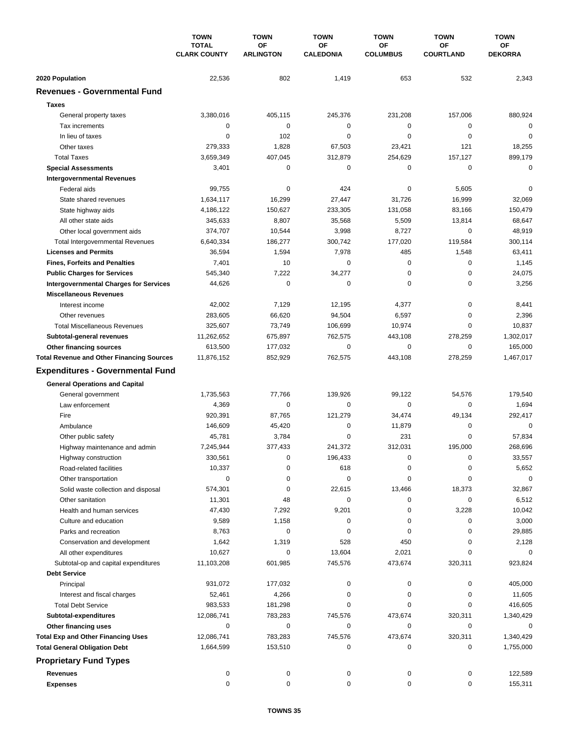| | TOWN TOTAL CLARK COUNTY | TOWN OF ARLINGTON | TOWN OF CALEDONIA | TOWN OF COLUMBUS | TOWN OF COURTLAND | TOWN OF DEKORRA |
|---|---|---|---|---|---|---|
| **2020 Population** | 22,536 | 802 | 1,419 | 653 | 532 | 2,343 |
| **Revenues - Governmental Fund** | | | | | | |
| **Taxes** | | | | | | |
| General property taxes | 3,380,016 | 405,115 | 245,376 | 231,208 | 157,006 | 880,924 |
| Tax increments | 0 | 0 | 0 | 0 | 0 | 0 |
| In lieu of taxes | 0 | 102 | 0 | 0 | 0 | 0 |
| Other taxes | 279,333 | 1,828 | 67,503 | 23,421 | 121 | 18,255 |
| Total Taxes | 3,659,349 | 407,045 | 312,879 | 254,629 | 157,127 | 899,179 |
| **Special Assessments** | 3,401 | 0 | 0 | 0 | 0 | 0 |
| **Intergovernmental Revenues** | | | | | | |
| Federal aids | 99,755 | 0 | 424 | 0 | 5,605 | 0 |
| State shared revenues | 1,634,117 | 16,299 | 27,447 | 31,726 | 16,999 | 32,069 |
| State highway aids | 4,186,122 | 150,627 | 233,305 | 131,058 | 83,166 | 150,479 |
| All other state aids | 345,633 | 8,807 | 35,568 | 5,509 | 13,814 | 68,647 |
| Other local government aids | 374,707 | 10,544 | 3,998 | 8,727 | 0 | 48,919 |
| Total Intergovernmental Revenues | 6,640,334 | 186,277 | 300,742 | 177,020 | 119,584 | 300,114 |
| **Licenses and Permits** | 36,594 | 1,594 | 7,978 | 485 | 1,548 | 63,411 |
| **Fines, Forfeits and Penalties** | 7,401 | 10 | 0 | 0 | 0 | 1,145 |
| **Public Charges for Services** | 545,340 | 7,222 | 34,277 | 0 | 0 | 24,075 |
| **Intergovernmental Charges for Services** | 44,626 | 0 | 0 | 0 | 0 | 3,256 |
| **Miscellaneous Revenues** | | | | | | |
| Interest income | 42,002 | 7,129 | 12,195 | 4,377 | 0 | 8,441 |
| Other revenues | 283,605 | 66,620 | 94,504 | 6,597 | 0 | 2,396 |
| Total Miscellaneous Revenues | 325,607 | 73,749 | 106,699 | 10,974 | 0 | 10,837 |
| **Subtotal-general revenues** | 11,262,652 | 675,897 | 762,575 | 443,108 | 278,259 | 1,302,017 |
| **Other financing sources** | 613,500 | 177,032 | 0 | 0 | 0 | 165,000 |
| **Total Revenue and Other Financing Sources** | 11,876,152 | 852,929 | 762,575 | 443,108 | 278,259 | 1,467,017 |
| **Expenditures - Governmental Fund** | | | | | | |
| **General Operations and Capital** | | | | | | |
| General government | 1,735,563 | 77,766 | 139,926 | 99,122 | 54,576 | 179,540 |
| Law enforcement | 4,369 | 0 | 0 | 0 | 0 | 1,694 |
| Fire | 920,391 | 87,765 | 121,279 | 34,474 | 49,134 | 292,417 |
| Ambulance | 146,609 | 45,420 | 0 | 11,879 | 0 | 0 |
| Other public safety | 45,781 | 3,784 | 0 | 231 | 0 | 57,834 |
| Highway maintenance and admin | 7,245,944 | 377,433 | 241,372 | 312,031 | 195,000 | 268,696 |
| Highway construction | 330,561 | 0 | 196,433 | 0 | 0 | 33,557 |
| Road-related facilities | 10,337 | 0 | 618 | 0 | 0 | 5,652 |
| Other transportation | 0 | 0 | 0 | 0 | 0 | 0 |
| Solid waste collection and disposal | 574,301 | 0 | 22,615 | 13,466 | 18,373 | 32,867 |
| Other sanitation | 11,301 | 48 | 0 | 0 | 0 | 6,512 |
| Health and human services | 47,430 | 7,292 | 9,201 | 0 | 3,228 | 10,042 |
| Culture and education | 9,589 | 1,158 | 0 | 0 | 0 | 3,000 |
| Parks and recreation | 8,763 | 0 | 0 | 0 | 0 | 29,885 |
| Conservation and development | 1,642 | 1,319 | 528 | 450 | 0 | 2,128 |
| All other expenditures | 10,627 | 0 | 13,604 | 2,021 | 0 | 0 |
| Subtotal-op and capital expenditures | 11,103,208 | 601,985 | 745,576 | 473,674 | 320,311 | 923,824 |
| **Debt Service** | | | | | | |
| Principal | 931,072 | 177,032 | 0 | 0 | 0 | 405,000 |
| Interest and fiscal charges | 52,461 | 4,266 | 0 | 0 | 0 | 11,605 |
| Total Debt Service | 983,533 | 181,298 | 0 | 0 | 0 | 416,605 |
| **Subtotal-expenditures** | 12,086,741 | 783,283 | 745,576 | 473,674 | 320,311 | 1,340,429 |
| **Other financing uses** | 0 | 0 | 0 | 0 | 0 | 0 |
| **Total Exp and Other Financing Uses** | 12,086,741 | 783,283 | 745,576 | 473,674 | 320,311 | 1,340,429 |
| **Total General Obligation Debt** | 1,664,599 | 153,510 | 0 | 0 | 0 | 1,755,000 |
| **Proprietary Fund Types** | | | | | | |
| **Revenues** | 0 | 0 | 0 | 0 | 0 | 122,589 |
| **Expenses** | 0 | 0 | 0 | 0 | 0 | 155,311 |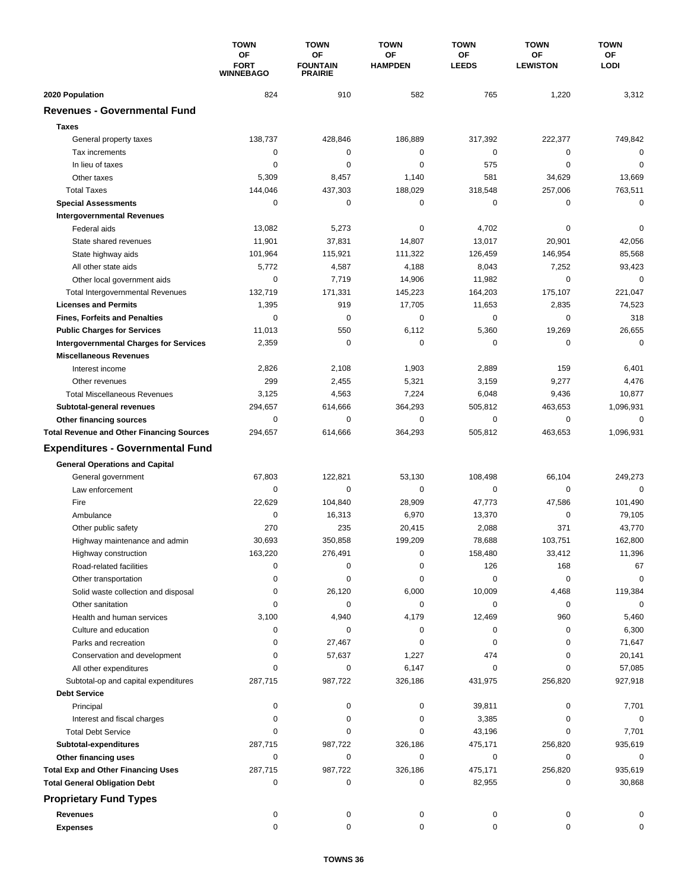| | TOWN OF FORT WINNEBAGO | TOWN OF FOUNTAIN PRAIRIE | TOWN OF HAMPDEN | TOWN OF LEEDS | TOWN OF LEWISTON | TOWN OF LODI |
|---|---|---|---|---|---|---|
| **2020 Population** | 824 | 910 | 582 | 765 | 1,220 | 3,312 |
| **Revenues - Governmental Fund** | | | | | | |
| **Taxes** | | | | | | |
| General property taxes | 138,737 | 428,846 | 186,889 | 317,392 | 222,377 | 749,842 |
| Tax increments | 0 | 0 | 0 | 0 | 0 | 0 |
| In lieu of taxes | 0 | 0 | 0 | 575 | 0 | 0 |
| Other taxes | 5,309 | 8,457 | 1,140 | 581 | 34,629 | 13,669 |
| Total Taxes | 144,046 | 437,303 | 188,029 | 318,548 | 257,006 | 763,511 |
| **Special Assessments** | 0 | 0 | 0 | 0 | 0 | 0 |
| **Intergovernmental Revenues** | | | | | | |
| Federal aids | 13,082 | 5,273 | 0 | 4,702 | 0 | 0 |
| State shared revenues | 11,901 | 37,831 | 14,807 | 13,017 | 20,901 | 42,056 |
| State highway aids | 101,964 | 115,921 | 111,322 | 126,459 | 146,954 | 85,568 |
| All other state aids | 5,772 | 4,587 | 4,188 | 8,043 | 7,252 | 93,423 |
| Other local government aids | 0 | 7,719 | 14,906 | 11,982 | 0 | 0 |
| Total Intergovernmental Revenues | 132,719 | 171,331 | 145,223 | 164,203 | 175,107 | 221,047 |
| **Licenses and Permits** | 1,395 | 919 | 17,705 | 11,653 | 2,835 | 74,523 |
| **Fines, Forfeits and Penalties** | 0 | 0 | 0 | 0 | 0 | 318 |
| **Public Charges for Services** | 11,013 | 550 | 6,112 | 5,360 | 19,269 | 26,655 |
| **Intergovernmental Charges for Services** | 2,359 | 0 | 0 | 0 | 0 | 0 |
| **Miscellaneous Revenues** | | | | | | |
| Interest income | 2,826 | 2,108 | 1,903 | 2,889 | 159 | 6,401 |
| Other revenues | 299 | 2,455 | 5,321 | 3,159 | 9,277 | 4,476 |
| Total Miscellaneous Revenues | 3,125 | 4,563 | 7,224 | 6,048 | 9,436 | 10,877 |
| **Subtotal-general revenues** | 294,657 | 614,666 | 364,293 | 505,812 | 463,653 | 1,096,931 |
| **Other financing sources** | 0 | 0 | 0 | 0 | 0 | 0 |
| **Total Revenue and Other Financing Sources** | 294,657 | 614,666 | 364,293 | 505,812 | 463,653 | 1,096,931 |
| **Expenditures - Governmental Fund** | | | | | | |
| **General Operations and Capital** | | | | | | |
| General government | 67,803 | 122,821 | 53,130 | 108,498 | 66,104 | 249,273 |
| Law enforcement | 0 | 0 | 0 | 0 | 0 | 0 |
| Fire | 22,629 | 104,840 | 28,909 | 47,773 | 47,586 | 101,490 |
| Ambulance | 0 | 16,313 | 6,970 | 13,370 | 0 | 79,105 |
| Other public safety | 270 | 235 | 20,415 | 2,088 | 371 | 43,770 |
| Highway maintenance and admin | 30,693 | 350,858 | 199,209 | 78,688 | 103,751 | 162,800 |
| Highway construction | 163,220 | 276,491 | 0 | 158,480 | 33,412 | 11,396 |
| Road-related facilities | 0 | 0 | 0 | 126 | 168 | 67 |
| Other transportation | 0 | 0 | 0 | 0 | 0 | 0 |
| Solid waste collection and disposal | 0 | 26,120 | 6,000 | 10,009 | 4,468 | 119,384 |
| Other sanitation | 0 | 0 | 0 | 0 | 0 | 0 |
| Health and human services | 3,100 | 4,940 | 4,179 | 12,469 | 960 | 5,460 |
| Culture and education | 0 | 0 | 0 | 0 | 0 | 6,300 |
| Parks and recreation | 0 | 27,467 | 0 | 0 | 0 | 71,647 |
| Conservation and development | 0 | 57,637 | 1,227 | 474 | 0 | 20,141 |
| All other expenditures | 0 | 0 | 6,147 | 0 | 0 | 57,085 |
| Subtotal-op and capital expenditures | 287,715 | 987,722 | 326,186 | 431,975 | 256,820 | 927,918 |
| **Debt Service** | | | | | | |
| Principal | 0 | 0 | 0 | 39,811 | 0 | 7,701 |
| Interest and fiscal charges | 0 | 0 | 0 | 3,385 | 0 | 0 |
| Total Debt Service | 0 | 0 | 0 | 43,196 | 0 | 7,701 |
| **Subtotal-expenditures** | 287,715 | 987,722 | 326,186 | 475,171 | 256,820 | 935,619 |
| **Other financing uses** | 0 | 0 | 0 | 0 | 0 | 0 |
| **Total Exp and Other Financing Uses** | 287,715 | 987,722 | 326,186 | 475,171 | 256,820 | 935,619 |
| **Total General Obligation Debt** | 0 | 0 | 0 | 82,955 | 0 | 30,868 |
| **Proprietary Fund Types** | | | | | | |
| **Revenues** | 0 | 0 | 0 | 0 | 0 | 0 |
| **Expenses** | 0 | 0 | 0 | 0 | 0 | 0 |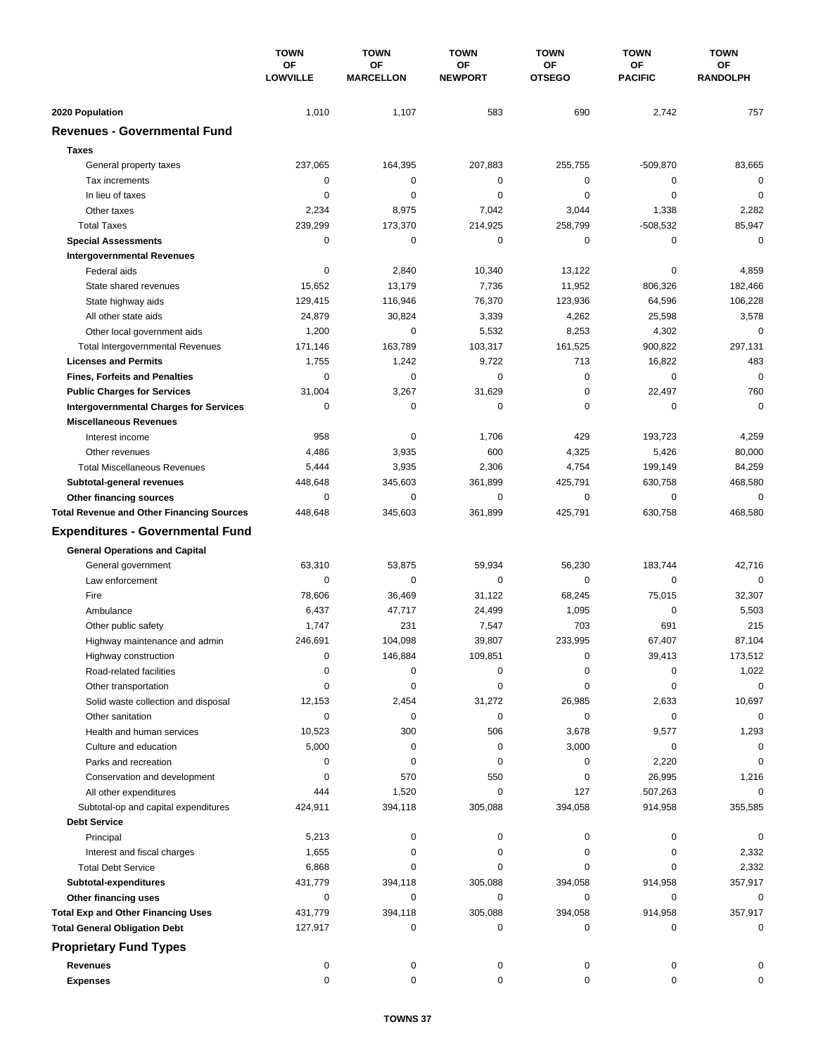| | TOWN OF LOWVILLE | TOWN OF MARCELLON | TOWN OF NEWPORT | TOWN OF OTSEGO | TOWN OF PACIFIC | TOWN OF RANDOLPH |
|---|---|---|---|---|---|---|
| **2020 Population** | 1,010 | 1,107 | 583 | 690 | 2,742 | 757 |
| **Revenues - Governmental Fund** | | | | | | |
| **Taxes** | | | | | | |
| General property taxes | 237,065 | 164,395 | 207,883 | 255,755 | -509,870 | 83,665 |
| Tax increments | 0 | 0 | 0 | 0 | 0 | 0 |
| In lieu of taxes | 0 | 0 | 0 | 0 | 0 | 0 |
| Other taxes | 2,234 | 8,975 | 7,042 | 3,044 | 1,338 | 2,282 |
| Total Taxes | 239,299 | 173,370 | 214,925 | 258,799 | -508,532 | 85,947 |
| **Special Assessments** | 0 | 0 | 0 | 0 | 0 | 0 |
| **Intergovernmental Revenues** | | | | | | |
| Federal aids | 0 | 2,840 | 10,340 | 13,122 | 0 | 4,859 |
| State shared revenues | 15,652 | 13,179 | 7,736 | 11,952 | 806,326 | 182,466 |
| State highway aids | 129,415 | 116,946 | 76,370 | 123,936 | 64,596 | 106,228 |
| All other state aids | 24,879 | 30,824 | 3,339 | 4,262 | 25,598 | 3,578 |
| Other local government aids | 1,200 | 0 | 5,532 | 8,253 | 4,302 | 0 |
| Total Intergovernmental Revenues | 171,146 | 163,789 | 103,317 | 161,525 | 900,822 | 297,131 |
| **Licenses and Permits** | 1,755 | 1,242 | 9,722 | 713 | 16,822 | 483 |
| **Fines, Forfeits and Penalties** | 0 | 0 | 0 | 0 | 0 | 0 |
| **Public Charges for Services** | 31,004 | 3,267 | 31,629 | 0 | 22,497 | 760 |
| **Intergovernmental Charges for Services** | 0 | 0 | 0 | 0 | 0 | 0 |
| **Miscellaneous Revenues** | | | | | | |
| Interest income | 958 | 0 | 1,706 | 429 | 193,723 | 4,259 |
| Other revenues | 4,486 | 3,935 | 600 | 4,325 | 5,426 | 80,000 |
| Total Miscellaneous Revenues | 5,444 | 3,935 | 2,306 | 4,754 | 199,149 | 84,259 |
| **Subtotal-general revenues** | 448,648 | 345,603 | 361,899 | 425,791 | 630,758 | 468,580 |
| **Other financing sources** | 0 | 0 | 0 | 0 | 0 | 0 |
| **Total Revenue and Other Financing Sources** | 448,648 | 345,603 | 361,899 | 425,791 | 630,758 | 468,580 |
| **Expenditures - Governmental Fund** | | | | | | |
| **General Operations and Capital** | | | | | | |
| General government | 63,310 | 53,875 | 59,934 | 56,230 | 183,744 | 42,716 |
| Law enforcement | 0 | 0 | 0 | 0 | 0 | 0 |
| Fire | 78,606 | 36,469 | 31,122 | 68,245 | 75,015 | 32,307 |
| Ambulance | 6,437 | 47,717 | 24,499 | 1,095 | 0 | 5,503 |
| Other public safety | 1,747 | 231 | 7,547 | 703 | 691 | 215 |
| Highway maintenance and admin | 246,691 | 104,098 | 39,807 | 233,995 | 67,407 | 87,104 |
| Highway construction | 0 | 146,884 | 109,851 | 0 | 39,413 | 173,512 |
| Road-related facilities | 0 | 0 | 0 | 0 | 0 | 1,022 |
| Other transportation | 0 | 0 | 0 | 0 | 0 | 0 |
| Solid waste collection and disposal | 12,153 | 2,454 | 31,272 | 26,985 | 2,633 | 10,697 |
| Other sanitation | 0 | 0 | 0 | 0 | 0 | 0 |
| Health and human services | 10,523 | 300 | 506 | 3,678 | 9,577 | 1,293 |
| Culture and education | 5,000 | 0 | 0 | 3,000 | 0 | 0 |
| Parks and recreation | 0 | 0 | 0 | 0 | 2,220 | 0 |
| Conservation and development | 0 | 570 | 550 | 0 | 26,995 | 1,216 |
| All other expenditures | 444 | 1,520 | 0 | 127 | 507,263 | 0 |
| Subtotal-op and capital expenditures | 424,911 | 394,118 | 305,088 | 394,058 | 914,958 | 355,585 |
| **Debt Service** | | | | | | |
| Principal | 5,213 | 0 | 0 | 0 | 0 | 0 |
| Interest and fiscal charges | 1,655 | 0 | 0 | 0 | 0 | 2,332 |
| Total Debt Service | 6,868 | 0 | 0 | 0 | 0 | 2,332 |
| **Subtotal-expenditures** | 431,779 | 394,118 | 305,088 | 394,058 | 914,958 | 357,917 |
| **Other financing uses** | 0 | 0 | 0 | 0 | 0 | 0 |
| **Total Exp and Other Financing Uses** | 431,779 | 394,118 | 305,088 | 394,058 | 914,958 | 357,917 |
| **Total General Obligation Debt** | 127,917 | 0 | 0 | 0 | 0 | 0 |
| **Proprietary Fund Types** | | | | | | |
| **Revenues** | 0 | 0 | 0 | 0 | 0 | 0 |
| **Expenses** | 0 | 0 | 0 | 0 | 0 | 0 |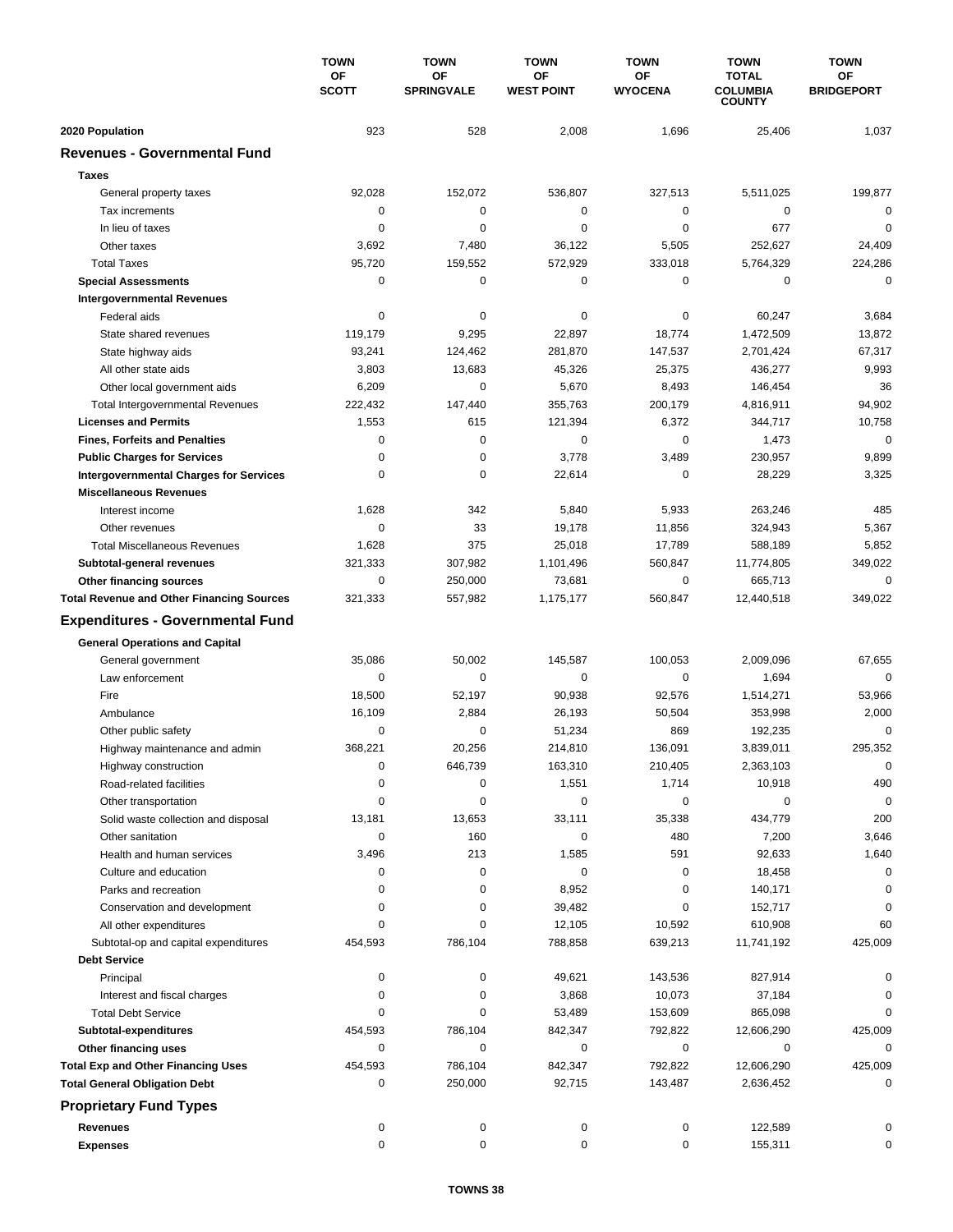| | TOWN OF SCOTT | TOWN OF SPRINGVALE | TOWN OF WEST POINT | TOWN OF WYOCENA | TOWN TOTAL COLUMBIA COUNTY | TOWN OF BRIDGEPORT |
|---|---|---|---|---|---|---|
| **2020 Population** | 923 | 528 | 2,008 | 1,696 | 25,406 | 1,037 |
| **Revenues - Governmental Fund** | | | | | | |
| **Taxes** | | | | | | |
| General property taxes | 92,028 | 152,072 | 536,807 | 327,513 | 5,511,025 | 199,877 |
| Tax increments | 0 | 0 | 0 | 0 | 0 | 0 |
| In lieu of taxes | 0 | 0 | 0 | 0 | 677 | 0 |
| Other taxes | 3,692 | 7,480 | 36,122 | 5,505 | 252,627 | 24,409 |
| Total Taxes | 95,720 | 159,552 | 572,929 | 333,018 | 5,764,329 | 224,286 |
| **Special Assessments** | 0 | 0 | 0 | 0 | 0 | 0 |
| **Intergovernmental Revenues** | | | | | | |
| Federal aids | 0 | 0 | 0 | 0 | 60,247 | 3,684 |
| State shared revenues | 119,179 | 9,295 | 22,897 | 18,774 | 1,472,509 | 13,872 |
| State highway aids | 93,241 | 124,462 | 281,870 | 147,537 | 2,701,424 | 67,317 |
| All other state aids | 3,803 | 13,683 | 45,326 | 25,375 | 436,277 | 9,993 |
| Other local government aids | 6,209 | 0 | 5,670 | 8,493 | 146,454 | 36 |
| Total Intergovernmental Revenues | 222,432 | 147,440 | 355,763 | 200,179 | 4,816,911 | 94,902 |
| **Licenses and Permits** | 1,553 | 615 | 121,394 | 6,372 | 344,717 | 10,758 |
| **Fines, Forfeits and Penalties** | 0 | 0 | 0 | 0 | 1,473 | 0 |
| **Public Charges for Services** | 0 | 0 | 3,778 | 3,489 | 230,957 | 9,899 |
| **Intergovernmental Charges for Services** | 0 | 0 | 22,614 | 0 | 28,229 | 3,325 |
| **Miscellaneous Revenues** | | | | | | |
| Interest income | 1,628 | 342 | 5,840 | 5,933 | 263,246 | 485 |
| Other revenues | 0 | 33 | 19,178 | 11,856 | 324,943 | 5,367 |
| Total Miscellaneous Revenues | 1,628 | 375 | 25,018 | 17,789 | 588,189 | 5,852 |
| **Subtotal-general revenues** | 321,333 | 307,982 | 1,101,496 | 560,847 | 11,774,805 | 349,022 |
| **Other financing sources** | 0 | 250,000 | 73,681 | 0 | 665,713 | 0 |
| **Total Revenue and Other Financing Sources** | 321,333 | 557,982 | 1,175,177 | 560,847 | 12,440,518 | 349,022 |
| **Expenditures - Governmental Fund** | | | | | | |
| **General Operations and Capital** | | | | | | |
| General government | 35,086 | 50,002 | 145,587 | 100,053 | 2,009,096 | 67,655 |
| Law enforcement | 0 | 0 | 0 | 0 | 1,694 | 0 |
| Fire | 18,500 | 52,197 | 90,938 | 92,576 | 1,514,271 | 53,966 |
| Ambulance | 16,109 | 2,884 | 26,193 | 50,504 | 353,998 | 2,000 |
| Other public safety | 0 | 0 | 51,234 | 869 | 192,235 | 0 |
| Highway maintenance and admin | 368,221 | 20,256 | 214,810 | 136,091 | 3,839,011 | 295,352 |
| Highway construction | 0 | 646,739 | 163,310 | 210,405 | 2,363,103 | 0 |
| Road-related facilities | 0 | 0 | 1,551 | 1,714 | 10,918 | 490 |
| Other transportation | 0 | 0 | 0 | 0 | 0 | 0 |
| Solid waste collection and disposal | 13,181 | 13,653 | 33,111 | 35,338 | 434,779 | 200 |
| Other sanitation | 0 | 160 | 0 | 480 | 7,200 | 3,646 |
| Health and human services | 3,496 | 213 | 1,585 | 591 | 92,633 | 1,640 |
| Culture and education | 0 | 0 | 0 | 0 | 18,458 | 0 |
| Parks and recreation | 0 | 0 | 8,952 | 0 | 140,171 | 0 |
| Conservation and development | 0 | 0 | 39,482 | 0 | 152,717 | 0 |
| All other expenditures | 0 | 0 | 12,105 | 10,592 | 610,908 | 60 |
| Subtotal-op and capital expenditures | 454,593 | 786,104 | 788,858 | 639,213 | 11,741,192 | 425,009 |
| **Debt Service** | | | | | | |
| Principal | 0 | 0 | 49,621 | 143,536 | 827,914 | 0 |
| Interest and fiscal charges | 0 | 0 | 3,868 | 10,073 | 37,184 | 0 |
| Total Debt Service | 0 | 0 | 53,489 | 153,609 | 865,098 | 0 |
| **Subtotal-expenditures** | 454,593 | 786,104 | 842,347 | 792,822 | 12,606,290 | 425,009 |
| **Other financing uses** | 0 | 0 | 0 | 0 | 0 | 0 |
| **Total Exp and Other Financing Uses** | 454,593 | 786,104 | 842,347 | 792,822 | 12,606,290 | 425,009 |
| **Total General Obligation Debt** | 0 | 250,000 | 92,715 | 143,487 | 2,636,452 | 0 |
| **Proprietary Fund Types** | | | | | | |
| **Revenues** | 0 | 0 | 0 | 0 | 122,589 | 0 |
| **Expenses** | 0 | 0 | 0 | 0 | 155,311 | 0 |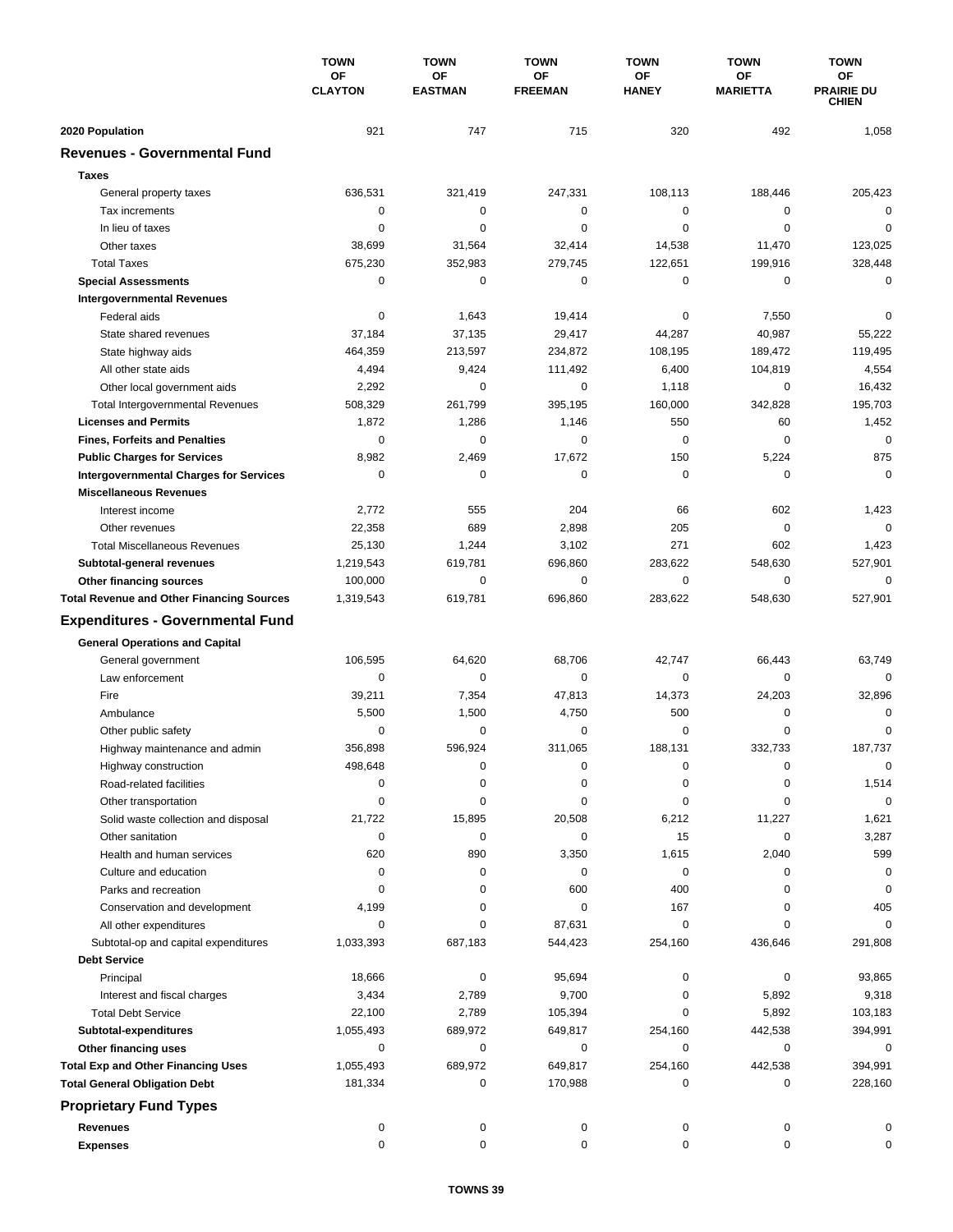| | TOWN OF CLAYTON | TOWN OF EASTMAN | TOWN OF FREEMAN | TOWN OF HANEY | TOWN OF MARIETTA | TOWN OF PRAIRIE DU CHIEN |
|---|---|---|---|---|---|---|
| **2020 Population** | 921 | 747 | 715 | 320 | 492 | 1,058 |
| **Revenues - Governmental Fund** | | | | | | |
| **Taxes** | | | | | | |
| General property taxes | 636,531 | 321,419 | 247,331 | 108,113 | 188,446 | 205,423 |
| Tax increments | 0 | 0 | 0 | 0 | 0 | 0 |
| In lieu of taxes | 0 | 0 | 0 | 0 | 0 | 0 |
| Other taxes | 38,699 | 31,564 | 32,414 | 14,538 | 11,470 | 123,025 |
| Total Taxes | 675,230 | 352,983 | 279,745 | 122,651 | 199,916 | 328,448 |
| **Special Assessments** | 0 | 0 | 0 | 0 | 0 | 0 |
| **Intergovernmental Revenues** | | | | | | |
| Federal aids | 0 | 1,643 | 19,414 | 0 | 7,550 | 0 |
| State shared revenues | 37,184 | 37,135 | 29,417 | 44,287 | 40,987 | 55,222 |
| State highway aids | 464,359 | 213,597 | 234,872 | 108,195 | 189,472 | 119,495 |
| All other state aids | 4,494 | 9,424 | 111,492 | 6,400 | 104,819 | 4,554 |
| Other local government aids | 2,292 | 0 | 0 | 1,118 | 0 | 16,432 |
| Total Intergovernmental Revenues | 508,329 | 261,799 | 395,195 | 160,000 | 342,828 | 195,703 |
| **Licenses and Permits** | 1,872 | 1,286 | 1,146 | 550 | 60 | 1,452 |
| **Fines, Forfeits and Penalties** | 0 | 0 | 0 | 0 | 0 | 0 |
| **Public Charges for Services** | 8,982 | 2,469 | 17,672 | 150 | 5,224 | 875 |
| **Intergovernmental Charges for Services** | 0 | 0 | 0 | 0 | 0 | 0 |
| **Miscellaneous Revenues** | | | | | | |
| Interest income | 2,772 | 555 | 204 | 66 | 602 | 1,423 |
| Other revenues | 22,358 | 689 | 2,898 | 205 | 0 | 0 |
| Total Miscellaneous Revenues | 25,130 | 1,244 | 3,102 | 271 | 602 | 1,423 |
| **Subtotal-general revenues** | 1,219,543 | 619,781 | 696,860 | 283,622 | 548,630 | 527,901 |
| **Other financing sources** | 100,000 | 0 | 0 | 0 | 0 | 0 |
| **Total Revenue and Other Financing Sources** | 1,319,543 | 619,781 | 696,860 | 283,622 | 548,630 | 527,901 |
| **Expenditures - Governmental Fund** | | | | | | |
| **General Operations and Capital** | | | | | | |
| General government | 106,595 | 64,620 | 68,706 | 42,747 | 66,443 | 63,749 |
| Law enforcement | 0 | 0 | 0 | 0 | 0 | 0 |
| Fire | 39,211 | 7,354 | 47,813 | 14,373 | 24,203 | 32,896 |
| Ambulance | 5,500 | 1,500 | 4,750 | 500 | 0 | 0 |
| Other public safety | 0 | 0 | 0 | 0 | 0 | 0 |
| Highway maintenance and admin | 356,898 | 596,924 | 311,065 | 188,131 | 332,733 | 187,737 |
| Highway construction | 498,648 | 0 | 0 | 0 | 0 | 0 |
| Road-related facilities | 0 | 0 | 0 | 0 | 0 | 1,514 |
| Other transportation | 0 | 0 | 0 | 0 | 0 | 0 |
| Solid waste collection and disposal | 21,722 | 15,895 | 20,508 | 6,212 | 11,227 | 1,621 |
| Other sanitation | 0 | 0 | 0 | 15 | 0 | 3,287 |
| Health and human services | 620 | 890 | 3,350 | 1,615 | 2,040 | 599 |
| Culture and education | 0 | 0 | 0 | 0 | 0 | 0 |
| Parks and recreation | 0 | 0 | 600 | 400 | 0 | 0 |
| Conservation and development | 4,199 | 0 | 0 | 167 | 0 | 405 |
| All other expenditures | 0 | 0 | 87,631 | 0 | 0 | 0 |
| Subtotal-op and capital expenditures | 1,033,393 | 687,183 | 544,423 | 254,160 | 436,646 | 291,808 |
| **Debt Service** | | | | | | |
| Principal | 18,666 | 0 | 95,694 | 0 | 0 | 93,865 |
| Interest and fiscal charges | 3,434 | 2,789 | 9,700 | 0 | 5,892 | 9,318 |
| Total Debt Service | 22,100 | 2,789 | 105,394 | 0 | 5,892 | 103,183 |
| **Subtotal-expenditures** | 1,055,493 | 689,972 | 649,817 | 254,160 | 442,538 | 394,991 |
| **Other financing uses** | 0 | 0 | 0 | 0 | 0 | 0 |
| **Total Exp and Other Financing Uses** | 1,055,493 | 689,972 | 649,817 | 254,160 | 442,538 | 394,991 |
| **Total General Obligation Debt** | 181,334 | 0 | 170,988 | 0 | 0 | 228,160 |
| **Proprietary Fund Types** | | | | | | |
| **Revenues** | 0 | 0 | 0 | 0 | 0 | 0 |
| **Expenses** | 0 | 0 | 0 | 0 | 0 | 0 |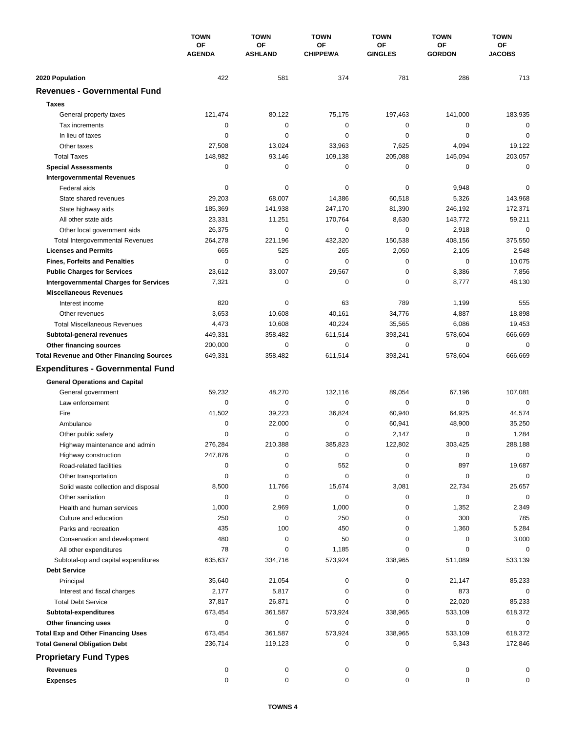| | TOWN OF AGENDA | TOWN OF ASHLAND | TOWN OF CHIPPEWA | TOWN OF GINGLES | TOWN OF GORDON | TOWN OF JACOBS |
|---|---|---|---|---|---|---|
| **2020 Population** | 422 | 581 | 374 | 781 | 286 | 713 |
| **Revenues - Governmental Fund** | | | | | | |
| **Taxes** | | | | | | |
| General property taxes | 121,474 | 80,122 | 75,175 | 197,463 | 141,000 | 183,935 |
| Tax increments | 0 | 0 | 0 | 0 | 0 | 0 |
| In lieu of taxes | 0 | 0 | 0 | 0 | 0 | 0 |
| Other taxes | 27,508 | 13,024 | 33,963 | 7,625 | 4,094 | 19,122 |
| Total Taxes | 148,982 | 93,146 | 109,138 | 205,088 | 145,094 | 203,057 |
| **Special Assessments** | 0 | 0 | 0 | 0 | 0 | 0 |
| **Intergovernmental Revenues** | | | | | | |
| Federal aids | 0 | 0 | 0 | 0 | 9,948 | 0 |
| State shared revenues | 29,203 | 68,007 | 14,386 | 60,518 | 5,326 | 143,968 |
| State highway aids | 185,369 | 141,938 | 247,170 | 81,390 | 246,192 | 172,371 |
| All other state aids | 23,331 | 11,251 | 170,764 | 8,630 | 143,772 | 59,211 |
| Other local government aids | 26,375 | 0 | 0 | 0 | 2,918 | 0 |
| Total Intergovernmental Revenues | 264,278 | 221,196 | 432,320 | 150,538 | 408,156 | 375,550 |
| **Licenses and Permits** | 665 | 525 | 265 | 2,050 | 2,105 | 2,548 |
| **Fines, Forfeits and Penalties** | 0 | 0 | 0 | 0 | 0 | 10,075 |
| **Public Charges for Services** | 23,612 | 33,007 | 29,567 | 0 | 8,386 | 7,856 |
| **Intergovernmental Charges for Services** | 7,321 | 0 | 0 | 0 | 8,777 | 48,130 |
| **Miscellaneous Revenues** | | | | | | |
| Interest income | 820 | 0 | 63 | 789 | 1,199 | 555 |
| Other revenues | 3,653 | 10,608 | 40,161 | 34,776 | 4,887 | 18,898 |
| Total Miscellaneous Revenues | 4,473 | 10,608 | 40,224 | 35,565 | 6,086 | 19,453 |
| **Subtotal-general revenues** | 449,331 | 358,482 | 611,514 | 393,241 | 578,604 | 666,669 |
| **Other financing sources** | 200,000 | 0 | 0 | 0 | 0 | 0 |
| **Total Revenue and Other Financing Sources** | 649,331 | 358,482 | 611,514 | 393,241 | 578,604 | 666,669 |
| **Expenditures - Governmental Fund** | | | | | | |
| **General Operations and Capital** | | | | | | |
| General government | 59,232 | 48,270 | 132,116 | 89,054 | 67,196 | 107,081 |
| Law enforcement | 0 | 0 | 0 | 0 | 0 | 0 |
| Fire | 41,502 | 39,223 | 36,824 | 60,940 | 64,925 | 44,574 |
| Ambulance | 0 | 22,000 | 0 | 60,941 | 48,900 | 35,250 |
| Other public safety | 0 | 0 | 0 | 2,147 | 0 | 1,284 |
| Highway maintenance and admin | 276,284 | 210,388 | 385,823 | 122,802 | 303,425 | 288,188 |
| Highway construction | 247,876 | 0 | 0 | 0 | 0 | 0 |
| Road-related facilities | 0 | 0 | 552 | 0 | 897 | 19,687 |
| Other transportation | 0 | 0 | 0 | 0 | 0 | 0 |
| Solid waste collection and disposal | 8,500 | 11,766 | 15,674 | 3,081 | 22,734 | 25,657 |
| Other sanitation | 0 | 0 | 0 | 0 | 0 | 0 |
| Health and human services | 1,000 | 2,969 | 1,000 | 0 | 1,352 | 2,349 |
| Culture and education | 250 | 0 | 250 | 0 | 300 | 785 |
| Parks and recreation | 435 | 100 | 450 | 0 | 1,360 | 5,284 |
| Conservation and development | 480 | 0 | 50 | 0 | 0 | 3,000 |
| All other expenditures | 78 | 0 | 1,185 | 0 | 0 | 0 |
| Subtotal-op and capital expenditures | 635,637 | 334,716 | 573,924 | 338,965 | 511,089 | 533,139 |
| **Debt Service** | | | | | | |
| Principal | 35,640 | 21,054 | 0 | 0 | 21,147 | 85,233 |
| Interest and fiscal charges | 2,177 | 5,817 | 0 | 0 | 873 | 0 |
| Total Debt Service | 37,817 | 26,871 | 0 | 0 | 22,020 | 85,233 |
| **Subtotal-expenditures** | 673,454 | 361,587 | 573,924 | 338,965 | 533,109 | 618,372 |
| **Other financing uses** | 0 | 0 | 0 | 0 | 0 | 0 |
| **Total Exp and Other Financing Uses** | 673,454 | 361,587 | 573,924 | 338,965 | 533,109 | 618,372 |
| **Total General Obligation Debt** | 236,714 | 119,123 | 0 | 0 | 5,343 | 172,846 |
| **Proprietary Fund Types** | | | | | | |
| **Revenues** | 0 | 0 | 0 | 0 | 0 | 0 |
| **Expenses** | 0 | 0 | 0 | 0 | 0 | 0 |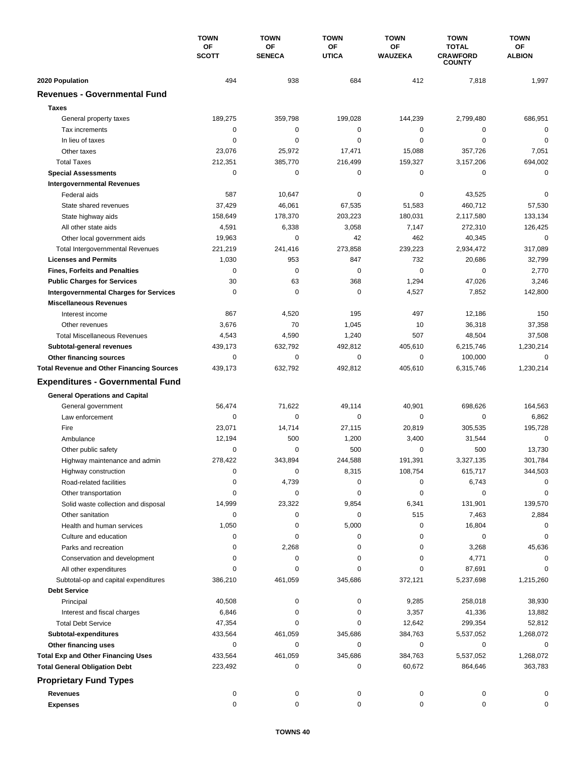| | TOWN OF SCOTT | TOWN OF SENECA | TOWN OF UTICA | TOWN OF WAUZEKA | TOWN TOTAL CRAWFORD COUNTY | TOWN OF ALBION |
|---|---|---|---|---|---|---|
| **2020 Population** | 494 | 938 | 684 | 412 | 7,818 | 1,997 |
| **Revenues - Governmental Fund** | | | | | | |
| **Taxes** | | | | | | |
| General property taxes | 189,275 | 359,798 | 199,028 | 144,239 | 2,799,480 | 686,951 |
| Tax increments | 0 | 0 | 0 | 0 | 0 | 0 |
| In lieu of taxes | 0 | 0 | 0 | 0 | 0 | 0 |
| Other taxes | 23,076 | 25,972 | 17,471 | 15,088 | 357,726 | 7,051 |
| Total Taxes | 212,351 | 385,770 | 216,499 | 159,327 | 3,157,206 | 694,002 |
| **Special Assessments** | 0 | 0 | 0 | 0 | 0 | 0 |
| **Intergovernmental Revenues** | | | | | | |
| Federal aids | 587 | 10,647 | 0 | 0 | 43,525 | 0 |
| State shared revenues | 37,429 | 46,061 | 67,535 | 51,583 | 460,712 | 57,530 |
| State highway aids | 158,649 | 178,370 | 203,223 | 180,031 | 2,117,580 | 133,134 |
| All other state aids | 4,591 | 6,338 | 3,058 | 7,147 | 272,310 | 126,425 |
| Other local government aids | 19,963 | 0 | 42 | 462 | 40,345 | 0 |
| Total Intergovernmental Revenues | 221,219 | 241,416 | 273,858 | 239,223 | 2,934,472 | 317,089 |
| **Licenses and Permits** | 1,030 | 953 | 847 | 732 | 20,686 | 32,799 |
| **Fines, Forfeits and Penalties** | 0 | 0 | 0 | 0 | 0 | 2,770 |
| **Public Charges for Services** | 30 | 63 | 368 | 1,294 | 47,026 | 3,246 |
| **Intergovernmental Charges for Services** | 0 | 0 | 0 | 4,527 | 7,852 | 142,800 |
| **Miscellaneous Revenues** | | | | | | |
| Interest income | 867 | 4,520 | 195 | 497 | 12,186 | 150 |
| Other revenues | 3,676 | 70 | 1,045 | 10 | 36,318 | 37,358 |
| Total Miscellaneous Revenues | 4,543 | 4,590 | 1,240 | 507 | 48,504 | 37,508 |
| **Subtotal-general revenues** | 439,173 | 632,792 | 492,812 | 405,610 | 6,215,746 | 1,230,214 |
| **Other financing sources** | 0 | 0 | 0 | 0 | 100,000 | 0 |
| **Total Revenue and Other Financing Sources** | 439,173 | 632,792 | 492,812 | 405,610 | 6,315,746 | 1,230,214 |
| **Expenditures - Governmental Fund** | | | | | | |
| **General Operations and Capital** | | | | | | |
| General government | 56,474 | 71,622 | 49,114 | 40,901 | 698,626 | 164,563 |
| Law enforcement | 0 | 0 | 0 | 0 | 0 | 6,862 |
| Fire | 23,071 | 14,714 | 27,115 | 20,819 | 305,535 | 195,728 |
| Ambulance | 12,194 | 500 | 1,200 | 3,400 | 31,544 | 0 |
| Other public safety | 0 | 0 | 500 | 0 | 500 | 13,730 |
| Highway maintenance and admin | 278,422 | 343,894 | 244,588 | 191,391 | 3,327,135 | 301,784 |
| Highway construction | 0 | 0 | 8,315 | 108,754 | 615,717 | 344,503 |
| Road-related facilities | 0 | 4,739 | 0 | 0 | 6,743 | 0 |
| Other transportation | 0 | 0 | 0 | 0 | 0 | 0 |
| Solid waste collection and disposal | 14,999 | 23,322 | 9,854 | 6,341 | 131,901 | 139,570 |
| Other sanitation | 0 | 0 | 0 | 515 | 7,463 | 2,884 |
| Health and human services | 1,050 | 0 | 5,000 | 0 | 16,804 | 0 |
| Culture and education | 0 | 0 | 0 | 0 | 0 | 0 |
| Parks and recreation | 0 | 2,268 | 0 | 0 | 3,268 | 45,636 |
| Conservation and development | 0 | 0 | 0 | 0 | 4,771 | 0 |
| All other expenditures | 0 | 0 | 0 | 0 | 87,691 | 0 |
| Subtotal-op and capital expenditures | 386,210 | 461,059 | 345,686 | 372,121 | 5,237,698 | 1,215,260 |
| **Debt Service** | | | | | | |
| Principal | 40,508 | 0 | 0 | 9,285 | 258,018 | 38,930 |
| Interest and fiscal charges | 6,846 | 0 | 0 | 3,357 | 41,336 | 13,882 |
| Total Debt Service | 47,354 | 0 | 0 | 12,642 | 299,354 | 52,812 |
| **Subtotal-expenditures** | 433,564 | 461,059 | 345,686 | 384,763 | 5,537,052 | 1,268,072 |
| **Other financing uses** | 0 | 0 | 0 | 0 | 0 | 0 |
| **Total Exp and Other Financing Uses** | 433,564 | 461,059 | 345,686 | 384,763 | 5,537,052 | 1,268,072 |
| **Total General Obligation Debt** | 223,492 | 0 | 0 | 60,672 | 864,646 | 363,783 |
| **Proprietary Fund Types** | | | | | | |
| **Revenues** | 0 | 0 | 0 | 0 | 0 | 0 |
| **Expenses** | 0 | 0 | 0 | 0 | 0 | 0 |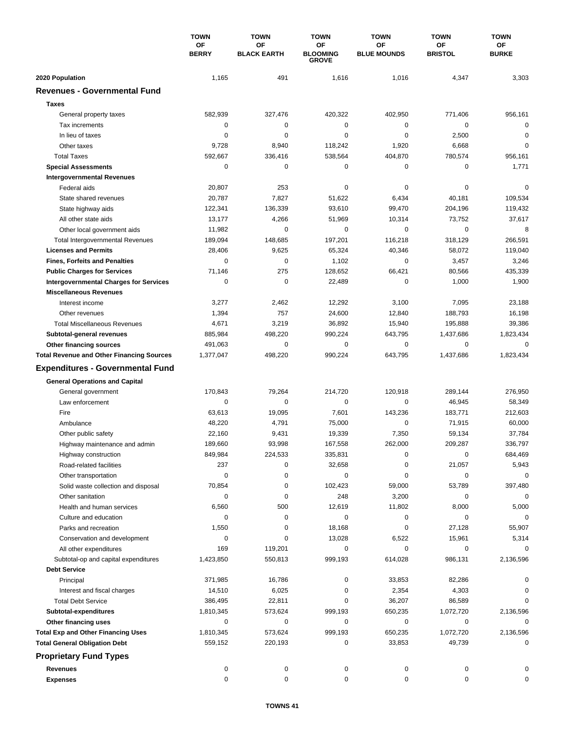| | TOWN OF BERRY | TOWN OF BLACK EARTH | TOWN OF BLOOMING GROVE | TOWN OF BLUE MOUNDS | TOWN OF BRISTOL | TOWN OF BURKE |
|---|---|---|---|---|---|---|
| **2020 Population** | 1,165 | 491 | 1,616 | 1,016 | 4,347 | 3,303 |
| **Revenues - Governmental Fund** | | | | | | |
| **Taxes** | | | | | | |
| General property taxes | 582,939 | 327,476 | 420,322 | 402,950 | 771,406 | 956,161 |
| Tax increments | 0 | 0 | 0 | 0 | 0 | 0 |
| In lieu of taxes | 0 | 0 | 0 | 0 | 2,500 | 0 |
| Other taxes | 9,728 | 8,940 | 118,242 | 1,920 | 6,668 | 0 |
| Total Taxes | 592,667 | 336,416 | 538,564 | 404,870 | 780,574 | 956,161 |
| **Special Assessments** | 0 | 0 | 0 | 0 | 0 | 1,771 |
| **Intergovernmental Revenues** | | | | | | |
| Federal aids | 20,807 | 253 | 0 | 0 | 0 | 0 |
| State shared revenues | 20,787 | 7,827 | 51,622 | 6,434 | 40,181 | 109,534 |
| State highway aids | 122,341 | 136,339 | 93,610 | 99,470 | 204,196 | 119,432 |
| All other state aids | 13,177 | 4,266 | 51,969 | 10,314 | 73,752 | 37,617 |
| Other local government aids | 11,982 | 0 | 0 | 0 | 0 | 8 |
| Total Intergovernmental Revenues | 189,094 | 148,685 | 197,201 | 116,218 | 318,129 | 266,591 |
| **Licenses and Permits** | 28,406 | 9,625 | 65,324 | 40,346 | 58,072 | 119,040 |
| **Fines, Forfeits and Penalties** | 0 | 0 | 1,102 | 0 | 3,457 | 3,246 |
| **Public Charges for Services** | 71,146 | 275 | 128,652 | 66,421 | 80,566 | 435,339 |
| **Intergovernmental Charges for Services** | 0 | 0 | 22,489 | 0 | 1,000 | 1,900 |
| **Miscellaneous Revenues** | | | | | | |
| Interest income | 3,277 | 2,462 | 12,292 | 3,100 | 7,095 | 23,188 |
| Other revenues | 1,394 | 757 | 24,600 | 12,840 | 188,793 | 16,198 |
| Total Miscellaneous Revenues | 4,671 | 3,219 | 36,892 | 15,940 | 195,888 | 39,386 |
| **Subtotal-general revenues** | 885,984 | 498,220 | 990,224 | 643,795 | 1,437,686 | 1,823,434 |
| **Other financing sources** | 491,063 | 0 | 0 | 0 | 0 | 0 |
| **Total Revenue and Other Financing Sources** | 1,377,047 | 498,220 | 990,224 | 643,795 | 1,437,686 | 1,823,434 |
| **Expenditures - Governmental Fund** | | | | | | |
| **General Operations and Capital** | | | | | | |
| General government | 170,843 | 79,264 | 214,720 | 120,918 | 289,144 | 276,950 |
| Law enforcement | 0 | 0 | 0 | 0 | 46,945 | 58,349 |
| Fire | 63,613 | 19,095 | 7,601 | 143,236 | 183,771 | 212,603 |
| Ambulance | 48,220 | 4,791 | 75,000 | 0 | 71,915 | 60,000 |
| Other public safety | 22,160 | 9,431 | 19,339 | 7,350 | 59,134 | 37,784 |
| Highway maintenance and admin | 189,660 | 93,998 | 167,558 | 262,000 | 209,287 | 336,797 |
| Highway construction | 849,984 | 224,533 | 335,831 | 0 | 0 | 684,469 |
| Road-related facilities | 237 | 0 | 32,658 | 0 | 21,057 | 5,943 |
| Other transportation | 0 | 0 | 0 | 0 | 0 | 0 |
| Solid waste collection and disposal | 70,854 | 0 | 102,423 | 59,000 | 53,789 | 397,480 |
| Other sanitation | 0 | 0 | 248 | 3,200 | 0 | 0 |
| Health and human services | 6,560 | 500 | 12,619 | 11,802 | 8,000 | 5,000 |
| Culture and education | 0 | 0 | 0 | 0 | 0 | 0 |
| Parks and recreation | 1,550 | 0 | 18,168 | 0 | 27,128 | 55,907 |
| Conservation and development | 0 | 0 | 13,028 | 6,522 | 15,961 | 5,314 |
| All other expenditures | 169 | 119,201 | 0 | 0 | 0 | 0 |
| Subtotal-op and capital expenditures | 1,423,850 | 550,813 | 999,193 | 614,028 | 986,131 | 2,136,596 |
| **Debt Service** | | | | | | |
| Principal | 371,985 | 16,786 | 0 | 33,853 | 82,286 | 0 |
| Interest and fiscal charges | 14,510 | 6,025 | 0 | 2,354 | 4,303 | 0 |
| Total Debt Service | 386,495 | 22,811 | 0 | 36,207 | 86,589 | 0 |
| **Subtotal-expenditures** | 1,810,345 | 573,624 | 999,193 | 650,235 | 1,072,720 | 2,136,596 |
| **Other financing uses** | 0 | 0 | 0 | 0 | 0 | 0 |
| **Total Exp and Other Financing Uses** | 1,810,345 | 573,624 | 999,193 | 650,235 | 1,072,720 | 2,136,596 |
| **Total General Obligation Debt** | 559,152 | 220,193 | 0 | 33,853 | 49,739 | 0 |
| **Proprietary Fund Types** | | | | | | |
| **Revenues** | 0 | 0 | 0 | 0 | 0 | 0 |
| **Expenses** | 0 | 0 | 0 | 0 | 0 | 0 |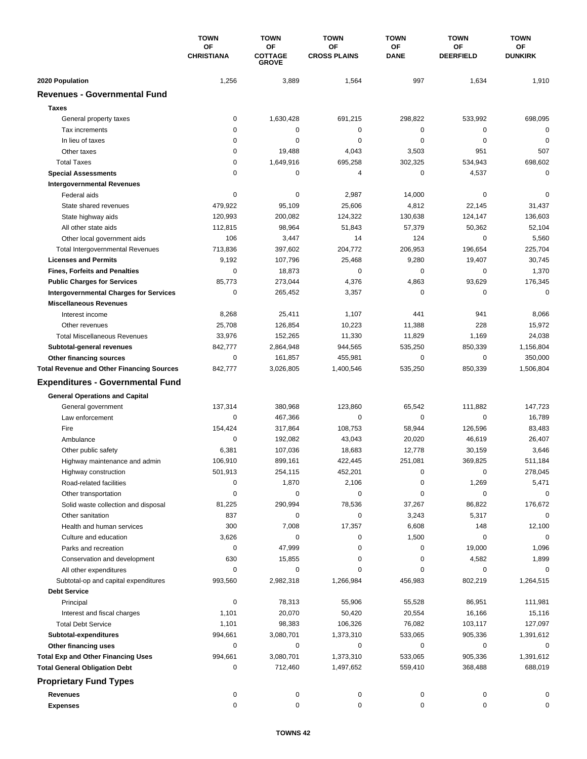| | TOWN OF CHRISTIANA | TOWN OF COTTAGE GROVE | TOWN OF CROSS PLAINS | TOWN OF DANE | TOWN OF DEERFIELD | TOWN OF DUNKIRK |
|---|---|---|---|---|---|---|
| **2020 Population** | 1,256 | 3,889 | 1,564 | 997 | 1,634 | 1,910 |
| **Revenues - Governmental Fund** | | | | | | |
| **Taxes** | | | | | | |
| General property taxes | 0 | 1,630,428 | 691,215 | 298,822 | 533,992 | 698,095 |
| Tax increments | 0 | 0 | 0 | 0 | 0 | 0 |
| In lieu of taxes | 0 | 0 | 0 | 0 | 0 | 0 |
| Other taxes | 0 | 19,488 | 4,043 | 3,503 | 951 | 507 |
| Total Taxes | 0 | 1,649,916 | 695,258 | 302,325 | 534,943 | 698,602 |
| **Special Assessments** | 0 | 0 | 4 | 0 | 4,537 | 0 |
| **Intergovernmental Revenues** | | | | | | |
| Federal aids | 0 | 0 | 2,987 | 14,000 | 0 | 0 |
| State shared revenues | 479,922 | 95,109 | 25,606 | 4,812 | 22,145 | 31,437 |
| State highway aids | 120,993 | 200,082 | 124,322 | 130,638 | 124,147 | 136,603 |
| All other state aids | 112,815 | 98,964 | 51,843 | 57,379 | 50,362 | 52,104 |
| Other local government aids | 106 | 3,447 | 14 | 124 | 0 | 5,560 |
| Total Intergovernmental Revenues | 713,836 | 397,602 | 204,772 | 206,953 | 196,654 | 225,704 |
| **Licenses and Permits** | 9,192 | 107,796 | 25,468 | 9,280 | 19,407 | 30,745 |
| **Fines, Forfeits and Penalties** | 0 | 18,873 | 0 | 0 | 0 | 1,370 |
| **Public Charges for Services** | 85,773 | 273,044 | 4,376 | 4,863 | 93,629 | 176,345 |
| **Intergovernmental Charges for Services** | 0 | 265,452 | 3,357 | 0 | 0 | 0 |
| **Miscellaneous Revenues** | | | | | | |
| Interest income | 8,268 | 25,411 | 1,107 | 441 | 941 | 8,066 |
| Other revenues | 25,708 | 126,854 | 10,223 | 11,388 | 228 | 15,972 |
| Total Miscellaneous Revenues | 33,976 | 152,265 | 11,330 | 11,829 | 1,169 | 24,038 |
| **Subtotal-general revenues** | 842,777 | 2,864,948 | 944,565 | 535,250 | 850,339 | 1,156,804 |
| **Other financing sources** | 0 | 161,857 | 455,981 | 0 | 0 | 350,000 |
| **Total Revenue and Other Financing Sources** | 842,777 | 3,026,805 | 1,400,546 | 535,250 | 850,339 | 1,506,804 |
| **Expenditures - Governmental Fund** | | | | | | |
| **General Operations and Capital** | | | | | | |
| General government | 137,314 | 380,968 | 123,860 | 65,542 | 111,882 | 147,723 |
| Law enforcement | 0 | 467,366 | 0 | 0 | 0 | 16,789 |
| Fire | 154,424 | 317,864 | 108,753 | 58,944 | 126,596 | 83,483 |
| Ambulance | 0 | 192,082 | 43,043 | 20,020 | 46,619 | 26,407 |
| Other public safety | 6,381 | 107,036 | 18,683 | 12,778 | 30,159 | 3,646 |
| Highway maintenance and admin | 106,910 | 899,161 | 422,445 | 251,081 | 369,825 | 511,184 |
| Highway construction | 501,913 | 254,115 | 452,201 | 0 | 0 | 278,045 |
| Road-related facilities | 0 | 1,870 | 2,106 | 0 | 1,269 | 5,471 |
| Other transportation | 0 | 0 | 0 | 0 | 0 | 0 |
| Solid waste collection and disposal | 81,225 | 290,994 | 78,536 | 37,267 | 86,822 | 176,672 |
| Other sanitation | 837 | 0 | 0 | 3,243 | 5,317 | 0 |
| Health and human services | 300 | 7,008 | 17,357 | 6,608 | 148 | 12,100 |
| Culture and education | 3,626 | 0 | 0 | 1,500 | 0 | 0 |
| Parks and recreation | 0 | 47,999 | 0 | 0 | 19,000 | 1,096 |
| Conservation and development | 630 | 15,855 | 0 | 0 | 4,582 | 1,899 |
| All other expenditures | 0 | 0 | 0 | 0 | 0 | 0 |
| Subtotal-op and capital expenditures | 993,560 | 2,982,318 | 1,266,984 | 456,983 | 802,219 | 1,264,515 |
| **Debt Service** | | | | | | |
| Principal | 0 | 78,313 | 55,906 | 55,528 | 86,951 | 111,981 |
| Interest and fiscal charges | 1,101 | 20,070 | 50,420 | 20,554 | 16,166 | 15,116 |
| Total Debt Service | 1,101 | 98,383 | 106,326 | 76,082 | 103,117 | 127,097 |
| **Subtotal-expenditures** | 994,661 | 3,080,701 | 1,373,310 | 533,065 | 905,336 | 1,391,612 |
| **Other financing uses** | 0 | 0 | 0 | 0 | 0 | 0 |
| **Total Exp and Other Financing Uses** | 994,661 | 3,080,701 | 1,373,310 | 533,065 | 905,336 | 1,391,612 |
| **Total General Obligation Debt** | 0 | 712,460 | 1,497,652 | 559,410 | 368,488 | 688,019 |
| **Proprietary Fund Types** | | | | | | |
| **Revenues** | 0 | 0 | 0 | 0 | 0 | 0 |
| **Expenses** | 0 | 0 | 0 | 0 | 0 | 0 |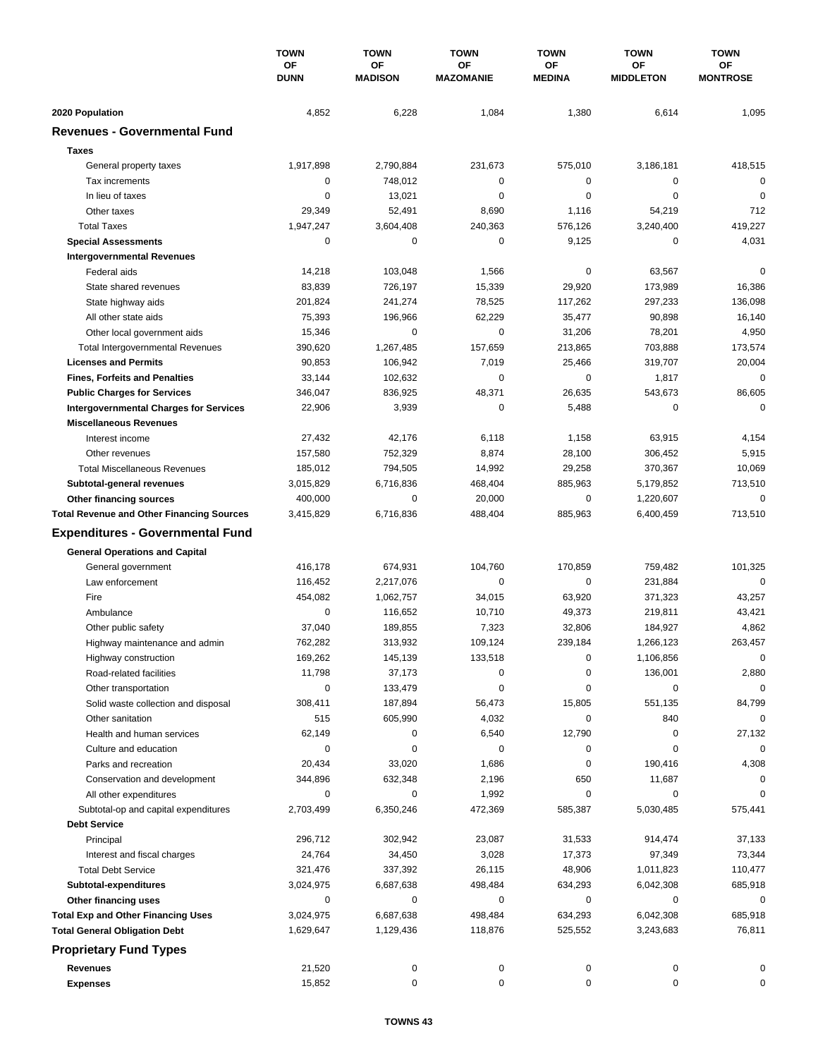| | TOWN OF DUNN | TOWN OF MADISON | TOWN OF MAZOMANIE | TOWN OF MEDINA | TOWN OF MIDDLETON | TOWN OF MONTROSE |
|---|---|---|---|---|---|---|
| **2020 Population** | 4,852 | 6,228 | 1,084 | 1,380 | 6,614 | 1,095 |
| **Revenues - Governmental Fund** | | | | | | |
| **Taxes** | | | | | | |
| General property taxes | 1,917,898 | 2,790,884 | 231,673 | 575,010 | 3,186,181 | 418,515 |
| Tax increments | 0 | 748,012 | 0 | 0 | 0 | 0 |
| In lieu of taxes | 0 | 13,021 | 0 | 0 | 0 | 0 |
| Other taxes | 29,349 | 52,491 | 8,690 | 1,116 | 54,219 | 712 |
| Total Taxes | 1,947,247 | 3,604,408 | 240,363 | 576,126 | 3,240,400 | 419,227 |
| **Special Assessments** | 0 | 0 | 0 | 9,125 | 0 | 4,031 |
| **Intergovernmental Revenues** | | | | | | |
| Federal aids | 14,218 | 103,048 | 1,566 | 0 | 63,567 | 0 |
| State shared revenues | 83,839 | 726,197 | 15,339 | 29,920 | 173,989 | 16,386 |
| State highway aids | 201,824 | 241,274 | 78,525 | 117,262 | 297,233 | 136,098 |
| All other state aids | 75,393 | 196,966 | 62,229 | 35,477 | 90,898 | 16,140 |
| Other local government aids | 15,346 | 0 | 0 | 31,206 | 78,201 | 4,950 |
| Total Intergovernmental Revenues | 390,620 | 1,267,485 | 157,659 | 213,865 | 703,888 | 173,574 |
| **Licenses and Permits** | 90,853 | 106,942 | 7,019 | 25,466 | 319,707 | 20,004 |
| **Fines, Forfeits and Penalties** | 33,144 | 102,632 | 0 | 0 | 1,817 | 0 |
| **Public Charges for Services** | 346,047 | 836,925 | 48,371 | 26,635 | 543,673 | 86,605 |
| **Intergovernmental Charges for Services** | 22,906 | 3,939 | 0 | 5,488 | 0 | 0 |
| **Miscellaneous Revenues** | | | | | | |
| Interest income | 27,432 | 42,176 | 6,118 | 1,158 | 63,915 | 4,154 |
| Other revenues | 157,580 | 752,329 | 8,874 | 28,100 | 306,452 | 5,915 |
| Total Miscellaneous Revenues | 185,012 | 794,505 | 14,992 | 29,258 | 370,367 | 10,069 |
| **Subtotal-general revenues** | 3,015,829 | 6,716,836 | 468,404 | 885,963 | 5,179,852 | 713,510 |
| **Other financing sources** | 400,000 | 0 | 20,000 | 0 | 1,220,607 | 0 |
| **Total Revenue and Other Financing Sources** | 3,415,829 | 6,716,836 | 488,404 | 885,963 | 6,400,459 | 713,510 |
| **Expenditures - Governmental Fund** | | | | | | |
| **General Operations and Capital** | | | | | | |
| General government | 416,178 | 674,931 | 104,760 | 170,859 | 759,482 | 101,325 |
| Law enforcement | 116,452 | 2,217,076 | 0 | 0 | 231,884 | 0 |
| Fire | 454,082 | 1,062,757 | 34,015 | 63,920 | 371,323 | 43,257 |
| Ambulance | 0 | 116,652 | 10,710 | 49,373 | 219,811 | 43,421 |
| Other public safety | 37,040 | 189,855 | 7,323 | 32,806 | 184,927 | 4,862 |
| Highway maintenance and admin | 762,282 | 313,932 | 109,124 | 239,184 | 1,266,123 | 263,457 |
| Highway construction | 169,262 | 145,139 | 133,518 | 0 | 1,106,856 | 0 |
| Road-related facilities | 11,798 | 37,173 | 0 | 0 | 136,001 | 2,880 |
| Other transportation | 0 | 133,479 | 0 | 0 | 0 | 0 |
| Solid waste collection and disposal | 308,411 | 187,894 | 56,473 | 15,805 | 551,135 | 84,799 |
| Other sanitation | 515 | 605,990 | 4,032 | 0 | 840 | 0 |
| Health and human services | 62,149 | 0 | 6,540 | 12,790 | 0 | 27,132 |
| Culture and education | 0 | 0 | 0 | 0 | 0 | 0 |
| Parks and recreation | 20,434 | 33,020 | 1,686 | 0 | 190,416 | 4,308 |
| Conservation and development | 344,896 | 632,348 | 2,196 | 650 | 11,687 | 0 |
| All other expenditures | 0 | 0 | 1,992 | 0 | 0 | 0 |
| Subtotal-op and capital expenditures | 2,703,499 | 6,350,246 | 472,369 | 585,387 | 5,030,485 | 575,441 |
| **Debt Service** | | | | | | |
| Principal | 296,712 | 302,942 | 23,087 | 31,533 | 914,474 | 37,133 |
| Interest and fiscal charges | 24,764 | 34,450 | 3,028 | 17,373 | 97,349 | 73,344 |
| Total Debt Service | 321,476 | 337,392 | 26,115 | 48,906 | 1,011,823 | 110,477 |
| **Subtotal-expenditures** | 3,024,975 | 6,687,638 | 498,484 | 634,293 | 6,042,308 | 685,918 |
| **Other financing uses** | 0 | 0 | 0 | 0 | 0 | 0 |
| **Total Exp and Other Financing Uses** | 3,024,975 | 6,687,638 | 498,484 | 634,293 | 6,042,308 | 685,918 |
| **Total General Obligation Debt** | 1,629,647 | 1,129,436 | 118,876 | 525,552 | 3,243,683 | 76,811 |
| **Proprietary Fund Types** | | | | | | |
| **Revenues** | 21,520 | 0 | 0 | 0 | 0 | 0 |
| **Expenses** | 15,852 | 0 | 0 | 0 | 0 | 0 |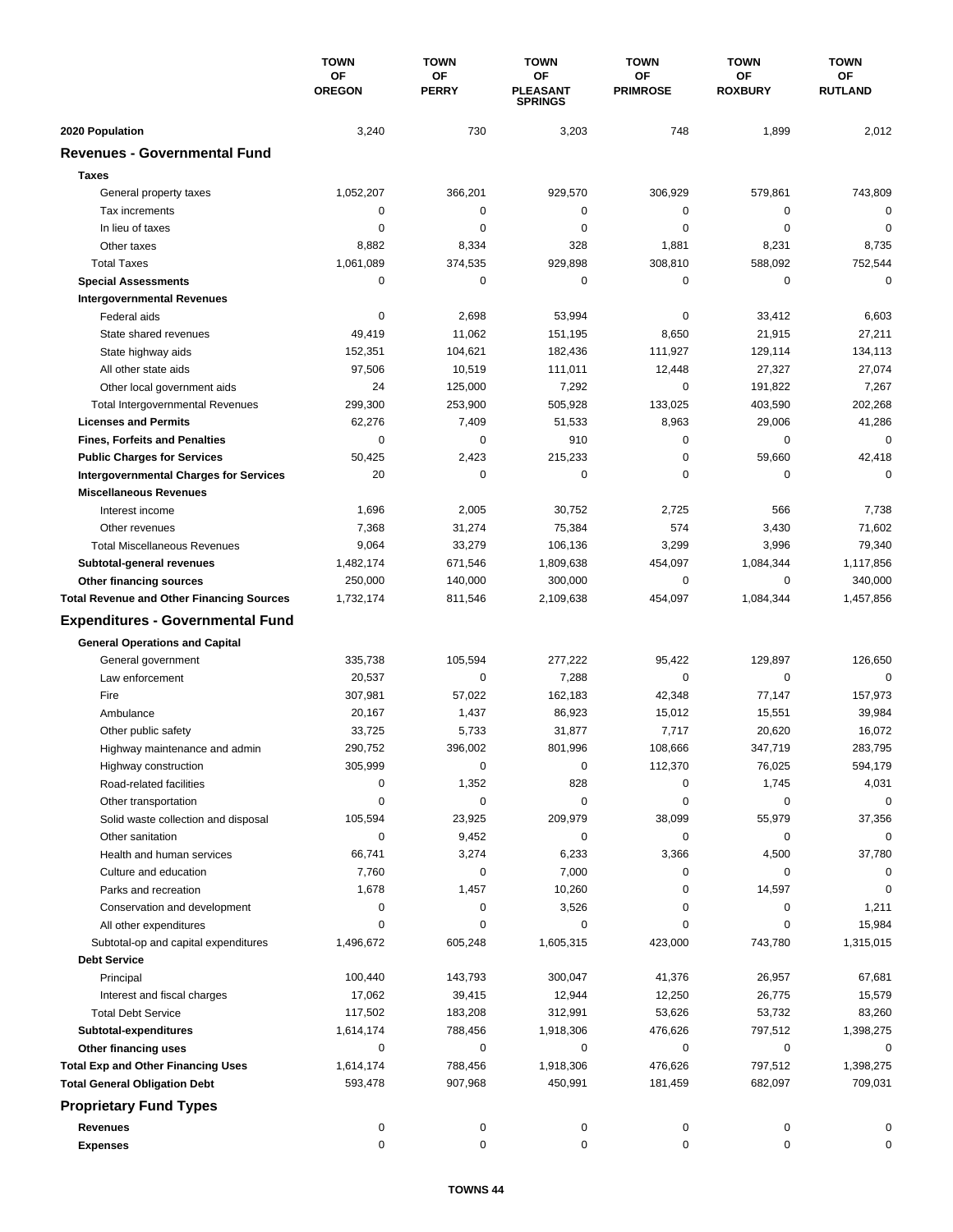| | TOWN OF OREGON | TOWN OF PERRY | TOWN OF PLEASANT SPRINGS | TOWN OF PRIMROSE | TOWN OF ROXBURY | TOWN OF RUTLAND |
|---|---|---|---|---|---|---|
| **2020 Population** | 3,240 | 730 | 3,203 | 748 | 1,899 | 2,012 |
| **Revenues - Governmental Fund** | | | | | | |
| **Taxes** | | | | | | |
| General property taxes | 1,052,207 | 366,201 | 929,570 | 306,929 | 579,861 | 743,809 |
| Tax increments | 0 | 0 | 0 | 0 | 0 | 0 |
| In lieu of taxes | 0 | 0 | 0 | 0 | 0 | 0 |
| Other taxes | 8,882 | 8,334 | 328 | 1,881 | 8,231 | 8,735 |
| Total Taxes | 1,061,089 | 374,535 | 929,898 | 308,810 | 588,092 | 752,544 |
| **Special Assessments** | 0 | 0 | 0 | 0 | 0 | 0 |
| **Intergovernmental Revenues** | | | | | | |
| Federal aids | 0 | 2,698 | 53,994 | 0 | 33,412 | 6,603 |
| State shared revenues | 49,419 | 11,062 | 151,195 | 8,650 | 21,915 | 27,211 |
| State highway aids | 152,351 | 104,621 | 182,436 | 111,927 | 129,114 | 134,113 |
| All other state aids | 97,506 | 10,519 | 111,011 | 12,448 | 27,327 | 27,074 |
| Other local government aids | 24 | 125,000 | 7,292 | 0 | 191,822 | 7,267 |
| Total Intergovernmental Revenues | 299,300 | 253,900 | 505,928 | 133,025 | 403,590 | 202,268 |
| **Licenses and Permits** | 62,276 | 7,409 | 51,533 | 8,963 | 29,006 | 41,286 |
| **Fines, Forfeits and Penalties** | 0 | 0 | 910 | 0 | 0 | 0 |
| **Public Charges for Services** | 50,425 | 2,423 | 215,233 | 0 | 59,660 | 42,418 |
| **Intergovernmental Charges for Services** | 20 | 0 | 0 | 0 | 0 | 0 |
| **Miscellaneous Revenues** | | | | | | |
| Interest income | 1,696 | 2,005 | 30,752 | 2,725 | 566 | 7,738 |
| Other revenues | 7,368 | 31,274 | 75,384 | 574 | 3,430 | 71,602 |
| Total Miscellaneous Revenues | 9,064 | 33,279 | 106,136 | 3,299 | 3,996 | 79,340 |
| **Subtotal-general revenues** | 1,482,174 | 671,546 | 1,809,638 | 454,097 | 1,084,344 | 1,117,856 |
| **Other financing sources** | 250,000 | 140,000 | 300,000 | 0 | 0 | 340,000 |
| **Total Revenue and Other Financing Sources** | 1,732,174 | 811,546 | 2,109,638 | 454,097 | 1,084,344 | 1,457,856 |
| **Expenditures - Governmental Fund** | | | | | | |
| **General Operations and Capital** | | | | | | |
| General government | 335,738 | 105,594 | 277,222 | 95,422 | 129,897 | 126,650 |
| Law enforcement | 20,537 | 0 | 7,288 | 0 | 0 | 0 |
| Fire | 307,981 | 57,022 | 162,183 | 42,348 | 77,147 | 157,973 |
| Ambulance | 20,167 | 1,437 | 86,923 | 15,012 | 15,551 | 39,984 |
| Other public safety | 33,725 | 5,733 | 31,877 | 7,717 | 20,620 | 16,072 |
| Highway maintenance and admin | 290,752 | 396,002 | 801,996 | 108,666 | 347,719 | 283,795 |
| Highway construction | 305,999 | 0 | 0 | 112,370 | 76,025 | 594,179 |
| Road-related facilities | 0 | 1,352 | 828 | 0 | 1,745 | 4,031 |
| Other transportation | 0 | 0 | 0 | 0 | 0 | 0 |
| Solid waste collection and disposal | 105,594 | 23,925 | 209,979 | 38,099 | 55,979 | 37,356 |
| Other sanitation | 0 | 9,452 | 0 | 0 | 0 | 0 |
| Health and human services | 66,741 | 3,274 | 6,233 | 3,366 | 4,500 | 37,780 |
| Culture and education | 7,760 | 0 | 7,000 | 0 | 0 | 0 |
| Parks and recreation | 1,678 | 1,457 | 10,260 | 0 | 14,597 | 0 |
| Conservation and development | 0 | 0 | 3,526 | 0 | 0 | 1,211 |
| All other expenditures | 0 | 0 | 0 | 0 | 0 | 15,984 |
| Subtotal-op and capital expenditures | 1,496,672 | 605,248 | 1,605,315 | 423,000 | 743,780 | 1,315,015 |
| **Debt Service** | | | | | | |
| Principal | 100,440 | 143,793 | 300,047 | 41,376 | 26,957 | 67,681 |
| Interest and fiscal charges | 17,062 | 39,415 | 12,944 | 12,250 | 26,775 | 15,579 |
| Total Debt Service | 117,502 | 183,208 | 312,991 | 53,626 | 53,732 | 83,260 |
| **Subtotal-expenditures** | 1,614,174 | 788,456 | 1,918,306 | 476,626 | 797,512 | 1,398,275 |
| **Other financing uses** | 0 | 0 | 0 | 0 | 0 | 0 |
| **Total Exp and Other Financing Uses** | 1,614,174 | 788,456 | 1,918,306 | 476,626 | 797,512 | 1,398,275 |
| **Total General Obligation Debt** | 593,478 | 907,968 | 450,991 | 181,459 | 682,097 | 709,031 |
| **Proprietary Fund Types** | | | | | | |
| **Revenues** | 0 | 0 | 0 | 0 | 0 | 0 |
| **Expenses** | 0 | 0 | 0 | 0 | 0 | 0 |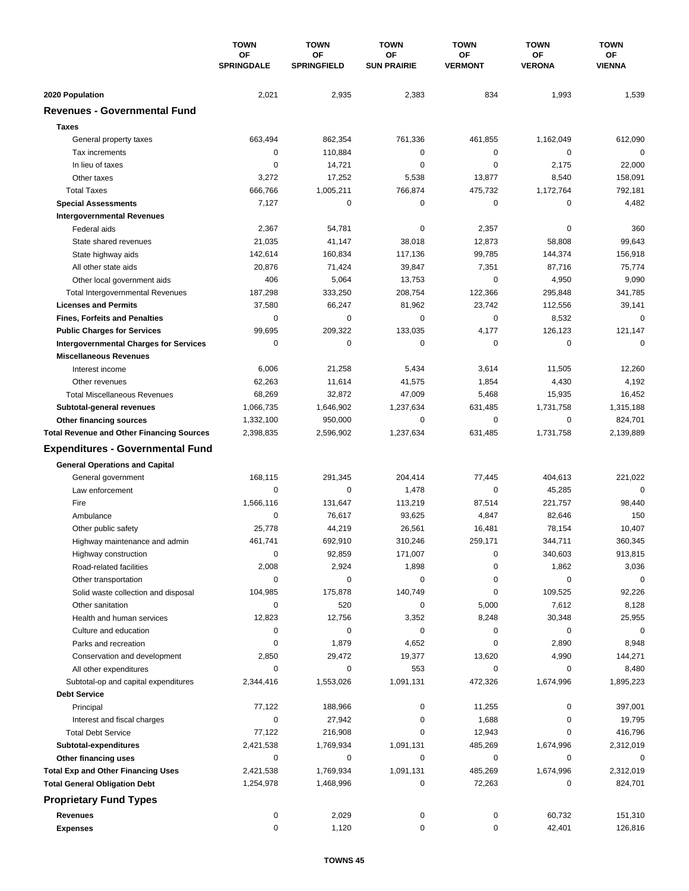| | TOWN OF SPRINGDALE | TOWN OF SPRINGFIELD | TOWN OF SUN PRAIRIE | TOWN OF VERMONT | TOWN OF VERONA | TOWN OF VIENNA |
|---|---|---|---|---|---|---|
| **2020 Population** | 2,021 | 2,935 | 2,383 | 834 | 1,993 | 1,539 |
| **Revenues - Governmental Fund** | | | | | | |
| **Taxes** | | | | | | |
| General property taxes | 663,494 | 862,354 | 761,336 | 461,855 | 1,162,049 | 612,090 |
| Tax increments | 0 | 110,884 | 0 | 0 | 0 | 0 |
| In lieu of taxes | 0 | 14,721 | 0 | 0 | 2,175 | 22,000 |
| Other taxes | 3,272 | 17,252 | 5,538 | 13,877 | 8,540 | 158,091 |
| Total Taxes | 666,766 | 1,005,211 | 766,874 | 475,732 | 1,172,764 | 792,181 |
| **Special Assessments** | 7,127 | 0 | 0 | 0 | 0 | 4,482 |
| **Intergovernmental Revenues** | | | | | | |
| Federal aids | 2,367 | 54,781 | 0 | 2,357 | 0 | 360 |
| State shared revenues | 21,035 | 41,147 | 38,018 | 12,873 | 58,808 | 99,643 |
| State highway aids | 142,614 | 160,834 | 117,136 | 99,785 | 144,374 | 156,918 |
| All other state aids | 20,876 | 71,424 | 39,847 | 7,351 | 87,716 | 75,774 |
| Other local government aids | 406 | 5,064 | 13,753 | 0 | 4,950 | 9,090 |
| Total Intergovernmental Revenues | 187,298 | 333,250 | 208,754 | 122,366 | 295,848 | 341,785 |
| **Licenses and Permits** | 37,580 | 66,247 | 81,962 | 23,742 | 112,556 | 39,141 |
| **Fines, Forfeits and Penalties** | 0 | 0 | 0 | 0 | 8,532 | 0 |
| **Public Charges for Services** | 99,695 | 209,322 | 133,035 | 4,177 | 126,123 | 121,147 |
| **Intergovernmental Charges for Services** | 0 | 0 | 0 | 0 | 0 | 0 |
| **Miscellaneous Revenues** | | | | | | |
| Interest income | 6,006 | 21,258 | 5,434 | 3,614 | 11,505 | 12,260 |
| Other revenues | 62,263 | 11,614 | 41,575 | 1,854 | 4,430 | 4,192 |
| Total Miscellaneous Revenues | 68,269 | 32,872 | 47,009 | 5,468 | 15,935 | 16,452 |
| **Subtotal-general revenues** | 1,066,735 | 1,646,902 | 1,237,634 | 631,485 | 1,731,758 | 1,315,188 |
| **Other financing sources** | 1,332,100 | 950,000 | 0 | 0 | 0 | 824,701 |
| **Total Revenue and Other Financing Sources** | 2,398,835 | 2,596,902 | 1,237,634 | 631,485 | 1,731,758 | 2,139,889 |
| **Expenditures - Governmental Fund** | | | | | | |
| **General Operations and Capital** | | | | | | |
| General government | 168,115 | 291,345 | 204,414 | 77,445 | 404,613 | 221,022 |
| Law enforcement | 0 | 0 | 1,478 | 0 | 45,285 | 0 |
| Fire | 1,566,116 | 131,647 | 113,219 | 87,514 | 221,757 | 98,440 |
| Ambulance | 0 | 76,617 | 93,625 | 4,847 | 82,646 | 150 |
| Other public safety | 25,778 | 44,219 | 26,561 | 16,481 | 78,154 | 10,407 |
| Highway maintenance and admin | 461,741 | 692,910 | 310,246 | 259,171 | 344,711 | 360,345 |
| Highway construction | 0 | 92,859 | 171,007 | 0 | 340,603 | 913,815 |
| Road-related facilities | 2,008 | 2,924 | 1,898 | 0 | 1,862 | 3,036 |
| Other transportation | 0 | 0 | 0 | 0 | 0 | 0 |
| Solid waste collection and disposal | 104,985 | 175,878 | 140,749 | 0 | 109,525 | 92,226 |
| Other sanitation | 0 | 520 | 0 | 5,000 | 7,612 | 8,128 |
| Health and human services | 12,823 | 12,756 | 3,352 | 8,248 | 30,348 | 25,955 |
| Culture and education | 0 | 0 | 0 | 0 | 0 | 0 |
| Parks and recreation | 0 | 1,879 | 4,652 | 0 | 2,890 | 8,948 |
| Conservation and development | 2,850 | 29,472 | 19,377 | 13,620 | 4,990 | 144,271 |
| All other expenditures | 0 | 0 | 553 | 0 | 0 | 8,480 |
| Subtotal-op and capital expenditures | 2,344,416 | 1,553,026 | 1,091,131 | 472,326 | 1,674,996 | 1,895,223 |
| **Debt Service** | | | | | | |
| Principal | 77,122 | 188,966 | 0 | 11,255 | 0 | 397,001 |
| Interest and fiscal charges | 0 | 27,942 | 0 | 1,688 | 0 | 19,795 |
| Total Debt Service | 77,122 | 216,908 | 0 | 12,943 | 0 | 416,796 |
| **Subtotal-expenditures** | 2,421,538 | 1,769,934 | 1,091,131 | 485,269 | 1,674,996 | 2,312,019 |
| **Other financing uses** | 0 | 0 | 0 | 0 | 0 | 0 |
| **Total Exp and Other Financing Uses** | 2,421,538 | 1,769,934 | 1,091,131 | 485,269 | 1,674,996 | 2,312,019 |
| **Total General Obligation Debt** | 1,254,978 | 1,468,996 | 0 | 72,263 | 0 | 824,701 |
| **Proprietary Fund Types** | | | | | | |
| **Revenues** | 0 | 2,029 | 0 | 0 | 60,732 | 151,310 |
| **Expenses** | 0 | 1,120 | 0 | 0 | 42,401 | 126,816 |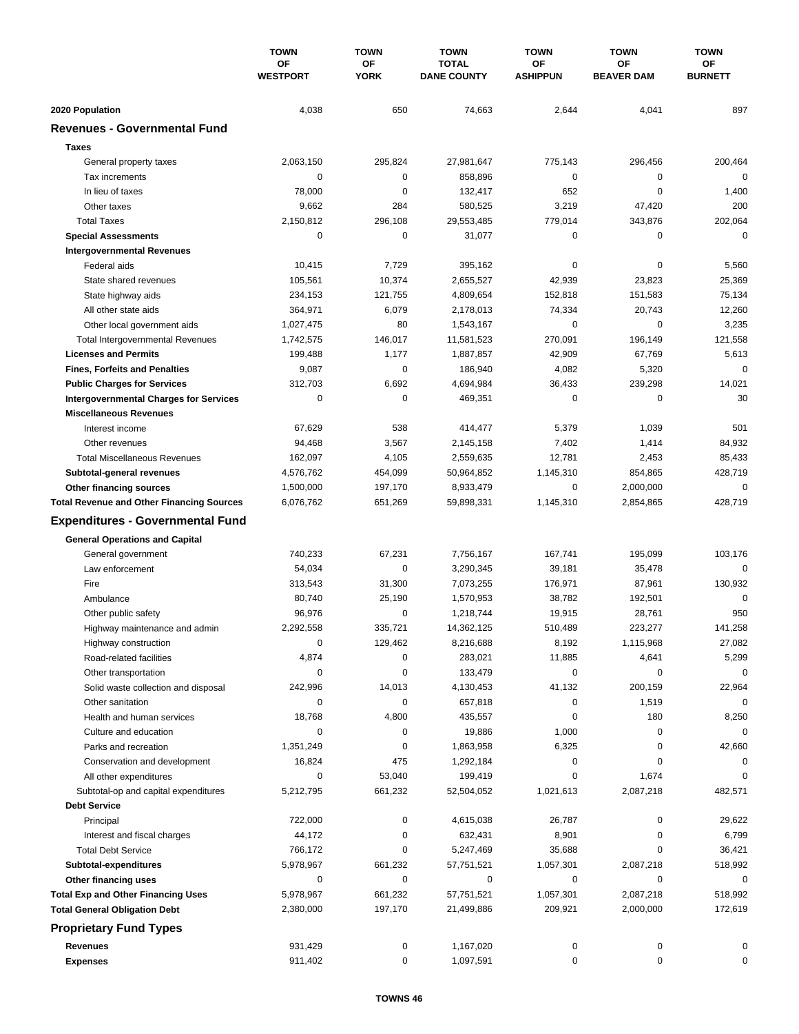| | TOWN OF WESTPORT | TOWN OF YORK | TOWN TOTAL DANE COUNTY | TOWN OF ASHIPPUN | TOWN OF BEAVER DAM | TOWN OF BURNETT |
|---|---|---|---|---|---|---|
| **2020 Population** | 4,038 | 650 | 74,663 | 2,644 | 4,041 | 897 |
| **Revenues - Governmental Fund** | | | | | | |
| **Taxes** | | | | | | |
| General property taxes | 2,063,150 | 295,824 | 27,981,647 | 775,143 | 296,456 | 200,464 |
| Tax increments | 0 | 0 | 858,896 | 0 | 0 | 0 |
| In lieu of taxes | 78,000 | 0 | 132,417 | 652 | 0 | 1,400 |
| Other taxes | 9,662 | 284 | 580,525 | 3,219 | 47,420 | 200 |
| Total Taxes | 2,150,812 | 296,108 | 29,553,485 | 779,014 | 343,876 | 202,064 |
| **Special Assessments** | 0 | 0 | 31,077 | 0 | 0 | 0 |
| **Intergovernmental Revenues** | | | | | | |
| Federal aids | 10,415 | 7,729 | 395,162 | 0 | 0 | 5,560 |
| State shared revenues | 105,561 | 10,374 | 2,655,527 | 42,939 | 23,823 | 25,369 |
| State highway aids | 234,153 | 121,755 | 4,809,654 | 152,818 | 151,583 | 75,134 |
| All other state aids | 364,971 | 6,079 | 2,178,013 | 74,334 | 20,743 | 12,260 |
| Other local government aids | 1,027,475 | 80 | 1,543,167 | 0 | 0 | 3,235 |
| Total Intergovernmental Revenues | 1,742,575 | 146,017 | 11,581,523 | 270,091 | 196,149 | 121,558 |
| **Licenses and Permits** | 199,488 | 1,177 | 1,887,857 | 42,909 | 67,769 | 5,613 |
| **Fines, Forfeits and Penalties** | 9,087 | 0 | 186,940 | 4,082 | 5,320 | 0 |
| **Public Charges for Services** | 312,703 | 6,692 | 4,694,984 | 36,433 | 239,298 | 14,021 |
| **Intergovernmental Charges for Services** | 0 | 0 | 469,351 | 0 | 0 | 30 |
| **Miscellaneous Revenues** | | | | | | |
| Interest income | 67,629 | 538 | 414,477 | 5,379 | 1,039 | 501 |
| Other revenues | 94,468 | 3,567 | 2,145,158 | 7,402 | 1,414 | 84,932 |
| Total Miscellaneous Revenues | 162,097 | 4,105 | 2,559,635 | 12,781 | 2,453 | 85,433 |
| **Subtotal-general revenues** | 4,576,762 | 454,099 | 50,964,852 | 1,145,310 | 854,865 | 428,719 |
| **Other financing sources** | 1,500,000 | 197,170 | 8,933,479 | 0 | 2,000,000 | 0 |
| **Total Revenue and Other Financing Sources** | 6,076,762 | 651,269 | 59,898,331 | 1,145,310 | 2,854,865 | 428,719 |
| **Expenditures - Governmental Fund** | | | | | | |
| **General Operations and Capital** | | | | | | |
| General government | 740,233 | 67,231 | 7,756,167 | 167,741 | 195,099 | 103,176 |
| Law enforcement | 54,034 | 0 | 3,290,345 | 39,181 | 35,478 | 0 |
| Fire | 313,543 | 31,300 | 7,073,255 | 176,971 | 87,961 | 130,932 |
| Ambulance | 80,740 | 25,190 | 1,570,953 | 38,782 | 192,501 | 0 |
| Other public safety | 96,976 | 0 | 1,218,744 | 19,915 | 28,761 | 950 |
| Highway maintenance and admin | 2,292,558 | 335,721 | 14,362,125 | 510,489 | 223,277 | 141,258 |
| Highway construction | 0 | 129,462 | 8,216,688 | 8,192 | 1,115,968 | 27,082 |
| Road-related facilities | 4,874 | 0 | 283,021 | 11,885 | 4,641 | 5,299 |
| Other transportation | 0 | 0 | 133,479 | 0 | 0 | 0 |
| Solid waste collection and disposal | 242,996 | 14,013 | 4,130,453 | 41,132 | 200,159 | 22,964 |
| Other sanitation | 0 | 0 | 657,818 | 0 | 1,519 | 0 |
| Health and human services | 18,768 | 4,800 | 435,557 | 0 | 180 | 8,250 |
| Culture and education | 0 | 0 | 19,886 | 1,000 | 0 | 0 |
| Parks and recreation | 1,351,249 | 0 | 1,863,958 | 6,325 | 0 | 42,660 |
| Conservation and development | 16,824 | 475 | 1,292,184 | 0 | 0 | 0 |
| All other expenditures | 0 | 53,040 | 199,419 | 0 | 1,674 | 0 |
| Subtotal-op and capital expenditures | 5,212,795 | 661,232 | 52,504,052 | 1,021,613 | 2,087,218 | 482,571 |
| **Debt Service** | | | | | | |
| Principal | 722,000 | 0 | 4,615,038 | 26,787 | 0 | 29,622 |
| Interest and fiscal charges | 44,172 | 0 | 632,431 | 8,901 | 0 | 6,799 |
| Total Debt Service | 766,172 | 0 | 5,247,469 | 35,688 | 0 | 36,421 |
| **Subtotal-expenditures** | 5,978,967 | 661,232 | 57,751,521 | 1,057,301 | 2,087,218 | 518,992 |
| **Other financing uses** | 0 | 0 | 0 | 0 | 0 | 0 |
| **Total Exp and Other Financing Uses** | 5,978,967 | 661,232 | 57,751,521 | 1,057,301 | 2,087,218 | 518,992 |
| **Total General Obligation Debt** | 2,380,000 | 197,170 | 21,499,886 | 209,921 | 2,000,000 | 172,619 |
| **Proprietary Fund Types** | | | | | | |
| **Revenues** | 931,429 | 0 | 1,167,020 | 0 | 0 | 0 |
| **Expenses** | 911,402 | 0 | 1,097,591 | 0 | 0 | 0 |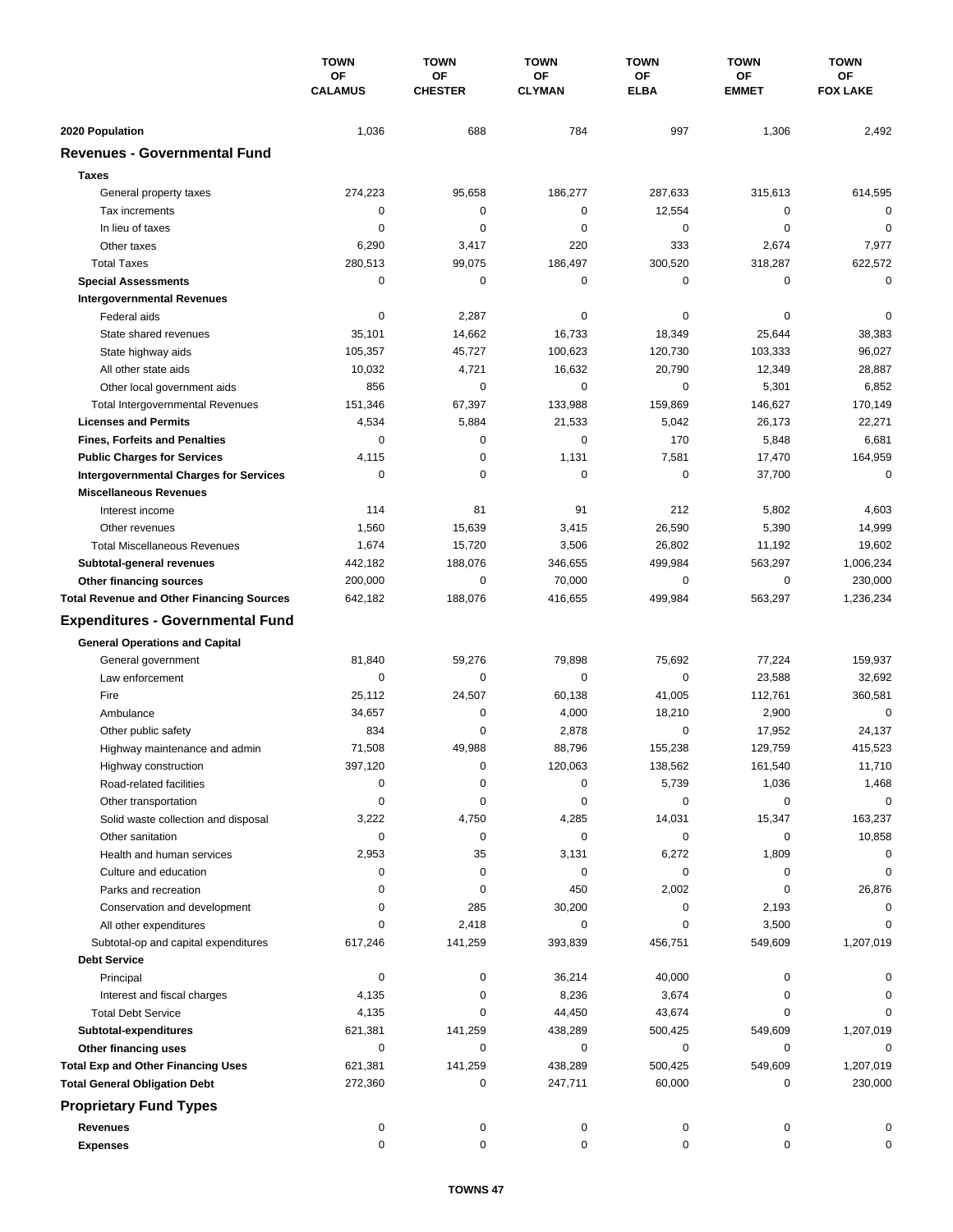| | TOWN OF CALAMUS | TOWN OF CHESTER | TOWN OF CLYMAN | TOWN OF ELBA | TOWN OF EMMET | TOWN OF FOX LAKE |
|---|---|---|---|---|---|---|
| **2020 Population** | 1,036 | 688 | 784 | 997 | 1,306 | 2,492 |
| **Revenues - Governmental Fund** | | | | | | |
| **Taxes** | | | | | | |
| General property taxes | 274,223 | 95,658 | 186,277 | 287,633 | 315,613 | 614,595 |
| Tax increments | 0 | 0 | 0 | 12,554 | 0 | 0 |
| In lieu of taxes | 0 | 0 | 0 | 0 | 0 | 0 |
| Other taxes | 6,290 | 3,417 | 220 | 333 | 2,674 | 7,977 |
| Total Taxes | 280,513 | 99,075 | 186,497 | 300,520 | 318,287 | 622,572 |
| **Special Assessments** | 0 | 0 | 0 | 0 | 0 | 0 |
| **Intergovernmental Revenues** | | | | | | |
| Federal aids | 0 | 2,287 | 0 | 0 | 0 | 0 |
| State shared revenues | 35,101 | 14,662 | 16,733 | 18,349 | 25,644 | 38,383 |
| State highway aids | 105,357 | 45,727 | 100,623 | 120,730 | 103,333 | 96,027 |
| All other state aids | 10,032 | 4,721 | 16,632 | 20,790 | 12,349 | 28,887 |
| Other local government aids | 856 | 0 | 0 | 0 | 5,301 | 6,852 |
| Total Intergovernmental Revenues | 151,346 | 67,397 | 133,988 | 159,869 | 146,627 | 170,149 |
| **Licenses and Permits** | 4,534 | 5,884 | 21,533 | 5,042 | 26,173 | 22,271 |
| **Fines, Forfeits and Penalties** | 0 | 0 | 0 | 170 | 5,848 | 6,681 |
| **Public Charges for Services** | 4,115 | 0 | 1,131 | 7,581 | 17,470 | 164,959 |
| **Intergovernmental Charges for Services** | 0 | 0 | 0 | 0 | 37,700 | 0 |
| **Miscellaneous Revenues** | | | | | | |
| Interest income | 114 | 81 | 91 | 212 | 5,802 | 4,603 |
| Other revenues | 1,560 | 15,639 | 3,415 | 26,590 | 5,390 | 14,999 |
| Total Miscellaneous Revenues | 1,674 | 15,720 | 3,506 | 26,802 | 11,192 | 19,602 |
| **Subtotal-general revenues** | 442,182 | 188,076 | 346,655 | 499,984 | 563,297 | 1,006,234 |
| **Other financing sources** | 200,000 | 0 | 70,000 | 0 | 0 | 230,000 |
| **Total Revenue and Other Financing Sources** | 642,182 | 188,076 | 416,655 | 499,984 | 563,297 | 1,236,234 |
| **Expenditures - Governmental Fund** | | | | | | |
| **General Operations and Capital** | | | | | | |
| General government | 81,840 | 59,276 | 79,898 | 75,692 | 77,224 | 159,937 |
| Law enforcement | 0 | 0 | 0 | 0 | 23,588 | 32,692 |
| Fire | 25,112 | 24,507 | 60,138 | 41,005 | 112,761 | 360,581 |
| Ambulance | 34,657 | 0 | 4,000 | 18,210 | 2,900 | 0 |
| Other public safety | 834 | 0 | 2,878 | 0 | 17,952 | 24,137 |
| Highway maintenance and admin | 71,508 | 49,988 | 88,796 | 155,238 | 129,759 | 415,523 |
| Highway construction | 397,120 | 0 | 120,063 | 138,562 | 161,540 | 11,710 |
| Road-related facilities | 0 | 0 | 0 | 5,739 | 1,036 | 1,468 |
| Other transportation | 0 | 0 | 0 | 0 | 0 | 0 |
| Solid waste collection and disposal | 3,222 | 4,750 | 4,285 | 14,031 | 15,347 | 163,237 |
| Other sanitation | 0 | 0 | 0 | 0 | 0 | 10,858 |
| Health and human services | 2,953 | 35 | 3,131 | 6,272 | 1,809 | 0 |
| Culture and education | 0 | 0 | 0 | 0 | 0 | 0 |
| Parks and recreation | 0 | 0 | 450 | 2,002 | 0 | 26,876 |
| Conservation and development | 0 | 285 | 30,200 | 0 | 2,193 | 0 |
| All other expenditures | 0 | 2,418 | 0 | 0 | 3,500 | 0 |
| Subtotal-op and capital expenditures | 617,246 | 141,259 | 393,839 | 456,751 | 549,609 | 1,207,019 |
| **Debt Service** | | | | | | |
| Principal | 0 | 0 | 36,214 | 40,000 | 0 | 0 |
| Interest and fiscal charges | 4,135 | 0 | 8,236 | 3,674 | 0 | 0 |
| Total Debt Service | 4,135 | 0 | 44,450 | 43,674 | 0 | 0 |
| **Subtotal-expenditures** | 621,381 | 141,259 | 438,289 | 500,425 | 549,609 | 1,207,019 |
| **Other financing uses** | 0 | 0 | 0 | 0 | 0 | 0 |
| **Total Exp and Other Financing Uses** | 621,381 | 141,259 | 438,289 | 500,425 | 549,609 | 1,207,019 |
| **Total General Obligation Debt** | 272,360 | 0 | 247,711 | 60,000 | 0 | 230,000 |
| **Proprietary Fund Types** | | | | | | |
| **Revenues** | 0 | 0 | 0 | 0 | 0 | 0 |
| **Expenses** | 0 | 0 | 0 | 0 | 0 | 0 |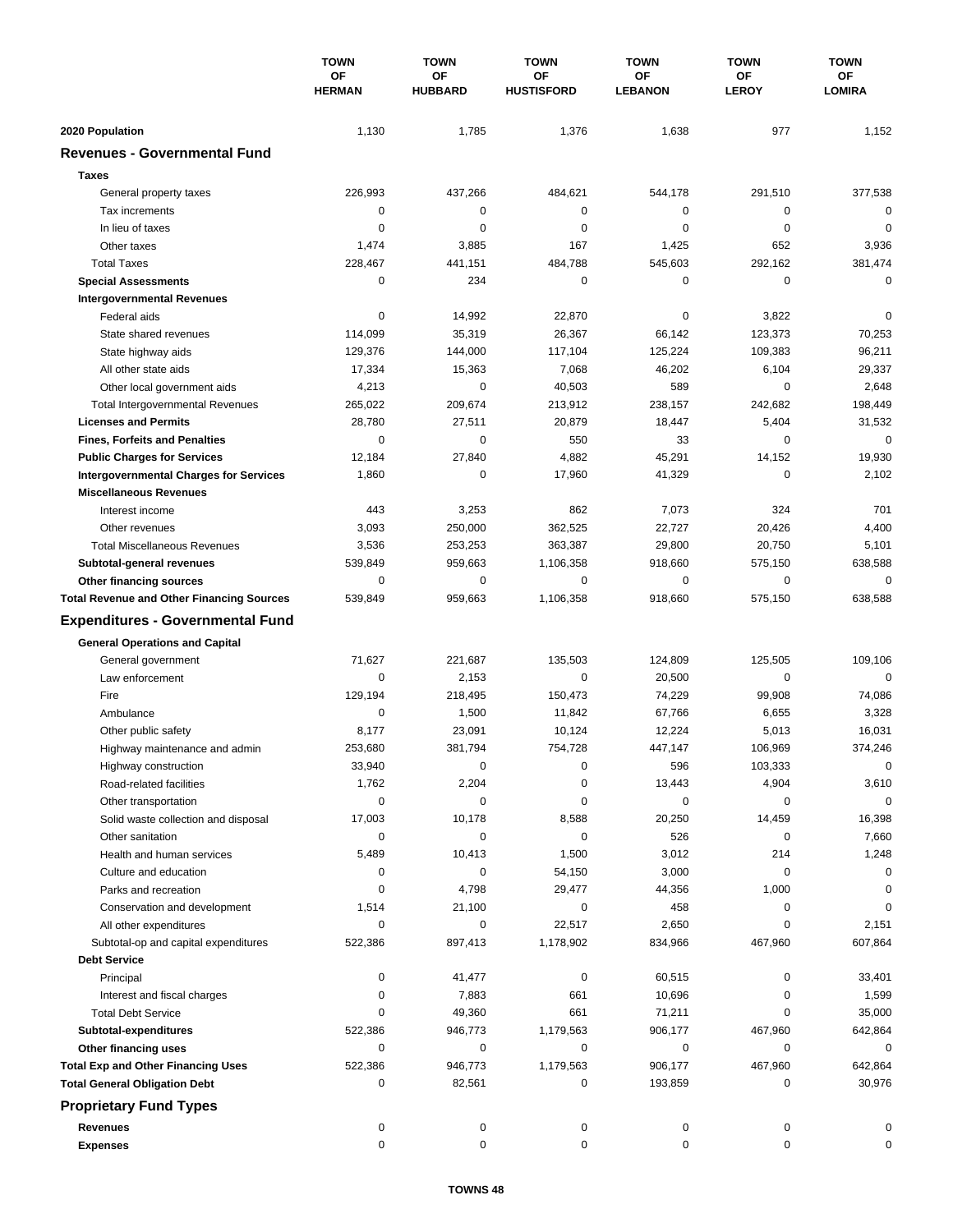| | TOWN OF HERMAN | TOWN OF HUBBARD | TOWN OF HUSTISFORD | TOWN OF LEBANON | TOWN OF LEROY | TOWN OF LOMIRA |
|---|---|---|---|---|---|---|
| **2020 Population** | 1,130 | 1,785 | 1,376 | 1,638 | 977 | 1,152 |
| **Revenues - Governmental Fund** | | | | | | |
| **Taxes** | | | | | | |
| General property taxes | 226,993 | 437,266 | 484,621 | 544,178 | 291,510 | 377,538 |
| Tax increments | 0 | 0 | 0 | 0 | 0 | 0 |
| In lieu of taxes | 0 | 0 | 0 | 0 | 0 | 0 |
| Other taxes | 1,474 | 3,885 | 167 | 1,425 | 652 | 3,936 |
| Total Taxes | 228,467 | 441,151 | 484,788 | 545,603 | 292,162 | 381,474 |
| **Special Assessments** | 0 | 234 | 0 | 0 | 0 | 0 |
| **Intergovernmental Revenues** | | | | | | |
| Federal aids | 0 | 14,992 | 22,870 | 0 | 3,822 | 0 |
| State shared revenues | 114,099 | 35,319 | 26,367 | 66,142 | 123,373 | 70,253 |
| State highway aids | 129,376 | 144,000 | 117,104 | 125,224 | 109,383 | 96,211 |
| All other state aids | 17,334 | 15,363 | 7,068 | 46,202 | 6,104 | 29,337 |
| Other local government aids | 4,213 | 0 | 40,503 | 589 | 0 | 2,648 |
| Total Intergovernmental Revenues | 265,022 | 209,674 | 213,912 | 238,157 | 242,682 | 198,449 |
| **Licenses and Permits** | 28,780 | 27,511 | 20,879 | 18,447 | 5,404 | 31,532 |
| **Fines, Forfeits and Penalties** | 0 | 0 | 550 | 33 | 0 | 0 |
| **Public Charges for Services** | 12,184 | 27,840 | 4,882 | 45,291 | 14,152 | 19,930 |
| **Intergovernmental Charges for Services** | 1,860 | 0 | 17,960 | 41,329 | 0 | 2,102 |
| **Miscellaneous Revenues** | | | | | | |
| Interest income | 443 | 3,253 | 862 | 7,073 | 324 | 701 |
| Other revenues | 3,093 | 250,000 | 362,525 | 22,727 | 20,426 | 4,400 |
| Total Miscellaneous Revenues | 3,536 | 253,253 | 363,387 | 29,800 | 20,750 | 5,101 |
| **Subtotal-general revenues** | 539,849 | 959,663 | 1,106,358 | 918,660 | 575,150 | 638,588 |
| **Other financing sources** | 0 | 0 | 0 | 0 | 0 | 0 |
| **Total Revenue and Other Financing Sources** | 539,849 | 959,663 | 1,106,358 | 918,660 | 575,150 | 638,588 |
| **Expenditures - Governmental Fund** | | | | | | |
| **General Operations and Capital** | | | | | | |
| General government | 71,627 | 221,687 | 135,503 | 124,809 | 125,505 | 109,106 |
| Law enforcement | 0 | 2,153 | 0 | 20,500 | 0 | 0 |
| Fire | 129,194 | 218,495 | 150,473 | 74,229 | 99,908 | 74,086 |
| Ambulance | 0 | 1,500 | 11,842 | 67,766 | 6,655 | 3,328 |
| Other public safety | 8,177 | 23,091 | 10,124 | 12,224 | 5,013 | 16,031 |
| Highway maintenance and admin | 253,680 | 381,794 | 754,728 | 447,147 | 106,969 | 374,246 |
| Highway construction | 33,940 | 0 | 0 | 596 | 103,333 | 0 |
| Road-related facilities | 1,762 | 2,204 | 0 | 13,443 | 4,904 | 3,610 |
| Other transportation | 0 | 0 | 0 | 0 | 0 | 0 |
| Solid waste collection and disposal | 17,003 | 10,178 | 8,588 | 20,250 | 14,459 | 16,398 |
| Other sanitation | 0 | 0 | 0 | 526 | 0 | 7,660 |
| Health and human services | 5,489 | 10,413 | 1,500 | 3,012 | 214 | 1,248 |
| Culture and education | 0 | 0 | 54,150 | 3,000 | 0 | 0 |
| Parks and recreation | 0 | 4,798 | 29,477 | 44,356 | 1,000 | 0 |
| Conservation and development | 1,514 | 21,100 | 0 | 458 | 0 | 0 |
| All other expenditures | 0 | 0 | 22,517 | 2,650 | 0 | 2,151 |
| Subtotal-op and capital expenditures | 522,386 | 897,413 | 1,178,902 | 834,966 | 467,960 | 607,864 |
| **Debt Service** | | | | | | |
| Principal | 0 | 41,477 | 0 | 60,515 | 0 | 33,401 |
| Interest and fiscal charges | 0 | 7,883 | 661 | 10,696 | 0 | 1,599 |
| Total Debt Service | 0 | 49,360 | 661 | 71,211 | 0 | 35,000 |
| **Subtotal-expenditures** | 522,386 | 946,773 | 1,179,563 | 906,177 | 467,960 | 642,864 |
| **Other financing uses** | 0 | 0 | 0 | 0 | 0 | 0 |
| **Total Exp and Other Financing Uses** | 522,386 | 946,773 | 1,179,563 | 906,177 | 467,960 | 642,864 |
| **Total General Obligation Debt** | 0 | 82,561 | 0 | 193,859 | 0 | 30,976 |
| **Proprietary Fund Types** | | | | | | |
| **Revenues** | 0 | 0 | 0 | 0 | 0 | 0 |
| **Expenses** | 0 | 0 | 0 | 0 | 0 | 0 |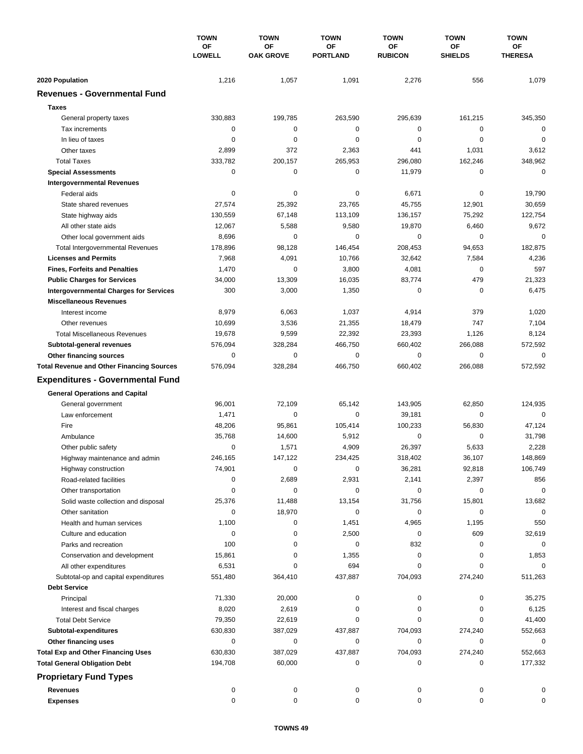| | TOWN OF LOWELL | TOWN OF OAK GROVE | TOWN OF PORTLAND | TOWN OF RUBICON | TOWN OF SHIELDS | TOWN OF THERESA |
|---|---|---|---|---|---|---|
| **2020 Population** | 1,216 | 1,057 | 1,091 | 2,276 | 556 | 1,079 |
| **Revenues - Governmental Fund** | | | | | | |
| **Taxes** | | | | | | |
| General property taxes | 330,883 | 199,785 | 263,590 | 295,639 | 161,215 | 345,350 |
| Tax increments | 0 | 0 | 0 | 0 | 0 | 0 |
| In lieu of taxes | 0 | 0 | 0 | 0 | 0 | 0 |
| Other taxes | 2,899 | 372 | 2,363 | 441 | 1,031 | 3,612 |
| Total Taxes | 333,782 | 200,157 | 265,953 | 296,080 | 162,246 | 348,962 |
| **Special Assessments** | 0 | 0 | 0 | 11,979 | 0 | 0 |
| **Intergovernmental Revenues** | | | | | | |
| Federal aids | 0 | 0 | 0 | 6,671 | 0 | 19,790 |
| State shared revenues | 27,574 | 25,392 | 23,765 | 45,755 | 12,901 | 30,659 |
| State highway aids | 130,559 | 67,148 | 113,109 | 136,157 | 75,292 | 122,754 |
| All other state aids | 12,067 | 5,588 | 9,580 | 19,870 | 6,460 | 9,672 |
| Other local government aids | 8,696 | 0 | 0 | 0 | 0 | 0 |
| Total Intergovernmental Revenues | 178,896 | 98,128 | 146,454 | 208,453 | 94,653 | 182,875 |
| **Licenses and Permits** | 7,968 | 4,091 | 10,766 | 32,642 | 7,584 | 4,236 |
| **Fines, Forfeits and Penalties** | 1,470 | 0 | 3,800 | 4,081 | 0 | 597 |
| **Public Charges for Services** | 34,000 | 13,309 | 16,035 | 83,774 | 479 | 21,323 |
| **Intergovernmental Charges for Services** | 300 | 3,000 | 1,350 | 0 | 0 | 6,475 |
| **Miscellaneous Revenues** | | | | | | |
| Interest income | 8,979 | 6,063 | 1,037 | 4,914 | 379 | 1,020 |
| Other revenues | 10,699 | 3,536 | 21,355 | 18,479 | 747 | 7,104 |
| Total Miscellaneous Revenues | 19,678 | 9,599 | 22,392 | 23,393 | 1,126 | 8,124 |
| **Subtotal-general revenues** | 576,094 | 328,284 | 466,750 | 660,402 | 266,088 | 572,592 |
| **Other financing sources** | 0 | 0 | 0 | 0 | 0 | 0 |
| **Total Revenue and Other Financing Sources** | 576,094 | 328,284 | 466,750 | 660,402 | 266,088 | 572,592 |
| **Expenditures - Governmental Fund** | | | | | | |
| **General Operations and Capital** | | | | | | |
| General government | 96,001 | 72,109 | 65,142 | 143,905 | 62,850 | 124,935 |
| Law enforcement | 1,471 | 0 | 0 | 39,181 | 0 | 0 |
| Fire | 48,206 | 95,861 | 105,414 | 100,233 | 56,830 | 47,124 |
| Ambulance | 35,768 | 14,600 | 5,912 | 0 | 0 | 31,798 |
| Other public safety | 0 | 1,571 | 4,909 | 26,397 | 5,633 | 2,228 |
| Highway maintenance and admin | 246,165 | 147,122 | 234,425 | 318,402 | 36,107 | 148,869 |
| Highway construction | 74,901 | 0 | 0 | 36,281 | 92,818 | 106,749 |
| Road-related facilities | 0 | 2,689 | 2,931 | 2,141 | 2,397 | 856 |
| Other transportation | 0 | 0 | 0 | 0 | 0 | 0 |
| Solid waste collection and disposal | 25,376 | 11,488 | 13,154 | 31,756 | 15,801 | 13,682 |
| Other sanitation | 0 | 18,970 | 0 | 0 | 0 | 0 |
| Health and human services | 1,100 | 0 | 1,451 | 4,965 | 1,195 | 550 |
| Culture and education | 0 | 0 | 2,500 | 0 | 609 | 32,619 |
| Parks and recreation | 100 | 0 | 0 | 832 | 0 | 0 |
| Conservation and development | 15,861 | 0 | 1,355 | 0 | 0 | 1,853 |
| All other expenditures | 6,531 | 0 | 694 | 0 | 0 | 0 |
| Subtotal-op and capital expenditures | 551,480 | 364,410 | 437,887 | 704,093 | 274,240 | 511,263 |
| **Debt Service** | | | | | | |
| Principal | 71,330 | 20,000 | 0 | 0 | 0 | 35,275 |
| Interest and fiscal charges | 8,020 | 2,619 | 0 | 0 | 0 | 6,125 |
| Total Debt Service | 79,350 | 22,619 | 0 | 0 | 0 | 41,400 |
| **Subtotal-expenditures** | 630,830 | 387,029 | 437,887 | 704,093 | 274,240 | 552,663 |
| **Other financing uses** | 0 | 0 | 0 | 0 | 0 | 0 |
| **Total Exp and Other Financing Uses** | 630,830 | 387,029 | 437,887 | 704,093 | 274,240 | 552,663 |
| **Total General Obligation Debt** | 194,708 | 60,000 | 0 | 0 | 0 | 177,332 |
| **Proprietary Fund Types** | | | | | | |
| **Revenues** | 0 | 0 | 0 | 0 | 0 | 0 |
| **Expenses** | 0 | 0 | 0 | 0 | 0 | 0 |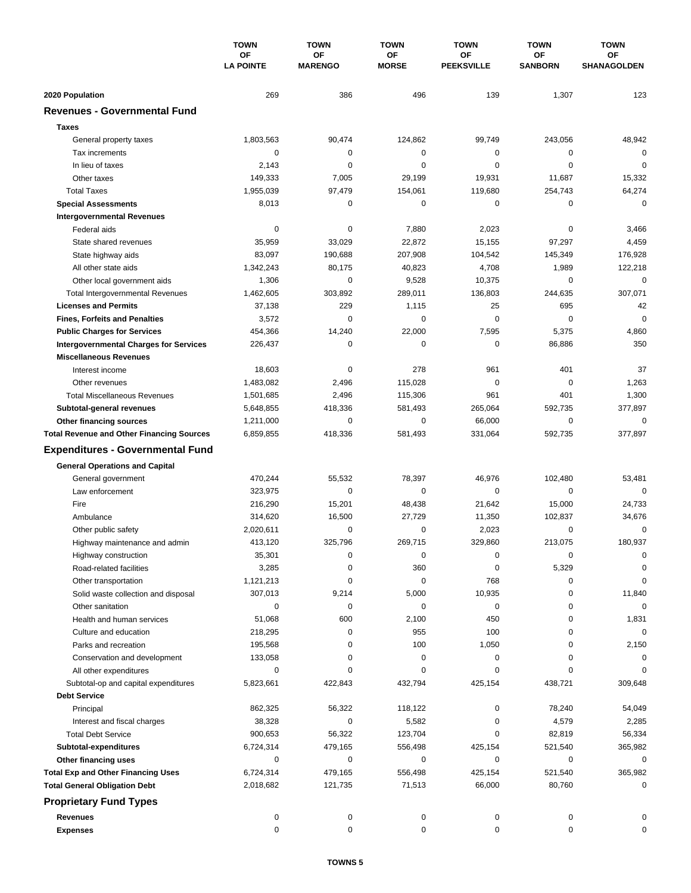| | TOWN OF LA POINTE | TOWN OF MARENGO | TOWN OF MORSE | TOWN OF PEEKSVILLE | TOWN OF SANBORN | TOWN OF SHANAGOLDEN |
|---|---|---|---|---|---|---|
| **2020 Population** | 269 | 386 | 496 | 139 | 1,307 | 123 |
| **Revenues - Governmental Fund** | | | | | | |
| **Taxes** | | | | | | |
| General property taxes | 1,803,563 | 90,474 | 124,862 | 99,749 | 243,056 | 48,942 |
| Tax increments | 0 | 0 | 0 | 0 | 0 | 0 |
| In lieu of taxes | 2,143 | 0 | 0 | 0 | 0 | 0 |
| Other taxes | 149,333 | 7,005 | 29,199 | 19,931 | 11,687 | 15,332 |
| Total Taxes | 1,955,039 | 97,479 | 154,061 | 119,680 | 254,743 | 64,274 |
| **Special Assessments** | 8,013 | 0 | 0 | 0 | 0 | 0 |
| **Intergovernmental Revenues** | | | | | | |
| Federal aids | 0 | 0 | 7,880 | 2,023 | 0 | 3,466 |
| State shared revenues | 35,959 | 33,029 | 22,872 | 15,155 | 97,297 | 4,459 |
| State highway aids | 83,097 | 190,688 | 207,908 | 104,542 | 145,349 | 176,928 |
| All other state aids | 1,342,243 | 80,175 | 40,823 | 4,708 | 1,989 | 122,218 |
| Other local government aids | 1,306 | 0 | 9,528 | 10,375 | 0 | 0 |
| Total Intergovernmental Revenues | 1,462,605 | 303,892 | 289,011 | 136,803 | 244,635 | 307,071 |
| **Licenses and Permits** | 37,138 | 229 | 1,115 | 25 | 695 | 42 |
| **Fines, Forfeits and Penalties** | 3,572 | 0 | 0 | 0 | 0 | 0 |
| **Public Charges for Services** | 454,366 | 14,240 | 22,000 | 7,595 | 5,375 | 4,860 |
| **Intergovernmental Charges for Services** | 226,437 | 0 | 0 | 0 | 86,886 | 350 |
| **Miscellaneous Revenues** | | | | | | |
| Interest income | 18,603 | 0 | 278 | 961 | 401 | 37 |
| Other revenues | 1,483,082 | 2,496 | 115,028 | 0 | 0 | 1,263 |
| Total Miscellaneous Revenues | 1,501,685 | 2,496 | 115,306 | 961 | 401 | 1,300 |
| **Subtotal-general revenues** | 5,648,855 | 418,336 | 581,493 | 265,064 | 592,735 | 377,897 |
| **Other financing sources** | 1,211,000 | 0 | 0 | 66,000 | 0 | 0 |
| **Total Revenue and Other Financing Sources** | 6,859,855 | 418,336 | 581,493 | 331,064 | 592,735 | 377,897 |
| **Expenditures - Governmental Fund** | | | | | | |
| **General Operations and Capital** | | | | | | |
| General government | 470,244 | 55,532 | 78,397 | 46,976 | 102,480 | 53,481 |
| Law enforcement | 323,975 | 0 | 0 | 0 | 0 | 0 |
| Fire | 216,290 | 15,201 | 48,438 | 21,642 | 15,000 | 24,733 |
| Ambulance | 314,620 | 16,500 | 27,729 | 11,350 | 102,837 | 34,676 |
| Other public safety | 2,020,611 | 0 | 0 | 2,023 | 0 | 0 |
| Highway maintenance and admin | 413,120 | 325,796 | 269,715 | 329,860 | 213,075 | 180,937 |
| Highway construction | 35,301 | 0 | 0 | 0 | 0 | 0 |
| Road-related facilities | 3,285 | 0 | 360 | 0 | 5,329 | 0 |
| Other transportation | 1,121,213 | 0 | 0 | 768 | 0 | 0 |
| Solid waste collection and disposal | 307,013 | 9,214 | 5,000 | 10,935 | 0 | 11,840 |
| Other sanitation | 0 | 0 | 0 | 0 | 0 | 0 |
| Health and human services | 51,068 | 600 | 2,100 | 450 | 0 | 1,831 |
| Culture and education | 218,295 | 0 | 955 | 100 | 0 | 0 |
| Parks and recreation | 195,568 | 0 | 100 | 1,050 | 0 | 2,150 |
| Conservation and development | 133,058 | 0 | 0 | 0 | 0 | 0 |
| All other expenditures | 0 | 0 | 0 | 0 | 0 | 0 |
| Subtotal-op and capital expenditures | 5,823,661 | 422,843 | 432,794 | 425,154 | 438,721 | 309,648 |
| **Debt Service** | | | | | | |
| Principal | 862,325 | 56,322 | 118,122 | 0 | 78,240 | 54,049 |
| Interest and fiscal charges | 38,328 | 0 | 5,582 | 0 | 4,579 | 2,285 |
| Total Debt Service | 900,653 | 56,322 | 123,704 | 0 | 82,819 | 56,334 |
| **Subtotal-expenditures** | 6,724,314 | 479,165 | 556,498 | 425,154 | 521,540 | 365,982 |
| **Other financing uses** | 0 | 0 | 0 | 0 | 0 | 0 |
| **Total Exp and Other Financing Uses** | 6,724,314 | 479,165 | 556,498 | 425,154 | 521,540 | 365,982 |
| **Total General Obligation Debt** | 2,018,682 | 121,735 | 71,513 | 66,000 | 80,760 | 0 |
| **Proprietary Fund Types** | | | | | | |
| **Revenues** | 0 | 0 | 0 | 0 | 0 | 0 |
| **Expenses** | 0 | 0 | 0 | 0 | 0 | 0 |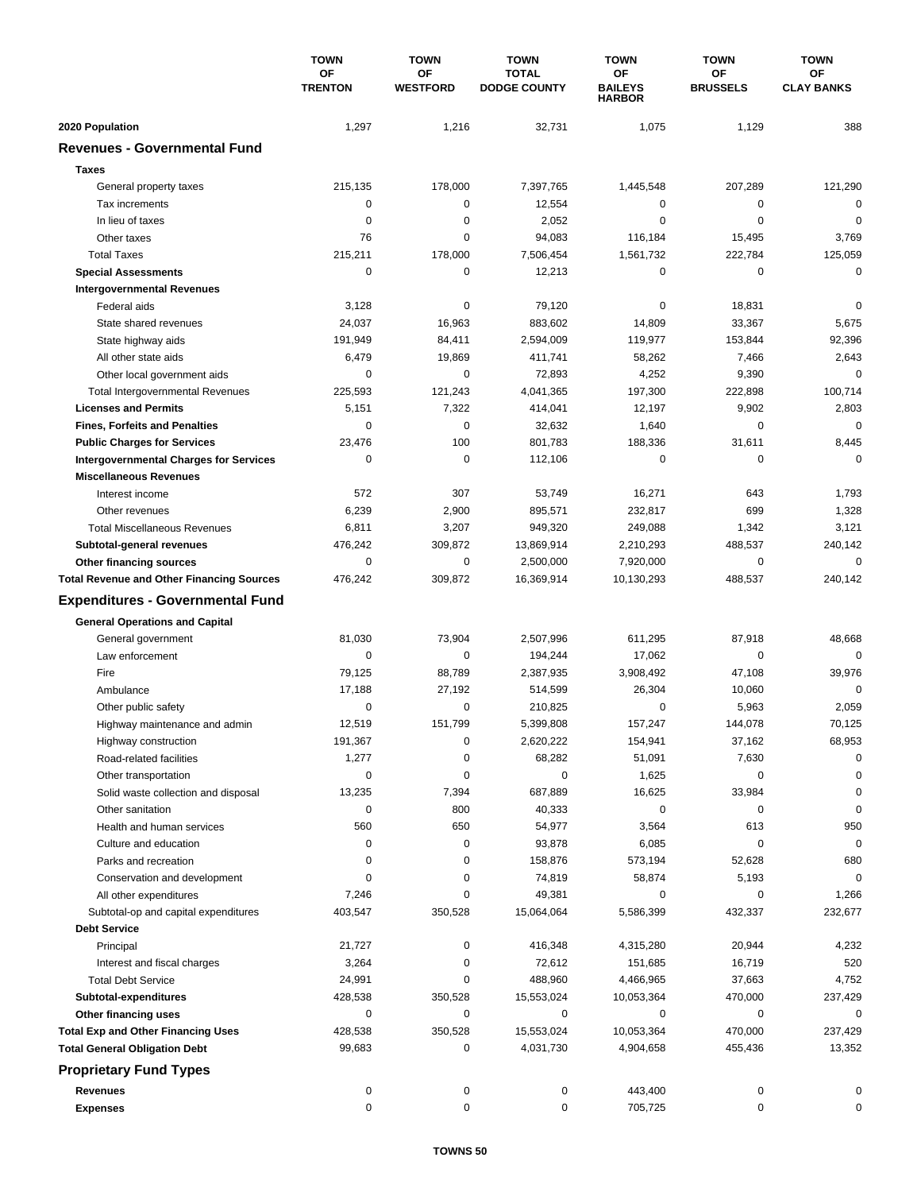| | TOWN OF TRENTON | TOWN OF WESTFORD | TOWN TOTAL DODGE COUNTY | TOWN OF BAILEYS HARBOR | TOWN OF BRUSSELS | TOWN OF CLAY BANKS |
|---|---|---|---|---|---|---|
| **2020 Population** | 1,297 | 1,216 | 32,731 | 1,075 | 1,129 | 388 |
| **Revenues - Governmental Fund** | | | | | | |
| **Taxes** | | | | | | |
| General property taxes | 215,135 | 178,000 | 7,397,765 | 1,445,548 | 207,289 | 121,290 |
| Tax increments | 0 | 0 | 12,554 | 0 | 0 | 0 |
| In lieu of taxes | 0 | 0 | 2,052 | 0 | 0 | 0 |
| Other taxes | 76 | 0 | 94,083 | 116,184 | 15,495 | 3,769 |
| Total Taxes | 215,211 | 178,000 | 7,506,454 | 1,561,732 | 222,784 | 125,059 |
| **Special Assessments** | 0 | 0 | 12,213 | 0 | 0 | 0 |
| **Intergovernmental Revenues** | | | | | | |
| Federal aids | 3,128 | 0 | 79,120 | 0 | 18,831 | 0 |
| State shared revenues | 24,037 | 16,963 | 883,602 | 14,809 | 33,367 | 5,675 |
| State highway aids | 191,949 | 84,411 | 2,594,009 | 119,977 | 153,844 | 92,396 |
| All other state aids | 6,479 | 19,869 | 411,741 | 58,262 | 7,466 | 2,643 |
| Other local government aids | 0 | 0 | 72,893 | 4,252 | 9,390 | 0 |
| Total Intergovernmental Revenues | 225,593 | 121,243 | 4,041,365 | 197,300 | 222,898 | 100,714 |
| **Licenses and Permits** | 5,151 | 7,322 | 414,041 | 12,197 | 9,902 | 2,803 |
| **Fines, Forfeits and Penalties** | 0 | 0 | 32,632 | 1,640 | 0 | 0 |
| **Public Charges for Services** | 23,476 | 100 | 801,783 | 188,336 | 31,611 | 8,445 |
| **Intergovernmental Charges for Services** | 0 | 0 | 112,106 | 0 | 0 | 0 |
| **Miscellaneous Revenues** | | | | | | |
| Interest income | 572 | 307 | 53,749 | 16,271 | 643 | 1,793 |
| Other revenues | 6,239 | 2,900 | 895,571 | 232,817 | 699 | 1,328 |
| Total Miscellaneous Revenues | 6,811 | 3,207 | 949,320 | 249,088 | 1,342 | 3,121 |
| **Subtotal-general revenues** | 476,242 | 309,872 | 13,869,914 | 2,210,293 | 488,537 | 240,142 |
| **Other financing sources** | 0 | 0 | 2,500,000 | 7,920,000 | 0 | 0 |
| **Total Revenue and Other Financing Sources** | 476,242 | 309,872 | 16,369,914 | 10,130,293 | 488,537 | 240,142 |
| **Expenditures - Governmental Fund** | | | | | | |
| **General Operations and Capital** | | | | | | |
| General government | 81,030 | 73,904 | 2,507,996 | 611,295 | 87,918 | 48,668 |
| Law enforcement | 0 | 0 | 194,244 | 17,062 | 0 | 0 |
| Fire | 79,125 | 88,789 | 2,387,935 | 3,908,492 | 47,108 | 39,976 |
| Ambulance | 17,188 | 27,192 | 514,599 | 26,304 | 10,060 | 0 |
| Other public safety | 0 | 0 | 210,825 | 0 | 5,963 | 2,059 |
| Highway maintenance and admin | 12,519 | 151,799 | 5,399,808 | 157,247 | 144,078 | 70,125 |
| Highway construction | 191,367 | 0 | 2,620,222 | 154,941 | 37,162 | 68,953 |
| Road-related facilities | 1,277 | 0 | 68,282 | 51,091 | 7,630 | 0 |
| Other transportation | 0 | 0 | 0 | 1,625 | 0 | 0 |
| Solid waste collection and disposal | 13,235 | 7,394 | 687,889 | 16,625 | 33,984 | 0 |
| Other sanitation | 0 | 800 | 40,333 | 0 | 0 | 0 |
| Health and human services | 560 | 650 | 54,977 | 3,564 | 613 | 950 |
| Culture and education | 0 | 0 | 93,878 | 6,085 | 0 | 0 |
| Parks and recreation | 0 | 0 | 158,876 | 573,194 | 52,628 | 680 |
| Conservation and development | 0 | 0 | 74,819 | 58,874 | 5,193 | 0 |
| All other expenditures | 7,246 | 0 | 49,381 | 0 | 0 | 1,266 |
| Subtotal-op and capital expenditures | 403,547 | 350,528 | 15,064,064 | 5,586,399 | 432,337 | 232,677 |
| **Debt Service** | | | | | | |
| Principal | 21,727 | 0 | 416,348 | 4,315,280 | 20,944 | 4,232 |
| Interest and fiscal charges | 3,264 | 0 | 72,612 | 151,685 | 16,719 | 520 |
| Total Debt Service | 24,991 | 0 | 488,960 | 4,466,965 | 37,663 | 4,752 |
| **Subtotal-expenditures** | 428,538 | 350,528 | 15,553,024 | 10,053,364 | 470,000 | 237,429 |
| **Other financing uses** | 0 | 0 | 0 | 0 | 0 | 0 |
| **Total Exp and Other Financing Uses** | 428,538 | 350,528 | 15,553,024 | 10,053,364 | 470,000 | 237,429 |
| **Total General Obligation Debt** | 99,683 | 0 | 4,031,730 | 4,904,658 | 455,436 | 13,352 |
| **Proprietary Fund Types** | | | | | | |
| **Revenues** | 0 | 0 | 0 | 443,400 | 0 | 0 |
| **Expenses** | 0 | 0 | 0 | 705,725 | 0 | 0 |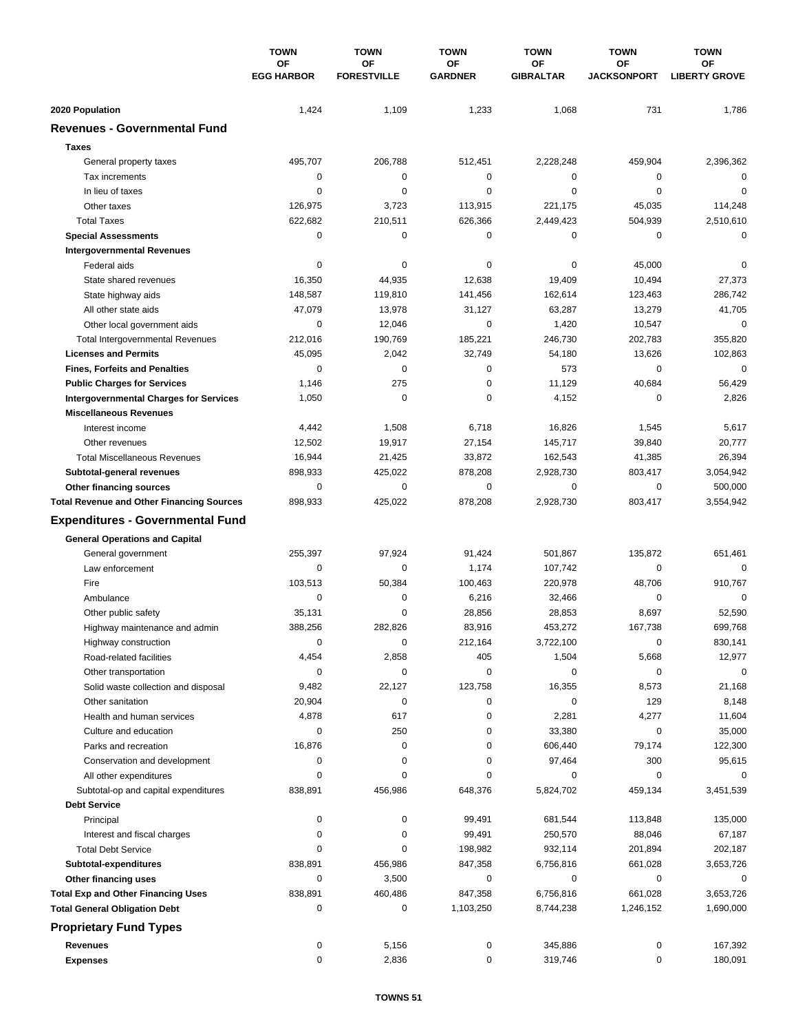| | TOWN OF EGG HARBOR | TOWN OF FORESTVILLE | TOWN OF GARDNER | TOWN OF GIBRALTAR | TOWN OF JACKSONPORT | TOWN OF LIBERTY GROVE |
|---|---|---|---|---|---|---|
| **2020 Population** | 1,424 | 1,109 | 1,233 | 1,068 | 731 | 1,786 |
| **Revenues - Governmental Fund** | | | | | | |
| **Taxes** | | | | | | |
| General property taxes | 495,707 | 206,788 | 512,451 | 2,228,248 | 459,904 | 2,396,362 |
| Tax increments | 0 | 0 | 0 | 0 | 0 | 0 |
| In lieu of taxes | 0 | 0 | 0 | 0 | 0 | 0 |
| Other taxes | 126,975 | 3,723 | 113,915 | 221,175 | 45,035 | 114,248 |
| Total Taxes | 622,682 | 210,511 | 626,366 | 2,449,423 | 504,939 | 2,510,610 |
| **Special Assessments** | 0 | 0 | 0 | 0 | 0 | 0 |
| **Intergovernmental Revenues** | | | | | | |
| Federal aids | 0 | 0 | 0 | 0 | 45,000 | 0 |
| State shared revenues | 16,350 | 44,935 | 12,638 | 19,409 | 10,494 | 27,373 |
| State highway aids | 148,587 | 119,810 | 141,456 | 162,614 | 123,463 | 286,742 |
| All other state aids | 47,079 | 13,978 | 31,127 | 63,287 | 13,279 | 41,705 |
| Other local government aids | 0 | 12,046 | 0 | 1,420 | 10,547 | 0 |
| Total Intergovernmental Revenues | 212,016 | 190,769 | 185,221 | 246,730 | 202,783 | 355,820 |
| **Licenses and Permits** | 45,095 | 2,042 | 32,749 | 54,180 | 13,626 | 102,863 |
| **Fines, Forfeits and Penalties** | 0 | 0 | 0 | 573 | 0 | 0 |
| **Public Charges for Services** | 1,146 | 275 | 0 | 11,129 | 40,684 | 56,429 |
| **Intergovernmental Charges for Services** | 1,050 | 0 | 0 | 4,152 | 0 | 2,826 |
| **Miscellaneous Revenues** | | | | | | |
| Interest income | 4,442 | 1,508 | 6,718 | 16,826 | 1,545 | 5,617 |
| Other revenues | 12,502 | 19,917 | 27,154 | 145,717 | 39,840 | 20,777 |
| Total Miscellaneous Revenues | 16,944 | 21,425 | 33,872 | 162,543 | 41,385 | 26,394 |
| **Subtotal-general revenues** | 898,933 | 425,022 | 878,208 | 2,928,730 | 803,417 | 3,054,942 |
| **Other financing sources** | 0 | 0 | 0 | 0 | 0 | 500,000 |
| **Total Revenue and Other Financing Sources** | 898,933 | 425,022 | 878,208 | 2,928,730 | 803,417 | 3,554,942 |
| **Expenditures - Governmental Fund** | | | | | | |
| **General Operations and Capital** | | | | | | |
| General government | 255,397 | 97,924 | 91,424 | 501,867 | 135,872 | 651,461 |
| Law enforcement | 0 | 0 | 1,174 | 107,742 | 0 | 0 |
| Fire | 103,513 | 50,384 | 100,463 | 220,978 | 48,706 | 910,767 |
| Ambulance | 0 | 0 | 6,216 | 32,466 | 0 | 0 |
| Other public safety | 35,131 | 0 | 28,856 | 28,853 | 8,697 | 52,590 |
| Highway maintenance and admin | 388,256 | 282,826 | 83,916 | 453,272 | 167,738 | 699,768 |
| Highway construction | 0 | 0 | 212,164 | 3,722,100 | 0 | 830,141 |
| Road-related facilities | 4,454 | 2,858 | 405 | 1,504 | 5,668 | 12,977 |
| Other transportation | 0 | 0 | 0 | 0 | 0 | 0 |
| Solid waste collection and disposal | 9,482 | 22,127 | 123,758 | 16,355 | 8,573 | 21,168 |
| Other sanitation | 20,904 | 0 | 0 | 0 | 129 | 8,148 |
| Health and human services | 4,878 | 617 | 0 | 2,281 | 4,277 | 11,604 |
| Culture and education | 0 | 250 | 0 | 33,380 | 0 | 35,000 |
| Parks and recreation | 16,876 | 0 | 0 | 606,440 | 79,174 | 122,300 |
| Conservation and development | 0 | 0 | 0 | 97,464 | 300 | 95,615 |
| All other expenditures | 0 | 0 | 0 | 0 | 0 | 0 |
| Subtotal-op and capital expenditures | 838,891 | 456,986 | 648,376 | 5,824,702 | 459,134 | 3,451,539 |
| **Debt Service** | | | | | | |
| Principal | 0 | 0 | 99,491 | 681,544 | 113,848 | 135,000 |
| Interest and fiscal charges | 0 | 0 | 99,491 | 250,570 | 88,046 | 67,187 |
| Total Debt Service | 0 | 0 | 198,982 | 932,114 | 201,894 | 202,187 |
| **Subtotal-expenditures** | 838,891 | 456,986 | 847,358 | 6,756,816 | 661,028 | 3,653,726 |
| **Other financing uses** | 0 | 3,500 | 0 | 0 | 0 | 0 |
| **Total Exp and Other Financing Uses** | 838,891 | 460,486 | 847,358 | 6,756,816 | 661,028 | 3,653,726 |
| **Total General Obligation Debt** | 0 | 0 | 1,103,250 | 8,744,238 | 1,246,152 | 1,690,000 |
| **Proprietary Fund Types** | | | | | | |
| **Revenues** | 0 | 5,156 | 0 | 345,886 | 0 | 167,392 |
| **Expenses** | 0 | 2,836 | 0 | 319,746 | 0 | 180,091 |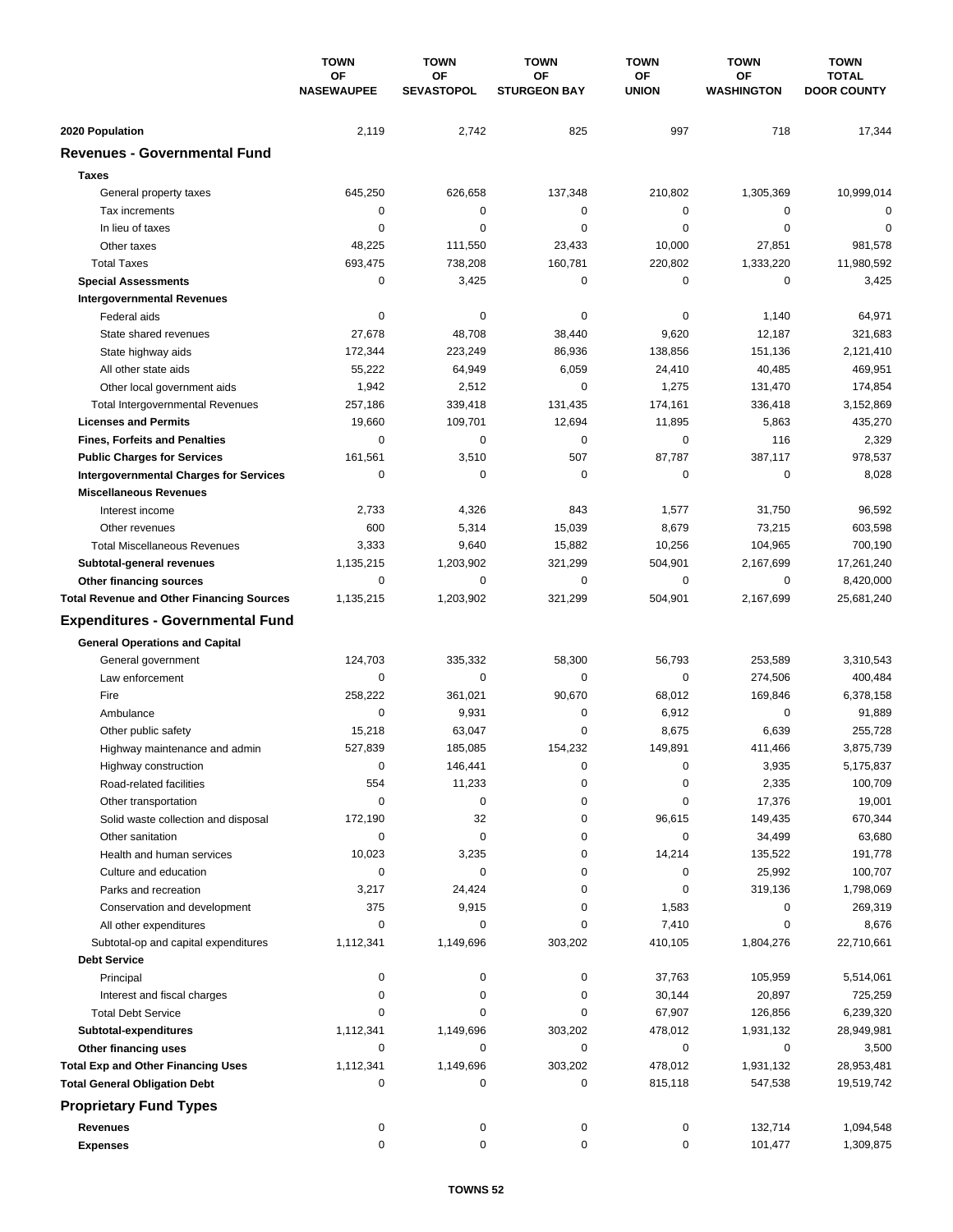| | TOWN OF NASEWAUPEE | TOWN OF SEVASTOPOL | TOWN OF STURGEON BAY | TOWN OF UNION | TOWN OF WASHINGTON | TOWN TOTAL DOOR COUNTY |
|---|---|---|---|---|---|---|
| **2020 Population** | 2,119 | 2,742 | 825 | 997 | 718 | 17,344 |
| **Revenues - Governmental Fund** | | | | | | |
| **Taxes** | | | | | | |
| General property taxes | 645,250 | 626,658 | 137,348 | 210,802 | 1,305,369 | 10,999,014 |
| Tax increments | 0 | 0 | 0 | 0 | 0 | 0 |
| In lieu of taxes | 0 | 0 | 0 | 0 | 0 | 0 |
| Other taxes | 48,225 | 111,550 | 23,433 | 10,000 | 27,851 | 981,578 |
| Total Taxes | 693,475 | 738,208 | 160,781 | 220,802 | 1,333,220 | 11,980,592 |
| **Special Assessments** | 0 | 3,425 | 0 | 0 | 0 | 3,425 |
| **Intergovernmental Revenues** | | | | | | |
| Federal aids | 0 | 0 | 0 | 0 | 1,140 | 64,971 |
| State shared revenues | 27,678 | 48,708 | 38,440 | 9,620 | 12,187 | 321,683 |
| State highway aids | 172,344 | 223,249 | 86,936 | 138,856 | 151,136 | 2,121,410 |
| All other state aids | 55,222 | 64,949 | 6,059 | 24,410 | 40,485 | 469,951 |
| Other local government aids | 1,942 | 2,512 | 0 | 1,275 | 131,470 | 174,854 |
| Total Intergovernmental Revenues | 257,186 | 339,418 | 131,435 | 174,161 | 336,418 | 3,152,869 |
| **Licenses and Permits** | 19,660 | 109,701 | 12,694 | 11,895 | 5,863 | 435,270 |
| **Fines, Forfeits and Penalties** | 0 | 0 | 0 | 0 | 116 | 2,329 |
| **Public Charges for Services** | 161,561 | 3,510 | 507 | 87,787 | 387,117 | 978,537 |
| **Intergovernmental Charges for Services** | 0 | 0 | 0 | 0 | 0 | 8,028 |
| **Miscellaneous Revenues** | | | | | | |
| Interest income | 2,733 | 4,326 | 843 | 1,577 | 31,750 | 96,592 |
| Other revenues | 600 | 5,314 | 15,039 | 8,679 | 73,215 | 603,598 |
| Total Miscellaneous Revenues | 3,333 | 9,640 | 15,882 | 10,256 | 104,965 | 700,190 |
| **Subtotal-general revenues** | 1,135,215 | 1,203,902 | 321,299 | 504,901 | 2,167,699 | 17,261,240 |
| **Other financing sources** | 0 | 0 | 0 | 0 | 0 | 8,420,000 |
| **Total Revenue and Other Financing Sources** | 1,135,215 | 1,203,902 | 321,299 | 504,901 | 2,167,699 | 25,681,240 |
| **Expenditures - Governmental Fund** | | | | | | |
| **General Operations and Capital** | | | | | | |
| General government | 124,703 | 335,332 | 58,300 | 56,793 | 253,589 | 3,310,543 |
| Law enforcement | 0 | 0 | 0 | 0 | 274,506 | 400,484 |
| Fire | 258,222 | 361,021 | 90,670 | 68,012 | 169,846 | 6,378,158 |
| Ambulance | 0 | 9,931 | 0 | 6,912 | 0 | 91,889 |
| Other public safety | 15,218 | 63,047 | 0 | 8,675 | 6,639 | 255,728 |
| Highway maintenance and admin | 527,839 | 185,085 | 154,232 | 149,891 | 411,466 | 3,875,739 |
| Highway construction | 0 | 146,441 | 0 | 0 | 3,935 | 5,175,837 |
| Road-related facilities | 554 | 11,233 | 0 | 0 | 2,335 | 100,709 |
| Other transportation | 0 | 0 | 0 | 0 | 17,376 | 19,001 |
| Solid waste collection and disposal | 172,190 | 32 | 0 | 96,615 | 149,435 | 670,344 |
| Other sanitation | 0 | 0 | 0 | 0 | 34,499 | 63,680 |
| Health and human services | 10,023 | 3,235 | 0 | 14,214 | 135,522 | 191,778 |
| Culture and education | 0 | 0 | 0 | 0 | 25,992 | 100,707 |
| Parks and recreation | 3,217 | 24,424 | 0 | 0 | 319,136 | 1,798,069 |
| Conservation and development | 375 | 9,915 | 0 | 1,583 | 0 | 269,319 |
| All other expenditures | 0 | 0 | 0 | 7,410 | 0 | 8,676 |
| Subtotal-op and capital expenditures | 1,112,341 | 1,149,696 | 303,202 | 410,105 | 1,804,276 | 22,710,661 |
| **Debt Service** | | | | | | |
| Principal | 0 | 0 | 0 | 37,763 | 105,959 | 5,514,061 |
| Interest and fiscal charges | 0 | 0 | 0 | 30,144 | 20,897 | 725,259 |
| Total Debt Service | 0 | 0 | 0 | 67,907 | 126,856 | 6,239,320 |
| **Subtotal-expenditures** | 1,112,341 | 1,149,696 | 303,202 | 478,012 | 1,931,132 | 28,949,981 |
| **Other financing uses** | 0 | 0 | 0 | 0 | 0 | 3,500 |
| **Total Exp and Other Financing Uses** | 1,112,341 | 1,149,696 | 303,202 | 478,012 | 1,931,132 | 28,953,481 |
| **Total General Obligation Debt** | 0 | 0 | 0 | 815,118 | 547,538 | 19,519,742 |
| **Proprietary Fund Types** | | | | | | |
| **Revenues** | 0 | 0 | 0 | 0 | 132,714 | 1,094,548 |
| **Expenses** | 0 | 0 | 0 | 0 | 101,477 | 1,309,875 |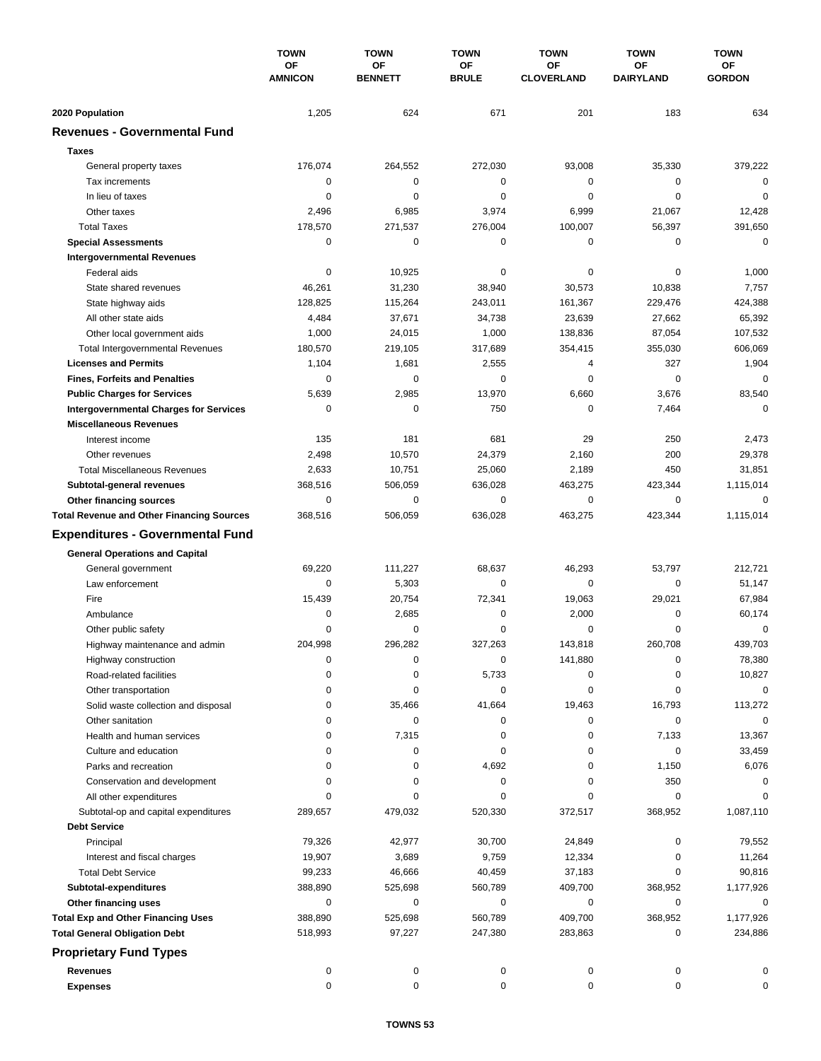| | TOWN OF AMNICON | TOWN OF BENNETT | TOWN OF BRULE | TOWN OF CLOVERLAND | TOWN OF DAIRYLAND | TOWN OF GORDON |
|---|---|---|---|---|---|---|
| **2020 Population** | 1,205 | 624 | 671 | 201 | 183 | 634 |
| **Revenues - Governmental Fund** | | | | | | |
| **Taxes** | | | | | | |
| General property taxes | 176,074 | 264,552 | 272,030 | 93,008 | 35,330 | 379,222 |
| Tax increments | 0 | 0 | 0 | 0 | 0 | 0 |
| In lieu of taxes | 0 | 0 | 0 | 0 | 0 | 0 |
| Other taxes | 2,496 | 6,985 | 3,974 | 6,999 | 21,067 | 12,428 |
| Total Taxes | 178,570 | 271,537 | 276,004 | 100,007 | 56,397 | 391,650 |
| **Special Assessments** | 0 | 0 | 0 | 0 | 0 | 0 |
| **Intergovernmental Revenues** | | | | | | |
| Federal aids | 0 | 10,925 | 0 | 0 | 0 | 1,000 |
| State shared revenues | 46,261 | 31,230 | 38,940 | 30,573 | 10,838 | 7,757 |
| State highway aids | 128,825 | 115,264 | 243,011 | 161,367 | 229,476 | 424,388 |
| All other state aids | 4,484 | 37,671 | 34,738 | 23,639 | 27,662 | 65,392 |
| Other local government aids | 1,000 | 24,015 | 1,000 | 138,836 | 87,054 | 107,532 |
| Total Intergovernmental Revenues | 180,570 | 219,105 | 317,689 | 354,415 | 355,030 | 606,069 |
| **Licenses and Permits** | 1,104 | 1,681 | 2,555 | 4 | 327 | 1,904 |
| **Fines, Forfeits and Penalties** | 0 | 0 | 0 | 0 | 0 | 0 |
| **Public Charges for Services** | 5,639 | 2,985 | 13,970 | 6,660 | 3,676 | 83,540 |
| **Intergovernmental Charges for Services** | 0 | 0 | 750 | 0 | 7,464 | 0 |
| **Miscellaneous Revenues** | | | | | | |
| Interest income | 135 | 181 | 681 | 29 | 250 | 2,473 |
| Other revenues | 2,498 | 10,570 | 24,379 | 2,160 | 200 | 29,378 |
| Total Miscellaneous Revenues | 2,633 | 10,751 | 25,060 | 2,189 | 450 | 31,851 |
| **Subtotal-general revenues** | 368,516 | 506,059 | 636,028 | 463,275 | 423,344 | 1,115,014 |
| **Other financing sources** | 0 | 0 | 0 | 0 | 0 | 0 |
| **Total Revenue and Other Financing Sources** | 368,516 | 506,059 | 636,028 | 463,275 | 423,344 | 1,115,014 |
| **Expenditures - Governmental Fund** | | | | | | |
| **General Operations and Capital** | | | | | | |
| General government | 69,220 | 111,227 | 68,637 | 46,293 | 53,797 | 212,721 |
| Law enforcement | 0 | 5,303 | 0 | 0 | 0 | 51,147 |
| Fire | 15,439 | 20,754 | 72,341 | 19,063 | 29,021 | 67,984 |
| Ambulance | 0 | 2,685 | 0 | 2,000 | 0 | 60,174 |
| Other public safety | 0 | 0 | 0 | 0 | 0 | 0 |
| Highway maintenance and admin | 204,998 | 296,282 | 327,263 | 143,818 | 260,708 | 439,703 |
| Highway construction | 0 | 0 | 0 | 141,880 | 0 | 78,380 |
| Road-related facilities | 0 | 0 | 5,733 | 0 | 0 | 10,827 |
| Other transportation | 0 | 0 | 0 | 0 | 0 | 0 |
| Solid waste collection and disposal | 0 | 35,466 | 41,664 | 19,463 | 16,793 | 113,272 |
| Other sanitation | 0 | 0 | 0 | 0 | 0 | 0 |
| Health and human services | 0 | 7,315 | 0 | 0 | 7,133 | 13,367 |
| Culture and education | 0 | 0 | 0 | 0 | 0 | 33,459 |
| Parks and recreation | 0 | 0 | 4,692 | 0 | 1,150 | 6,076 |
| Conservation and development | 0 | 0 | 0 | 0 | 350 | 0 |
| All other expenditures | 0 | 0 | 0 | 0 | 0 | 0 |
| Subtotal-op and capital expenditures | 289,657 | 479,032 | 520,330 | 372,517 | 368,952 | 1,087,110 |
| **Debt Service** | | | | | | |
| Principal | 79,326 | 42,977 | 30,700 | 24,849 | 0 | 79,552 |
| Interest and fiscal charges | 19,907 | 3,689 | 9,759 | 12,334 | 0 | 11,264 |
| Total Debt Service | 99,233 | 46,666 | 40,459 | 37,183 | 0 | 90,816 |
| **Subtotal-expenditures** | 388,890 | 525,698 | 560,789 | 409,700 | 368,952 | 1,177,926 |
| **Other financing uses** | 0 | 0 | 0 | 0 | 0 | 0 |
| **Total Exp and Other Financing Uses** | 388,890 | 525,698 | 560,789 | 409,700 | 368,952 | 1,177,926 |
| **Total General Obligation Debt** | 518,993 | 97,227 | 247,380 | 283,863 | 0 | 234,886 |
| **Proprietary Fund Types** | | | | | | |
| **Revenues** | 0 | 0 | 0 | 0 | 0 | 0 |
| **Expenses** | 0 | 0 | 0 | 0 | 0 | 0 |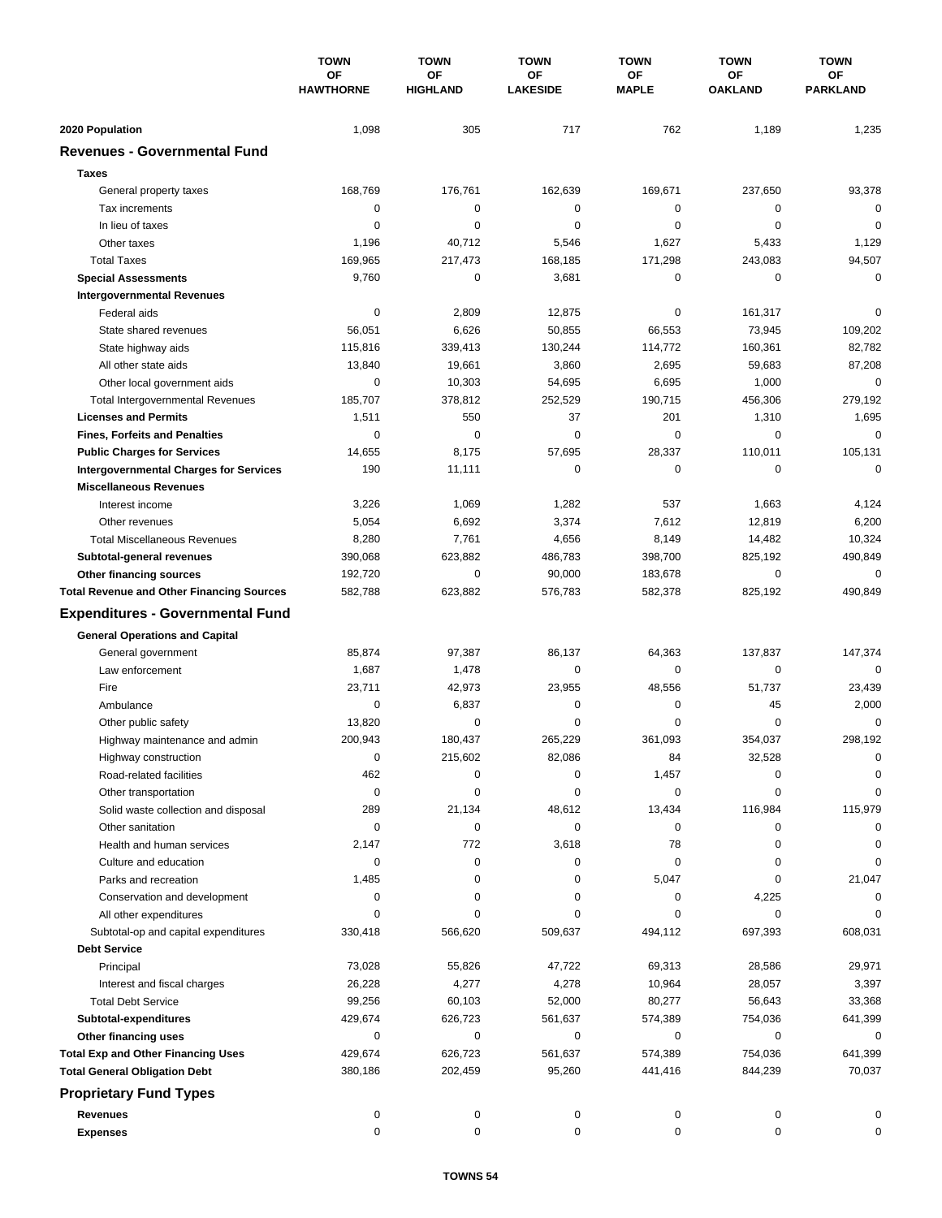| | TOWN OF HAWTHORNE | TOWN OF HIGHLAND | TOWN OF LAKESIDE | TOWN OF MAPLE | TOWN OF OAKLAND | TOWN OF PARKLAND |
|---|---|---|---|---|---|---|
| **2020 Population** | 1,098 | 305 | 717 | 762 | 1,189 | 1,235 |
| **Revenues - Governmental Fund** | | | | | | |
| **Taxes** | | | | | | |
| General property taxes | 168,769 | 176,761 | 162,639 | 169,671 | 237,650 | 93,378 |
| Tax increments | 0 | 0 | 0 | 0 | 0 | 0 |
| In lieu of taxes | 0 | 0 | 0 | 0 | 0 | 0 |
| Other taxes | 1,196 | 40,712 | 5,546 | 1,627 | 5,433 | 1,129 |
| Total Taxes | 169,965 | 217,473 | 168,185 | 171,298 | 243,083 | 94,507 |
| **Special Assessments** | 9,760 | 0 | 3,681 | 0 | 0 | 0 |
| **Intergovernmental Revenues** | | | | | | |
| Federal aids | 0 | 2,809 | 12,875 | 0 | 161,317 | 0 |
| State shared revenues | 56,051 | 6,626 | 50,855 | 66,553 | 73,945 | 109,202 |
| State highway aids | 115,816 | 339,413 | 130,244 | 114,772 | 160,361 | 82,782 |
| All other state aids | 13,840 | 19,661 | 3,860 | 2,695 | 59,683 | 87,208 |
| Other local government aids | 0 | 10,303 | 54,695 | 6,695 | 1,000 | 0 |
| Total Intergovernmental Revenues | 185,707 | 378,812 | 252,529 | 190,715 | 456,306 | 279,192 |
| **Licenses and Permits** | 1,511 | 550 | 37 | 201 | 1,310 | 1,695 |
| **Fines, Forfeits and Penalties** | 0 | 0 | 0 | 0 | 0 | 0 |
| **Public Charges for Services** | 14,655 | 8,175 | 57,695 | 28,337 | 110,011 | 105,131 |
| **Intergovernmental Charges for Services** | 190 | 11,111 | 0 | 0 | 0 | 0 |
| **Miscellaneous Revenues** | | | | | | |
| Interest income | 3,226 | 1,069 | 1,282 | 537 | 1,663 | 4,124 |
| Other revenues | 5,054 | 6,692 | 3,374 | 7,612 | 12,819 | 6,200 |
| Total Miscellaneous Revenues | 8,280 | 7,761 | 4,656 | 8,149 | 14,482 | 10,324 |
| **Subtotal-general revenues** | 390,068 | 623,882 | 486,783 | 398,700 | 825,192 | 490,849 |
| **Other financing sources** | 192,720 | 0 | 90,000 | 183,678 | 0 | 0 |
| **Total Revenue and Other Financing Sources** | 582,788 | 623,882 | 576,783 | 582,378 | 825,192 | 490,849 |
| **Expenditures - Governmental Fund** | | | | | | |
| **General Operations and Capital** | | | | | | |
| General government | 85,874 | 97,387 | 86,137 | 64,363 | 137,837 | 147,374 |
| Law enforcement | 1,687 | 1,478 | 0 | 0 | 0 | 0 |
| Fire | 23,711 | 42,973 | 23,955 | 48,556 | 51,737 | 23,439 |
| Ambulance | 0 | 6,837 | 0 | 0 | 45 | 2,000 |
| Other public safety | 13,820 | 0 | 0 | 0 | 0 | 0 |
| Highway maintenance and admin | 200,943 | 180,437 | 265,229 | 361,093 | 354,037 | 298,192 |
| Highway construction | 0 | 215,602 | 82,086 | 84 | 32,528 | 0 |
| Road-related facilities | 462 | 0 | 0 | 1,457 | 0 | 0 |
| Other transportation | 0 | 0 | 0 | 0 | 0 | 0 |
| Solid waste collection and disposal | 289 | 21,134 | 48,612 | 13,434 | 116,984 | 115,979 |
| Other sanitation | 0 | 0 | 0 | 0 | 0 | 0 |
| Health and human services | 2,147 | 772 | 3,618 | 78 | 0 | 0 |
| Culture and education | 0 | 0 | 0 | 0 | 0 | 0 |
| Parks and recreation | 1,485 | 0 | 0 | 5,047 | 0 | 21,047 |
| Conservation and development | 0 | 0 | 0 | 0 | 4,225 | 0 |
| All other expenditures | 0 | 0 | 0 | 0 | 0 | 0 |
| Subtotal-op and capital expenditures | 330,418 | 566,620 | 509,637 | 494,112 | 697,393 | 608,031 |
| **Debt Service** | | | | | | |
| Principal | 73,028 | 55,826 | 47,722 | 69,313 | 28,586 | 29,971 |
| Interest and fiscal charges | 26,228 | 4,277 | 4,278 | 10,964 | 28,057 | 3,397 |
| Total Debt Service | 99,256 | 60,103 | 52,000 | 80,277 | 56,643 | 33,368 |
| **Subtotal-expenditures** | 429,674 | 626,723 | 561,637 | 574,389 | 754,036 | 641,399 |
| **Other financing uses** | 0 | 0 | 0 | 0 | 0 | 0 |
| **Total Exp and Other Financing Uses** | 429,674 | 626,723 | 561,637 | 574,389 | 754,036 | 641,399 |
| **Total General Obligation Debt** | 380,186 | 202,459 | 95,260 | 441,416 | 844,239 | 70,037 |
| **Proprietary Fund Types** | | | | | | |
| **Revenues** | 0 | 0 | 0 | 0 | 0 | 0 |
| **Expenses** | 0 | 0 | 0 | 0 | 0 | 0 |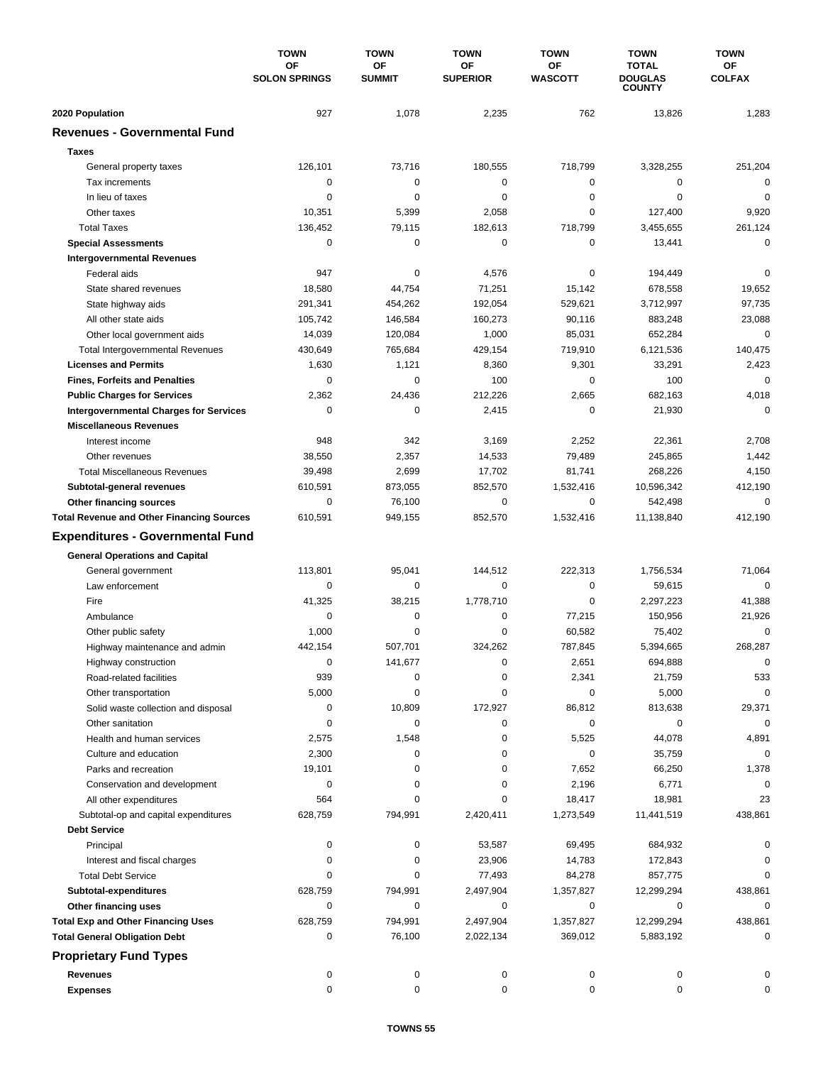| | TOWN OF SOLON SPRINGS | TOWN OF SUMMIT | TOWN OF SUPERIOR | TOWN OF WASCOTT | TOWN TOTAL DOUGLAS COUNTY | TOWN OF COLFAX |
|---|---|---|---|---|---|---|
| **2020 Population** | 927 | 1,078 | 2,235 | 762 | 13,826 | 1,283 |
| **Revenues - Governmental Fund** | | | | | | |
| **Taxes** | | | | | | |
| General property taxes | 126,101 | 73,716 | 180,555 | 718,799 | 3,328,255 | 251,204 |
| Tax increments | 0 | 0 | 0 | 0 | 0 | 0 |
| In lieu of taxes | 0 | 0 | 0 | 0 | 0 | 0 |
| Other taxes | 10,351 | 5,399 | 2,058 | 0 | 127,400 | 9,920 |
| Total Taxes | 136,452 | 79,115 | 182,613 | 718,799 | 3,455,655 | 261,124 |
| **Special Assessments** | 0 | 0 | 0 | 0 | 13,441 | 0 |
| **Intergovernmental Revenues** | | | | | | |
| Federal aids | 947 | 0 | 4,576 | 0 | 194,449 | 0 |
| State shared revenues | 18,580 | 44,754 | 71,251 | 15,142 | 678,558 | 19,652 |
| State highway aids | 291,341 | 454,262 | 192,054 | 529,621 | 3,712,997 | 97,735 |
| All other state aids | 105,742 | 146,584 | 160,273 | 90,116 | 883,248 | 23,088 |
| Other local government aids | 14,039 | 120,084 | 1,000 | 85,031 | 652,284 | 0 |
| Total Intergovernmental Revenues | 430,649 | 765,684 | 429,154 | 719,910 | 6,121,536 | 140,475 |
| **Licenses and Permits** | 1,630 | 1,121 | 8,360 | 9,301 | 33,291 | 2,423 |
| **Fines, Forfeits and Penalties** | 0 | 0 | 100 | 0 | 100 | 0 |
| **Public Charges for Services** | 2,362 | 24,436 | 212,226 | 2,665 | 682,163 | 4,018 |
| **Intergovernmental Charges for Services** | 0 | 0 | 2,415 | 0 | 21,930 | 0 |
| **Miscellaneous Revenues** | | | | | | |
| Interest income | 948 | 342 | 3,169 | 2,252 | 22,361 | 2,708 |
| Other revenues | 38,550 | 2,357 | 14,533 | 79,489 | 245,865 | 1,442 |
| Total Miscellaneous Revenues | 39,498 | 2,699 | 17,702 | 81,741 | 268,226 | 4,150 |
| **Subtotal-general revenues** | 610,591 | 873,055 | 852,570 | 1,532,416 | 10,596,342 | 412,190 |
| **Other financing sources** | 0 | 76,100 | 0 | 0 | 542,498 | 0 |
| **Total Revenue and Other Financing Sources** | 610,591 | 949,155 | 852,570 | 1,532,416 | 11,138,840 | 412,190 |
| **Expenditures - Governmental Fund** | | | | | | |
| **General Operations and Capital** | | | | | | |
| General government | 113,801 | 95,041 | 144,512 | 222,313 | 1,756,534 | 71,064 |
| Law enforcement | 0 | 0 | 0 | 0 | 59,615 | 0 |
| Fire | 41,325 | 38,215 | 1,778,710 | 0 | 2,297,223 | 41,388 |
| Ambulance | 0 | 0 | 0 | 77,215 | 150,956 | 21,926 |
| Other public safety | 1,000 | 0 | 0 | 60,582 | 75,402 | 0 |
| Highway maintenance and admin | 442,154 | 507,701 | 324,262 | 787,845 | 5,394,665 | 268,287 |
| Highway construction | 0 | 141,677 | 0 | 2,651 | 694,888 | 0 |
| Road-related facilities | 939 | 0 | 0 | 2,341 | 21,759 | 533 |
| Other transportation | 5,000 | 0 | 0 | 0 | 5,000 | 0 |
| Solid waste collection and disposal | 0 | 10,809 | 172,927 | 86,812 | 813,638 | 29,371 |
| Other sanitation | 0 | 0 | 0 | 0 | 0 | 0 |
| Health and human services | 2,575 | 1,548 | 0 | 5,525 | 44,078 | 4,891 |
| Culture and education | 2,300 | 0 | 0 | 0 | 35,759 | 0 |
| Parks and recreation | 19,101 | 0 | 0 | 7,652 | 66,250 | 1,378 |
| Conservation and development | 0 | 0 | 0 | 2,196 | 6,771 | 0 |
| All other expenditures | 564 | 0 | 0 | 18,417 | 18,981 | 23 |
| Subtotal-op and capital expenditures | 628,759 | 794,991 | 2,420,411 | 1,273,549 | 11,441,519 | 438,861 |
| **Debt Service** | | | | | | |
| Principal | 0 | 0 | 53,587 | 69,495 | 684,932 | 0 |
| Interest and fiscal charges | 0 | 0 | 23,906 | 14,783 | 172,843 | 0 |
| Total Debt Service | 0 | 0 | 77,493 | 84,278 | 857,775 | 0 |
| **Subtotal-expenditures** | 628,759 | 794,991 | 2,497,904 | 1,357,827 | 12,299,294 | 438,861 |
| **Other financing uses** | 0 | 0 | 0 | 0 | 0 | 0 |
| **Total Exp and Other Financing Uses** | 628,759 | 794,991 | 2,497,904 | 1,357,827 | 12,299,294 | 438,861 |
| **Total General Obligation Debt** | 0 | 76,100 | 2,022,134 | 369,012 | 5,883,192 | 0 |
| **Proprietary Fund Types** | | | | | | |
| **Revenues** | 0 | 0 | 0 | 0 | 0 | 0 |
| **Expenses** | 0 | 0 | 0 | 0 | 0 | 0 |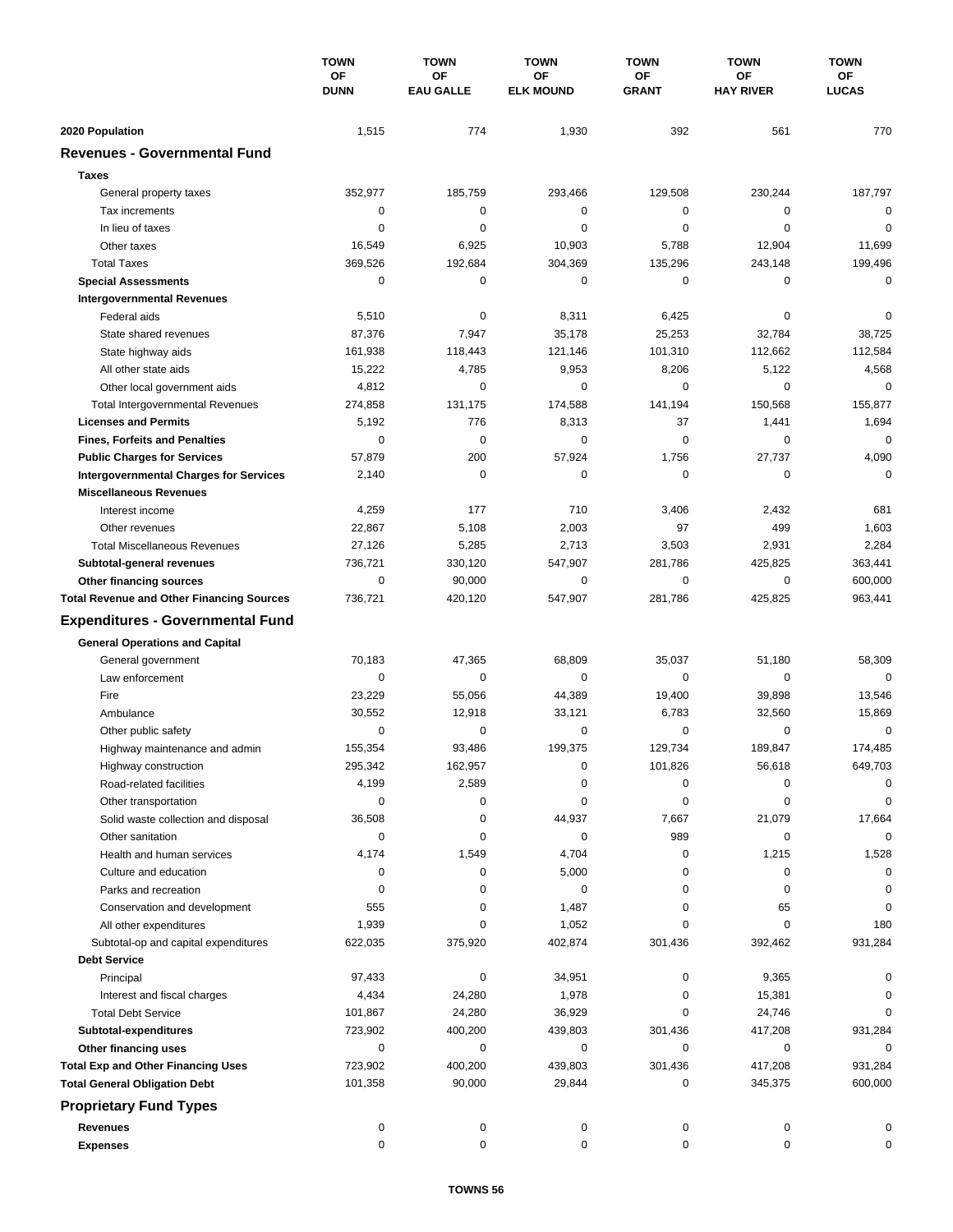| | TOWN OF DUNN | TOWN OF EAU GALLE | TOWN OF ELK MOUND | TOWN OF GRANT | TOWN OF HAY RIVER | TOWN OF LUCAS |
|---|---|---|---|---|---|---|
| **2020 Population** | 1,515 | 774 | 1,930 | 392 | 561 | 770 |
| **Revenues - Governmental Fund** | | | | | | |
| **Taxes** | | | | | | |
| General property taxes | 352,977 | 185,759 | 293,466 | 129,508 | 230,244 | 187,797 |
| Tax increments | 0 | 0 | 0 | 0 | 0 | 0 |
| In lieu of taxes | 0 | 0 | 0 | 0 | 0 | 0 |
| Other taxes | 16,549 | 6,925 | 10,903 | 5,788 | 12,904 | 11,699 |
| Total Taxes | 369,526 | 192,684 | 304,369 | 135,296 | 243,148 | 199,496 |
| **Special Assessments** | 0 | 0 | 0 | 0 | 0 | 0 |
| **Intergovernmental Revenues** | | | | | | |
| Federal aids | 5,510 | 0 | 8,311 | 6,425 | 0 | 0 |
| State shared revenues | 87,376 | 7,947 | 35,178 | 25,253 | 32,784 | 38,725 |
| State highway aids | 161,938 | 118,443 | 121,146 | 101,310 | 112,662 | 112,584 |
| All other state aids | 15,222 | 4,785 | 9,953 | 8,206 | 5,122 | 4,568 |
| Other local government aids | 4,812 | 0 | 0 | 0 | 0 | 0 |
| Total Intergovernmental Revenues | 274,858 | 131,175 | 174,588 | 141,194 | 150,568 | 155,877 |
| **Licenses and Permits** | 5,192 | 776 | 8,313 | 37 | 1,441 | 1,694 |
| **Fines, Forfeits and Penalties** | 0 | 0 | 0 | 0 | 0 | 0 |
| **Public Charges for Services** | 57,879 | 200 | 57,924 | 1,756 | 27,737 | 4,090 |
| **Intergovernmental Charges for Services** | 2,140 | 0 | 0 | 0 | 0 | 0 |
| **Miscellaneous Revenues** | | | | | | |
| Interest income | 4,259 | 177 | 710 | 3,406 | 2,432 | 681 |
| Other revenues | 22,867 | 5,108 | 2,003 | 97 | 499 | 1,603 |
| Total Miscellaneous Revenues | 27,126 | 5,285 | 2,713 | 3,503 | 2,931 | 2,284 |
| **Subtotal-general revenues** | 736,721 | 330,120 | 547,907 | 281,786 | 425,825 | 363,441 |
| **Other financing sources** | 0 | 90,000 | 0 | 0 | 0 | 600,000 |
| **Total Revenue and Other Financing Sources** | 736,721 | 420,120 | 547,907 | 281,786 | 425,825 | 963,441 |
| **Expenditures - Governmental Fund** | | | | | | |
| **General Operations and Capital** | | | | | | |
| General government | 70,183 | 47,365 | 68,809 | 35,037 | 51,180 | 58,309 |
| Law enforcement | 0 | 0 | 0 | 0 | 0 | 0 |
| Fire | 23,229 | 55,056 | 44,389 | 19,400 | 39,898 | 13,546 |
| Ambulance | 30,552 | 12,918 | 33,121 | 6,783 | 32,560 | 15,869 |
| Other public safety | 0 | 0 | 0 | 0 | 0 | 0 |
| Highway maintenance and admin | 155,354 | 93,486 | 199,375 | 129,734 | 189,847 | 174,485 |
| Highway construction | 295,342 | 162,957 | 0 | 101,826 | 56,618 | 649,703 |
| Road-related facilities | 4,199 | 2,589 | 0 | 0 | 0 | 0 |
| Other transportation | 0 | 0 | 0 | 0 | 0 | 0 |
| Solid waste collection and disposal | 36,508 | 0 | 44,937 | 7,667 | 21,079 | 17,664 |
| Other sanitation | 0 | 0 | 0 | 989 | 0 | 0 |
| Health and human services | 4,174 | 1,549 | 4,704 | 0 | 1,215 | 1,528 |
| Culture and education | 0 | 0 | 5,000 | 0 | 0 | 0 |
| Parks and recreation | 0 | 0 | 0 | 0 | 0 | 0 |
| Conservation and development | 555 | 0 | 1,487 | 0 | 65 | 0 |
| All other expenditures | 1,939 | 0 | 1,052 | 0 | 0 | 180 |
| Subtotal-op and capital expenditures | 622,035 | 375,920 | 402,874 | 301,436 | 392,462 | 931,284 |
| **Debt Service** | | | | | | |
| Principal | 97,433 | 0 | 34,951 | 0 | 9,365 | 0 |
| Interest and fiscal charges | 4,434 | 24,280 | 1,978 | 0 | 15,381 | 0 |
| Total Debt Service | 101,867 | 24,280 | 36,929 | 0 | 24,746 | 0 |
| **Subtotal-expenditures** | 723,902 | 400,200 | 439,803 | 301,436 | 417,208 | 931,284 |
| **Other financing uses** | 0 | 0 | 0 | 0 | 0 | 0 |
| **Total Exp and Other Financing Uses** | 723,902 | 400,200 | 439,803 | 301,436 | 417,208 | 931,284 |
| **Total General Obligation Debt** | 101,358 | 90,000 | 29,844 | 0 | 345,375 | 600,000 |
| **Proprietary Fund Types** | | | | | | |
| **Revenues** | 0 | 0 | 0 | 0 | 0 | 0 |
| **Expenses** | 0 | 0 | 0 | 0 | 0 | 0 |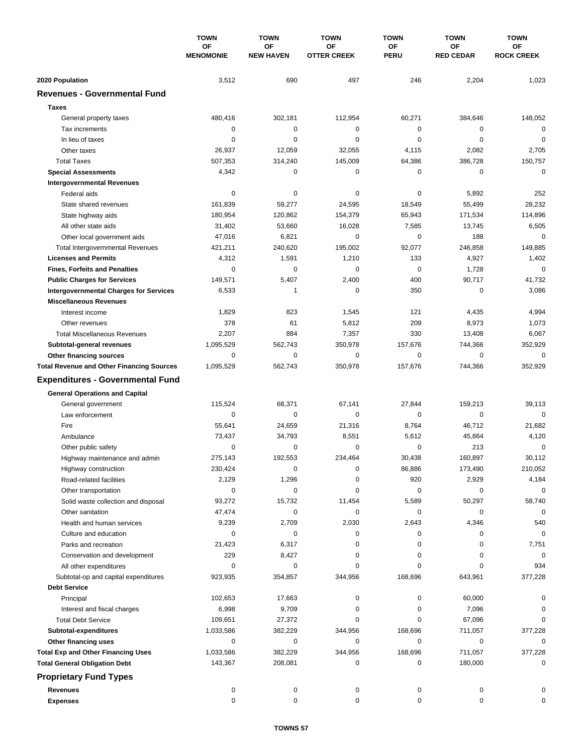| | TOWN OF MENOMONIE | TOWN OF NEW HAVEN | TOWN OF OTTER CREEK | TOWN OF PERU | TOWN OF RED CEDAR | TOWN OF ROCK CREEK |
|---|---|---|---|---|---|---|
| **2020 Population** | 3,512 | 690 | 497 | 246 | 2,204 | 1,023 |
| **Revenues - Governmental Fund** | | | | | | |
| **Taxes** | | | | | | |
| General property taxes | 480,416 | 302,181 | 112,954 | 60,271 | 384,646 | 148,052 |
| Tax increments | 0 | 0 | 0 | 0 | 0 | 0 |
| In lieu of taxes | 0 | 0 | 0 | 0 | 0 | 0 |
| Other taxes | 26,937 | 12,059 | 32,055 | 4,115 | 2,082 | 2,705 |
| Total Taxes | 507,353 | 314,240 | 145,009 | 64,386 | 386,728 | 150,757 |
| **Special Assessments** | 4,342 | 0 | 0 | 0 | 0 | 0 |
| **Intergovernmental Revenues** | | | | | | |
| Federal aids | 0 | 0 | 0 | 0 | 5,892 | 252 |
| State shared revenues | 161,839 | 59,277 | 24,595 | 18,549 | 55,499 | 28,232 |
| State highway aids | 180,954 | 120,862 | 154,379 | 65,943 | 171,534 | 114,896 |
| All other state aids | 31,402 | 53,660 | 16,028 | 7,585 | 13,745 | 6,505 |
| Other local government aids | 47,016 | 6,821 | 0 | 0 | 188 | 0 |
| Total Intergovernmental Revenues | 421,211 | 240,620 | 195,002 | 92,077 | 246,858 | 149,885 |
| **Licenses and Permits** | 4,312 | 1,591 | 1,210 | 133 | 4,927 | 1,402 |
| **Fines, Forfeits and Penalties** | 0 | 0 | 0 | 0 | 1,728 | 0 |
| **Public Charges for Services** | 149,571 | 5,407 | 2,400 | 400 | 90,717 | 41,732 |
| **Intergovernmental Charges for Services** | 6,533 | 1 | 0 | 350 | 0 | 3,086 |
| **Miscellaneous Revenues** | | | | | | |
| Interest income | 1,829 | 823 | 1,545 | 121 | 4,435 | 4,994 |
| Other revenues | 378 | 61 | 5,812 | 209 | 8,973 | 1,073 |
| Total Miscellaneous Revenues | 2,207 | 884 | 7,357 | 330 | 13,408 | 6,067 |
| **Subtotal-general revenues** | 1,095,529 | 562,743 | 350,978 | 157,676 | 744,366 | 352,929 |
| **Other financing sources** | 0 | 0 | 0 | 0 | 0 | 0 |
| **Total Revenue and Other Financing Sources** | 1,095,529 | 562,743 | 350,978 | 157,676 | 744,366 | 352,929 |
| **Expenditures - Governmental Fund** | | | | | | |
| **General Operations and Capital** | | | | | | |
| General government | 115,524 | 68,371 | 67,141 | 27,844 | 159,213 | 39,113 |
| Law enforcement | 0 | 0 | 0 | 0 | 0 | 0 |
| Fire | 55,641 | 24,659 | 21,316 | 8,764 | 46,712 | 21,682 |
| Ambulance | 73,437 | 34,793 | 8,551 | 5,612 | 45,864 | 4,120 |
| Other public safety | 0 | 0 | 0 | 0 | 213 | 0 |
| Highway maintenance and admin | 275,143 | 192,553 | 234,464 | 30,438 | 160,897 | 30,112 |
| Highway construction | 230,424 | 0 | 0 | 86,886 | 173,490 | 210,052 |
| Road-related facilities | 2,129 | 1,296 | 0 | 920 | 2,929 | 4,184 |
| Other transportation | 0 | 0 | 0 | 0 | 0 | 0 |
| Solid waste collection and disposal | 93,272 | 15,732 | 11,454 | 5,589 | 50,297 | 58,740 |
| Other sanitation | 47,474 | 0 | 0 | 0 | 0 | 0 |
| Health and human services | 9,239 | 2,709 | 2,030 | 2,643 | 4,346 | 540 |
| Culture and education | 0 | 0 | 0 | 0 | 0 | 0 |
| Parks and recreation | 21,423 | 6,317 | 0 | 0 | 0 | 7,751 |
| Conservation and development | 229 | 8,427 | 0 | 0 | 0 | 0 |
| All other expenditures | 0 | 0 | 0 | 0 | 0 | 934 |
| Subtotal-op and capital expenditures | 923,935 | 354,857 | 344,956 | 168,696 | 643,961 | 377,228 |
| **Debt Service** | | | | | | |
| Principal | 102,653 | 17,663 | 0 | 0 | 60,000 | 0 |
| Interest and fiscal charges | 6,998 | 9,709 | 0 | 0 | 7,096 | 0 |
| Total Debt Service | 109,651 | 27,372 | 0 | 0 | 67,096 | 0 |
| **Subtotal-expenditures** | 1,033,586 | 382,229 | 344,956 | 168,696 | 711,057 | 377,228 |
| **Other financing uses** | 0 | 0 | 0 | 0 | 0 | 0 |
| **Total Exp and Other Financing Uses** | 1,033,586 | 382,229 | 344,956 | 168,696 | 711,057 | 377,228 |
| **Total General Obligation Debt** | 143,367 | 208,081 | 0 | 0 | 180,000 | 0 |
| **Proprietary Fund Types** | | | | | | |
| **Revenues** | 0 | 0 | 0 | 0 | 0 | 0 |
| **Expenses** | 0 | 0 | 0 | 0 | 0 | 0 |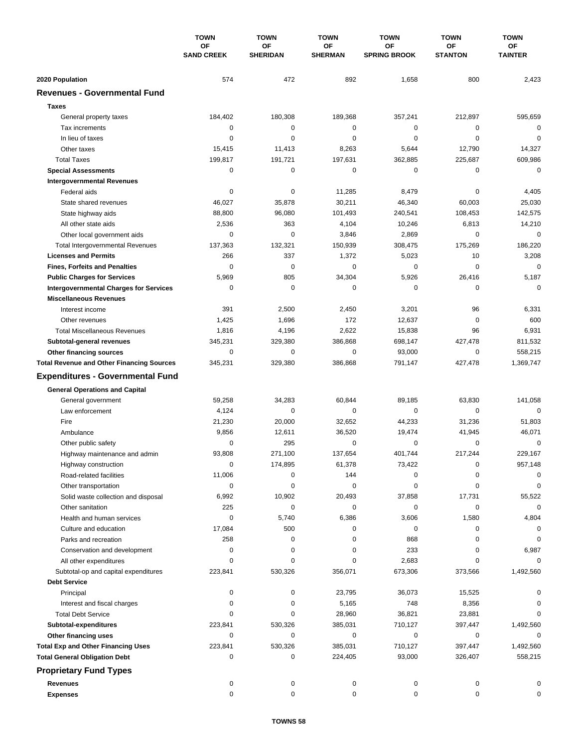| | TOWN OF SAND CREEK | TOWN OF SHERIDAN | TOWN OF SHERMAN | TOWN OF SPRING BROOK | TOWN OF STANTON | TOWN OF TAINTER |
|---|---|---|---|---|---|---|
| **2020 Population** | 574 | 472 | 892 | 1,658 | 800 | 2,423 |
| **Revenues - Governmental Fund** | | | | | | |
| **Taxes** | | | | | | |
| General property taxes | 184,402 | 180,308 | 189,368 | 357,241 | 212,897 | 595,659 |
| Tax increments | 0 | 0 | 0 | 0 | 0 | 0 |
| In lieu of taxes | 0 | 0 | 0 | 0 | 0 | 0 |
| Other taxes | 15,415 | 11,413 | 8,263 | 5,644 | 12,790 | 14,327 |
| Total Taxes | 199,817 | 191,721 | 197,631 | 362,885 | 225,687 | 609,986 |
| **Special Assessments** | 0 | 0 | 0 | 0 | 0 | 0 |
| **Intergovernmental Revenues** | | | | | | |
| Federal aids | 0 | 0 | 11,285 | 8,479 | 0 | 4,405 |
| State shared revenues | 46,027 | 35,878 | 30,211 | 46,340 | 60,003 | 25,030 |
| State highway aids | 88,800 | 96,080 | 101,493 | 240,541 | 108,453 | 142,575 |
| All other state aids | 2,536 | 363 | 4,104 | 10,246 | 6,813 | 14,210 |
| Other local government aids | 0 | 0 | 3,846 | 2,869 | 0 | 0 |
| Total Intergovernmental Revenues | 137,363 | 132,321 | 150,939 | 308,475 | 175,269 | 186,220 |
| **Licenses and Permits** | 266 | 337 | 1,372 | 5,023 | 10 | 3,208 |
| **Fines, Forfeits and Penalties** | 0 | 0 | 0 | 0 | 0 | 0 |
| **Public Charges for Services** | 5,969 | 805 | 34,304 | 5,926 | 26,416 | 5,187 |
| **Intergovernmental Charges for Services** | 0 | 0 | 0 | 0 | 0 | 0 |
| **Miscellaneous Revenues** | | | | | | |
| Interest income | 391 | 2,500 | 2,450 | 3,201 | 96 | 6,331 |
| Other revenues | 1,425 | 1,696 | 172 | 12,637 | 0 | 600 |
| Total Miscellaneous Revenues | 1,816 | 4,196 | 2,622 | 15,838 | 96 | 6,931 |
| **Subtotal-general revenues** | 345,231 | 329,380 | 386,868 | 698,147 | 427,478 | 811,532 |
| **Other financing sources** | 0 | 0 | 0 | 93,000 | 0 | 558,215 |
| **Total Revenue and Other Financing Sources** | 345,231 | 329,380 | 386,868 | 791,147 | 427,478 | 1,369,747 |
| **Expenditures - Governmental Fund** | | | | | | |
| **General Operations and Capital** | | | | | | |
| General government | 59,258 | 34,283 | 60,844 | 89,185 | 63,830 | 141,058 |
| Law enforcement | 4,124 | 0 | 0 | 0 | 0 | 0 |
| Fire | 21,230 | 20,000 | 32,652 | 44,233 | 31,236 | 51,803 |
| Ambulance | 9,856 | 12,611 | 36,520 | 19,474 | 41,945 | 46,071 |
| Other public safety | 0 | 295 | 0 | 0 | 0 | 0 |
| Highway maintenance and admin | 93,808 | 271,100 | 137,654 | 401,744 | 217,244 | 229,167 |
| Highway construction | 0 | 174,895 | 61,378 | 73,422 | 0 | 957,148 |
| Road-related facilities | 11,006 | 0 | 144 | 0 | 0 | 0 |
| Other transportation | 0 | 0 | 0 | 0 | 0 | 0 |
| Solid waste collection and disposal | 6,992 | 10,902 | 20,493 | 37,858 | 17,731 | 55,522 |
| Other sanitation | 225 | 0 | 0 | 0 | 0 | 0 |
| Health and human services | 0 | 5,740 | 6,386 | 3,606 | 1,580 | 4,804 |
| Culture and education | 17,084 | 500 | 0 | 0 | 0 | 0 |
| Parks and recreation | 258 | 0 | 0 | 868 | 0 | 0 |
| Conservation and development | 0 | 0 | 0 | 233 | 0 | 6,987 |
| All other expenditures | 0 | 0 | 0 | 2,683 | 0 | 0 |
| Subtotal-op and capital expenditures | 223,841 | 530,326 | 356,071 | 673,306 | 373,566 | 1,492,560 |
| **Debt Service** | | | | | | |
| Principal | 0 | 0 | 23,795 | 36,073 | 15,525 | 0 |
| Interest and fiscal charges | 0 | 0 | 5,165 | 748 | 8,356 | 0 |
| Total Debt Service | 0 | 0 | 28,960 | 36,821 | 23,881 | 0 |
| **Subtotal-expenditures** | 223,841 | 530,326 | 385,031 | 710,127 | 397,447 | 1,492,560 |
| **Other financing uses** | 0 | 0 | 0 | 0 | 0 | 0 |
| **Total Exp and Other Financing Uses** | 223,841 | 530,326 | 385,031 | 710,127 | 397,447 | 1,492,560 |
| **Total General Obligation Debt** | 0 | 0 | 224,405 | 93,000 | 326,407 | 558,215 |
| **Proprietary Fund Types** | | | | | | |
| **Revenues** | 0 | 0 | 0 | 0 | 0 | 0 |
| **Expenses** | 0 | 0 | 0 | 0 | 0 | 0 |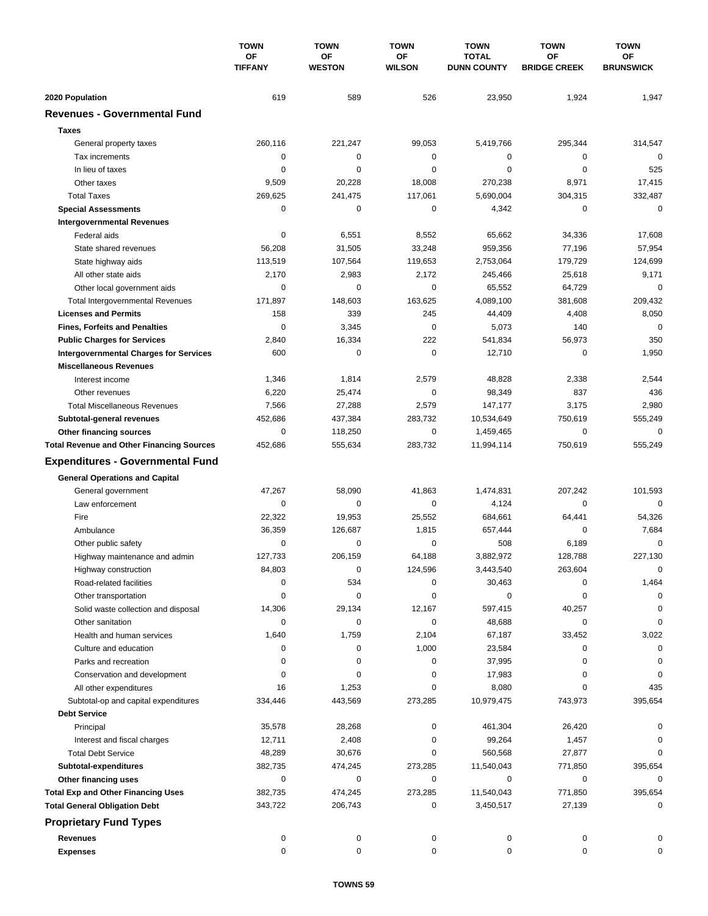| | TOWN OF TIFFANY | TOWN OF WESTON | TOWN OF WILSON | TOWN TOTAL DUNN COUNTY | TOWN OF BRIDGE CREEK | TOWN OF BRUNSWICK |
|---|---|---|---|---|---|---|
| **2020 Population** | 619 | 589 | 526 | 23,950 | 1,924 | 1,947 |
| **Revenues - Governmental Fund** | | | | | | |
| **Taxes** | | | | | | |
| General property taxes | 260,116 | 221,247 | 99,053 | 5,419,766 | 295,344 | 314,547 |
| Tax increments | 0 | 0 | 0 | 0 | 0 | 0 |
| In lieu of taxes | 0 | 0 | 0 | 0 | 0 | 525 |
| Other taxes | 9,509 | 20,228 | 18,008 | 270,238 | 8,971 | 17,415 |
| Total Taxes | 269,625 | 241,475 | 117,061 | 5,690,004 | 304,315 | 332,487 |
| **Special Assessments** | 0 | 0 | 0 | 4,342 | 0 | 0 |
| **Intergovernmental Revenues** | | | | | | |
| Federal aids | 0 | 6,551 | 8,552 | 65,662 | 34,336 | 17,608 |
| State shared revenues | 56,208 | 31,505 | 33,248 | 959,356 | 77,196 | 57,954 |
| State highway aids | 113,519 | 107,564 | 119,653 | 2,753,064 | 179,729 | 124,699 |
| All other state aids | 2,170 | 2,983 | 2,172 | 245,466 | 25,618 | 9,171 |
| Other local government aids | 0 | 0 | 0 | 65,552 | 64,729 | 0 |
| Total Intergovernmental Revenues | 171,897 | 148,603 | 163,625 | 4,089,100 | 381,608 | 209,432 |
| **Licenses and Permits** | 158 | 339 | 245 | 44,409 | 4,408 | 8,050 |
| **Fines, Forfeits and Penalties** | 0 | 3,345 | 0 | 5,073 | 140 | 0 |
| **Public Charges for Services** | 2,840 | 16,334 | 222 | 541,834 | 56,973 | 350 |
| **Intergovernmental Charges for Services** | 600 | 0 | 0 | 12,710 | 0 | 1,950 |
| **Miscellaneous Revenues** | | | | | | |
| Interest income | 1,346 | 1,814 | 2,579 | 48,828 | 2,338 | 2,544 |
| Other revenues | 6,220 | 25,474 | 0 | 98,349 | 837 | 436 |
| Total Miscellaneous Revenues | 7,566 | 27,288 | 2,579 | 147,177 | 3,175 | 2,980 |
| **Subtotal-general revenues** | 452,686 | 437,384 | 283,732 | 10,534,649 | 750,619 | 555,249 |
| **Other financing sources** | 0 | 118,250 | 0 | 1,459,465 | 0 | 0 |
| **Total Revenue and Other Financing Sources** | 452,686 | 555,634 | 283,732 | 11,994,114 | 750,619 | 555,249 |
| **Expenditures - Governmental Fund** | | | | | | |
| **General Operations and Capital** | | | | | | |
| General government | 47,267 | 58,090 | 41,863 | 1,474,831 | 207,242 | 101,593 |
| Law enforcement | 0 | 0 | 0 | 4,124 | 0 | 0 |
| Fire | 22,322 | 19,953 | 25,552 | 684,661 | 64,441 | 54,326 |
| Ambulance | 36,359 | 126,687 | 1,815 | 657,444 | 0 | 7,684 |
| Other public safety | 0 | 0 | 0 | 508 | 6,189 | 0 |
| Highway maintenance and admin | 127,733 | 206,159 | 64,188 | 3,882,972 | 128,788 | 227,130 |
| Highway construction | 84,803 | 0 | 124,596 | 3,443,540 | 263,604 | 0 |
| Road-related facilities | 0 | 534 | 0 | 30,463 | 0 | 1,464 |
| Other transportation | 0 | 0 | 0 | 0 | 0 | 0 |
| Solid waste collection and disposal | 14,306 | 29,134 | 12,167 | 597,415 | 40,257 | 0 |
| Other sanitation | 0 | 0 | 0 | 48,688 | 0 | 0 |
| Health and human services | 1,640 | 1,759 | 2,104 | 67,187 | 33,452 | 3,022 |
| Culture and education | 0 | 0 | 1,000 | 23,584 | 0 | 0 |
| Parks and recreation | 0 | 0 | 0 | 37,995 | 0 | 0 |
| Conservation and development | 0 | 0 | 0 | 17,983 | 0 | 0 |
| All other expenditures | 16 | 1,253 | 0 | 8,080 | 0 | 435 |
| Subtotal-op and capital expenditures | 334,446 | 443,569 | 273,285 | 10,979,475 | 743,973 | 395,654 |
| **Debt Service** | | | | | | |
| Principal | 35,578 | 28,268 | 0 | 461,304 | 26,420 | 0 |
| Interest and fiscal charges | 12,711 | 2,408 | 0 | 99,264 | 1,457 | 0 |
| Total Debt Service | 48,289 | 30,676 | 0 | 560,568 | 27,877 | 0 |
| **Subtotal-expenditures** | 382,735 | 474,245 | 273,285 | 11,540,043 | 771,850 | 395,654 |
| **Other financing uses** | 0 | 0 | 0 | 0 | 0 | 0 |
| **Total Exp and Other Financing Uses** | 382,735 | 474,245 | 273,285 | 11,540,043 | 771,850 | 395,654 |
| **Total General Obligation Debt** | 343,722 | 206,743 | 0 | 3,450,517 | 27,139 | 0 |
| **Proprietary Fund Types** | | | | | | |
| **Revenues** | 0 | 0 | 0 | 0 | 0 | 0 |
| **Expenses** | 0 | 0 | 0 | 0 | 0 | 0 |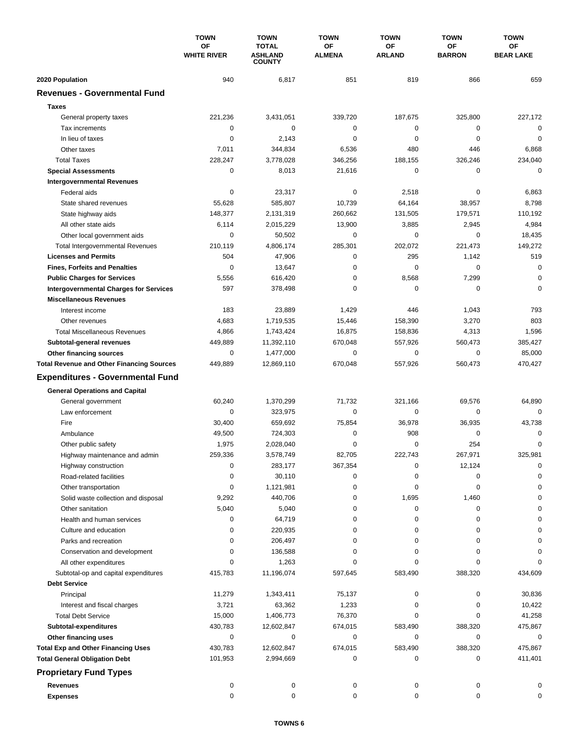| | TOWN OF WHITE RIVER | TOWN TOTAL ASHLAND COUNTY | TOWN OF ALMENA | TOWN OF ARLAND | TOWN OF BARRON | TOWN OF BEAR LAKE |
|---|---|---|---|---|---|---|
| **2020 Population** | 940 | 6,817 | 851 | 819 | 866 | 659 |
| **Revenues - Governmental Fund** | | | | | | |
| **Taxes** | | | | | | |
| General property taxes | 221,236 | 3,431,051 | 339,720 | 187,675 | 325,800 | 227,172 |
| Tax increments | 0 | 0 | 0 | 0 | 0 | 0 |
| In lieu of taxes | 0 | 2,143 | 0 | 0 | 0 | 0 |
| Other taxes | 7,011 | 344,834 | 6,536 | 480 | 446 | 6,868 |
| Total Taxes | 228,247 | 3,778,028 | 346,256 | 188,155 | 326,246 | 234,040 |
| **Special Assessments** | 0 | 8,013 | 21,616 | 0 | 0 | 0 |
| **Intergovernmental Revenues** | | | | | | |
| Federal aids | 0 | 23,317 | 0 | 2,518 | 0 | 6,863 |
| State shared revenues | 55,628 | 585,807 | 10,739 | 64,164 | 38,957 | 8,798 |
| State highway aids | 148,377 | 2,131,319 | 260,662 | 131,505 | 179,571 | 110,192 |
| All other state aids | 6,114 | 2,015,229 | 13,900 | 3,885 | 2,945 | 4,984 |
| Other local government aids | 0 | 50,502 | 0 | 0 | 0 | 18,435 |
| Total Intergovernmental Revenues | 210,119 | 4,806,174 | 285,301 | 202,072 | 221,473 | 149,272 |
| **Licenses and Permits** | 504 | 47,906 | 0 | 295 | 1,142 | 519 |
| **Fines, Forfeits and Penalties** | 0 | 13,647 | 0 | 0 | 0 | 0 |
| **Public Charges for Services** | 5,556 | 616,420 | 0 | 8,568 | 7,299 | 0 |
| **Intergovernmental Charges for Services** | 597 | 378,498 | 0 | 0 | 0 | 0 |
| **Miscellaneous Revenues** | | | | | | |
| Interest income | 183 | 23,889 | 1,429 | 446 | 1,043 | 793 |
| Other revenues | 4,683 | 1,719,535 | 15,446 | 158,390 | 3,270 | 803 |
| Total Miscellaneous Revenues | 4,866 | 1,743,424 | 16,875 | 158,836 | 4,313 | 1,596 |
| **Subtotal-general revenues** | 449,889 | 11,392,110 | 670,048 | 557,926 | 560,473 | 385,427 |
| **Other financing sources** | 0 | 1,477,000 | 0 | 0 | 0 | 85,000 |
| **Total Revenue and Other Financing Sources** | 449,889 | 12,869,110 | 670,048 | 557,926 | 560,473 | 470,427 |
| **Expenditures - Governmental Fund** | | | | | | |
| **General Operations and Capital** | | | | | | |
| General government | 60,240 | 1,370,299 | 71,732 | 321,166 | 69,576 | 64,890 |
| Law enforcement | 0 | 323,975 | 0 | 0 | 0 | 0 |
| Fire | 30,400 | 659,692 | 75,854 | 36,978 | 36,935 | 43,738 |
| Ambulance | 49,500 | 724,303 | 0 | 908 | 0 | 0 |
| Other public safety | 1,975 | 2,028,040 | 0 | 0 | 254 | 0 |
| Highway maintenance and admin | 259,336 | 3,578,749 | 82,705 | 222,743 | 267,971 | 325,981 |
| Highway construction | 0 | 283,177 | 367,354 | 0 | 12,124 | 0 |
| Road-related facilities | 0 | 30,110 | 0 | 0 | 0 | 0 |
| Other transportation | 0 | 1,121,981 | 0 | 0 | 0 | 0 |
| Solid waste collection and disposal | 9,292 | 440,706 | 0 | 1,695 | 1,460 | 0 |
| Other sanitation | 5,040 | 5,040 | 0 | 0 | 0 | 0 |
| Health and human services | 0 | 64,719 | 0 | 0 | 0 | 0 |
| Culture and education | 0 | 220,935 | 0 | 0 | 0 | 0 |
| Parks and recreation | 0 | 206,497 | 0 | 0 | 0 | 0 |
| Conservation and development | 0 | 136,588 | 0 | 0 | 0 | 0 |
| All other expenditures | 0 | 1,263 | 0 | 0 | 0 | 0 |
| Subtotal-op and capital expenditures | 415,783 | 11,196,074 | 597,645 | 583,490 | 388,320 | 434,609 |
| **Debt Service** | | | | | | |
| Principal | 11,279 | 1,343,411 | 75,137 | 0 | 0 | 30,836 |
| Interest and fiscal charges | 3,721 | 63,362 | 1,233 | 0 | 0 | 10,422 |
| Total Debt Service | 15,000 | 1,406,773 | 76,370 | 0 | 0 | 41,258 |
| **Subtotal-expenditures** | 430,783 | 12,602,847 | 674,015 | 583,490 | 388,320 | 475,867 |
| **Other financing uses** | 0 | 0 | 0 | 0 | 0 | 0 |
| **Total Exp and Other Financing Uses** | 430,783 | 12,602,847 | 674,015 | 583,490 | 388,320 | 475,867 |
| **Total General Obligation Debt** | 101,953 | 2,994,669 | 0 | 0 | 0 | 411,401 |
| **Proprietary Fund Types** | | | | | | |
| **Revenues** | 0 | 0 | 0 | 0 | 0 | 0 |
| **Expenses** | 0 | 0 | 0 | 0 | 0 | 0 |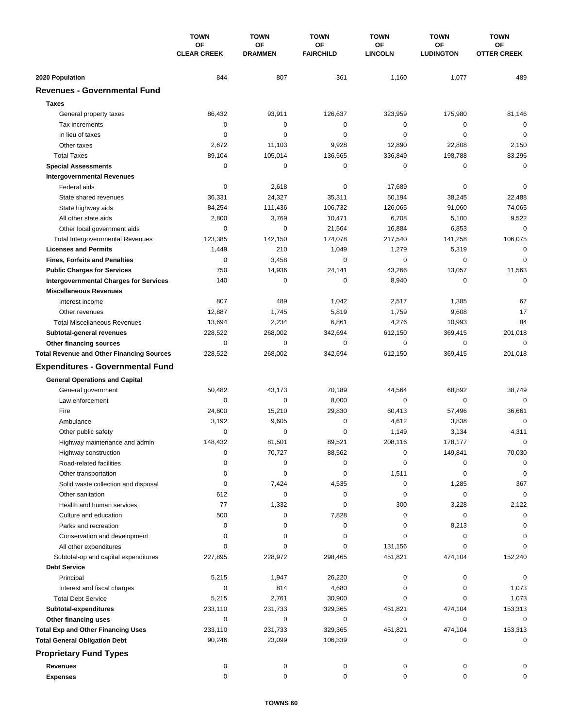| | TOWN OF CLEAR CREEK | TOWN OF DRAMMEN | TOWN OF FAIRCHILD | TOWN OF LINCOLN | TOWN OF LUDINGTON | TOWN OF OTTER CREEK |
|---|---|---|---|---|---|---|
| **2020 Population** | 844 | 807 | 361 | 1,160 | 1,077 | 489 |
| **Revenues - Governmental Fund** | | | | | | |
| **Taxes** | | | | | | |
| General property taxes | 86,432 | 93,911 | 126,637 | 323,959 | 175,980 | 81,146 |
| Tax increments | 0 | 0 | 0 | 0 | 0 | 0 |
| In lieu of taxes | 0 | 0 | 0 | 0 | 0 | 0 |
| Other taxes | 2,672 | 11,103 | 9,928 | 12,890 | 22,808 | 2,150 |
| Total Taxes | 89,104 | 105,014 | 136,565 | 336,849 | 198,788 | 83,296 |
| **Special Assessments** | 0 | 0 | 0 | 0 | 0 | 0 |
| **Intergovernmental Revenues** | | | | | | |
| Federal aids | 0 | 2,618 | 0 | 17,689 | 0 | 0 |
| State shared revenues | 36,331 | 24,327 | 35,311 | 50,194 | 38,245 | 22,488 |
| State highway aids | 84,254 | 111,436 | 106,732 | 126,065 | 91,060 | 74,065 |
| All other state aids | 2,800 | 3,769 | 10,471 | 6,708 | 5,100 | 9,522 |
| Other local government aids | 0 | 0 | 21,564 | 16,884 | 6,853 | 0 |
| Total Intergovernmental Revenues | 123,385 | 142,150 | 174,078 | 217,540 | 141,258 | 106,075 |
| **Licenses and Permits** | 1,449 | 210 | 1,049 | 1,279 | 5,319 | 0 |
| **Fines, Forfeits and Penalties** | 0 | 3,458 | 0 | 0 | 0 | 0 |
| **Public Charges for Services** | 750 | 14,936 | 24,141 | 43,266 | 13,057 | 11,563 |
| **Intergovernmental Charges for Services** | 140 | 0 | 0 | 8,940 | 0 | 0 |
| **Miscellaneous Revenues** | | | | | | |
| Interest income | 807 | 489 | 1,042 | 2,517 | 1,385 | 67 |
| Other revenues | 12,887 | 1,745 | 5,819 | 1,759 | 9,608 | 17 |
| Total Miscellaneous Revenues | 13,694 | 2,234 | 6,861 | 4,276 | 10,993 | 84 |
| **Subtotal-general revenues** | 228,522 | 268,002 | 342,694 | 612,150 | 369,415 | 201,018 |
| **Other financing sources** | 0 | 0 | 0 | 0 | 0 | 0 |
| **Total Revenue and Other Financing Sources** | 228,522 | 268,002 | 342,694 | 612,150 | 369,415 | 201,018 |
| **Expenditures - Governmental Fund** | | | | | | |
| **General Operations and Capital** | | | | | | |
| General government | 50,482 | 43,173 | 70,189 | 44,564 | 68,892 | 38,749 |
| Law enforcement | 0 | 0 | 8,000 | 0 | 0 | 0 |
| Fire | 24,600 | 15,210 | 29,830 | 60,413 | 57,496 | 36,661 |
| Ambulance | 3,192 | 9,605 | 0 | 4,612 | 3,838 | 0 |
| Other public safety | 0 | 0 | 0 | 1,149 | 3,134 | 4,311 |
| Highway maintenance and admin | 148,432 | 81,501 | 89,521 | 208,116 | 178,177 | 0 |
| Highway construction | 0 | 70,727 | 88,562 | 0 | 149,841 | 70,030 |
| Road-related facilities | 0 | 0 | 0 | 0 | 0 | 0 |
| Other transportation | 0 | 0 | 0 | 1,511 | 0 | 0 |
| Solid waste collection and disposal | 0 | 7,424 | 4,535 | 0 | 1,285 | 367 |
| Other sanitation | 612 | 0 | 0 | 0 | 0 | 0 |
| Health and human services | 77 | 1,332 | 0 | 300 | 3,228 | 2,122 |
| Culture and education | 500 | 0 | 7,828 | 0 | 0 | 0 |
| Parks and recreation | 0 | 0 | 0 | 0 | 8,213 | 0 |
| Conservation and development | 0 | 0 | 0 | 0 | 0 | 0 |
| All other expenditures | 0 | 0 | 0 | 131,156 | 0 | 0 |
| Subtotal-op and capital expenditures | 227,895 | 228,972 | 298,465 | 451,821 | 474,104 | 152,240 |
| **Debt Service** | | | | | | |
| Principal | 5,215 | 1,947 | 26,220 | 0 | 0 | 0 |
| Interest and fiscal charges | 0 | 814 | 4,680 | 0 | 0 | 1,073 |
| Total Debt Service | 5,215 | 2,761 | 30,900 | 0 | 0 | 1,073 |
| **Subtotal-expenditures** | 233,110 | 231,733 | 329,365 | 451,821 | 474,104 | 153,313 |
| **Other financing uses** | 0 | 0 | 0 | 0 | 0 | 0 |
| **Total Exp and Other Financing Uses** | 233,110 | 231,733 | 329,365 | 451,821 | 474,104 | 153,313 |
| **Total General Obligation Debt** | 90,246 | 23,099 | 106,339 | 0 | 0 | 0 |
| **Proprietary Fund Types** | | | | | | |
| **Revenues** | 0 | 0 | 0 | 0 | 0 | 0 |
| **Expenses** | 0 | 0 | 0 | 0 | 0 | 0 |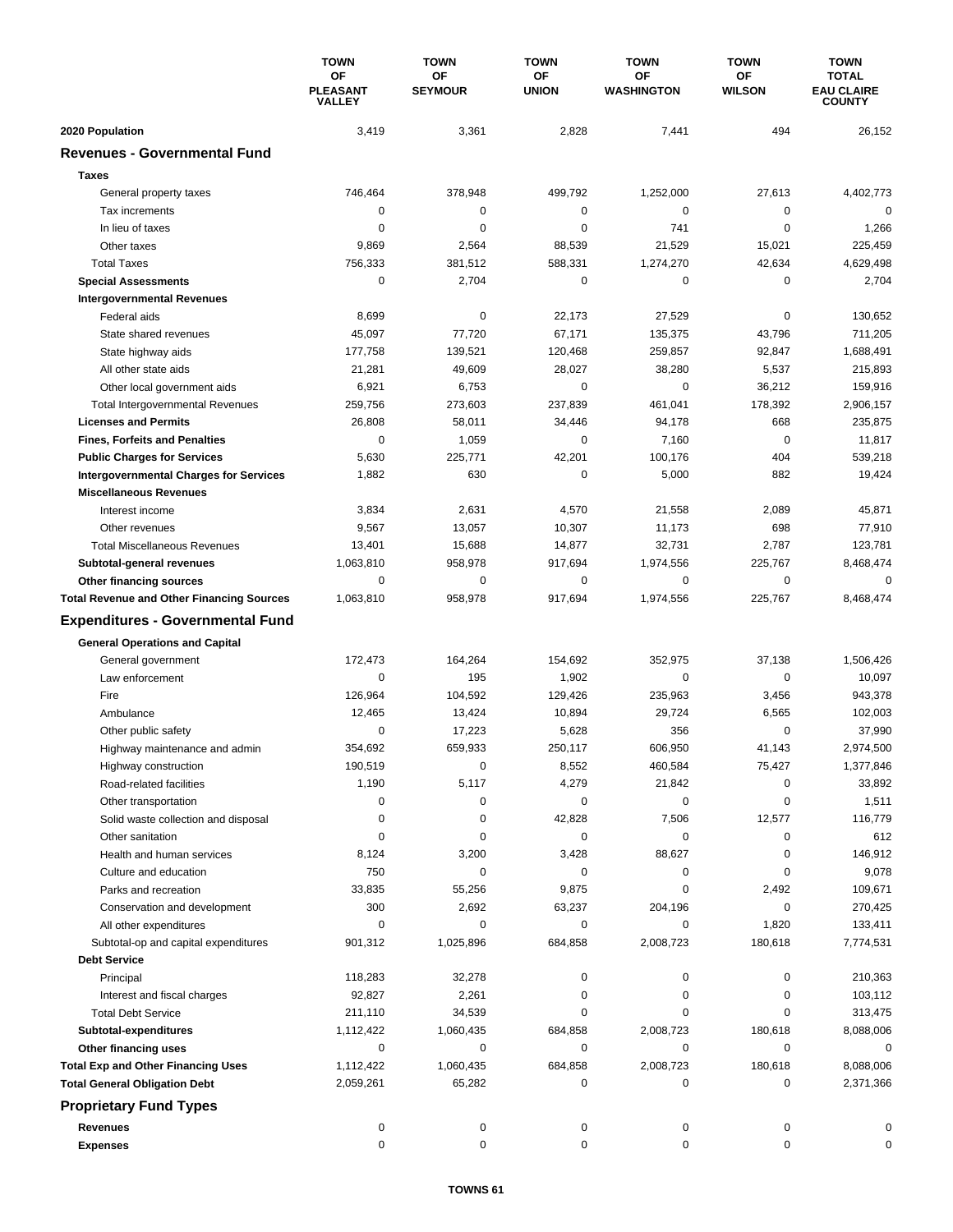| | TOWN OF PLEASANT VALLEY | TOWN OF SEYMOUR | TOWN OF UNION | TOWN OF WASHINGTON | TOWN OF WILSON | TOWN TOTAL EAU CLAIRE COUNTY |
|---|---|---|---|---|---|---|
| **2020 Population** | 3,419 | 3,361 | 2,828 | 7,441 | 494 | 26,152 |
| **Revenues - Governmental Fund** | | | | | | |
| **Taxes** | | | | | | |
| General property taxes | 746,464 | 378,948 | 499,792 | 1,252,000 | 27,613 | 4,402,773 |
| Tax increments | 0 | 0 | 0 | 0 | 0 | 0 |
| In lieu of taxes | 0 | 0 | 0 | 741 | 0 | 1,266 |
| Other taxes | 9,869 | 2,564 | 88,539 | 21,529 | 15,021 | 225,459 |
| Total Taxes | 756,333 | 381,512 | 588,331 | 1,274,270 | 42,634 | 4,629,498 |
| **Special Assessments** | 0 | 2,704 | 0 | 0 | 0 | 2,704 |
| **Intergovernmental Revenues** | | | | | | |
| Federal aids | 8,699 | 0 | 22,173 | 27,529 | 0 | 130,652 |
| State shared revenues | 45,097 | 77,720 | 67,171 | 135,375 | 43,796 | 711,205 |
| State highway aids | 177,758 | 139,521 | 120,468 | 259,857 | 92,847 | 1,688,491 |
| All other state aids | 21,281 | 49,609 | 28,027 | 38,280 | 5,537 | 215,893 |
| Other local government aids | 6,921 | 6,753 | 0 | 0 | 36,212 | 159,916 |
| Total Intergovernmental Revenues | 259,756 | 273,603 | 237,839 | 461,041 | 178,392 | 2,906,157 |
| **Licenses and Permits** | 26,808 | 58,011 | 34,446 | 94,178 | 668 | 235,875 |
| **Fines, Forfeits and Penalties** | 0 | 1,059 | 0 | 7,160 | 0 | 11,817 |
| **Public Charges for Services** | 5,630 | 225,771 | 42,201 | 100,176 | 404 | 539,218 |
| **Intergovernmental Charges for Services** | 1,882 | 630 | 0 | 5,000 | 882 | 19,424 |
| **Miscellaneous Revenues** | | | | | | |
| Interest income | 3,834 | 2,631 | 4,570 | 21,558 | 2,089 | 45,871 |
| Other revenues | 9,567 | 13,057 | 10,307 | 11,173 | 698 | 77,910 |
| Total Miscellaneous Revenues | 13,401 | 15,688 | 14,877 | 32,731 | 2,787 | 123,781 |
| **Subtotal-general revenues** | 1,063,810 | 958,978 | 917,694 | 1,974,556 | 225,767 | 8,468,474 |
| **Other financing sources** | 0 | 0 | 0 | 0 | 0 | 0 |
| **Total Revenue and Other Financing Sources** | 1,063,810 | 958,978 | 917,694 | 1,974,556 | 225,767 | 8,468,474 |
| **Expenditures - Governmental Fund** | | | | | | |
| **General Operations and Capital** | | | | | | |
| General government | 172,473 | 164,264 | 154,692 | 352,975 | 37,138 | 1,506,426 |
| Law enforcement | 0 | 195 | 1,902 | 0 | 0 | 10,097 |
| Fire | 126,964 | 104,592 | 129,426 | 235,963 | 3,456 | 943,378 |
| Ambulance | 12,465 | 13,424 | 10,894 | 29,724 | 6,565 | 102,003 |
| Other public safety | 0 | 17,223 | 5,628 | 356 | 0 | 37,990 |
| Highway maintenance and admin | 354,692 | 659,933 | 250,117 | 606,950 | 41,143 | 2,974,500 |
| Highway construction | 190,519 | 0 | 8,552 | 460,584 | 75,427 | 1,377,846 |
| Road-related facilities | 1,190 | 5,117 | 4,279 | 21,842 | 0 | 33,892 |
| Other transportation | 0 | 0 | 0 | 0 | 0 | 1,511 |
| Solid waste collection and disposal | 0 | 0 | 42,828 | 7,506 | 12,577 | 116,779 |
| Other sanitation | 0 | 0 | 0 | 0 | 0 | 612 |
| Health and human services | 8,124 | 3,200 | 3,428 | 88,627 | 0 | 146,912 |
| Culture and education | 750 | 0 | 0 | 0 | 0 | 9,078 |
| Parks and recreation | 33,835 | 55,256 | 9,875 | 0 | 2,492 | 109,671 |
| Conservation and development | 300 | 2,692 | 63,237 | 204,196 | 0 | 270,425 |
| All other expenditures | 0 | 0 | 0 | 0 | 1,820 | 133,411 |
| Subtotal-op and capital expenditures | 901,312 | 1,025,896 | 684,858 | 2,008,723 | 180,618 | 7,774,531 |
| **Debt Service** | | | | | | |
| Principal | 118,283 | 32,278 | 0 | 0 | 0 | 210,363 |
| Interest and fiscal charges | 92,827 | 2,261 | 0 | 0 | 0 | 103,112 |
| Total Debt Service | 211,110 | 34,539 | 0 | 0 | 0 | 313,475 |
| **Subtotal-expenditures** | 1,112,422 | 1,060,435 | 684,858 | 2,008,723 | 180,618 | 8,088,006 |
| **Other financing uses** | 0 | 0 | 0 | 0 | 0 | 0 |
| **Total Exp and Other Financing Uses** | 1,112,422 | 1,060,435 | 684,858 | 2,008,723 | 180,618 | 8,088,006 |
| **Total General Obligation Debt** | 2,059,261 | 65,282 | 0 | 0 | 0 | 2,371,366 |
| **Proprietary Fund Types** | | | | | | |
| **Revenues** | 0 | 0 | 0 | 0 | 0 | 0 |
| **Expenses** | 0 | 0 | 0 | 0 | 0 | 0 |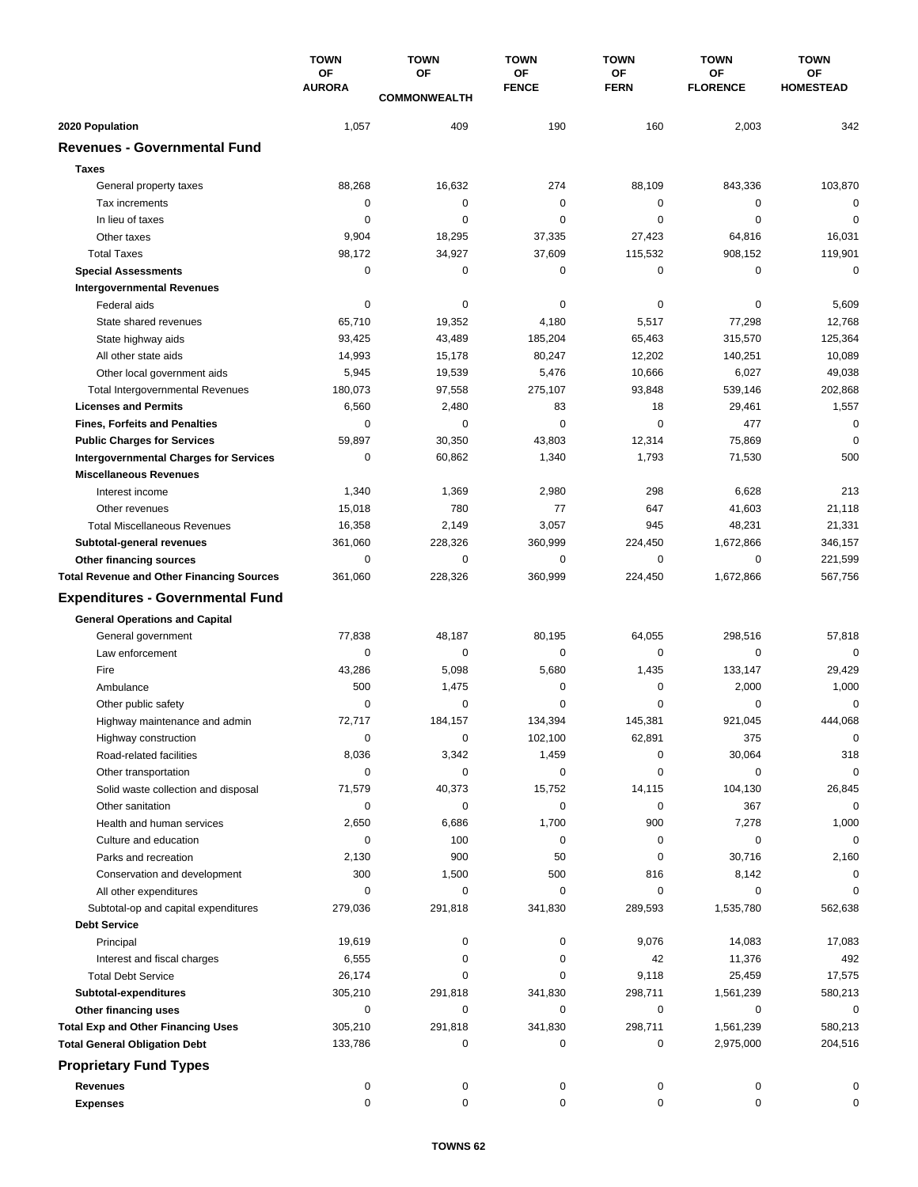| | TOWN OF AURORA | TOWN OF COMMONWEALTH | TOWN OF FENCE | TOWN OF FERN | TOWN OF FLORENCE | TOWN OF HOMESTEAD |
|---|---|---|---|---|---|---|
| **2020 Population** | 1,057 | 409 | 190 | 160 | 2,003 | 342 |
| **Revenues - Governmental Fund** | | | | | | |
| **Taxes** | | | | | | |
| General property taxes | 88,268 | 16,632 | 274 | 88,109 | 843,336 | 103,870 |
| Tax increments | 0 | 0 | 0 | 0 | 0 | 0 |
| In lieu of taxes | 0 | 0 | 0 | 0 | 0 | 0 |
| Other taxes | 9,904 | 18,295 | 37,335 | 27,423 | 64,816 | 16,031 |
| Total Taxes | 98,172 | 34,927 | 37,609 | 115,532 | 908,152 | 119,901 |
| **Special Assessments** | 0 | 0 | 0 | 0 | 0 | 0 |
| **Intergovernmental Revenues** | | | | | | |
| Federal aids | 0 | 0 | 0 | 0 | 0 | 5,609 |
| State shared revenues | 65,710 | 19,352 | 4,180 | 5,517 | 77,298 | 12,768 |
| State highway aids | 93,425 | 43,489 | 185,204 | 65,463 | 315,570 | 125,364 |
| All other state aids | 14,993 | 15,178 | 80,247 | 12,202 | 140,251 | 10,089 |
| Other local government aids | 5,945 | 19,539 | 5,476 | 10,666 | 6,027 | 49,038 |
| Total Intergovernmental Revenues | 180,073 | 97,558 | 275,107 | 93,848 | 539,146 | 202,868 |
| **Licenses and Permits** | 6,560 | 2,480 | 83 | 18 | 29,461 | 1,557 |
| **Fines, Forfeits and Penalties** | 0 | 0 | 0 | 0 | 477 | 0 |
| **Public Charges for Services** | 59,897 | 30,350 | 43,803 | 12,314 | 75,869 | 0 |
| **Intergovernmental Charges for Services** | 0 | 60,862 | 1,340 | 1,793 | 71,530 | 500 |
| **Miscellaneous Revenues** | | | | | | |
| Interest income | 1,340 | 1,369 | 2,980 | 298 | 6,628 | 213 |
| Other revenues | 15,018 | 780 | 77 | 647 | 41,603 | 21,118 |
| Total Miscellaneous Revenues | 16,358 | 2,149 | 3,057 | 945 | 48,231 | 21,331 |
| **Subtotal-general revenues** | 361,060 | 228,326 | 360,999 | 224,450 | 1,672,866 | 346,157 |
| **Other financing sources** | 0 | 0 | 0 | 0 | 0 | 221,599 |
| **Total Revenue and Other Financing Sources** | 361,060 | 228,326 | 360,999 | 224,450 | 1,672,866 | 567,756 |
| **Expenditures - Governmental Fund** | | | | | | |
| **General Operations and Capital** | | | | | | |
| General government | 77,838 | 48,187 | 80,195 | 64,055 | 298,516 | 57,818 |
| Law enforcement | 0 | 0 | 0 | 0 | 0 | 0 |
| Fire | 43,286 | 5,098 | 5,680 | 1,435 | 133,147 | 29,429 |
| Ambulance | 500 | 1,475 | 0 | 0 | 2,000 | 1,000 |
| Other public safety | 0 | 0 | 0 | 0 | 0 | 0 |
| Highway maintenance and admin | 72,717 | 184,157 | 134,394 | 145,381 | 921,045 | 444,068 |
| Highway construction | 0 | 0 | 102,100 | 62,891 | 375 | 0 |
| Road-related facilities | 8,036 | 3,342 | 1,459 | 0 | 30,064 | 318 |
| Other transportation | 0 | 0 | 0 | 0 | 0 | 0 |
| Solid waste collection and disposal | 71,579 | 40,373 | 15,752 | 14,115 | 104,130 | 26,845 |
| Other sanitation | 0 | 0 | 0 | 0 | 367 | 0 |
| Health and human services | 2,650 | 6,686 | 1,700 | 900 | 7,278 | 1,000 |
| Culture and education | 0 | 100 | 0 | 0 | 0 | 0 |
| Parks and recreation | 2,130 | 900 | 50 | 0 | 30,716 | 2,160 |
| Conservation and development | 300 | 1,500 | 500 | 816 | 8,142 | 0 |
| All other expenditures | 0 | 0 | 0 | 0 | 0 | 0 |
| Subtotal-op and capital expenditures | 279,036 | 291,818 | 341,830 | 289,593 | 1,535,780 | 562,638 |
| **Debt Service** | | | | | | |
| Principal | 19,619 | 0 | 0 | 9,076 | 14,083 | 17,083 |
| Interest and fiscal charges | 6,555 | 0 | 0 | 42 | 11,376 | 492 |
| Total Debt Service | 26,174 | 0 | 0 | 9,118 | 25,459 | 17,575 |
| **Subtotal-expenditures** | 305,210 | 291,818 | 341,830 | 298,711 | 1,561,239 | 580,213 |
| **Other financing uses** | 0 | 0 | 0 | 0 | 0 | 0 |
| **Total Exp and Other Financing Uses** | 305,210 | 291,818 | 341,830 | 298,711 | 1,561,239 | 580,213 |
| **Total General Obligation Debt** | 133,786 | 0 | 0 | 0 | 2,975,000 | 204,516 |
| **Proprietary Fund Types** | | | | | | |
| **Revenues** | 0 | 0 | 0 | 0 | 0 | 0 |
| **Expenses** | 0 | 0 | 0 | 0 | 0 | 0 |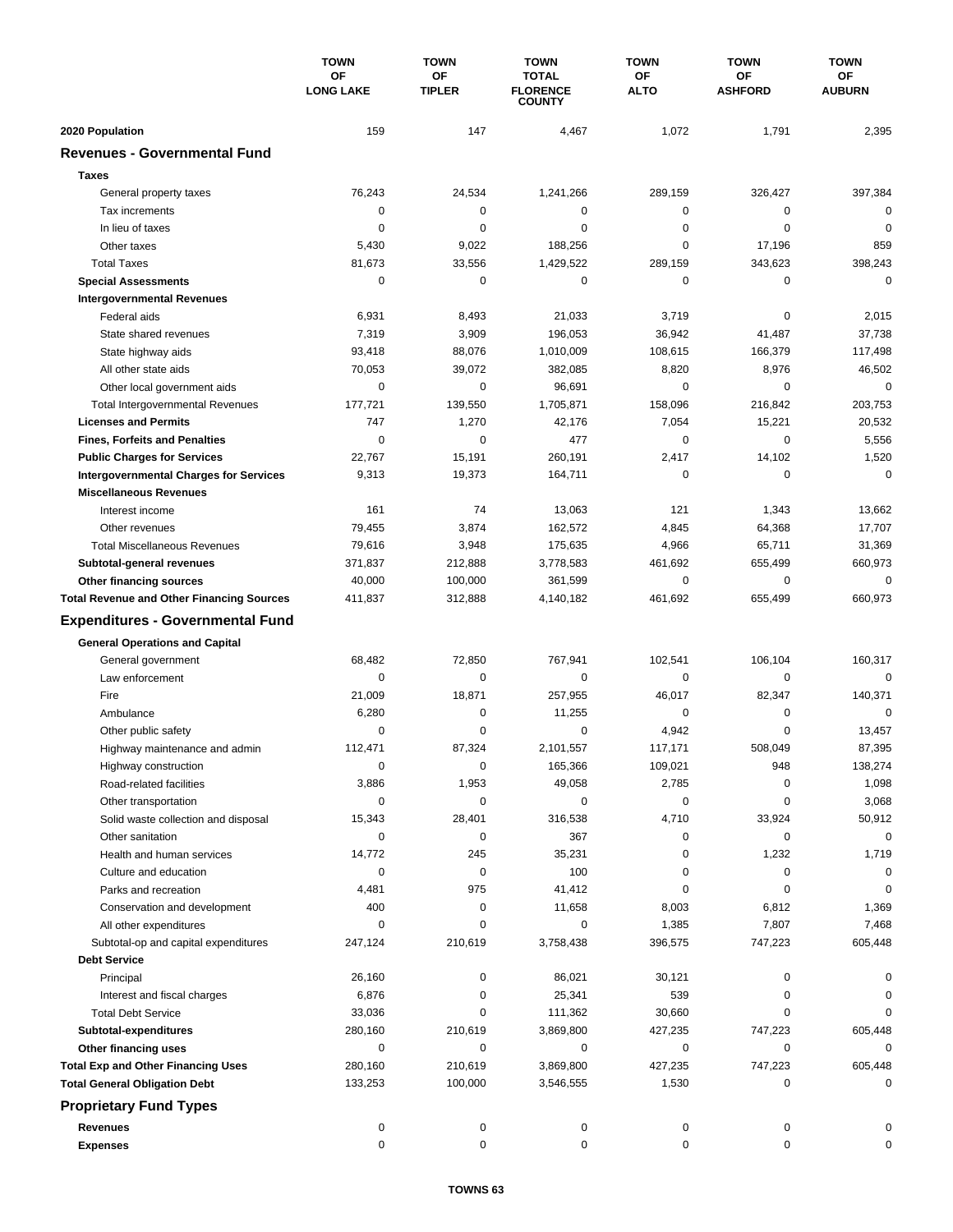| | TOWN OF LONG LAKE | TOWN OF TIPLER | TOWN TOTAL FLORENCE COUNTY | TOWN OF ALTO | TOWN OF ASHFORD | TOWN OF AUBURN |
|---|---|---|---|---|---|---|
| **2020 Population** | 159 | 147 | 4,467 | 1,072 | 1,791 | 2,395 |
| **Revenues - Governmental Fund** | | | | | | |
| **Taxes** | | | | | | |
| General property taxes | 76,243 | 24,534 | 1,241,266 | 289,159 | 326,427 | 397,384 |
| Tax increments | 0 | 0 | 0 | 0 | 0 | 0 |
| In lieu of taxes | 0 | 0 | 0 | 0 | 0 | 0 |
| Other taxes | 5,430 | 9,022 | 188,256 | 0 | 17,196 | 859 |
| Total Taxes | 81,673 | 33,556 | 1,429,522 | 289,159 | 343,623 | 398,243 |
| **Special Assessments** | 0 | 0 | 0 | 0 | 0 | 0 |
| **Intergovernmental Revenues** | | | | | | |
| Federal aids | 6,931 | 8,493 | 21,033 | 3,719 | 0 | 2,015 |
| State shared revenues | 7,319 | 3,909 | 196,053 | 36,942 | 41,487 | 37,738 |
| State highway aids | 93,418 | 88,076 | 1,010,009 | 108,615 | 166,379 | 117,498 |
| All other state aids | 70,053 | 39,072 | 382,085 | 8,820 | 8,976 | 46,502 |
| Other local government aids | 0 | 0 | 96,691 | 0 | 0 | 0 |
| Total Intergovernmental Revenues | 177,721 | 139,550 | 1,705,871 | 158,096 | 216,842 | 203,753 |
| **Licenses and Permits** | 747 | 1,270 | 42,176 | 7,054 | 15,221 | 20,532 |
| **Fines, Forfeits and Penalties** | 0 | 0 | 477 | 0 | 0 | 5,556 |
| **Public Charges for Services** | 22,767 | 15,191 | 260,191 | 2,417 | 14,102 | 1,520 |
| **Intergovernmental Charges for Services** | 9,313 | 19,373 | 164,711 | 0 | 0 | 0 |
| **Miscellaneous Revenues** | | | | | | |
| Interest income | 161 | 74 | 13,063 | 121 | 1,343 | 13,662 |
| Other revenues | 79,455 | 3,874 | 162,572 | 4,845 | 64,368 | 17,707 |
| Total Miscellaneous Revenues | 79,616 | 3,948 | 175,635 | 4,966 | 65,711 | 31,369 |
| **Subtotal-general revenues** | 371,837 | 212,888 | 3,778,583 | 461,692 | 655,499 | 660,973 |
| **Other financing sources** | 40,000 | 100,000 | 361,599 | 0 | 0 | 0 |
| **Total Revenue and Other Financing Sources** | 411,837 | 312,888 | 4,140,182 | 461,692 | 655,499 | 660,973 |
| **Expenditures - Governmental Fund** | | | | | | |
| **General Operations and Capital** | | | | | | |
| General government | 68,482 | 72,850 | 767,941 | 102,541 | 106,104 | 160,317 |
| Law enforcement | 0 | 0 | 0 | 0 | 0 | 0 |
| Fire | 21,009 | 18,871 | 257,955 | 46,017 | 82,347 | 140,371 |
| Ambulance | 6,280 | 0 | 11,255 | 0 | 0 | 0 |
| Other public safety | 0 | 0 | 0 | 4,942 | 0 | 13,457 |
| Highway maintenance and admin | 112,471 | 87,324 | 2,101,557 | 117,171 | 508,049 | 87,395 |
| Highway construction | 0 | 0 | 165,366 | 109,021 | 948 | 138,274 |
| Road-related facilities | 3,886 | 1,953 | 49,058 | 2,785 | 0 | 1,098 |
| Other transportation | 0 | 0 | 0 | 0 | 0 | 3,068 |
| Solid waste collection and disposal | 15,343 | 28,401 | 316,538 | 4,710 | 33,924 | 50,912 |
| Other sanitation | 0 | 0 | 367 | 0 | 0 | 0 |
| Health and human services | 14,772 | 245 | 35,231 | 0 | 1,232 | 1,719 |
| Culture and education | 0 | 0 | 100 | 0 | 0 | 0 |
| Parks and recreation | 4,481 | 975 | 41,412 | 0 | 0 | 0 |
| Conservation and development | 400 | 0 | 11,658 | 8,003 | 6,812 | 1,369 |
| All other expenditures | 0 | 0 | 0 | 1,385 | 7,807 | 7,468 |
| Subtotal-op and capital expenditures | 247,124 | 210,619 | 3,758,438 | 396,575 | 747,223 | 605,448 |
| **Debt Service** | | | | | | |
| Principal | 26,160 | 0 | 86,021 | 30,121 | 0 | 0 |
| Interest and fiscal charges | 6,876 | 0 | 25,341 | 539 | 0 | 0 |
| Total Debt Service | 33,036 | 0 | 111,362 | 30,660 | 0 | 0 |
| **Subtotal-expenditures** | 280,160 | 210,619 | 3,869,800 | 427,235 | 747,223 | 605,448 |
| **Other financing uses** | 0 | 0 | 0 | 0 | 0 | 0 |
| **Total Exp and Other Financing Uses** | 280,160 | 210,619 | 3,869,800 | 427,235 | 747,223 | 605,448 |
| **Total General Obligation Debt** | 133,253 | 100,000 | 3,546,555 | 1,530 | 0 | 0 |
| **Proprietary Fund Types** | | | | | | |
| **Revenues** | 0 | 0 | 0 | 0 | 0 | 0 |
| **Expenses** | 0 | 0 | 0 | 0 | 0 | 0 |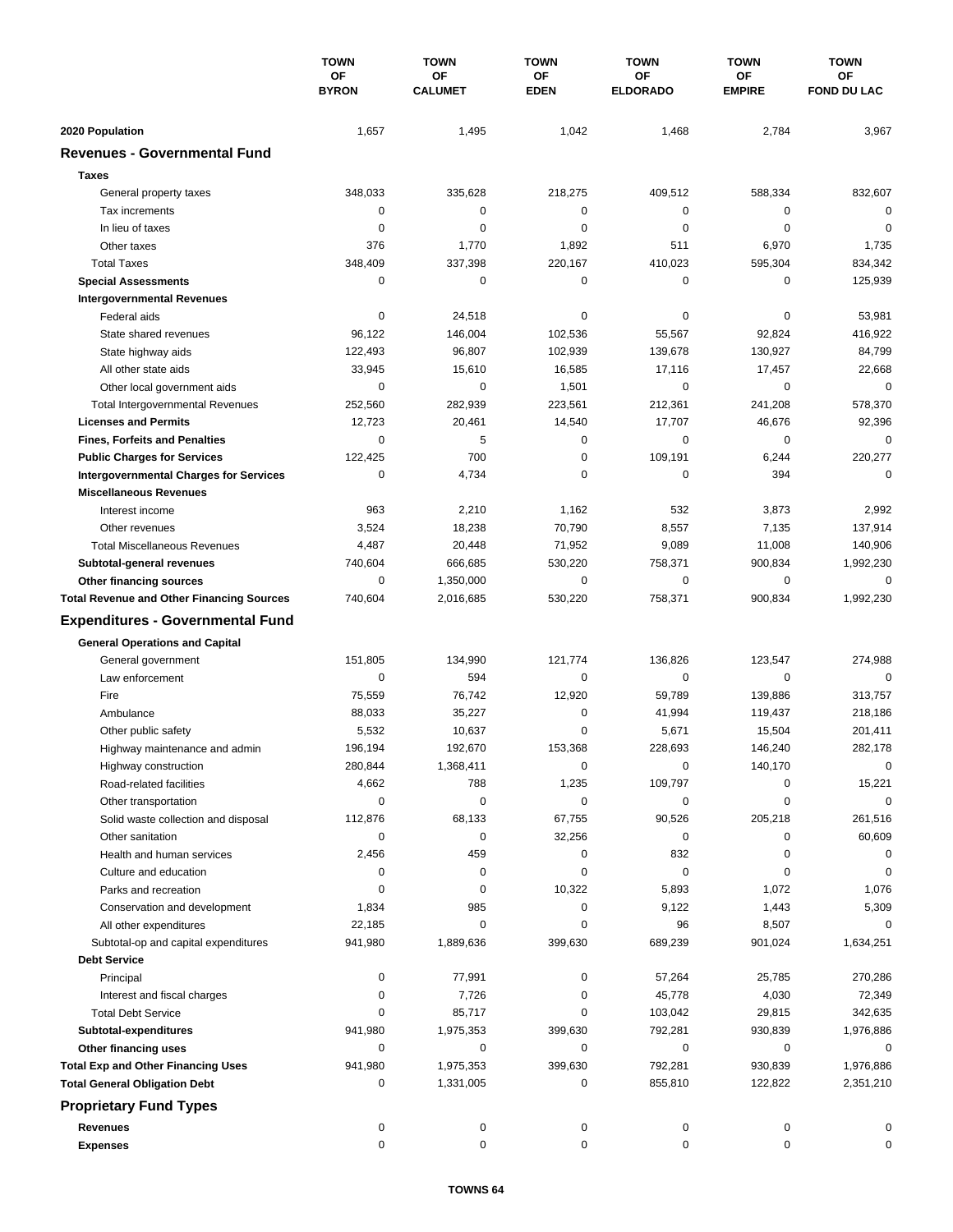| | TOWN OF BYRON | TOWN OF CALUMET | TOWN OF EDEN | TOWN OF ELDORADO | TOWN OF EMPIRE | TOWN OF FOND DU LAC |
|---|---|---|---|---|---|---|
| **2020 Population** | 1,657 | 1,495 | 1,042 | 1,468 | 2,784 | 3,967 |
| **Revenues - Governmental Fund** | | | | | | |
| **Taxes** | | | | | | |
| General property taxes | 348,033 | 335,628 | 218,275 | 409,512 | 588,334 | 832,607 |
| Tax increments | 0 | 0 | 0 | 0 | 0 | 0 |
| In lieu of taxes | 0 | 0 | 0 | 0 | 0 | 0 |
| Other taxes | 376 | 1,770 | 1,892 | 511 | 6,970 | 1,735 |
| Total Taxes | 348,409 | 337,398 | 220,167 | 410,023 | 595,304 | 834,342 |
| **Special Assessments** | 0 | 0 | 0 | 0 | 0 | 125,939 |
| **Intergovernmental Revenues** | | | | | | |
| Federal aids | 0 | 24,518 | 0 | 0 | 0 | 53,981 |
| State shared revenues | 96,122 | 146,004 | 102,536 | 55,567 | 92,824 | 416,922 |
| State highway aids | 122,493 | 96,807 | 102,939 | 139,678 | 130,927 | 84,799 |
| All other state aids | 33,945 | 15,610 | 16,585 | 17,116 | 17,457 | 22,668 |
| Other local government aids | 0 | 0 | 1,501 | 0 | 0 | 0 |
| Total Intergovernmental Revenues | 252,560 | 282,939 | 223,561 | 212,361 | 241,208 | 578,370 |
| **Licenses and Permits** | 12,723 | 20,461 | 14,540 | 17,707 | 46,676 | 92,396 |
| **Fines, Forfeits and Penalties** | 0 | 5 | 0 | 0 | 0 | 0 |
| **Public Charges for Services** | 122,425 | 700 | 0 | 109,191 | 6,244 | 220,277 |
| **Intergovernmental Charges for Services** | 0 | 4,734 | 0 | 0 | 394 | 0 |
| **Miscellaneous Revenues** | | | | | | |
| Interest income | 963 | 2,210 | 1,162 | 532 | 3,873 | 2,992 |
| Other revenues | 3,524 | 18,238 | 70,790 | 8,557 | 7,135 | 137,914 |
| Total Miscellaneous Revenues | 4,487 | 20,448 | 71,952 | 9,089 | 11,008 | 140,906 |
| **Subtotal-general revenues** | 740,604 | 666,685 | 530,220 | 758,371 | 900,834 | 1,992,230 |
| **Other financing sources** | 0 | 1,350,000 | 0 | 0 | 0 | 0 |
| **Total Revenue and Other Financing Sources** | 740,604 | 2,016,685 | 530,220 | 758,371 | 900,834 | 1,992,230 |
| **Expenditures - Governmental Fund** | | | | | | |
| **General Operations and Capital** | | | | | | |
| General government | 151,805 | 134,990 | 121,774 | 136,826 | 123,547 | 274,988 |
| Law enforcement | 0 | 594 | 0 | 0 | 0 | 0 |
| Fire | 75,559 | 76,742 | 12,920 | 59,789 | 139,886 | 313,757 |
| Ambulance | 88,033 | 35,227 | 0 | 41,994 | 119,437 | 218,186 |
| Other public safety | 5,532 | 10,637 | 0 | 5,671 | 15,504 | 201,411 |
| Highway maintenance and admin | 196,194 | 192,670 | 153,368 | 228,693 | 146,240 | 282,178 |
| Highway construction | 280,844 | 1,368,411 | 0 | 0 | 140,170 | 0 |
| Road-related facilities | 4,662 | 788 | 1,235 | 109,797 | 0 | 15,221 |
| Other transportation | 0 | 0 | 0 | 0 | 0 | 0 |
| Solid waste collection and disposal | 112,876 | 68,133 | 67,755 | 90,526 | 205,218 | 261,516 |
| Other sanitation | 0 | 0 | 32,256 | 0 | 0 | 60,609 |
| Health and human services | 2,456 | 459 | 0 | 832 | 0 | 0 |
| Culture and education | 0 | 0 | 0 | 0 | 0 | 0 |
| Parks and recreation | 0 | 0 | 10,322 | 5,893 | 1,072 | 1,076 |
| Conservation and development | 1,834 | 985 | 0 | 9,122 | 1,443 | 5,309 |
| All other expenditures | 22,185 | 0 | 0 | 96 | 8,507 | 0 |
| Subtotal-op and capital expenditures | 941,980 | 1,889,636 | 399,630 | 689,239 | 901,024 | 1,634,251 |
| **Debt Service** | | | | | | |
| Principal | 0 | 77,991 | 0 | 57,264 | 25,785 | 270,286 |
| Interest and fiscal charges | 0 | 7,726 | 0 | 45,778 | 4,030 | 72,349 |
| Total Debt Service | 0 | 85,717 | 0 | 103,042 | 29,815 | 342,635 |
| **Subtotal-expenditures** | 941,980 | 1,975,353 | 399,630 | 792,281 | 930,839 | 1,976,886 |
| **Other financing uses** | 0 | 0 | 0 | 0 | 0 | 0 |
| **Total Exp and Other Financing Uses** | 941,980 | 1,975,353 | 399,630 | 792,281 | 930,839 | 1,976,886 |
| **Total General Obligation Debt** | 0 | 1,331,005 | 0 | 855,810 | 122,822 | 2,351,210 |
| **Proprietary Fund Types** | | | | | | |
| **Revenues** | 0 | 0 | 0 | 0 | 0 | 0 |
| **Expenses** | 0 | 0 | 0 | 0 | 0 | 0 |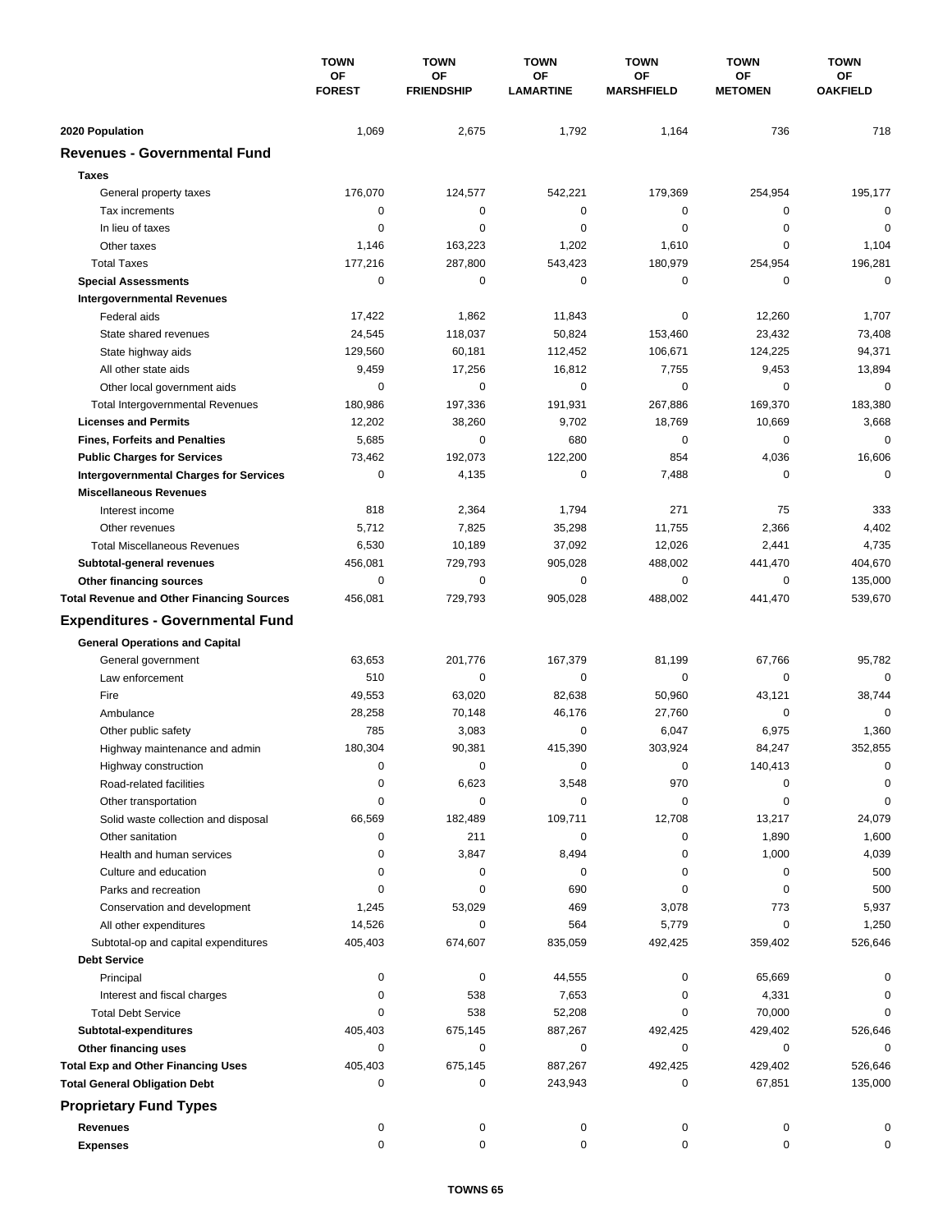| | TOWN OF FOREST | TOWN OF FRIENDSHIP | TOWN OF LAMARTINE | TOWN OF MARSHFIELD | TOWN OF METOMEN | TOWN OF OAKFIELD |
|---|---|---|---|---|---|---|
| **2020 Population** | 1,069 | 2,675 | 1,792 | 1,164 | 736 | 718 |
| **Revenues - Governmental Fund** | | | | | | |
| **Taxes** | | | | | | |
| General property taxes | 176,070 | 124,577 | 542,221 | 179,369 | 254,954 | 195,177 |
| Tax increments | 0 | 0 | 0 | 0 | 0 | 0 |
| In lieu of taxes | 0 | 0 | 0 | 0 | 0 | 0 |
| Other taxes | 1,146 | 163,223 | 1,202 | 1,610 | 0 | 1,104 |
| Total Taxes | 177,216 | 287,800 | 543,423 | 180,979 | 254,954 | 196,281 |
| **Special Assessments** | 0 | 0 | 0 | 0 | 0 | 0 |
| **Intergovernmental Revenues** | | | | | | |
| Federal aids | 17,422 | 1,862 | 11,843 | 0 | 12,260 | 1,707 |
| State shared revenues | 24,545 | 118,037 | 50,824 | 153,460 | 23,432 | 73,408 |
| State highway aids | 129,560 | 60,181 | 112,452 | 106,671 | 124,225 | 94,371 |
| All other state aids | 9,459 | 17,256 | 16,812 | 7,755 | 9,453 | 13,894 |
| Other local government aids | 0 | 0 | 0 | 0 | 0 | 0 |
| Total Intergovernmental Revenues | 180,986 | 197,336 | 191,931 | 267,886 | 169,370 | 183,380 |
| **Licenses and Permits** | 12,202 | 38,260 | 9,702 | 18,769 | 10,669 | 3,668 |
| **Fines, Forfeits and Penalties** | 5,685 | 0 | 680 | 0 | 0 | 0 |
| **Public Charges for Services** | 73,462 | 192,073 | 122,200 | 854 | 4,036 | 16,606 |
| **Intergovernmental Charges for Services** | 0 | 4,135 | 0 | 7,488 | 0 | 0 |
| **Miscellaneous Revenues** | | | | | | |
| Interest income | 818 | 2,364 | 1,794 | 271 | 75 | 333 |
| Other revenues | 5,712 | 7,825 | 35,298 | 11,755 | 2,366 | 4,402 |
| Total Miscellaneous Revenues | 6,530 | 10,189 | 37,092 | 12,026 | 2,441 | 4,735 |
| **Subtotal-general revenues** | 456,081 | 729,793 | 905,028 | 488,002 | 441,470 | 404,670 |
| **Other financing sources** | 0 | 0 | 0 | 0 | 0 | 135,000 |
| **Total Revenue and Other Financing Sources** | 456,081 | 729,793 | 905,028 | 488,002 | 441,470 | 539,670 |
| **Expenditures - Governmental Fund** | | | | | | |
| **General Operations and Capital** | | | | | | |
| General government | 63,653 | 201,776 | 167,379 | 81,199 | 67,766 | 95,782 |
| Law enforcement | 510 | 0 | 0 | 0 | 0 | 0 |
| Fire | 49,553 | 63,020 | 82,638 | 50,960 | 43,121 | 38,744 |
| Ambulance | 28,258 | 70,148 | 46,176 | 27,760 | 0 | 0 |
| Other public safety | 785 | 3,083 | 0 | 6,047 | 6,975 | 1,360 |
| Highway maintenance and admin | 180,304 | 90,381 | 415,390 | 303,924 | 84,247 | 352,855 |
| Highway construction | 0 | 0 | 0 | 0 | 140,413 | 0 |
| Road-related facilities | 0 | 6,623 | 3,548 | 970 | 0 | 0 |
| Other transportation | 0 | 0 | 0 | 0 | 0 | 0 |
| Solid waste collection and disposal | 66,569 | 182,489 | 109,711 | 12,708 | 13,217 | 24,079 |
| Other sanitation | 0 | 211 | 0 | 0 | 1,890 | 1,600 |
| Health and human services | 0 | 3,847 | 8,494 | 0 | 1,000 | 4,039 |
| Culture and education | 0 | 0 | 0 | 0 | 0 | 500 |
| Parks and recreation | 0 | 0 | 690 | 0 | 0 | 500 |
| Conservation and development | 1,245 | 53,029 | 469 | 3,078 | 773 | 5,937 |
| All other expenditures | 14,526 | 0 | 564 | 5,779 | 0 | 1,250 |
| Subtotal-op and capital expenditures | 405,403 | 674,607 | 835,059 | 492,425 | 359,402 | 526,646 |
| **Debt Service** | | | | | | |
| Principal | 0 | 0 | 44,555 | 0 | 65,669 | 0 |
| Interest and fiscal charges | 0 | 538 | 7,653 | 0 | 4,331 | 0 |
| Total Debt Service | 0 | 538 | 52,208 | 0 | 70,000 | 0 |
| **Subtotal-expenditures** | 405,403 | 675,145 | 887,267 | 492,425 | 429,402 | 526,646 |
| **Other financing uses** | 0 | 0 | 0 | 0 | 0 | 0 |
| **Total Exp and Other Financing Uses** | 405,403 | 675,145 | 887,267 | 492,425 | 429,402 | 526,646 |
| **Total General Obligation Debt** | 0 | 0 | 243,943 | 0 | 67,851 | 135,000 |
| **Proprietary Fund Types** | | | | | | |
| **Revenues** | 0 | 0 | 0 | 0 | 0 | 0 |
| **Expenses** | 0 | 0 | 0 | 0 | 0 | 0 |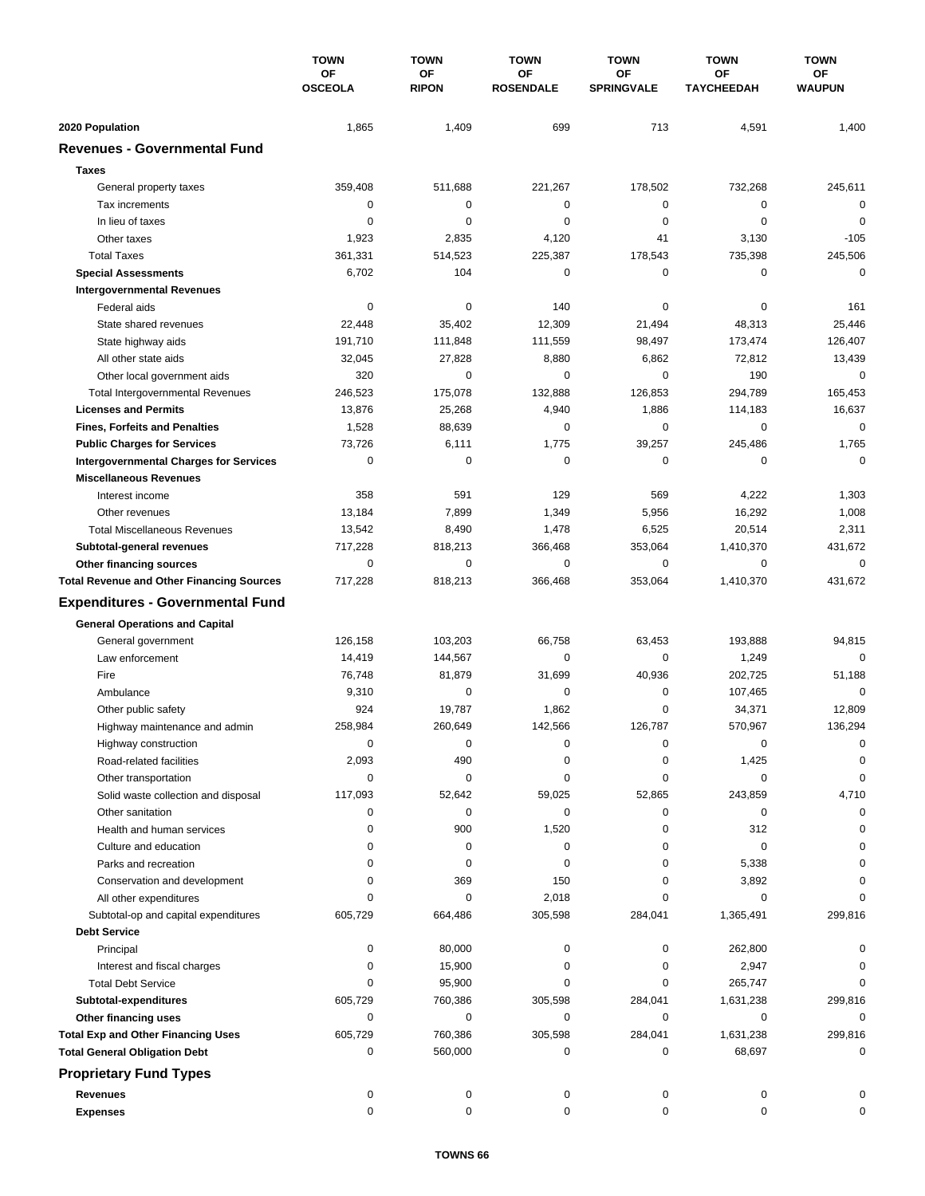| | TOWN OF OSCEOLA | TOWN OF RIPON | TOWN OF ROSENDALE | TOWN OF SPRINGVALE | TOWN OF TAYCHEEDAH | TOWN OF WAUPUN |
|---|---|---|---|---|---|---|
| **2020 Population** | 1,865 | 1,409 | 699 | 713 | 4,591 | 1,400 |
| **Revenues - Governmental Fund** | | | | | | |
| **Taxes** | | | | | | |
| General property taxes | 359,408 | 511,688 | 221,267 | 178,502 | 732,268 | 245,611 |
| Tax increments | 0 | 0 | 0 | 0 | 0 | 0 |
| In lieu of taxes | 0 | 0 | 0 | 0 | 0 | 0 |
| Other taxes | 1,923 | 2,835 | 4,120 | 41 | 3,130 | -105 |
| Total Taxes | 361,331 | 514,523 | 225,387 | 178,543 | 735,398 | 245,506 |
| **Special Assessments** | 6,702 | 104 | 0 | 0 | 0 | 0 |
| **Intergovernmental Revenues** | | | | | | |
| Federal aids | 0 | 0 | 140 | 0 | 0 | 161 |
| State shared revenues | 22,448 | 35,402 | 12,309 | 21,494 | 48,313 | 25,446 |
| State highway aids | 191,710 | 111,848 | 111,559 | 98,497 | 173,474 | 126,407 |
| All other state aids | 32,045 | 27,828 | 8,880 | 6,862 | 72,812 | 13,439 |
| Other local government aids | 320 | 0 | 0 | 0 | 190 | 0 |
| Total Intergovernmental Revenues | 246,523 | 175,078 | 132,888 | 126,853 | 294,789 | 165,453 |
| **Licenses and Permits** | 13,876 | 25,268 | 4,940 | 1,886 | 114,183 | 16,637 |
| **Fines, Forfeits and Penalties** | 1,528 | 88,639 | 0 | 0 | 0 | 0 |
| **Public Charges for Services** | 73,726 | 6,111 | 1,775 | 39,257 | 245,486 | 1,765 |
| **Intergovernmental Charges for Services** | 0 | 0 | 0 | 0 | 0 | 0 |
| **Miscellaneous Revenues** | | | | | | |
| Interest income | 358 | 591 | 129 | 569 | 4,222 | 1,303 |
| Other revenues | 13,184 | 7,899 | 1,349 | 5,956 | 16,292 | 1,008 |
| Total Miscellaneous Revenues | 13,542 | 8,490 | 1,478 | 6,525 | 20,514 | 2,311 |
| **Subtotal-general revenues** | 717,228 | 818,213 | 366,468 | 353,064 | 1,410,370 | 431,672 |
| **Other financing sources** | 0 | 0 | 0 | 0 | 0 | 0 |
| **Total Revenue and Other Financing Sources** | 717,228 | 818,213 | 366,468 | 353,064 | 1,410,370 | 431,672 |
| **Expenditures - Governmental Fund** | | | | | | |
| **General Operations and Capital** | | | | | | |
| General government | 126,158 | 103,203 | 66,758 | 63,453 | 193,888 | 94,815 |
| Law enforcement | 14,419 | 144,567 | 0 | 0 | 1,249 | 0 |
| Fire | 76,748 | 81,879 | 31,699 | 40,936 | 202,725 | 51,188 |
| Ambulance | 9,310 | 0 | 0 | 0 | 107,465 | 0 |
| Other public safety | 924 | 19,787 | 1,862 | 0 | 34,371 | 12,809 |
| Highway maintenance and admin | 258,984 | 260,649 | 142,566 | 126,787 | 570,967 | 136,294 |
| Highway construction | 0 | 0 | 0 | 0 | 0 | 0 |
| Road-related facilities | 2,093 | 490 | 0 | 0 | 1,425 | 0 |
| Other transportation | 0 | 0 | 0 | 0 | 0 | 0 |
| Solid waste collection and disposal | 117,093 | 52,642 | 59,025 | 52,865 | 243,859 | 4,710 |
| Other sanitation | 0 | 0 | 0 | 0 | 0 | 0 |
| Health and human services | 0 | 900 | 1,520 | 0 | 312 | 0 |
| Culture and education | 0 | 0 | 0 | 0 | 0 | 0 |
| Parks and recreation | 0 | 0 | 0 | 0 | 5,338 | 0 |
| Conservation and development | 0 | 369 | 150 | 0 | 3,892 | 0 |
| All other expenditures | 0 | 0 | 2,018 | 0 | 0 | 0 |
| Subtotal-op and capital expenditures | 605,729 | 664,486 | 305,598 | 284,041 | 1,365,491 | 299,816 |
| **Debt Service** | | | | | | |
| Principal | 0 | 80,000 | 0 | 0 | 262,800 | 0 |
| Interest and fiscal charges | 0 | 15,900 | 0 | 0 | 2,947 | 0 |
| Total Debt Service | 0 | 95,900 | 0 | 0 | 265,747 | 0 |
| **Subtotal-expenditures** | 605,729 | 760,386 | 305,598 | 284,041 | 1,631,238 | 299,816 |
| **Other financing uses** | 0 | 0 | 0 | 0 | 0 | 0 |
| **Total Exp and Other Financing Uses** | 605,729 | 760,386 | 305,598 | 284,041 | 1,631,238 | 299,816 |
| **Total General Obligation Debt** | 0 | 560,000 | 0 | 0 | 68,697 | 0 |
| **Proprietary Fund Types** | | | | | | |
| **Revenues** | 0 | 0 | 0 | 0 | 0 | 0 |
| **Expenses** | 0 | 0 | 0 | 0 | 0 | 0 |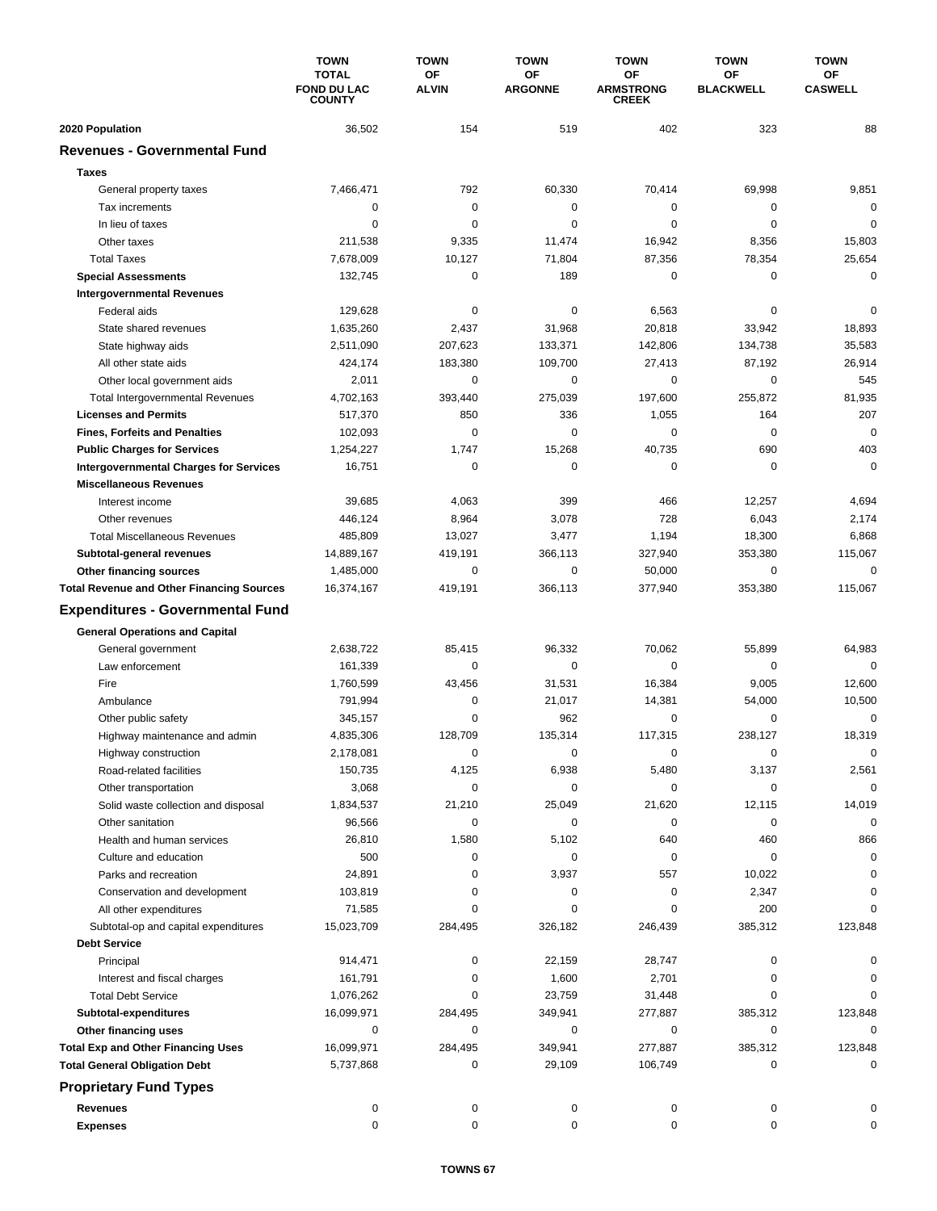| | TOWN TOTAL FOND DU LAC COUNTY | TOWN OF ALVIN | TOWN OF ARGONNE | TOWN OF ARMSTRONG CREEK | TOWN OF BLACKWELL | TOWN OF CASWELL |
|---|---|---|---|---|---|---|
| **2020 Population** | 36,502 | 154 | 519 | 402 | 323 | 88 |
| **Revenues - Governmental Fund** | | | | | | |
| **Taxes** | | | | | | |
| General property taxes | 7,466,471 | 792 | 60,330 | 70,414 | 69,998 | 9,851 |
| Tax increments | 0 | 0 | 0 | 0 | 0 | 0 |
| In lieu of taxes | 0 | 0 | 0 | 0 | 0 | 0 |
| Other taxes | 211,538 | 9,335 | 11,474 | 16,942 | 8,356 | 15,803 |
| Total Taxes | 7,678,009 | 10,127 | 71,804 | 87,356 | 78,354 | 25,654 |
| **Special Assessments** | 132,745 | 0 | 189 | 0 | 0 | 0 |
| **Intergovernmental Revenues** | | | | | | |
| Federal aids | 129,628 | 0 | 0 | 6,563 | 0 | 0 |
| State shared revenues | 1,635,260 | 2,437 | 31,968 | 20,818 | 33,942 | 18,893 |
| State highway aids | 2,511,090 | 207,623 | 133,371 | 142,806 | 134,738 | 35,583 |
| All other state aids | 424,174 | 183,380 | 109,700 | 27,413 | 87,192 | 26,914 |
| Other local government aids | 2,011 | 0 | 0 | 0 | 0 | 545 |
| Total Intergovernmental Revenues | 4,702,163 | 393,440 | 275,039 | 197,600 | 255,872 | 81,935 |
| **Licenses and Permits** | 517,370 | 850 | 336 | 1,055 | 164 | 207 |
| **Fines, Forfeits and Penalties** | 102,093 | 0 | 0 | 0 | 0 | 0 |
| **Public Charges for Services** | 1,254,227 | 1,747 | 15,268 | 40,735 | 690 | 403 |
| **Intergovernmental Charges for Services** | 16,751 | 0 | 0 | 0 | 0 | 0 |
| **Miscellaneous Revenues** | | | | | | |
| Interest income | 39,685 | 4,063 | 399 | 466 | 12,257 | 4,694 |
| Other revenues | 446,124 | 8,964 | 3,078 | 728 | 6,043 | 2,174 |
| Total Miscellaneous Revenues | 485,809 | 13,027 | 3,477 | 1,194 | 18,300 | 6,868 |
| **Subtotal-general revenues** | 14,889,167 | 419,191 | 366,113 | 327,940 | 353,380 | 115,067 |
| **Other financing sources** | 1,485,000 | 0 | 0 | 50,000 | 0 | 0 |
| **Total Revenue and Other Financing Sources** | 16,374,167 | 419,191 | 366,113 | 377,940 | 353,380 | 115,067 |
| **Expenditures - Governmental Fund** | | | | | | |
| **General Operations and Capital** | | | | | | |
| General government | 2,638,722 | 85,415 | 96,332 | 70,062 | 55,899 | 64,983 |
| Law enforcement | 161,339 | 0 | 0 | 0 | 0 | 0 |
| Fire | 1,760,599 | 43,456 | 31,531 | 16,384 | 9,005 | 12,600 |
| Ambulance | 791,994 | 0 | 21,017 | 14,381 | 54,000 | 10,500 |
| Other public safety | 345,157 | 0 | 962 | 0 | 0 | 0 |
| Highway maintenance and admin | 4,835,306 | 128,709 | 135,314 | 117,315 | 238,127 | 18,319 |
| Highway construction | 2,178,081 | 0 | 0 | 0 | 0 | 0 |
| Road-related facilities | 150,735 | 4,125 | 6,938 | 5,480 | 3,137 | 2,561 |
| Other transportation | 3,068 | 0 | 0 | 0 | 0 | 0 |
| Solid waste collection and disposal | 1,834,537 | 21,210 | 25,049 | 21,620 | 12,115 | 14,019 |
| Other sanitation | 96,566 | 0 | 0 | 0 | 0 | 0 |
| Health and human services | 26,810 | 1,580 | 5,102 | 640 | 460 | 866 |
| Culture and education | 500 | 0 | 0 | 0 | 0 | 0 |
| Parks and recreation | 24,891 | 0 | 3,937 | 557 | 10,022 | 0 |
| Conservation and development | 103,819 | 0 | 0 | 0 | 2,347 | 0 |
| All other expenditures | 71,585 | 0 | 0 | 0 | 200 | 0 |
| Subtotal-op and capital expenditures | 15,023,709 | 284,495 | 326,182 | 246,439 | 385,312 | 123,848 |
| **Debt Service** | | | | | | |
| Principal | 914,471 | 0 | 22,159 | 28,747 | 0 | 0 |
| Interest and fiscal charges | 161,791 | 0 | 1,600 | 2,701 | 0 | 0 |
| Total Debt Service | 1,076,262 | 0 | 23,759 | 31,448 | 0 | 0 |
| **Subtotal-expenditures** | 16,099,971 | 284,495 | 349,941 | 277,887 | 385,312 | 123,848 |
| **Other financing uses** | 0 | 0 | 0 | 0 | 0 | 0 |
| **Total Exp and Other Financing Uses** | 16,099,971 | 284,495 | 349,941 | 277,887 | 385,312 | 123,848 |
| **Total General Obligation Debt** | 5,737,868 | 0 | 29,109 | 106,749 | 0 | 0 |
| **Proprietary Fund Types** | | | | | | |
| **Revenues** | 0 | 0 | 0 | 0 | 0 | 0 |
| **Expenses** | 0 | 0 | 0 | 0 | 0 | 0 |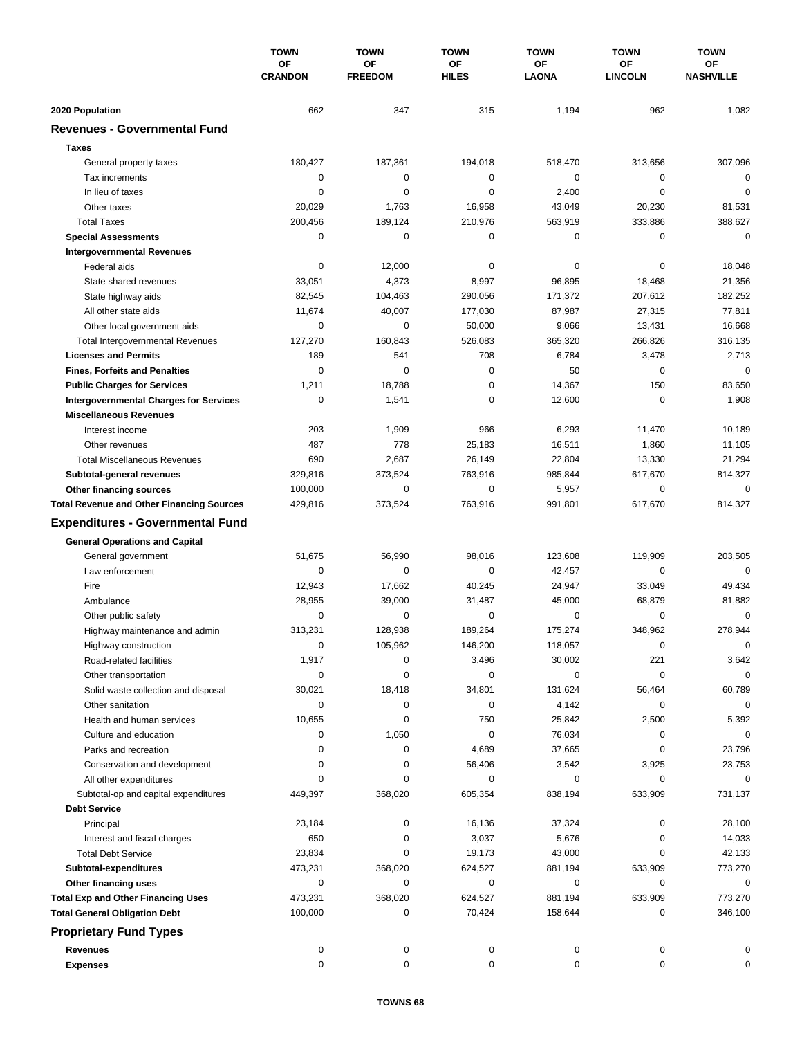| | TOWN OF CRANDON | TOWN OF FREEDOM | TOWN OF HILES | TOWN OF LAONA | TOWN OF LINCOLN | TOWN OF NASHVILLE |
|---|---|---|---|---|---|---|
| **2020 Population** | 662 | 347 | 315 | 1,194 | 962 | 1,082 |
| **Revenues - Governmental Fund** | | | | | | |
| **Taxes** | | | | | | |
| General property taxes | 180,427 | 187,361 | 194,018 | 518,470 | 313,656 | 307,096 |
| Tax increments | 0 | 0 | 0 | 0 | 0 | 0 |
| In lieu of taxes | 0 | 0 | 0 | 2,400 | 0 | 0 |
| Other taxes | 20,029 | 1,763 | 16,958 | 43,049 | 20,230 | 81,531 |
| Total Taxes | 200,456 | 189,124 | 210,976 | 563,919 | 333,886 | 388,627 |
| **Special Assessments** | 0 | 0 | 0 | 0 | 0 | 0 |
| **Intergovernmental Revenues** | | | | | | |
| Federal aids | 0 | 12,000 | 0 | 0 | 0 | 18,048 |
| State shared revenues | 33,051 | 4,373 | 8,997 | 96,895 | 18,468 | 21,356 |
| State highway aids | 82,545 | 104,463 | 290,056 | 171,372 | 207,612 | 182,252 |
| All other state aids | 11,674 | 40,007 | 177,030 | 87,987 | 27,315 | 77,811 |
| Other local government aids | 0 | 0 | 50,000 | 9,066 | 13,431 | 16,668 |
| Total Intergovernmental Revenues | 127,270 | 160,843 | 526,083 | 365,320 | 266,826 | 316,135 |
| **Licenses and Permits** | 189 | 541 | 708 | 6,784 | 3,478 | 2,713 |
| **Fines, Forfeits and Penalties** | 0 | 0 | 0 | 50 | 0 | 0 |
| **Public Charges for Services** | 1,211 | 18,788 | 0 | 14,367 | 150 | 83,650 |
| **Intergovernmental Charges for Services** | 0 | 1,541 | 0 | 12,600 | 0 | 1,908 |
| **Miscellaneous Revenues** | | | | | | |
| Interest income | 203 | 1,909 | 966 | 6,293 | 11,470 | 10,189 |
| Other revenues | 487 | 778 | 25,183 | 16,511 | 1,860 | 11,105 |
| Total Miscellaneous Revenues | 690 | 2,687 | 26,149 | 22,804 | 13,330 | 21,294 |
| **Subtotal-general revenues** | 329,816 | 373,524 | 763,916 | 985,844 | 617,670 | 814,327 |
| **Other financing sources** | 100,000 | 0 | 0 | 5,957 | 0 | 0 |
| **Total Revenue and Other Financing Sources** | 429,816 | 373,524 | 763,916 | 991,801 | 617,670 | 814,327 |
| **Expenditures - Governmental Fund** | | | | | | |
| **General Operations and Capital** | | | | | | |
| General government | 51,675 | 56,990 | 98,016 | 123,608 | 119,909 | 203,505 |
| Law enforcement | 0 | 0 | 0 | 42,457 | 0 | 0 |
| Fire | 12,943 | 17,662 | 40,245 | 24,947 | 33,049 | 49,434 |
| Ambulance | 28,955 | 39,000 | 31,487 | 45,000 | 68,879 | 81,882 |
| Other public safety | 0 | 0 | 0 | 0 | 0 | 0 |
| Highway maintenance and admin | 313,231 | 128,938 | 189,264 | 175,274 | 348,962 | 278,944 |
| Highway construction | 0 | 105,962 | 146,200 | 118,057 | 0 | 0 |
| Road-related facilities | 1,917 | 0 | 3,496 | 30,002 | 221 | 3,642 |
| Other transportation | 0 | 0 | 0 | 0 | 0 | 0 |
| Solid waste collection and disposal | 30,021 | 18,418 | 34,801 | 131,624 | 56,464 | 60,789 |
| Other sanitation | 0 | 0 | 0 | 4,142 | 0 | 0 |
| Health and human services | 10,655 | 0 | 750 | 25,842 | 2,500 | 5,392 |
| Culture and education | 0 | 1,050 | 0 | 76,034 | 0 | 0 |
| Parks and recreation | 0 | 0 | 4,689 | 37,665 | 0 | 23,796 |
| Conservation and development | 0 | 0 | 56,406 | 3,542 | 3,925 | 23,753 |
| All other expenditures | 0 | 0 | 0 | 0 | 0 | 0 |
| Subtotal-op and capital expenditures | 449,397 | 368,020 | 605,354 | 838,194 | 633,909 | 731,137 |
| **Debt Service** | | | | | | |
| Principal | 23,184 | 0 | 16,136 | 37,324 | 0 | 28,100 |
| Interest and fiscal charges | 650 | 0 | 3,037 | 5,676 | 0 | 14,033 |
| Total Debt Service | 23,834 | 0 | 19,173 | 43,000 | 0 | 42,133 |
| **Subtotal-expenditures** | 473,231 | 368,020 | 624,527 | 881,194 | 633,909 | 773,270 |
| **Other financing uses** | 0 | 0 | 0 | 0 | 0 | 0 |
| **Total Exp and Other Financing Uses** | 473,231 | 368,020 | 624,527 | 881,194 | 633,909 | 773,270 |
| **Total General Obligation Debt** | 100,000 | 0 | 70,424 | 158,644 | 0 | 346,100 |
| **Proprietary Fund Types** | | | | | | |
| **Revenues** | 0 | 0 | 0 | 0 | 0 | 0 |
| **Expenses** | 0 | 0 | 0 | 0 | 0 | 0 |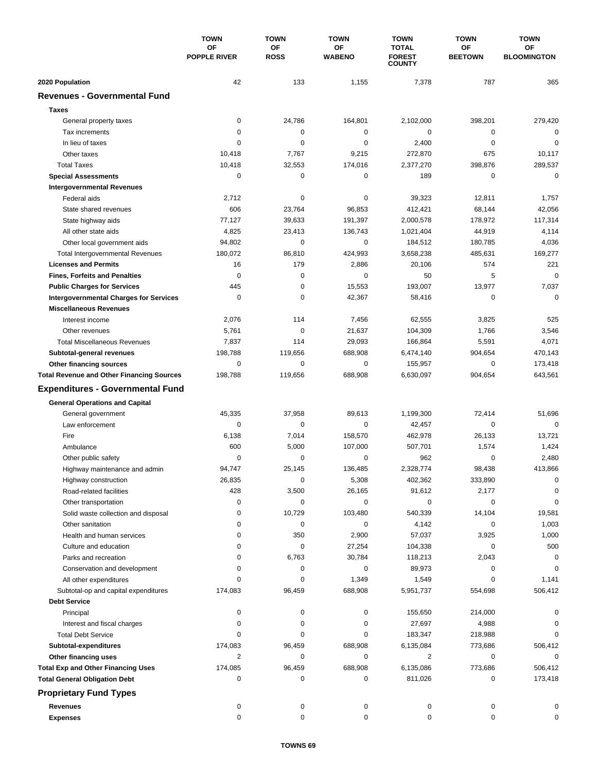| | TOWN OF POPPLE RIVER | TOWN OF ROSS | TOWN OF WABENO | TOWN TOTAL FOREST COUNTY | TOWN OF BEETOWN | TOWN OF BLOOMINGTON |
|---|---|---|---|---|---|---|
| **2020 Population** | 42 | 133 | 1,155 | 7,378 | 787 | 365 |
| **Revenues - Governmental Fund** | | | | | | |
| **Taxes** | | | | | | |
| General property taxes | 0 | 24,786 | 164,801 | 2,102,000 | 398,201 | 279,420 |
| Tax increments | 0 | 0 | 0 | 0 | 0 | 0 |
| In lieu of taxes | 0 | 0 | 0 | 2,400 | 0 | 0 |
| Other taxes | 10,418 | 7,767 | 9,215 | 272,870 | 675 | 10,117 |
| Total Taxes | 10,418 | 32,553 | 174,016 | 2,377,270 | 398,876 | 289,537 |
| **Special Assessments** | 0 | 0 | 0 | 189 | 0 | 0 |
| **Intergovernmental Revenues** | | | | | | |
| Federal aids | 2,712 | 0 | 0 | 39,323 | 12,811 | 1,757 |
| State shared revenues | 606 | 23,764 | 96,853 | 412,421 | 68,144 | 42,056 |
| State highway aids | 77,127 | 39,633 | 191,397 | 2,000,578 | 178,972 | 117,314 |
| All other state aids | 4,825 | 23,413 | 136,743 | 1,021,404 | 44,919 | 4,114 |
| Other local government aids | 94,802 | 0 | 0 | 184,512 | 180,785 | 4,036 |
| Total Intergovernmental Revenues | 180,072 | 86,810 | 424,993 | 3,658,238 | 485,631 | 169,277 |
| **Licenses and Permits** | 16 | 179 | 2,886 | 20,106 | 574 | 221 |
| **Fines, Forfeits and Penalties** | 0 | 0 | 0 | 50 | 5 | 0 |
| **Public Charges for Services** | 445 | 0 | 15,553 | 193,007 | 13,977 | 7,037 |
| **Intergovernmental Charges for Services** | 0 | 0 | 42,367 | 58,416 | 0 | 0 |
| **Miscellaneous Revenues** | | | | | | |
| Interest income | 2,076 | 114 | 7,456 | 62,555 | 3,825 | 525 |
| Other revenues | 5,761 | 0 | 21,637 | 104,309 | 1,766 | 3,546 |
| Total Miscellaneous Revenues | 7,837 | 114 | 29,093 | 166,864 | 5,591 | 4,071 |
| **Subtotal-general revenues** | 198,788 | 119,656 | 688,908 | 6,474,140 | 904,654 | 470,143 |
| **Other financing sources** | 0 | 0 | 0 | 155,957 | 0 | 173,418 |
| **Total Revenue and Other Financing Sources** | 198,788 | 119,656 | 688,908 | 6,630,097 | 904,654 | 643,561 |
| **Expenditures - Governmental Fund** | | | | | | |
| **General Operations and Capital** | | | | | | |
| General government | 45,335 | 37,958 | 89,613 | 1,199,300 | 72,414 | 51,696 |
| Law enforcement | 0 | 0 | 0 | 42,457 | 0 | 0 |
| Fire | 6,138 | 7,014 | 158,570 | 462,978 | 26,133 | 13,721 |
| Ambulance | 600 | 5,000 | 107,000 | 507,701 | 1,574 | 1,424 |
| Other public safety | 0 | 0 | 0 | 962 | 0 | 2,480 |
| Highway maintenance and admin | 94,747 | 25,145 | 136,485 | 2,328,774 | 98,438 | 413,866 |
| Highway construction | 26,835 | 0 | 5,308 | 402,362 | 333,890 | 0 |
| Road-related facilities | 428 | 3,500 | 26,165 | 91,612 | 2,177 | 0 |
| Other transportation | 0 | 0 | 0 | 0 | 0 | 0 |
| Solid waste collection and disposal | 0 | 10,729 | 103,480 | 540,339 | 14,104 | 19,581 |
| Other sanitation | 0 | 0 | 0 | 4,142 | 0 | 1,003 |
| Health and human services | 0 | 350 | 2,900 | 57,037 | 3,925 | 1,000 |
| Culture and education | 0 | 0 | 27,254 | 104,338 | 0 | 500 |
| Parks and recreation | 0 | 6,763 | 30,784 | 118,213 | 2,043 | 0 |
| Conservation and development | 0 | 0 | 0 | 89,973 | 0 | 0 |
| All other expenditures | 0 | 0 | 1,349 | 1,549 | 0 | 1,141 |
| Subtotal-op and capital expenditures | 174,083 | 96,459 | 688,908 | 5,951,737 | 554,698 | 506,412 |
| **Debt Service** | | | | | | |
| Principal | 0 | 0 | 0 | 155,650 | 214,000 | 0 |
| Interest and fiscal charges | 0 | 0 | 0 | 27,697 | 4,988 | 0 |
| Total Debt Service | 0 | 0 | 0 | 183,347 | 218,988 | 0 |
| **Subtotal-expenditures** | 174,083 | 96,459 | 688,908 | 6,135,084 | 773,686 | 506,412 |
| **Other financing uses** | 2 | 0 | 0 | 2 | 0 | 0 |
| **Total Exp and Other Financing Uses** | 174,085 | 96,459 | 688,908 | 6,135,086 | 773,686 | 506,412 |
| **Total General Obligation Debt** | 0 | 0 | 0 | 811,026 | 0 | 173,418 |
| **Proprietary Fund Types** | | | | | | |
| **Revenues** | 0 | 0 | 0 | 0 | 0 | 0 |
| **Expenses** | 0 | 0 | 0 | 0 | 0 | 0 |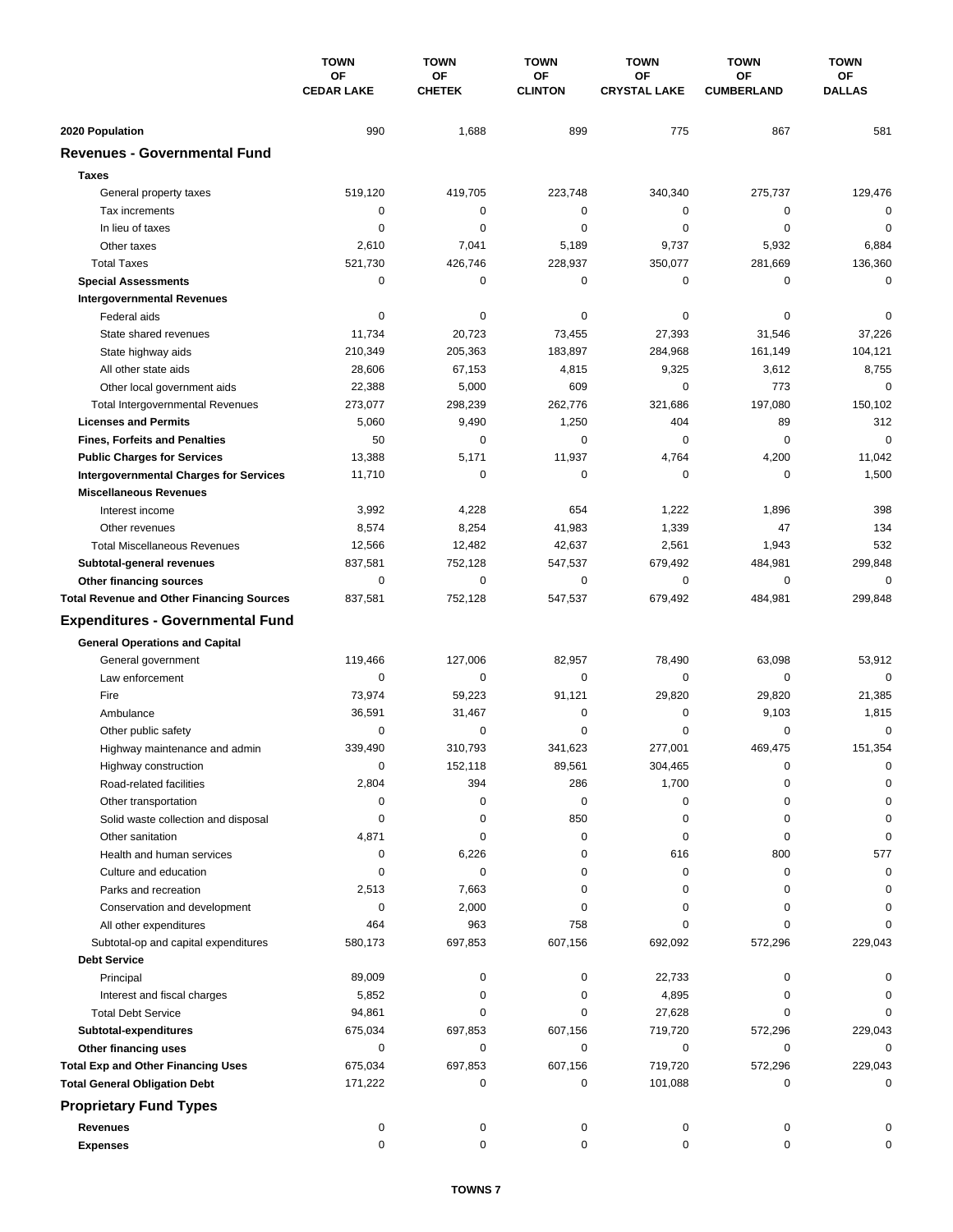| | TOWN OF CEDAR LAKE | TOWN OF CHETEK | TOWN OF CLINTON | TOWN OF CRYSTAL LAKE | TOWN OF CUMBERLAND | TOWN OF DALLAS |
|---|---|---|---|---|---|---|
| **2020 Population** | 990 | 1,688 | 899 | 775 | 867 | 581 |
| **Revenues - Governmental Fund** | | | | | | |
| **Taxes** | | | | | | |
| General property taxes | 519,120 | 419,705 | 223,748 | 340,340 | 275,737 | 129,476 |
| Tax increments | 0 | 0 | 0 | 0 | 0 | 0 |
| In lieu of taxes | 0 | 0 | 0 | 0 | 0 | 0 |
| Other taxes | 2,610 | 7,041 | 5,189 | 9,737 | 5,932 | 6,884 |
| Total Taxes | 521,730 | 426,746 | 228,937 | 350,077 | 281,669 | 136,360 |
| **Special Assessments** | 0 | 0 | 0 | 0 | 0 | 0 |
| **Intergovernmental Revenues** | | | | | | |
| Federal aids | 0 | 0 | 0 | 0 | 0 | 0 |
| State shared revenues | 11,734 | 20,723 | 73,455 | 27,393 | 31,546 | 37,226 |
| State highway aids | 210,349 | 205,363 | 183,897 | 284,968 | 161,149 | 104,121 |
| All other state aids | 28,606 | 67,153 | 4,815 | 9,325 | 3,612 | 8,755 |
| Other local government aids | 22,388 | 5,000 | 609 | 0 | 773 | 0 |
| Total Intergovernmental Revenues | 273,077 | 298,239 | 262,776 | 321,686 | 197,080 | 150,102 |
| **Licenses and Permits** | 5,060 | 9,490 | 1,250 | 404 | 89 | 312 |
| **Fines, Forfeits and Penalties** | 50 | 0 | 0 | 0 | 0 | 0 |
| **Public Charges for Services** | 13,388 | 5,171 | 11,937 | 4,764 | 4,200 | 11,042 |
| **Intergovernmental Charges for Services** | 11,710 | 0 | 0 | 0 | 0 | 1,500 |
| **Miscellaneous Revenues** | | | | | | |
| Interest income | 3,992 | 4,228 | 654 | 1,222 | 1,896 | 398 |
| Other revenues | 8,574 | 8,254 | 41,983 | 1,339 | 47 | 134 |
| Total Miscellaneous Revenues | 12,566 | 12,482 | 42,637 | 2,561 | 1,943 | 532 |
| **Subtotal-general revenues** | 837,581 | 752,128 | 547,537 | 679,492 | 484,981 | 299,848 |
| **Other financing sources** | 0 | 0 | 0 | 0 | 0 | 0 |
| **Total Revenue and Other Financing Sources** | 837,581 | 752,128 | 547,537 | 679,492 | 484,981 | 299,848 |
| **Expenditures - Governmental Fund** | | | | | | |
| **General Operations and Capital** | | | | | | |
| General government | 119,466 | 127,006 | 82,957 | 78,490 | 63,098 | 53,912 |
| Law enforcement | 0 | 0 | 0 | 0 | 0 | 0 |
| Fire | 73,974 | 59,223 | 91,121 | 29,820 | 29,820 | 21,385 |
| Ambulance | 36,591 | 31,467 | 0 | 0 | 9,103 | 1,815 |
| Other public safety | 0 | 0 | 0 | 0 | 0 | 0 |
| Highway maintenance and admin | 339,490 | 310,793 | 341,623 | 277,001 | 469,475 | 151,354 |
| Highway construction | 0 | 152,118 | 89,561 | 304,465 | 0 | 0 |
| Road-related facilities | 2,804 | 394 | 286 | 1,700 | 0 | 0 |
| Other transportation | 0 | 0 | 0 | 0 | 0 | 0 |
| Solid waste collection and disposal | 0 | 0 | 850 | 0 | 0 | 0 |
| Other sanitation | 4,871 | 0 | 0 | 0 | 0 | 0 |
| Health and human services | 0 | 6,226 | 0 | 616 | 800 | 577 |
| Culture and education | 0 | 0 | 0 | 0 | 0 | 0 |
| Parks and recreation | 2,513 | 7,663 | 0 | 0 | 0 | 0 |
| Conservation and development | 0 | 2,000 | 0 | 0 | 0 | 0 |
| All other expenditures | 464 | 963 | 758 | 0 | 0 | 0 |
| Subtotal-op and capital expenditures | 580,173 | 697,853 | 607,156 | 692,092 | 572,296 | 229,043 |
| **Debt Service** | | | | | | |
| Principal | 89,009 | 0 | 0 | 22,733 | 0 | 0 |
| Interest and fiscal charges | 5,852 | 0 | 0 | 4,895 | 0 | 0 |
| Total Debt Service | 94,861 | 0 | 0 | 27,628 | 0 | 0 |
| **Subtotal-expenditures** | 675,034 | 697,853 | 607,156 | 719,720 | 572,296 | 229,043 |
| **Other financing uses** | 0 | 0 | 0 | 0 | 0 | 0 |
| **Total Exp and Other Financing Uses** | 675,034 | 697,853 | 607,156 | 719,720 | 572,296 | 229,043 |
| **Total General Obligation Debt** | 171,222 | 0 | 0 | 101,088 | 0 | 0 |
| **Proprietary Fund Types** | | | | | | |
| **Revenues** | 0 | 0 | 0 | 0 | 0 | 0 |
| **Expenses** | 0 | 0 | 0 | 0 | 0 | 0 |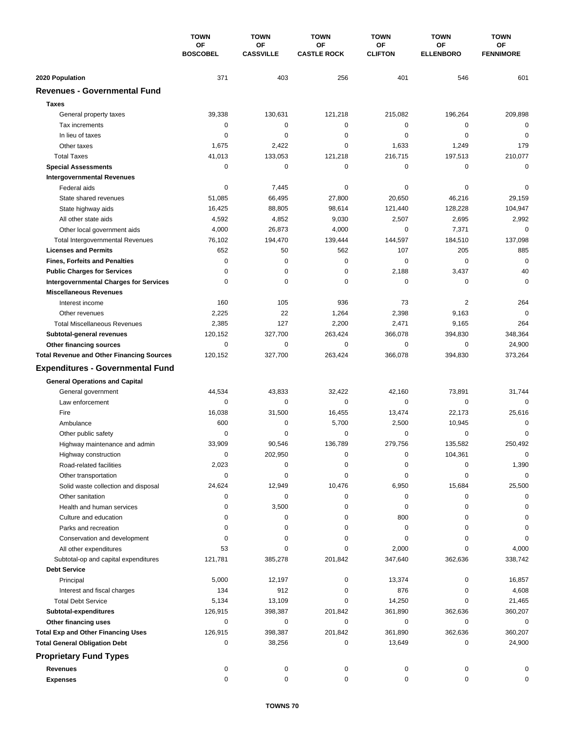| | TOWN OF BOSCOBEL | TOWN OF CASSVILLE | TOWN OF CASTLE ROCK | TOWN OF CLIFTON | TOWN OF ELLENBORO | TOWN OF FENNIMORE |
|---|---|---|---|---|---|---|
| **2020 Population** | 371 | 403 | 256 | 401 | 546 | 601 |
| **Revenues - Governmental Fund** | | | | | | |
| **Taxes** | | | | | | |
| General property taxes | 39,338 | 130,631 | 121,218 | 215,082 | 196,264 | 209,898 |
| Tax increments | 0 | 0 | 0 | 0 | 0 | 0 |
| In lieu of taxes | 0 | 0 | 0 | 0 | 0 | 0 |
| Other taxes | 1,675 | 2,422 | 0 | 1,633 | 1,249 | 179 |
| Total Taxes | 41,013 | 133,053 | 121,218 | 216,715 | 197,513 | 210,077 |
| **Special Assessments** | 0 | 0 | 0 | 0 | 0 | 0 |
| **Intergovernmental Revenues** | | | | | | |
| Federal aids | 0 | 7,445 | 0 | 0 | 0 | 0 |
| State shared revenues | 51,085 | 66,495 | 27,800 | 20,650 | 46,216 | 29,159 |
| State highway aids | 16,425 | 88,805 | 98,614 | 121,440 | 128,228 | 104,947 |
| All other state aids | 4,592 | 4,852 | 9,030 | 2,507 | 2,695 | 2,992 |
| Other local government aids | 4,000 | 26,873 | 4,000 | 0 | 7,371 | 0 |
| Total Intergovernmental Revenues | 76,102 | 194,470 | 139,444 | 144,597 | 184,510 | 137,098 |
| **Licenses and Permits** | 652 | 50 | 562 | 107 | 205 | 885 |
| **Fines, Forfeits and Penalties** | 0 | 0 | 0 | 0 | 0 | 0 |
| **Public Charges for Services** | 0 | 0 | 0 | 2,188 | 3,437 | 40 |
| **Intergovernmental Charges for Services** | 0 | 0 | 0 | 0 | 0 | 0 |
| **Miscellaneous Revenues** | | | | | | |
| Interest income | 160 | 105 | 936 | 73 | 2 | 264 |
| Other revenues | 2,225 | 22 | 1,264 | 2,398 | 9,163 | 0 |
| Total Miscellaneous Revenues | 2,385 | 127 | 2,200 | 2,471 | 9,165 | 264 |
| **Subtotal-general revenues** | 120,152 | 327,700 | 263,424 | 366,078 | 394,830 | 348,364 |
| **Other financing sources** | 0 | 0 | 0 | 0 | 0 | 24,900 |
| **Total Revenue and Other Financing Sources** | 120,152 | 327,700 | 263,424 | 366,078 | 394,830 | 373,264 |
| **Expenditures - Governmental Fund** | | | | | | |
| **General Operations and Capital** | | | | | | |
| General government | 44,534 | 43,833 | 32,422 | 42,160 | 73,891 | 31,744 |
| Law enforcement | 0 | 0 | 0 | 0 | 0 | 0 |
| Fire | 16,038 | 31,500 | 16,455 | 13,474 | 22,173 | 25,616 |
| Ambulance | 600 | 0 | 5,700 | 2,500 | 10,945 | 0 |
| Other public safety | 0 | 0 | 0 | 0 | 0 | 0 |
| Highway maintenance and admin | 33,909 | 90,546 | 136,789 | 279,756 | 135,582 | 250,492 |
| Highway construction | 0 | 202,950 | 0 | 0 | 104,361 | 0 |
| Road-related facilities | 2,023 | 0 | 0 | 0 | 0 | 1,390 |
| Other transportation | 0 | 0 | 0 | 0 | 0 | 0 |
| Solid waste collection and disposal | 24,624 | 12,949 | 10,476 | 6,950 | 15,684 | 25,500 |
| Other sanitation | 0 | 0 | 0 | 0 | 0 | 0 |
| Health and human services | 0 | 3,500 | 0 | 0 | 0 | 0 |
| Culture and education | 0 | 0 | 0 | 800 | 0 | 0 |
| Parks and recreation | 0 | 0 | 0 | 0 | 0 | 0 |
| Conservation and development | 0 | 0 | 0 | 0 | 0 | 0 |
| All other expenditures | 53 | 0 | 0 | 2,000 | 0 | 4,000 |
| Subtotal-op and capital expenditures | 121,781 | 385,278 | 201,842 | 347,640 | 362,636 | 338,742 |
| **Debt Service** | | | | | | |
| Principal | 5,000 | 12,197 | 0 | 13,374 | 0 | 16,857 |
| Interest and fiscal charges | 134 | 912 | 0 | 876 | 0 | 4,608 |
| Total Debt Service | 5,134 | 13,109 | 0 | 14,250 | 0 | 21,465 |
| **Subtotal-expenditures** | 126,915 | 398,387 | 201,842 | 361,890 | 362,636 | 360,207 |
| **Other financing uses** | 0 | 0 | 0 | 0 | 0 | 0 |
| **Total Exp and Other Financing Uses** | 126,915 | 398,387 | 201,842 | 361,890 | 362,636 | 360,207 |
| **Total General Obligation Debt** | 0 | 38,256 | 0 | 13,649 | 0 | 24,900 |
| **Proprietary Fund Types** | | | | | | |
| **Revenues** | 0 | 0 | 0 | 0 | 0 | 0 |
| **Expenses** | 0 | 0 | 0 | 0 | 0 | 0 |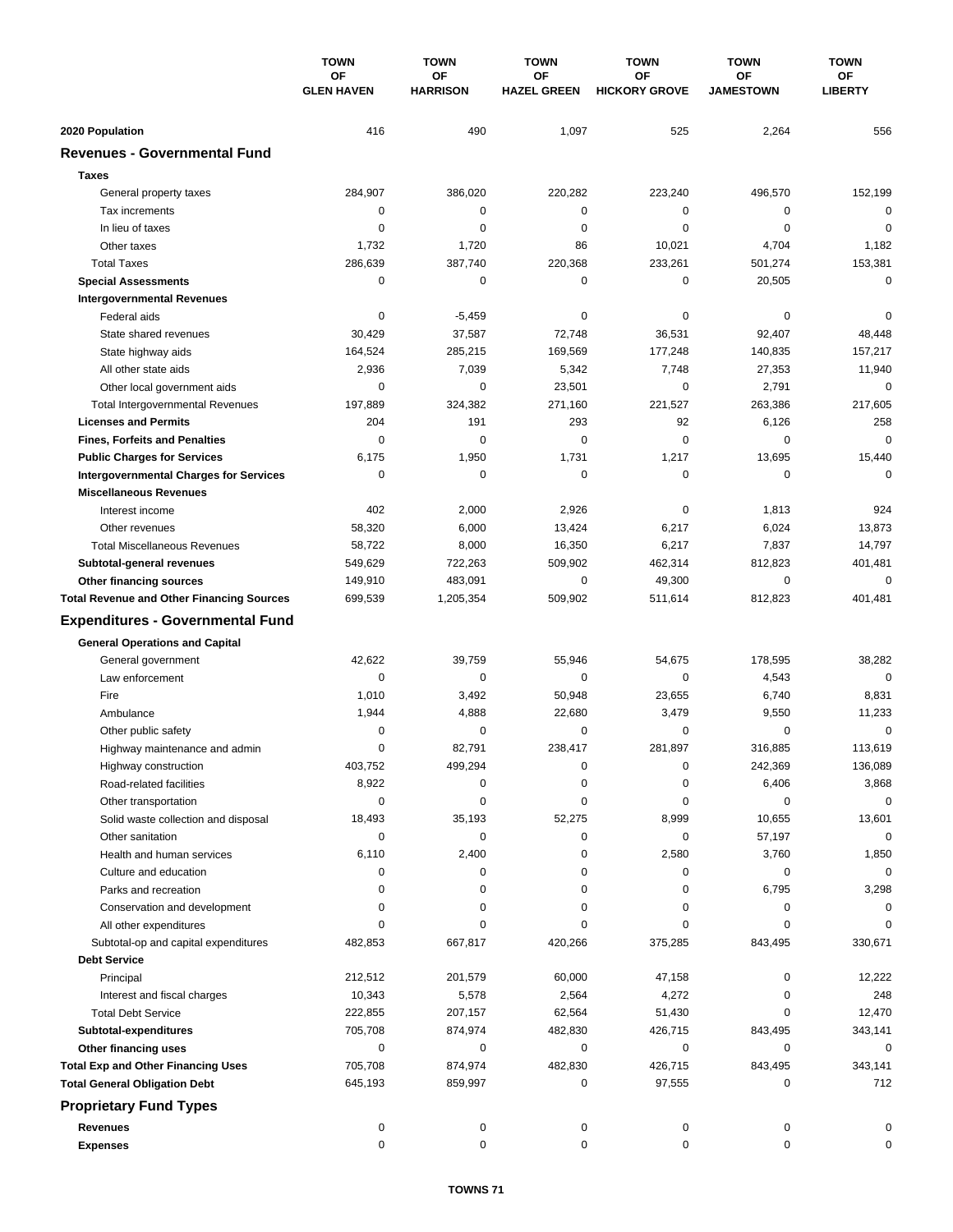| | TOWN OF GLEN HAVEN | TOWN OF HARRISON | TOWN OF HAZEL GREEN | TOWN OF HICKORY GROVE | TOWN OF JAMESTOWN | TOWN OF LIBERTY |
|---|---|---|---|---|---|---|
| **2020 Population** | 416 | 490 | 1,097 | 525 | 2,264 | 556 |
| **Revenues - Governmental Fund** | | | | | | |
| **Taxes** | | | | | | |
| General property taxes | 284,907 | 386,020 | 220,282 | 223,240 | 496,570 | 152,199 |
| Tax increments | 0 | 0 | 0 | 0 | 0 | 0 |
| In lieu of taxes | 0 | 0 | 0 | 0 | 0 | 0 |
| Other taxes | 1,732 | 1,720 | 86 | 10,021 | 4,704 | 1,182 |
| Total Taxes | 286,639 | 387,740 | 220,368 | 233,261 | 501,274 | 153,381 |
| **Special Assessments** | 0 | 0 | 0 | 0 | 20,505 | 0 |
| **Intergovernmental Revenues** | | | | | | |
| Federal aids | 0 | -5,459 | 0 | 0 | 0 | 0 |
| State shared revenues | 30,429 | 37,587 | 72,748 | 36,531 | 92,407 | 48,448 |
| State highway aids | 164,524 | 285,215 | 169,569 | 177,248 | 140,835 | 157,217 |
| All other state aids | 2,936 | 7,039 | 5,342 | 7,748 | 27,353 | 11,940 |
| Other local government aids | 0 | 0 | 23,501 | 0 | 2,791 | 0 |
| Total Intergovernmental Revenues | 197,889 | 324,382 | 271,160 | 221,527 | 263,386 | 217,605 |
| **Licenses and Permits** | 204 | 191 | 293 | 92 | 6,126 | 258 |
| **Fines, Forfeits and Penalties** | 0 | 0 | 0 | 0 | 0 | 0 |
| **Public Charges for Services** | 6,175 | 1,950 | 1,731 | 1,217 | 13,695 | 15,440 |
| **Intergovernmental Charges for Services** | 0 | 0 | 0 | 0 | 0 | 0 |
| **Miscellaneous Revenues** | | | | | | |
| Interest income | 402 | 2,000 | 2,926 | 0 | 1,813 | 924 |
| Other revenues | 58,320 | 6,000 | 13,424 | 6,217 | 6,024 | 13,873 |
| Total Miscellaneous Revenues | 58,722 | 8,000 | 16,350 | 6,217 | 7,837 | 14,797 |
| **Subtotal-general revenues** | 549,629 | 722,263 | 509,902 | 462,314 | 812,823 | 401,481 |
| **Other financing sources** | 149,910 | 483,091 | 0 | 49,300 | 0 | 0 |
| **Total Revenue and Other Financing Sources** | 699,539 | 1,205,354 | 509,902 | 511,614 | 812,823 | 401,481 |
| **Expenditures - Governmental Fund** | | | | | | |
| **General Operations and Capital** | | | | | | |
| General government | 42,622 | 39,759 | 55,946 | 54,675 | 178,595 | 38,282 |
| Law enforcement | 0 | 0 | 0 | 0 | 4,543 | 0 |
| Fire | 1,010 | 3,492 | 50,948 | 23,655 | 6,740 | 8,831 |
| Ambulance | 1,944 | 4,888 | 22,680 | 3,479 | 9,550 | 11,233 |
| Other public safety | 0 | 0 | 0 | 0 | 0 | 0 |
| Highway maintenance and admin | 0 | 82,791 | 238,417 | 281,897 | 316,885 | 113,619 |
| Highway construction | 403,752 | 499,294 | 0 | 0 | 242,369 | 136,089 |
| Road-related facilities | 8,922 | 0 | 0 | 0 | 6,406 | 3,868 |
| Other transportation | 0 | 0 | 0 | 0 | 0 | 0 |
| Solid waste collection and disposal | 18,493 | 35,193 | 52,275 | 8,999 | 10,655 | 13,601 |
| Other sanitation | 0 | 0 | 0 | 0 | 57,197 | 0 |
| Health and human services | 6,110 | 2,400 | 0 | 2,580 | 3,760 | 1,850 |
| Culture and education | 0 | 0 | 0 | 0 | 0 | 0 |
| Parks and recreation | 0 | 0 | 0 | 0 | 6,795 | 3,298 |
| Conservation and development | 0 | 0 | 0 | 0 | 0 | 0 |
| All other expenditures | 0 | 0 | 0 | 0 | 0 | 0 |
| Subtotal-op and capital expenditures | 482,853 | 667,817 | 420,266 | 375,285 | 843,495 | 330,671 |
| **Debt Service** | | | | | | |
| Principal | 212,512 | 201,579 | 60,000 | 47,158 | 0 | 12,222 |
| Interest and fiscal charges | 10,343 | 5,578 | 2,564 | 4,272 | 0 | 248 |
| Total Debt Service | 222,855 | 207,157 | 62,564 | 51,430 | 0 | 12,470 |
| **Subtotal-expenditures** | 705,708 | 874,974 | 482,830 | 426,715 | 843,495 | 343,141 |
| **Other financing uses** | 0 | 0 | 0 | 0 | 0 | 0 |
| **Total Exp and Other Financing Uses** | 705,708 | 874,974 | 482,830 | 426,715 | 843,495 | 343,141 |
| **Total General Obligation Debt** | 645,193 | 859,997 | 0 | 97,555 | 0 | 712 |
| **Proprietary Fund Types** | | | | | | |
| **Revenues** | 0 | 0 | 0 | 0 | 0 | 0 |
| **Expenses** | 0 | 0 | 0 | 0 | 0 | 0 |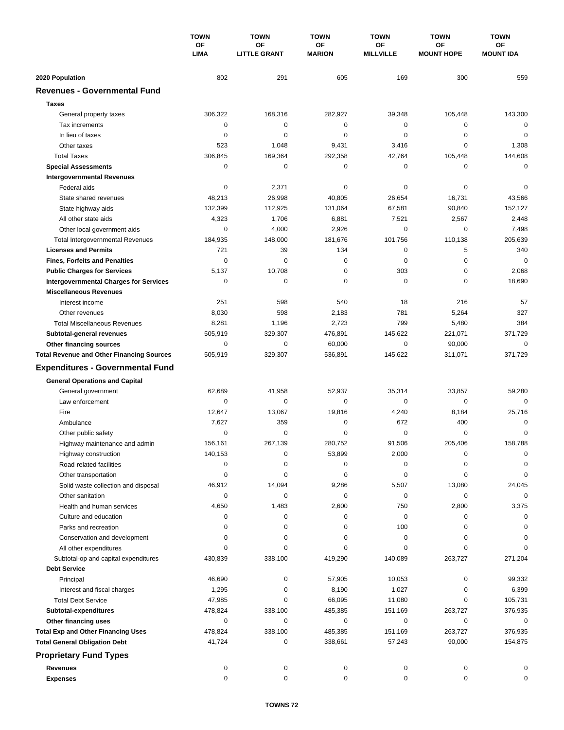| | TOWN OF LIMA | TOWN OF LITTLE GRANT | TOWN OF MARION | TOWN OF MILLVILLE | TOWN OF MOUNT HOPE | TOWN OF MOUNT IDA |
|---|---|---|---|---|---|---|
| **2020 Population** | 802 | 291 | 605 | 169 | 300 | 559 |
| **Revenues - Governmental Fund** | | | | | | |
| **Taxes** | | | | | | |
| General property taxes | 306,322 | 168,316 | 282,927 | 39,348 | 105,448 | 143,300 |
| Tax increments | 0 | 0 | 0 | 0 | 0 | 0 |
| In lieu of taxes | 0 | 0 | 0 | 0 | 0 | 0 |
| Other taxes | 523 | 1,048 | 9,431 | 3,416 | 0 | 1,308 |
| Total Taxes | 306,845 | 169,364 | 292,358 | 42,764 | 105,448 | 144,608 |
| **Special Assessments** | 0 | 0 | 0 | 0 | 0 | 0 |
| **Intergovernmental Revenues** | | | | | | |
| Federal aids | 0 | 2,371 | 0 | 0 | 0 | 0 |
| State shared revenues | 48,213 | 26,998 | 40,805 | 26,654 | 16,731 | 43,566 |
| State highway aids | 132,399 | 112,925 | 131,064 | 67,581 | 90,840 | 152,127 |
| All other state aids | 4,323 | 1,706 | 6,881 | 7,521 | 2,567 | 2,448 |
| Other local government aids | 0 | 4,000 | 2,926 | 0 | 0 | 7,498 |
| Total Intergovernmental Revenues | 184,935 | 148,000 | 181,676 | 101,756 | 110,138 | 205,639 |
| **Licenses and Permits** | 721 | 39 | 134 | 0 | 5 | 340 |
| **Fines, Forfeits and Penalties** | 0 | 0 | 0 | 0 | 0 | 0 |
| **Public Charges for Services** | 5,137 | 10,708 | 0 | 303 | 0 | 2,068 |
| **Intergovernmental Charges for Services** | 0 | 0 | 0 | 0 | 0 | 18,690 |
| **Miscellaneous Revenues** | | | | | | |
| Interest income | 251 | 598 | 540 | 18 | 216 | 57 |
| Other revenues | 8,030 | 598 | 2,183 | 781 | 5,264 | 327 |
| Total Miscellaneous Revenues | 8,281 | 1,196 | 2,723 | 799 | 5,480 | 384 |
| **Subtotal-general revenues** | 505,919 | 329,307 | 476,891 | 145,622 | 221,071 | 371,729 |
| **Other financing sources** | 0 | 0 | 60,000 | 0 | 90,000 | 0 |
| **Total Revenue and Other Financing Sources** | 505,919 | 329,307 | 536,891 | 145,622 | 311,071 | 371,729 |
| **Expenditures - Governmental Fund** | | | | | | |
| **General Operations and Capital** | | | | | | |
| General government | 62,689 | 41,958 | 52,937 | 35,314 | 33,857 | 59,280 |
| Law enforcement | 0 | 0 | 0 | 0 | 0 | 0 |
| Fire | 12,647 | 13,067 | 19,816 | 4,240 | 8,184 | 25,716 |
| Ambulance | 7,627 | 359 | 0 | 672 | 400 | 0 |
| Other public safety | 0 | 0 | 0 | 0 | 0 | 0 |
| Highway maintenance and admin | 156,161 | 267,139 | 280,752 | 91,506 | 205,406 | 158,788 |
| Highway construction | 140,153 | 0 | 53,899 | 2,000 | 0 | 0 |
| Road-related facilities | 0 | 0 | 0 | 0 | 0 | 0 |
| Other transportation | 0 | 0 | 0 | 0 | 0 | 0 |
| Solid waste collection and disposal | 46,912 | 14,094 | 9,286 | 5,507 | 13,080 | 24,045 |
| Other sanitation | 0 | 0 | 0 | 0 | 0 | 0 |
| Health and human services | 4,650 | 1,483 | 2,600 | 750 | 2,800 | 3,375 |
| Culture and education | 0 | 0 | 0 | 0 | 0 | 0 |
| Parks and recreation | 0 | 0 | 0 | 100 | 0 | 0 |
| Conservation and development | 0 | 0 | 0 | 0 | 0 | 0 |
| All other expenditures | 0 | 0 | 0 | 0 | 0 | 0 |
| Subtotal-op and capital expenditures | 430,839 | 338,100 | 419,290 | 140,089 | 263,727 | 271,204 |
| **Debt Service** | | | | | | |
| Principal | 46,690 | 0 | 57,905 | 10,053 | 0 | 99,332 |
| Interest and fiscal charges | 1,295 | 0 | 8,190 | 1,027 | 0 | 6,399 |
| Total Debt Service | 47,985 | 0 | 66,095 | 11,080 | 0 | 105,731 |
| **Subtotal-expenditures** | 478,824 | 338,100 | 485,385 | 151,169 | 263,727 | 376,935 |
| **Other financing uses** | 0 | 0 | 0 | 0 | 0 | 0 |
| **Total Exp and Other Financing Uses** | 478,824 | 338,100 | 485,385 | 151,169 | 263,727 | 376,935 |
| **Total General Obligation Debt** | 41,724 | 0 | 338,661 | 57,243 | 90,000 | 154,875 |
| **Proprietary Fund Types** | | | | | | |
| **Revenues** | 0 | 0 | 0 | 0 | 0 | 0 |
| **Expenses** | 0 | 0 | 0 | 0 | 0 | 0 |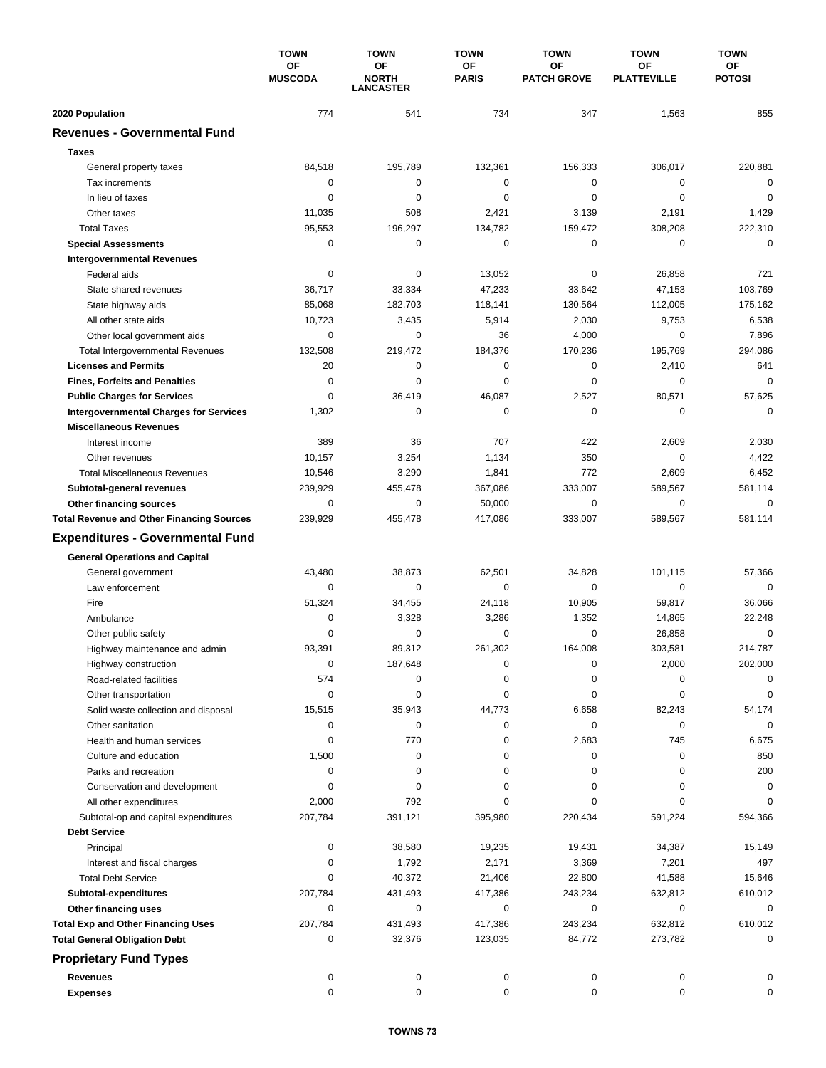| | TOWN OF MUSCODA | TOWN OF NORTH LANCASTER | TOWN OF PARIS | TOWN OF PATCH GROVE | TOWN OF PLATTEVILLE | TOWN OF POTOSI |
|---|---|---|---|---|---|---|
| **2020 Population** | 774 | 541 | 734 | 347 | 1,563 | 855 |
| **Revenues - Governmental Fund** | | | | | | |
| **Taxes** | | | | | | |
| General property taxes | 84,518 | 195,789 | 132,361 | 156,333 | 306,017 | 220,881 |
| Tax increments | 0 | 0 | 0 | 0 | 0 | 0 |
| In lieu of taxes | 0 | 0 | 0 | 0 | 0 | 0 |
| Other taxes | 11,035 | 508 | 2,421 | 3,139 | 2,191 | 1,429 |
| Total Taxes | 95,553 | 196,297 | 134,782 | 159,472 | 308,208 | 222,310 |
| **Special Assessments** | 0 | 0 | 0 | 0 | 0 | 0 |
| **Intergovernmental Revenues** | | | | | | |
| Federal aids | 0 | 0 | 13,052 | 0 | 26,858 | 721 |
| State shared revenues | 36,717 | 33,334 | 47,233 | 33,642 | 47,153 | 103,769 |
| State highway aids | 85,068 | 182,703 | 118,141 | 130,564 | 112,005 | 175,162 |
| All other state aids | 10,723 | 3,435 | 5,914 | 2,030 | 9,753 | 6,538 |
| Other local government aids | 0 | 0 | 36 | 4,000 | 0 | 7,896 |
| Total Intergovernmental Revenues | 132,508 | 219,472 | 184,376 | 170,236 | 195,769 | 294,086 |
| **Licenses and Permits** | 20 | 0 | 0 | 0 | 2,410 | 641 |
| **Fines, Forfeits and Penalties** | 0 | 0 | 0 | 0 | 0 | 0 |
| **Public Charges for Services** | 0 | 36,419 | 46,087 | 2,527 | 80,571 | 57,625 |
| **Intergovernmental Charges for Services** | 1,302 | 0 | 0 | 0 | 0 | 0 |
| **Miscellaneous Revenues** | | | | | | |
| Interest income | 389 | 36 | 707 | 422 | 2,609 | 2,030 |
| Other revenues | 10,157 | 3,254 | 1,134 | 350 | 0 | 4,422 |
| Total Miscellaneous Revenues | 10,546 | 3,290 | 1,841 | 772 | 2,609 | 6,452 |
| **Subtotal-general revenues** | 239,929 | 455,478 | 367,086 | 333,007 | 589,567 | 581,114 |
| **Other financing sources** | 0 | 0 | 50,000 | 0 | 0 | 0 |
| **Total Revenue and Other Financing Sources** | 239,929 | 455,478 | 417,086 | 333,007 | 589,567 | 581,114 |
| **Expenditures - Governmental Fund** | | | | | | |
| **General Operations and Capital** | | | | | | |
| General government | 43,480 | 38,873 | 62,501 | 34,828 | 101,115 | 57,366 |
| Law enforcement | 0 | 0 | 0 | 0 | 0 | 0 |
| Fire | 51,324 | 34,455 | 24,118 | 10,905 | 59,817 | 36,066 |
| Ambulance | 0 | 3,328 | 3,286 | 1,352 | 14,865 | 22,248 |
| Other public safety | 0 | 0 | 0 | 0 | 26,858 | 0 |
| Highway maintenance and admin | 93,391 | 89,312 | 261,302 | 164,008 | 303,581 | 214,787 |
| Highway construction | 0 | 187,648 | 0 | 0 | 2,000 | 202,000 |
| Road-related facilities | 574 | 0 | 0 | 0 | 0 | 0 |
| Other transportation | 0 | 0 | 0 | 0 | 0 | 0 |
| Solid waste collection and disposal | 15,515 | 35,943 | 44,773 | 6,658 | 82,243 | 54,174 |
| Other sanitation | 0 | 0 | 0 | 0 | 0 | 0 |
| Health and human services | 0 | 770 | 0 | 2,683 | 745 | 6,675 |
| Culture and education | 1,500 | 0 | 0 | 0 | 0 | 850 |
| Parks and recreation | 0 | 0 | 0 | 0 | 0 | 200 |
| Conservation and development | 0 | 0 | 0 | 0 | 0 | 0 |
| All other expenditures | 2,000 | 792 | 0 | 0 | 0 | 0 |
| Subtotal-op and capital expenditures | 207,784 | 391,121 | 395,980 | 220,434 | 591,224 | 594,366 |
| **Debt Service** | | | | | | |
| Principal | 0 | 38,580 | 19,235 | 19,431 | 34,387 | 15,149 |
| Interest and fiscal charges | 0 | 1,792 | 2,171 | 3,369 | 7,201 | 497 |
| Total Debt Service | 0 | 40,372 | 21,406 | 22,800 | 41,588 | 15,646 |
| **Subtotal-expenditures** | 207,784 | 431,493 | 417,386 | 243,234 | 632,812 | 610,012 |
| **Other financing uses** | 0 | 0 | 0 | 0 | 0 | 0 |
| **Total Exp and Other Financing Uses** | 207,784 | 431,493 | 417,386 | 243,234 | 632,812 | 610,012 |
| **Total General Obligation Debt** | 0 | 32,376 | 123,035 | 84,772 | 273,782 | 0 |
| **Proprietary Fund Types** | | | | | | |
| **Revenues** | 0 | 0 | 0 | 0 | 0 | 0 |
| **Expenses** | 0 | 0 | 0 | 0 | 0 | 0 |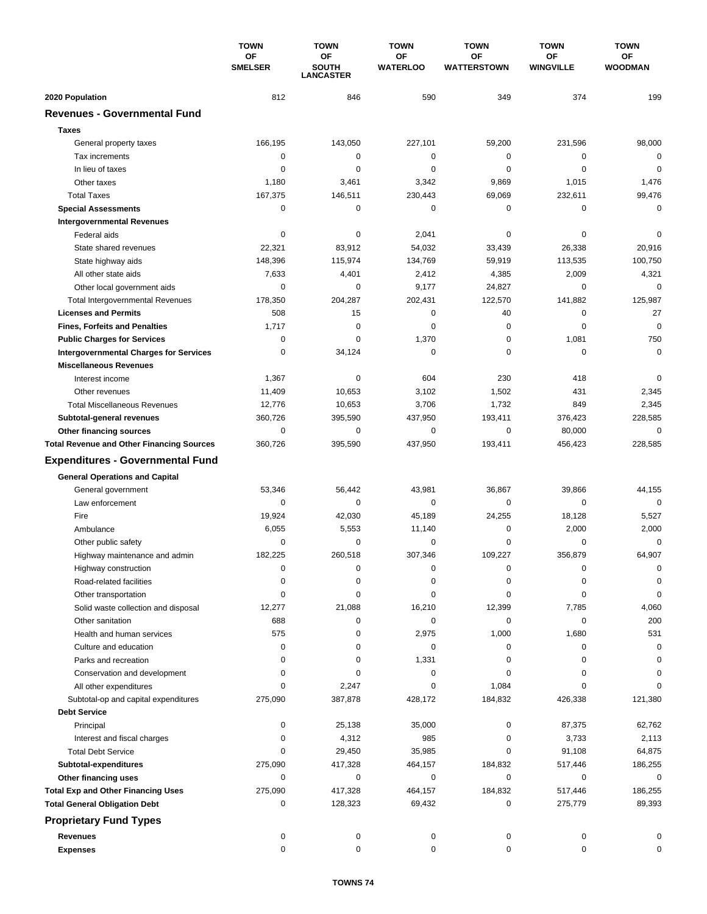| | TOWN OF SMELSER | TOWN OF SOUTH LANCASTER | TOWN OF WATERLOO | TOWN OF WATTERSTOWN | TOWN OF WINGVILLE | TOWN OF WOODMAN |
|---|---|---|---|---|---|---|
| **2020 Population** | 812 | 846 | 590 | 349 | 374 | 199 |
| **Revenues - Governmental Fund** | | | | | | |
| **Taxes** | | | | | | |
| General property taxes | 166,195 | 143,050 | 227,101 | 59,200 | 231,596 | 98,000 |
| Tax increments | 0 | 0 | 0 | 0 | 0 | 0 |
| In lieu of taxes | 0 | 0 | 0 | 0 | 0 | 0 |
| Other taxes | 1,180 | 3,461 | 3,342 | 9,869 | 1,015 | 1,476 |
| Total Taxes | 167,375 | 146,511 | 230,443 | 69,069 | 232,611 | 99,476 |
| **Special Assessments** | 0 | 0 | 0 | 0 | 0 | 0 |
| **Intergovernmental Revenues** | | | | | | |
| Federal aids | 0 | 0 | 2,041 | 0 | 0 | 0 |
| State shared revenues | 22,321 | 83,912 | 54,032 | 33,439 | 26,338 | 20,916 |
| State highway aids | 148,396 | 115,974 | 134,769 | 59,919 | 113,535 | 100,750 |
| All other state aids | 7,633 | 4,401 | 2,412 | 4,385 | 2,009 | 4,321 |
| Other local government aids | 0 | 0 | 9,177 | 24,827 | 0 | 0 |
| Total Intergovernmental Revenues | 178,350 | 204,287 | 202,431 | 122,570 | 141,882 | 125,987 |
| **Licenses and Permits** | 508 | 15 | 0 | 40 | 0 | 27 |
| **Fines, Forfeits and Penalties** | 1,717 | 0 | 0 | 0 | 0 | 0 |
| **Public Charges for Services** | 0 | 0 | 1,370 | 0 | 1,081 | 750 |
| **Intergovernmental Charges for Services** | 0 | 34,124 | 0 | 0 | 0 | 0 |
| **Miscellaneous Revenues** | | | | | | |
| Interest income | 1,367 | 0 | 604 | 230 | 418 | 0 |
| Other revenues | 11,409 | 10,653 | 3,102 | 1,502 | 431 | 2,345 |
| Total Miscellaneous Revenues | 12,776 | 10,653 | 3,706 | 1,732 | 849 | 2,345 |
| **Subtotal-general revenues** | 360,726 | 395,590 | 437,950 | 193,411 | 376,423 | 228,585 |
| **Other financing sources** | 0 | 0 | 0 | 0 | 80,000 | 0 |
| **Total Revenue and Other Financing Sources** | 360,726 | 395,590 | 437,950 | 193,411 | 456,423 | 228,585 |
| **Expenditures - Governmental Fund** | | | | | | |
| **General Operations and Capital** | | | | | | |
| General government | 53,346 | 56,442 | 43,981 | 36,867 | 39,866 | 44,155 |
| Law enforcement | 0 | 0 | 0 | 0 | 0 | 0 |
| Fire | 19,924 | 42,030 | 45,189 | 24,255 | 18,128 | 5,527 |
| Ambulance | 6,055 | 5,553 | 11,140 | 0 | 2,000 | 2,000 |
| Other public safety | 0 | 0 | 0 | 0 | 0 | 0 |
| Highway maintenance and admin | 182,225 | 260,518 | 307,346 | 109,227 | 356,879 | 64,907 |
| Highway construction | 0 | 0 | 0 | 0 | 0 | 0 |
| Road-related facilities | 0 | 0 | 0 | 0 | 0 | 0 |
| Other transportation | 0 | 0 | 0 | 0 | 0 | 0 |
| Solid waste collection and disposal | 12,277 | 21,088 | 16,210 | 12,399 | 7,785 | 4,060 |
| Other sanitation | 688 | 0 | 0 | 0 | 0 | 200 |
| Health and human services | 575 | 0 | 2,975 | 1,000 | 1,680 | 531 |
| Culture and education | 0 | 0 | 0 | 0 | 0 | 0 |
| Parks and recreation | 0 | 0 | 1,331 | 0 | 0 | 0 |
| Conservation and development | 0 | 0 | 0 | 0 | 0 | 0 |
| All other expenditures | 0 | 2,247 | 0 | 1,084 | 0 | 0 |
| Subtotal-op and capital expenditures | 275,090 | 387,878 | 428,172 | 184,832 | 426,338 | 121,380 |
| **Debt Service** | | | | | | |
| Principal | 0 | 25,138 | 35,000 | 0 | 87,375 | 62,762 |
| Interest and fiscal charges | 0 | 4,312 | 985 | 0 | 3,733 | 2,113 |
| Total Debt Service | 0 | 29,450 | 35,985 | 0 | 91,108 | 64,875 |
| **Subtotal-expenditures** | 275,090 | 417,328 | 464,157 | 184,832 | 517,446 | 186,255 |
| **Other financing uses** | 0 | 0 | 0 | 0 | 0 | 0 |
| **Total Exp and Other Financing Uses** | 275,090 | 417,328 | 464,157 | 184,832 | 517,446 | 186,255 |
| **Total General Obligation Debt** | 0 | 128,323 | 69,432 | 0 | 275,779 | 89,393 |
| **Proprietary Fund Types** | | | | | | |
| **Revenues** | 0 | 0 | 0 | 0 | 0 | 0 |
| **Expenses** | 0 | 0 | 0 | 0 | 0 | 0 |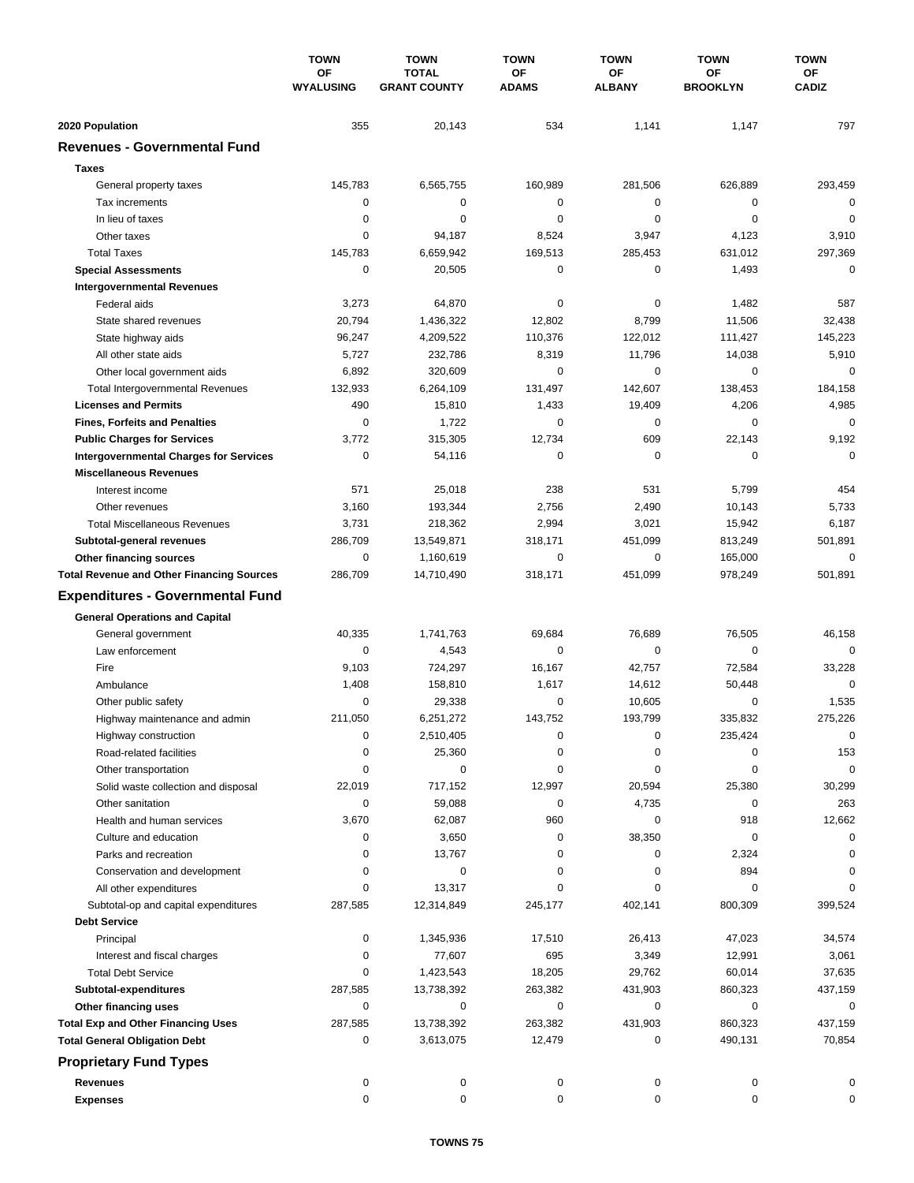| | TOWN OF WYALUSING | TOWN TOTAL GRANT COUNTY | TOWN OF ADAMS | TOWN OF ALBANY | TOWN OF BROOKLYN | TOWN OF CADIZ |
|---|---|---|---|---|---|---|
| **2020 Population** | 355 | 20,143 | 534 | 1,141 | 1,147 | 797 |
| **Revenues - Governmental Fund** | | | | | | |
| **Taxes** | | | | | | |
| General property taxes | 145,783 | 6,565,755 | 160,989 | 281,506 | 626,889 | 293,459 |
| Tax increments | 0 | 0 | 0 | 0 | 0 | 0 |
| In lieu of taxes | 0 | 0 | 0 | 0 | 0 | 0 |
| Other taxes | 0 | 94,187 | 8,524 | 3,947 | 4,123 | 3,910 |
| Total Taxes | 145,783 | 6,659,942 | 169,513 | 285,453 | 631,012 | 297,369 |
| **Special Assessments** | 0 | 20,505 | 0 | 0 | 1,493 | 0 |
| **Intergovernmental Revenues** | | | | | | |
| Federal aids | 3,273 | 64,870 | 0 | 0 | 1,482 | 587 |
| State shared revenues | 20,794 | 1,436,322 | 12,802 | 8,799 | 11,506 | 32,438 |
| State highway aids | 96,247 | 4,209,522 | 110,376 | 122,012 | 111,427 | 145,223 |
| All other state aids | 5,727 | 232,786 | 8,319 | 11,796 | 14,038 | 5,910 |
| Other local government aids | 6,892 | 320,609 | 0 | 0 | 0 | 0 |
| Total Intergovernmental Revenues | 132,933 | 6,264,109 | 131,497 | 142,607 | 138,453 | 184,158 |
| **Licenses and Permits** | 490 | 15,810 | 1,433 | 19,409 | 4,206 | 4,985 |
| **Fines, Forfeits and Penalties** | 0 | 1,722 | 0 | 0 | 0 | 0 |
| **Public Charges for Services** | 3,772 | 315,305 | 12,734 | 609 | 22,143 | 9,192 |
| **Intergovernmental Charges for Services** | 0 | 54,116 | 0 | 0 | 0 | 0 |
| **Miscellaneous Revenues** | | | | | | |
| Interest income | 571 | 25,018 | 238 | 531 | 5,799 | 454 |
| Other revenues | 3,160 | 193,344 | 2,756 | 2,490 | 10,143 | 5,733 |
| Total Miscellaneous Revenues | 3,731 | 218,362 | 2,994 | 3,021 | 15,942 | 6,187 |
| **Subtotal-general revenues** | 286,709 | 13,549,871 | 318,171 | 451,099 | 813,249 | 501,891 |
| **Other financing sources** | 0 | 1,160,619 | 0 | 0 | 165,000 | 0 |
| **Total Revenue and Other Financing Sources** | 286,709 | 14,710,490 | 318,171 | 451,099 | 978,249 | 501,891 |
| **Expenditures - Governmental Fund** | | | | | | |
| **General Operations and Capital** | | | | | | |
| General government | 40,335 | 1,741,763 | 69,684 | 76,689 | 76,505 | 46,158 |
| Law enforcement | 0 | 4,543 | 0 | 0 | 0 | 0 |
| Fire | 9,103 | 724,297 | 16,167 | 42,757 | 72,584 | 33,228 |
| Ambulance | 1,408 | 158,810 | 1,617 | 14,612 | 50,448 | 0 |
| Other public safety | 0 | 29,338 | 0 | 10,605 | 0 | 1,535 |
| Highway maintenance and admin | 211,050 | 6,251,272 | 143,752 | 193,799 | 335,832 | 275,226 |
| Highway construction | 0 | 2,510,405 | 0 | 0 | 235,424 | 0 |
| Road-related facilities | 0 | 25,360 | 0 | 0 | 0 | 153 |
| Other transportation | 0 | 0 | 0 | 0 | 0 | 0 |
| Solid waste collection and disposal | 22,019 | 717,152 | 12,997 | 20,594 | 25,380 | 30,299 |
| Other sanitation | 0 | 59,088 | 0 | 4,735 | 0 | 263 |
| Health and human services | 3,670 | 62,087 | 960 | 0 | 918 | 12,662 |
| Culture and education | 0 | 3,650 | 0 | 38,350 | 0 | 0 |
| Parks and recreation | 0 | 13,767 | 0 | 0 | 2,324 | 0 |
| Conservation and development | 0 | 0 | 0 | 0 | 894 | 0 |
| All other expenditures | 0 | 13,317 | 0 | 0 | 0 | 0 |
| Subtotal-op and capital expenditures | 287,585 | 12,314,849 | 245,177 | 402,141 | 800,309 | 399,524 |
| **Debt Service** | | | | | | |
| Principal | 0 | 1,345,936 | 17,510 | 26,413 | 47,023 | 34,574 |
| Interest and fiscal charges | 0 | 77,607 | 695 | 3,349 | 12,991 | 3,061 |
| Total Debt Service | 0 | 1,423,543 | 18,205 | 29,762 | 60,014 | 37,635 |
| **Subtotal-expenditures** | 287,585 | 13,738,392 | 263,382 | 431,903 | 860,323 | 437,159 |
| **Other financing uses** | 0 | 0 | 0 | 0 | 0 | 0 |
| **Total Exp and Other Financing Uses** | 287,585 | 13,738,392 | 263,382 | 431,903 | 860,323 | 437,159 |
| **Total General Obligation Debt** | 0 | 3,613,075 | 12,479 | 0 | 490,131 | 70,854 |
| **Proprietary Fund Types** | | | | | | |
| **Revenues** | 0 | 0 | 0 | 0 | 0 | 0 |
| **Expenses** | 0 | 0 | 0 | 0 | 0 | 0 |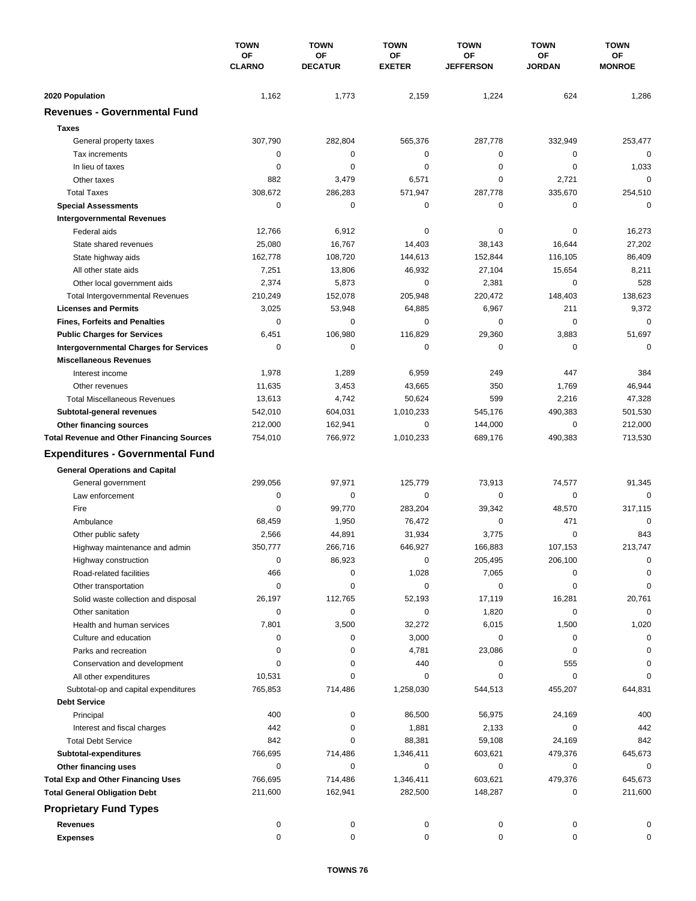| | TOWN OF CLARNO | TOWN OF DECATUR | TOWN OF EXETER | TOWN OF JEFFERSON | TOWN OF JORDAN | TOWN OF MONROE |
|---|---|---|---|---|---|---|
| **2020 Population** | 1,162 | 1,773 | 2,159 | 1,224 | 624 | 1,286 |
| **Revenues - Governmental Fund** | | | | | | |
| **Taxes** | | | | | | |
| General property taxes | 307,790 | 282,804 | 565,376 | 287,778 | 332,949 | 253,477 |
| Tax increments | 0 | 0 | 0 | 0 | 0 | 0 |
| In lieu of taxes | 0 | 0 | 0 | 0 | 0 | 1,033 |
| Other taxes | 882 | 3,479 | 6,571 | 0 | 2,721 | 0 |
| Total Taxes | 308,672 | 286,283 | 571,947 | 287,778 | 335,670 | 254,510 |
| **Special Assessments** | 0 | 0 | 0 | 0 | 0 | 0 |
| **Intergovernmental Revenues** | | | | | | |
| Federal aids | 12,766 | 6,912 | 0 | 0 | 0 | 16,273 |
| State shared revenues | 25,080 | 16,767 | 14,403 | 38,143 | 16,644 | 27,202 |
| State highway aids | 162,778 | 108,720 | 144,613 | 152,844 | 116,105 | 86,409 |
| All other state aids | 7,251 | 13,806 | 46,932 | 27,104 | 15,654 | 8,211 |
| Other local government aids | 2,374 | 5,873 | 0 | 2,381 | 0 | 528 |
| Total Intergovernmental Revenues | 210,249 | 152,078 | 205,948 | 220,472 | 148,403 | 138,623 |
| **Licenses and Permits** | 3,025 | 53,948 | 64,885 | 6,967 | 211 | 9,372 |
| **Fines, Forfeits and Penalties** | 0 | 0 | 0 | 0 | 0 | 0 |
| **Public Charges for Services** | 6,451 | 106,980 | 116,829 | 29,360 | 3,883 | 51,697 |
| **Intergovernmental Charges for Services** | 0 | 0 | 0 | 0 | 0 | 0 |
| **Miscellaneous Revenues** | | | | | | |
| Interest income | 1,978 | 1,289 | 6,959 | 249 | 447 | 384 |
| Other revenues | 11,635 | 3,453 | 43,665 | 350 | 1,769 | 46,944 |
| Total Miscellaneous Revenues | 13,613 | 4,742 | 50,624 | 599 | 2,216 | 47,328 |
| **Subtotal-general revenues** | 542,010 | 604,031 | 1,010,233 | 545,176 | 490,383 | 501,530 |
| **Other financing sources** | 212,000 | 162,941 | 0 | 144,000 | 0 | 212,000 |
| **Total Revenue and Other Financing Sources** | 754,010 | 766,972 | 1,010,233 | 689,176 | 490,383 | 713,530 |
| **Expenditures - Governmental Fund** | | | | | | |
| **General Operations and Capital** | | | | | | |
| General government | 299,056 | 97,971 | 125,779 | 73,913 | 74,577 | 91,345 |
| Law enforcement | 0 | 0 | 0 | 0 | 0 | 0 |
| Fire | 0 | 99,770 | 283,204 | 39,342 | 48,570 | 317,115 |
| Ambulance | 68,459 | 1,950 | 76,472 | 0 | 471 | 0 |
| Other public safety | 2,566 | 44,891 | 31,934 | 3,775 | 0 | 843 |
| Highway maintenance and admin | 350,777 | 266,716 | 646,927 | 166,883 | 107,153 | 213,747 |
| Highway construction | 0 | 86,923 | 0 | 205,495 | 206,100 | 0 |
| Road-related facilities | 466 | 0 | 1,028 | 7,065 | 0 | 0 |
| Other transportation | 0 | 0 | 0 | 0 | 0 | 0 |
| Solid waste collection and disposal | 26,197 | 112,765 | 52,193 | 17,119 | 16,281 | 20,761 |
| Other sanitation | 0 | 0 | 0 | 1,820 | 0 | 0 |
| Health and human services | 7,801 | 3,500 | 32,272 | 6,015 | 1,500 | 1,020 |
| Culture and education | 0 | 0 | 3,000 | 0 | 0 | 0 |
| Parks and recreation | 0 | 0 | 4,781 | 23,086 | 0 | 0 |
| Conservation and development | 0 | 0 | 440 | 0 | 555 | 0 |
| All other expenditures | 10,531 | 0 | 0 | 0 | 0 | 0 |
| Subtotal-op and capital expenditures | 765,853 | 714,486 | 1,258,030 | 544,513 | 455,207 | 644,831 |
| **Debt Service** | | | | | | |
| Principal | 400 | 0 | 86,500 | 56,975 | 24,169 | 400 |
| Interest and fiscal charges | 442 | 0 | 1,881 | 2,133 | 0 | 442 |
| Total Debt Service | 842 | 0 | 88,381 | 59,108 | 24,169 | 842 |
| **Subtotal-expenditures** | 766,695 | 714,486 | 1,346,411 | 603,621 | 479,376 | 645,673 |
| **Other financing uses** | 0 | 0 | 0 | 0 | 0 | 0 |
| **Total Exp and Other Financing Uses** | 766,695 | 714,486 | 1,346,411 | 603,621 | 479,376 | 645,673 |
| **Total General Obligation Debt** | 211,600 | 162,941 | 282,500 | 148,287 | 0 | 211,600 |
| **Proprietary Fund Types** | | | | | | |
| **Revenues** | 0 | 0 | 0 | 0 | 0 | 0 |
| **Expenses** | 0 | 0 | 0 | 0 | 0 | 0 |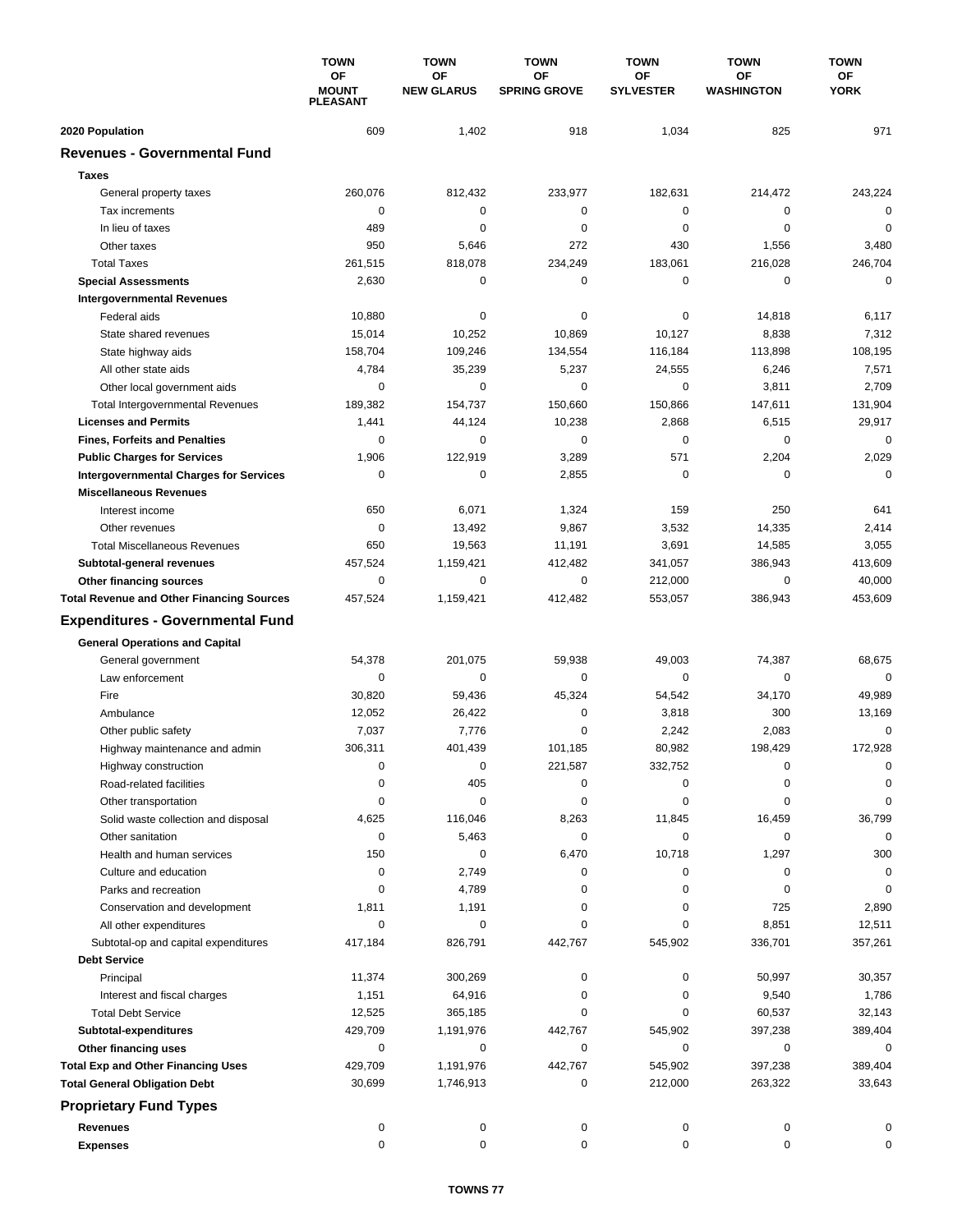| | TOWN OF MOUNT PLEASANT | TOWN OF NEW GLARUS | TOWN OF SPRING GROVE | TOWN OF SYLVESTER | TOWN OF WASHINGTON | TOWN OF YORK |
|---|---|---|---|---|---|---|
| **2020 Population** | 609 | 1,402 | 918 | 1,034 | 825 | 971 |
| **Revenues - Governmental Fund** | | | | | | |
| **Taxes** | | | | | | |
| General property taxes | 260,076 | 812,432 | 233,977 | 182,631 | 214,472 | 243,224 |
| Tax increments | 0 | 0 | 0 | 0 | 0 | 0 |
| In lieu of taxes | 489 | 0 | 0 | 0 | 0 | 0 |
| Other taxes | 950 | 5,646 | 272 | 430 | 1,556 | 3,480 |
| Total Taxes | 261,515 | 818,078 | 234,249 | 183,061 | 216,028 | 246,704 |
| **Special Assessments** | 2,630 | 0 | 0 | 0 | 0 | 0 |
| **Intergovernmental Revenues** | | | | | | |
| Federal aids | 10,880 | 0 | 0 | 0 | 14,818 | 6,117 |
| State shared revenues | 15,014 | 10,252 | 10,869 | 10,127 | 8,838 | 7,312 |
| State highway aids | 158,704 | 109,246 | 134,554 | 116,184 | 113,898 | 108,195 |
| All other state aids | 4,784 | 35,239 | 5,237 | 24,555 | 6,246 | 7,571 |
| Other local government aids | 0 | 0 | 0 | 0 | 3,811 | 2,709 |
| Total Intergovernmental Revenues | 189,382 | 154,737 | 150,660 | 150,866 | 147,611 | 131,904 |
| **Licenses and Permits** | 1,441 | 44,124 | 10,238 | 2,868 | 6,515 | 29,917 |
| **Fines, Forfeits and Penalties** | 0 | 0 | 0 | 0 | 0 | 0 |
| **Public Charges for Services** | 1,906 | 122,919 | 3,289 | 571 | 2,204 | 2,029 |
| **Intergovernmental Charges for Services** | 0 | 0 | 2,855 | 0 | 0 | 0 |
| **Miscellaneous Revenues** | | | | | | |
| Interest income | 650 | 6,071 | 1,324 | 159 | 250 | 641 |
| Other revenues | 0 | 13,492 | 9,867 | 3,532 | 14,335 | 2,414 |
| Total Miscellaneous Revenues | 650 | 19,563 | 11,191 | 3,691 | 14,585 | 3,055 |
| **Subtotal-general revenues** | 457,524 | 1,159,421 | 412,482 | 341,057 | 386,943 | 413,609 |
| **Other financing sources** | 0 | 0 | 0 | 212,000 | 0 | 40,000 |
| **Total Revenue and Other Financing Sources** | 457,524 | 1,159,421 | 412,482 | 553,057 | 386,943 | 453,609 |
| **Expenditures - Governmental Fund** | | | | | | |
| **General Operations and Capital** | | | | | | |
| General government | 54,378 | 201,075 | 59,938 | 49,003 | 74,387 | 68,675 |
| Law enforcement | 0 | 0 | 0 | 0 | 0 | 0 |
| Fire | 30,820 | 59,436 | 45,324 | 54,542 | 34,170 | 49,989 |
| Ambulance | 12,052 | 26,422 | 0 | 3,818 | 300 | 13,169 |
| Other public safety | 7,037 | 7,776 | 0 | 2,242 | 2,083 | 0 |
| Highway maintenance and admin | 306,311 | 401,439 | 101,185 | 80,982 | 198,429 | 172,928 |
| Highway construction | 0 | 0 | 221,587 | 332,752 | 0 | 0 |
| Road-related facilities | 0 | 405 | 0 | 0 | 0 | 0 |
| Other transportation | 0 | 0 | 0 | 0 | 0 | 0 |
| Solid waste collection and disposal | 4,625 | 116,046 | 8,263 | 11,845 | 16,459 | 36,799 |
| Other sanitation | 0 | 5,463 | 0 | 0 | 0 | 0 |
| Health and human services | 150 | 0 | 6,470 | 10,718 | 1,297 | 300 |
| Culture and education | 0 | 2,749 | 0 | 0 | 0 | 0 |
| Parks and recreation | 0 | 4,789 | 0 | 0 | 0 | 0 |
| Conservation and development | 1,811 | 1,191 | 0 | 0 | 725 | 2,890 |
| All other expenditures | 0 | 0 | 0 | 0 | 8,851 | 12,511 |
| Subtotal-op and capital expenditures | 417,184 | 826,791 | 442,767 | 545,902 | 336,701 | 357,261 |
| **Debt Service** | | | | | | |
| Principal | 11,374 | 300,269 | 0 | 0 | 50,997 | 30,357 |
| Interest and fiscal charges | 1,151 | 64,916 | 0 | 0 | 9,540 | 1,786 |
| Total Debt Service | 12,525 | 365,185 | 0 | 0 | 60,537 | 32,143 |
| **Subtotal-expenditures** | 429,709 | 1,191,976 | 442,767 | 545,902 | 397,238 | 389,404 |
| **Other financing uses** | 0 | 0 | 0 | 0 | 0 | 0 |
| **Total Exp and Other Financing Uses** | 429,709 | 1,191,976 | 442,767 | 545,902 | 397,238 | 389,404 |
| **Total General Obligation Debt** | 30,699 | 1,746,913 | 0 | 212,000 | 263,322 | 33,643 |
| **Proprietary Fund Types** | | | | | | |
| **Revenues** | 0 | 0 | 0 | 0 | 0 | 0 |
| **Expenses** | 0 | 0 | 0 | 0 | 0 | 0 |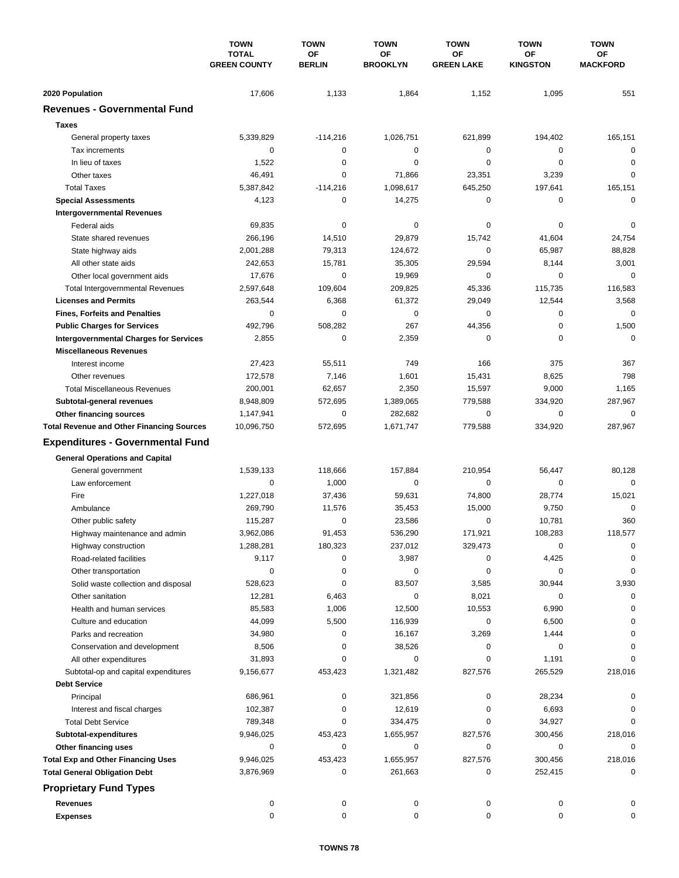| | TOWN TOTAL GREEN COUNTY | TOWN OF BERLIN | TOWN OF BROOKLYN | TOWN OF GREEN LAKE | TOWN OF KINGSTON | TOWN OF MACKFORD |
|---|---|---|---|---|---|---|
| **2020 Population** | 17,606 | 1,133 | 1,864 | 1,152 | 1,095 | 551 |
| **Revenues - Governmental Fund** | | | | | | |
| **Taxes** | | | | | | |
| General property taxes | 5,339,829 | -114,216 | 1,026,751 | 621,899 | 194,402 | 165,151 |
| Tax increments | 0 | 0 | 0 | 0 | 0 | 0 |
| In lieu of taxes | 1,522 | 0 | 0 | 0 | 0 | 0 |
| Other taxes | 46,491 | 0 | 71,866 | 23,351 | 3,239 | 0 |
| Total Taxes | 5,387,842 | -114,216 | 1,098,617 | 645,250 | 197,641 | 165,151 |
| **Special Assessments** | 4,123 | 0 | 14,275 | 0 | 0 | 0 |
| **Intergovernmental Revenues** | | | | | | |
| Federal aids | 69,835 | 0 | 0 | 0 | 0 | 0 |
| State shared revenues | 266,196 | 14,510 | 29,879 | 15,742 | 41,604 | 24,754 |
| State highway aids | 2,001,288 | 79,313 | 124,672 | 0 | 65,987 | 88,828 |
| All other state aids | 242,653 | 15,781 | 35,305 | 29,594 | 8,144 | 3,001 |
| Other local government aids | 17,676 | 0 | 19,969 | 0 | 0 | 0 |
| Total Intergovernmental Revenues | 2,597,648 | 109,604 | 209,825 | 45,336 | 115,735 | 116,583 |
| **Licenses and Permits** | 263,544 | 6,368 | 61,372 | 29,049 | 12,544 | 3,568 |
| **Fines, Forfeits and Penalties** | 0 | 0 | 0 | 0 | 0 | 0 |
| **Public Charges for Services** | 492,796 | 508,282 | 267 | 44,356 | 0 | 1,500 |
| **Intergovernmental Charges for Services** | 2,855 | 0 | 2,359 | 0 | 0 | 0 |
| **Miscellaneous Revenues** | | | | | | |
| Interest income | 27,423 | 55,511 | 749 | 166 | 375 | 367 |
| Other revenues | 172,578 | 7,146 | 1,601 | 15,431 | 8,625 | 798 |
| Total Miscellaneous Revenues | 200,001 | 62,657 | 2,350 | 15,597 | 9,000 | 1,165 |
| **Subtotal-general revenues** | 8,948,809 | 572,695 | 1,389,065 | 779,588 | 334,920 | 287,967 |
| **Other financing sources** | 1,147,941 | 0 | 282,682 | 0 | 0 | 0 |
| **Total Revenue and Other Financing Sources** | 10,096,750 | 572,695 | 1,671,747 | 779,588 | 334,920 | 287,967 |
| **Expenditures - Governmental Fund** | | | | | | |
| **General Operations and Capital** | | | | | | |
| General government | 1,539,133 | 118,666 | 157,884 | 210,954 | 56,447 | 80,128 |
| Law enforcement | 0 | 1,000 | 0 | 0 | 0 | 0 |
| Fire | 1,227,018 | 37,436 | 59,631 | 74,800 | 28,774 | 15,021 |
| Ambulance | 269,790 | 11,576 | 35,453 | 15,000 | 9,750 | 0 |
| Other public safety | 115,287 | 0 | 23,586 | 0 | 10,781 | 360 |
| Highway maintenance and admin | 3,962,086 | 91,453 | 536,290 | 171,921 | 108,283 | 118,577 |
| Highway construction | 1,288,281 | 180,323 | 237,012 | 329,473 | 0 | 0 |
| Road-related facilities | 9,117 | 0 | 3,987 | 0 | 4,425 | 0 |
| Other transportation | 0 | 0 | 0 | 0 | 0 | 0 |
| Solid waste collection and disposal | 528,623 | 0 | 83,507 | 3,585 | 30,944 | 3,930 |
| Other sanitation | 12,281 | 6,463 | 0 | 8,021 | 0 | 0 |
| Health and human services | 85,583 | 1,006 | 12,500 | 10,553 | 6,990 | 0 |
| Culture and education | 44,099 | 5,500 | 116,939 | 0 | 6,500 | 0 |
| Parks and recreation | 34,980 | 0 | 16,167 | 3,269 | 1,444 | 0 |
| Conservation and development | 8,506 | 0 | 38,526 | 0 | 0 | 0 |
| All other expenditures | 31,893 | 0 | 0 | 0 | 1,191 | 0 |
| Subtotal-op and capital expenditures | 9,156,677 | 453,423 | 1,321,482 | 827,576 | 265,529 | 218,016 |
| **Debt Service** | | | | | | |
| Principal | 686,961 | 0 | 321,856 | 0 | 28,234 | 0 |
| Interest and fiscal charges | 102,387 | 0 | 12,619 | 0 | 6,693 | 0 |
| Total Debt Service | 789,348 | 0 | 334,475 | 0 | 34,927 | 0 |
| **Subtotal-expenditures** | 9,946,025 | 453,423 | 1,655,957 | 827,576 | 300,456 | 218,016 |
| **Other financing uses** | 0 | 0 | 0 | 0 | 0 | 0 |
| **Total Exp and Other Financing Uses** | 9,946,025 | 453,423 | 1,655,957 | 827,576 | 300,456 | 218,016 |
| **Total General Obligation Debt** | 3,876,969 | 0 | 261,663 | 0 | 252,415 | 0 |
| **Proprietary Fund Types** | | | | | | |
| **Revenues** | 0 | 0 | 0 | 0 | 0 | 0 |
| **Expenses** | 0 | 0 | 0 | 0 | 0 | 0 |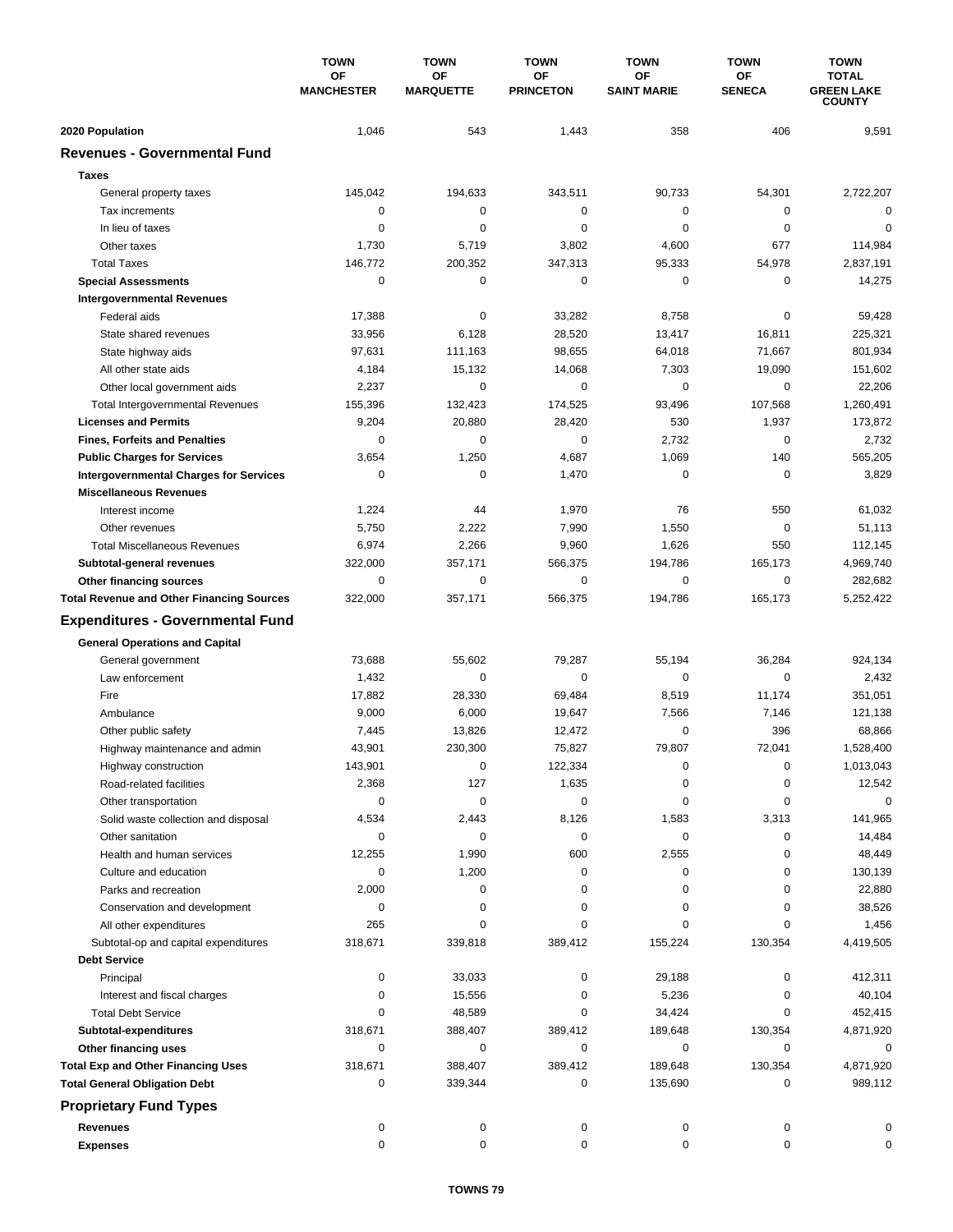| | TOWN OF MANCHESTER | TOWN OF MARQUETTE | TOWN OF PRINCETON | TOWN OF SAINT MARIE | TOWN OF SENECA | TOWN TOTAL GREEN LAKE COUNTY |
|---|---|---|---|---|---|---|
| **2020 Population** | 1,046 | 543 | 1,443 | 358 | 406 | 9,591 |
| **Revenues - Governmental Fund** | | | | | | |
| **Taxes** | | | | | | |
| General property taxes | 145,042 | 194,633 | 343,511 | 90,733 | 54,301 | 2,722,207 |
| Tax increments | 0 | 0 | 0 | 0 | 0 | 0 |
| In lieu of taxes | 0 | 0 | 0 | 0 | 0 | 0 |
| Other taxes | 1,730 | 5,719 | 3,802 | 4,600 | 677 | 114,984 |
| Total Taxes | 146,772 | 200,352 | 347,313 | 95,333 | 54,978 | 2,837,191 |
| **Special Assessments** | 0 | 0 | 0 | 0 | 0 | 14,275 |
| **Intergovernmental Revenues** | | | | | | |
| Federal aids | 17,388 | 0 | 33,282 | 8,758 | 0 | 59,428 |
| State shared revenues | 33,956 | 6,128 | 28,520 | 13,417 | 16,811 | 225,321 |
| State highway aids | 97,631 | 111,163 | 98,655 | 64,018 | 71,667 | 801,934 |
| All other state aids | 4,184 | 15,132 | 14,068 | 7,303 | 19,090 | 151,602 |
| Other local government aids | 2,237 | 0 | 0 | 0 | 0 | 22,206 |
| Total Intergovernmental Revenues | 155,396 | 132,423 | 174,525 | 93,496 | 107,568 | 1,260,491 |
| **Licenses and Permits** | 9,204 | 20,880 | 28,420 | 530 | 1,937 | 173,872 |
| **Fines, Forfeits and Penalties** | 0 | 0 | 0 | 2,732 | 0 | 2,732 |
| **Public Charges for Services** | 3,654 | 1,250 | 4,687 | 1,069 | 140 | 565,205 |
| **Intergovernmental Charges for Services** | 0 | 0 | 1,470 | 0 | 0 | 3,829 |
| **Miscellaneous Revenues** | | | | | | |
| Interest income | 1,224 | 44 | 1,970 | 76 | 550 | 61,032 |
| Other revenues | 5,750 | 2,222 | 7,990 | 1,550 | 0 | 51,113 |
| Total Miscellaneous Revenues | 6,974 | 2,266 | 9,960 | 1,626 | 550 | 112,145 |
| **Subtotal-general revenues** | 322,000 | 357,171 | 566,375 | 194,786 | 165,173 | 4,969,740 |
| **Other financing sources** | 0 | 0 | 0 | 0 | 0 | 282,682 |
| **Total Revenue and Other Financing Sources** | 322,000 | 357,171 | 566,375 | 194,786 | 165,173 | 5,252,422 |
| **Expenditures - Governmental Fund** | | | | | | |
| **General Operations and Capital** | | | | | | |
| General government | 73,688 | 55,602 | 79,287 | 55,194 | 36,284 | 924,134 |
| Law enforcement | 1,432 | 0 | 0 | 0 | 0 | 2,432 |
| Fire | 17,882 | 28,330 | 69,484 | 8,519 | 11,174 | 351,051 |
| Ambulance | 9,000 | 6,000 | 19,647 | 7,566 | 7,146 | 121,138 |
| Other public safety | 7,445 | 13,826 | 12,472 | 0 | 396 | 68,866 |
| Highway maintenance and admin | 43,901 | 230,300 | 75,827 | 79,807 | 72,041 | 1,528,400 |
| Highway construction | 143,901 | 0 | 122,334 | 0 | 0 | 1,013,043 |
| Road-related facilities | 2,368 | 127 | 1,635 | 0 | 0 | 12,542 |
| Other transportation | 0 | 0 | 0 | 0 | 0 | 0 |
| Solid waste collection and disposal | 4,534 | 2,443 | 8,126 | 1,583 | 3,313 | 141,965 |
| Other sanitation | 0 | 0 | 0 | 0 | 0 | 14,484 |
| Health and human services | 12,255 | 1,990 | 600 | 2,555 | 0 | 48,449 |
| Culture and education | 0 | 1,200 | 0 | 0 | 0 | 130,139 |
| Parks and recreation | 2,000 | 0 | 0 | 0 | 0 | 22,880 |
| Conservation and development | 0 | 0 | 0 | 0 | 0 | 38,526 |
| All other expenditures | 265 | 0 | 0 | 0 | 0 | 1,456 |
| Subtotal-op and capital expenditures | 318,671 | 339,818 | 389,412 | 155,224 | 130,354 | 4,419,505 |
| **Debt Service** | | | | | | |
| Principal | 0 | 33,033 | 0 | 29,188 | 0 | 412,311 |
| Interest and fiscal charges | 0 | 15,556 | 0 | 5,236 | 0 | 40,104 |
| Total Debt Service | 0 | 48,589 | 0 | 34,424 | 0 | 452,415 |
| **Subtotal-expenditures** | 318,671 | 388,407 | 389,412 | 189,648 | 130,354 | 4,871,920 |
| **Other financing uses** | 0 | 0 | 0 | 0 | 0 | 0 |
| **Total Exp and Other Financing Uses** | 318,671 | 388,407 | 389,412 | 189,648 | 130,354 | 4,871,920 |
| **Total General Obligation Debt** | 0 | 339,344 | 0 | 135,690 | 0 | 989,112 |
| **Proprietary Fund Types** | | | | | | |
| **Revenues** | 0 | 0 | 0 | 0 | 0 | 0 |
| **Expenses** | 0 | 0 | 0 | 0 | 0 | 0 |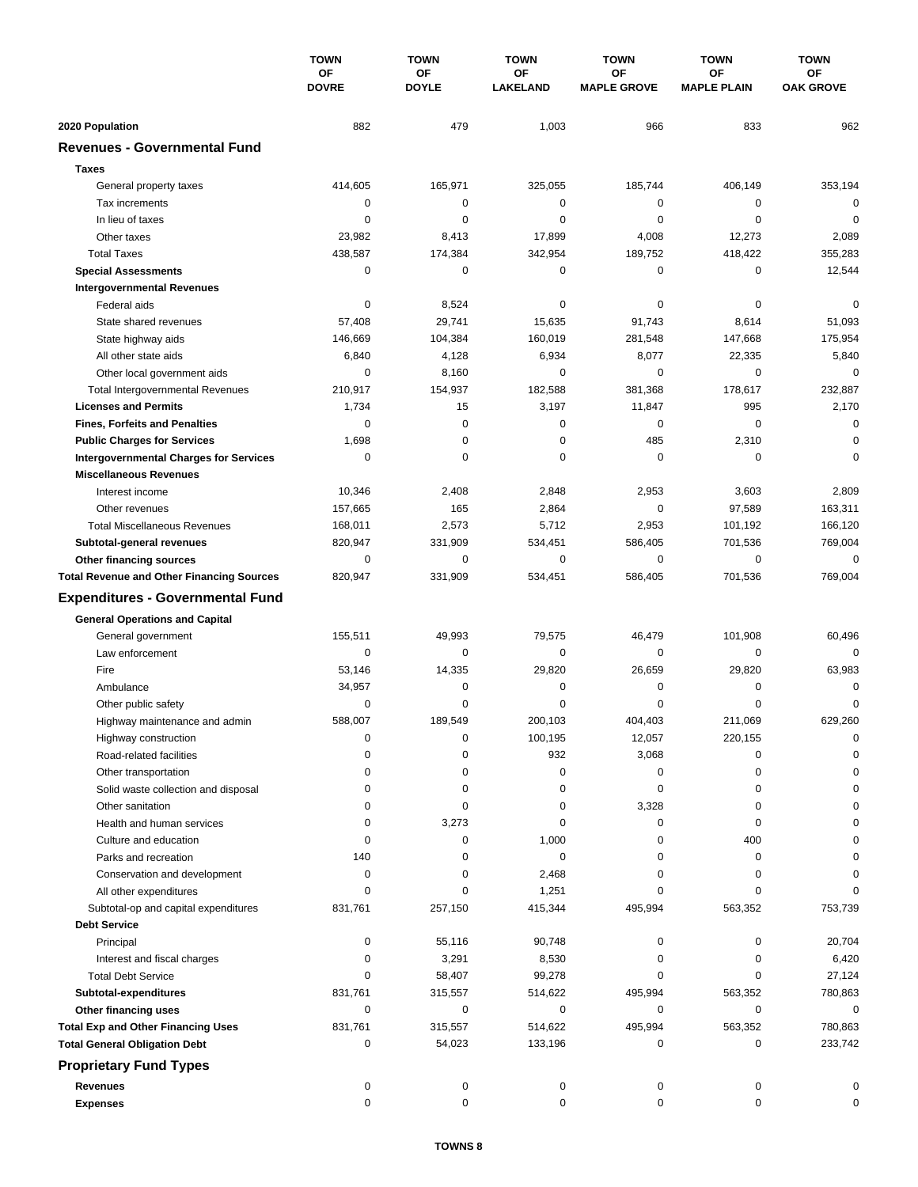| | TOWN OF DOVRE | TOWN OF DOYLE | TOWN OF LAKELAND | TOWN OF MAPLE GROVE | TOWN OF MAPLE PLAIN | TOWN OF OAK GROVE |
|---|---|---|---|---|---|---|
| **2020 Population** | 882 | 479 | 1,003 | 966 | 833 | 962 |
| **Revenues - Governmental Fund** | | | | | | |
| **Taxes** | | | | | | |
| General property taxes | 414,605 | 165,971 | 325,055 | 185,744 | 406,149 | 353,194 |
| Tax increments | 0 | 0 | 0 | 0 | 0 | 0 |
| In lieu of taxes | 0 | 0 | 0 | 0 | 0 | 0 |
| Other taxes | 23,982 | 8,413 | 17,899 | 4,008 | 12,273 | 2,089 |
| Total Taxes | 438,587 | 174,384 | 342,954 | 189,752 | 418,422 | 355,283 |
| **Special Assessments** | 0 | 0 | 0 | 0 | 0 | 12,544 |
| **Intergovernmental Revenues** | | | | | | |
| Federal aids | 0 | 8,524 | 0 | 0 | 0 | 0 |
| State shared revenues | 57,408 | 29,741 | 15,635 | 91,743 | 8,614 | 51,093 |
| State highway aids | 146,669 | 104,384 | 160,019 | 281,548 | 147,668 | 175,954 |
| All other state aids | 6,840 | 4,128 | 6,934 | 8,077 | 22,335 | 5,840 |
| Other local government aids | 0 | 8,160 | 0 | 0 | 0 | 0 |
| Total Intergovernmental Revenues | 210,917 | 154,937 | 182,588 | 381,368 | 178,617 | 232,887 |
| **Licenses and Permits** | 1,734 | 15 | 3,197 | 11,847 | 995 | 2,170 |
| **Fines, Forfeits and Penalties** | 0 | 0 | 0 | 0 | 0 | 0 |
| **Public Charges for Services** | 1,698 | 0 | 0 | 485 | 2,310 | 0 |
| **Intergovernmental Charges for Services** | 0 | 0 | 0 | 0 | 0 | 0 |
| **Miscellaneous Revenues** | | | | | | |
| Interest income | 10,346 | 2,408 | 2,848 | 2,953 | 3,603 | 2,809 |
| Other revenues | 157,665 | 165 | 2,864 | 0 | 97,589 | 163,311 |
| Total Miscellaneous Revenues | 168,011 | 2,573 | 5,712 | 2,953 | 101,192 | 166,120 |
| **Subtotal-general revenues** | 820,947 | 331,909 | 534,451 | 586,405 | 701,536 | 769,004 |
| **Other financing sources** | 0 | 0 | 0 | 0 | 0 | 0 |
| **Total Revenue and Other Financing Sources** | 820,947 | 331,909 | 534,451 | 586,405 | 701,536 | 769,004 |
| **Expenditures - Governmental Fund** | | | | | | |
| **General Operations and Capital** | | | | | | |
| General government | 155,511 | 49,993 | 79,575 | 46,479 | 101,908 | 60,496 |
| Law enforcement | 0 | 0 | 0 | 0 | 0 | 0 |
| Fire | 53,146 | 14,335 | 29,820 | 26,659 | 29,820 | 63,983 |
| Ambulance | 34,957 | 0 | 0 | 0 | 0 | 0 |
| Other public safety | 0 | 0 | 0 | 0 | 0 | 0 |
| Highway maintenance and admin | 588,007 | 189,549 | 200,103 | 404,403 | 211,069 | 629,260 |
| Highway construction | 0 | 0 | 100,195 | 12,057 | 220,155 | 0 |
| Road-related facilities | 0 | 0 | 932 | 3,068 | 0 | 0 |
| Other transportation | 0 | 0 | 0 | 0 | 0 | 0 |
| Solid waste collection and disposal | 0 | 0 | 0 | 0 | 0 | 0 |
| Other sanitation | 0 | 0 | 0 | 3,328 | 0 | 0 |
| Health and human services | 0 | 3,273 | 0 | 0 | 0 | 0 |
| Culture and education | 0 | 0 | 1,000 | 0 | 400 | 0 |
| Parks and recreation | 140 | 0 | 0 | 0 | 0 | 0 |
| Conservation and development | 0 | 0 | 2,468 | 0 | 0 | 0 |
| All other expenditures | 0 | 0 | 1,251 | 0 | 0 | 0 |
| Subtotal-op and capital expenditures | 831,761 | 257,150 | 415,344 | 495,994 | 563,352 | 753,739 |
| **Debt Service** | | | | | | |
| Principal | 0 | 55,116 | 90,748 | 0 | 0 | 20,704 |
| Interest and fiscal charges | 0 | 3,291 | 8,530 | 0 | 0 | 6,420 |
| Total Debt Service | 0 | 58,407 | 99,278 | 0 | 0 | 27,124 |
| **Subtotal-expenditures** | 831,761 | 315,557 | 514,622 | 495,994 | 563,352 | 780,863 |
| **Other financing uses** | 0 | 0 | 0 | 0 | 0 | 0 |
| **Total Exp and Other Financing Uses** | 831,761 | 315,557 | 514,622 | 495,994 | 563,352 | 780,863 |
| **Total General Obligation Debt** | 0 | 54,023 | 133,196 | 0 | 0 | 233,742 |
| **Proprietary Fund Types** | | | | | | |
| **Revenues** | 0 | 0 | 0 | 0 | 0 | 0 |
| **Expenses** | 0 | 0 | 0 | 0 | 0 | 0 |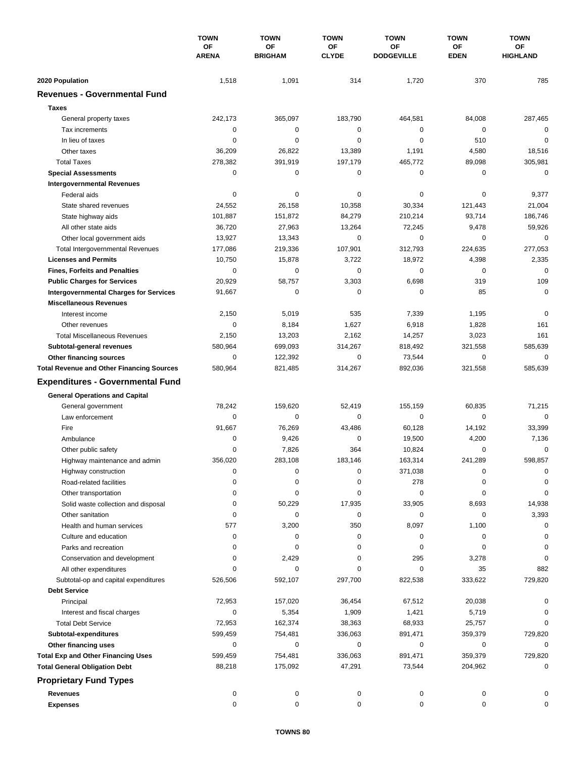| | TOWN OF ARENA | TOWN OF BRIGHAM | TOWN OF CLYDE | TOWN OF DODGEVILLE | TOWN OF EDEN | TOWN OF HIGHLAND |
|---|---|---|---|---|---|---|
| **2020 Population** | 1,518 | 1,091 | 314 | 1,720 | 370 | 785 |
| **Revenues - Governmental Fund** | | | | | | |
| **Taxes** | | | | | | |
| General property taxes | 242,173 | 365,097 | 183,790 | 464,581 | 84,008 | 287,465 |
| Tax increments | 0 | 0 | 0 | 0 | 0 | 0 |
| In lieu of taxes | 0 | 0 | 0 | 0 | 510 | 0 |
| Other taxes | 36,209 | 26,822 | 13,389 | 1,191 | 4,580 | 18,516 |
| Total Taxes | 278,382 | 391,919 | 197,179 | 465,772 | 89,098 | 305,981 |
| **Special Assessments** | 0 | 0 | 0 | 0 | 0 | 0 |
| **Intergovernmental Revenues** | | | | | | |
| Federal aids | 0 | 0 | 0 | 0 | 0 | 9,377 |
| State shared revenues | 24,552 | 26,158 | 10,358 | 30,334 | 121,443 | 21,004 |
| State highway aids | 101,887 | 151,872 | 84,279 | 210,214 | 93,714 | 186,746 |
| All other state aids | 36,720 | 27,963 | 13,264 | 72,245 | 9,478 | 59,926 |
| Other local government aids | 13,927 | 13,343 | 0 | 0 | 0 | 0 |
| Total Intergovernmental Revenues | 177,086 | 219,336 | 107,901 | 312,793 | 224,635 | 277,053 |
| **Licenses and Permits** | 10,750 | 15,878 | 3,722 | 18,972 | 4,398 | 2,335 |
| **Fines, Forfeits and Penalties** | 0 | 0 | 0 | 0 | 0 | 0 |
| **Public Charges for Services** | 20,929 | 58,757 | 3,303 | 6,698 | 319 | 109 |
| **Intergovernmental Charges for Services** | 91,667 | 0 | 0 | 0 | 85 | 0 |
| **Miscellaneous Revenues** | | | | | | |
| Interest income | 2,150 | 5,019 | 535 | 7,339 | 1,195 | 0 |
| Other revenues | 0 | 8,184 | 1,627 | 6,918 | 1,828 | 161 |
| Total Miscellaneous Revenues | 2,150 | 13,203 | 2,162 | 14,257 | 3,023 | 161 |
| **Subtotal-general revenues** | 580,964 | 699,093 | 314,267 | 818,492 | 321,558 | 585,639 |
| **Other financing sources** | 0 | 122,392 | 0 | 73,544 | 0 | 0 |
| **Total Revenue and Other Financing Sources** | 580,964 | 821,485 | 314,267 | 892,036 | 321,558 | 585,639 |
| **Expenditures - Governmental Fund** | | | | | | |
| **General Operations and Capital** | | | | | | |
| General government | 78,242 | 159,620 | 52,419 | 155,159 | 60,835 | 71,215 |
| Law enforcement | 0 | 0 | 0 | 0 | 0 | 0 |
| Fire | 91,667 | 76,269 | 43,486 | 60,128 | 14,192 | 33,399 |
| Ambulance | 0 | 9,426 | 0 | 19,500 | 4,200 | 7,136 |
| Other public safety | 0 | 7,826 | 364 | 10,824 | 0 | 0 |
| Highway maintenance and admin | 356,020 | 283,108 | 183,146 | 163,314 | 241,289 | 598,857 |
| Highway construction | 0 | 0 | 0 | 371,038 | 0 | 0 |
| Road-related facilities | 0 | 0 | 0 | 278 | 0 | 0 |
| Other transportation | 0 | 0 | 0 | 0 | 0 | 0 |
| Solid waste collection and disposal | 0 | 50,229 | 17,935 | 33,905 | 8,693 | 14,938 |
| Other sanitation | 0 | 0 | 0 | 0 | 0 | 3,393 |
| Health and human services | 577 | 3,200 | 350 | 8,097 | 1,100 | 0 |
| Culture and education | 0 | 0 | 0 | 0 | 0 | 0 |
| Parks and recreation | 0 | 0 | 0 | 0 | 0 | 0 |
| Conservation and development | 0 | 2,429 | 0 | 295 | 3,278 | 0 |
| All other expenditures | 0 | 0 | 0 | 0 | 35 | 882 |
| Subtotal-op and capital expenditures | 526,506 | 592,107 | 297,700 | 822,538 | 333,622 | 729,820 |
| **Debt Service** | | | | | | |
| Principal | 72,953 | 157,020 | 36,454 | 67,512 | 20,038 | 0 |
| Interest and fiscal charges | 0 | 5,354 | 1,909 | 1,421 | 5,719 | 0 |
| Total Debt Service | 72,953 | 162,374 | 38,363 | 68,933 | 25,757 | 0 |
| **Subtotal-expenditures** | 599,459 | 754,481 | 336,063 | 891,471 | 359,379 | 729,820 |
| **Other financing uses** | 0 | 0 | 0 | 0 | 0 | 0 |
| **Total Exp and Other Financing Uses** | 599,459 | 754,481 | 336,063 | 891,471 | 359,379 | 729,820 |
| **Total General Obligation Debt** | 88,218 | 175,092 | 47,291 | 73,544 | 204,962 | 0 |
| **Proprietary Fund Types** | | | | | | |
| **Revenues** | 0 | 0 | 0 | 0 | 0 | 0 |
| **Expenses** | 0 | 0 | 0 | 0 | 0 | 0 |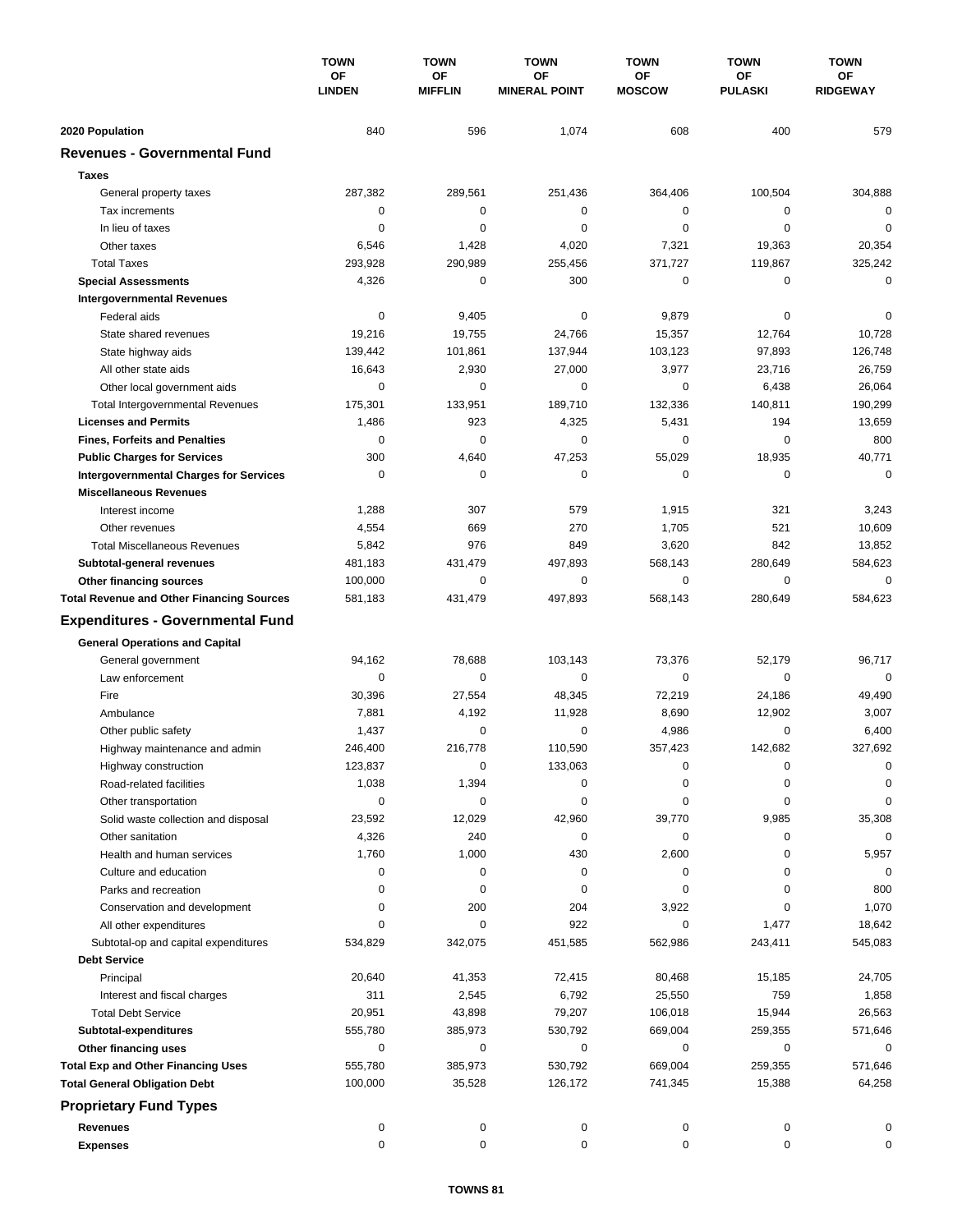| | TOWN OF LINDEN | TOWN OF MIFFLIN | TOWN OF MINERAL POINT | TOWN OF MOSCOW | TOWN OF PULASKI | TOWN OF RIDGEWAY |
|---|---|---|---|---|---|---|
| **2020 Population** | 840 | 596 | 1,074 | 608 | 400 | 579 |
| **Revenues - Governmental Fund** | | | | | | |
| **Taxes** | | | | | | |
| General property taxes | 287,382 | 289,561 | 251,436 | 364,406 | 100,504 | 304,888 |
| Tax increments | 0 | 0 | 0 | 0 | 0 | 0 |
| In lieu of taxes | 0 | 0 | 0 | 0 | 0 | 0 |
| Other taxes | 6,546 | 1,428 | 4,020 | 7,321 | 19,363 | 20,354 |
| Total Taxes | 293,928 | 290,989 | 255,456 | 371,727 | 119,867 | 325,242 |
| **Special Assessments** | 4,326 | 0 | 300 | 0 | 0 | 0 |
| **Intergovernmental Revenues** | | | | | | |
| Federal aids | 0 | 9,405 | 0 | 9,879 | 0 | 0 |
| State shared revenues | 19,216 | 19,755 | 24,766 | 15,357 | 12,764 | 10,728 |
| State highway aids | 139,442 | 101,861 | 137,944 | 103,123 | 97,893 | 126,748 |
| All other state aids | 16,643 | 2,930 | 27,000 | 3,977 | 23,716 | 26,759 |
| Other local government aids | 0 | 0 | 0 | 0 | 6,438 | 26,064 |
| Total Intergovernmental Revenues | 175,301 | 133,951 | 189,710 | 132,336 | 140,811 | 190,299 |
| **Licenses and Permits** | 1,486 | 923 | 4,325 | 5,431 | 194 | 13,659 |
| **Fines, Forfeits and Penalties** | 0 | 0 | 0 | 0 | 0 | 800 |
| **Public Charges for Services** | 300 | 4,640 | 47,253 | 55,029 | 18,935 | 40,771 |
| **Intergovernmental Charges for Services** | 0 | 0 | 0 | 0 | 0 | 0 |
| **Miscellaneous Revenues** | | | | | | |
| Interest income | 1,288 | 307 | 579 | 1,915 | 321 | 3,243 |
| Other revenues | 4,554 | 669 | 270 | 1,705 | 521 | 10,609 |
| Total Miscellaneous Revenues | 5,842 | 976 | 849 | 3,620 | 842 | 13,852 |
| **Subtotal-general revenues** | 481,183 | 431,479 | 497,893 | 568,143 | 280,649 | 584,623 |
| **Other financing sources** | 100,000 | 0 | 0 | 0 | 0 | 0 |
| **Total Revenue and Other Financing Sources** | 581,183 | 431,479 | 497,893 | 568,143 | 280,649 | 584,623 |
| **Expenditures - Governmental Fund** | | | | | | |
| **General Operations and Capital** | | | | | | |
| General government | 94,162 | 78,688 | 103,143 | 73,376 | 52,179 | 96,717 |
| Law enforcement | 0 | 0 | 0 | 0 | 0 | 0 |
| Fire | 30,396 | 27,554 | 48,345 | 72,219 | 24,186 | 49,490 |
| Ambulance | 7,881 | 4,192 | 11,928 | 8,690 | 12,902 | 3,007 |
| Other public safety | 1,437 | 0 | 0 | 4,986 | 0 | 6,400 |
| Highway maintenance and admin | 246,400 | 216,778 | 110,590 | 357,423 | 142,682 | 327,692 |
| Highway construction | 123,837 | 0 | 133,063 | 0 | 0 | 0 |
| Road-related facilities | 1,038 | 1,394 | 0 | 0 | 0 | 0 |
| Other transportation | 0 | 0 | 0 | 0 | 0 | 0 |
| Solid waste collection and disposal | 23,592 | 12,029 | 42,960 | 39,770 | 9,985 | 35,308 |
| Other sanitation | 4,326 | 240 | 0 | 0 | 0 | 0 |
| Health and human services | 1,760 | 1,000 | 430 | 2,600 | 0 | 5,957 |
| Culture and education | 0 | 0 | 0 | 0 | 0 | 0 |
| Parks and recreation | 0 | 0 | 0 | 0 | 0 | 800 |
| Conservation and development | 0 | 200 | 204 | 3,922 | 0 | 1,070 |
| All other expenditures | 0 | 0 | 922 | 0 | 1,477 | 18,642 |
| Subtotal-op and capital expenditures | 534,829 | 342,075 | 451,585 | 562,986 | 243,411 | 545,083 |
| **Debt Service** | | | | | | |
| Principal | 20,640 | 41,353 | 72,415 | 80,468 | 15,185 | 24,705 |
| Interest and fiscal charges | 311 | 2,545 | 6,792 | 25,550 | 759 | 1,858 |
| Total Debt Service | 20,951 | 43,898 | 79,207 | 106,018 | 15,944 | 26,563 |
| **Subtotal-expenditures** | 555,780 | 385,973 | 530,792 | 669,004 | 259,355 | 571,646 |
| **Other financing uses** | 0 | 0 | 0 | 0 | 0 | 0 |
| **Total Exp and Other Financing Uses** | 555,780 | 385,973 | 530,792 | 669,004 | 259,355 | 571,646 |
| **Total General Obligation Debt** | 100,000 | 35,528 | 126,172 | 741,345 | 15,388 | 64,258 |
| **Proprietary Fund Types** | | | | | | |
| **Revenues** | 0 | 0 | 0 | 0 | 0 | 0 |
| **Expenses** | 0 | 0 | 0 | 0 | 0 | 0 |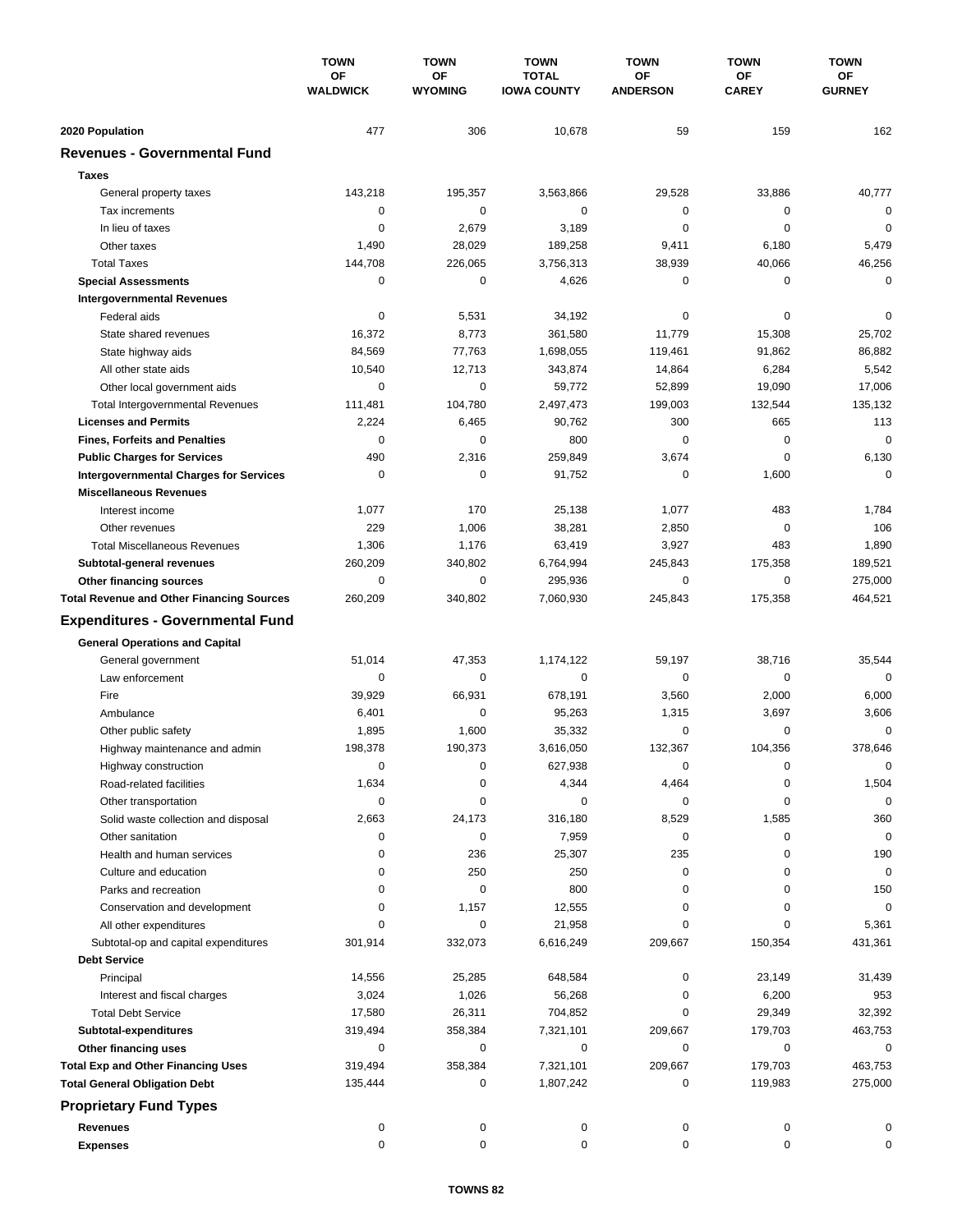| | TOWN OF WALDWICK | TOWN OF WYOMING | TOWN TOTAL IOWA COUNTY | TOWN OF ANDERSON | TOWN OF CAREY | TOWN OF GURNEY |
|---|---|---|---|---|---|---|
| **2020 Population** | 477 | 306 | 10,678 | 59 | 159 | 162 |
| **Revenues - Governmental Fund** | | | | | | |
| **Taxes** | | | | | | |
| General property taxes | 143,218 | 195,357 | 3,563,866 | 29,528 | 33,886 | 40,777 |
| Tax increments | 0 | 0 | 0 | 0 | 0 | 0 |
| In lieu of taxes | 0 | 2,679 | 3,189 | 0 | 0 | 0 |
| Other taxes | 1,490 | 28,029 | 189,258 | 9,411 | 6,180 | 5,479 |
| Total Taxes | 144,708 | 226,065 | 3,756,313 | 38,939 | 40,066 | 46,256 |
| **Special Assessments** | 0 | 0 | 4,626 | 0 | 0 | 0 |
| **Intergovernmental Revenues** | | | | | | |
| Federal aids | 0 | 5,531 | 34,192 | 0 | 0 | 0 |
| State shared revenues | 16,372 | 8,773 | 361,580 | 11,779 | 15,308 | 25,702 |
| State highway aids | 84,569 | 77,763 | 1,698,055 | 119,461 | 91,862 | 86,882 |
| All other state aids | 10,540 | 12,713 | 343,874 | 14,864 | 6,284 | 5,542 |
| Other local government aids | 0 | 0 | 59,772 | 52,899 | 19,090 | 17,006 |
| Total Intergovernmental Revenues | 111,481 | 104,780 | 2,497,473 | 199,003 | 132,544 | 135,132 |
| **Licenses and Permits** | 2,224 | 6,465 | 90,762 | 300 | 665 | 113 |
| **Fines, Forfeits and Penalties** | 0 | 0 | 800 | 0 | 0 | 0 |
| **Public Charges for Services** | 490 | 2,316 | 259,849 | 3,674 | 0 | 6,130 |
| **Intergovernmental Charges for Services** | 0 | 0 | 91,752 | 0 | 1,600 | 0 |
| **Miscellaneous Revenues** | | | | | | |
| Interest income | 1,077 | 170 | 25,138 | 1,077 | 483 | 1,784 |
| Other revenues | 229 | 1,006 | 38,281 | 2,850 | 0 | 106 |
| Total Miscellaneous Revenues | 1,306 | 1,176 | 63,419 | 3,927 | 483 | 1,890 |
| **Subtotal-general revenues** | 260,209 | 340,802 | 6,764,994 | 245,843 | 175,358 | 189,521 |
| **Other financing sources** | 0 | 0 | 295,936 | 0 | 0 | 275,000 |
| **Total Revenue and Other Financing Sources** | 260,209 | 340,802 | 7,060,930 | 245,843 | 175,358 | 464,521 |
| **Expenditures - Governmental Fund** | | | | | | |
| **General Operations and Capital** | | | | | | |
| General government | 51,014 | 47,353 | 1,174,122 | 59,197 | 38,716 | 35,544 |
| Law enforcement | 0 | 0 | 0 | 0 | 0 | 0 |
| Fire | 39,929 | 66,931 | 678,191 | 3,560 | 2,000 | 6,000 |
| Ambulance | 6,401 | 0 | 95,263 | 1,315 | 3,697 | 3,606 |
| Other public safety | 1,895 | 1,600 | 35,332 | 0 | 0 | 0 |
| Highway maintenance and admin | 198,378 | 190,373 | 3,616,050 | 132,367 | 104,356 | 378,646 |
| Highway construction | 0 | 0 | 627,938 | 0 | 0 | 0 |
| Road-related facilities | 1,634 | 0 | 4,344 | 4,464 | 0 | 1,504 |
| Other transportation | 0 | 0 | 0 | 0 | 0 | 0 |
| Solid waste collection and disposal | 2,663 | 24,173 | 316,180 | 8,529 | 1,585 | 360 |
| Other sanitation | 0 | 0 | 7,959 | 0 | 0 | 0 |
| Health and human services | 0 | 236 | 25,307 | 235 | 0 | 190 |
| Culture and education | 0 | 250 | 250 | 0 | 0 | 0 |
| Parks and recreation | 0 | 0 | 800 | 0 | 0 | 150 |
| Conservation and development | 0 | 1,157 | 12,555 | 0 | 0 | 0 |
| All other expenditures | 0 | 0 | 21,958 | 0 | 0 | 5,361 |
| Subtotal-op and capital expenditures | 301,914 | 332,073 | 6,616,249 | 209,667 | 150,354 | 431,361 |
| **Debt Service** | | | | | | |
| Principal | 14,556 | 25,285 | 648,584 | 0 | 23,149 | 31,439 |
| Interest and fiscal charges | 3,024 | 1,026 | 56,268 | 0 | 6,200 | 953 |
| Total Debt Service | 17,580 | 26,311 | 704,852 | 0 | 29,349 | 32,392 |
| **Subtotal-expenditures** | 319,494 | 358,384 | 7,321,101 | 209,667 | 179,703 | 463,753 |
| **Other financing uses** | 0 | 0 | 0 | 0 | 0 | 0 |
| **Total Exp and Other Financing Uses** | 319,494 | 358,384 | 7,321,101 | 209,667 | 179,703 | 463,753 |
| **Total General Obligation Debt** | 135,444 | 0 | 1,807,242 | 0 | 119,983 | 275,000 |
| **Proprietary Fund Types** | | | | | | |
| **Revenues** | 0 | 0 | 0 | 0 | 0 | 0 |
| **Expenses** | 0 | 0 | 0 | 0 | 0 | 0 |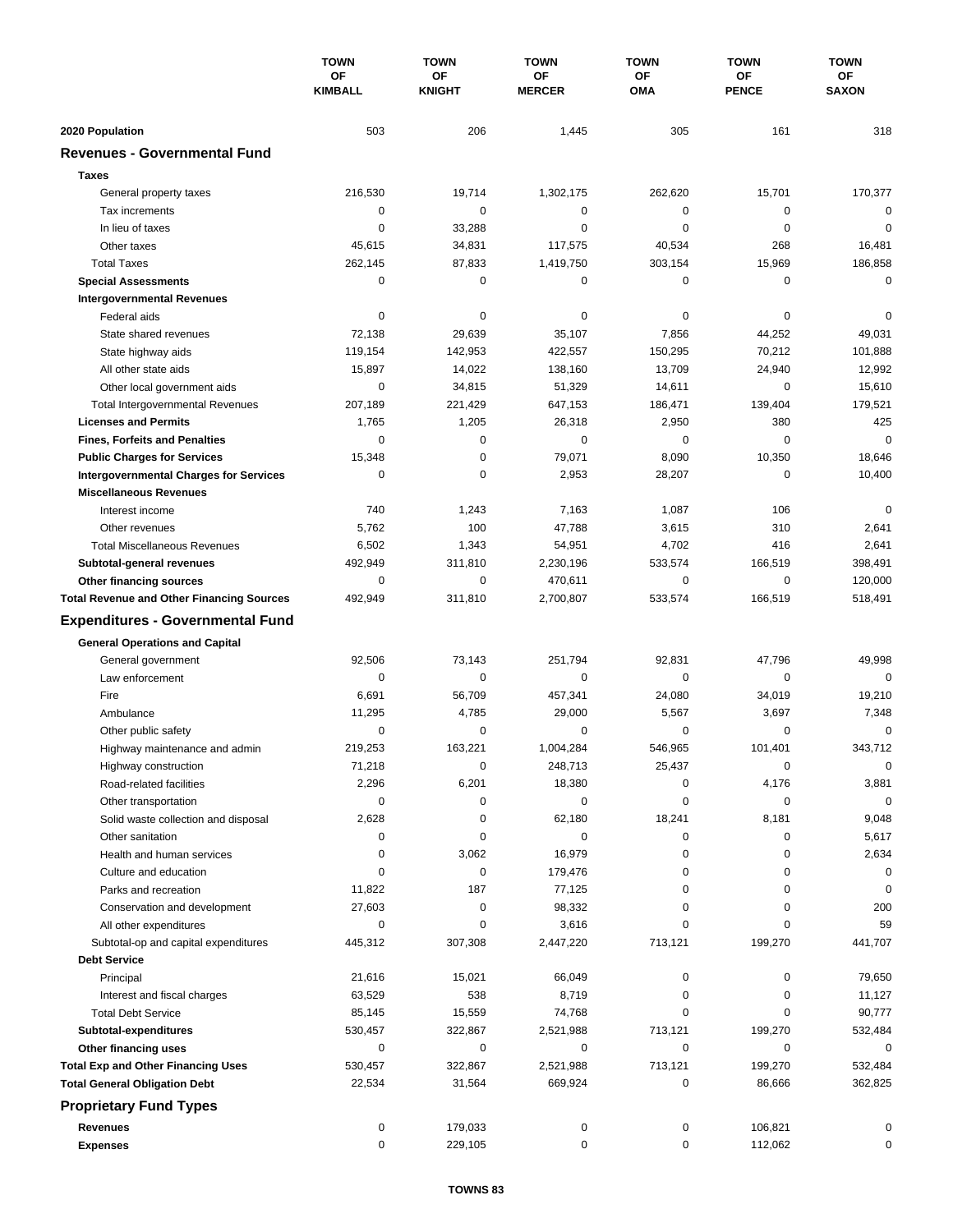| | TOWN OF KIMBALL | TOWN OF KNIGHT | TOWN OF MERCER | TOWN OF OMA | TOWN OF PENCE | TOWN OF SAXON |
|---|---|---|---|---|---|---|
| **2020 Population** | 503 | 206 | 1,445 | 305 | 161 | 318 |
| **Revenues - Governmental Fund** | | | | | | |
| **Taxes** | | | | | | |
| General property taxes | 216,530 | 19,714 | 1,302,175 | 262,620 | 15,701 | 170,377 |
| Tax increments | 0 | 0 | 0 | 0 | 0 | 0 |
| In lieu of taxes | 0 | 33,288 | 0 | 0 | 0 | 0 |
| Other taxes | 45,615 | 34,831 | 117,575 | 40,534 | 268 | 16,481 |
| Total Taxes | 262,145 | 87,833 | 1,419,750 | 303,154 | 15,969 | 186,858 |
| **Special Assessments** | 0 | 0 | 0 | 0 | 0 | 0 |
| **Intergovernmental Revenues** | | | | | | |
| Federal aids | 0 | 0 | 0 | 0 | 0 | 0 |
| State shared revenues | 72,138 | 29,639 | 35,107 | 7,856 | 44,252 | 49,031 |
| State highway aids | 119,154 | 142,953 | 422,557 | 150,295 | 70,212 | 101,888 |
| All other state aids | 15,897 | 14,022 | 138,160 | 13,709 | 24,940 | 12,992 |
| Other local government aids | 0 | 34,815 | 51,329 | 14,611 | 0 | 15,610 |
| Total Intergovernmental Revenues | 207,189 | 221,429 | 647,153 | 186,471 | 139,404 | 179,521 |
| **Licenses and Permits** | 1,765 | 1,205 | 26,318 | 2,950 | 380 | 425 |
| **Fines, Forfeits and Penalties** | 0 | 0 | 0 | 0 | 0 | 0 |
| **Public Charges for Services** | 15,348 | 0 | 79,071 | 8,090 | 10,350 | 18,646 |
| **Intergovernmental Charges for Services** | 0 | 0 | 2,953 | 28,207 | 0 | 10,400 |
| **Miscellaneous Revenues** | | | | | | |
| Interest income | 740 | 1,243 | 7,163 | 1,087 | 106 | 0 |
| Other revenues | 5,762 | 100 | 47,788 | 3,615 | 310 | 2,641 |
| Total Miscellaneous Revenues | 6,502 | 1,343 | 54,951 | 4,702 | 416 | 2,641 |
| **Subtotal-general revenues** | 492,949 | 311,810 | 2,230,196 | 533,574 | 166,519 | 398,491 |
| **Other financing sources** | 0 | 0 | 470,611 | 0 | 0 | 120,000 |
| **Total Revenue and Other Financing Sources** | 492,949 | 311,810 | 2,700,807 | 533,574 | 166,519 | 518,491 |
| **Expenditures - Governmental Fund** | | | | | | |
| **General Operations and Capital** | | | | | | |
| General government | 92,506 | 73,143 | 251,794 | 92,831 | 47,796 | 49,998 |
| Law enforcement | 0 | 0 | 0 | 0 | 0 | 0 |
| Fire | 6,691 | 56,709 | 457,341 | 24,080 | 34,019 | 19,210 |
| Ambulance | 11,295 | 4,785 | 29,000 | 5,567 | 3,697 | 7,348 |
| Other public safety | 0 | 0 | 0 | 0 | 0 | 0 |
| Highway maintenance and admin | 219,253 | 163,221 | 1,004,284 | 546,965 | 101,401 | 343,712 |
| Highway construction | 71,218 | 0 | 248,713 | 25,437 | 0 | 0 |
| Road-related facilities | 2,296 | 6,201 | 18,380 | 0 | 4,176 | 3,881 |
| Other transportation | 0 | 0 | 0 | 0 | 0 | 0 |
| Solid waste collection and disposal | 2,628 | 0 | 62,180 | 18,241 | 8,181 | 9,048 |
| Other sanitation | 0 | 0 | 0 | 0 | 0 | 5,617 |
| Health and human services | 0 | 3,062 | 16,979 | 0 | 0 | 2,634 |
| Culture and education | 0 | 0 | 179,476 | 0 | 0 | 0 |
| Parks and recreation | 11,822 | 187 | 77,125 | 0 | 0 | 0 |
| Conservation and development | 27,603 | 0 | 98,332 | 0 | 0 | 200 |
| All other expenditures | 0 | 0 | 3,616 | 0 | 0 | 59 |
| Subtotal-op and capital expenditures | 445,312 | 307,308 | 2,447,220 | 713,121 | 199,270 | 441,707 |
| **Debt Service** | | | | | | |
| Principal | 21,616 | 15,021 | 66,049 | 0 | 0 | 79,650 |
| Interest and fiscal charges | 63,529 | 538 | 8,719 | 0 | 0 | 11,127 |
| Total Debt Service | 85,145 | 15,559 | 74,768 | 0 | 0 | 90,777 |
| **Subtotal-expenditures** | 530,457 | 322,867 | 2,521,988 | 713,121 | 199,270 | 532,484 |
| **Other financing uses** | 0 | 0 | 0 | 0 | 0 | 0 |
| **Total Exp and Other Financing Uses** | 530,457 | 322,867 | 2,521,988 | 713,121 | 199,270 | 532,484 |
| **Total General Obligation Debt** | 22,534 | 31,564 | 669,924 | 0 | 86,666 | 362,825 |
| **Proprietary Fund Types** | | | | | | |
| **Revenues** | 0 | 179,033 | 0 | 0 | 106,821 | 0 |
| **Expenses** | 0 | 229,105 | 0 | 0 | 112,062 | 0 |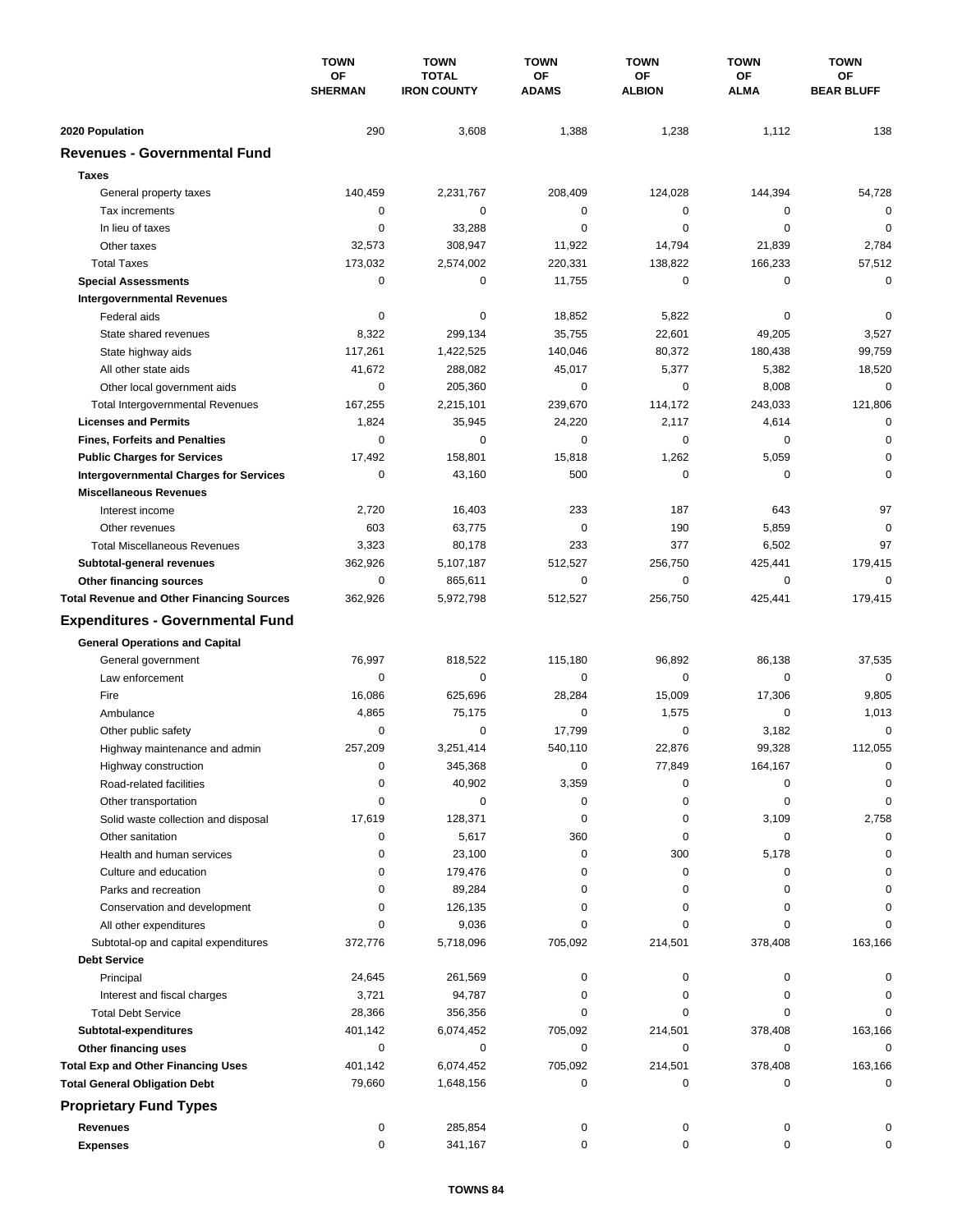| | TOWN OF SHERMAN | TOWN TOTAL IRON COUNTY | TOWN OF ADAMS | TOWN OF ALBION | TOWN OF ALMA | TOWN OF BEAR BLUFF |
|---|---|---|---|---|---|---|
| **2020 Population** | 290 | 3,608 | 1,388 | 1,238 | 1,112 | 138 |
| **Revenues - Governmental Fund** | | | | | | |
| **Taxes** | | | | | | |
| General property taxes | 140,459 | 2,231,767 | 208,409 | 124,028 | 144,394 | 54,728 |
| Tax increments | 0 | 0 | 0 | 0 | 0 | 0 |
| In lieu of taxes | 0 | 33,288 | 0 | 0 | 0 | 0 |
| Other taxes | 32,573 | 308,947 | 11,922 | 14,794 | 21,839 | 2,784 |
| Total Taxes | 173,032 | 2,574,002 | 220,331 | 138,822 | 166,233 | 57,512 |
| **Special Assessments** | 0 | 0 | 11,755 | 0 | 0 | 0 |
| **Intergovernmental Revenues** | | | | | | |
| Federal aids | 0 | 0 | 18,852 | 5,822 | 0 | 0 |
| State shared revenues | 8,322 | 299,134 | 35,755 | 22,601 | 49,205 | 3,527 |
| State highway aids | 117,261 | 1,422,525 | 140,046 | 80,372 | 180,438 | 99,759 |
| All other state aids | 41,672 | 288,082 | 45,017 | 5,377 | 5,382 | 18,520 |
| Other local government aids | 0 | 205,360 | 0 | 0 | 8,008 | 0 |
| Total Intergovernmental Revenues | 167,255 | 2,215,101 | 239,670 | 114,172 | 243,033 | 121,806 |
| **Licenses and Permits** | 1,824 | 35,945 | 24,220 | 2,117 | 4,614 | 0 |
| **Fines, Forfeits and Penalties** | 0 | 0 | 0 | 0 | 0 | 0 |
| **Public Charges for Services** | 17,492 | 158,801 | 15,818 | 1,262 | 5,059 | 0 |
| **Intergovernmental Charges for Services** | 0 | 43,160 | 500 | 0 | 0 | 0 |
| **Miscellaneous Revenues** | | | | | | |
| Interest income | 2,720 | 16,403 | 233 | 187 | 643 | 97 |
| Other revenues | 603 | 63,775 | 0 | 190 | 5,859 | 0 |
| Total Miscellaneous Revenues | 3,323 | 80,178 | 233 | 377 | 6,502 | 97 |
| **Subtotal-general revenues** | 362,926 | 5,107,187 | 512,527 | 256,750 | 425,441 | 179,415 |
| **Other financing sources** | 0 | 865,611 | 0 | 0 | 0 | 0 |
| **Total Revenue and Other Financing Sources** | 362,926 | 5,972,798 | 512,527 | 256,750 | 425,441 | 179,415 |
| **Expenditures - Governmental Fund** | | | | | | |
| **General Operations and Capital** | | | | | | |
| General government | 76,997 | 818,522 | 115,180 | 96,892 | 86,138 | 37,535 |
| Law enforcement | 0 | 0 | 0 | 0 | 0 | 0 |
| Fire | 16,086 | 625,696 | 28,284 | 15,009 | 17,306 | 9,805 |
| Ambulance | 4,865 | 75,175 | 0 | 1,575 | 0 | 1,013 |
| Other public safety | 0 | 0 | 17,799 | 0 | 3,182 | 0 |
| Highway maintenance and admin | 257,209 | 3,251,414 | 540,110 | 22,876 | 99,328 | 112,055 |
| Highway construction | 0 | 345,368 | 0 | 77,849 | 164,167 | 0 |
| Road-related facilities | 0 | 40,902 | 3,359 | 0 | 0 | 0 |
| Other transportation | 0 | 0 | 0 | 0 | 0 | 0 |
| Solid waste collection and disposal | 17,619 | 128,371 | 0 | 0 | 3,109 | 2,758 |
| Other sanitation | 0 | 5,617 | 360 | 0 | 0 | 0 |
| Health and human services | 0 | 23,100 | 0 | 300 | 5,178 | 0 |
| Culture and education | 0 | 179,476 | 0 | 0 | 0 | 0 |
| Parks and recreation | 0 | 89,284 | 0 | 0 | 0 | 0 |
| Conservation and development | 0 | 126,135 | 0 | 0 | 0 | 0 |
| All other expenditures | 0 | 9,036 | 0 | 0 | 0 | 0 |
| Subtotal-op and capital expenditures | 372,776 | 5,718,096 | 705,092 | 214,501 | 378,408 | 163,166 |
| **Debt Service** | | | | | | |
| Principal | 24,645 | 261,569 | 0 | 0 | 0 | 0 |
| Interest and fiscal charges | 3,721 | 94,787 | 0 | 0 | 0 | 0 |
| Total Debt Service | 28,366 | 356,356 | 0 | 0 | 0 | 0 |
| **Subtotal-expenditures** | 401,142 | 6,074,452 | 705,092 | 214,501 | 378,408 | 163,166 |
| **Other financing uses** | 0 | 0 | 0 | 0 | 0 | 0 |
| **Total Exp and Other Financing Uses** | 401,142 | 6,074,452 | 705,092 | 214,501 | 378,408 | 163,166 |
| **Total General Obligation Debt** | 79,660 | 1,648,156 | 0 | 0 | 0 | 0 |
| **Proprietary Fund Types** | | | | | | |
| **Revenues** | 0 | 285,854 | 0 | 0 | 0 | 0 |
| **Expenses** | 0 | 341,167 | 0 | 0 | 0 | 0 |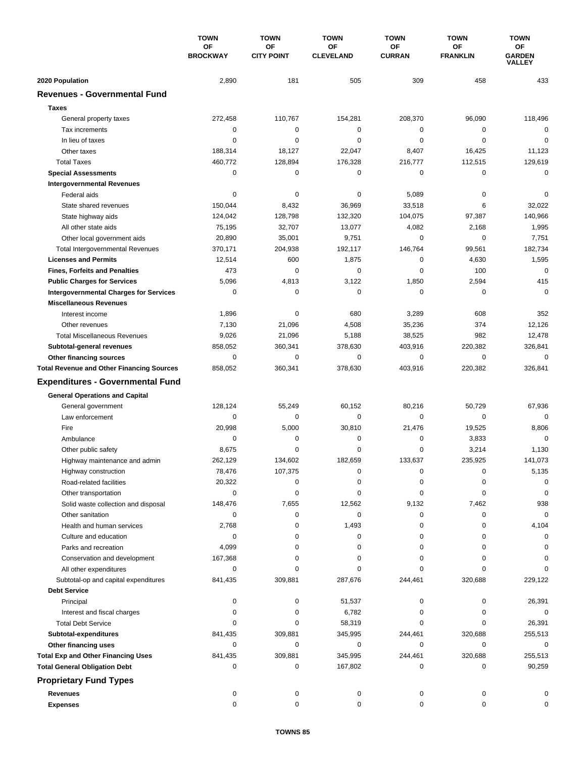| | TOWN OF BROCKWAY | TOWN OF CITY POINT | TOWN OF CLEVELAND | TOWN OF CURRAN | TOWN OF FRANKLIN | TOWN OF GARDEN VALLEY |
|---|---|---|---|---|---|---|
| **2020 Population** | 2,890 | 181 | 505 | 309 | 458 | 433 |
| **Revenues - Governmental Fund** | | | | | | |
| **Taxes** | | | | | | |
| General property taxes | 272,458 | 110,767 | 154,281 | 208,370 | 96,090 | 118,496 |
| Tax increments | 0 | 0 | 0 | 0 | 0 | 0 |
| In lieu of taxes | 0 | 0 | 0 | 0 | 0 | 0 |
| Other taxes | 188,314 | 18,127 | 22,047 | 8,407 | 16,425 | 11,123 |
| Total Taxes | 460,772 | 128,894 | 176,328 | 216,777 | 112,515 | 129,619 |
| **Special Assessments** | 0 | 0 | 0 | 0 | 0 | 0 |
| **Intergovernmental Revenues** | | | | | | |
| Federal aids | 0 | 0 | 0 | 5,089 | 0 | 0 |
| State shared revenues | 150,044 | 8,432 | 36,969 | 33,518 | 6 | 32,022 |
| State highway aids | 124,042 | 128,798 | 132,320 | 104,075 | 97,387 | 140,966 |
| All other state aids | 75,195 | 32,707 | 13,077 | 4,082 | 2,168 | 1,995 |
| Other local government aids | 20,890 | 35,001 | 9,751 | 0 | 0 | 7,751 |
| Total Intergovernmental Revenues | 370,171 | 204,938 | 192,117 | 146,764 | 99,561 | 182,734 |
| **Licenses and Permits** | 12,514 | 600 | 1,875 | 0 | 4,630 | 1,595 |
| **Fines, Forfeits and Penalties** | 473 | 0 | 0 | 0 | 100 | 0 |
| **Public Charges for Services** | 5,096 | 4,813 | 3,122 | 1,850 | 2,594 | 415 |
| **Intergovernmental Charges for Services** | 0 | 0 | 0 | 0 | 0 | 0 |
| **Miscellaneous Revenues** | | | | | | |
| Interest income | 1,896 | 0 | 680 | 3,289 | 608 | 352 |
| Other revenues | 7,130 | 21,096 | 4,508 | 35,236 | 374 | 12,126 |
| Total Miscellaneous Revenues | 9,026 | 21,096 | 5,188 | 38,525 | 982 | 12,478 |
| **Subtotal-general revenues** | 858,052 | 360,341 | 378,630 | 403,916 | 220,382 | 326,841 |
| **Other financing sources** | 0 | 0 | 0 | 0 | 0 | 0 |
| **Total Revenue and Other Financing Sources** | 858,052 | 360,341 | 378,630 | 403,916 | 220,382 | 326,841 |
| **Expenditures - Governmental Fund** | | | | | | |
| **General Operations and Capital** | | | | | | |
| General government | 128,124 | 55,249 | 60,152 | 80,216 | 50,729 | 67,936 |
| Law enforcement | 0 | 0 | 0 | 0 | 0 | 0 |
| Fire | 20,998 | 5,000 | 30,810 | 21,476 | 19,525 | 8,806 |
| Ambulance | 0 | 0 | 0 | 0 | 3,833 | 0 |
| Other public safety | 8,675 | 0 | 0 | 0 | 3,214 | 1,130 |
| Highway maintenance and admin | 262,129 | 134,602 | 182,659 | 133,637 | 235,925 | 141,073 |
| Highway construction | 78,476 | 107,375 | 0 | 0 | 0 | 5,135 |
| Road-related facilities | 20,322 | 0 | 0 | 0 | 0 | 0 |
| Other transportation | 0 | 0 | 0 | 0 | 0 | 0 |
| Solid waste collection and disposal | 148,476 | 7,655 | 12,562 | 9,132 | 7,462 | 938 |
| Other sanitation | 0 | 0 | 0 | 0 | 0 | 0 |
| Health and human services | 2,768 | 0 | 1,493 | 0 | 0 | 4,104 |
| Culture and education | 0 | 0 | 0 | 0 | 0 | 0 |
| Parks and recreation | 4,099 | 0 | 0 | 0 | 0 | 0 |
| Conservation and development | 167,368 | 0 | 0 | 0 | 0 | 0 |
| All other expenditures | 0 | 0 | 0 | 0 | 0 | 0 |
| Subtotal-op and capital expenditures | 841,435 | 309,881 | 287,676 | 244,461 | 320,688 | 229,122 |
| **Debt Service** | | | | | | |
| Principal | 0 | 0 | 51,537 | 0 | 0 | 26,391 |
| Interest and fiscal charges | 0 | 0 | 6,782 | 0 | 0 | 0 |
| Total Debt Service | 0 | 0 | 58,319 | 0 | 0 | 26,391 |
| **Subtotal-expenditures** | 841,435 | 309,881 | 345,995 | 244,461 | 320,688 | 255,513 |
| **Other financing uses** | 0 | 0 | 0 | 0 | 0 | 0 |
| **Total Exp and Other Financing Uses** | 841,435 | 309,881 | 345,995 | 244,461 | 320,688 | 255,513 |
| **Total General Obligation Debt** | 0 | 0 | 167,802 | 0 | 0 | 90,259 |
| **Proprietary Fund Types** | | | | | | |
| **Revenues** | 0 | 0 | 0 | 0 | 0 | 0 |
| **Expenses** | 0 | 0 | 0 | 0 | 0 | 0 |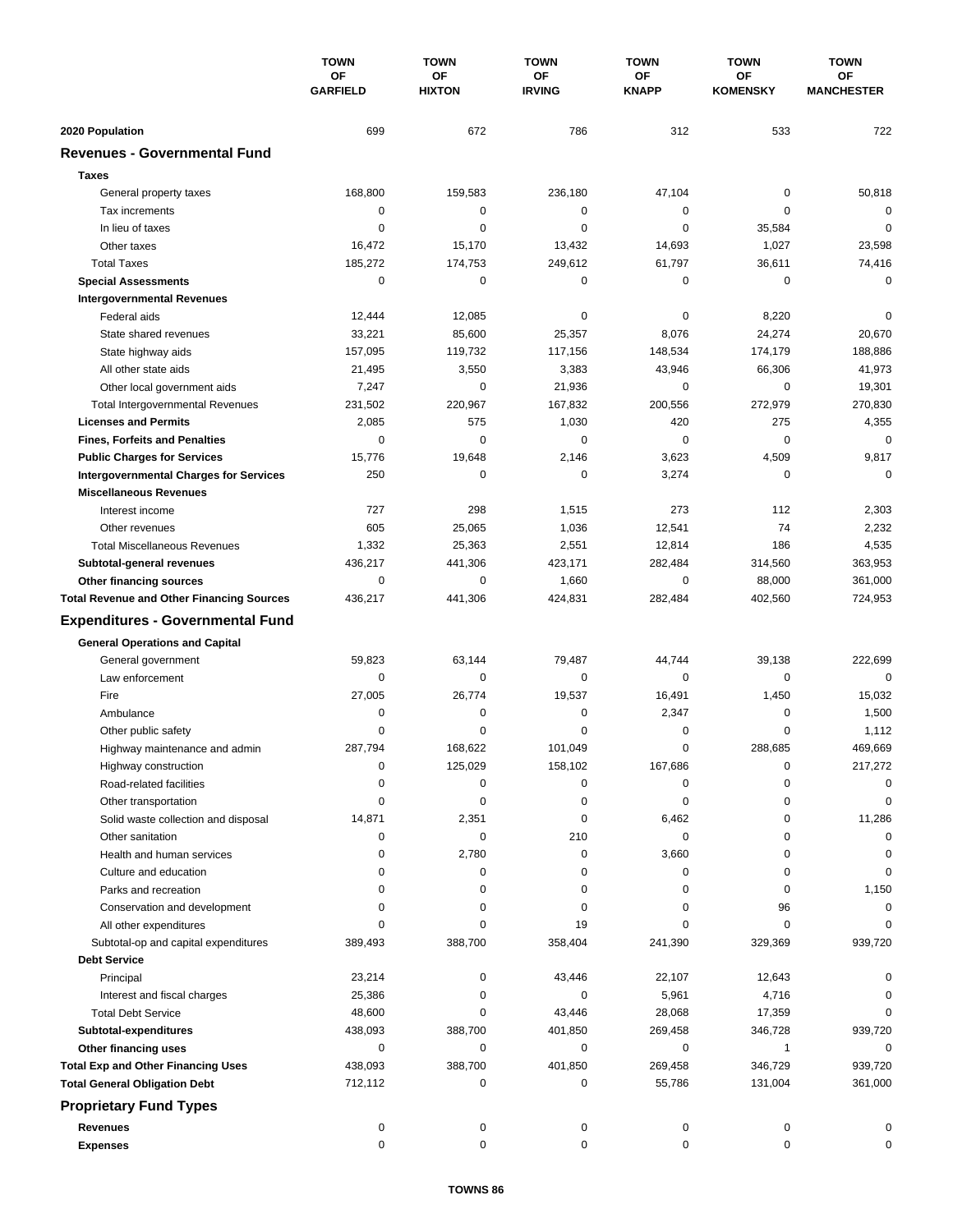| | TOWN OF GARFIELD | TOWN OF HIXTON | TOWN OF IRVING | TOWN OF KNAPP | TOWN OF KOMENSKY | TOWN OF MANCHESTER |
|---|---|---|---|---|---|---|
| **2020 Population** | 699 | 672 | 786 | 312 | 533 | 722 |
| **Revenues - Governmental Fund** | | | | | | |
| **Taxes** | | | | | | |
| General property taxes | 168,800 | 159,583 | 236,180 | 47,104 | 0 | 50,818 |
| Tax increments | 0 | 0 | 0 | 0 | 0 | 0 |
| In lieu of taxes | 0 | 0 | 0 | 0 | 35,584 | 0 |
| Other taxes | 16,472 | 15,170 | 13,432 | 14,693 | 1,027 | 23,598 |
| Total Taxes | 185,272 | 174,753 | 249,612 | 61,797 | 36,611 | 74,416 |
| **Special Assessments** | 0 | 0 | 0 | 0 | 0 | 0 |
| **Intergovernmental Revenues** | | | | | | |
| Federal aids | 12,444 | 12,085 | 0 | 0 | 8,220 | 0 |
| State shared revenues | 33,221 | 85,600 | 25,357 | 8,076 | 24,274 | 20,670 |
| State highway aids | 157,095 | 119,732 | 117,156 | 148,534 | 174,179 | 188,886 |
| All other state aids | 21,495 | 3,550 | 3,383 | 43,946 | 66,306 | 41,973 |
| Other local government aids | 7,247 | 0 | 21,936 | 0 | 0 | 19,301 |
| Total Intergovernmental Revenues | 231,502 | 220,967 | 167,832 | 200,556 | 272,979 | 270,830 |
| **Licenses and Permits** | 2,085 | 575 | 1,030 | 420 | 275 | 4,355 |
| **Fines, Forfeits and Penalties** | 0 | 0 | 0 | 0 | 0 | 0 |
| **Public Charges for Services** | 15,776 | 19,648 | 2,146 | 3,623 | 4,509 | 9,817 |
| **Intergovernmental Charges for Services** | 250 | 0 | 0 | 3,274 | 0 | 0 |
| **Miscellaneous Revenues** | | | | | | |
| Interest income | 727 | 298 | 1,515 | 273 | 112 | 2,303 |
| Other revenues | 605 | 25,065 | 1,036 | 12,541 | 74 | 2,232 |
| Total Miscellaneous Revenues | 1,332 | 25,363 | 2,551 | 12,814 | 186 | 4,535 |
| **Subtotal-general revenues** | 436,217 | 441,306 | 423,171 | 282,484 | 314,560 | 363,953 |
| **Other financing sources** | 0 | 0 | 1,660 | 0 | 88,000 | 361,000 |
| **Total Revenue and Other Financing Sources** | 436,217 | 441,306 | 424,831 | 282,484 | 402,560 | 724,953 |
| **Expenditures - Governmental Fund** | | | | | | |
| **General Operations and Capital** | | | | | | |
| General government | 59,823 | 63,144 | 79,487 | 44,744 | 39,138 | 222,699 |
| Law enforcement | 0 | 0 | 0 | 0 | 0 | 0 |
| Fire | 27,005 | 26,774 | 19,537 | 16,491 | 1,450 | 15,032 |
| Ambulance | 0 | 0 | 0 | 2,347 | 0 | 1,500 |
| Other public safety | 0 | 0 | 0 | 0 | 0 | 1,112 |
| Highway maintenance and admin | 287,794 | 168,622 | 101,049 | 0 | 288,685 | 469,669 |
| Highway construction | 0 | 125,029 | 158,102 | 167,686 | 0 | 217,272 |
| Road-related facilities | 0 | 0 | 0 | 0 | 0 | 0 |
| Other transportation | 0 | 0 | 0 | 0 | 0 | 0 |
| Solid waste collection and disposal | 14,871 | 2,351 | 0 | 6,462 | 0 | 11,286 |
| Other sanitation | 0 | 0 | 210 | 0 | 0 | 0 |
| Health and human services | 0 | 2,780 | 0 | 3,660 | 0 | 0 |
| Culture and education | 0 | 0 | 0 | 0 | 0 | 0 |
| Parks and recreation | 0 | 0 | 0 | 0 | 0 | 1,150 |
| Conservation and development | 0 | 0 | 0 | 0 | 96 | 0 |
| All other expenditures | 0 | 0 | 19 | 0 | 0 | 0 |
| Subtotal-op and capital expenditures | 389,493 | 388,700 | 358,404 | 241,390 | 329,369 | 939,720 |
| **Debt Service** | | | | | | |
| Principal | 23,214 | 0 | 43,446 | 22,107 | 12,643 | 0 |
| Interest and fiscal charges | 25,386 | 0 | 0 | 5,961 | 4,716 | 0 |
| Total Debt Service | 48,600 | 0 | 43,446 | 28,068 | 17,359 | 0 |
| **Subtotal-expenditures** | 438,093 | 388,700 | 401,850 | 269,458 | 346,728 | 939,720 |
| **Other financing uses** | 0 | 0 | 0 | 0 | 1 | 0 |
| **Total Exp and Other Financing Uses** | 438,093 | 388,700 | 401,850 | 269,458 | 346,729 | 939,720 |
| **Total General Obligation Debt** | 712,112 | 0 | 0 | 55,786 | 131,004 | 361,000 |
| **Proprietary Fund Types** | | | | | | |
| **Revenues** | 0 | 0 | 0 | 0 | 0 | 0 |
| **Expenses** | 0 | 0 | 0 | 0 | 0 | 0 |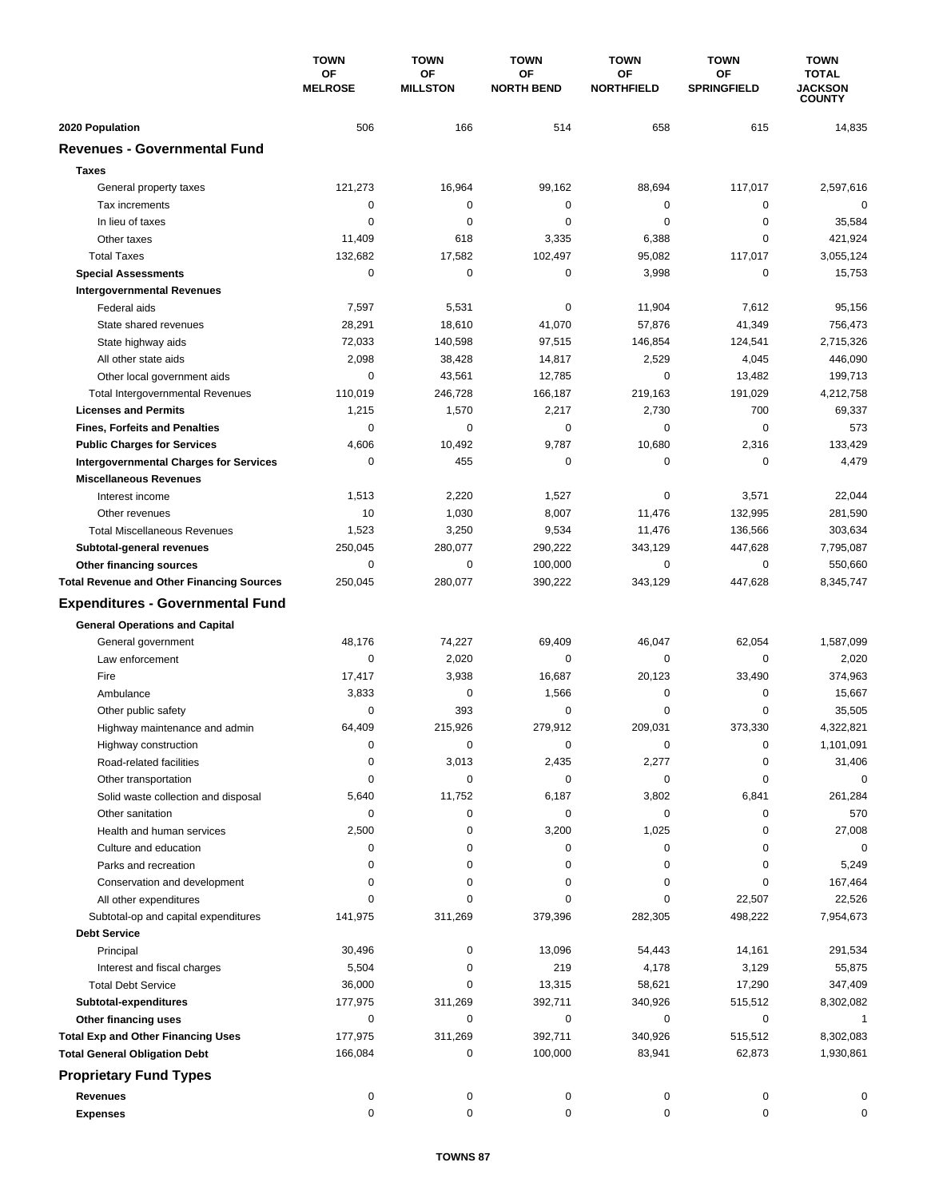| | TOWN OF MELROSE | TOWN OF MILLSTON | TOWN OF NORTH BEND | TOWN OF NORTHFIELD | TOWN OF SPRINGFIELD | TOWN TOTAL JACKSON COUNTY |
|---|---|---|---|---|---|---|
| **2020 Population** | 506 | 166 | 514 | 658 | 615 | 14,835 |
| **Revenues - Governmental Fund** | | | | | | |
| **Taxes** | | | | | | |
| General property taxes | 121,273 | 16,964 | 99,162 | 88,694 | 117,017 | 2,597,616 |
| Tax increments | 0 | 0 | 0 | 0 | 0 | 0 |
| In lieu of taxes | 0 | 0 | 0 | 0 | 0 | 35,584 |
| Other taxes | 11,409 | 618 | 3,335 | 6,388 | 0 | 421,924 |
| Total Taxes | 132,682 | 17,582 | 102,497 | 95,082 | 117,017 | 3,055,124 |
| **Special Assessments** | 0 | 0 | 0 | 3,998 | 0 | 15,753 |
| **Intergovernmental Revenues** | | | | | | |
| Federal aids | 7,597 | 5,531 | 0 | 11,904 | 7,612 | 95,156 |
| State shared revenues | 28,291 | 18,610 | 41,070 | 57,876 | 41,349 | 756,473 |
| State highway aids | 72,033 | 140,598 | 97,515 | 146,854 | 124,541 | 2,715,326 |
| All other state aids | 2,098 | 38,428 | 14,817 | 2,529 | 4,045 | 446,090 |
| Other local government aids | 0 | 43,561 | 12,785 | 0 | 13,482 | 199,713 |
| Total Intergovernmental Revenues | 110,019 | 246,728 | 166,187 | 219,163 | 191,029 | 4,212,758 |
| **Licenses and Permits** | 1,215 | 1,570 | 2,217 | 2,730 | 700 | 69,337 |
| **Fines, Forfeits and Penalties** | 0 | 0 | 0 | 0 | 0 | 573 |
| **Public Charges for Services** | 4,606 | 10,492 | 9,787 | 10,680 | 2,316 | 133,429 |
| **Intergovernmental Charges for Services** | 0 | 455 | 0 | 0 | 0 | 4,479 |
| **Miscellaneous Revenues** | | | | | | |
| Interest income | 1,513 | 2,220 | 1,527 | 0 | 3,571 | 22,044 |
| Other revenues | 10 | 1,030 | 8,007 | 11,476 | 132,995 | 281,590 |
| Total Miscellaneous Revenues | 1,523 | 3,250 | 9,534 | 11,476 | 136,566 | 303,634 |
| **Subtotal-general revenues** | 250,045 | 280,077 | 290,222 | 343,129 | 447,628 | 7,795,087 |
| **Other financing sources** | 0 | 0 | 100,000 | 0 | 0 | 550,660 |
| **Total Revenue and Other Financing Sources** | 250,045 | 280,077 | 390,222 | 343,129 | 447,628 | 8,345,747 |
| **Expenditures - Governmental Fund** | | | | | | |
| **General Operations and Capital** | | | | | | |
| General government | 48,176 | 74,227 | 69,409 | 46,047 | 62,054 | 1,587,099 |
| Law enforcement | 0 | 2,020 | 0 | 0 | 0 | 2,020 |
| Fire | 17,417 | 3,938 | 16,687 | 20,123 | 33,490 | 374,963 |
| Ambulance | 3,833 | 0 | 1,566 | 0 | 0 | 15,667 |
| Other public safety | 0 | 393 | 0 | 0 | 0 | 35,505 |
| Highway maintenance and admin | 64,409 | 215,926 | 279,912 | 209,031 | 373,330 | 4,322,821 |
| Highway construction | 0 | 0 | 0 | 0 | 0 | 1,101,091 |
| Road-related facilities | 0 | 3,013 | 2,435 | 2,277 | 0 | 31,406 |
| Other transportation | 0 | 0 | 0 | 0 | 0 | 0 |
| Solid waste collection and disposal | 5,640 | 11,752 | 6,187 | 3,802 | 6,841 | 261,284 |
| Other sanitation | 0 | 0 | 0 | 0 | 0 | 570 |
| Health and human services | 2,500 | 0 | 3,200 | 1,025 | 0 | 27,008 |
| Culture and education | 0 | 0 | 0 | 0 | 0 | 0 |
| Parks and recreation | 0 | 0 | 0 | 0 | 0 | 5,249 |
| Conservation and development | 0 | 0 | 0 | 0 | 0 | 167,464 |
| All other expenditures | 0 | 0 | 0 | 0 | 22,507 | 22,526 |
| Subtotal-op and capital expenditures | 141,975 | 311,269 | 379,396 | 282,305 | 498,222 | 7,954,673 |
| **Debt Service** | | | | | | |
| Principal | 30,496 | 0 | 13,096 | 54,443 | 14,161 | 291,534 |
| Interest and fiscal charges | 5,504 | 0 | 219 | 4,178 | 3,129 | 55,875 |
| Total Debt Service | 36,000 | 0 | 13,315 | 58,621 | 17,290 | 347,409 |
| **Subtotal-expenditures** | 177,975 | 311,269 | 392,711 | 340,926 | 515,512 | 8,302,082 |
| **Other financing uses** | 0 | 0 | 0 | 0 | 0 | 1 |
| **Total Exp and Other Financing Uses** | 177,975 | 311,269 | 392,711 | 340,926 | 515,512 | 8,302,083 |
| **Total General Obligation Debt** | 166,084 | 0 | 100,000 | 83,941 | 62,873 | 1,930,861 |
| **Proprietary Fund Types** | | | | | | |
| **Revenues** | 0 | 0 | 0 | 0 | 0 | 0 |
| **Expenses** | 0 | 0 | 0 | 0 | 0 | 0 |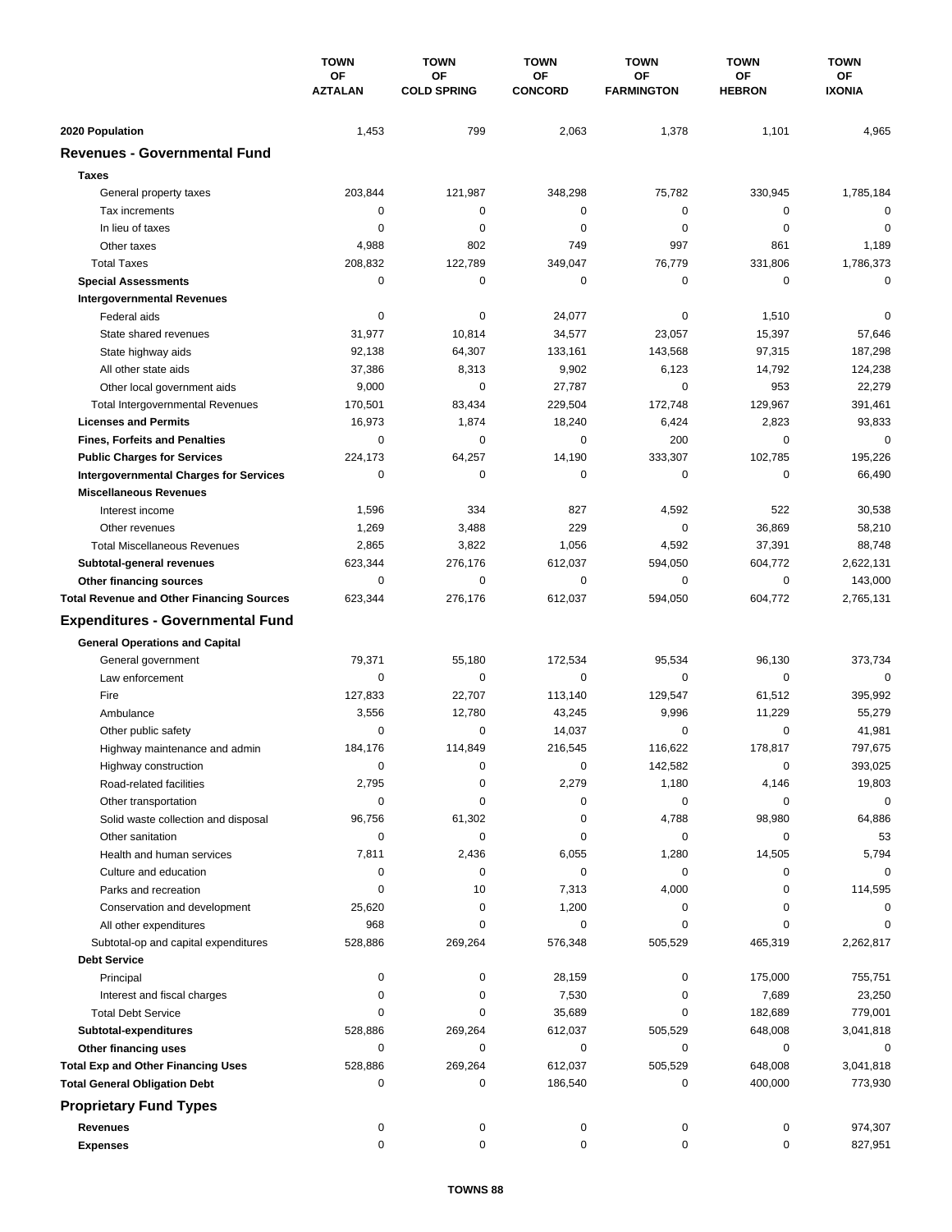| | TOWN OF AZTALAN | TOWN OF COLD SPRING | TOWN OF CONCORD | TOWN OF FARMINGTON | TOWN OF HEBRON | TOWN OF IXONIA |
|---|---|---|---|---|---|---|
| **2020 Population** | 1,453 | 799 | 2,063 | 1,378 | 1,101 | 4,965 |
| **Revenues - Governmental Fund** | | | | | | |
| **Taxes** | | | | | | |
| General property taxes | 203,844 | 121,987 | 348,298 | 75,782 | 330,945 | 1,785,184 |
| Tax increments | 0 | 0 | 0 | 0 | 0 | 0 |
| In lieu of taxes | 0 | 0 | 0 | 0 | 0 | 0 |
| Other taxes | 4,988 | 802 | 749 | 997 | 861 | 1,189 |
| Total Taxes | 208,832 | 122,789 | 349,047 | 76,779 | 331,806 | 1,786,373 |
| **Special Assessments** | 0 | 0 | 0 | 0 | 0 | 0 |
| **Intergovernmental Revenues** | | | | | | |
| Federal aids | 0 | 0 | 24,077 | 0 | 1,510 | 0 |
| State shared revenues | 31,977 | 10,814 | 34,577 | 23,057 | 15,397 | 57,646 |
| State highway aids | 92,138 | 64,307 | 133,161 | 143,568 | 97,315 | 187,298 |
| All other state aids | 37,386 | 8,313 | 9,902 | 6,123 | 14,792 | 124,238 |
| Other local government aids | 9,000 | 0 | 27,787 | 0 | 953 | 22,279 |
| Total Intergovernmental Revenues | 170,501 | 83,434 | 229,504 | 172,748 | 129,967 | 391,461 |
| **Licenses and Permits** | 16,973 | 1,874 | 18,240 | 6,424 | 2,823 | 93,833 |
| **Fines, Forfeits and Penalties** | 0 | 0 | 0 | 200 | 0 | 0 |
| **Public Charges for Services** | 224,173 | 64,257 | 14,190 | 333,307 | 102,785 | 195,226 |
| **Intergovernmental Charges for Services** | 0 | 0 | 0 | 0 | 0 | 66,490 |
| **Miscellaneous Revenues** | | | | | | |
| Interest income | 1,596 | 334 | 827 | 4,592 | 522 | 30,538 |
| Other revenues | 1,269 | 3,488 | 229 | 0 | 36,869 | 58,210 |
| Total Miscellaneous Revenues | 2,865 | 3,822 | 1,056 | 4,592 | 37,391 | 88,748 |
| **Subtotal-general revenues** | 623,344 | 276,176 | 612,037 | 594,050 | 604,772 | 2,622,131 |
| **Other financing sources** | 0 | 0 | 0 | 0 | 0 | 143,000 |
| **Total Revenue and Other Financing Sources** | 623,344 | 276,176 | 612,037 | 594,050 | 604,772 | 2,765,131 |
| **Expenditures - Governmental Fund** | | | | | | |
| **General Operations and Capital** | | | | | | |
| General government | 79,371 | 55,180 | 172,534 | 95,534 | 96,130 | 373,734 |
| Law enforcement | 0 | 0 | 0 | 0 | 0 | 0 |
| Fire | 127,833 | 22,707 | 113,140 | 129,547 | 61,512 | 395,992 |
| Ambulance | 3,556 | 12,780 | 43,245 | 9,996 | 11,229 | 55,279 |
| Other public safety | 0 | 0 | 14,037 | 0 | 0 | 41,981 |
| Highway maintenance and admin | 184,176 | 114,849 | 216,545 | 116,622 | 178,817 | 797,675 |
| Highway construction | 0 | 0 | 0 | 142,582 | 0 | 393,025 |
| Road-related facilities | 2,795 | 0 | 2,279 | 1,180 | 4,146 | 19,803 |
| Other transportation | 0 | 0 | 0 | 0 | 0 | 0 |
| Solid waste collection and disposal | 96,756 | 61,302 | 0 | 4,788 | 98,980 | 64,886 |
| Other sanitation | 0 | 0 | 0 | 0 | 0 | 53 |
| Health and human services | 7,811 | 2,436 | 6,055 | 1,280 | 14,505 | 5,794 |
| Culture and education | 0 | 0 | 0 | 0 | 0 | 0 |
| Parks and recreation | 0 | 10 | 7,313 | 4,000 | 0 | 114,595 |
| Conservation and development | 25,620 | 0 | 1,200 | 0 | 0 | 0 |
| All other expenditures | 968 | 0 | 0 | 0 | 0 | 0 |
| Subtotal-op and capital expenditures | 528,886 | 269,264 | 576,348 | 505,529 | 465,319 | 2,262,817 |
| **Debt Service** | | | | | | |
| Principal | 0 | 0 | 28,159 | 0 | 175,000 | 755,751 |
| Interest and fiscal charges | 0 | 0 | 7,530 | 0 | 7,689 | 23,250 |
| Total Debt Service | 0 | 0 | 35,689 | 0 | 182,689 | 779,001 |
| **Subtotal-expenditures** | 528,886 | 269,264 | 612,037 | 505,529 | 648,008 | 3,041,818 |
| **Other financing uses** | 0 | 0 | 0 | 0 | 0 | 0 |
| **Total Exp and Other Financing Uses** | 528,886 | 269,264 | 612,037 | 505,529 | 648,008 | 3,041,818 |
| **Total General Obligation Debt** | 0 | 0 | 186,540 | 0 | 400,000 | 773,930 |
| **Proprietary Fund Types** | | | | | | |
| **Revenues** | 0 | 0 | 0 | 0 | 0 | 974,307 |
| **Expenses** | 0 | 0 | 0 | 0 | 0 | 827,951 |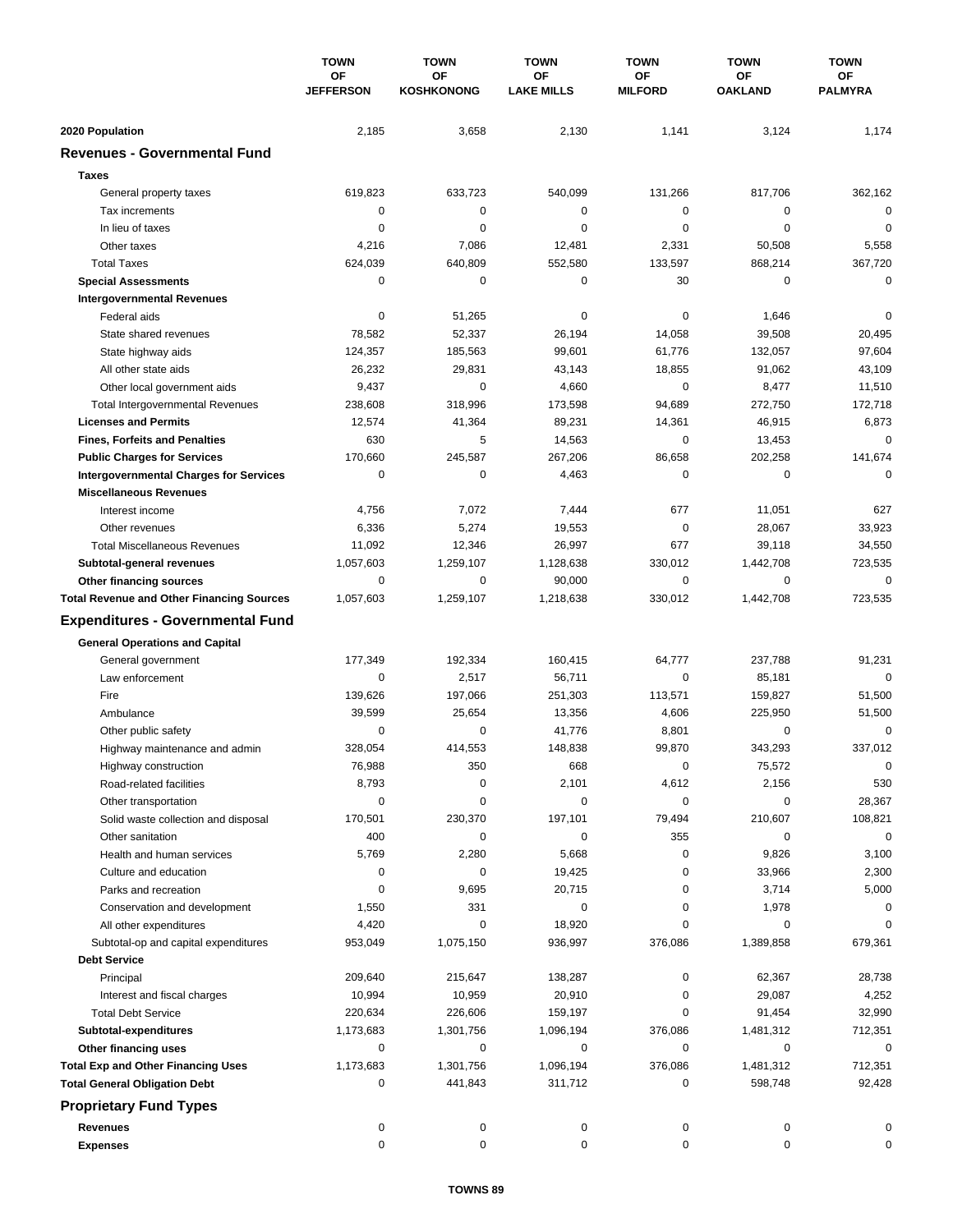| | TOWN OF JEFFERSON | TOWN OF KOSHKONONG | TOWN OF LAKE MILLS | TOWN OF MILFORD | TOWN OF OAKLAND | TOWN OF PALMYRA |
|---|---|---|---|---|---|---|
| **2020 Population** | 2,185 | 3,658 | 2,130 | 1,141 | 3,124 | 1,174 |
| **Revenues - Governmental Fund** | | | | | | |
| **Taxes** | | | | | | |
| General property taxes | 619,823 | 633,723 | 540,099 | 131,266 | 817,706 | 362,162 |
| Tax increments | 0 | 0 | 0 | 0 | 0 | 0 |
| In lieu of taxes | 0 | 0 | 0 | 0 | 0 | 0 |
| Other taxes | 4,216 | 7,086 | 12,481 | 2,331 | 50,508 | 5,558 |
| Total Taxes | 624,039 | 640,809 | 552,580 | 133,597 | 868,214 | 367,720 |
| **Special Assessments** | 0 | 0 | 0 | 30 | 0 | 0 |
| **Intergovernmental Revenues** | | | | | | |
| Federal aids | 0 | 51,265 | 0 | 0 | 1,646 | 0 |
| State shared revenues | 78,582 | 52,337 | 26,194 | 14,058 | 39,508 | 20,495 |
| State highway aids | 124,357 | 185,563 | 99,601 | 61,776 | 132,057 | 97,604 |
| All other state aids | 26,232 | 29,831 | 43,143 | 18,855 | 91,062 | 43,109 |
| Other local government aids | 9,437 | 0 | 4,660 | 0 | 8,477 | 11,510 |
| Total Intergovernmental Revenues | 238,608 | 318,996 | 173,598 | 94,689 | 272,750 | 172,718 |
| **Licenses and Permits** | 12,574 | 41,364 | 89,231 | 14,361 | 46,915 | 6,873 |
| **Fines, Forfeits and Penalties** | 630 | 5 | 14,563 | 0 | 13,453 | 0 |
| **Public Charges for Services** | 170,660 | 245,587 | 267,206 | 86,658 | 202,258 | 141,674 |
| **Intergovernmental Charges for Services** | 0 | 0 | 4,463 | 0 | 0 | 0 |
| **Miscellaneous Revenues** | | | | | | |
| Interest income | 4,756 | 7,072 | 7,444 | 677 | 11,051 | 627 |
| Other revenues | 6,336 | 5,274 | 19,553 | 0 | 28,067 | 33,923 |
| Total Miscellaneous Revenues | 11,092 | 12,346 | 26,997 | 677 | 39,118 | 34,550 |
| **Subtotal-general revenues** | 1,057,603 | 1,259,107 | 1,128,638 | 330,012 | 1,442,708 | 723,535 |
| **Other financing sources** | 0 | 0 | 90,000 | 0 | 0 | 0 |
| **Total Revenue and Other Financing Sources** | 1,057,603 | 1,259,107 | 1,218,638 | 330,012 | 1,442,708 | 723,535 |
| **Expenditures - Governmental Fund** | | | | | | |
| **General Operations and Capital** | | | | | | |
| General government | 177,349 | 192,334 | 160,415 | 64,777 | 237,788 | 91,231 |
| Law enforcement | 0 | 2,517 | 56,711 | 0 | 85,181 | 0 |
| Fire | 139,626 | 197,066 | 251,303 | 113,571 | 159,827 | 51,500 |
| Ambulance | 39,599 | 25,654 | 13,356 | 4,606 | 225,950 | 51,500 |
| Other public safety | 0 | 0 | 41,776 | 8,801 | 0 | 0 |
| Highway maintenance and admin | 328,054 | 414,553 | 148,838 | 99,870 | 343,293 | 337,012 |
| Highway construction | 76,988 | 350 | 668 | 0 | 75,572 | 0 |
| Road-related facilities | 8,793 | 0 | 2,101 | 4,612 | 2,156 | 530 |
| Other transportation | 0 | 0 | 0 | 0 | 0 | 28,367 |
| Solid waste collection and disposal | 170,501 | 230,370 | 197,101 | 79,494 | 210,607 | 108,821 |
| Other sanitation | 400 | 0 | 0 | 355 | 0 | 0 |
| Health and human services | 5,769 | 2,280 | 5,668 | 0 | 9,826 | 3,100 |
| Culture and education | 0 | 0 | 19,425 | 0 | 33,966 | 2,300 |
| Parks and recreation | 0 | 9,695 | 20,715 | 0 | 3,714 | 5,000 |
| Conservation and development | 1,550 | 331 | 0 | 0 | 1,978 | 0 |
| All other expenditures | 4,420 | 0 | 18,920 | 0 | 0 | 0 |
| Subtotal-op and capital expenditures | 953,049 | 1,075,150 | 936,997 | 376,086 | 1,389,858 | 679,361 |
| **Debt Service** | | | | | | |
| Principal | 209,640 | 215,647 | 138,287 | 0 | 62,367 | 28,738 |
| Interest and fiscal charges | 10,994 | 10,959 | 20,910 | 0 | 29,087 | 4,252 |
| Total Debt Service | 220,634 | 226,606 | 159,197 | 0 | 91,454 | 32,990 |
| **Subtotal-expenditures** | 1,173,683 | 1,301,756 | 1,096,194 | 376,086 | 1,481,312 | 712,351 |
| **Other financing uses** | 0 | 0 | 0 | 0 | 0 | 0 |
| **Total Exp and Other Financing Uses** | 1,173,683 | 1,301,756 | 1,096,194 | 376,086 | 1,481,312 | 712,351 |
| **Total General Obligation Debt** | 0 | 441,843 | 311,712 | 0 | 598,748 | 92,428 |
| **Proprietary Fund Types** | | | | | | |
| **Revenues** | 0 | 0 | 0 | 0 | 0 | 0 |
| **Expenses** | 0 | 0 | 0 | 0 | 0 | 0 |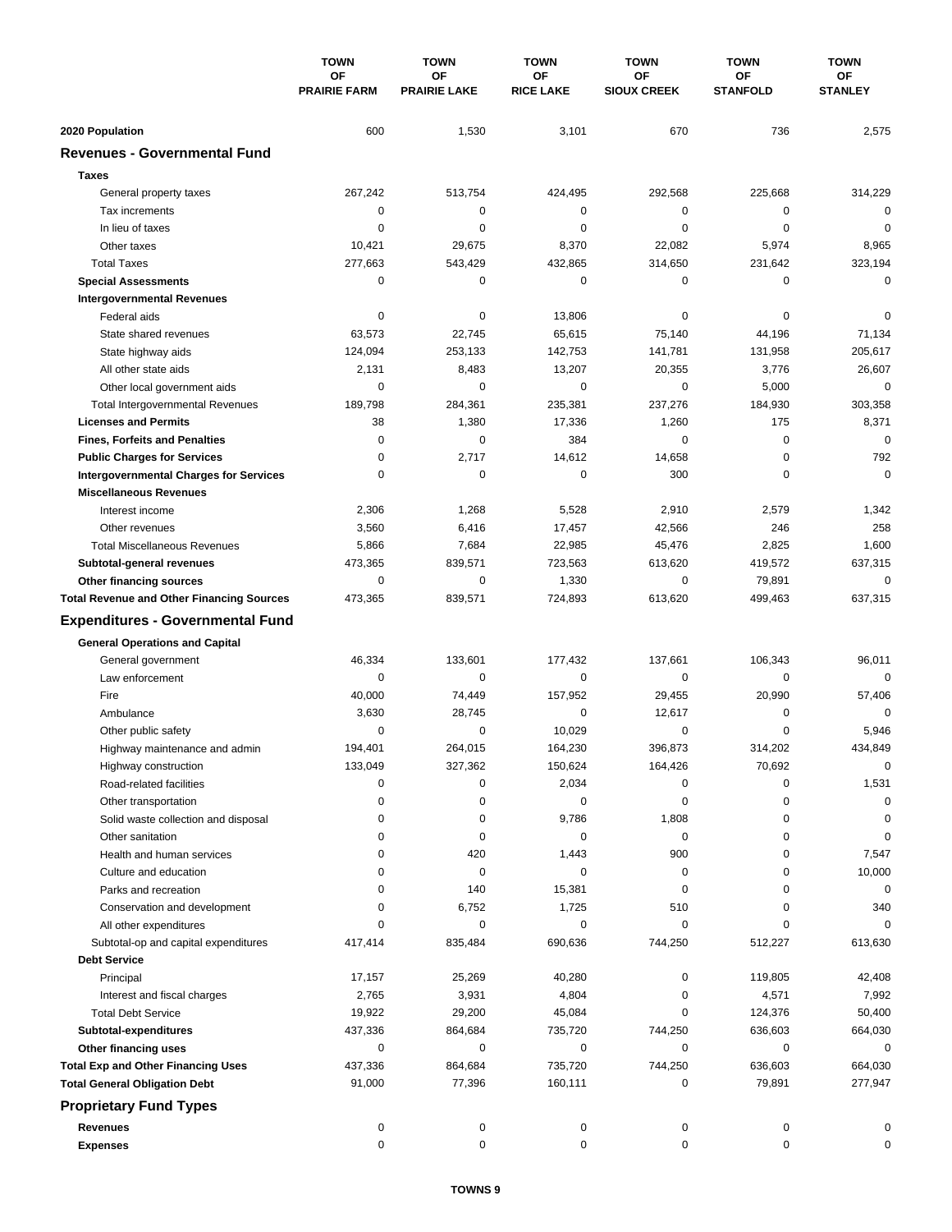| | TOWN OF PRAIRIE FARM | TOWN OF PRAIRIE LAKE | TOWN OF RICE LAKE | TOWN OF SIOUX CREEK | TOWN OF STANFOLD | TOWN OF STANLEY |
|---|---|---|---|---|---|---|
| **2020 Population** | 600 | 1,530 | 3,101 | 670 | 736 | 2,575 |
| **Revenues - Governmental Fund** | | | | | | |
| **Taxes** | | | | | | |
| General property taxes | 267,242 | 513,754 | 424,495 | 292,568 | 225,668 | 314,229 |
| Tax increments | 0 | 0 | 0 | 0 | 0 | 0 |
| In lieu of taxes | 0 | 0 | 0 | 0 | 0 | 0 |
| Other taxes | 10,421 | 29,675 | 8,370 | 22,082 | 5,974 | 8,965 |
| Total Taxes | 277,663 | 543,429 | 432,865 | 314,650 | 231,642 | 323,194 |
| **Special Assessments** | 0 | 0 | 0 | 0 | 0 | 0 |
| **Intergovernmental Revenues** | | | | | | |
| Federal aids | 0 | 0 | 13,806 | 0 | 0 | 0 |
| State shared revenues | 63,573 | 22,745 | 65,615 | 75,140 | 44,196 | 71,134 |
| State highway aids | 124,094 | 253,133 | 142,753 | 141,781 | 131,958 | 205,617 |
| All other state aids | 2,131 | 8,483 | 13,207 | 20,355 | 3,776 | 26,607 |
| Other local government aids | 0 | 0 | 0 | 0 | 5,000 | 0 |
| Total Intergovernmental Revenues | 189,798 | 284,361 | 235,381 | 237,276 | 184,930 | 303,358 |
| **Licenses and Permits** | 38 | 1,380 | 17,336 | 1,260 | 175 | 8,371 |
| **Fines, Forfeits and Penalties** | 0 | 0 | 384 | 0 | 0 | 0 |
| **Public Charges for Services** | 0 | 2,717 | 14,612 | 14,658 | 0 | 792 |
| **Intergovernmental Charges for Services** | 0 | 0 | 0 | 300 | 0 | 0 |
| **Miscellaneous Revenues** | | | | | | |
| Interest income | 2,306 | 1,268 | 5,528 | 2,910 | 2,579 | 1,342 |
| Other revenues | 3,560 | 6,416 | 17,457 | 42,566 | 246 | 258 |
| Total Miscellaneous Revenues | 5,866 | 7,684 | 22,985 | 45,476 | 2,825 | 1,600 |
| **Subtotal-general revenues** | 473,365 | 839,571 | 723,563 | 613,620 | 419,572 | 637,315 |
| **Other financing sources** | 0 | 0 | 1,330 | 0 | 79,891 | 0 |
| **Total Revenue and Other Financing Sources** | 473,365 | 839,571 | 724,893 | 613,620 | 499,463 | 637,315 |
| **Expenditures - Governmental Fund** | | | | | | |
| **General Operations and Capital** | | | | | | |
| General government | 46,334 | 133,601 | 177,432 | 137,661 | 106,343 | 96,011 |
| Law enforcement | 0 | 0 | 0 | 0 | 0 | 0 |
| Fire | 40,000 | 74,449 | 157,952 | 29,455 | 20,990 | 57,406 |
| Ambulance | 3,630 | 28,745 | 0 | 12,617 | 0 | 0 |
| Other public safety | 0 | 0 | 10,029 | 0 | 0 | 5,946 |
| Highway maintenance and admin | 194,401 | 264,015 | 164,230 | 396,873 | 314,202 | 434,849 |
| Highway construction | 133,049 | 327,362 | 150,624 | 164,426 | 70,692 | 0 |
| Road-related facilities | 0 | 0 | 2,034 | 0 | 0 | 1,531 |
| Other transportation | 0 | 0 | 0 | 0 | 0 | 0 |
| Solid waste collection and disposal | 0 | 0 | 9,786 | 1,808 | 0 | 0 |
| Other sanitation | 0 | 0 | 0 | 0 | 0 | 0 |
| Health and human services | 0 | 420 | 1,443 | 900 | 0 | 7,547 |
| Culture and education | 0 | 0 | 0 | 0 | 0 | 10,000 |
| Parks and recreation | 0 | 140 | 15,381 | 0 | 0 | 0 |
| Conservation and development | 0 | 6,752 | 1,725 | 510 | 0 | 340 |
| All other expenditures | 0 | 0 | 0 | 0 | 0 | 0 |
| Subtotal-op and capital expenditures | 417,414 | 835,484 | 690,636 | 744,250 | 512,227 | 613,630 |
| **Debt Service** | | | | | | |
| Principal | 17,157 | 25,269 | 40,280 | 0 | 119,805 | 42,408 |
| Interest and fiscal charges | 2,765 | 3,931 | 4,804 | 0 | 4,571 | 7,992 |
| Total Debt Service | 19,922 | 29,200 | 45,084 | 0 | 124,376 | 50,400 |
| **Subtotal-expenditures** | 437,336 | 864,684 | 735,720 | 744,250 | 636,603 | 664,030 |
| **Other financing uses** | 0 | 0 | 0 | 0 | 0 | 0 |
| **Total Exp and Other Financing Uses** | 437,336 | 864,684 | 735,720 | 744,250 | 636,603 | 664,030 |
| **Total General Obligation Debt** | 91,000 | 77,396 | 160,111 | 0 | 79,891 | 277,947 |
| **Proprietary Fund Types** | | | | | | |
| **Revenues** | 0 | 0 | 0 | 0 | 0 | 0 |
| **Expenses** | 0 | 0 | 0 | 0 | 0 | 0 |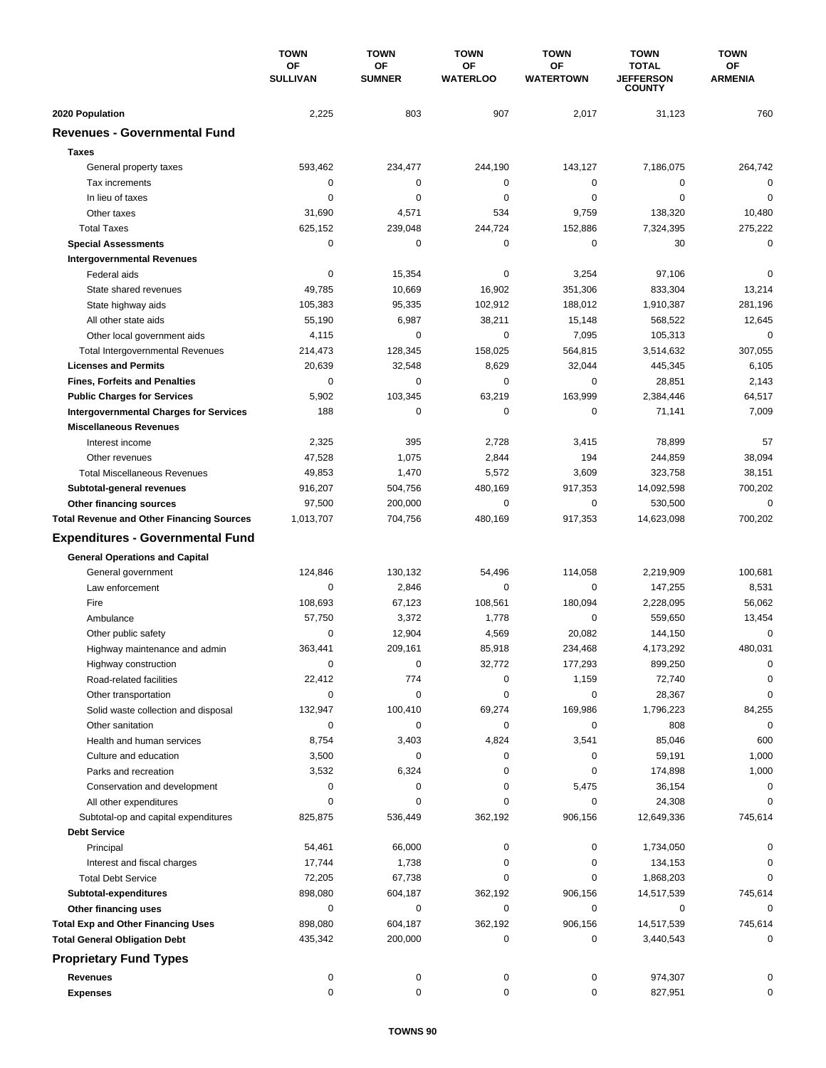| | TOWN OF SULLIVAN | TOWN OF SUMNER | TOWN OF WATERLOO | TOWN OF WATERTOWN | TOWN TOTAL JEFFERSON COUNTY | TOWN OF ARMENIA |
|---|---|---|---|---|---|---|
| **2020 Population** | 2,225 | 803 | 907 | 2,017 | 31,123 | 760 |
| **Revenues - Governmental Fund** | | | | | | |
| **Taxes** | | | | | | |
| General property taxes | 593,462 | 234,477 | 244,190 | 143,127 | 7,186,075 | 264,742 |
| Tax increments | 0 | 0 | 0 | 0 | 0 | 0 |
| In lieu of taxes | 0 | 0 | 0 | 0 | 0 | 0 |
| Other taxes | 31,690 | 4,571 | 534 | 9,759 | 138,320 | 10,480 |
| Total Taxes | 625,152 | 239,048 | 244,724 | 152,886 | 7,324,395 | 275,222 |
| **Special Assessments** | 0 | 0 | 0 | 0 | 30 | 0 |
| **Intergovernmental Revenues** | | | | | | |
| Federal aids | 0 | 15,354 | 0 | 3,254 | 97,106 | 0 |
| State shared revenues | 49,785 | 10,669 | 16,902 | 351,306 | 833,304 | 13,214 |
| State highway aids | 105,383 | 95,335 | 102,912 | 188,012 | 1,910,387 | 281,196 |
| All other state aids | 55,190 | 6,987 | 38,211 | 15,148 | 568,522 | 12,645 |
| Other local government aids | 4,115 | 0 | 0 | 7,095 | 105,313 | 0 |
| Total Intergovernmental Revenues | 214,473 | 128,345 | 158,025 | 564,815 | 3,514,632 | 307,055 |
| **Licenses and Permits** | 20,639 | 32,548 | 8,629 | 32,044 | 445,345 | 6,105 |
| **Fines, Forfeits and Penalties** | 0 | 0 | 0 | 0 | 28,851 | 2,143 |
| **Public Charges for Services** | 5,902 | 103,345 | 63,219 | 163,999 | 2,384,446 | 64,517 |
| **Intergovernmental Charges for Services** | 188 | 0 | 0 | 0 | 71,141 | 7,009 |
| **Miscellaneous Revenues** | | | | | | |
| Interest income | 2,325 | 395 | 2,728 | 3,415 | 78,899 | 57 |
| Other revenues | 47,528 | 1,075 | 2,844 | 194 | 244,859 | 38,094 |
| Total Miscellaneous Revenues | 49,853 | 1,470 | 5,572 | 3,609 | 323,758 | 38,151 |
| **Subtotal-general revenues** | 916,207 | 504,756 | 480,169 | 917,353 | 14,092,598 | 700,202 |
| **Other financing sources** | 97,500 | 200,000 | 0 | 0 | 530,500 | 0 |
| **Total Revenue and Other Financing Sources** | 1,013,707 | 704,756 | 480,169 | 917,353 | 14,623,098 | 700,202 |
| **Expenditures - Governmental Fund** | | | | | | |
| **General Operations and Capital** | | | | | | |
| General government | 124,846 | 130,132 | 54,496 | 114,058 | 2,219,909 | 100,681 |
| Law enforcement | 0 | 2,846 | 0 | 0 | 147,255 | 8,531 |
| Fire | 108,693 | 67,123 | 108,561 | 180,094 | 2,228,095 | 56,062 |
| Ambulance | 57,750 | 3,372 | 1,778 | 0 | 559,650 | 13,454 |
| Other public safety | 0 | 12,904 | 4,569 | 20,082 | 144,150 | 0 |
| Highway maintenance and admin | 363,441 | 209,161 | 85,918 | 234,468 | 4,173,292 | 480,031 |
| Highway construction | 0 | 0 | 32,772 | 177,293 | 899,250 | 0 |
| Road-related facilities | 22,412 | 774 | 0 | 1,159 | 72,740 | 0 |
| Other transportation | 0 | 0 | 0 | 0 | 28,367 | 0 |
| Solid waste collection and disposal | 132,947 | 100,410 | 69,274 | 169,986 | 1,796,223 | 84,255 |
| Other sanitation | 0 | 0 | 0 | 0 | 808 | 0 |
| Health and human services | 8,754 | 3,403 | 4,824 | 3,541 | 85,046 | 600 |
| Culture and education | 3,500 | 0 | 0 | 0 | 59,191 | 1,000 |
| Parks and recreation | 3,532 | 6,324 | 0 | 0 | 174,898 | 1,000 |
| Conservation and development | 0 | 0 | 0 | 5,475 | 36,154 | 0 |
| All other expenditures | 0 | 0 | 0 | 0 | 24,308 | 0 |
| Subtotal-op and capital expenditures | 825,875 | 536,449 | 362,192 | 906,156 | 12,649,336 | 745,614 |
| **Debt Service** | | | | | | |
| Principal | 54,461 | 66,000 | 0 | 0 | 1,734,050 | 0 |
| Interest and fiscal charges | 17,744 | 1,738 | 0 | 0 | 134,153 | 0 |
| Total Debt Service | 72,205 | 67,738 | 0 | 0 | 1,868,203 | 0 |
| **Subtotal-expenditures** | 898,080 | 604,187 | 362,192 | 906,156 | 14,517,539 | 745,614 |
| **Other financing uses** | 0 | 0 | 0 | 0 | 0 | 0 |
| **Total Exp and Other Financing Uses** | 898,080 | 604,187 | 362,192 | 906,156 | 14,517,539 | 745,614 |
| **Total General Obligation Debt** | 435,342 | 200,000 | 0 | 0 | 3,440,543 | 0 |
| **Proprietary Fund Types** | | | | | | |
| **Revenues** | 0 | 0 | 0 | 0 | 974,307 | 0 |
| **Expenses** | 0 | 0 | 0 | 0 | 827,951 | 0 |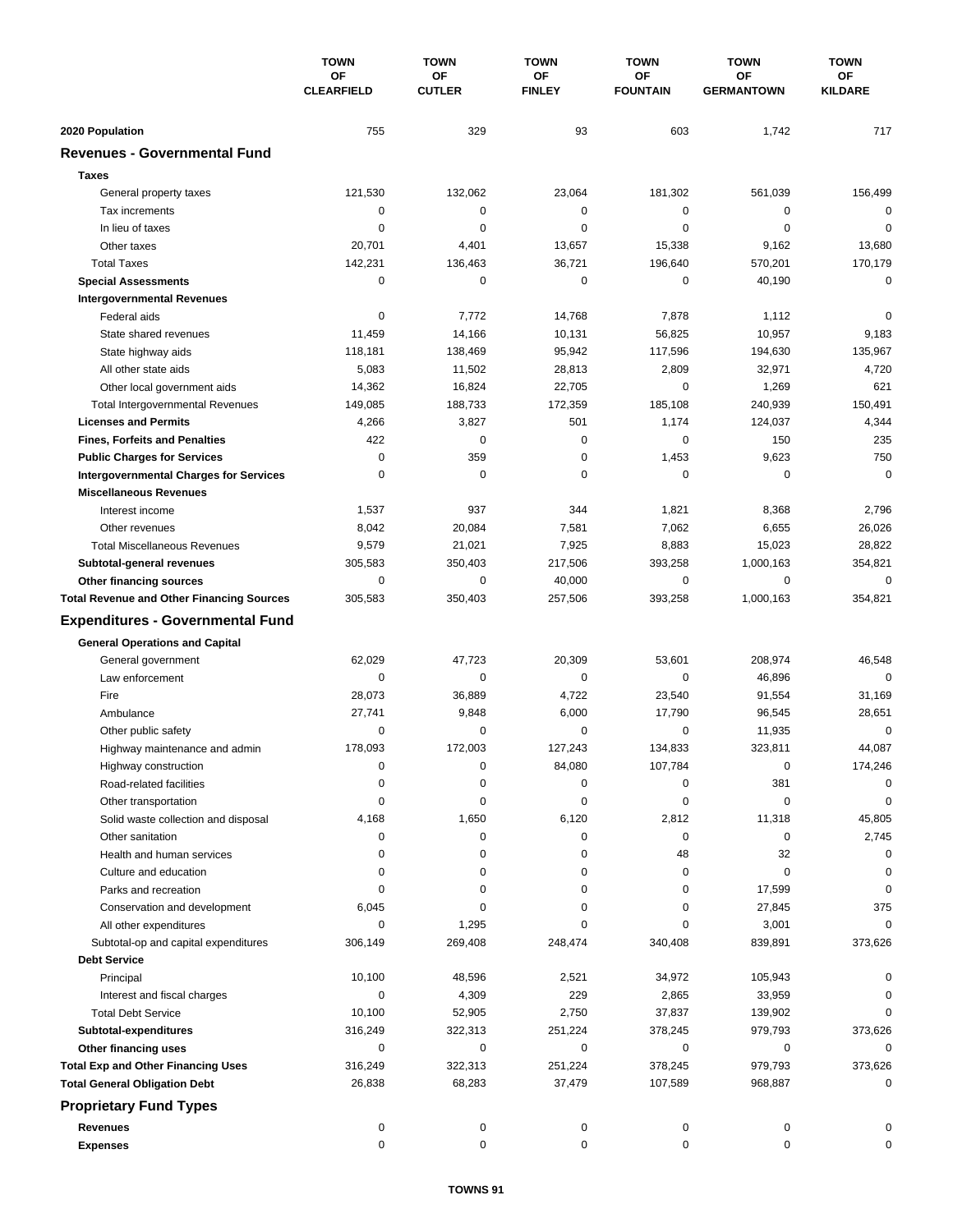| | TOWN OF CLEARFIELD | TOWN OF CUTLER | TOWN OF FINLEY | TOWN OF FOUNTAIN | TOWN OF GERMANTOWN | TOWN OF KILDARE |
|---|---|---|---|---|---|---|
| **2020 Population** | 755 | 329 | 93 | 603 | 1,742 | 717 |
| **Revenues - Governmental Fund** | | | | | | |
| **Taxes** | | | | | | |
| General property taxes | 121,530 | 132,062 | 23,064 | 181,302 | 561,039 | 156,499 |
| Tax increments | 0 | 0 | 0 | 0 | 0 | 0 |
| In lieu of taxes | 0 | 0 | 0 | 0 | 0 | 0 |
| Other taxes | 20,701 | 4,401 | 13,657 | 15,338 | 9,162 | 13,680 |
| Total Taxes | 142,231 | 136,463 | 36,721 | 196,640 | 570,201 | 170,179 |
| **Special Assessments** | 0 | 0 | 0 | 0 | 40,190 | 0 |
| **Intergovernmental Revenues** | | | | | | |
| Federal aids | 0 | 7,772 | 14,768 | 7,878 | 1,112 | 0 |
| State shared revenues | 11,459 | 14,166 | 10,131 | 56,825 | 10,957 | 9,183 |
| State highway aids | 118,181 | 138,469 | 95,942 | 117,596 | 194,630 | 135,967 |
| All other state aids | 5,083 | 11,502 | 28,813 | 2,809 | 32,971 | 4,720 |
| Other local government aids | 14,362 | 16,824 | 22,705 | 0 | 1,269 | 621 |
| Total Intergovernmental Revenues | 149,085 | 188,733 | 172,359 | 185,108 | 240,939 | 150,491 |
| **Licenses and Permits** | 4,266 | 3,827 | 501 | 1,174 | 124,037 | 4,344 |
| **Fines, Forfeits and Penalties** | 422 | 0 | 0 | 0 | 150 | 235 |
| **Public Charges for Services** | 0 | 359 | 0 | 1,453 | 9,623 | 750 |
| **Intergovernmental Charges for Services** | 0 | 0 | 0 | 0 | 0 | 0 |
| **Miscellaneous Revenues** | | | | | | |
| Interest income | 1,537 | 937 | 344 | 1,821 | 8,368 | 2,796 |
| Other revenues | 8,042 | 20,084 | 7,581 | 7,062 | 6,655 | 26,026 |
| Total Miscellaneous Revenues | 9,579 | 21,021 | 7,925 | 8,883 | 15,023 | 28,822 |
| **Subtotal-general revenues** | 305,583 | 350,403 | 217,506 | 393,258 | 1,000,163 | 354,821 |
| **Other financing sources** | 0 | 0 | 40,000 | 0 | 0 | 0 |
| **Total Revenue and Other Financing Sources** | 305,583 | 350,403 | 257,506 | 393,258 | 1,000,163 | 354,821 |
| **Expenditures - Governmental Fund** | | | | | | |
| **General Operations and Capital** | | | | | | |
| General government | 62,029 | 47,723 | 20,309 | 53,601 | 208,974 | 46,548 |
| Law enforcement | 0 | 0 | 0 | 0 | 46,896 | 0 |
| Fire | 28,073 | 36,889 | 4,722 | 23,540 | 91,554 | 31,169 |
| Ambulance | 27,741 | 9,848 | 6,000 | 17,790 | 96,545 | 28,651 |
| Other public safety | 0 | 0 | 0 | 0 | 11,935 | 0 |
| Highway maintenance and admin | 178,093 | 172,003 | 127,243 | 134,833 | 323,811 | 44,087 |
| Highway construction | 0 | 0 | 84,080 | 107,784 | 0 | 174,246 |
| Road-related facilities | 0 | 0 | 0 | 0 | 381 | 0 |
| Other transportation | 0 | 0 | 0 | 0 | 0 | 0 |
| Solid waste collection and disposal | 4,168 | 1,650 | 6,120 | 2,812 | 11,318 | 45,805 |
| Other sanitation | 0 | 0 | 0 | 0 | 0 | 2,745 |
| Health and human services | 0 | 0 | 0 | 48 | 32 | 0 |
| Culture and education | 0 | 0 | 0 | 0 | 0 | 0 |
| Parks and recreation | 0 | 0 | 0 | 0 | 17,599 | 0 |
| Conservation and development | 6,045 | 0 | 0 | 0 | 27,845 | 375 |
| All other expenditures | 0 | 1,295 | 0 | 0 | 3,001 | 0 |
| Subtotal-op and capital expenditures | 306,149 | 269,408 | 248,474 | 340,408 | 839,891 | 373,626 |
| **Debt Service** | | | | | | |
| Principal | 10,100 | 48,596 | 2,521 | 34,972 | 105,943 | 0 |
| Interest and fiscal charges | 0 | 4,309 | 229 | 2,865 | 33,959 | 0 |
| Total Debt Service | 10,100 | 52,905 | 2,750 | 37,837 | 139,902 | 0 |
| **Subtotal-expenditures** | 316,249 | 322,313 | 251,224 | 378,245 | 979,793 | 373,626 |
| **Other financing uses** | 0 | 0 | 0 | 0 | 0 | 0 |
| **Total Exp and Other Financing Uses** | 316,249 | 322,313 | 251,224 | 378,245 | 979,793 | 373,626 |
| **Total General Obligation Debt** | 26,838 | 68,283 | 37,479 | 107,589 | 968,887 | 0 |
| **Proprietary Fund Types** | | | | | | |
| **Revenues** | 0 | 0 | 0 | 0 | 0 | 0 |
| **Expenses** | 0 | 0 | 0 | 0 | 0 | 0 |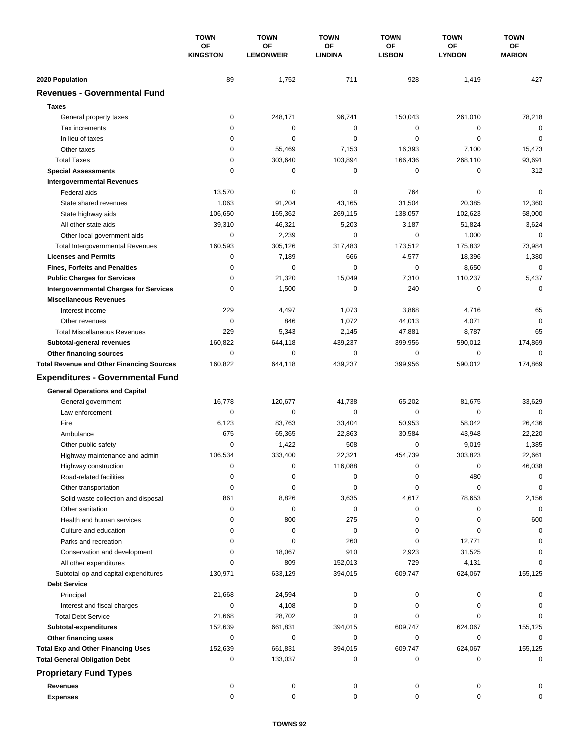| | TOWN OF KINGSTON | TOWN OF LEMONWEIR | TOWN OF LINDINA | TOWN OF LISBON | TOWN OF LYNDON | TOWN OF MARION |
|---|---|---|---|---|---|---|
| **2020 Population** | 89 | 1,752 | 711 | 928 | 1,419 | 427 |
| **Revenues - Governmental Fund** | | | | | | |
| **Taxes** | | | | | | |
| General property taxes | 0 | 248,171 | 96,741 | 150,043 | 261,010 | 78,218 |
| Tax increments | 0 | 0 | 0 | 0 | 0 | 0 |
| In lieu of taxes | 0 | 0 | 0 | 0 | 0 | 0 |
| Other taxes | 0 | 55,469 | 7,153 | 16,393 | 7,100 | 15,473 |
| Total Taxes | 0 | 303,640 | 103,894 | 166,436 | 268,110 | 93,691 |
| **Special Assessments** | 0 | 0 | 0 | 0 | 0 | 312 |
| **Intergovernmental Revenues** | | | | | | |
| Federal aids | 13,570 | 0 | 0 | 764 | 0 | 0 |
| State shared revenues | 1,063 | 91,204 | 43,165 | 31,504 | 20,385 | 12,360 |
| State highway aids | 106,650 | 165,362 | 269,115 | 138,057 | 102,623 | 58,000 |
| All other state aids | 39,310 | 46,321 | 5,203 | 3,187 | 51,824 | 3,624 |
| Other local government aids | 0 | 2,239 | 0 | 0 | 1,000 | 0 |
| Total Intergovernmental Revenues | 160,593 | 305,126 | 317,483 | 173,512 | 175,832 | 73,984 |
| **Licenses and Permits** | 0 | 7,189 | 666 | 4,577 | 18,396 | 1,380 |
| **Fines, Forfeits and Penalties** | 0 | 0 | 0 | 0 | 8,650 | 0 |
| **Public Charges for Services** | 0 | 21,320 | 15,049 | 7,310 | 110,237 | 5,437 |
| **Intergovernmental Charges for Services** | 0 | 1,500 | 0 | 240 | 0 | 0 |
| **Miscellaneous Revenues** | | | | | | |
| Interest income | 229 | 4,497 | 1,073 | 3,868 | 4,716 | 65 |
| Other revenues | 0 | 846 | 1,072 | 44,013 | 4,071 | 0 |
| Total Miscellaneous Revenues | 229 | 5,343 | 2,145 | 47,881 | 8,787 | 65 |
| **Subtotal-general revenues** | 160,822 | 644,118 | 439,237 | 399,956 | 590,012 | 174,869 |
| **Other financing sources** | 0 | 0 | 0 | 0 | 0 | 0 |
| **Total Revenue and Other Financing Sources** | 160,822 | 644,118 | 439,237 | 399,956 | 590,012 | 174,869 |
| **Expenditures - Governmental Fund** | | | | | | |
| **General Operations and Capital** | | | | | | |
| General government | 16,778 | 120,677 | 41,738 | 65,202 | 81,675 | 33,629 |
| Law enforcement | 0 | 0 | 0 | 0 | 0 | 0 |
| Fire | 6,123 | 83,763 | 33,404 | 50,953 | 58,042 | 26,436 |
| Ambulance | 675 | 65,365 | 22,863 | 30,584 | 43,948 | 22,220 |
| Other public safety | 0 | 1,422 | 508 | 0 | 9,019 | 1,385 |
| Highway maintenance and admin | 106,534 | 333,400 | 22,321 | 454,739 | 303,823 | 22,661 |
| Highway construction | 0 | 0 | 116,088 | 0 | 0 | 46,038 |
| Road-related facilities | 0 | 0 | 0 | 0 | 480 | 0 |
| Other transportation | 0 | 0 | 0 | 0 | 0 | 0 |
| Solid waste collection and disposal | 861 | 8,826 | 3,635 | 4,617 | 78,653 | 2,156 |
| Other sanitation | 0 | 0 | 0 | 0 | 0 | 0 |
| Health and human services | 0 | 800 | 275 | 0 | 0 | 600 |
| Culture and education | 0 | 0 | 0 | 0 | 0 | 0 |
| Parks and recreation | 0 | 0 | 260 | 0 | 12,771 | 0 |
| Conservation and development | 0 | 18,067 | 910 | 2,923 | 31,525 | 0 |
| All other expenditures | 0 | 809 | 152,013 | 729 | 4,131 | 0 |
| Subtotal-op and capital expenditures | 130,971 | 633,129 | 394,015 | 609,747 | 624,067 | 155,125 |
| **Debt Service** | | | | | | |
| Principal | 21,668 | 24,594 | 0 | 0 | 0 | 0 |
| Interest and fiscal charges | 0 | 4,108 | 0 | 0 | 0 | 0 |
| Total Debt Service | 21,668 | 28,702 | 0 | 0 | 0 | 0 |
| **Subtotal-expenditures** | 152,639 | 661,831 | 394,015 | 609,747 | 624,067 | 155,125 |
| **Other financing uses** | 0 | 0 | 0 | 0 | 0 | 0 |
| **Total Exp and Other Financing Uses** | 152,639 | 661,831 | 394,015 | 609,747 | 624,067 | 155,125 |
| **Total General Obligation Debt** | 0 | 133,037 | 0 | 0 | 0 | 0 |
| **Proprietary Fund Types** | | | | | | |
| **Revenues** | 0 | 0 | 0 | 0 | 0 | 0 |
| **Expenses** | 0 | 0 | 0 | 0 | 0 | 0 |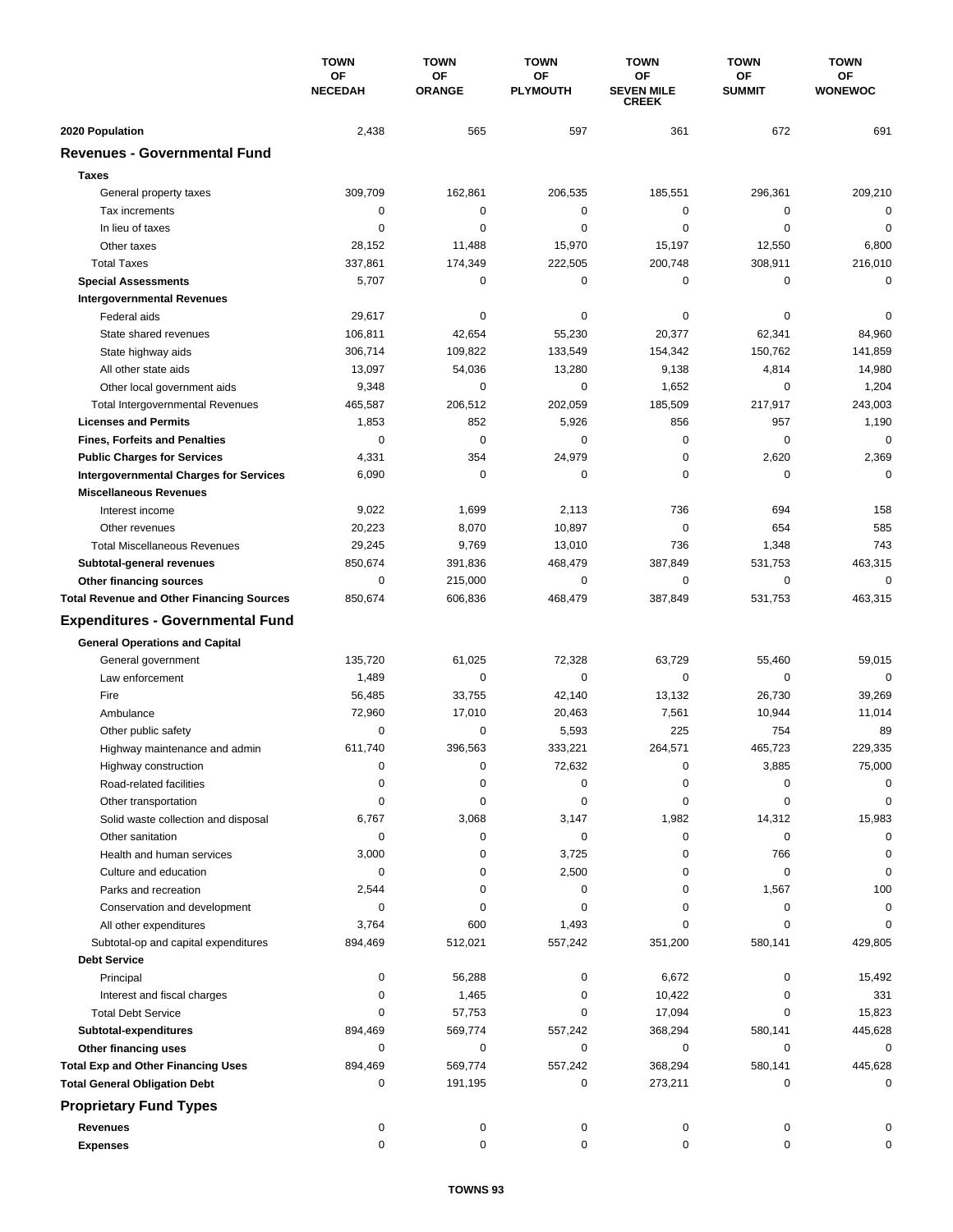| | TOWN OF NECEDAH | TOWN OF ORANGE | TOWN OF PLYMOUTH | TOWN OF SEVEN MILE CREEK | TOWN OF SUMMIT | TOWN OF WONEWOC |
|---|---|---|---|---|---|---|
| **2020 Population** | 2,438 | 565 | 597 | 361 | 672 | 691 |
| **Revenues - Governmental Fund** | | | | | | |
| **Taxes** | | | | | | |
| General property taxes | 309,709 | 162,861 | 206,535 | 185,551 | 296,361 | 209,210 |
| Tax increments | 0 | 0 | 0 | 0 | 0 | 0 |
| In lieu of taxes | 0 | 0 | 0 | 0 | 0 | 0 |
| Other taxes | 28,152 | 11,488 | 15,970 | 15,197 | 12,550 | 6,800 |
| Total Taxes | 337,861 | 174,349 | 222,505 | 200,748 | 308,911 | 216,010 |
| **Special Assessments** | 5,707 | 0 | 0 | 0 | 0 | 0 |
| **Intergovernmental Revenues** | | | | | | |
| Federal aids | 29,617 | 0 | 0 | 0 | 0 | 0 |
| State shared revenues | 106,811 | 42,654 | 55,230 | 20,377 | 62,341 | 84,960 |
| State highway aids | 306,714 | 109,822 | 133,549 | 154,342 | 150,762 | 141,859 |
| All other state aids | 13,097 | 54,036 | 13,280 | 9,138 | 4,814 | 14,980 |
| Other local government aids | 9,348 | 0 | 0 | 1,652 | 0 | 1,204 |
| Total Intergovernmental Revenues | 465,587 | 206,512 | 202,059 | 185,509 | 217,917 | 243,003 |
| **Licenses and Permits** | 1,853 | 852 | 5,926 | 856 | 957 | 1,190 |
| **Fines, Forfeits and Penalties** | 0 | 0 | 0 | 0 | 0 | 0 |
| **Public Charges for Services** | 4,331 | 354 | 24,979 | 0 | 2,620 | 2,369 |
| **Intergovernmental Charges for Services** | 6,090 | 0 | 0 | 0 | 0 | 0 |
| **Miscellaneous Revenues** | | | | | | |
| Interest income | 9,022 | 1,699 | 2,113 | 736 | 694 | 158 |
| Other revenues | 20,223 | 8,070 | 10,897 | 0 | 654 | 585 |
| Total Miscellaneous Revenues | 29,245 | 9,769 | 13,010 | 736 | 1,348 | 743 |
| **Subtotal-general revenues** | 850,674 | 391,836 | 468,479 | 387,849 | 531,753 | 463,315 |
| **Other financing sources** | 0 | 215,000 | 0 | 0 | 0 | 0 |
| **Total Revenue and Other Financing Sources** | 850,674 | 606,836 | 468,479 | 387,849 | 531,753 | 463,315 |
| **Expenditures - Governmental Fund** | | | | | | |
| **General Operations and Capital** | | | | | | |
| General government | 135,720 | 61,025 | 72,328 | 63,729 | 55,460 | 59,015 |
| Law enforcement | 1,489 | 0 | 0 | 0 | 0 | 0 |
| Fire | 56,485 | 33,755 | 42,140 | 13,132 | 26,730 | 39,269 |
| Ambulance | 72,960 | 17,010 | 20,463 | 7,561 | 10,944 | 11,014 |
| Other public safety | 0 | 0 | 5,593 | 225 | 754 | 89 |
| Highway maintenance and admin | 611,740 | 396,563 | 333,221 | 264,571 | 465,723 | 229,335 |
| Highway construction | 0 | 0 | 72,632 | 0 | 3,885 | 75,000 |
| Road-related facilities | 0 | 0 | 0 | 0 | 0 | 0 |
| Other transportation | 0 | 0 | 0 | 0 | 0 | 0 |
| Solid waste collection and disposal | 6,767 | 3,068 | 3,147 | 1,982 | 14,312 | 15,983 |
| Other sanitation | 0 | 0 | 0 | 0 | 0 | 0 |
| Health and human services | 3,000 | 0 | 3,725 | 0 | 766 | 0 |
| Culture and education | 0 | 0 | 2,500 | 0 | 0 | 0 |
| Parks and recreation | 2,544 | 0 | 0 | 0 | 1,567 | 100 |
| Conservation and development | 0 | 0 | 0 | 0 | 0 | 0 |
| All other expenditures | 3,764 | 600 | 1,493 | 0 | 0 | 0 |
| Subtotal-op and capital expenditures | 894,469 | 512,021 | 557,242 | 351,200 | 580,141 | 429,805 |
| **Debt Service** | | | | | | |
| Principal | 0 | 56,288 | 0 | 6,672 | 0 | 15,492 |
| Interest and fiscal charges | 0 | 1,465 | 0 | 10,422 | 0 | 331 |
| Total Debt Service | 0 | 57,753 | 0 | 17,094 | 0 | 15,823 |
| **Subtotal-expenditures** | 894,469 | 569,774 | 557,242 | 368,294 | 580,141 | 445,628 |
| **Other financing uses** | 0 | 0 | 0 | 0 | 0 | 0 |
| **Total Exp and Other Financing Uses** | 894,469 | 569,774 | 557,242 | 368,294 | 580,141 | 445,628 |
| **Total General Obligation Debt** | 0 | 191,195 | 0 | 273,211 | 0 | 0 |
| **Proprietary Fund Types** | | | | | | |
| **Revenues** | 0 | 0 | 0 | 0 | 0 | 0 |
| **Expenses** | 0 | 0 | 0 | 0 | 0 | 0 |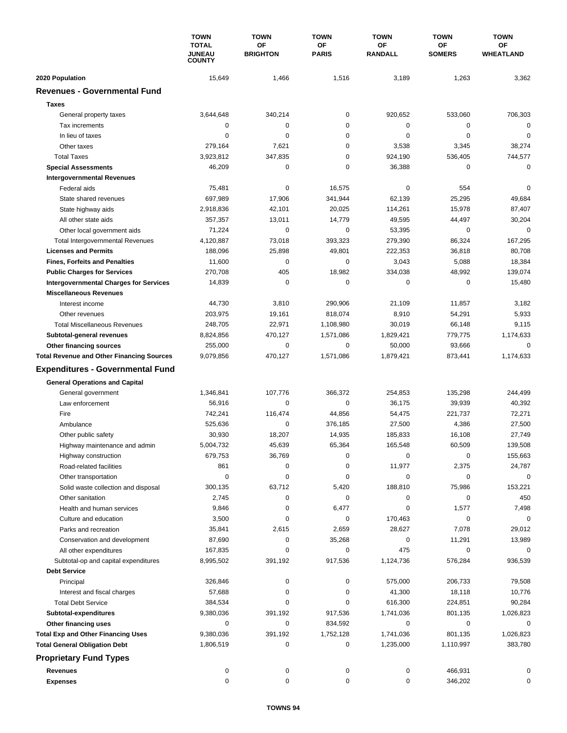| | TOWN TOTAL JUNEAU COUNTY | TOWN OF BRIGHTON | TOWN OF PARIS | TOWN OF RANDALL | TOWN OF SOMERS | TOWN OF WHEATLAND |
|---|---|---|---|---|---|---|
| **2020 Population** | 15,649 | 1,466 | 1,516 | 3,189 | 1,263 | 3,362 |
| **Revenues - Governmental Fund** | | | | | | |
| **Taxes** | | | | | | |
| General property taxes | 3,644,648 | 340,214 | 0 | 920,652 | 533,060 | 706,303 |
| Tax increments | 0 | 0 | 0 | 0 | 0 | 0 |
| In lieu of taxes | 0 | 0 | 0 | 0 | 0 | 0 |
| Other taxes | 279,164 | 7,621 | 0 | 3,538 | 3,345 | 38,274 |
| Total Taxes | 3,923,812 | 347,835 | 0 | 924,190 | 536,405 | 744,577 |
| **Special Assessments** | 46,209 | 0 | 0 | 36,388 | 0 | 0 |
| **Intergovernmental Revenues** | | | | | | |
| Federal aids | 75,481 | 0 | 16,575 | 0 | 554 | 0 |
| State shared revenues | 697,989 | 17,906 | 341,944 | 62,139 | 25,295 | 49,684 |
| State highway aids | 2,918,836 | 42,101 | 20,025 | 114,261 | 15,978 | 87,407 |
| All other state aids | 357,357 | 13,011 | 14,779 | 49,595 | 44,497 | 30,204 |
| Other local government aids | 71,224 | 0 | 0 | 53,395 | 0 | 0 |
| Total Intergovernmental Revenues | 4,120,887 | 73,018 | 393,323 | 279,390 | 86,324 | 167,295 |
| **Licenses and Permits** | 188,096 | 25,898 | 49,801 | 222,353 | 36,818 | 80,708 |
| **Fines, Forfeits and Penalties** | 11,600 | 0 | 0 | 3,043 | 5,088 | 18,384 |
| **Public Charges for Services** | 270,708 | 405 | 18,982 | 334,038 | 48,992 | 139,074 |
| **Intergovernmental Charges for Services** | 14,839 | 0 | 0 | 0 | 0 | 15,480 |
| **Miscellaneous Revenues** | | | | | | |
| Interest income | 44,730 | 3,810 | 290,906 | 21,109 | 11,857 | 3,182 |
| Other revenues | 203,975 | 19,161 | 818,074 | 8,910 | 54,291 | 5,933 |
| Total Miscellaneous Revenues | 248,705 | 22,971 | 1,108,980 | 30,019 | 66,148 | 9,115 |
| **Subtotal-general revenues** | 8,824,856 | 470,127 | 1,571,086 | 1,829,421 | 779,775 | 1,174,633 |
| **Other financing sources** | 255,000 | 0 | 0 | 50,000 | 93,666 | 0 |
| **Total Revenue and Other Financing Sources** | 9,079,856 | 470,127 | 1,571,086 | 1,879,421 | 873,441 | 1,174,633 |
| **Expenditures - Governmental Fund** | | | | | | |
| **General Operations and Capital** | | | | | | |
| General government | 1,346,841 | 107,776 | 366,372 | 254,853 | 135,298 | 244,499 |
| Law enforcement | 56,916 | 0 | 0 | 36,175 | 39,939 | 40,392 |
| Fire | 742,241 | 116,474 | 44,856 | 54,475 | 221,737 | 72,271 |
| Ambulance | 525,636 | 0 | 376,185 | 27,500 | 4,386 | 27,500 |
| Other public safety | 30,930 | 18,207 | 14,935 | 185,833 | 16,108 | 27,749 |
| Highway maintenance and admin | 5,004,732 | 45,639 | 65,364 | 165,548 | 60,509 | 139,508 |
| Highway construction | 679,753 | 36,769 | 0 | 0 | 0 | 155,663 |
| Road-related facilities | 861 | 0 | 0 | 11,977 | 2,375 | 24,787 |
| Other transportation | 0 | 0 | 0 | 0 | 0 | 0 |
| Solid waste collection and disposal | 300,135 | 63,712 | 5,420 | 188,810 | 75,986 | 153,221 |
| Other sanitation | 2,745 | 0 | 0 | 0 | 0 | 450 |
| Health and human services | 9,846 | 0 | 6,477 | 0 | 1,577 | 7,498 |
| Culture and education | 3,500 | 0 | 0 | 170,463 | 0 | 0 |
| Parks and recreation | 35,841 | 2,615 | 2,659 | 28,627 | 7,078 | 29,012 |
| Conservation and development | 87,690 | 0 | 35,268 | 0 | 11,291 | 13,989 |
| All other expenditures | 167,835 | 0 | 0 | 475 | 0 | 0 |
| Subtotal-op and capital expenditures | 8,995,502 | 391,192 | 917,536 | 1,124,736 | 576,284 | 936,539 |
| **Debt Service** | | | | | | |
| Principal | 326,846 | 0 | 0 | 575,000 | 206,733 | 79,508 |
| Interest and fiscal charges | 57,688 | 0 | 0 | 41,300 | 18,118 | 10,776 |
| Total Debt Service | 384,534 | 0 | 0 | 616,300 | 224,851 | 90,284 |
| **Subtotal-expenditures** | 9,380,036 | 391,192 | 917,536 | 1,741,036 | 801,135 | 1,026,823 |
| **Other financing uses** | 0 | 0 | 834,592 | 0 | 0 | 0 |
| **Total Exp and Other Financing Uses** | 9,380,036 | 391,192 | 1,752,128 | 1,741,036 | 801,135 | 1,026,823 |
| **Total General Obligation Debt** | 1,806,519 | 0 | 0 | 1,235,000 | 1,110,997 | 383,780 |
| **Proprietary Fund Types** | | | | | | |
| **Revenues** | 0 | 0 | 0 | 0 | 466,931 | 0 |
| **Expenses** | 0 | 0 | 0 | 0 | 346,202 | 0 |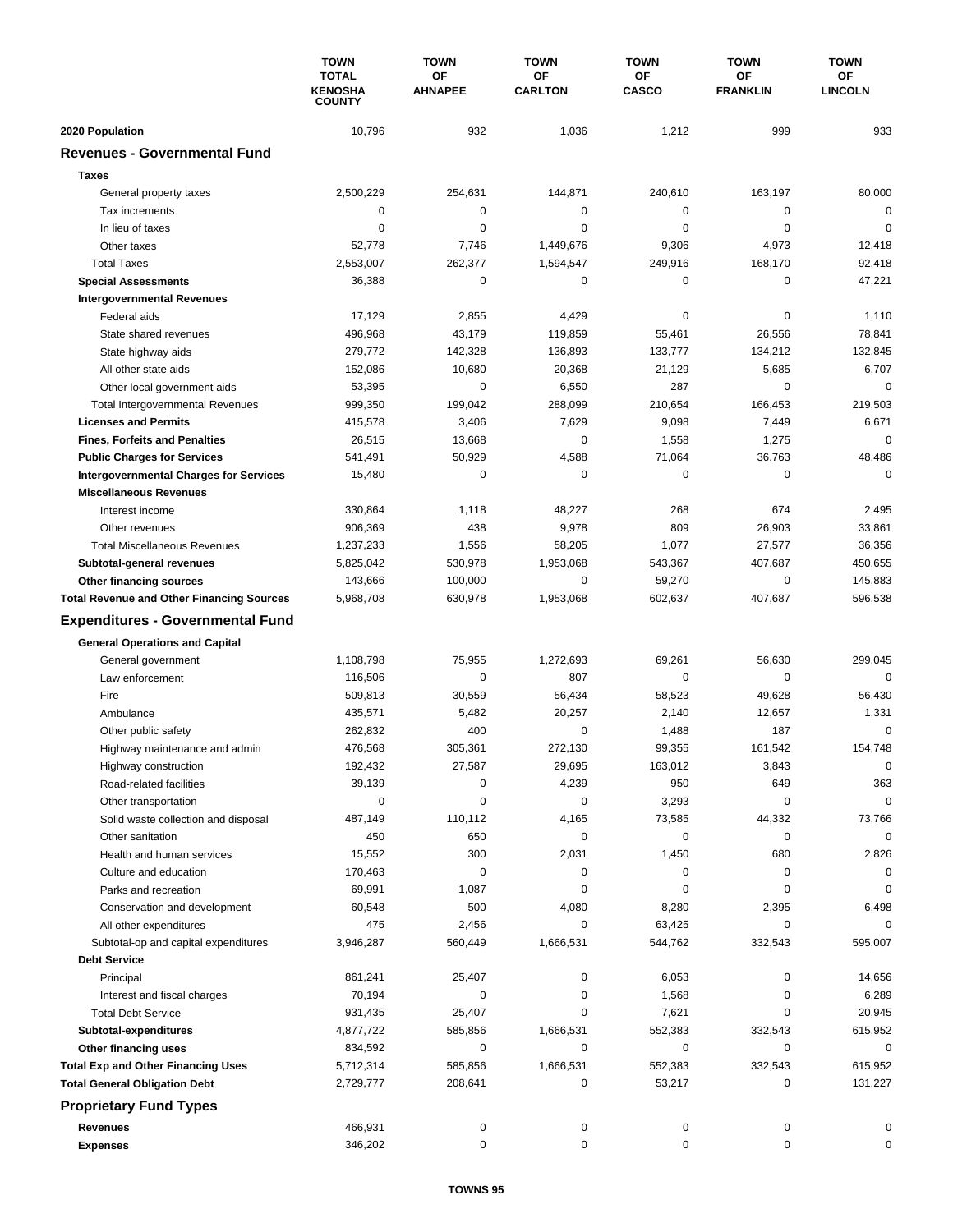| | TOWN TOTAL KENOSHA COUNTY | TOWN OF AHNAPEE | TOWN OF CARLTON | TOWN OF CASCO | TOWN OF FRANKLIN | TOWN OF LINCOLN |
|---|---|---|---|---|---|---|
| **2020 Population** | 10,796 | 932 | 1,036 | 1,212 | 999 | 933 |
| **Revenues - Governmental Fund** | | | | | | |
| **Taxes** | | | | | | |
| General property taxes | 2,500,229 | 254,631 | 144,871 | 240,610 | 163,197 | 80,000 |
| Tax increments | 0 | 0 | 0 | 0 | 0 | 0 |
| In lieu of taxes | 0 | 0 | 0 | 0 | 0 | 0 |
| Other taxes | 52,778 | 7,746 | 1,449,676 | 9,306 | 4,973 | 12,418 |
| Total Taxes | 2,553,007 | 262,377 | 1,594,547 | 249,916 | 168,170 | 92,418 |
| **Special Assessments** | 36,388 | 0 | 0 | 0 | 0 | 47,221 |
| **Intergovernmental Revenues** | | | | | | |
| Federal aids | 17,129 | 2,855 | 4,429 | 0 | 0 | 1,110 |
| State shared revenues | 496,968 | 43,179 | 119,859 | 55,461 | 26,556 | 78,841 |
| State highway aids | 279,772 | 142,328 | 136,893 | 133,777 | 134,212 | 132,845 |
| All other state aids | 152,086 | 10,680 | 20,368 | 21,129 | 5,685 | 6,707 |
| Other local government aids | 53,395 | 0 | 6,550 | 287 | 0 | 0 |
| Total Intergovernmental Revenues | 999,350 | 199,042 | 288,099 | 210,654 | 166,453 | 219,503 |
| **Licenses and Permits** | 415,578 | 3,406 | 7,629 | 9,098 | 7,449 | 6,671 |
| **Fines, Forfeits and Penalties** | 26,515 | 13,668 | 0 | 1,558 | 1,275 | 0 |
| **Public Charges for Services** | 541,491 | 50,929 | 4,588 | 71,064 | 36,763 | 48,486 |
| **Intergovernmental Charges for Services** | 15,480 | 0 | 0 | 0 | 0 | 0 |
| **Miscellaneous Revenues** | | | | | | |
| Interest income | 330,864 | 1,118 | 48,227 | 268 | 674 | 2,495 |
| Other revenues | 906,369 | 438 | 9,978 | 809 | 26,903 | 33,861 |
| Total Miscellaneous Revenues | 1,237,233 | 1,556 | 58,205 | 1,077 | 27,577 | 36,356 |
| **Subtotal-general revenues** | 5,825,042 | 530,978 | 1,953,068 | 543,367 | 407,687 | 450,655 |
| **Other financing sources** | 143,666 | 100,000 | 0 | 59,270 | 0 | 145,883 |
| **Total Revenue and Other Financing Sources** | 5,968,708 | 630,978 | 1,953,068 | 602,637 | 407,687 | 596,538 |
| **Expenditures - Governmental Fund** | | | | | | |
| **General Operations and Capital** | | | | | | |
| General government | 1,108,798 | 75,955 | 1,272,693 | 69,261 | 56,630 | 299,045 |
| Law enforcement | 116,506 | 0 | 807 | 0 | 0 | 0 |
| Fire | 509,813 | 30,559 | 56,434 | 58,523 | 49,628 | 56,430 |
| Ambulance | 435,571 | 5,482 | 20,257 | 2,140 | 12,657 | 1,331 |
| Other public safety | 262,832 | 400 | 0 | 1,488 | 187 | 0 |
| Highway maintenance and admin | 476,568 | 305,361 | 272,130 | 99,355 | 161,542 | 154,748 |
| Highway construction | 192,432 | 27,587 | 29,695 | 163,012 | 3,843 | 0 |
| Road-related facilities | 39,139 | 0 | 4,239 | 950 | 649 | 363 |
| Other transportation | 0 | 0 | 0 | 3,293 | 0 | 0 |
| Solid waste collection and disposal | 487,149 | 110,112 | 4,165 | 73,585 | 44,332 | 73,766 |
| Other sanitation | 450 | 650 | 0 | 0 | 0 | 0 |
| Health and human services | 15,552 | 300 | 2,031 | 1,450 | 680 | 2,826 |
| Culture and education | 170,463 | 0 | 0 | 0 | 0 | 0 |
| Parks and recreation | 69,991 | 1,087 | 0 | 0 | 0 | 0 |
| Conservation and development | 60,548 | 500 | 4,080 | 8,280 | 2,395 | 6,498 |
| All other expenditures | 475 | 2,456 | 0 | 63,425 | 0 | 0 |
| Subtotal-op and capital expenditures | 3,946,287 | 560,449 | 1,666,531 | 544,762 | 332,543 | 595,007 |
| **Debt Service** | | | | | | |
| Principal | 861,241 | 25,407 | 0 | 6,053 | 0 | 14,656 |
| Interest and fiscal charges | 70,194 | 0 | 0 | 1,568 | 0 | 6,289 |
| Total Debt Service | 931,435 | 25,407 | 0 | 7,621 | 0 | 20,945 |
| **Subtotal-expenditures** | 4,877,722 | 585,856 | 1,666,531 | 552,383 | 332,543 | 615,952 |
| **Other financing uses** | 834,592 | 0 | 0 | 0 | 0 | 0 |
| **Total Exp and Other Financing Uses** | 5,712,314 | 585,856 | 1,666,531 | 552,383 | 332,543 | 615,952 |
| **Total General Obligation Debt** | 2,729,777 | 208,641 | 0 | 53,217 | 0 | 131,227 |
| **Proprietary Fund Types** | | | | | | |
| **Revenues** | 466,931 | 0 | 0 | 0 | 0 | 0 |
| **Expenses** | 346,202 | 0 | 0 | 0 | 0 | 0 |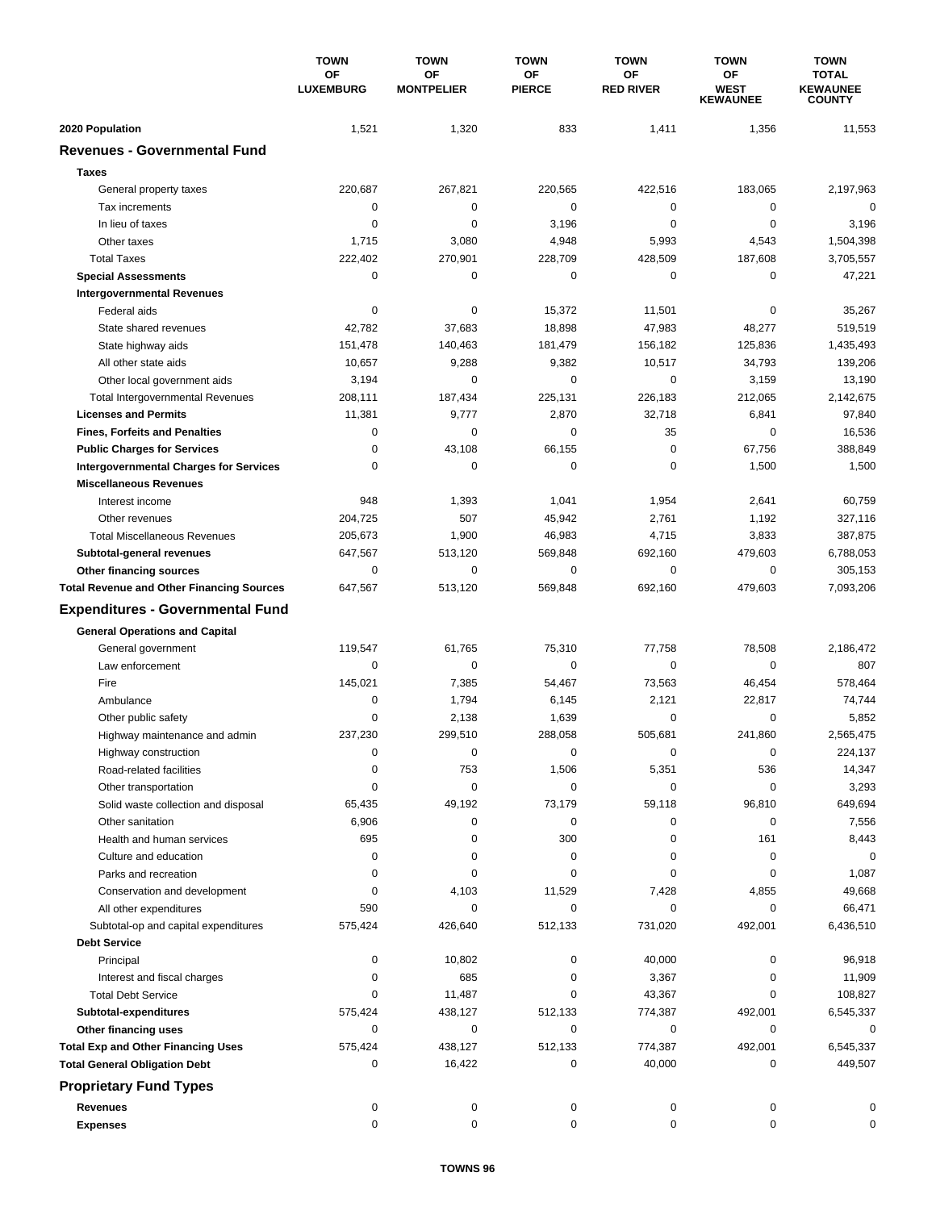| | TOWN OF LUXEMBURG | TOWN OF MONTPELIER | TOWN OF PIERCE | TOWN OF RED RIVER | TOWN OF WEST KEWAUNEE | TOWN TOTAL KEWAUNEE COUNTY |
|---|---|---|---|---|---|---|
| **2020 Population** | 1,521 | 1,320 | 833 | 1,411 | 1,356 | 11,553 |
| **Revenues - Governmental Fund** | | | | | | |
| **Taxes** | | | | | | |
| General property taxes | 220,687 | 267,821 | 220,565 | 422,516 | 183,065 | 2,197,963 |
| Tax increments | 0 | 0 | 0 | 0 | 0 | 0 |
| In lieu of taxes | 0 | 0 | 3,196 | 0 | 0 | 3,196 |
| Other taxes | 1,715 | 3,080 | 4,948 | 5,993 | 4,543 | 1,504,398 |
| Total Taxes | 222,402 | 270,901 | 228,709 | 428,509 | 187,608 | 3,705,557 |
| **Special Assessments** | 0 | 0 | 0 | 0 | 0 | 47,221 |
| **Intergovernmental Revenues** | | | | | | |
| Federal aids | 0 | 0 | 15,372 | 11,501 | 0 | 35,267 |
| State shared revenues | 42,782 | 37,683 | 18,898 | 47,983 | 48,277 | 519,519 |
| State highway aids | 151,478 | 140,463 | 181,479 | 156,182 | 125,836 | 1,435,493 |
| All other state aids | 10,657 | 9,288 | 9,382 | 10,517 | 34,793 | 139,206 |
| Other local government aids | 3,194 | 0 | 0 | 0 | 3,159 | 13,190 |
| Total Intergovernmental Revenues | 208,111 | 187,434 | 225,131 | 226,183 | 212,065 | 2,142,675 |
| **Licenses and Permits** | 11,381 | 9,777 | 2,870 | 32,718 | 6,841 | 97,840 |
| **Fines, Forfeits and Penalties** | 0 | 0 | 0 | 35 | 0 | 16,536 |
| **Public Charges for Services** | 0 | 43,108 | 66,155 | 0 | 67,756 | 388,849 |
| **Intergovernmental Charges for Services** | 0 | 0 | 0 | 0 | 1,500 | 1,500 |
| **Miscellaneous Revenues** | | | | | | |
| Interest income | 948 | 1,393 | 1,041 | 1,954 | 2,641 | 60,759 |
| Other revenues | 204,725 | 507 | 45,942 | 2,761 | 1,192 | 327,116 |
| Total Miscellaneous Revenues | 205,673 | 1,900 | 46,983 | 4,715 | 3,833 | 387,875 |
| **Subtotal-general revenues** | 647,567 | 513,120 | 569,848 | 692,160 | 479,603 | 6,788,053 |
| **Other financing sources** | 0 | 0 | 0 | 0 | 0 | 305,153 |
| **Total Revenue and Other Financing Sources** | 647,567 | 513,120 | 569,848 | 692,160 | 479,603 | 7,093,206 |
| **Expenditures - Governmental Fund** | | | | | | |
| **General Operations and Capital** | | | | | | |
| General government | 119,547 | 61,765 | 75,310 | 77,758 | 78,508 | 2,186,472 |
| Law enforcement | 0 | 0 | 0 | 0 | 0 | 807 |
| Fire | 145,021 | 7,385 | 54,467 | 73,563 | 46,454 | 578,464 |
| Ambulance | 0 | 1,794 | 6,145 | 2,121 | 22,817 | 74,744 |
| Other public safety | 0 | 2,138 | 1,639 | 0 | 0 | 5,852 |
| Highway maintenance and admin | 237,230 | 299,510 | 288,058 | 505,681 | 241,860 | 2,565,475 |
| Highway construction | 0 | 0 | 0 | 0 | 0 | 224,137 |
| Road-related facilities | 0 | 753 | 1,506 | 5,351 | 536 | 14,347 |
| Other transportation | 0 | 0 | 0 | 0 | 0 | 3,293 |
| Solid waste collection and disposal | 65,435 | 49,192 | 73,179 | 59,118 | 96,810 | 649,694 |
| Other sanitation | 6,906 | 0 | 0 | 0 | 0 | 7,556 |
| Health and human services | 695 | 0 | 300 | 0 | 161 | 8,443 |
| Culture and education | 0 | 0 | 0 | 0 | 0 | 0 |
| Parks and recreation | 0 | 0 | 0 | 0 | 0 | 1,087 |
| Conservation and development | 0 | 4,103 | 11,529 | 7,428 | 4,855 | 49,668 |
| All other expenditures | 590 | 0 | 0 | 0 | 0 | 66,471 |
| Subtotal-op and capital expenditures | 575,424 | 426,640 | 512,133 | 731,020 | 492,001 | 6,436,510 |
| **Debt Service** | | | | | | |
| Principal | 0 | 10,802 | 0 | 40,000 | 0 | 96,918 |
| Interest and fiscal charges | 0 | 685 | 0 | 3,367 | 0 | 11,909 |
| Total Debt Service | 0 | 11,487 | 0 | 43,367 | 0 | 108,827 |
| **Subtotal-expenditures** | 575,424 | 438,127 | 512,133 | 774,387 | 492,001 | 6,545,337 |
| **Other financing uses** | 0 | 0 | 0 | 0 | 0 | 0 |
| **Total Exp and Other Financing Uses** | 575,424 | 438,127 | 512,133 | 774,387 | 492,001 | 6,545,337 |
| **Total General Obligation Debt** | 0 | 16,422 | 0 | 40,000 | 0 | 449,507 |
| **Proprietary Fund Types** | | | | | | |
| **Revenues** | 0 | 0 | 0 | 0 | 0 | 0 |
| **Expenses** | 0 | 0 | 0 | 0 | 0 | 0 |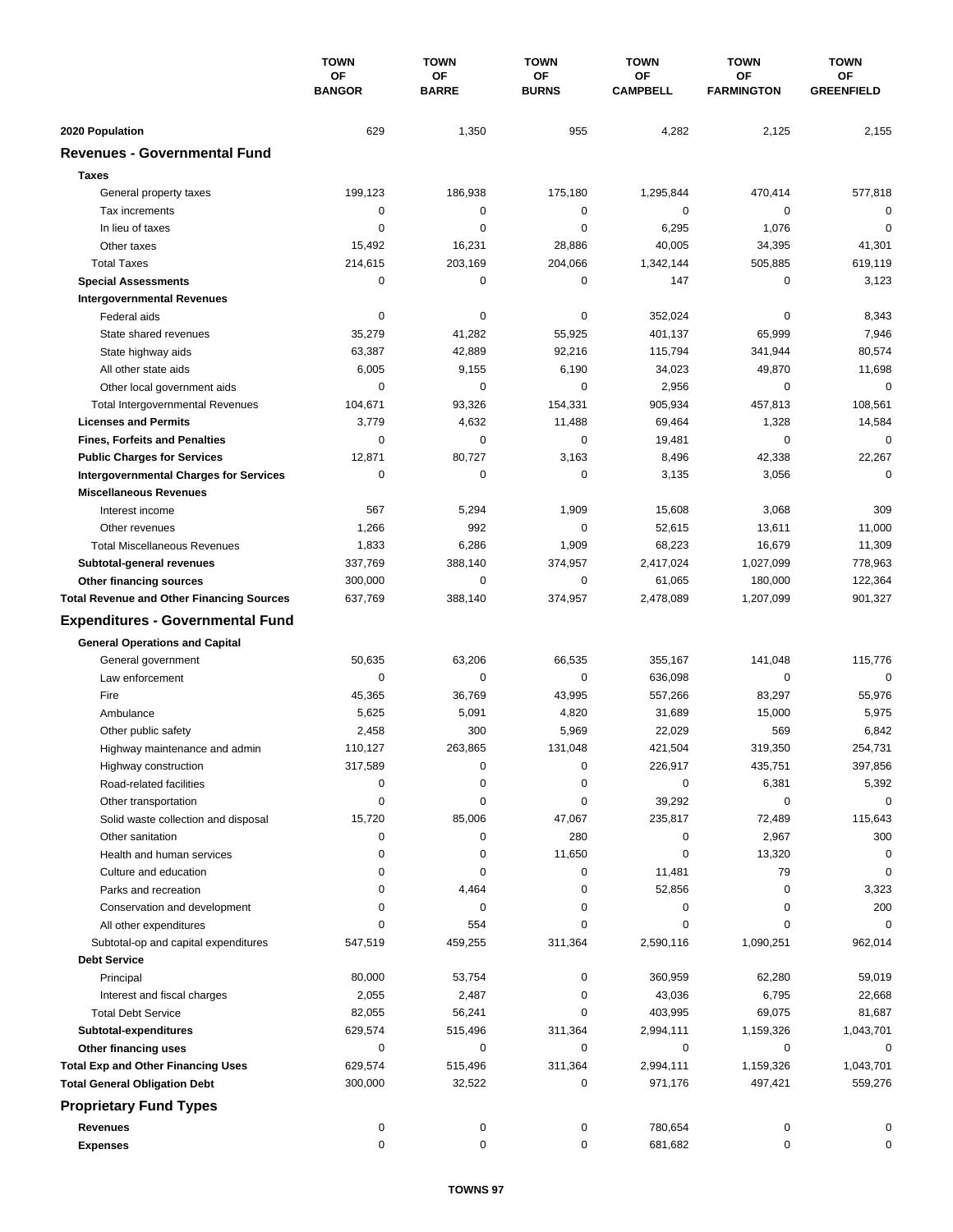| | TOWN OF BANGOR | TOWN OF BARRE | TOWN OF BURNS | TOWN OF CAMPBELL | TOWN OF FARMINGTON | TOWN OF GREENFIELD |
|---|---|---|---|---|---|---|
| **2020 Population** | 629 | 1,350 | 955 | 4,282 | 2,125 | 2,155 |
| **Revenues - Governmental Fund** | | | | | | |
| **Taxes** | | | | | | |
| General property taxes | 199,123 | 186,938 | 175,180 | 1,295,844 | 470,414 | 577,818 |
| Tax increments | 0 | 0 | 0 | 0 | 0 | 0 |
| In lieu of taxes | 0 | 0 | 0 | 6,295 | 1,076 | 0 |
| Other taxes | 15,492 | 16,231 | 28,886 | 40,005 | 34,395 | 41,301 |
| Total Taxes | 214,615 | 203,169 | 204,066 | 1,342,144 | 505,885 | 619,119 |
| **Special Assessments** | 0 | 0 | 0 | 147 | 0 | 3,123 |
| **Intergovernmental Revenues** | | | | | | |
| Federal aids | 0 | 0 | 0 | 352,024 | 0 | 8,343 |
| State shared revenues | 35,279 | 41,282 | 55,925 | 401,137 | 65,999 | 7,946 |
| State highway aids | 63,387 | 42,889 | 92,216 | 115,794 | 341,944 | 80,574 |
| All other state aids | 6,005 | 9,155 | 6,190 | 34,023 | 49,870 | 11,698 |
| Other local government aids | 0 | 0 | 0 | 2,956 | 0 | 0 |
| Total Intergovernmental Revenues | 104,671 | 93,326 | 154,331 | 905,934 | 457,813 | 108,561 |
| **Licenses and Permits** | 3,779 | 4,632 | 11,488 | 69,464 | 1,328 | 14,584 |
| **Fines, Forfeits and Penalties** | 0 | 0 | 0 | 19,481 | 0 | 0 |
| **Public Charges for Services** | 12,871 | 80,727 | 3,163 | 8,496 | 42,338 | 22,267 |
| **Intergovernmental Charges for Services** | 0 | 0 | 0 | 3,135 | 3,056 | 0 |
| **Miscellaneous Revenues** | | | | | | |
| Interest income | 567 | 5,294 | 1,909 | 15,608 | 3,068 | 309 |
| Other revenues | 1,266 | 992 | 0 | 52,615 | 13,611 | 11,000 |
| Total Miscellaneous Revenues | 1,833 | 6,286 | 1,909 | 68,223 | 16,679 | 11,309 |
| **Subtotal-general revenues** | 337,769 | 388,140 | 374,957 | 2,417,024 | 1,027,099 | 778,963 |
| **Other financing sources** | 300,000 | 0 | 0 | 61,065 | 180,000 | 122,364 |
| **Total Revenue and Other Financing Sources** | 637,769 | 388,140 | 374,957 | 2,478,089 | 1,207,099 | 901,327 |
| **Expenditures - Governmental Fund** | | | | | | |
| **General Operations and Capital** | | | | | | |
| General government | 50,635 | 63,206 | 66,535 | 355,167 | 141,048 | 115,776 |
| Law enforcement | 0 | 0 | 0 | 636,098 | 0 | 0 |
| Fire | 45,365 | 36,769 | 43,995 | 557,266 | 83,297 | 55,976 |
| Ambulance | 5,625 | 5,091 | 4,820 | 31,689 | 15,000 | 5,975 |
| Other public safety | 2,458 | 300 | 5,969 | 22,029 | 569 | 6,842 |
| Highway maintenance and admin | 110,127 | 263,865 | 131,048 | 421,504 | 319,350 | 254,731 |
| Highway construction | 317,589 | 0 | 0 | 226,917 | 435,751 | 397,856 |
| Road-related facilities | 0 | 0 | 0 | 0 | 6,381 | 5,392 |
| Other transportation | 0 | 0 | 0 | 39,292 | 0 | 0 |
| Solid waste collection and disposal | 15,720 | 85,006 | 47,067 | 235,817 | 72,489 | 115,643 |
| Other sanitation | 0 | 0 | 280 | 0 | 2,967 | 300 |
| Health and human services | 0 | 0 | 11,650 | 0 | 13,320 | 0 |
| Culture and education | 0 | 0 | 0 | 11,481 | 79 | 0 |
| Parks and recreation | 0 | 4,464 | 0 | 52,856 | 0 | 3,323 |
| Conservation and development | 0 | 0 | 0 | 0 | 0 | 200 |
| All other expenditures | 0 | 554 | 0 | 0 | 0 | 0 |
| Subtotal-op and capital expenditures | 547,519 | 459,255 | 311,364 | 2,590,116 | 1,090,251 | 962,014 |
| **Debt Service** | | | | | | |
| Principal | 80,000 | 53,754 | 0 | 360,959 | 62,280 | 59,019 |
| Interest and fiscal charges | 2,055 | 2,487 | 0 | 43,036 | 6,795 | 22,668 |
| Total Debt Service | 82,055 | 56,241 | 0 | 403,995 | 69,075 | 81,687 |
| **Subtotal-expenditures** | 629,574 | 515,496 | 311,364 | 2,994,111 | 1,159,326 | 1,043,701 |
| **Other financing uses** | 0 | 0 | 0 | 0 | 0 | 0 |
| **Total Exp and Other Financing Uses** | 629,574 | 515,496 | 311,364 | 2,994,111 | 1,159,326 | 1,043,701 |
| **Total General Obligation Debt** | 300,000 | 32,522 | 0 | 971,176 | 497,421 | 559,276 |
| **Proprietary Fund Types** | | | | | | |
| **Revenues** | 0 | 0 | 0 | 780,654 | 0 | 0 |
| **Expenses** | 0 | 0 | 0 | 681,682 | 0 | 0 |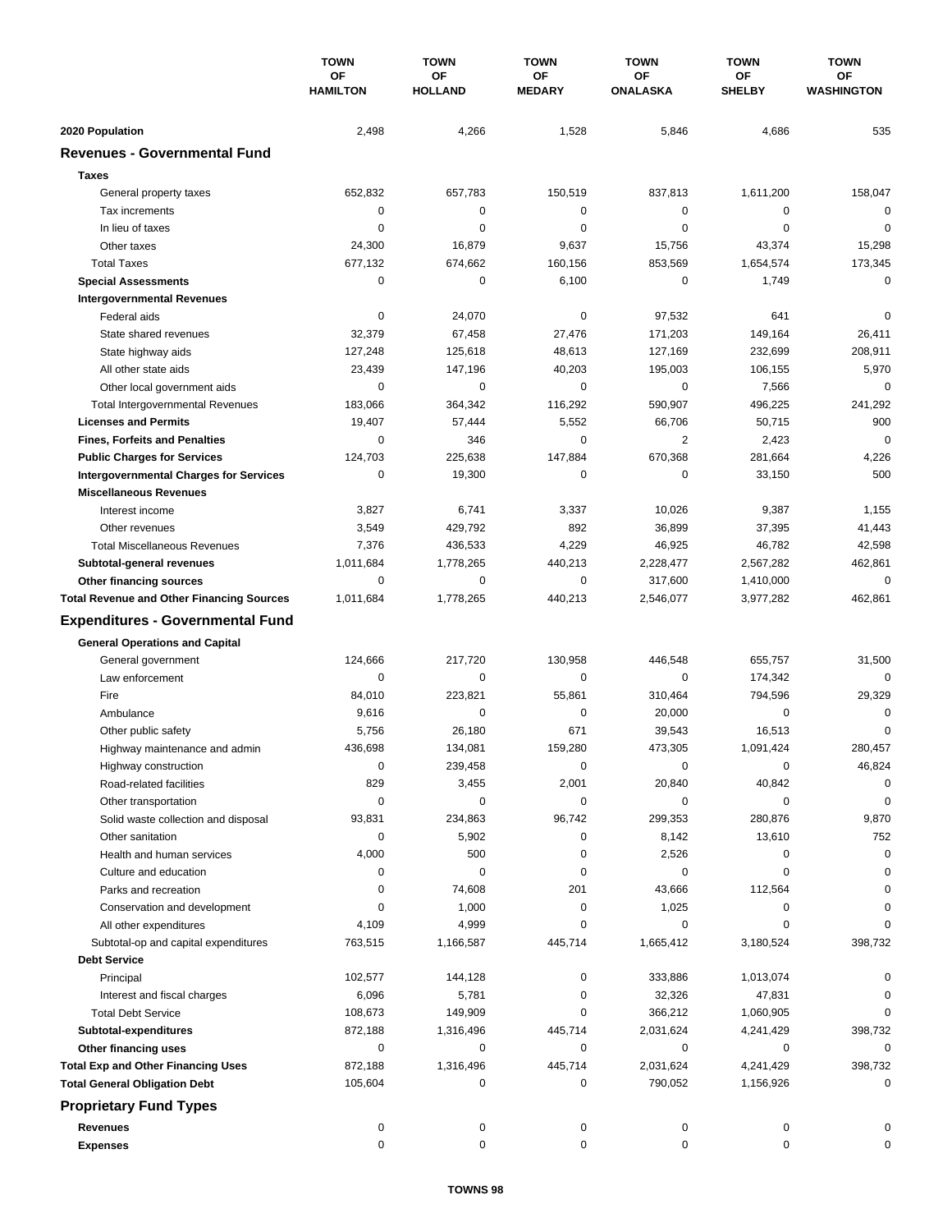| | TOWN OF HAMILTON | TOWN OF HOLLAND | TOWN OF MEDARY | TOWN OF ONALASKA | TOWN OF SHELBY | TOWN OF WASHINGTON |
|---|---|---|---|---|---|---|
| **2020 Population** | 2,498 | 4,266 | 1,528 | 5,846 | 4,686 | 535 |
| **Revenues - Governmental Fund** | | | | | | |
| **Taxes** | | | | | | |
| General property taxes | 652,832 | 657,783 | 150,519 | 837,813 | 1,611,200 | 158,047 |
| Tax increments | 0 | 0 | 0 | 0 | 0 | 0 |
| In lieu of taxes | 0 | 0 | 0 | 0 | 0 | 0 |
| Other taxes | 24,300 | 16,879 | 9,637 | 15,756 | 43,374 | 15,298 |
| Total Taxes | 677,132 | 674,662 | 160,156 | 853,569 | 1,654,574 | 173,345 |
| **Special Assessments** | 0 | 0 | 6,100 | 0 | 1,749 | 0 |
| **Intergovernmental Revenues** | | | | | | |
| Federal aids | 0 | 24,070 | 0 | 97,532 | 641 | 0 |
| State shared revenues | 32,379 | 67,458 | 27,476 | 171,203 | 149,164 | 26,411 |
| State highway aids | 127,248 | 125,618 | 48,613 | 127,169 | 232,699 | 208,911 |
| All other state aids | 23,439 | 147,196 | 40,203 | 195,003 | 106,155 | 5,970 |
| Other local government aids | 0 | 0 | 0 | 0 | 7,566 | 0 |
| Total Intergovernmental Revenues | 183,066 | 364,342 | 116,292 | 590,907 | 496,225 | 241,292 |
| **Licenses and Permits** | 19,407 | 57,444 | 5,552 | 66,706 | 50,715 | 900 |
| **Fines, Forfeits and Penalties** | 0 | 346 | 0 | 2 | 2,423 | 0 |
| **Public Charges for Services** | 124,703 | 225,638 | 147,884 | 670,368 | 281,664 | 4,226 |
| **Intergovernmental Charges for Services** | 0 | 19,300 | 0 | 0 | 33,150 | 500 |
| **Miscellaneous Revenues** | | | | | | |
| Interest income | 3,827 | 6,741 | 3,337 | 10,026 | 9,387 | 1,155 |
| Other revenues | 3,549 | 429,792 | 892 | 36,899 | 37,395 | 41,443 |
| Total Miscellaneous Revenues | 7,376 | 436,533 | 4,229 | 46,925 | 46,782 | 42,598 |
| **Subtotal-general revenues** | 1,011,684 | 1,778,265 | 440,213 | 2,228,477 | 2,567,282 | 462,861 |
| **Other financing sources** | 0 | 0 | 0 | 317,600 | 1,410,000 | 0 |
| **Total Revenue and Other Financing Sources** | 1,011,684 | 1,778,265 | 440,213 | 2,546,077 | 3,977,282 | 462,861 |
| **Expenditures - Governmental Fund** | | | | | | |
| **General Operations and Capital** | | | | | | |
| General government | 124,666 | 217,720 | 130,958 | 446,548 | 655,757 | 31,500 |
| Law enforcement | 0 | 0 | 0 | 0 | 174,342 | 0 |
| Fire | 84,010 | 223,821 | 55,861 | 310,464 | 794,596 | 29,329 |
| Ambulance | 9,616 | 0 | 0 | 20,000 | 0 | 0 |
| Other public safety | 5,756 | 26,180 | 671 | 39,543 | 16,513 | 0 |
| Highway maintenance and admin | 436,698 | 134,081 | 159,280 | 473,305 | 1,091,424 | 280,457 |
| Highway construction | 0 | 239,458 | 0 | 0 | 0 | 46,824 |
| Road-related facilities | 829 | 3,455 | 2,001 | 20,840 | 40,842 | 0 |
| Other transportation | 0 | 0 | 0 | 0 | 0 | 0 |
| Solid waste collection and disposal | 93,831 | 234,863 | 96,742 | 299,353 | 280,876 | 9,870 |
| Other sanitation | 0 | 5,902 | 0 | 8,142 | 13,610 | 752 |
| Health and human services | 4,000 | 500 | 0 | 2,526 | 0 | 0 |
| Culture and education | 0 | 0 | 0 | 0 | 0 | 0 |
| Parks and recreation | 0 | 74,608 | 201 | 43,666 | 112,564 | 0 |
| Conservation and development | 0 | 1,000 | 0 | 1,025 | 0 | 0 |
| All other expenditures | 4,109 | 4,999 | 0 | 0 | 0 | 0 |
| Subtotal-op and capital expenditures | 763,515 | 1,166,587 | 445,714 | 1,665,412 | 3,180,524 | 398,732 |
| **Debt Service** | | | | | | |
| Principal | 102,577 | 144,128 | 0 | 333,886 | 1,013,074 | 0 |
| Interest and fiscal charges | 6,096 | 5,781 | 0 | 32,326 | 47,831 | 0 |
| Total Debt Service | 108,673 | 149,909 | 0 | 366,212 | 1,060,905 | 0 |
| **Subtotal-expenditures** | 872,188 | 1,316,496 | 445,714 | 2,031,624 | 4,241,429 | 398,732 |
| **Other financing uses** | 0 | 0 | 0 | 0 | 0 | 0 |
| **Total Exp and Other Financing Uses** | 872,188 | 1,316,496 | 445,714 | 2,031,624 | 4,241,429 | 398,732 |
| **Total General Obligation Debt** | 105,604 | 0 | 0 | 790,052 | 1,156,926 | 0 |
| **Proprietary Fund Types** | | | | | | |
| **Revenues** | 0 | 0 | 0 | 0 | 0 | 0 |
| **Expenses** | 0 | 0 | 0 | 0 | 0 | 0 |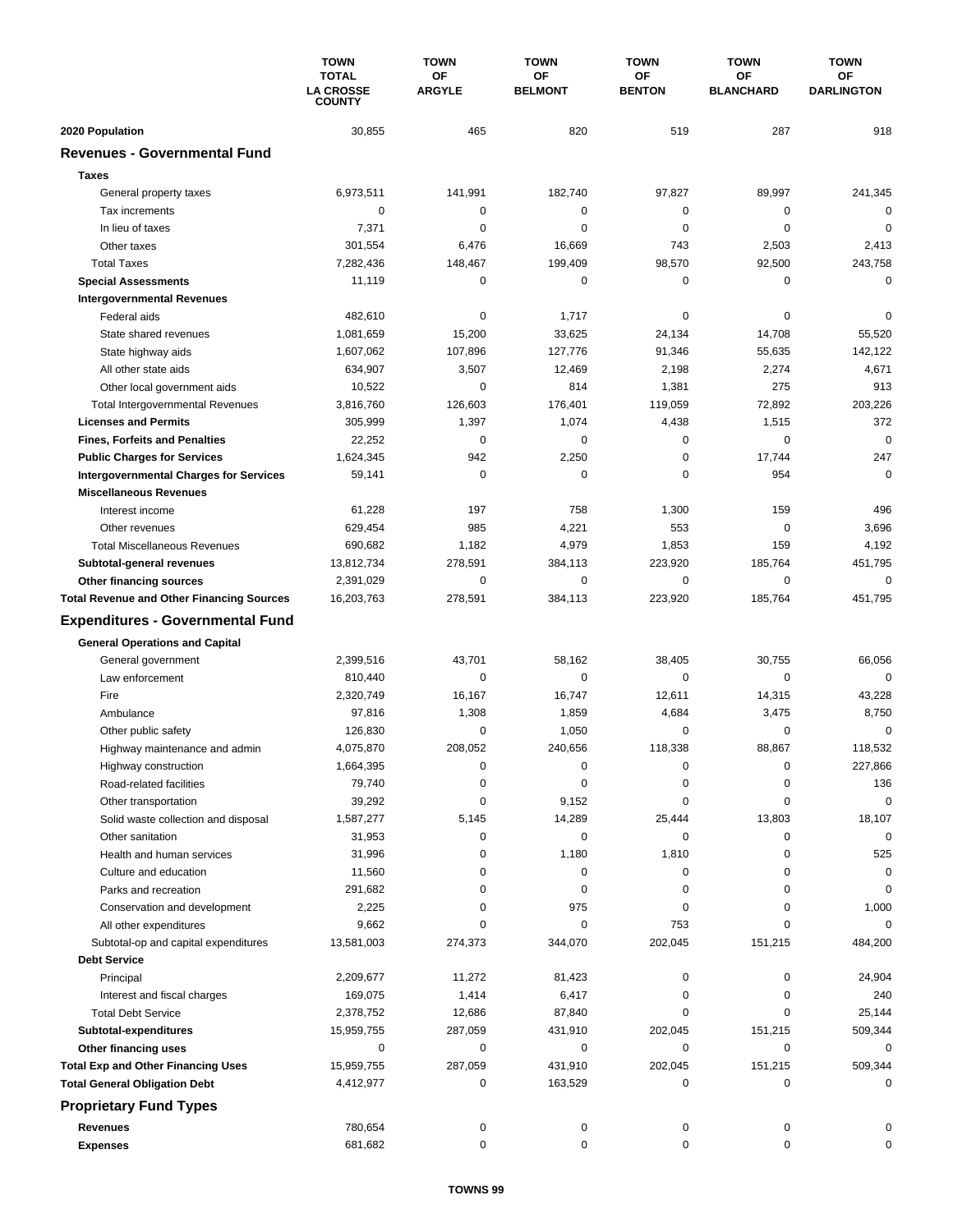| | TOWN TOTAL LA CROSSE COUNTY | TOWN OF ARGYLE | TOWN OF BELMONT | TOWN OF BENTON | TOWN OF BLANCHARD | TOWN OF DARLINGTON |
|---|---|---|---|---|---|---|
| **2020 Population** | 30,855 | 465 | 820 | 519 | 287 | 918 |
| **Revenues - Governmental Fund** | | | | | | |
| **Taxes** | | | | | | |
| General property taxes | 6,973,511 | 141,991 | 182,740 | 97,827 | 89,997 | 241,345 |
| Tax increments | 0 | 0 | 0 | 0 | 0 | 0 |
| In lieu of taxes | 7,371 | 0 | 0 | 0 | 0 | 0 |
| Other taxes | 301,554 | 6,476 | 16,669 | 743 | 2,503 | 2,413 |
| Total Taxes | 7,282,436 | 148,467 | 199,409 | 98,570 | 92,500 | 243,758 |
| **Special Assessments** | 11,119 | 0 | 0 | 0 | 0 | 0 |
| **Intergovernmental Revenues** | | | | | | |
| Federal aids | 482,610 | 0 | 1,717 | 0 | 0 | 0 |
| State shared revenues | 1,081,659 | 15,200 | 33,625 | 24,134 | 14,708 | 55,520 |
| State highway aids | 1,607,062 | 107,896 | 127,776 | 91,346 | 55,635 | 142,122 |
| All other state aids | 634,907 | 3,507 | 12,469 | 2,198 | 2,274 | 4,671 |
| Other local government aids | 10,522 | 0 | 814 | 1,381 | 275 | 913 |
| Total Intergovernmental Revenues | 3,816,760 | 126,603 | 176,401 | 119,059 | 72,892 | 203,226 |
| **Licenses and Permits** | 305,999 | 1,397 | 1,074 | 4,438 | 1,515 | 372 |
| **Fines, Forfeits and Penalties** | 22,252 | 0 | 0 | 0 | 0 | 0 |
| **Public Charges for Services** | 1,624,345 | 942 | 2,250 | 0 | 17,744 | 247 |
| **Intergovernmental Charges for Services** | 59,141 | 0 | 0 | 0 | 954 | 0 |
| **Miscellaneous Revenues** | | | | | | |
| Interest income | 61,228 | 197 | 758 | 1,300 | 159 | 496 |
| Other revenues | 629,454 | 985 | 4,221 | 553 | 0 | 3,696 |
| Total Miscellaneous Revenues | 690,682 | 1,182 | 4,979 | 1,853 | 159 | 4,192 |
| **Subtotal-general revenues** | 13,812,734 | 278,591 | 384,113 | 223,920 | 185,764 | 451,795 |
| **Other financing sources** | 2,391,029 | 0 | 0 | 0 | 0 | 0 |
| **Total Revenue and Other Financing Sources** | 16,203,763 | 278,591 | 384,113 | 223,920 | 185,764 | 451,795 |
| **Expenditures - Governmental Fund** | | | | | | |
| **General Operations and Capital** | | | | | | |
| General government | 2,399,516 | 43,701 | 58,162 | 38,405 | 30,755 | 66,056 |
| Law enforcement | 810,440 | 0 | 0 | 0 | 0 | 0 |
| Fire | 2,320,749 | 16,167 | 16,747 | 12,611 | 14,315 | 43,228 |
| Ambulance | 97,816 | 1,308 | 1,859 | 4,684 | 3,475 | 8,750 |
| Other public safety | 126,830 | 0 | 1,050 | 0 | 0 | 0 |
| Highway maintenance and admin | 4,075,870 | 208,052 | 240,656 | 118,338 | 88,867 | 118,532 |
| Highway construction | 1,664,395 | 0 | 0 | 0 | 0 | 227,866 |
| Road-related facilities | 79,740 | 0 | 0 | 0 | 0 | 136 |
| Other transportation | 39,292 | 0 | 9,152 | 0 | 0 | 0 |
| Solid waste collection and disposal | 1,587,277 | 5,145 | 14,289 | 25,444 | 13,803 | 18,107 |
| Other sanitation | 31,953 | 0 | 0 | 0 | 0 | 0 |
| Health and human services | 31,996 | 0 | 1,180 | 1,810 | 0 | 525 |
| Culture and education | 11,560 | 0 | 0 | 0 | 0 | 0 |
| Parks and recreation | 291,682 | 0 | 0 | 0 | 0 | 0 |
| Conservation and development | 2,225 | 0 | 975 | 0 | 0 | 1,000 |
| All other expenditures | 9,662 | 0 | 0 | 753 | 0 | 0 |
| Subtotal-op and capital expenditures | 13,581,003 | 274,373 | 344,070 | 202,045 | 151,215 | 484,200 |
| **Debt Service** | | | | | | |
| Principal | 2,209,677 | 11,272 | 81,423 | 0 | 0 | 24,904 |
| Interest and fiscal charges | 169,075 | 1,414 | 6,417 | 0 | 0 | 240 |
| Total Debt Service | 2,378,752 | 12,686 | 87,840 | 0 | 0 | 25,144 |
| **Subtotal-expenditures** | 15,959,755 | 287,059 | 431,910 | 202,045 | 151,215 | 509,344 |
| **Other financing uses** | 0 | 0 | 0 | 0 | 0 | 0 |
| **Total Exp and Other Financing Uses** | 15,959,755 | 287,059 | 431,910 | 202,045 | 151,215 | 509,344 |
| **Total General Obligation Debt** | 4,412,977 | 0 | 163,529 | 0 | 0 | 0 |
| **Proprietary Fund Types** | | | | | | |
| **Revenues** | 780,654 | 0 | 0 | 0 | 0 | 0 |
| **Expenses** | 681,682 | 0 | 0 | 0 | 0 | 0 |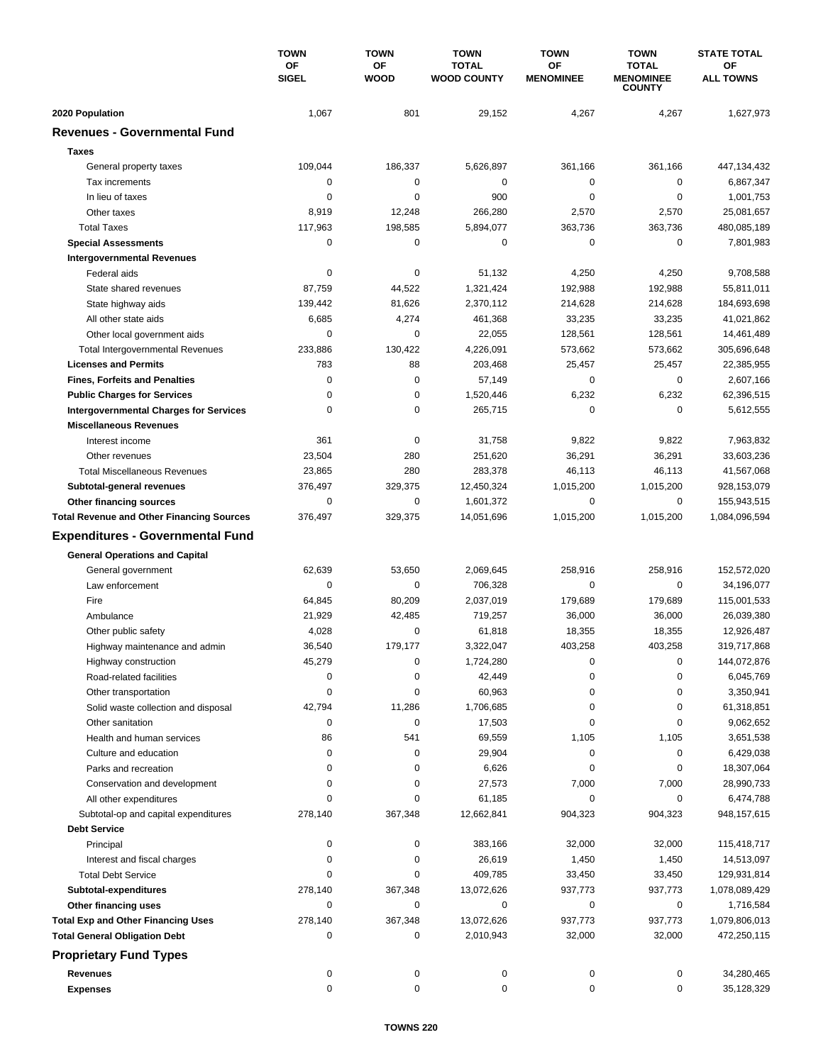| | TOWN OF SIGEL | TOWN OF WOOD | TOWN TOTAL WOOD COUNTY | TOWN OF MENOMINEE | TOWN TOTAL MENOMINEE COUNTY | STATE TOTAL OF ALL TOWNS |
|---|---|---|---|---|---|---|
| **2020 Population** | 1,067 | 801 | 29,152 | 4,267 | 4,267 | 1,627,973 |
| **Revenues - Governmental Fund** | | | | | | |
| **Taxes** | | | | | | |
| General property taxes | 109,044 | 186,337 | 5,626,897 | 361,166 | 361,166 | 447,134,432 |
| Tax increments | 0 | 0 | 0 | 0 | 0 | 6,867,347 |
| In lieu of taxes | 0 | 0 | 900 | 0 | 0 | 1,001,753 |
| Other taxes | 8,919 | 12,248 | 266,280 | 2,570 | 2,570 | 25,081,657 |
| Total Taxes | 117,963 | 198,585 | 5,894,077 | 363,736 | 363,736 | 480,085,189 |
| **Special Assessments** | 0 | 0 | 0 | 0 | 0 | 7,801,983 |
| **Intergovernmental Revenues** | | | | | | |
| Federal aids | 0 | 0 | 51,132 | 4,250 | 4,250 | 9,708,588 |
| State shared revenues | 87,759 | 44,522 | 1,321,424 | 192,988 | 192,988 | 55,811,011 |
| State highway aids | 139,442 | 81,626 | 2,370,112 | 214,628 | 214,628 | 184,693,698 |
| All other state aids | 6,685 | 4,274 | 461,368 | 33,235 | 33,235 | 41,021,862 |
| Other local government aids | 0 | 0 | 22,055 | 128,561 | 128,561 | 14,461,489 |
| Total Intergovernmental Revenues | 233,886 | 130,422 | 4,226,091 | 573,662 | 573,662 | 305,696,648 |
| **Licenses and Permits** | 783 | 88 | 203,468 | 25,457 | 25,457 | 22,385,955 |
| **Fines, Forfeits and Penalties** | 0 | 0 | 57,149 | 0 | 0 | 2,607,166 |
| **Public Charges for Services** | 0 | 0 | 1,520,446 | 6,232 | 6,232 | 62,396,515 |
| **Intergovernmental Charges for Services** | 0 | 0 | 265,715 | 0 | 0 | 5,612,555 |
| **Miscellaneous Revenues** | | | | | | |
| Interest income | 361 | 0 | 31,758 | 9,822 | 9,822 | 7,963,832 |
| Other revenues | 23,504 | 280 | 251,620 | 36,291 | 36,291 | 33,603,236 |
| Total Miscellaneous Revenues | 23,865 | 280 | 283,378 | 46,113 | 46,113 | 41,567,068 |
| **Subtotal-general revenues** | 376,497 | 329,375 | 12,450,324 | 1,015,200 | 1,015,200 | 928,153,079 |
| **Other financing sources** | 0 | 0 | 1,601,372 | 0 | 0 | 155,943,515 |
| **Total Revenue and Other Financing Sources** | 376,497 | 329,375 | 14,051,696 | 1,015,200 | 1,015,200 | 1,084,096,594 |
| **Expenditures - Governmental Fund** | | | | | | |
| **General Operations and Capital** | | | | | | |
| General government | 62,639 | 53,650 | 2,069,645 | 258,916 | 258,916 | 152,572,020 |
| Law enforcement | 0 | 0 | 706,328 | 0 | 0 | 34,196,077 |
| Fire | 64,845 | 80,209 | 2,037,019 | 179,689 | 179,689 | 115,001,533 |
| Ambulance | 21,929 | 42,485 | 719,257 | 36,000 | 36,000 | 26,039,380 |
| Other public safety | 4,028 | 0 | 61,818 | 18,355 | 18,355 | 12,926,487 |
| Highway maintenance and admin | 36,540 | 179,177 | 3,322,047 | 403,258 | 403,258 | 319,717,868 |
| Highway construction | 45,279 | 0 | 1,724,280 | 0 | 0 | 144,072,876 |
| Road-related facilities | 0 | 0 | 42,449 | 0 | 0 | 6,045,769 |
| Other transportation | 0 | 0 | 60,963 | 0 | 0 | 3,350,941 |
| Solid waste collection and disposal | 42,794 | 11,286 | 1,706,685 | 0 | 0 | 61,318,851 |
| Other sanitation | 0 | 0 | 17,503 | 0 | 0 | 9,062,652 |
| Health and human services | 86 | 541 | 69,559 | 1,105 | 1,105 | 3,651,538 |
| Culture and education | 0 | 0 | 29,904 | 0 | 0 | 6,429,038 |
| Parks and recreation | 0 | 0 | 6,626 | 0 | 0 | 18,307,064 |
| Conservation and development | 0 | 0 | 27,573 | 7,000 | 7,000 | 28,990,733 |
| All other expenditures | 0 | 0 | 61,185 | 0 | 0 | 6,474,788 |
| Subtotal-op and capital expenditures | 278,140 | 367,348 | 12,662,841 | 904,323 | 904,323 | 948,157,615 |
| **Debt Service** | | | | | | |
| Principal | 0 | 0 | 383,166 | 32,000 | 32,000 | 115,418,717 |
| Interest and fiscal charges | 0 | 0 | 26,619 | 1,450 | 1,450 | 14,513,097 |
| Total Debt Service | 0 | 0 | 409,785 | 33,450 | 33,450 | 129,931,814 |
| **Subtotal-expenditures** | 278,140 | 367,348 | 13,072,626 | 937,773 | 937,773 | 1,078,089,429 |
| **Other financing uses** | 0 | 0 | 0 | 0 | 0 | 1,716,584 |
| **Total Exp and Other Financing Uses** | 278,140 | 367,348 | 13,072,626 | 937,773 | 937,773 | 1,079,806,013 |
| **Total General Obligation Debt** | 0 | 0 | 2,010,943 | 32,000 | 32,000 | 472,250,115 |
| **Proprietary Fund Types** | | | | | | |
| **Revenues** | 0 | 0 | 0 | 0 | 0 | 34,280,465 |
| **Expenses** | 0 | 0 | 0 | 0 | 0 | 35,128,329 |